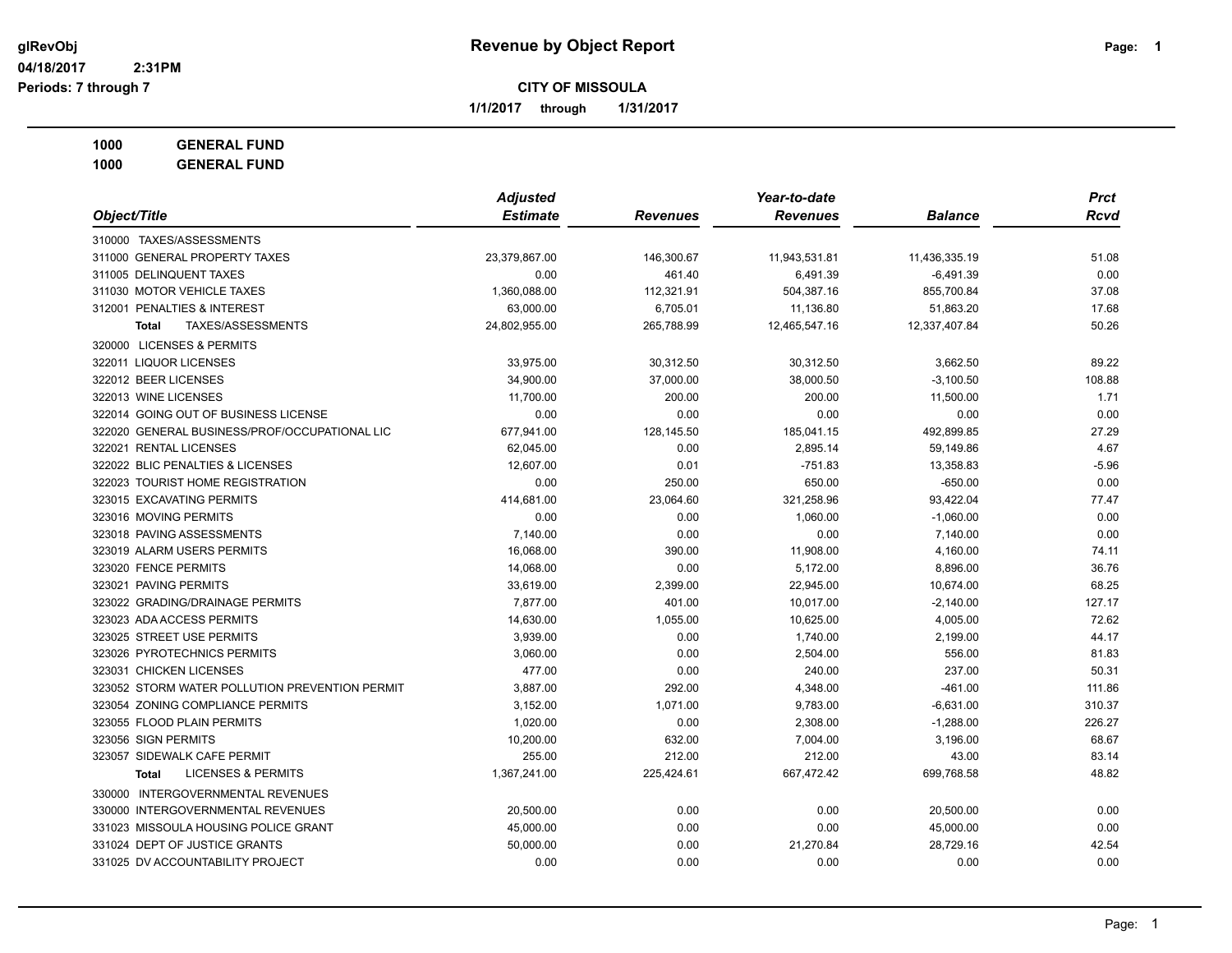glRevObj
04/18/2017 2:31PM
Periods: 7 through 7

# Revenue by Object Report

**CITY OF MISSOULA**

**1/1/2017 through 1/31/2017**

**1000 GENERAL FUND**
**1000 GENERAL FUND**

| Object/Title | Adjusted Estimate | Revenues | Year-to-date Revenues | Balance | Prct Rcvd |
|---|---|---|---|---|---|
| 310000 TAXES/ASSESSMENTS | | | | | |
| 311000 GENERAL PROPERTY TAXES | 23,379,867.00 | 146,300.67 | 11,943,531.81 | 11,436,335.19 | 51.08 |
| 311005 DELINQUENT TAXES | 0.00 | 461.40 | 6,491.39 | -6,491.39 | 0.00 |
| 311030 MOTOR VEHICLE TAXES | 1,360,088.00 | 112,321.91 | 504,387.16 | 855,700.84 | 37.08 |
| 312001 PENALTIES & INTEREST | 63,000.00 | 6,705.01 | 11,136.80 | 51,863.20 | 17.68 |
| **Total** TAXES/ASSESSMENTS | 24,802,955.00 | 265,788.99 | 12,465,547.16 | 12,337,407.84 | 50.26 |
| 320000 LICENSES & PERMITS | | | | | |
| 322011 LIQUOR LICENSES | 33,975.00 | 30,312.50 | 30,312.50 | 3,662.50 | 89.22 |
| 322012 BEER LICENSES | 34,900.00 | 37,000.00 | 38,000.50 | -3,100.50 | 108.88 |
| 322013 WINE LICENSES | 11,700.00 | 200.00 | 200.00 | 11,500.00 | 1.71 |
| 322014 GOING OUT OF BUSINESS LICENSE | 0.00 | 0.00 | 0.00 | 0.00 | 0.00 |
| 322020 GENERAL BUSINESS/PROF/OCCUPATIONAL LIC | 677,941.00 | 128,145.50 | 185,041.15 | 492,899.85 | 27.29 |
| 322021 RENTAL LICENSES | 62,045.00 | 0.00 | 2,895.14 | 59,149.86 | 4.67 |
| 322022 BLIC PENALTIES & LICENSES | 12,607.00 | 0.01 | -751.83 | 13,358.83 | -5.96 |
| 322023 TOURIST HOME REGISTRATION | 0.00 | 250.00 | 650.00 | -650.00 | 0.00 |
| 323015 EXCAVATING PERMITS | 414,681.00 | 23,064.60 | 321,258.96 | 93,422.04 | 77.47 |
| 323016 MOVING PERMITS | 0.00 | 0.00 | 1,060.00 | -1,060.00 | 0.00 |
| 323018 PAVING ASSESSMENTS | 7,140.00 | 0.00 | 0.00 | 7,140.00 | 0.00 |
| 323019 ALARM USERS PERMITS | 16,068.00 | 390.00 | 11,908.00 | 4,160.00 | 74.11 |
| 323020 FENCE PERMITS | 14,068.00 | 0.00 | 5,172.00 | 8,896.00 | 36.76 |
| 323021 PAVING PERMITS | 33,619.00 | 2,399.00 | 22,945.00 | 10,674.00 | 68.25 |
| 323022 GRADING/DRAINAGE PERMITS | 7,877.00 | 401.00 | 10,017.00 | -2,140.00 | 127.17 |
| 323023 ADA ACCESS PERMITS | 14,630.00 | 1,055.00 | 10,625.00 | 4,005.00 | 72.62 |
| 323025 STREET USE PERMITS | 3,939.00 | 0.00 | 1,740.00 | 2,199.00 | 44.17 |
| 323026 PYROTECHNICS PERMITS | 3,060.00 | 0.00 | 2,504.00 | 556.00 | 81.83 |
| 323031 CHICKEN LICENSES | 477.00 | 0.00 | 240.00 | 237.00 | 50.31 |
| 323052 STORM WATER POLLUTION PREVENTION PERMIT | 3,887.00 | 292.00 | 4,348.00 | -461.00 | 111.86 |
| 323054 ZONING COMPLIANCE PERMITS | 3,152.00 | 1,071.00 | 9,783.00 | -6,631.00 | 310.37 |
| 323055 FLOOD PLAIN PERMITS | 1,020.00 | 0.00 | 2,308.00 | -1,288.00 | 226.27 |
| 323056 SIGN PERMITS | 10,200.00 | 632.00 | 7,004.00 | 3,196.00 | 68.67 |
| 323057 SIDEWALK CAFE PERMIT | 255.00 | 212.00 | 212.00 | 43.00 | 83.14 |
| **Total** LICENSES & PERMITS | 1,367,241.00 | 225,424.61 | 667,472.42 | 699,768.58 | 48.82 |
| 330000 INTERGOVERNMENTAL REVENUES | | | | | |
| 330000 INTERGOVERNMENTAL REVENUES | 20,500.00 | 0.00 | 0.00 | 20,500.00 | 0.00 |
| 331023 MISSOULA HOUSING POLICE GRANT | 45,000.00 | 0.00 | 0.00 | 45,000.00 | 0.00 |
| 331024 DEPT OF JUSTICE GRANTS | 50,000.00 | 0.00 | 21,270.84 | 28,729.16 | 42.54 |
| 331025 DV ACCOUNTABILITY PROJECT | 0.00 | 0.00 | 0.00 | 0.00 | 0.00 |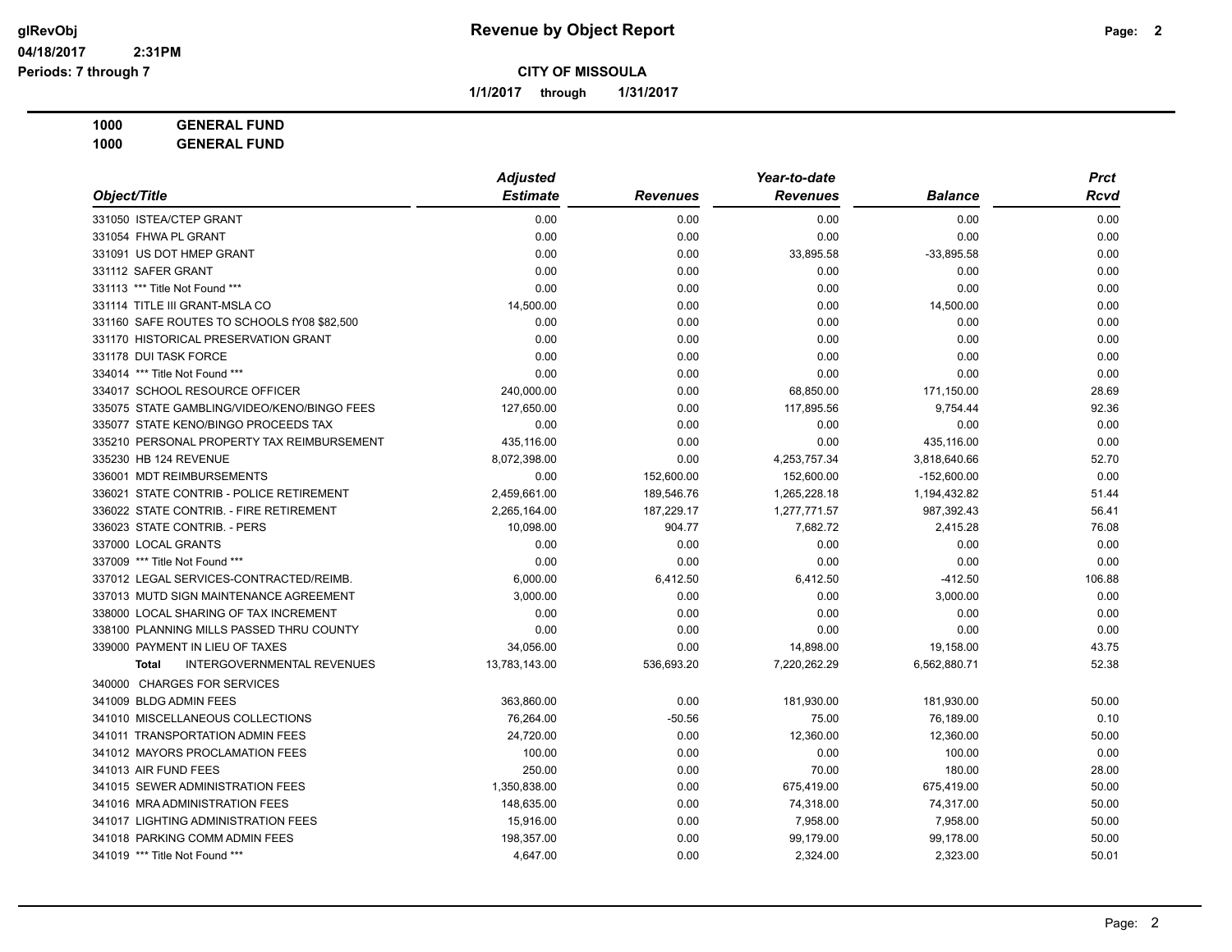**CITY OF MISSOULA**

**1/1/2017 through 1/31/2017**

**1000 GENERAL FUND**

**1000 GENERAL FUND**

| Object/Title | Adjusted Estimate | Revenues | Year-to-date Revenues | Balance | Prct Rcvd |
|---|---|---|---|---|---|
| 331050 ISTEA/CTEP GRANT | 0.00 | 0.00 | 0.00 | 0.00 | 0.00 |
| 331054 FHWA PL GRANT | 0.00 | 0.00 | 0.00 | 0.00 | 0.00 |
| 331091 US DOT HMEP GRANT | 0.00 | 0.00 | 33,895.58 | -33,895.58 | 0.00 |
| 331112 SAFER GRANT | 0.00 | 0.00 | 0.00 | 0.00 | 0.00 |
| 331113 *** Title Not Found *** | 0.00 | 0.00 | 0.00 | 0.00 | 0.00 |
| 331114 TITLE III GRANT-MSLA CO | 14,500.00 | 0.00 | 0.00 | 14,500.00 | 0.00 |
| 331160 SAFE ROUTES TO SCHOOLS fY08 $82,500 | 0.00 | 0.00 | 0.00 | 0.00 | 0.00 |
| 331170 HISTORICAL PRESERVATION GRANT | 0.00 | 0.00 | 0.00 | 0.00 | 0.00 |
| 331178 DUI TASK FORCE | 0.00 | 0.00 | 0.00 | 0.00 | 0.00 |
| 334014 *** Title Not Found *** | 0.00 | 0.00 | 0.00 | 0.00 | 0.00 |
| 334017 SCHOOL RESOURCE OFFICER | 240,000.00 | 0.00 | 68,850.00 | 171,150.00 | 28.69 |
| 335075 STATE GAMBLING/VIDEO/KENO/BINGO FEES | 127,650.00 | 0.00 | 117,895.56 | 9,754.44 | 92.36 |
| 335077 STATE KENO/BINGO PROCEEDS TAX | 0.00 | 0.00 | 0.00 | 0.00 | 0.00 |
| 335210 PERSONAL PROPERTY TAX REIMBURSEMENT | 435,116.00 | 0.00 | 0.00 | 435,116.00 | 0.00 |
| 335230 HB 124 REVENUE | 8,072,398.00 | 0.00 | 4,253,757.34 | 3,818,640.66 | 52.70 |
| 336001 MDT REIMBURSEMENTS | 0.00 | 152,600.00 | 152,600.00 | -152,600.00 | 0.00 |
| 336021 STATE CONTRIB - POLICE RETIREMENT | 2,459,661.00 | 189,546.76 | 1,265,228.18 | 1,194,432.82 | 51.44 |
| 336022 STATE CONTRIB. - FIRE RETIREMENT | 2,265,164.00 | 187,229.17 | 1,277,771.57 | 987,392.43 | 56.41 |
| 336023 STATE CONTRIB. - PERS | 10,098.00 | 904.77 | 7,682.72 | 2,415.28 | 76.08 |
| 337000 LOCAL GRANTS | 0.00 | 0.00 | 0.00 | 0.00 | 0.00 |
| 337009 *** Title Not Found *** | 0.00 | 0.00 | 0.00 | 0.00 | 0.00 |
| 337012 LEGAL SERVICES-CONTRACTED/REIMB. | 6,000.00 | 6,412.50 | 6,412.50 | -412.50 | 106.88 |
| 337013 MUTD SIGN MAINTENANCE AGREEMENT | 3,000.00 | 0.00 | 0.00 | 3,000.00 | 0.00 |
| 338000 LOCAL SHARING OF TAX INCREMENT | 0.00 | 0.00 | 0.00 | 0.00 | 0.00 |
| 338100 PLANNING MILLS PASSED THRU COUNTY | 0.00 | 0.00 | 0.00 | 0.00 | 0.00 |
| 339000 PAYMENT IN LIEU OF TAXES | 34,056.00 | 0.00 | 14,898.00 | 19,158.00 | 43.75 |
| **Total** INTERGOVERNMENTAL REVENUES | 13,783,143.00 | 536,693.20 | 7,220,262.29 | 6,562,880.71 | 52.38 |
| 340000 CHARGES FOR SERVICES | | | | | |
| 341009 BLDG ADMIN FEES | 363,860.00 | 0.00 | 181,930.00 | 181,930.00 | 50.00 |
| 341010 MISCELLANEOUS COLLECTIONS | 76,264.00 | -50.56 | 75.00 | 76,189.00 | 0.10 |
| 341011 TRANSPORTATION ADMIN FEES | 24,720.00 | 0.00 | 12,360.00 | 12,360.00 | 50.00 |
| 341012 MAYORS PROCLAMATION FEES | 100.00 | 0.00 | 0.00 | 100.00 | 0.00 |
| 341013 AIR FUND FEES | 250.00 | 0.00 | 70.00 | 180.00 | 28.00 |
| 341015 SEWER ADMINISTRATION FEES | 1,350,838.00 | 0.00 | 675,419.00 | 675,419.00 | 50.00 |
| 341016 MRA ADMINISTRATION FEES | 148,635.00 | 0.00 | 74,318.00 | 74,317.00 | 50.00 |
| 341017 LIGHTING ADMINISTRATION FEES | 15,916.00 | 0.00 | 7,958.00 | 7,958.00 | 50.00 |
| 341018 PARKING COMM ADMIN FEES | 198,357.00 | 0.00 | 99,179.00 | 99,178.00 | 50.00 |
| 341019 *** Title Not Found *** | 4,647.00 | 0.00 | 2,324.00 | 2,323.00 | 50.01 |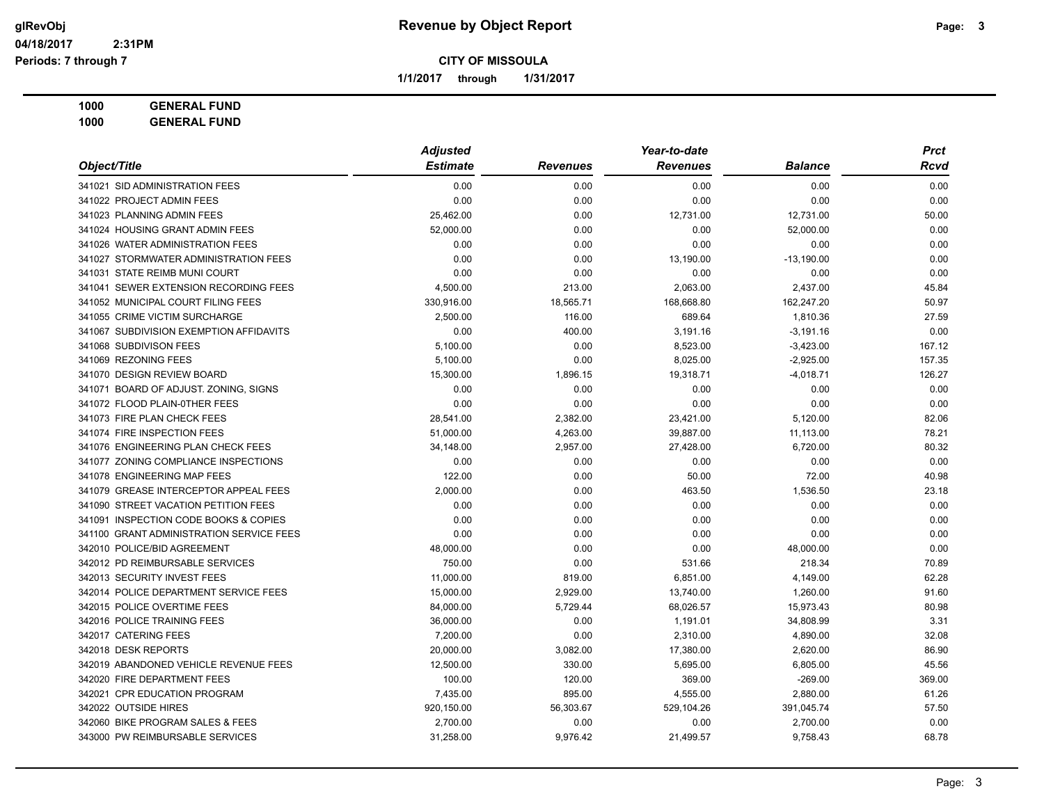# Revenue by Object Report

**CITY OF MISSOULA**

**1/1/2017 through 1/31/2017**

glRevObj
04/18/2017 2:31PM
Periods: 7 through 7

**1000 GENERAL FUND**
**1000 GENERAL FUND**

| Object/Title | Adjusted Estimate | Revenues | Year-to-date Revenues | Balance | Prct Rcvd |
|---|---|---|---|---|---|
| 341021 SID ADMINISTRATION FEES | 0.00 | 0.00 | 0.00 | 0.00 | 0.00 |
| 341022 PROJECT ADMIN FEES | 0.00 | 0.00 | 0.00 | 0.00 | 0.00 |
| 341023 PLANNING ADMIN FEES | 25,462.00 | 0.00 | 12,731.00 | 12,731.00 | 50.00 |
| 341024 HOUSING GRANT ADMIN FEES | 52,000.00 | 0.00 | 0.00 | 52,000.00 | 0.00 |
| 341026 WATER ADMINISTRATION FEES | 0.00 | 0.00 | 0.00 | 0.00 | 0.00 |
| 341027 STORMWATER ADMINISTRATION FEES | 0.00 | 0.00 | 13,190.00 | -13,190.00 | 0.00 |
| 341031 STATE REIMB MUNI COURT | 0.00 | 0.00 | 0.00 | 0.00 | 0.00 |
| 341041 SEWER EXTENSION RECORDING FEES | 4,500.00 | 213.00 | 2,063.00 | 2,437.00 | 45.84 |
| 341052 MUNICIPAL COURT FILING FEES | 330,916.00 | 18,565.71 | 168,668.80 | 162,247.20 | 50.97 |
| 341055 CRIME VICTIM SURCHARGE | 2,500.00 | 116.00 | 689.64 | 1,810.36 | 27.59 |
| 341067 SUBDIVISION EXEMPTION AFFIDAVITS | 0.00 | 400.00 | 3,191.16 | -3,191.16 | 0.00 |
| 341068 SUBDIVISON FEES | 5,100.00 | 0.00 | 8,523.00 | -3,423.00 | 167.12 |
| 341069 REZONING FEES | 5,100.00 | 0.00 | 8,025.00 | -2,925.00 | 157.35 |
| 341070 DESIGN REVIEW BOARD | 15,300.00 | 1,896.15 | 19,318.71 | -4,018.71 | 126.27 |
| 341071 BOARD OF ADJUST. ZONING, SIGNS | 0.00 | 0.00 | 0.00 | 0.00 | 0.00 |
| 341072 FLOOD PLAIN-0THER FEES | 0.00 | 0.00 | 0.00 | 0.00 | 0.00 |
| 341073 FIRE PLAN CHECK FEES | 28,541.00 | 2,382.00 | 23,421.00 | 5,120.00 | 82.06 |
| 341074 FIRE INSPECTION FEES | 51,000.00 | 4,263.00 | 39,887.00 | 11,113.00 | 78.21 |
| 341076 ENGINEERING PLAN CHECK FEES | 34,148.00 | 2,957.00 | 27,428.00 | 6,720.00 | 80.32 |
| 341077 ZONING COMPLIANCE INSPECTIONS | 0.00 | 0.00 | 0.00 | 0.00 | 0.00 |
| 341078 ENGINEERING MAP FEES | 122.00 | 0.00 | 50.00 | 72.00 | 40.98 |
| 341079 GREASE INTERCEPTOR APPEAL FEES | 2,000.00 | 0.00 | 463.50 | 1,536.50 | 23.18 |
| 341090 STREET VACATION PETITION FEES | 0.00 | 0.00 | 0.00 | 0.00 | 0.00 |
| 341091 INSPECTION CODE BOOKS & COPIES | 0.00 | 0.00 | 0.00 | 0.00 | 0.00 |
| 341100 GRANT ADMINISTRATION SERVICE FEES | 0.00 | 0.00 | 0.00 | 0.00 | 0.00 |
| 342010 POLICE/BID AGREEMENT | 48,000.00 | 0.00 | 0.00 | 48,000.00 | 0.00 |
| 342012 PD REIMBURSABLE SERVICES | 750.00 | 0.00 | 531.66 | 218.34 | 70.89 |
| 342013 SECURITY INVEST FEES | 11,000.00 | 819.00 | 6,851.00 | 4,149.00 | 62.28 |
| 342014 POLICE DEPARTMENT SERVICE FEES | 15,000.00 | 2,929.00 | 13,740.00 | 1,260.00 | 91.60 |
| 342015 POLICE OVERTIME FEES | 84,000.00 | 5,729.44 | 68,026.57 | 15,973.43 | 80.98 |
| 342016 POLICE TRAINING FEES | 36,000.00 | 0.00 | 1,191.01 | 34,808.99 | 3.31 |
| 342017 CATERING FEES | 7,200.00 | 0.00 | 2,310.00 | 4,890.00 | 32.08 |
| 342018 DESK REPORTS | 20,000.00 | 3,082.00 | 17,380.00 | 2,620.00 | 86.90 |
| 342019 ABANDONED VEHICLE REVENUE FEES | 12,500.00 | 330.00 | 5,695.00 | 6,805.00 | 45.56 |
| 342020 FIRE DEPARTMENT FEES | 100.00 | 120.00 | 369.00 | -269.00 | 369.00 |
| 342021 CPR EDUCATION PROGRAM | 7,435.00 | 895.00 | 4,555.00 | 2,880.00 | 61.26 |
| 342022 OUTSIDE HIRES | 920,150.00 | 56,303.67 | 529,104.26 | 391,045.74 | 57.50 |
| 342060 BIKE PROGRAM SALES & FEES | 2,700.00 | 0.00 | 0.00 | 2,700.00 | 0.00 |
| 343000 PW REIMBURSABLE SERVICES | 31,258.00 | 9,976.42 | 21,499.57 | 9,758.43 | 68.78 |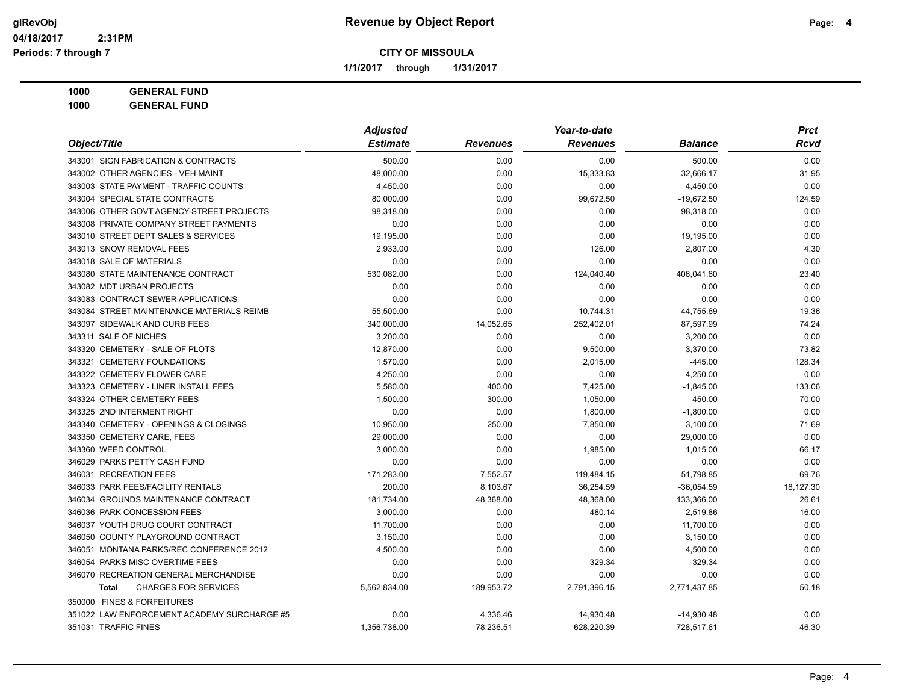**Revenue by Object Report**

**CITY OF MISSOULA**

**1/1/2017 through 1/31/2017**

glRevObj
04/18/2017 2:31PM
Periods: 7 through 7

**1000 GENERAL FUND**
**1000 GENERAL FUND**

| Object/Title | Adjusted Estimate | Revenues | Year-to-date Revenues | Balance | Prct Rcvd |
|---|---|---|---|---|---|
| 343001 SIGN FABRICATION & CONTRACTS | 500.00 | 0.00 | 0.00 | 500.00 | 0.00 |
| 343002 OTHER AGENCIES - VEH MAINT | 48,000.00 | 0.00 | 15,333.83 | 32,666.17 | 31.95 |
| 343003 STATE PAYMENT - TRAFFIC COUNTS | 4,450.00 | 0.00 | 0.00 | 4,450.00 | 0.00 |
| 343004 SPECIAL STATE CONTRACTS | 80,000.00 | 0.00 | 99,672.50 | -19,672.50 | 124.59 |
| 343006 OTHER GOVT AGENCY-STREET PROJECTS | 98,318.00 | 0.00 | 0.00 | 98,318.00 | 0.00 |
| 343008 PRIVATE COMPANY STREET PAYMENTS | 0.00 | 0.00 | 0.00 | 0.00 | 0.00 |
| 343010 STREET DEPT SALES & SERVICES | 19,195.00 | 0.00 | 0.00 | 19,195.00 | 0.00 |
| 343013 SNOW REMOVAL FEES | 2,933.00 | 0.00 | 126.00 | 2,807.00 | 4.30 |
| 343018 SALE OF MATERIALS | 0.00 | 0.00 | 0.00 | 0.00 | 0.00 |
| 343080 STATE MAINTENANCE CONTRACT | 530,082.00 | 0.00 | 124,040.40 | 406,041.60 | 23.40 |
| 343082 MDT URBAN PROJECTS | 0.00 | 0.00 | 0.00 | 0.00 | 0.00 |
| 343083 CONTRACT SEWER APPLICATIONS | 0.00 | 0.00 | 0.00 | 0.00 | 0.00 |
| 343084 STREET MAINTENANCE MATERIALS REIMB | 55,500.00 | 0.00 | 10,744.31 | 44,755.69 | 19.36 |
| 343097 SIDEWALK AND CURB FEES | 340,000.00 | 14,052.65 | 252,402.01 | 87,597.99 | 74.24 |
| 343311 SALE OF NICHES | 3,200.00 | 0.00 | 0.00 | 3,200.00 | 0.00 |
| 343320 CEMETERY - SALE OF PLOTS | 12,870.00 | 0.00 | 9,500.00 | 3,370.00 | 73.82 |
| 343321 CEMETERY FOUNDATIONS | 1,570.00 | 0.00 | 2,015.00 | -445.00 | 128.34 |
| 343322 CEMETERY FLOWER CARE | 4,250.00 | 0.00 | 0.00 | 4,250.00 | 0.00 |
| 343323 CEMETERY - LINER INSTALL FEES | 5,580.00 | 400.00 | 7,425.00 | -1,845.00 | 133.06 |
| 343324 OTHER CEMETERY FEES | 1,500.00 | 300.00 | 1,050.00 | 450.00 | 70.00 |
| 343325 2ND INTERMENT RIGHT | 0.00 | 0.00 | 1,800.00 | -1,800.00 | 0.00 |
| 343340 CEMETERY - OPENINGS & CLOSINGS | 10,950.00 | 250.00 | 7,850.00 | 3,100.00 | 71.69 |
| 343350 CEMETERY CARE, FEES | 29,000.00 | 0.00 | 0.00 | 29,000.00 | 0.00 |
| 343360 WEED CONTROL | 3,000.00 | 0.00 | 1,985.00 | 1,015.00 | 66.17 |
| 346029 PARKS PETTY CASH FUND | 0.00 | 0.00 | 0.00 | 0.00 | 0.00 |
| 346031 RECREATION FEES | 171,283.00 | 7,552.57 | 119,484.15 | 51,798.85 | 69.76 |
| 346033 PARK FEES/FACILITY RENTALS | 200.00 | 8,103.67 | 36,254.59 | -36,054.59 | 18,127.30 |
| 346034 GROUNDS MAINTENANCE CONTRACT | 181,734.00 | 48,368.00 | 48,368.00 | 133,366.00 | 26.61 |
| 346036 PARK CONCESSION FEES | 3,000.00 | 0.00 | 480.14 | 2,519.86 | 16.00 |
| 346037 YOUTH DRUG COURT CONTRACT | 11,700.00 | 0.00 | 0.00 | 11,700.00 | 0.00 |
| 346050 COUNTY PLAYGROUND CONTRACT | 3,150.00 | 0.00 | 0.00 | 3,150.00 | 0.00 |
| 346051 MONTANA PARKS/REC CONFERENCE 2012 | 4,500.00 | 0.00 | 0.00 | 4,500.00 | 0.00 |
| 346054 PARKS MISC OVERTIME FEES | 0.00 | 0.00 | 329.34 | -329.34 | 0.00 |
| 346070 RECREATION GENERAL MERCHANDISE | 0.00 | 0.00 | 0.00 | 0.00 | 0.00 |
| **Total** CHARGES FOR SERVICES | 5,562,834.00 | 189,953.72 | 2,791,396.15 | 2,771,437.85 | 50.18 |
| 350000 FINES & FORFEITURES | | | | | |
| 351022 LAW ENFORCEMENT ACADEMY SURCHARGE #5 | 0.00 | 4,336.46 | 14,930.48 | -14,930.48 | 0.00 |
| 351031 TRAFFIC FINES | 1,356,738.00 | 78,236.51 | 628,220.39 | 728,517.61 | 46.30 |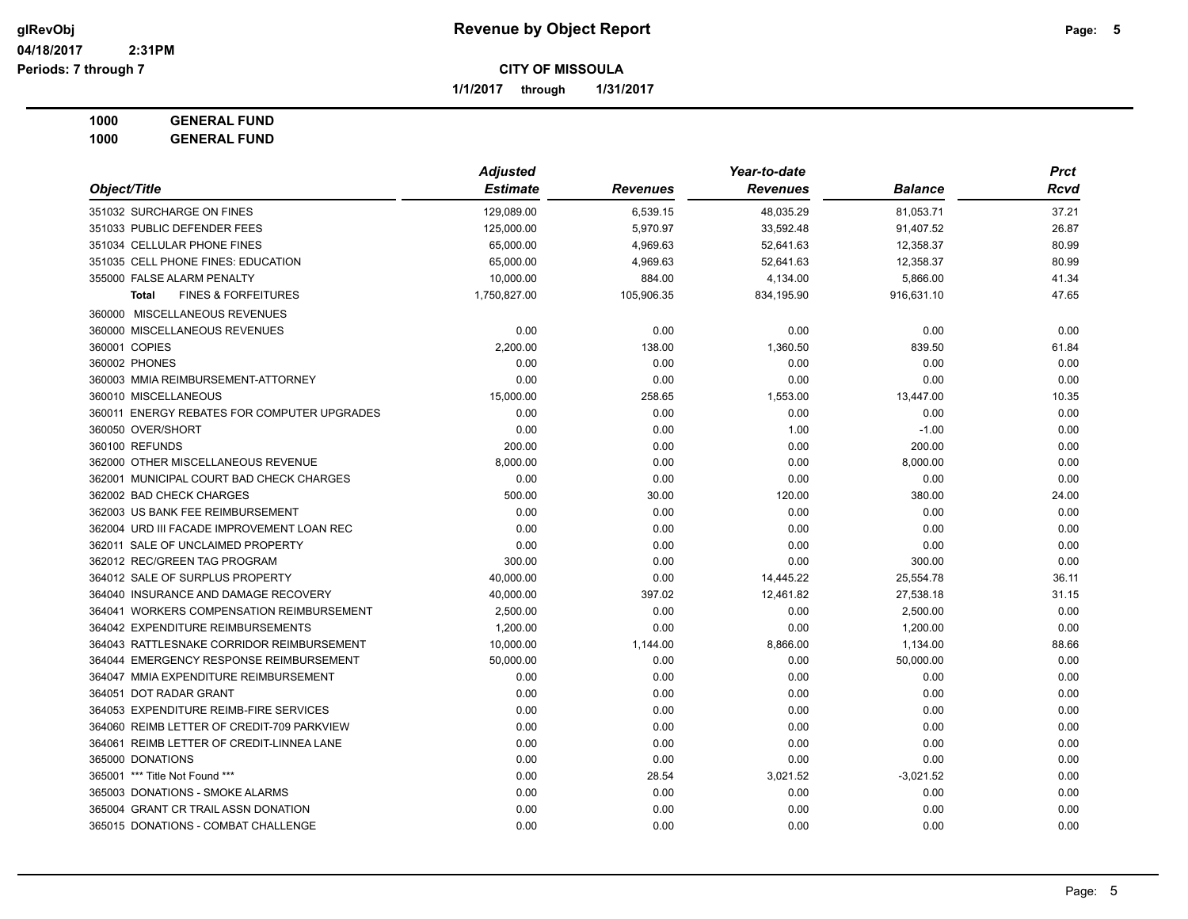# Revenue by Object Report

glRevObj
04/18/2017 2:31PM
Periods: 7 through 7

**CITY OF MISSOULA**

**1/1/2017 through 1/31/2017**

**1000 GENERAL FUND**
**1000 GENERAL FUND**

| Object/Title | Adjusted Estimate | Revenues | Year-to-date Revenues | Balance | Prct Rcvd |
|---|---|---|---|---|---|
| 351032 SURCHARGE ON FINES | 129,089.00 | 6,539.15 | 48,035.29 | 81,053.71 | 37.21 |
| 351033 PUBLIC DEFENDER FEES | 125,000.00 | 5,970.97 | 33,592.48 | 91,407.52 | 26.87 |
| 351034 CELLULAR PHONE FINES | 65,000.00 | 4,969.63 | 52,641.63 | 12,358.37 | 80.99 |
| 351035 CELL PHONE FINES: EDUCATION | 65,000.00 | 4,969.63 | 52,641.63 | 12,358.37 | 80.99 |
| 355000 FALSE ALARM PENALTY | 10,000.00 | 884.00 | 4,134.00 | 5,866.00 | 41.34 |
| **Total** FINES & FORFEITURES | 1,750,827.00 | 105,906.35 | 834,195.90 | 916,631.10 | 47.65 |
| 360000 MISCELLANEOUS REVENUES | | | | | |
| 360000 MISCELLANEOUS REVENUES | 0.00 | 0.00 | 0.00 | 0.00 | 0.00 |
| 360001 COPIES | 2,200.00 | 138.00 | 1,360.50 | 839.50 | 61.84 |
| 360002 PHONES | 0.00 | 0.00 | 0.00 | 0.00 | 0.00 |
| 360003 MMIA REIMBURSEMENT-ATTORNEY | 0.00 | 0.00 | 0.00 | 0.00 | 0.00 |
| 360010 MISCELLANEOUS | 15,000.00 | 258.65 | 1,553.00 | 13,447.00 | 10.35 |
| 360011 ENERGY REBATES FOR COMPUTER UPGRADES | 0.00 | 0.00 | 0.00 | 0.00 | 0.00 |
| 360050 OVER/SHORT | 0.00 | 0.00 | 1.00 | -1.00 | 0.00 |
| 360100 REFUNDS | 200.00 | 0.00 | 0.00 | 200.00 | 0.00 |
| 362000 OTHER MISCELLANEOUS REVENUE | 8,000.00 | 0.00 | 0.00 | 8,000.00 | 0.00 |
| 362001 MUNICIPAL COURT BAD CHECK CHARGES | 0.00 | 0.00 | 0.00 | 0.00 | 0.00 |
| 362002 BAD CHECK CHARGES | 500.00 | 30.00 | 120.00 | 380.00 | 24.00 |
| 362003 US BANK FEE REIMBURSEMENT | 0.00 | 0.00 | 0.00 | 0.00 | 0.00 |
| 362004 URD III FACADE IMPROVEMENT LOAN REC | 0.00 | 0.00 | 0.00 | 0.00 | 0.00 |
| 362011 SALE OF UNCLAIMED PROPERTY | 0.00 | 0.00 | 0.00 | 0.00 | 0.00 |
| 362012 REC/GREEN TAG PROGRAM | 300.00 | 0.00 | 0.00 | 300.00 | 0.00 |
| 364012 SALE OF SURPLUS PROPERTY | 40,000.00 | 0.00 | 14,445.22 | 25,554.78 | 36.11 |
| 364040 INSURANCE AND DAMAGE RECOVERY | 40,000.00 | 397.02 | 12,461.82 | 27,538.18 | 31.15 |
| 364041 WORKERS COMPENSATION REIMBURSEMENT | 2,500.00 | 0.00 | 0.00 | 2,500.00 | 0.00 |
| 364042 EXPENDITURE REIMBURSEMENTS | 1,200.00 | 0.00 | 0.00 | 1,200.00 | 0.00 |
| 364043 RATTLESNAKE CORRIDOR REIMBURSEMENT | 10,000.00 | 1,144.00 | 8,866.00 | 1,134.00 | 88.66 |
| 364044 EMERGENCY RESPONSE REIMBURSEMENT | 50,000.00 | 0.00 | 0.00 | 50,000.00 | 0.00 |
| 364047 MMIA EXPENDITURE REIMBURSEMENT | 0.00 | 0.00 | 0.00 | 0.00 | 0.00 |
| 364051 DOT RADAR GRANT | 0.00 | 0.00 | 0.00 | 0.00 | 0.00 |
| 364053 EXPENDITURE REIMB-FIRE SERVICES | 0.00 | 0.00 | 0.00 | 0.00 | 0.00 |
| 364060 REIMB LETTER OF CREDIT-709 PARKVIEW | 0.00 | 0.00 | 0.00 | 0.00 | 0.00 |
| 364061 REIMB LETTER OF CREDIT-LINNEA LANE | 0.00 | 0.00 | 0.00 | 0.00 | 0.00 |
| 365000 DONATIONS | 0.00 | 0.00 | 0.00 | 0.00 | 0.00 |
| 365001 *** Title Not Found *** | 0.00 | 28.54 | 3,021.52 | -3,021.52 | 0.00 |
| 365003 DONATIONS - SMOKE ALARMS | 0.00 | 0.00 | 0.00 | 0.00 | 0.00 |
| 365004 GRANT CR TRAIL ASSN DONATION | 0.00 | 0.00 | 0.00 | 0.00 | 0.00 |
| 365015 DONATIONS - COMBAT CHALLENGE | 0.00 | 0.00 | 0.00 | 0.00 | 0.00 |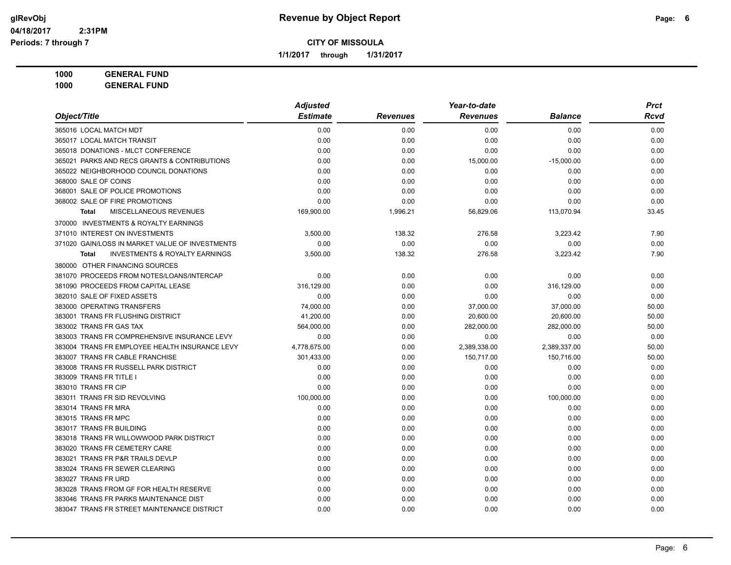**Revenue by Object Report**

**CITY OF MISSOULA**

1/1/2017 through 1/31/2017

glRevObj
04/18/2017 2:31PM
Periods: 7 through 7

**1000 GENERAL FUND**
**1000 GENERAL FUND**

| Object/Title | Adjusted Estimate | Revenues | Year-to-date Revenues | Balance | Prct Rcvd |
|---|---|---|---|---|---|
| 365016 LOCAL MATCH MDT | 0.00 | 0.00 | 0.00 | 0.00 | 0.00 |
| 365017 LOCAL MATCH TRANSIT | 0.00 | 0.00 | 0.00 | 0.00 | 0.00 |
| 365018 DONATIONS - MLCT CONFERENCE | 0.00 | 0.00 | 0.00 | 0.00 | 0.00 |
| 365021 PARKS AND RECS GRANTS & CONTRIBUTIONS | 0.00 | 0.00 | 15,000.00 | -15,000.00 | 0.00 |
| 365022 NEIGHBORHOOD COUNCIL DONATIONS | 0.00 | 0.00 | 0.00 | 0.00 | 0.00 |
| 368000 SALE OF COINS | 0.00 | 0.00 | 0.00 | 0.00 | 0.00 |
| 368001 SALE OF POLICE PROMOTIONS | 0.00 | 0.00 | 0.00 | 0.00 | 0.00 |
| 368002 SALE OF FIRE PROMOTIONS | 0.00 | 0.00 | 0.00 | 0.00 | 0.00 |
| **Total** MISCELLANEOUS REVENUES | 169,900.00 | 1,996.21 | 56,829.06 | 113,070.94 | 33.45 |
| 370000 INVESTMENTS & ROYALTY EARNINGS | | | | | |
| 371010 INTEREST ON INVESTMENTS | 3,500.00 | 138.32 | 276.58 | 3,223.42 | 7.90 |
| 371020 GAIN/LOSS IN MARKET VALUE OF INVESTMENTS | 0.00 | 0.00 | 0.00 | 0.00 | 0.00 |
| **Total** INVESTMENTS & ROYALTY EARNINGS | 3,500.00 | 138.32 | 276.58 | 3,223.42 | 7.90 |
| 380000 OTHER FINANCING SOURCES | | | | | |
| 381070 PROCEEDS FROM NOTES/LOANS/INTERCAP | 0.00 | 0.00 | 0.00 | 0.00 | 0.00 |
| 381090 PROCEEDS FROM CAPITAL LEASE | 316,129.00 | 0.00 | 0.00 | 316,129.00 | 0.00 |
| 382010 SALE OF FIXED ASSETS | 0.00 | 0.00 | 0.00 | 0.00 | 0.00 |
| 383000 OPERATING TRANSFERS | 74,000.00 | 0.00 | 37,000.00 | 37,000.00 | 50.00 |
| 383001 TRANS FR FLUSHING DISTRICT | 41,200.00 | 0.00 | 20,600.00 | 20,600.00 | 50.00 |
| 383002 TRANS FR GAS TAX | 564,000.00 | 0.00 | 282,000.00 | 282,000.00 | 50.00 |
| 383003 TRANS FR COMPREHENSIVE INSURANCE LEVY | 0.00 | 0.00 | 0.00 | 0.00 | 0.00 |
| 383004 TRANS FR EMPLOYEE HEALTH INSURANCE LEVY | 4,778,675.00 | 0.00 | 2,389,338.00 | 2,389,337.00 | 50.00 |
| 383007 TRANS FR CABLE FRANCHISE | 301,433.00 | 0.00 | 150,717.00 | 150,716.00 | 50.00 |
| 383008 TRANS FR RUSSELL PARK DISTRICT | 0.00 | 0.00 | 0.00 | 0.00 | 0.00 |
| 383009 TRANS FR TITLE I | 0.00 | 0.00 | 0.00 | 0.00 | 0.00 |
| 383010 TRANS FR CIP | 0.00 | 0.00 | 0.00 | 0.00 | 0.00 |
| 383011 TRANS FR SID REVOLVING | 100,000.00 | 0.00 | 0.00 | 100,000.00 | 0.00 |
| 383014 TRANS FR MRA | 0.00 | 0.00 | 0.00 | 0.00 | 0.00 |
| 383015 TRANS FR MPC | 0.00 | 0.00 | 0.00 | 0.00 | 0.00 |
| 383017 TRANS FR BUILDING | 0.00 | 0.00 | 0.00 | 0.00 | 0.00 |
| 383018 TRANS FR WILLOWWOOD PARK DISTRICT | 0.00 | 0.00 | 0.00 | 0.00 | 0.00 |
| 383020 TRANS FR CEMETERY CARE | 0.00 | 0.00 | 0.00 | 0.00 | 0.00 |
| 383021 TRANS FR P&R TRAILS DEVLP | 0.00 | 0.00 | 0.00 | 0.00 | 0.00 |
| 383024 TRANS FR SEWER CLEARING | 0.00 | 0.00 | 0.00 | 0.00 | 0.00 |
| 383027 TRANS FR URD | 0.00 | 0.00 | 0.00 | 0.00 | 0.00 |
| 383028 TRANS FROM GF FOR HEALTH RESERVE | 0.00 | 0.00 | 0.00 | 0.00 | 0.00 |
| 383046 TRANS FR PARKS MAINTENANCE DIST | 0.00 | 0.00 | 0.00 | 0.00 | 0.00 |
| 383047 TRANS FR STREET MAINTENANCE DISTRICT | 0.00 | 0.00 | 0.00 | 0.00 | 0.00 |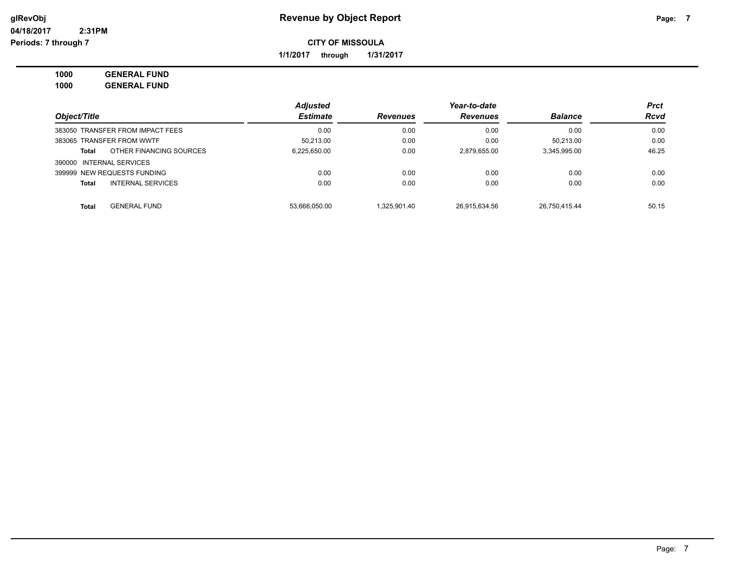**Revenue by Object Report**

glRevObj
04/18/2017 2:31PM
Periods: 7 through 7

**CITY OF MISSOULA**

**1/1/2017 through 1/31/2017**

**1000 GENERAL FUND**
**1000 GENERAL FUND**

| Object/Title | Adjusted Estimate | Revenues | Year-to-date Revenues | Balance | Prct Rcvd |
|---|---|---|---|---|---|
| 383050 TRANSFER FROM IMPACT FEES | 0.00 | 0.00 | 0.00 | 0.00 | 0.00 |
| 383065 TRANSFER FROM WWTF | 50,213.00 | 0.00 | 0.00 | 50,213.00 | 0.00 |
| **Total** OTHER FINANCING SOURCES | 6,225,650.00 | 0.00 | 2,879,655.00 | 3,345,995.00 | 46.25 |
| 390000 INTERNAL SERVICES | | | | | |
| 399999 NEW REQUESTS FUNDING | 0.00 | 0.00 | 0.00 | 0.00 | 0.00 |
| **Total** INTERNAL SERVICES | 0.00 | 0.00 | 0.00 | 0.00 | 0.00 |
| **Total** GENERAL FUND | 53,666,050.00 | 1,325,901.40 | 26,915,634.56 | 26,750,415.44 | 50.15 |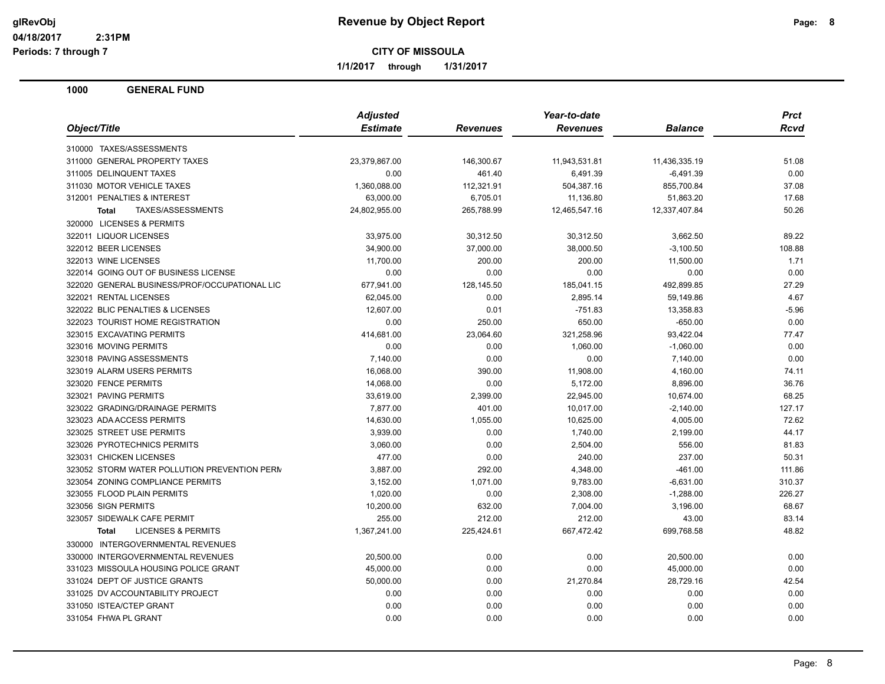# Revenue by Object Report

**CITY OF MISSOULA**

**1/1/2017 through 1/31/2017**

glRevObj
04/18/2017 2:31PM
Periods: 7 through 7

## 1000 GENERAL FUND

| Object/Title | Adjusted Estimate | Revenues | Year-to-date Revenues | Balance | Prct Rcvd |
|---|---|---|---|---|---|
| 310000 TAXES/ASSESSMENTS | | | | | |
| 311000 GENERAL PROPERTY TAXES | 23,379,867.00 | 146,300.67 | 11,943,531.81 | 11,436,335.19 | 51.08 |
| 311005 DELINQUENT TAXES | 0.00 | 461.40 | 6,491.39 | -6,491.39 | 0.00 |
| 311030 MOTOR VEHICLE TAXES | 1,360,088.00 | 112,321.91 | 504,387.16 | 855,700.84 | 37.08 |
| 312001 PENALTIES & INTEREST | 63,000.00 | 6,705.01 | 11,136.80 | 51,863.20 | 17.68 |
| **Total** TAXES/ASSESSMENTS | 24,802,955.00 | 265,788.99 | 12,465,547.16 | 12,337,407.84 | 50.26 |
| 320000 LICENSES & PERMITS | | | | | |
| 322011 LIQUOR LICENSES | 33,975.00 | 30,312.50 | 30,312.50 | 3,662.50 | 89.22 |
| 322012 BEER LICENSES | 34,900.00 | 37,000.00 | 38,000.50 | -3,100.50 | 108.88 |
| 322013 WINE LICENSES | 11,700.00 | 200.00 | 200.00 | 11,500.00 | 1.71 |
| 322014 GOING OUT OF BUSINESS LICENSE | 0.00 | 0.00 | 0.00 | 0.00 | 0.00 |
| 322020 GENERAL BUSINESS/PROF/OCCUPATIONAL LIC | 677,941.00 | 128,145.50 | 185,041.15 | 492,899.85 | 27.29 |
| 322021 RENTAL LICENSES | 62,045.00 | 0.00 | 2,895.14 | 59,149.86 | 4.67 |
| 322022 BLIC PENALTIES & LICENSES | 12,607.00 | 0.01 | -751.83 | 13,358.83 | -5.96 |
| 322023 TOURIST HOME REGISTRATION | 0.00 | 250.00 | 650.00 | -650.00 | 0.00 |
| 323015 EXCAVATING PERMITS | 414,681.00 | 23,064.60 | 321,258.96 | 93,422.04 | 77.47 |
| 323016 MOVING PERMITS | 0.00 | 0.00 | 1,060.00 | -1,060.00 | 0.00 |
| 323018 PAVING ASSESSMENTS | 7,140.00 | 0.00 | 0.00 | 7,140.00 | 0.00 |
| 323019 ALARM USERS PERMITS | 16,068.00 | 390.00 | 11,908.00 | 4,160.00 | 74.11 |
| 323020 FENCE PERMITS | 14,068.00 | 0.00 | 5,172.00 | 8,896.00 | 36.76 |
| 323021 PAVING PERMITS | 33,619.00 | 2,399.00 | 22,945.00 | 10,674.00 | 68.25 |
| 323022 GRADING/DRAINAGE PERMITS | 7,877.00 | 401.00 | 10,017.00 | -2,140.00 | 127.17 |
| 323023 ADA ACCESS PERMITS | 14,630.00 | 1,055.00 | 10,625.00 | 4,005.00 | 72.62 |
| 323025 STREET USE PERMITS | 3,939.00 | 0.00 | 1,740.00 | 2,199.00 | 44.17 |
| 323026 PYROTECHNICS PERMITS | 3,060.00 | 0.00 | 2,504.00 | 556.00 | 81.83 |
| 323031 CHICKEN LICENSES | 477.00 | 0.00 | 240.00 | 237.00 | 50.31 |
| 323052 STORM WATER POLLUTION PREVENTION PERM | 3,887.00 | 292.00 | 4,348.00 | -461.00 | 111.86 |
| 323054 ZONING COMPLIANCE PERMITS | 3,152.00 | 1,071.00 | 9,783.00 | -6,631.00 | 310.37 |
| 323055 FLOOD PLAIN PERMITS | 1,020.00 | 0.00 | 2,308.00 | -1,288.00 | 226.27 |
| 323056 SIGN PERMITS | 10,200.00 | 632.00 | 7,004.00 | 3,196.00 | 68.67 |
| 323057 SIDEWALK CAFE PERMIT | 255.00 | 212.00 | 212.00 | 43.00 | 83.14 |
| **Total** LICENSES & PERMITS | 1,367,241.00 | 225,424.61 | 667,472.42 | 699,768.58 | 48.82 |
| 330000 INTERGOVERNMENTAL REVENUES | | | | | |
| 330000 INTERGOVERNMENTAL REVENUES | 20,500.00 | 0.00 | 0.00 | 20,500.00 | 0.00 |
| 331023 MISSOULA HOUSING POLICE GRANT | 45,000.00 | 0.00 | 0.00 | 45,000.00 | 0.00 |
| 331024 DEPT OF JUSTICE GRANTS | 50,000.00 | 0.00 | 21,270.84 | 28,729.16 | 42.54 |
| 331025 DV ACCOUNTABILITY PROJECT | 0.00 | 0.00 | 0.00 | 0.00 | 0.00 |
| 331050 ISTEA/CTEP GRANT | 0.00 | 0.00 | 0.00 | 0.00 | 0.00 |
| 331054 FHWA PL GRANT | 0.00 | 0.00 | 0.00 | 0.00 | 0.00 |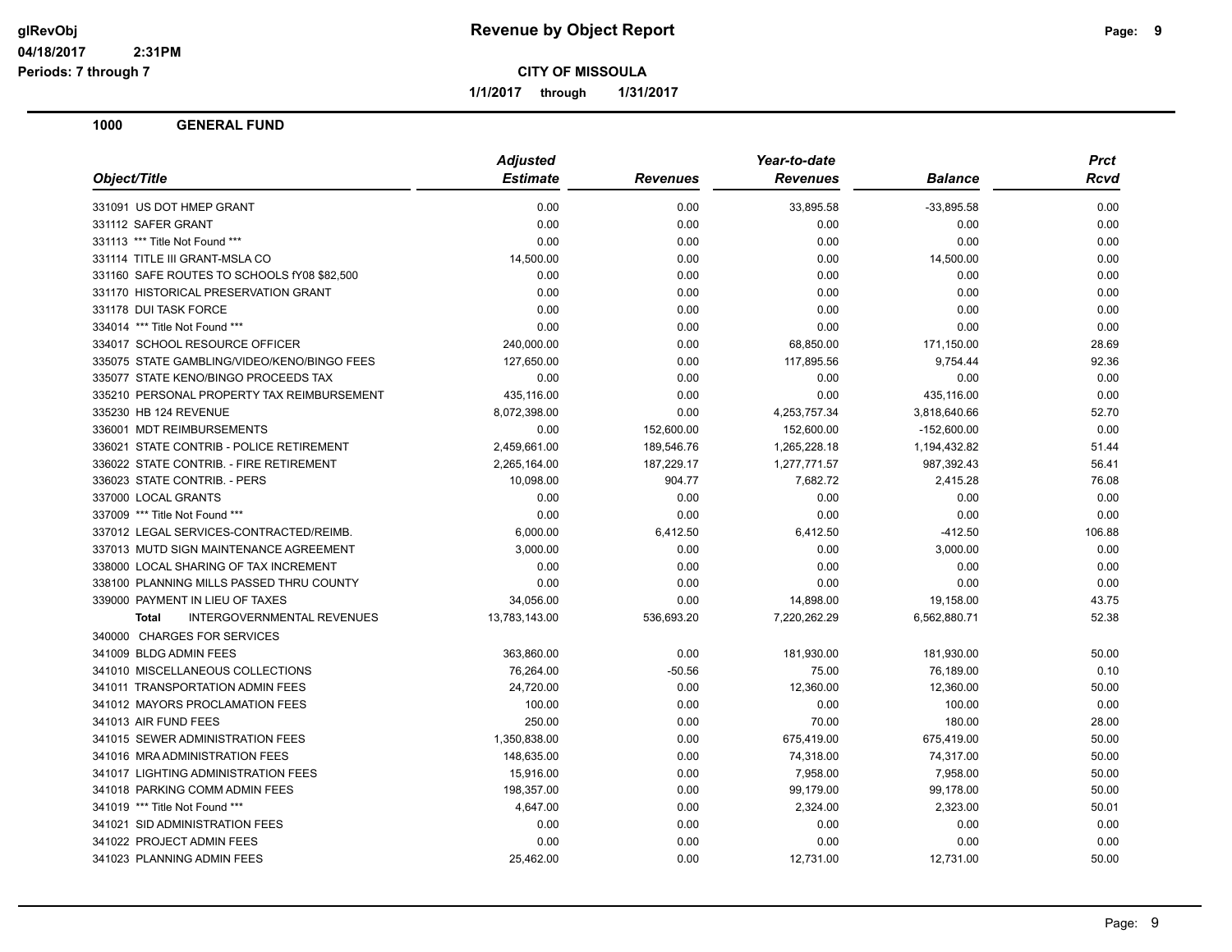# Revenue by Object Report

**CITY OF MISSOULA**

**1/1/2017 through 1/31/2017**

glRevObj
04/18/2017 2:31PM
Periods: 7 through 7

## 1000 GENERAL FUND

| Object/Title | Adjusted Estimate | Revenues | Year-to-date Revenues | Balance | Prct Rcvd |
|---|---|---|---|---|---|
| 331091 US DOT HMEP GRANT | 0.00 | 0.00 | 33,895.58 | -33,895.58 | 0.00 |
| 331112 SAFER GRANT | 0.00 | 0.00 | 0.00 | 0.00 | 0.00 |
| 331113 *** Title Not Found *** | 0.00 | 0.00 | 0.00 | 0.00 | 0.00 |
| 331114 TITLE III GRANT-MSLA CO | 14,500.00 | 0.00 | 0.00 | 14,500.00 | 0.00 |
| 331160 SAFE ROUTES TO SCHOOLS fY08 $82,500 | 0.00 | 0.00 | 0.00 | 0.00 | 0.00 |
| 331170 HISTORICAL PRESERVATION GRANT | 0.00 | 0.00 | 0.00 | 0.00 | 0.00 |
| 331178 DUI TASK FORCE | 0.00 | 0.00 | 0.00 | 0.00 | 0.00 |
| 334014 *** Title Not Found *** | 0.00 | 0.00 | 0.00 | 0.00 | 0.00 |
| 334017 SCHOOL RESOURCE OFFICER | 240,000.00 | 0.00 | 68,850.00 | 171,150.00 | 28.69 |
| 335075 STATE GAMBLING/VIDEO/KENO/BINGO FEES | 127,650.00 | 0.00 | 117,895.56 | 9,754.44 | 92.36 |
| 335077 STATE KENO/BINGO PROCEEDS TAX | 0.00 | 0.00 | 0.00 | 0.00 | 0.00 |
| 335210 PERSONAL PROPERTY TAX REIMBURSEMENT | 435,116.00 | 0.00 | 0.00 | 435,116.00 | 0.00 |
| 335230 HB 124 REVENUE | 8,072,398.00 | 0.00 | 4,253,757.34 | 3,818,640.66 | 52.70 |
| 336001 MDT REIMBURSEMENTS | 0.00 | 152,600.00 | 152,600.00 | -152,600.00 | 0.00 |
| 336021 STATE CONTRIB - POLICE RETIREMENT | 2,459,661.00 | 189,546.76 | 1,265,228.18 | 1,194,432.82 | 51.44 |
| 336022 STATE CONTRIB. - FIRE RETIREMENT | 2,265,164.00 | 187,229.17 | 1,277,771.57 | 987,392.43 | 56.41 |
| 336023 STATE CONTRIB. - PERS | 10,098.00 | 904.77 | 7,682.72 | 2,415.28 | 76.08 |
| 337000 LOCAL GRANTS | 0.00 | 0.00 | 0.00 | 0.00 | 0.00 |
| 337009 *** Title Not Found *** | 0.00 | 0.00 | 0.00 | 0.00 | 0.00 |
| 337012 LEGAL SERVICES-CONTRACTED/REIMB. | 6,000.00 | 6,412.50 | 6,412.50 | -412.50 | 106.88 |
| 337013 MUTD SIGN MAINTENANCE AGREEMENT | 3,000.00 | 0.00 | 0.00 | 3,000.00 | 0.00 |
| 338000 LOCAL SHARING OF TAX INCREMENT | 0.00 | 0.00 | 0.00 | 0.00 | 0.00 |
| 338100 PLANNING MILLS PASSED THRU COUNTY | 0.00 | 0.00 | 0.00 | 0.00 | 0.00 |
| 339000 PAYMENT IN LIEU OF TAXES | 34,056.00 | 0.00 | 14,898.00 | 19,158.00 | 43.75 |
| **Total** INTERGOVERNMENTAL REVENUES | 13,783,143.00 | 536,693.20 | 7,220,262.29 | 6,562,880.71 | 52.38 |
| 340000 CHARGES FOR SERVICES | | | | | |
| 341009 BLDG ADMIN FEES | 363,860.00 | 0.00 | 181,930.00 | 181,930.00 | 50.00 |
| 341010 MISCELLANEOUS COLLECTIONS | 76,264.00 | -50.56 | 75.00 | 76,189.00 | 0.10 |
| 341011 TRANSPORTATION ADMIN FEES | 24,720.00 | 0.00 | 12,360.00 | 12,360.00 | 50.00 |
| 341012 MAYORS PROCLAMATION FEES | 100.00 | 0.00 | 0.00 | 100.00 | 0.00 |
| 341013 AIR FUND FEES | 250.00 | 0.00 | 70.00 | 180.00 | 28.00 |
| 341015 SEWER ADMINISTRATION FEES | 1,350,838.00 | 0.00 | 675,419.00 | 675,419.00 | 50.00 |
| 341016 MRA ADMINISTRATION FEES | 148,635.00 | 0.00 | 74,318.00 | 74,317.00 | 50.00 |
| 341017 LIGHTING ADMINISTRATION FEES | 15,916.00 | 0.00 | 7,958.00 | 7,958.00 | 50.00 |
| 341018 PARKING COMM ADMIN FEES | 198,357.00 | 0.00 | 99,179.00 | 99,178.00 | 50.00 |
| 341019 *** Title Not Found *** | 4,647.00 | 0.00 | 2,324.00 | 2,323.00 | 50.01 |
| 341021 SID ADMINISTRATION FEES | 0.00 | 0.00 | 0.00 | 0.00 | 0.00 |
| 341022 PROJECT ADMIN FEES | 0.00 | 0.00 | 0.00 | 0.00 | 0.00 |
| 341023 PLANNING ADMIN FEES | 25,462.00 | 0.00 | 12,731.00 | 12,731.00 | 50.00 |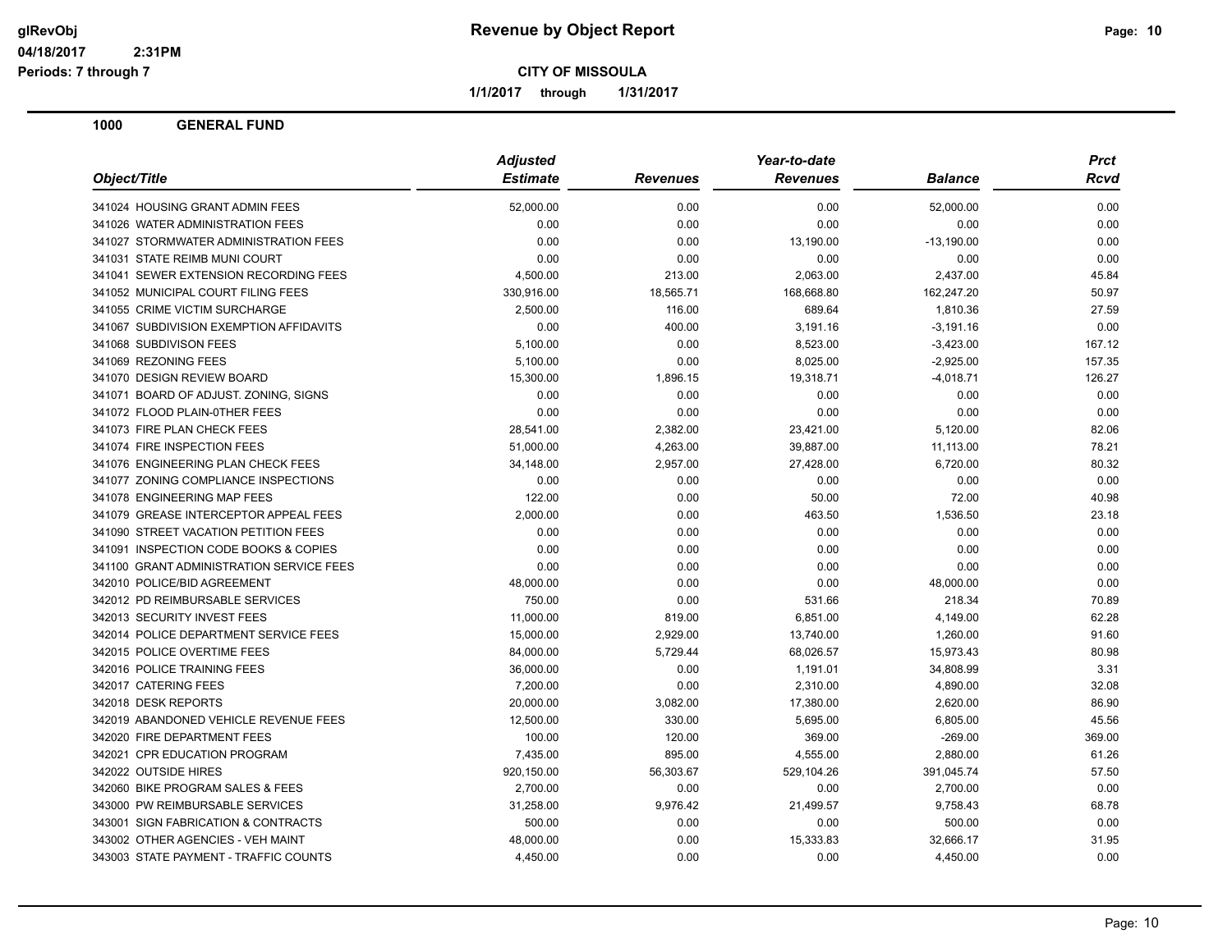**glRevObj** 04/18/2017 2:31PM Periods: 7 through 7

# Revenue by Object Report

**CITY OF MISSOULA**

1/1/2017 through 1/31/2017

## 1000 GENERAL FUND

| Object/Title | Adjusted Estimate | Revenues | Year-to-date Revenues | Balance | Prct Rcvd |
|---|---|---|---|---|---|
| 341024 HOUSING GRANT ADMIN FEES | 52,000.00 | 0.00 | 0.00 | 52,000.00 | 0.00 |
| 341026 WATER ADMINISTRATION FEES | 0.00 | 0.00 | 0.00 | 0.00 | 0.00 |
| 341027 STORMWATER ADMINISTRATION FEES | 0.00 | 0.00 | 13,190.00 | -13,190.00 | 0.00 |
| 341031 STATE REIMB MUNI COURT | 0.00 | 0.00 | 0.00 | 0.00 | 0.00 |
| 341041 SEWER EXTENSION RECORDING FEES | 4,500.00 | 213.00 | 2,063.00 | 2,437.00 | 45.84 |
| 341052 MUNICIPAL COURT FILING FEES | 330,916.00 | 18,565.71 | 168,668.80 | 162,247.20 | 50.97 |
| 341055 CRIME VICTIM SURCHARGE | 2,500.00 | 116.00 | 689.64 | 1,810.36 | 27.59 |
| 341067 SUBDIVISION EXEMPTION AFFIDAVITS | 0.00 | 400.00 | 3,191.16 | -3,191.16 | 0.00 |
| 341068 SUBDIVISON FEES | 5,100.00 | 0.00 | 8,523.00 | -3,423.00 | 167.12 |
| 341069 REZONING FEES | 5,100.00 | 0.00 | 8,025.00 | -2,925.00 | 157.35 |
| 341070 DESIGN REVIEW BOARD | 15,300.00 | 1,896.15 | 19,318.71 | -4,018.71 | 126.27 |
| 341071 BOARD OF ADJUST. ZONING, SIGNS | 0.00 | 0.00 | 0.00 | 0.00 | 0.00 |
| 341072 FLOOD PLAIN-0THER FEES | 0.00 | 0.00 | 0.00 | 0.00 | 0.00 |
| 341073 FIRE PLAN CHECK FEES | 28,541.00 | 2,382.00 | 23,421.00 | 5,120.00 | 82.06 |
| 341074 FIRE INSPECTION FEES | 51,000.00 | 4,263.00 | 39,887.00 | 11,113.00 | 78.21 |
| 341076 ENGINEERING PLAN CHECK FEES | 34,148.00 | 2,957.00 | 27,428.00 | 6,720.00 | 80.32 |
| 341077 ZONING COMPLIANCE INSPECTIONS | 0.00 | 0.00 | 0.00 | 0.00 | 0.00 |
| 341078 ENGINEERING MAP FEES | 122.00 | 0.00 | 50.00 | 72.00 | 40.98 |
| 341079 GREASE INTERCEPTOR APPEAL FEES | 2,000.00 | 0.00 | 463.50 | 1,536.50 | 23.18 |
| 341090 STREET VACATION PETITION FEES | 0.00 | 0.00 | 0.00 | 0.00 | 0.00 |
| 341091 INSPECTION CODE BOOKS & COPIES | 0.00 | 0.00 | 0.00 | 0.00 | 0.00 |
| 341100 GRANT ADMINISTRATION SERVICE FEES | 0.00 | 0.00 | 0.00 | 0.00 | 0.00 |
| 342010 POLICE/BID AGREEMENT | 48,000.00 | 0.00 | 0.00 | 48,000.00 | 0.00 |
| 342012 PD REIMBURSABLE SERVICES | 750.00 | 0.00 | 531.66 | 218.34 | 70.89 |
| 342013 SECURITY INVEST FEES | 11,000.00 | 819.00 | 6,851.00 | 4,149.00 | 62.28 |
| 342014 POLICE DEPARTMENT SERVICE FEES | 15,000.00 | 2,929.00 | 13,740.00 | 1,260.00 | 91.60 |
| 342015 POLICE OVERTIME FEES | 84,000.00 | 5,729.44 | 68,026.57 | 15,973.43 | 80.98 |
| 342016 POLICE TRAINING FEES | 36,000.00 | 0.00 | 1,191.01 | 34,808.99 | 3.31 |
| 342017 CATERING FEES | 7,200.00 | 0.00 | 2,310.00 | 4,890.00 | 32.08 |
| 342018 DESK REPORTS | 20,000.00 | 3,082.00 | 17,380.00 | 2,620.00 | 86.90 |
| 342019 ABANDONED VEHICLE REVENUE FEES | 12,500.00 | 330.00 | 5,695.00 | 6,805.00 | 45.56 |
| 342020 FIRE DEPARTMENT FEES | 100.00 | 120.00 | 369.00 | -269.00 | 369.00 |
| 342021 CPR EDUCATION PROGRAM | 7,435.00 | 895.00 | 4,555.00 | 2,880.00 | 61.26 |
| 342022 OUTSIDE HIRES | 920,150.00 | 56,303.67 | 529,104.26 | 391,045.74 | 57.50 |
| 342060 BIKE PROGRAM SALES & FEES | 2,700.00 | 0.00 | 0.00 | 2,700.00 | 0.00 |
| 343000 PW REIMBURSABLE SERVICES | 31,258.00 | 9,976.42 | 21,499.57 | 9,758.43 | 68.78 |
| 343001 SIGN FABRICATION & CONTRACTS | 500.00 | 0.00 | 0.00 | 500.00 | 0.00 |
| 343002 OTHER AGENCIES - VEH MAINT | 48,000.00 | 0.00 | 15,333.83 | 32,666.17 | 31.95 |
| 343003 STATE PAYMENT - TRAFFIC COUNTS | 4,450.00 | 0.00 | 0.00 | 4,450.00 | 0.00 |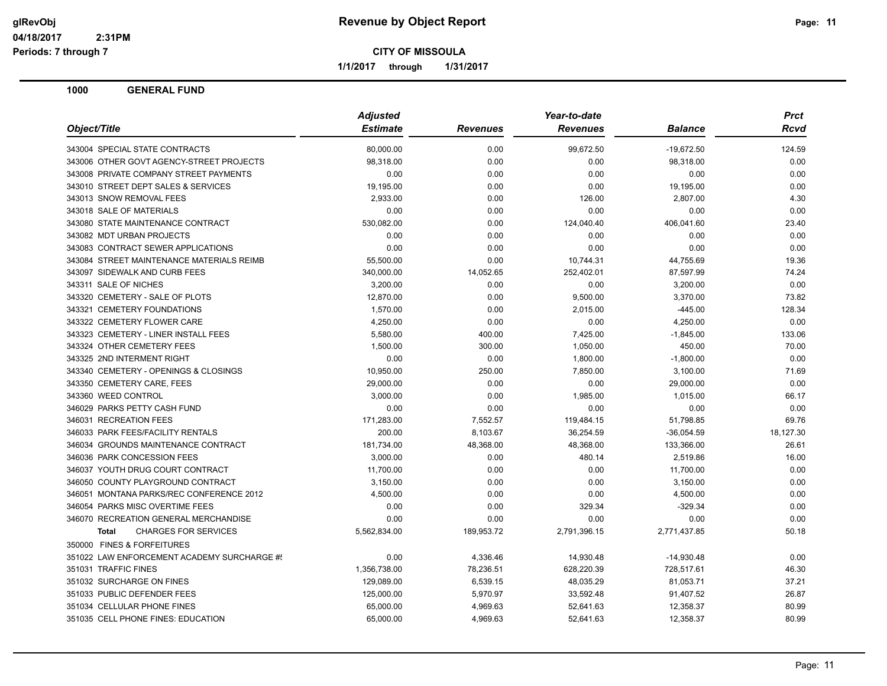# Revenue by Object Report

**CITY OF MISSOULA**

**1/1/2017 through 1/31/2017**

glRevObj
04/18/2017 2:31PM
Periods: 7 through 7

## 1000 GENERAL FUND

| Object/Title | Adjusted Estimate | Revenues | Year-to-date Revenues | Balance | Prct Rcvd |
|---|---|---|---|---|---|
| 343004 SPECIAL STATE CONTRACTS | 80,000.00 | 0.00 | 99,672.50 | -19,672.50 | 124.59 |
| 343006 OTHER GOVT AGENCY-STREET PROJECTS | 98,318.00 | 0.00 | 0.00 | 98,318.00 | 0.00 |
| 343008 PRIVATE COMPANY STREET PAYMENTS | 0.00 | 0.00 | 0.00 | 0.00 | 0.00 |
| 343010 STREET DEPT SALES & SERVICES | 19,195.00 | 0.00 | 0.00 | 19,195.00 | 0.00 |
| 343013 SNOW REMOVAL FEES | 2,933.00 | 0.00 | 126.00 | 2,807.00 | 4.30 |
| 343018 SALE OF MATERIALS | 0.00 | 0.00 | 0.00 | 0.00 | 0.00 |
| 343080 STATE MAINTENANCE CONTRACT | 530,082.00 | 0.00 | 124,040.40 | 406,041.60 | 23.40 |
| 343082 MDT URBAN PROJECTS | 0.00 | 0.00 | 0.00 | 0.00 | 0.00 |
| 343083 CONTRACT SEWER APPLICATIONS | 0.00 | 0.00 | 0.00 | 0.00 | 0.00 |
| 343084 STREET MAINTENANCE MATERIALS REIMB | 55,500.00 | 0.00 | 10,744.31 | 44,755.69 | 19.36 |
| 343097 SIDEWALK AND CURB FEES | 340,000.00 | 14,052.65 | 252,402.01 | 87,597.99 | 74.24 |
| 343311 SALE OF NICHES | 3,200.00 | 0.00 | 0.00 | 3,200.00 | 0.00 |
| 343320 CEMETERY - SALE OF PLOTS | 12,870.00 | 0.00 | 9,500.00 | 3,370.00 | 73.82 |
| 343321 CEMETERY FOUNDATIONS | 1,570.00 | 0.00 | 2,015.00 | -445.00 | 128.34 |
| 343322 CEMETERY FLOWER CARE | 4,250.00 | 0.00 | 0.00 | 4,250.00 | 0.00 |
| 343323 CEMETERY - LINER INSTALL FEES | 5,580.00 | 400.00 | 7,425.00 | -1,845.00 | 133.06 |
| 343324 OTHER CEMETERY FEES | 1,500.00 | 300.00 | 1,050.00 | 450.00 | 70.00 |
| 343325 2ND INTERMENT RIGHT | 0.00 | 0.00 | 1,800.00 | -1,800.00 | 0.00 |
| 343340 CEMETERY - OPENINGS & CLOSINGS | 10,950.00 | 250.00 | 7,850.00 | 3,100.00 | 71.69 |
| 343350 CEMETERY CARE, FEES | 29,000.00 | 0.00 | 0.00 | 29,000.00 | 0.00 |
| 343360 WEED CONTROL | 3,000.00 | 0.00 | 1,985.00 | 1,015.00 | 66.17 |
| 346029 PARKS PETTY CASH FUND | 0.00 | 0.00 | 0.00 | 0.00 | 0.00 |
| 346031 RECREATION FEES | 171,283.00 | 7,552.57 | 119,484.15 | 51,798.85 | 69.76 |
| 346033 PARK FEES/FACILITY RENTALS | 200.00 | 8,103.67 | 36,254.59 | -36,054.59 | 18,127.30 |
| 346034 GROUNDS MAINTENANCE CONTRACT | 181,734.00 | 48,368.00 | 48,368.00 | 133,366.00 | 26.61 |
| 346036 PARK CONCESSION FEES | 3,000.00 | 0.00 | 480.14 | 2,519.86 | 16.00 |
| 346037 YOUTH DRUG COURT CONTRACT | 11,700.00 | 0.00 | 0.00 | 11,700.00 | 0.00 |
| 346050 COUNTY PLAYGROUND CONTRACT | 3,150.00 | 0.00 | 0.00 | 3,150.00 | 0.00 |
| 346051 MONTANA PARKS/REC CONFERENCE 2012 | 4,500.00 | 0.00 | 0.00 | 4,500.00 | 0.00 |
| 346054 PARKS MISC OVERTIME FEES | 0.00 | 0.00 | 329.34 | -329.34 | 0.00 |
| 346070 RECREATION GENERAL MERCHANDISE | 0.00 | 0.00 | 0.00 | 0.00 | 0.00 |
| **Total** CHARGES FOR SERVICES | 5,562,834.00 | 189,953.72 | 2,791,396.15 | 2,771,437.85 | 50.18 |
| 350000 FINES & FORFEITURES | | | | | |
| 351022 LAW ENFORCEMENT ACADEMY SURCHARGE #! | 0.00 | 4,336.46 | 14,930.48 | -14,930.48 | 0.00 |
| 351031 TRAFFIC FINES | 1,356,738.00 | 78,236.51 | 628,220.39 | 728,517.61 | 46.30 |
| 351032 SURCHARGE ON FINES | 129,089.00 | 6,539.15 | 48,035.29 | 81,053.71 | 37.21 |
| 351033 PUBLIC DEFENDER FEES | 125,000.00 | 5,970.97 | 33,592.48 | 91,407.52 | 26.87 |
| 351034 CELLULAR PHONE FINES | 65,000.00 | 4,969.63 | 52,641.63 | 12,358.37 | 80.99 |
| 351035 CELL PHONE FINES: EDUCATION | 65,000.00 | 4,969.63 | 52,641.63 | 12,358.37 | 80.99 |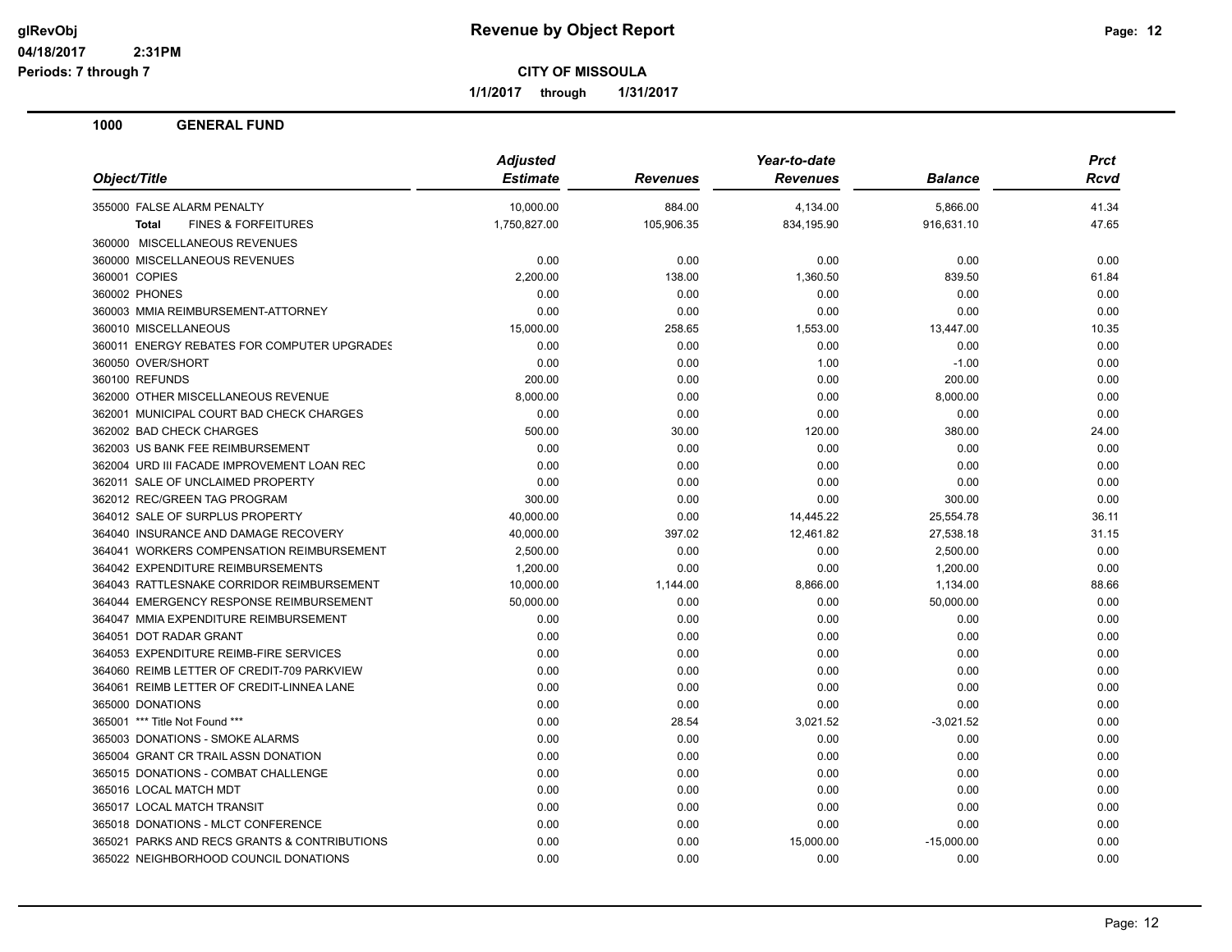# Revenue by Object Report

**CITY OF MISSOULA**

**1/1/2017 through 1/31/2017**

glRevObj
04/18/2017 2:31PM
Periods: 7 through 7

## 1000 GENERAL FUND

| Object/Title | Adjusted Estimate | Revenues | Year-to-date Revenues | Balance | Prct Rcvd |
|---|---|---|---|---|---|
| 355000 FALSE ALARM PENALTY | 10,000.00 | 884.00 | 4,134.00 | 5,866.00 | 41.34 |
| **Total** FINES & FORFEITURES | 1,750,827.00 | 105,906.35 | 834,195.90 | 916,631.10 | 47.65 |
| 360000 MISCELLANEOUS REVENUES | | | | | |
| 360000 MISCELLANEOUS REVENUES | 0.00 | 0.00 | 0.00 | 0.00 | 0.00 |
| 360001 COPIES | 2,200.00 | 138.00 | 1,360.50 | 839.50 | 61.84 |
| 360002 PHONES | 0.00 | 0.00 | 0.00 | 0.00 | 0.00 |
| 360003 MMIA REIMBURSEMENT-ATTORNEY | 0.00 | 0.00 | 0.00 | 0.00 | 0.00 |
| 360010 MISCELLANEOUS | 15,000.00 | 258.65 | 1,553.00 | 13,447.00 | 10.35 |
| 360011 ENERGY REBATES FOR COMPUTER UPGRADES | 0.00 | 0.00 | 0.00 | 0.00 | 0.00 |
| 360050 OVER/SHORT | 0.00 | 0.00 | 1.00 | -1.00 | 0.00 |
| 360100 REFUNDS | 200.00 | 0.00 | 0.00 | 200.00 | 0.00 |
| 362000 OTHER MISCELLANEOUS REVENUE | 8,000.00 | 0.00 | 0.00 | 8,000.00 | 0.00 |
| 362001 MUNICIPAL COURT BAD CHECK CHARGES | 0.00 | 0.00 | 0.00 | 0.00 | 0.00 |
| 362002 BAD CHECK CHARGES | 500.00 | 30.00 | 120.00 | 380.00 | 24.00 |
| 362003 US BANK FEE REIMBURSEMENT | 0.00 | 0.00 | 0.00 | 0.00 | 0.00 |
| 362004 URD III FACADE IMPROVEMENT LOAN REC | 0.00 | 0.00 | 0.00 | 0.00 | 0.00 |
| 362011 SALE OF UNCLAIMED PROPERTY | 0.00 | 0.00 | 0.00 | 0.00 | 0.00 |
| 362012 REC/GREEN TAG PROGRAM | 300.00 | 0.00 | 0.00 | 300.00 | 0.00 |
| 364012 SALE OF SURPLUS PROPERTY | 40,000.00 | 0.00 | 14,445.22 | 25,554.78 | 36.11 |
| 364040 INSURANCE AND DAMAGE RECOVERY | 40,000.00 | 397.02 | 12,461.82 | 27,538.18 | 31.15 |
| 364041 WORKERS COMPENSATION REIMBURSEMENT | 2,500.00 | 0.00 | 0.00 | 2,500.00 | 0.00 |
| 364042 EXPENDITURE REIMBURSEMENTS | 1,200.00 | 0.00 | 0.00 | 1,200.00 | 0.00 |
| 364043 RATTLESNAKE CORRIDOR REIMBURSEMENT | 10,000.00 | 1,144.00 | 8,866.00 | 1,134.00 | 88.66 |
| 364044 EMERGENCY RESPONSE REIMBURSEMENT | 50,000.00 | 0.00 | 0.00 | 50,000.00 | 0.00 |
| 364047 MMIA EXPENDITURE REIMBURSEMENT | 0.00 | 0.00 | 0.00 | 0.00 | 0.00 |
| 364051 DOT RADAR GRANT | 0.00 | 0.00 | 0.00 | 0.00 | 0.00 |
| 364053 EXPENDITURE REIMB-FIRE SERVICES | 0.00 | 0.00 | 0.00 | 0.00 | 0.00 |
| 364060 REIMB LETTER OF CREDIT-709 PARKVIEW | 0.00 | 0.00 | 0.00 | 0.00 | 0.00 |
| 364061 REIMB LETTER OF CREDIT-LINNEA LANE | 0.00 | 0.00 | 0.00 | 0.00 | 0.00 |
| 365000 DONATIONS | 0.00 | 0.00 | 0.00 | 0.00 | 0.00 |
| 365001 *** Title Not Found *** | 0.00 | 28.54 | 3,021.52 | -3,021.52 | 0.00 |
| 365003 DONATIONS - SMOKE ALARMS | 0.00 | 0.00 | 0.00 | 0.00 | 0.00 |
| 365004 GRANT CR TRAIL ASSN DONATION | 0.00 | 0.00 | 0.00 | 0.00 | 0.00 |
| 365015 DONATIONS - COMBAT CHALLENGE | 0.00 | 0.00 | 0.00 | 0.00 | 0.00 |
| 365016 LOCAL MATCH MDT | 0.00 | 0.00 | 0.00 | 0.00 | 0.00 |
| 365017 LOCAL MATCH TRANSIT | 0.00 | 0.00 | 0.00 | 0.00 | 0.00 |
| 365018 DONATIONS - MLCT CONFERENCE | 0.00 | 0.00 | 0.00 | 0.00 | 0.00 |
| 365021 PARKS AND RECS GRANTS & CONTRIBUTIONS | 0.00 | 0.00 | 15,000.00 | -15,000.00 | 0.00 |
| 365022 NEIGHBORHOOD COUNCIL DONATIONS | 0.00 | 0.00 | 0.00 | 0.00 | 0.00 |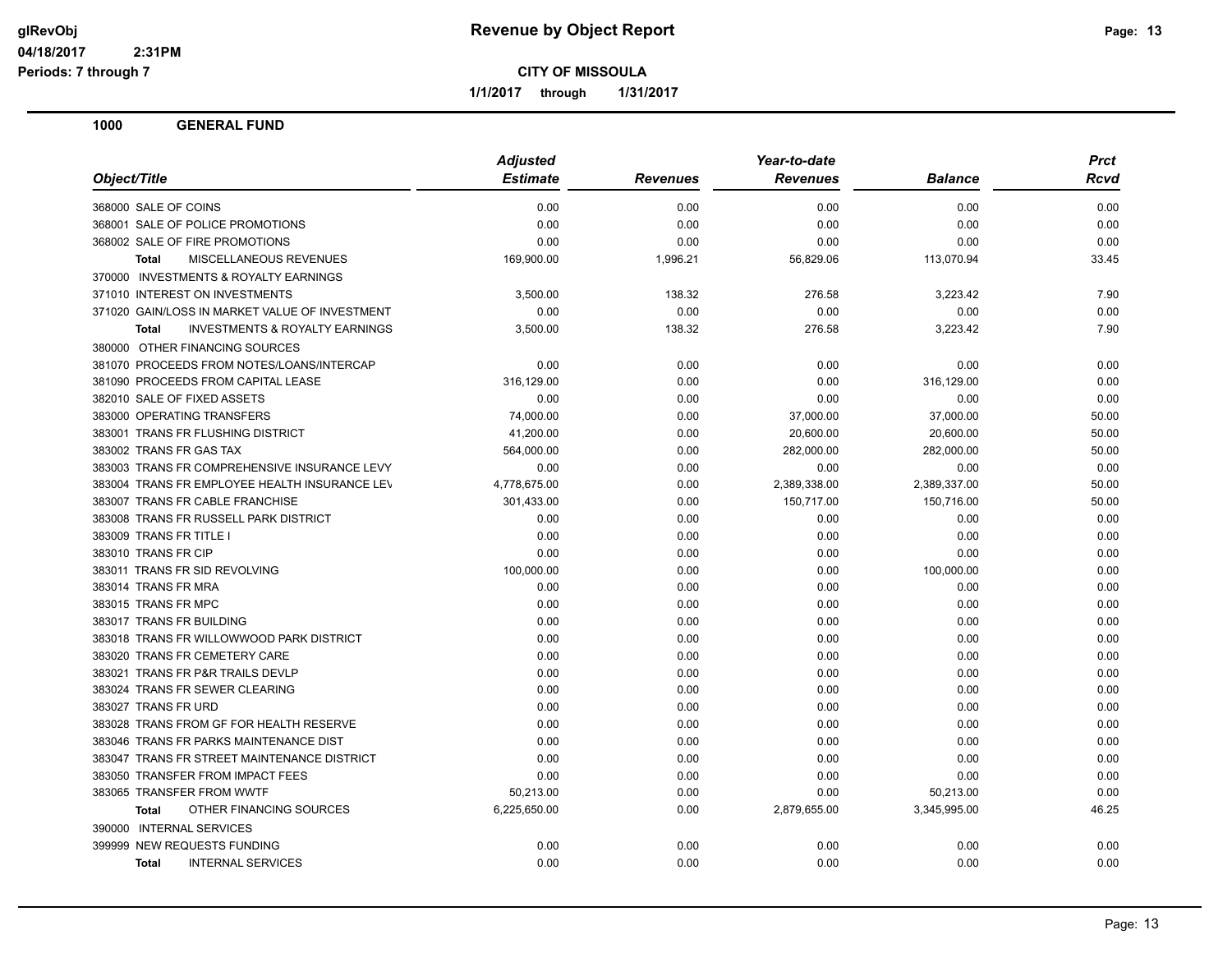# Revenue by Object Report

glRevObj
04/18/2017 2:31PM
Periods: 7 through 7

**CITY OF MISSOULA**

**1/1/2017 through 1/31/2017**

## 1000 GENERAL FUND

| Object/Title | Adjusted Estimate | Revenues | Year-to-date Revenues | Balance | Prct Rcvd |
|---|---|---|---|---|---|
| 368000 SALE OF COINS | 0.00 | 0.00 | 0.00 | 0.00 | 0.00 |
| 368001 SALE OF POLICE PROMOTIONS | 0.00 | 0.00 | 0.00 | 0.00 | 0.00 |
| 368002 SALE OF FIRE PROMOTIONS | 0.00 | 0.00 | 0.00 | 0.00 | 0.00 |
| **Total** MISCELLANEOUS REVENUES | 169,900.00 | 1,996.21 | 56,829.06 | 113,070.94 | 33.45 |
| 370000 INVESTMENTS & ROYALTY EARNINGS | | | | | |
| 371010 INTEREST ON INVESTMENTS | 3,500.00 | 138.32 | 276.58 | 3,223.42 | 7.90 |
| 371020 GAIN/LOSS IN MARKET VALUE OF INVESTMENT | 0.00 | 0.00 | 0.00 | 0.00 | 0.00 |
| **Total** INVESTMENTS & ROYALTY EARNINGS | 3,500.00 | 138.32 | 276.58 | 3,223.42 | 7.90 |
| 380000 OTHER FINANCING SOURCES | | | | | |
| 381070 PROCEEDS FROM NOTES/LOANS/INTERCAP | 0.00 | 0.00 | 0.00 | 0.00 | 0.00 |
| 381090 PROCEEDS FROM CAPITAL LEASE | 316,129.00 | 0.00 | 0.00 | 316,129.00 | 0.00 |
| 382010 SALE OF FIXED ASSETS | 0.00 | 0.00 | 0.00 | 0.00 | 0.00 |
| 383000 OPERATING TRANSFERS | 74,000.00 | 0.00 | 37,000.00 | 37,000.00 | 50.00 |
| 383001 TRANS FR FLUSHING DISTRICT | 41,200.00 | 0.00 | 20,600.00 | 20,600.00 | 50.00 |
| 383002 TRANS FR GAS TAX | 564,000.00 | 0.00 | 282,000.00 | 282,000.00 | 50.00 |
| 383003 TRANS FR COMPREHENSIVE INSURANCE LEVY | 0.00 | 0.00 | 0.00 | 0.00 | 0.00 |
| 383004 TRANS FR EMPLOYEE HEALTH INSURANCE LEV | 4,778,675.00 | 0.00 | 2,389,338.00 | 2,389,337.00 | 50.00 |
| 383007 TRANS FR CABLE FRANCHISE | 301,433.00 | 0.00 | 150,717.00 | 150,716.00 | 50.00 |
| 383008 TRANS FR RUSSELL PARK DISTRICT | 0.00 | 0.00 | 0.00 | 0.00 | 0.00 |
| 383009 TRANS FR TITLE I | 0.00 | 0.00 | 0.00 | 0.00 | 0.00 |
| 383010 TRANS FR CIP | 0.00 | 0.00 | 0.00 | 0.00 | 0.00 |
| 383011 TRANS FR SID REVOLVING | 100,000.00 | 0.00 | 0.00 | 100,000.00 | 0.00 |
| 383014 TRANS FR MRA | 0.00 | 0.00 | 0.00 | 0.00 | 0.00 |
| 383015 TRANS FR MPC | 0.00 | 0.00 | 0.00 | 0.00 | 0.00 |
| 383017 TRANS FR BUILDING | 0.00 | 0.00 | 0.00 | 0.00 | 0.00 |
| 383018 TRANS FR WILLOWWOOD PARK DISTRICT | 0.00 | 0.00 | 0.00 | 0.00 | 0.00 |
| 383020 TRANS FR CEMETERY CARE | 0.00 | 0.00 | 0.00 | 0.00 | 0.00 |
| 383021 TRANS FR P&R TRAILS DEVLP | 0.00 | 0.00 | 0.00 | 0.00 | 0.00 |
| 383024 TRANS FR SEWER CLEARING | 0.00 | 0.00 | 0.00 | 0.00 | 0.00 |
| 383027 TRANS FR URD | 0.00 | 0.00 | 0.00 | 0.00 | 0.00 |
| 383028 TRANS FROM GF FOR HEALTH RESERVE | 0.00 | 0.00 | 0.00 | 0.00 | 0.00 |
| 383046 TRANS FR PARKS MAINTENANCE DIST | 0.00 | 0.00 | 0.00 | 0.00 | 0.00 |
| 383047 TRANS FR STREET MAINTENANCE DISTRICT | 0.00 | 0.00 | 0.00 | 0.00 | 0.00 |
| 383050 TRANSFER FROM IMPACT FEES | 0.00 | 0.00 | 0.00 | 0.00 | 0.00 |
| 383065 TRANSFER FROM WWTF | 50,213.00 | 0.00 | 0.00 | 50,213.00 | 0.00 |
| **Total** OTHER FINANCING SOURCES | 6,225,650.00 | 0.00 | 2,879,655.00 | 3,345,995.00 | 46.25 |
| 390000 INTERNAL SERVICES | | | | | |
| 399999 NEW REQUESTS FUNDING | 0.00 | 0.00 | 0.00 | 0.00 | 0.00 |
| **Total** INTERNAL SERVICES | 0.00 | 0.00 | 0.00 | 0.00 | 0.00 |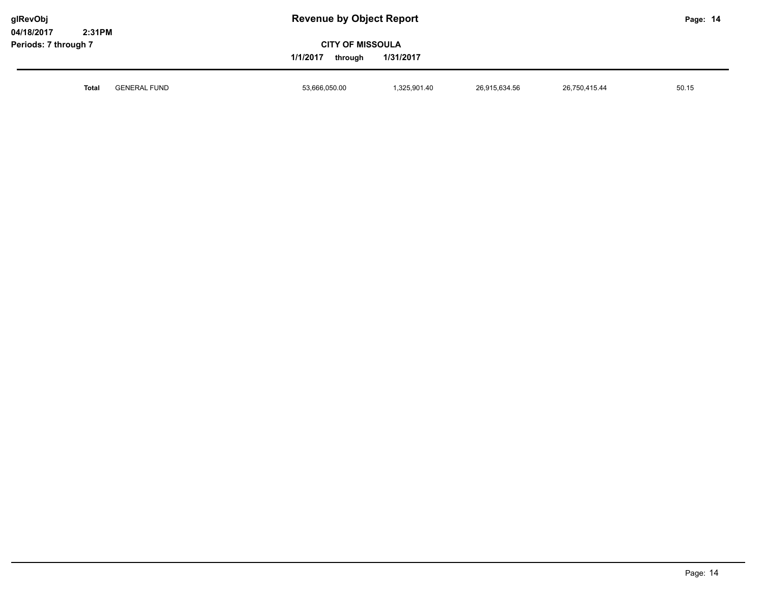| | | | | | | |
|---|---|---|---|---|---|---|
| **Total** | GENERAL FUND | 53,666,050.00 | 1,325,901.40 | 26,915,634.56 | 26,750,415.44 | 50.15 |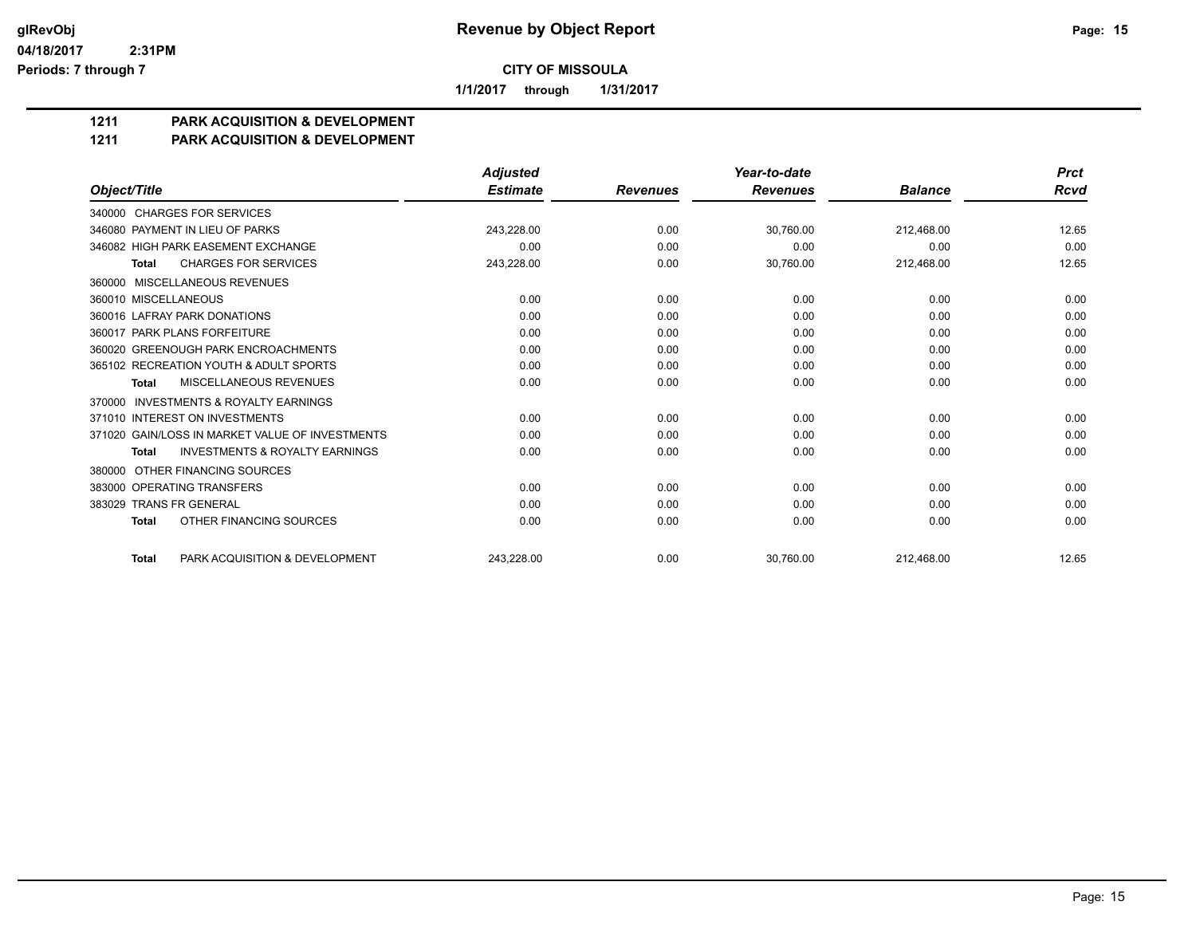# Revenue by Object Report

**CITY OF MISSOULA**

**1/1/2017 through 1/31/2017**

glRevObj
04/18/2017 2:31PM
Periods: 7 through 7

## 1211 PARK ACQUISITION & DEVELOPMENT
## 1211 PARK ACQUISITION & DEVELOPMENT

| Object/Title | Adjusted Estimate | Revenues | Year-to-date Revenues | Balance | Prct Rcvd |
|---|---|---|---|---|---|
| 340000 CHARGES FOR SERVICES | | | | | |
| 346080 PAYMENT IN LIEU OF PARKS | 243,228.00 | 0.00 | 30,760.00 | 212,468.00 | 12.65 |
| 346082 HIGH PARK EASEMENT EXCHANGE | 0.00 | 0.00 | 0.00 | 0.00 | 0.00 |
| **Total** CHARGES FOR SERVICES | 243,228.00 | 0.00 | 30,760.00 | 212,468.00 | 12.65 |
| 360000 MISCELLANEOUS REVENUES | | | | | |
| 360010 MISCELLANEOUS | 0.00 | 0.00 | 0.00 | 0.00 | 0.00 |
| 360016 LAFRAY PARK DONATIONS | 0.00 | 0.00 | 0.00 | 0.00 | 0.00 |
| 360017 PARK PLANS FORFEITURE | 0.00 | 0.00 | 0.00 | 0.00 | 0.00 |
| 360020 GREENOUGH PARK ENCROACHMENTS | 0.00 | 0.00 | 0.00 | 0.00 | 0.00 |
| 365102 RECREATION YOUTH & ADULT SPORTS | 0.00 | 0.00 | 0.00 | 0.00 | 0.00 |
| **Total** MISCELLANEOUS REVENUES | 0.00 | 0.00 | 0.00 | 0.00 | 0.00 |
| 370000 INVESTMENTS & ROYALTY EARNINGS | | | | | |
| 371010 INTEREST ON INVESTMENTS | 0.00 | 0.00 | 0.00 | 0.00 | 0.00 |
| 371020 GAIN/LOSS IN MARKET VALUE OF INVESTMENTS | 0.00 | 0.00 | 0.00 | 0.00 | 0.00 |
| **Total** INVESTMENTS & ROYALTY EARNINGS | 0.00 | 0.00 | 0.00 | 0.00 | 0.00 |
| 380000 OTHER FINANCING SOURCES | | | | | |
| 383000 OPERATING TRANSFERS | 0.00 | 0.00 | 0.00 | 0.00 | 0.00 |
| 383029 TRANS FR GENERAL | 0.00 | 0.00 | 0.00 | 0.00 | 0.00 |
| **Total** OTHER FINANCING SOURCES | 0.00 | 0.00 | 0.00 | 0.00 | 0.00 |
| **Total** PARK ACQUISITION & DEVELOPMENT | 243,228.00 | 0.00 | 30,760.00 | 212,468.00 | 12.65 |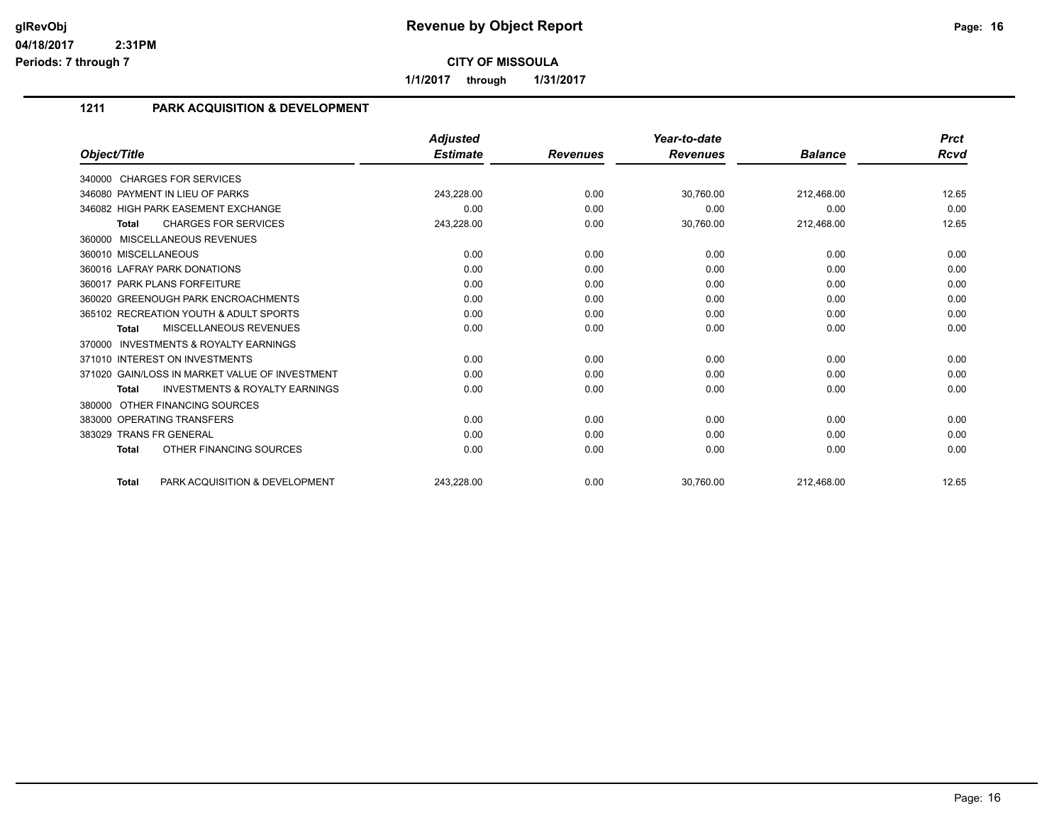# Revenue by Object Report

glRevObj
04/18/2017 2:31PM
Periods: 7 through 7

**CITY OF MISSOULA**

**1/1/2017 through 1/31/2017**

## 1211 PARK ACQUISITION & DEVELOPMENT

| Object/Title | Adjusted Estimate | Revenues | Year-to-date Revenues | Balance | Prct Rcvd |
|---|---|---|---|---|---|
| 340000 CHARGES FOR SERVICES | | | | | |
| 346080 PAYMENT IN LIEU OF PARKS | 243,228.00 | 0.00 | 30,760.00 | 212,468.00 | 12.65 |
| 346082 HIGH PARK EASEMENT EXCHANGE | 0.00 | 0.00 | 0.00 | 0.00 | 0.00 |
| **Total** CHARGES FOR SERVICES | 243,228.00 | 0.00 | 30,760.00 | 212,468.00 | 12.65 |
| 360000 MISCELLANEOUS REVENUES | | | | | |
| 360010 MISCELLANEOUS | 0.00 | 0.00 | 0.00 | 0.00 | 0.00 |
| 360016 LAFRAY PARK DONATIONS | 0.00 | 0.00 | 0.00 | 0.00 | 0.00 |
| 360017 PARK PLANS FORFEITURE | 0.00 | 0.00 | 0.00 | 0.00 | 0.00 |
| 360020 GREENOUGH PARK ENCROACHMENTS | 0.00 | 0.00 | 0.00 | 0.00 | 0.00 |
| 365102 RECREATION YOUTH & ADULT SPORTS | 0.00 | 0.00 | 0.00 | 0.00 | 0.00 |
| **Total** MISCELLANEOUS REVENUES | 0.00 | 0.00 | 0.00 | 0.00 | 0.00 |
| 370000 INVESTMENTS & ROYALTY EARNINGS | | | | | |
| 371010 INTEREST ON INVESTMENTS | 0.00 | 0.00 | 0.00 | 0.00 | 0.00 |
| 371020 GAIN/LOSS IN MARKET VALUE OF INVESTMENT | 0.00 | 0.00 | 0.00 | 0.00 | 0.00 |
| **Total** INVESTMENTS & ROYALTY EARNINGS | 0.00 | 0.00 | 0.00 | 0.00 | 0.00 |
| 380000 OTHER FINANCING SOURCES | | | | | |
| 383000 OPERATING TRANSFERS | 0.00 | 0.00 | 0.00 | 0.00 | 0.00 |
| 383029 TRANS FR GENERAL | 0.00 | 0.00 | 0.00 | 0.00 | 0.00 |
| **Total** OTHER FINANCING SOURCES | 0.00 | 0.00 | 0.00 | 0.00 | 0.00 |
| **Total** PARK ACQUISITION & DEVELOPMENT | 243,228.00 | 0.00 | 30,760.00 | 212,468.00 | 12.65 |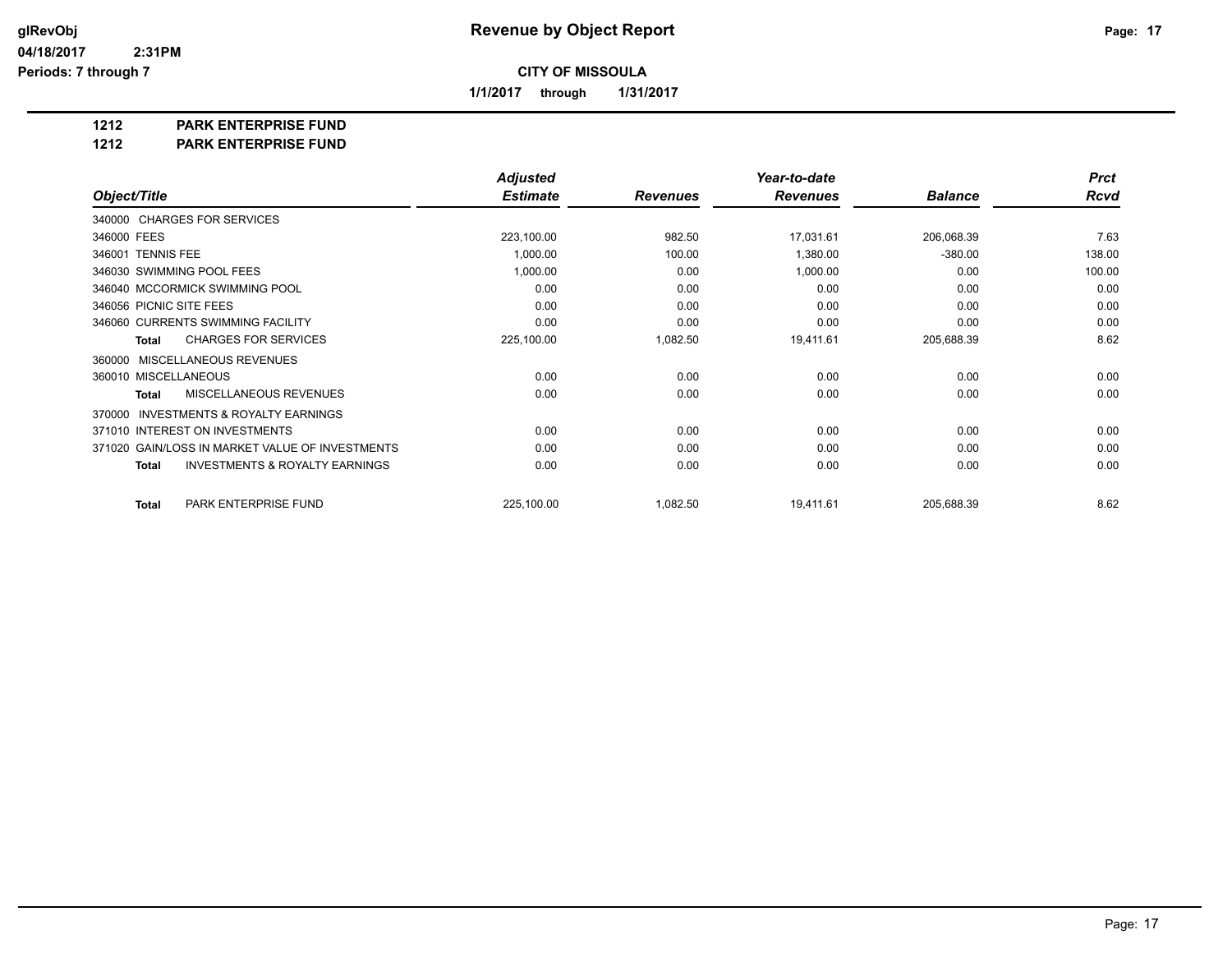**glRevObj** 
**04/18/2017 2:31PM** 
**Periods: 7 through 7**

# Revenue by Object Report

**CITY OF MISSOULA**

**1/1/2017 through 1/31/2017**

**1212 PARK ENTERPRISE FUND**
**1212 PARK ENTERPRISE FUND**

| Object/Title | Adjusted Estimate | Revenues | Year-to-date Revenues | Balance | Prct Rcvd |
|---|---|---|---|---|---|
| 340000 CHARGES FOR SERVICES | | | | | |
| 346000 FEES | 223,100.00 | 982.50 | 17,031.61 | 206,068.39 | 7.63 |
| 346001 TENNIS FEE | 1,000.00 | 100.00 | 1,380.00 | -380.00 | 138.00 |
| 346030 SWIMMING POOL FEES | 1,000.00 | 0.00 | 1,000.00 | 0.00 | 100.00 |
| 346040 MCCORMICK SWIMMING POOL | 0.00 | 0.00 | 0.00 | 0.00 | 0.00 |
| 346056 PICNIC SITE FEES | 0.00 | 0.00 | 0.00 | 0.00 | 0.00 |
| 346060 CURRENTS SWIMMING FACILITY | 0.00 | 0.00 | 0.00 | 0.00 | 0.00 |
| **Total** CHARGES FOR SERVICES | 225,100.00 | 1,082.50 | 19,411.61 | 205,688.39 | 8.62 |
| 360000 MISCELLANEOUS REVENUES | | | | | |
| 360010 MISCELLANEOUS | 0.00 | 0.00 | 0.00 | 0.00 | 0.00 |
| **Total** MISCELLANEOUS REVENUES | 0.00 | 0.00 | 0.00 | 0.00 | 0.00 |
| 370000 INVESTMENTS & ROYALTY EARNINGS | | | | | |
| 371010 INTEREST ON INVESTMENTS | 0.00 | 0.00 | 0.00 | 0.00 | 0.00 |
| 371020 GAIN/LOSS IN MARKET VALUE OF INVESTMENTS | 0.00 | 0.00 | 0.00 | 0.00 | 0.00 |
| **Total** INVESTMENTS & ROYALTY EARNINGS | 0.00 | 0.00 | 0.00 | 0.00 | 0.00 |
| **Total** PARK ENTERPRISE FUND | 225,100.00 | 1,082.50 | 19,411.61 | 205,688.39 | 8.62 |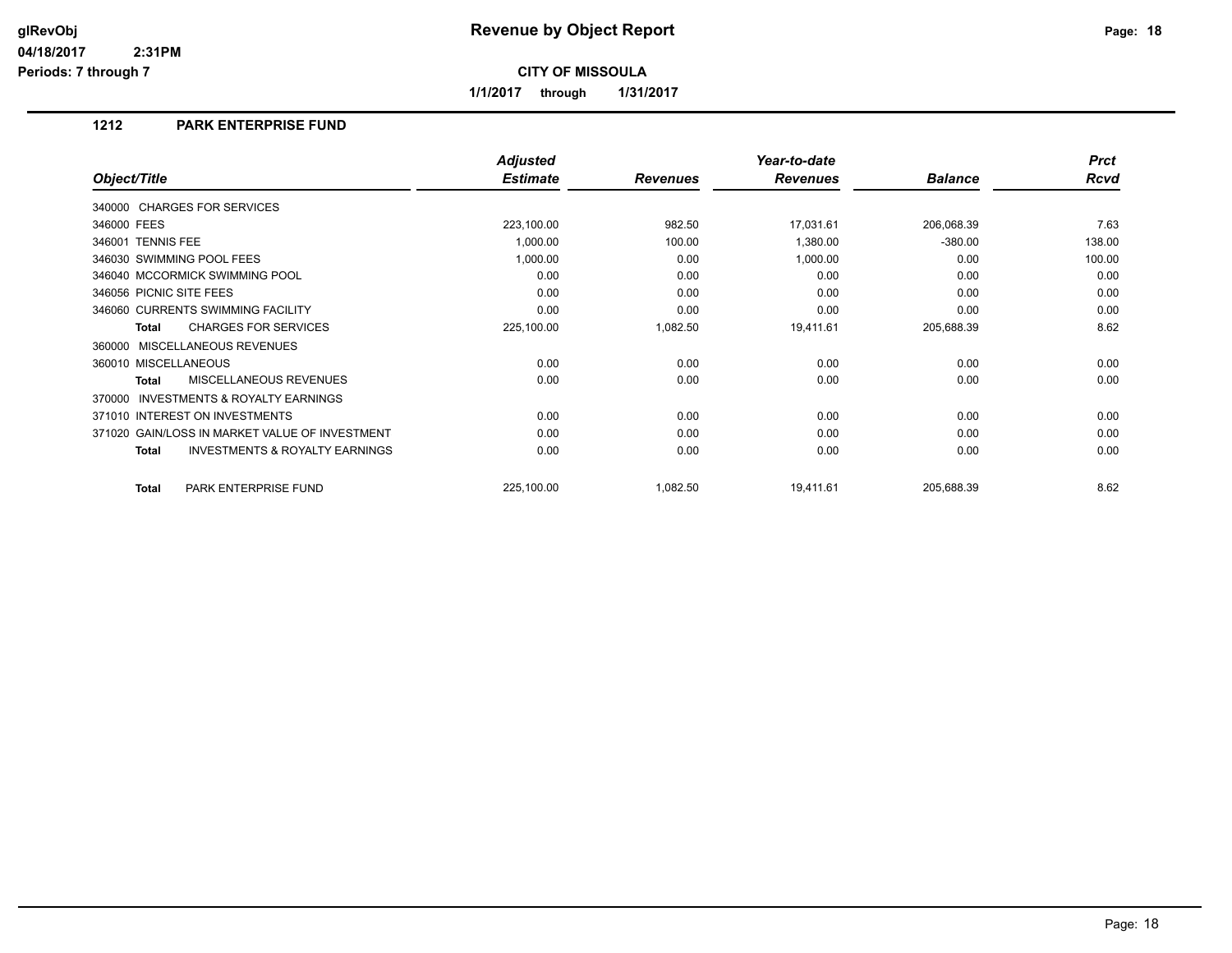# Revenue by Object Report

glRevObj
04/18/2017 2:31PM
Periods: 7 through 7

**CITY OF MISSOULA**

**1/1/2017 through 1/31/2017**

## 1212 PARK ENTERPRISE FUND

| Object/Title | Adjusted Estimate | Revenues | Year-to-date Revenues | Balance | Prct Rcvd |
|---|---|---|---|---|---|
| 340000 CHARGES FOR SERVICES | | | | | |
| 346000 FEES | 223,100.00 | 982.50 | 17,031.61 | 206,068.39 | 7.63 |
| 346001 TENNIS FEE | 1,000.00 | 100.00 | 1,380.00 | -380.00 | 138.00 |
| 346030 SWIMMING POOL FEES | 1,000.00 | 0.00 | 1,000.00 | 0.00 | 100.00 |
| 346040 MCCORMICK SWIMMING POOL | 0.00 | 0.00 | 0.00 | 0.00 | 0.00 |
| 346056 PICNIC SITE FEES | 0.00 | 0.00 | 0.00 | 0.00 | 0.00 |
| 346060 CURRENTS SWIMMING FACILITY | 0.00 | 0.00 | 0.00 | 0.00 | 0.00 |
| **Total** CHARGES FOR SERVICES | 225,100.00 | 1,082.50 | 19,411.61 | 205,688.39 | 8.62 |
| 360000 MISCELLANEOUS REVENUES | | | | | |
| 360010 MISCELLANEOUS | 0.00 | 0.00 | 0.00 | 0.00 | 0.00 |
| **Total** MISCELLANEOUS REVENUES | 0.00 | 0.00 | 0.00 | 0.00 | 0.00 |
| 370000 INVESTMENTS & ROYALTY EARNINGS | | | | | |
| 371010 INTEREST ON INVESTMENTS | 0.00 | 0.00 | 0.00 | 0.00 | 0.00 |
| 371020 GAIN/LOSS IN MARKET VALUE OF INVESTMENT | 0.00 | 0.00 | 0.00 | 0.00 | 0.00 |
| **Total** INVESTMENTS & ROYALTY EARNINGS | 0.00 | 0.00 | 0.00 | 0.00 | 0.00 |
| **Total** PARK ENTERPRISE FUND | 225,100.00 | 1,082.50 | 19,411.61 | 205,688.39 | 8.62 |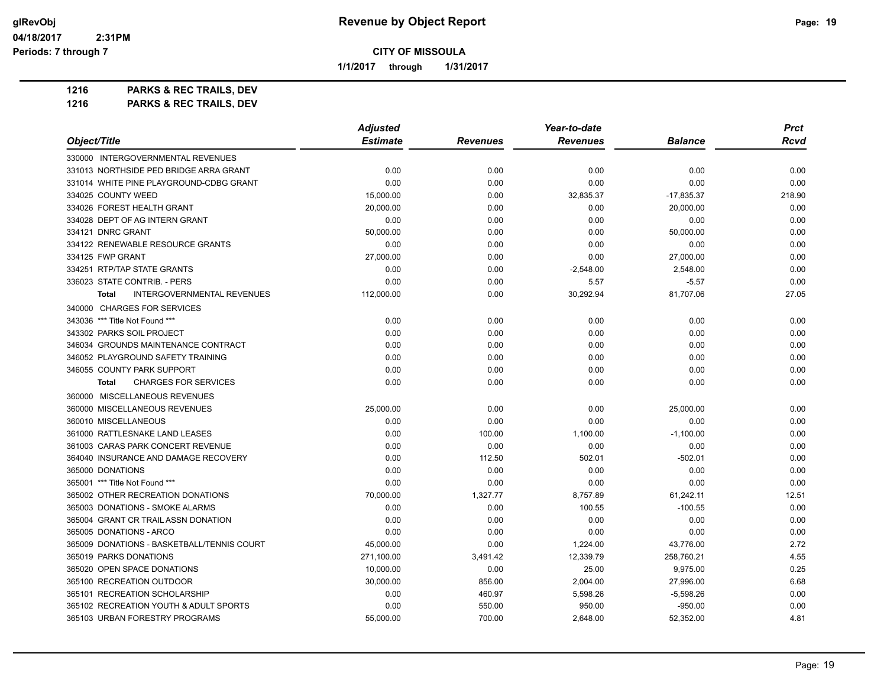**Revenue by Object Report**

**CITY OF MISSOULA**

**1/1/2017 through 1/31/2017**

glRevObj
04/18/2017 2:31PM
Periods: 7 through 7

**1216 PARKS & REC TRAILS, DEV**
**1216 PARKS & REC TRAILS, DEV**

| Object/Title | Adjusted Estimate | Revenues | Year-to-date Revenues | Balance | Prct Rcvd |
|---|---|---|---|---|---|
| 330000 INTERGOVERNMENTAL REVENUES | | | | | |
| 331013 NORTHSIDE PED BRIDGE ARRA GRANT | 0.00 | 0.00 | 0.00 | 0.00 | 0.00 |
| 331014 WHITE PINE PLAYGROUND-CDBG GRANT | 0.00 | 0.00 | 0.00 | 0.00 | 0.00 |
| 334025 COUNTY WEED | 15,000.00 | 0.00 | 32,835.37 | -17,835.37 | 218.90 |
| 334026 FOREST HEALTH GRANT | 20,000.00 | 0.00 | 0.00 | 20,000.00 | 0.00 |
| 334028 DEPT OF AG INTERN GRANT | 0.00 | 0.00 | 0.00 | 0.00 | 0.00 |
| 334121 DNRC GRANT | 50,000.00 | 0.00 | 0.00 | 50,000.00 | 0.00 |
| 334122 RENEWABLE RESOURCE GRANTS | 0.00 | 0.00 | 0.00 | 0.00 | 0.00 |
| 334125 FWP GRANT | 27,000.00 | 0.00 | 0.00 | 27,000.00 | 0.00 |
| 334251 RTP/TAP STATE GRANTS | 0.00 | 0.00 | -2,548.00 | 2,548.00 | 0.00 |
| 336023 STATE CONTRIB. - PERS | 0.00 | 0.00 | 5.57 | -5.57 | 0.00 |
| **Total** INTERGOVERNMENTAL REVENUES | 112,000.00 | 0.00 | 30,292.94 | 81,707.06 | 27.05 |
| 340000 CHARGES FOR SERVICES | | | | | |
| 343036 *** Title Not Found *** | 0.00 | 0.00 | 0.00 | 0.00 | 0.00 |
| 343302 PARKS SOIL PROJECT | 0.00 | 0.00 | 0.00 | 0.00 | 0.00 |
| 346034 GROUNDS MAINTENANCE CONTRACT | 0.00 | 0.00 | 0.00 | 0.00 | 0.00 |
| 346052 PLAYGROUND SAFETY TRAINING | 0.00 | 0.00 | 0.00 | 0.00 | 0.00 |
| 346055 COUNTY PARK SUPPORT | 0.00 | 0.00 | 0.00 | 0.00 | 0.00 |
| **Total** CHARGES FOR SERVICES | 0.00 | 0.00 | 0.00 | 0.00 | 0.00 |
| 360000 MISCELLANEOUS REVENUES | | | | | |
| 360000 MISCELLANEOUS REVENUES | 25,000.00 | 0.00 | 0.00 | 25,000.00 | 0.00 |
| 360010 MISCELLANEOUS | 0.00 | 0.00 | 0.00 | 0.00 | 0.00 |
| 361000 RATTLESNAKE LAND LEASES | 0.00 | 100.00 | 1,100.00 | -1,100.00 | 0.00 |
| 361003 CARAS PARK CONCERT REVENUE | 0.00 | 0.00 | 0.00 | 0.00 | 0.00 |
| 364040 INSURANCE AND DAMAGE RECOVERY | 0.00 | 112.50 | 502.01 | -502.01 | 0.00 |
| 365000 DONATIONS | 0.00 | 0.00 | 0.00 | 0.00 | 0.00 |
| 365001 *** Title Not Found *** | 0.00 | 0.00 | 0.00 | 0.00 | 0.00 |
| 365002 OTHER RECREATION DONATIONS | 70,000.00 | 1,327.77 | 8,757.89 | 61,242.11 | 12.51 |
| 365003 DONATIONS - SMOKE ALARMS | 0.00 | 0.00 | 100.55 | -100.55 | 0.00 |
| 365004 GRANT CR TRAIL ASSN DONATION | 0.00 | 0.00 | 0.00 | 0.00 | 0.00 |
| 365005 DONATIONS - ARCO | 0.00 | 0.00 | 0.00 | 0.00 | 0.00 |
| 365009 DONATIONS - BASKETBALL/TENNIS COURT | 45,000.00 | 0.00 | 1,224.00 | 43,776.00 | 2.72 |
| 365019 PARKS DONATIONS | 271,100.00 | 3,491.42 | 12,339.79 | 258,760.21 | 4.55 |
| 365020 OPEN SPACE DONATIONS | 10,000.00 | 0.00 | 25.00 | 9,975.00 | 0.25 |
| 365100 RECREATION OUTDOOR | 30,000.00 | 856.00 | 2,004.00 | 27,996.00 | 6.68 |
| 365101 RECREATION SCHOLARSHIP | 0.00 | 460.97 | 5,598.26 | -5,598.26 | 0.00 |
| 365102 RECREATION YOUTH & ADULT SPORTS | 0.00 | 550.00 | 950.00 | -950.00 | 0.00 |
| 365103 URBAN FORESTRY PROGRAMS | 55,000.00 | 700.00 | 2,648.00 | 52,352.00 | 4.81 |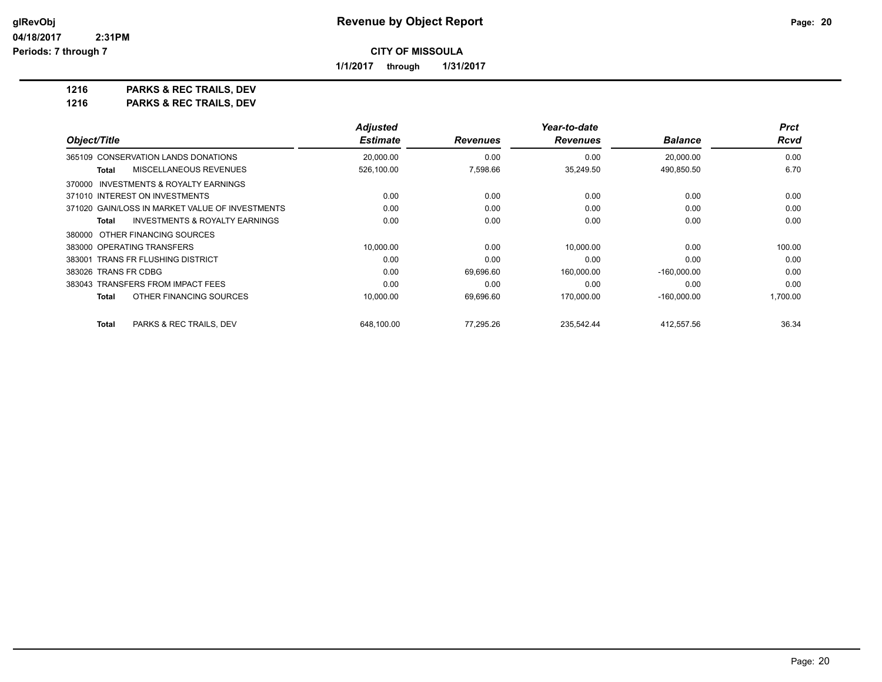**Revenue by Object Report**

**CITY OF MISSOULA**

**1/1/2017 through 1/31/2017**

glRevObj
04/18/2017 2:31PM
Periods: 7 through 7

**1216 PARKS & REC TRAILS, DEV**
**1216 PARKS & REC TRAILS, DEV**

| Object/Title | Adjusted Estimate | Revenues | Year-to-date Revenues | Balance | Prct Rcvd |
|---|---|---|---|---|---|
| 365109 CONSERVATION LANDS DONATIONS | 20,000.00 | 0.00 | 0.00 | 20,000.00 | 0.00 |
| **Total** MISCELLANEOUS REVENUES | 526,100.00 | 7,598.66 | 35,249.50 | 490,850.50 | 6.70 |
| 370000 INVESTMENTS & ROYALTY EARNINGS | | | | | |
| 371010 INTEREST ON INVESTMENTS | 0.00 | 0.00 | 0.00 | 0.00 | 0.00 |
| 371020 GAIN/LOSS IN MARKET VALUE OF INVESTMENTS | 0.00 | 0.00 | 0.00 | 0.00 | 0.00 |
| **Total** INVESTMENTS & ROYALTY EARNINGS | 0.00 | 0.00 | 0.00 | 0.00 | 0.00 |
| 380000 OTHER FINANCING SOURCES | | | | | |
| 383000 OPERATING TRANSFERS | 10,000.00 | 0.00 | 10,000.00 | 0.00 | 100.00 |
| 383001 TRANS FR FLUSHING DISTRICT | 0.00 | 0.00 | 0.00 | 0.00 | 0.00 |
| 383026 TRANS FR CDBG | 0.00 | 69,696.60 | 160,000.00 | -160,000.00 | 0.00 |
| 383043 TRANSFERS FROM IMPACT FEES | 0.00 | 0.00 | 0.00 | 0.00 | 0.00 |
| **Total** OTHER FINANCING SOURCES | 10,000.00 | 69,696.60 | 170,000.00 | -160,000.00 | 1,700.00 |
| **Total** PARKS & REC TRAILS, DEV | 648,100.00 | 77,295.26 | 235,542.44 | 412,557.56 | 36.34 |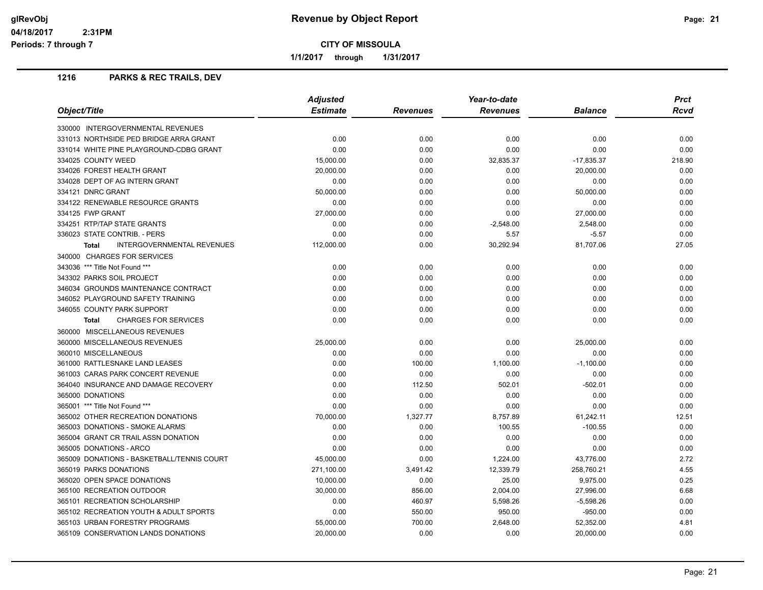# Revenue by Object Report

**CITY OF MISSOULA**

**1/1/2017 through 1/31/2017**

glRevObj
04/18/2017 2:31PM
Periods: 7 through 7

## 1216 PARKS & REC TRAILS, DEV

| Object/Title | Adjusted Estimate | Revenues | Year-to-date Revenues | Balance | Prct Rcvd |
|---|---|---|---|---|---|
| 330000 INTERGOVERNMENTAL REVENUES | | | | | |
| 331013 NORTHSIDE PED BRIDGE ARRA GRANT | 0.00 | 0.00 | 0.00 | 0.00 | 0.00 |
| 331014 WHITE PINE PLAYGROUND-CDBG GRANT | 0.00 | 0.00 | 0.00 | 0.00 | 0.00 |
| 334025 COUNTY WEED | 15,000.00 | 0.00 | 32,835.37 | -17,835.37 | 218.90 |
| 334026 FOREST HEALTH GRANT | 20,000.00 | 0.00 | 0.00 | 20,000.00 | 0.00 |
| 334028 DEPT OF AG INTERN GRANT | 0.00 | 0.00 | 0.00 | 0.00 | 0.00 |
| 334121 DNRC GRANT | 50,000.00 | 0.00 | 0.00 | 50,000.00 | 0.00 |
| 334122 RENEWABLE RESOURCE GRANTS | 0.00 | 0.00 | 0.00 | 0.00 | 0.00 |
| 334125 FWP GRANT | 27,000.00 | 0.00 | 0.00 | 27,000.00 | 0.00 |
| 334251 RTP/TAP STATE GRANTS | 0.00 | 0.00 | -2,548.00 | 2,548.00 | 0.00 |
| 336023 STATE CONTRIB. - PERS | 0.00 | 0.00 | 5.57 | -5.57 | 0.00 |
| **Total** INTERGOVERNMENTAL REVENUES | 112,000.00 | 0.00 | 30,292.94 | 81,707.06 | 27.05 |
| 340000 CHARGES FOR SERVICES | | | | | |
| 343036 *** Title Not Found *** | 0.00 | 0.00 | 0.00 | 0.00 | 0.00 |
| 343302 PARKS SOIL PROJECT | 0.00 | 0.00 | 0.00 | 0.00 | 0.00 |
| 346034 GROUNDS MAINTENANCE CONTRACT | 0.00 | 0.00 | 0.00 | 0.00 | 0.00 |
| 346052 PLAYGROUND SAFETY TRAINING | 0.00 | 0.00 | 0.00 | 0.00 | 0.00 |
| 346055 COUNTY PARK SUPPORT | 0.00 | 0.00 | 0.00 | 0.00 | 0.00 |
| **Total** CHARGES FOR SERVICES | 0.00 | 0.00 | 0.00 | 0.00 | 0.00 |
| 360000 MISCELLANEOUS REVENUES | | | | | |
| 360000 MISCELLANEOUS REVENUES | 25,000.00 | 0.00 | 0.00 | 25,000.00 | 0.00 |
| 360010 MISCELLANEOUS | 0.00 | 0.00 | 0.00 | 0.00 | 0.00 |
| 361000 RATTLESNAKE LAND LEASES | 0.00 | 100.00 | 1,100.00 | -1,100.00 | 0.00 |
| 361003 CARAS PARK CONCERT REVENUE | 0.00 | 0.00 | 0.00 | 0.00 | 0.00 |
| 364040 INSURANCE AND DAMAGE RECOVERY | 0.00 | 112.50 | 502.01 | -502.01 | 0.00 |
| 365000 DONATIONS | 0.00 | 0.00 | 0.00 | 0.00 | 0.00 |
| 365001 *** Title Not Found *** | 0.00 | 0.00 | 0.00 | 0.00 | 0.00 |
| 365002 OTHER RECREATION DONATIONS | 70,000.00 | 1,327.77 | 8,757.89 | 61,242.11 | 12.51 |
| 365003 DONATIONS - SMOKE ALARMS | 0.00 | 0.00 | 100.55 | -100.55 | 0.00 |
| 365004 GRANT CR TRAIL ASSN DONATION | 0.00 | 0.00 | 0.00 | 0.00 | 0.00 |
| 365005 DONATIONS - ARCO | 0.00 | 0.00 | 0.00 | 0.00 | 0.00 |
| 365009 DONATIONS - BASKETBALL/TENNIS COURT | 45,000.00 | 0.00 | 1,224.00 | 43,776.00 | 2.72 |
| 365019 PARKS DONATIONS | 271,100.00 | 3,491.42 | 12,339.79 | 258,760.21 | 4.55 |
| 365020 OPEN SPACE DONATIONS | 10,000.00 | 0.00 | 25.00 | 9,975.00 | 0.25 |
| 365100 RECREATION OUTDOOR | 30,000.00 | 856.00 | 2,004.00 | 27,996.00 | 6.68 |
| 365101 RECREATION SCHOLARSHIP | 0.00 | 460.97 | 5,598.26 | -5,598.26 | 0.00 |
| 365102 RECREATION YOUTH & ADULT SPORTS | 0.00 | 550.00 | 950.00 | -950.00 | 0.00 |
| 365103 URBAN FORESTRY PROGRAMS | 55,000.00 | 700.00 | 2,648.00 | 52,352.00 | 4.81 |
| 365109 CONSERVATION LANDS DONATIONS | 20,000.00 | 0.00 | 0.00 | 20,000.00 | 0.00 |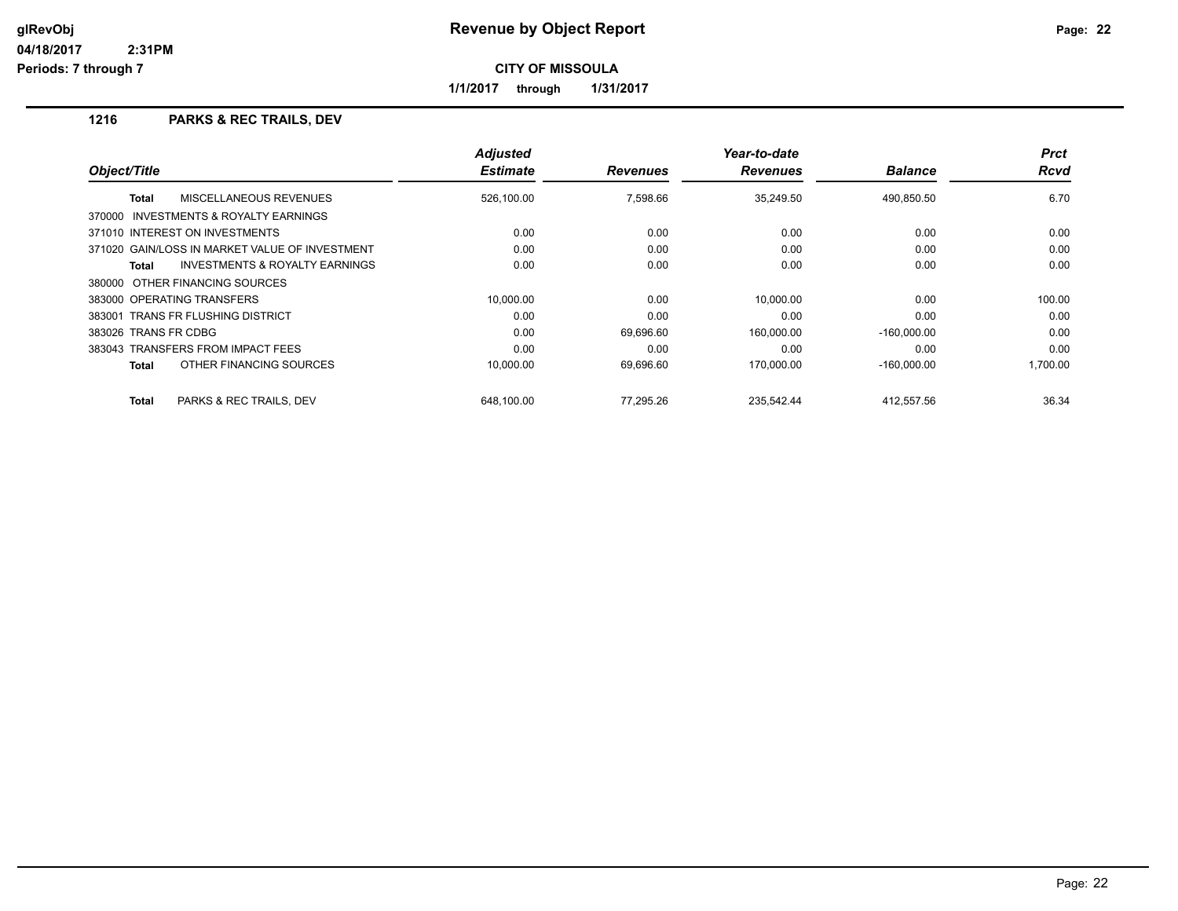# Revenue by Object Report

glRevObj
04/18/2017 2:31PM
Periods: 7 through 7

**CITY OF MISSOULA**

**1/1/2017 through 1/31/2017**

## 1216 PARKS & REC TRAILS, DEV

| Object/Title | Adjusted Estimate | Revenues | Year-to-date Revenues | Balance | Prct Rcvd |
|---|---|---|---|---|---|
| **Total** MISCELLANEOUS REVENUES | 526,100.00 | 7,598.66 | 35,249.50 | 490,850.50 | 6.70 |
| 370000 INVESTMENTS & ROYALTY EARNINGS | | | | | |
| 371010 INTEREST ON INVESTMENTS | 0.00 | 0.00 | 0.00 | 0.00 | 0.00 |
| 371020 GAIN/LOSS IN MARKET VALUE OF INVESTMENT | 0.00 | 0.00 | 0.00 | 0.00 | 0.00 |
| **Total** INVESTMENTS & ROYALTY EARNINGS | 0.00 | 0.00 | 0.00 | 0.00 | 0.00 |
| 380000 OTHER FINANCING SOURCES | | | | | |
| 383000 OPERATING TRANSFERS | 10,000.00 | 0.00 | 10,000.00 | 0.00 | 100.00 |
| 383001 TRANS FR FLUSHING DISTRICT | 0.00 | 0.00 | 0.00 | 0.00 | 0.00 |
| 383026 TRANS FR CDBG | 0.00 | 69,696.60 | 160,000.00 | -160,000.00 | 0.00 |
| 383043 TRANSFERS FROM IMPACT FEES | 0.00 | 0.00 | 0.00 | 0.00 | 0.00 |
| **Total** OTHER FINANCING SOURCES | 10,000.00 | 69,696.60 | 170,000.00 | -160,000.00 | 1,700.00 |
| **Total** PARKS & REC TRAILS, DEV | 648,100.00 | 77,295.26 | 235,542.44 | 412,557.56 | 36.34 |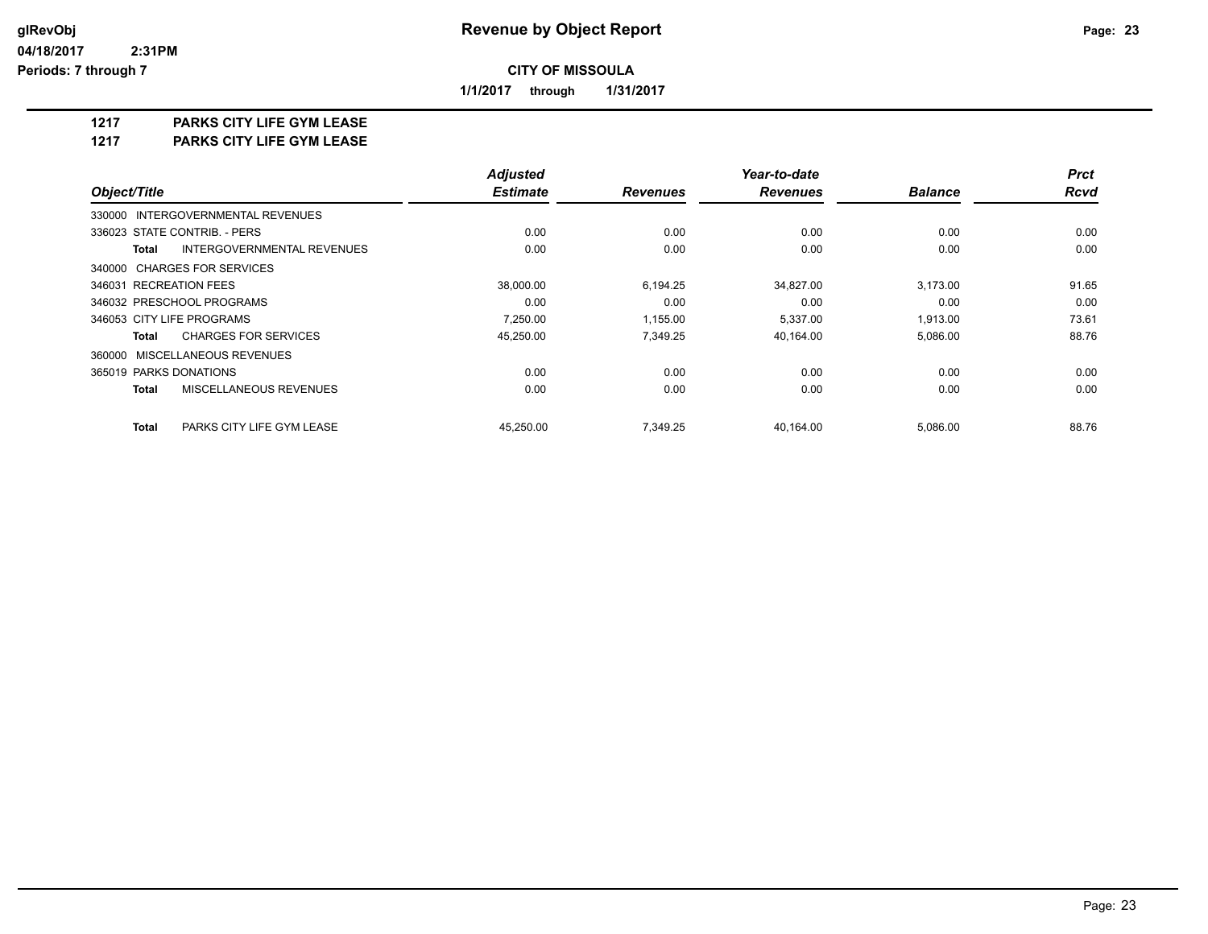# Revenue by Object Report

**CITY OF MISSOULA**

**1/1/2017 through 1/31/2017**

glRevObj
04/18/2017 2:31PM
Periods: 7 through 7

**1217 PARKS CITY LIFE GYM LEASE**
**1217 PARKS CITY LIFE GYM LEASE**

| Object/Title | Adjusted Estimate | Revenues | Year-to-date Revenues | Balance | Prct Rcvd |
|---|---|---|---|---|---|
| 330000 INTERGOVERNMENTAL REVENUES | | | | | |
| 336023 STATE CONTRIB. - PERS | 0.00 | 0.00 | 0.00 | 0.00 | 0.00 |
| **Total** INTERGOVERNMENTAL REVENUES | 0.00 | 0.00 | 0.00 | 0.00 | 0.00 |
| 340000 CHARGES FOR SERVICES | | | | | |
| 346031 RECREATION FEES | 38,000.00 | 6,194.25 | 34,827.00 | 3,173.00 | 91.65 |
| 346032 PRESCHOOL PROGRAMS | 0.00 | 0.00 | 0.00 | 0.00 | 0.00 |
| 346053 CITY LIFE PROGRAMS | 7,250.00 | 1,155.00 | 5,337.00 | 1,913.00 | 73.61 |
| **Total** CHARGES FOR SERVICES | 45,250.00 | 7,349.25 | 40,164.00 | 5,086.00 | 88.76 |
| 360000 MISCELLANEOUS REVENUES | | | | | |
| 365019 PARKS DONATIONS | 0.00 | 0.00 | 0.00 | 0.00 | 0.00 |
| **Total** MISCELLANEOUS REVENUES | 0.00 | 0.00 | 0.00 | 0.00 | 0.00 |
| **Total** PARKS CITY LIFE GYM LEASE | 45,250.00 | 7,349.25 | 40,164.00 | 5,086.00 | 88.76 |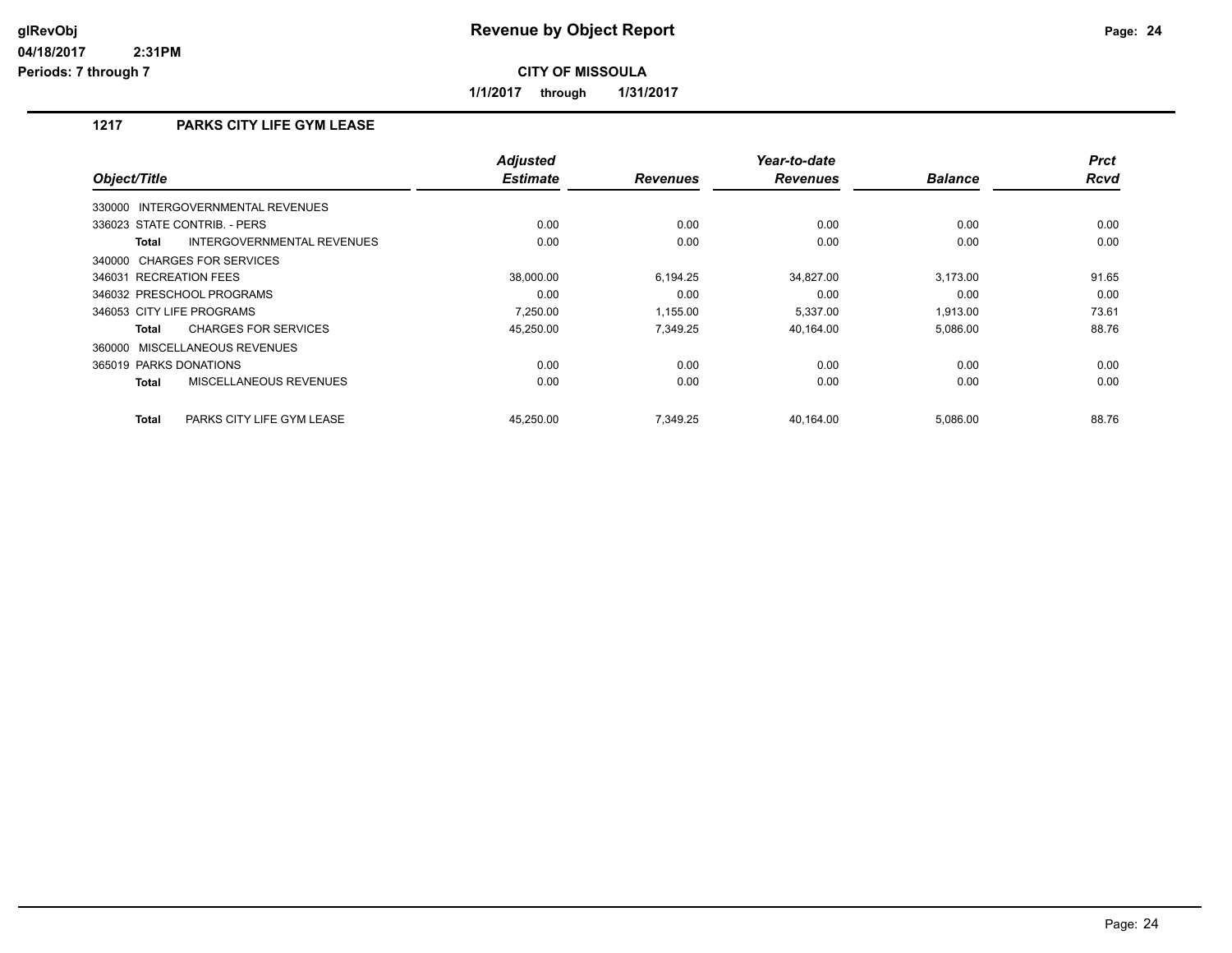**Revenue by Object Report**

**CITY OF MISSOULA**

**1/1/2017 through 1/31/2017**

glRevObj
04/18/2017 2:31PM
Periods: 7 through 7

## 1217 PARKS CITY LIFE GYM LEASE

| Object/Title | Adjusted Estimate | Revenues | Year-to-date Revenues | Balance | Prct Rcvd |
|---|---|---|---|---|---|
| 330000 INTERGOVERNMENTAL REVENUES | | | | | |
| 336023 STATE CONTRIB. - PERS | 0.00 | 0.00 | 0.00 | 0.00 | 0.00 |
| **Total** INTERGOVERNMENTAL REVENUES | 0.00 | 0.00 | 0.00 | 0.00 | 0.00 |
| 340000 CHARGES FOR SERVICES | | | | | |
| 346031 RECREATION FEES | 38,000.00 | 6,194.25 | 34,827.00 | 3,173.00 | 91.65 |
| 346032 PRESCHOOL PROGRAMS | 0.00 | 0.00 | 0.00 | 0.00 | 0.00 |
| 346053 CITY LIFE PROGRAMS | 7,250.00 | 1,155.00 | 5,337.00 | 1,913.00 | 73.61 |
| **Total** CHARGES FOR SERVICES | 45,250.00 | 7,349.25 | 40,164.00 | 5,086.00 | 88.76 |
| 360000 MISCELLANEOUS REVENUES | | | | | |
| 365019 PARKS DONATIONS | 0.00 | 0.00 | 0.00 | 0.00 | 0.00 |
| **Total** MISCELLANEOUS REVENUES | 0.00 | 0.00 | 0.00 | 0.00 | 0.00 |
| **Total** PARKS CITY LIFE GYM LEASE | 45,250.00 | 7,349.25 | 40,164.00 | 5,086.00 | 88.76 |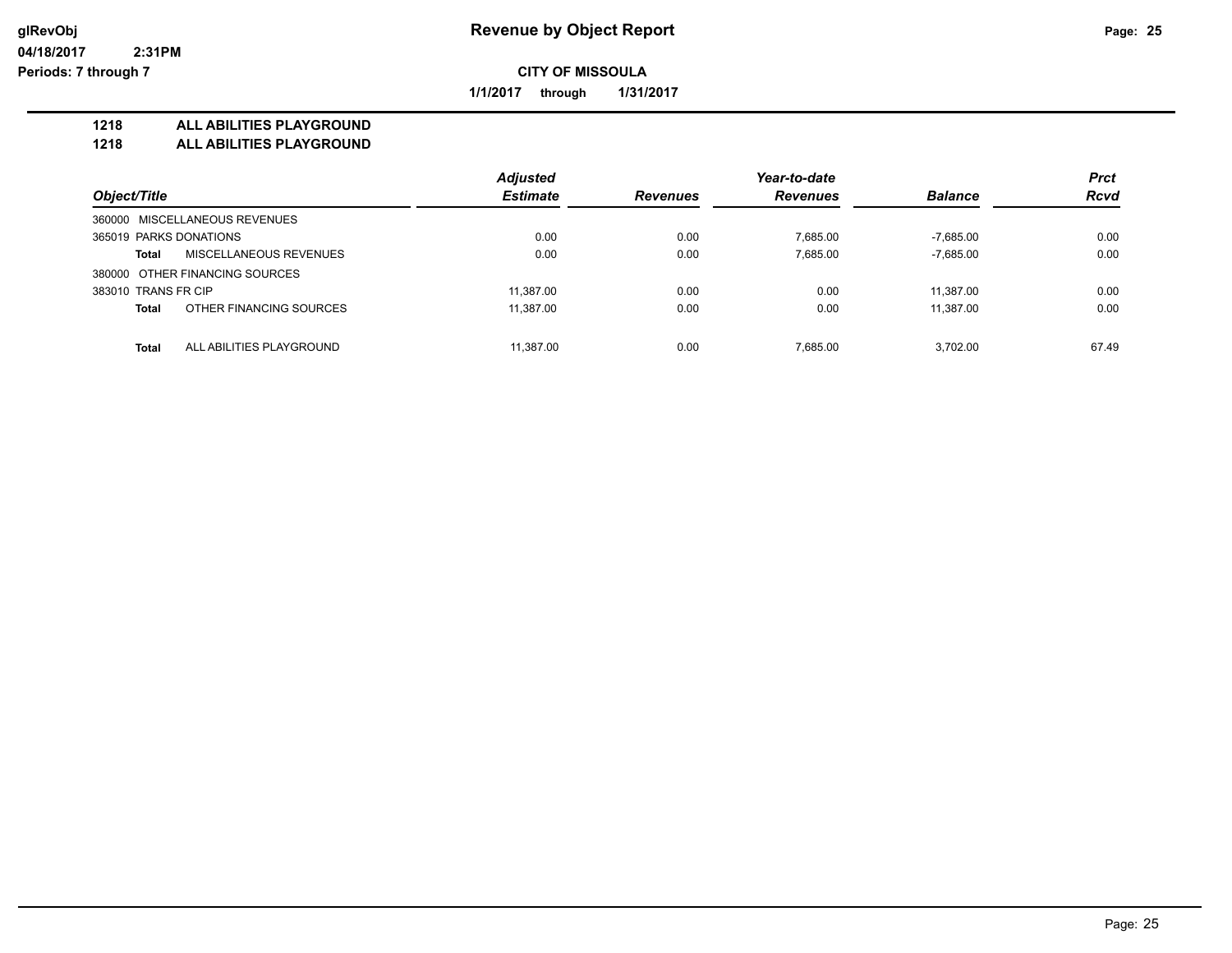# Revenue by Object Report

glRevObj
04/18/2017 2:31PM
Periods: 7 through 7

**CITY OF MISSOULA**

**1/1/2017 through 1/31/2017**

**1218 ALL ABILITIES PLAYGROUND**
**1218 ALL ABILITIES PLAYGROUND**

| Object/Title | Adjusted Estimate | Revenues | Year-to-date Revenues | Balance | Prct Rcvd |
|---|---|---|---|---|---|
| 360000 MISCELLANEOUS REVENUES | | | | | |
| 365019 PARKS DONATIONS | 0.00 | 0.00 | 7,685.00 | -7,685.00 | 0.00 |
| **Total** MISCELLANEOUS REVENUES | 0.00 | 0.00 | 7,685.00 | -7,685.00 | 0.00 |
| 380000 OTHER FINANCING SOURCES | | | | | |
| 383010 TRANS FR CIP | 11,387.00 | 0.00 | 0.00 | 11,387.00 | 0.00 |
| **Total** OTHER FINANCING SOURCES | 11,387.00 | 0.00 | 0.00 | 11,387.00 | 0.00 |
| **Total** ALL ABILITIES PLAYGROUND | 11,387.00 | 0.00 | 7,685.00 | 3,702.00 | 67.49 |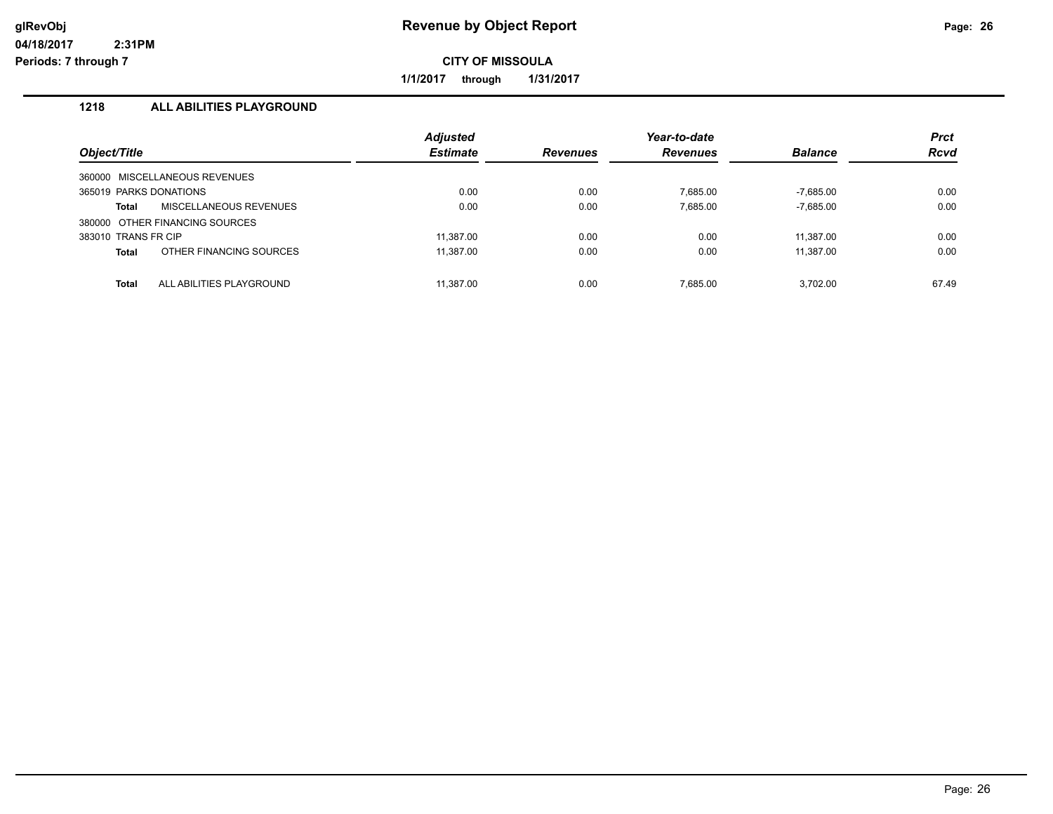**glRevObj**
**04/18/2017 2:31PM**
**Periods: 7 through 7**

# Revenue by Object Report

**CITY OF MISSOULA**

**1/1/2017 through 1/31/2017**

## 1218 ALL ABILITIES PLAYGROUND

| Object/Title | Adjusted Estimate | Revenues | Year-to-date Revenues | Balance | Prct Rcvd |
|---|---|---|---|---|---|
| 360000 MISCELLANEOUS REVENUES | | | | | |
| 365019 PARKS DONATIONS | 0.00 | 0.00 | 7,685.00 | -7,685.00 | 0.00 |
| **Total** MISCELLANEOUS REVENUES | 0.00 | 0.00 | 7,685.00 | -7,685.00 | 0.00 |
| 380000 OTHER FINANCING SOURCES | | | | | |
| 383010 TRANS FR CIP | 11,387.00 | 0.00 | 0.00 | 11,387.00 | 0.00 |
| **Total** OTHER FINANCING SOURCES | 11,387.00 | 0.00 | 0.00 | 11,387.00 | 0.00 |
| **Total** ALL ABILITIES PLAYGROUND | 11,387.00 | 0.00 | 7,685.00 | 3,702.00 | 67.49 |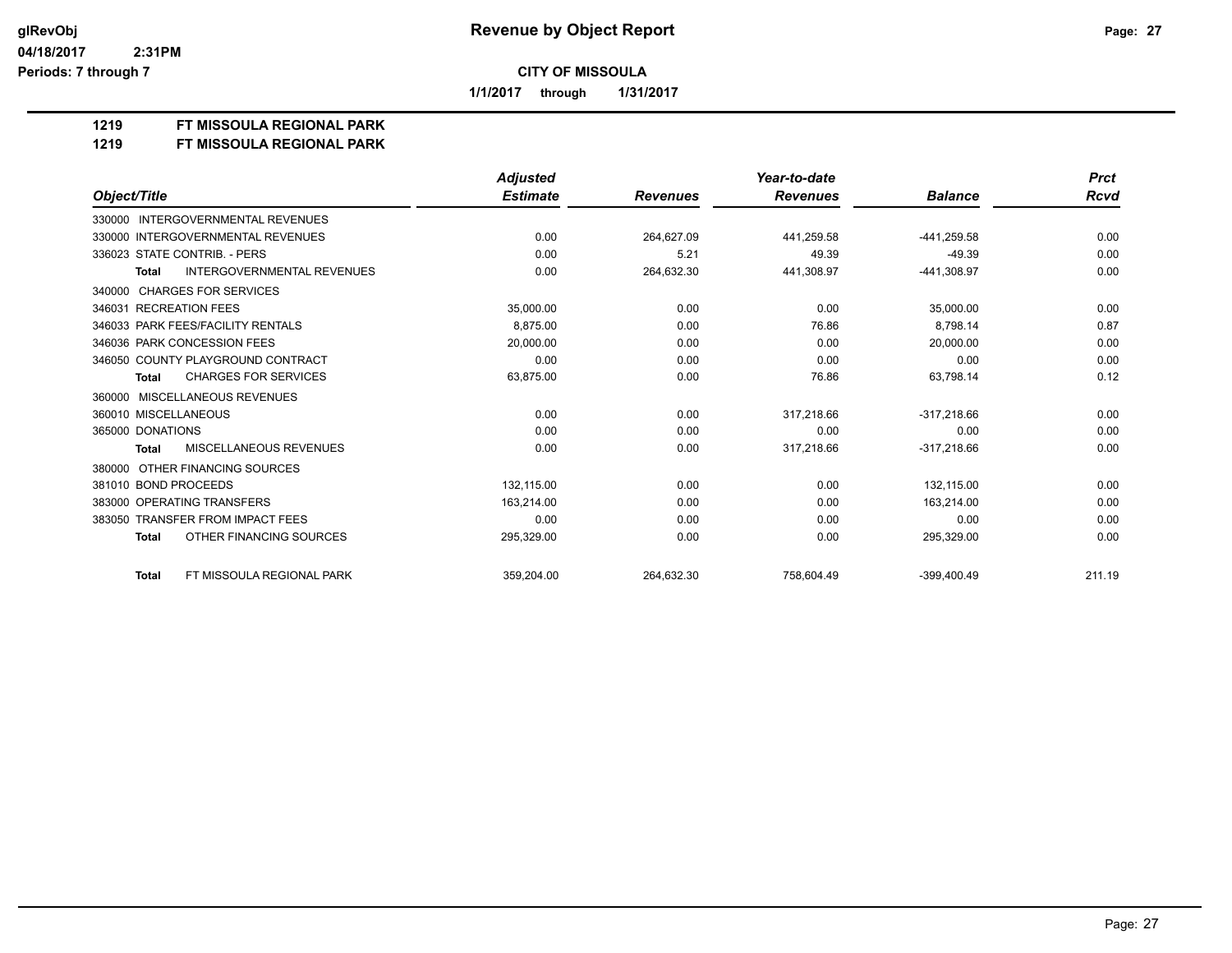# Revenue by Object Report

**glRevObj**
**04/18/2017 2:31PM**
**Periods: 7 through 7**

**CITY OF MISSOULA**

**1/1/2017 through 1/31/2017**

**1219 FT MISSOULA REGIONAL PARK**
**1219 FT MISSOULA REGIONAL PARK**

| Object/Title | Adjusted Estimate | Revenues | Year-to-date Revenues | Balance | Prct Rcvd |
|---|---|---|---|---|---|
| 330000 INTERGOVERNMENTAL REVENUES | | | | | |
| 330000 INTERGOVERNMENTAL REVENUES | 0.00 | 264,627.09 | 441,259.58 | -441,259.58 | 0.00 |
| 336023 STATE CONTRIB. - PERS | 0.00 | 5.21 | 49.39 | -49.39 | 0.00 |
| **Total** INTERGOVERNMENTAL REVENUES | 0.00 | 264,632.30 | 441,308.97 | -441,308.97 | 0.00 |
| 340000 CHARGES FOR SERVICES | | | | | |
| 346031 RECREATION FEES | 35,000.00 | 0.00 | 0.00 | 35,000.00 | 0.00 |
| 346033 PARK FEES/FACILITY RENTALS | 8,875.00 | 0.00 | 76.86 | 8,798.14 | 0.87 |
| 346036 PARK CONCESSION FEES | 20,000.00 | 0.00 | 0.00 | 20,000.00 | 0.00 |
| 346050 COUNTY PLAYGROUND CONTRACT | 0.00 | 0.00 | 0.00 | 0.00 | 0.00 |
| **Total** CHARGES FOR SERVICES | 63,875.00 | 0.00 | 76.86 | 63,798.14 | 0.12 |
| 360000 MISCELLANEOUS REVENUES | | | | | |
| 360010 MISCELLANEOUS | 0.00 | 0.00 | 317,218.66 | -317,218.66 | 0.00 |
| 365000 DONATIONS | 0.00 | 0.00 | 0.00 | 0.00 | 0.00 |
| **Total** MISCELLANEOUS REVENUES | 0.00 | 0.00 | 317,218.66 | -317,218.66 | 0.00 |
| 380000 OTHER FINANCING SOURCES | | | | | |
| 381010 BOND PROCEEDS | 132,115.00 | 0.00 | 0.00 | 132,115.00 | 0.00 |
| 383000 OPERATING TRANSFERS | 163,214.00 | 0.00 | 0.00 | 163,214.00 | 0.00 |
| 383050 TRANSFER FROM IMPACT FEES | 0.00 | 0.00 | 0.00 | 0.00 | 0.00 |
| **Total** OTHER FINANCING SOURCES | 295,329.00 | 0.00 | 0.00 | 295,329.00 | 0.00 |
| **Total** FT MISSOULA REGIONAL PARK | 359,204.00 | 264,632.30 | 758,604.49 | -399,400.49 | 211.19 |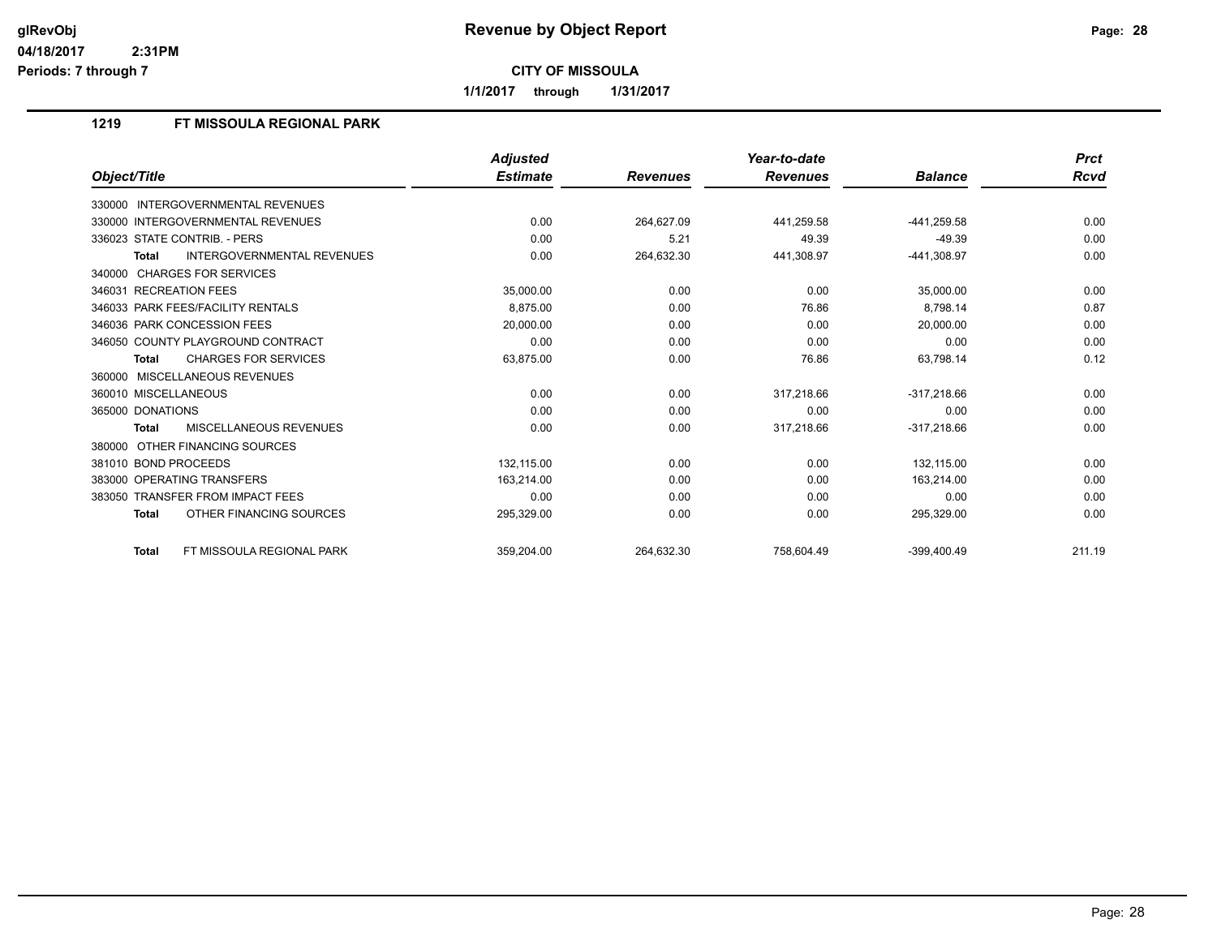# Revenue by Object Report

**CITY OF MISSOULA**

**1/1/2017 through 1/31/2017**

glRevObj
04/18/2017 2:31PM
Periods: 7 through 7

## 1219 FT MISSOULA REGIONAL PARK

| Object/Title | Adjusted Estimate | Revenues | Year-to-date Revenues | Balance | Prct Rcvd |
|---|---|---|---|---|---|
| 330000 INTERGOVERNMENTAL REVENUES | | | | | |
| 330000 INTERGOVERNMENTAL REVENUES | 0.00 | 264,627.09 | 441,259.58 | -441,259.58 | 0.00 |
| 336023 STATE CONTRIB. - PERS | 0.00 | 5.21 | 49.39 | -49.39 | 0.00 |
| **Total** INTERGOVERNMENTAL REVENUES | 0.00 | 264,632.30 | 441,308.97 | -441,308.97 | 0.00 |
| 340000 CHARGES FOR SERVICES | | | | | |
| 346031 RECREATION FEES | 35,000.00 | 0.00 | 0.00 | 35,000.00 | 0.00 |
| 346033 PARK FEES/FACILITY RENTALS | 8,875.00 | 0.00 | 76.86 | 8,798.14 | 0.87 |
| 346036 PARK CONCESSION FEES | 20,000.00 | 0.00 | 0.00 | 20,000.00 | 0.00 |
| 346050 COUNTY PLAYGROUND CONTRACT | 0.00 | 0.00 | 0.00 | 0.00 | 0.00 |
| **Total** CHARGES FOR SERVICES | 63,875.00 | 0.00 | 76.86 | 63,798.14 | 0.12 |
| 360000 MISCELLANEOUS REVENUES | | | | | |
| 360010 MISCELLANEOUS | 0.00 | 0.00 | 317,218.66 | -317,218.66 | 0.00 |
| 365000 DONATIONS | 0.00 | 0.00 | 0.00 | 0.00 | 0.00 |
| **Total** MISCELLANEOUS REVENUES | 0.00 | 0.00 | 317,218.66 | -317,218.66 | 0.00 |
| 380000 OTHER FINANCING SOURCES | | | | | |
| 381010 BOND PROCEEDS | 132,115.00 | 0.00 | 0.00 | 132,115.00 | 0.00 |
| 383000 OPERATING TRANSFERS | 163,214.00 | 0.00 | 0.00 | 163,214.00 | 0.00 |
| 383050 TRANSFER FROM IMPACT FEES | 0.00 | 0.00 | 0.00 | 0.00 | 0.00 |
| **Total** OTHER FINANCING SOURCES | 295,329.00 | 0.00 | 0.00 | 295,329.00 | 0.00 |
| **Total** FT MISSOULA REGIONAL PARK | 359,204.00 | 264,632.30 | 758,604.49 | -399,400.49 | 211.19 |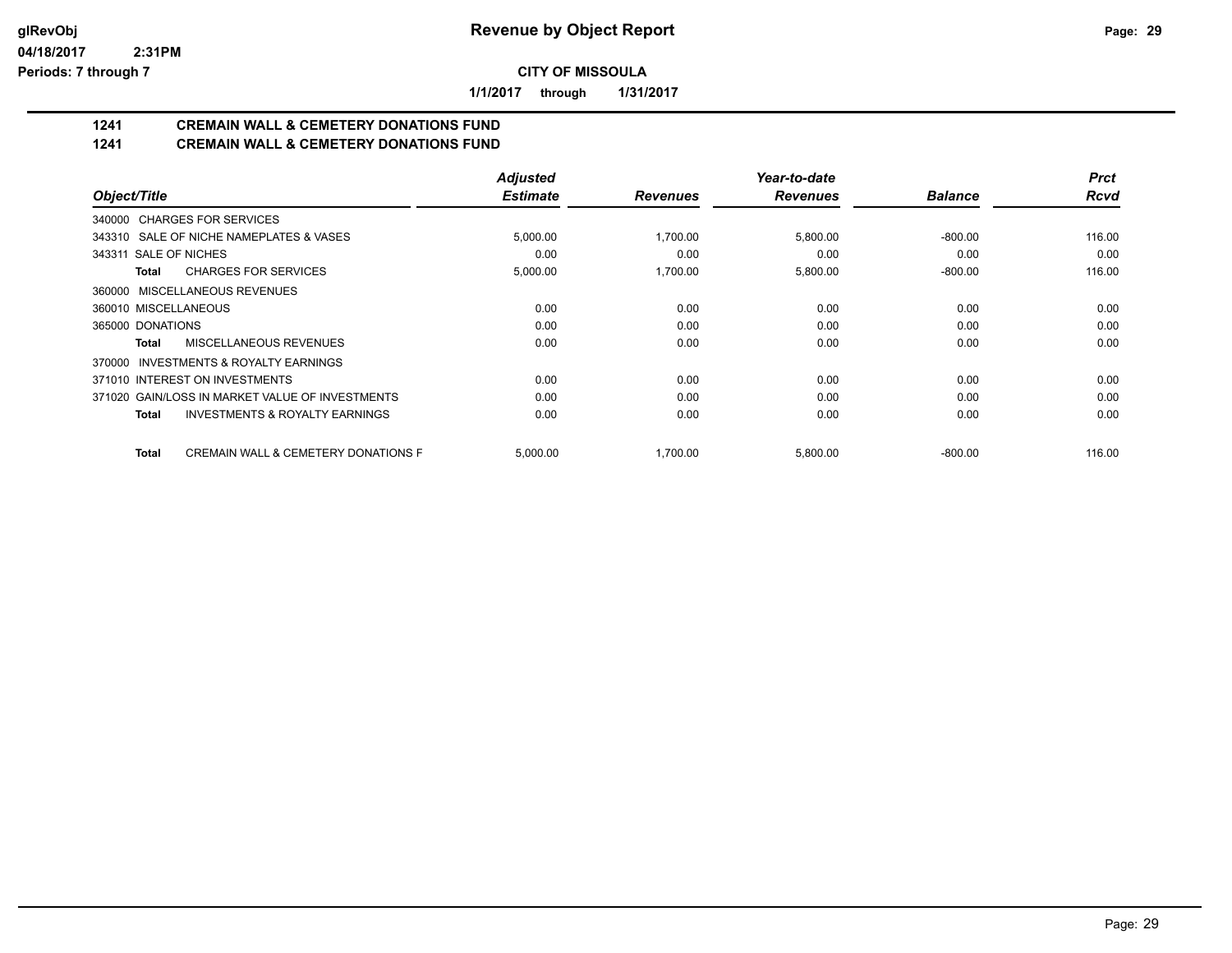# Revenue by Object Report

**CITY OF MISSOULA**

**1/1/2017 through 1/31/2017**

glRevObj
04/18/2017 2:31PM
Periods: 7 through 7

## 1241 CREMAIN WALL & CEMETERY DONATIONS FUND
## 1241 CREMAIN WALL & CEMETERY DONATIONS FUND

| Object/Title | Adjusted Estimate | Revenues | Year-to-date Revenues | Balance | Prct Rcvd |
|---|---|---|---|---|---|
| 340000 CHARGES FOR SERVICES | | | | | |
| 343310 SALE OF NICHE NAMEPLATES & VASES | 5,000.00 | 1,700.00 | 5,800.00 | -800.00 | 116.00 |
| 343311 SALE OF NICHES | 0.00 | 0.00 | 0.00 | 0.00 | 0.00 |
| **Total** CHARGES FOR SERVICES | 5,000.00 | 1,700.00 | 5,800.00 | -800.00 | 116.00 |
| 360000 MISCELLANEOUS REVENUES | | | | | |
| 360010 MISCELLANEOUS | 0.00 | 0.00 | 0.00 | 0.00 | 0.00 |
| 365000 DONATIONS | 0.00 | 0.00 | 0.00 | 0.00 | 0.00 |
| **Total** MISCELLANEOUS REVENUES | 0.00 | 0.00 | 0.00 | 0.00 | 0.00 |
| 370000 INVESTMENTS & ROYALTY EARNINGS | | | | | |
| 371010 INTEREST ON INVESTMENTS | 0.00 | 0.00 | 0.00 | 0.00 | 0.00 |
| 371020 GAIN/LOSS IN MARKET VALUE OF INVESTMENTS | 0.00 | 0.00 | 0.00 | 0.00 | 0.00 |
| **Total** INVESTMENTS & ROYALTY EARNINGS | 0.00 | 0.00 | 0.00 | 0.00 | 0.00 |
| **Total** CREMAIN WALL & CEMETERY DONATIONS F | 5,000.00 | 1,700.00 | 5,800.00 | -800.00 | 116.00 |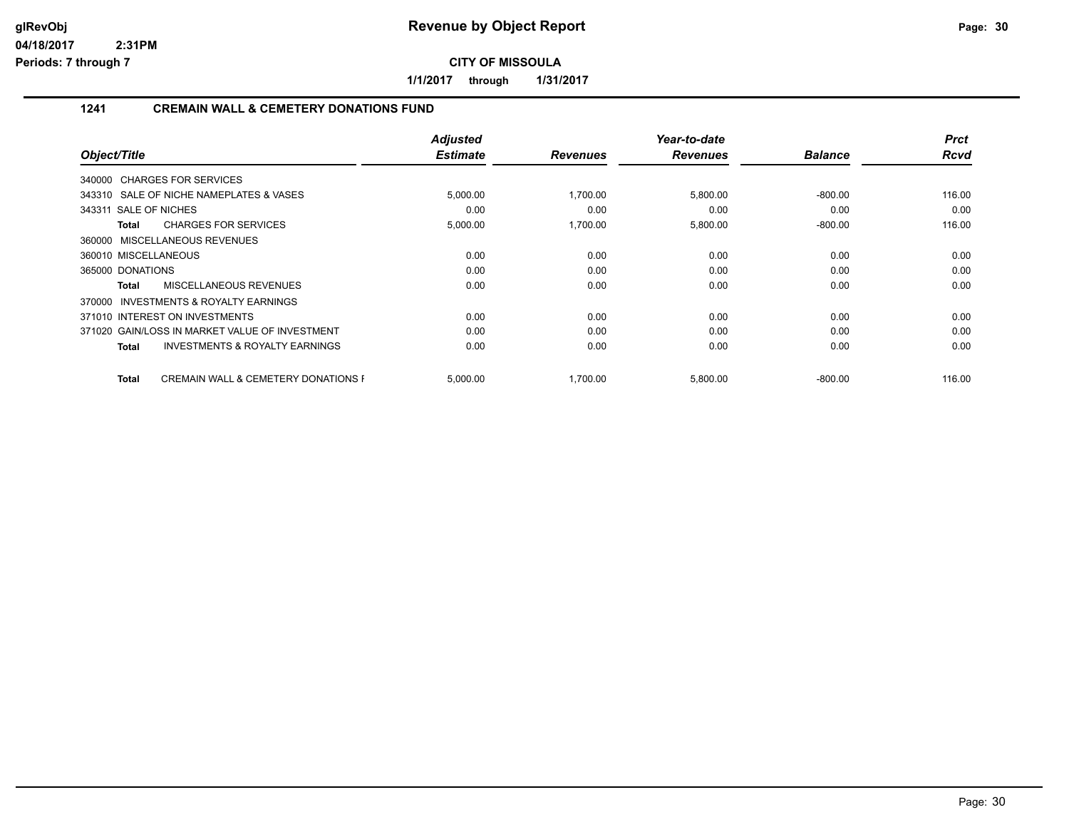# Revenue by Object Report

glRevObj
04/18/2017 2:31PM
Periods: 7 through 7

**CITY OF MISSOULA**

**1/1/2017 through 1/31/2017**

## 1241 CREMAIN WALL & CEMETERY DONATIONS FUND

| Object/Title | Adjusted Estimate | Revenues | Year-to-date Revenues | Balance | Prct Rcvd |
|---|---|---|---|---|---|
| 340000 CHARGES FOR SERVICES | | | | | |
| 343310 SALE OF NICHE NAMEPLATES & VASES | 5,000.00 | 1,700.00 | 5,800.00 | -800.00 | 116.00 |
| 343311 SALE OF NICHES | 0.00 | 0.00 | 0.00 | 0.00 | 0.00 |
| **Total** CHARGES FOR SERVICES | 5,000.00 | 1,700.00 | 5,800.00 | -800.00 | 116.00 |
| 360000 MISCELLANEOUS REVENUES | | | | | |
| 360010 MISCELLANEOUS | 0.00 | 0.00 | 0.00 | 0.00 | 0.00 |
| 365000 DONATIONS | 0.00 | 0.00 | 0.00 | 0.00 | 0.00 |
| **Total** MISCELLANEOUS REVENUES | 0.00 | 0.00 | 0.00 | 0.00 | 0.00 |
| 370000 INVESTMENTS & ROYALTY EARNINGS | | | | | |
| 371010 INTEREST ON INVESTMENTS | 0.00 | 0.00 | 0.00 | 0.00 | 0.00 |
| 371020 GAIN/LOSS IN MARKET VALUE OF INVESTMENT | 0.00 | 0.00 | 0.00 | 0.00 | 0.00 |
| **Total** INVESTMENTS & ROYALTY EARNINGS | 0.00 | 0.00 | 0.00 | 0.00 | 0.00 |
| **Total** CREMAIN WALL & CEMETERY DONATIONS F | 5,000.00 | 1,700.00 | 5,800.00 | -800.00 | 116.00 |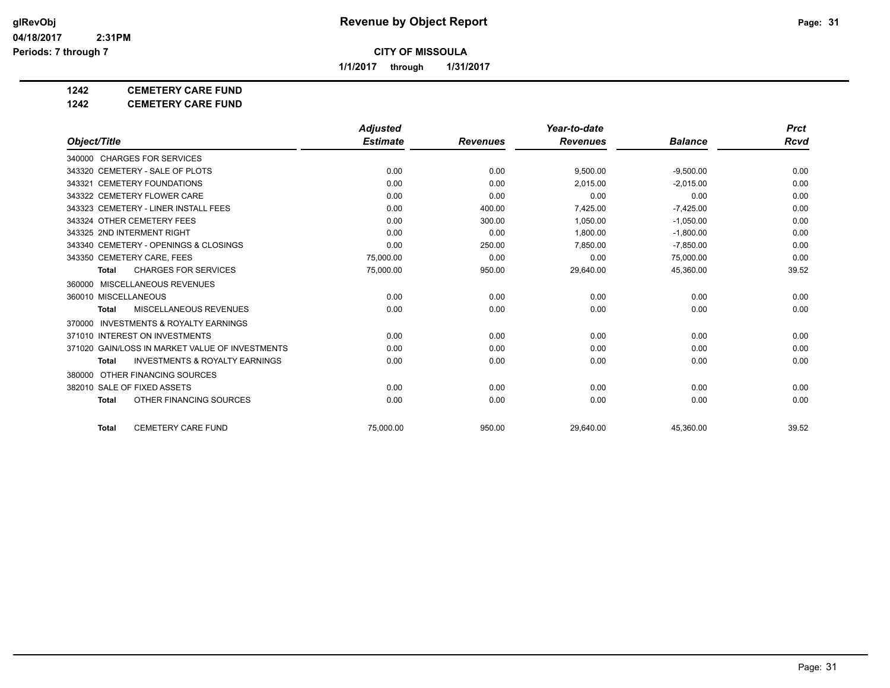# Revenue by Object Report

**CITY OF MISSOULA**

**1/1/2017 through 1/31/2017**

glRevObj
04/18/2017 2:31PM
Periods: 7 through 7

**1242 CEMETERY CARE FUND**
**1242 CEMETERY CARE FUND**

| Object/Title | Adjusted Estimate | Revenues | Year-to-date Revenues | Balance | Prct Rcvd |
|---|---|---|---|---|---|
| 340000 CHARGES FOR SERVICES | | | | | |
| 343320 CEMETERY - SALE OF PLOTS | 0.00 | 0.00 | 9,500.00 | -9,500.00 | 0.00 |
| 343321 CEMETERY FOUNDATIONS | 0.00 | 0.00 | 2,015.00 | -2,015.00 | 0.00 |
| 343322 CEMETERY FLOWER CARE | 0.00 | 0.00 | 0.00 | 0.00 | 0.00 |
| 343323 CEMETERY - LINER INSTALL FEES | 0.00 | 400.00 | 7,425.00 | -7,425.00 | 0.00 |
| 343324 OTHER CEMETERY FEES | 0.00 | 300.00 | 1,050.00 | -1,050.00 | 0.00 |
| 343325 2ND INTERMENT RIGHT | 0.00 | 0.00 | 1,800.00 | -1,800.00 | 0.00 |
| 343340 CEMETERY - OPENINGS & CLOSINGS | 0.00 | 250.00 | 7,850.00 | -7,850.00 | 0.00 |
| 343350 CEMETERY CARE, FEES | 75,000.00 | 0.00 | 0.00 | 75,000.00 | 0.00 |
| **Total** CHARGES FOR SERVICES | 75,000.00 | 950.00 | 29,640.00 | 45,360.00 | 39.52 |
| 360000 MISCELLANEOUS REVENUES | | | | | |
| 360010 MISCELLANEOUS | 0.00 | 0.00 | 0.00 | 0.00 | 0.00 |
| **Total** MISCELLANEOUS REVENUES | 0.00 | 0.00 | 0.00 | 0.00 | 0.00 |
| 370000 INVESTMENTS & ROYALTY EARNINGS | | | | | |
| 371010 INTEREST ON INVESTMENTS | 0.00 | 0.00 | 0.00 | 0.00 | 0.00 |
| 371020 GAIN/LOSS IN MARKET VALUE OF INVESTMENTS | 0.00 | 0.00 | 0.00 | 0.00 | 0.00 |
| **Total** INVESTMENTS & ROYALTY EARNINGS | 0.00 | 0.00 | 0.00 | 0.00 | 0.00 |
| 380000 OTHER FINANCING SOURCES | | | | | |
| 382010 SALE OF FIXED ASSETS | 0.00 | 0.00 | 0.00 | 0.00 | 0.00 |
| **Total** OTHER FINANCING SOURCES | 0.00 | 0.00 | 0.00 | 0.00 | 0.00 |
| **Total** CEMETERY CARE FUND | 75,000.00 | 950.00 | 29,640.00 | 45,360.00 | 39.52 |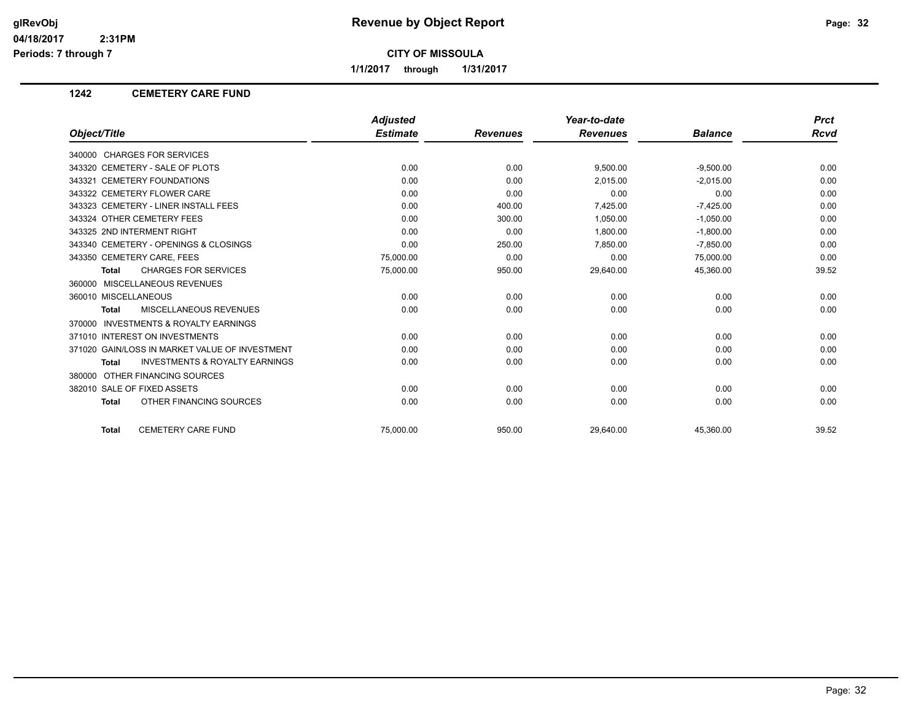**glRevObj**
**04/18/2017 2:31PM**
**Periods: 7 through 7**

# Revenue by Object Report

**CITY OF MISSOULA**

**1/1/2017 through 1/31/2017**

## 1242 CEMETERY CARE FUND

| Object/Title | Adjusted Estimate | Revenues | Year-to-date Revenues | Balance | Prct Rcvd |
|---|---|---|---|---|---|
| 340000 CHARGES FOR SERVICES | | | | | |
| 343320 CEMETERY - SALE OF PLOTS | 0.00 | 0.00 | 9,500.00 | -9,500.00 | 0.00 |
| 343321 CEMETERY FOUNDATIONS | 0.00 | 0.00 | 2,015.00 | -2,015.00 | 0.00 |
| 343322 CEMETERY FLOWER CARE | 0.00 | 0.00 | 0.00 | 0.00 | 0.00 |
| 343323 CEMETERY - LINER INSTALL FEES | 0.00 | 400.00 | 7,425.00 | -7,425.00 | 0.00 |
| 343324 OTHER CEMETERY FEES | 0.00 | 300.00 | 1,050.00 | -1,050.00 | 0.00 |
| 343325 2ND INTERMENT RIGHT | 0.00 | 0.00 | 1,800.00 | -1,800.00 | 0.00 |
| 343340 CEMETERY - OPENINGS & CLOSINGS | 0.00 | 250.00 | 7,850.00 | -7,850.00 | 0.00 |
| 343350 CEMETERY CARE, FEES | 75,000.00 | 0.00 | 0.00 | 75,000.00 | 0.00 |
| **Total** CHARGES FOR SERVICES | 75,000.00 | 950.00 | 29,640.00 | 45,360.00 | 39.52 |
| 360000 MISCELLANEOUS REVENUES | | | | | |
| 360010 MISCELLANEOUS | 0.00 | 0.00 | 0.00 | 0.00 | 0.00 |
| **Total** MISCELLANEOUS REVENUES | 0.00 | 0.00 | 0.00 | 0.00 | 0.00 |
| 370000 INVESTMENTS & ROYALTY EARNINGS | | | | | |
| 371010 INTEREST ON INVESTMENTS | 0.00 | 0.00 | 0.00 | 0.00 | 0.00 |
| 371020 GAIN/LOSS IN MARKET VALUE OF INVESTMENT | 0.00 | 0.00 | 0.00 | 0.00 | 0.00 |
| **Total** INVESTMENTS & ROYALTY EARNINGS | 0.00 | 0.00 | 0.00 | 0.00 | 0.00 |
| 380000 OTHER FINANCING SOURCES | | | | | |
| 382010 SALE OF FIXED ASSETS | 0.00 | 0.00 | 0.00 | 0.00 | 0.00 |
| **Total** OTHER FINANCING SOURCES | 0.00 | 0.00 | 0.00 | 0.00 | 0.00 |
| **Total** CEMETERY CARE FUND | 75,000.00 | 950.00 | 29,640.00 | 45,360.00 | 39.52 |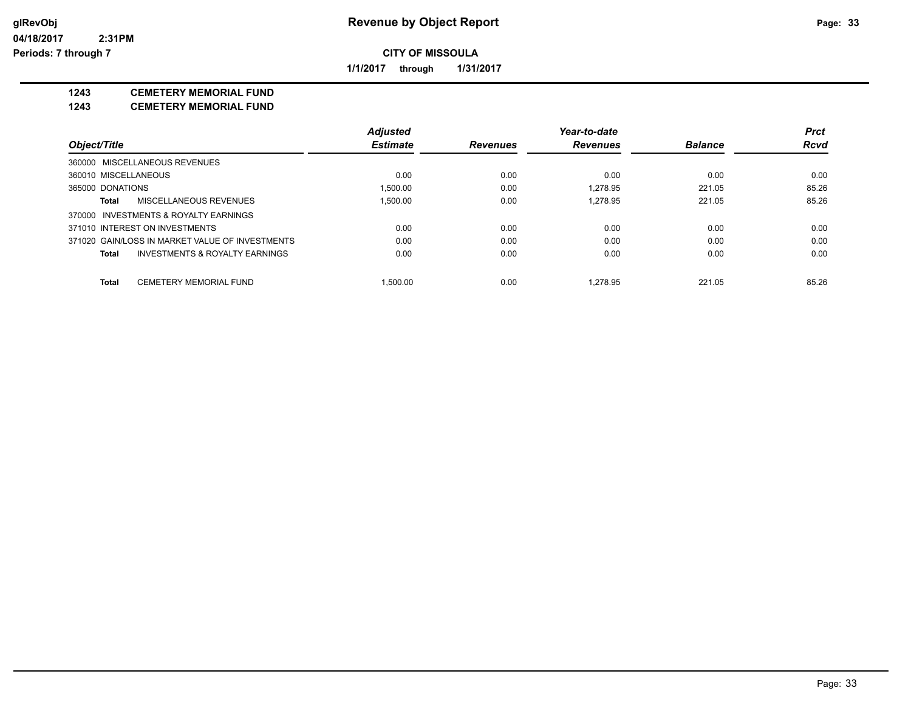# Revenue by Object Report

glRevObj
04/18/2017 2:31PM
Periods: 7 through 7

**CITY OF MISSOULA**

**1/1/2017 through 1/31/2017**

**1243 CEMETERY MEMORIAL FUND**
**1243 CEMETERY MEMORIAL FUND**

| Object/Title | Adjusted Estimate | Revenues | Year-to-date Revenues | Balance | Prct Rcvd |
|---|---|---|---|---|---|
| 360000 MISCELLANEOUS REVENUES | | | | | |
| 360010 MISCELLANEOUS | 0.00 | 0.00 | 0.00 | 0.00 | 0.00 |
| 365000 DONATIONS | 1,500.00 | 0.00 | 1,278.95 | 221.05 | 85.26 |
| **Total** MISCELLANEOUS REVENUES | 1,500.00 | 0.00 | 1,278.95 | 221.05 | 85.26 |
| 370000 INVESTMENTS & ROYALTY EARNINGS | | | | | |
| 371010 INTEREST ON INVESTMENTS | 0.00 | 0.00 | 0.00 | 0.00 | 0.00 |
| 371020 GAIN/LOSS IN MARKET VALUE OF INVESTMENTS | 0.00 | 0.00 | 0.00 | 0.00 | 0.00 |
| **Total** INVESTMENTS & ROYALTY EARNINGS | 0.00 | 0.00 | 0.00 | 0.00 | 0.00 |
| **Total** CEMETERY MEMORIAL FUND | 1,500.00 | 0.00 | 1,278.95 | 221.05 | 85.26 |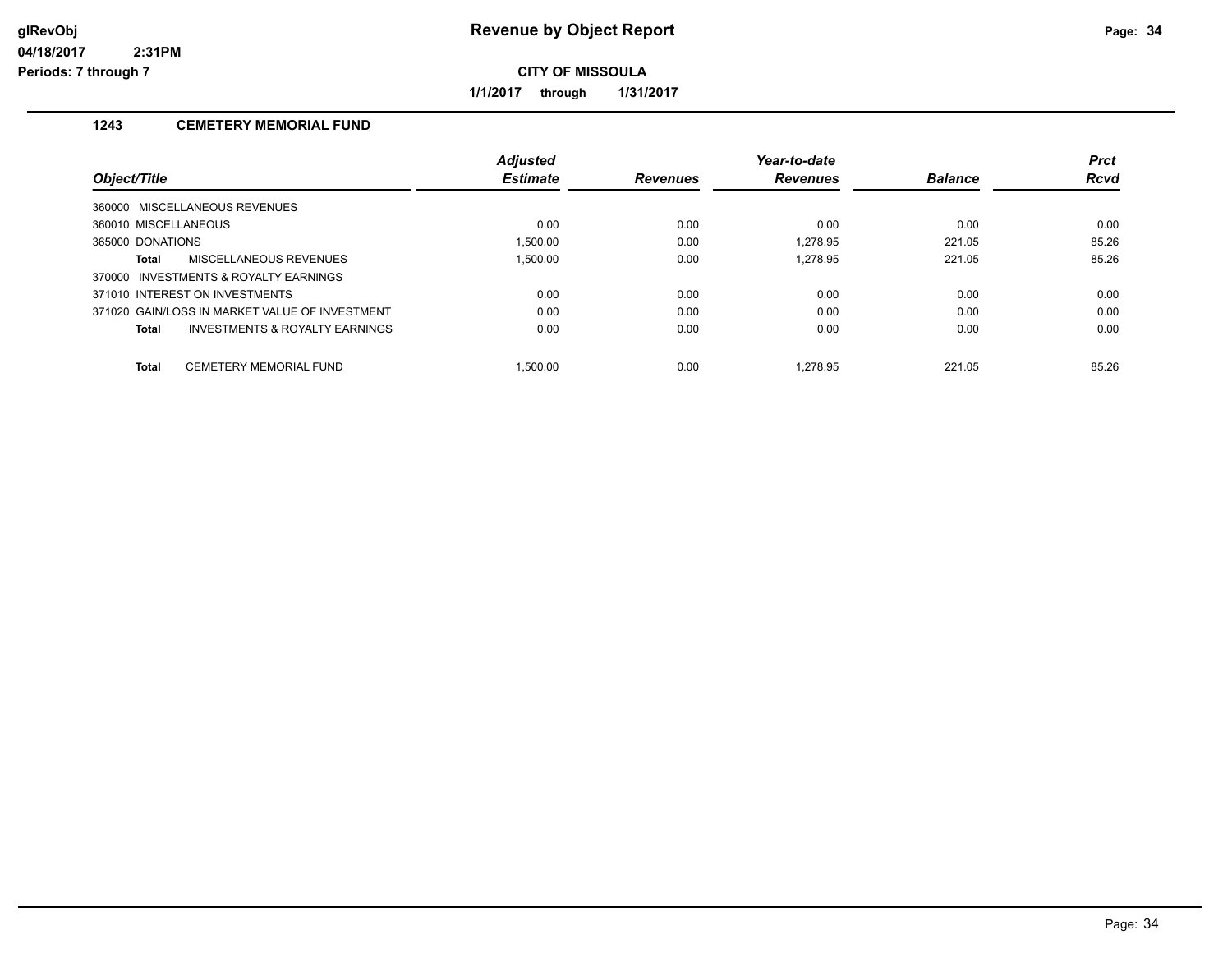# Revenue by Object Report

**CITY OF MISSOULA**

**1/1/2017 through 1/31/2017**

glRevObj
04/18/2017 2:31PM
Periods: 7 through 7

## 1243 CEMETERY MEMORIAL FUND

| Object/Title | Adjusted Estimate | Revenues | Year-to-date Revenues | Balance | Prct Rcvd |
|---|---|---|---|---|---|
| 360000 MISCELLANEOUS REVENUES | | | | | |
| 360010 MISCELLANEOUS | 0.00 | 0.00 | 0.00 | 0.00 | 0.00 |
| 365000 DONATIONS | 1,500.00 | 0.00 | 1,278.95 | 221.05 | 85.26 |
| **Total** MISCELLANEOUS REVENUES | 1,500.00 | 0.00 | 1,278.95 | 221.05 | 85.26 |
| 370000 INVESTMENTS & ROYALTY EARNINGS | | | | | |
| 371010 INTEREST ON INVESTMENTS | 0.00 | 0.00 | 0.00 | 0.00 | 0.00 |
| 371020 GAIN/LOSS IN MARKET VALUE OF INVESTMENT | 0.00 | 0.00 | 0.00 | 0.00 | 0.00 |
| **Total** INVESTMENTS & ROYALTY EARNINGS | 0.00 | 0.00 | 0.00 | 0.00 | 0.00 |
| **Total** CEMETERY MEMORIAL FUND | 1,500.00 | 0.00 | 1,278.95 | 221.05 | 85.26 |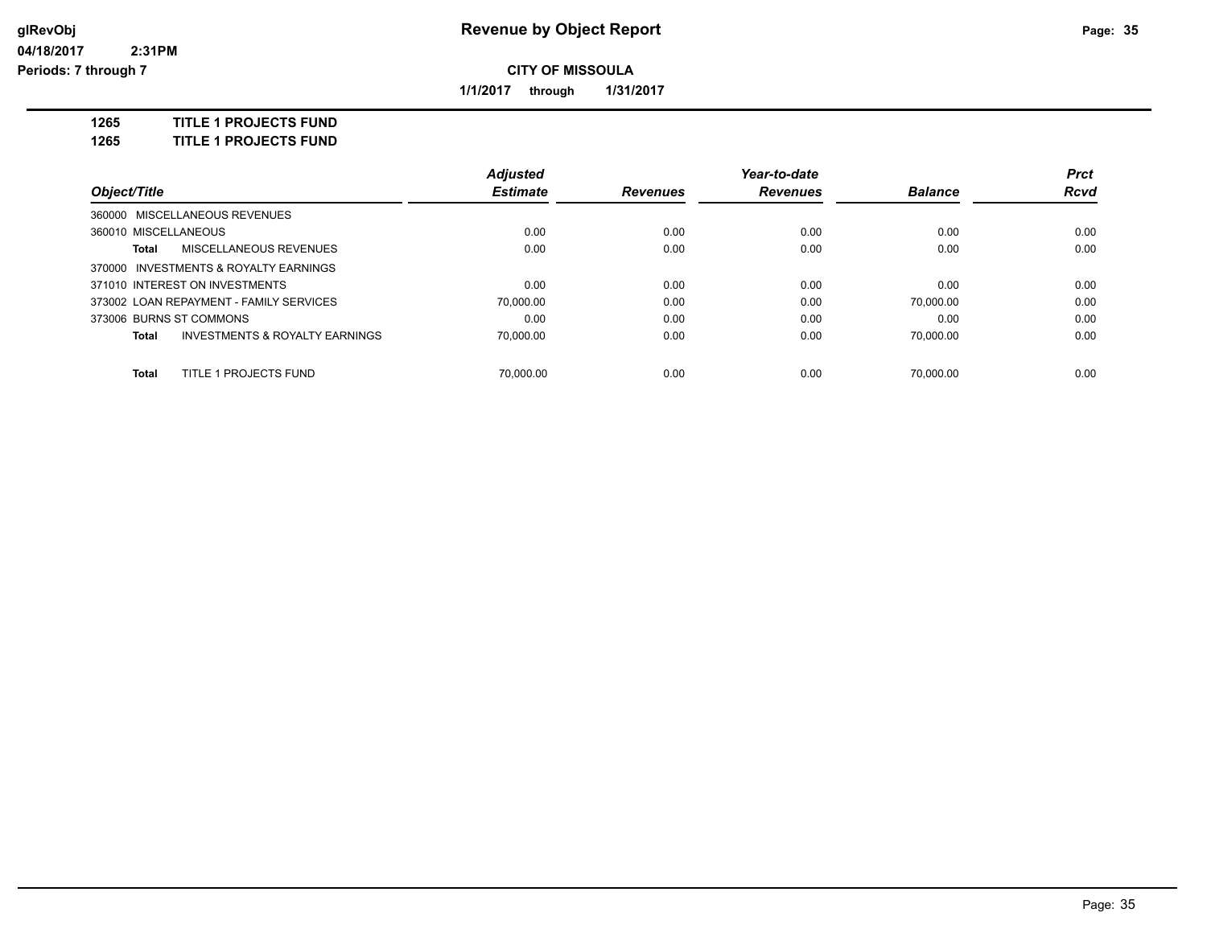**CITY OF MISSOULA**

**1/1/2017 through 1/31/2017**

**1265 TITLE 1 PROJECTS FUND**

**1265 TITLE 1 PROJECTS FUND**

| Object/Title | Adjusted Estimate | Revenues | Year-to-date Revenues | Balance | Prct Rcvd |
|---|---|---|---|---|---|
| 360000 MISCELLANEOUS REVENUES | | | | | |
| 360010 MISCELLANEOUS | 0.00 | 0.00 | 0.00 | 0.00 | 0.00 |
| **Total** MISCELLANEOUS REVENUES | 0.00 | 0.00 | 0.00 | 0.00 | 0.00 |
| 370000 INVESTMENTS & ROYALTY EARNINGS | | | | | |
| 371010 INTEREST ON INVESTMENTS | 0.00 | 0.00 | 0.00 | 0.00 | 0.00 |
| 373002 LOAN REPAYMENT - FAMILY SERVICES | 70,000.00 | 0.00 | 0.00 | 70,000.00 | 0.00 |
| 373006 BURNS ST COMMONS | 0.00 | 0.00 | 0.00 | 0.00 | 0.00 |
| **Total** INVESTMENTS & ROYALTY EARNINGS | 70,000.00 | 0.00 | 0.00 | 70,000.00 | 0.00 |
| **Total** TITLE 1 PROJECTS FUND | 70,000.00 | 0.00 | 0.00 | 70,000.00 | 0.00 |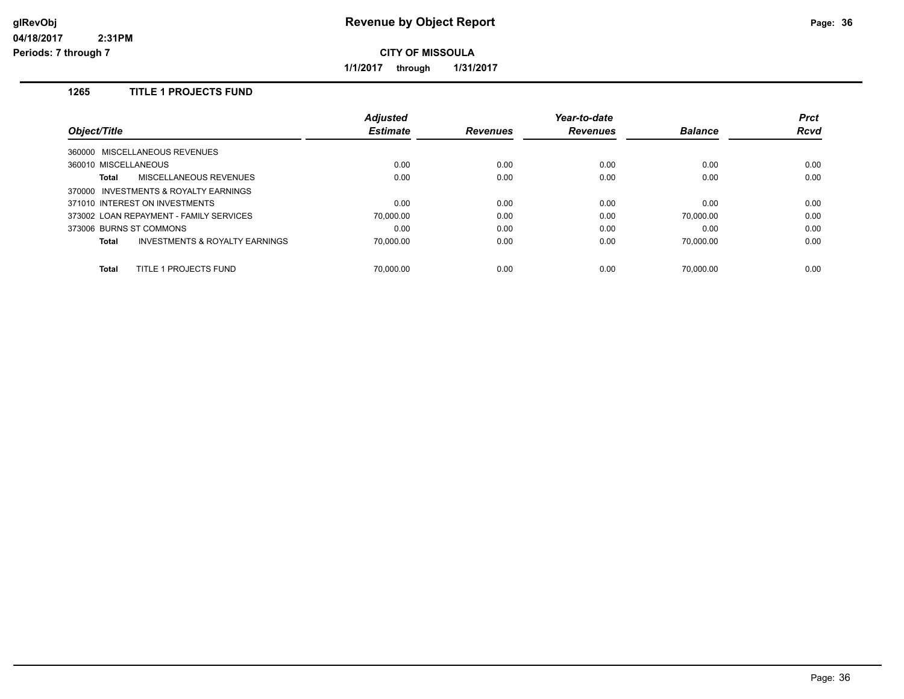# Revenue by Object Report

glRevObj
04/18/2017 2:31PM
Periods: 7 through 7

**CITY OF MISSOULA**

**1/1/2017 through 1/31/2017**

## 1265 TITLE 1 PROJECTS FUND

| Object/Title | Adjusted Estimate | Revenues | Year-to-date Revenues | Balance | Prct Rcvd |
|---|---|---|---|---|---|
| 360000 MISCELLANEOUS REVENUES | | | | | |
| 360010 MISCELLANEOUS | 0.00 | 0.00 | 0.00 | 0.00 | 0.00 |
| **Total** MISCELLANEOUS REVENUES | 0.00 | 0.00 | 0.00 | 0.00 | 0.00 |
| 370000 INVESTMENTS & ROYALTY EARNINGS | | | | | |
| 371010 INTEREST ON INVESTMENTS | 0.00 | 0.00 | 0.00 | 0.00 | 0.00 |
| 373002 LOAN REPAYMENT - FAMILY SERVICES | 70,000.00 | 0.00 | 0.00 | 70,000.00 | 0.00 |
| 373006 BURNS ST COMMONS | 0.00 | 0.00 | 0.00 | 0.00 | 0.00 |
| **Total** INVESTMENTS & ROYALTY EARNINGS | 70,000.00 | 0.00 | 0.00 | 70,000.00 | 0.00 |
| **Total** TITLE 1 PROJECTS FUND | 70,000.00 | 0.00 | 0.00 | 70,000.00 | 0.00 |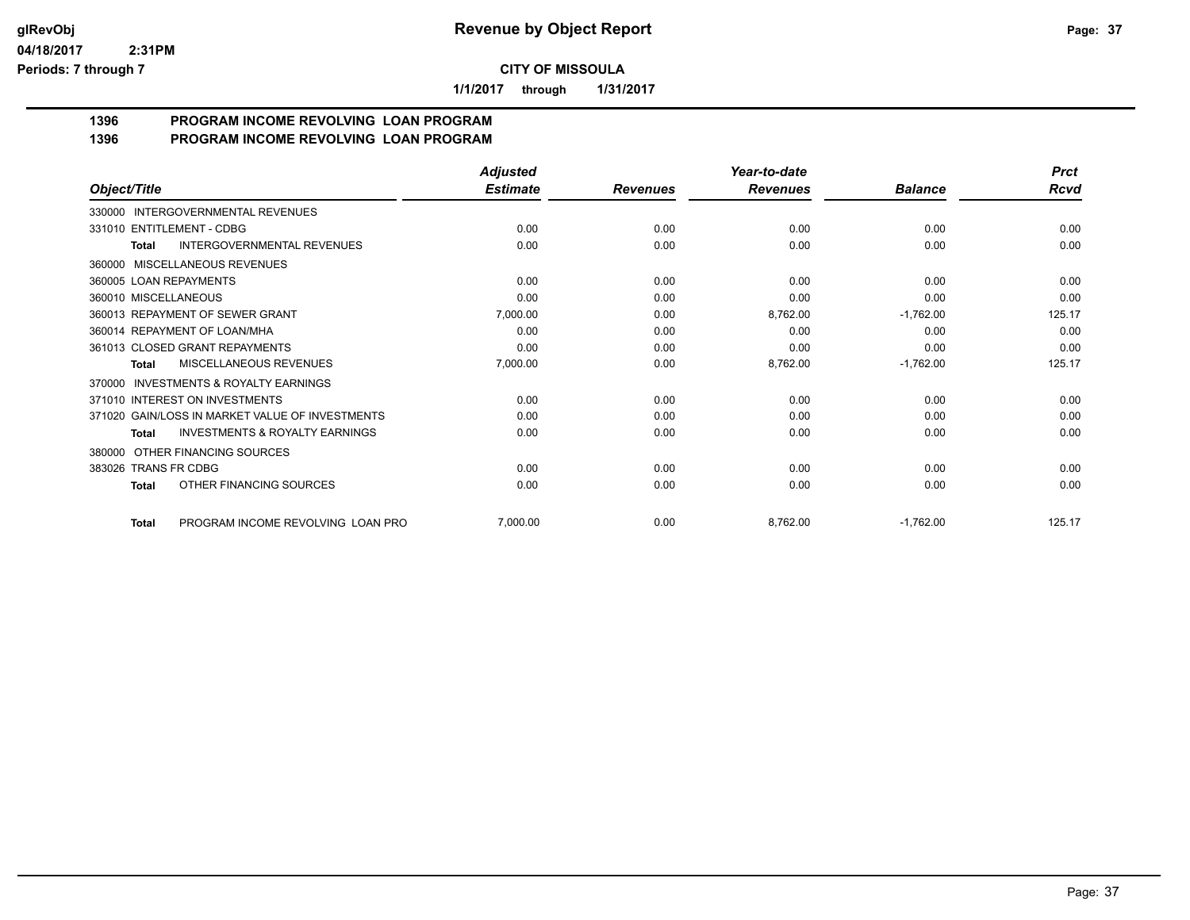# Revenue by Object Report

glRevObj
04/18/2017 2:31PM
Periods: 7 through 7

**CITY OF MISSOULA**

**1/1/2017 through 1/31/2017**

## 1396 PROGRAM INCOME REVOLVING LOAN PROGRAM
## 1396 PROGRAM INCOME REVOLVING LOAN PROGRAM

| Object/Title | Adjusted Estimate | Revenues | Year-to-date Revenues | Balance | Prct Rcvd |
|---|---|---|---|---|---|
| 330000 INTERGOVERNMENTAL REVENUES | | | | | |
| 331010 ENTITLEMENT - CDBG | 0.00 | 0.00 | 0.00 | 0.00 | 0.00 |
| **Total** INTERGOVERNMENTAL REVENUES | 0.00 | 0.00 | 0.00 | 0.00 | 0.00 |
| 360000 MISCELLANEOUS REVENUES | | | | | |
| 360005 LOAN REPAYMENTS | 0.00 | 0.00 | 0.00 | 0.00 | 0.00 |
| 360010 MISCELLANEOUS | 0.00 | 0.00 | 0.00 | 0.00 | 0.00 |
| 360013 REPAYMENT OF SEWER GRANT | 7,000.00 | 0.00 | 8,762.00 | -1,762.00 | 125.17 |
| 360014 REPAYMENT OF LOAN/MHA | 0.00 | 0.00 | 0.00 | 0.00 | 0.00 |
| 361013 CLOSED GRANT REPAYMENTS | 0.00 | 0.00 | 0.00 | 0.00 | 0.00 |
| **Total** MISCELLANEOUS REVENUES | 7,000.00 | 0.00 | 8,762.00 | -1,762.00 | 125.17 |
| 370000 INVESTMENTS & ROYALTY EARNINGS | | | | | |
| 371010 INTEREST ON INVESTMENTS | 0.00 | 0.00 | 0.00 | 0.00 | 0.00 |
| 371020 GAIN/LOSS IN MARKET VALUE OF INVESTMENTS | 0.00 | 0.00 | 0.00 | 0.00 | 0.00 |
| **Total** INVESTMENTS & ROYALTY EARNINGS | 0.00 | 0.00 | 0.00 | 0.00 | 0.00 |
| 380000 OTHER FINANCING SOURCES | | | | | |
| 383026 TRANS FR CDBG | 0.00 | 0.00 | 0.00 | 0.00 | 0.00 |
| **Total** OTHER FINANCING SOURCES | 0.00 | 0.00 | 0.00 | 0.00 | 0.00 |
| **Total** PROGRAM INCOME REVOLVING LOAN PRO | 7,000.00 | 0.00 | 8,762.00 | -1,762.00 | 125.17 |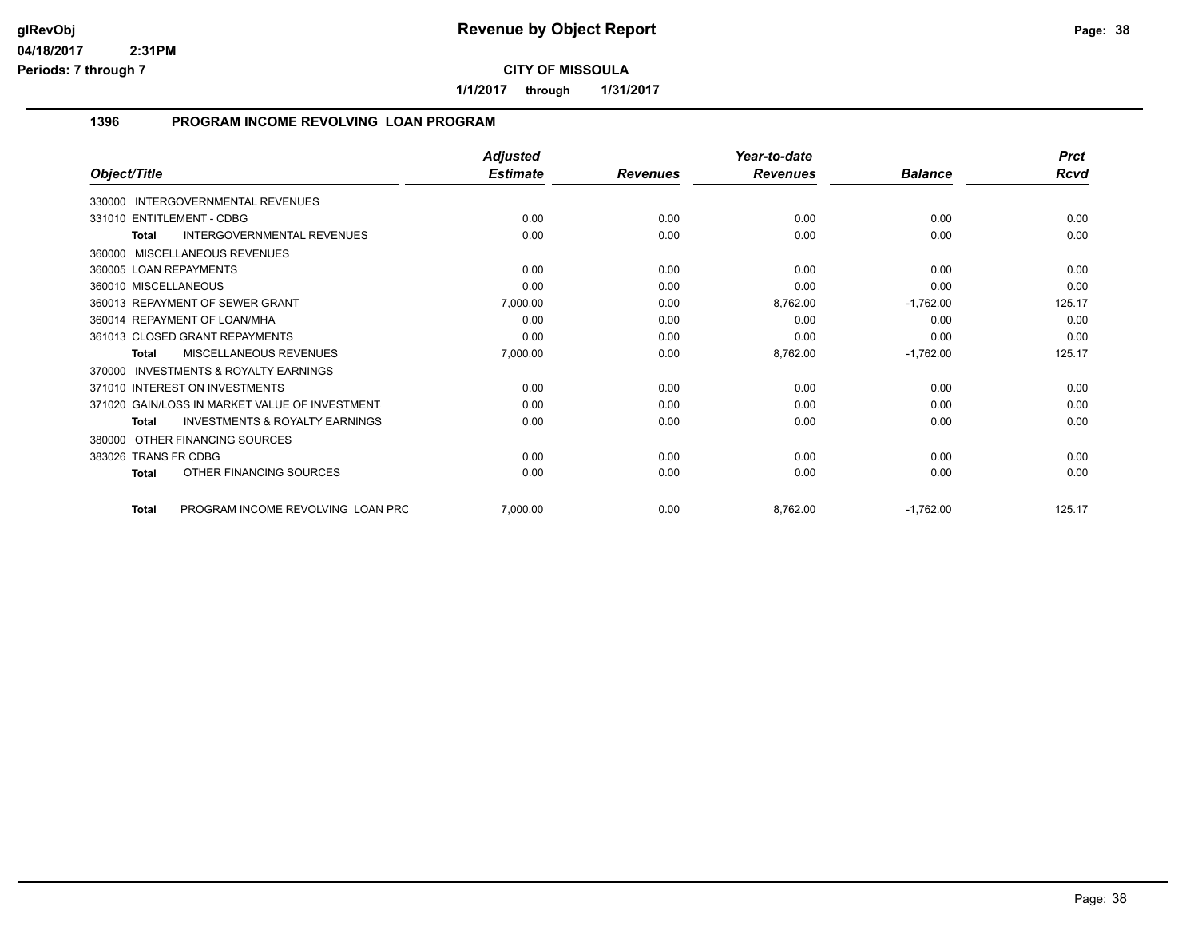**Revenue by Object Report**

**CITY OF MISSOULA**

**1/1/2017 through 1/31/2017**

glRevObj
04/18/2017 2:31PM
Periods: 7 through 7

## 1396 PROGRAM INCOME REVOLVING LOAN PROGRAM

| Object/Title | Adjusted Estimate | Revenues | Year-to-date Revenues | Balance | Prct Rcvd |
|---|---|---|---|---|---|
| 330000 INTERGOVERNMENTAL REVENUES | | | | | |
| 331010 ENTITLEMENT - CDBG | 0.00 | 0.00 | 0.00 | 0.00 | 0.00 |
| **Total** INTERGOVERNMENTAL REVENUES | 0.00 | 0.00 | 0.00 | 0.00 | 0.00 |
| 360000 MISCELLANEOUS REVENUES | | | | | |
| 360005 LOAN REPAYMENTS | 0.00 | 0.00 | 0.00 | 0.00 | 0.00 |
| 360010 MISCELLANEOUS | 0.00 | 0.00 | 0.00 | 0.00 | 0.00 |
| 360013 REPAYMENT OF SEWER GRANT | 7,000.00 | 0.00 | 8,762.00 | -1,762.00 | 125.17 |
| 360014 REPAYMENT OF LOAN/MHA | 0.00 | 0.00 | 0.00 | 0.00 | 0.00 |
| 361013 CLOSED GRANT REPAYMENTS | 0.00 | 0.00 | 0.00 | 0.00 | 0.00 |
| **Total** MISCELLANEOUS REVENUES | 7,000.00 | 0.00 | 8,762.00 | -1,762.00 | 125.17 |
| 370000 INVESTMENTS & ROYALTY EARNINGS | | | | | |
| 371010 INTEREST ON INVESTMENTS | 0.00 | 0.00 | 0.00 | 0.00 | 0.00 |
| 371020 GAIN/LOSS IN MARKET VALUE OF INVESTMENT | 0.00 | 0.00 | 0.00 | 0.00 | 0.00 |
| **Total** INVESTMENTS & ROYALTY EARNINGS | 0.00 | 0.00 | 0.00 | 0.00 | 0.00 |
| 380000 OTHER FINANCING SOURCES | | | | | |
| 383026 TRANS FR CDBG | 0.00 | 0.00 | 0.00 | 0.00 | 0.00 |
| **Total** OTHER FINANCING SOURCES | 0.00 | 0.00 | 0.00 | 0.00 | 0.00 |
| **Total** PROGRAM INCOME REVOLVING LOAN PRC | 7,000.00 | 0.00 | 8,762.00 | -1,762.00 | 125.17 |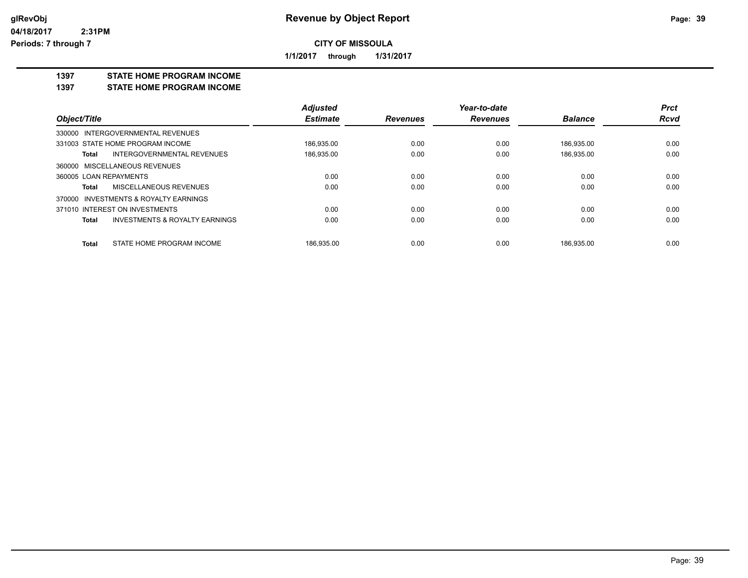# Revenue by Object Report

glRevObj
04/18/2017 2:31PM
Periods: 7 through 7

**CITY OF MISSOULA**

**1/1/2017 through 1/31/2017**

## 1397 STATE HOME PROGRAM INCOME
## 1397 STATE HOME PROGRAM INCOME

| Object/Title | Adjusted Estimate | Revenues | Year-to-date Revenues | Balance | Prct Rcvd |
|---|---|---|---|---|---|
| 330000 INTERGOVERNMENTAL REVENUES | | | | | |
| 331003 STATE HOME PROGRAM INCOME | 186,935.00 | 0.00 | 0.00 | 186,935.00 | 0.00 |
| **Total** INTERGOVERNMENTAL REVENUES | 186,935.00 | 0.00 | 0.00 | 186,935.00 | 0.00 |
| 360000 MISCELLANEOUS REVENUES | | | | | |
| 360005 LOAN REPAYMENTS | 0.00 | 0.00 | 0.00 | 0.00 | 0.00 |
| **Total** MISCELLANEOUS REVENUES | 0.00 | 0.00 | 0.00 | 0.00 | 0.00 |
| 370000 INVESTMENTS & ROYALTY EARNINGS | | | | | |
| 371010 INTEREST ON INVESTMENTS | 0.00 | 0.00 | 0.00 | 0.00 | 0.00 |
| **Total** INVESTMENTS & ROYALTY EARNINGS | 0.00 | 0.00 | 0.00 | 0.00 | 0.00 |
| **Total** STATE HOME PROGRAM INCOME | 186,935.00 | 0.00 | 0.00 | 186,935.00 | 0.00 |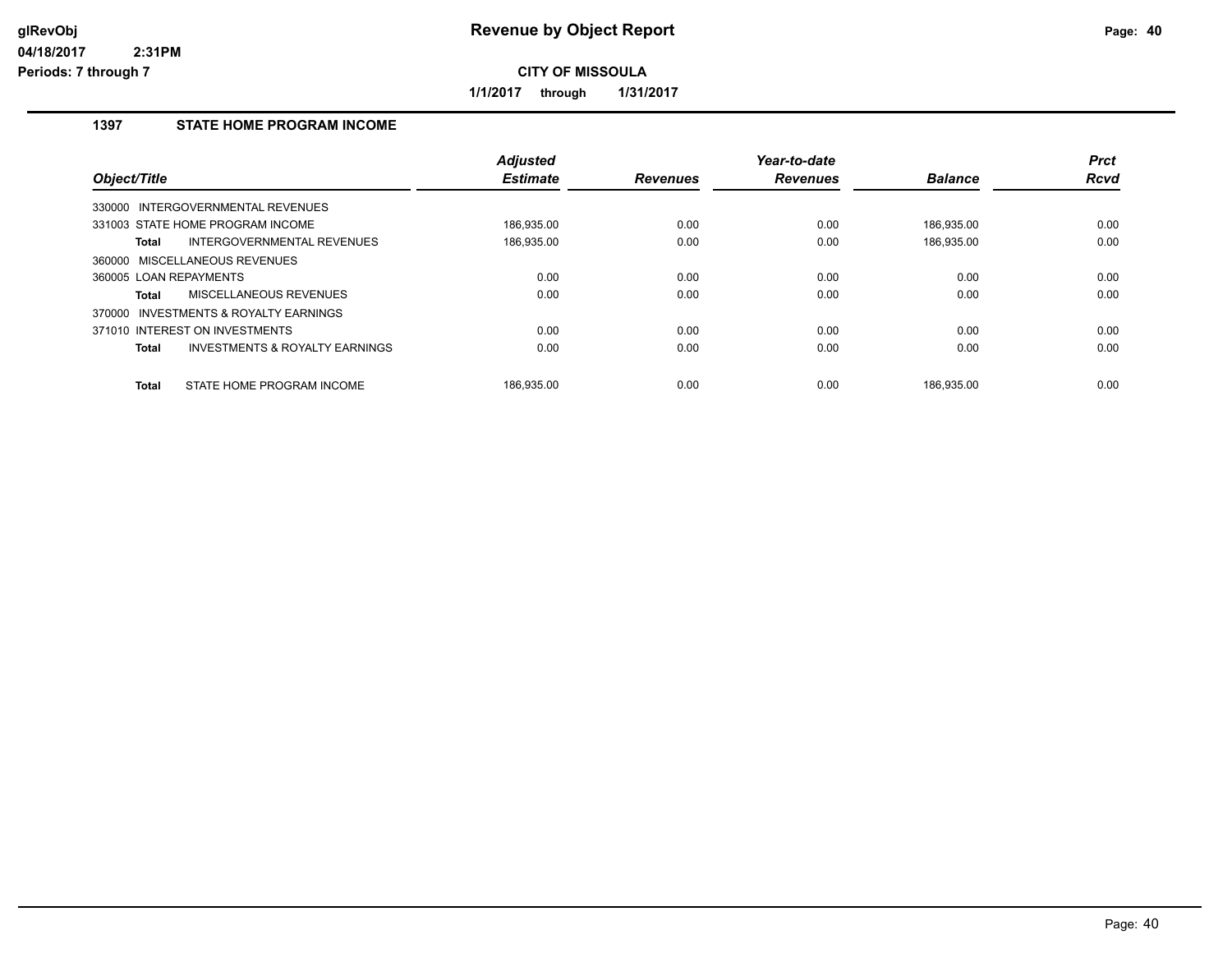# Revenue by Object Report

**CITY OF MISSOULA**

**1/1/2017 through 1/31/2017**

## 1397 STATE HOME PROGRAM INCOME

| Object/Title | Adjusted Estimate | Revenues | Year-to-date Revenues | Balance | Prct Rcvd |
|---|---|---|---|---|---|
| 330000 INTERGOVERNMENTAL REVENUES | | | | | |
| 331003 STATE HOME PROGRAM INCOME | 186,935.00 | 0.00 | 0.00 | 186,935.00 | 0.00 |
| **Total** INTERGOVERNMENTAL REVENUES | 186,935.00 | 0.00 | 0.00 | 186,935.00 | 0.00 |
| 360000 MISCELLANEOUS REVENUES | | | | | |
| 360005 LOAN REPAYMENTS | 0.00 | 0.00 | 0.00 | 0.00 | 0.00 |
| **Total** MISCELLANEOUS REVENUES | 0.00 | 0.00 | 0.00 | 0.00 | 0.00 |
| 370000 INVESTMENTS & ROYALTY EARNINGS | | | | | |
| 371010 INTEREST ON INVESTMENTS | 0.00 | 0.00 | 0.00 | 0.00 | 0.00 |
| **Total** INVESTMENTS & ROYALTY EARNINGS | 0.00 | 0.00 | 0.00 | 0.00 | 0.00 |
| **Total** STATE HOME PROGRAM INCOME | 186,935.00 | 0.00 | 0.00 | 186,935.00 | 0.00 |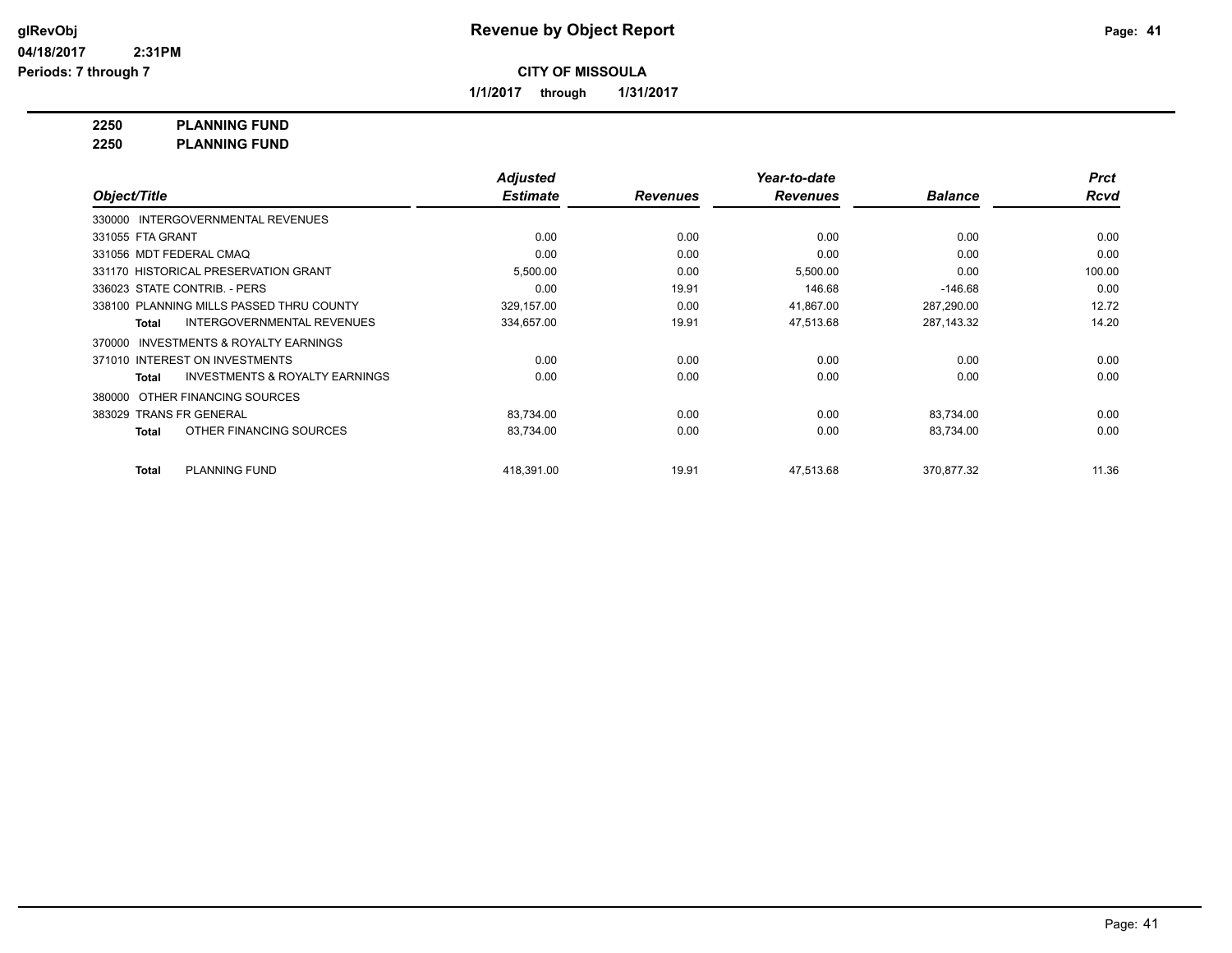**glRevObj**
**04/18/2017 2:31PM**
**Periods: 7 through 7**

# Revenue by Object Report

**CITY OF MISSOULA**

**1/1/2017 through 1/31/2017**

**2250 PLANNING FUND**
**2250 PLANNING FUND**

| Object/Title | Adjusted Estimate | Revenues | Year-to-date Revenues | Balance | Prct Rcvd |
|---|---|---|---|---|---|
| 330000 INTERGOVERNMENTAL REVENUES | | | | | |
| 331055 FTA GRANT | 0.00 | 0.00 | 0.00 | 0.00 | 0.00 |
| 331056 MDT FEDERAL CMAQ | 0.00 | 0.00 | 0.00 | 0.00 | 0.00 |
| 331170 HISTORICAL PRESERVATION GRANT | 5,500.00 | 0.00 | 5,500.00 | 0.00 | 100.00 |
| 336023 STATE CONTRIB. - PERS | 0.00 | 19.91 | 146.68 | -146.68 | 0.00 |
| 338100 PLANNING MILLS PASSED THRU COUNTY | 329,157.00 | 0.00 | 41,867.00 | 287,290.00 | 12.72 |
| **Total** INTERGOVERNMENTAL REVENUES | 334,657.00 | 19.91 | 47,513.68 | 287,143.32 | 14.20 |
| 370000 INVESTMENTS & ROYALTY EARNINGS | | | | | |
| 371010 INTEREST ON INVESTMENTS | 0.00 | 0.00 | 0.00 | 0.00 | 0.00 |
| **Total** INVESTMENTS & ROYALTY EARNINGS | 0.00 | 0.00 | 0.00 | 0.00 | 0.00 |
| 380000 OTHER FINANCING SOURCES | | | | | |
| 383029 TRANS FR GENERAL | 83,734.00 | 0.00 | 0.00 | 83,734.00 | 0.00 |
| **Total** OTHER FINANCING SOURCES | 83,734.00 | 0.00 | 0.00 | 83,734.00 | 0.00 |
| **Total** PLANNING FUND | 418,391.00 | 19.91 | 47,513.68 | 370,877.32 | 11.36 |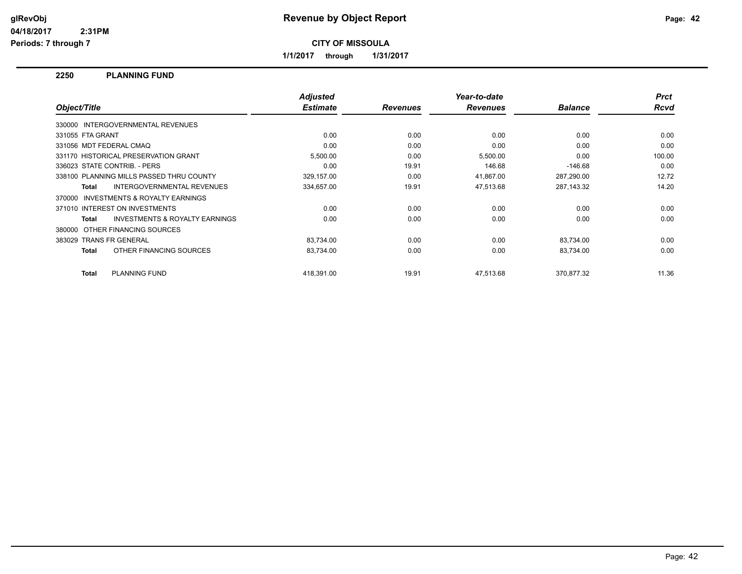# Revenue by Object Report

glRevObj
04/18/2017 2:31PM
Periods: 7 through 7

**CITY OF MISSOULA**

**1/1/2017 through 1/31/2017**

## 2250 PLANNING FUND

| Object/Title | Adjusted Estimate | Revenues | Year-to-date Revenues | Balance | Prct Rcvd |
|---|---|---|---|---|---|
| 330000 INTERGOVERNMENTAL REVENUES | | | | | |
| 331055 FTA GRANT | 0.00 | 0.00 | 0.00 | 0.00 | 0.00 |
| 331056 MDT FEDERAL CMAQ | 0.00 | 0.00 | 0.00 | 0.00 | 0.00 |
| 331170 HISTORICAL PRESERVATION GRANT | 5,500.00 | 0.00 | 5,500.00 | 0.00 | 100.00 |
| 336023 STATE CONTRIB. - PERS | 0.00 | 19.91 | 146.68 | -146.68 | 0.00 |
| 338100 PLANNING MILLS PASSED THRU COUNTY | 329,157.00 | 0.00 | 41,867.00 | 287,290.00 | 12.72 |
| **Total** INTERGOVERNMENTAL REVENUES | 334,657.00 | 19.91 | 47,513.68 | 287,143.32 | 14.20 |
| 370000 INVESTMENTS & ROYALTY EARNINGS | | | | | |
| 371010 INTEREST ON INVESTMENTS | 0.00 | 0.00 | 0.00 | 0.00 | 0.00 |
| **Total** INVESTMENTS & ROYALTY EARNINGS | 0.00 | 0.00 | 0.00 | 0.00 | 0.00 |
| 380000 OTHER FINANCING SOURCES | | | | | |
| 383029 TRANS FR GENERAL | 83,734.00 | 0.00 | 0.00 | 83,734.00 | 0.00 |
| **Total** OTHER FINANCING SOURCES | 83,734.00 | 0.00 | 0.00 | 83,734.00 | 0.00 |
| **Total** PLANNING FUND | 418,391.00 | 19.91 | 47,513.68 | 370,877.32 | 11.36 |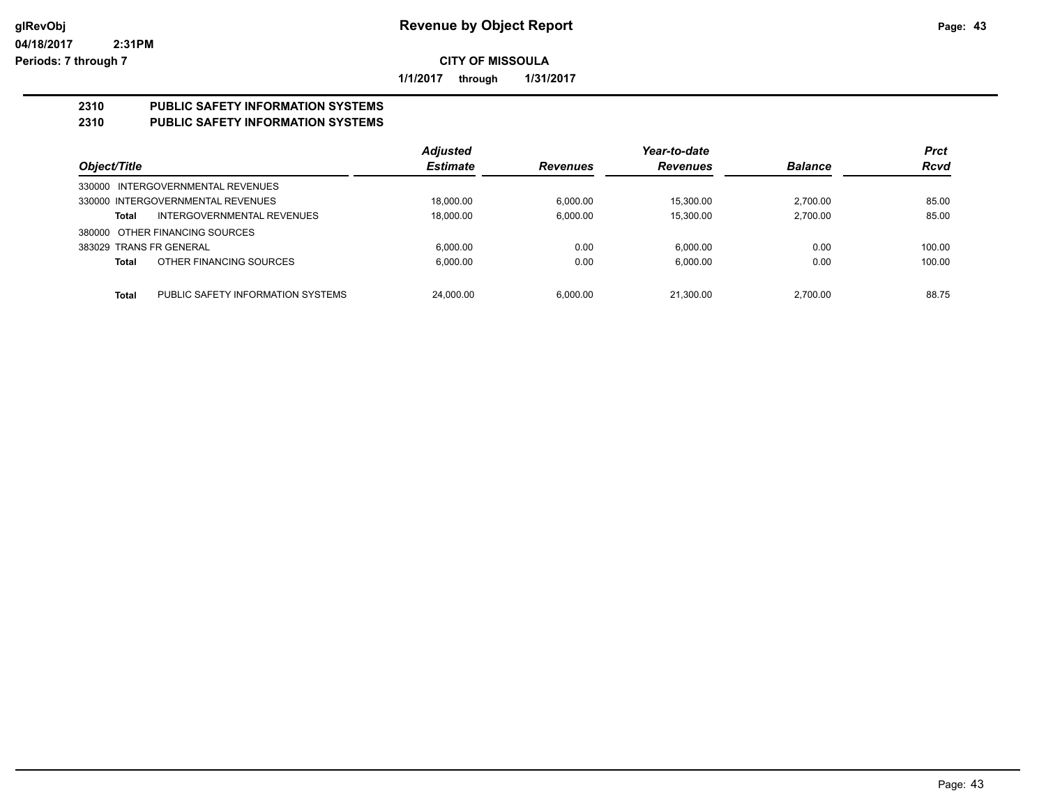**glRevObj** **Revenue by Object Report**

**04/18/2017 2:31PM**

**Periods: 7 through 7**

**CITY OF MISSOULA**

**1/1/2017 through 1/31/2017**

**2310 PUBLIC SAFETY INFORMATION SYSTEMS**
**2310 PUBLIC SAFETY INFORMATION SYSTEMS**

| Object/Title | Adjusted Estimate | Revenues | Year-to-date Revenues | Balance | Prct Rcvd |
|---|---|---|---|---|---|
| 330000 INTERGOVERNMENTAL REVENUES | | | | | |
| 330000 INTERGOVERNMENTAL REVENUES | 18,000.00 | 6,000.00 | 15,300.00 | 2,700.00 | 85.00 |
| **Total** INTERGOVERNMENTAL REVENUES | 18,000.00 | 6,000.00 | 15,300.00 | 2,700.00 | 85.00 |
| 380000 OTHER FINANCING SOURCES | | | | | |
| 383029 TRANS FR GENERAL | 6,000.00 | 0.00 | 6,000.00 | 0.00 | 100.00 |
| **Total** OTHER FINANCING SOURCES | 6,000.00 | 0.00 | 6,000.00 | 0.00 | 100.00 |
| **Total** PUBLIC SAFETY INFORMATION SYSTEMS | 24,000.00 | 6,000.00 | 21,300.00 | 2,700.00 | 88.75 |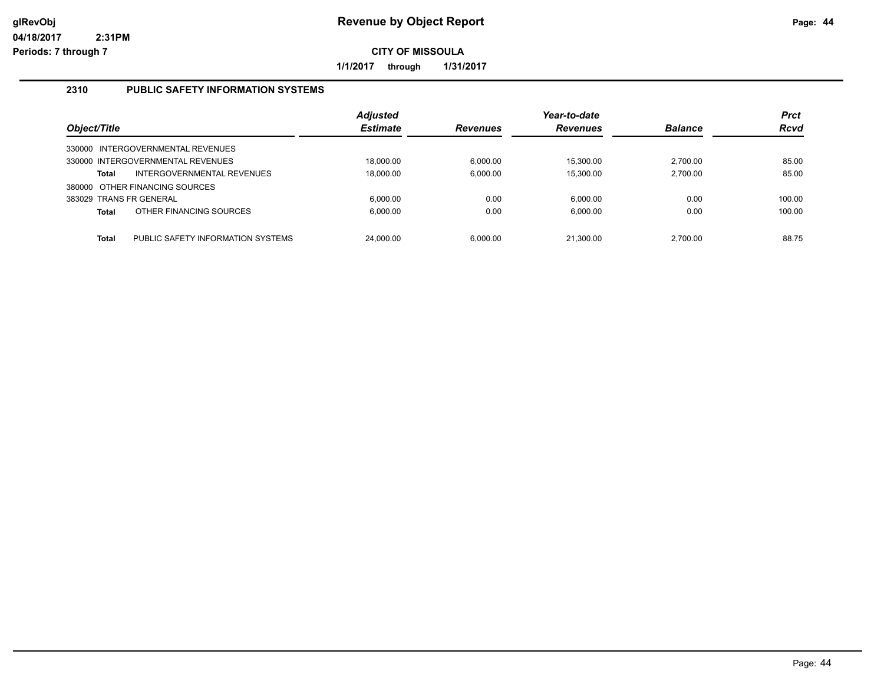# Revenue by Object Report

glRevObj
04/18/2017 2:31PM
Periods: 7 through 7

**CITY OF MISSOULA**

**1/1/2017 through 1/31/2017**

## 2310 PUBLIC SAFETY INFORMATION SYSTEMS

| Object/Title | Adjusted Estimate | Revenues | Year-to-date Revenues | Balance | Prct Rcvd |
|---|---|---|---|---|---|
| 330000 INTERGOVERNMENTAL REVENUES | | | | | |
| 330000 INTERGOVERNMENTAL REVENUES | 18,000.00 | 6,000.00 | 15,300.00 | 2,700.00 | 85.00 |
| **Total** INTERGOVERNMENTAL REVENUES | 18,000.00 | 6,000.00 | 15,300.00 | 2,700.00 | 85.00 |
| 380000 OTHER FINANCING SOURCES | | | | | |
| 383029 TRANS FR GENERAL | 6,000.00 | 0.00 | 6,000.00 | 0.00 | 100.00 |
| **Total** OTHER FINANCING SOURCES | 6,000.00 | 0.00 | 6,000.00 | 0.00 | 100.00 |
| **Total** PUBLIC SAFETY INFORMATION SYSTEMS | 24,000.00 | 6,000.00 | 21,300.00 | 2,700.00 | 88.75 |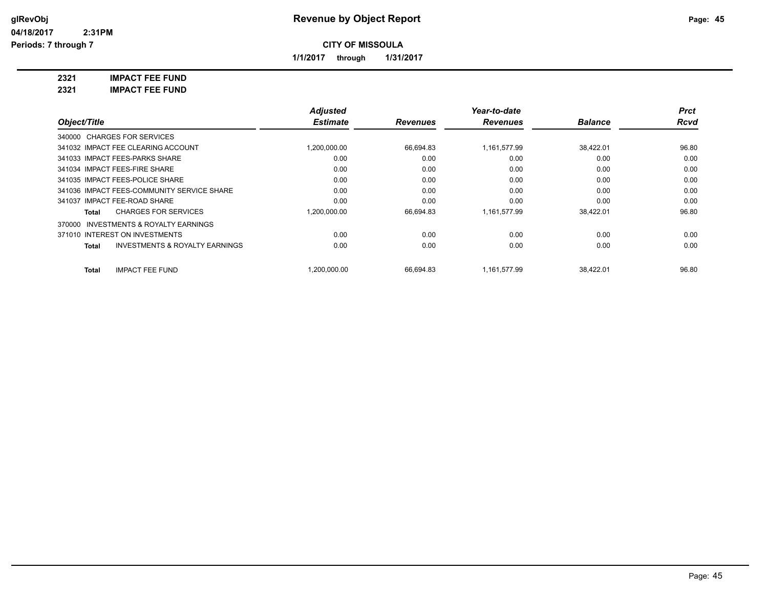**glRevObj**
**04/18/2017 2:31PM**
**Periods: 7 through 7**

# Revenue by Object Report

**CITY OF MISSOULA**

**1/1/2017 through 1/31/2017**

**2321 IMPACT FEE FUND**
**2321 IMPACT FEE FUND**

| Object/Title | Adjusted Estimate | Revenues | Year-to-date Revenues | Balance | Prct Rcvd |
|---|---|---|---|---|---|
| 340000 CHARGES FOR SERVICES | | | | | |
| 341032 IMPACT FEE CLEARING ACCOUNT | 1,200,000.00 | 66,694.83 | 1,161,577.99 | 38,422.01 | 96.80 |
| 341033 IMPACT FEES-PARKS SHARE | 0.00 | 0.00 | 0.00 | 0.00 | 0.00 |
| 341034 IMPACT FEES-FIRE SHARE | 0.00 | 0.00 | 0.00 | 0.00 | 0.00 |
| 341035 IMPACT FEES-POLICE SHARE | 0.00 | 0.00 | 0.00 | 0.00 | 0.00 |
| 341036 IMPACT FEES-COMMUNITY SERVICE SHARE | 0.00 | 0.00 | 0.00 | 0.00 | 0.00 |
| 341037 IMPACT FEE-ROAD SHARE | 0.00 | 0.00 | 0.00 | 0.00 | 0.00 |
| **Total** CHARGES FOR SERVICES | 1,200,000.00 | 66,694.83 | 1,161,577.99 | 38,422.01 | 96.80 |
| 370000 INVESTMENTS & ROYALTY EARNINGS | | | | | |
| 371010 INTEREST ON INVESTMENTS | 0.00 | 0.00 | 0.00 | 0.00 | 0.00 |
| **Total** INVESTMENTS & ROYALTY EARNINGS | 0.00 | 0.00 | 0.00 | 0.00 | 0.00 |
| **Total** IMPACT FEE FUND | 1,200,000.00 | 66,694.83 | 1,161,577.99 | 38,422.01 | 96.80 |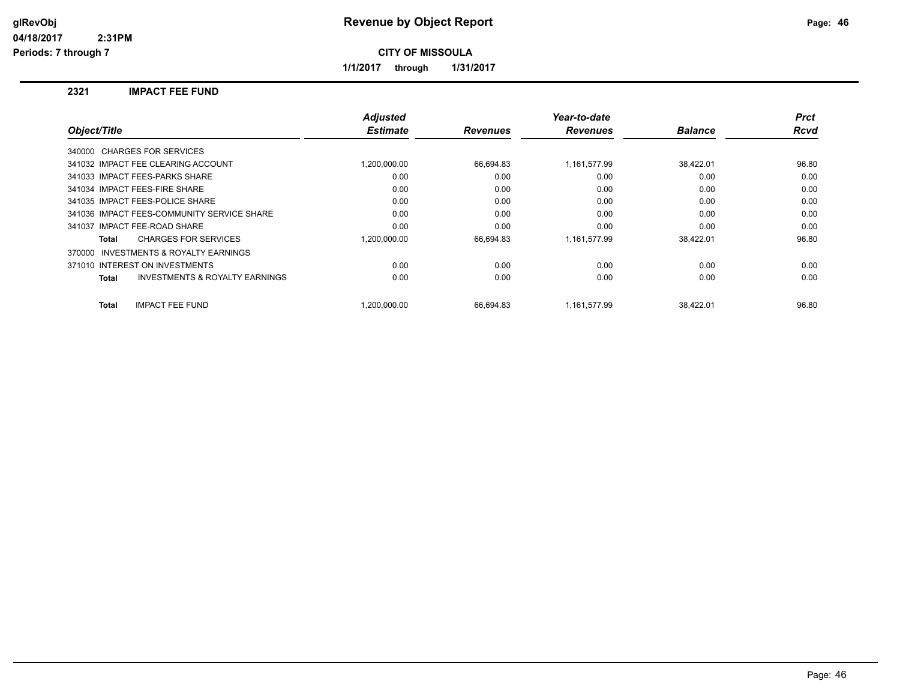# Revenue by Object Report

glRevObj
04/18/2017 2:31PM
Periods: 7 through 7

**CITY OF MISSOULA**

**1/1/2017 through 1/31/2017**

## 2321 IMPACT FEE FUND

| Object/Title | Adjusted Estimate | Revenues | Year-to-date Revenues | Balance | Prct Rcvd |
|---|---|---|---|---|---|
| 340000 CHARGES FOR SERVICES | | | | | |
| 341032 IMPACT FEE CLEARING ACCOUNT | 1,200,000.00 | 66,694.83 | 1,161,577.99 | 38,422.01 | 96.80 |
| 341033 IMPACT FEES-PARKS SHARE | 0.00 | 0.00 | 0.00 | 0.00 | 0.00 |
| 341034 IMPACT FEES-FIRE SHARE | 0.00 | 0.00 | 0.00 | 0.00 | 0.00 |
| 341035 IMPACT FEES-POLICE SHARE | 0.00 | 0.00 | 0.00 | 0.00 | 0.00 |
| 341036 IMPACT FEES-COMMUNITY SERVICE SHARE | 0.00 | 0.00 | 0.00 | 0.00 | 0.00 |
| 341037 IMPACT FEE-ROAD SHARE | 0.00 | 0.00 | 0.00 | 0.00 | 0.00 |
| **Total** CHARGES FOR SERVICES | 1,200,000.00 | 66,694.83 | 1,161,577.99 | 38,422.01 | 96.80 |
| 370000 INVESTMENTS & ROYALTY EARNINGS | | | | | |
| 371010 INTEREST ON INVESTMENTS | 0.00 | 0.00 | 0.00 | 0.00 | 0.00 |
| **Total** INVESTMENTS & ROYALTY EARNINGS | 0.00 | 0.00 | 0.00 | 0.00 | 0.00 |
| **Total** IMPACT FEE FUND | 1,200,000.00 | 66,694.83 | 1,161,577.99 | 38,422.01 | 96.80 |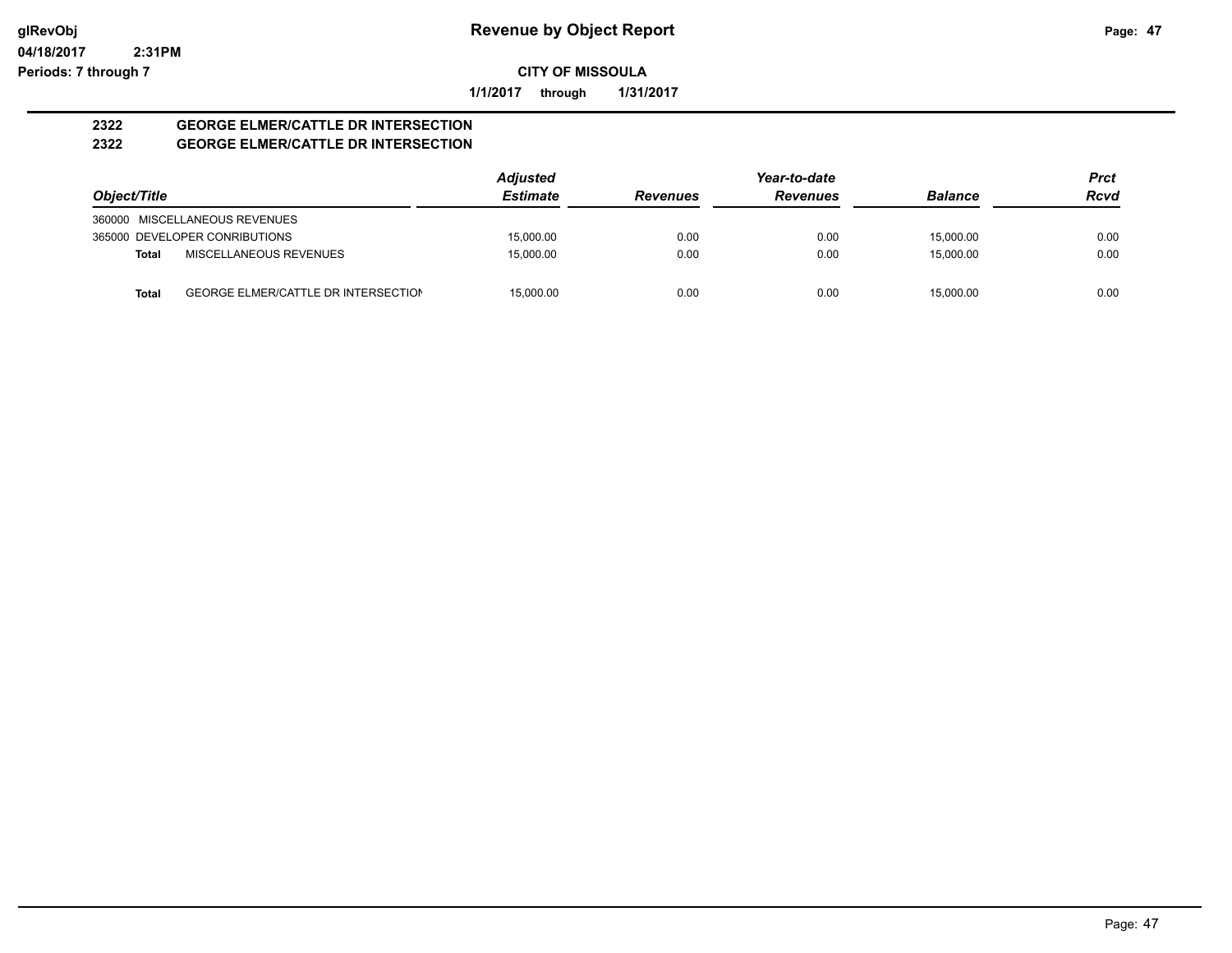# Revenue by Object Report

glRevObj
04/18/2017 2:31PM
Periods: 7 through 7

**CITY OF MISSOULA**

**1/1/2017 through 1/31/2017**

## 2322 GEORGE ELMER/CATTLE DR INTERSECTION
## 2322 GEORGE ELMER/CATTLE DR INTERSECTION

| Object/Title | | Adjusted Estimate | Revenues | Year-to-date Revenues | Balance | Prct Rcvd |
|---|---|---|---|---|---|---|
| 360000 MISCELLANEOUS REVENUES | | | | | | |
| 365000 DEVELOPER CONRIBUTIONS | | 15,000.00 | 0.00 | 0.00 | 15,000.00 | 0.00 |
| **Total** | MISCELLANEOUS REVENUES | 15,000.00 | 0.00 | 0.00 | 15,000.00 | 0.00 |
| **Total** | GEORGE ELMER/CATTLE DR INTERSECTION | 15,000.00 | 0.00 | 0.00 | 15,000.00 | 0.00 |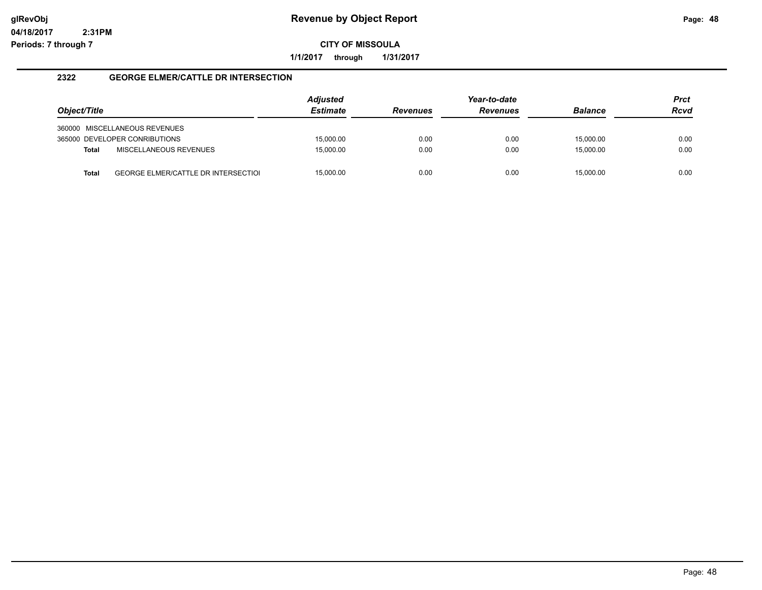# Revenue by Object Report

**CITY OF MISSOULA**

**1/1/2017 through 1/31/2017**

glRevObj
04/18/2017 2:31PM
Periods: 7 through 7

## 2322 GEORGE ELMER/CATTLE DR INTERSECTION

| Object/Title | Adjusted Estimate | Revenues | Year-to-date Revenues | Balance | Prct Rcvd |
|---|---|---|---|---|---|
| 360000 MISCELLANEOUS REVENUES | | | | | |
| 365000 DEVELOPER CONRIBUTIONS | 15,000.00 | 0.00 | 0.00 | 15,000.00 | 0.00 |
| **Total** MISCELLANEOUS REVENUES | 15,000.00 | 0.00 | 0.00 | 15,000.00 | 0.00 |
| **Total** GEORGE ELMER/CATTLE DR INTERSECTIOI | 15,000.00 | 0.00 | 0.00 | 15,000.00 | 0.00 |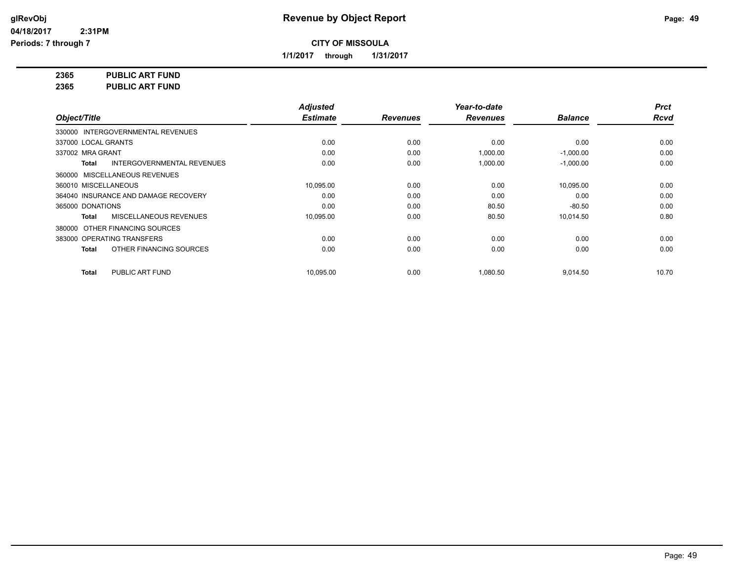# Revenue by Object Report

**CITY OF MISSOULA**

**1/1/2017 through 1/31/2017**

glRevObj
04/18/2017 2:31PM
Periods: 7 through 7

**2365 PUBLIC ART FUND**
**2365 PUBLIC ART FUND**

| Object/Title | Adjusted Estimate | Revenues | Year-to-date Revenues | Balance | Prct Rcvd |
|---|---|---|---|---|---|
| 330000 INTERGOVERNMENTAL REVENUES | | | | | |
| 337000 LOCAL GRANTS | 0.00 | 0.00 | 0.00 | 0.00 | 0.00 |
| 337002 MRA GRANT | 0.00 | 0.00 | 1,000.00 | -1,000.00 | 0.00 |
| **Total** INTERGOVERNMENTAL REVENUES | 0.00 | 0.00 | 1,000.00 | -1,000.00 | 0.00 |
| 360000 MISCELLANEOUS REVENUES | | | | | |
| 360010 MISCELLANEOUS | 10,095.00 | 0.00 | 0.00 | 10,095.00 | 0.00 |
| 364040 INSURANCE AND DAMAGE RECOVERY | 0.00 | 0.00 | 0.00 | 0.00 | 0.00 |
| 365000 DONATIONS | 0.00 | 0.00 | 80.50 | -80.50 | 0.00 |
| **Total** MISCELLANEOUS REVENUES | 10,095.00 | 0.00 | 80.50 | 10,014.50 | 0.80 |
| 380000 OTHER FINANCING SOURCES | | | | | |
| 383000 OPERATING TRANSFERS | 0.00 | 0.00 | 0.00 | 0.00 | 0.00 |
| **Total** OTHER FINANCING SOURCES | 0.00 | 0.00 | 0.00 | 0.00 | 0.00 |
| **Total** PUBLIC ART FUND | 10,095.00 | 0.00 | 1,080.50 | 9,014.50 | 10.70 |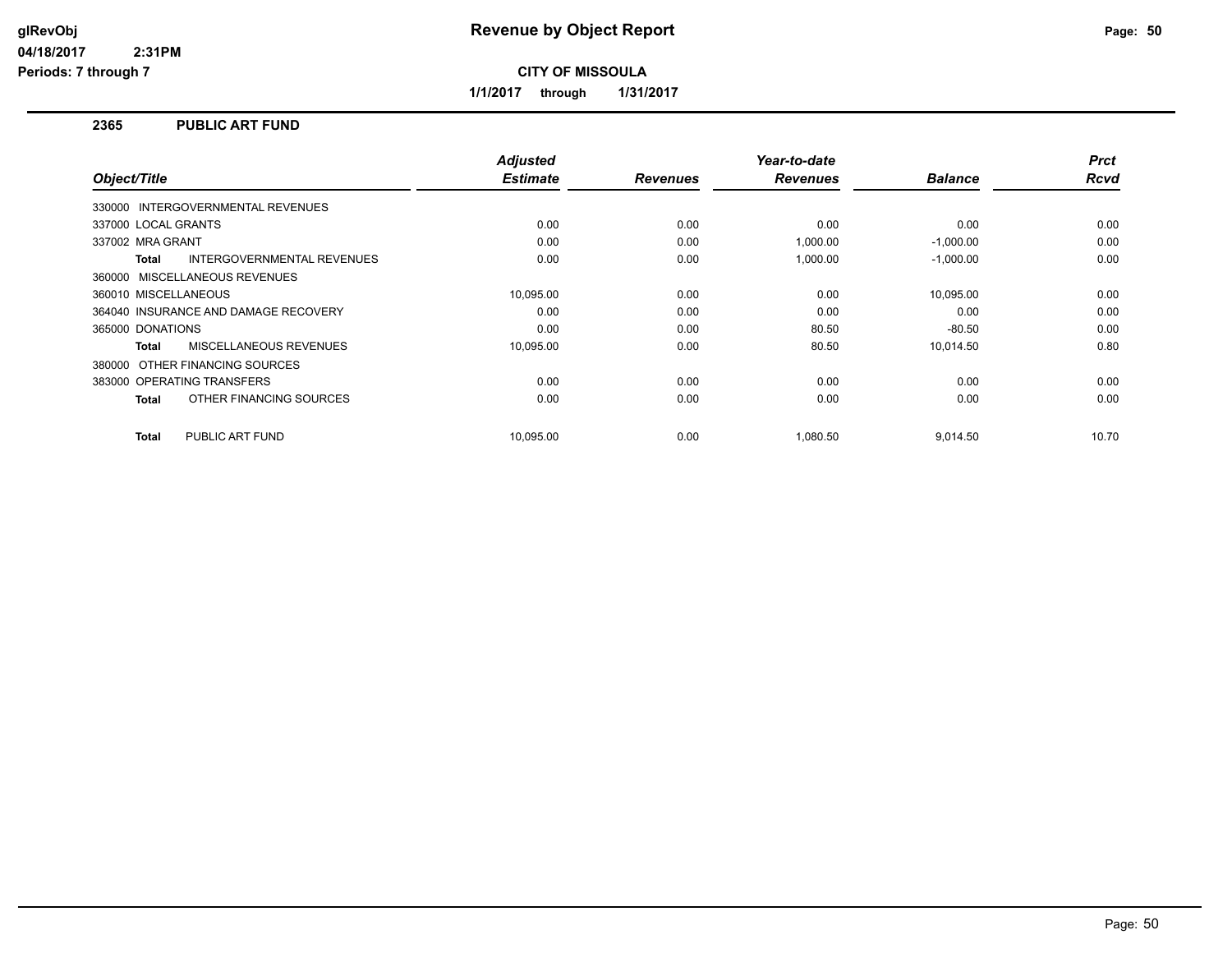# Revenue by Object Report

**CITY OF MISSOULA**

**1/1/2017 through 1/31/2017**

glRevObj
04/18/2017 2:31PM
Periods: 7 through 7

## 2365 PUBLIC ART FUND

| Object/Title | Adjusted Estimate | Revenues | Year-to-date Revenues | Balance | Prct Rcvd |
|---|---|---|---|---|---|
| 330000 INTERGOVERNMENTAL REVENUES | | | | | |
| 337000 LOCAL GRANTS | 0.00 | 0.00 | 0.00 | 0.00 | 0.00 |
| 337002 MRA GRANT | 0.00 | 0.00 | 1,000.00 | -1,000.00 | 0.00 |
| **Total** INTERGOVERNMENTAL REVENUES | 0.00 | 0.00 | 1,000.00 | -1,000.00 | 0.00 |
| 360000 MISCELLANEOUS REVENUES | | | | | |
| 360010 MISCELLANEOUS | 10,095.00 | 0.00 | 0.00 | 10,095.00 | 0.00 |
| 364040 INSURANCE AND DAMAGE RECOVERY | 0.00 | 0.00 | 0.00 | 0.00 | 0.00 |
| 365000 DONATIONS | 0.00 | 0.00 | 80.50 | -80.50 | 0.00 |
| **Total** MISCELLANEOUS REVENUES | 10,095.00 | 0.00 | 80.50 | 10,014.50 | 0.80 |
| 380000 OTHER FINANCING SOURCES | | | | | |
| 383000 OPERATING TRANSFERS | 0.00 | 0.00 | 0.00 | 0.00 | 0.00 |
| **Total** OTHER FINANCING SOURCES | 0.00 | 0.00 | 0.00 | 0.00 | 0.00 |
| **Total** PUBLIC ART FUND | 10,095.00 | 0.00 | 1,080.50 | 9,014.50 | 10.70 |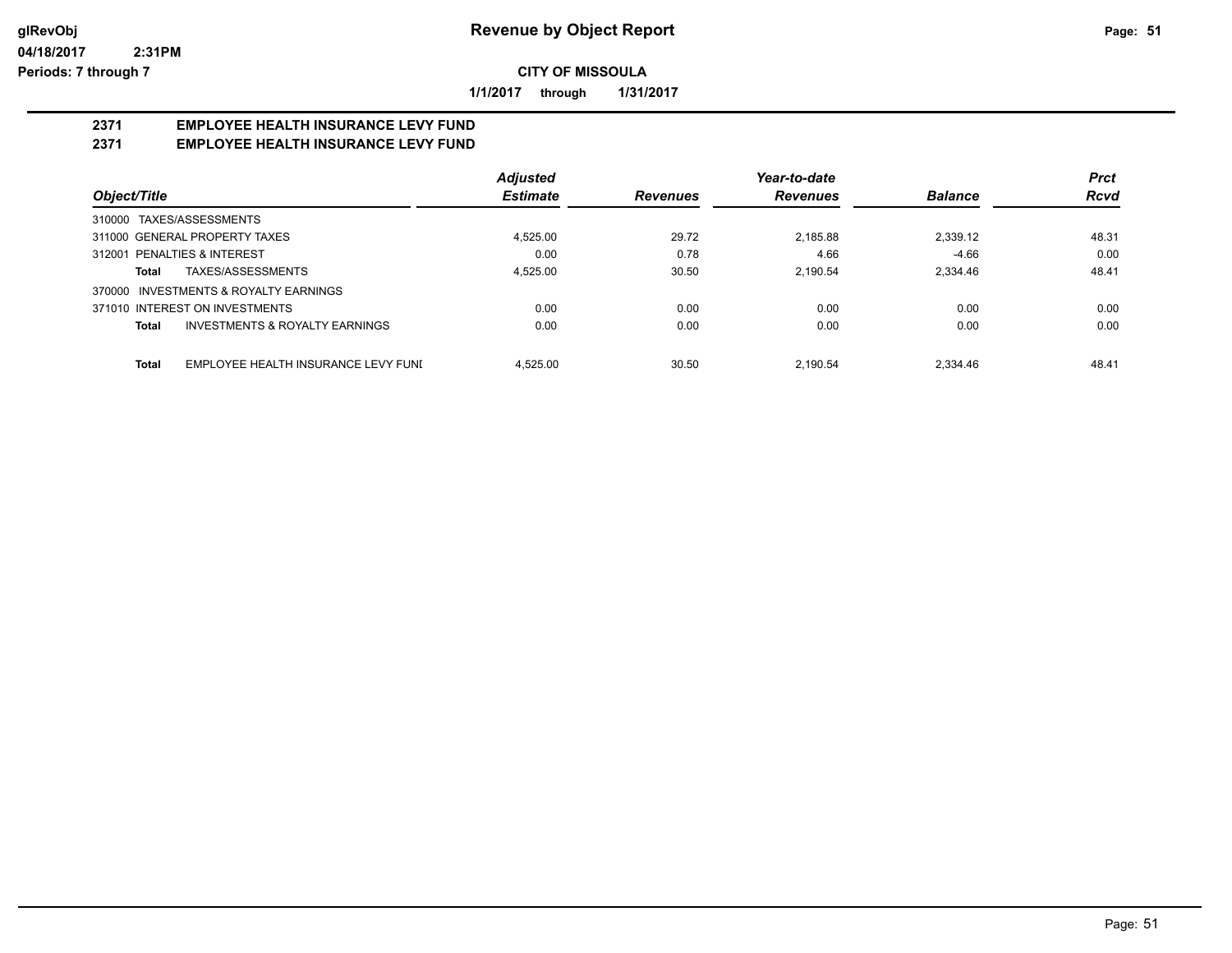**CITY OF MISSOULA**

**1/1/2017 through 1/31/2017**

## 2371 EMPLOYEE HEALTH INSURANCE LEVY FUND
## 2371 EMPLOYEE HEALTH INSURANCE LEVY FUND

| Object/Title | Adjusted Estimate | Revenues | Year-to-date Revenues | Balance | Prct Rcvd |
|---|---|---|---|---|---|
| 310000 TAXES/ASSESSMENTS | | | | | |
| 311000 GENERAL PROPERTY TAXES | 4,525.00 | 29.72 | 2,185.88 | 2,339.12 | 48.31 |
| 312001 PENALTIES & INTEREST | 0.00 | 0.78 | 4.66 | -4.66 | 0.00 |
| **Total** TAXES/ASSESSMENTS | 4,525.00 | 30.50 | 2,190.54 | 2,334.46 | 48.41 |
| 370000 INVESTMENTS & ROYALTY EARNINGS | | | | | |
| 371010 INTEREST ON INVESTMENTS | 0.00 | 0.00 | 0.00 | 0.00 | 0.00 |
| **Total** INVESTMENTS & ROYALTY EARNINGS | 0.00 | 0.00 | 0.00 | 0.00 | 0.00 |
| **Total** EMPLOYEE HEALTH INSURANCE LEVY FUNI | 4,525.00 | 30.50 | 2,190.54 | 2,334.46 | 48.41 |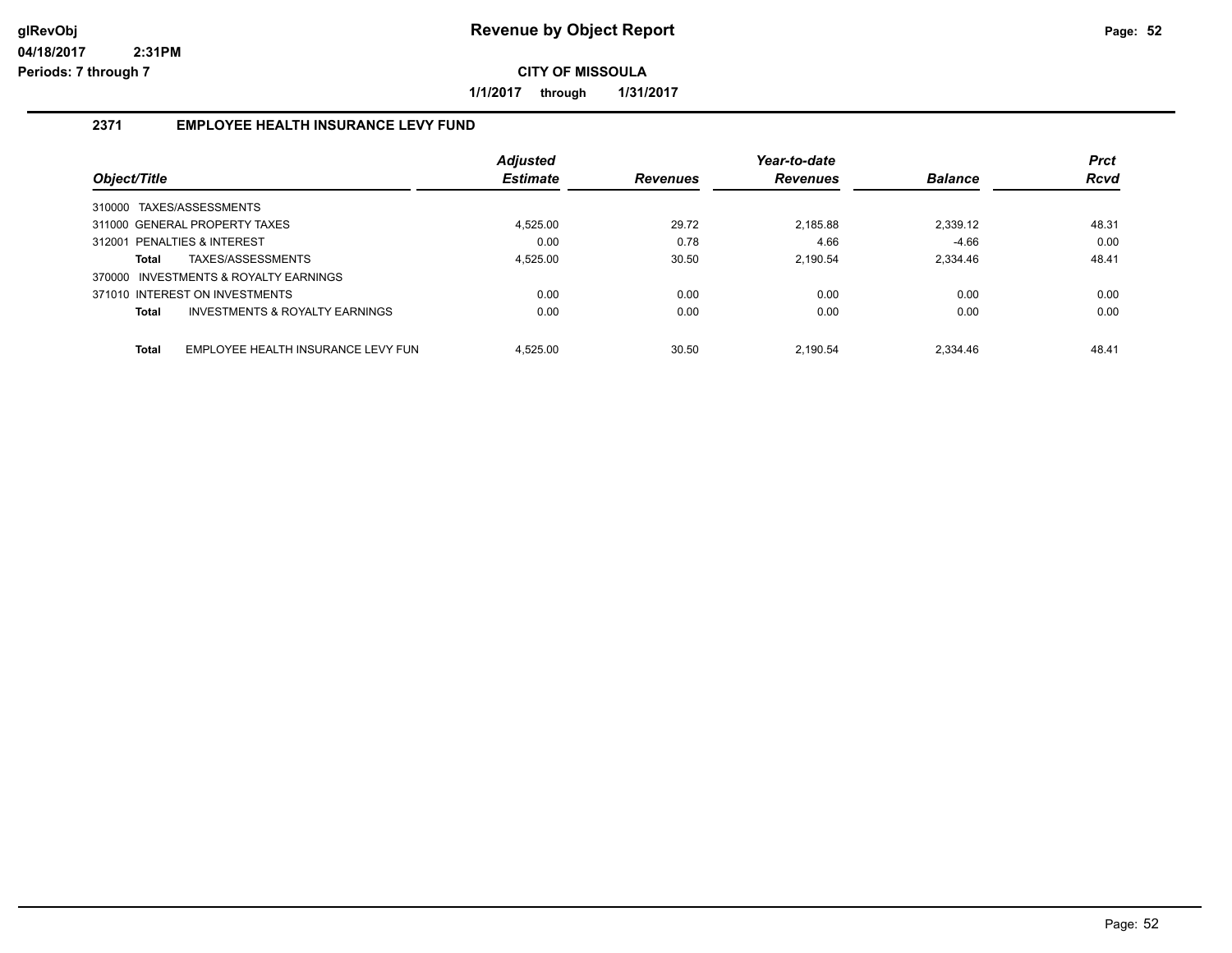# Revenue by Object Report

glRevObj
04/18/2017 2:31PM
Periods: 7 through 7

**CITY OF MISSOULA**

**1/1/2017 through 1/31/2017**

## 2371 EMPLOYEE HEALTH INSURANCE LEVY FUND

| Object/Title | Adjusted Estimate | Revenues | Year-to-date Revenues | Balance | Prct Rcvd |
|---|---|---|---|---|---|
| 310000 TAXES/ASSESSMENTS | | | | | |
| 311000 GENERAL PROPERTY TAXES | 4,525.00 | 29.72 | 2,185.88 | 2,339.12 | 48.31 |
| 312001 PENALTIES & INTEREST | 0.00 | 0.78 | 4.66 | -4.66 | 0.00 |
| **Total** TAXES/ASSESSMENTS | 4,525.00 | 30.50 | 2,190.54 | 2,334.46 | 48.41 |
| 370000 INVESTMENTS & ROYALTY EARNINGS | | | | | |
| 371010 INTEREST ON INVESTMENTS | 0.00 | 0.00 | 0.00 | 0.00 | 0.00 |
| **Total** INVESTMENTS & ROYALTY EARNINGS | 0.00 | 0.00 | 0.00 | 0.00 | 0.00 |
| **Total** EMPLOYEE HEALTH INSURANCE LEVY FUN | 4,525.00 | 30.50 | 2,190.54 | 2,334.46 | 48.41 |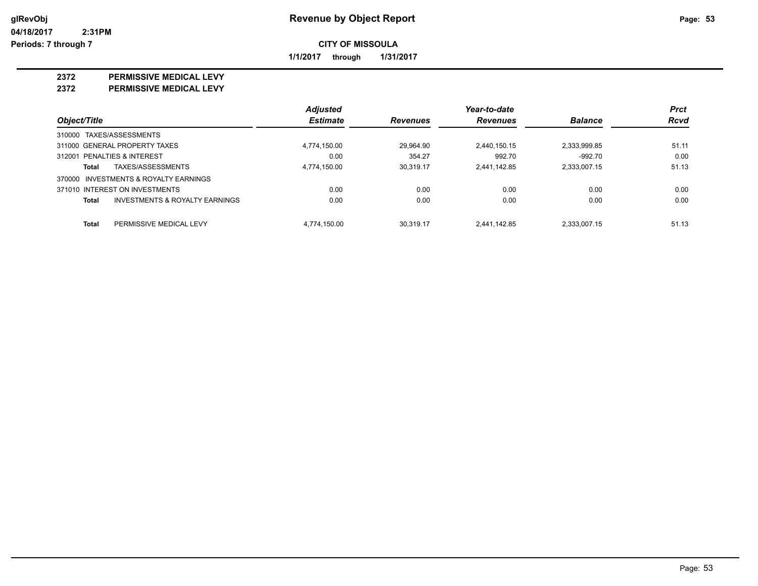# Revenue by Object Report

glRevObj
04/18/2017 2:31PM
Periods: 7 through 7

**CITY OF MISSOULA**

**1/1/2017 through 1/31/2017**

**2372 PERMISSIVE MEDICAL LEVY**
**2372 PERMISSIVE MEDICAL LEVY**

| Object/Title | | Adjusted Estimate | Revenues | Year-to-date Revenues | Balance | Prct Rcvd |
|---|---|---|---|---|---|---|
| 310000 TAXES/ASSESSMENTS | | | | | | |
| 311000 GENERAL PROPERTY TAXES | | 4,774,150.00 | 29,964.90 | 2,440,150.15 | 2,333,999.85 | 51.11 |
| 312001 PENALTIES & INTEREST | | 0.00 | 354.27 | 992.70 | -992.70 | 0.00 |
| **Total** | TAXES/ASSESSMENTS | 4,774,150.00 | 30,319.17 | 2,441,142.85 | 2,333,007.15 | 51.13 |
| 370000 INVESTMENTS & ROYALTY EARNINGS | | | | | | |
| 371010 INTEREST ON INVESTMENTS | | 0.00 | 0.00 | 0.00 | 0.00 | 0.00 |
| **Total** | INVESTMENTS & ROYALTY EARNINGS | 0.00 | 0.00 | 0.00 | 0.00 | 0.00 |
| **Total** | PERMISSIVE MEDICAL LEVY | 4,774,150.00 | 30,319.17 | 2,441,142.85 | 2,333,007.15 | 51.13 |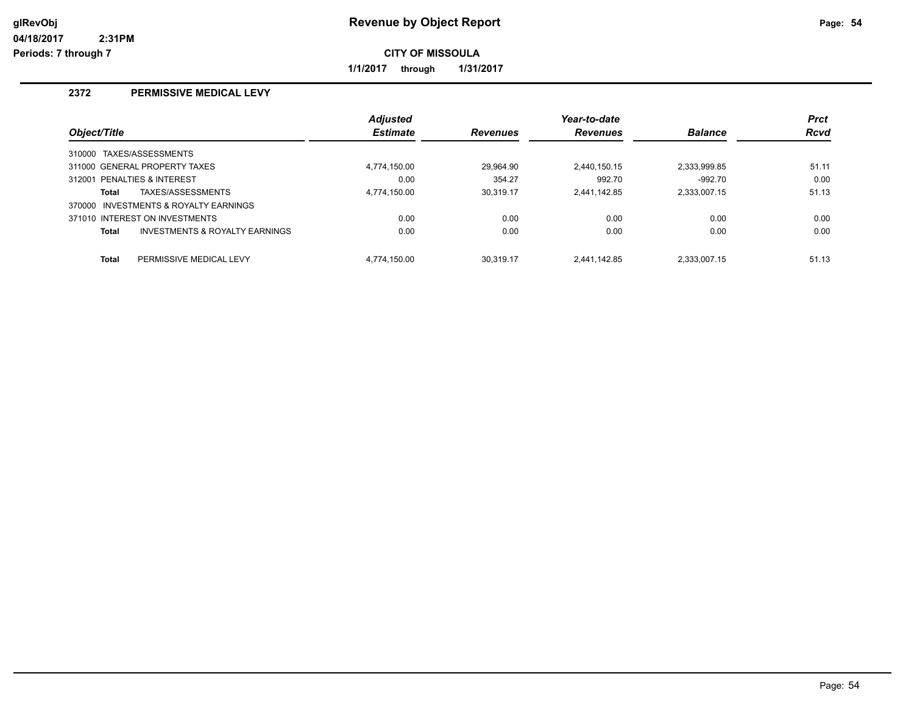# Revenue by Object Report

**CITY OF MISSOULA**

**1/1/2017 through 1/31/2017**

glRevObj
04/18/2017 2:31PM
Periods: 7 through 7

## 2372 PERMISSIVE MEDICAL LEVY

| Object/Title | Adjusted Estimate | Revenues | Year-to-date Revenues | Balance | Prct Rcvd |
|---|---|---|---|---|---|
| 310000 TAXES/ASSESSMENTS | | | | | |
| 311000 GENERAL PROPERTY TAXES | 4,774,150.00 | 29,964.90 | 2,440,150.15 | 2,333,999.85 | 51.11 |
| 312001 PENALTIES & INTEREST | 0.00 | 354.27 | 992.70 | -992.70 | 0.00 |
| **Total** TAXES/ASSESSMENTS | 4,774,150.00 | 30,319.17 | 2,441,142.85 | 2,333,007.15 | 51.13 |
| 370000 INVESTMENTS & ROYALTY EARNINGS | | | | | |
| 371010 INTEREST ON INVESTMENTS | 0.00 | 0.00 | 0.00 | 0.00 | 0.00 |
| **Total** INVESTMENTS & ROYALTY EARNINGS | 0.00 | 0.00 | 0.00 | 0.00 | 0.00 |
| **Total** PERMISSIVE MEDICAL LEVY | 4,774,150.00 | 30,319.17 | 2,441,142.85 | 2,333,007.15 | 51.13 |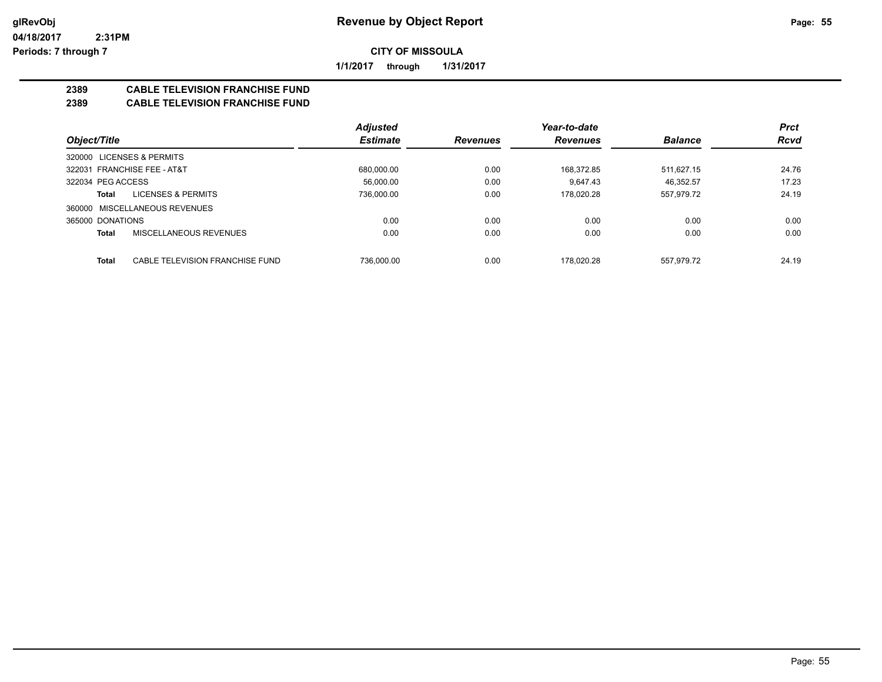# Revenue by Object Report

glRevObj
04/18/2017 2:31PM
Periods: 7 through 7

**CITY OF MISSOULA**

**1/1/2017 through 1/31/2017**

## 2389 CABLE TELEVISION FRANCHISE FUND
## 2389 CABLE TELEVISION FRANCHISE FUND

| Object/Title | | Adjusted Estimate | Revenues | Year-to-date Revenues | Balance | Prct Rcvd |
|---|---|---|---|---|---|---|
| 320000 LICENSES & PERMITS | | | | | | |
| 322031 FRANCHISE FEE - AT&T | | 680,000.00 | 0.00 | 168,372.85 | 511,627.15 | 24.76 |
| 322034 PEG ACCESS | | 56,000.00 | 0.00 | 9,647.43 | 46,352.57 | 17.23 |
| **Total** | LICENSES & PERMITS | 736,000.00 | 0.00 | 178,020.28 | 557,979.72 | 24.19 |
| 360000 MISCELLANEOUS REVENUES | | | | | | |
| 365000 DONATIONS | | 0.00 | 0.00 | 0.00 | 0.00 | 0.00 |
| **Total** | MISCELLANEOUS REVENUES | 0.00 | 0.00 | 0.00 | 0.00 | 0.00 |
| **Total** | CABLE TELEVISION FRANCHISE FUND | 736,000.00 | 0.00 | 178,020.28 | 557,979.72 | 24.19 |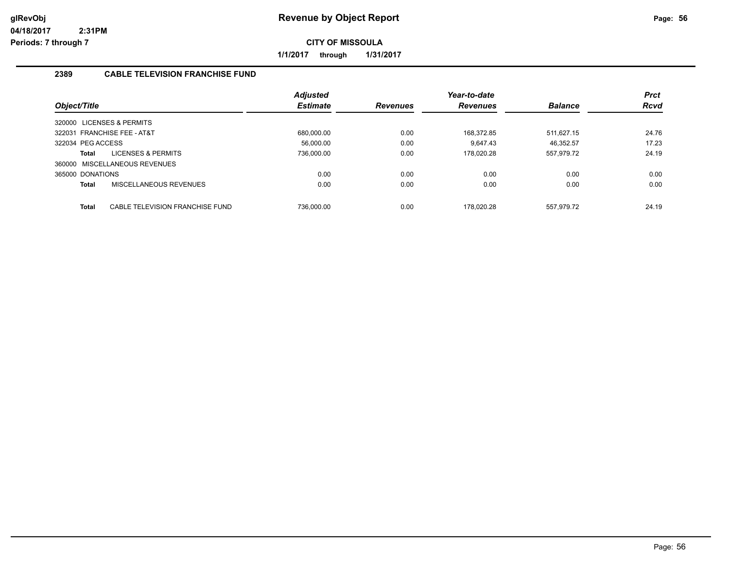# Revenue by Object Report

glRevObj
04/18/2017 2:31PM
Periods: 7 through 7

**CITY OF MISSOULA**

**1/1/2017 through 1/31/2017**

## 2389 CABLE TELEVISION FRANCHISE FUND

| Object/Title | Adjusted Estimate | Revenues | Year-to-date Revenues | Balance | Prct Rcvd |
|---|---|---|---|---|---|
| 320000 LICENSES & PERMITS | | | | | |
| 322031 FRANCHISE FEE - AT&T | 680,000.00 | 0.00 | 168,372.85 | 511,627.15 | 24.76 |
| 322034 PEG ACCESS | 56,000.00 | 0.00 | 9,647.43 | 46,352.57 | 17.23 |
| **Total** LICENSES & PERMITS | 736,000.00 | 0.00 | 178,020.28 | 557,979.72 | 24.19 |
| 360000 MISCELLANEOUS REVENUES | | | | | |
| 365000 DONATIONS | 0.00 | 0.00 | 0.00 | 0.00 | 0.00 |
| **Total** MISCELLANEOUS REVENUES | 0.00 | 0.00 | 0.00 | 0.00 | 0.00 |
| **Total** CABLE TELEVISION FRANCHISE FUND | 736,000.00 | 0.00 | 178,020.28 | 557,979.72 | 24.19 |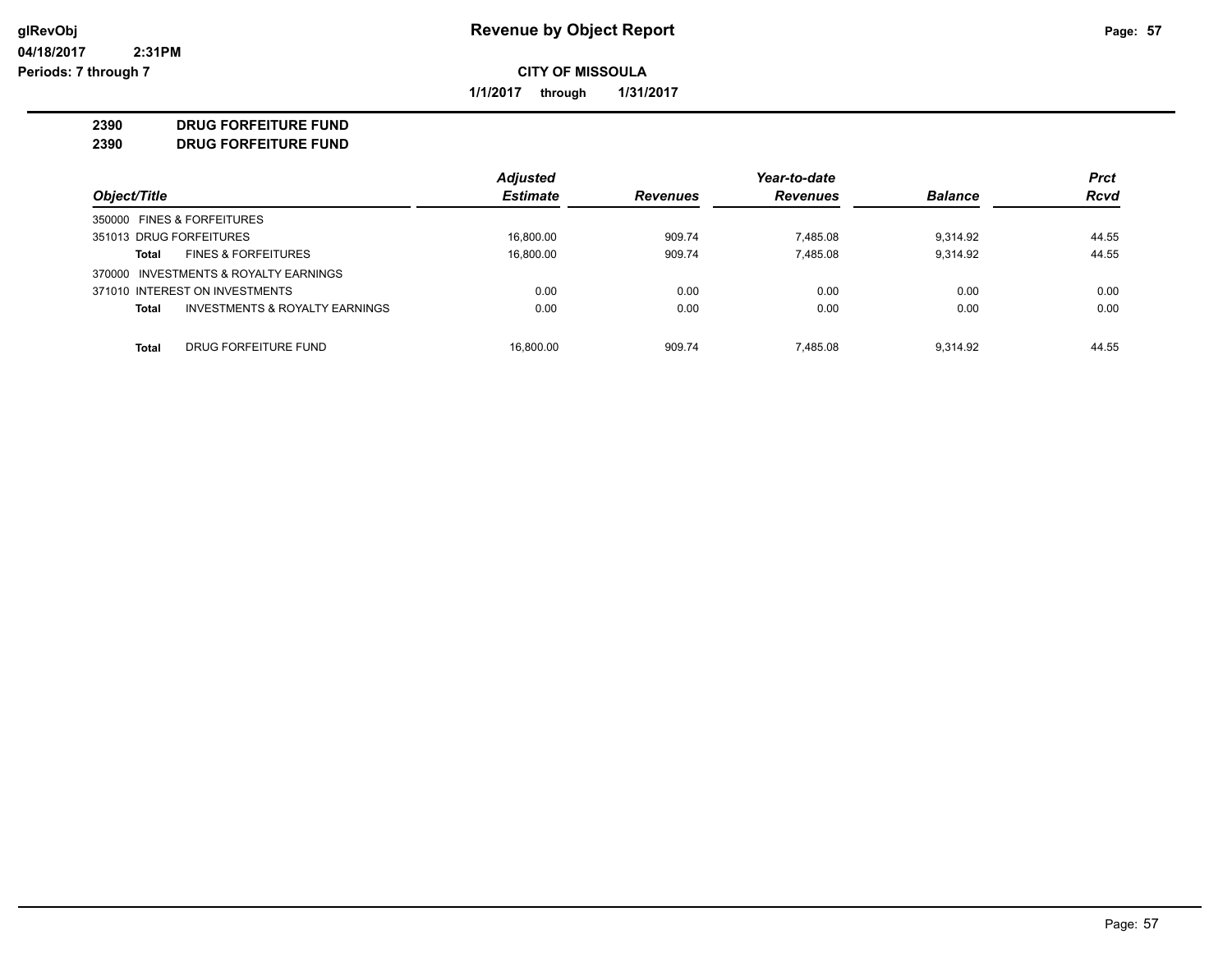**glRevObj**
**04/18/2017 2:31PM**
**Periods: 7 through 7**

# Revenue by Object Report

**CITY OF MISSOULA**

**1/1/2017 through 1/31/2017**

## 2390 DRUG FORFEITURE FUND
## 2390 DRUG FORFEITURE FUND

| Object/Title | | Adjusted Estimate | Revenues | Year-to-date Revenues | Balance | Prct Rcvd |
|---|---|---|---|---|---|---|
| 350000 FINES & FORFEITURES | | | | | | |
| 351013 DRUG FORFEITURES | | 16,800.00 | 909.74 | 7,485.08 | 9,314.92 | 44.55 |
| **Total** | FINES & FORFEITURES | 16,800.00 | 909.74 | 7,485.08 | 9,314.92 | 44.55 |
| 370000 INVESTMENTS & ROYALTY EARNINGS | | | | | | |
| 371010 INTEREST ON INVESTMENTS | | 0.00 | 0.00 | 0.00 | 0.00 | 0.00 |
| **Total** | INVESTMENTS & ROYALTY EARNINGS | 0.00 | 0.00 | 0.00 | 0.00 | 0.00 |
| **Total** | DRUG FORFEITURE FUND | 16,800.00 | 909.74 | 7,485.08 | 9,314.92 | 44.55 |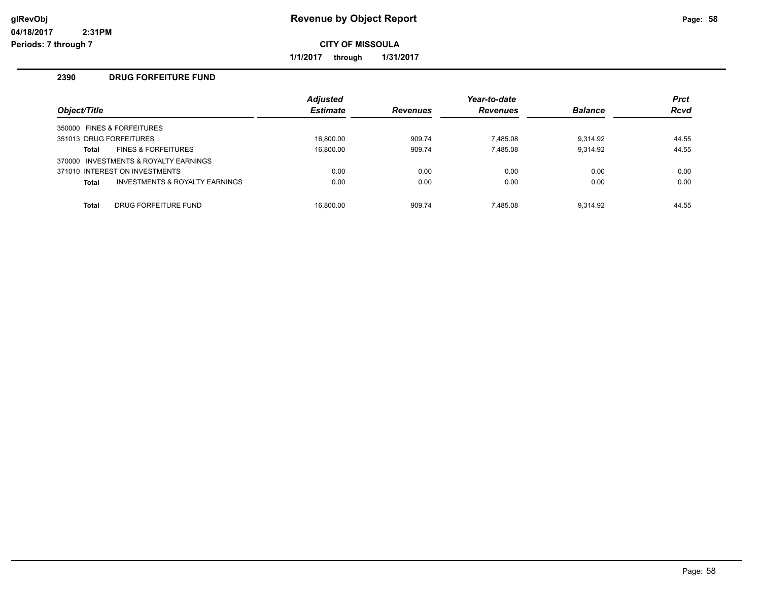# Revenue by Object Report

**CITY OF MISSOULA**

**1/1/2017 through 1/31/2017**

glRevObj
04/18/2017 2:31PM
Periods: 7 through 7

## 2390 DRUG FORFEITURE FUND

| Object/Title | | Adjusted Estimate | Revenues | Year-to-date Revenues | Balance | Prct Rcvd |
|---|---|---|---|---|---|---|
| 350000 FINES & FORFEITURES | | | | | | |
| 351013 DRUG FORFEITURES | | 16,800.00 | 909.74 | 7,485.08 | 9,314.92 | 44.55 |
| **Total** | FINES & FORFEITURES | 16,800.00 | 909.74 | 7,485.08 | 9,314.92 | 44.55 |
| 370000 INVESTMENTS & ROYALTY EARNINGS | | | | | | |
| 371010 INTEREST ON INVESTMENTS | | 0.00 | 0.00 | 0.00 | 0.00 | 0.00 |
| **Total** | INVESTMENTS & ROYALTY EARNINGS | 0.00 | 0.00 | 0.00 | 0.00 | 0.00 |
| **Total** | DRUG FORFEITURE FUND | 16,800.00 | 909.74 | 7,485.08 | 9,314.92 | 44.55 |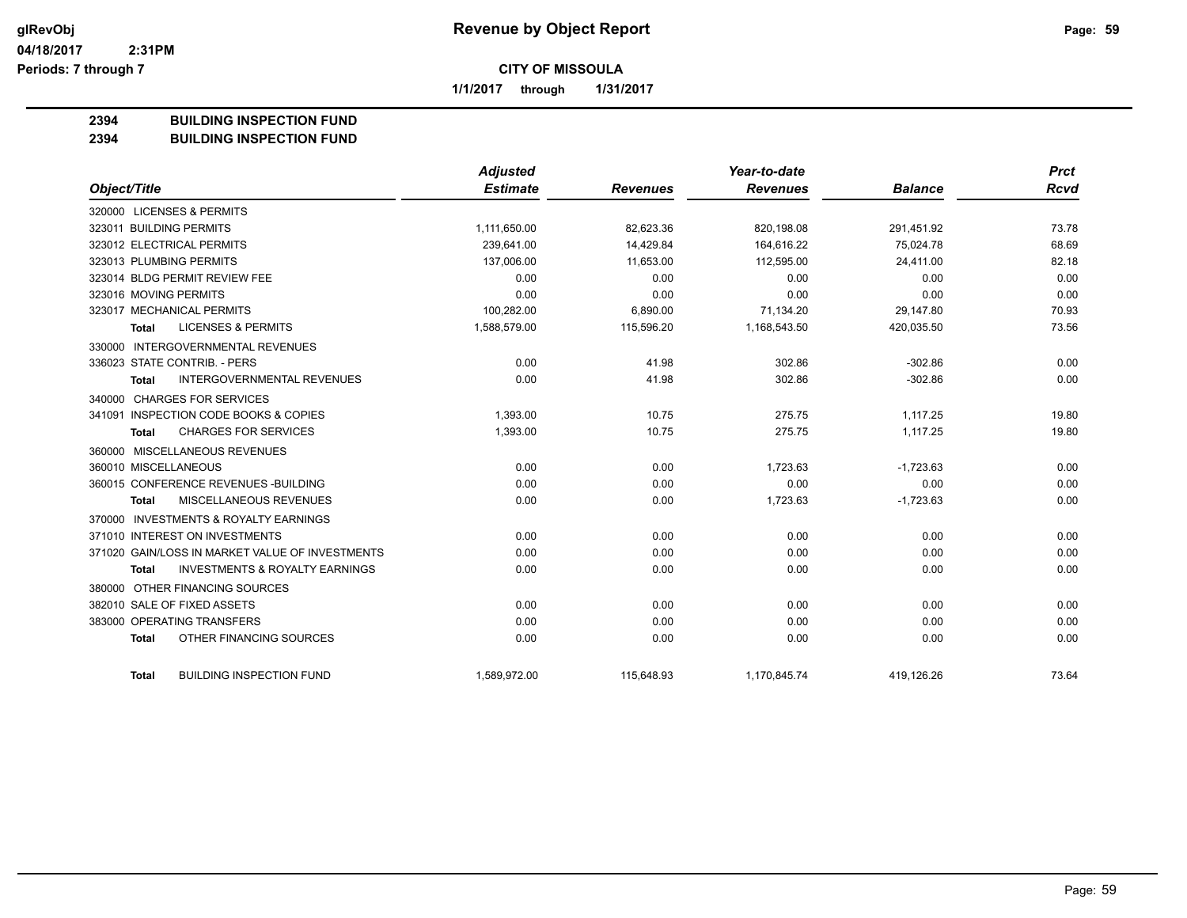# Revenue by Object Report

**glRevObj**
**04/18/2017 2:31PM**
**Periods: 7 through 7**

## CITY OF MISSOULA

**1/1/2017 through 1/31/2017**

**2394 BUILDING INSPECTION FUND**
**2394 BUILDING INSPECTION FUND**

| Object/Title | Adjusted Estimate | Revenues | Year-to-date Revenues | Balance | Prct Rcvd |
|---|---|---|---|---|---|
| 320000 LICENSES & PERMITS | | | | | |
| 323011 BUILDING PERMITS | 1,111,650.00 | 82,623.36 | 820,198.08 | 291,451.92 | 73.78 |
| 323012 ELECTRICAL PERMITS | 239,641.00 | 14,429.84 | 164,616.22 | 75,024.78 | 68.69 |
| 323013 PLUMBING PERMITS | 137,006.00 | 11,653.00 | 112,595.00 | 24,411.00 | 82.18 |
| 323014 BLDG PERMIT REVIEW FEE | 0.00 | 0.00 | 0.00 | 0.00 | 0.00 |
| 323016 MOVING PERMITS | 0.00 | 0.00 | 0.00 | 0.00 | 0.00 |
| 323017 MECHANICAL PERMITS | 100,282.00 | 6,890.00 | 71,134.20 | 29,147.80 | 70.93 |
| **Total** LICENSES & PERMITS | 1,588,579.00 | 115,596.20 | 1,168,543.50 | 420,035.50 | 73.56 |
| 330000 INTERGOVERNMENTAL REVENUES | | | | | |
| 336023 STATE CONTRIB. - PERS | 0.00 | 41.98 | 302.86 | -302.86 | 0.00 |
| **Total** INTERGOVERNMENTAL REVENUES | 0.00 | 41.98 | 302.86 | -302.86 | 0.00 |
| 340000 CHARGES FOR SERVICES | | | | | |
| 341091 INSPECTION CODE BOOKS & COPIES | 1,393.00 | 10.75 | 275.75 | 1,117.25 | 19.80 |
| **Total** CHARGES FOR SERVICES | 1,393.00 | 10.75 | 275.75 | 1,117.25 | 19.80 |
| 360000 MISCELLANEOUS REVENUES | | | | | |
| 360010 MISCELLANEOUS | 0.00 | 0.00 | 1,723.63 | -1,723.63 | 0.00 |
| 360015 CONFERENCE REVENUES -BUILDING | 0.00 | 0.00 | 0.00 | 0.00 | 0.00 |
| **Total** MISCELLANEOUS REVENUES | 0.00 | 0.00 | 1,723.63 | -1,723.63 | 0.00 |
| 370000 INVESTMENTS & ROYALTY EARNINGS | | | | | |
| 371010 INTEREST ON INVESTMENTS | 0.00 | 0.00 | 0.00 | 0.00 | 0.00 |
| 371020 GAIN/LOSS IN MARKET VALUE OF INVESTMENTS | 0.00 | 0.00 | 0.00 | 0.00 | 0.00 |
| **Total** INVESTMENTS & ROYALTY EARNINGS | 0.00 | 0.00 | 0.00 | 0.00 | 0.00 |
| 380000 OTHER FINANCING SOURCES | | | | | |
| 382010 SALE OF FIXED ASSETS | 0.00 | 0.00 | 0.00 | 0.00 | 0.00 |
| 383000 OPERATING TRANSFERS | 0.00 | 0.00 | 0.00 | 0.00 | 0.00 |
| **Total** OTHER FINANCING SOURCES | 0.00 | 0.00 | 0.00 | 0.00 | 0.00 |
| **Total** BUILDING INSPECTION FUND | 1,589,972.00 | 115,648.93 | 1,170,845.74 | 419,126.26 | 73.64 |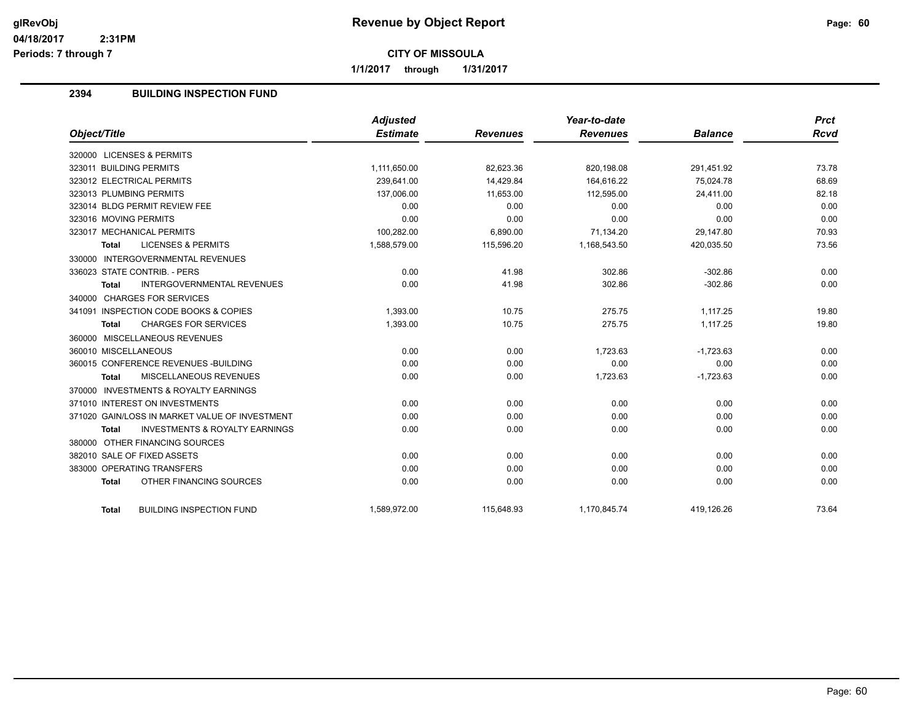# Revenue by Object Report

**CITY OF MISSOULA**

**1/1/2017 through 1/31/2017**

glRevObj
04/18/2017 2:31PM
Periods: 7 through 7

## 2394 BUILDING INSPECTION FUND

| Object/Title | Adjusted Estimate | Revenues | Year-to-date Revenues | Balance | Prct Rcvd |
|---|---|---|---|---|---|
| 320000 LICENSES & PERMITS | | | | | |
| 323011 BUILDING PERMITS | 1,111,650.00 | 82,623.36 | 820,198.08 | 291,451.92 | 73.78 |
| 323012 ELECTRICAL PERMITS | 239,641.00 | 14,429.84 | 164,616.22 | 75,024.78 | 68.69 |
| 323013 PLUMBING PERMITS | 137,006.00 | 11,653.00 | 112,595.00 | 24,411.00 | 82.18 |
| 323014 BLDG PERMIT REVIEW FEE | 0.00 | 0.00 | 0.00 | 0.00 | 0.00 |
| 323016 MOVING PERMITS | 0.00 | 0.00 | 0.00 | 0.00 | 0.00 |
| 323017 MECHANICAL PERMITS | 100,282.00 | 6,890.00 | 71,134.20 | 29,147.80 | 70.93 |
| **Total** LICENSES & PERMITS | 1,588,579.00 | 115,596.20 | 1,168,543.50 | 420,035.50 | 73.56 |
| 330000 INTERGOVERNMENTAL REVENUES | | | | | |
| 336023 STATE CONTRIB. - PERS | 0.00 | 41.98 | 302.86 | -302.86 | 0.00 |
| **Total** INTERGOVERNMENTAL REVENUES | 0.00 | 41.98 | 302.86 | -302.86 | 0.00 |
| 340000 CHARGES FOR SERVICES | | | | | |
| 341091 INSPECTION CODE BOOKS & COPIES | 1,393.00 | 10.75 | 275.75 | 1,117.25 | 19.80 |
| **Total** CHARGES FOR SERVICES | 1,393.00 | 10.75 | 275.75 | 1,117.25 | 19.80 |
| 360000 MISCELLANEOUS REVENUES | | | | | |
| 360010 MISCELLANEOUS | 0.00 | 0.00 | 1,723.63 | -1,723.63 | 0.00 |
| 360015 CONFERENCE REVENUES -BUILDING | 0.00 | 0.00 | 0.00 | 0.00 | 0.00 |
| **Total** MISCELLANEOUS REVENUES | 0.00 | 0.00 | 1,723.63 | -1,723.63 | 0.00 |
| 370000 INVESTMENTS & ROYALTY EARNINGS | | | | | |
| 371010 INTEREST ON INVESTMENTS | 0.00 | 0.00 | 0.00 | 0.00 | 0.00 |
| 371020 GAIN/LOSS IN MARKET VALUE OF INVESTMENT | 0.00 | 0.00 | 0.00 | 0.00 | 0.00 |
| **Total** INVESTMENTS & ROYALTY EARNINGS | 0.00 | 0.00 | 0.00 | 0.00 | 0.00 |
| 380000 OTHER FINANCING SOURCES | | | | | |
| 382010 SALE OF FIXED ASSETS | 0.00 | 0.00 | 0.00 | 0.00 | 0.00 |
| 383000 OPERATING TRANSFERS | 0.00 | 0.00 | 0.00 | 0.00 | 0.00 |
| **Total** OTHER FINANCING SOURCES | 0.00 | 0.00 | 0.00 | 0.00 | 0.00 |
| **Total** BUILDING INSPECTION FUND | 1,589,972.00 | 115,648.93 | 1,170,845.74 | 419,126.26 | 73.64 |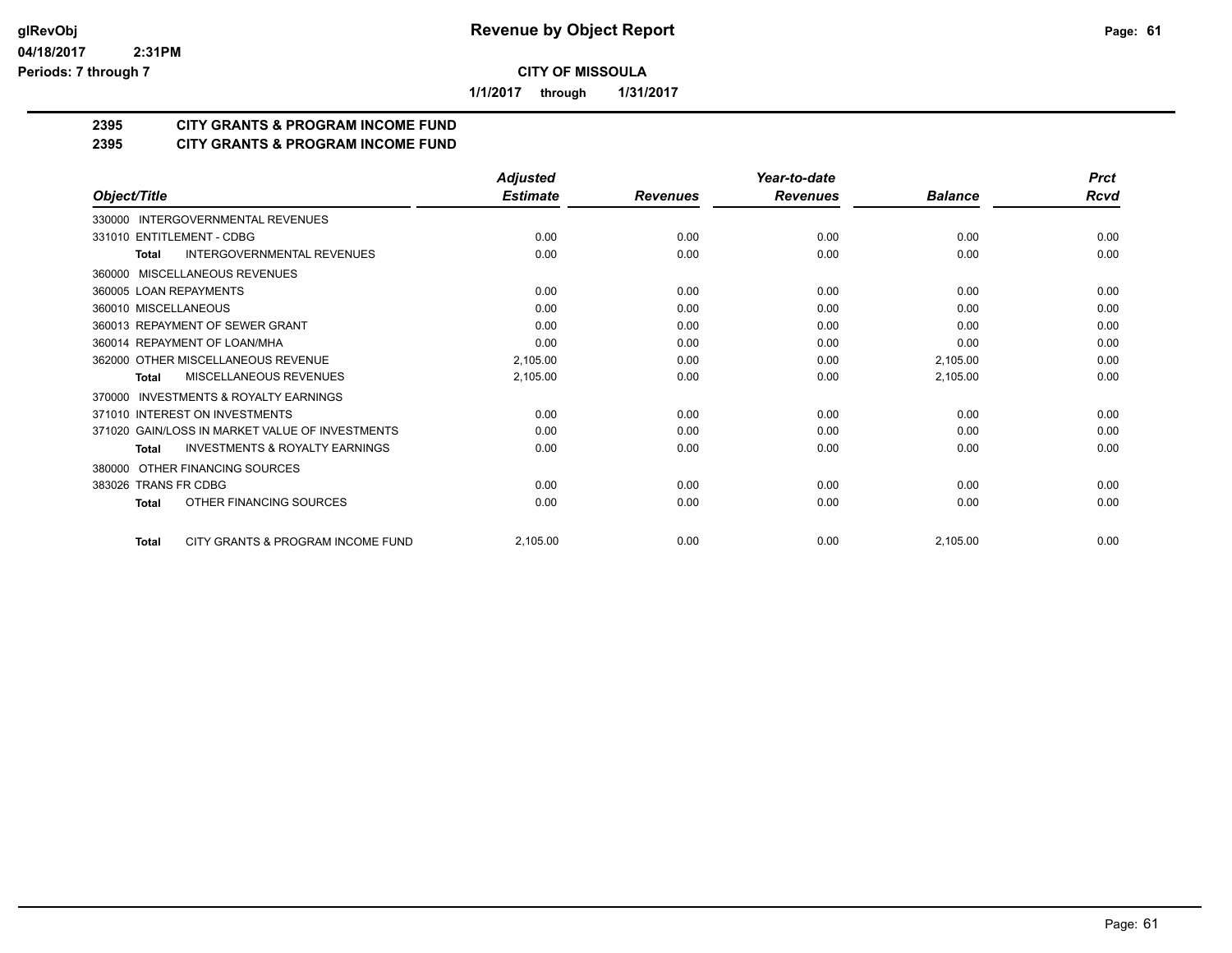# Revenue by Object Report

glRevObj
04/18/2017 2:31PM
Periods: 7 through 7

**CITY OF MISSOULA**

**1/1/2017 through 1/31/2017**

**2395 CITY GRANTS & PROGRAM INCOME FUND**
**2395 CITY GRANTS & PROGRAM INCOME FUND**

| Object/Title | Adjusted Estimate | Revenues | Year-to-date Revenues | Balance | Prct Rcvd |
|---|---|---|---|---|---|
| 330000 INTERGOVERNMENTAL REVENUES | | | | | |
| 331010 ENTITLEMENT - CDBG | 0.00 | 0.00 | 0.00 | 0.00 | 0.00 |
| **Total** INTERGOVERNMENTAL REVENUES | 0.00 | 0.00 | 0.00 | 0.00 | 0.00 |
| 360000 MISCELLANEOUS REVENUES | | | | | |
| 360005 LOAN REPAYMENTS | 0.00 | 0.00 | 0.00 | 0.00 | 0.00 |
| 360010 MISCELLANEOUS | 0.00 | 0.00 | 0.00 | 0.00 | 0.00 |
| 360013 REPAYMENT OF SEWER GRANT | 0.00 | 0.00 | 0.00 | 0.00 | 0.00 |
| 360014 REPAYMENT OF LOAN/MHA | 0.00 | 0.00 | 0.00 | 0.00 | 0.00 |
| 362000 OTHER MISCELLANEOUS REVENUE | 2,105.00 | 0.00 | 0.00 | 2,105.00 | 0.00 |
| **Total** MISCELLANEOUS REVENUES | 2,105.00 | 0.00 | 0.00 | 2,105.00 | 0.00 |
| 370000 INVESTMENTS & ROYALTY EARNINGS | | | | | |
| 371010 INTEREST ON INVESTMENTS | 0.00 | 0.00 | 0.00 | 0.00 | 0.00 |
| 371020 GAIN/LOSS IN MARKET VALUE OF INVESTMENTS | 0.00 | 0.00 | 0.00 | 0.00 | 0.00 |
| **Total** INVESTMENTS & ROYALTY EARNINGS | 0.00 | 0.00 | 0.00 | 0.00 | 0.00 |
| 380000 OTHER FINANCING SOURCES | | | | | |
| 383026 TRANS FR CDBG | 0.00 | 0.00 | 0.00 | 0.00 | 0.00 |
| **Total** OTHER FINANCING SOURCES | 0.00 | 0.00 | 0.00 | 0.00 | 0.00 |
| **Total** CITY GRANTS & PROGRAM INCOME FUND | 2,105.00 | 0.00 | 0.00 | 2,105.00 | 0.00 |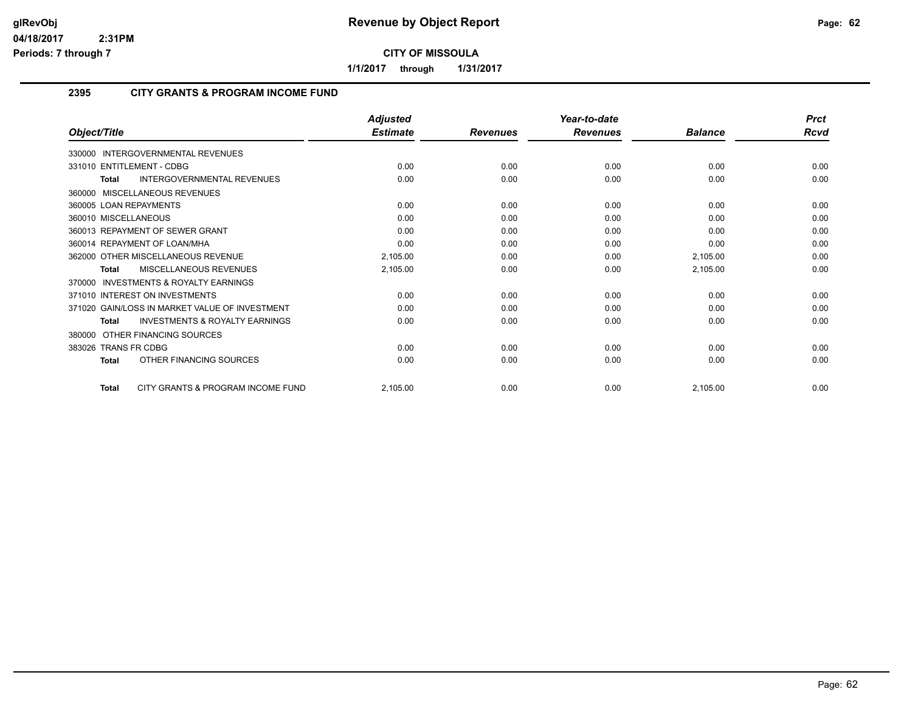# Revenue by Object Report

**CITY OF MISSOULA**

**1/1/2017 through 1/31/2017**

glRevObj
04/18/2017 2:31PM
Periods: 7 through 7

## 2395 CITY GRANTS & PROGRAM INCOME FUND

| Object/Title | Adjusted Estimate | Revenues | Year-to-date Revenues | Balance | Prct Rcvd |
|---|---|---|---|---|---|
| 330000 INTERGOVERNMENTAL REVENUES | | | | | |
| 331010 ENTITLEMENT - CDBG | 0.00 | 0.00 | 0.00 | 0.00 | 0.00 |
| **Total** INTERGOVERNMENTAL REVENUES | 0.00 | 0.00 | 0.00 | 0.00 | 0.00 |
| 360000 MISCELLANEOUS REVENUES | | | | | |
| 360005 LOAN REPAYMENTS | 0.00 | 0.00 | 0.00 | 0.00 | 0.00 |
| 360010 MISCELLANEOUS | 0.00 | 0.00 | 0.00 | 0.00 | 0.00 |
| 360013 REPAYMENT OF SEWER GRANT | 0.00 | 0.00 | 0.00 | 0.00 | 0.00 |
| 360014 REPAYMENT OF LOAN/MHA | 0.00 | 0.00 | 0.00 | 0.00 | 0.00 |
| 362000 OTHER MISCELLANEOUS REVENUE | 2,105.00 | 0.00 | 0.00 | 2,105.00 | 0.00 |
| **Total** MISCELLANEOUS REVENUES | 2,105.00 | 0.00 | 0.00 | 2,105.00 | 0.00 |
| 370000 INVESTMENTS & ROYALTY EARNINGS | | | | | |
| 371010 INTEREST ON INVESTMENTS | 0.00 | 0.00 | 0.00 | 0.00 | 0.00 |
| 371020 GAIN/LOSS IN MARKET VALUE OF INVESTMENT | 0.00 | 0.00 | 0.00 | 0.00 | 0.00 |
| **Total** INVESTMENTS & ROYALTY EARNINGS | 0.00 | 0.00 | 0.00 | 0.00 | 0.00 |
| 380000 OTHER FINANCING SOURCES | | | | | |
| 383026 TRANS FR CDBG | 0.00 | 0.00 | 0.00 | 0.00 | 0.00 |
| **Total** OTHER FINANCING SOURCES | 0.00 | 0.00 | 0.00 | 0.00 | 0.00 |
| **Total** CITY GRANTS & PROGRAM INCOME FUND | 2,105.00 | 0.00 | 0.00 | 2,105.00 | 0.00 |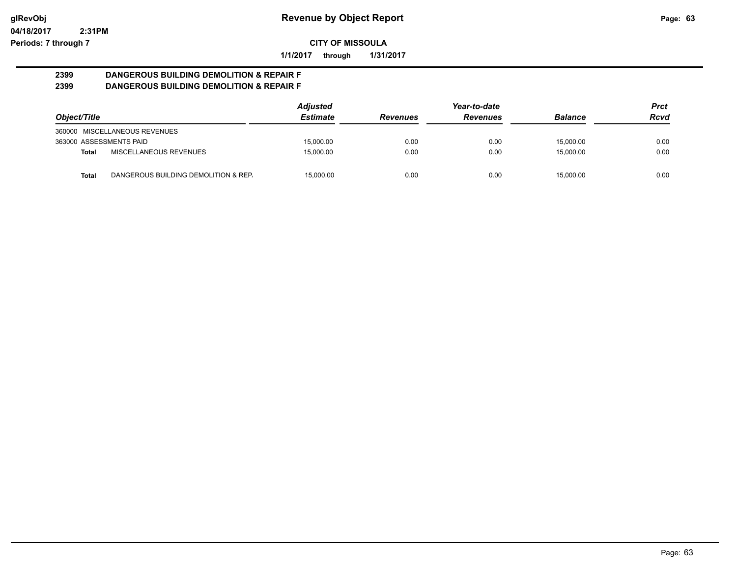# Revenue by Object Report

glRevObj
04/18/2017 2:31PM
Periods: 7 through 7

**CITY OF MISSOULA**

**1/1/2017 through 1/31/2017**

## 2399 DANGEROUS BUILDING DEMOLITION & REPAIR F
## 2399 DANGEROUS BUILDING DEMOLITION & REPAIR F

| Object/Title | | Adjusted Estimate | Revenues | Year-to-date Revenues | Balance | Prct Rcvd |
|---|---|---|---|---|---|---|
| 360000 MISCELLANEOUS REVENUES | | | | | | |
| 363000 ASSESSMENTS PAID | | 15,000.00 | 0.00 | 0.00 | 15,000.00 | 0.00 |
| **Total** | MISCELLANEOUS REVENUES | 15,000.00 | 0.00 | 0.00 | 15,000.00 | 0.00 |
| **Total** | DANGEROUS BUILDING DEMOLITION & REP. | 15,000.00 | 0.00 | 0.00 | 15,000.00 | 0.00 |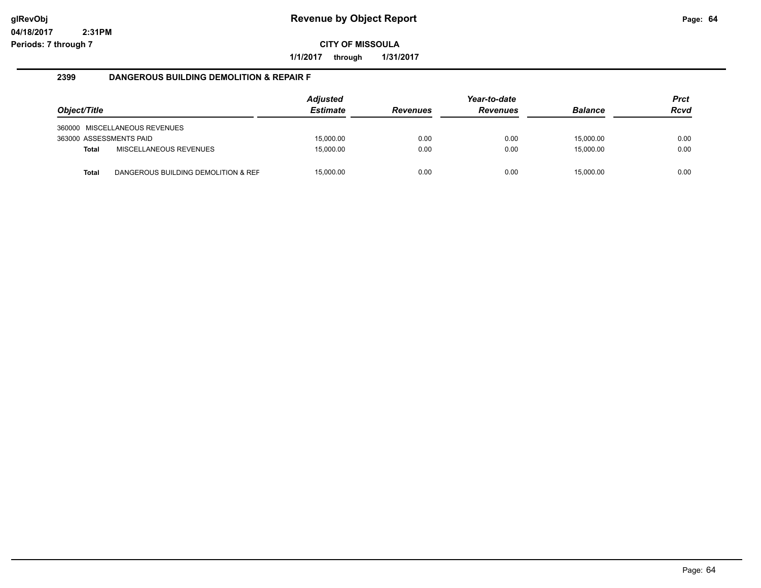# Revenue by Object Report

**CITY OF MISSOULA**

**1/1/2017 through 1/31/2017**

### 2399 DANGEROUS BUILDING DEMOLITION & REPAIR F

| Object/Title | Adjusted Estimate | Revenues | Year-to-date Revenues | Balance | Prct Rcvd |
|---|---|---|---|---|---|
| 360000 MISCELLANEOUS REVENUES | | | | | |
| 363000 ASSESSMENTS PAID | 15,000.00 | 0.00 | 0.00 | 15,000.00 | 0.00 |
| **Total** MISCELLANEOUS REVENUES | 15,000.00 | 0.00 | 0.00 | 15,000.00 | 0.00 |
| **Total** DANGEROUS BUILDING DEMOLITION & REF | 15,000.00 | 0.00 | 0.00 | 15,000.00 | 0.00 |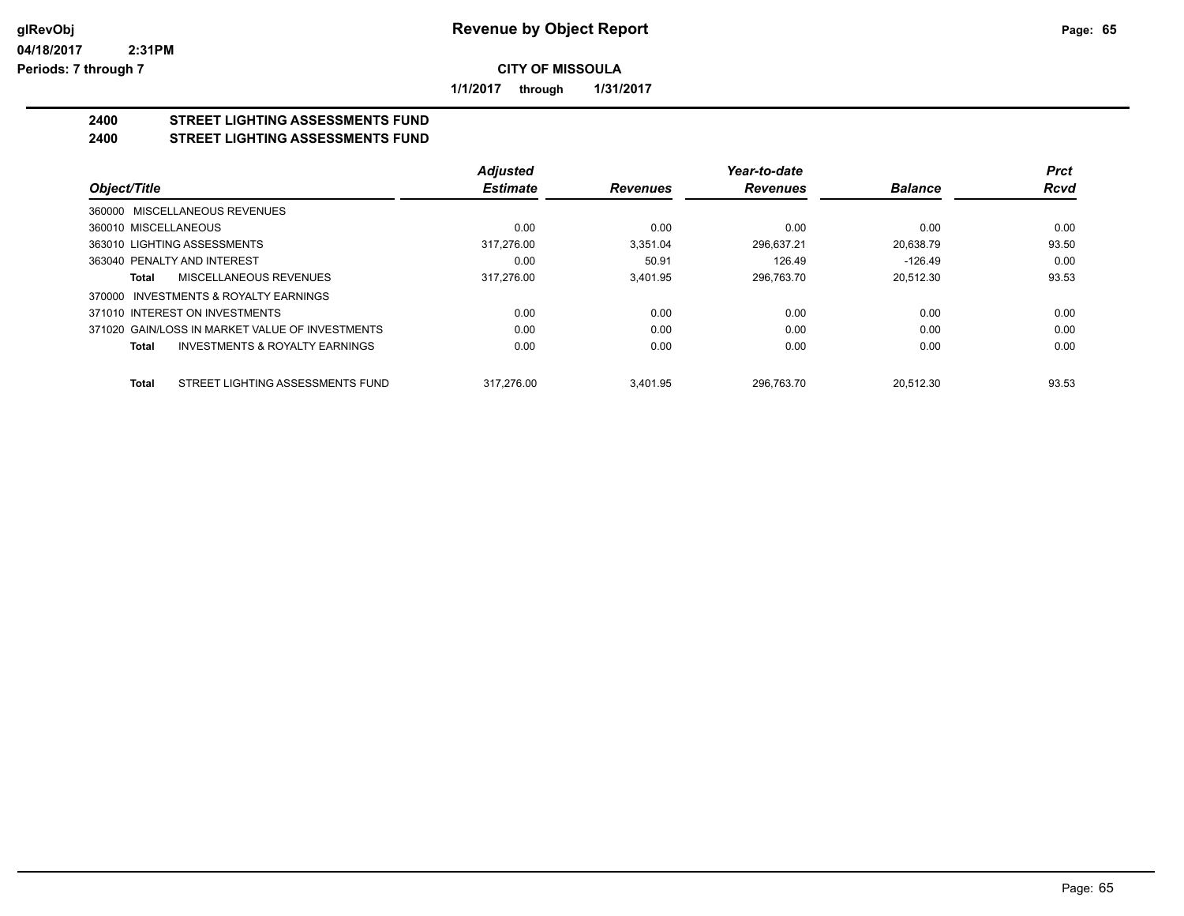**glRevObj**
**04/18/2017 2:31PM**
**Periods: 7 through 7**

# Revenue by Object Report

**CITY OF MISSOULA**

**1/1/2017 through 1/31/2017**

## 2400 STREET LIGHTING ASSESSMENTS FUND
## 2400 STREET LIGHTING ASSESSMENTS FUND

| Object/Title | Adjusted Estimate | Revenues | Year-to-date Revenues | Balance | Prct Rcvd |
|---|---|---|---|---|---|
| 360000 MISCELLANEOUS REVENUES | | | | | |
| 360010 MISCELLANEOUS | 0.00 | 0.00 | 0.00 | 0.00 | 0.00 |
| 363010 LIGHTING ASSESSMENTS | 317,276.00 | 3,351.04 | 296,637.21 | 20,638.79 | 93.50 |
| 363040 PENALTY AND INTEREST | 0.00 | 50.91 | 126.49 | -126.49 | 0.00 |
| **Total** MISCELLANEOUS REVENUES | 317,276.00 | 3,401.95 | 296,763.70 | 20,512.30 | 93.53 |
| 370000 INVESTMENTS & ROYALTY EARNINGS | | | | | |
| 371010 INTEREST ON INVESTMENTS | 0.00 | 0.00 | 0.00 | 0.00 | 0.00 |
| 371020 GAIN/LOSS IN MARKET VALUE OF INVESTMENTS | 0.00 | 0.00 | 0.00 | 0.00 | 0.00 |
| **Total** INVESTMENTS & ROYALTY EARNINGS | 0.00 | 0.00 | 0.00 | 0.00 | 0.00 |
| **Total** STREET LIGHTING ASSESSMENTS FUND | 317,276.00 | 3,401.95 | 296,763.70 | 20,512.30 | 93.53 |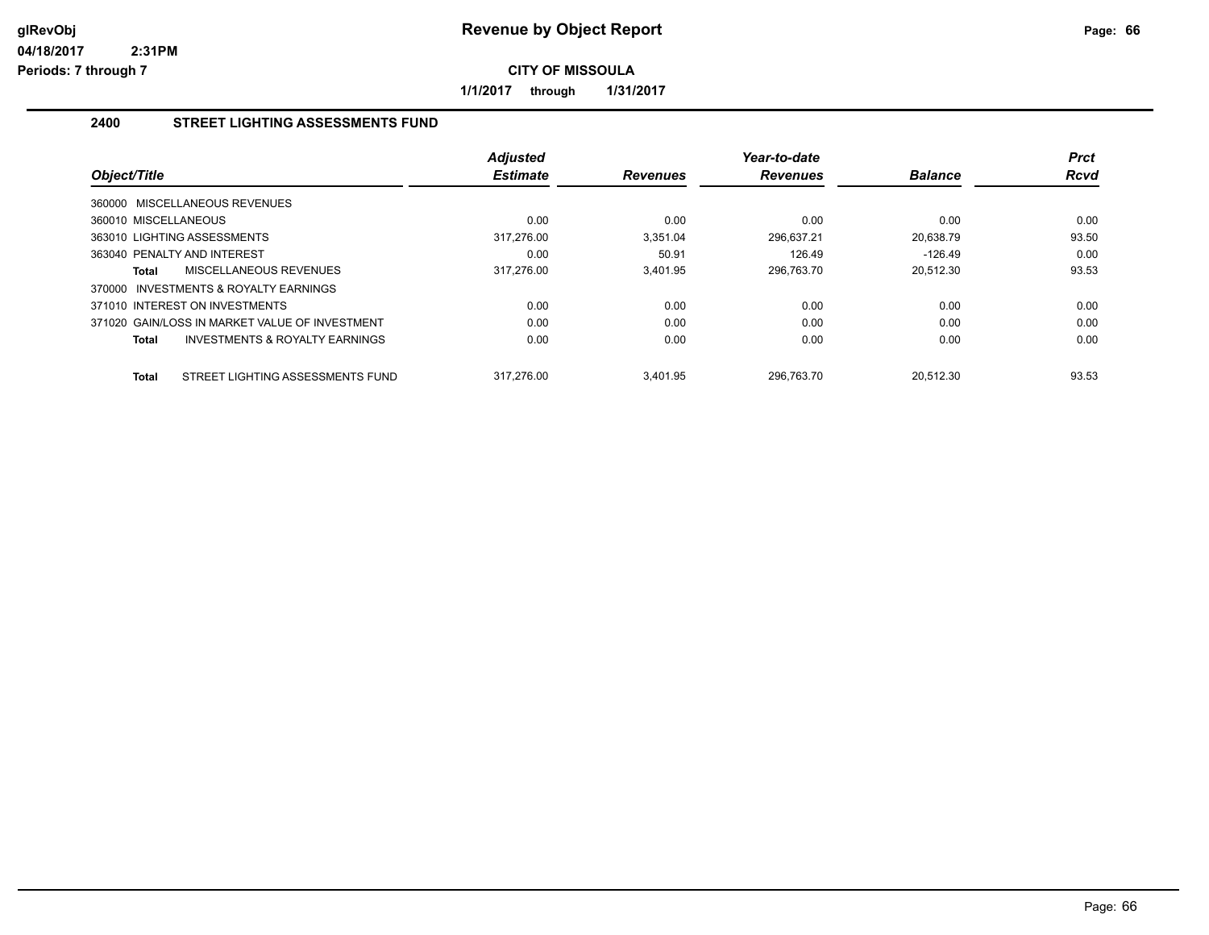# Revenue by Object Report

glRevObj
04/18/2017 2:31PM
Periods: 7 through 7

**CITY OF MISSOULA**

**1/1/2017 through 1/31/2017**

## 2400 STREET LIGHTING ASSESSMENTS FUND

| Object/Title | Adjusted Estimate | Revenues | Year-to-date Revenues | Balance | Prct Rcvd |
|---|---|---|---|---|---|
| 360000 MISCELLANEOUS REVENUES | | | | | |
| 360010 MISCELLANEOUS | 0.00 | 0.00 | 0.00 | 0.00 | 0.00 |
| 363010 LIGHTING ASSESSMENTS | 317,276.00 | 3,351.04 | 296,637.21 | 20,638.79 | 93.50 |
| 363040 PENALTY AND INTEREST | 0.00 | 50.91 | 126.49 | -126.49 | 0.00 |
| **Total** MISCELLANEOUS REVENUES | 317,276.00 | 3,401.95 | 296,763.70 | 20,512.30 | 93.53 |
| 370000 INVESTMENTS & ROYALTY EARNINGS | | | | | |
| 371010 INTEREST ON INVESTMENTS | 0.00 | 0.00 | 0.00 | 0.00 | 0.00 |
| 371020 GAIN/LOSS IN MARKET VALUE OF INVESTMENT | 0.00 | 0.00 | 0.00 | 0.00 | 0.00 |
| **Total** INVESTMENTS & ROYALTY EARNINGS | 0.00 | 0.00 | 0.00 | 0.00 | 0.00 |
| **Total** STREET LIGHTING ASSESSMENTS FUND | 317,276.00 | 3,401.95 | 296,763.70 | 20,512.30 | 93.53 |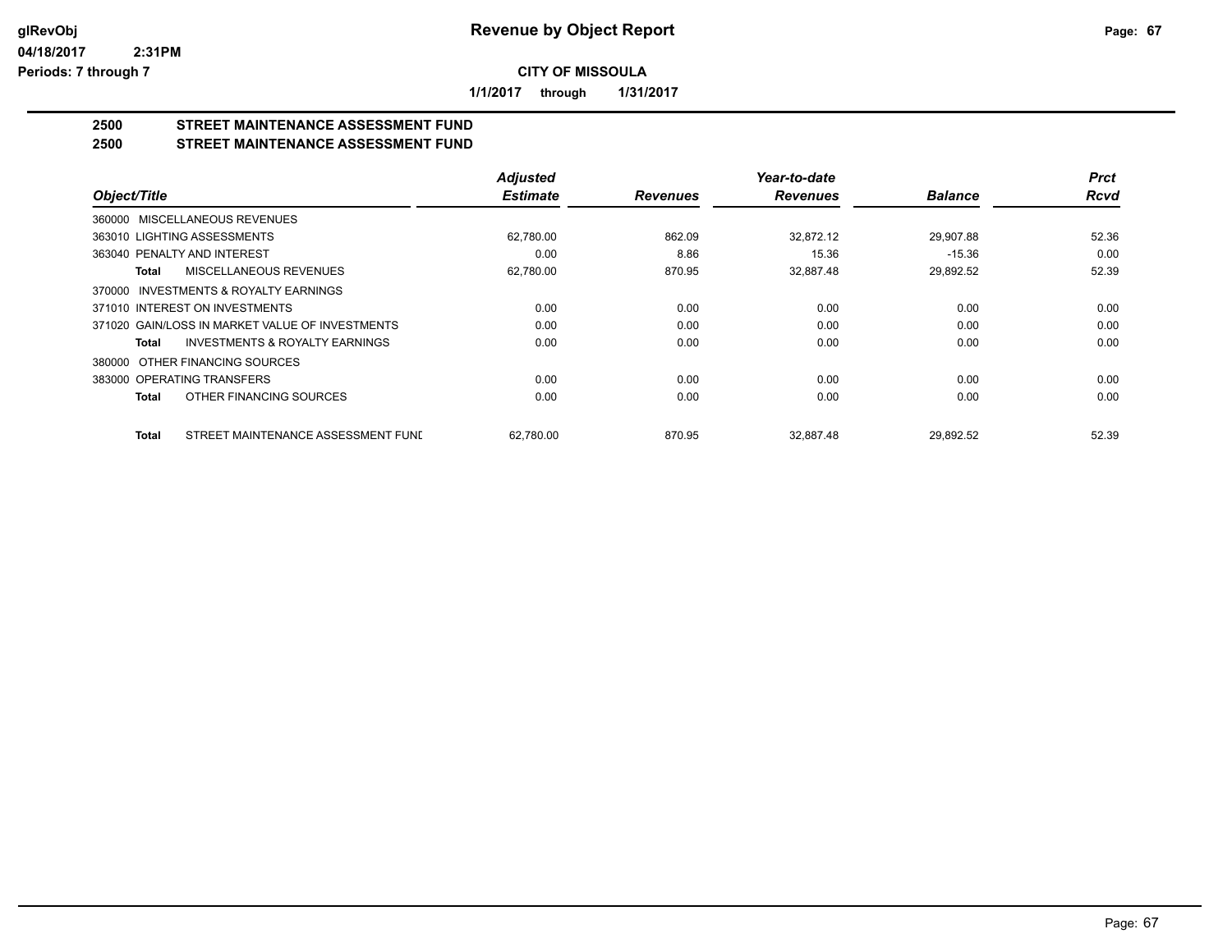# Revenue by Object Report

glRevObj
04/18/2017 2:31PM
Periods: 7 through 7

**CITY OF MISSOULA**

**1/1/2017 through 1/31/2017**

## 2500 STREET MAINTENANCE ASSESSMENT FUND
## 2500 STREET MAINTENANCE ASSESSMENT FUND

| Object/Title | Adjusted Estimate | Revenues | Year-to-date Revenues | Balance | Prct Rcvd |
|---|---|---|---|---|---|
| 360000 MISCELLANEOUS REVENUES | | | | | |
| 363010 LIGHTING ASSESSMENTS | 62,780.00 | 862.09 | 32,872.12 | 29,907.88 | 52.36 |
| 363040 PENALTY AND INTEREST | 0.00 | 8.86 | 15.36 | -15.36 | 0.00 |
| **Total** MISCELLANEOUS REVENUES | 62,780.00 | 870.95 | 32,887.48 | 29,892.52 | 52.39 |
| 370000 INVESTMENTS & ROYALTY EARNINGS | | | | | |
| 371010 INTEREST ON INVESTMENTS | 0.00 | 0.00 | 0.00 | 0.00 | 0.00 |
| 371020 GAIN/LOSS IN MARKET VALUE OF INVESTMENTS | 0.00 | 0.00 | 0.00 | 0.00 | 0.00 |
| **Total** INVESTMENTS & ROYALTY EARNINGS | 0.00 | 0.00 | 0.00 | 0.00 | 0.00 |
| 380000 OTHER FINANCING SOURCES | | | | | |
| 383000 OPERATING TRANSFERS | 0.00 | 0.00 | 0.00 | 0.00 | 0.00 |
| **Total** OTHER FINANCING SOURCES | 0.00 | 0.00 | 0.00 | 0.00 | 0.00 |
| **Total** STREET MAINTENANCE ASSESSMENT FUNI | 62,780.00 | 870.95 | 32,887.48 | 29,892.52 | 52.39 |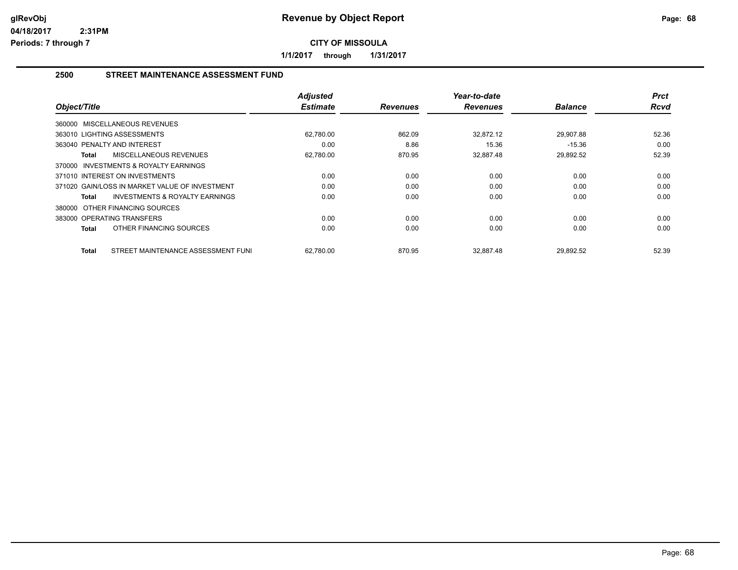# Revenue by Object Report

glRevObj
04/18/2017 2:31PM
Periods: 7 through 7

**CITY OF MISSOULA**

**1/1/2017 through 1/31/2017**

## 2500 STREET MAINTENANCE ASSESSMENT FUND

| Object/Title | Adjusted Estimate | Revenues | Year-to-date Revenues | Balance | Prct Rcvd |
|---|---|---|---|---|---|
| 360000 MISCELLANEOUS REVENUES | | | | | |
| 363010 LIGHTING ASSESSMENTS | 62,780.00 | 862.09 | 32,872.12 | 29,907.88 | 52.36 |
| 363040 PENALTY AND INTEREST | 0.00 | 8.86 | 15.36 | -15.36 | 0.00 |
| **Total** MISCELLANEOUS REVENUES | 62,780.00 | 870.95 | 32,887.48 | 29,892.52 | 52.39 |
| 370000 INVESTMENTS & ROYALTY EARNINGS | | | | | |
| 371010 INTEREST ON INVESTMENTS | 0.00 | 0.00 | 0.00 | 0.00 | 0.00 |
| 371020 GAIN/LOSS IN MARKET VALUE OF INVESTMENT | 0.00 | 0.00 | 0.00 | 0.00 | 0.00 |
| **Total** INVESTMENTS & ROYALTY EARNINGS | 0.00 | 0.00 | 0.00 | 0.00 | 0.00 |
| 380000 OTHER FINANCING SOURCES | | | | | |
| 383000 OPERATING TRANSFERS | 0.00 | 0.00 | 0.00 | 0.00 | 0.00 |
| **Total** OTHER FINANCING SOURCES | 0.00 | 0.00 | 0.00 | 0.00 | 0.00 |
| **Total** STREET MAINTENANCE ASSESSMENT FUNI | 62,780.00 | 870.95 | 32,887.48 | 29,892.52 | 52.39 |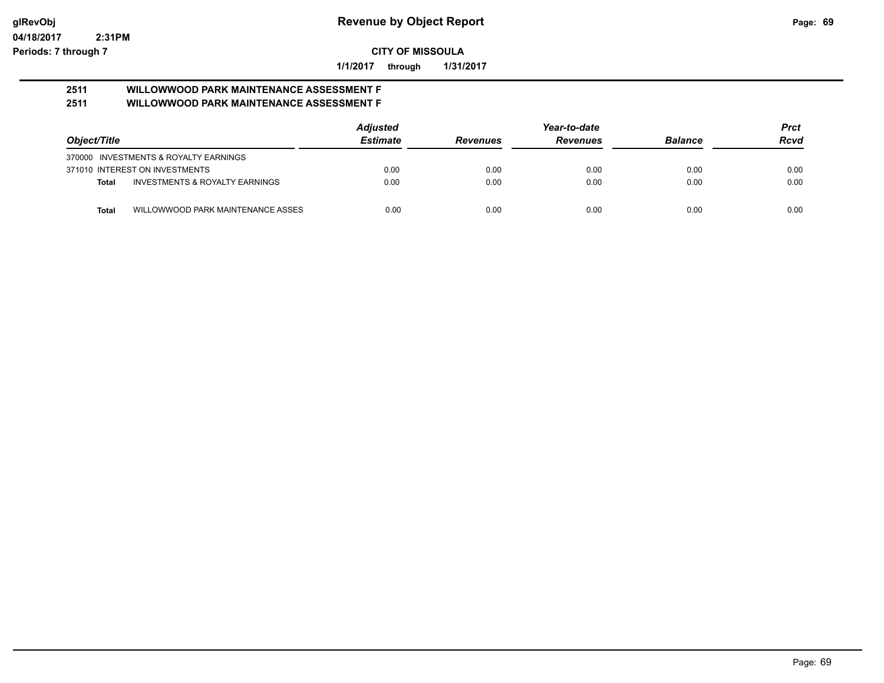**Revenue by Object Report**

**CITY OF MISSOULA**

glRevObj
04/18/2017 2:31PM
Periods: 7 through 7

**1/1/2017 through 1/31/2017**

**2511 WILLOWWOOD PARK MAINTENANCE ASSESSMENT F**
**2511 WILLOWWOOD PARK MAINTENANCE ASSESSMENT F**

| Object/Title | | Adjusted Estimate | Revenues | Year-to-date Revenues | Balance | Prct Rcvd |
|---|---|---|---|---|---|---|
| 370000 INVESTMENTS & ROYALTY EARNINGS | | | | | | |
| 371010 INTEREST ON INVESTMENTS | | 0.00 | 0.00 | 0.00 | 0.00 | 0.00 |
| **Total** | INVESTMENTS & ROYALTY EARNINGS | 0.00 | 0.00 | 0.00 | 0.00 | 0.00 |
| **Total** | WILLOWWOOD PARK MAINTENANCE ASSES | 0.00 | 0.00 | 0.00 | 0.00 | 0.00 |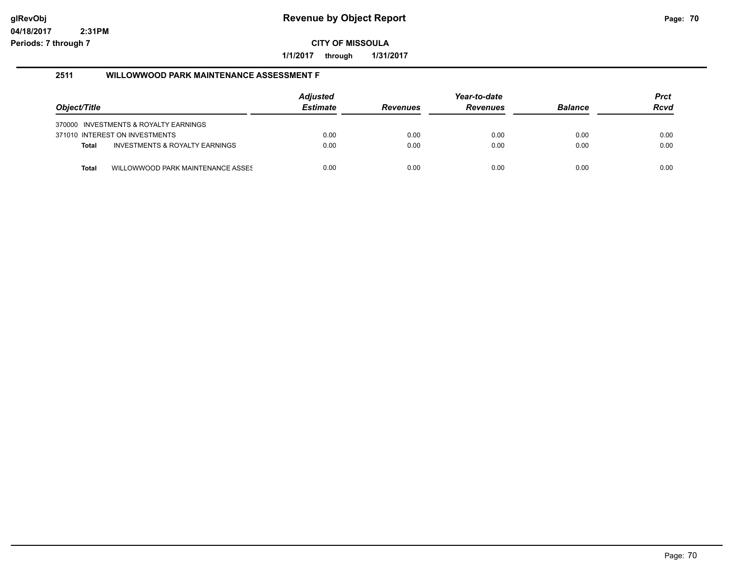**Revenue by Object Report**

**CITY OF MISSOULA**

**1/1/2017 through 1/31/2017**

glRevObj
04/18/2017 2:31PM
Periods: 7 through 7

## 2511 WILLOWWOOD PARK MAINTENANCE ASSESSMENT F

| Object/Title | | Adjusted Estimate | Revenues | Year-to-date Revenues | Balance | Prct Rcvd |
|---|---|---|---|---|---|---|
| 370000 | INVESTMENTS & ROYALTY EARNINGS | | | | | |
| 371010 | INTEREST ON INVESTMENTS | 0.00 | 0.00 | 0.00 | 0.00 | 0.00 |
| **Total** | INVESTMENTS & ROYALTY EARNINGS | 0.00 | 0.00 | 0.00 | 0.00 | 0.00 |
| **Total** | WILLOWWOOD PARK MAINTENANCE ASSES | 0.00 | 0.00 | 0.00 | 0.00 | 0.00 |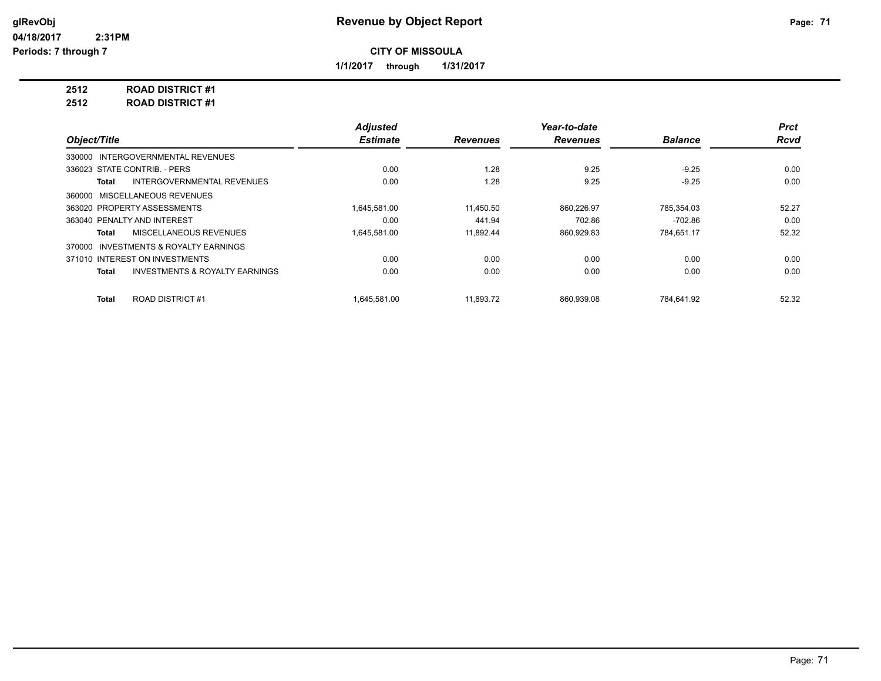# Revenue by Object Report

**CITY OF MISSOULA**

**1/1/2017 through 1/31/2017**

glRevObj
04/18/2017 2:31PM
Periods: 7 through 7

**2512 ROAD DISTRICT #1**
**2512 ROAD DISTRICT #1**

| Object/Title | Adjusted Estimate | Revenues | Year-to-date Revenues | Balance | Prct Rcvd |
|---|---|---|---|---|---|
| 330000 INTERGOVERNMENTAL REVENUES | | | | | |
| 336023 STATE CONTRIB. - PERS | 0.00 | 1.28 | 9.25 | -9.25 | 0.00 |
| **Total** INTERGOVERNMENTAL REVENUES | 0.00 | 1.28 | 9.25 | -9.25 | 0.00 |
| 360000 MISCELLANEOUS REVENUES | | | | | |
| 363020 PROPERTY ASSESSMENTS | 1,645,581.00 | 11,450.50 | 860,226.97 | 785,354.03 | 52.27 |
| 363040 PENALTY AND INTEREST | 0.00 | 441.94 | 702.86 | -702.86 | 0.00 |
| **Total** MISCELLANEOUS REVENUES | 1,645,581.00 | 11,892.44 | 860,929.83 | 784,651.17 | 52.32 |
| 370000 INVESTMENTS & ROYALTY EARNINGS | | | | | |
| 371010 INTEREST ON INVESTMENTS | 0.00 | 0.00 | 0.00 | 0.00 | 0.00 |
| **Total** INVESTMENTS & ROYALTY EARNINGS | 0.00 | 0.00 | 0.00 | 0.00 | 0.00 |
| **Total** ROAD DISTRICT #1 | 1,645,581.00 | 11,893.72 | 860,939.08 | 784,641.92 | 52.32 |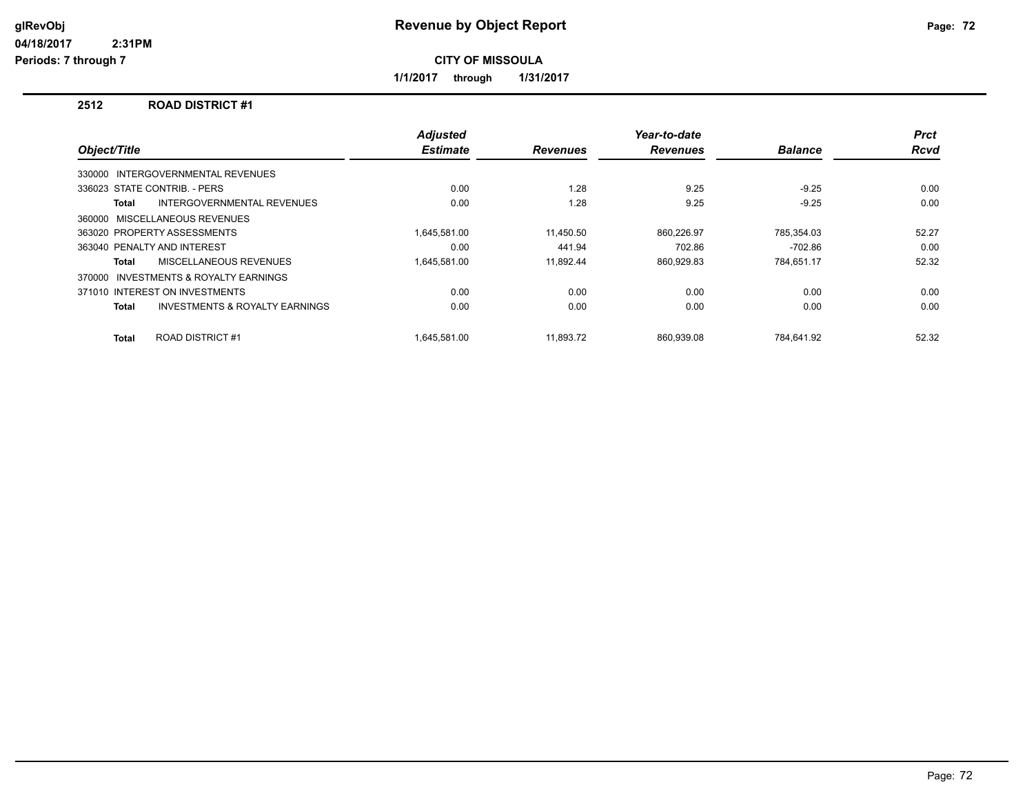# Revenue by Object Report

glRevObj
04/18/2017 2:31PM
Periods: 7 through 7

**CITY OF MISSOULA**

**1/1/2017 through 1/31/2017**

## 2512 ROAD DISTRICT #1

| Object/Title | Adjusted Estimate | Revenues | Year-to-date Revenues | Balance | Prct Rcvd |
|---|---|---|---|---|---|
| 330000 INTERGOVERNMENTAL REVENUES | | | | | |
| 336023 STATE CONTRIB. - PERS | 0.00 | 1.28 | 9.25 | -9.25 | 0.00 |
| **Total** INTERGOVERNMENTAL REVENUES | 0.00 | 1.28 | 9.25 | -9.25 | 0.00 |
| 360000 MISCELLANEOUS REVENUES | | | | | |
| 363020 PROPERTY ASSESSMENTS | 1,645,581.00 | 11,450.50 | 860,226.97 | 785,354.03 | 52.27 |
| 363040 PENALTY AND INTEREST | 0.00 | 441.94 | 702.86 | -702.86 | 0.00 |
| **Total** MISCELLANEOUS REVENUES | 1,645,581.00 | 11,892.44 | 860,929.83 | 784,651.17 | 52.32 |
| 370000 INVESTMENTS & ROYALTY EARNINGS | | | | | |
| 371010 INTEREST ON INVESTMENTS | 0.00 | 0.00 | 0.00 | 0.00 | 0.00 |
| **Total** INVESTMENTS & ROYALTY EARNINGS | 0.00 | 0.00 | 0.00 | 0.00 | 0.00 |
| **Total** ROAD DISTRICT #1 | 1,645,581.00 | 11,893.72 | 860,939.08 | 784,641.92 | 52.32 |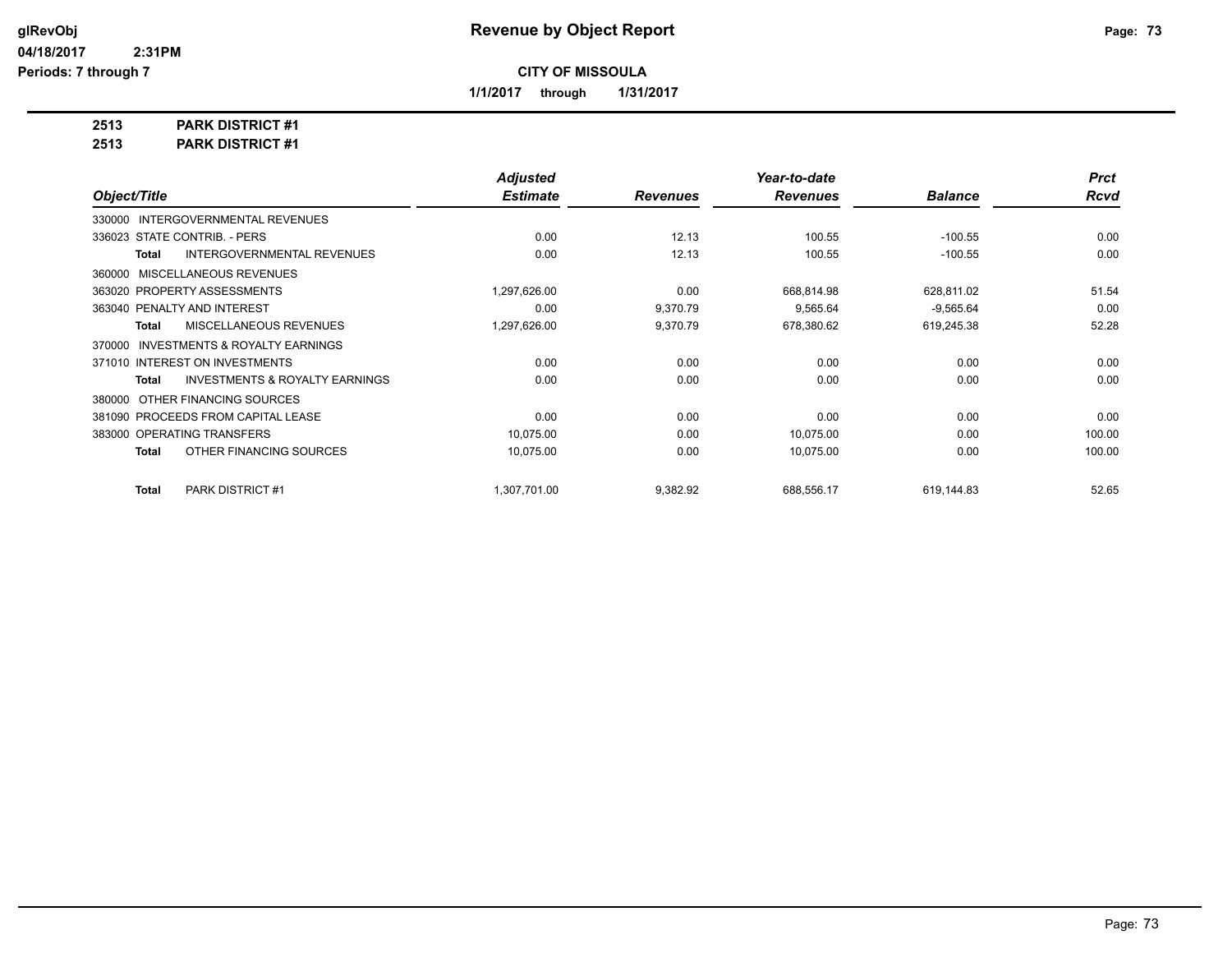# Revenue by Object Report

**CITY OF MISSOULA**

**1/1/2017 through 1/31/2017**

glRevObj
04/18/2017 2:31PM
Periods: 7 through 7

**2513 PARK DISTRICT #1**
**2513 PARK DISTRICT #1**

| Object/Title | Adjusted Estimate | Revenues | Year-to-date Revenues | Balance | Prct Rcvd |
|---|---|---|---|---|---|
| 330000 INTERGOVERNMENTAL REVENUES | | | | | |
| 336023 STATE CONTRIB. - PERS | 0.00 | 12.13 | 100.55 | -100.55 | 0.00 |
| **Total** INTERGOVERNMENTAL REVENUES | 0.00 | 12.13 | 100.55 | -100.55 | 0.00 |
| 360000 MISCELLANEOUS REVENUES | | | | | |
| 363020 PROPERTY ASSESSMENTS | 1,297,626.00 | 0.00 | 668,814.98 | 628,811.02 | 51.54 |
| 363040 PENALTY AND INTEREST | 0.00 | 9,370.79 | 9,565.64 | -9,565.64 | 0.00 |
| **Total** MISCELLANEOUS REVENUES | 1,297,626.00 | 9,370.79 | 678,380.62 | 619,245.38 | 52.28 |
| 370000 INVESTMENTS & ROYALTY EARNINGS | | | | | |
| 371010 INTEREST ON INVESTMENTS | 0.00 | 0.00 | 0.00 | 0.00 | 0.00 |
| **Total** INVESTMENTS & ROYALTY EARNINGS | 0.00 | 0.00 | 0.00 | 0.00 | 0.00 |
| 380000 OTHER FINANCING SOURCES | | | | | |
| 381090 PROCEEDS FROM CAPITAL LEASE | 0.00 | 0.00 | 0.00 | 0.00 | 0.00 |
| 383000 OPERATING TRANSFERS | 10,075.00 | 0.00 | 10,075.00 | 0.00 | 100.00 |
| **Total** OTHER FINANCING SOURCES | 10,075.00 | 0.00 | 10,075.00 | 0.00 | 100.00 |
| **Total** PARK DISTRICT #1 | 1,307,701.00 | 9,382.92 | 688,556.17 | 619,144.83 | 52.65 |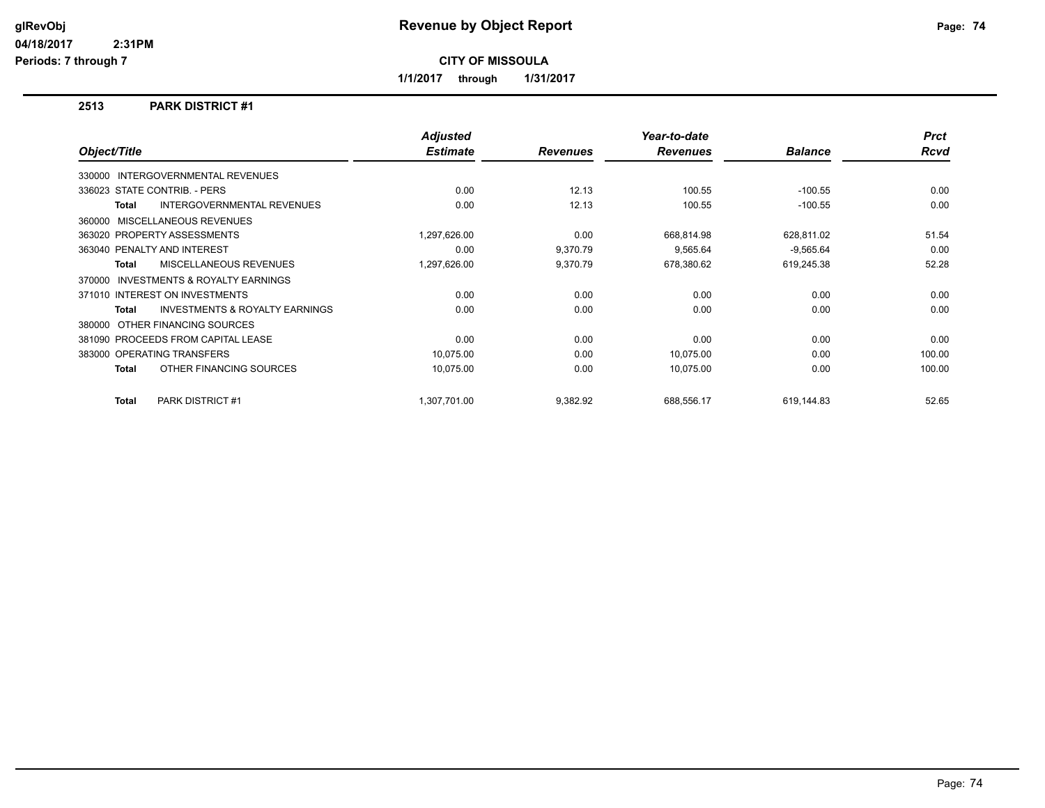# Revenue by Object Report

**CITY OF MISSOULA**

**1/1/2017 through 1/31/2017**

glRevObj
04/18/2017 2:31PM
Periods: 7 through 7

## 2513 PARK DISTRICT #1

| Object/Title | Adjusted Estimate | Revenues | Year-to-date Revenues | Balance | Prct Rcvd |
|---|---|---|---|---|---|
| 330000 INTERGOVERNMENTAL REVENUES | | | | | |
| 336023 STATE CONTRIB. - PERS | 0.00 | 12.13 | 100.55 | -100.55 | 0.00 |
| **Total** INTERGOVERNMENTAL REVENUES | 0.00 | 12.13 | 100.55 | -100.55 | 0.00 |
| 360000 MISCELLANEOUS REVENUES | | | | | |
| 363020 PROPERTY ASSESSMENTS | 1,297,626.00 | 0.00 | 668,814.98 | 628,811.02 | 51.54 |
| 363040 PENALTY AND INTEREST | 0.00 | 9,370.79 | 9,565.64 | -9,565.64 | 0.00 |
| **Total** MISCELLANEOUS REVENUES | 1,297,626.00 | 9,370.79 | 678,380.62 | 619,245.38 | 52.28 |
| 370000 INVESTMENTS & ROYALTY EARNINGS | | | | | |
| 371010 INTEREST ON INVESTMENTS | 0.00 | 0.00 | 0.00 | 0.00 | 0.00 |
| **Total** INVESTMENTS & ROYALTY EARNINGS | 0.00 | 0.00 | 0.00 | 0.00 | 0.00 |
| 380000 OTHER FINANCING SOURCES | | | | | |
| 381090 PROCEEDS FROM CAPITAL LEASE | 0.00 | 0.00 | 0.00 | 0.00 | 0.00 |
| 383000 OPERATING TRANSFERS | 10,075.00 | 0.00 | 10,075.00 | 0.00 | 100.00 |
| **Total** OTHER FINANCING SOURCES | 10,075.00 | 0.00 | 10,075.00 | 0.00 | 100.00 |
| **Total** PARK DISTRICT #1 | 1,307,701.00 | 9,382.92 | 688,556.17 | 619,144.83 | 52.65 |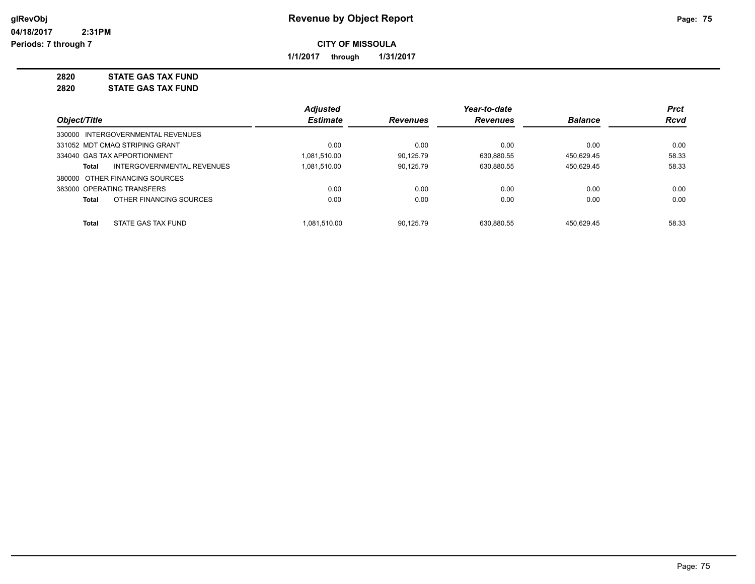# Revenue by Object Report

glRevObj
04/18/2017 2:31PM
Periods: 7 through 7

**CITY OF MISSOULA**

**1/1/2017 through 1/31/2017**

**2820 STATE GAS TAX FUND**
**2820 STATE GAS TAX FUND**

| Object/Title | Adjusted Estimate | Revenues | Year-to-date Revenues | Balance | Prct Rcvd |
|---|---|---|---|---|---|
| 330000 INTERGOVERNMENTAL REVENUES | | | | | |
| 331052 MDT CMAQ STRIPING GRANT | 0.00 | 0.00 | 0.00 | 0.00 | 0.00 |
| 334040 GAS TAX APPORTIONMENT | 1,081,510.00 | 90,125.79 | 630,880.55 | 450,629.45 | 58.33 |
| **Total** INTERGOVERNMENTAL REVENUES | 1,081,510.00 | 90,125.79 | 630,880.55 | 450,629.45 | 58.33 |
| 380000 OTHER FINANCING SOURCES | | | | | |
| 383000 OPERATING TRANSFERS | 0.00 | 0.00 | 0.00 | 0.00 | 0.00 |
| **Total** OTHER FINANCING SOURCES | 0.00 | 0.00 | 0.00 | 0.00 | 0.00 |
| **Total** STATE GAS TAX FUND | 1,081,510.00 | 90,125.79 | 630,880.55 | 450,629.45 | 58.33 |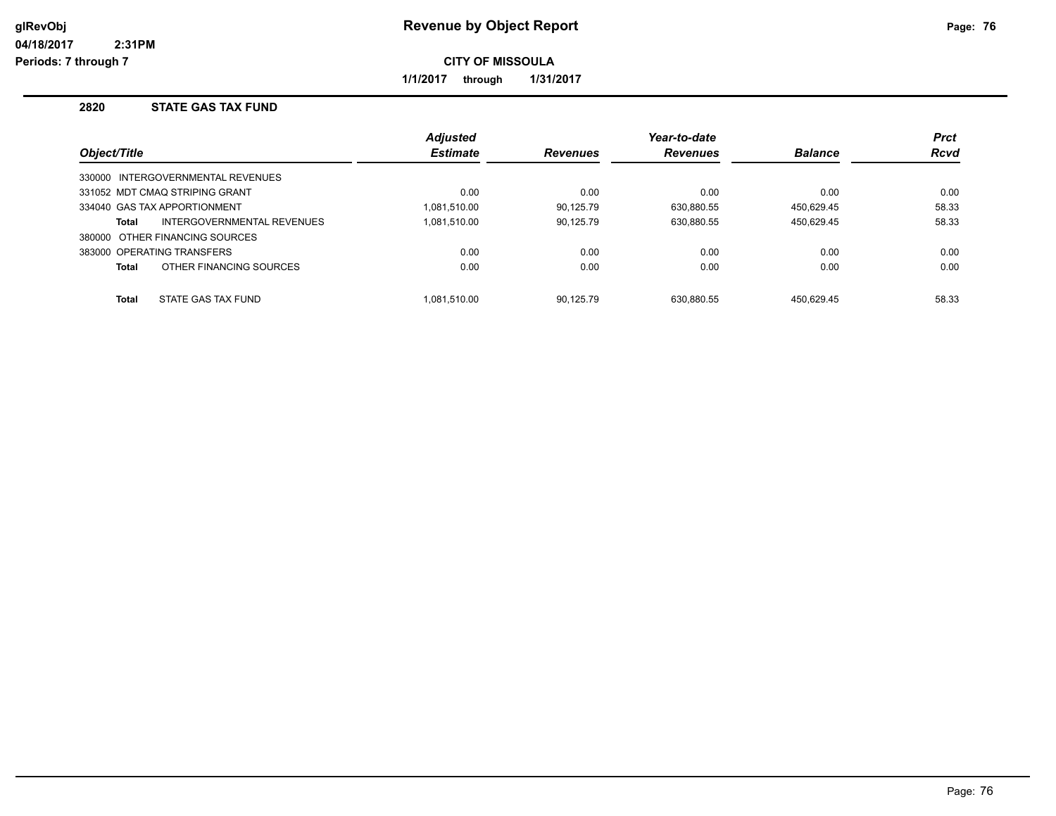# Revenue by Object Report

glRevObj
04/18/2017 2:31PM
Periods: 7 through 7

**CITY OF MISSOULA**

**1/1/2017 through 1/31/2017**

## 2820 STATE GAS TAX FUND

| Object/Title | Adjusted Estimate | Revenues | Year-to-date Revenues | Balance | Prct Rcvd |
|---|---|---|---|---|---|
| 330000 INTERGOVERNMENTAL REVENUES | | | | | |
| 331052 MDT CMAQ STRIPING GRANT | 0.00 | 0.00 | 0.00 | 0.00 | 0.00 |
| 334040 GAS TAX APPORTIONMENT | 1,081,510.00 | 90,125.79 | 630,880.55 | 450,629.45 | 58.33 |
| **Total** INTERGOVERNMENTAL REVENUES | 1,081,510.00 | 90,125.79 | 630,880.55 | 450,629.45 | 58.33 |
| 380000 OTHER FINANCING SOURCES | | | | | |
| 383000 OPERATING TRANSFERS | 0.00 | 0.00 | 0.00 | 0.00 | 0.00 |
| **Total** OTHER FINANCING SOURCES | 0.00 | 0.00 | 0.00 | 0.00 | 0.00 |
| **Total** STATE GAS TAX FUND | 1,081,510.00 | 90,125.79 | 630,880.55 | 450,629.45 | 58.33 |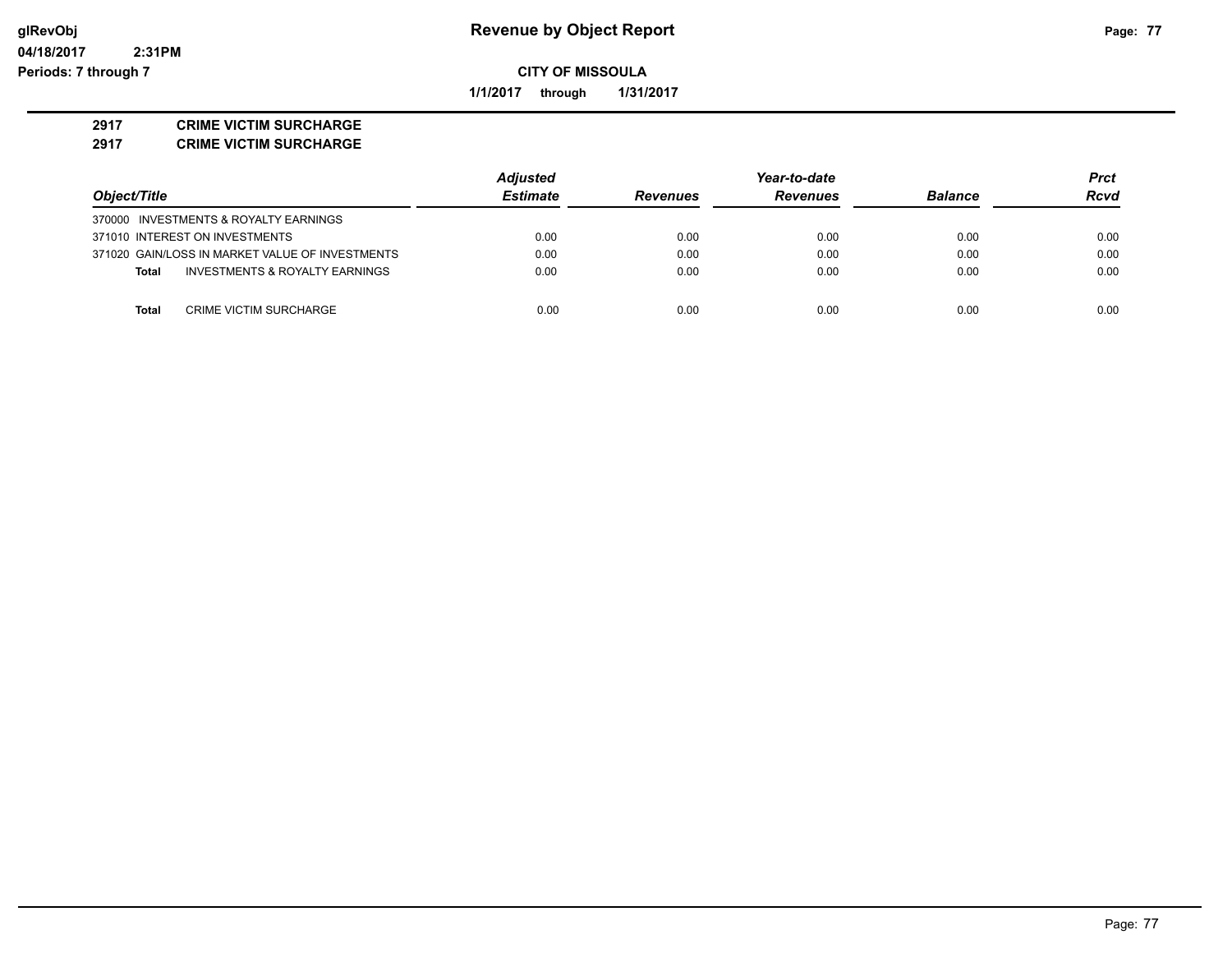# Revenue by Object Report

glRevObj
04/18/2017 2:31PM
Periods: 7 through 7

**CITY OF MISSOULA**

**1/1/2017 through 1/31/2017**

**2917 CRIME VICTIM SURCHARGE**
**2917 CRIME VICTIM SURCHARGE**

| Object/Title | Adjusted Estimate | Revenues | Year-to-date Revenues | Balance | Prct Rcvd |
|---|---|---|---|---|---|
| 370000 INVESTMENTS & ROYALTY EARNINGS | | | | | |
| 371010 INTEREST ON INVESTMENTS | 0.00 | 0.00 | 0.00 | 0.00 | 0.00 |
| 371020 GAIN/LOSS IN MARKET VALUE OF INVESTMENTS | 0.00 | 0.00 | 0.00 | 0.00 | 0.00 |
| **Total** INVESTMENTS & ROYALTY EARNINGS | 0.00 | 0.00 | 0.00 | 0.00 | 0.00 |
| **Total** CRIME VICTIM SURCHARGE | 0.00 | 0.00 | 0.00 | 0.00 | 0.00 |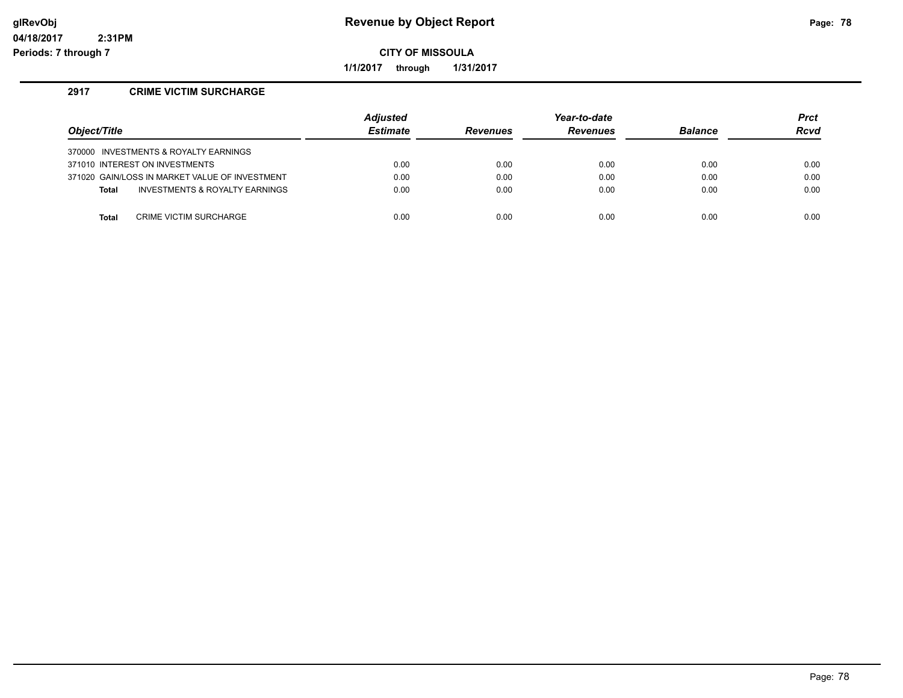# Revenue by Object Report

**CITY OF MISSOULA**

**1/1/2017 through 1/31/2017**

glRevObj
04/18/2017 2:31PM
Periods: 7 through 7

## 2917 CRIME VICTIM SURCHARGE

| Object/Title | Adjusted Estimate | Revenues | Year-to-date Revenues | Balance | Prct Rcvd |
|---|---|---|---|---|---|
| 370000 INVESTMENTS & ROYALTY EARNINGS | | | | | |
| 371010 INTEREST ON INVESTMENTS | 0.00 | 0.00 | 0.00 | 0.00 | 0.00 |
| 371020 GAIN/LOSS IN MARKET VALUE OF INVESTMENT | 0.00 | 0.00 | 0.00 | 0.00 | 0.00 |
| **Total** INVESTMENTS & ROYALTY EARNINGS | 0.00 | 0.00 | 0.00 | 0.00 | 0.00 |
| **Total** CRIME VICTIM SURCHARGE | 0.00 | 0.00 | 0.00 | 0.00 | 0.00 |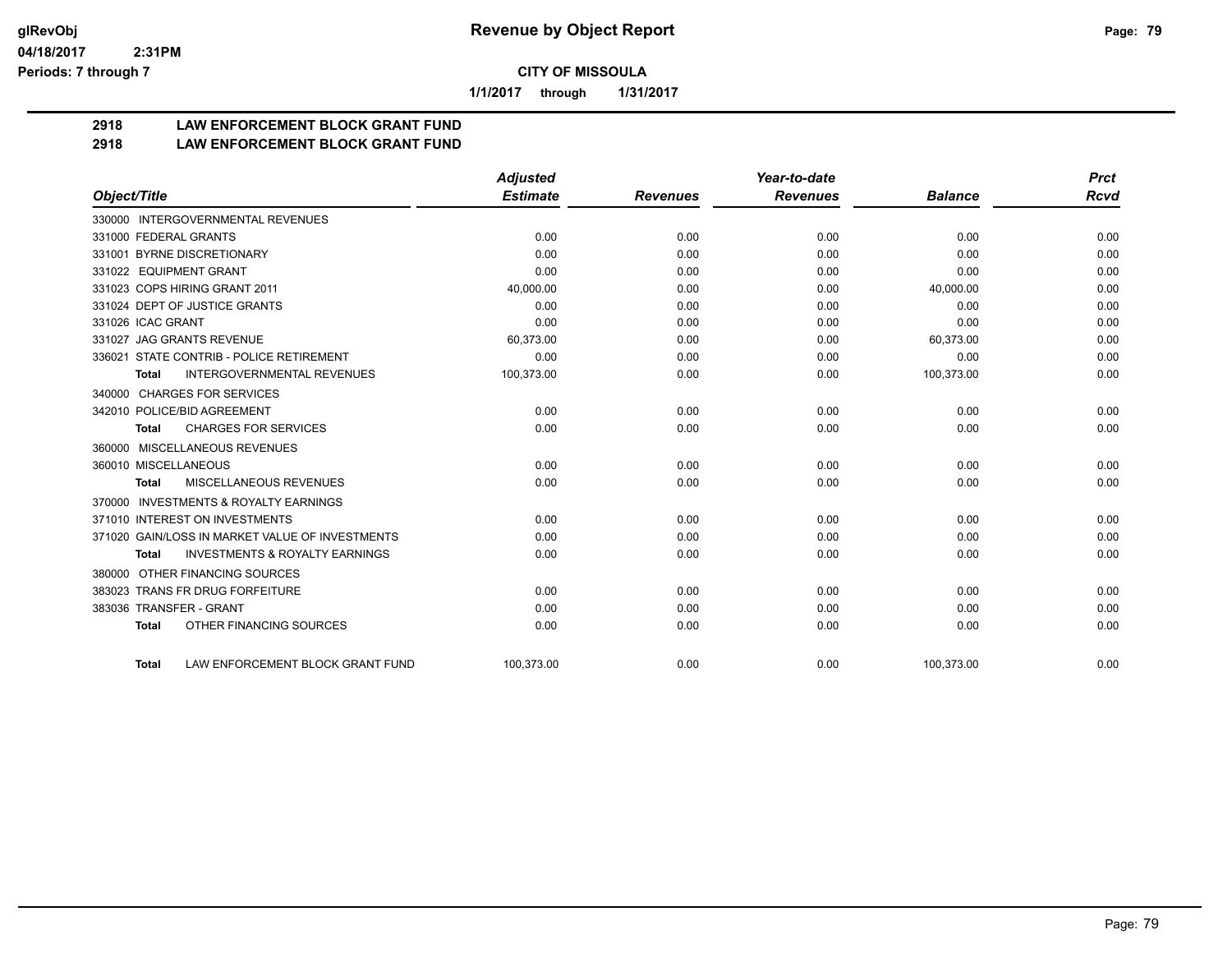**CITY OF MISSOULA**

**1/1/2017 through 1/31/2017**

## 2918 LAW ENFORCEMENT BLOCK GRANT FUND
## 2918 LAW ENFORCEMENT BLOCK GRANT FUND

| Object/Title | Adjusted Estimate | Revenues | Year-to-date Revenues | Balance | Prct Rcvd |
|---|---|---|---|---|---|
| 330000 INTERGOVERNMENTAL REVENUES | | | | | |
| 331000 FEDERAL GRANTS | 0.00 | 0.00 | 0.00 | 0.00 | 0.00 |
| 331001 BYRNE DISCRETIONARY | 0.00 | 0.00 | 0.00 | 0.00 | 0.00 |
| 331022 EQUIPMENT GRANT | 0.00 | 0.00 | 0.00 | 0.00 | 0.00 |
| 331023 COPS HIRING GRANT 2011 | 40,000.00 | 0.00 | 0.00 | 40,000.00 | 0.00 |
| 331024 DEPT OF JUSTICE GRANTS | 0.00 | 0.00 | 0.00 | 0.00 | 0.00 |
| 331026 ICAC GRANT | 0.00 | 0.00 | 0.00 | 0.00 | 0.00 |
| 331027 JAG GRANTS REVENUE | 60,373.00 | 0.00 | 0.00 | 60,373.00 | 0.00 |
| 336021 STATE CONTRIB - POLICE RETIREMENT | 0.00 | 0.00 | 0.00 | 0.00 | 0.00 |
| **Total** INTERGOVERNMENTAL REVENUES | 100,373.00 | 0.00 | 0.00 | 100,373.00 | 0.00 |
| 340000 CHARGES FOR SERVICES | | | | | |
| 342010 POLICE/BID AGREEMENT | 0.00 | 0.00 | 0.00 | 0.00 | 0.00 |
| **Total** CHARGES FOR SERVICES | 0.00 | 0.00 | 0.00 | 0.00 | 0.00 |
| 360000 MISCELLANEOUS REVENUES | | | | | |
| 360010 MISCELLANEOUS | 0.00 | 0.00 | 0.00 | 0.00 | 0.00 |
| **Total** MISCELLANEOUS REVENUES | 0.00 | 0.00 | 0.00 | 0.00 | 0.00 |
| 370000 INVESTMENTS & ROYALTY EARNINGS | | | | | |
| 371010 INTEREST ON INVESTMENTS | 0.00 | 0.00 | 0.00 | 0.00 | 0.00 |
| 371020 GAIN/LOSS IN MARKET VALUE OF INVESTMENTS | 0.00 | 0.00 | 0.00 | 0.00 | 0.00 |
| **Total** INVESTMENTS & ROYALTY EARNINGS | 0.00 | 0.00 | 0.00 | 0.00 | 0.00 |
| 380000 OTHER FINANCING SOURCES | | | | | |
| 383023 TRANS FR DRUG FORFEITURE | 0.00 | 0.00 | 0.00 | 0.00 | 0.00 |
| 383036 TRANSFER - GRANT | 0.00 | 0.00 | 0.00 | 0.00 | 0.00 |
| **Total** OTHER FINANCING SOURCES | 0.00 | 0.00 | 0.00 | 0.00 | 0.00 |
| **Total** LAW ENFORCEMENT BLOCK GRANT FUND | 100,373.00 | 0.00 | 0.00 | 100,373.00 | 0.00 |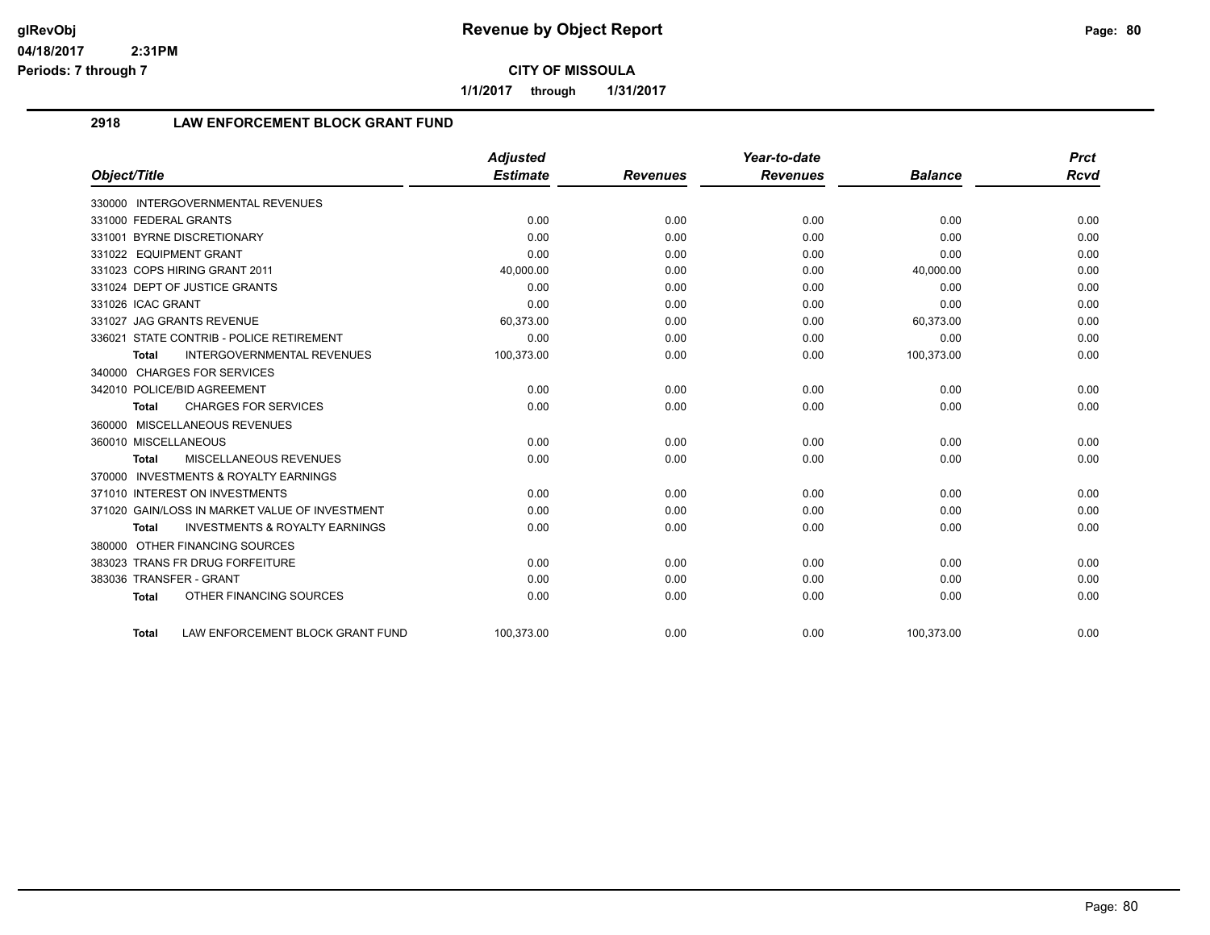# Revenue by Object Report

**CITY OF MISSOULA**

**1/1/2017 through 1/31/2017**

glRevObj
04/18/2017 2:31PM
Periods: 7 through 7

## 2918 LAW ENFORCEMENT BLOCK GRANT FUND

| Object/Title | Adjusted Estimate | Revenues | Year-to-date Revenues | Balance | Prct Rcvd |
|---|---|---|---|---|---|
| 330000 INTERGOVERNMENTAL REVENUES | | | | | |
| 331000 FEDERAL GRANTS | 0.00 | 0.00 | 0.00 | 0.00 | 0.00 |
| 331001 BYRNE DISCRETIONARY | 0.00 | 0.00 | 0.00 | 0.00 | 0.00 |
| 331022 EQUIPMENT GRANT | 0.00 | 0.00 | 0.00 | 0.00 | 0.00 |
| 331023 COPS HIRING GRANT 2011 | 40,000.00 | 0.00 | 0.00 | 40,000.00 | 0.00 |
| 331024 DEPT OF JUSTICE GRANTS | 0.00 | 0.00 | 0.00 | 0.00 | 0.00 |
| 331026 ICAC GRANT | 0.00 | 0.00 | 0.00 | 0.00 | 0.00 |
| 331027 JAG GRANTS REVENUE | 60,373.00 | 0.00 | 0.00 | 60,373.00 | 0.00 |
| 336021 STATE CONTRIB - POLICE RETIREMENT | 0.00 | 0.00 | 0.00 | 0.00 | 0.00 |
| **Total** INTERGOVERNMENTAL REVENUES | 100,373.00 | 0.00 | 0.00 | 100,373.00 | 0.00 |
| 340000 CHARGES FOR SERVICES | | | | | |
| 342010 POLICE/BID AGREEMENT | 0.00 | 0.00 | 0.00 | 0.00 | 0.00 |
| **Total** CHARGES FOR SERVICES | 0.00 | 0.00 | 0.00 | 0.00 | 0.00 |
| 360000 MISCELLANEOUS REVENUES | | | | | |
| 360010 MISCELLANEOUS | 0.00 | 0.00 | 0.00 | 0.00 | 0.00 |
| **Total** MISCELLANEOUS REVENUES | 0.00 | 0.00 | 0.00 | 0.00 | 0.00 |
| 370000 INVESTMENTS & ROYALTY EARNINGS | | | | | |
| 371010 INTEREST ON INVESTMENTS | 0.00 | 0.00 | 0.00 | 0.00 | 0.00 |
| 371020 GAIN/LOSS IN MARKET VALUE OF INVESTMENT | 0.00 | 0.00 | 0.00 | 0.00 | 0.00 |
| **Total** INVESTMENTS & ROYALTY EARNINGS | 0.00 | 0.00 | 0.00 | 0.00 | 0.00 |
| 380000 OTHER FINANCING SOURCES | | | | | |
| 383023 TRANS FR DRUG FORFEITURE | 0.00 | 0.00 | 0.00 | 0.00 | 0.00 |
| 383036 TRANSFER - GRANT | 0.00 | 0.00 | 0.00 | 0.00 | 0.00 |
| **Total** OTHER FINANCING SOURCES | 0.00 | 0.00 | 0.00 | 0.00 | 0.00 |
| **Total** LAW ENFORCEMENT BLOCK GRANT FUND | 100,373.00 | 0.00 | 0.00 | 100,373.00 | 0.00 |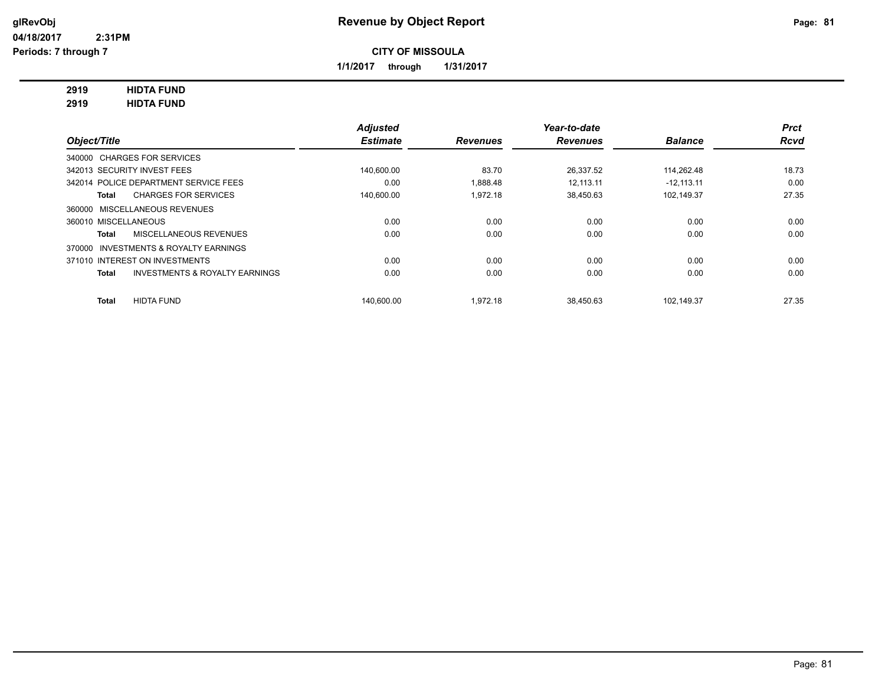# Revenue by Object Report

**CITY OF MISSOULA**

**1/1/2017 through 1/31/2017**

glRevObj
04/18/2017 2:31PM
Periods: 7 through 7

**2919 HIDTA FUND**
**2919 HIDTA FUND**

| Object/Title | Adjusted Estimate | Revenues | Year-to-date Revenues | Balance | Prct Rcvd |
|---|---|---|---|---|---|
| 340000 CHARGES FOR SERVICES | | | | | |
| 342013 SECURITY INVEST FEES | 140,600.00 | 83.70 | 26,337.52 | 114,262.48 | 18.73 |
| 342014 POLICE DEPARTMENT SERVICE FEES | 0.00 | 1,888.48 | 12,113.11 | -12,113.11 | 0.00 |
| Total CHARGES FOR SERVICES | 140,600.00 | 1,972.18 | 38,450.63 | 102,149.37 | 27.35 |
| 360000 MISCELLANEOUS REVENUES | | | | | |
| 360010 MISCELLANEOUS | 0.00 | 0.00 | 0.00 | 0.00 | 0.00 |
| Total MISCELLANEOUS REVENUES | 0.00 | 0.00 | 0.00 | 0.00 | 0.00 |
| 370000 INVESTMENTS & ROYALTY EARNINGS | | | | | |
| 371010 INTEREST ON INVESTMENTS | 0.00 | 0.00 | 0.00 | 0.00 | 0.00 |
| Total INVESTMENTS & ROYALTY EARNINGS | 0.00 | 0.00 | 0.00 | 0.00 | 0.00 |
| Total HIDTA FUND | 140,600.00 | 1,972.18 | 38,450.63 | 102,149.37 | 27.35 |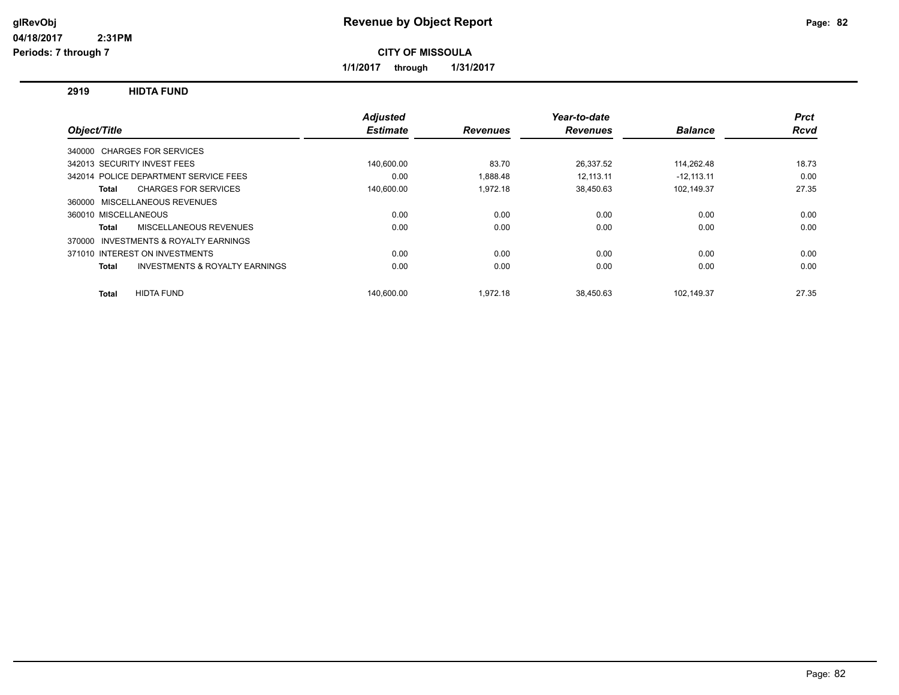# Revenue by Object Report

**CITY OF MISSOULA**

**1/1/2017 through 1/31/2017**

glRevObj
04/18/2017 2:31PM
Periods: 7 through 7

## 2919 HIDTA FUND

| Object/Title | Adjusted Estimate | Revenues | Year-to-date Revenues | Balance | Prct Rcvd |
|---|---|---|---|---|---|
| 340000 CHARGES FOR SERVICES | | | | | |
| 342013 SECURITY INVEST FEES | 140,600.00 | 83.70 | 26,337.52 | 114,262.48 | 18.73 |
| 342014 POLICE DEPARTMENT SERVICE FEES | 0.00 | 1,888.48 | 12,113.11 | -12,113.11 | 0.00 |
| **Total** CHARGES FOR SERVICES | 140,600.00 | 1,972.18 | 38,450.63 | 102,149.37 | 27.35 |
| 360000 MISCELLANEOUS REVENUES | | | | | |
| 360010 MISCELLANEOUS | 0.00 | 0.00 | 0.00 | 0.00 | 0.00 |
| **Total** MISCELLANEOUS REVENUES | 0.00 | 0.00 | 0.00 | 0.00 | 0.00 |
| 370000 INVESTMENTS & ROYALTY EARNINGS | | | | | |
| 371010 INTEREST ON INVESTMENTS | 0.00 | 0.00 | 0.00 | 0.00 | 0.00 |
| **Total** INVESTMENTS & ROYALTY EARNINGS | 0.00 | 0.00 | 0.00 | 0.00 | 0.00 |
| **Total** HIDTA FUND | 140,600.00 | 1,972.18 | 38,450.63 | 102,149.37 | 27.35 |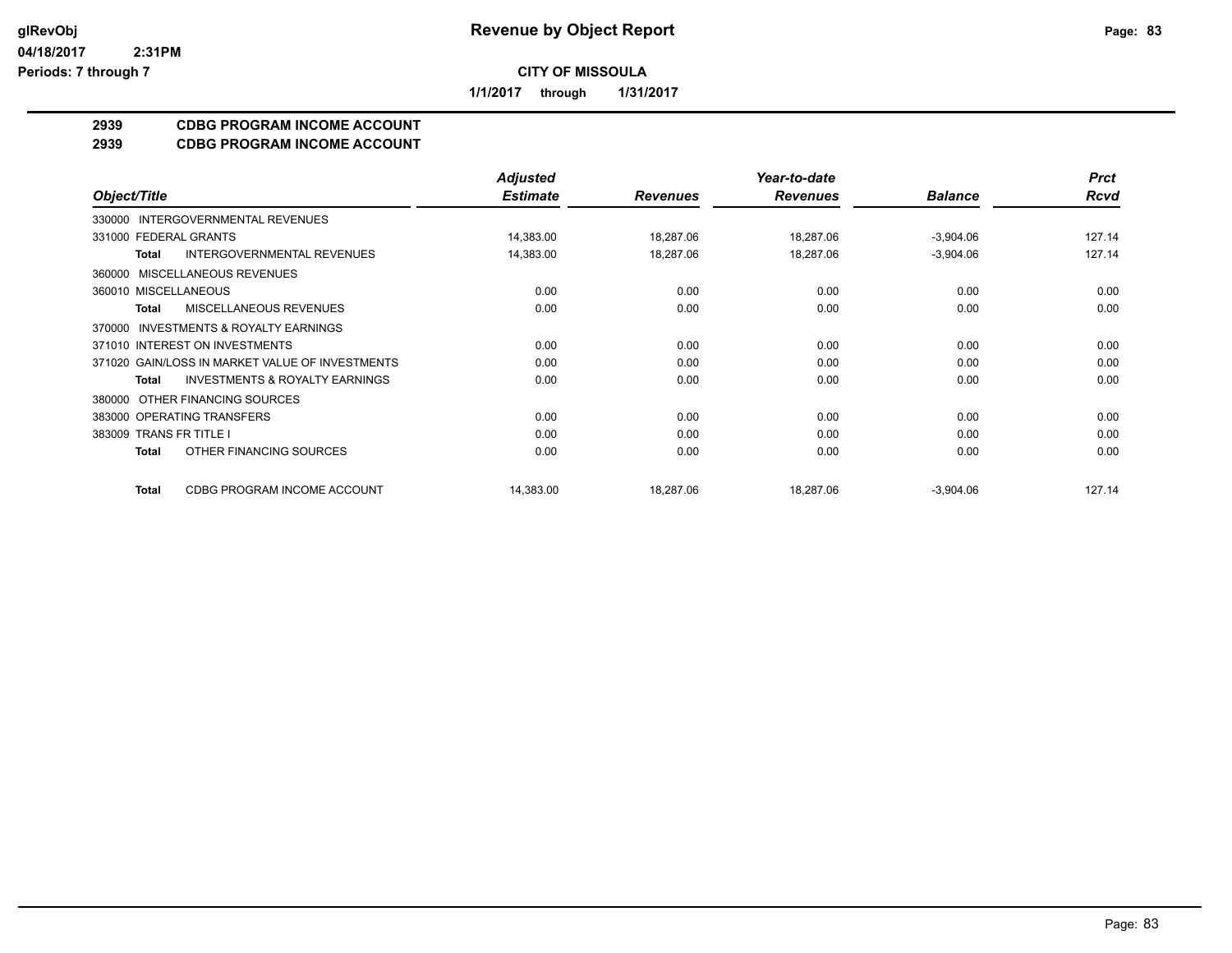**CITY OF MISSOULA**

**1/1/2017 through 1/31/2017**

## 2939 CDBG PROGRAM INCOME ACCOUNT
## 2939 CDBG PROGRAM INCOME ACCOUNT

| Object/Title | Adjusted Estimate | Revenues | Year-to-date Revenues | Balance | Prct Rcvd |
|---|---|---|---|---|---|
| 330000 INTERGOVERNMENTAL REVENUES | | | | | |
| 331000 FEDERAL GRANTS | 14,383.00 | 18,287.06 | 18,287.06 | -3,904.06 | 127.14 |
| **Total** INTERGOVERNMENTAL REVENUES | 14,383.00 | 18,287.06 | 18,287.06 | -3,904.06 | 127.14 |
| 360000 MISCELLANEOUS REVENUES | | | | | |
| 360010 MISCELLANEOUS | 0.00 | 0.00 | 0.00 | 0.00 | 0.00 |
| **Total** MISCELLANEOUS REVENUES | 0.00 | 0.00 | 0.00 | 0.00 | 0.00 |
| 370000 INVESTMENTS & ROYALTY EARNINGS | | | | | |
| 371010 INTEREST ON INVESTMENTS | 0.00 | 0.00 | 0.00 | 0.00 | 0.00 |
| 371020 GAIN/LOSS IN MARKET VALUE OF INVESTMENTS | 0.00 | 0.00 | 0.00 | 0.00 | 0.00 |
| **Total** INVESTMENTS & ROYALTY EARNINGS | 0.00 | 0.00 | 0.00 | 0.00 | 0.00 |
| 380000 OTHER FINANCING SOURCES | | | | | |
| 383000 OPERATING TRANSFERS | 0.00 | 0.00 | 0.00 | 0.00 | 0.00 |
| 383009 TRANS FR TITLE I | 0.00 | 0.00 | 0.00 | 0.00 | 0.00 |
| **Total** OTHER FINANCING SOURCES | 0.00 | 0.00 | 0.00 | 0.00 | 0.00 |
| **Total** CDBG PROGRAM INCOME ACCOUNT | 14,383.00 | 18,287.06 | 18,287.06 | -3,904.06 | 127.14 |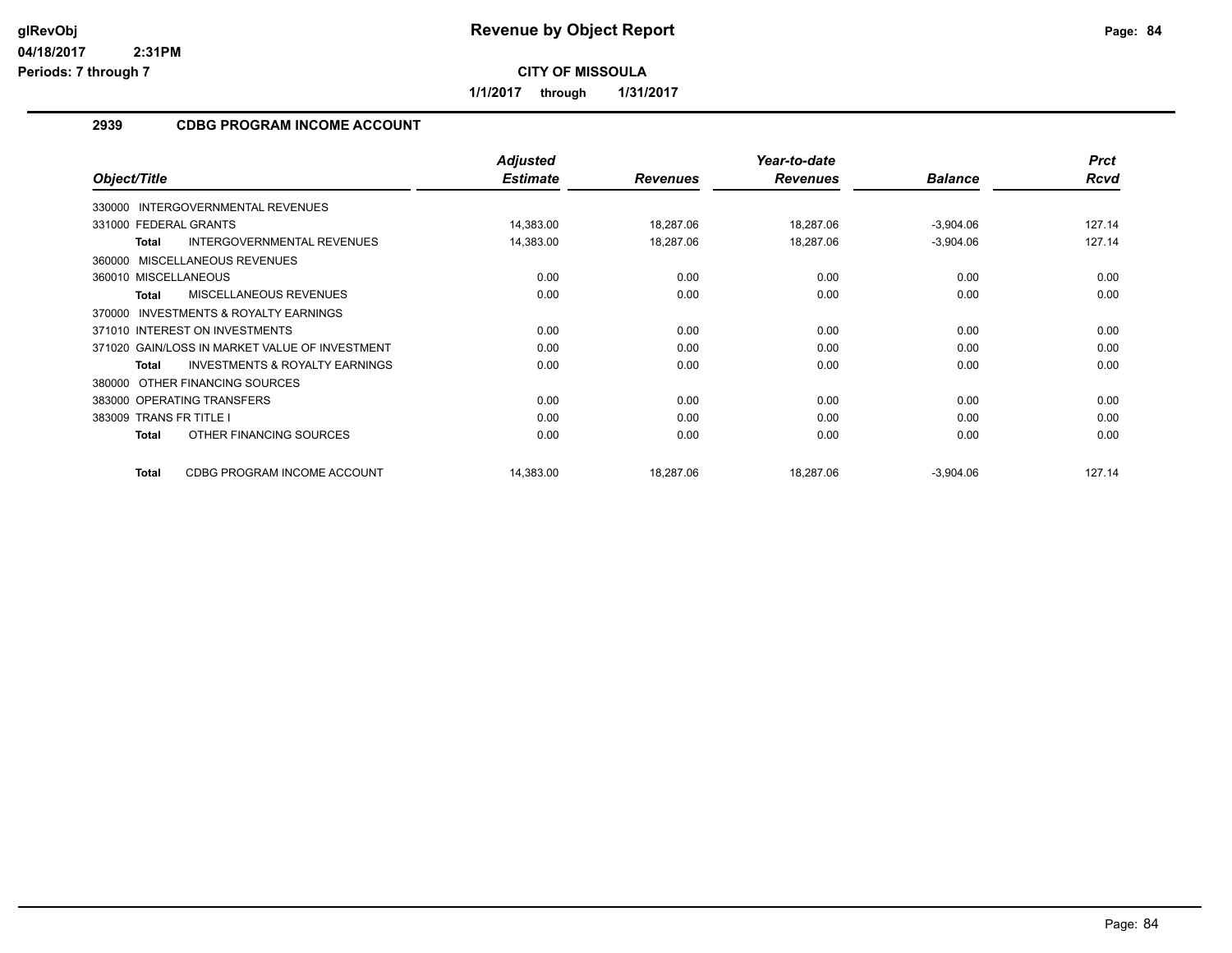# Revenue by Object Report

**CITY OF MISSOULA**

**1/1/2017 through 1/31/2017**

## 2939 CDBG PROGRAM INCOME ACCOUNT

| Object/Title | Adjusted Estimate | Revenues | Year-to-date Revenues | Balance | Prct Rcvd |
|---|---|---|---|---|---|
| 330000 INTERGOVERNMENTAL REVENUES | | | | | |
| 331000 FEDERAL GRANTS | 14,383.00 | 18,287.06 | 18,287.06 | -3,904.06 | 127.14 |
| **Total** INTERGOVERNMENTAL REVENUES | 14,383.00 | 18,287.06 | 18,287.06 | -3,904.06 | 127.14 |
| 360000 MISCELLANEOUS REVENUES | | | | | |
| 360010 MISCELLANEOUS | 0.00 | 0.00 | 0.00 | 0.00 | 0.00 |
| **Total** MISCELLANEOUS REVENUES | 0.00 | 0.00 | 0.00 | 0.00 | 0.00 |
| 370000 INVESTMENTS & ROYALTY EARNINGS | | | | | |
| 371010 INTEREST ON INVESTMENTS | 0.00 | 0.00 | 0.00 | 0.00 | 0.00 |
| 371020 GAIN/LOSS IN MARKET VALUE OF INVESTMENT | 0.00 | 0.00 | 0.00 | 0.00 | 0.00 |
| **Total** INVESTMENTS & ROYALTY EARNINGS | 0.00 | 0.00 | 0.00 | 0.00 | 0.00 |
| 380000 OTHER FINANCING SOURCES | | | | | |
| 383000 OPERATING TRANSFERS | 0.00 | 0.00 | 0.00 | 0.00 | 0.00 |
| 383009 TRANS FR TITLE I | 0.00 | 0.00 | 0.00 | 0.00 | 0.00 |
| **Total** OTHER FINANCING SOURCES | 0.00 | 0.00 | 0.00 | 0.00 | 0.00 |
| **Total** CDBG PROGRAM INCOME ACCOUNT | 14,383.00 | 18,287.06 | 18,287.06 | -3,904.06 | 127.14 |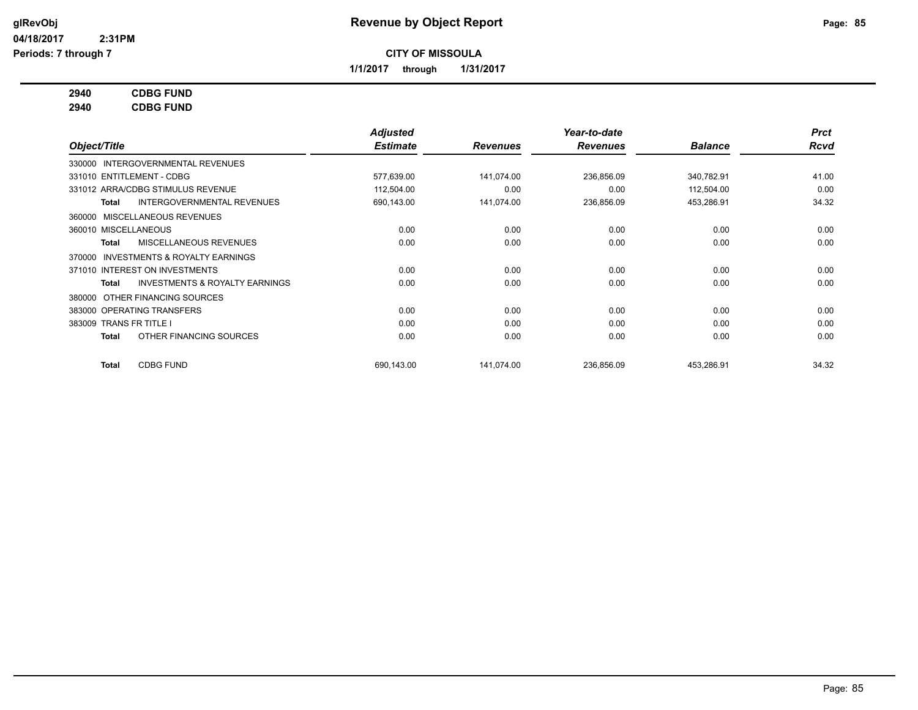glRevObj
04/18/2017 2:31PM
Periods: 7 through 7

# Revenue by Object Report

## CITY OF MISSOULA

1/1/2017 through 1/31/2017

**2940 CDBG FUND**
**2940 CDBG FUND**

| Object/Title | Adjusted Estimate | Revenues | Year-to-date Revenues | Balance | Prct Rcvd |
|---|---|---|---|---|---|
| 330000 INTERGOVERNMENTAL REVENUES | | | | | |
| 331010 ENTITLEMENT - CDBG | 577,639.00 | 141,074.00 | 236,856.09 | 340,782.91 | 41.00 |
| 331012 ARRA/CDBG STIMULUS REVENUE | 112,504.00 | 0.00 | 0.00 | 112,504.00 | 0.00 |
| **Total** INTERGOVERNMENTAL REVENUES | 690,143.00 | 141,074.00 | 236,856.09 | 453,286.91 | 34.32 |
| 360000 MISCELLANEOUS REVENUES | | | | | |
| 360010 MISCELLANEOUS | 0.00 | 0.00 | 0.00 | 0.00 | 0.00 |
| **Total** MISCELLANEOUS REVENUES | 0.00 | 0.00 | 0.00 | 0.00 | 0.00 |
| 370000 INVESTMENTS & ROYALTY EARNINGS | | | | | |
| 371010 INTEREST ON INVESTMENTS | 0.00 | 0.00 | 0.00 | 0.00 | 0.00 |
| **Total** INVESTMENTS & ROYALTY EARNINGS | 0.00 | 0.00 | 0.00 | 0.00 | 0.00 |
| 380000 OTHER FINANCING SOURCES | | | | | |
| 383000 OPERATING TRANSFERS | 0.00 | 0.00 | 0.00 | 0.00 | 0.00 |
| 383009 TRANS FR TITLE I | 0.00 | 0.00 | 0.00 | 0.00 | 0.00 |
| **Total** OTHER FINANCING SOURCES | 0.00 | 0.00 | 0.00 | 0.00 | 0.00 |
| **Total** CDBG FUND | 690,143.00 | 141,074.00 | 236,856.09 | 453,286.91 | 34.32 |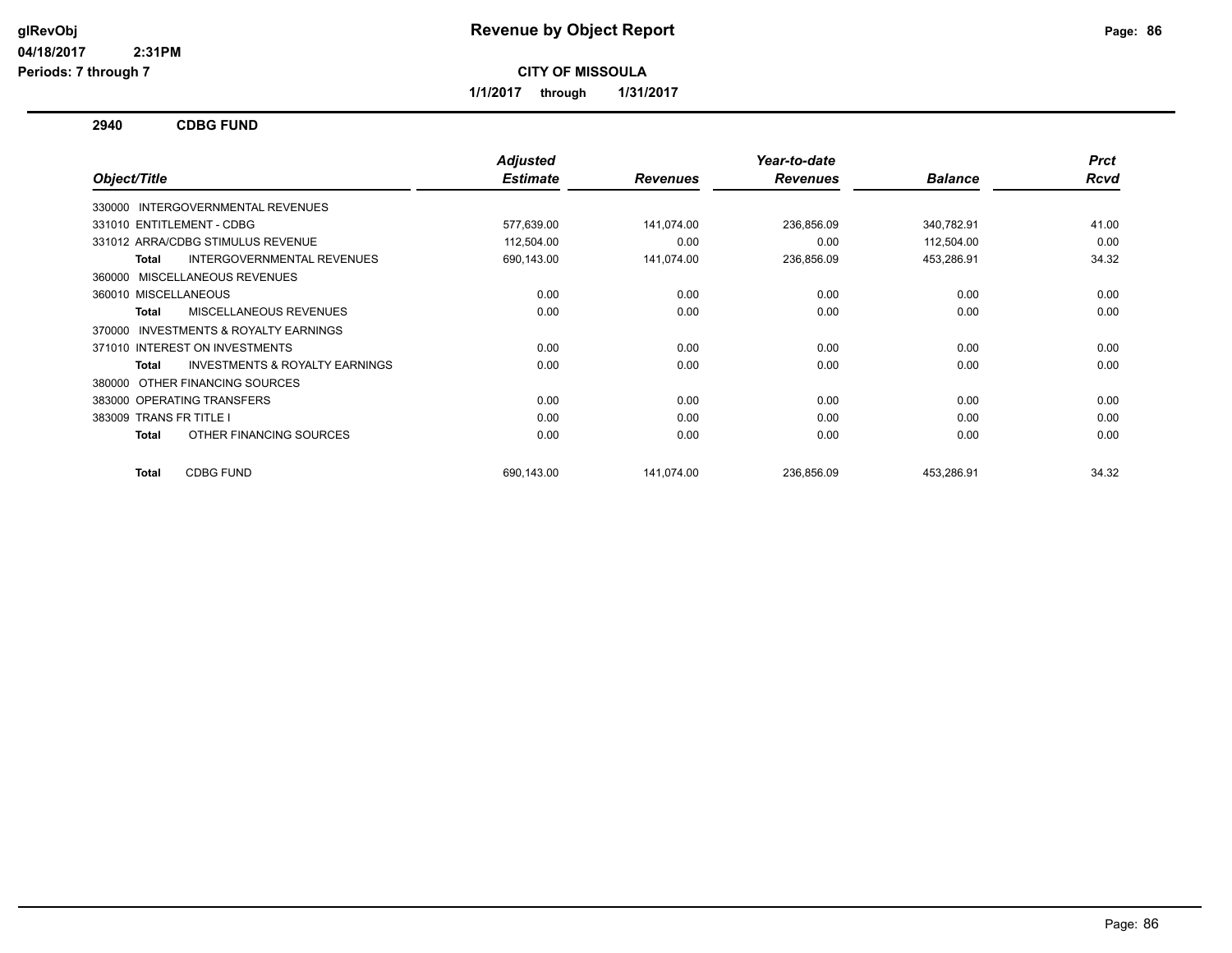# Revenue by Object Report

glRevObj
04/18/2017 2:31PM
Periods: 7 through 7

**CITY OF MISSOULA**

**1/1/2017 through 1/31/2017**

## 2940 CDBG FUND

| Object/Title | Adjusted Estimate | Revenues | Year-to-date Revenues | Balance | Prct Rcvd |
|---|---|---|---|---|---|
| 330000 INTERGOVERNMENTAL REVENUES | | | | | |
| 331010 ENTITLEMENT - CDBG | 577,639.00 | 141,074.00 | 236,856.09 | 340,782.91 | 41.00 |
| 331012 ARRA/CDBG STIMULUS REVENUE | 112,504.00 | 0.00 | 0.00 | 112,504.00 | 0.00 |
| **Total** INTERGOVERNMENTAL REVENUES | 690,143.00 | 141,074.00 | 236,856.09 | 453,286.91 | 34.32 |
| 360000 MISCELLANEOUS REVENUES | | | | | |
| 360010 MISCELLANEOUS | 0.00 | 0.00 | 0.00 | 0.00 | 0.00 |
| **Total** MISCELLANEOUS REVENUES | 0.00 | 0.00 | 0.00 | 0.00 | 0.00 |
| 370000 INVESTMENTS & ROYALTY EARNINGS | | | | | |
| 371010 INTEREST ON INVESTMENTS | 0.00 | 0.00 | 0.00 | 0.00 | 0.00 |
| **Total** INVESTMENTS & ROYALTY EARNINGS | 0.00 | 0.00 | 0.00 | 0.00 | 0.00 |
| 380000 OTHER FINANCING SOURCES | | | | | |
| 383000 OPERATING TRANSFERS | 0.00 | 0.00 | 0.00 | 0.00 | 0.00 |
| 383009 TRANS FR TITLE I | 0.00 | 0.00 | 0.00 | 0.00 | 0.00 |
| **Total** OTHER FINANCING SOURCES | 0.00 | 0.00 | 0.00 | 0.00 | 0.00 |
| **Total** CDBG FUND | 690,143.00 | 141,074.00 | 236,856.09 | 453,286.91 | 34.32 |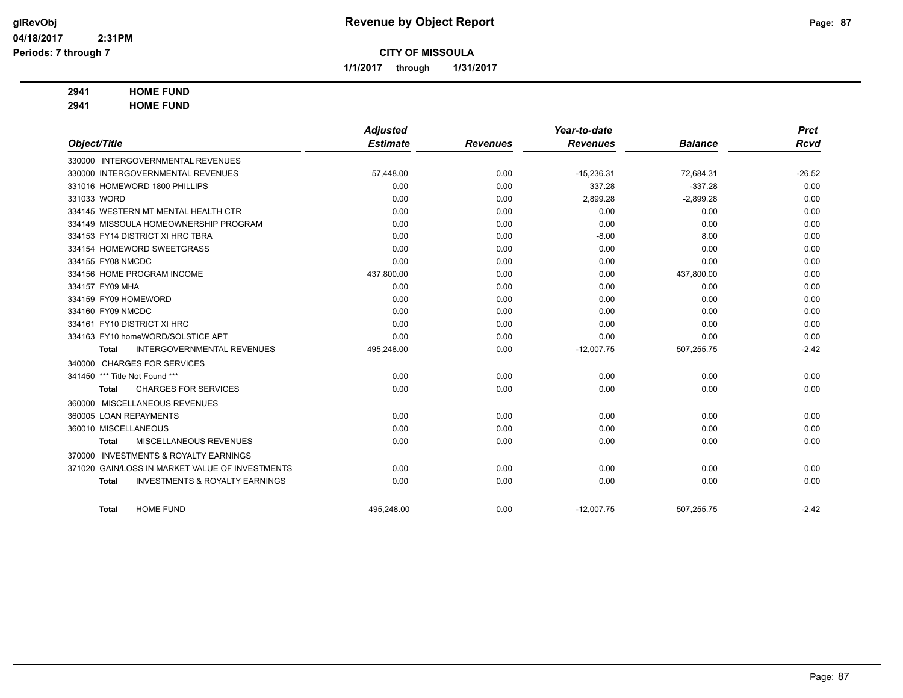**Revenue by Object Report**

**CITY OF MISSOULA**

**1/1/2017 through 1/31/2017**

glRevObj
04/18/2017 2:31PM
Periods: 7 through 7

**2941 HOME FUND**
**2941 HOME FUND**

| Object/Title | Adjusted Estimate | Revenues | Year-to-date Revenues | Balance | Prct Rcvd |
|---|---|---|---|---|---|
| 330000 INTERGOVERNMENTAL REVENUES | | | | | |
| 330000 INTERGOVERNMENTAL REVENUES | 57,448.00 | 0.00 | -15,236.31 | 72,684.31 | -26.52 |
| 331016 HOMEWORD 1800 PHILLIPS | 0.00 | 0.00 | 337.28 | -337.28 | 0.00 |
| 331033 WORD | 0.00 | 0.00 | 2,899.28 | -2,899.28 | 0.00 |
| 334145 WESTERN MT MENTAL HEALTH CTR | 0.00 | 0.00 | 0.00 | 0.00 | 0.00 |
| 334149 MISSOULA HOMEOWNERSHIP PROGRAM | 0.00 | 0.00 | 0.00 | 0.00 | 0.00 |
| 334153 FY14 DISTRICT XI HRC TBRA | 0.00 | 0.00 | -8.00 | 8.00 | 0.00 |
| 334154 HOMEWORD SWEETGRASS | 0.00 | 0.00 | 0.00 | 0.00 | 0.00 |
| 334155 FY08 NMCDC | 0.00 | 0.00 | 0.00 | 0.00 | 0.00 |
| 334156 HOME PROGRAM INCOME | 437,800.00 | 0.00 | 0.00 | 437,800.00 | 0.00 |
| 334157 FY09 MHA | 0.00 | 0.00 | 0.00 | 0.00 | 0.00 |
| 334159 FY09 HOMEWORD | 0.00 | 0.00 | 0.00 | 0.00 | 0.00 |
| 334160 FY09 NMCDC | 0.00 | 0.00 | 0.00 | 0.00 | 0.00 |
| 334161 FY10 DISTRICT XI HRC | 0.00 | 0.00 | 0.00 | 0.00 | 0.00 |
| 334163 FY10 homeWORD/SOLSTICE APT | 0.00 | 0.00 | 0.00 | 0.00 | 0.00 |
| **Total** INTERGOVERNMENTAL REVENUES | 495,248.00 | 0.00 | -12,007.75 | 507,255.75 | -2.42 |
| 340000 CHARGES FOR SERVICES | | | | | |
| 341450 *** Title Not Found *** | 0.00 | 0.00 | 0.00 | 0.00 | 0.00 |
| **Total** CHARGES FOR SERVICES | 0.00 | 0.00 | 0.00 | 0.00 | 0.00 |
| 360000 MISCELLANEOUS REVENUES | | | | | |
| 360005 LOAN REPAYMENTS | 0.00 | 0.00 | 0.00 | 0.00 | 0.00 |
| 360010 MISCELLANEOUS | 0.00 | 0.00 | 0.00 | 0.00 | 0.00 |
| **Total** MISCELLANEOUS REVENUES | 0.00 | 0.00 | 0.00 | 0.00 | 0.00 |
| 370000 INVESTMENTS & ROYALTY EARNINGS | | | | | |
| 371020 GAIN/LOSS IN MARKET VALUE OF INVESTMENTS | 0.00 | 0.00 | 0.00 | 0.00 | 0.00 |
| **Total** INVESTMENTS & ROYALTY EARNINGS | 0.00 | 0.00 | 0.00 | 0.00 | 0.00 |
| **Total** HOME FUND | 495,248.00 | 0.00 | -12,007.75 | 507,255.75 | -2.42 |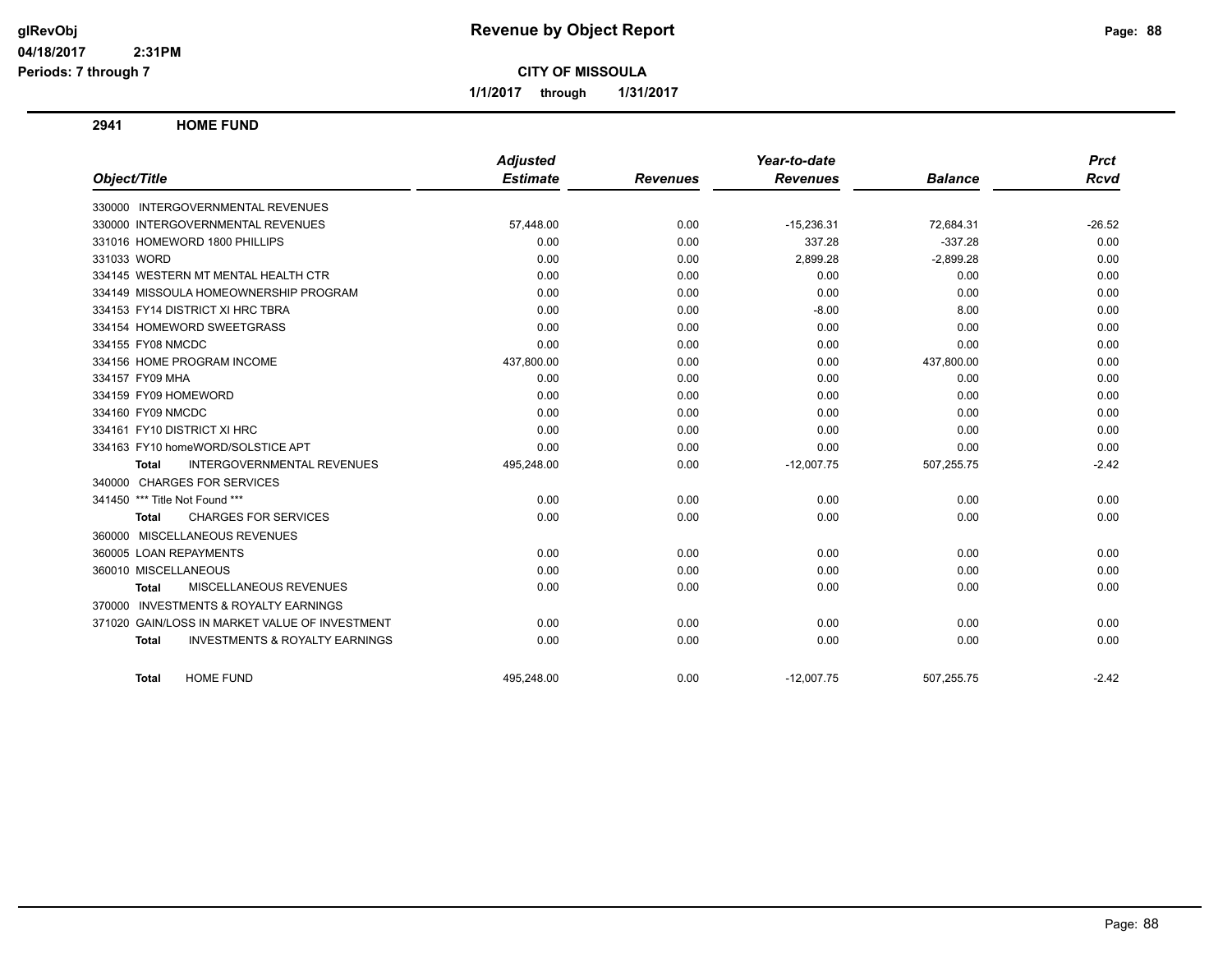# Revenue by Object Report

glRevObj
04/18/2017 2:31PM
Periods: 7 through 7

**CITY OF MISSOULA**

**1/1/2017 through 1/31/2017**

## 2941 HOME FUND

| Object/Title | Adjusted Estimate | Revenues | Year-to-date Revenues | Balance | Prct Rcvd |
|---|---|---|---|---|---|
| 330000 INTERGOVERNMENTAL REVENUES | | | | | |
| 330000 INTERGOVERNMENTAL REVENUES | 57,448.00 | 0.00 | -15,236.31 | 72,684.31 | -26.52 |
| 331016 HOMEWORD 1800 PHILLIPS | 0.00 | 0.00 | 337.28 | -337.28 | 0.00 |
| 331033 WORD | 0.00 | 0.00 | 2,899.28 | -2,899.28 | 0.00 |
| 334145 WESTERN MT MENTAL HEALTH CTR | 0.00 | 0.00 | 0.00 | 0.00 | 0.00 |
| 334149 MISSOULA HOMEOWNERSHIP PROGRAM | 0.00 | 0.00 | 0.00 | 0.00 | 0.00 |
| 334153 FY14 DISTRICT XI HRC TBRA | 0.00 | 0.00 | -8.00 | 8.00 | 0.00 |
| 334154 HOMEWORD SWEETGRASS | 0.00 | 0.00 | 0.00 | 0.00 | 0.00 |
| 334155 FY08 NMCDC | 0.00 | 0.00 | 0.00 | 0.00 | 0.00 |
| 334156 HOME PROGRAM INCOME | 437,800.00 | 0.00 | 0.00 | 437,800.00 | 0.00 |
| 334157 FY09 MHA | 0.00 | 0.00 | 0.00 | 0.00 | 0.00 |
| 334159 FY09 HOMEWORD | 0.00 | 0.00 | 0.00 | 0.00 | 0.00 |
| 334160 FY09 NMCDC | 0.00 | 0.00 | 0.00 | 0.00 | 0.00 |
| 334161 FY10 DISTRICT XI HRC | 0.00 | 0.00 | 0.00 | 0.00 | 0.00 |
| 334163 FY10 homeWORD/SOLSTICE APT | 0.00 | 0.00 | 0.00 | 0.00 | 0.00 |
| **Total** INTERGOVERNMENTAL REVENUES | 495,248.00 | 0.00 | -12,007.75 | 507,255.75 | -2.42 |
| 340000 CHARGES FOR SERVICES | | | | | |
| 341450 *** Title Not Found *** | 0.00 | 0.00 | 0.00 | 0.00 | 0.00 |
| **Total** CHARGES FOR SERVICES | 0.00 | 0.00 | 0.00 | 0.00 | 0.00 |
| 360000 MISCELLANEOUS REVENUES | | | | | |
| 360005 LOAN REPAYMENTS | 0.00 | 0.00 | 0.00 | 0.00 | 0.00 |
| 360010 MISCELLANEOUS | 0.00 | 0.00 | 0.00 | 0.00 | 0.00 |
| **Total** MISCELLANEOUS REVENUES | 0.00 | 0.00 | 0.00 | 0.00 | 0.00 |
| 370000 INVESTMENTS & ROYALTY EARNINGS | | | | | |
| 371020 GAIN/LOSS IN MARKET VALUE OF INVESTMENT | 0.00 | 0.00 | 0.00 | 0.00 | 0.00 |
| **Total** INVESTMENTS & ROYALTY EARNINGS | 0.00 | 0.00 | 0.00 | 0.00 | 0.00 |
| **Total** HOME FUND | 495,248.00 | 0.00 | -12,007.75 | 507,255.75 | -2.42 |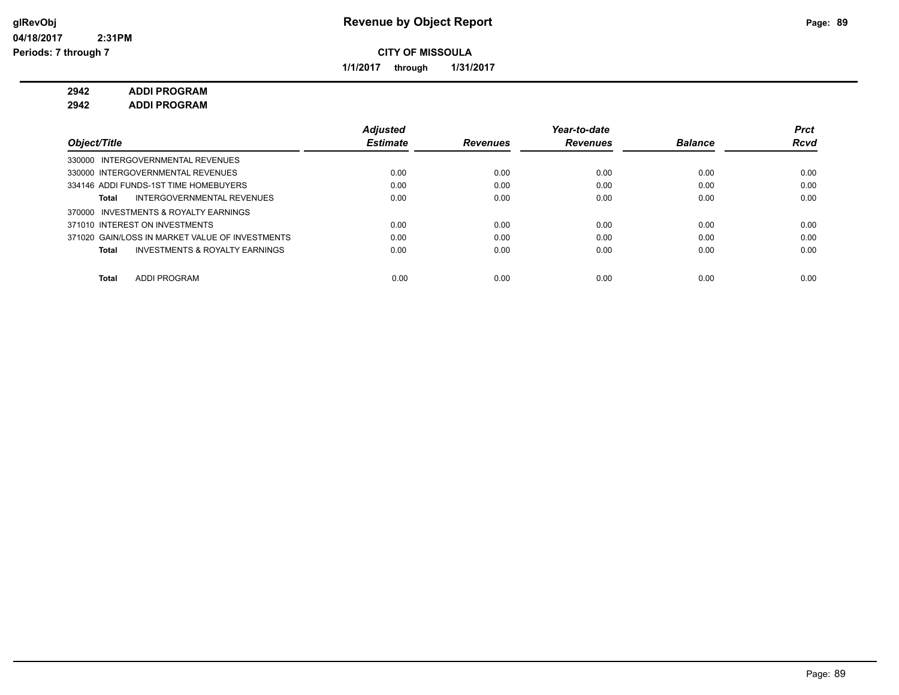# Revenue by Object Report

**CITY OF MISSOULA**

**1/1/2017 through 1/31/2017**

glRevObj
04/18/2017 2:31PM
Periods: 7 through 7

**2942 ADDI PROGRAM**
**2942 ADDI PROGRAM**

| Object/Title | Adjusted Estimate | Revenues | Year-to-date Revenues | Balance | Prct Rcvd |
|---|---|---|---|---|---|
| 330000 INTERGOVERNMENTAL REVENUES | | | | | |
| 330000 INTERGOVERNMENTAL REVENUES | 0.00 | 0.00 | 0.00 | 0.00 | 0.00 |
| 334146 ADDI FUNDS-1ST TIME HOMEBUYERS | 0.00 | 0.00 | 0.00 | 0.00 | 0.00 |
| **Total** INTERGOVERNMENTAL REVENUES | 0.00 | 0.00 | 0.00 | 0.00 | 0.00 |
| 370000 INVESTMENTS & ROYALTY EARNINGS | | | | | |
| 371010 INTEREST ON INVESTMENTS | 0.00 | 0.00 | 0.00 | 0.00 | 0.00 |
| 371020 GAIN/LOSS IN MARKET VALUE OF INVESTMENTS | 0.00 | 0.00 | 0.00 | 0.00 | 0.00 |
| **Total** INVESTMENTS & ROYALTY EARNINGS | 0.00 | 0.00 | 0.00 | 0.00 | 0.00 |
| **Total** ADDI PROGRAM | 0.00 | 0.00 | 0.00 | 0.00 | 0.00 |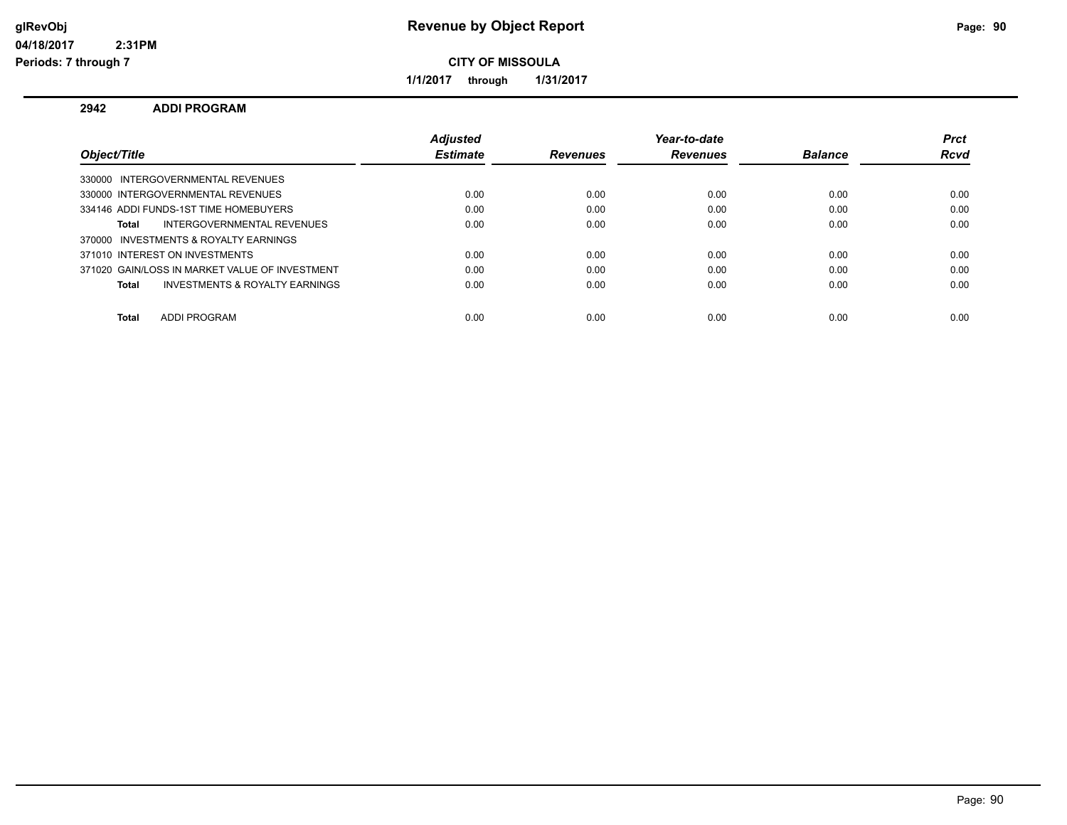# Revenue by Object Report

glRevObj
04/18/2017 2:31PM
Periods: 7 through 7

**CITY OF MISSOULA**

**1/1/2017 through 1/31/2017**

## 2942 ADDI PROGRAM

| Object/Title | Adjusted Estimate | Revenues | Year-to-date Revenues | Balance | Prct Rcvd |
|---|---|---|---|---|---|
| 330000 INTERGOVERNMENTAL REVENUES | | | | | |
| 330000 INTERGOVERNMENTAL REVENUES | 0.00 | 0.00 | 0.00 | 0.00 | 0.00 |
| 334146 ADDI FUNDS-1ST TIME HOMEBUYERS | 0.00 | 0.00 | 0.00 | 0.00 | 0.00 |
| **Total** INTERGOVERNMENTAL REVENUES | 0.00 | 0.00 | 0.00 | 0.00 | 0.00 |
| 370000 INVESTMENTS & ROYALTY EARNINGS | | | | | |
| 371010 INTEREST ON INVESTMENTS | 0.00 | 0.00 | 0.00 | 0.00 | 0.00 |
| 371020 GAIN/LOSS IN MARKET VALUE OF INVESTMENT | 0.00 | 0.00 | 0.00 | 0.00 | 0.00 |
| **Total** INVESTMENTS & ROYALTY EARNINGS | 0.00 | 0.00 | 0.00 | 0.00 | 0.00 |
| **Total** ADDI PROGRAM | 0.00 | 0.00 | 0.00 | 0.00 | 0.00 |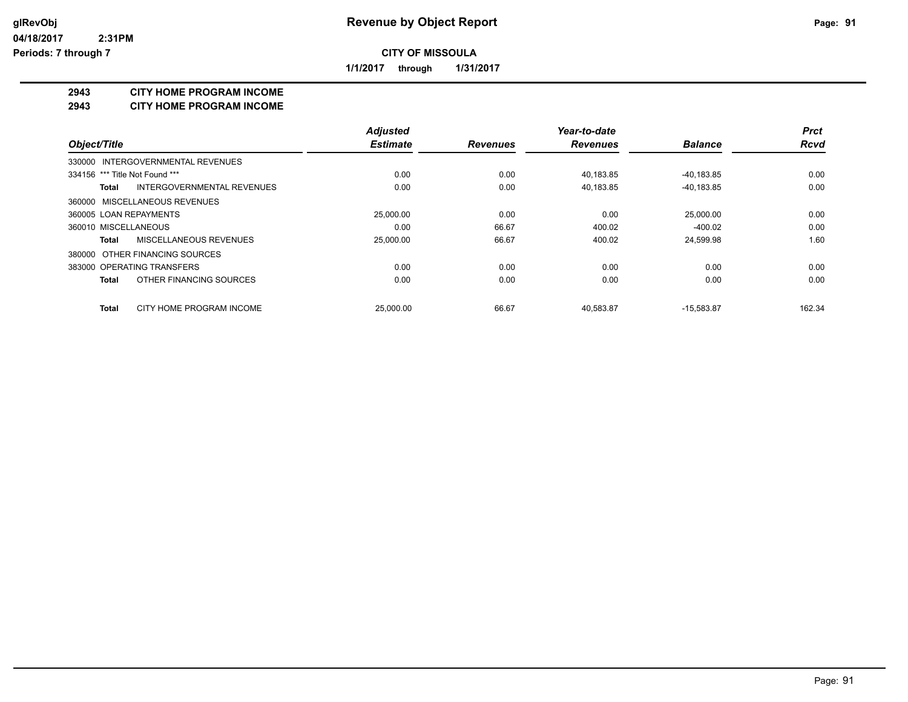**glRevObj** — **Revenue by Object Report**

**04/18/2017 2:31PM**

**Periods: 7 through 7**

**CITY OF MISSOULA**

**1/1/2017 through 1/31/2017**

## 2943 CITY HOME PROGRAM INCOME
## 2943 CITY HOME PROGRAM INCOME

| Object/Title | Adjusted Estimate | Revenues | Year-to-date Revenues | Balance | Prct Rcvd |
|---|---|---|---|---|---|
| 330000 INTERGOVERNMENTAL REVENUES | | | | | |
| 334156 *** Title Not Found *** | 0.00 | 0.00 | 40,183.85 | -40,183.85 | 0.00 |
| **Total** INTERGOVERNMENTAL REVENUES | 0.00 | 0.00 | 40,183.85 | -40,183.85 | 0.00 |
| 360000 MISCELLANEOUS REVENUES | | | | | |
| 360005 LOAN REPAYMENTS | 25,000.00 | 0.00 | 0.00 | 25,000.00 | 0.00 |
| 360010 MISCELLANEOUS | 0.00 | 66.67 | 400.02 | -400.02 | 0.00 |
| **Total** MISCELLANEOUS REVENUES | 25,000.00 | 66.67 | 400.02 | 24,599.98 | 1.60 |
| 380000 OTHER FINANCING SOURCES | | | | | |
| 383000 OPERATING TRANSFERS | 0.00 | 0.00 | 0.00 | 0.00 | 0.00 |
| **Total** OTHER FINANCING SOURCES | 0.00 | 0.00 | 0.00 | 0.00 | 0.00 |
| **Total** CITY HOME PROGRAM INCOME | 25,000.00 | 66.67 | 40,583.87 | -15,583.87 | 162.34 |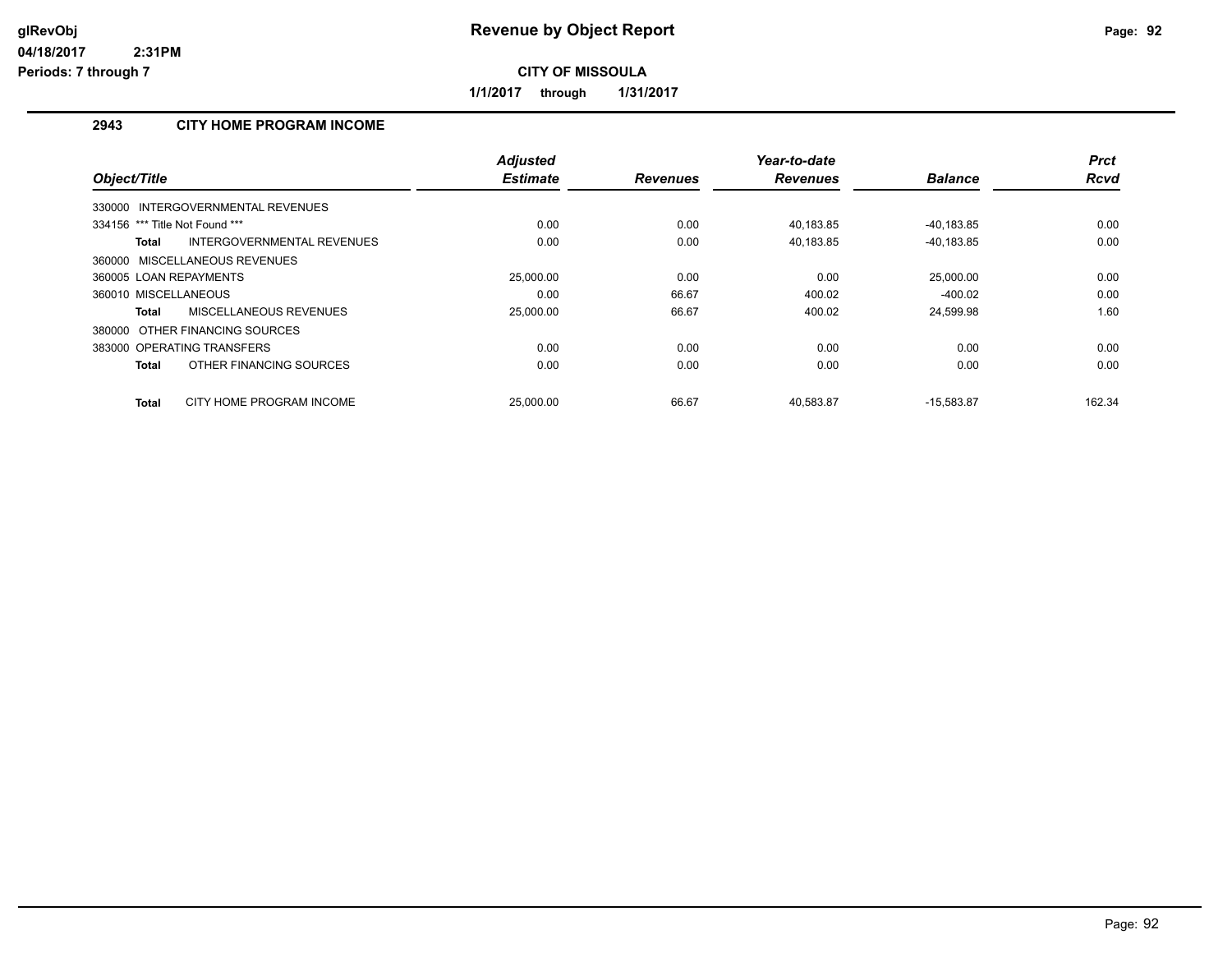# Revenue by Object Report

glRevObj
04/18/2017 2:31PM
Periods: 7 through 7

**CITY OF MISSOULA**

**1/1/2017 through 1/31/2017**

## 2943 CITY HOME PROGRAM INCOME

| Object/Title | Adjusted Estimate | Revenues | Year-to-date Revenues | Balance | Prct Rcvd |
|---|---|---|---|---|---|
| 330000 INTERGOVERNMENTAL REVENUES | | | | | |
| 334156 *** Title Not Found *** | 0.00 | 0.00 | 40,183.85 | -40,183.85 | 0.00 |
| **Total** INTERGOVERNMENTAL REVENUES | 0.00 | 0.00 | 40,183.85 | -40,183.85 | 0.00 |
| 360000 MISCELLANEOUS REVENUES | | | | | |
| 360005 LOAN REPAYMENTS | 25,000.00 | 0.00 | 0.00 | 25,000.00 | 0.00 |
| 360010 MISCELLANEOUS | 0.00 | 66.67 | 400.02 | -400.02 | 0.00 |
| **Total** MISCELLANEOUS REVENUES | 25,000.00 | 66.67 | 400.02 | 24,599.98 | 1.60 |
| 380000 OTHER FINANCING SOURCES | | | | | |
| 383000 OPERATING TRANSFERS | 0.00 | 0.00 | 0.00 | 0.00 | 0.00 |
| **Total** OTHER FINANCING SOURCES | 0.00 | 0.00 | 0.00 | 0.00 | 0.00 |
| **Total** CITY HOME PROGRAM INCOME | 25,000.00 | 66.67 | 40,583.87 | -15,583.87 | 162.34 |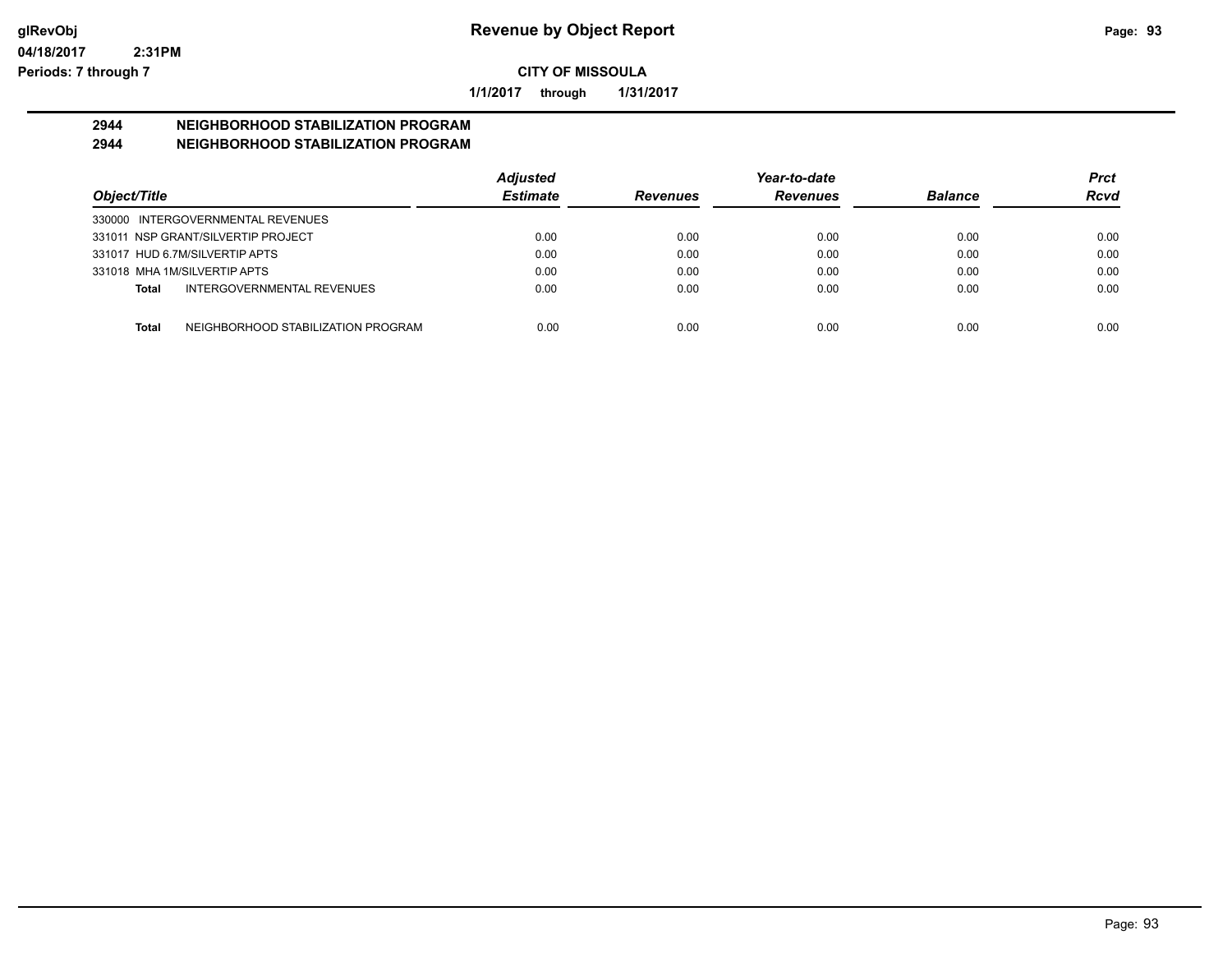# Revenue by Object Report

**CITY OF MISSOULA**

**1/1/2017 through 1/31/2017**

glRevObj
04/18/2017 2:31PM
Periods: 7 through 7

## 2944 NEIGHBORHOOD STABILIZATION PROGRAM
## 2944 NEIGHBORHOOD STABILIZATION PROGRAM

| Object/Title | Adjusted Estimate | Revenues | Year-to-date Revenues | Balance | Prct Rcvd |
|---|---|---|---|---|---|
| 330000 INTERGOVERNMENTAL REVENUES | | | | | |
| 331011 NSP GRANT/SILVERTIP PROJECT | 0.00 | 0.00 | 0.00 | 0.00 | 0.00 |
| 331017 HUD 6.7M/SILVERTIP APTS | 0.00 | 0.00 | 0.00 | 0.00 | 0.00 |
| 331018 MHA 1M/SILVERTIP APTS | 0.00 | 0.00 | 0.00 | 0.00 | 0.00 |
| **Total** INTERGOVERNMENTAL REVENUES | 0.00 | 0.00 | 0.00 | 0.00 | 0.00 |
| **Total** NEIGHBORHOOD STABILIZATION PROGRAM | 0.00 | 0.00 | 0.00 | 0.00 | 0.00 |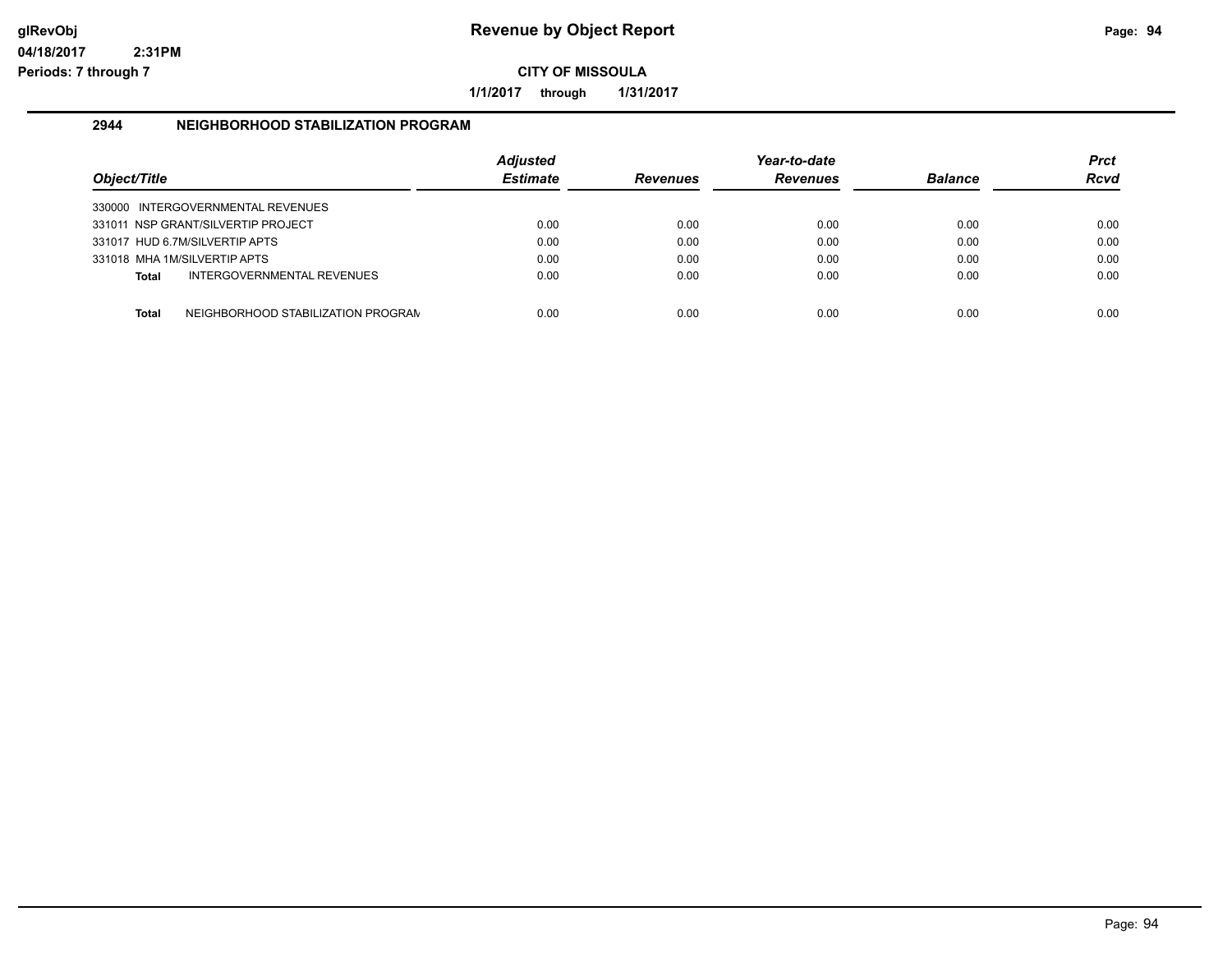# Revenue by Object Report

**CITY OF MISSOULA**

**1/1/2017 through 1/31/2017**

glRevObj
04/18/2017 2:31PM
Periods: 7 through 7

## 2944 NEIGHBORHOOD STABILIZATION PROGRAM

| Object/Title | Adjusted Estimate | Revenues | Year-to-date Revenues | Balance | Prct Rcvd |
|---|---|---|---|---|---|
| 330000 INTERGOVERNMENTAL REVENUES | | | | | |
| 331011 NSP GRANT/SILVERTIP PROJECT | 0.00 | 0.00 | 0.00 | 0.00 | 0.00 |
| 331017 HUD 6.7M/SILVERTIP APTS | 0.00 | 0.00 | 0.00 | 0.00 | 0.00 |
| 331018 MHA 1M/SILVERTIP APTS | 0.00 | 0.00 | 0.00 | 0.00 | 0.00 |
| **Total** INTERGOVERNMENTAL REVENUES | 0.00 | 0.00 | 0.00 | 0.00 | 0.00 |
| **Total** NEIGHBORHOOD STABILIZATION PROGRAM | 0.00 | 0.00 | 0.00 | 0.00 | 0.00 |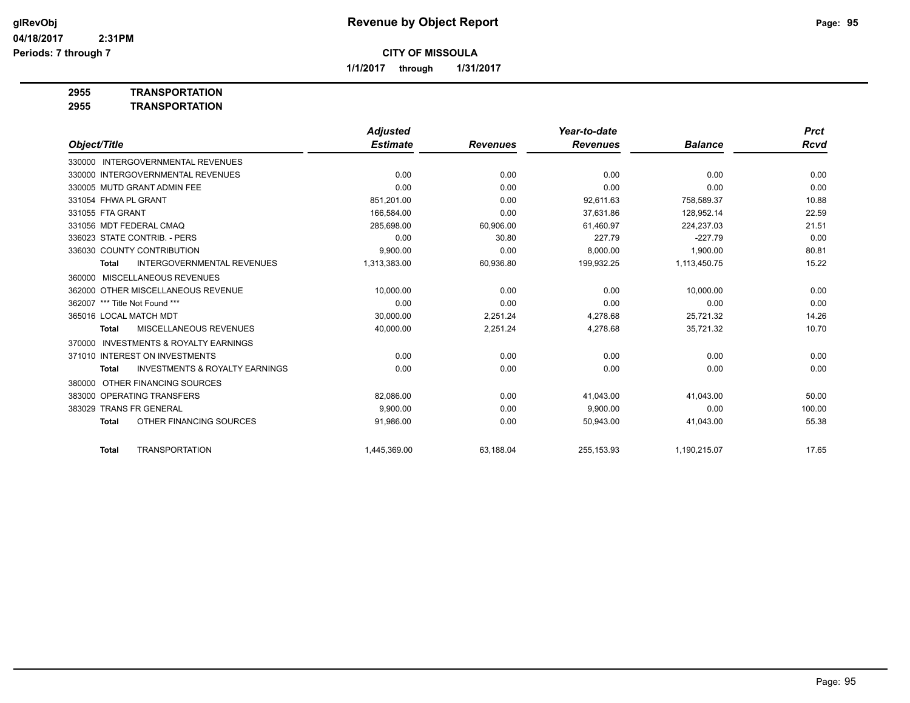# Revenue by Object Report

**CITY OF MISSOULA**

**1/1/2017 through 1/31/2017**

glRevObj
04/18/2017 2:31PM
Periods: 7 through 7

## 2955 TRANSPORTATION
## 2955 TRANSPORTATION

| Object/Title | Adjusted Estimate | Revenues | Year-to-date Revenues | Balance | Prct Rcvd |
|---|---|---|---|---|---|
| 330000 INTERGOVERNMENTAL REVENUES | | | | | |
| 330000 INTERGOVERNMENTAL REVENUES | 0.00 | 0.00 | 0.00 | 0.00 | 0.00 |
| 330005 MUTD GRANT ADMIN FEE | 0.00 | 0.00 | 0.00 | 0.00 | 0.00 |
| 331054 FHWA PL GRANT | 851,201.00 | 0.00 | 92,611.63 | 758,589.37 | 10.88 |
| 331055 FTA GRANT | 166,584.00 | 0.00 | 37,631.86 | 128,952.14 | 22.59 |
| 331056 MDT FEDERAL CMAQ | 285,698.00 | 60,906.00 | 61,460.97 | 224,237.03 | 21.51 |
| 336023 STATE CONTRIB. - PERS | 0.00 | 30.80 | 227.79 | -227.79 | 0.00 |
| 336030 COUNTY CONTRIBUTION | 9,900.00 | 0.00 | 8,000.00 | 1,900.00 | 80.81 |
| **Total** INTERGOVERNMENTAL REVENUES | 1,313,383.00 | 60,936.80 | 199,932.25 | 1,113,450.75 | 15.22 |
| 360000 MISCELLANEOUS REVENUES | | | | | |
| 362000 OTHER MISCELLANEOUS REVENUE | 10,000.00 | 0.00 | 0.00 | 10,000.00 | 0.00 |
| 362007 *** Title Not Found *** | 0.00 | 0.00 | 0.00 | 0.00 | 0.00 |
| 365016 LOCAL MATCH MDT | 30,000.00 | 2,251.24 | 4,278.68 | 25,721.32 | 14.26 |
| **Total** MISCELLANEOUS REVENUES | 40,000.00 | 2,251.24 | 4,278.68 | 35,721.32 | 10.70 |
| 370000 INVESTMENTS & ROYALTY EARNINGS | | | | | |
| 371010 INTEREST ON INVESTMENTS | 0.00 | 0.00 | 0.00 | 0.00 | 0.00 |
| **Total** INVESTMENTS & ROYALTY EARNINGS | 0.00 | 0.00 | 0.00 | 0.00 | 0.00 |
| 380000 OTHER FINANCING SOURCES | | | | | |
| 383000 OPERATING TRANSFERS | 82,086.00 | 0.00 | 41,043.00 | 41,043.00 | 50.00 |
| 383029 TRANS FR GENERAL | 9,900.00 | 0.00 | 9,900.00 | 0.00 | 100.00 |
| **Total** OTHER FINANCING SOURCES | 91,986.00 | 0.00 | 50,943.00 | 41,043.00 | 55.38 |
| **Total** TRANSPORTATION | 1,445,369.00 | 63,188.04 | 255,153.93 | 1,190,215.07 | 17.65 |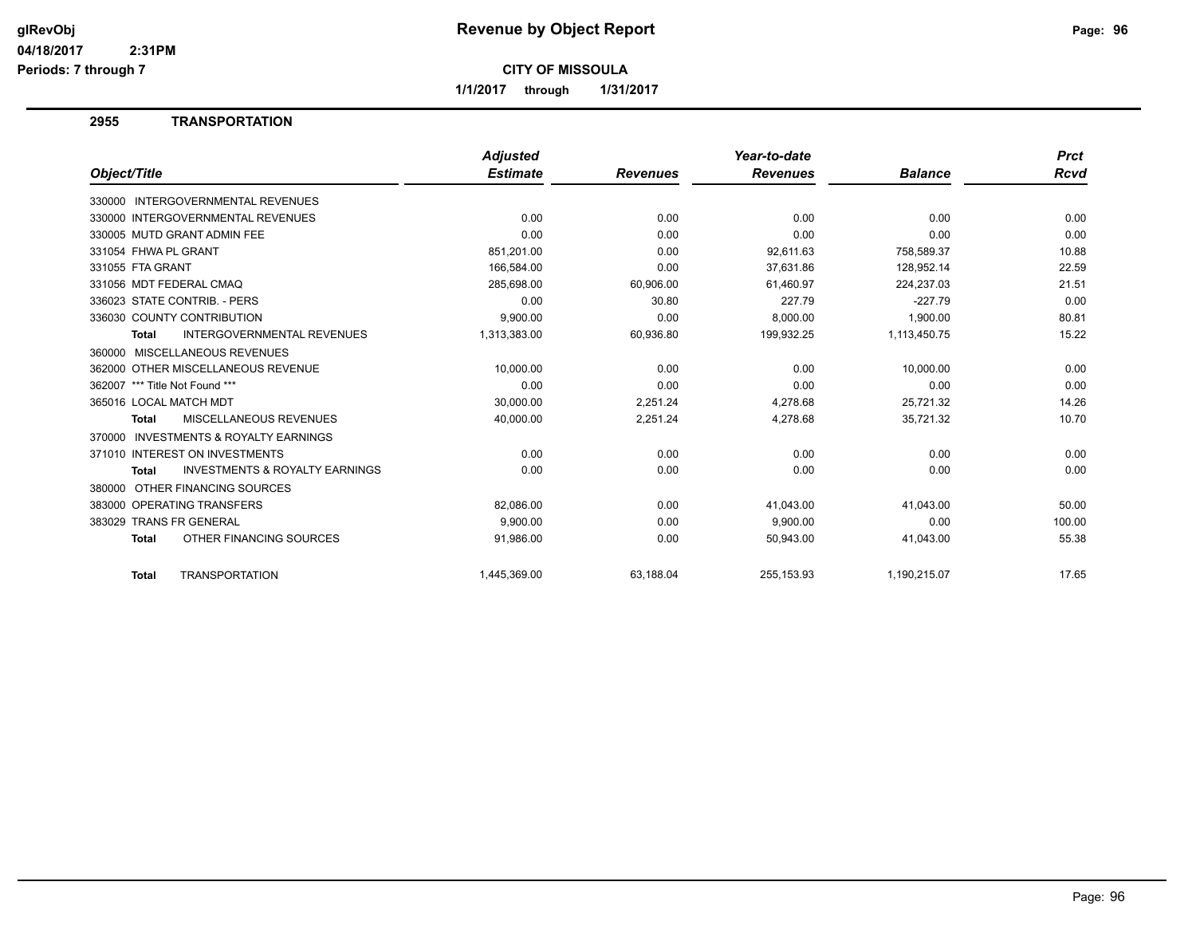# Revenue by Object Report

**CITY OF MISSOULA**

**1/1/2017 through 1/31/2017**

## 2955 TRANSPORTATION

| Object/Title | Adjusted Estimate | Revenues | Year-to-date Revenues | Balance | Prct Rcvd |
|---|---|---|---|---|---|
| 330000 INTERGOVERNMENTAL REVENUES | | | | | |
| 330000 INTERGOVERNMENTAL REVENUES | 0.00 | 0.00 | 0.00 | 0.00 | 0.00 |
| 330005 MUTD GRANT ADMIN FEE | 0.00 | 0.00 | 0.00 | 0.00 | 0.00 |
| 331054 FHWA PL GRANT | 851,201.00 | 0.00 | 92,611.63 | 758,589.37 | 10.88 |
| 331055 FTA GRANT | 166,584.00 | 0.00 | 37,631.86 | 128,952.14 | 22.59 |
| 331056 MDT FEDERAL CMAQ | 285,698.00 | 60,906.00 | 61,460.97 | 224,237.03 | 21.51 |
| 336023 STATE CONTRIB. - PERS | 0.00 | 30.80 | 227.79 | -227.79 | 0.00 |
| 336030 COUNTY CONTRIBUTION | 9,900.00 | 0.00 | 8,000.00 | 1,900.00 | 80.81 |
| **Total** INTERGOVERNMENTAL REVENUES | 1,313,383.00 | 60,936.80 | 199,932.25 | 1,113,450.75 | 15.22 |
| 360000 MISCELLANEOUS REVENUES | | | | | |
| 362000 OTHER MISCELLANEOUS REVENUE | 10,000.00 | 0.00 | 0.00 | 10,000.00 | 0.00 |
| 362007 *** Title Not Found *** | 0.00 | 0.00 | 0.00 | 0.00 | 0.00 |
| 365016 LOCAL MATCH MDT | 30,000.00 | 2,251.24 | 4,278.68 | 25,721.32 | 14.26 |
| **Total** MISCELLANEOUS REVENUES | 40,000.00 | 2,251.24 | 4,278.68 | 35,721.32 | 10.70 |
| 370000 INVESTMENTS & ROYALTY EARNINGS | | | | | |
| 371010 INTEREST ON INVESTMENTS | 0.00 | 0.00 | 0.00 | 0.00 | 0.00 |
| **Total** INVESTMENTS & ROYALTY EARNINGS | 0.00 | 0.00 | 0.00 | 0.00 | 0.00 |
| 380000 OTHER FINANCING SOURCES | | | | | |
| 383000 OPERATING TRANSFERS | 82,086.00 | 0.00 | 41,043.00 | 41,043.00 | 50.00 |
| 383029 TRANS FR GENERAL | 9,900.00 | 0.00 | 9,900.00 | 0.00 | 100.00 |
| **Total** OTHER FINANCING SOURCES | 91,986.00 | 0.00 | 50,943.00 | 41,043.00 | 55.38 |
| **Total** TRANSPORTATION | 1,445,369.00 | 63,188.04 | 255,153.93 | 1,190,215.07 | 17.65 |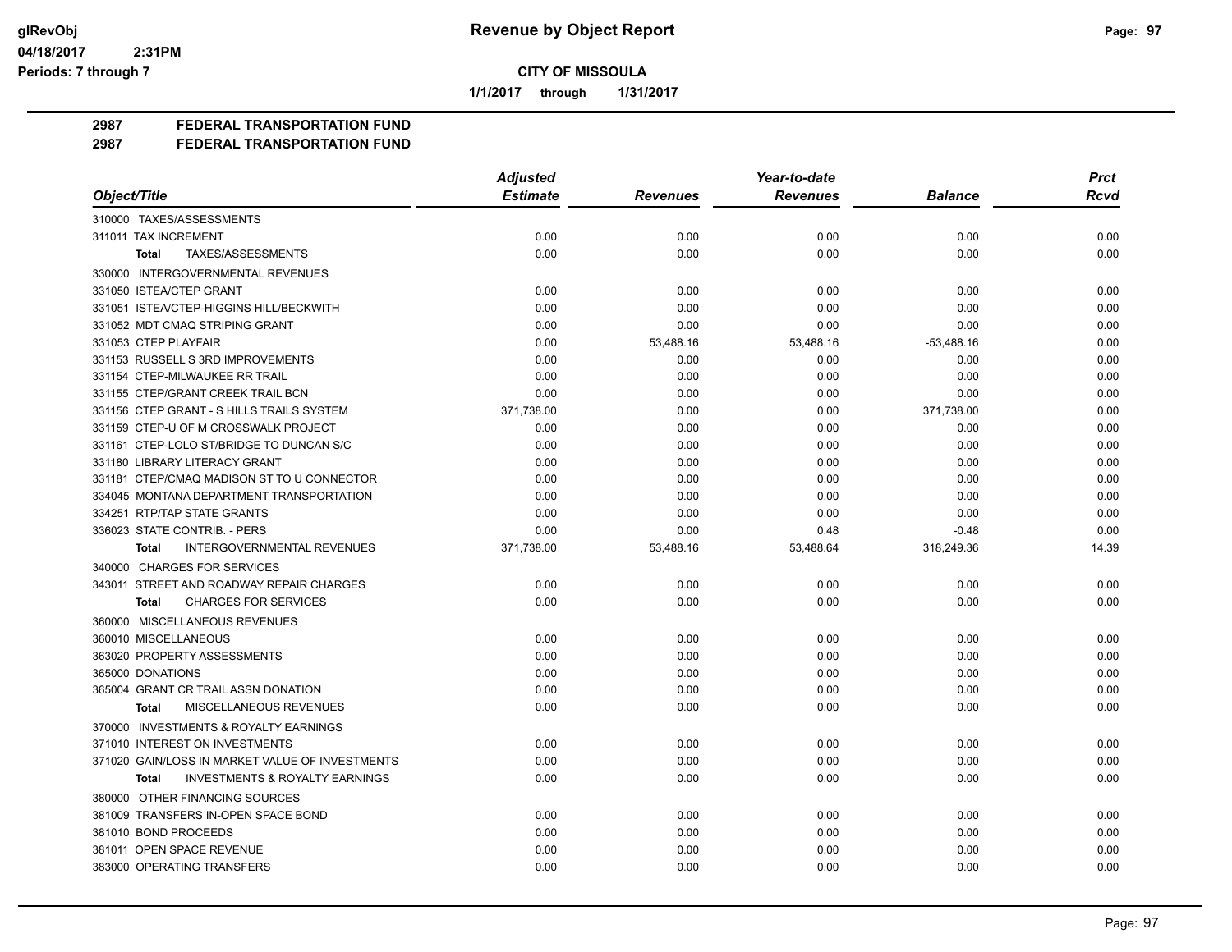# Revenue by Object Report

glRevObj
04/18/2017 2:31PM
Periods: 7 through 7

**CITY OF MISSOULA**

1/1/2017 through 1/31/2017

## 2987 FEDERAL TRANSPORTATION FUND
## 2987 FEDERAL TRANSPORTATION FUND

| Object/Title | Adjusted Estimate | Revenues | Year-to-date Revenues | Balance | Prct Rcvd |
|---|---|---|---|---|---|
| 310000 TAXES/ASSESSMENTS | | | | | |
| 311011 TAX INCREMENT | 0.00 | 0.00 | 0.00 | 0.00 | 0.00 |
| **Total** TAXES/ASSESSMENTS | 0.00 | 0.00 | 0.00 | 0.00 | 0.00 |
| 330000 INTERGOVERNMENTAL REVENUES | | | | | |
| 331050 ISTEA/CTEP GRANT | 0.00 | 0.00 | 0.00 | 0.00 | 0.00 |
| 331051 ISTEA/CTEP-HIGGINS HILL/BECKWITH | 0.00 | 0.00 | 0.00 | 0.00 | 0.00 |
| 331052 MDT CMAQ STRIPING GRANT | 0.00 | 0.00 | 0.00 | 0.00 | 0.00 |
| 331053 CTEP PLAYFAIR | 0.00 | 53,488.16 | 53,488.16 | -53,488.16 | 0.00 |
| 331153 RUSSELL S 3RD IMPROVEMENTS | 0.00 | 0.00 | 0.00 | 0.00 | 0.00 |
| 331154 CTEP-MILWAUKEE RR TRAIL | 0.00 | 0.00 | 0.00 | 0.00 | 0.00 |
| 331155 CTEP/GRANT CREEK TRAIL BCN | 0.00 | 0.00 | 0.00 | 0.00 | 0.00 |
| 331156 CTEP GRANT - S HILLS TRAILS SYSTEM | 371,738.00 | 0.00 | 0.00 | 371,738.00 | 0.00 |
| 331159 CTEP-U OF M CROSSWALK PROJECT | 0.00 | 0.00 | 0.00 | 0.00 | 0.00 |
| 331161 CTEP-LOLO ST/BRIDGE TO DUNCAN S/C | 0.00 | 0.00 | 0.00 | 0.00 | 0.00 |
| 331180 LIBRARY LITERACY GRANT | 0.00 | 0.00 | 0.00 | 0.00 | 0.00 |
| 331181 CTEP/CMAQ MADISON ST TO U CONNECTOR | 0.00 | 0.00 | 0.00 | 0.00 | 0.00 |
| 334045 MONTANA DEPARTMENT TRANSPORTATION | 0.00 | 0.00 | 0.00 | 0.00 | 0.00 |
| 334251 RTP/TAP STATE GRANTS | 0.00 | 0.00 | 0.00 | 0.00 | 0.00 |
| 336023 STATE CONTRIB. - PERS | 0.00 | 0.00 | 0.48 | -0.48 | 0.00 |
| **Total** INTERGOVERNMENTAL REVENUES | 371,738.00 | 53,488.16 | 53,488.64 | 318,249.36 | 14.39 |
| 340000 CHARGES FOR SERVICES | | | | | |
| 343011 STREET AND ROADWAY REPAIR CHARGES | 0.00 | 0.00 | 0.00 | 0.00 | 0.00 |
| **Total** CHARGES FOR SERVICES | 0.00 | 0.00 | 0.00 | 0.00 | 0.00 |
| 360000 MISCELLANEOUS REVENUES | | | | | |
| 360010 MISCELLANEOUS | 0.00 | 0.00 | 0.00 | 0.00 | 0.00 |
| 363020 PROPERTY ASSESSMENTS | 0.00 | 0.00 | 0.00 | 0.00 | 0.00 |
| 365000 DONATIONS | 0.00 | 0.00 | 0.00 | 0.00 | 0.00 |
| 365004 GRANT CR TRAIL ASSN DONATION | 0.00 | 0.00 | 0.00 | 0.00 | 0.00 |
| **Total** MISCELLANEOUS REVENUES | 0.00 | 0.00 | 0.00 | 0.00 | 0.00 |
| 370000 INVESTMENTS & ROYALTY EARNINGS | | | | | |
| 371010 INTEREST ON INVESTMENTS | 0.00 | 0.00 | 0.00 | 0.00 | 0.00 |
| 371020 GAIN/LOSS IN MARKET VALUE OF INVESTMENTS | 0.00 | 0.00 | 0.00 | 0.00 | 0.00 |
| **Total** INVESTMENTS & ROYALTY EARNINGS | 0.00 | 0.00 | 0.00 | 0.00 | 0.00 |
| 380000 OTHER FINANCING SOURCES | | | | | |
| 381009 TRANSFERS IN-OPEN SPACE BOND | 0.00 | 0.00 | 0.00 | 0.00 | 0.00 |
| 381010 BOND PROCEEDS | 0.00 | 0.00 | 0.00 | 0.00 | 0.00 |
| 381011 OPEN SPACE REVENUE | 0.00 | 0.00 | 0.00 | 0.00 | 0.00 |
| 383000 OPERATING TRANSFERS | 0.00 | 0.00 | 0.00 | 0.00 | 0.00 |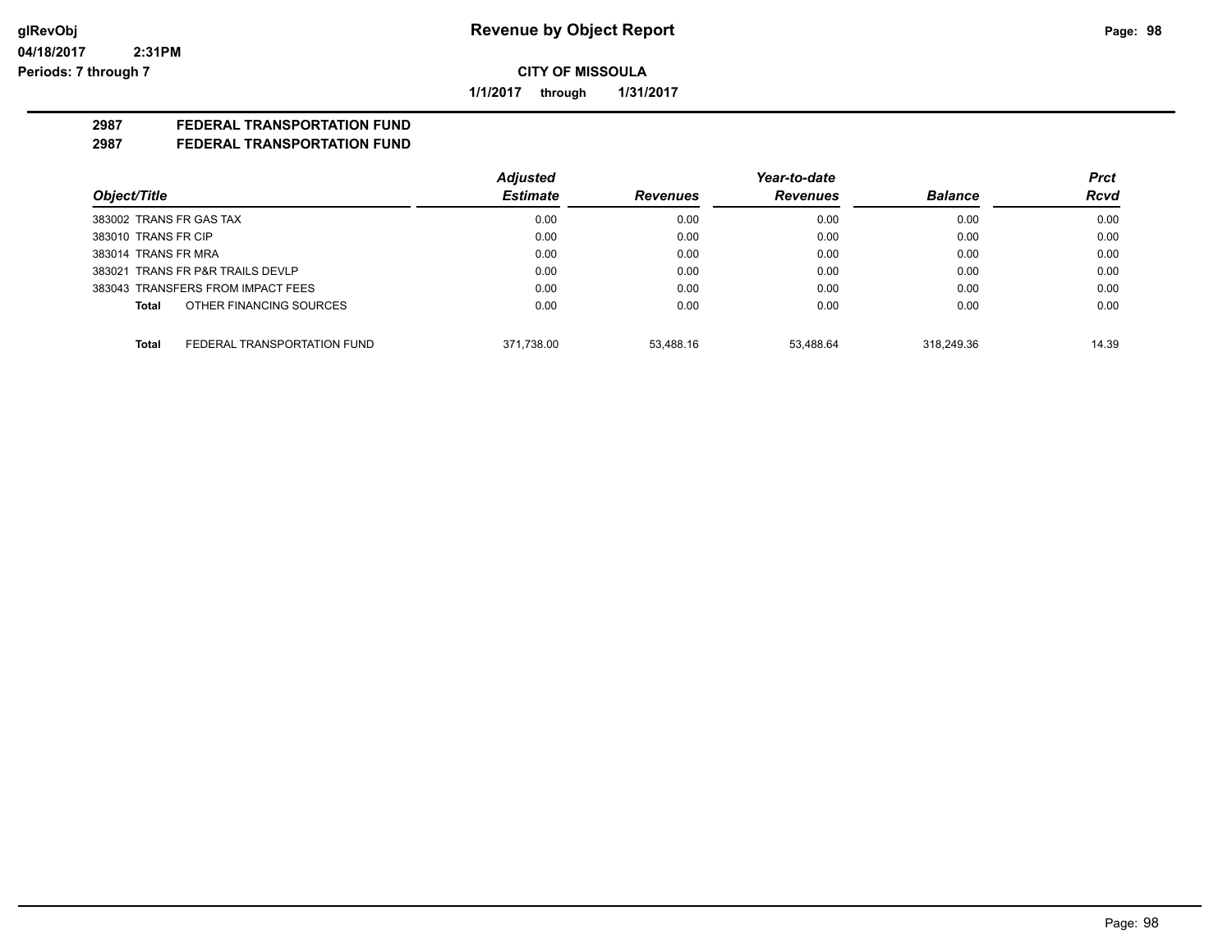**glRevObj**
**04/18/2017 2:31PM**
**Periods: 7 through 7**

# Revenue by Object Report

**CITY OF MISSOULA**

**1/1/2017 through 1/31/2017**

## 2987 FEDERAL TRANSPORTATION FUND
## 2987 FEDERAL TRANSPORTATION FUND

| Object/Title | Adjusted Estimate | Revenues | Year-to-date Revenues | Balance | Prct Rcvd |
|---|---|---|---|---|---|
| 383002 TRANS FR GAS TAX | 0.00 | 0.00 | 0.00 | 0.00 | 0.00 |
| 383010 TRANS FR CIP | 0.00 | 0.00 | 0.00 | 0.00 | 0.00 |
| 383014 TRANS FR MRA | 0.00 | 0.00 | 0.00 | 0.00 | 0.00 |
| 383021 TRANS FR P&R TRAILS DEVLP | 0.00 | 0.00 | 0.00 | 0.00 | 0.00 |
| 383043 TRANSFERS FROM IMPACT FEES | 0.00 | 0.00 | 0.00 | 0.00 | 0.00 |
| **Total** OTHER FINANCING SOURCES | 0.00 | 0.00 | 0.00 | 0.00 | 0.00 |
| **Total** FEDERAL TRANSPORTATION FUND | 371,738.00 | 53,488.16 | 53,488.64 | 318,249.36 | 14.39 |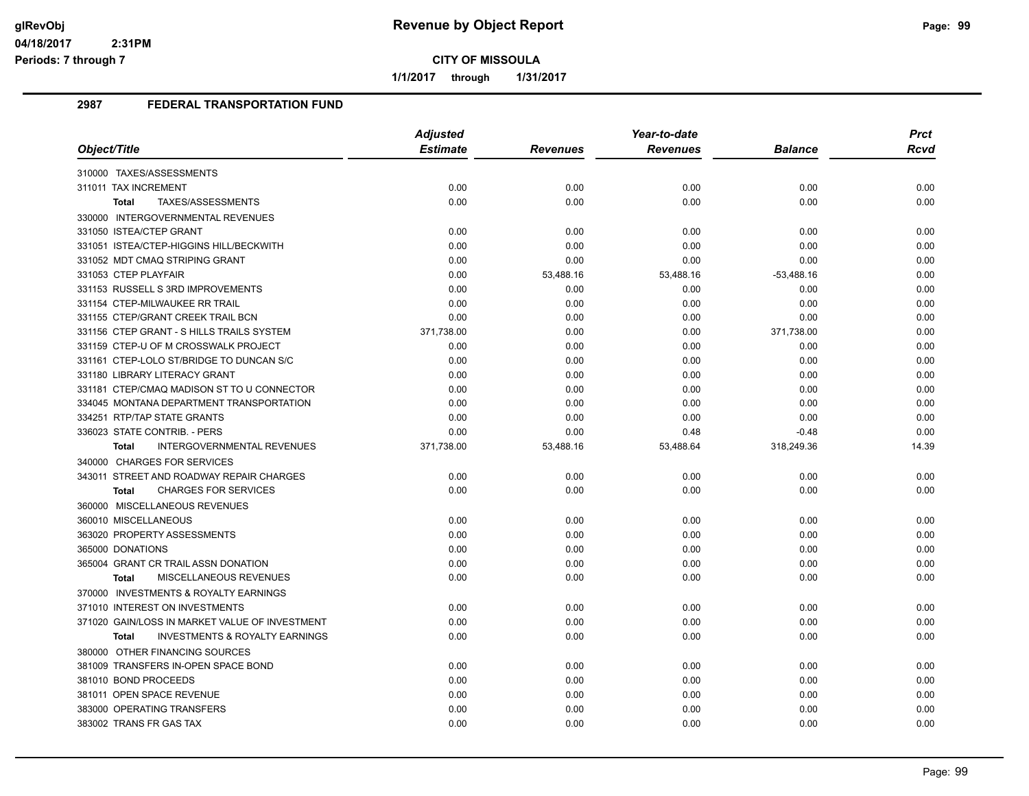# Revenue by Object Report

**CITY OF MISSOULA**

**1/1/2017 through 1/31/2017**

glRevObj
04/18/2017 2:31PM
Periods: 7 through 7

## 2987 FEDERAL TRANSPORTATION FUND

| Object/Title | Adjusted Estimate | Revenues | Year-to-date Revenues | Balance | Prct Rcvd |
|---|---|---|---|---|---|
| 310000 TAXES/ASSESSMENTS | | | | | |
| 311011 TAX INCREMENT | 0.00 | 0.00 | 0.00 | 0.00 | 0.00 |
| **Total** TAXES/ASSESSMENTS | 0.00 | 0.00 | 0.00 | 0.00 | 0.00 |
| 330000 INTERGOVERNMENTAL REVENUES | | | | | |
| 331050 ISTEA/CTEP GRANT | 0.00 | 0.00 | 0.00 | 0.00 | 0.00 |
| 331051 ISTEA/CTEP-HIGGINS HILL/BECKWITH | 0.00 | 0.00 | 0.00 | 0.00 | 0.00 |
| 331052 MDT CMAQ STRIPING GRANT | 0.00 | 0.00 | 0.00 | 0.00 | 0.00 |
| 331053 CTEP PLAYFAIR | 0.00 | 53,488.16 | 53,488.16 | -53,488.16 | 0.00 |
| 331153 RUSSELL S 3RD IMPROVEMENTS | 0.00 | 0.00 | 0.00 | 0.00 | 0.00 |
| 331154 CTEP-MILWAUKEE RR TRAIL | 0.00 | 0.00 | 0.00 | 0.00 | 0.00 |
| 331155 CTEP/GRANT CREEK TRAIL BCN | 0.00 | 0.00 | 0.00 | 0.00 | 0.00 |
| 331156 CTEP GRANT - S HILLS TRAILS SYSTEM | 371,738.00 | 0.00 | 0.00 | 371,738.00 | 0.00 |
| 331159 CTEP-U OF M CROSSWALK PROJECT | 0.00 | 0.00 | 0.00 | 0.00 | 0.00 |
| 331161 CTEP-LOLO ST/BRIDGE TO DUNCAN S/C | 0.00 | 0.00 | 0.00 | 0.00 | 0.00 |
| 331180 LIBRARY LITERACY GRANT | 0.00 | 0.00 | 0.00 | 0.00 | 0.00 |
| 331181 CTEP/CMAQ MADISON ST TO U CONNECTOR | 0.00 | 0.00 | 0.00 | 0.00 | 0.00 |
| 334045 MONTANA DEPARTMENT TRANSPORTATION | 0.00 | 0.00 | 0.00 | 0.00 | 0.00 |
| 334251 RTP/TAP STATE GRANTS | 0.00 | 0.00 | 0.00 | 0.00 | 0.00 |
| 336023 STATE CONTRIB. - PERS | 0.00 | 0.00 | 0.48 | -0.48 | 0.00 |
| **Total** INTERGOVERNMENTAL REVENUES | 371,738.00 | 53,488.16 | 53,488.64 | 318,249.36 | 14.39 |
| 340000 CHARGES FOR SERVICES | | | | | |
| 343011 STREET AND ROADWAY REPAIR CHARGES | 0.00 | 0.00 | 0.00 | 0.00 | 0.00 |
| **Total** CHARGES FOR SERVICES | 0.00 | 0.00 | 0.00 | 0.00 | 0.00 |
| 360000 MISCELLANEOUS REVENUES | | | | | |
| 360010 MISCELLANEOUS | 0.00 | 0.00 | 0.00 | 0.00 | 0.00 |
| 363020 PROPERTY ASSESSMENTS | 0.00 | 0.00 | 0.00 | 0.00 | 0.00 |
| 365000 DONATIONS | 0.00 | 0.00 | 0.00 | 0.00 | 0.00 |
| 365004 GRANT CR TRAIL ASSN DONATION | 0.00 | 0.00 | 0.00 | 0.00 | 0.00 |
| **Total** MISCELLANEOUS REVENUES | 0.00 | 0.00 | 0.00 | 0.00 | 0.00 |
| 370000 INVESTMENTS & ROYALTY EARNINGS | | | | | |
| 371010 INTEREST ON INVESTMENTS | 0.00 | 0.00 | 0.00 | 0.00 | 0.00 |
| 371020 GAIN/LOSS IN MARKET VALUE OF INVESTMENT | 0.00 | 0.00 | 0.00 | 0.00 | 0.00 |
| **Total** INVESTMENTS & ROYALTY EARNINGS | 0.00 | 0.00 | 0.00 | 0.00 | 0.00 |
| 380000 OTHER FINANCING SOURCES | | | | | |
| 381009 TRANSFERS IN-OPEN SPACE BOND | 0.00 | 0.00 | 0.00 | 0.00 | 0.00 |
| 381010 BOND PROCEEDS | 0.00 | 0.00 | 0.00 | 0.00 | 0.00 |
| 381011 OPEN SPACE REVENUE | 0.00 | 0.00 | 0.00 | 0.00 | 0.00 |
| 383000 OPERATING TRANSFERS | 0.00 | 0.00 | 0.00 | 0.00 | 0.00 |
| 383002 TRANS FR GAS TAX | 0.00 | 0.00 | 0.00 | 0.00 | 0.00 |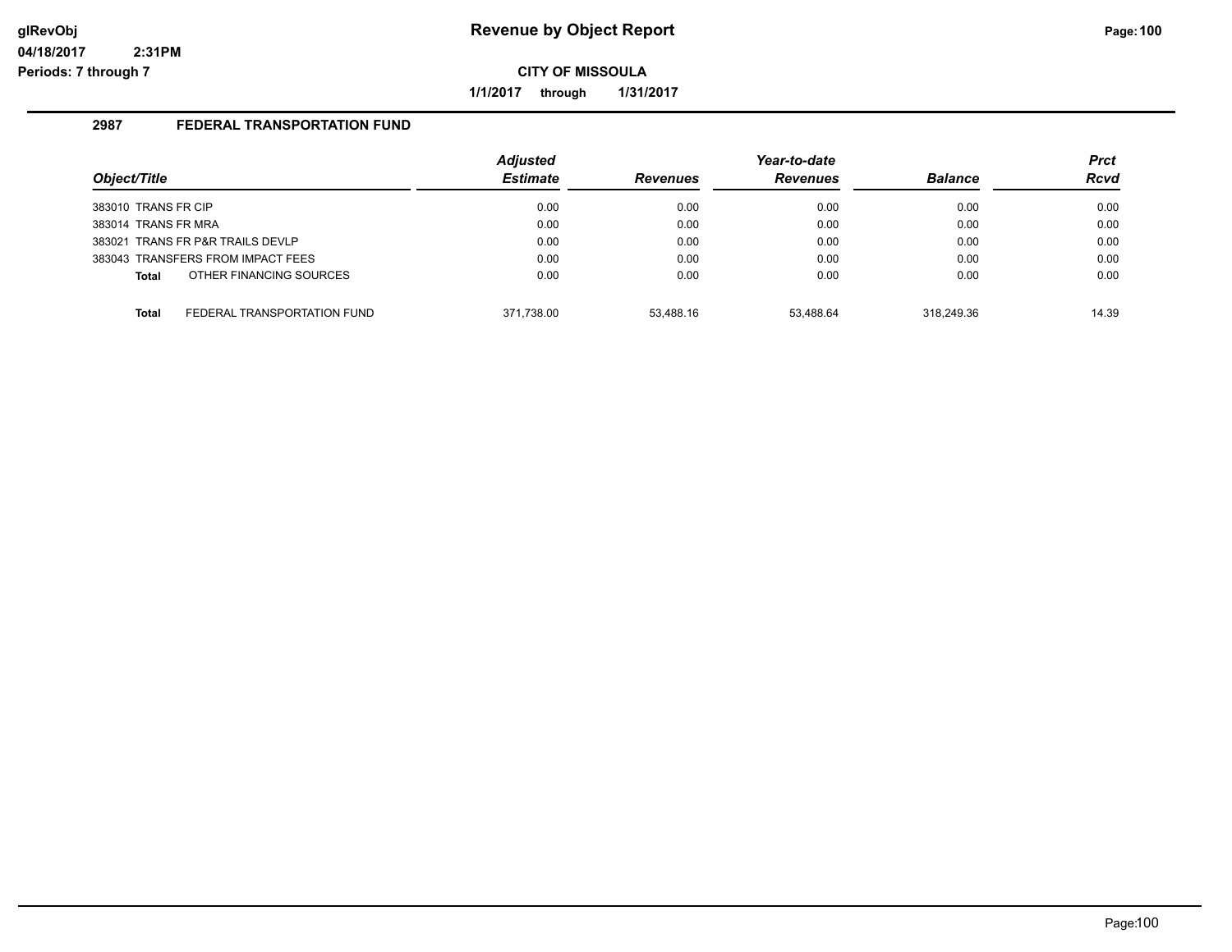**CITY OF MISSOULA**

**1/1/2017 through 1/31/2017**

## 2987 FEDERAL TRANSPORTATION FUND

| Object/Title | | Adjusted Estimate | Revenues | Year-to-date Revenues | Balance | Prct Rcvd |
|---|---|---|---|---|---|---|
| 383010 TRANS FR CIP | | 0.00 | 0.00 | 0.00 | 0.00 | 0.00 |
| 383014 TRANS FR MRA | | 0.00 | 0.00 | 0.00 | 0.00 | 0.00 |
| 383021 TRANS FR P&R TRAILS DEVLP | | 0.00 | 0.00 | 0.00 | 0.00 | 0.00 |
| 383043 TRANSFERS FROM IMPACT FEES | | 0.00 | 0.00 | 0.00 | 0.00 | 0.00 |
| **Total** | OTHER FINANCING SOURCES | 0.00 | 0.00 | 0.00 | 0.00 | 0.00 |
| | | | | | | |
| **Total** | FEDERAL TRANSPORTATION FUND | 371,738.00 | 53,488.16 | 53,488.64 | 318,249.36 | 14.39 |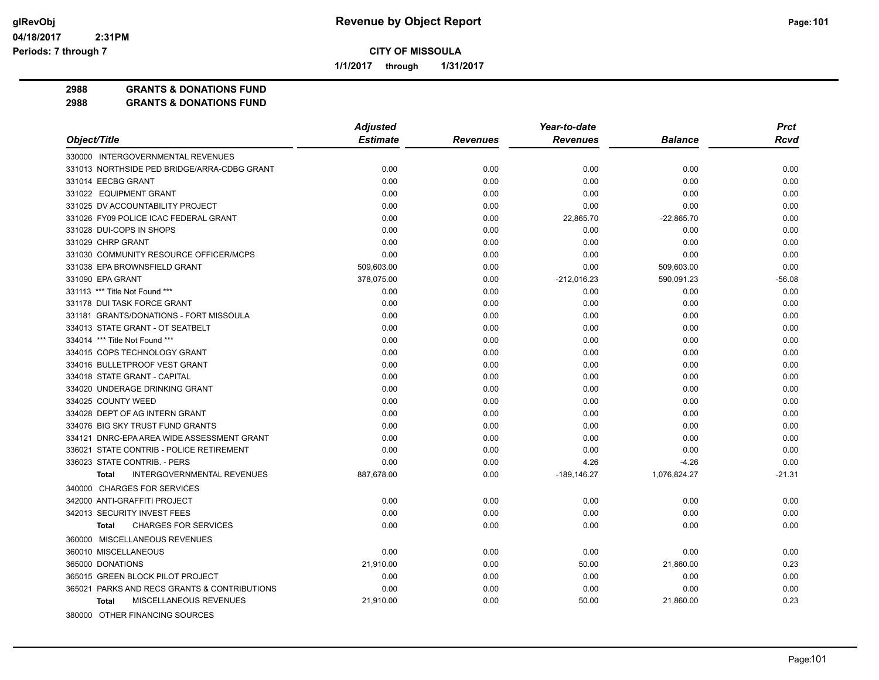# Revenue by Object Report

**CITY OF MISSOULA**

**1/1/2017 through 1/31/2017**

glRevObj
04/18/2017 2:31PM
Periods: 7 through 7

**2988 GRANTS & DONATIONS FUND**
**2988 GRANTS & DONATIONS FUND**

| Object/Title | Adjusted Estimate | Revenues | Year-to-date Revenues | Balance | Prct Rcvd |
|---|---|---|---|---|---|
| 330000 INTERGOVERNMENTAL REVENUES | | | | | |
| 331013 NORTHSIDE PED BRIDGE/ARRA-CDBG GRANT | 0.00 | 0.00 | 0.00 | 0.00 | 0.00 |
| 331014 EECBG GRANT | 0.00 | 0.00 | 0.00 | 0.00 | 0.00 |
| 331022 EQUIPMENT GRANT | 0.00 | 0.00 | 0.00 | 0.00 | 0.00 |
| 331025 DV ACCOUNTABILITY PROJECT | 0.00 | 0.00 | 0.00 | 0.00 | 0.00 |
| 331026 FY09 POLICE ICAC FEDERAL GRANT | 0.00 | 0.00 | 22,865.70 | -22,865.70 | 0.00 |
| 331028 DUI-COPS IN SHOPS | 0.00 | 0.00 | 0.00 | 0.00 | 0.00 |
| 331029 CHRP GRANT | 0.00 | 0.00 | 0.00 | 0.00 | 0.00 |
| 331030 COMMUNITY RESOURCE OFFICER/MCPS | 0.00 | 0.00 | 0.00 | 0.00 | 0.00 |
| 331038 EPA BROWNSFIELD GRANT | 509,603.00 | 0.00 | 0.00 | 509,603.00 | 0.00 |
| 331090 EPA GRANT | 378,075.00 | 0.00 | -212,016.23 | 590,091.23 | -56.08 |
| 331113 *** Title Not Found *** | 0.00 | 0.00 | 0.00 | 0.00 | 0.00 |
| 331178 DUI TASK FORCE GRANT | 0.00 | 0.00 | 0.00 | 0.00 | 0.00 |
| 331181 GRANTS/DONATIONS - FORT MISSOULA | 0.00 | 0.00 | 0.00 | 0.00 | 0.00 |
| 334013 STATE GRANT - OT SEATBELT | 0.00 | 0.00 | 0.00 | 0.00 | 0.00 |
| 334014 *** Title Not Found *** | 0.00 | 0.00 | 0.00 | 0.00 | 0.00 |
| 334015 COPS TECHNOLOGY GRANT | 0.00 | 0.00 | 0.00 | 0.00 | 0.00 |
| 334016 BULLETPROOF VEST GRANT | 0.00 | 0.00 | 0.00 | 0.00 | 0.00 |
| 334018 STATE GRANT - CAPITAL | 0.00 | 0.00 | 0.00 | 0.00 | 0.00 |
| 334020 UNDERAGE DRINKING GRANT | 0.00 | 0.00 | 0.00 | 0.00 | 0.00 |
| 334025 COUNTY WEED | 0.00 | 0.00 | 0.00 | 0.00 | 0.00 |
| 334028 DEPT OF AG INTERN GRANT | 0.00 | 0.00 | 0.00 | 0.00 | 0.00 |
| 334076 BIG SKY TRUST FUND GRANTS | 0.00 | 0.00 | 0.00 | 0.00 | 0.00 |
| 334121 DNRC-EPA AREA WIDE ASSESSMENT GRANT | 0.00 | 0.00 | 0.00 | 0.00 | 0.00 |
| 336021 STATE CONTRIB - POLICE RETIREMENT | 0.00 | 0.00 | 0.00 | 0.00 | 0.00 |
| 336023 STATE CONTRIB. - PERS | 0.00 | 0.00 | 4.26 | -4.26 | 0.00 |
| **Total** INTERGOVERNMENTAL REVENUES | 887,678.00 | 0.00 | -189,146.27 | 1,076,824.27 | -21.31 |
| 340000 CHARGES FOR SERVICES | | | | | |
| 342000 ANTI-GRAFFITI PROJECT | 0.00 | 0.00 | 0.00 | 0.00 | 0.00 |
| 342013 SECURITY INVEST FEES | 0.00 | 0.00 | 0.00 | 0.00 | 0.00 |
| **Total** CHARGES FOR SERVICES | 0.00 | 0.00 | 0.00 | 0.00 | 0.00 |
| 360000 MISCELLANEOUS REVENUES | | | | | |
| 360010 MISCELLANEOUS | 0.00 | 0.00 | 0.00 | 0.00 | 0.00 |
| 365000 DONATIONS | 21,910.00 | 0.00 | 50.00 | 21,860.00 | 0.23 |
| 365015 GREEN BLOCK PILOT PROJECT | 0.00 | 0.00 | 0.00 | 0.00 | 0.00 |
| 365021 PARKS AND RECS GRANTS & CONTRIBUTIONS | 0.00 | 0.00 | 0.00 | 0.00 | 0.00 |
| **Total** MISCELLANEOUS REVENUES | 21,910.00 | 0.00 | 50.00 | 21,860.00 | 0.23 |
| 380000 OTHER FINANCING SOURCES | | | | | |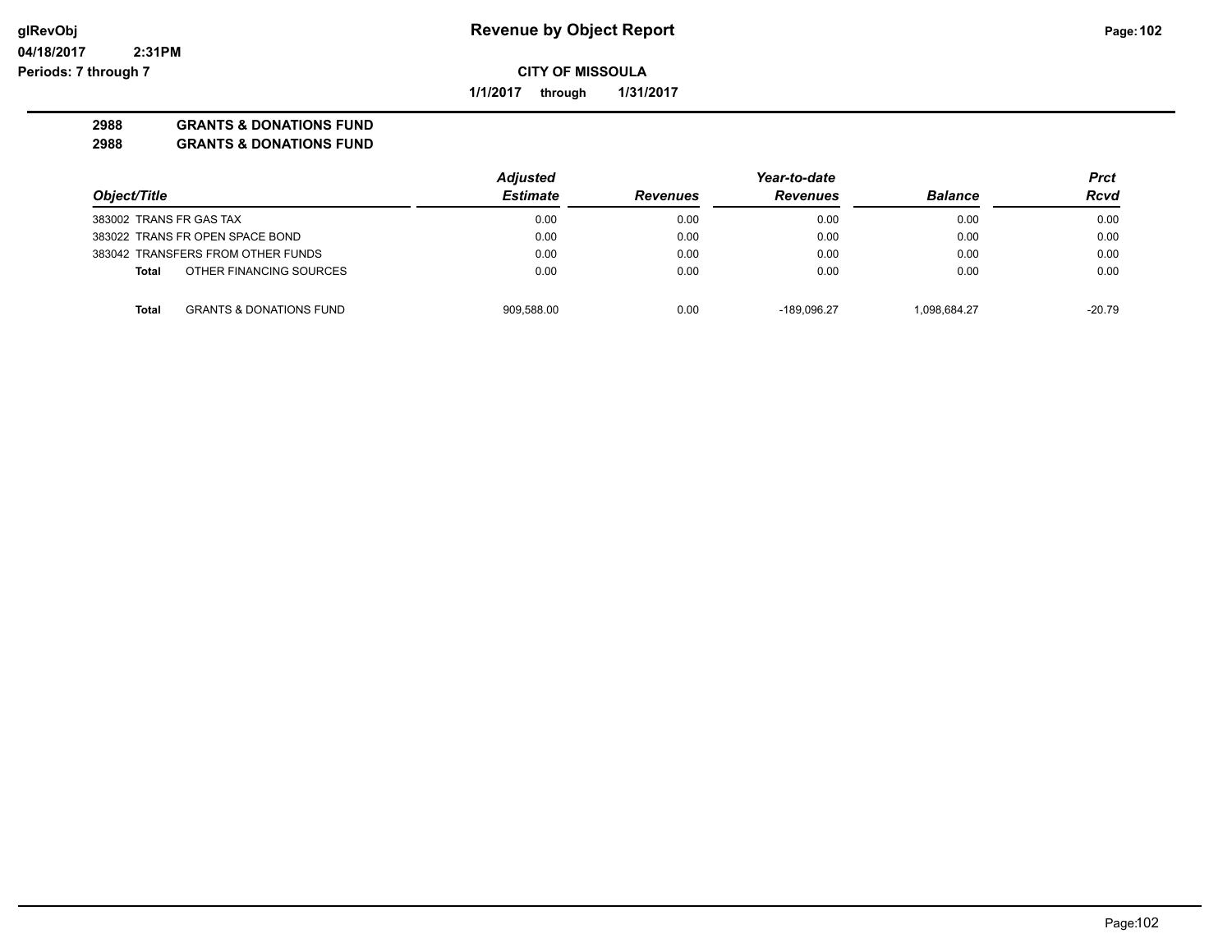**CITY OF MISSOULA**

**1/1/2017 through 1/31/2017**

**2988 GRANTS & DONATIONS FUND**
**2988 GRANTS & DONATIONS FUND**

| Object/Title | Adjusted Estimate | Revenues | Year-to-date Revenues | Balance | Prct Rcvd |
|---|---|---|---|---|---|
| 383002 TRANS FR GAS TAX | 0.00 | 0.00 | 0.00 | 0.00 | 0.00 |
| 383022 TRANS FR OPEN SPACE BOND | 0.00 | 0.00 | 0.00 | 0.00 | 0.00 |
| 383042 TRANSFERS FROM OTHER FUNDS | 0.00 | 0.00 | 0.00 | 0.00 | 0.00 |
| **Total** OTHER FINANCING SOURCES | 0.00 | 0.00 | 0.00 | 0.00 | 0.00 |
| **Total** GRANTS & DONATIONS FUND | 909,588.00 | 0.00 | -189,096.27 | 1,098,684.27 | -20.79 |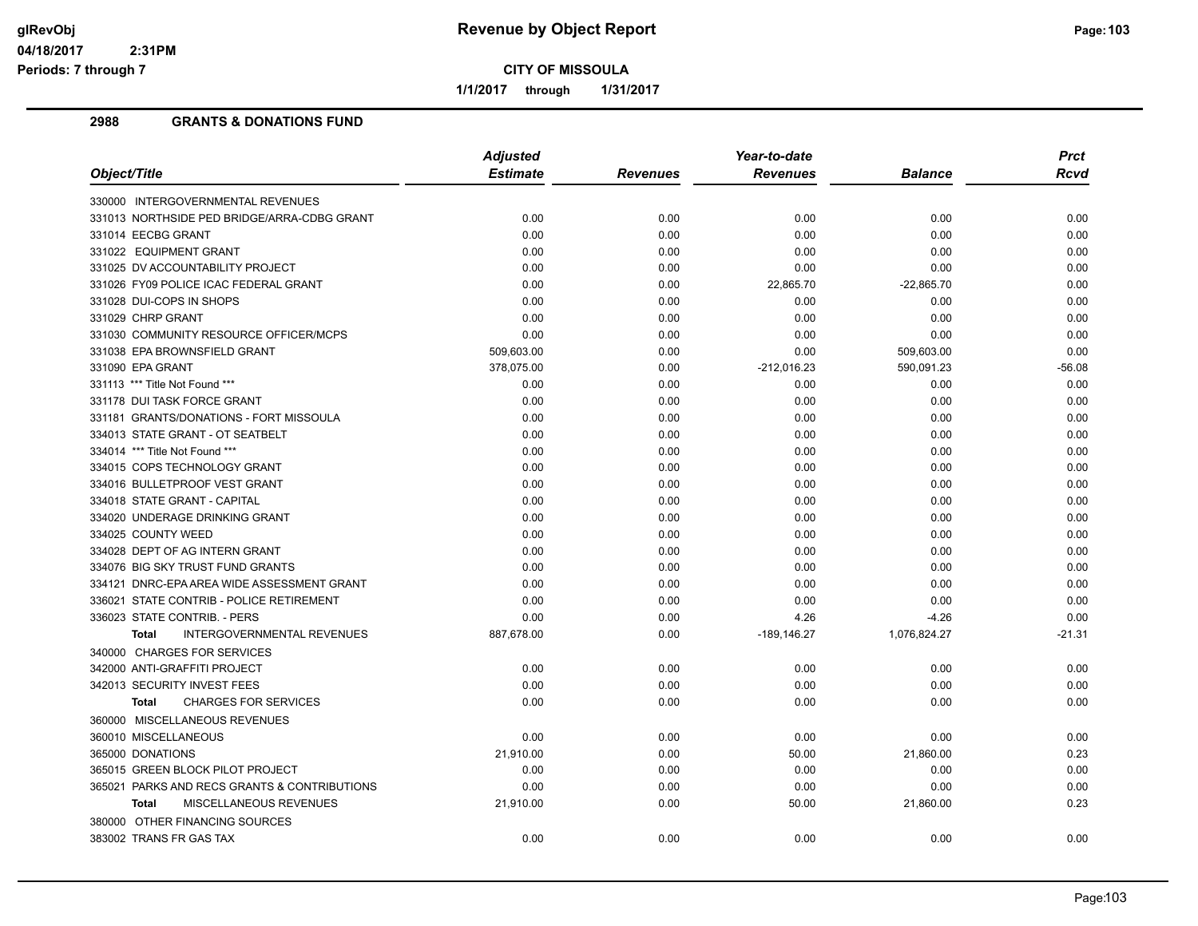# Revenue by Object Report

glRevObj
04/18/2017 2:31PM
Periods: 7 through 7

**CITY OF MISSOULA**

1/1/2017 through 1/31/2017

## 2988 GRANTS & DONATIONS FUND

| Object/Title | Adjusted Estimate | Revenues | Year-to-date Revenues | Balance | Prct Rcvd |
|---|---|---|---|---|---|
| 330000 INTERGOVERNMENTAL REVENUES | | | | | |
| 331013 NORTHSIDE PED BRIDGE/ARRA-CDBG GRANT | 0.00 | 0.00 | 0.00 | 0.00 | 0.00 |
| 331014 EECBG GRANT | 0.00 | 0.00 | 0.00 | 0.00 | 0.00 |
| 331022 EQUIPMENT GRANT | 0.00 | 0.00 | 0.00 | 0.00 | 0.00 |
| 331025 DV ACCOUNTABILITY PROJECT | 0.00 | 0.00 | 0.00 | 0.00 | 0.00 |
| 331026 FY09 POLICE ICAC FEDERAL GRANT | 0.00 | 0.00 | 22,865.70 | -22,865.70 | 0.00 |
| 331028 DUI-COPS IN SHOPS | 0.00 | 0.00 | 0.00 | 0.00 | 0.00 |
| 331029 CHRP GRANT | 0.00 | 0.00 | 0.00 | 0.00 | 0.00 |
| 331030 COMMUNITY RESOURCE OFFICER/MCPS | 0.00 | 0.00 | 0.00 | 0.00 | 0.00 |
| 331038 EPA BROWNSFIELD GRANT | 509,603.00 | 0.00 | 0.00 | 509,603.00 | 0.00 |
| 331090 EPA GRANT | 378,075.00 | 0.00 | -212,016.23 | 590,091.23 | -56.08 |
| 331113 *** Title Not Found *** | 0.00 | 0.00 | 0.00 | 0.00 | 0.00 |
| 331178 DUI TASK FORCE GRANT | 0.00 | 0.00 | 0.00 | 0.00 | 0.00 |
| 331181 GRANTS/DONATIONS - FORT MISSOULA | 0.00 | 0.00 | 0.00 | 0.00 | 0.00 |
| 334013 STATE GRANT - OT SEATBELT | 0.00 | 0.00 | 0.00 | 0.00 | 0.00 |
| 334014 *** Title Not Found *** | 0.00 | 0.00 | 0.00 | 0.00 | 0.00 |
| 334015 COPS TECHNOLOGY GRANT | 0.00 | 0.00 | 0.00 | 0.00 | 0.00 |
| 334016 BULLETPROOF VEST GRANT | 0.00 | 0.00 | 0.00 | 0.00 | 0.00 |
| 334018 STATE GRANT - CAPITAL | 0.00 | 0.00 | 0.00 | 0.00 | 0.00 |
| 334020 UNDERAGE DRINKING GRANT | 0.00 | 0.00 | 0.00 | 0.00 | 0.00 |
| 334025 COUNTY WEED | 0.00 | 0.00 | 0.00 | 0.00 | 0.00 |
| 334028 DEPT OF AG INTERN GRANT | 0.00 | 0.00 | 0.00 | 0.00 | 0.00 |
| 334076 BIG SKY TRUST FUND GRANTS | 0.00 | 0.00 | 0.00 | 0.00 | 0.00 |
| 334121 DNRC-EPA AREA WIDE ASSESSMENT GRANT | 0.00 | 0.00 | 0.00 | 0.00 | 0.00 |
| 336021 STATE CONTRIB - POLICE RETIREMENT | 0.00 | 0.00 | 0.00 | 0.00 | 0.00 |
| 336023 STATE CONTRIB. - PERS | 0.00 | 0.00 | 4.26 | -4.26 | 0.00 |
| **Total** INTERGOVERNMENTAL REVENUES | 887,678.00 | 0.00 | -189,146.27 | 1,076,824.27 | -21.31 |
| 340000 CHARGES FOR SERVICES | | | | | |
| 342000 ANTI-GRAFFITI PROJECT | 0.00 | 0.00 | 0.00 | 0.00 | 0.00 |
| 342013 SECURITY INVEST FEES | 0.00 | 0.00 | 0.00 | 0.00 | 0.00 |
| **Total** CHARGES FOR SERVICES | 0.00 | 0.00 | 0.00 | 0.00 | 0.00 |
| 360000 MISCELLANEOUS REVENUES | | | | | |
| 360010 MISCELLANEOUS | 0.00 | 0.00 | 0.00 | 0.00 | 0.00 |
| 365000 DONATIONS | 21,910.00 | 0.00 | 50.00 | 21,860.00 | 0.23 |
| 365015 GREEN BLOCK PILOT PROJECT | 0.00 | 0.00 | 0.00 | 0.00 | 0.00 |
| 365021 PARKS AND RECS GRANTS & CONTRIBUTIONS | 0.00 | 0.00 | 0.00 | 0.00 | 0.00 |
| **Total** MISCELLANEOUS REVENUES | 21,910.00 | 0.00 | 50.00 | 21,860.00 | 0.23 |
| 380000 OTHER FINANCING SOURCES | | | | | |
| 383002 TRANS FR GAS TAX | 0.00 | 0.00 | 0.00 | 0.00 | 0.00 |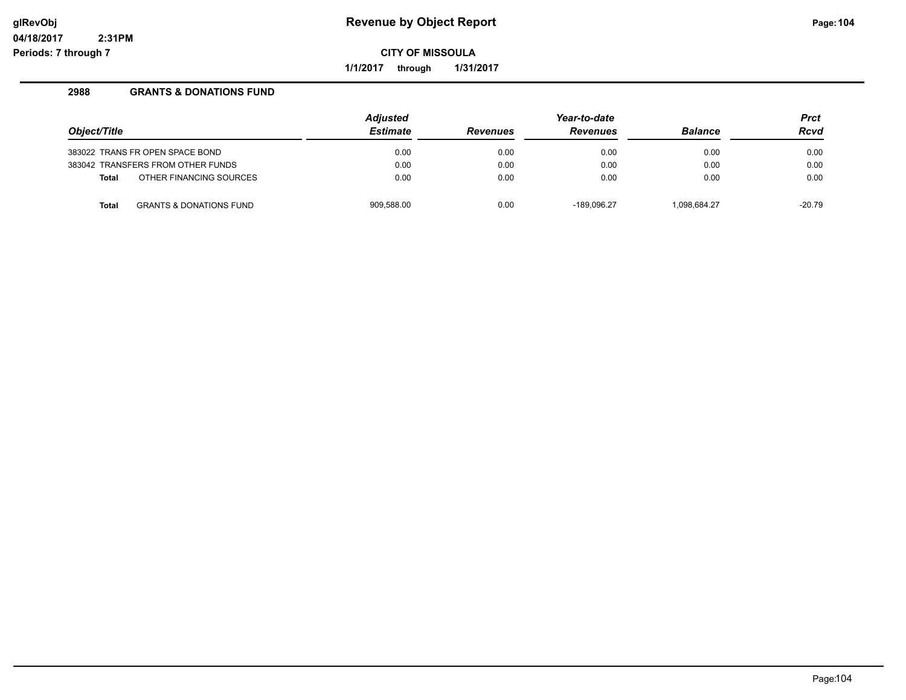**Revenue by Object Report**

**CITY OF MISSOULA**

**1/1/2017 through 1/31/2017**

glRevObj
04/18/2017 2:31PM
Periods: 7 through 7

## 2988 GRANTS & DONATIONS FUND

| Object/Title | Adjusted Estimate | Revenues | Year-to-date Revenues | Balance | Prct Rcvd |
|---|---|---|---|---|---|
| 383022 TRANS FR OPEN SPACE BOND | 0.00 | 0.00 | 0.00 | 0.00 | 0.00 |
| 383042 TRANSFERS FROM OTHER FUNDS | 0.00 | 0.00 | 0.00 | 0.00 | 0.00 |
| **Total** OTHER FINANCING SOURCES | 0.00 | 0.00 | 0.00 | 0.00 | 0.00 |
| **Total** GRANTS & DONATIONS FUND | 909,588.00 | 0.00 | -189,096.27 | 1,098,684.27 | -20.79 |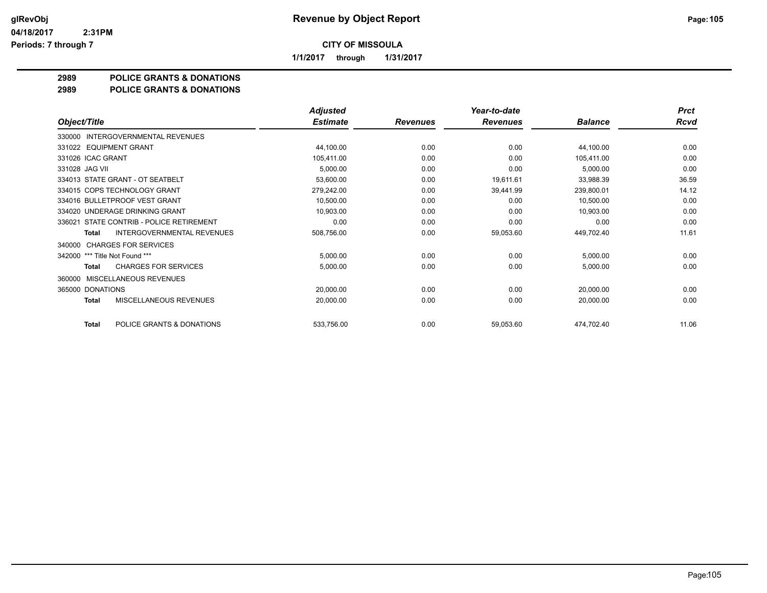**Revenue by Object Report**

glRevObj
04/18/2017 2:31PM
Periods: 7 through 7

**CITY OF MISSOULA**

**1/1/2017 through 1/31/2017**

**2989 POLICE GRANTS & DONATIONS**
**2989 POLICE GRANTS & DONATIONS**

| Object/Title | Adjusted Estimate | Revenues | Year-to-date Revenues | Balance | Prct Rcvd |
|---|---|---|---|---|---|
| 330000 INTERGOVERNMENTAL REVENUES | | | | | |
| 331022 EQUIPMENT GRANT | 44,100.00 | 0.00 | 0.00 | 44,100.00 | 0.00 |
| 331026 ICAC GRANT | 105,411.00 | 0.00 | 0.00 | 105,411.00 | 0.00 |
| 331028 JAG VII | 5,000.00 | 0.00 | 0.00 | 5,000.00 | 0.00 |
| 334013 STATE GRANT - OT SEATBELT | 53,600.00 | 0.00 | 19,611.61 | 33,988.39 | 36.59 |
| 334015 COPS TECHNOLOGY GRANT | 279,242.00 | 0.00 | 39,441.99 | 239,800.01 | 14.12 |
| 334016 BULLETPROOF VEST GRANT | 10,500.00 | 0.00 | 0.00 | 10,500.00 | 0.00 |
| 334020 UNDERAGE DRINKING GRANT | 10,903.00 | 0.00 | 0.00 | 10,903.00 | 0.00 |
| 336021 STATE CONTRIB - POLICE RETIREMENT | 0.00 | 0.00 | 0.00 | 0.00 | 0.00 |
| **Total** INTERGOVERNMENTAL REVENUES | 508,756.00 | 0.00 | 59,053.60 | 449,702.40 | 11.61 |
| 340000 CHARGES FOR SERVICES | | | | | |
| 342000 *** Title Not Found *** | 5,000.00 | 0.00 | 0.00 | 5,000.00 | 0.00 |
| **Total** CHARGES FOR SERVICES | 5,000.00 | 0.00 | 0.00 | 5,000.00 | 0.00 |
| 360000 MISCELLANEOUS REVENUES | | | | | |
| 365000 DONATIONS | 20,000.00 | 0.00 | 0.00 | 20,000.00 | 0.00 |
| **Total** MISCELLANEOUS REVENUES | 20,000.00 | 0.00 | 0.00 | 20,000.00 | 0.00 |
| **Total** POLICE GRANTS & DONATIONS | 533,756.00 | 0.00 | 59,053.60 | 474,702.40 | 11.06 |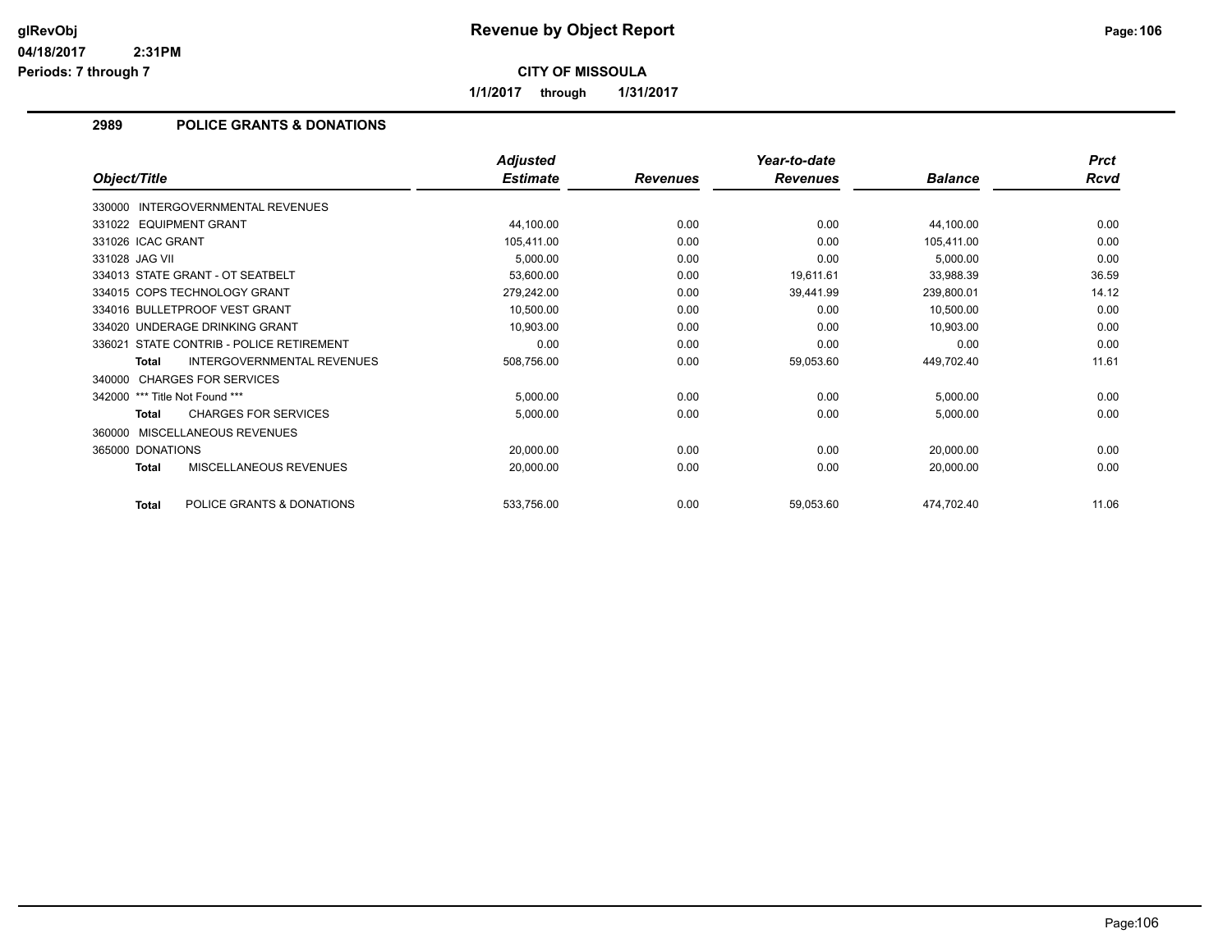# Revenue by Object Report

**CITY OF MISSOULA**

**1/1/2017 through 1/31/2017**

glRevObj
04/18/2017 2:31PM
Periods: 7 through 7

## 2989 POLICE GRANTS & DONATIONS

| Object/Title | Adjusted Estimate | Revenues | Year-to-date Revenues | Balance | Prct Rcvd |
|---|---|---|---|---|---|
| 330000 INTERGOVERNMENTAL REVENUES | | | | | |
| 331022 EQUIPMENT GRANT | 44,100.00 | 0.00 | 0.00 | 44,100.00 | 0.00 |
| 331026 ICAC GRANT | 105,411.00 | 0.00 | 0.00 | 105,411.00 | 0.00 |
| 331028 JAG VII | 5,000.00 | 0.00 | 0.00 | 5,000.00 | 0.00 |
| 334013 STATE GRANT - OT SEATBELT | 53,600.00 | 0.00 | 19,611.61 | 33,988.39 | 36.59 |
| 334015 COPS TECHNOLOGY GRANT | 279,242.00 | 0.00 | 39,441.99 | 239,800.01 | 14.12 |
| 334016 BULLETPROOF VEST GRANT | 10,500.00 | 0.00 | 0.00 | 10,500.00 | 0.00 |
| 334020 UNDERAGE DRINKING GRANT | 10,903.00 | 0.00 | 0.00 | 10,903.00 | 0.00 |
| 336021 STATE CONTRIB - POLICE RETIREMENT | 0.00 | 0.00 | 0.00 | 0.00 | 0.00 |
| **Total** INTERGOVERNMENTAL REVENUES | 508,756.00 | 0.00 | 59,053.60 | 449,702.40 | 11.61 |
| 340000 CHARGES FOR SERVICES | | | | | |
| 342000 *** Title Not Found *** | 5,000.00 | 0.00 | 0.00 | 5,000.00 | 0.00 |
| **Total** CHARGES FOR SERVICES | 5,000.00 | 0.00 | 0.00 | 5,000.00 | 0.00 |
| 360000 MISCELLANEOUS REVENUES | | | | | |
| 365000 DONATIONS | 20,000.00 | 0.00 | 0.00 | 20,000.00 | 0.00 |
| **Total** MISCELLANEOUS REVENUES | 20,000.00 | 0.00 | 0.00 | 20,000.00 | 0.00 |
| **Total** POLICE GRANTS & DONATIONS | 533,756.00 | 0.00 | 59,053.60 | 474,702.40 | 11.06 |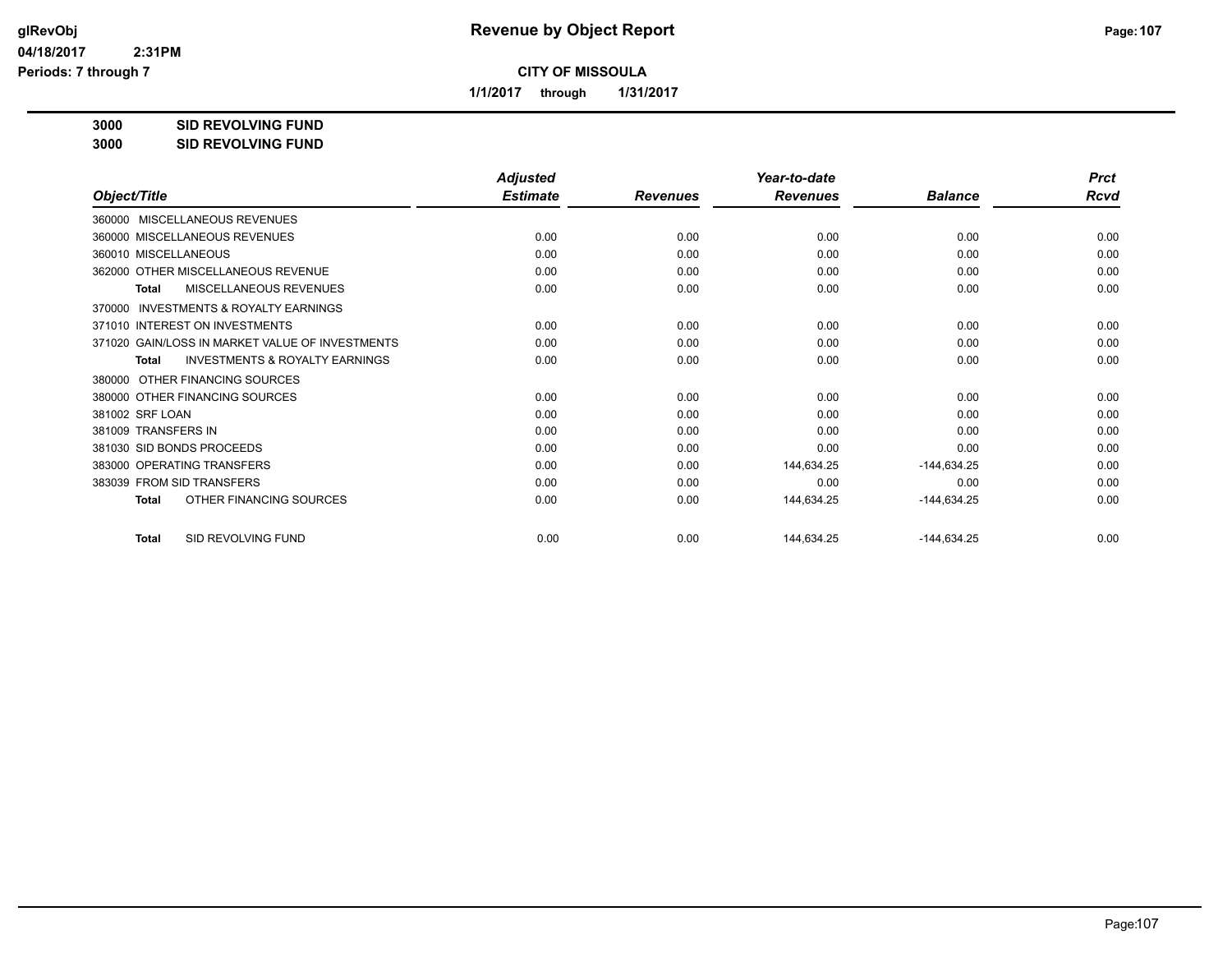# Revenue by Object Report

glRevObj
04/18/2017 2:31PM
Periods: 7 through 7

**CITY OF MISSOULA**

**1/1/2017 through 1/31/2017**

**3000 SID REVOLVING FUND**
**3000 SID REVOLVING FUND**

| Object/Title | Adjusted Estimate | Revenues | Year-to-date Revenues | Balance | Prct Rcvd |
|---|---|---|---|---|---|
| 360000 MISCELLANEOUS REVENUES | | | | | |
| 360000 MISCELLANEOUS REVENUES | 0.00 | 0.00 | 0.00 | 0.00 | 0.00 |
| 360010 MISCELLANEOUS | 0.00 | 0.00 | 0.00 | 0.00 | 0.00 |
| 362000 OTHER MISCELLANEOUS REVENUE | 0.00 | 0.00 | 0.00 | 0.00 | 0.00 |
| **Total** MISCELLANEOUS REVENUES | 0.00 | 0.00 | 0.00 | 0.00 | 0.00 |
| 370000 INVESTMENTS & ROYALTY EARNINGS | | | | | |
| 371010 INTEREST ON INVESTMENTS | 0.00 | 0.00 | 0.00 | 0.00 | 0.00 |
| 371020 GAIN/LOSS IN MARKET VALUE OF INVESTMENTS | 0.00 | 0.00 | 0.00 | 0.00 | 0.00 |
| **Total** INVESTMENTS & ROYALTY EARNINGS | 0.00 | 0.00 | 0.00 | 0.00 | 0.00 |
| 380000 OTHER FINANCING SOURCES | | | | | |
| 380000 OTHER FINANCING SOURCES | 0.00 | 0.00 | 0.00 | 0.00 | 0.00 |
| 381002 SRF LOAN | 0.00 | 0.00 | 0.00 | 0.00 | 0.00 |
| 381009 TRANSFERS IN | 0.00 | 0.00 | 0.00 | 0.00 | 0.00 |
| 381030 SID BONDS PROCEEDS | 0.00 | 0.00 | 0.00 | 0.00 | 0.00 |
| 383000 OPERATING TRANSFERS | 0.00 | 0.00 | 144,634.25 | -144,634.25 | 0.00 |
| 383039 FROM SID TRANSFERS | 0.00 | 0.00 | 0.00 | 0.00 | 0.00 |
| **Total** OTHER FINANCING SOURCES | 0.00 | 0.00 | 144,634.25 | -144,634.25 | 0.00 |
| **Total** SID REVOLVING FUND | 0.00 | 0.00 | 144,634.25 | -144,634.25 | 0.00 |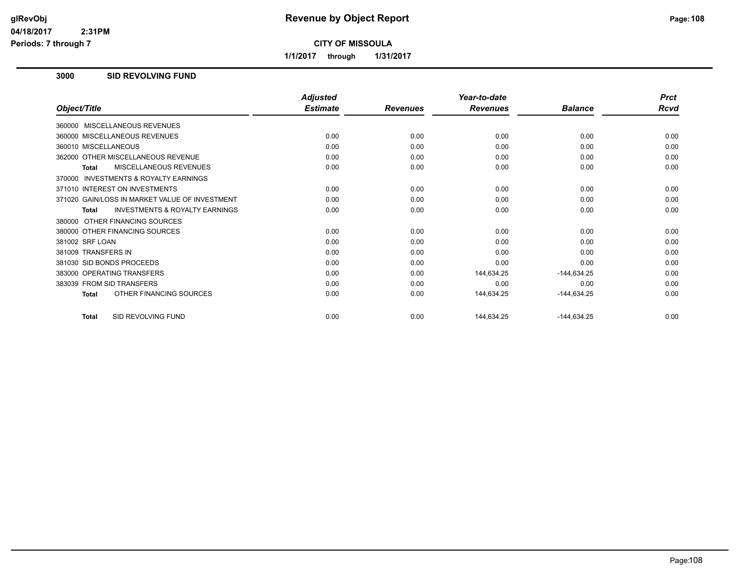# Revenue by Object Report

glRevObj
04/18/2017 2:31PM
Periods: 7 through 7

**CITY OF MISSOULA**

1/1/2017 through 1/31/2017

## 3000 SID REVOLVING FUND

| Object/Title | Adjusted Estimate | Revenues | Year-to-date Revenues | Balance | Prct Rcvd |
|---|---|---|---|---|---|
| 360000 MISCELLANEOUS REVENUES | | | | | |
| 360000 MISCELLANEOUS REVENUES | 0.00 | 0.00 | 0.00 | 0.00 | 0.00 |
| 360010 MISCELLANEOUS | 0.00 | 0.00 | 0.00 | 0.00 | 0.00 |
| 362000 OTHER MISCELLANEOUS REVENUE | 0.00 | 0.00 | 0.00 | 0.00 | 0.00 |
| **Total** MISCELLANEOUS REVENUES | 0.00 | 0.00 | 0.00 | 0.00 | 0.00 |
| 370000 INVESTMENTS & ROYALTY EARNINGS | | | | | |
| 371010 INTEREST ON INVESTMENTS | 0.00 | 0.00 | 0.00 | 0.00 | 0.00 |
| 371020 GAIN/LOSS IN MARKET VALUE OF INVESTMENT | 0.00 | 0.00 | 0.00 | 0.00 | 0.00 |
| **Total** INVESTMENTS & ROYALTY EARNINGS | 0.00 | 0.00 | 0.00 | 0.00 | 0.00 |
| 380000 OTHER FINANCING SOURCES | | | | | |
| 380000 OTHER FINANCING SOURCES | 0.00 | 0.00 | 0.00 | 0.00 | 0.00 |
| 381002 SRF LOAN | 0.00 | 0.00 | 0.00 | 0.00 | 0.00 |
| 381009 TRANSFERS IN | 0.00 | 0.00 | 0.00 | 0.00 | 0.00 |
| 381030 SID BONDS PROCEEDS | 0.00 | 0.00 | 0.00 | 0.00 | 0.00 |
| 383000 OPERATING TRANSFERS | 0.00 | 0.00 | 144,634.25 | -144,634.25 | 0.00 |
| 383039 FROM SID TRANSFERS | 0.00 | 0.00 | 0.00 | 0.00 | 0.00 |
| **Total** OTHER FINANCING SOURCES | 0.00 | 0.00 | 144,634.25 | -144,634.25 | 0.00 |
| **Total** SID REVOLVING FUND | 0.00 | 0.00 | 144,634.25 | -144,634.25 | 0.00 |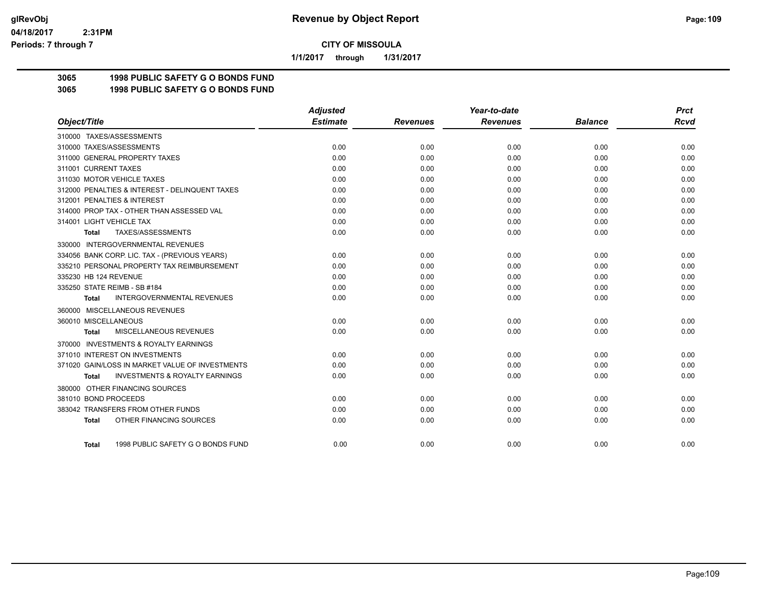**glRevObj** **Revenue by Object Report**

**04/18/2017 2:31PM**

**Periods: 7 through 7**

**CITY OF MISSOULA**

**1/1/2017 through 1/31/2017**

**3065 1998 PUBLIC SAFETY G O BONDS FUND**
**3065 1998 PUBLIC SAFETY G O BONDS FUND**

| Object/Title | Adjusted Estimate | Revenues | Year-to-date Revenues | Balance | Prct Rcvd |
|---|---|---|---|---|---|
| 310000 TAXES/ASSESSMENTS | | | | | |
| 310000 TAXES/ASSESSMENTS | 0.00 | 0.00 | 0.00 | 0.00 | 0.00 |
| 311000 GENERAL PROPERTY TAXES | 0.00 | 0.00 | 0.00 | 0.00 | 0.00 |
| 311001 CURRENT TAXES | 0.00 | 0.00 | 0.00 | 0.00 | 0.00 |
| 311030 MOTOR VEHICLE TAXES | 0.00 | 0.00 | 0.00 | 0.00 | 0.00 |
| 312000 PENALTIES & INTEREST - DELINQUENT TAXES | 0.00 | 0.00 | 0.00 | 0.00 | 0.00 |
| 312001 PENALTIES & INTEREST | 0.00 | 0.00 | 0.00 | 0.00 | 0.00 |
| 314000 PROP TAX - OTHER THAN ASSESSED VAL | 0.00 | 0.00 | 0.00 | 0.00 | 0.00 |
| 314001 LIGHT VEHICLE TAX | 0.00 | 0.00 | 0.00 | 0.00 | 0.00 |
| **Total** TAXES/ASSESSMENTS | 0.00 | 0.00 | 0.00 | 0.00 | 0.00 |
| 330000 INTERGOVERNMENTAL REVENUES | | | | | |
| 334056 BANK CORP. LIC. TAX - (PREVIOUS YEARS) | 0.00 | 0.00 | 0.00 | 0.00 | 0.00 |
| 335210 PERSONAL PROPERTY TAX REIMBURSEMENT | 0.00 | 0.00 | 0.00 | 0.00 | 0.00 |
| 335230 HB 124 REVENUE | 0.00 | 0.00 | 0.00 | 0.00 | 0.00 |
| 335250 STATE REIMB - SB #184 | 0.00 | 0.00 | 0.00 | 0.00 | 0.00 |
| **Total** INTERGOVERNMENTAL REVENUES | 0.00 | 0.00 | 0.00 | 0.00 | 0.00 |
| 360000 MISCELLANEOUS REVENUES | | | | | |
| 360010 MISCELLANEOUS | 0.00 | 0.00 | 0.00 | 0.00 | 0.00 |
| **Total** MISCELLANEOUS REVENUES | 0.00 | 0.00 | 0.00 | 0.00 | 0.00 |
| 370000 INVESTMENTS & ROYALTY EARNINGS | | | | | |
| 371010 INTEREST ON INVESTMENTS | 0.00 | 0.00 | 0.00 | 0.00 | 0.00 |
| 371020 GAIN/LOSS IN MARKET VALUE OF INVESTMENTS | 0.00 | 0.00 | 0.00 | 0.00 | 0.00 |
| **Total** INVESTMENTS & ROYALTY EARNINGS | 0.00 | 0.00 | 0.00 | 0.00 | 0.00 |
| 380000 OTHER FINANCING SOURCES | | | | | |
| 381010 BOND PROCEEDS | 0.00 | 0.00 | 0.00 | 0.00 | 0.00 |
| 383042 TRANSFERS FROM OTHER FUNDS | 0.00 | 0.00 | 0.00 | 0.00 | 0.00 |
| **Total** OTHER FINANCING SOURCES | 0.00 | 0.00 | 0.00 | 0.00 | 0.00 |
| **Total** 1998 PUBLIC SAFETY G O BONDS FUND | 0.00 | 0.00 | 0.00 | 0.00 | 0.00 |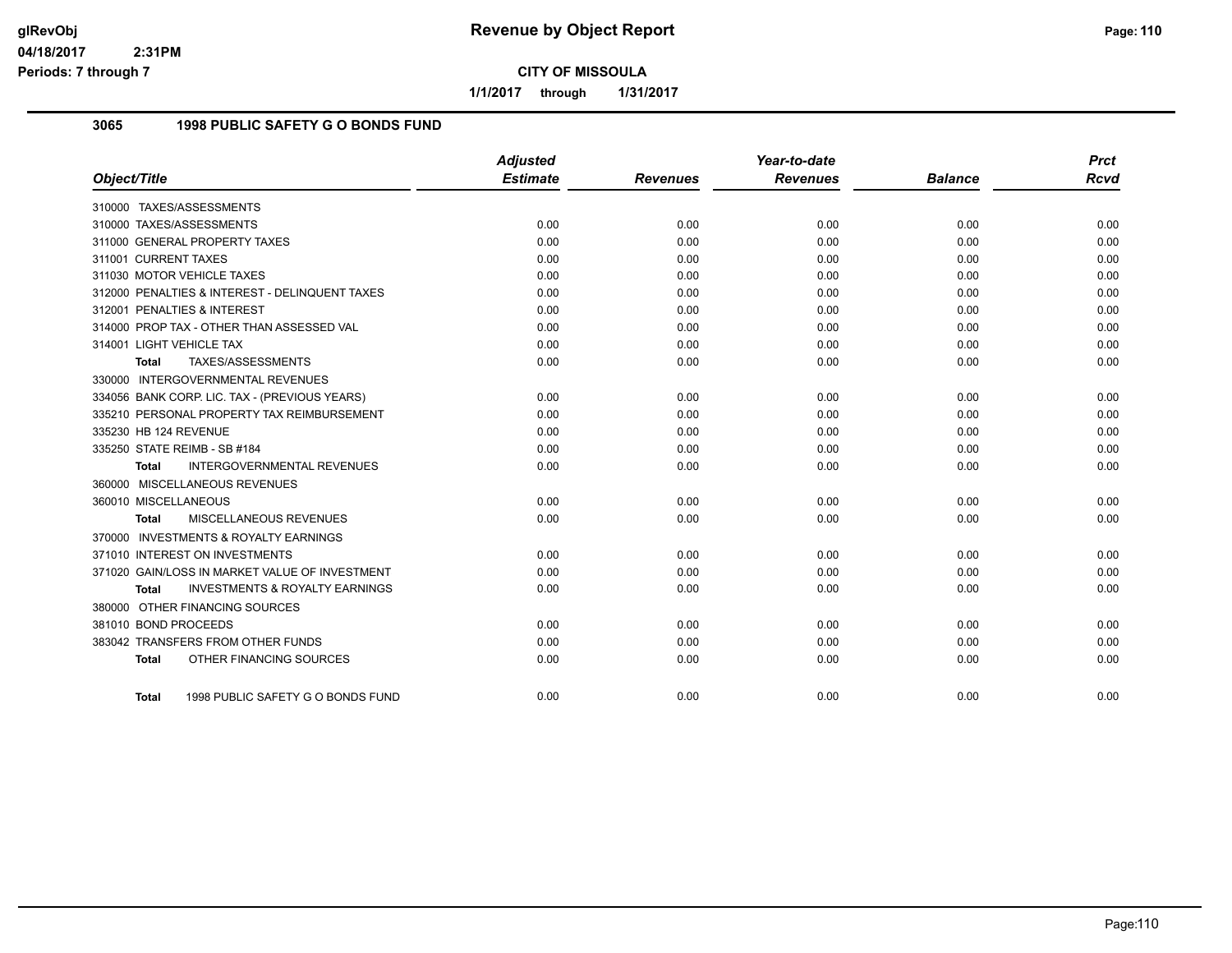**Revenue by Object Report**

**CITY OF MISSOULA**

**1/1/2017 through 1/31/2017**

## 3065 1998 PUBLIC SAFETY G O BONDS FUND

| Object/Title | Adjusted Estimate | Revenues | Year-to-date Revenues | Balance | Prct Rcvd |
|---|---|---|---|---|---|
| 310000 TAXES/ASSESSMENTS | | | | | |
| 310000 TAXES/ASSESSMENTS | 0.00 | 0.00 | 0.00 | 0.00 | 0.00 |
| 311000 GENERAL PROPERTY TAXES | 0.00 | 0.00 | 0.00 | 0.00 | 0.00 |
| 311001 CURRENT TAXES | 0.00 | 0.00 | 0.00 | 0.00 | 0.00 |
| 311030 MOTOR VEHICLE TAXES | 0.00 | 0.00 | 0.00 | 0.00 | 0.00 |
| 312000 PENALTIES & INTEREST - DELINQUENT TAXES | 0.00 | 0.00 | 0.00 | 0.00 | 0.00 |
| 312001 PENALTIES & INTEREST | 0.00 | 0.00 | 0.00 | 0.00 | 0.00 |
| 314000 PROP TAX - OTHER THAN ASSESSED VAL | 0.00 | 0.00 | 0.00 | 0.00 | 0.00 |
| 314001 LIGHT VEHICLE TAX | 0.00 | 0.00 | 0.00 | 0.00 | 0.00 |
| **Total** TAXES/ASSESSMENTS | 0.00 | 0.00 | 0.00 | 0.00 | 0.00 |
| 330000 INTERGOVERNMENTAL REVENUES | | | | | |
| 334056 BANK CORP. LIC. TAX - (PREVIOUS YEARS) | 0.00 | 0.00 | 0.00 | 0.00 | 0.00 |
| 335210 PERSONAL PROPERTY TAX REIMBURSEMENT | 0.00 | 0.00 | 0.00 | 0.00 | 0.00 |
| 335230 HB 124 REVENUE | 0.00 | 0.00 | 0.00 | 0.00 | 0.00 |
| 335250 STATE REIMB - SB #184 | 0.00 | 0.00 | 0.00 | 0.00 | 0.00 |
| **Total** INTERGOVERNMENTAL REVENUES | 0.00 | 0.00 | 0.00 | 0.00 | 0.00 |
| 360000 MISCELLANEOUS REVENUES | | | | | |
| 360010 MISCELLANEOUS | 0.00 | 0.00 | 0.00 | 0.00 | 0.00 |
| **Total** MISCELLANEOUS REVENUES | 0.00 | 0.00 | 0.00 | 0.00 | 0.00 |
| 370000 INVESTMENTS & ROYALTY EARNINGS | | | | | |
| 371010 INTEREST ON INVESTMENTS | 0.00 | 0.00 | 0.00 | 0.00 | 0.00 |
| 371020 GAIN/LOSS IN MARKET VALUE OF INVESTMENT | 0.00 | 0.00 | 0.00 | 0.00 | 0.00 |
| **Total** INVESTMENTS & ROYALTY EARNINGS | 0.00 | 0.00 | 0.00 | 0.00 | 0.00 |
| 380000 OTHER FINANCING SOURCES | | | | | |
| 381010 BOND PROCEEDS | 0.00 | 0.00 | 0.00 | 0.00 | 0.00 |
| 383042 TRANSFERS FROM OTHER FUNDS | 0.00 | 0.00 | 0.00 | 0.00 | 0.00 |
| **Total** OTHER FINANCING SOURCES | 0.00 | 0.00 | 0.00 | 0.00 | 0.00 |
| **Total** 1998 PUBLIC SAFETY G O BONDS FUND | 0.00 | 0.00 | 0.00 | 0.00 | 0.00 |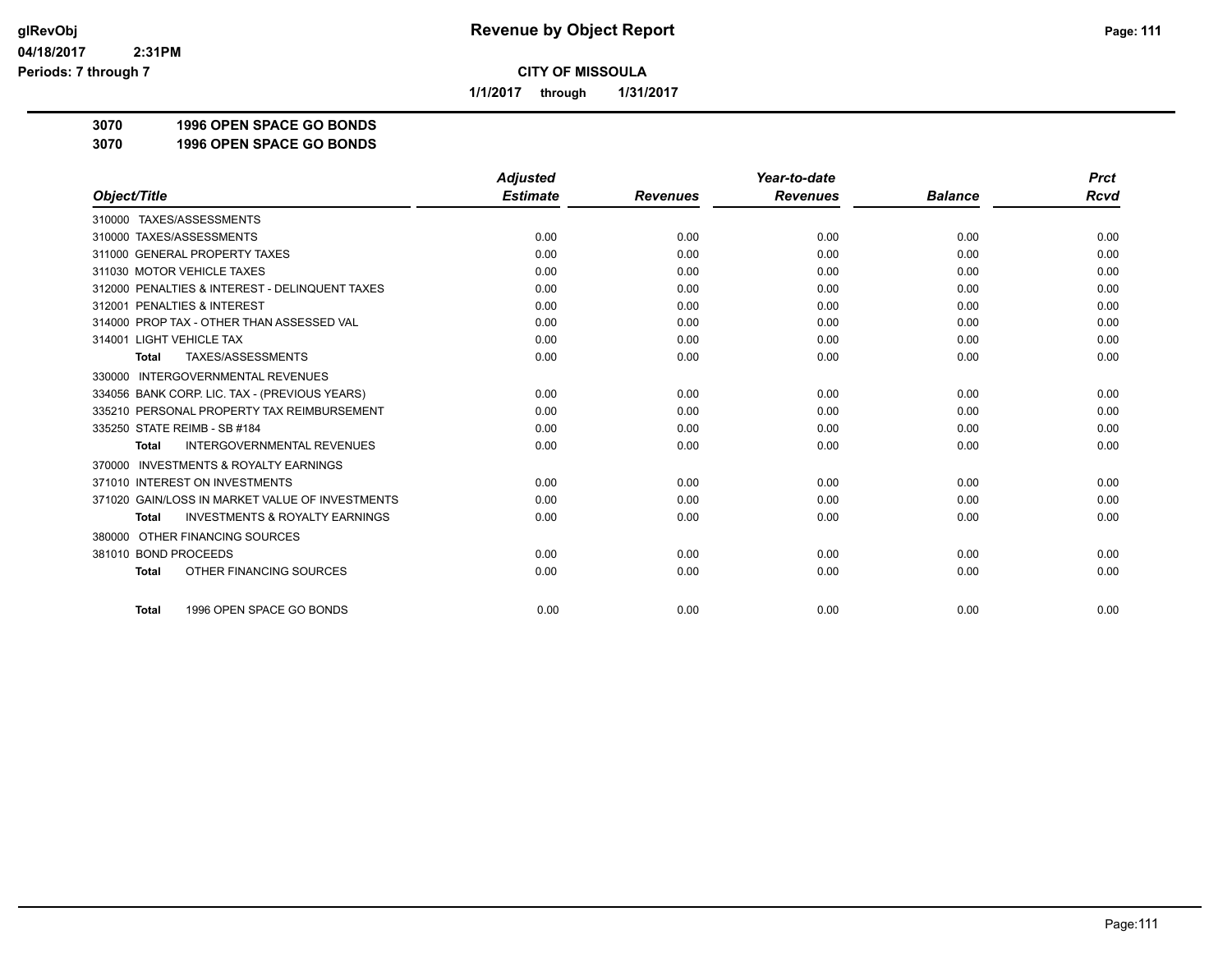# Revenue by Object Report

glRevObj
04/18/2017 2:31PM
Periods: 7 through 7

**CITY OF MISSOULA**

**1/1/2017 through 1/31/2017**

**3070 1996 OPEN SPACE GO BONDS**
**3070 1996 OPEN SPACE GO BONDS**

| Object/Title | Adjusted Estimate | Revenues | Year-to-date Revenues | Balance | Prct Rcvd |
|---|---|---|---|---|---|
| 310000 TAXES/ASSESSMENTS | | | | | |
| 310000 TAXES/ASSESSMENTS | 0.00 | 0.00 | 0.00 | 0.00 | 0.00 |
| 311000 GENERAL PROPERTY TAXES | 0.00 | 0.00 | 0.00 | 0.00 | 0.00 |
| 311030 MOTOR VEHICLE TAXES | 0.00 | 0.00 | 0.00 | 0.00 | 0.00 |
| 312000 PENALTIES & INTEREST - DELINQUENT TAXES | 0.00 | 0.00 | 0.00 | 0.00 | 0.00 |
| 312001 PENALTIES & INTEREST | 0.00 | 0.00 | 0.00 | 0.00 | 0.00 |
| 314000 PROP TAX - OTHER THAN ASSESSED VAL | 0.00 | 0.00 | 0.00 | 0.00 | 0.00 |
| 314001 LIGHT VEHICLE TAX | 0.00 | 0.00 | 0.00 | 0.00 | 0.00 |
| **Total** TAXES/ASSESSMENTS | 0.00 | 0.00 | 0.00 | 0.00 | 0.00 |
| 330000 INTERGOVERNMENTAL REVENUES | | | | | |
| 334056 BANK CORP. LIC. TAX - (PREVIOUS YEARS) | 0.00 | 0.00 | 0.00 | 0.00 | 0.00 |
| 335210 PERSONAL PROPERTY TAX REIMBURSEMENT | 0.00 | 0.00 | 0.00 | 0.00 | 0.00 |
| 335250 STATE REIMB - SB #184 | 0.00 | 0.00 | 0.00 | 0.00 | 0.00 |
| **Total** INTERGOVERNMENTAL REVENUES | 0.00 | 0.00 | 0.00 | 0.00 | 0.00 |
| 370000 INVESTMENTS & ROYALTY EARNINGS | | | | | |
| 371010 INTEREST ON INVESTMENTS | 0.00 | 0.00 | 0.00 | 0.00 | 0.00 |
| 371020 GAIN/LOSS IN MARKET VALUE OF INVESTMENTS | 0.00 | 0.00 | 0.00 | 0.00 | 0.00 |
| **Total** INVESTMENTS & ROYALTY EARNINGS | 0.00 | 0.00 | 0.00 | 0.00 | 0.00 |
| 380000 OTHER FINANCING SOURCES | | | | | |
| 381010 BOND PROCEEDS | 0.00 | 0.00 | 0.00 | 0.00 | 0.00 |
| **Total** OTHER FINANCING SOURCES | 0.00 | 0.00 | 0.00 | 0.00 | 0.00 |
| **Total** 1996 OPEN SPACE GO BONDS | 0.00 | 0.00 | 0.00 | 0.00 | 0.00 |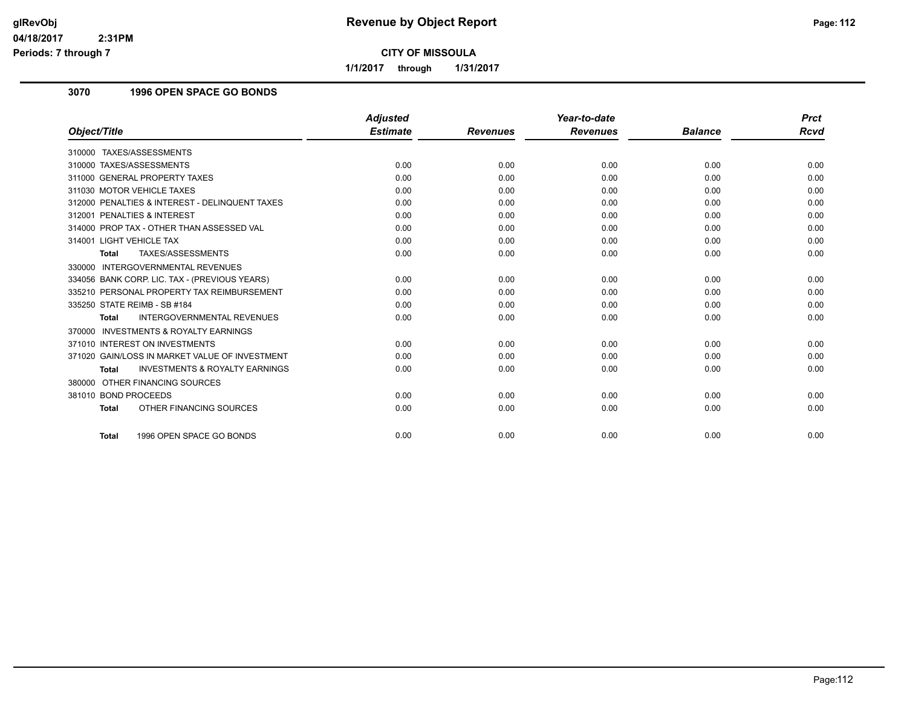# Revenue by Object Report

**CITY OF MISSOULA**

**1/1/2017 through 1/31/2017**

glRevObj
04/18/2017 2:31PM
Periods: 7 through 7

## 3070 1996 OPEN SPACE GO BONDS

| Object/Title | Adjusted Estimate | Revenues | Year-to-date Revenues | Balance | Prct Rcvd |
|---|---|---|---|---|---|
| 310000 TAXES/ASSESSMENTS | | | | | |
| 310000 TAXES/ASSESSMENTS | 0.00 | 0.00 | 0.00 | 0.00 | 0.00 |
| 311000 GENERAL PROPERTY TAXES | 0.00 | 0.00 | 0.00 | 0.00 | 0.00 |
| 311030 MOTOR VEHICLE TAXES | 0.00 | 0.00 | 0.00 | 0.00 | 0.00 |
| 312000 PENALTIES & INTEREST - DELINQUENT TAXES | 0.00 | 0.00 | 0.00 | 0.00 | 0.00 |
| 312001 PENALTIES & INTEREST | 0.00 | 0.00 | 0.00 | 0.00 | 0.00 |
| 314000 PROP TAX - OTHER THAN ASSESSED VAL | 0.00 | 0.00 | 0.00 | 0.00 | 0.00 |
| 314001 LIGHT VEHICLE TAX | 0.00 | 0.00 | 0.00 | 0.00 | 0.00 |
| **Total** TAXES/ASSESSMENTS | 0.00 | 0.00 | 0.00 | 0.00 | 0.00 |
| 330000 INTERGOVERNMENTAL REVENUES | | | | | |
| 334056 BANK CORP. LIC. TAX - (PREVIOUS YEARS) | 0.00 | 0.00 | 0.00 | 0.00 | 0.00 |
| 335210 PERSONAL PROPERTY TAX REIMBURSEMENT | 0.00 | 0.00 | 0.00 | 0.00 | 0.00 |
| 335250 STATE REIMB - SB #184 | 0.00 | 0.00 | 0.00 | 0.00 | 0.00 |
| **Total** INTERGOVERNMENTAL REVENUES | 0.00 | 0.00 | 0.00 | 0.00 | 0.00 |
| 370000 INVESTMENTS & ROYALTY EARNINGS | | | | | |
| 371010 INTEREST ON INVESTMENTS | 0.00 | 0.00 | 0.00 | 0.00 | 0.00 |
| 371020 GAIN/LOSS IN MARKET VALUE OF INVESTMENT | 0.00 | 0.00 | 0.00 | 0.00 | 0.00 |
| **Total** INVESTMENTS & ROYALTY EARNINGS | 0.00 | 0.00 | 0.00 | 0.00 | 0.00 |
| 380000 OTHER FINANCING SOURCES | | | | | |
| 381010 BOND PROCEEDS | 0.00 | 0.00 | 0.00 | 0.00 | 0.00 |
| **Total** OTHER FINANCING SOURCES | 0.00 | 0.00 | 0.00 | 0.00 | 0.00 |
| **Total** 1996 OPEN SPACE GO BONDS | 0.00 | 0.00 | 0.00 | 0.00 | 0.00 |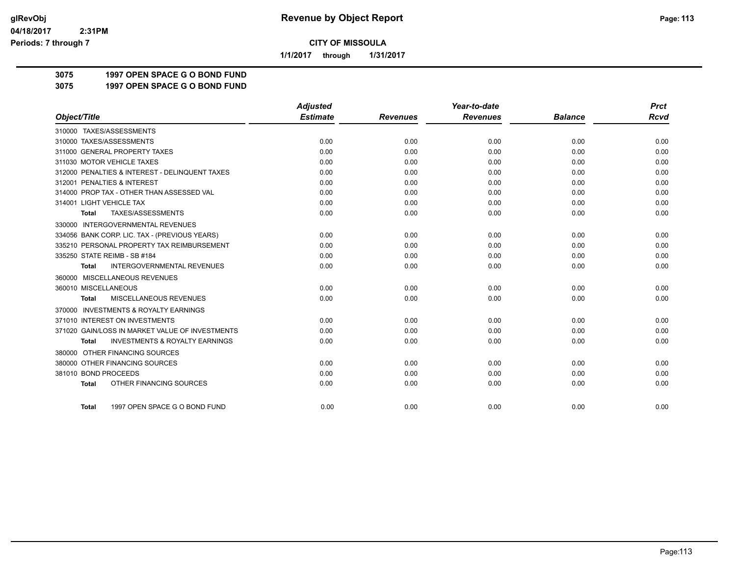# Revenue by Object Report

**CITY OF MISSOULA**

**1/1/2017 through 1/31/2017**

glRevObj
04/18/2017 2:31PM
Periods: 7 through 7

**3075 1997 OPEN SPACE G O BOND FUND**
**3075 1997 OPEN SPACE G O BOND FUND**

| Object/Title | Adjusted Estimate | Revenues | Year-to-date Revenues | Balance | Prct Rcvd |
|---|---|---|---|---|---|
| 310000 TAXES/ASSESSMENTS | | | | | |
| 310000 TAXES/ASSESSMENTS | 0.00 | 0.00 | 0.00 | 0.00 | 0.00 |
| 311000 GENERAL PROPERTY TAXES | 0.00 | 0.00 | 0.00 | 0.00 | 0.00 |
| 311030 MOTOR VEHICLE TAXES | 0.00 | 0.00 | 0.00 | 0.00 | 0.00 |
| 312000 PENALTIES & INTEREST - DELINQUENT TAXES | 0.00 | 0.00 | 0.00 | 0.00 | 0.00 |
| 312001 PENALTIES & INTEREST | 0.00 | 0.00 | 0.00 | 0.00 | 0.00 |
| 314000 PROP TAX - OTHER THAN ASSESSED VAL | 0.00 | 0.00 | 0.00 | 0.00 | 0.00 |
| 314001 LIGHT VEHICLE TAX | 0.00 | 0.00 | 0.00 | 0.00 | 0.00 |
| **Total** TAXES/ASSESSMENTS | 0.00 | 0.00 | 0.00 | 0.00 | 0.00 |
| 330000 INTERGOVERNMENTAL REVENUES | | | | | |
| 334056 BANK CORP. LIC. TAX - (PREVIOUS YEARS) | 0.00 | 0.00 | 0.00 | 0.00 | 0.00 |
| 335210 PERSONAL PROPERTY TAX REIMBURSEMENT | 0.00 | 0.00 | 0.00 | 0.00 | 0.00 |
| 335250 STATE REIMB - SB #184 | 0.00 | 0.00 | 0.00 | 0.00 | 0.00 |
| **Total** INTERGOVERNMENTAL REVENUES | 0.00 | 0.00 | 0.00 | 0.00 | 0.00 |
| 360000 MISCELLANEOUS REVENUES | | | | | |
| 360010 MISCELLANEOUS | 0.00 | 0.00 | 0.00 | 0.00 | 0.00 |
| **Total** MISCELLANEOUS REVENUES | 0.00 | 0.00 | 0.00 | 0.00 | 0.00 |
| 370000 INVESTMENTS & ROYALTY EARNINGS | | | | | |
| 371010 INTEREST ON INVESTMENTS | 0.00 | 0.00 | 0.00 | 0.00 | 0.00 |
| 371020 GAIN/LOSS IN MARKET VALUE OF INVESTMENTS | 0.00 | 0.00 | 0.00 | 0.00 | 0.00 |
| **Total** INVESTMENTS & ROYALTY EARNINGS | 0.00 | 0.00 | 0.00 | 0.00 | 0.00 |
| 380000 OTHER FINANCING SOURCES | | | | | |
| 380000 OTHER FINANCING SOURCES | 0.00 | 0.00 | 0.00 | 0.00 | 0.00 |
| 381010 BOND PROCEEDS | 0.00 | 0.00 | 0.00 | 0.00 | 0.00 |
| **Total** OTHER FINANCING SOURCES | 0.00 | 0.00 | 0.00 | 0.00 | 0.00 |
| **Total** 1997 OPEN SPACE G O BOND FUND | 0.00 | 0.00 | 0.00 | 0.00 | 0.00 |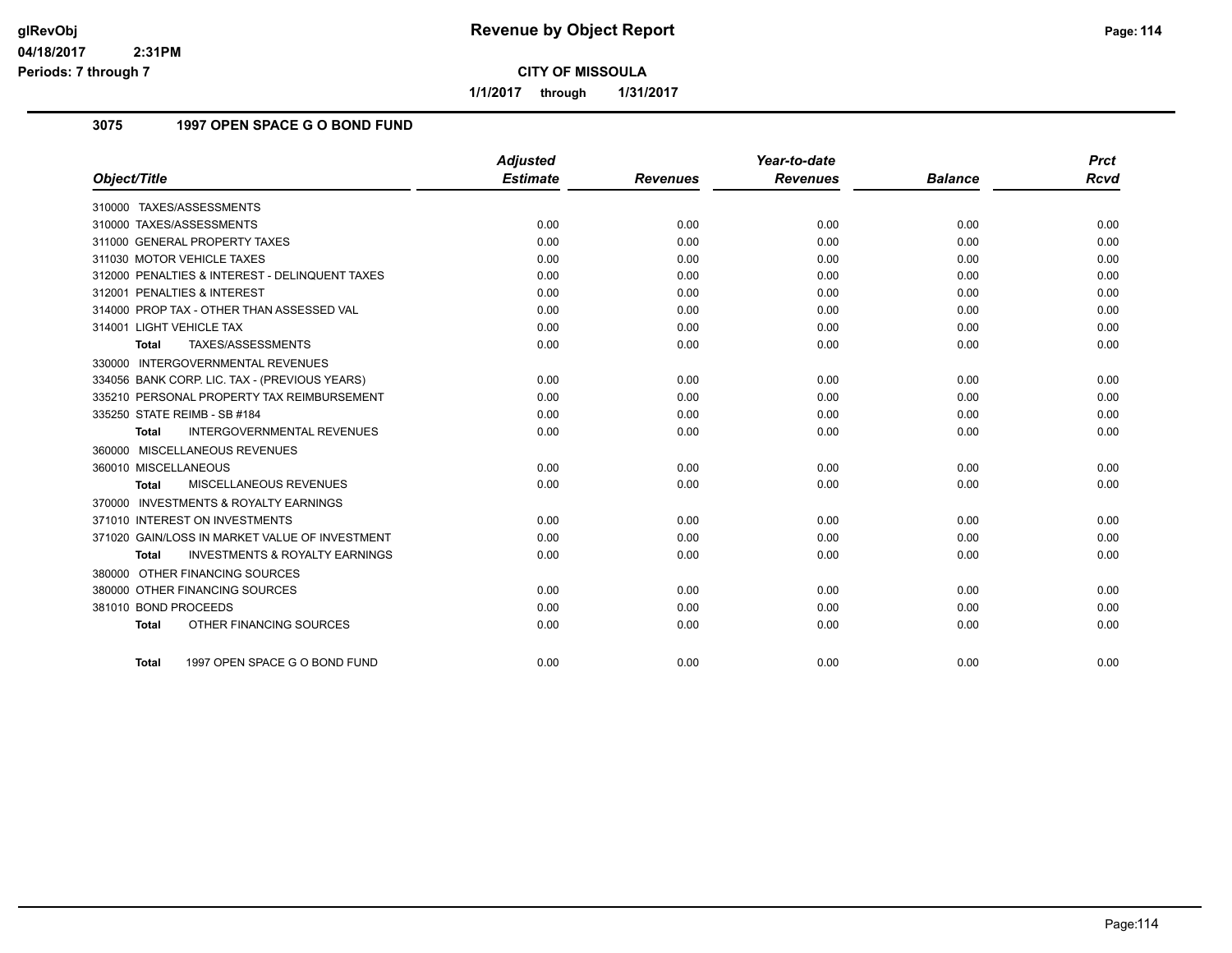# Revenue by Object Report

glRevObj
04/18/2017 2:31PM
Periods: 7 through 7

**CITY OF MISSOULA**

1/1/2017 through 1/31/2017

## 3075 1997 OPEN SPACE G O BOND FUND

| Object/Title | Adjusted Estimate | Revenues | Year-to-date Revenues | Balance | Prct Rcvd |
|---|---|---|---|---|---|
| 310000 TAXES/ASSESSMENTS | | | | | |
| 310000 TAXES/ASSESSMENTS | 0.00 | 0.00 | 0.00 | 0.00 | 0.00 |
| 311000 GENERAL PROPERTY TAXES | 0.00 | 0.00 | 0.00 | 0.00 | 0.00 |
| 311030 MOTOR VEHICLE TAXES | 0.00 | 0.00 | 0.00 | 0.00 | 0.00 |
| 312000 PENALTIES & INTEREST - DELINQUENT TAXES | 0.00 | 0.00 | 0.00 | 0.00 | 0.00 |
| 312001 PENALTIES & INTEREST | 0.00 | 0.00 | 0.00 | 0.00 | 0.00 |
| 314000 PROP TAX - OTHER THAN ASSESSED VAL | 0.00 | 0.00 | 0.00 | 0.00 | 0.00 |
| 314001 LIGHT VEHICLE TAX | 0.00 | 0.00 | 0.00 | 0.00 | 0.00 |
| **Total** TAXES/ASSESSMENTS | 0.00 | 0.00 | 0.00 | 0.00 | 0.00 |
| 330000 INTERGOVERNMENTAL REVENUES | | | | | |
| 334056 BANK CORP. LIC. TAX - (PREVIOUS YEARS) | 0.00 | 0.00 | 0.00 | 0.00 | 0.00 |
| 335210 PERSONAL PROPERTY TAX REIMBURSEMENT | 0.00 | 0.00 | 0.00 | 0.00 | 0.00 |
| 335250 STATE REIMB - SB #184 | 0.00 | 0.00 | 0.00 | 0.00 | 0.00 |
| **Total** INTERGOVERNMENTAL REVENUES | 0.00 | 0.00 | 0.00 | 0.00 | 0.00 |
| 360000 MISCELLANEOUS REVENUES | | | | | |
| 360010 MISCELLANEOUS | 0.00 | 0.00 | 0.00 | 0.00 | 0.00 |
| **Total** MISCELLANEOUS REVENUES | 0.00 | 0.00 | 0.00 | 0.00 | 0.00 |
| 370000 INVESTMENTS & ROYALTY EARNINGS | | | | | |
| 371010 INTEREST ON INVESTMENTS | 0.00 | 0.00 | 0.00 | 0.00 | 0.00 |
| 371020 GAIN/LOSS IN MARKET VALUE OF INVESTMENT | 0.00 | 0.00 | 0.00 | 0.00 | 0.00 |
| **Total** INVESTMENTS & ROYALTY EARNINGS | 0.00 | 0.00 | 0.00 | 0.00 | 0.00 |
| 380000 OTHER FINANCING SOURCES | | | | | |
| 380000 OTHER FINANCING SOURCES | 0.00 | 0.00 | 0.00 | 0.00 | 0.00 |
| 381010 BOND PROCEEDS | 0.00 | 0.00 | 0.00 | 0.00 | 0.00 |
| **Total** OTHER FINANCING SOURCES | 0.00 | 0.00 | 0.00 | 0.00 | 0.00 |
| **Total** 1997 OPEN SPACE G O BOND FUND | 0.00 | 0.00 | 0.00 | 0.00 | 0.00 |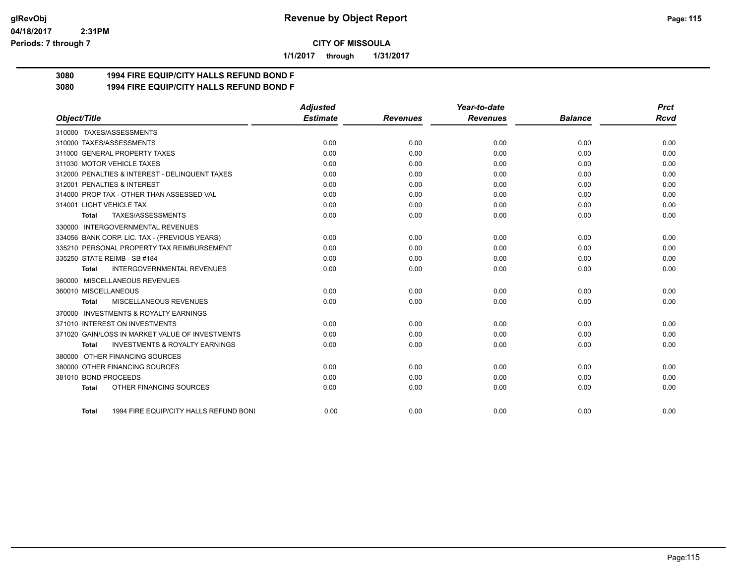**Revenue by Object Report**

**CITY OF MISSOULA**

**1/1/2017 through 1/31/2017**

glRevObj
04/18/2017 2:31PM
Periods: 7 through 7

## 3080 1994 FIRE EQUIP/CITY HALLS REFUND BOND F
## 3080 1994 FIRE EQUIP/CITY HALLS REFUND BOND F

| Object/Title | Adjusted Estimate | Revenues | Year-to-date Revenues | Balance | Prct Rcvd |
|---|---|---|---|---|---|
| 310000 TAXES/ASSESSMENTS | | | | | |
| 310000 TAXES/ASSESSMENTS | 0.00 | 0.00 | 0.00 | 0.00 | 0.00 |
| 311000 GENERAL PROPERTY TAXES | 0.00 | 0.00 | 0.00 | 0.00 | 0.00 |
| 311030 MOTOR VEHICLE TAXES | 0.00 | 0.00 | 0.00 | 0.00 | 0.00 |
| 312000 PENALTIES & INTEREST - DELINQUENT TAXES | 0.00 | 0.00 | 0.00 | 0.00 | 0.00 |
| 312001 PENALTIES & INTEREST | 0.00 | 0.00 | 0.00 | 0.00 | 0.00 |
| 314000 PROP TAX - OTHER THAN ASSESSED VAL | 0.00 | 0.00 | 0.00 | 0.00 | 0.00 |
| 314001 LIGHT VEHICLE TAX | 0.00 | 0.00 | 0.00 | 0.00 | 0.00 |
| **Total** TAXES/ASSESSMENTS | 0.00 | 0.00 | 0.00 | 0.00 | 0.00 |
| 330000 INTERGOVERNMENTAL REVENUES | | | | | |
| 334056 BANK CORP. LIC. TAX - (PREVIOUS YEARS) | 0.00 | 0.00 | 0.00 | 0.00 | 0.00 |
| 335210 PERSONAL PROPERTY TAX REIMBURSEMENT | 0.00 | 0.00 | 0.00 | 0.00 | 0.00 |
| 335250 STATE REIMB - SB #184 | 0.00 | 0.00 | 0.00 | 0.00 | 0.00 |
| **Total** INTERGOVERNMENTAL REVENUES | 0.00 | 0.00 | 0.00 | 0.00 | 0.00 |
| 360000 MISCELLANEOUS REVENUES | | | | | |
| 360010 MISCELLANEOUS | 0.00 | 0.00 | 0.00 | 0.00 | 0.00 |
| **Total** MISCELLANEOUS REVENUES | 0.00 | 0.00 | 0.00 | 0.00 | 0.00 |
| 370000 INVESTMENTS & ROYALTY EARNINGS | | | | | |
| 371010 INTEREST ON INVESTMENTS | 0.00 | 0.00 | 0.00 | 0.00 | 0.00 |
| 371020 GAIN/LOSS IN MARKET VALUE OF INVESTMENTS | 0.00 | 0.00 | 0.00 | 0.00 | 0.00 |
| **Total** INVESTMENTS & ROYALTY EARNINGS | 0.00 | 0.00 | 0.00 | 0.00 | 0.00 |
| 380000 OTHER FINANCING SOURCES | | | | | |
| 380000 OTHER FINANCING SOURCES | 0.00 | 0.00 | 0.00 | 0.00 | 0.00 |
| 381010 BOND PROCEEDS | 0.00 | 0.00 | 0.00 | 0.00 | 0.00 |
| **Total** OTHER FINANCING SOURCES | 0.00 | 0.00 | 0.00 | 0.00 | 0.00 |
| **Total** 1994 FIRE EQUIP/CITY HALLS REFUND BONI | 0.00 | 0.00 | 0.00 | 0.00 | 0.00 |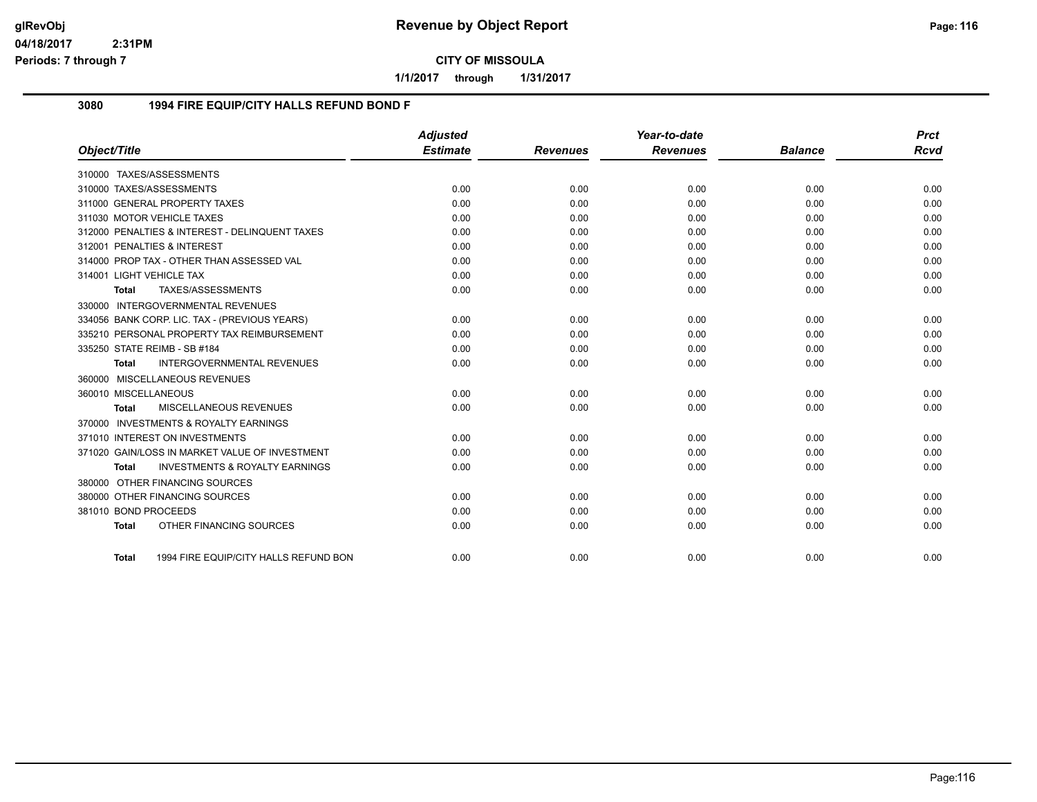# Revenue by Object Report

**CITY OF MISSOULA**

**1/1/2017 through 1/31/2017**

## 3080 1994 FIRE EQUIP/CITY HALLS REFUND BOND F

| Object/Title | Adjusted Estimate | Revenues | Year-to-date Revenues | Balance | Prct Rcvd |
|---|---|---|---|---|---|
| 310000 TAXES/ASSESSMENTS | | | | | |
| 310000 TAXES/ASSESSMENTS | 0.00 | 0.00 | 0.00 | 0.00 | 0.00 |
| 311000 GENERAL PROPERTY TAXES | 0.00 | 0.00 | 0.00 | 0.00 | 0.00 |
| 311030 MOTOR VEHICLE TAXES | 0.00 | 0.00 | 0.00 | 0.00 | 0.00 |
| 312000 PENALTIES & INTEREST - DELINQUENT TAXES | 0.00 | 0.00 | 0.00 | 0.00 | 0.00 |
| 312001 PENALTIES & INTEREST | 0.00 | 0.00 | 0.00 | 0.00 | 0.00 |
| 314000 PROP TAX - OTHER THAN ASSESSED VAL | 0.00 | 0.00 | 0.00 | 0.00 | 0.00 |
| 314001 LIGHT VEHICLE TAX | 0.00 | 0.00 | 0.00 | 0.00 | 0.00 |
| **Total** TAXES/ASSESSMENTS | 0.00 | 0.00 | 0.00 | 0.00 | 0.00 |
| 330000 INTERGOVERNMENTAL REVENUES | | | | | |
| 334056 BANK CORP. LIC. TAX - (PREVIOUS YEARS) | 0.00 | 0.00 | 0.00 | 0.00 | 0.00 |
| 335210 PERSONAL PROPERTY TAX REIMBURSEMENT | 0.00 | 0.00 | 0.00 | 0.00 | 0.00 |
| 335250 STATE REIMB - SB #184 | 0.00 | 0.00 | 0.00 | 0.00 | 0.00 |
| **Total** INTERGOVERNMENTAL REVENUES | 0.00 | 0.00 | 0.00 | 0.00 | 0.00 |
| 360000 MISCELLANEOUS REVENUES | | | | | |
| 360010 MISCELLANEOUS | 0.00 | 0.00 | 0.00 | 0.00 | 0.00 |
| **Total** MISCELLANEOUS REVENUES | 0.00 | 0.00 | 0.00 | 0.00 | 0.00 |
| 370000 INVESTMENTS & ROYALTY EARNINGS | | | | | |
| 371010 INTEREST ON INVESTMENTS | 0.00 | 0.00 | 0.00 | 0.00 | 0.00 |
| 371020 GAIN/LOSS IN MARKET VALUE OF INVESTMENT | 0.00 | 0.00 | 0.00 | 0.00 | 0.00 |
| **Total** INVESTMENTS & ROYALTY EARNINGS | 0.00 | 0.00 | 0.00 | 0.00 | 0.00 |
| 380000 OTHER FINANCING SOURCES | | | | | |
| 380000 OTHER FINANCING SOURCES | 0.00 | 0.00 | 0.00 | 0.00 | 0.00 |
| 381010 BOND PROCEEDS | 0.00 | 0.00 | 0.00 | 0.00 | 0.00 |
| **Total** OTHER FINANCING SOURCES | 0.00 | 0.00 | 0.00 | 0.00 | 0.00 |
| **Total** 1994 FIRE EQUIP/CITY HALLS REFUND BON | 0.00 | 0.00 | 0.00 | 0.00 | 0.00 |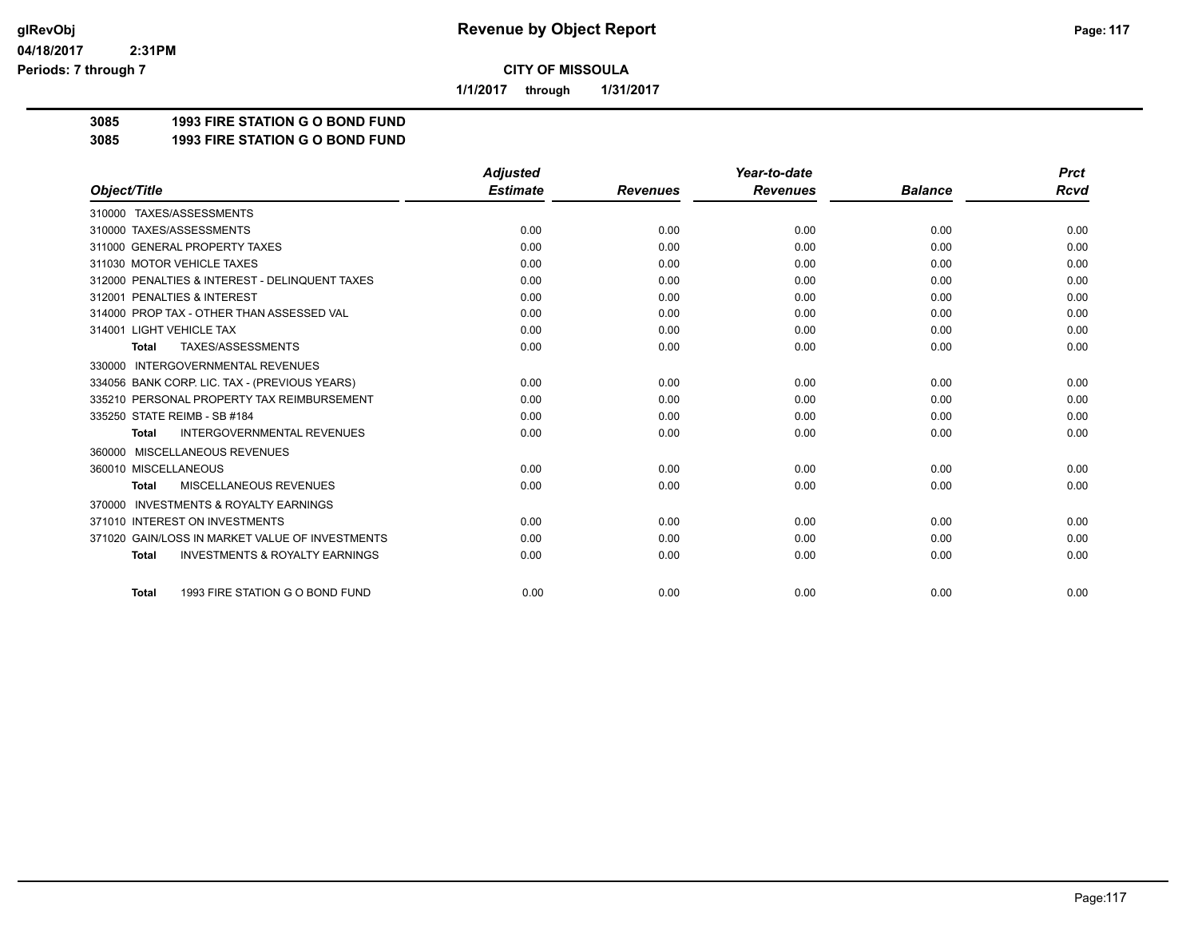**glRevObj**
**04/18/2017 2:31PM**
**Periods: 7 through 7**

# Revenue by Object Report

**CITY OF MISSOULA**

**1/1/2017 through 1/31/2017**

**3085 1993 FIRE STATION G O BOND FUND**
**3085 1993 FIRE STATION G O BOND FUND**

| Object/Title | Adjusted Estimate | Revenues | Year-to-date Revenues | Balance | Prct Rcvd |
|---|---|---|---|---|---|
| 310000 TAXES/ASSESSMENTS | | | | | |
| 310000 TAXES/ASSESSMENTS | 0.00 | 0.00 | 0.00 | 0.00 | 0.00 |
| 311000 GENERAL PROPERTY TAXES | 0.00 | 0.00 | 0.00 | 0.00 | 0.00 |
| 311030 MOTOR VEHICLE TAXES | 0.00 | 0.00 | 0.00 | 0.00 | 0.00 |
| 312000 PENALTIES & INTEREST - DELINQUENT TAXES | 0.00 | 0.00 | 0.00 | 0.00 | 0.00 |
| 312001 PENALTIES & INTEREST | 0.00 | 0.00 | 0.00 | 0.00 | 0.00 |
| 314000 PROP TAX - OTHER THAN ASSESSED VAL | 0.00 | 0.00 | 0.00 | 0.00 | 0.00 |
| 314001 LIGHT VEHICLE TAX | 0.00 | 0.00 | 0.00 | 0.00 | 0.00 |
| **Total** TAXES/ASSESSMENTS | 0.00 | 0.00 | 0.00 | 0.00 | 0.00 |
| 330000 INTERGOVERNMENTAL REVENUES | | | | | |
| 334056 BANK CORP. LIC. TAX - (PREVIOUS YEARS) | 0.00 | 0.00 | 0.00 | 0.00 | 0.00 |
| 335210 PERSONAL PROPERTY TAX REIMBURSEMENT | 0.00 | 0.00 | 0.00 | 0.00 | 0.00 |
| 335250 STATE REIMB - SB #184 | 0.00 | 0.00 | 0.00 | 0.00 | 0.00 |
| **Total** INTERGOVERNMENTAL REVENUES | 0.00 | 0.00 | 0.00 | 0.00 | 0.00 |
| 360000 MISCELLANEOUS REVENUES | | | | | |
| 360010 MISCELLANEOUS | 0.00 | 0.00 | 0.00 | 0.00 | 0.00 |
| **Total** MISCELLANEOUS REVENUES | 0.00 | 0.00 | 0.00 | 0.00 | 0.00 |
| 370000 INVESTMENTS & ROYALTY EARNINGS | | | | | |
| 371010 INTEREST ON INVESTMENTS | 0.00 | 0.00 | 0.00 | 0.00 | 0.00 |
| 371020 GAIN/LOSS IN MARKET VALUE OF INVESTMENTS | 0.00 | 0.00 | 0.00 | 0.00 | 0.00 |
| **Total** INVESTMENTS & ROYALTY EARNINGS | 0.00 | 0.00 | 0.00 | 0.00 | 0.00 |
| **Total** 1993 FIRE STATION G O BOND FUND | 0.00 | 0.00 | 0.00 | 0.00 | 0.00 |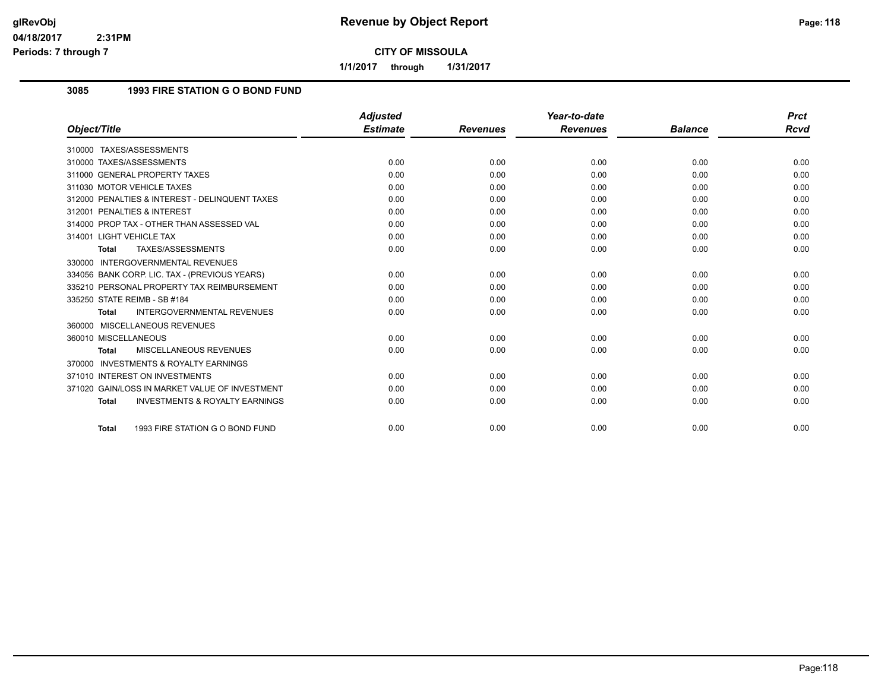# Revenue by Object Report

glRevObj
04/18/2017 2:31PM
Periods: 7 through 7

**CITY OF MISSOULA**

**1/1/2017 through 1/31/2017**

## 3085 1993 FIRE STATION G O BOND FUND

| Object/Title | Adjusted Estimate | Revenues | Year-to-date Revenues | Balance | Prct Rcvd |
|---|---|---|---|---|---|
| 310000 TAXES/ASSESSMENTS | | | | | |
| 310000 TAXES/ASSESSMENTS | 0.00 | 0.00 | 0.00 | 0.00 | 0.00 |
| 311000 GENERAL PROPERTY TAXES | 0.00 | 0.00 | 0.00 | 0.00 | 0.00 |
| 311030 MOTOR VEHICLE TAXES | 0.00 | 0.00 | 0.00 | 0.00 | 0.00 |
| 312000 PENALTIES & INTEREST - DELINQUENT TAXES | 0.00 | 0.00 | 0.00 | 0.00 | 0.00 |
| 312001 PENALTIES & INTEREST | 0.00 | 0.00 | 0.00 | 0.00 | 0.00 |
| 314000 PROP TAX - OTHER THAN ASSESSED VAL | 0.00 | 0.00 | 0.00 | 0.00 | 0.00 |
| 314001 LIGHT VEHICLE TAX | 0.00 | 0.00 | 0.00 | 0.00 | 0.00 |
| **Total** TAXES/ASSESSMENTS | 0.00 | 0.00 | 0.00 | 0.00 | 0.00 |
| 330000 INTERGOVERNMENTAL REVENUES | | | | | |
| 334056 BANK CORP. LIC. TAX - (PREVIOUS YEARS) | 0.00 | 0.00 | 0.00 | 0.00 | 0.00 |
| 335210 PERSONAL PROPERTY TAX REIMBURSEMENT | 0.00 | 0.00 | 0.00 | 0.00 | 0.00 |
| 335250 STATE REIMB - SB #184 | 0.00 | 0.00 | 0.00 | 0.00 | 0.00 |
| **Total** INTERGOVERNMENTAL REVENUES | 0.00 | 0.00 | 0.00 | 0.00 | 0.00 |
| 360000 MISCELLANEOUS REVENUES | | | | | |
| 360010 MISCELLANEOUS | 0.00 | 0.00 | 0.00 | 0.00 | 0.00 |
| **Total** MISCELLANEOUS REVENUES | 0.00 | 0.00 | 0.00 | 0.00 | 0.00 |
| 370000 INVESTMENTS & ROYALTY EARNINGS | | | | | |
| 371010 INTEREST ON INVESTMENTS | 0.00 | 0.00 | 0.00 | 0.00 | 0.00 |
| 371020 GAIN/LOSS IN MARKET VALUE OF INVESTMENT | 0.00 | 0.00 | 0.00 | 0.00 | 0.00 |
| **Total** INVESTMENTS & ROYALTY EARNINGS | 0.00 | 0.00 | 0.00 | 0.00 | 0.00 |
| **Total** 1993 FIRE STATION G O BOND FUND | 0.00 | 0.00 | 0.00 | 0.00 | 0.00 |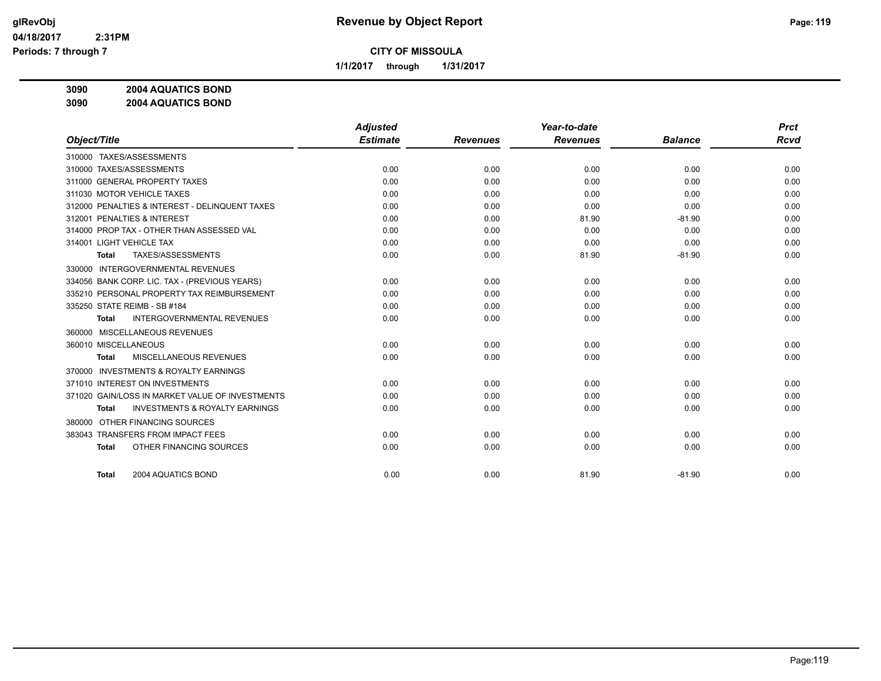**Revenue by Object Report**

**CITY OF MISSOULA**

**1/1/2017 through 1/31/2017**

**3090 2004 AQUATICS BOND**

**3090 2004 AQUATICS BOND**

| Object/Title | Adjusted Estimate | Revenues | Year-to-date Revenues | Balance | Prct Rcvd |
|---|---|---|---|---|---|
| 310000 TAXES/ASSESSMENTS | | | | | |
| 310000 TAXES/ASSESSMENTS | 0.00 | 0.00 | 0.00 | 0.00 | 0.00 |
| 311000 GENERAL PROPERTY TAXES | 0.00 | 0.00 | 0.00 | 0.00 | 0.00 |
| 311030 MOTOR VEHICLE TAXES | 0.00 | 0.00 | 0.00 | 0.00 | 0.00 |
| 312000 PENALTIES & INTEREST - DELINQUENT TAXES | 0.00 | 0.00 | 0.00 | 0.00 | 0.00 |
| 312001 PENALTIES & INTEREST | 0.00 | 0.00 | 81.90 | -81.90 | 0.00 |
| 314000 PROP TAX - OTHER THAN ASSESSED VAL | 0.00 | 0.00 | 0.00 | 0.00 | 0.00 |
| 314001 LIGHT VEHICLE TAX | 0.00 | 0.00 | 0.00 | 0.00 | 0.00 |
| **Total** TAXES/ASSESSMENTS | 0.00 | 0.00 | 81.90 | -81.90 | 0.00 |
| 330000 INTERGOVERNMENTAL REVENUES | | | | | |
| 334056 BANK CORP. LIC. TAX - (PREVIOUS YEARS) | 0.00 | 0.00 | 0.00 | 0.00 | 0.00 |
| 335210 PERSONAL PROPERTY TAX REIMBURSEMENT | 0.00 | 0.00 | 0.00 | 0.00 | 0.00 |
| 335250 STATE REIMB - SB #184 | 0.00 | 0.00 | 0.00 | 0.00 | 0.00 |
| **Total** INTERGOVERNMENTAL REVENUES | 0.00 | 0.00 | 0.00 | 0.00 | 0.00 |
| 360000 MISCELLANEOUS REVENUES | | | | | |
| 360010 MISCELLANEOUS | 0.00 | 0.00 | 0.00 | 0.00 | 0.00 |
| **Total** MISCELLANEOUS REVENUES | 0.00 | 0.00 | 0.00 | 0.00 | 0.00 |
| 370000 INVESTMENTS & ROYALTY EARNINGS | | | | | |
| 371010 INTEREST ON INVESTMENTS | 0.00 | 0.00 | 0.00 | 0.00 | 0.00 |
| 371020 GAIN/LOSS IN MARKET VALUE OF INVESTMENTS | 0.00 | 0.00 | 0.00 | 0.00 | 0.00 |
| **Total** INVESTMENTS & ROYALTY EARNINGS | 0.00 | 0.00 | 0.00 | 0.00 | 0.00 |
| 380000 OTHER FINANCING SOURCES | | | | | |
| 383043 TRANSFERS FROM IMPACT FEES | 0.00 | 0.00 | 0.00 | 0.00 | 0.00 |
| **Total** OTHER FINANCING SOURCES | 0.00 | 0.00 | 0.00 | 0.00 | 0.00 |
| **Total** 2004 AQUATICS BOND | 0.00 | 0.00 | 81.90 | -81.90 | 0.00 |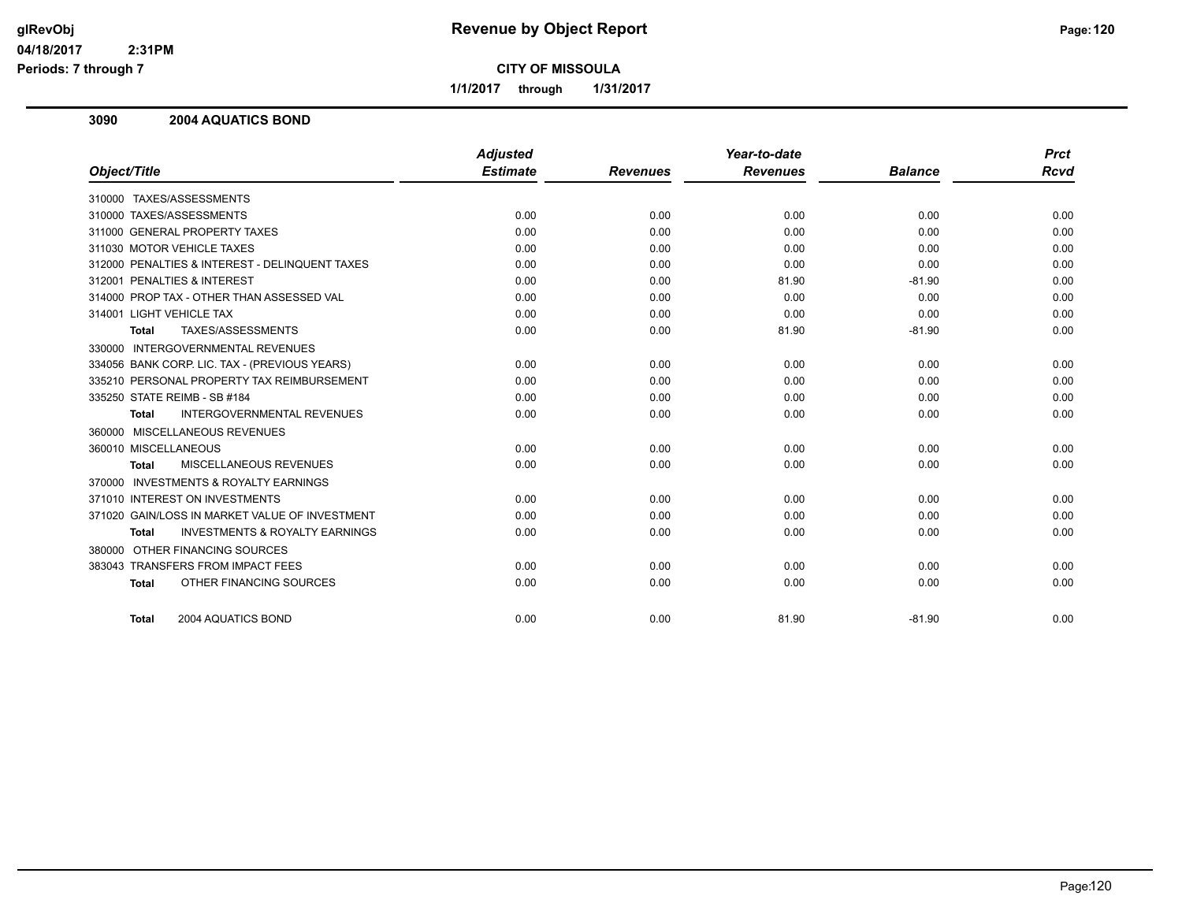# Revenue by Object Report

## CITY OF MISSOULA

1/1/2017 through 1/31/2017

### 3090 2004 AQUATICS BOND

| Object/Title | Adjusted Estimate | Revenues | Year-to-date Revenues | Balance | Prct Rcvd |
|---|---|---|---|---|---|
| 310000 TAXES/ASSESSMENTS | | | | | |
| 310000 TAXES/ASSESSMENTS | 0.00 | 0.00 | 0.00 | 0.00 | 0.00 |
| 311000 GENERAL PROPERTY TAXES | 0.00 | 0.00 | 0.00 | 0.00 | 0.00 |
| 311030 MOTOR VEHICLE TAXES | 0.00 | 0.00 | 0.00 | 0.00 | 0.00 |
| 312000 PENALTIES & INTEREST - DELINQUENT TAXES | 0.00 | 0.00 | 0.00 | 0.00 | 0.00 |
| 312001 PENALTIES & INTEREST | 0.00 | 0.00 | 81.90 | -81.90 | 0.00 |
| 314000 PROP TAX - OTHER THAN ASSESSED VAL | 0.00 | 0.00 | 0.00 | 0.00 | 0.00 |
| 314001 LIGHT VEHICLE TAX | 0.00 | 0.00 | 0.00 | 0.00 | 0.00 |
| **Total** TAXES/ASSESSMENTS | 0.00 | 0.00 | 81.90 | -81.90 | 0.00 |
| 330000 INTERGOVERNMENTAL REVENUES | | | | | |
| 334056 BANK CORP. LIC. TAX - (PREVIOUS YEARS) | 0.00 | 0.00 | 0.00 | 0.00 | 0.00 |
| 335210 PERSONAL PROPERTY TAX REIMBURSEMENT | 0.00 | 0.00 | 0.00 | 0.00 | 0.00 |
| 335250 STATE REIMB - SB #184 | 0.00 | 0.00 | 0.00 | 0.00 | 0.00 |
| **Total** INTERGOVERNMENTAL REVENUES | 0.00 | 0.00 | 0.00 | 0.00 | 0.00 |
| 360000 MISCELLANEOUS REVENUES | | | | | |
| 360010 MISCELLANEOUS | 0.00 | 0.00 | 0.00 | 0.00 | 0.00 |
| **Total** MISCELLANEOUS REVENUES | 0.00 | 0.00 | 0.00 | 0.00 | 0.00 |
| 370000 INVESTMENTS & ROYALTY EARNINGS | | | | | |
| 371010 INTEREST ON INVESTMENTS | 0.00 | 0.00 | 0.00 | 0.00 | 0.00 |
| 371020 GAIN/LOSS IN MARKET VALUE OF INVESTMENT | 0.00 | 0.00 | 0.00 | 0.00 | 0.00 |
| **Total** INVESTMENTS & ROYALTY EARNINGS | 0.00 | 0.00 | 0.00 | 0.00 | 0.00 |
| 380000 OTHER FINANCING SOURCES | | | | | |
| 383043 TRANSFERS FROM IMPACT FEES | 0.00 | 0.00 | 0.00 | 0.00 | 0.00 |
| **Total** OTHER FINANCING SOURCES | 0.00 | 0.00 | 0.00 | 0.00 | 0.00 |
| **Total** 2004 AQUATICS BOND | 0.00 | 0.00 | 81.90 | -81.90 | 0.00 |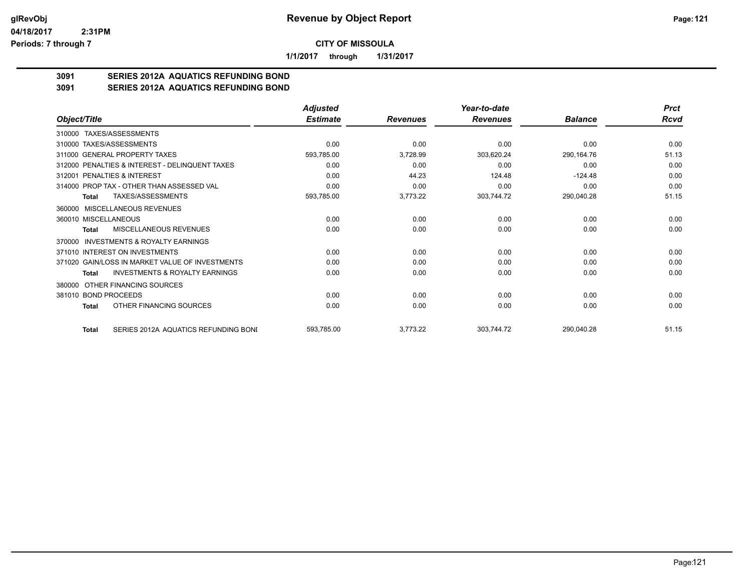**CITY OF MISSOULA**

**1/1/2017 through 1/31/2017**

## 3091 SERIES 2012A AQUATICS REFUNDING BOND

## 3091 SERIES 2012A AQUATICS REFUNDING BOND

| Object/Title | Adjusted Estimate | Revenues | Year-to-date Revenues | Balance | Prct Rcvd |
|---|---|---|---|---|---|
| 310000 TAXES/ASSESSMENTS | | | | | |
| 310000 TAXES/ASSESSMENTS | 0.00 | 0.00 | 0.00 | 0.00 | 0.00 |
| 311000 GENERAL PROPERTY TAXES | 593,785.00 | 3,728.99 | 303,620.24 | 290,164.76 | 51.13 |
| 312000 PENALTIES & INTEREST - DELINQUENT TAXES | 0.00 | 0.00 | 0.00 | 0.00 | 0.00 |
| 312001 PENALTIES & INTEREST | 0.00 | 44.23 | 124.48 | -124.48 | 0.00 |
| 314000 PROP TAX - OTHER THAN ASSESSED VAL | 0.00 | 0.00 | 0.00 | 0.00 | 0.00 |
| **Total** TAXES/ASSESSMENTS | 593,785.00 | 3,773.22 | 303,744.72 | 290,040.28 | 51.15 |
| 360000 MISCELLANEOUS REVENUES | | | | | |
| 360010 MISCELLANEOUS | 0.00 | 0.00 | 0.00 | 0.00 | 0.00 |
| **Total** MISCELLANEOUS REVENUES | 0.00 | 0.00 | 0.00 | 0.00 | 0.00 |
| 370000 INVESTMENTS & ROYALTY EARNINGS | | | | | |
| 371010 INTEREST ON INVESTMENTS | 0.00 | 0.00 | 0.00 | 0.00 | 0.00 |
| 371020 GAIN/LOSS IN MARKET VALUE OF INVESTMENTS | 0.00 | 0.00 | 0.00 | 0.00 | 0.00 |
| **Total** INVESTMENTS & ROYALTY EARNINGS | 0.00 | 0.00 | 0.00 | 0.00 | 0.00 |
| 380000 OTHER FINANCING SOURCES | | | | | |
| 381010 BOND PROCEEDS | 0.00 | 0.00 | 0.00 | 0.00 | 0.00 |
| **Total** OTHER FINANCING SOURCES | 0.00 | 0.00 | 0.00 | 0.00 | 0.00 |
| **Total** SERIES 2012A AQUATICS REFUNDING BONI | 593,785.00 | 3,773.22 | 303,744.72 | 290,040.28 | 51.15 |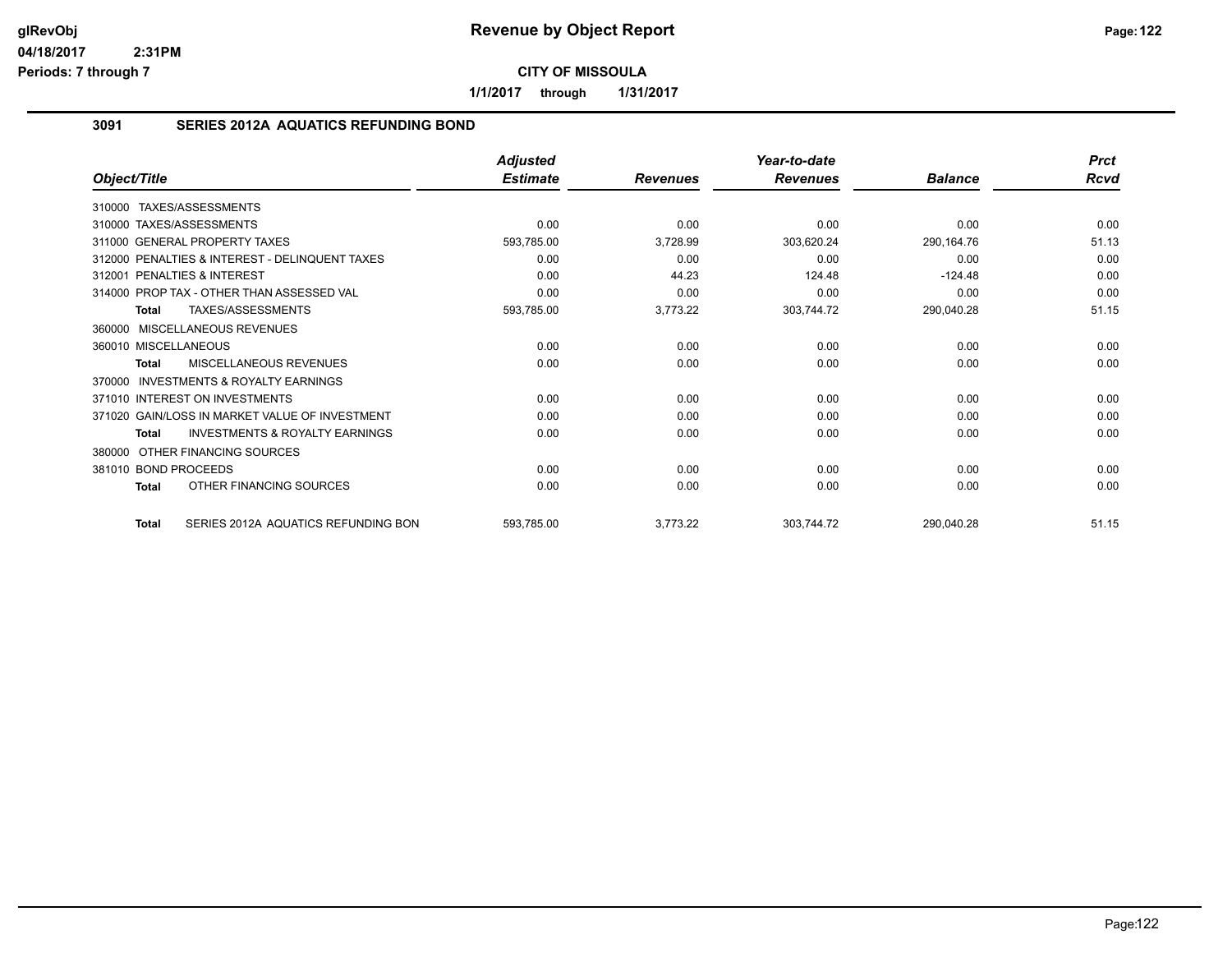# Revenue by Object Report

**CITY OF MISSOULA**

**1/1/2017 through 1/31/2017**

glRevObj
04/18/2017 2:31PM
Periods: 7 through 7

## 3091 SERIES 2012A AQUATICS REFUNDING BOND

| Object/Title | Adjusted Estimate | Revenues | Year-to-date Revenues | Balance | Prct Rcvd |
|---|---|---|---|---|---|
| 310000 TAXES/ASSESSMENTS | | | | | |
| 310000 TAXES/ASSESSMENTS | 0.00 | 0.00 | 0.00 | 0.00 | 0.00 |
| 311000 GENERAL PROPERTY TAXES | 593,785.00 | 3,728.99 | 303,620.24 | 290,164.76 | 51.13 |
| 312000 PENALTIES & INTEREST - DELINQUENT TAXES | 0.00 | 0.00 | 0.00 | 0.00 | 0.00 |
| 312001 PENALTIES & INTEREST | 0.00 | 44.23 | 124.48 | -124.48 | 0.00 |
| 314000 PROP TAX - OTHER THAN ASSESSED VAL | 0.00 | 0.00 | 0.00 | 0.00 | 0.00 |
| **Total** TAXES/ASSESSMENTS | 593,785.00 | 3,773.22 | 303,744.72 | 290,040.28 | 51.15 |
| 360000 MISCELLANEOUS REVENUES | | | | | |
| 360010 MISCELLANEOUS | 0.00 | 0.00 | 0.00 | 0.00 | 0.00 |
| **Total** MISCELLANEOUS REVENUES | 0.00 | 0.00 | 0.00 | 0.00 | 0.00 |
| 370000 INVESTMENTS & ROYALTY EARNINGS | | | | | |
| 371010 INTEREST ON INVESTMENTS | 0.00 | 0.00 | 0.00 | 0.00 | 0.00 |
| 371020 GAIN/LOSS IN MARKET VALUE OF INVESTMENT | 0.00 | 0.00 | 0.00 | 0.00 | 0.00 |
| **Total** INVESTMENTS & ROYALTY EARNINGS | 0.00 | 0.00 | 0.00 | 0.00 | 0.00 |
| 380000 OTHER FINANCING SOURCES | | | | | |
| 381010 BOND PROCEEDS | 0.00 | 0.00 | 0.00 | 0.00 | 0.00 |
| **Total** OTHER FINANCING SOURCES | 0.00 | 0.00 | 0.00 | 0.00 | 0.00 |
| **Total** SERIES 2012A AQUATICS REFUNDING BON | 593,785.00 | 3,773.22 | 303,744.72 | 290,040.28 | 51.15 |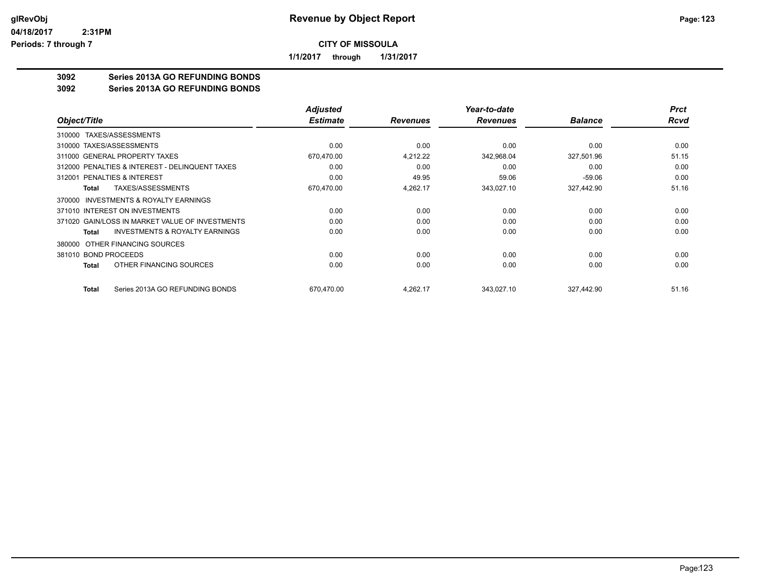**glRevObj**
**04/18/2017 2:31PM**
**Periods: 7 through 7**

# Revenue by Object Report

**CITY OF MISSOULA**

**1/1/2017 through 1/31/2017**

**3092 Series 2013A GO REFUNDING BONDS**
**3092 Series 2013A GO REFUNDING BONDS**

| Object/Title | Adjusted Estimate | Revenues | Year-to-date Revenues | Balance | Prct Rcvd |
|---|---|---|---|---|---|
| 310000 TAXES/ASSESSMENTS | | | | | |
| 310000 TAXES/ASSESSMENTS | 0.00 | 0.00 | 0.00 | 0.00 | 0.00 |
| 311000 GENERAL PROPERTY TAXES | 670,470.00 | 4,212.22 | 342,968.04 | 327,501.96 | 51.15 |
| 312000 PENALTIES & INTEREST - DELINQUENT TAXES | 0.00 | 0.00 | 0.00 | 0.00 | 0.00 |
| 312001 PENALTIES & INTEREST | 0.00 | 49.95 | 59.06 | -59.06 | 0.00 |
| **Total** TAXES/ASSESSMENTS | 670,470.00 | 4,262.17 | 343,027.10 | 327,442.90 | 51.16 |
| 370000 INVESTMENTS & ROYALTY EARNINGS | | | | | |
| 371010 INTEREST ON INVESTMENTS | 0.00 | 0.00 | 0.00 | 0.00 | 0.00 |
| 371020 GAIN/LOSS IN MARKET VALUE OF INVESTMENTS | 0.00 | 0.00 | 0.00 | 0.00 | 0.00 |
| **Total** INVESTMENTS & ROYALTY EARNINGS | 0.00 | 0.00 | 0.00 | 0.00 | 0.00 |
| 380000 OTHER FINANCING SOURCES | | | | | |
| 381010 BOND PROCEEDS | 0.00 | 0.00 | 0.00 | 0.00 | 0.00 |
| **Total** OTHER FINANCING SOURCES | 0.00 | 0.00 | 0.00 | 0.00 | 0.00 |
| **Total** Series 2013A GO REFUNDING BONDS | 670,470.00 | 4,262.17 | 343,027.10 | 327,442.90 | 51.16 |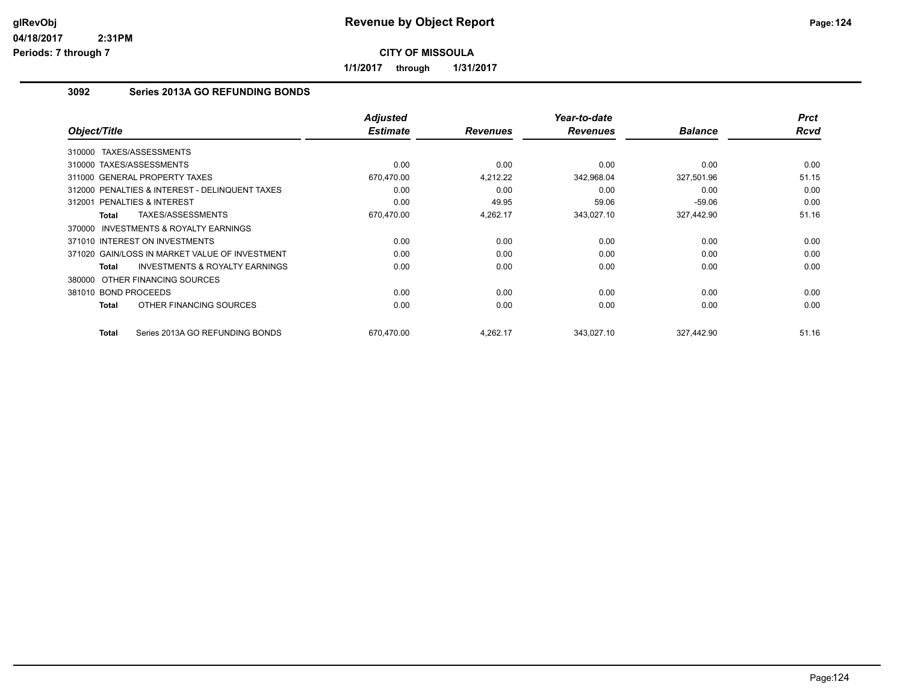# Revenue by Object Report

**CITY OF MISSOULA**

**1/1/2017 through 1/31/2017**

glRevObj
04/18/2017 2:31PM
Periods: 7 through 7

### 3092 Series 2013A GO REFUNDING BONDS

| Object/Title | | Adjusted Estimate | Revenues | Year-to-date Revenues | Balance | Prct Rcvd |
|---|---|---|---|---|---|---|
| 310000 TAXES/ASSESSMENTS | | | | | | |
| 310000 TAXES/ASSESSMENTS | | 0.00 | 0.00 | 0.00 | 0.00 | 0.00 |
| 311000 GENERAL PROPERTY TAXES | | 670,470.00 | 4,212.22 | 342,968.04 | 327,501.96 | 51.15 |
| 312000 PENALTIES & INTEREST - DELINQUENT TAXES | | 0.00 | 0.00 | 0.00 | 0.00 | 0.00 |
| 312001 PENALTIES & INTEREST | | 0.00 | 49.95 | 59.06 | -59.06 | 0.00 |
| **Total** | TAXES/ASSESSMENTS | 670,470.00 | 4,262.17 | 343,027.10 | 327,442.90 | 51.16 |
| 370000 INVESTMENTS & ROYALTY EARNINGS | | | | | | |
| 371010 INTEREST ON INVESTMENTS | | 0.00 | 0.00 | 0.00 | 0.00 | 0.00 |
| 371020 GAIN/LOSS IN MARKET VALUE OF INVESTMENT | | 0.00 | 0.00 | 0.00 | 0.00 | 0.00 |
| **Total** | INVESTMENTS & ROYALTY EARNINGS | 0.00 | 0.00 | 0.00 | 0.00 | 0.00 |
| 380000 OTHER FINANCING SOURCES | | | | | | |
| 381010 BOND PROCEEDS | | 0.00 | 0.00 | 0.00 | 0.00 | 0.00 |
| **Total** | OTHER FINANCING SOURCES | 0.00 | 0.00 | 0.00 | 0.00 | 0.00 |
| **Total** | Series 2013A GO REFUNDING BONDS | 670,470.00 | 4,262.17 | 343,027.10 | 327,442.90 | 51.16 |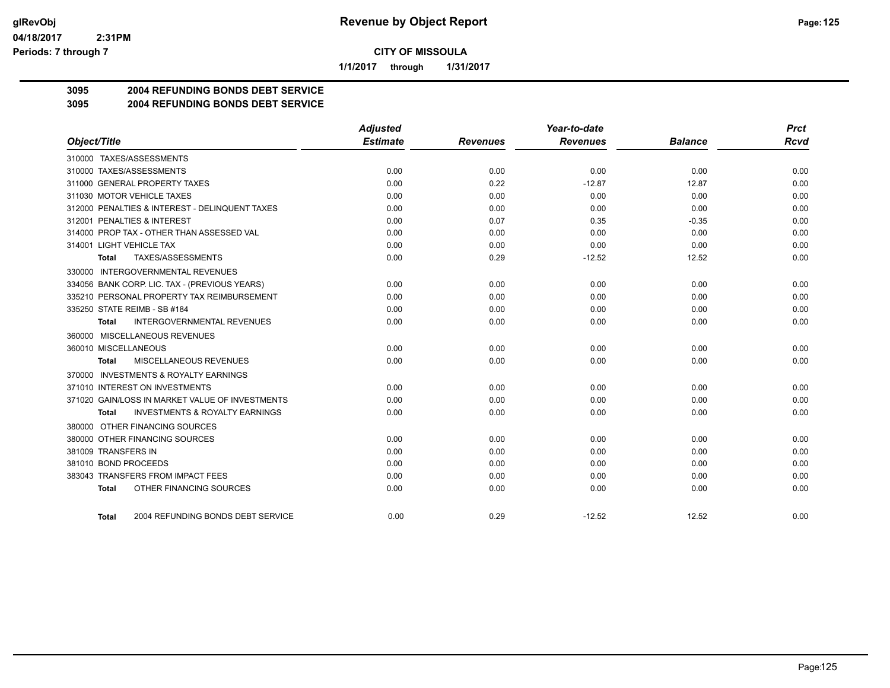# Revenue by Object Report

**CITY OF MISSOULA**

**1/1/2017 through 1/31/2017**

glRevObj
04/18/2017 2:31PM
Periods: 7 through 7

## 3095 2004 REFUNDING BONDS DEBT SERVICE
## 3095 2004 REFUNDING BONDS DEBT SERVICE

| Object/Title | Adjusted Estimate | Revenues | Year-to-date Revenues | Balance | Prct Rcvd |
|---|---|---|---|---|---|
| 310000 TAXES/ASSESSMENTS | | | | | |
| 310000 TAXES/ASSESSMENTS | 0.00 | 0.00 | 0.00 | 0.00 | 0.00 |
| 311000 GENERAL PROPERTY TAXES | 0.00 | 0.22 | -12.87 | 12.87 | 0.00 |
| 311030 MOTOR VEHICLE TAXES | 0.00 | 0.00 | 0.00 | 0.00 | 0.00 |
| 312000 PENALTIES & INTEREST - DELINQUENT TAXES | 0.00 | 0.00 | 0.00 | 0.00 | 0.00 |
| 312001 PENALTIES & INTEREST | 0.00 | 0.07 | 0.35 | -0.35 | 0.00 |
| 314000 PROP TAX - OTHER THAN ASSESSED VAL | 0.00 | 0.00 | 0.00 | 0.00 | 0.00 |
| 314001 LIGHT VEHICLE TAX | 0.00 | 0.00 | 0.00 | 0.00 | 0.00 |
| **Total** TAXES/ASSESSMENTS | 0.00 | 0.29 | -12.52 | 12.52 | 0.00 |
| 330000 INTERGOVERNMENTAL REVENUES | | | | | |
| 334056 BANK CORP. LIC. TAX - (PREVIOUS YEARS) | 0.00 | 0.00 | 0.00 | 0.00 | 0.00 |
| 335210 PERSONAL PROPERTY TAX REIMBURSEMENT | 0.00 | 0.00 | 0.00 | 0.00 | 0.00 |
| 335250 STATE REIMB - SB #184 | 0.00 | 0.00 | 0.00 | 0.00 | 0.00 |
| **Total** INTERGOVERNMENTAL REVENUES | 0.00 | 0.00 | 0.00 | 0.00 | 0.00 |
| 360000 MISCELLANEOUS REVENUES | | | | | |
| 360010 MISCELLANEOUS | 0.00 | 0.00 | 0.00 | 0.00 | 0.00 |
| **Total** MISCELLANEOUS REVENUES | 0.00 | 0.00 | 0.00 | 0.00 | 0.00 |
| 370000 INVESTMENTS & ROYALTY EARNINGS | | | | | |
| 371010 INTEREST ON INVESTMENTS | 0.00 | 0.00 | 0.00 | 0.00 | 0.00 |
| 371020 GAIN/LOSS IN MARKET VALUE OF INVESTMENTS | 0.00 | 0.00 | 0.00 | 0.00 | 0.00 |
| **Total** INVESTMENTS & ROYALTY EARNINGS | 0.00 | 0.00 | 0.00 | 0.00 | 0.00 |
| 380000 OTHER FINANCING SOURCES | | | | | |
| 380000 OTHER FINANCING SOURCES | 0.00 | 0.00 | 0.00 | 0.00 | 0.00 |
| 381009 TRANSFERS IN | 0.00 | 0.00 | 0.00 | 0.00 | 0.00 |
| 381010 BOND PROCEEDS | 0.00 | 0.00 | 0.00 | 0.00 | 0.00 |
| 383043 TRANSFERS FROM IMPACT FEES | 0.00 | 0.00 | 0.00 | 0.00 | 0.00 |
| **Total** OTHER FINANCING SOURCES | 0.00 | 0.00 | 0.00 | 0.00 | 0.00 |
| **Total** 2004 REFUNDING BONDS DEBT SERVICE | 0.00 | 0.29 | -12.52 | 12.52 | 0.00 |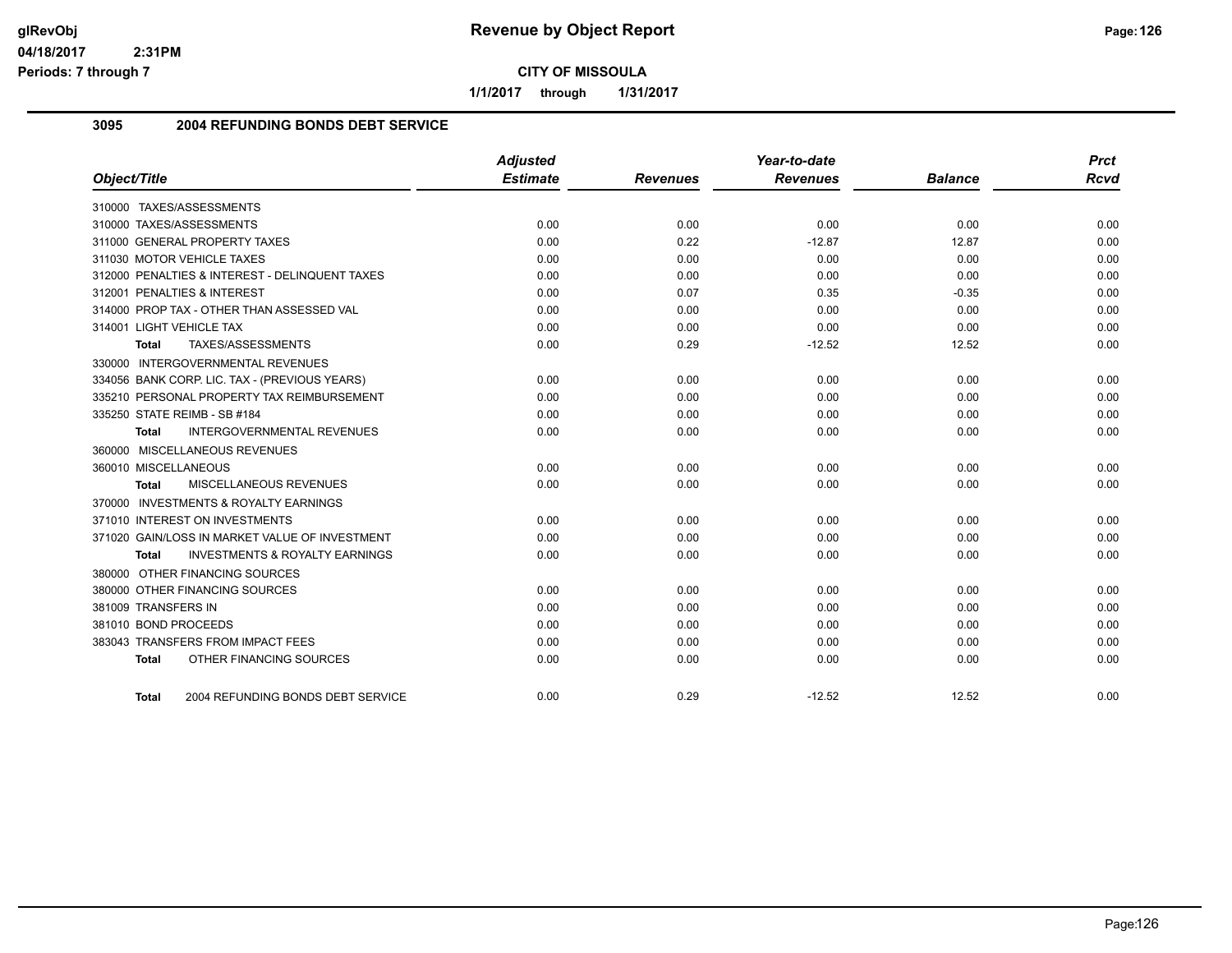**glRevObj** — Revenue by Object Report

04/18/2017 2:31PM

Periods: 7 through 7

**CITY OF MISSOULA**

**1/1/2017 through 1/31/2017**

## 3095 2004 REFUNDING BONDS DEBT SERVICE

| Object/Title | Adjusted Estimate | Revenues | Year-to-date Revenues | Balance | Prct Rcvd |
|---|---|---|---|---|---|
| 310000 TAXES/ASSESSMENTS | | | | | |
| 310000 TAXES/ASSESSMENTS | 0.00 | 0.00 | 0.00 | 0.00 | 0.00 |
| 311000 GENERAL PROPERTY TAXES | 0.00 | 0.22 | -12.87 | 12.87 | 0.00 |
| 311030 MOTOR VEHICLE TAXES | 0.00 | 0.00 | 0.00 | 0.00 | 0.00 |
| 312000 PENALTIES & INTEREST - DELINQUENT TAXES | 0.00 | 0.00 | 0.00 | 0.00 | 0.00 |
| 312001 PENALTIES & INTEREST | 0.00 | 0.07 | 0.35 | -0.35 | 0.00 |
| 314000 PROP TAX - OTHER THAN ASSESSED VAL | 0.00 | 0.00 | 0.00 | 0.00 | 0.00 |
| 314001 LIGHT VEHICLE TAX | 0.00 | 0.00 | 0.00 | 0.00 | 0.00 |
| **Total** TAXES/ASSESSMENTS | 0.00 | 0.29 | -12.52 | 12.52 | 0.00 |
| 330000 INTERGOVERNMENTAL REVENUES | | | | | |
| 334056 BANK CORP. LIC. TAX - (PREVIOUS YEARS) | 0.00 | 0.00 | 0.00 | 0.00 | 0.00 |
| 335210 PERSONAL PROPERTY TAX REIMBURSEMENT | 0.00 | 0.00 | 0.00 | 0.00 | 0.00 |
| 335250 STATE REIMB - SB #184 | 0.00 | 0.00 | 0.00 | 0.00 | 0.00 |
| **Total** INTERGOVERNMENTAL REVENUES | 0.00 | 0.00 | 0.00 | 0.00 | 0.00 |
| 360000 MISCELLANEOUS REVENUES | | | | | |
| 360010 MISCELLANEOUS | 0.00 | 0.00 | 0.00 | 0.00 | 0.00 |
| **Total** MISCELLANEOUS REVENUES | 0.00 | 0.00 | 0.00 | 0.00 | 0.00 |
| 370000 INVESTMENTS & ROYALTY EARNINGS | | | | | |
| 371010 INTEREST ON INVESTMENTS | 0.00 | 0.00 | 0.00 | 0.00 | 0.00 |
| 371020 GAIN/LOSS IN MARKET VALUE OF INVESTMENT | 0.00 | 0.00 | 0.00 | 0.00 | 0.00 |
| **Total** INVESTMENTS & ROYALTY EARNINGS | 0.00 | 0.00 | 0.00 | 0.00 | 0.00 |
| 380000 OTHER FINANCING SOURCES | | | | | |
| 380000 OTHER FINANCING SOURCES | 0.00 | 0.00 | 0.00 | 0.00 | 0.00 |
| 381009 TRANSFERS IN | 0.00 | 0.00 | 0.00 | 0.00 | 0.00 |
| 381010 BOND PROCEEDS | 0.00 | 0.00 | 0.00 | 0.00 | 0.00 |
| 383043 TRANSFERS FROM IMPACT FEES | 0.00 | 0.00 | 0.00 | 0.00 | 0.00 |
| **Total** OTHER FINANCING SOURCES | 0.00 | 0.00 | 0.00 | 0.00 | 0.00 |
| **Total** 2004 REFUNDING BONDS DEBT SERVICE | 0.00 | 0.29 | -12.52 | 12.52 | 0.00 |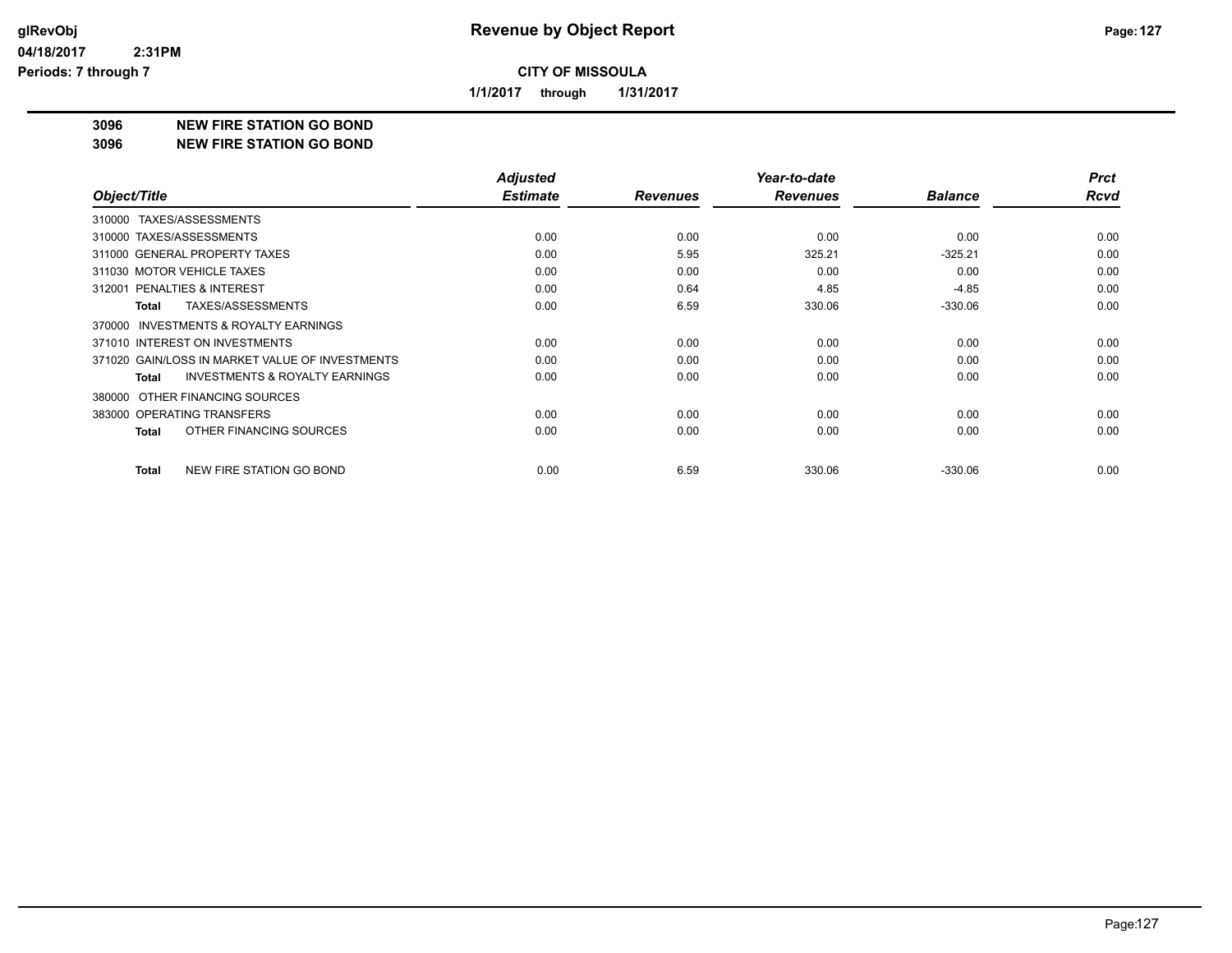**CITY OF MISSOULA**

**1/1/2017 through 1/31/2017**

**3096 NEW FIRE STATION GO BOND**

**3096 NEW FIRE STATION GO BOND**

| Object/Title | Adjusted Estimate | Revenues | Year-to-date Revenues | Balance | Prct Rcvd |
|---|---|---|---|---|---|
| 310000 TAXES/ASSESSMENTS | | | | | |
| 310000 TAXES/ASSESSMENTS | 0.00 | 0.00 | 0.00 | 0.00 | 0.00 |
| 311000 GENERAL PROPERTY TAXES | 0.00 | 5.95 | 325.21 | -325.21 | 0.00 |
| 311030 MOTOR VEHICLE TAXES | 0.00 | 0.00 | 0.00 | 0.00 | 0.00 |
| 312001 PENALTIES & INTEREST | 0.00 | 0.64 | 4.85 | -4.85 | 0.00 |
| **Total** TAXES/ASSESSMENTS | 0.00 | 6.59 | 330.06 | -330.06 | 0.00 |
| 370000 INVESTMENTS & ROYALTY EARNINGS | | | | | |
| 371010 INTEREST ON INVESTMENTS | 0.00 | 0.00 | 0.00 | 0.00 | 0.00 |
| 371020 GAIN/LOSS IN MARKET VALUE OF INVESTMENTS | 0.00 | 0.00 | 0.00 | 0.00 | 0.00 |
| **Total** INVESTMENTS & ROYALTY EARNINGS | 0.00 | 0.00 | 0.00 | 0.00 | 0.00 |
| 380000 OTHER FINANCING SOURCES | | | | | |
| 383000 OPERATING TRANSFERS | 0.00 | 0.00 | 0.00 | 0.00 | 0.00 |
| **Total** OTHER FINANCING SOURCES | 0.00 | 0.00 | 0.00 | 0.00 | 0.00 |
| **Total** NEW FIRE STATION GO BOND | 0.00 | 6.59 | 330.06 | -330.06 | 0.00 |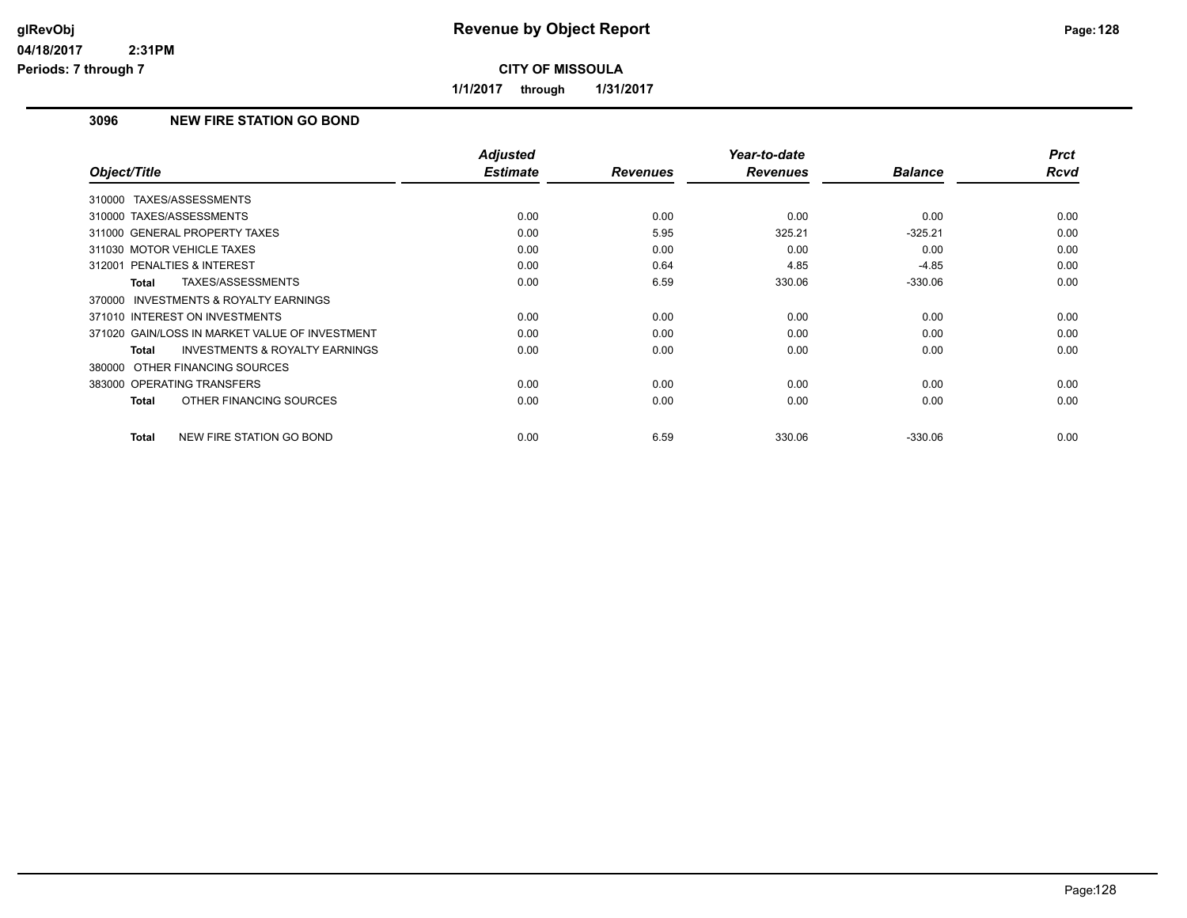# Revenue by Object Report

glRevObj
04/18/2017 2:31PM
Periods: 7 through 7

**CITY OF MISSOULA**

**1/1/2017 through 1/31/2017**

## 3096 NEW FIRE STATION GO BOND

| Object/Title | Adjusted Estimate | Revenues | Year-to-date Revenues | Balance | Prct Rcvd |
|---|---|---|---|---|---|
| 310000 TAXES/ASSESSMENTS | | | | | |
| 310000 TAXES/ASSESSMENTS | 0.00 | 0.00 | 0.00 | 0.00 | 0.00 |
| 311000 GENERAL PROPERTY TAXES | 0.00 | 5.95 | 325.21 | -325.21 | 0.00 |
| 311030 MOTOR VEHICLE TAXES | 0.00 | 0.00 | 0.00 | 0.00 | 0.00 |
| 312001 PENALTIES & INTEREST | 0.00 | 0.64 | 4.85 | -4.85 | 0.00 |
| **Total** TAXES/ASSESSMENTS | 0.00 | 6.59 | 330.06 | -330.06 | 0.00 |
| 370000 INVESTMENTS & ROYALTY EARNINGS | | | | | |
| 371010 INTEREST ON INVESTMENTS | 0.00 | 0.00 | 0.00 | 0.00 | 0.00 |
| 371020 GAIN/LOSS IN MARKET VALUE OF INVESTMENT | 0.00 | 0.00 | 0.00 | 0.00 | 0.00 |
| **Total** INVESTMENTS & ROYALTY EARNINGS | 0.00 | 0.00 | 0.00 | 0.00 | 0.00 |
| 380000 OTHER FINANCING SOURCES | | | | | |
| 383000 OPERATING TRANSFERS | 0.00 | 0.00 | 0.00 | 0.00 | 0.00 |
| **Total** OTHER FINANCING SOURCES | 0.00 | 0.00 | 0.00 | 0.00 | 0.00 |
| **Total** NEW FIRE STATION GO BOND | 0.00 | 6.59 | 330.06 | -330.06 | 0.00 |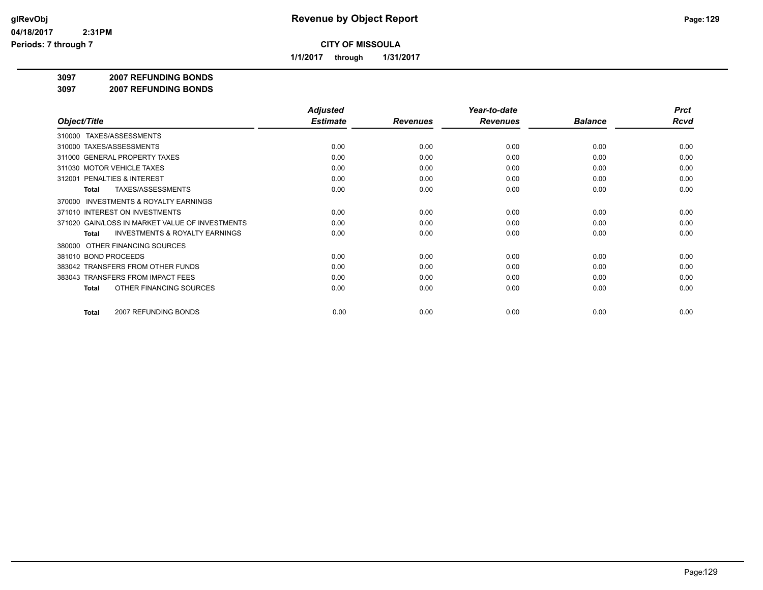# Revenue by Object Report

**CITY OF MISSOULA**

**1/1/2017 through 1/31/2017**

glRevObj
04/18/2017 2:31PM
Periods: 7 through 7

**3097 2007 REFUNDING BONDS**
**3097 2007 REFUNDING BONDS**

| Object/Title | Adjusted Estimate | Revenues | Year-to-date Revenues | Balance | Prct Rcvd |
|---|---|---|---|---|---|
| 310000 TAXES/ASSESSMENTS | | | | | |
| 310000 TAXES/ASSESSMENTS | 0.00 | 0.00 | 0.00 | 0.00 | 0.00 |
| 311000 GENERAL PROPERTY TAXES | 0.00 | 0.00 | 0.00 | 0.00 | 0.00 |
| 311030 MOTOR VEHICLE TAXES | 0.00 | 0.00 | 0.00 | 0.00 | 0.00 |
| 312001 PENALTIES & INTEREST | 0.00 | 0.00 | 0.00 | 0.00 | 0.00 |
| **Total** TAXES/ASSESSMENTS | 0.00 | 0.00 | 0.00 | 0.00 | 0.00 |
| 370000 INVESTMENTS & ROYALTY EARNINGS | | | | | |
| 371010 INTEREST ON INVESTMENTS | 0.00 | 0.00 | 0.00 | 0.00 | 0.00 |
| 371020 GAIN/LOSS IN MARKET VALUE OF INVESTMENTS | 0.00 | 0.00 | 0.00 | 0.00 | 0.00 |
| **Total** INVESTMENTS & ROYALTY EARNINGS | 0.00 | 0.00 | 0.00 | 0.00 | 0.00 |
| 380000 OTHER FINANCING SOURCES | | | | | |
| 381010 BOND PROCEEDS | 0.00 | 0.00 | 0.00 | 0.00 | 0.00 |
| 383042 TRANSFERS FROM OTHER FUNDS | 0.00 | 0.00 | 0.00 | 0.00 | 0.00 |
| 383043 TRANSFERS FROM IMPACT FEES | 0.00 | 0.00 | 0.00 | 0.00 | 0.00 |
| **Total** OTHER FINANCING SOURCES | 0.00 | 0.00 | 0.00 | 0.00 | 0.00 |
| **Total** 2007 REFUNDING BONDS | 0.00 | 0.00 | 0.00 | 0.00 | 0.00 |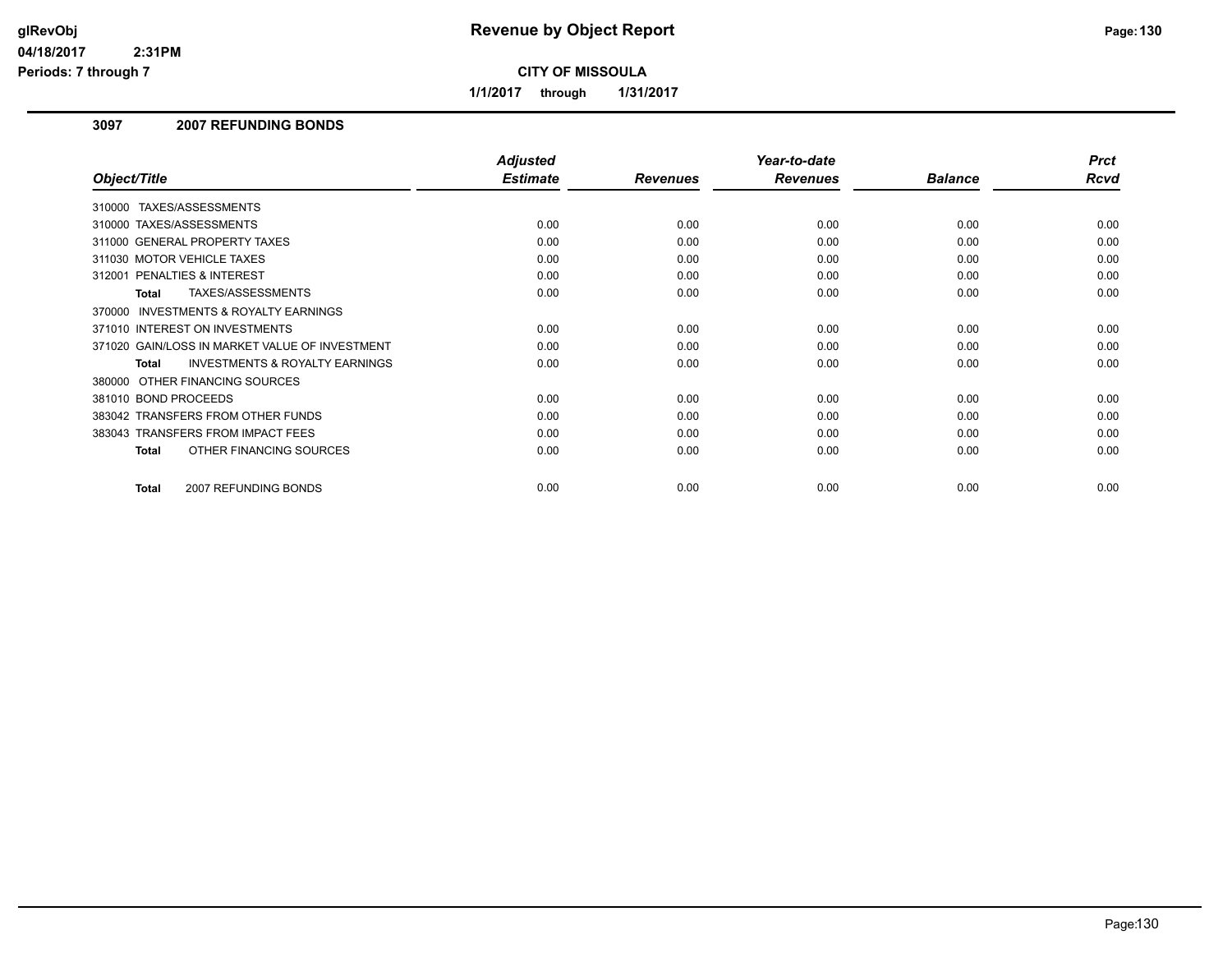# Revenue by Object Report

**CITY OF MISSOULA**

**1/1/2017 through 1/31/2017**

glRevObj
04/18/2017 2:31PM
Periods: 7 through 7

## 3097 2007 REFUNDING BONDS

| Object/Title | Adjusted Estimate | Revenues | Year-to-date Revenues | Balance | Prct Rcvd |
|---|---|---|---|---|---|
| 310000 TAXES/ASSESSMENTS | | | | | |
| 310000 TAXES/ASSESSMENTS | 0.00 | 0.00 | 0.00 | 0.00 | 0.00 |
| 311000 GENERAL PROPERTY TAXES | 0.00 | 0.00 | 0.00 | 0.00 | 0.00 |
| 311030 MOTOR VEHICLE TAXES | 0.00 | 0.00 | 0.00 | 0.00 | 0.00 |
| 312001 PENALTIES & INTEREST | 0.00 | 0.00 | 0.00 | 0.00 | 0.00 |
| **Total** TAXES/ASSESSMENTS | 0.00 | 0.00 | 0.00 | 0.00 | 0.00 |
| 370000 INVESTMENTS & ROYALTY EARNINGS | | | | | |
| 371010 INTEREST ON INVESTMENTS | 0.00 | 0.00 | 0.00 | 0.00 | 0.00 |
| 371020 GAIN/LOSS IN MARKET VALUE OF INVESTMENT | 0.00 | 0.00 | 0.00 | 0.00 | 0.00 |
| **Total** INVESTMENTS & ROYALTY EARNINGS | 0.00 | 0.00 | 0.00 | 0.00 | 0.00 |
| 380000 OTHER FINANCING SOURCES | | | | | |
| 381010 BOND PROCEEDS | 0.00 | 0.00 | 0.00 | 0.00 | 0.00 |
| 383042 TRANSFERS FROM OTHER FUNDS | 0.00 | 0.00 | 0.00 | 0.00 | 0.00 |
| 383043 TRANSFERS FROM IMPACT FEES | 0.00 | 0.00 | 0.00 | 0.00 | 0.00 |
| **Total** OTHER FINANCING SOURCES | 0.00 | 0.00 | 0.00 | 0.00 | 0.00 |
| **Total** 2007 REFUNDING BONDS | 0.00 | 0.00 | 0.00 | 0.00 | 0.00 |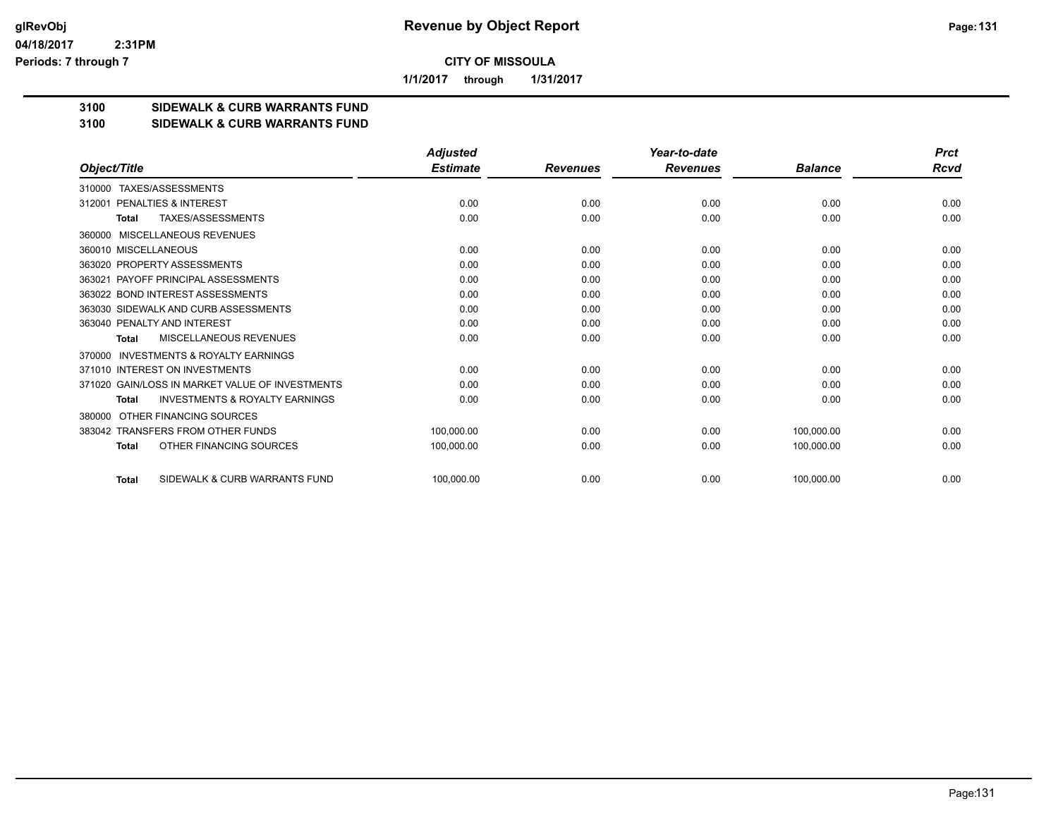# Revenue by Object Report

glRevObj
04/18/2017 2:31PM
Periods: 7 through 7

**CITY OF MISSOULA**

1/1/2017 through 1/31/2017

## 3100 SIDEWALK & CURB WARRANTS FUND
## 3100 SIDEWALK & CURB WARRANTS FUND

| Object/Title | Adjusted Estimate | Revenues | Year-to-date Revenues | Balance | Prct Rcvd |
|---|---|---|---|---|---|
| 310000 TAXES/ASSESSMENTS | | | | | |
| 312001 PENALTIES & INTEREST | 0.00 | 0.00 | 0.00 | 0.00 | 0.00 |
| **Total** TAXES/ASSESSMENTS | 0.00 | 0.00 | 0.00 | 0.00 | 0.00 |
| 360000 MISCELLANEOUS REVENUES | | | | | |
| 360010 MISCELLANEOUS | 0.00 | 0.00 | 0.00 | 0.00 | 0.00 |
| 363020 PROPERTY ASSESSMENTS | 0.00 | 0.00 | 0.00 | 0.00 | 0.00 |
| 363021 PAYOFF PRINCIPAL ASSESSMENTS | 0.00 | 0.00 | 0.00 | 0.00 | 0.00 |
| 363022 BOND INTEREST ASSESSMENTS | 0.00 | 0.00 | 0.00 | 0.00 | 0.00 |
| 363030 SIDEWALK AND CURB ASSESSMENTS | 0.00 | 0.00 | 0.00 | 0.00 | 0.00 |
| 363040 PENALTY AND INTEREST | 0.00 | 0.00 | 0.00 | 0.00 | 0.00 |
| **Total** MISCELLANEOUS REVENUES | 0.00 | 0.00 | 0.00 | 0.00 | 0.00 |
| 370000 INVESTMENTS & ROYALTY EARNINGS | | | | | |
| 371010 INTEREST ON INVESTMENTS | 0.00 | 0.00 | 0.00 | 0.00 | 0.00 |
| 371020 GAIN/LOSS IN MARKET VALUE OF INVESTMENTS | 0.00 | 0.00 | 0.00 | 0.00 | 0.00 |
| **Total** INVESTMENTS & ROYALTY EARNINGS | 0.00 | 0.00 | 0.00 | 0.00 | 0.00 |
| 380000 OTHER FINANCING SOURCES | | | | | |
| 383042 TRANSFERS FROM OTHER FUNDS | 100,000.00 | 0.00 | 0.00 | 100,000.00 | 0.00 |
| **Total** OTHER FINANCING SOURCES | 100,000.00 | 0.00 | 0.00 | 100,000.00 | 0.00 |
| **Total** SIDEWALK & CURB WARRANTS FUND | 100,000.00 | 0.00 | 0.00 | 100,000.00 | 0.00 |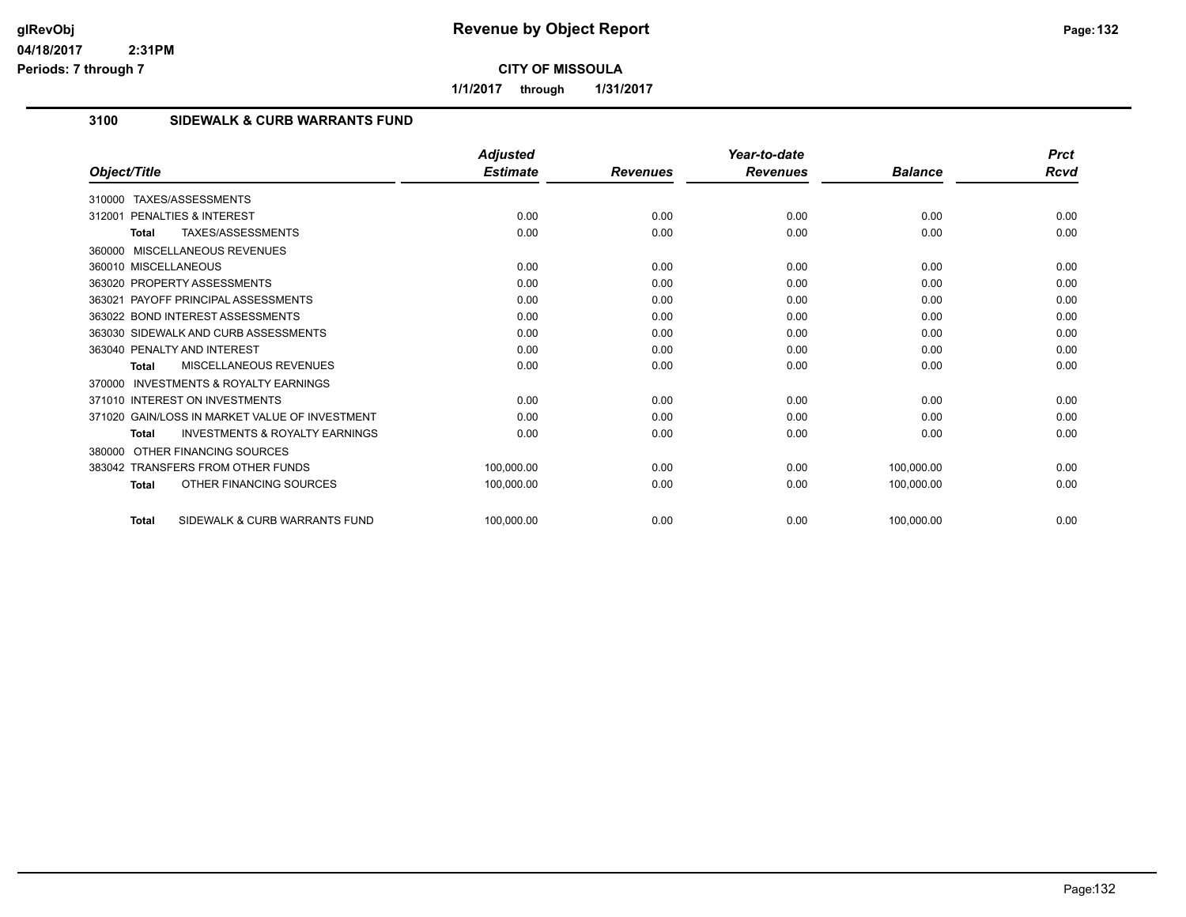# Revenue by Object Report

glRevObj
04/18/2017 2:31PM
Periods: 7 through 7

**CITY OF MISSOULA**

**1/1/2017 through 1/31/2017**

## 3100 SIDEWALK & CURB WARRANTS FUND

| Object/Title | Adjusted Estimate | Revenues | Year-to-date Revenues | Balance | Prct Rcvd |
|---|---|---|---|---|---|
| 310000 TAXES/ASSESSMENTS | | | | | |
| 312001 PENALTIES & INTEREST | 0.00 | 0.00 | 0.00 | 0.00 | 0.00 |
| **Total** TAXES/ASSESSMENTS | 0.00 | 0.00 | 0.00 | 0.00 | 0.00 |
| 360000 MISCELLANEOUS REVENUES | | | | | |
| 360010 MISCELLANEOUS | 0.00 | 0.00 | 0.00 | 0.00 | 0.00 |
| 363020 PROPERTY ASSESSMENTS | 0.00 | 0.00 | 0.00 | 0.00 | 0.00 |
| 363021 PAYOFF PRINCIPAL ASSESSMENTS | 0.00 | 0.00 | 0.00 | 0.00 | 0.00 |
| 363022 BOND INTEREST ASSESSMENTS | 0.00 | 0.00 | 0.00 | 0.00 | 0.00 |
| 363030 SIDEWALK AND CURB ASSESSMENTS | 0.00 | 0.00 | 0.00 | 0.00 | 0.00 |
| 363040 PENALTY AND INTEREST | 0.00 | 0.00 | 0.00 | 0.00 | 0.00 |
| **Total** MISCELLANEOUS REVENUES | 0.00 | 0.00 | 0.00 | 0.00 | 0.00 |
| 370000 INVESTMENTS & ROYALTY EARNINGS | | | | | |
| 371010 INTEREST ON INVESTMENTS | 0.00 | 0.00 | 0.00 | 0.00 | 0.00 |
| 371020 GAIN/LOSS IN MARKET VALUE OF INVESTMENT | 0.00 | 0.00 | 0.00 | 0.00 | 0.00 |
| **Total** INVESTMENTS & ROYALTY EARNINGS | 0.00 | 0.00 | 0.00 | 0.00 | 0.00 |
| 380000 OTHER FINANCING SOURCES | | | | | |
| 383042 TRANSFERS FROM OTHER FUNDS | 100,000.00 | 0.00 | 0.00 | 100,000.00 | 0.00 |
| **Total** OTHER FINANCING SOURCES | 100,000.00 | 0.00 | 0.00 | 100,000.00 | 0.00 |
| **Total** SIDEWALK & CURB WARRANTS FUND | 100,000.00 | 0.00 | 0.00 | 100,000.00 | 0.00 |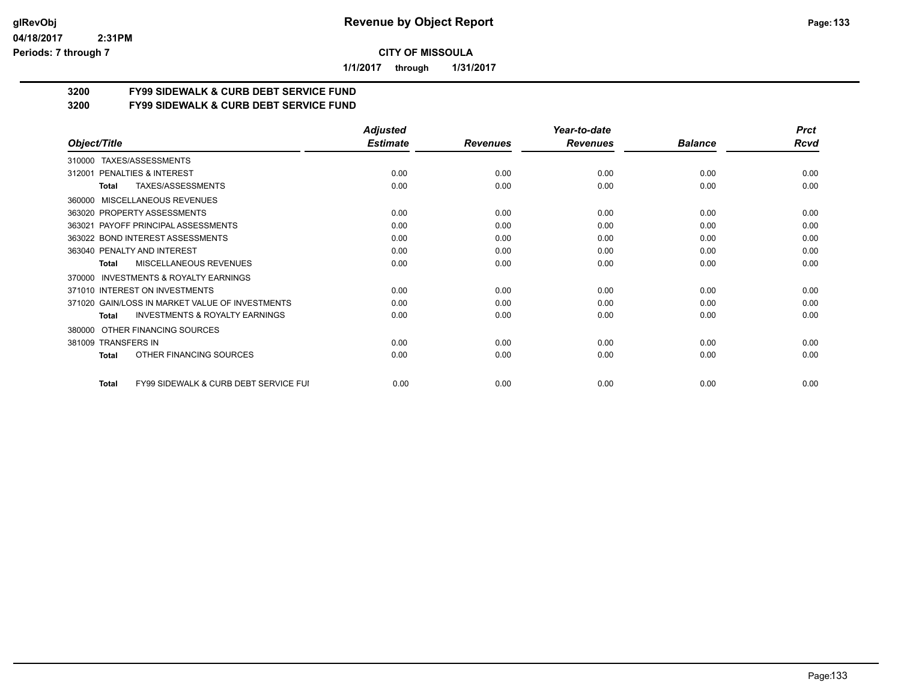**Revenue by Object Report**

**CITY OF MISSOULA**

**1/1/2017 through 1/31/2017**

glRevObj
04/18/2017 2:31PM
Periods: 7 through 7

## 3200 FY99 SIDEWALK & CURB DEBT SERVICE FUND
## 3200 FY99 SIDEWALK & CURB DEBT SERVICE FUND

| Object/Title | Adjusted Estimate | Revenues | Year-to-date Revenues | Balance | Prct Rcvd |
|---|---|---|---|---|---|
| 310000 TAXES/ASSESSMENTS | | | | | |
| 312001 PENALTIES & INTEREST | 0.00 | 0.00 | 0.00 | 0.00 | 0.00 |
| **Total** TAXES/ASSESSMENTS | 0.00 | 0.00 | 0.00 | 0.00 | 0.00 |
| 360000 MISCELLANEOUS REVENUES | | | | | |
| 363020 PROPERTY ASSESSMENTS | 0.00 | 0.00 | 0.00 | 0.00 | 0.00 |
| 363021 PAYOFF PRINCIPAL ASSESSMENTS | 0.00 | 0.00 | 0.00 | 0.00 | 0.00 |
| 363022 BOND INTEREST ASSESSMENTS | 0.00 | 0.00 | 0.00 | 0.00 | 0.00 |
| 363040 PENALTY AND INTEREST | 0.00 | 0.00 | 0.00 | 0.00 | 0.00 |
| **Total** MISCELLANEOUS REVENUES | 0.00 | 0.00 | 0.00 | 0.00 | 0.00 |
| 370000 INVESTMENTS & ROYALTY EARNINGS | | | | | |
| 371010 INTEREST ON INVESTMENTS | 0.00 | 0.00 | 0.00 | 0.00 | 0.00 |
| 371020 GAIN/LOSS IN MARKET VALUE OF INVESTMENTS | 0.00 | 0.00 | 0.00 | 0.00 | 0.00 |
| **Total** INVESTMENTS & ROYALTY EARNINGS | 0.00 | 0.00 | 0.00 | 0.00 | 0.00 |
| 380000 OTHER FINANCING SOURCES | | | | | |
| 381009 TRANSFERS IN | 0.00 | 0.00 | 0.00 | 0.00 | 0.00 |
| **Total** OTHER FINANCING SOURCES | 0.00 | 0.00 | 0.00 | 0.00 | 0.00 |
| **Total** FY99 SIDEWALK & CURB DEBT SERVICE FUI | 0.00 | 0.00 | 0.00 | 0.00 | 0.00 |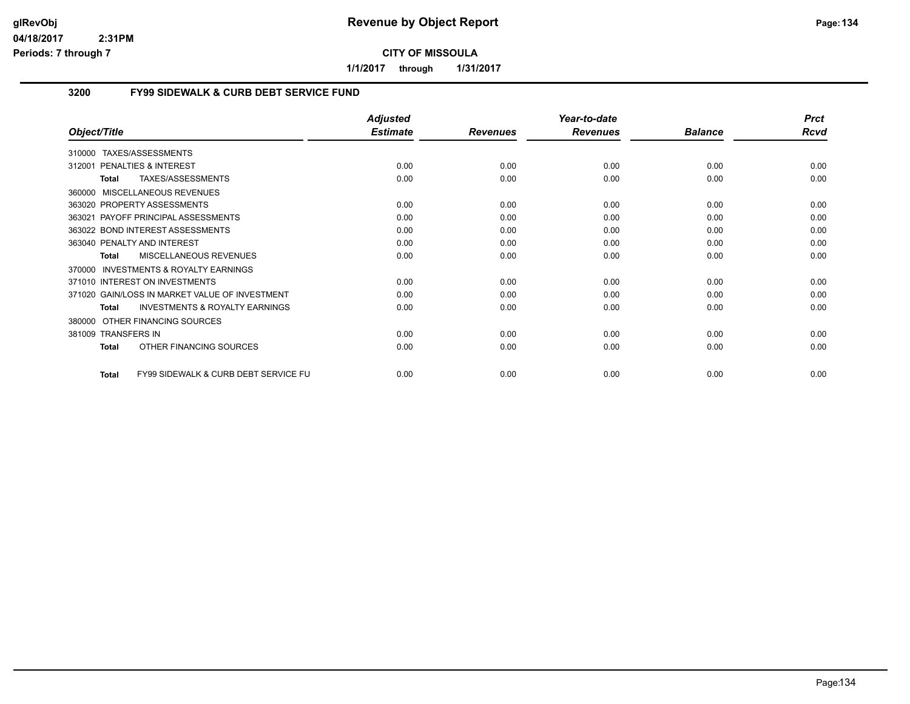# Revenue by Object Report

glRevObj
04/18/2017 2:31PM
Periods: 7 through 7

**CITY OF MISSOULA**

**1/1/2017 through 1/31/2017**

## 3200 FY99 SIDEWALK & CURB DEBT SERVICE FUND

| Object/Title | Adjusted Estimate | Revenues | Year-to-date Revenues | Balance | Prct Rcvd |
|---|---|---|---|---|---|
| 310000 TAXES/ASSESSMENTS | | | | | |
| 312001 PENALTIES & INTEREST | 0.00 | 0.00 | 0.00 | 0.00 | 0.00 |
| **Total** TAXES/ASSESSMENTS | 0.00 | 0.00 | 0.00 | 0.00 | 0.00 |
| 360000 MISCELLANEOUS REVENUES | | | | | |
| 363020 PROPERTY ASSESSMENTS | 0.00 | 0.00 | 0.00 | 0.00 | 0.00 |
| 363021 PAYOFF PRINCIPAL ASSESSMENTS | 0.00 | 0.00 | 0.00 | 0.00 | 0.00 |
| 363022 BOND INTEREST ASSESSMENTS | 0.00 | 0.00 | 0.00 | 0.00 | 0.00 |
| 363040 PENALTY AND INTEREST | 0.00 | 0.00 | 0.00 | 0.00 | 0.00 |
| **Total** MISCELLANEOUS REVENUES | 0.00 | 0.00 | 0.00 | 0.00 | 0.00 |
| 370000 INVESTMENTS & ROYALTY EARNINGS | | | | | |
| 371010 INTEREST ON INVESTMENTS | 0.00 | 0.00 | 0.00 | 0.00 | 0.00 |
| 371020 GAIN/LOSS IN MARKET VALUE OF INVESTMENT | 0.00 | 0.00 | 0.00 | 0.00 | 0.00 |
| **Total** INVESTMENTS & ROYALTY EARNINGS | 0.00 | 0.00 | 0.00 | 0.00 | 0.00 |
| 380000 OTHER FINANCING SOURCES | | | | | |
| 381009 TRANSFERS IN | 0.00 | 0.00 | 0.00 | 0.00 | 0.00 |
| **Total** OTHER FINANCING SOURCES | 0.00 | 0.00 | 0.00 | 0.00 | 0.00 |
| **Total** FY99 SIDEWALK & CURB DEBT SERVICE FU | 0.00 | 0.00 | 0.00 | 0.00 | 0.00 |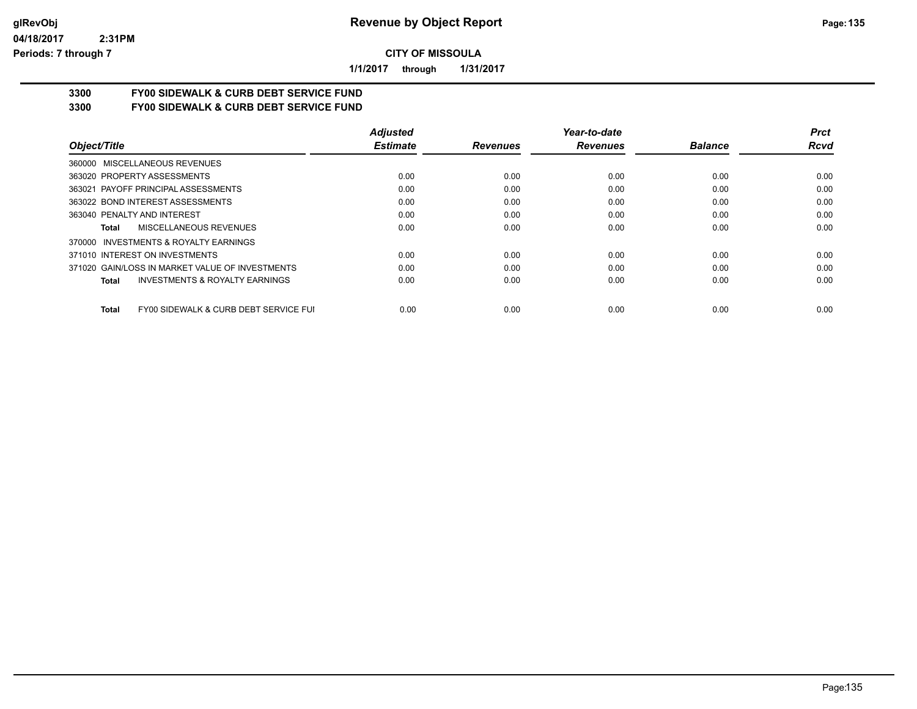# Revenue by Object Report

glRevObj
04/18/2017 2:31PM
Periods: 7 through 7

**CITY OF MISSOULA**

**1/1/2017 through 1/31/2017**

**3300 FY00 SIDEWALK & CURB DEBT SERVICE FUND**
**3300 FY00 SIDEWALK & CURB DEBT SERVICE FUND**

| Object/Title | Adjusted Estimate | Revenues | Year-to-date Revenues | Balance | Prct Rcvd |
|---|---|---|---|---|---|
| 360000 MISCELLANEOUS REVENUES | | | | | |
| 363020 PROPERTY ASSESSMENTS | 0.00 | 0.00 | 0.00 | 0.00 | 0.00 |
| 363021 PAYOFF PRINCIPAL ASSESSMENTS | 0.00 | 0.00 | 0.00 | 0.00 | 0.00 |
| 363022 BOND INTEREST ASSESSMENTS | 0.00 | 0.00 | 0.00 | 0.00 | 0.00 |
| 363040 PENALTY AND INTEREST | 0.00 | 0.00 | 0.00 | 0.00 | 0.00 |
| **Total** MISCELLANEOUS REVENUES | 0.00 | 0.00 | 0.00 | 0.00 | 0.00 |
| 370000 INVESTMENTS & ROYALTY EARNINGS | | | | | |
| 371010 INTEREST ON INVESTMENTS | 0.00 | 0.00 | 0.00 | 0.00 | 0.00 |
| 371020 GAIN/LOSS IN MARKET VALUE OF INVESTMENTS | 0.00 | 0.00 | 0.00 | 0.00 | 0.00 |
| **Total** INVESTMENTS & ROYALTY EARNINGS | 0.00 | 0.00 | 0.00 | 0.00 | 0.00 |
| **Total** FY00 SIDEWALK & CURB DEBT SERVICE FUI | 0.00 | 0.00 | 0.00 | 0.00 | 0.00 |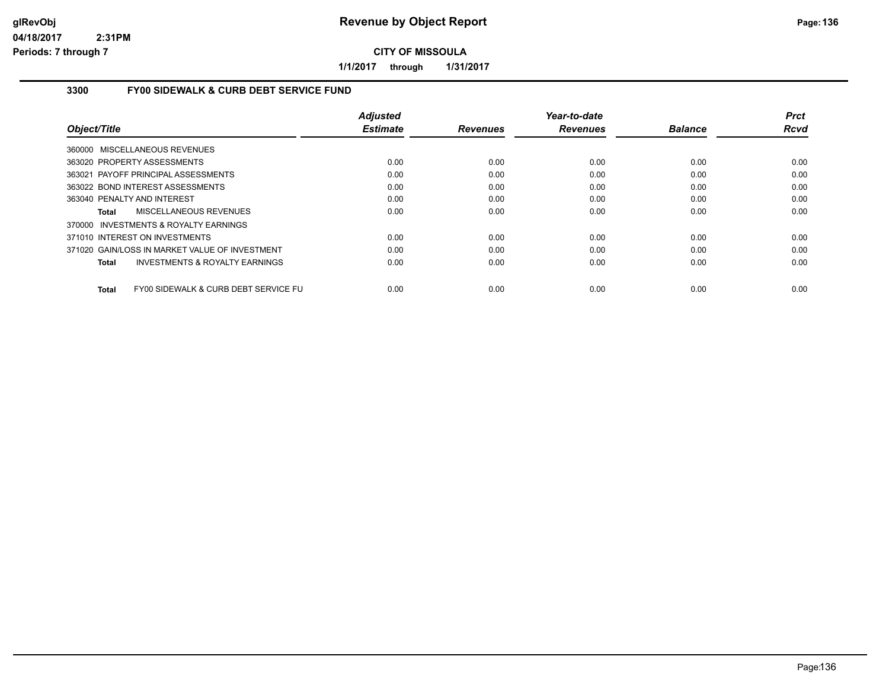# Revenue by Object Report

**CITY OF MISSOULA**

**1/1/2017 through 1/31/2017**

### 3300 FY00 SIDEWALK & CURB DEBT SERVICE FUND

| Object/Title | Adjusted Estimate | Revenues | Year-to-date Revenues | Balance | Prct Rcvd |
|---|---|---|---|---|---|
| 360000 MISCELLANEOUS REVENUES | | | | | |
| 363020 PROPERTY ASSESSMENTS | 0.00 | 0.00 | 0.00 | 0.00 | 0.00 |
| 363021 PAYOFF PRINCIPAL ASSESSMENTS | 0.00 | 0.00 | 0.00 | 0.00 | 0.00 |
| 363022 BOND INTEREST ASSESSMENTS | 0.00 | 0.00 | 0.00 | 0.00 | 0.00 |
| 363040 PENALTY AND INTEREST | 0.00 | 0.00 | 0.00 | 0.00 | 0.00 |
| **Total** MISCELLANEOUS REVENUES | 0.00 | 0.00 | 0.00 | 0.00 | 0.00 |
| 370000 INVESTMENTS & ROYALTY EARNINGS | | | | | |
| 371010 INTEREST ON INVESTMENTS | 0.00 | 0.00 | 0.00 | 0.00 | 0.00 |
| 371020 GAIN/LOSS IN MARKET VALUE OF INVESTMENT | 0.00 | 0.00 | 0.00 | 0.00 | 0.00 |
| **Total** INVESTMENTS & ROYALTY EARNINGS | 0.00 | 0.00 | 0.00 | 0.00 | 0.00 |
| **Total** FY00 SIDEWALK & CURB DEBT SERVICE FU | 0.00 | 0.00 | 0.00 | 0.00 | 0.00 |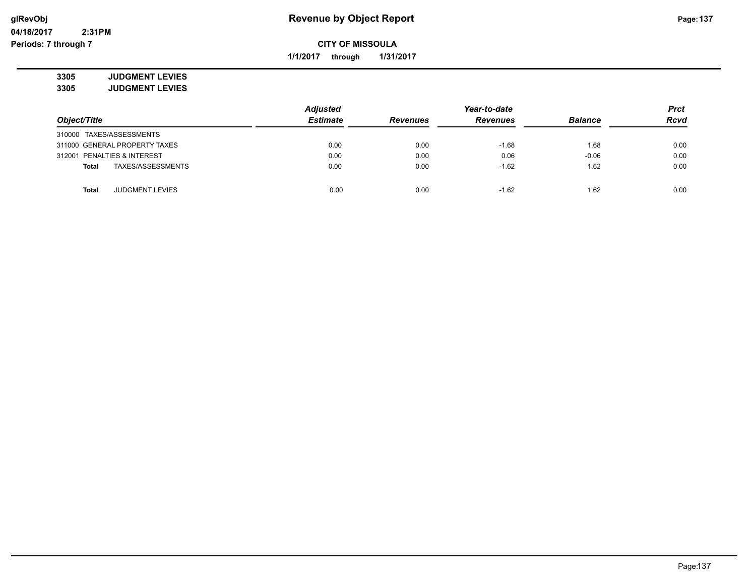**Revenue by Object Report**

**CITY OF MISSOULA**

**1/1/2017 through 1/31/2017**

**glRevObj**
**04/18/2017 2:31PM**
**Periods: 7 through 7**

**3305 JUDGMENT LEVIES**
**3305 JUDGMENT LEVIES**

| Object/Title | Adjusted Estimate | Revenues | Year-to-date Revenues | Balance | Prct Rcvd |
|---|---|---|---|---|---|
| 310000 TAXES/ASSESSMENTS | | | | | |
| 311000 GENERAL PROPERTY TAXES | 0.00 | 0.00 | -1.68 | 1.68 | 0.00 |
| 312001 PENALTIES & INTEREST | 0.00 | 0.00 | 0.06 | -0.06 | 0.00 |
| **Total** TAXES/ASSESSMENTS | 0.00 | 0.00 | -1.62 | 1.62 | 0.00 |
| | | | | | |
| **Total** JUDGMENT LEVIES | 0.00 | 0.00 | -1.62 | 1.62 | 0.00 |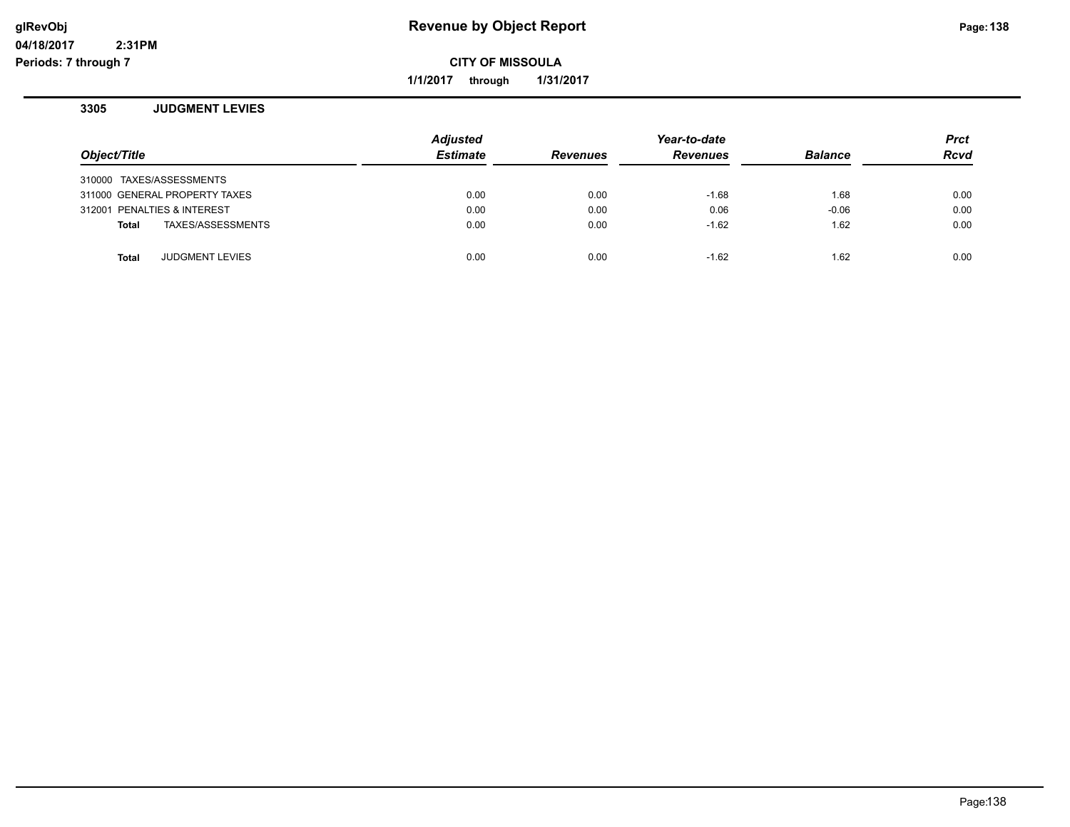# Revenue by Object Report

glRevObj
04/18/2017 2:31PM
Periods: 7 through 7

**CITY OF MISSOULA**

**1/1/2017 through 1/31/2017**

## 3305 JUDGMENT LEVIES

| Object/Title | Adjusted Estimate | Revenues | Year-to-date Revenues | Balance | Prct Rcvd |
|---|---|---|---|---|---|
| 310000 TAXES/ASSESSMENTS | | | | | |
| 311000 GENERAL PROPERTY TAXES | 0.00 | 0.00 | -1.68 | 1.68 | 0.00 |
| 312001 PENALTIES & INTEREST | 0.00 | 0.00 | 0.06 | -0.06 | 0.00 |
| **Total** TAXES/ASSESSMENTS | 0.00 | 0.00 | -1.62 | 1.62 | 0.00 |
| **Total** JUDGMENT LEVIES | 0.00 | 0.00 | -1.62 | 1.62 | 0.00 |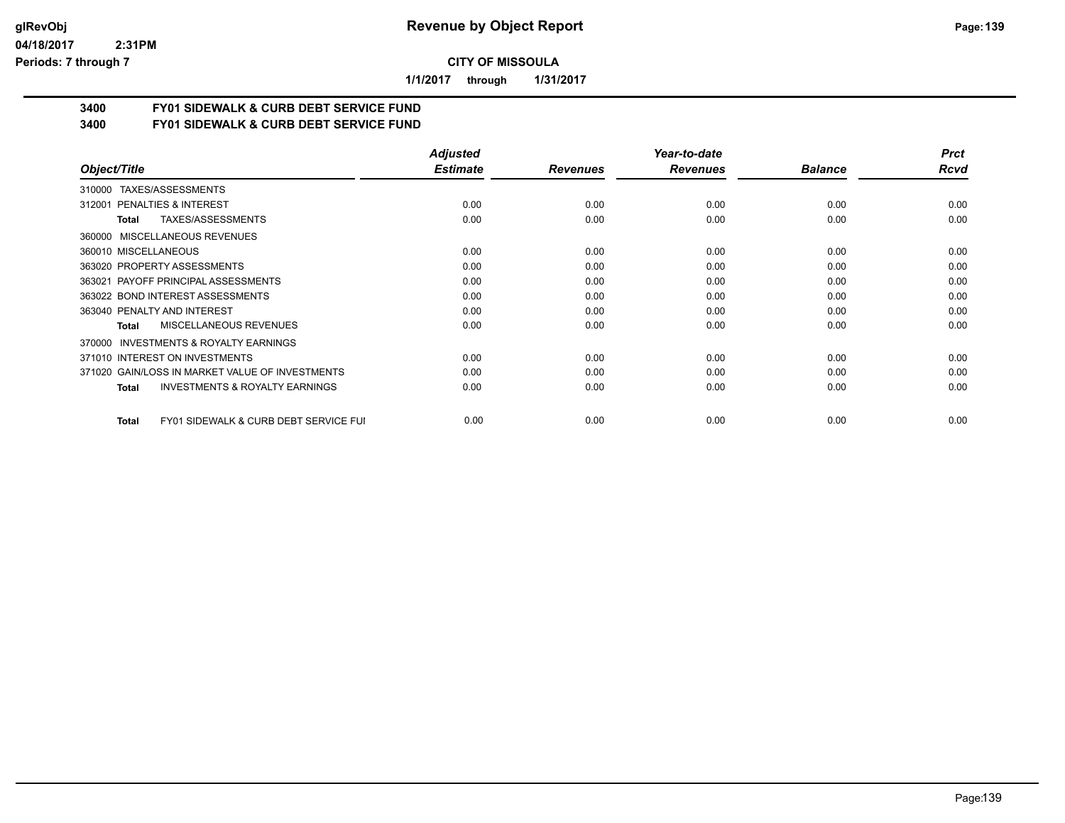**CITY OF MISSOULA**

**1/1/2017 through 1/31/2017**

## 3400 FY01 SIDEWALK & CURB DEBT SERVICE FUND
## 3400 FY01 SIDEWALK & CURB DEBT SERVICE FUND

| Object/Title | Adjusted Estimate | Revenues | Year-to-date Revenues | Balance | Prct Rcvd |
|---|---|---|---|---|---|
| 310000 TAXES/ASSESSMENTS | | | | | |
| 312001 PENALTIES & INTEREST | 0.00 | 0.00 | 0.00 | 0.00 | 0.00 |
| **Total** TAXES/ASSESSMENTS | 0.00 | 0.00 | 0.00 | 0.00 | 0.00 |
| 360000 MISCELLANEOUS REVENUES | | | | | |
| 360010 MISCELLANEOUS | 0.00 | 0.00 | 0.00 | 0.00 | 0.00 |
| 363020 PROPERTY ASSESSMENTS | 0.00 | 0.00 | 0.00 | 0.00 | 0.00 |
| 363021 PAYOFF PRINCIPAL ASSESSMENTS | 0.00 | 0.00 | 0.00 | 0.00 | 0.00 |
| 363022 BOND INTEREST ASSESSMENTS | 0.00 | 0.00 | 0.00 | 0.00 | 0.00 |
| 363040 PENALTY AND INTEREST | 0.00 | 0.00 | 0.00 | 0.00 | 0.00 |
| **Total** MISCELLANEOUS REVENUES | 0.00 | 0.00 | 0.00 | 0.00 | 0.00 |
| 370000 INVESTMENTS & ROYALTY EARNINGS | | | | | |
| 371010 INTEREST ON INVESTMENTS | 0.00 | 0.00 | 0.00 | 0.00 | 0.00 |
| 371020 GAIN/LOSS IN MARKET VALUE OF INVESTMENTS | 0.00 | 0.00 | 0.00 | 0.00 | 0.00 |
| **Total** INVESTMENTS & ROYALTY EARNINGS | 0.00 | 0.00 | 0.00 | 0.00 | 0.00 |
| **Total** FY01 SIDEWALK & CURB DEBT SERVICE FUI | 0.00 | 0.00 | 0.00 | 0.00 | 0.00 |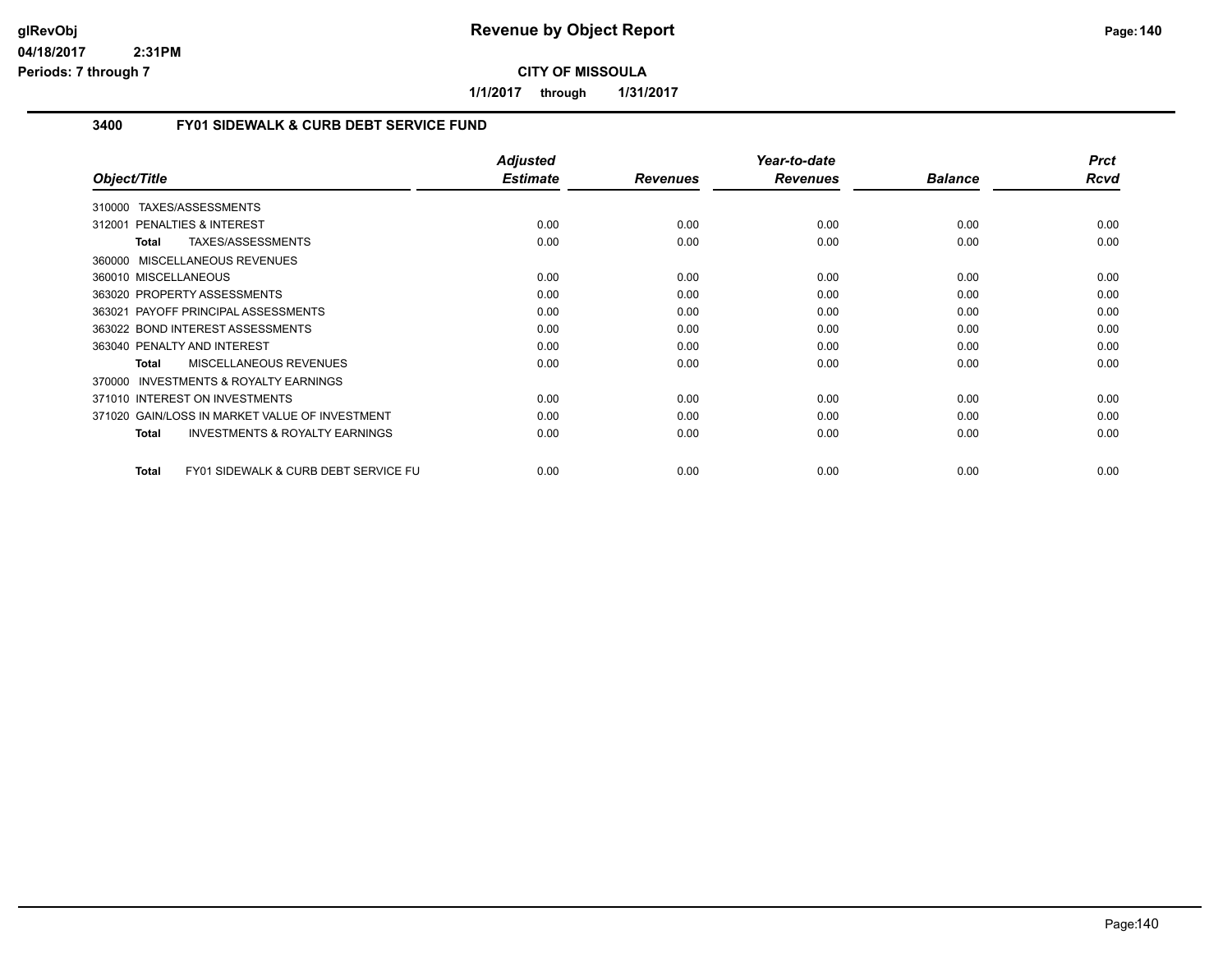**Revenue by Object Report**

**CITY OF MISSOULA**

**1/1/2017 through 1/31/2017**

glRevObj
04/18/2017 2:31PM
Periods: 7 through 7

## 3400 FY01 SIDEWALK & CURB DEBT SERVICE FUND

| Object/Title | Adjusted Estimate | Revenues | Year-to-date Revenues | Balance | Prct Rcvd |
|---|---|---|---|---|---|
| 310000 TAXES/ASSESSMENTS | | | | | |
| 312001 PENALTIES & INTEREST | 0.00 | 0.00 | 0.00 | 0.00 | 0.00 |
| **Total** TAXES/ASSESSMENTS | 0.00 | 0.00 | 0.00 | 0.00 | 0.00 |
| 360000 MISCELLANEOUS REVENUES | | | | | |
| 360010 MISCELLANEOUS | 0.00 | 0.00 | 0.00 | 0.00 | 0.00 |
| 363020 PROPERTY ASSESSMENTS | 0.00 | 0.00 | 0.00 | 0.00 | 0.00 |
| 363021 PAYOFF PRINCIPAL ASSESSMENTS | 0.00 | 0.00 | 0.00 | 0.00 | 0.00 |
| 363022 BOND INTEREST ASSESSMENTS | 0.00 | 0.00 | 0.00 | 0.00 | 0.00 |
| 363040 PENALTY AND INTEREST | 0.00 | 0.00 | 0.00 | 0.00 | 0.00 |
| **Total** MISCELLANEOUS REVENUES | 0.00 | 0.00 | 0.00 | 0.00 | 0.00 |
| 370000 INVESTMENTS & ROYALTY EARNINGS | | | | | |
| 371010 INTEREST ON INVESTMENTS | 0.00 | 0.00 | 0.00 | 0.00 | 0.00 |
| 371020 GAIN/LOSS IN MARKET VALUE OF INVESTMENT | 0.00 | 0.00 | 0.00 | 0.00 | 0.00 |
| **Total** INVESTMENTS & ROYALTY EARNINGS | 0.00 | 0.00 | 0.00 | 0.00 | 0.00 |
| **Total** FY01 SIDEWALK & CURB DEBT SERVICE FU | 0.00 | 0.00 | 0.00 | 0.00 | 0.00 |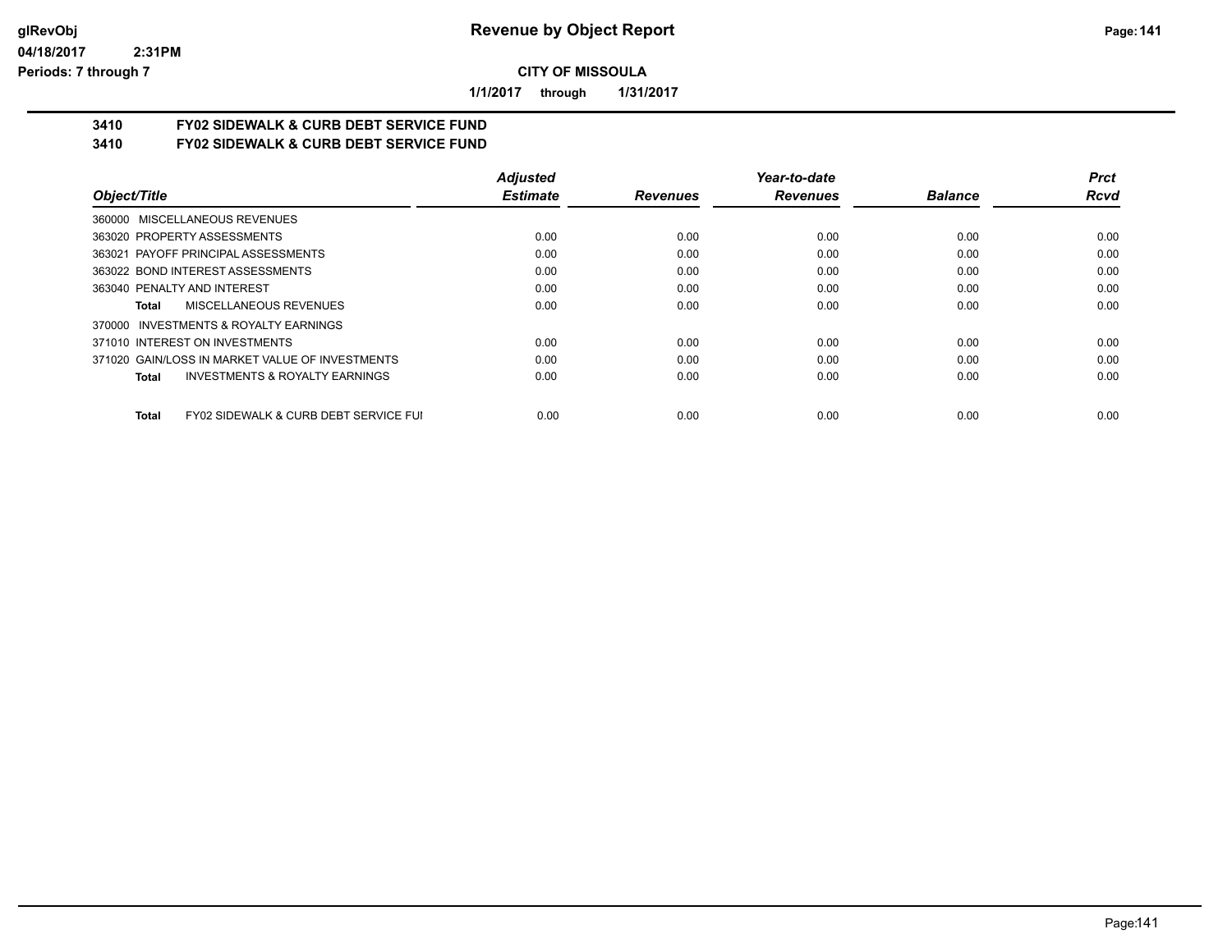**glRevObj** 04/18/2017 2:31PM
**Periods: 7 through 7**

# Revenue by Object Report

**CITY OF MISSOULA**

**1/1/2017 through 1/31/2017**

## 3410 FY02 SIDEWALK & CURB DEBT SERVICE FUND
## 3410 FY02 SIDEWALK & CURB DEBT SERVICE FUND

| Object/Title | Adjusted Estimate | Revenues | Year-to-date Revenues | Balance | Prct Rcvd |
|---|---|---|---|---|---|
| 360000 MISCELLANEOUS REVENUES | | | | | |
| 363020 PROPERTY ASSESSMENTS | 0.00 | 0.00 | 0.00 | 0.00 | 0.00 |
| 363021 PAYOFF PRINCIPAL ASSESSMENTS | 0.00 | 0.00 | 0.00 | 0.00 | 0.00 |
| 363022 BOND INTEREST ASSESSMENTS | 0.00 | 0.00 | 0.00 | 0.00 | 0.00 |
| 363040 PENALTY AND INTEREST | 0.00 | 0.00 | 0.00 | 0.00 | 0.00 |
| **Total** MISCELLANEOUS REVENUES | 0.00 | 0.00 | 0.00 | 0.00 | 0.00 |
| 370000 INVESTMENTS & ROYALTY EARNINGS | | | | | |
| 371010 INTEREST ON INVESTMENTS | 0.00 | 0.00 | 0.00 | 0.00 | 0.00 |
| 371020 GAIN/LOSS IN MARKET VALUE OF INVESTMENTS | 0.00 | 0.00 | 0.00 | 0.00 | 0.00 |
| **Total** INVESTMENTS & ROYALTY EARNINGS | 0.00 | 0.00 | 0.00 | 0.00 | 0.00 |
| **Total** FY02 SIDEWALK & CURB DEBT SERVICE FUI | 0.00 | 0.00 | 0.00 | 0.00 | 0.00 |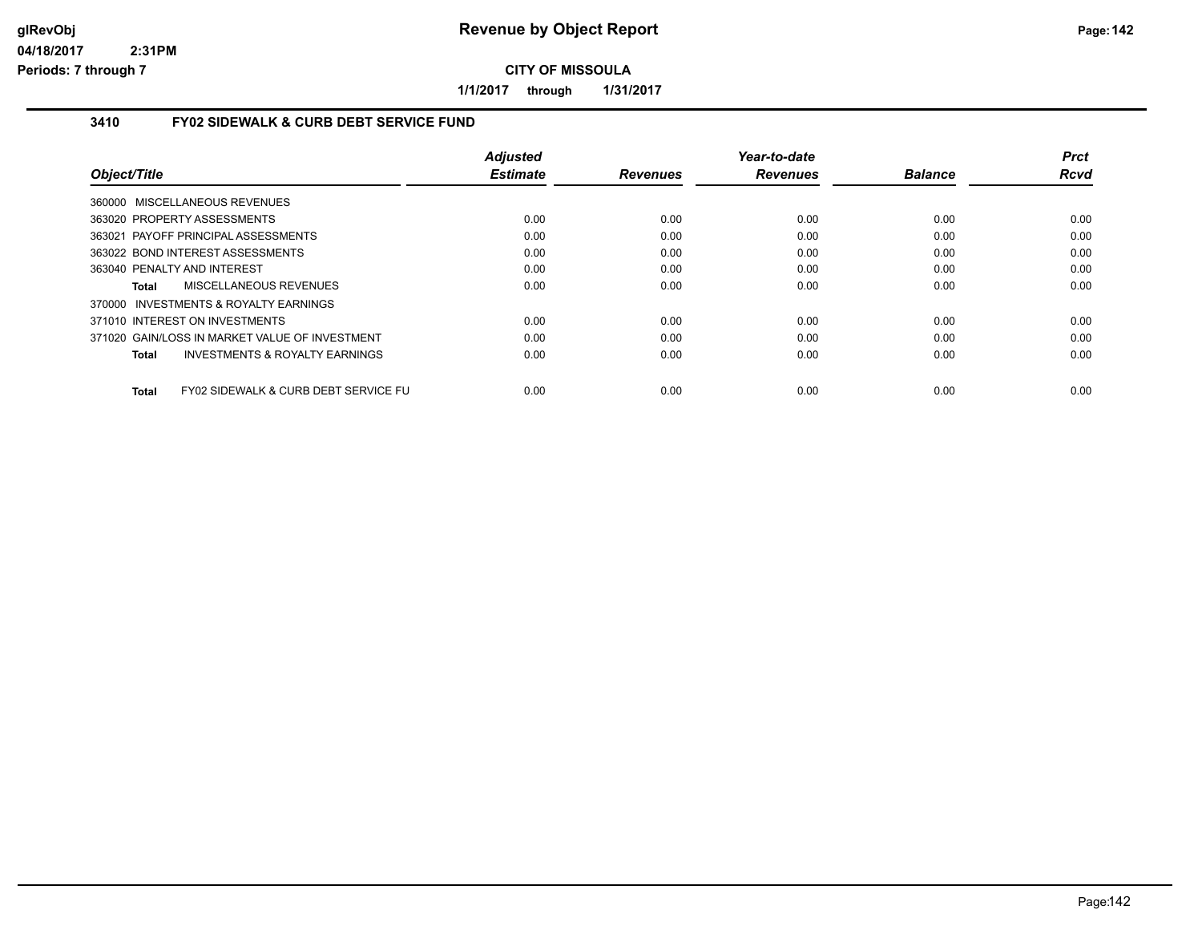# Revenue by Object Report

**CITY OF MISSOULA**

**1/1/2017 through 1/31/2017**

## 3410 FY02 SIDEWALK & CURB DEBT SERVICE FUND

| Object/Title | Adjusted Estimate | Revenues | Year-to-date Revenues | Balance | Prct Rcvd |
|---|---|---|---|---|---|
| 360000 MISCELLANEOUS REVENUES | | | | | |
| 363020 PROPERTY ASSESSMENTS | 0.00 | 0.00 | 0.00 | 0.00 | 0.00 |
| 363021 PAYOFF PRINCIPAL ASSESSMENTS | 0.00 | 0.00 | 0.00 | 0.00 | 0.00 |
| 363022 BOND INTEREST ASSESSMENTS | 0.00 | 0.00 | 0.00 | 0.00 | 0.00 |
| 363040 PENALTY AND INTEREST | 0.00 | 0.00 | 0.00 | 0.00 | 0.00 |
| **Total** MISCELLANEOUS REVENUES | 0.00 | 0.00 | 0.00 | 0.00 | 0.00 |
| 370000 INVESTMENTS & ROYALTY EARNINGS | | | | | |
| 371010 INTEREST ON INVESTMENTS | 0.00 | 0.00 | 0.00 | 0.00 | 0.00 |
| 371020 GAIN/LOSS IN MARKET VALUE OF INVESTMENT | 0.00 | 0.00 | 0.00 | 0.00 | 0.00 |
| **Total** INVESTMENTS & ROYALTY EARNINGS | 0.00 | 0.00 | 0.00 | 0.00 | 0.00 |
| **Total** FY02 SIDEWALK & CURB DEBT SERVICE FU | 0.00 | 0.00 | 0.00 | 0.00 | 0.00 |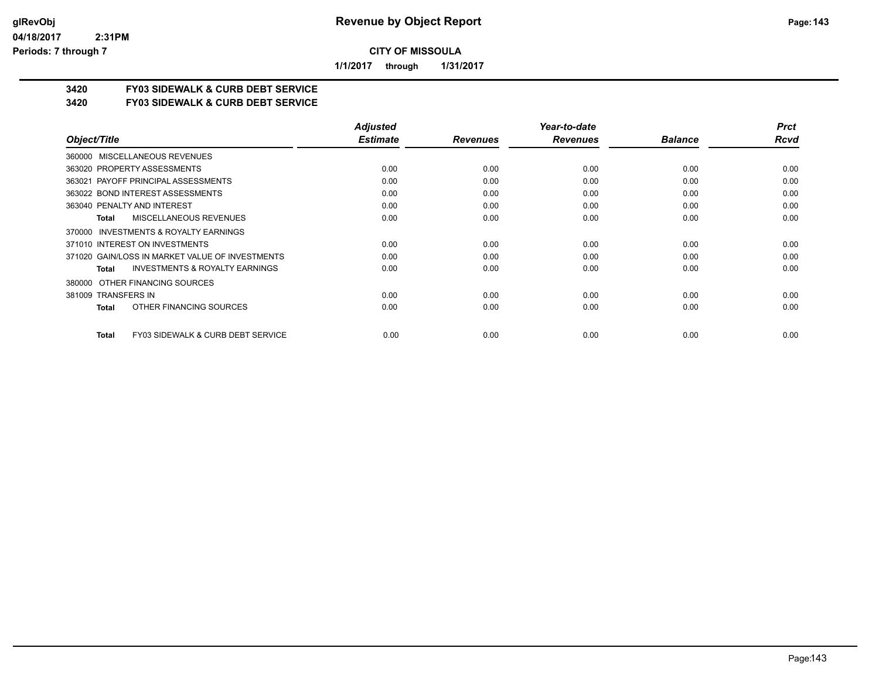glRevObj
04/18/2017 2:31PM
Periods: 7 through 7

# Revenue by Object Report

**CITY OF MISSOULA**

**1/1/2017 through 1/31/2017**

**3420 FY03 SIDEWALK & CURB DEBT SERVICE**
**3420 FY03 SIDEWALK & CURB DEBT SERVICE**

| Object/Title | Adjusted Estimate | Revenues | Year-to-date Revenues | Balance | Prct Rcvd |
|---|---|---|---|---|---|
| 360000 MISCELLANEOUS REVENUES | | | | | |
| 363020 PROPERTY ASSESSMENTS | 0.00 | 0.00 | 0.00 | 0.00 | 0.00 |
| 363021 PAYOFF PRINCIPAL ASSESSMENTS | 0.00 | 0.00 | 0.00 | 0.00 | 0.00 |
| 363022 BOND INTEREST ASSESSMENTS | 0.00 | 0.00 | 0.00 | 0.00 | 0.00 |
| 363040 PENALTY AND INTEREST | 0.00 | 0.00 | 0.00 | 0.00 | 0.00 |
| **Total** MISCELLANEOUS REVENUES | 0.00 | 0.00 | 0.00 | 0.00 | 0.00 |
| 370000 INVESTMENTS & ROYALTY EARNINGS | | | | | |
| 371010 INTEREST ON INVESTMENTS | 0.00 | 0.00 | 0.00 | 0.00 | 0.00 |
| 371020 GAIN/LOSS IN MARKET VALUE OF INVESTMENTS | 0.00 | 0.00 | 0.00 | 0.00 | 0.00 |
| **Total** INVESTMENTS & ROYALTY EARNINGS | 0.00 | 0.00 | 0.00 | 0.00 | 0.00 |
| 380000 OTHER FINANCING SOURCES | | | | | |
| 381009 TRANSFERS IN | 0.00 | 0.00 | 0.00 | 0.00 | 0.00 |
| **Total** OTHER FINANCING SOURCES | 0.00 | 0.00 | 0.00 | 0.00 | 0.00 |
| **Total** FY03 SIDEWALK & CURB DEBT SERVICE | 0.00 | 0.00 | 0.00 | 0.00 | 0.00 |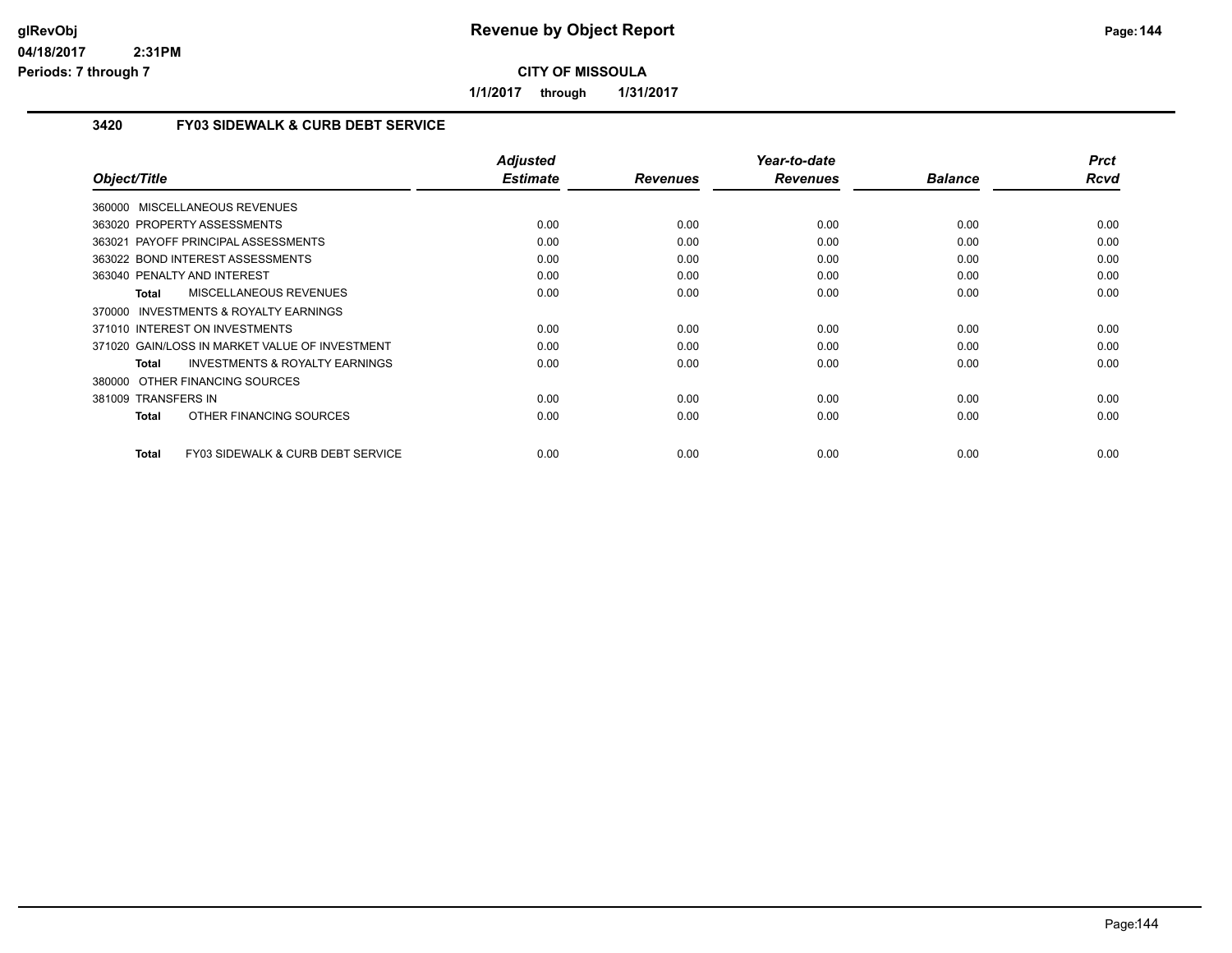**Revenue by Object Report**

**CITY OF MISSOULA**

**1/1/2017 through 1/31/2017**

glRevObj
04/18/2017 2:31PM
Periods: 7 through 7

### 3420 FY03 SIDEWALK & CURB DEBT SERVICE

| Object/Title | Adjusted Estimate | Revenues | Year-to-date Revenues | Balance | Prct Rcvd |
|---|---|---|---|---|---|
| 360000 MISCELLANEOUS REVENUES | | | | | |
| 363020 PROPERTY ASSESSMENTS | 0.00 | 0.00 | 0.00 | 0.00 | 0.00 |
| 363021 PAYOFF PRINCIPAL ASSESSMENTS | 0.00 | 0.00 | 0.00 | 0.00 | 0.00 |
| 363022 BOND INTEREST ASSESSMENTS | 0.00 | 0.00 | 0.00 | 0.00 | 0.00 |
| 363040 PENALTY AND INTEREST | 0.00 | 0.00 | 0.00 | 0.00 | 0.00 |
| **Total** MISCELLANEOUS REVENUES | 0.00 | 0.00 | 0.00 | 0.00 | 0.00 |
| 370000 INVESTMENTS & ROYALTY EARNINGS | | | | | |
| 371010 INTEREST ON INVESTMENTS | 0.00 | 0.00 | 0.00 | 0.00 | 0.00 |
| 371020 GAIN/LOSS IN MARKET VALUE OF INVESTMENT | 0.00 | 0.00 | 0.00 | 0.00 | 0.00 |
| **Total** INVESTMENTS & ROYALTY EARNINGS | 0.00 | 0.00 | 0.00 | 0.00 | 0.00 |
| 380000 OTHER FINANCING SOURCES | | | | | |
| 381009 TRANSFERS IN | 0.00 | 0.00 | 0.00 | 0.00 | 0.00 |
| **Total** OTHER FINANCING SOURCES | 0.00 | 0.00 | 0.00 | 0.00 | 0.00 |
| **Total** FY03 SIDEWALK & CURB DEBT SERVICE | 0.00 | 0.00 | 0.00 | 0.00 | 0.00 |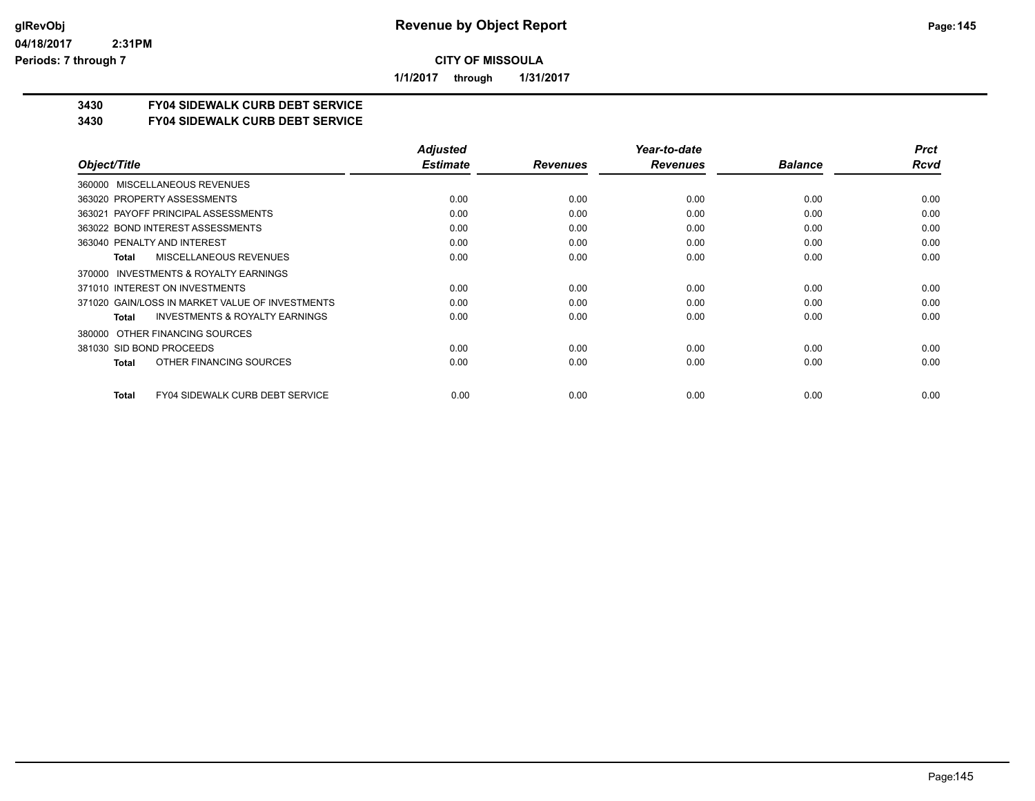# Revenue by Object Report

**CITY OF MISSOULA**

**1/1/2017 through 1/31/2017**

glRevObj
04/18/2017 2:31PM
Periods: 7 through 7

**3430 FY04 SIDEWALK CURB DEBT SERVICE**
**3430 FY04 SIDEWALK CURB DEBT SERVICE**

| Object/Title | Adjusted Estimate | Revenues | Year-to-date Revenues | Balance | Prct Rcvd |
|---|---|---|---|---|---|
| 360000 MISCELLANEOUS REVENUES | | | | | |
| 363020 PROPERTY ASSESSMENTS | 0.00 | 0.00 | 0.00 | 0.00 | 0.00 |
| 363021 PAYOFF PRINCIPAL ASSESSMENTS | 0.00 | 0.00 | 0.00 | 0.00 | 0.00 |
| 363022 BOND INTEREST ASSESSMENTS | 0.00 | 0.00 | 0.00 | 0.00 | 0.00 |
| 363040 PENALTY AND INTEREST | 0.00 | 0.00 | 0.00 | 0.00 | 0.00 |
| **Total** MISCELLANEOUS REVENUES | 0.00 | 0.00 | 0.00 | 0.00 | 0.00 |
| 370000 INVESTMENTS & ROYALTY EARNINGS | | | | | |
| 371010 INTEREST ON INVESTMENTS | 0.00 | 0.00 | 0.00 | 0.00 | 0.00 |
| 371020 GAIN/LOSS IN MARKET VALUE OF INVESTMENTS | 0.00 | 0.00 | 0.00 | 0.00 | 0.00 |
| **Total** INVESTMENTS & ROYALTY EARNINGS | 0.00 | 0.00 | 0.00 | 0.00 | 0.00 |
| 380000 OTHER FINANCING SOURCES | | | | | |
| 381030 SID BOND PROCEEDS | 0.00 | 0.00 | 0.00 | 0.00 | 0.00 |
| **Total** OTHER FINANCING SOURCES | 0.00 | 0.00 | 0.00 | 0.00 | 0.00 |
| **Total** FY04 SIDEWALK CURB DEBT SERVICE | 0.00 | 0.00 | 0.00 | 0.00 | 0.00 |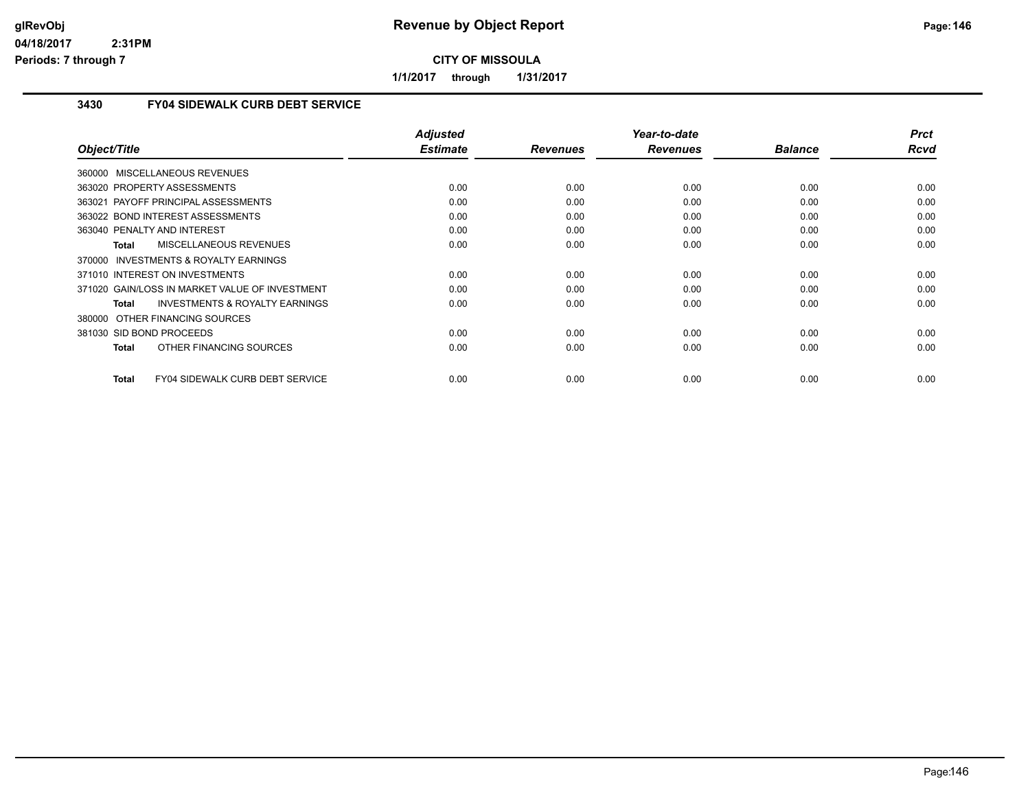# Revenue by Object Report

**CITY OF MISSOULA**

**1/1/2017 through 1/31/2017**

glRevObj
04/18/2017 2:31PM
Periods: 7 through 7

## 3430 FY04 SIDEWALK CURB DEBT SERVICE

| Object/Title | Adjusted Estimate | Revenues | Year-to-date Revenues | Balance | Prct Rcvd |
|---|---|---|---|---|---|
| 360000 MISCELLANEOUS REVENUES | | | | | |
| 363020 PROPERTY ASSESSMENTS | 0.00 | 0.00 | 0.00 | 0.00 | 0.00 |
| 363021 PAYOFF PRINCIPAL ASSESSMENTS | 0.00 | 0.00 | 0.00 | 0.00 | 0.00 |
| 363022 BOND INTEREST ASSESSMENTS | 0.00 | 0.00 | 0.00 | 0.00 | 0.00 |
| 363040 PENALTY AND INTEREST | 0.00 | 0.00 | 0.00 | 0.00 | 0.00 |
| **Total** MISCELLANEOUS REVENUES | 0.00 | 0.00 | 0.00 | 0.00 | 0.00 |
| 370000 INVESTMENTS & ROYALTY EARNINGS | | | | | |
| 371010 INTEREST ON INVESTMENTS | 0.00 | 0.00 | 0.00 | 0.00 | 0.00 |
| 371020 GAIN/LOSS IN MARKET VALUE OF INVESTMENT | 0.00 | 0.00 | 0.00 | 0.00 | 0.00 |
| **Total** INVESTMENTS & ROYALTY EARNINGS | 0.00 | 0.00 | 0.00 | 0.00 | 0.00 |
| 380000 OTHER FINANCING SOURCES | | | | | |
| 381030 SID BOND PROCEEDS | 0.00 | 0.00 | 0.00 | 0.00 | 0.00 |
| **Total** OTHER FINANCING SOURCES | 0.00 | 0.00 | 0.00 | 0.00 | 0.00 |
| **Total** FY04 SIDEWALK CURB DEBT SERVICE | 0.00 | 0.00 | 0.00 | 0.00 | 0.00 |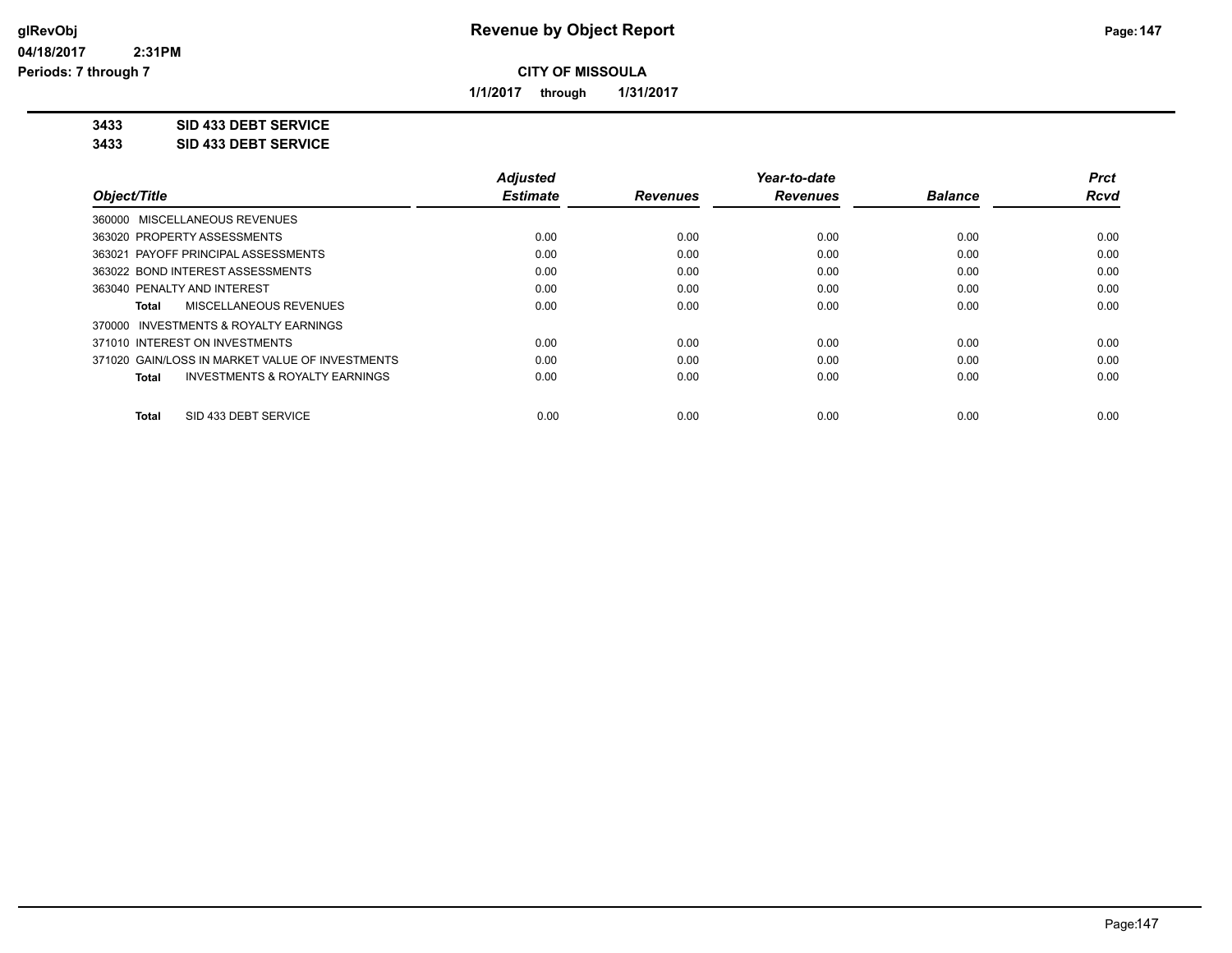**Revenue by Object Report**

**CITY OF MISSOULA**

**1/1/2017 through 1/31/2017**

glRevObj
04/18/2017 2:31PM
Periods: 7 through 7

**3433 SID 433 DEBT SERVICE**
**3433 SID 433 DEBT SERVICE**

| Object/Title | Adjusted Estimate | Revenues | Year-to-date Revenues | Balance | Prct Rcvd |
|---|---|---|---|---|---|
| 360000 MISCELLANEOUS REVENUES | | | | | |
| 363020 PROPERTY ASSESSMENTS | 0.00 | 0.00 | 0.00 | 0.00 | 0.00 |
| 363021 PAYOFF PRINCIPAL ASSESSMENTS | 0.00 | 0.00 | 0.00 | 0.00 | 0.00 |
| 363022 BOND INTEREST ASSESSMENTS | 0.00 | 0.00 | 0.00 | 0.00 | 0.00 |
| 363040 PENALTY AND INTEREST | 0.00 | 0.00 | 0.00 | 0.00 | 0.00 |
| **Total** MISCELLANEOUS REVENUES | 0.00 | 0.00 | 0.00 | 0.00 | 0.00 |
| 370000 INVESTMENTS & ROYALTY EARNINGS | | | | | |
| 371010 INTEREST ON INVESTMENTS | 0.00 | 0.00 | 0.00 | 0.00 | 0.00 |
| 371020 GAIN/LOSS IN MARKET VALUE OF INVESTMENTS | 0.00 | 0.00 | 0.00 | 0.00 | 0.00 |
| **Total** INVESTMENTS & ROYALTY EARNINGS | 0.00 | 0.00 | 0.00 | 0.00 | 0.00 |
| **Total** SID 433 DEBT SERVICE | 0.00 | 0.00 | 0.00 | 0.00 | 0.00 |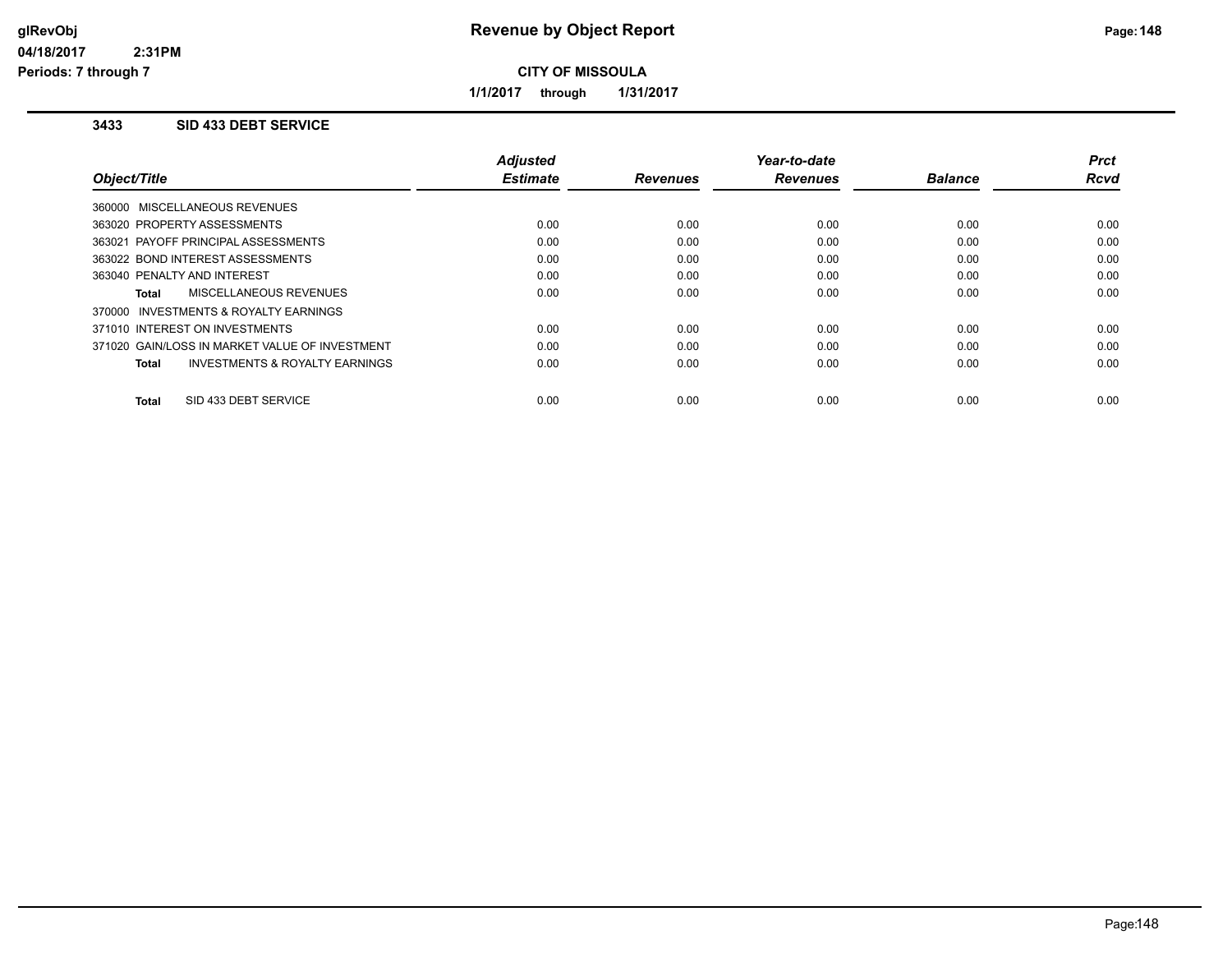# Revenue by Object Report

**CITY OF MISSOULA**

**1/1/2017 through 1/31/2017**

glRevObj
04/18/2017 2:31PM
Periods: 7 through 7

### 3433 SID 433 DEBT SERVICE

| Object/Title | Adjusted Estimate | Revenues | Year-to-date Revenues | Balance | Prct Rcvd |
|---|---|---|---|---|---|
| 360000 MISCELLANEOUS REVENUES | | | | | |
| 363020 PROPERTY ASSESSMENTS | 0.00 | 0.00 | 0.00 | 0.00 | 0.00 |
| 363021 PAYOFF PRINCIPAL ASSESSMENTS | 0.00 | 0.00 | 0.00 | 0.00 | 0.00 |
| 363022 BOND INTEREST ASSESSMENTS | 0.00 | 0.00 | 0.00 | 0.00 | 0.00 |
| 363040 PENALTY AND INTEREST | 0.00 | 0.00 | 0.00 | 0.00 | 0.00 |
| **Total** MISCELLANEOUS REVENUES | 0.00 | 0.00 | 0.00 | 0.00 | 0.00 |
| 370000 INVESTMENTS & ROYALTY EARNINGS | | | | | |
| 371010 INTEREST ON INVESTMENTS | 0.00 | 0.00 | 0.00 | 0.00 | 0.00 |
| 371020 GAIN/LOSS IN MARKET VALUE OF INVESTMENT | 0.00 | 0.00 | 0.00 | 0.00 | 0.00 |
| **Total** INVESTMENTS & ROYALTY EARNINGS | 0.00 | 0.00 | 0.00 | 0.00 | 0.00 |
| **Total** SID 433 DEBT SERVICE | 0.00 | 0.00 | 0.00 | 0.00 | 0.00 |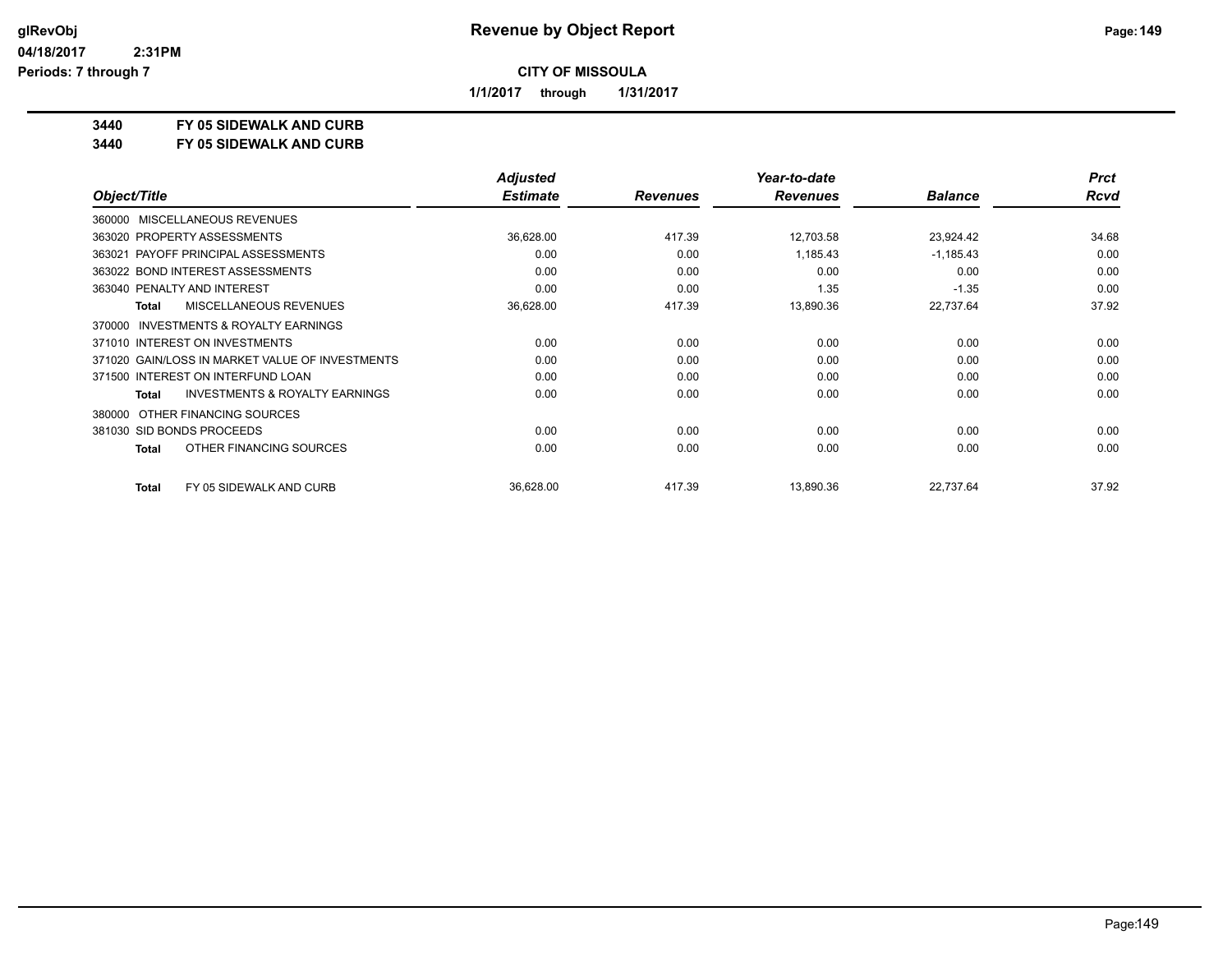**Revenue by Object Report**

glRevObj
04/18/2017 2:31PM
Periods: 7 through 7

**CITY OF MISSOULA**

**1/1/2017 through 1/31/2017**

**3440 FY 05 SIDEWALK AND CURB**
**3440 FY 05 SIDEWALK AND CURB**

| Object/Title | Adjusted Estimate | Revenues | Year-to-date Revenues | Balance | Prct Rcvd |
|---|---|---|---|---|---|
| 360000 MISCELLANEOUS REVENUES | | | | | |
| 363020 PROPERTY ASSESSMENTS | 36,628.00 | 417.39 | 12,703.58 | 23,924.42 | 34.68 |
| 363021 PAYOFF PRINCIPAL ASSESSMENTS | 0.00 | 0.00 | 1,185.43 | -1,185.43 | 0.00 |
| 363022 BOND INTEREST ASSESSMENTS | 0.00 | 0.00 | 0.00 | 0.00 | 0.00 |
| 363040 PENALTY AND INTEREST | 0.00 | 0.00 | 1.35 | -1.35 | 0.00 |
| **Total** MISCELLANEOUS REVENUES | 36,628.00 | 417.39 | 13,890.36 | 22,737.64 | 37.92 |
| 370000 INVESTMENTS & ROYALTY EARNINGS | | | | | |
| 371010 INTEREST ON INVESTMENTS | 0.00 | 0.00 | 0.00 | 0.00 | 0.00 |
| 371020 GAIN/LOSS IN MARKET VALUE OF INVESTMENTS | 0.00 | 0.00 | 0.00 | 0.00 | 0.00 |
| 371500 INTEREST ON INTERFUND LOAN | 0.00 | 0.00 | 0.00 | 0.00 | 0.00 |
| **Total** INVESTMENTS & ROYALTY EARNINGS | 0.00 | 0.00 | 0.00 | 0.00 | 0.00 |
| 380000 OTHER FINANCING SOURCES | | | | | |
| 381030 SID BONDS PROCEEDS | 0.00 | 0.00 | 0.00 | 0.00 | 0.00 |
| **Total** OTHER FINANCING SOURCES | 0.00 | 0.00 | 0.00 | 0.00 | 0.00 |
| **Total** FY 05 SIDEWALK AND CURB | 36,628.00 | 417.39 | 13,890.36 | 22,737.64 | 37.92 |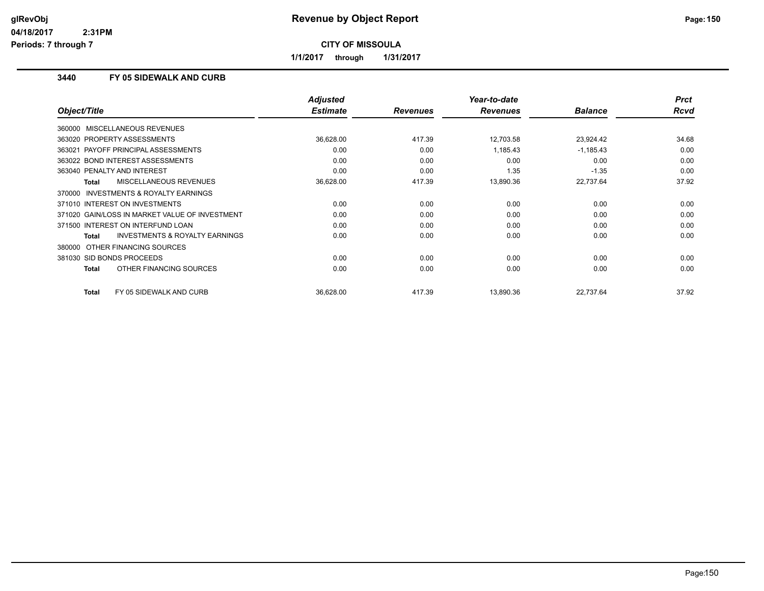# Revenue by Object Report

**CITY OF MISSOULA**

**1/1/2017 through 1/31/2017**

glRevObj
04/18/2017 2:31PM
Periods: 7 through 7

### 3440 FY 05 SIDEWALK AND CURB

| Object/Title | Adjusted Estimate | Revenues | Year-to-date Revenues | Balance | Prct Rcvd |
|---|---|---|---|---|---|
| 360000 MISCELLANEOUS REVENUES | | | | | |
| 363020 PROPERTY ASSESSMENTS | 36,628.00 | 417.39 | 12,703.58 | 23,924.42 | 34.68 |
| 363021 PAYOFF PRINCIPAL ASSESSMENTS | 0.00 | 0.00 | 1,185.43 | -1,185.43 | 0.00 |
| 363022 BOND INTEREST ASSESSMENTS | 0.00 | 0.00 | 0.00 | 0.00 | 0.00 |
| 363040 PENALTY AND INTEREST | 0.00 | 0.00 | 1.35 | -1.35 | 0.00 |
| **Total** MISCELLANEOUS REVENUES | 36,628.00 | 417.39 | 13,890.36 | 22,737.64 | 37.92 |
| 370000 INVESTMENTS & ROYALTY EARNINGS | | | | | |
| 371010 INTEREST ON INVESTMENTS | 0.00 | 0.00 | 0.00 | 0.00 | 0.00 |
| 371020 GAIN/LOSS IN MARKET VALUE OF INVESTMENT | 0.00 | 0.00 | 0.00 | 0.00 | 0.00 |
| 371500 INTEREST ON INTERFUND LOAN | 0.00 | 0.00 | 0.00 | 0.00 | 0.00 |
| **Total** INVESTMENTS & ROYALTY EARNINGS | 0.00 | 0.00 | 0.00 | 0.00 | 0.00 |
| 380000 OTHER FINANCING SOURCES | | | | | |
| 381030 SID BONDS PROCEEDS | 0.00 | 0.00 | 0.00 | 0.00 | 0.00 |
| **Total** OTHER FINANCING SOURCES | 0.00 | 0.00 | 0.00 | 0.00 | 0.00 |
| **Total** FY 05 SIDEWALK AND CURB | 36,628.00 | 417.39 | 13,890.36 | 22,737.64 | 37.92 |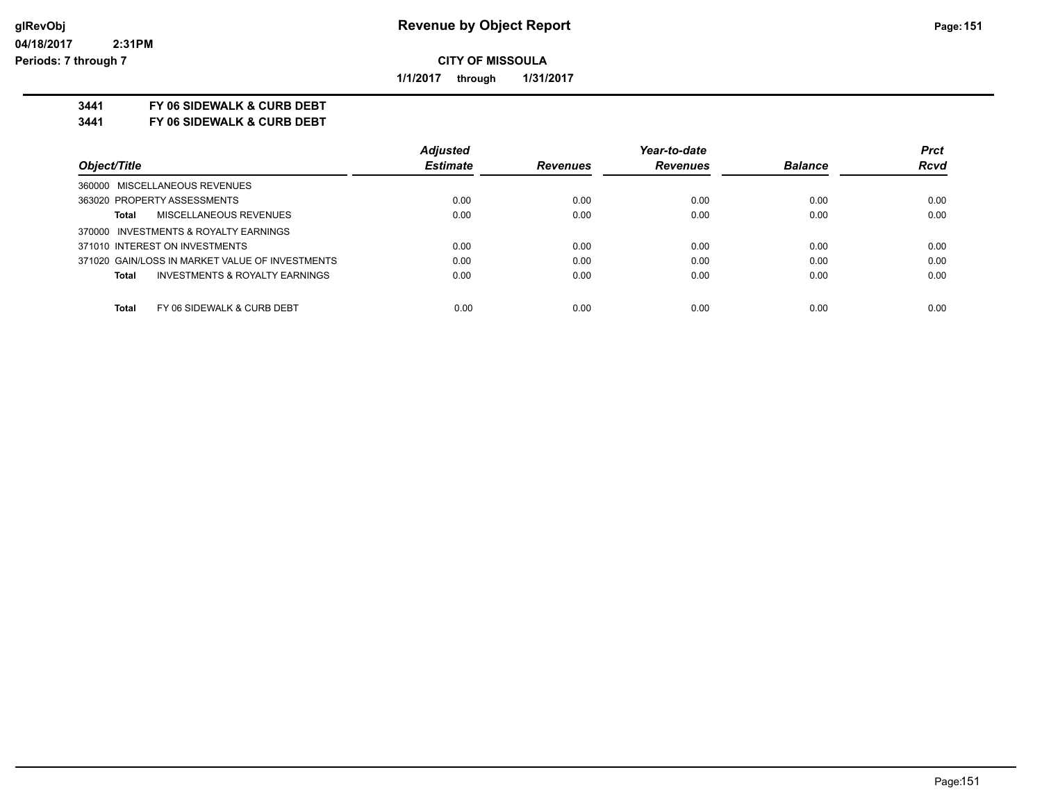**Revenue by Object Report**

**CITY OF MISSOULA**

**1/1/2017 through 1/31/2017**

glRevObj
04/18/2017 2:31PM
Periods: 7 through 7

**3441 FY 06 SIDEWALK & CURB DEBT**
**3441 FY 06 SIDEWALK & CURB DEBT**

| Object/Title | Adjusted Estimate | Revenues | Year-to-date Revenues | Balance | Prct Rcvd |
|---|---|---|---|---|---|
| 360000 MISCELLANEOUS REVENUES | | | | | |
| 363020 PROPERTY ASSESSMENTS | 0.00 | 0.00 | 0.00 | 0.00 | 0.00 |
| **Total** MISCELLANEOUS REVENUES | 0.00 | 0.00 | 0.00 | 0.00 | 0.00 |
| 370000 INVESTMENTS & ROYALTY EARNINGS | | | | | |
| 371010 INTEREST ON INVESTMENTS | 0.00 | 0.00 | 0.00 | 0.00 | 0.00 |
| 371020 GAIN/LOSS IN MARKET VALUE OF INVESTMENTS | 0.00 | 0.00 | 0.00 | 0.00 | 0.00 |
| **Total** INVESTMENTS & ROYALTY EARNINGS | 0.00 | 0.00 | 0.00 | 0.00 | 0.00 |
| **Total** FY 06 SIDEWALK & CURB DEBT | 0.00 | 0.00 | 0.00 | 0.00 | 0.00 |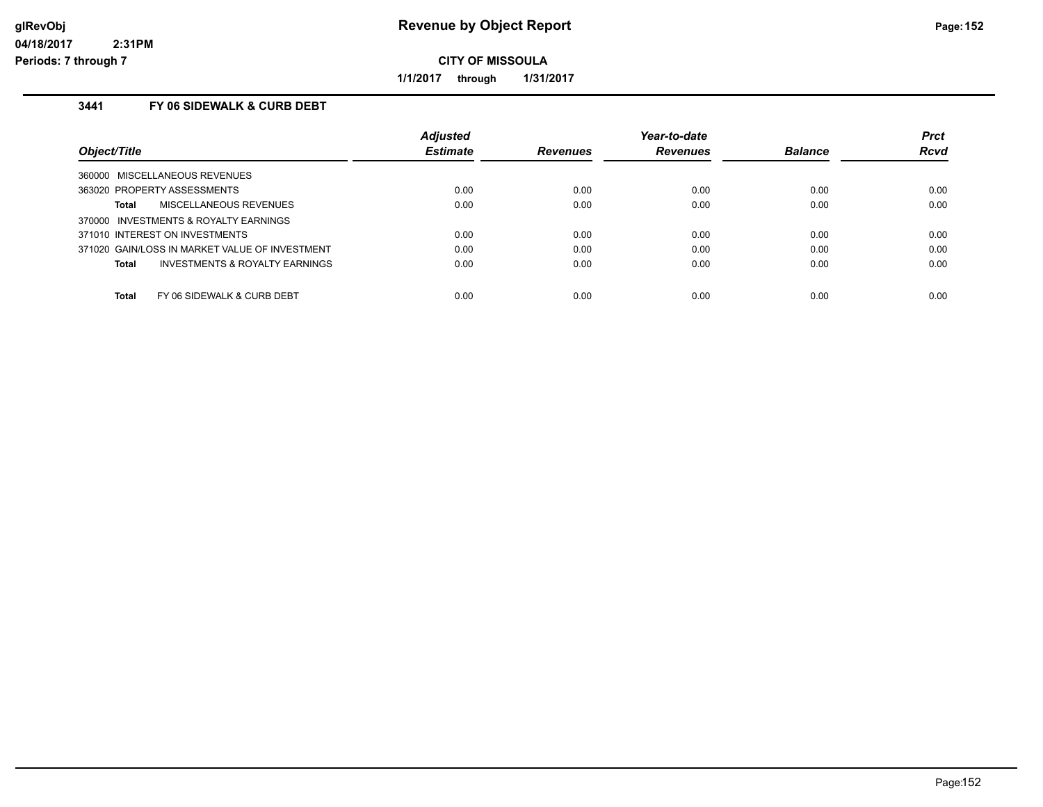# Revenue by Object Report

**CITY OF MISSOULA**

**1/1/2017 through 1/31/2017**

glRevObj
04/18/2017 2:31PM
Periods: 7 through 7

## 3441 FY 06 SIDEWALK & CURB DEBT

| Object/Title | Adjusted Estimate | Revenues | Year-to-date Revenues | Balance | Prct Rcvd |
|---|---|---|---|---|---|
| 360000 MISCELLANEOUS REVENUES | | | | | |
| 363020 PROPERTY ASSESSMENTS | 0.00 | 0.00 | 0.00 | 0.00 | 0.00 |
| **Total** MISCELLANEOUS REVENUES | 0.00 | 0.00 | 0.00 | 0.00 | 0.00 |
| 370000 INVESTMENTS & ROYALTY EARNINGS | | | | | |
| 371010 INTEREST ON INVESTMENTS | 0.00 | 0.00 | 0.00 | 0.00 | 0.00 |
| 371020 GAIN/LOSS IN MARKET VALUE OF INVESTMENT | 0.00 | 0.00 | 0.00 | 0.00 | 0.00 |
| **Total** INVESTMENTS & ROYALTY EARNINGS | 0.00 | 0.00 | 0.00 | 0.00 | 0.00 |
| **Total** FY 06 SIDEWALK & CURB DEBT | 0.00 | 0.00 | 0.00 | 0.00 | 0.00 |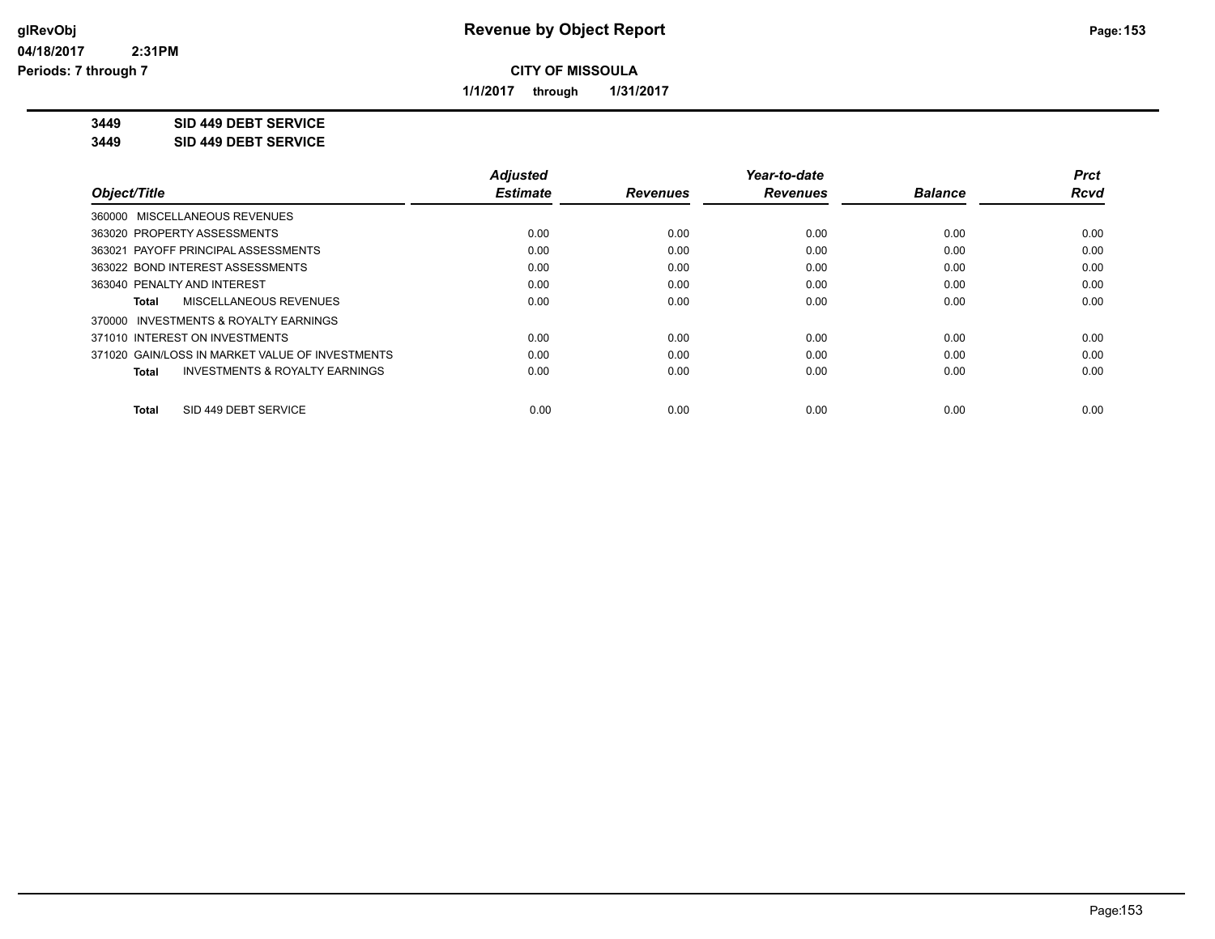**CITY OF MISSOULA**

**1/1/2017 through 1/31/2017**

**3449 SID 449 DEBT SERVICE**

**3449 SID 449 DEBT SERVICE**

| Object/Title | Adjusted Estimate | Revenues | Year-to-date Revenues | Balance | Prct Rcvd |
|---|---|---|---|---|---|
| 360000 MISCELLANEOUS REVENUES | | | | | |
| 363020 PROPERTY ASSESSMENTS | 0.00 | 0.00 | 0.00 | 0.00 | 0.00 |
| 363021 PAYOFF PRINCIPAL ASSESSMENTS | 0.00 | 0.00 | 0.00 | 0.00 | 0.00 |
| 363022 BOND INTEREST ASSESSMENTS | 0.00 | 0.00 | 0.00 | 0.00 | 0.00 |
| 363040 PENALTY AND INTEREST | 0.00 | 0.00 | 0.00 | 0.00 | 0.00 |
| **Total** MISCELLANEOUS REVENUES | 0.00 | 0.00 | 0.00 | 0.00 | 0.00 |
| 370000 INVESTMENTS & ROYALTY EARNINGS | | | | | |
| 371010 INTEREST ON INVESTMENTS | 0.00 | 0.00 | 0.00 | 0.00 | 0.00 |
| 371020 GAIN/LOSS IN MARKET VALUE OF INVESTMENTS | 0.00 | 0.00 | 0.00 | 0.00 | 0.00 |
| **Total** INVESTMENTS & ROYALTY EARNINGS | 0.00 | 0.00 | 0.00 | 0.00 | 0.00 |
| **Total** SID 449 DEBT SERVICE | 0.00 | 0.00 | 0.00 | 0.00 | 0.00 |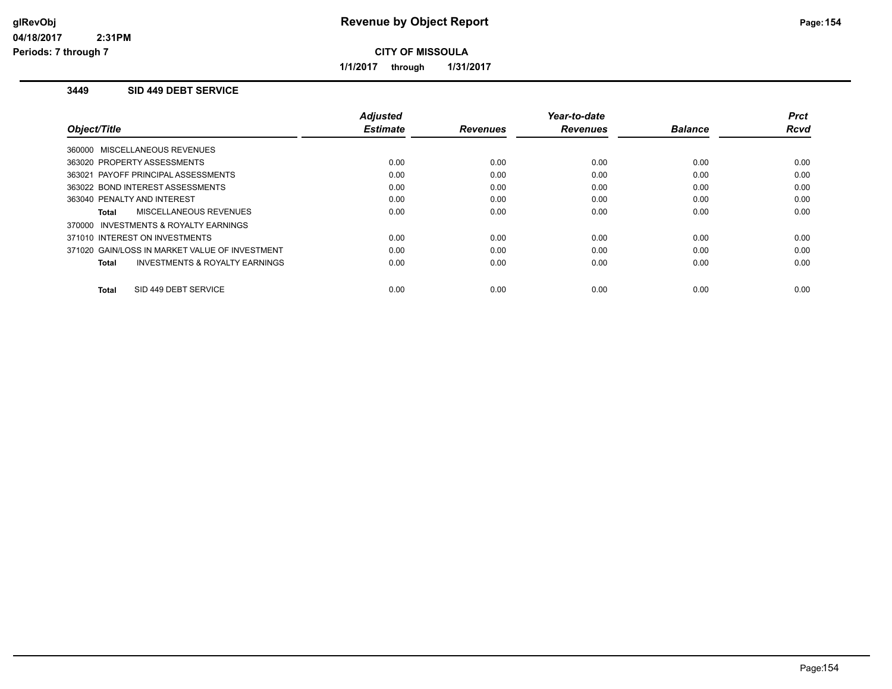# Revenue by Object Report

**CITY OF MISSOULA**

**1/1/2017 through 1/31/2017**

glRevObj
04/18/2017 2:31PM
Periods: 7 through 7

### 3449 SID 449 DEBT SERVICE

| Object/Title | Adjusted Estimate | Revenues | Year-to-date Revenues | Balance | Prct Rcvd |
|---|---|---|---|---|---|
| 360000 MISCELLANEOUS REVENUES | | | | | |
| 363020 PROPERTY ASSESSMENTS | 0.00 | 0.00 | 0.00 | 0.00 | 0.00 |
| 363021 PAYOFF PRINCIPAL ASSESSMENTS | 0.00 | 0.00 | 0.00 | 0.00 | 0.00 |
| 363022 BOND INTEREST ASSESSMENTS | 0.00 | 0.00 | 0.00 | 0.00 | 0.00 |
| 363040 PENALTY AND INTEREST | 0.00 | 0.00 | 0.00 | 0.00 | 0.00 |
| **Total** MISCELLANEOUS REVENUES | 0.00 | 0.00 | 0.00 | 0.00 | 0.00 |
| 370000 INVESTMENTS & ROYALTY EARNINGS | | | | | |
| 371010 INTEREST ON INVESTMENTS | 0.00 | 0.00 | 0.00 | 0.00 | 0.00 |
| 371020 GAIN/LOSS IN MARKET VALUE OF INVESTMENT | 0.00 | 0.00 | 0.00 | 0.00 | 0.00 |
| **Total** INVESTMENTS & ROYALTY EARNINGS | 0.00 | 0.00 | 0.00 | 0.00 | 0.00 |
| **Total** SID 449 DEBT SERVICE | 0.00 | 0.00 | 0.00 | 0.00 | 0.00 |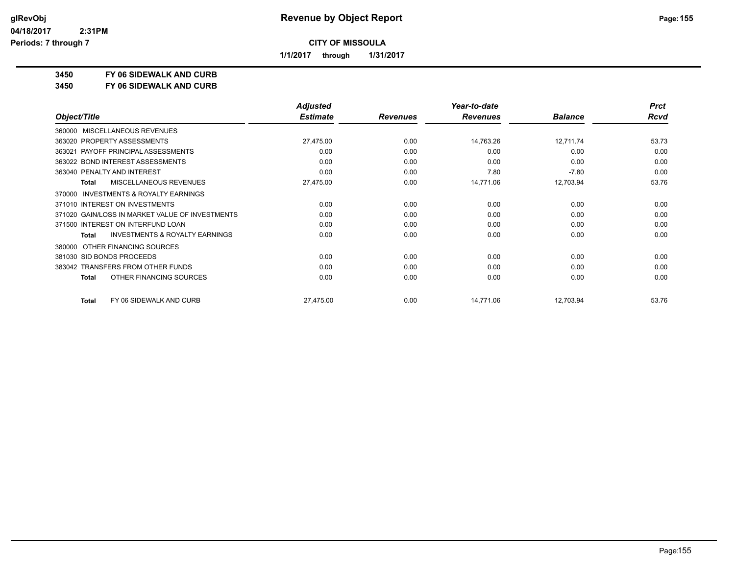**glRevObj**
**04/18/2017 2:31PM**
**Periods: 7 through 7**

# Revenue by Object Report

**CITY OF MISSOULA**

**1/1/2017 through 1/31/2017**

**3450 FY 06 SIDEWALK AND CURB**
**3450 FY 06 SIDEWALK AND CURB**

| Object/Title | Adjusted Estimate | Revenues | Year-to-date Revenues | Balance | Prct Rcvd |
|---|---|---|---|---|---|
| 360000 MISCELLANEOUS REVENUES | | | | | |
| 363020 PROPERTY ASSESSMENTS | 27,475.00 | 0.00 | 14,763.26 | 12,711.74 | 53.73 |
| 363021 PAYOFF PRINCIPAL ASSESSMENTS | 0.00 | 0.00 | 0.00 | 0.00 | 0.00 |
| 363022 BOND INTEREST ASSESSMENTS | 0.00 | 0.00 | 0.00 | 0.00 | 0.00 |
| 363040 PENALTY AND INTEREST | 0.00 | 0.00 | 7.80 | -7.80 | 0.00 |
| **Total** MISCELLANEOUS REVENUES | 27,475.00 | 0.00 | 14,771.06 | 12,703.94 | 53.76 |
| 370000 INVESTMENTS & ROYALTY EARNINGS | | | | | |
| 371010 INTEREST ON INVESTMENTS | 0.00 | 0.00 | 0.00 | 0.00 | 0.00 |
| 371020 GAIN/LOSS IN MARKET VALUE OF INVESTMENTS | 0.00 | 0.00 | 0.00 | 0.00 | 0.00 |
| 371500 INTEREST ON INTERFUND LOAN | 0.00 | 0.00 | 0.00 | 0.00 | 0.00 |
| **Total** INVESTMENTS & ROYALTY EARNINGS | 0.00 | 0.00 | 0.00 | 0.00 | 0.00 |
| 380000 OTHER FINANCING SOURCES | | | | | |
| 381030 SID BONDS PROCEEDS | 0.00 | 0.00 | 0.00 | 0.00 | 0.00 |
| 383042 TRANSFERS FROM OTHER FUNDS | 0.00 | 0.00 | 0.00 | 0.00 | 0.00 |
| **Total** OTHER FINANCING SOURCES | 0.00 | 0.00 | 0.00 | 0.00 | 0.00 |
| **Total** FY 06 SIDEWALK AND CURB | 27,475.00 | 0.00 | 14,771.06 | 12,703.94 | 53.76 |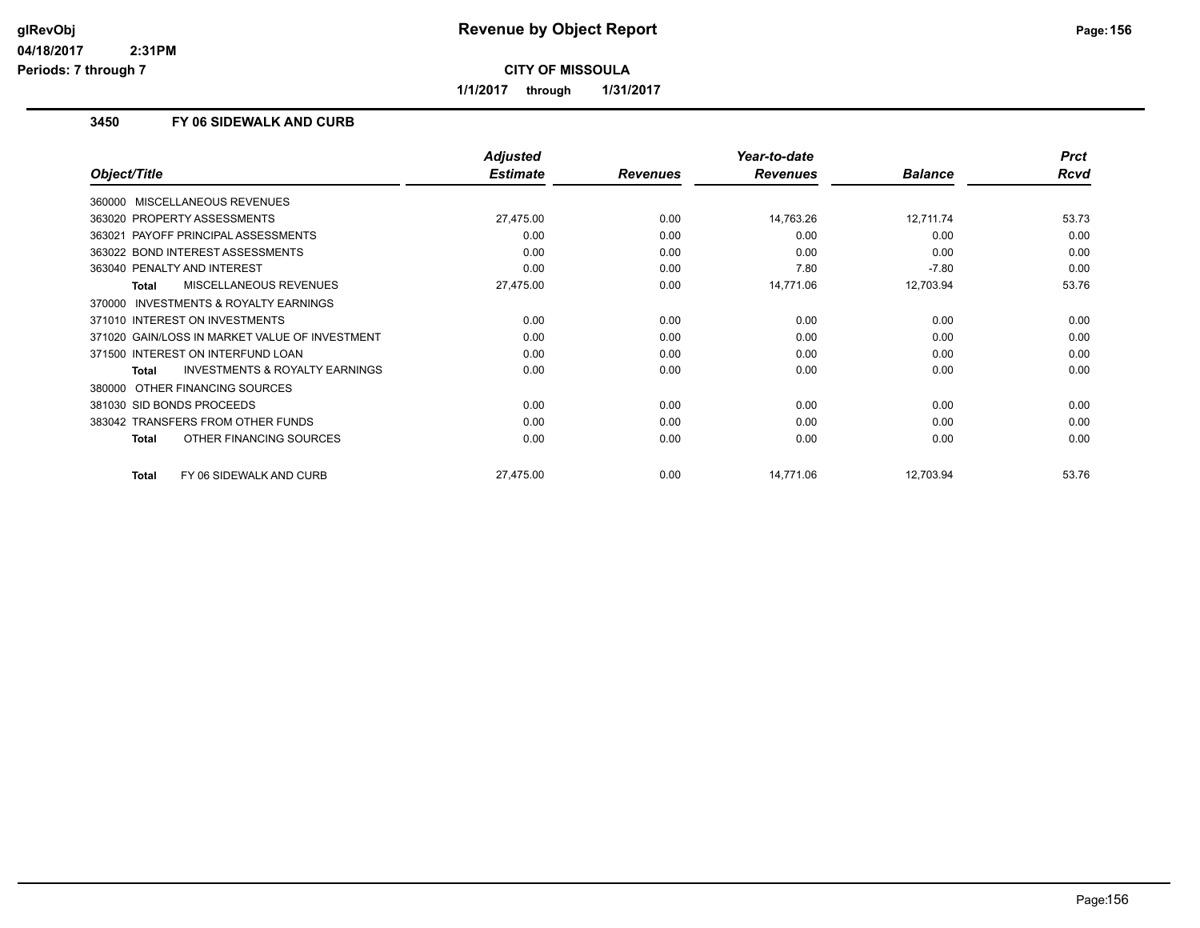# Revenue by Object Report

**CITY OF MISSOULA**

**1/1/2017 through 1/31/2017**

glRevObj
04/18/2017 2:31PM
Periods: 7 through 7

## 3450 FY 06 SIDEWALK AND CURB

| Object/Title | Adjusted Estimate | Revenues | Year-to-date Revenues | Balance | Prct Rcvd |
|---|---|---|---|---|---|
| 360000 MISCELLANEOUS REVENUES | | | | | |
| 363020 PROPERTY ASSESSMENTS | 27,475.00 | 0.00 | 14,763.26 | 12,711.74 | 53.73 |
| 363021 PAYOFF PRINCIPAL ASSESSMENTS | 0.00 | 0.00 | 0.00 | 0.00 | 0.00 |
| 363022 BOND INTEREST ASSESSMENTS | 0.00 | 0.00 | 0.00 | 0.00 | 0.00 |
| 363040 PENALTY AND INTEREST | 0.00 | 0.00 | 7.80 | -7.80 | 0.00 |
| **Total** MISCELLANEOUS REVENUES | 27,475.00 | 0.00 | 14,771.06 | 12,703.94 | 53.76 |
| 370000 INVESTMENTS & ROYALTY EARNINGS | | | | | |
| 371010 INTEREST ON INVESTMENTS | 0.00 | 0.00 | 0.00 | 0.00 | 0.00 |
| 371020 GAIN/LOSS IN MARKET VALUE OF INVESTMENT | 0.00 | 0.00 | 0.00 | 0.00 | 0.00 |
| 371500 INTEREST ON INTERFUND LOAN | 0.00 | 0.00 | 0.00 | 0.00 | 0.00 |
| **Total** INVESTMENTS & ROYALTY EARNINGS | 0.00 | 0.00 | 0.00 | 0.00 | 0.00 |
| 380000 OTHER FINANCING SOURCES | | | | | |
| 381030 SID BONDS PROCEEDS | 0.00 | 0.00 | 0.00 | 0.00 | 0.00 |
| 383042 TRANSFERS FROM OTHER FUNDS | 0.00 | 0.00 | 0.00 | 0.00 | 0.00 |
| **Total** OTHER FINANCING SOURCES | 0.00 | 0.00 | 0.00 | 0.00 | 0.00 |
| **Total** FY 06 SIDEWALK AND CURB | 27,475.00 | 0.00 | 14,771.06 | 12,703.94 | 53.76 |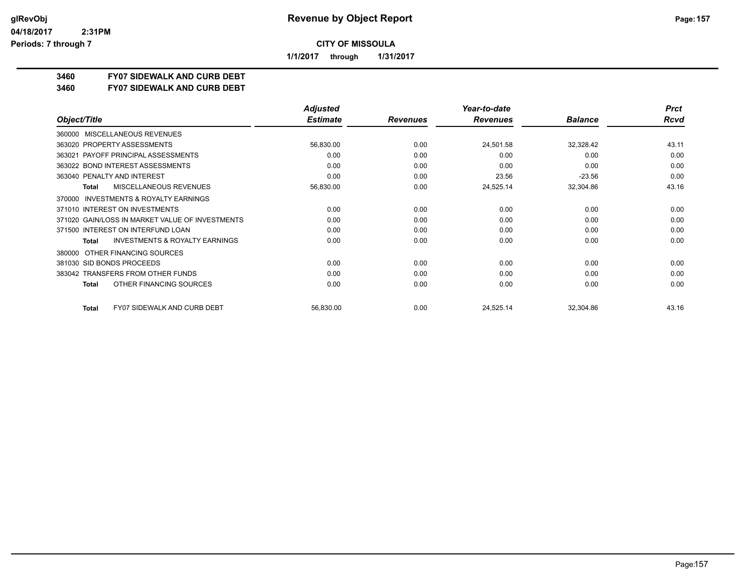**Revenue by Object Report**

**CITY OF MISSOULA**

**1/1/2017 through 1/31/2017**

glRevObj
04/18/2017 2:31PM
Periods: 7 through 7

## 3460 FY07 SIDEWALK AND CURB DEBT
## 3460 FY07 SIDEWALK AND CURB DEBT

| Object/Title | Adjusted Estimate | Revenues | Year-to-date Revenues | Balance | Prct Rcvd |
|---|---|---|---|---|---|
| 360000 MISCELLANEOUS REVENUES | | | | | |
| 363020 PROPERTY ASSESSMENTS | 56,830.00 | 0.00 | 24,501.58 | 32,328.42 | 43.11 |
| 363021 PAYOFF PRINCIPAL ASSESSMENTS | 0.00 | 0.00 | 0.00 | 0.00 | 0.00 |
| 363022 BOND INTEREST ASSESSMENTS | 0.00 | 0.00 | 0.00 | 0.00 | 0.00 |
| 363040 PENALTY AND INTEREST | 0.00 | 0.00 | 23.56 | -23.56 | 0.00 |
| **Total** MISCELLANEOUS REVENUES | 56,830.00 | 0.00 | 24,525.14 | 32,304.86 | 43.16 |
| 370000 INVESTMENTS & ROYALTY EARNINGS | | | | | |
| 371010 INTEREST ON INVESTMENTS | 0.00 | 0.00 | 0.00 | 0.00 | 0.00 |
| 371020 GAIN/LOSS IN MARKET VALUE OF INVESTMENTS | 0.00 | 0.00 | 0.00 | 0.00 | 0.00 |
| 371500 INTEREST ON INTERFUND LOAN | 0.00 | 0.00 | 0.00 | 0.00 | 0.00 |
| **Total** INVESTMENTS & ROYALTY EARNINGS | 0.00 | 0.00 | 0.00 | 0.00 | 0.00 |
| 380000 OTHER FINANCING SOURCES | | | | | |
| 381030 SID BONDS PROCEEDS | 0.00 | 0.00 | 0.00 | 0.00 | 0.00 |
| 383042 TRANSFERS FROM OTHER FUNDS | 0.00 | 0.00 | 0.00 | 0.00 | 0.00 |
| **Total** OTHER FINANCING SOURCES | 0.00 | 0.00 | 0.00 | 0.00 | 0.00 |
| **Total** FY07 SIDEWALK AND CURB DEBT | 56,830.00 | 0.00 | 24,525.14 | 32,304.86 | 43.16 |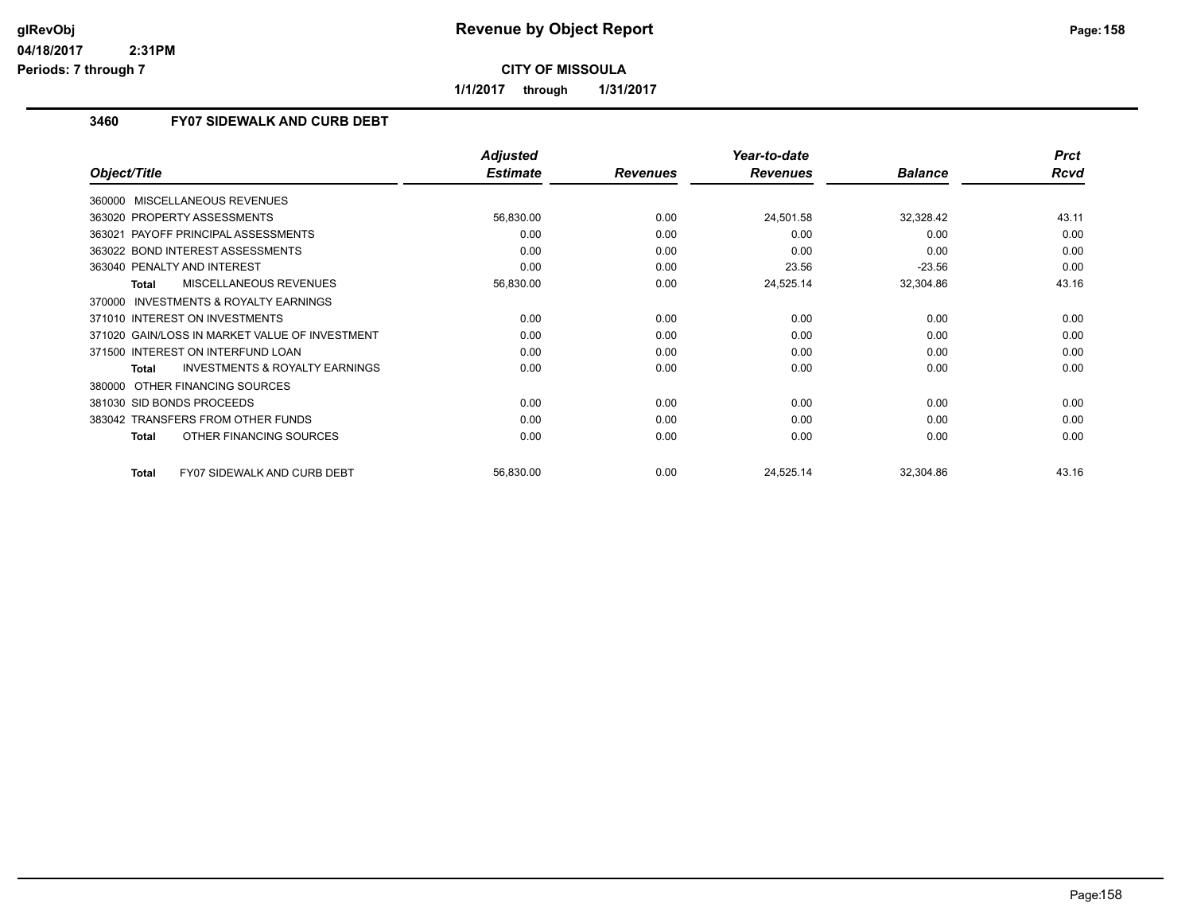# Revenue by Object Report

**CITY OF MISSOULA**

**1/1/2017 through 1/31/2017**

glRevObj
04/18/2017 2:31PM
Periods: 7 through 7

## 3460 FY07 SIDEWALK AND CURB DEBT

| Object/Title | Adjusted Estimate | Revenues | Year-to-date Revenues | Balance | Prct Rcvd |
|---|---|---|---|---|---|
| 360000 MISCELLANEOUS REVENUES | | | | | |
| 363020 PROPERTY ASSESSMENTS | 56,830.00 | 0.00 | 24,501.58 | 32,328.42 | 43.11 |
| 363021 PAYOFF PRINCIPAL ASSESSMENTS | 0.00 | 0.00 | 0.00 | 0.00 | 0.00 |
| 363022 BOND INTEREST ASSESSMENTS | 0.00 | 0.00 | 0.00 | 0.00 | 0.00 |
| 363040 PENALTY AND INTEREST | 0.00 | 0.00 | 23.56 | -23.56 | 0.00 |
| **Total** MISCELLANEOUS REVENUES | 56,830.00 | 0.00 | 24,525.14 | 32,304.86 | 43.16 |
| 370000 INVESTMENTS & ROYALTY EARNINGS | | | | | |
| 371010 INTEREST ON INVESTMENTS | 0.00 | 0.00 | 0.00 | 0.00 | 0.00 |
| 371020 GAIN/LOSS IN MARKET VALUE OF INVESTMENT | 0.00 | 0.00 | 0.00 | 0.00 | 0.00 |
| 371500 INTEREST ON INTERFUND LOAN | 0.00 | 0.00 | 0.00 | 0.00 | 0.00 |
| **Total** INVESTMENTS & ROYALTY EARNINGS | 0.00 | 0.00 | 0.00 | 0.00 | 0.00 |
| 380000 OTHER FINANCING SOURCES | | | | | |
| 381030 SID BONDS PROCEEDS | 0.00 | 0.00 | 0.00 | 0.00 | 0.00 |
| 383042 TRANSFERS FROM OTHER FUNDS | 0.00 | 0.00 | 0.00 | 0.00 | 0.00 |
| **Total** OTHER FINANCING SOURCES | 0.00 | 0.00 | 0.00 | 0.00 | 0.00 |
| **Total** FY07 SIDEWALK AND CURB DEBT | 56,830.00 | 0.00 | 24,525.14 | 32,304.86 | 43.16 |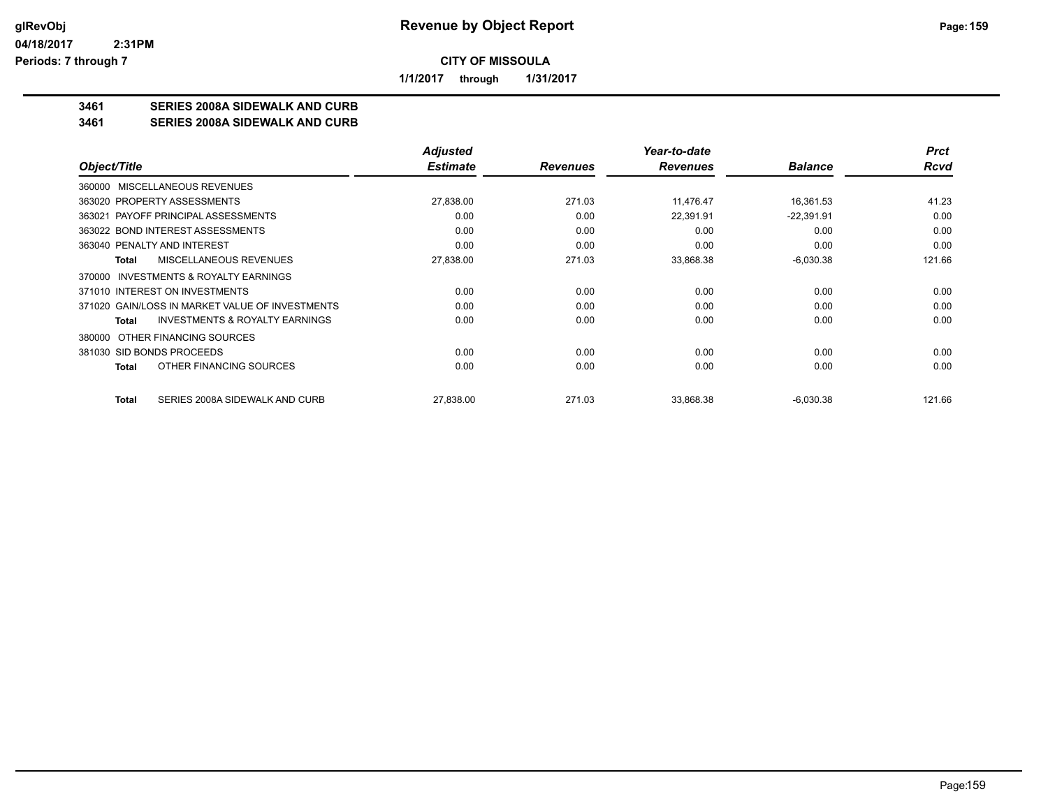# Revenue by Object Report

**CITY OF MISSOULA**

**1/1/2017 through 1/31/2017**

glRevObj
04/18/2017 2:31PM
Periods: 7 through 7

**3461 SERIES 2008A SIDEWALK AND CURB**
**3461 SERIES 2008A SIDEWALK AND CURB**

| Object/Title | Adjusted Estimate | Revenues | Year-to-date Revenues | Balance | Prct Rcvd |
|---|---|---|---|---|---|
| 360000 MISCELLANEOUS REVENUES | | | | | |
| 363020 PROPERTY ASSESSMENTS | 27,838.00 | 271.03 | 11,476.47 | 16,361.53 | 41.23 |
| 363021 PAYOFF PRINCIPAL ASSESSMENTS | 0.00 | 0.00 | 22,391.91 | -22,391.91 | 0.00 |
| 363022 BOND INTEREST ASSESSMENTS | 0.00 | 0.00 | 0.00 | 0.00 | 0.00 |
| 363040 PENALTY AND INTEREST | 0.00 | 0.00 | 0.00 | 0.00 | 0.00 |
| **Total** MISCELLANEOUS REVENUES | 27,838.00 | 271.03 | 33,868.38 | -6,030.38 | 121.66 |
| 370000 INVESTMENTS & ROYALTY EARNINGS | | | | | |
| 371010 INTEREST ON INVESTMENTS | 0.00 | 0.00 | 0.00 | 0.00 | 0.00 |
| 371020 GAIN/LOSS IN MARKET VALUE OF INVESTMENTS | 0.00 | 0.00 | 0.00 | 0.00 | 0.00 |
| **Total** INVESTMENTS & ROYALTY EARNINGS | 0.00 | 0.00 | 0.00 | 0.00 | 0.00 |
| 380000 OTHER FINANCING SOURCES | | | | | |
| 381030 SID BONDS PROCEEDS | 0.00 | 0.00 | 0.00 | 0.00 | 0.00 |
| **Total** OTHER FINANCING SOURCES | 0.00 | 0.00 | 0.00 | 0.00 | 0.00 |
| **Total** SERIES 2008A SIDEWALK AND CURB | 27,838.00 | 271.03 | 33,868.38 | -6,030.38 | 121.66 |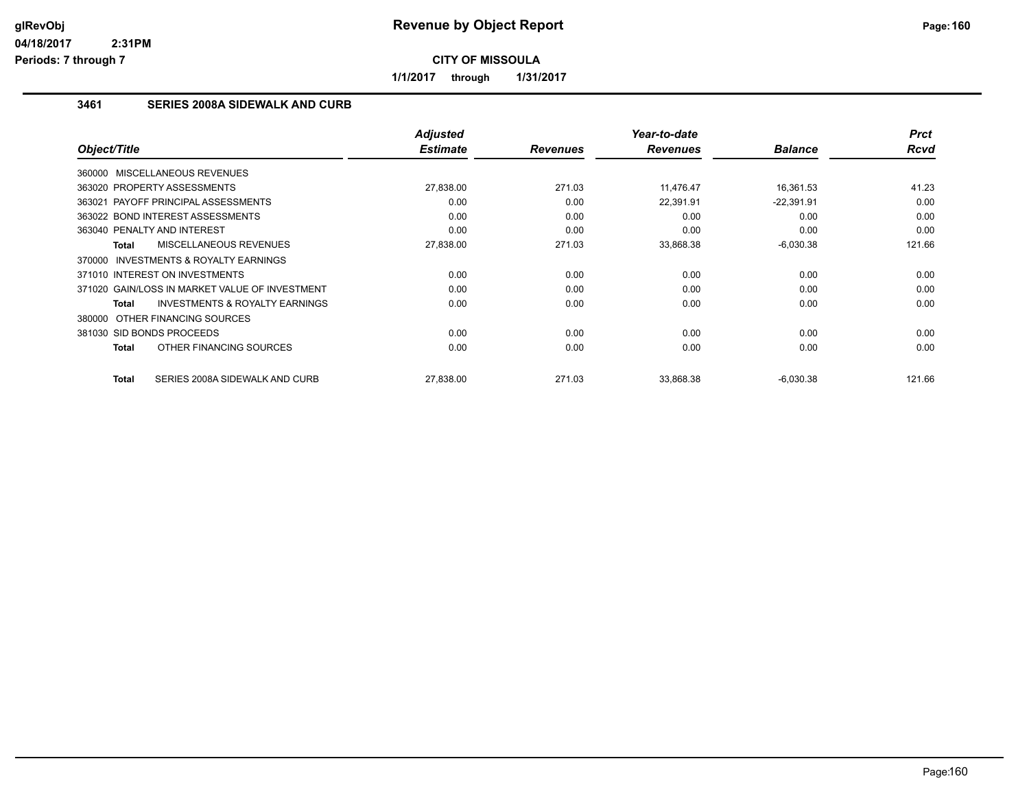# Revenue by Object Report

**CITY OF MISSOULA**

**1/1/2017 through 1/31/2017**

glRevObj
04/18/2017 2:31PM
Periods: 7 through 7

### 3461 SERIES 2008A SIDEWALK AND CURB

| Object/Title | Adjusted Estimate | Revenues | Year-to-date Revenues | Balance | Prct Rcvd |
|---|---|---|---|---|---|
| 360000 MISCELLANEOUS REVENUES | | | | | |
| 363020 PROPERTY ASSESSMENTS | 27,838.00 | 271.03 | 11,476.47 | 16,361.53 | 41.23 |
| 363021 PAYOFF PRINCIPAL ASSESSMENTS | 0.00 | 0.00 | 22,391.91 | -22,391.91 | 0.00 |
| 363022 BOND INTEREST ASSESSMENTS | 0.00 | 0.00 | 0.00 | 0.00 | 0.00 |
| 363040 PENALTY AND INTEREST | 0.00 | 0.00 | 0.00 | 0.00 | 0.00 |
| **Total** MISCELLANEOUS REVENUES | 27,838.00 | 271.03 | 33,868.38 | -6,030.38 | 121.66 |
| 370000 INVESTMENTS & ROYALTY EARNINGS | | | | | |
| 371010 INTEREST ON INVESTMENTS | 0.00 | 0.00 | 0.00 | 0.00 | 0.00 |
| 371020 GAIN/LOSS IN MARKET VALUE OF INVESTMENT | 0.00 | 0.00 | 0.00 | 0.00 | 0.00 |
| **Total** INVESTMENTS & ROYALTY EARNINGS | 0.00 | 0.00 | 0.00 | 0.00 | 0.00 |
| 380000 OTHER FINANCING SOURCES | | | | | |
| 381030 SID BONDS PROCEEDS | 0.00 | 0.00 | 0.00 | 0.00 | 0.00 |
| **Total** OTHER FINANCING SOURCES | 0.00 | 0.00 | 0.00 | 0.00 | 0.00 |
| **Total** SERIES 2008A SIDEWALK AND CURB | 27,838.00 | 271.03 | 33,868.38 | -6,030.38 | 121.66 |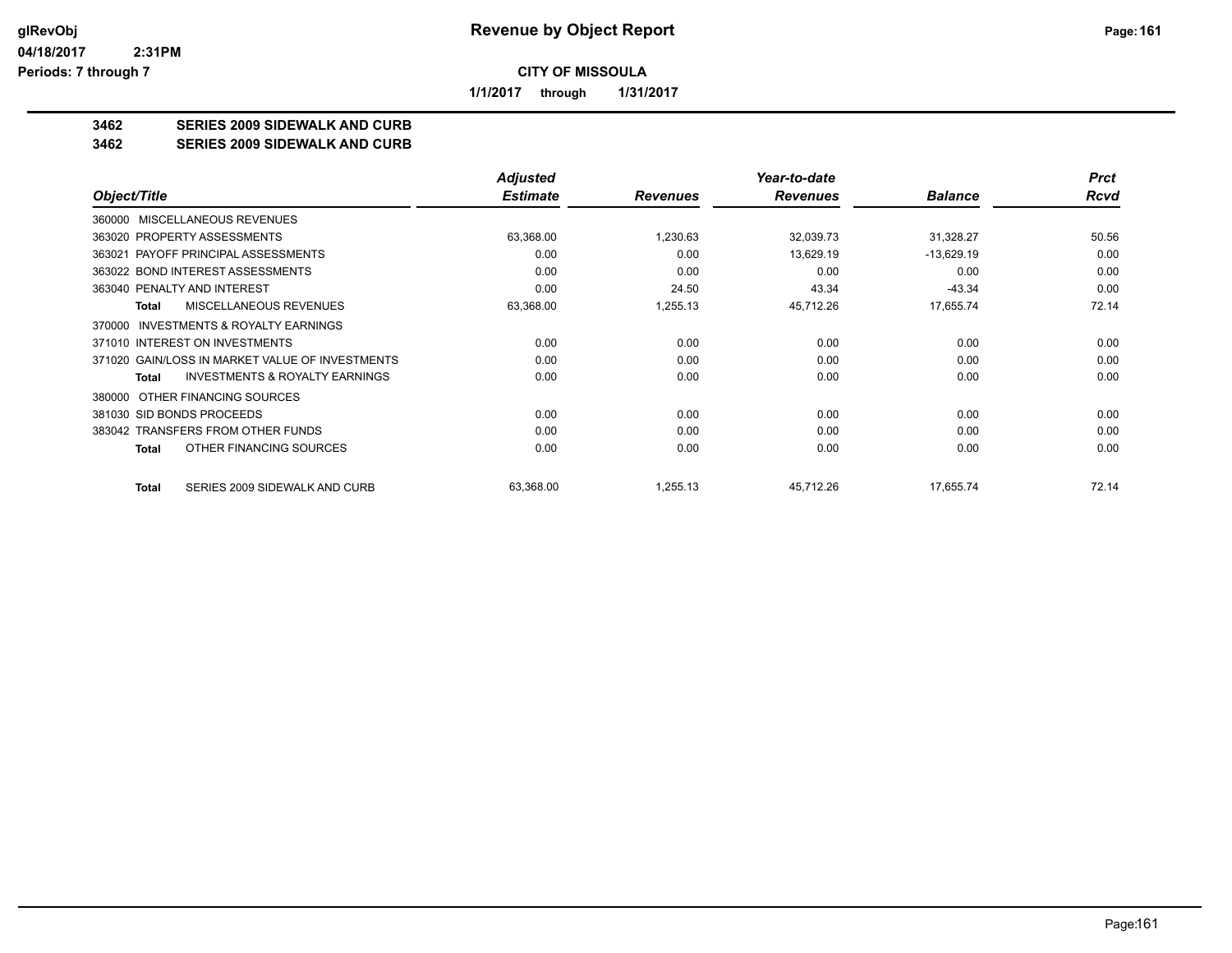**CITY OF MISSOULA**

**1/1/2017 through 1/31/2017**

**3462 SERIES 2009 SIDEWALK AND CURB**

**3462 SERIES 2009 SIDEWALK AND CURB**

| Object/Title | Adjusted Estimate | Revenues | Year-to-date Revenues | Balance | Prct Rcvd |
|---|---|---|---|---|---|
| 360000 MISCELLANEOUS REVENUES | | | | | |
| 363020 PROPERTY ASSESSMENTS | 63,368.00 | 1,230.63 | 32,039.73 | 31,328.27 | 50.56 |
| 363021 PAYOFF PRINCIPAL ASSESSMENTS | 0.00 | 0.00 | 13,629.19 | -13,629.19 | 0.00 |
| 363022 BOND INTEREST ASSESSMENTS | 0.00 | 0.00 | 0.00 | 0.00 | 0.00 |
| 363040 PENALTY AND INTEREST | 0.00 | 24.50 | 43.34 | -43.34 | 0.00 |
| **Total** MISCELLANEOUS REVENUES | 63,368.00 | 1,255.13 | 45,712.26 | 17,655.74 | 72.14 |
| 370000 INVESTMENTS & ROYALTY EARNINGS | | | | | |
| 371010 INTEREST ON INVESTMENTS | 0.00 | 0.00 | 0.00 | 0.00 | 0.00 |
| 371020 GAIN/LOSS IN MARKET VALUE OF INVESTMENTS | 0.00 | 0.00 | 0.00 | 0.00 | 0.00 |
| **Total** INVESTMENTS & ROYALTY EARNINGS | 0.00 | 0.00 | 0.00 | 0.00 | 0.00 |
| 380000 OTHER FINANCING SOURCES | | | | | |
| 381030 SID BONDS PROCEEDS | 0.00 | 0.00 | 0.00 | 0.00 | 0.00 |
| 383042 TRANSFERS FROM OTHER FUNDS | 0.00 | 0.00 | 0.00 | 0.00 | 0.00 |
| **Total** OTHER FINANCING SOURCES | 0.00 | 0.00 | 0.00 | 0.00 | 0.00 |
| **Total** SERIES 2009 SIDEWALK AND CURB | 63,368.00 | 1,255.13 | 45,712.26 | 17,655.74 | 72.14 |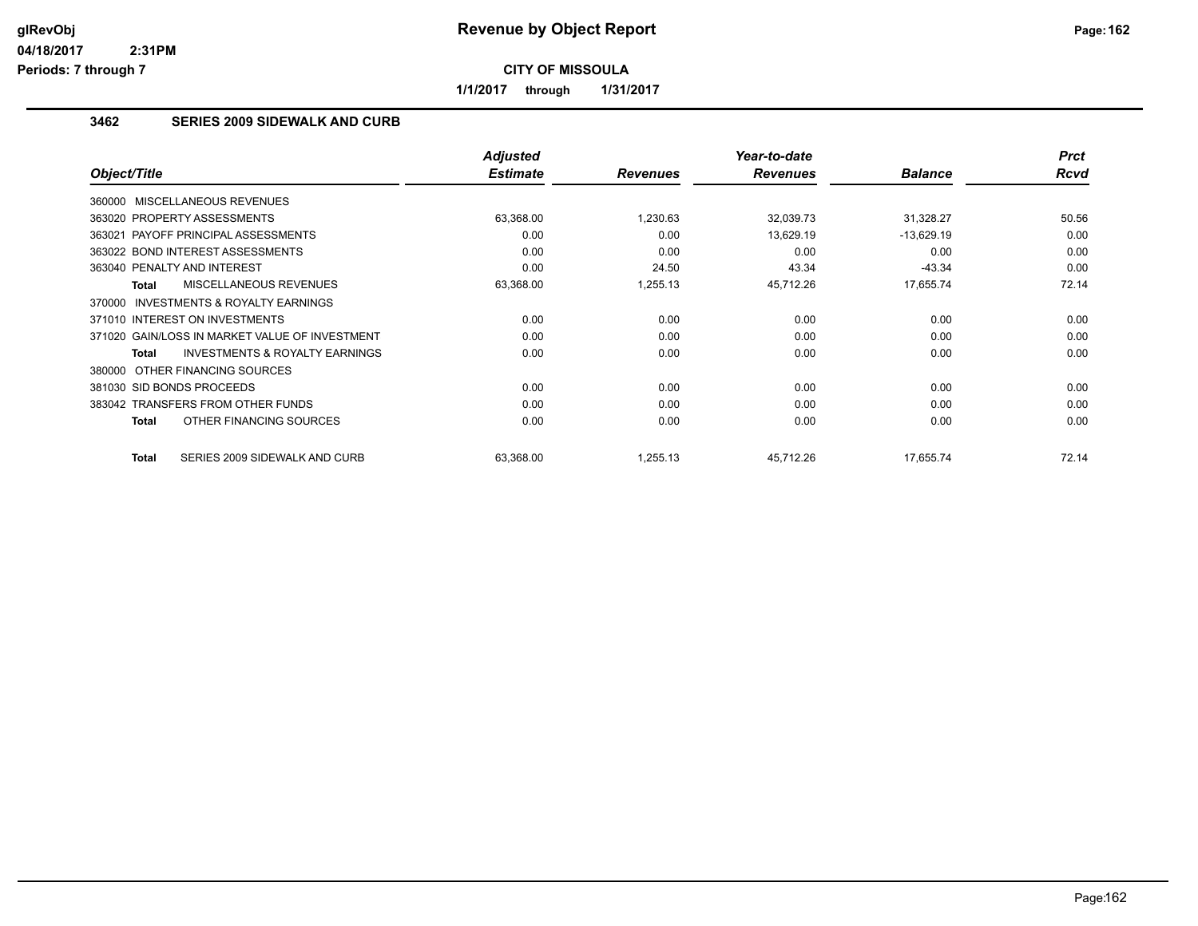# Revenue by Object Report

**CITY OF MISSOULA**

**1/1/2017 through 1/31/2017**

glRevObj
04/18/2017 2:31PM
Periods: 7 through 7

### 3462 SERIES 2009 SIDEWALK AND CURB

| Object/Title | Adjusted Estimate | Revenues | Year-to-date Revenues | Balance | Prct Rcvd |
|---|---|---|---|---|---|
| 360000 MISCELLANEOUS REVENUES | | | | | |
| 363020 PROPERTY ASSESSMENTS | 63,368.00 | 1,230.63 | 32,039.73 | 31,328.27 | 50.56 |
| 363021 PAYOFF PRINCIPAL ASSESSMENTS | 0.00 | 0.00 | 13,629.19 | -13,629.19 | 0.00 |
| 363022 BOND INTEREST ASSESSMENTS | 0.00 | 0.00 | 0.00 | 0.00 | 0.00 |
| 363040 PENALTY AND INTEREST | 0.00 | 24.50 | 43.34 | -43.34 | 0.00 |
| **Total** MISCELLANEOUS REVENUES | 63,368.00 | 1,255.13 | 45,712.26 | 17,655.74 | 72.14 |
| 370000 INVESTMENTS & ROYALTY EARNINGS | | | | | |
| 371010 INTEREST ON INVESTMENTS | 0.00 | 0.00 | 0.00 | 0.00 | 0.00 |
| 371020 GAIN/LOSS IN MARKET VALUE OF INVESTMENT | 0.00 | 0.00 | 0.00 | 0.00 | 0.00 |
| **Total** INVESTMENTS & ROYALTY EARNINGS | 0.00 | 0.00 | 0.00 | 0.00 | 0.00 |
| 380000 OTHER FINANCING SOURCES | | | | | |
| 381030 SID BONDS PROCEEDS | 0.00 | 0.00 | 0.00 | 0.00 | 0.00 |
| 383042 TRANSFERS FROM OTHER FUNDS | 0.00 | 0.00 | 0.00 | 0.00 | 0.00 |
| **Total** OTHER FINANCING SOURCES | 0.00 | 0.00 | 0.00 | 0.00 | 0.00 |
| **Total** SERIES 2009 SIDEWALK AND CURB | 63,368.00 | 1,255.13 | 45,712.26 | 17,655.74 | 72.14 |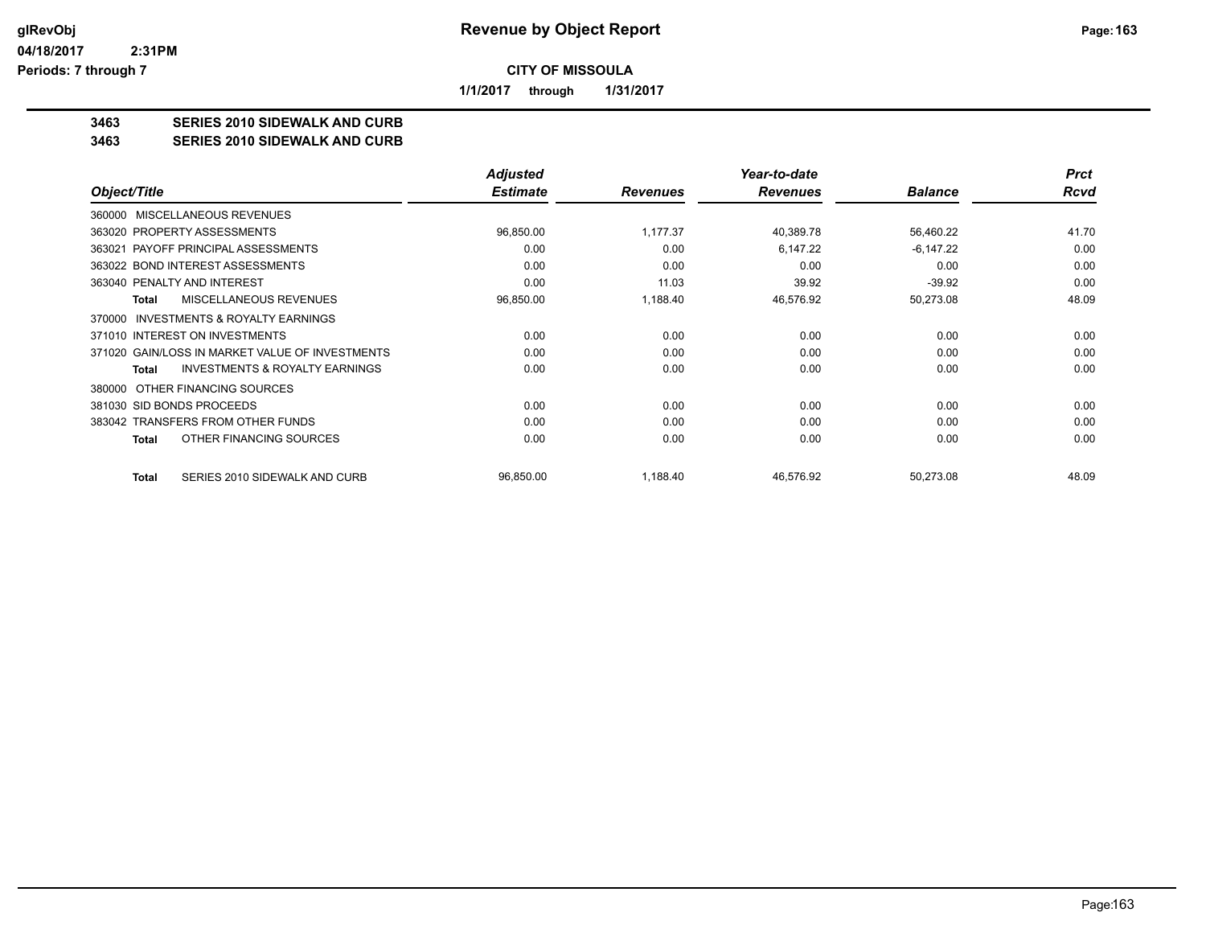# Revenue by Object Report

**CITY OF MISSOULA**

**1/1/2017 through 1/31/2017**

**3463 SERIES 2010 SIDEWALK AND CURB**
**3463 SERIES 2010 SIDEWALK AND CURB**

| Object/Title | Adjusted Estimate | Revenues | Year-to-date Revenues | Balance | Prct Rcvd |
|---|---|---|---|---|---|
| 360000 MISCELLANEOUS REVENUES | | | | | |
| 363020 PROPERTY ASSESSMENTS | 96,850.00 | 1,177.37 | 40,389.78 | 56,460.22 | 41.70 |
| 363021 PAYOFF PRINCIPAL ASSESSMENTS | 0.00 | 0.00 | 6,147.22 | -6,147.22 | 0.00 |
| 363022 BOND INTEREST ASSESSMENTS | 0.00 | 0.00 | 0.00 | 0.00 | 0.00 |
| 363040 PENALTY AND INTEREST | 0.00 | 11.03 | 39.92 | -39.92 | 0.00 |
| **Total** MISCELLANEOUS REVENUES | 96,850.00 | 1,188.40 | 46,576.92 | 50,273.08 | 48.09 |
| 370000 INVESTMENTS & ROYALTY EARNINGS | | | | | |
| 371010 INTEREST ON INVESTMENTS | 0.00 | 0.00 | 0.00 | 0.00 | 0.00 |
| 371020 GAIN/LOSS IN MARKET VALUE OF INVESTMENTS | 0.00 | 0.00 | 0.00 | 0.00 | 0.00 |
| **Total** INVESTMENTS & ROYALTY EARNINGS | 0.00 | 0.00 | 0.00 | 0.00 | 0.00 |
| 380000 OTHER FINANCING SOURCES | | | | | |
| 381030 SID BONDS PROCEEDS | 0.00 | 0.00 | 0.00 | 0.00 | 0.00 |
| 383042 TRANSFERS FROM OTHER FUNDS | 0.00 | 0.00 | 0.00 | 0.00 | 0.00 |
| **Total** OTHER FINANCING SOURCES | 0.00 | 0.00 | 0.00 | 0.00 | 0.00 |
| **Total** SERIES 2010 SIDEWALK AND CURB | 96,850.00 | 1,188.40 | 46,576.92 | 50,273.08 | 48.09 |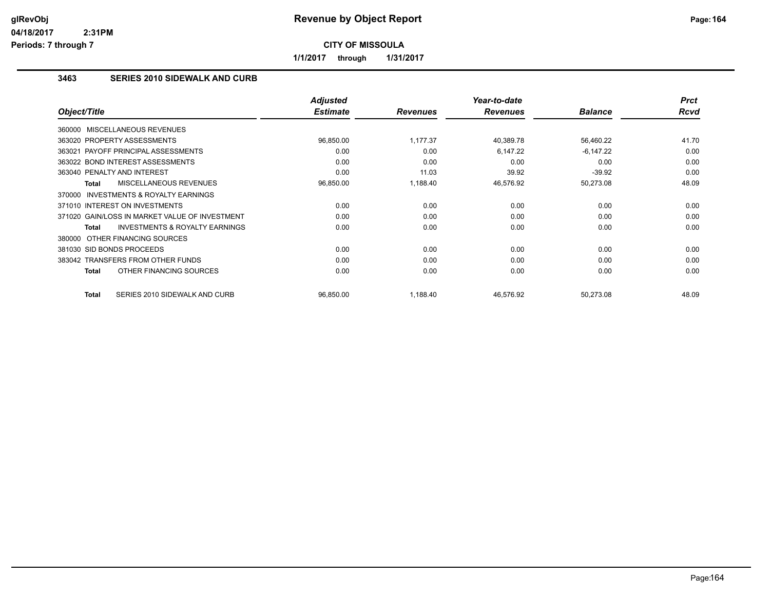# Revenue by Object Report

**CITY OF MISSOULA**

**1/1/2017 through 1/31/2017**

glRevObj
04/18/2017 2:31PM
Periods: 7 through 7

### 3463 SERIES 2010 SIDEWALK AND CURB

| Object/Title | Adjusted Estimate | Revenues | Year-to-date Revenues | Balance | Prct Rcvd |
|---|---|---|---|---|---|
| 360000 MISCELLANEOUS REVENUES | | | | | |
| 363020 PROPERTY ASSESSMENTS | 96,850.00 | 1,177.37 | 40,389.78 | 56,460.22 | 41.70 |
| 363021 PAYOFF PRINCIPAL ASSESSMENTS | 0.00 | 0.00 | 6,147.22 | -6,147.22 | 0.00 |
| 363022 BOND INTEREST ASSESSMENTS | 0.00 | 0.00 | 0.00 | 0.00 | 0.00 |
| 363040 PENALTY AND INTEREST | 0.00 | 11.03 | 39.92 | -39.92 | 0.00 |
| **Total** MISCELLANEOUS REVENUES | 96,850.00 | 1,188.40 | 46,576.92 | 50,273.08 | 48.09 |
| 370000 INVESTMENTS & ROYALTY EARNINGS | | | | | |
| 371010 INTEREST ON INVESTMENTS | 0.00 | 0.00 | 0.00 | 0.00 | 0.00 |
| 371020 GAIN/LOSS IN MARKET VALUE OF INVESTMENT | 0.00 | 0.00 | 0.00 | 0.00 | 0.00 |
| **Total** INVESTMENTS & ROYALTY EARNINGS | 0.00 | 0.00 | 0.00 | 0.00 | 0.00 |
| 380000 OTHER FINANCING SOURCES | | | | | |
| 381030 SID BONDS PROCEEDS | 0.00 | 0.00 | 0.00 | 0.00 | 0.00 |
| 383042 TRANSFERS FROM OTHER FUNDS | 0.00 | 0.00 | 0.00 | 0.00 | 0.00 |
| **Total** OTHER FINANCING SOURCES | 0.00 | 0.00 | 0.00 | 0.00 | 0.00 |
| **Total** SERIES 2010 SIDEWALK AND CURB | 96,850.00 | 1,188.40 | 46,576.92 | 50,273.08 | 48.09 |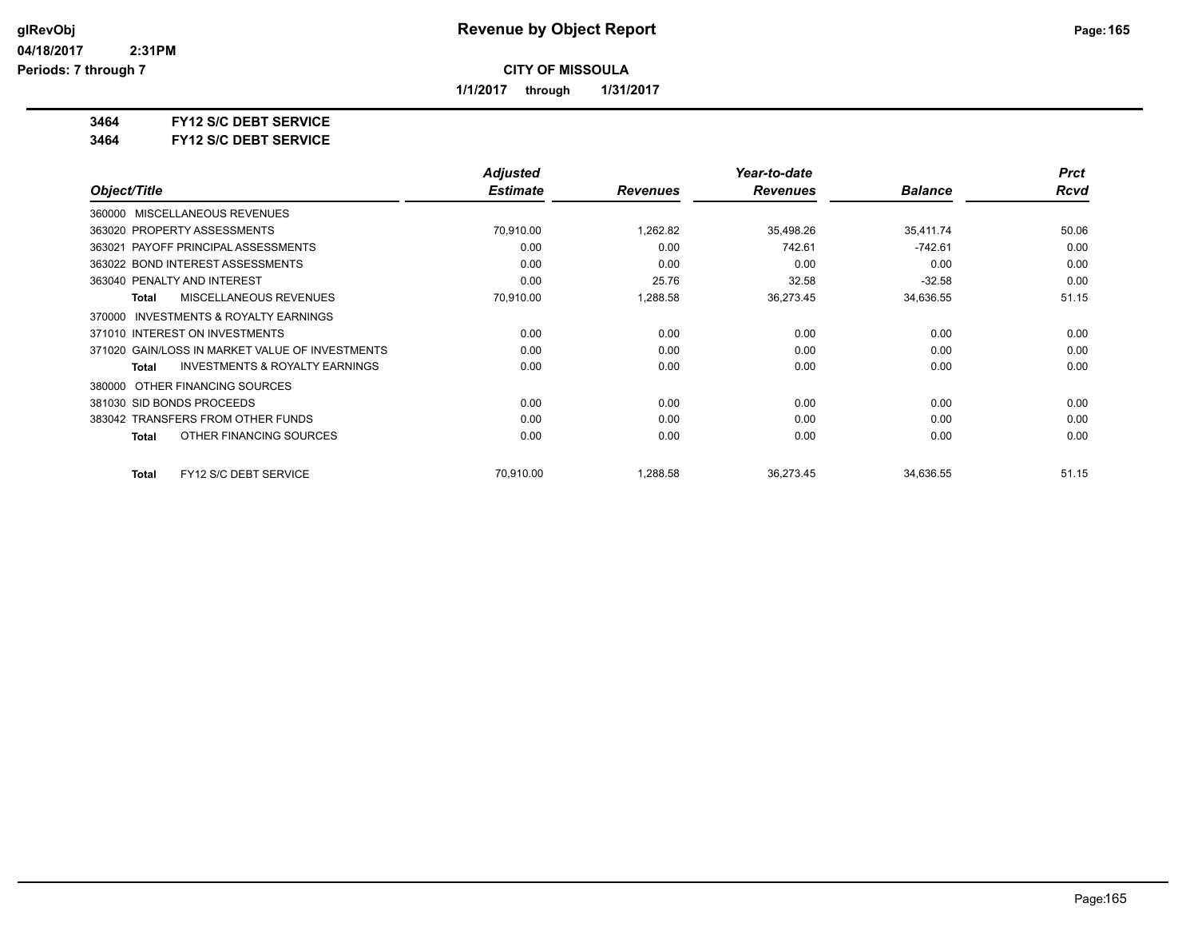# Revenue by Object Report

**CITY OF MISSOULA**

**1/1/2017 through 1/31/2017**

glRevObj
04/18/2017 2:31PM
Periods: 7 through 7

**3464 FY12 S/C DEBT SERVICE**
**3464 FY12 S/C DEBT SERVICE**

| Object/Title | Adjusted Estimate | Revenues | Year-to-date Revenues | Balance | Prct Rcvd |
|---|---|---|---|---|---|
| 360000 MISCELLANEOUS REVENUES | | | | | |
| 363020 PROPERTY ASSESSMENTS | 70,910.00 | 1,262.82 | 35,498.26 | 35,411.74 | 50.06 |
| 363021 PAYOFF PRINCIPAL ASSESSMENTS | 0.00 | 0.00 | 742.61 | -742.61 | 0.00 |
| 363022 BOND INTEREST ASSESSMENTS | 0.00 | 0.00 | 0.00 | 0.00 | 0.00 |
| 363040 PENALTY AND INTEREST | 0.00 | 25.76 | 32.58 | -32.58 | 0.00 |
| **Total** MISCELLANEOUS REVENUES | 70,910.00 | 1,288.58 | 36,273.45 | 34,636.55 | 51.15 |
| 370000 INVESTMENTS & ROYALTY EARNINGS | | | | | |
| 371010 INTEREST ON INVESTMENTS | 0.00 | 0.00 | 0.00 | 0.00 | 0.00 |
| 371020 GAIN/LOSS IN MARKET VALUE OF INVESTMENTS | 0.00 | 0.00 | 0.00 | 0.00 | 0.00 |
| **Total** INVESTMENTS & ROYALTY EARNINGS | 0.00 | 0.00 | 0.00 | 0.00 | 0.00 |
| 380000 OTHER FINANCING SOURCES | | | | | |
| 381030 SID BONDS PROCEEDS | 0.00 | 0.00 | 0.00 | 0.00 | 0.00 |
| 383042 TRANSFERS FROM OTHER FUNDS | 0.00 | 0.00 | 0.00 | 0.00 | 0.00 |
| **Total** OTHER FINANCING SOURCES | 0.00 | 0.00 | 0.00 | 0.00 | 0.00 |
| **Total** FY12 S/C DEBT SERVICE | 70,910.00 | 1,288.58 | 36,273.45 | 34,636.55 | 51.15 |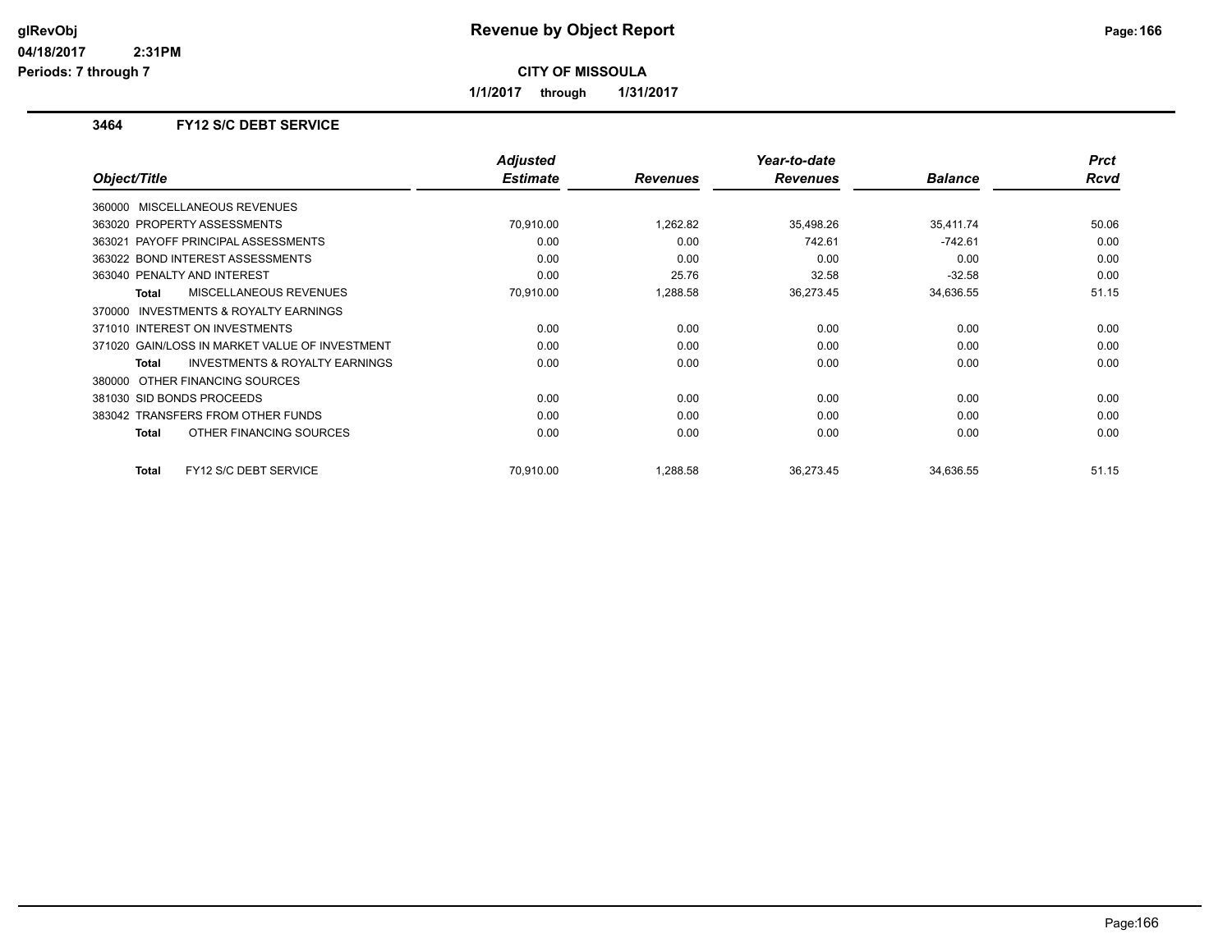# Revenue by Object Report

**CITY OF MISSOULA**

**1/1/2017 through 1/31/2017**

glRevObj
04/18/2017 2:31PM
Periods: 7 through 7

### 3464 FY12 S/C DEBT SERVICE

| Object/Title | Adjusted Estimate | Revenues | Year-to-date Revenues | Balance | Prct Rcvd |
|---|---|---|---|---|---|
| 360000 MISCELLANEOUS REVENUES | | | | | |
| 363020 PROPERTY ASSESSMENTS | 70,910.00 | 1,262.82 | 35,498.26 | 35,411.74 | 50.06 |
| 363021 PAYOFF PRINCIPAL ASSESSMENTS | 0.00 | 0.00 | 742.61 | -742.61 | 0.00 |
| 363022 BOND INTEREST ASSESSMENTS | 0.00 | 0.00 | 0.00 | 0.00 | 0.00 |
| 363040 PENALTY AND INTEREST | 0.00 | 25.76 | 32.58 | -32.58 | 0.00 |
| **Total** MISCELLANEOUS REVENUES | 70,910.00 | 1,288.58 | 36,273.45 | 34,636.55 | 51.15 |
| 370000 INVESTMENTS & ROYALTY EARNINGS | | | | | |
| 371010 INTEREST ON INVESTMENTS | 0.00 | 0.00 | 0.00 | 0.00 | 0.00 |
| 371020 GAIN/LOSS IN MARKET VALUE OF INVESTMENT | 0.00 | 0.00 | 0.00 | 0.00 | 0.00 |
| **Total** INVESTMENTS & ROYALTY EARNINGS | 0.00 | 0.00 | 0.00 | 0.00 | 0.00 |
| 380000 OTHER FINANCING SOURCES | | | | | |
| 381030 SID BONDS PROCEEDS | 0.00 | 0.00 | 0.00 | 0.00 | 0.00 |
| 383042 TRANSFERS FROM OTHER FUNDS | 0.00 | 0.00 | 0.00 | 0.00 | 0.00 |
| **Total** OTHER FINANCING SOURCES | 0.00 | 0.00 | 0.00 | 0.00 | 0.00 |
| **Total** FY12 S/C DEBT SERVICE | 70,910.00 | 1,288.58 | 36,273.45 | 34,636.55 | 51.15 |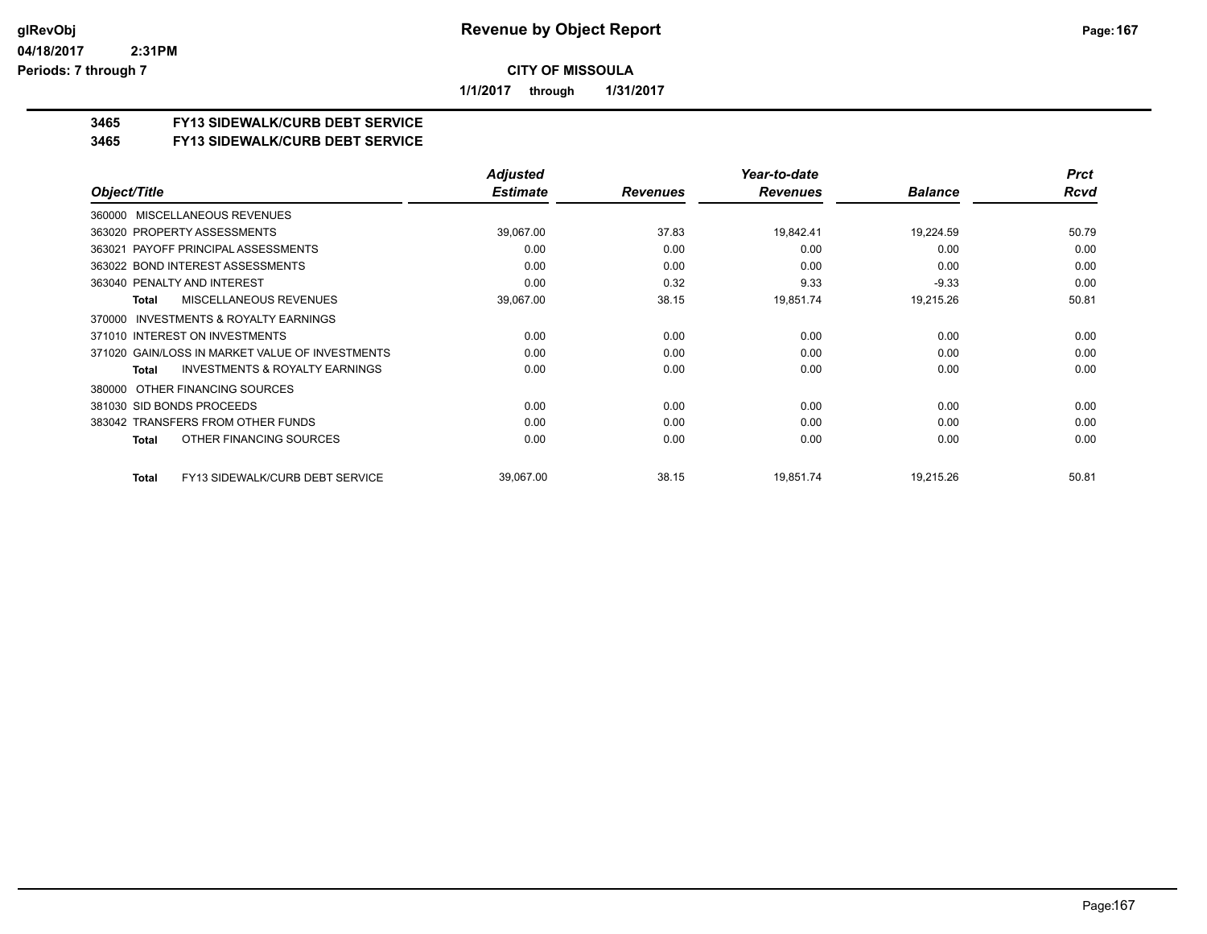# Revenue by Object Report

**CITY OF MISSOULA**

**1/1/2017 through 1/31/2017**

glRevObj
04/18/2017 2:31PM
Periods: 7 through 7

## 3465 FY13 SIDEWALK/CURB DEBT SERVICE
## 3465 FY13 SIDEWALK/CURB DEBT SERVICE

| Object/Title | Adjusted Estimate | Revenues | Year-to-date Revenues | Balance | Prct Rcvd |
|---|---|---|---|---|---|
| 360000 MISCELLANEOUS REVENUES | | | | | |
| 363020 PROPERTY ASSESSMENTS | 39,067.00 | 37.83 | 19,842.41 | 19,224.59 | 50.79 |
| 363021 PAYOFF PRINCIPAL ASSESSMENTS | 0.00 | 0.00 | 0.00 | 0.00 | 0.00 |
| 363022 BOND INTEREST ASSESSMENTS | 0.00 | 0.00 | 0.00 | 0.00 | 0.00 |
| 363040 PENALTY AND INTEREST | 0.00 | 0.32 | 9.33 | -9.33 | 0.00 |
| **Total** MISCELLANEOUS REVENUES | 39,067.00 | 38.15 | 19,851.74 | 19,215.26 | 50.81 |
| 370000 INVESTMENTS & ROYALTY EARNINGS | | | | | |
| 371010 INTEREST ON INVESTMENTS | 0.00 | 0.00 | 0.00 | 0.00 | 0.00 |
| 371020 GAIN/LOSS IN MARKET VALUE OF INVESTMENTS | 0.00 | 0.00 | 0.00 | 0.00 | 0.00 |
| **Total** INVESTMENTS & ROYALTY EARNINGS | 0.00 | 0.00 | 0.00 | 0.00 | 0.00 |
| 380000 OTHER FINANCING SOURCES | | | | | |
| 381030 SID BONDS PROCEEDS | 0.00 | 0.00 | 0.00 | 0.00 | 0.00 |
| 383042 TRANSFERS FROM OTHER FUNDS | 0.00 | 0.00 | 0.00 | 0.00 | 0.00 |
| **Total** OTHER FINANCING SOURCES | 0.00 | 0.00 | 0.00 | 0.00 | 0.00 |
| **Total** FY13 SIDEWALK/CURB DEBT SERVICE | 39,067.00 | 38.15 | 19,851.74 | 19,215.26 | 50.81 |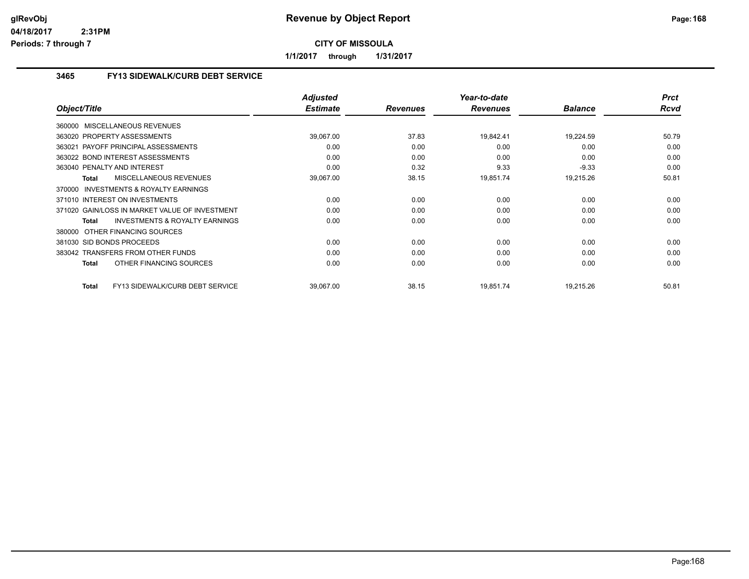# Revenue by Object Report

glRevObj
04/18/2017 2:31PM
Periods: 7 through 7

**CITY OF MISSOULA**

**1/1/2017 through 1/31/2017**

### 3465 FY13 SIDEWALK/CURB DEBT SERVICE

| Object/Title | Adjusted Estimate | Revenues | Year-to-date Revenues | Balance | Prct Rcvd |
|---|---|---|---|---|---|
| 360000 MISCELLANEOUS REVENUES | | | | | |
| 363020 PROPERTY ASSESSMENTS | 39,067.00 | 37.83 | 19,842.41 | 19,224.59 | 50.79 |
| 363021 PAYOFF PRINCIPAL ASSESSMENTS | 0.00 | 0.00 | 0.00 | 0.00 | 0.00 |
| 363022 BOND INTEREST ASSESSMENTS | 0.00 | 0.00 | 0.00 | 0.00 | 0.00 |
| 363040 PENALTY AND INTEREST | 0.00 | 0.32 | 9.33 | -9.33 | 0.00 |
| **Total** MISCELLANEOUS REVENUES | 39,067.00 | 38.15 | 19,851.74 | 19,215.26 | 50.81 |
| 370000 INVESTMENTS & ROYALTY EARNINGS | | | | | |
| 371010 INTEREST ON INVESTMENTS | 0.00 | 0.00 | 0.00 | 0.00 | 0.00 |
| 371020 GAIN/LOSS IN MARKET VALUE OF INVESTMENT | 0.00 | 0.00 | 0.00 | 0.00 | 0.00 |
| **Total** INVESTMENTS & ROYALTY EARNINGS | 0.00 | 0.00 | 0.00 | 0.00 | 0.00 |
| 380000 OTHER FINANCING SOURCES | | | | | |
| 381030 SID BONDS PROCEEDS | 0.00 | 0.00 | 0.00 | 0.00 | 0.00 |
| 383042 TRANSFERS FROM OTHER FUNDS | 0.00 | 0.00 | 0.00 | 0.00 | 0.00 |
| **Total** OTHER FINANCING SOURCES | 0.00 | 0.00 | 0.00 | 0.00 | 0.00 |
| **Total** FY13 SIDEWALK/CURB DEBT SERVICE | 39,067.00 | 38.15 | 19,851.74 | 19,215.26 | 50.81 |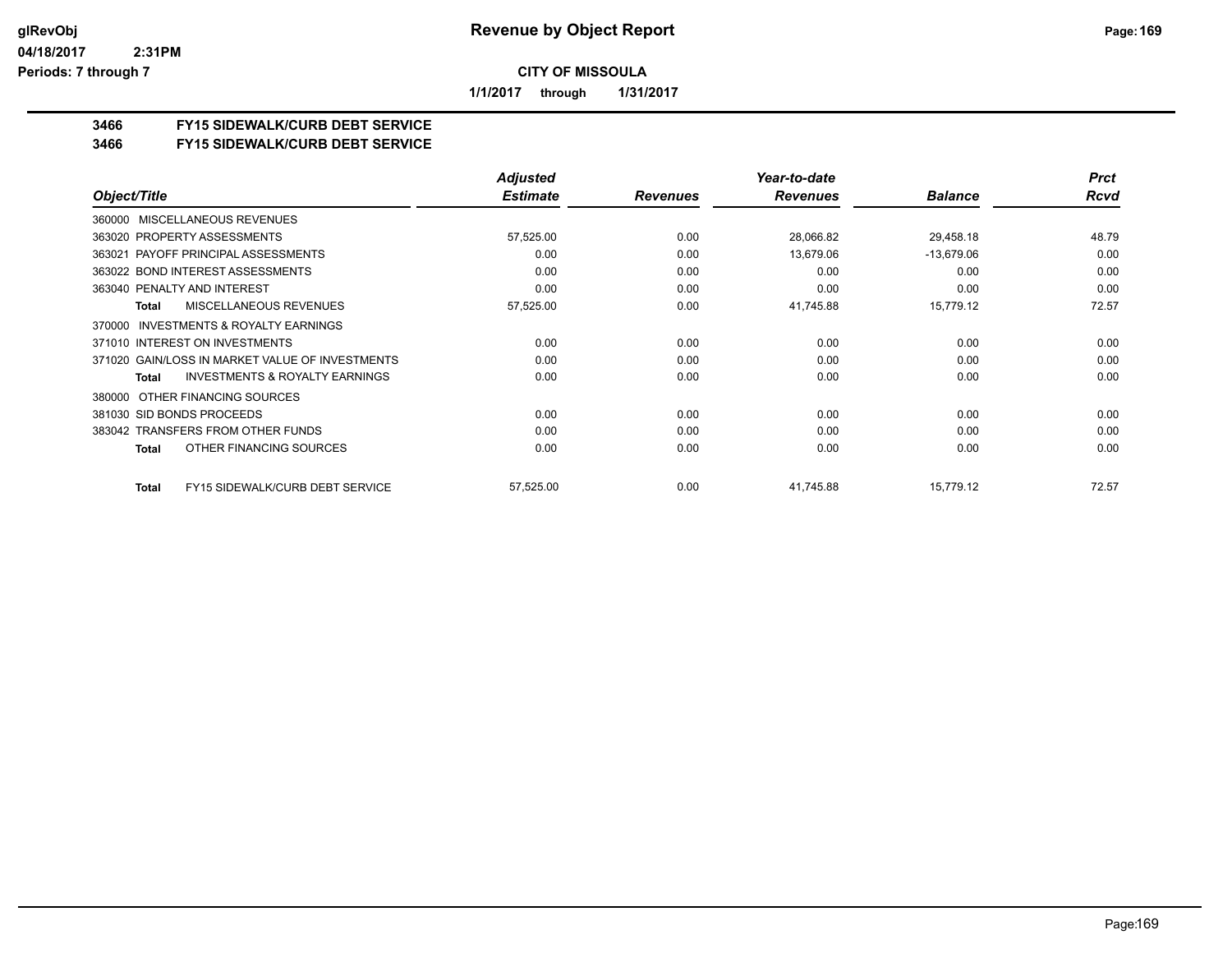**CITY OF MISSOULA**

**1/1/2017 through 1/31/2017**

**3466 FY15 SIDEWALK/CURB DEBT SERVICE**
**3466 FY15 SIDEWALK/CURB DEBT SERVICE**

| Object/Title | Adjusted Estimate | Revenues | Year-to-date Revenues | Balance | Prct Rcvd |
|---|---|---|---|---|---|
| 360000 MISCELLANEOUS REVENUES | | | | | |
| 363020 PROPERTY ASSESSMENTS | 57,525.00 | 0.00 | 28,066.82 | 29,458.18 | 48.79 |
| 363021 PAYOFF PRINCIPAL ASSESSMENTS | 0.00 | 0.00 | 13,679.06 | -13,679.06 | 0.00 |
| 363022 BOND INTEREST ASSESSMENTS | 0.00 | 0.00 | 0.00 | 0.00 | 0.00 |
| 363040 PENALTY AND INTEREST | 0.00 | 0.00 | 0.00 | 0.00 | 0.00 |
| **Total** MISCELLANEOUS REVENUES | 57,525.00 | 0.00 | 41,745.88 | 15,779.12 | 72.57 |
| 370000 INVESTMENTS & ROYALTY EARNINGS | | | | | |
| 371010 INTEREST ON INVESTMENTS | 0.00 | 0.00 | 0.00 | 0.00 | 0.00 |
| 371020 GAIN/LOSS IN MARKET VALUE OF INVESTMENTS | 0.00 | 0.00 | 0.00 | 0.00 | 0.00 |
| **Total** INVESTMENTS & ROYALTY EARNINGS | 0.00 | 0.00 | 0.00 | 0.00 | 0.00 |
| 380000 OTHER FINANCING SOURCES | | | | | |
| 381030 SID BONDS PROCEEDS | 0.00 | 0.00 | 0.00 | 0.00 | 0.00 |
| 383042 TRANSFERS FROM OTHER FUNDS | 0.00 | 0.00 | 0.00 | 0.00 | 0.00 |
| **Total** OTHER FINANCING SOURCES | 0.00 | 0.00 | 0.00 | 0.00 | 0.00 |
| **Total** FY15 SIDEWALK/CURB DEBT SERVICE | 57,525.00 | 0.00 | 41,745.88 | 15,779.12 | 72.57 |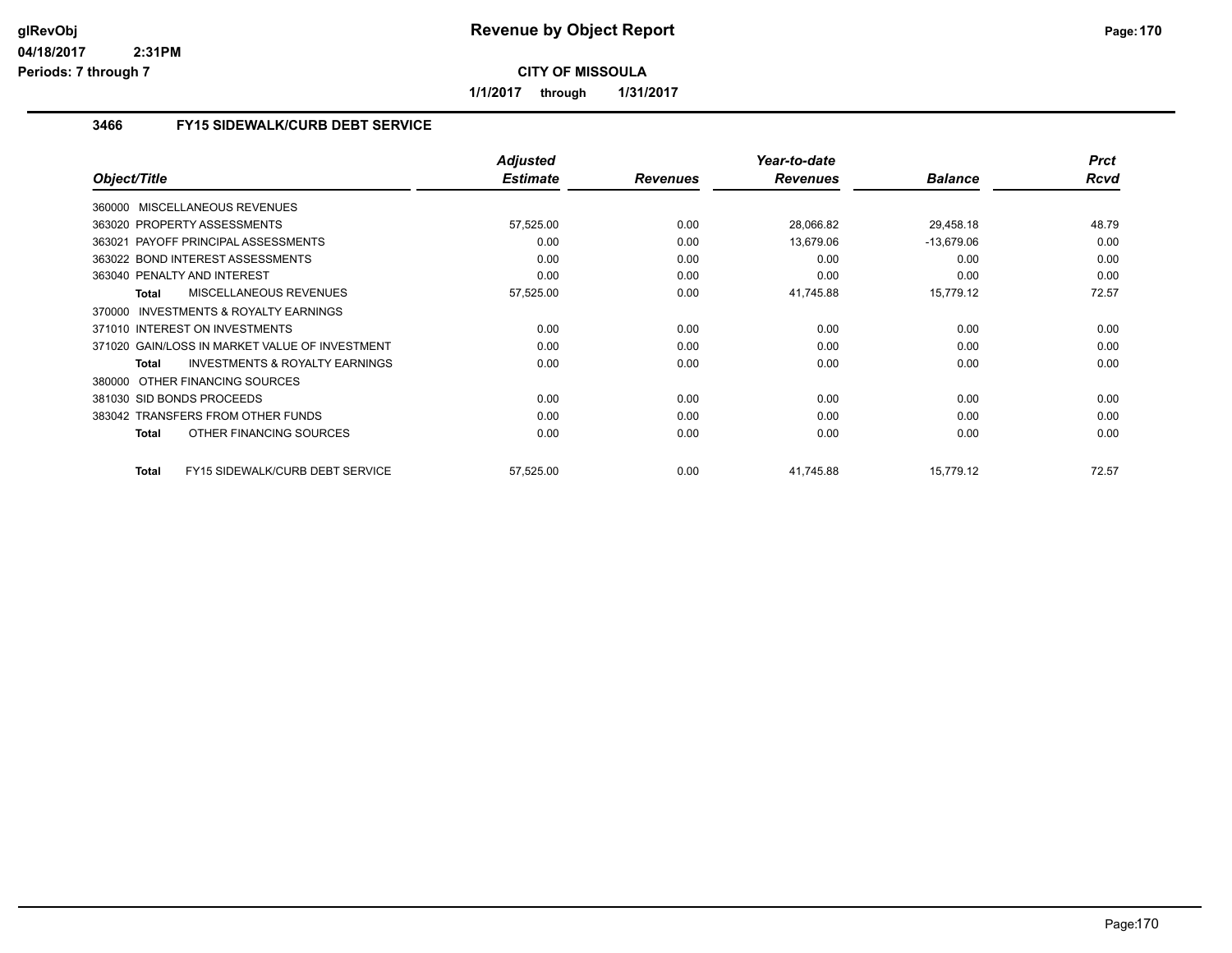# Revenue by Object Report

**CITY OF MISSOULA**

**1/1/2017 through 1/31/2017**

glRevObj
04/18/2017 2:31PM
Periods: 7 through 7

### 3466 FY15 SIDEWALK/CURB DEBT SERVICE

| Object/Title | Adjusted Estimate | Revenues | Year-to-date Revenues | Balance | Prct Rcvd |
|---|---|---|---|---|---|
| 360000 MISCELLANEOUS REVENUES | | | | | |
| 363020 PROPERTY ASSESSMENTS | 57,525.00 | 0.00 | 28,066.82 | 29,458.18 | 48.79 |
| 363021 PAYOFF PRINCIPAL ASSESSMENTS | 0.00 | 0.00 | 13,679.06 | -13,679.06 | 0.00 |
| 363022 BOND INTEREST ASSESSMENTS | 0.00 | 0.00 | 0.00 | 0.00 | 0.00 |
| 363040 PENALTY AND INTEREST | 0.00 | 0.00 | 0.00 | 0.00 | 0.00 |
| **Total** MISCELLANEOUS REVENUES | 57,525.00 | 0.00 | 41,745.88 | 15,779.12 | 72.57 |
| 370000 INVESTMENTS & ROYALTY EARNINGS | | | | | |
| 371010 INTEREST ON INVESTMENTS | 0.00 | 0.00 | 0.00 | 0.00 | 0.00 |
| 371020 GAIN/LOSS IN MARKET VALUE OF INVESTMENT | 0.00 | 0.00 | 0.00 | 0.00 | 0.00 |
| **Total** INVESTMENTS & ROYALTY EARNINGS | 0.00 | 0.00 | 0.00 | 0.00 | 0.00 |
| 380000 OTHER FINANCING SOURCES | | | | | |
| 381030 SID BONDS PROCEEDS | 0.00 | 0.00 | 0.00 | 0.00 | 0.00 |
| 383042 TRANSFERS FROM OTHER FUNDS | 0.00 | 0.00 | 0.00 | 0.00 | 0.00 |
| **Total** OTHER FINANCING SOURCES | 0.00 | 0.00 | 0.00 | 0.00 | 0.00 |
| **Total** FY15 SIDEWALK/CURB DEBT SERVICE | 57,525.00 | 0.00 | 41,745.88 | 15,779.12 | 72.57 |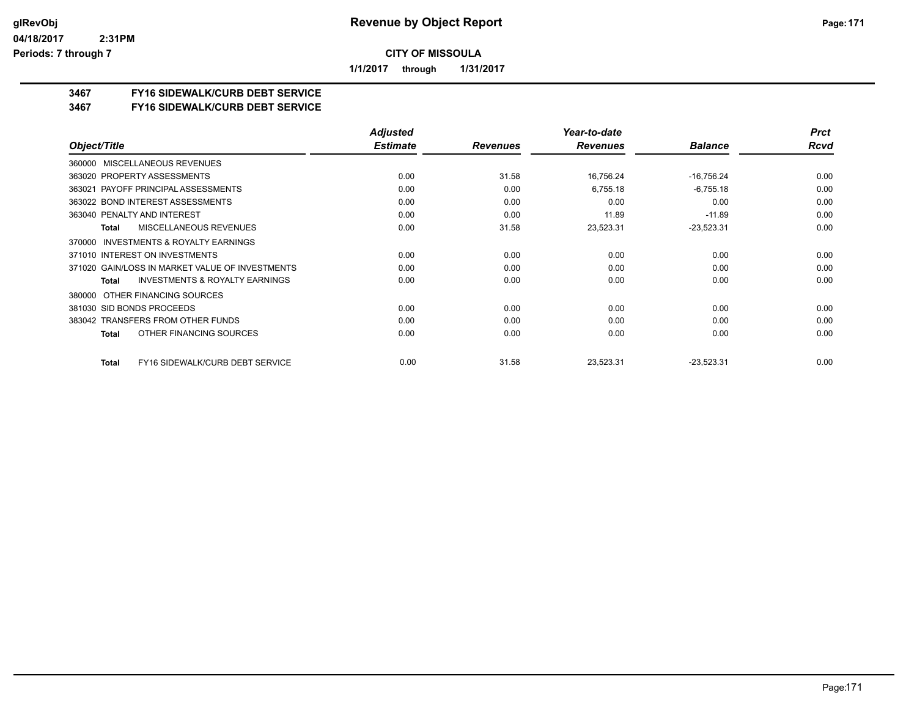# CITY OF MISSOULA

**1/1/2017 through 1/31/2017**

## 3467 FY16 SIDEWALK/CURB DEBT SERVICE
## 3467 FY16 SIDEWALK/CURB DEBT SERVICE

| Object/Title | Adjusted Estimate | Revenues | Year-to-date Revenues | Balance | Prct Rcvd |
|---|---|---|---|---|---|
| 360000 MISCELLANEOUS REVENUES | | | | | |
| 363020 PROPERTY ASSESSMENTS | 0.00 | 31.58 | 16,756.24 | -16,756.24 | 0.00 |
| 363021 PAYOFF PRINCIPAL ASSESSMENTS | 0.00 | 0.00 | 6,755.18 | -6,755.18 | 0.00 |
| 363022 BOND INTEREST ASSESSMENTS | 0.00 | 0.00 | 0.00 | 0.00 | 0.00 |
| 363040 PENALTY AND INTEREST | 0.00 | 0.00 | 11.89 | -11.89 | 0.00 |
| **Total** MISCELLANEOUS REVENUES | 0.00 | 31.58 | 23,523.31 | -23,523.31 | 0.00 |
| 370000 INVESTMENTS & ROYALTY EARNINGS | | | | | |
| 371010 INTEREST ON INVESTMENTS | 0.00 | 0.00 | 0.00 | 0.00 | 0.00 |
| 371020 GAIN/LOSS IN MARKET VALUE OF INVESTMENTS | 0.00 | 0.00 | 0.00 | 0.00 | 0.00 |
| **Total** INVESTMENTS & ROYALTY EARNINGS | 0.00 | 0.00 | 0.00 | 0.00 | 0.00 |
| 380000 OTHER FINANCING SOURCES | | | | | |
| 381030 SID BONDS PROCEEDS | 0.00 | 0.00 | 0.00 | 0.00 | 0.00 |
| 383042 TRANSFERS FROM OTHER FUNDS | 0.00 | 0.00 | 0.00 | 0.00 | 0.00 |
| **Total** OTHER FINANCING SOURCES | 0.00 | 0.00 | 0.00 | 0.00 | 0.00 |
| **Total** FY16 SIDEWALK/CURB DEBT SERVICE | 0.00 | 31.58 | 23,523.31 | -23,523.31 | 0.00 |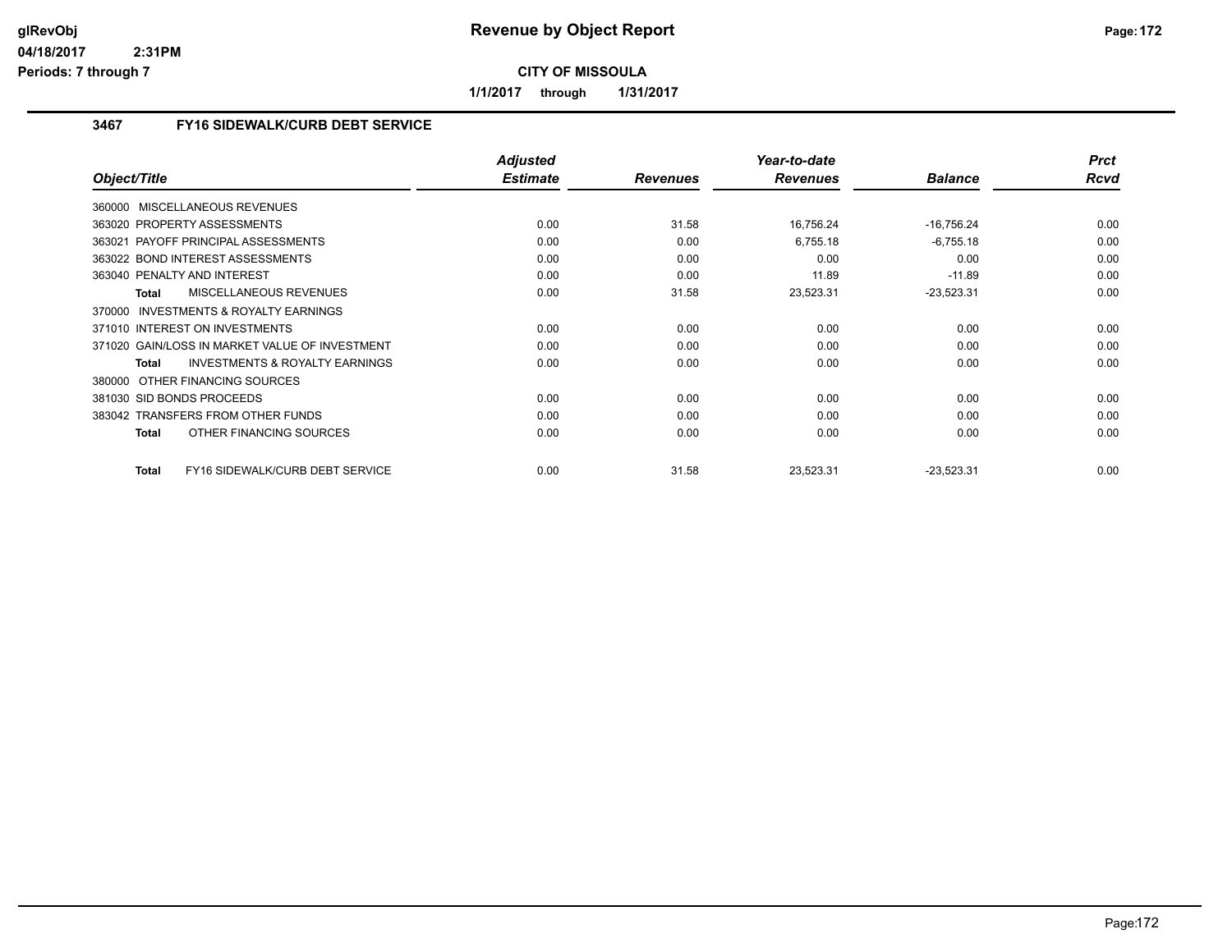# Revenue by Object Report

**CITY OF MISSOULA**

**1/1/2017 through 1/31/2017**

glRevObj
04/18/2017 2:31PM
Periods: 7 through 7

## 3467 FY16 SIDEWALK/CURB DEBT SERVICE

| Object/Title | Adjusted Estimate | Revenues | Year-to-date Revenues | Balance | Prct Rcvd |
|---|---|---|---|---|---|
| 360000 MISCELLANEOUS REVENUES | | | | | |
| 363020 PROPERTY ASSESSMENTS | 0.00 | 31.58 | 16,756.24 | -16,756.24 | 0.00 |
| 363021 PAYOFF PRINCIPAL ASSESSMENTS | 0.00 | 0.00 | 6,755.18 | -6,755.18 | 0.00 |
| 363022 BOND INTEREST ASSESSMENTS | 0.00 | 0.00 | 0.00 | 0.00 | 0.00 |
| 363040 PENALTY AND INTEREST | 0.00 | 0.00 | 11.89 | -11.89 | 0.00 |
| **Total** MISCELLANEOUS REVENUES | 0.00 | 31.58 | 23,523.31 | -23,523.31 | 0.00 |
| 370000 INVESTMENTS & ROYALTY EARNINGS | | | | | |
| 371010 INTEREST ON INVESTMENTS | 0.00 | 0.00 | 0.00 | 0.00 | 0.00 |
| 371020 GAIN/LOSS IN MARKET VALUE OF INVESTMENT | 0.00 | 0.00 | 0.00 | 0.00 | 0.00 |
| **Total** INVESTMENTS & ROYALTY EARNINGS | 0.00 | 0.00 | 0.00 | 0.00 | 0.00 |
| 380000 OTHER FINANCING SOURCES | | | | | |
| 381030 SID BONDS PROCEEDS | 0.00 | 0.00 | 0.00 | 0.00 | 0.00 |
| 383042 TRANSFERS FROM OTHER FUNDS | 0.00 | 0.00 | 0.00 | 0.00 | 0.00 |
| **Total** OTHER FINANCING SOURCES | 0.00 | 0.00 | 0.00 | 0.00 | 0.00 |
| **Total** FY16 SIDEWALK/CURB DEBT SERVICE | 0.00 | 31.58 | 23,523.31 | -23,523.31 | 0.00 |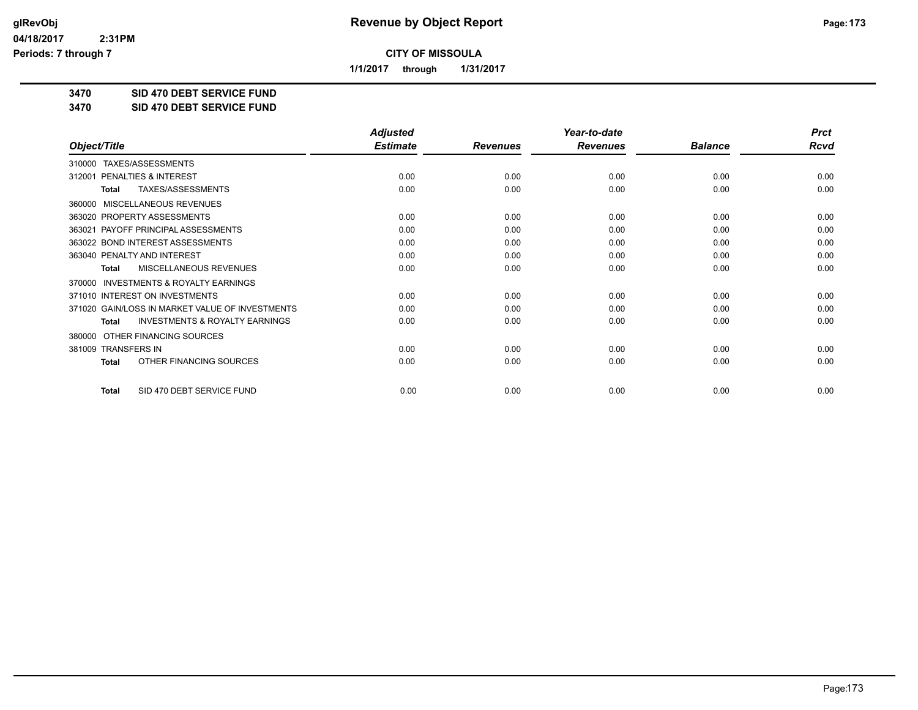# Revenue by Object Report

**CITY OF MISSOULA**

**1/1/2017 through 1/31/2017**

glRevObj
04/18/2017 2:31PM
Periods: 7 through 7

## 3470 SID 470 DEBT SERVICE FUND
## 3470 SID 470 DEBT SERVICE FUND

| Object/Title | Adjusted Estimate | Revenues | Year-to-date Revenues | Balance | Prct Rcvd |
|---|---|---|---|---|---|
| 310000 TAXES/ASSESSMENTS | | | | | |
| 312001 PENALTIES & INTEREST | 0.00 | 0.00 | 0.00 | 0.00 | 0.00 |
| **Total** TAXES/ASSESSMENTS | 0.00 | 0.00 | 0.00 | 0.00 | 0.00 |
| 360000 MISCELLANEOUS REVENUES | | | | | |
| 363020 PROPERTY ASSESSMENTS | 0.00 | 0.00 | 0.00 | 0.00 | 0.00 |
| 363021 PAYOFF PRINCIPAL ASSESSMENTS | 0.00 | 0.00 | 0.00 | 0.00 | 0.00 |
| 363022 BOND INTEREST ASSESSMENTS | 0.00 | 0.00 | 0.00 | 0.00 | 0.00 |
| 363040 PENALTY AND INTEREST | 0.00 | 0.00 | 0.00 | 0.00 | 0.00 |
| **Total** MISCELLANEOUS REVENUES | 0.00 | 0.00 | 0.00 | 0.00 | 0.00 |
| 370000 INVESTMENTS & ROYALTY EARNINGS | | | | | |
| 371010 INTEREST ON INVESTMENTS | 0.00 | 0.00 | 0.00 | 0.00 | 0.00 |
| 371020 GAIN/LOSS IN MARKET VALUE OF INVESTMENTS | 0.00 | 0.00 | 0.00 | 0.00 | 0.00 |
| **Total** INVESTMENTS & ROYALTY EARNINGS | 0.00 | 0.00 | 0.00 | 0.00 | 0.00 |
| 380000 OTHER FINANCING SOURCES | | | | | |
| 381009 TRANSFERS IN | 0.00 | 0.00 | 0.00 | 0.00 | 0.00 |
| **Total** OTHER FINANCING SOURCES | 0.00 | 0.00 | 0.00 | 0.00 | 0.00 |
| **Total** SID 470 DEBT SERVICE FUND | 0.00 | 0.00 | 0.00 | 0.00 | 0.00 |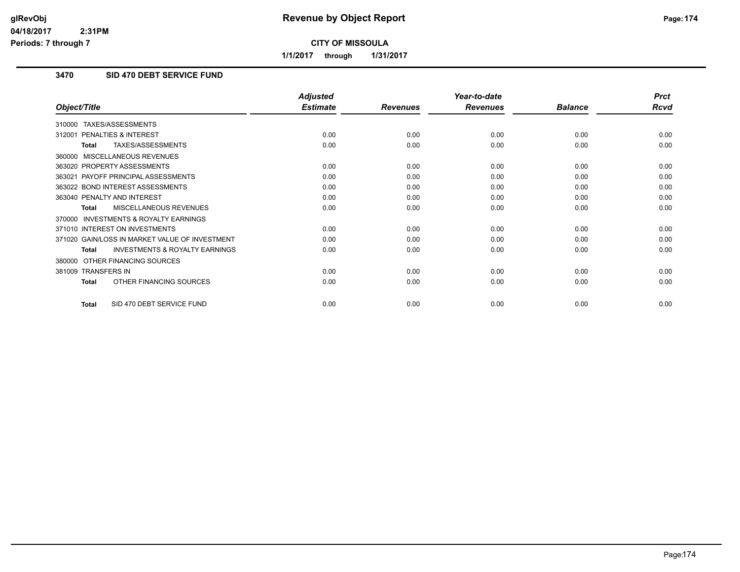# Revenue by Object Report

glRevObj
04/18/2017 2:31PM
Periods: 7 through 7

**CITY OF MISSOULA**

**1/1/2017 through 1/31/2017**

## 3470 SID 470 DEBT SERVICE FUND

| Object/Title | Adjusted Estimate | Revenues | Year-to-date Revenues | Balance | Prct Rcvd |
|---|---|---|---|---|---|
| 310000 TAXES/ASSESSMENTS | | | | | |
| 312001 PENALTIES & INTEREST | 0.00 | 0.00 | 0.00 | 0.00 | 0.00 |
| **Total** TAXES/ASSESSMENTS | 0.00 | 0.00 | 0.00 | 0.00 | 0.00 |
| 360000 MISCELLANEOUS REVENUES | | | | | |
| 363020 PROPERTY ASSESSMENTS | 0.00 | 0.00 | 0.00 | 0.00 | 0.00 |
| 363021 PAYOFF PRINCIPAL ASSESSMENTS | 0.00 | 0.00 | 0.00 | 0.00 | 0.00 |
| 363022 BOND INTEREST ASSESSMENTS | 0.00 | 0.00 | 0.00 | 0.00 | 0.00 |
| 363040 PENALTY AND INTEREST | 0.00 | 0.00 | 0.00 | 0.00 | 0.00 |
| **Total** MISCELLANEOUS REVENUES | 0.00 | 0.00 | 0.00 | 0.00 | 0.00 |
| 370000 INVESTMENTS & ROYALTY EARNINGS | | | | | |
| 371010 INTEREST ON INVESTMENTS | 0.00 | 0.00 | 0.00 | 0.00 | 0.00 |
| 371020 GAIN/LOSS IN MARKET VALUE OF INVESTMENT | 0.00 | 0.00 | 0.00 | 0.00 | 0.00 |
| **Total** INVESTMENTS & ROYALTY EARNINGS | 0.00 | 0.00 | 0.00 | 0.00 | 0.00 |
| 380000 OTHER FINANCING SOURCES | | | | | |
| 381009 TRANSFERS IN | 0.00 | 0.00 | 0.00 | 0.00 | 0.00 |
| **Total** OTHER FINANCING SOURCES | 0.00 | 0.00 | 0.00 | 0.00 | 0.00 |
| **Total** SID 470 DEBT SERVICE FUND | 0.00 | 0.00 | 0.00 | 0.00 | 0.00 |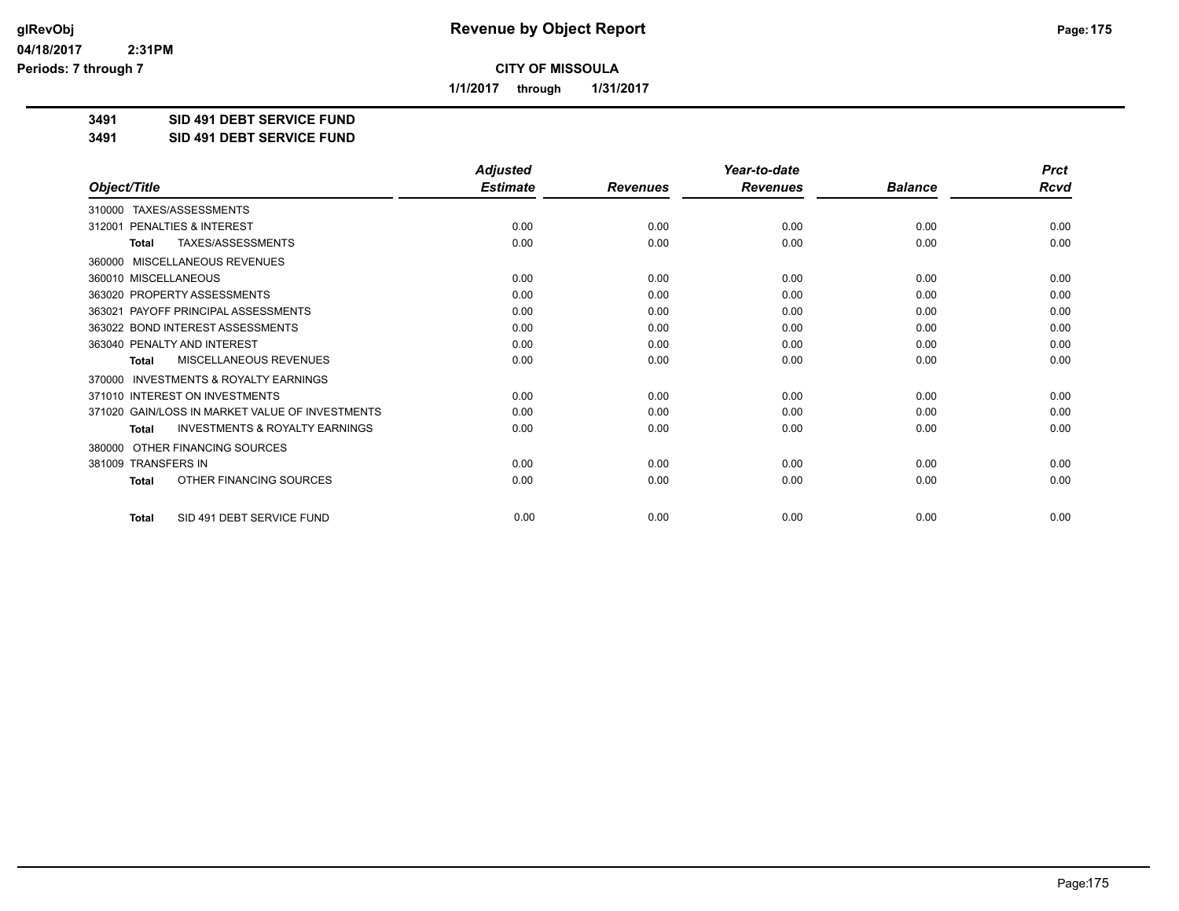# Revenue by Object Report

**CITY OF MISSOULA**

**1/1/2017 through 1/31/2017**

glRevObj
04/18/2017 2:31PM
Periods: 7 through 7

**3491 SID 491 DEBT SERVICE FUND**
**3491 SID 491 DEBT SERVICE FUND**

| Object/Title | Adjusted Estimate | Revenues | Year-to-date Revenues | Balance | Prct Rcvd |
|---|---|---|---|---|---|
| 310000 TAXES/ASSESSMENTS | | | | | |
| 312001 PENALTIES & INTEREST | 0.00 | 0.00 | 0.00 | 0.00 | 0.00 |
| **Total** TAXES/ASSESSMENTS | 0.00 | 0.00 | 0.00 | 0.00 | 0.00 |
| 360000 MISCELLANEOUS REVENUES | | | | | |
| 360010 MISCELLANEOUS | 0.00 | 0.00 | 0.00 | 0.00 | 0.00 |
| 363020 PROPERTY ASSESSMENTS | 0.00 | 0.00 | 0.00 | 0.00 | 0.00 |
| 363021 PAYOFF PRINCIPAL ASSESSMENTS | 0.00 | 0.00 | 0.00 | 0.00 | 0.00 |
| 363022 BOND INTEREST ASSESSMENTS | 0.00 | 0.00 | 0.00 | 0.00 | 0.00 |
| 363040 PENALTY AND INTEREST | 0.00 | 0.00 | 0.00 | 0.00 | 0.00 |
| **Total** MISCELLANEOUS REVENUES | 0.00 | 0.00 | 0.00 | 0.00 | 0.00 |
| 370000 INVESTMENTS & ROYALTY EARNINGS | | | | | |
| 371010 INTEREST ON INVESTMENTS | 0.00 | 0.00 | 0.00 | 0.00 | 0.00 |
| 371020 GAIN/LOSS IN MARKET VALUE OF INVESTMENTS | 0.00 | 0.00 | 0.00 | 0.00 | 0.00 |
| **Total** INVESTMENTS & ROYALTY EARNINGS | 0.00 | 0.00 | 0.00 | 0.00 | 0.00 |
| 380000 OTHER FINANCING SOURCES | | | | | |
| 381009 TRANSFERS IN | 0.00 | 0.00 | 0.00 | 0.00 | 0.00 |
| **Total** OTHER FINANCING SOURCES | 0.00 | 0.00 | 0.00 | 0.00 | 0.00 |
| **Total** SID 491 DEBT SERVICE FUND | 0.00 | 0.00 | 0.00 | 0.00 | 0.00 |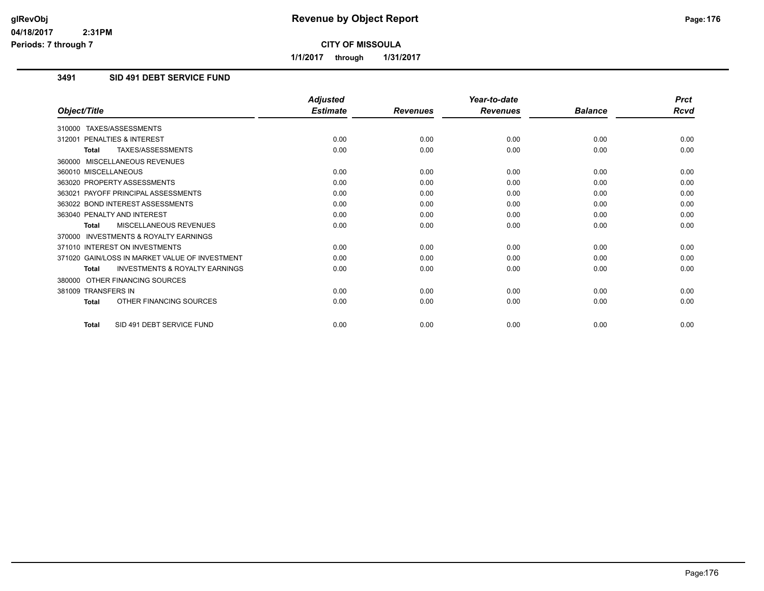# Revenue by Object Report

**CITY OF MISSOULA**

**1/1/2017 through 1/31/2017**

glRevObj
04/18/2017 2:31PM
Periods: 7 through 7

### 3491 SID 491 DEBT SERVICE FUND

| Object/Title | Adjusted Estimate | Revenues | Year-to-date Revenues | Balance | Prct Rcvd |
|---|---|---|---|---|---|
| 310000 TAXES/ASSESSMENTS | | | | | |
| 312001 PENALTIES & INTEREST | 0.00 | 0.00 | 0.00 | 0.00 | 0.00 |
| **Total** TAXES/ASSESSMENTS | 0.00 | 0.00 | 0.00 | 0.00 | 0.00 |
| 360000 MISCELLANEOUS REVENUES | | | | | |
| 360010 MISCELLANEOUS | 0.00 | 0.00 | 0.00 | 0.00 | 0.00 |
| 363020 PROPERTY ASSESSMENTS | 0.00 | 0.00 | 0.00 | 0.00 | 0.00 |
| 363021 PAYOFF PRINCIPAL ASSESSMENTS | 0.00 | 0.00 | 0.00 | 0.00 | 0.00 |
| 363022 BOND INTEREST ASSESSMENTS | 0.00 | 0.00 | 0.00 | 0.00 | 0.00 |
| 363040 PENALTY AND INTEREST | 0.00 | 0.00 | 0.00 | 0.00 | 0.00 |
| **Total** MISCELLANEOUS REVENUES | 0.00 | 0.00 | 0.00 | 0.00 | 0.00 |
| 370000 INVESTMENTS & ROYALTY EARNINGS | | | | | |
| 371010 INTEREST ON INVESTMENTS | 0.00 | 0.00 | 0.00 | 0.00 | 0.00 |
| 371020 GAIN/LOSS IN MARKET VALUE OF INVESTMENT | 0.00 | 0.00 | 0.00 | 0.00 | 0.00 |
| **Total** INVESTMENTS & ROYALTY EARNINGS | 0.00 | 0.00 | 0.00 | 0.00 | 0.00 |
| 380000 OTHER FINANCING SOURCES | | | | | |
| 381009 TRANSFERS IN | 0.00 | 0.00 | 0.00 | 0.00 | 0.00 |
| **Total** OTHER FINANCING SOURCES | 0.00 | 0.00 | 0.00 | 0.00 | 0.00 |
| **Total** SID 491 DEBT SERVICE FUND | 0.00 | 0.00 | 0.00 | 0.00 | 0.00 |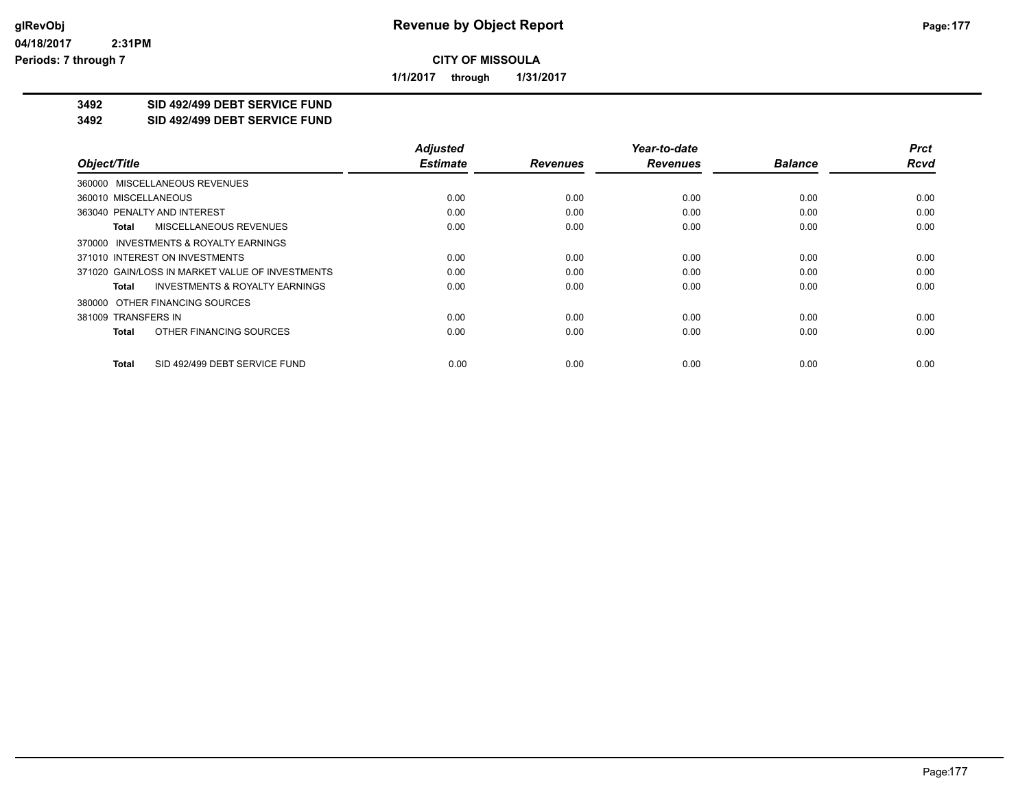# Revenue by Object Report

glRevObj
04/18/2017 2:31PM
Periods: 7 through 7

**CITY OF MISSOULA**

1/1/2017 through 1/31/2017

**3492 SID 492/499 DEBT SERVICE FUND**
**3492 SID 492/499 DEBT SERVICE FUND**

| Object/Title | Adjusted Estimate | Revenues | Year-to-date Revenues | Balance | Prct Rcvd |
|---|---|---|---|---|---|
| 360000 MISCELLANEOUS REVENUES | | | | | |
| 360010 MISCELLANEOUS | 0.00 | 0.00 | 0.00 | 0.00 | 0.00 |
| 363040 PENALTY AND INTEREST | 0.00 | 0.00 | 0.00 | 0.00 | 0.00 |
| **Total** MISCELLANEOUS REVENUES | 0.00 | 0.00 | 0.00 | 0.00 | 0.00 |
| 370000 INVESTMENTS & ROYALTY EARNINGS | | | | | |
| 371010 INTEREST ON INVESTMENTS | 0.00 | 0.00 | 0.00 | 0.00 | 0.00 |
| 371020 GAIN/LOSS IN MARKET VALUE OF INVESTMENTS | 0.00 | 0.00 | 0.00 | 0.00 | 0.00 |
| **Total** INVESTMENTS & ROYALTY EARNINGS | 0.00 | 0.00 | 0.00 | 0.00 | 0.00 |
| 380000 OTHER FINANCING SOURCES | | | | | |
| 381009 TRANSFERS IN | 0.00 | 0.00 | 0.00 | 0.00 | 0.00 |
| **Total** OTHER FINANCING SOURCES | 0.00 | 0.00 | 0.00 | 0.00 | 0.00 |
| **Total** SID 492/499 DEBT SERVICE FUND | 0.00 | 0.00 | 0.00 | 0.00 | 0.00 |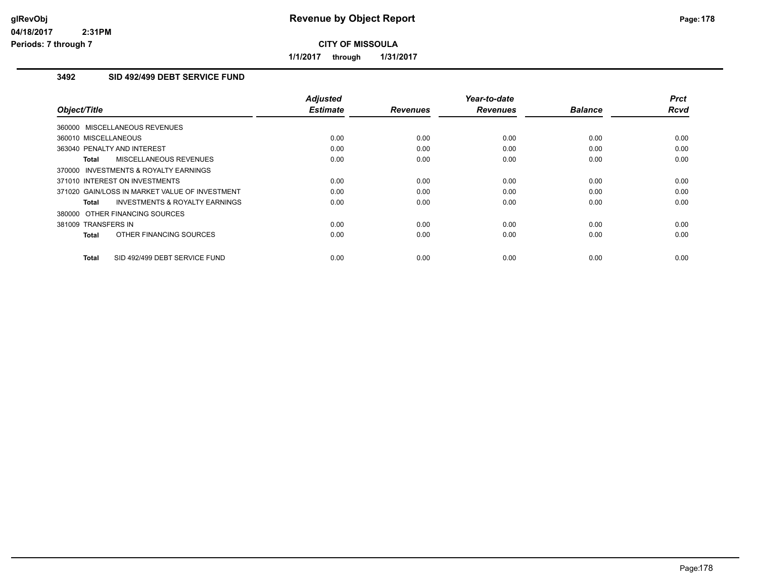**Revenue by Object Report**

**CITY OF MISSOULA**

**1/1/2017 through 1/31/2017**

### 3492 SID 492/499 DEBT SERVICE FUND

| Object/Title | Adjusted Estimate | Revenues | Year-to-date Revenues | Balance | Prct Rcvd |
|---|---|---|---|---|---|
| 360000 MISCELLANEOUS REVENUES | | | | | |
| 360010 MISCELLANEOUS | 0.00 | 0.00 | 0.00 | 0.00 | 0.00 |
| 363040 PENALTY AND INTEREST | 0.00 | 0.00 | 0.00 | 0.00 | 0.00 |
| **Total** MISCELLANEOUS REVENUES | 0.00 | 0.00 | 0.00 | 0.00 | 0.00 |
| 370000 INVESTMENTS & ROYALTY EARNINGS | | | | | |
| 371010 INTEREST ON INVESTMENTS | 0.00 | 0.00 | 0.00 | 0.00 | 0.00 |
| 371020 GAIN/LOSS IN MARKET VALUE OF INVESTMENT | 0.00 | 0.00 | 0.00 | 0.00 | 0.00 |
| **Total** INVESTMENTS & ROYALTY EARNINGS | 0.00 | 0.00 | 0.00 | 0.00 | 0.00 |
| 380000 OTHER FINANCING SOURCES | | | | | |
| 381009 TRANSFERS IN | 0.00 | 0.00 | 0.00 | 0.00 | 0.00 |
| **Total** OTHER FINANCING SOURCES | 0.00 | 0.00 | 0.00 | 0.00 | 0.00 |
| **Total** SID 492/499 DEBT SERVICE FUND | 0.00 | 0.00 | 0.00 | 0.00 | 0.00 |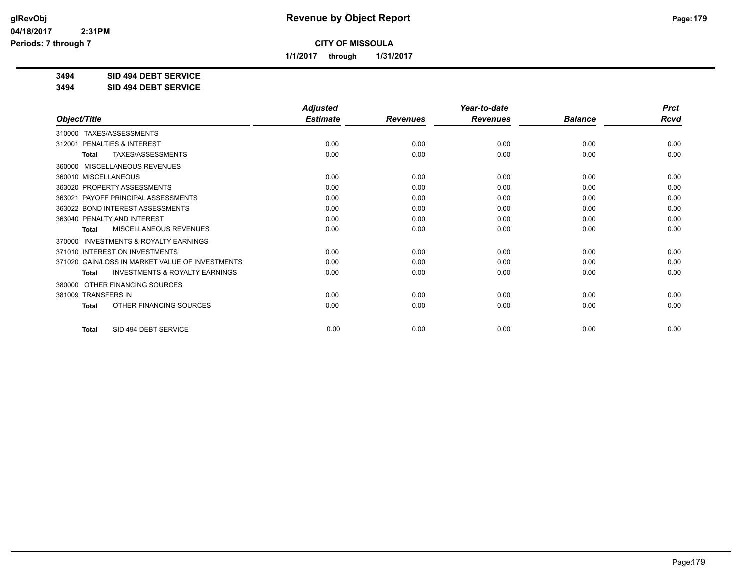**CITY OF MISSOULA**

**1/1/2017 through 1/31/2017**

**3494 SID 494 DEBT SERVICE**

**3494 SID 494 DEBT SERVICE**

| Object/Title | Adjusted Estimate | Revenues | Year-to-date Revenues | Balance | Prct Rcvd |
|---|---|---|---|---|---|
| 310000 TAXES/ASSESSMENTS | | | | | |
| 312001 PENALTIES & INTEREST | 0.00 | 0.00 | 0.00 | 0.00 | 0.00 |
| **Total** TAXES/ASSESSMENTS | 0.00 | 0.00 | 0.00 | 0.00 | 0.00 |
| 360000 MISCELLANEOUS REVENUES | | | | | |
| 360010 MISCELLANEOUS | 0.00 | 0.00 | 0.00 | 0.00 | 0.00 |
| 363020 PROPERTY ASSESSMENTS | 0.00 | 0.00 | 0.00 | 0.00 | 0.00 |
| 363021 PAYOFF PRINCIPAL ASSESSMENTS | 0.00 | 0.00 | 0.00 | 0.00 | 0.00 |
| 363022 BOND INTEREST ASSESSMENTS | 0.00 | 0.00 | 0.00 | 0.00 | 0.00 |
| 363040 PENALTY AND INTEREST | 0.00 | 0.00 | 0.00 | 0.00 | 0.00 |
| **Total** MISCELLANEOUS REVENUES | 0.00 | 0.00 | 0.00 | 0.00 | 0.00 |
| 370000 INVESTMENTS & ROYALTY EARNINGS | | | | | |
| 371010 INTEREST ON INVESTMENTS | 0.00 | 0.00 | 0.00 | 0.00 | 0.00 |
| 371020 GAIN/LOSS IN MARKET VALUE OF INVESTMENTS | 0.00 | 0.00 | 0.00 | 0.00 | 0.00 |
| **Total** INVESTMENTS & ROYALTY EARNINGS | 0.00 | 0.00 | 0.00 | 0.00 | 0.00 |
| 380000 OTHER FINANCING SOURCES | | | | | |
| 381009 TRANSFERS IN | 0.00 | 0.00 | 0.00 | 0.00 | 0.00 |
| **Total** OTHER FINANCING SOURCES | 0.00 | 0.00 | 0.00 | 0.00 | 0.00 |
| **Total** SID 494 DEBT SERVICE | 0.00 | 0.00 | 0.00 | 0.00 | 0.00 |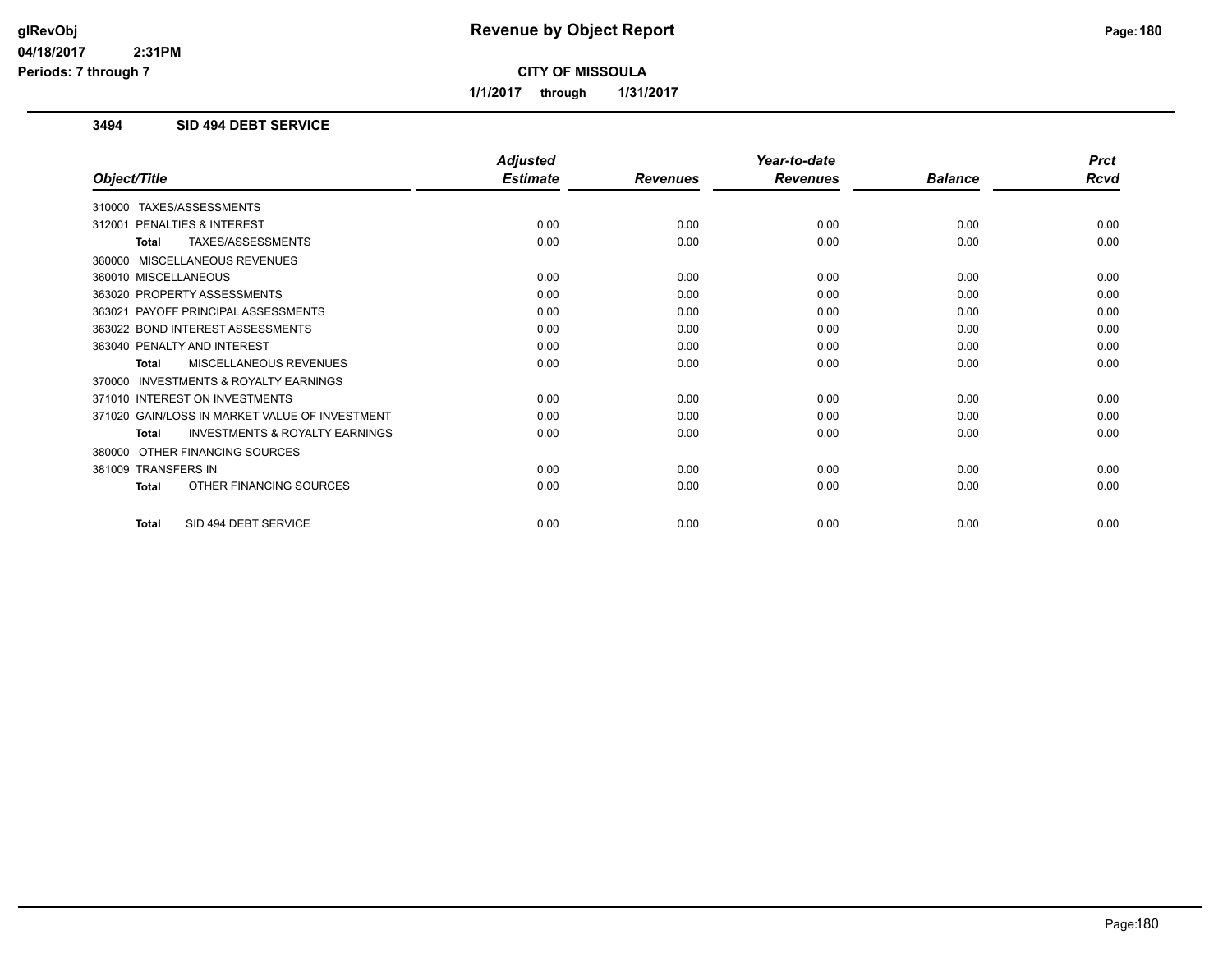# Revenue by Object Report

**CITY OF MISSOULA**

**1/1/2017 through 1/31/2017**

glRevObj
04/18/2017 2:31PM
Periods: 7 through 7

## 3494 SID 494 DEBT SERVICE

| Object/Title | Adjusted Estimate | Revenues | Year-to-date Revenues | Balance | Prct Rcvd |
|---|---|---|---|---|---|
| 310000 TAXES/ASSESSMENTS | | | | | |
| 312001 PENALTIES & INTEREST | 0.00 | 0.00 | 0.00 | 0.00 | 0.00 |
| **Total** TAXES/ASSESSMENTS | 0.00 | 0.00 | 0.00 | 0.00 | 0.00 |
| 360000 MISCELLANEOUS REVENUES | | | | | |
| 360010 MISCELLANEOUS | 0.00 | 0.00 | 0.00 | 0.00 | 0.00 |
| 363020 PROPERTY ASSESSMENTS | 0.00 | 0.00 | 0.00 | 0.00 | 0.00 |
| 363021 PAYOFF PRINCIPAL ASSESSMENTS | 0.00 | 0.00 | 0.00 | 0.00 | 0.00 |
| 363022 BOND INTEREST ASSESSMENTS | 0.00 | 0.00 | 0.00 | 0.00 | 0.00 |
| 363040 PENALTY AND INTEREST | 0.00 | 0.00 | 0.00 | 0.00 | 0.00 |
| **Total** MISCELLANEOUS REVENUES | 0.00 | 0.00 | 0.00 | 0.00 | 0.00 |
| 370000 INVESTMENTS & ROYALTY EARNINGS | | | | | |
| 371010 INTEREST ON INVESTMENTS | 0.00 | 0.00 | 0.00 | 0.00 | 0.00 |
| 371020 GAIN/LOSS IN MARKET VALUE OF INVESTMENT | 0.00 | 0.00 | 0.00 | 0.00 | 0.00 |
| **Total** INVESTMENTS & ROYALTY EARNINGS | 0.00 | 0.00 | 0.00 | 0.00 | 0.00 |
| 380000 OTHER FINANCING SOURCES | | | | | |
| 381009 TRANSFERS IN | 0.00 | 0.00 | 0.00 | 0.00 | 0.00 |
| **Total** OTHER FINANCING SOURCES | 0.00 | 0.00 | 0.00 | 0.00 | 0.00 |
| **Total** SID 494 DEBT SERVICE | 0.00 | 0.00 | 0.00 | 0.00 | 0.00 |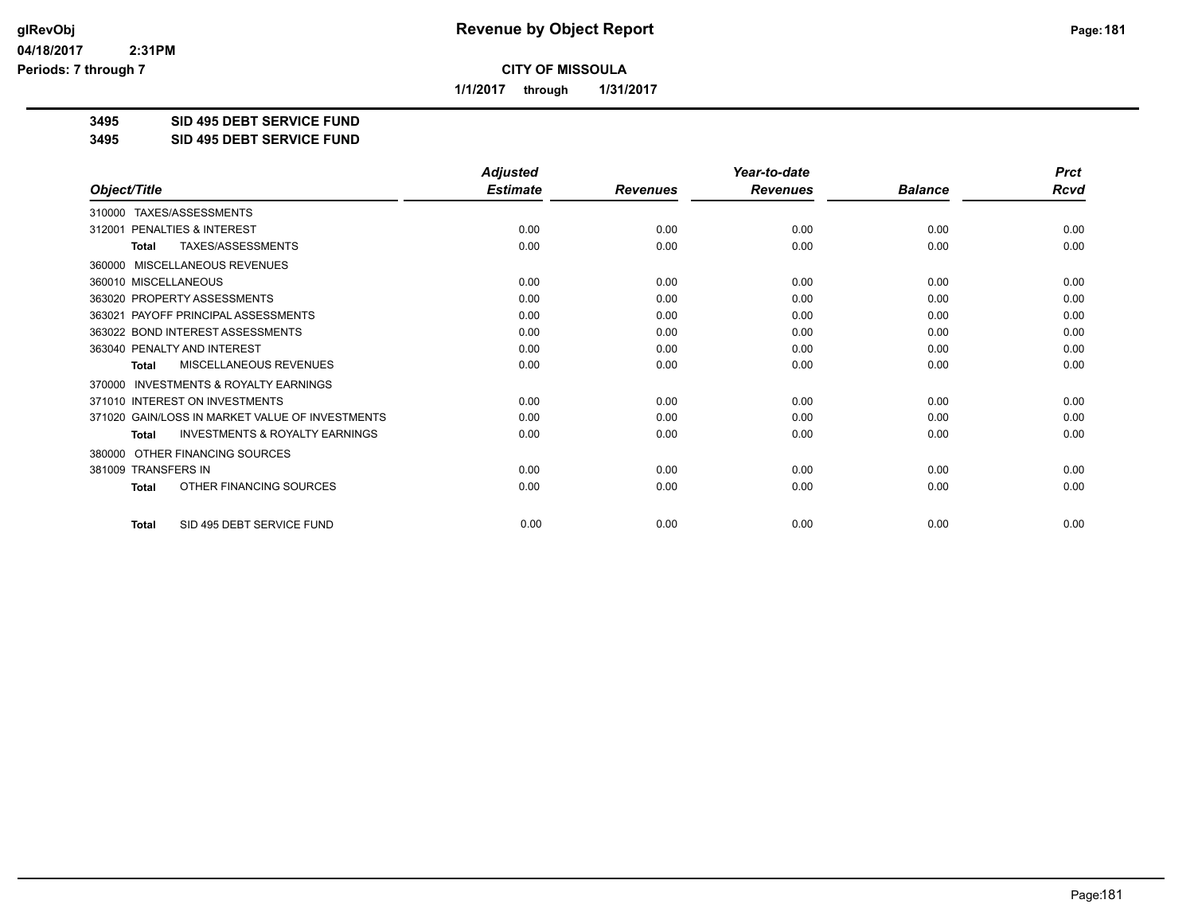**CITY OF MISSOULA**

**1/1/2017 through 1/31/2017**

**3495 SID 495 DEBT SERVICE FUND**

**3495 SID 495 DEBT SERVICE FUND**

| Object/Title | Adjusted Estimate | Revenues | Year-to-date Revenues | Balance | Prct Rcvd |
|---|---|---|---|---|---|
| 310000 TAXES/ASSESSMENTS | | | | | |
| 312001 PENALTIES & INTEREST | 0.00 | 0.00 | 0.00 | 0.00 | 0.00 |
| **Total** TAXES/ASSESSMENTS | 0.00 | 0.00 | 0.00 | 0.00 | 0.00 |
| 360000 MISCELLANEOUS REVENUES | | | | | |
| 360010 MISCELLANEOUS | 0.00 | 0.00 | 0.00 | 0.00 | 0.00 |
| 363020 PROPERTY ASSESSMENTS | 0.00 | 0.00 | 0.00 | 0.00 | 0.00 |
| 363021 PAYOFF PRINCIPAL ASSESSMENTS | 0.00 | 0.00 | 0.00 | 0.00 | 0.00 |
| 363022 BOND INTEREST ASSESSMENTS | 0.00 | 0.00 | 0.00 | 0.00 | 0.00 |
| 363040 PENALTY AND INTEREST | 0.00 | 0.00 | 0.00 | 0.00 | 0.00 |
| **Total** MISCELLANEOUS REVENUES | 0.00 | 0.00 | 0.00 | 0.00 | 0.00 |
| 370000 INVESTMENTS & ROYALTY EARNINGS | | | | | |
| 371010 INTEREST ON INVESTMENTS | 0.00 | 0.00 | 0.00 | 0.00 | 0.00 |
| 371020 GAIN/LOSS IN MARKET VALUE OF INVESTMENTS | 0.00 | 0.00 | 0.00 | 0.00 | 0.00 |
| **Total** INVESTMENTS & ROYALTY EARNINGS | 0.00 | 0.00 | 0.00 | 0.00 | 0.00 |
| 380000 OTHER FINANCING SOURCES | | | | | |
| 381009 TRANSFERS IN | 0.00 | 0.00 | 0.00 | 0.00 | 0.00 |
| **Total** OTHER FINANCING SOURCES | 0.00 | 0.00 | 0.00 | 0.00 | 0.00 |
| **Total** SID 495 DEBT SERVICE FUND | 0.00 | 0.00 | 0.00 | 0.00 | 0.00 |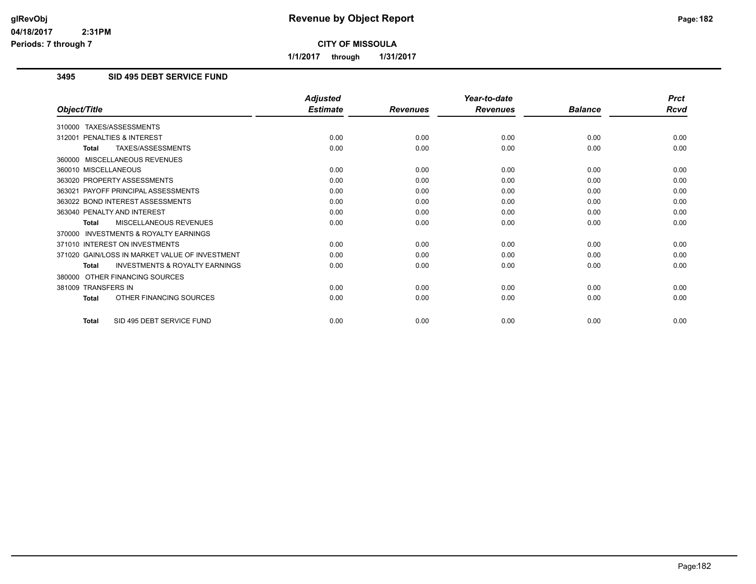# Revenue by Object Report

**CITY OF MISSOULA**

**1/1/2017 through 1/31/2017**

glRevObj
04/18/2017 2:31PM
Periods: 7 through 7

## 3495 SID 495 DEBT SERVICE FUND

| Object/Title | Adjusted Estimate | Revenues | Year-to-date Revenues | Balance | Prct Rcvd |
|---|---|---|---|---|---|
| 310000 TAXES/ASSESSMENTS | | | | | |
| 312001 PENALTIES & INTEREST | 0.00 | 0.00 | 0.00 | 0.00 | 0.00 |
| **Total** TAXES/ASSESSMENTS | 0.00 | 0.00 | 0.00 | 0.00 | 0.00 |
| 360000 MISCELLANEOUS REVENUES | | | | | |
| 360010 MISCELLANEOUS | 0.00 | 0.00 | 0.00 | 0.00 | 0.00 |
| 363020 PROPERTY ASSESSMENTS | 0.00 | 0.00 | 0.00 | 0.00 | 0.00 |
| 363021 PAYOFF PRINCIPAL ASSESSMENTS | 0.00 | 0.00 | 0.00 | 0.00 | 0.00 |
| 363022 BOND INTEREST ASSESSMENTS | 0.00 | 0.00 | 0.00 | 0.00 | 0.00 |
| 363040 PENALTY AND INTEREST | 0.00 | 0.00 | 0.00 | 0.00 | 0.00 |
| **Total** MISCELLANEOUS REVENUES | 0.00 | 0.00 | 0.00 | 0.00 | 0.00 |
| 370000 INVESTMENTS & ROYALTY EARNINGS | | | | | |
| 371010 INTEREST ON INVESTMENTS | 0.00 | 0.00 | 0.00 | 0.00 | 0.00 |
| 371020 GAIN/LOSS IN MARKET VALUE OF INVESTMENT | 0.00 | 0.00 | 0.00 | 0.00 | 0.00 |
| **Total** INVESTMENTS & ROYALTY EARNINGS | 0.00 | 0.00 | 0.00 | 0.00 | 0.00 |
| 380000 OTHER FINANCING SOURCES | | | | | |
| 381009 TRANSFERS IN | 0.00 | 0.00 | 0.00 | 0.00 | 0.00 |
| **Total** OTHER FINANCING SOURCES | 0.00 | 0.00 | 0.00 | 0.00 | 0.00 |
| **Total** SID 495 DEBT SERVICE FUND | 0.00 | 0.00 | 0.00 | 0.00 | 0.00 |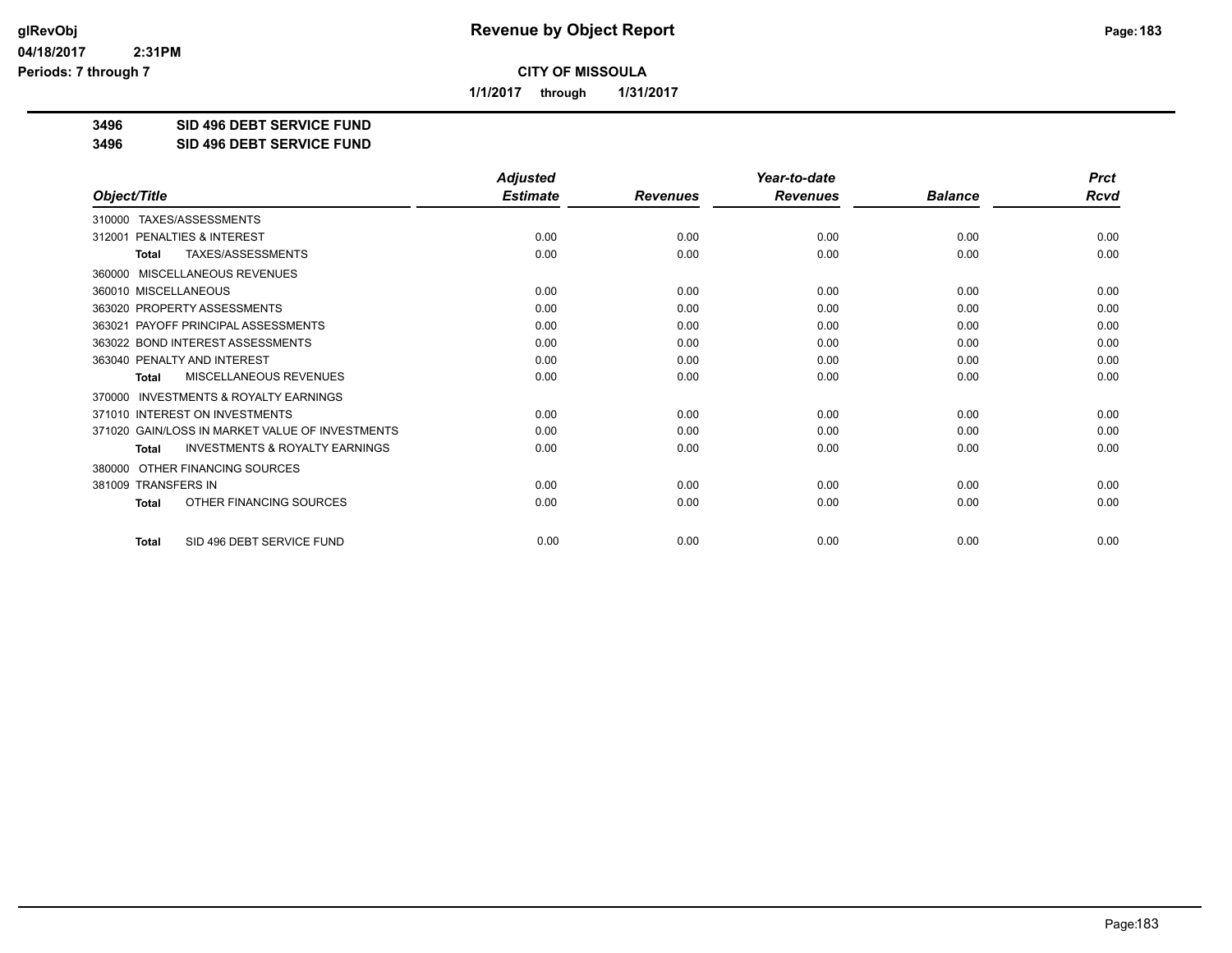# Revenue by Object Report

**CITY OF MISSOULA**

**1/1/2017 through 1/31/2017**

**3496 SID 496 DEBT SERVICE FUND**
**3496 SID 496 DEBT SERVICE FUND**

| Object/Title | Adjusted Estimate | Revenues | Year-to-date Revenues | Balance | Prct Rcvd |
|---|---|---|---|---|---|
| 310000 TAXES/ASSESSMENTS | | | | | |
| 312001 PENALTIES & INTEREST | 0.00 | 0.00 | 0.00 | 0.00 | 0.00 |
| **Total** TAXES/ASSESSMENTS | 0.00 | 0.00 | 0.00 | 0.00 | 0.00 |
| 360000 MISCELLANEOUS REVENUES | | | | | |
| 360010 MISCELLANEOUS | 0.00 | 0.00 | 0.00 | 0.00 | 0.00 |
| 363020 PROPERTY ASSESSMENTS | 0.00 | 0.00 | 0.00 | 0.00 | 0.00 |
| 363021 PAYOFF PRINCIPAL ASSESSMENTS | 0.00 | 0.00 | 0.00 | 0.00 | 0.00 |
| 363022 BOND INTEREST ASSESSMENTS | 0.00 | 0.00 | 0.00 | 0.00 | 0.00 |
| 363040 PENALTY AND INTEREST | 0.00 | 0.00 | 0.00 | 0.00 | 0.00 |
| **Total** MISCELLANEOUS REVENUES | 0.00 | 0.00 | 0.00 | 0.00 | 0.00 |
| 370000 INVESTMENTS & ROYALTY EARNINGS | | | | | |
| 371010 INTEREST ON INVESTMENTS | 0.00 | 0.00 | 0.00 | 0.00 | 0.00 |
| 371020 GAIN/LOSS IN MARKET VALUE OF INVESTMENTS | 0.00 | 0.00 | 0.00 | 0.00 | 0.00 |
| **Total** INVESTMENTS & ROYALTY EARNINGS | 0.00 | 0.00 | 0.00 | 0.00 | 0.00 |
| 380000 OTHER FINANCING SOURCES | | | | | |
| 381009 TRANSFERS IN | 0.00 | 0.00 | 0.00 | 0.00 | 0.00 |
| **Total** OTHER FINANCING SOURCES | 0.00 | 0.00 | 0.00 | 0.00 | 0.00 |
| **Total** SID 496 DEBT SERVICE FUND | 0.00 | 0.00 | 0.00 | 0.00 | 0.00 |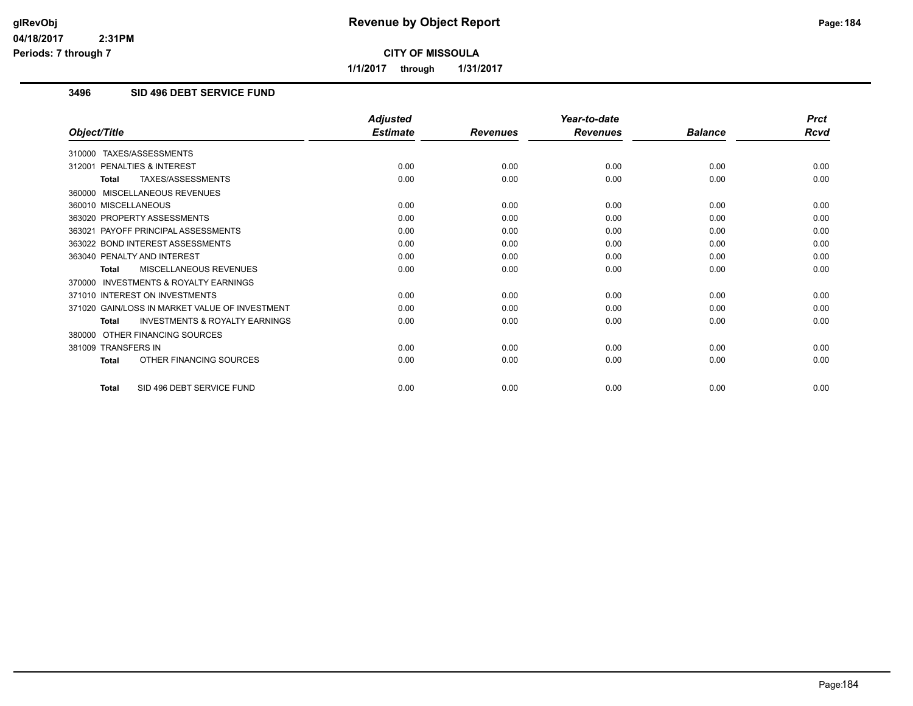# Revenue by Object Report

**CITY OF MISSOULA**

**1/1/2017 through 1/31/2017**

## 3496 SID 496 DEBT SERVICE FUND

| Object/Title | Adjusted Estimate | Revenues | Year-to-date Revenues | Balance | Prct Rcvd |
|---|---|---|---|---|---|
| 310000 TAXES/ASSESSMENTS | | | | | |
| 312001 PENALTIES & INTEREST | 0.00 | 0.00 | 0.00 | 0.00 | 0.00 |
| **Total** TAXES/ASSESSMENTS | 0.00 | 0.00 | 0.00 | 0.00 | 0.00 |
| 360000 MISCELLANEOUS REVENUES | | | | | |
| 360010 MISCELLANEOUS | 0.00 | 0.00 | 0.00 | 0.00 | 0.00 |
| 363020 PROPERTY ASSESSMENTS | 0.00 | 0.00 | 0.00 | 0.00 | 0.00 |
| 363021 PAYOFF PRINCIPAL ASSESSMENTS | 0.00 | 0.00 | 0.00 | 0.00 | 0.00 |
| 363022 BOND INTEREST ASSESSMENTS | 0.00 | 0.00 | 0.00 | 0.00 | 0.00 |
| 363040 PENALTY AND INTEREST | 0.00 | 0.00 | 0.00 | 0.00 | 0.00 |
| **Total** MISCELLANEOUS REVENUES | 0.00 | 0.00 | 0.00 | 0.00 | 0.00 |
| 370000 INVESTMENTS & ROYALTY EARNINGS | | | | | |
| 371010 INTEREST ON INVESTMENTS | 0.00 | 0.00 | 0.00 | 0.00 | 0.00 |
| 371020 GAIN/LOSS IN MARKET VALUE OF INVESTMENT | 0.00 | 0.00 | 0.00 | 0.00 | 0.00 |
| **Total** INVESTMENTS & ROYALTY EARNINGS | 0.00 | 0.00 | 0.00 | 0.00 | 0.00 |
| 380000 OTHER FINANCING SOURCES | | | | | |
| 381009 TRANSFERS IN | 0.00 | 0.00 | 0.00 | 0.00 | 0.00 |
| **Total** OTHER FINANCING SOURCES | 0.00 | 0.00 | 0.00 | 0.00 | 0.00 |
| **Total** SID 496 DEBT SERVICE FUND | 0.00 | 0.00 | 0.00 | 0.00 | 0.00 |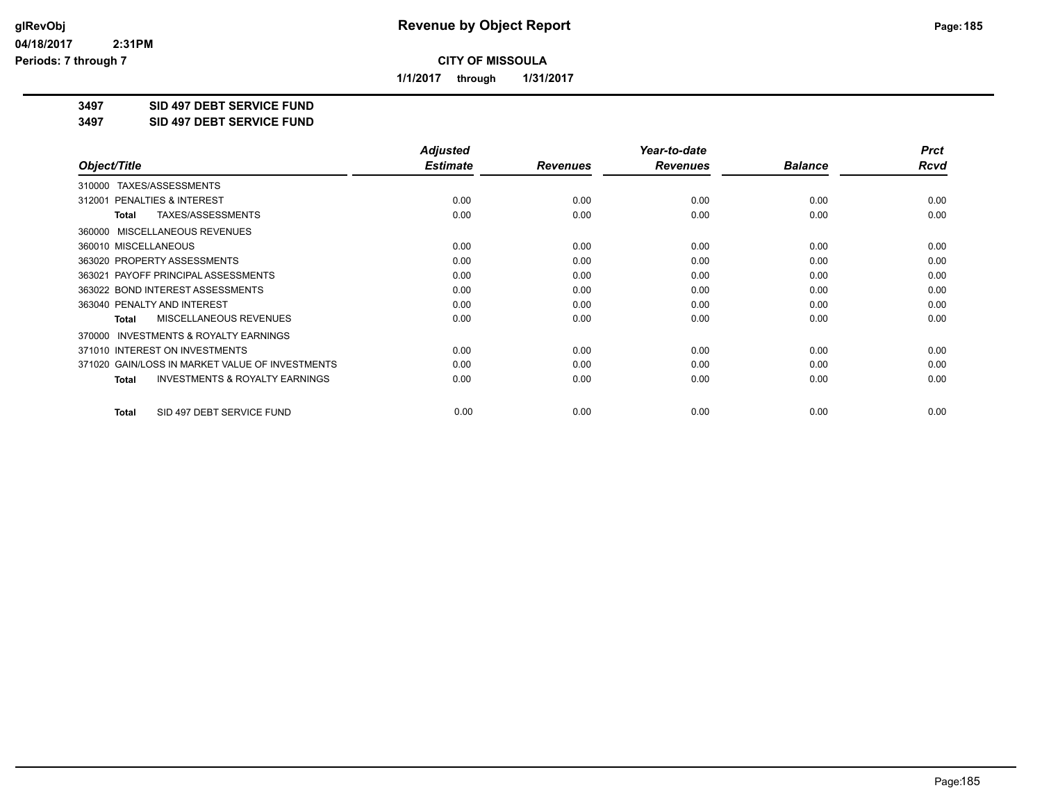**Revenue by Object Report**

**CITY OF MISSOULA**

**1/1/2017 through 1/31/2017**

**3497 SID 497 DEBT SERVICE FUND**
**3497 SID 497 DEBT SERVICE FUND**

| Object/Title | Adjusted Estimate | Revenues | Year-to-date Revenues | Balance | Prct Rcvd |
|---|---|---|---|---|---|
| 310000 TAXES/ASSESSMENTS | | | | | |
| 312001 PENALTIES & INTEREST | 0.00 | 0.00 | 0.00 | 0.00 | 0.00 |
| **Total** TAXES/ASSESSMENTS | 0.00 | 0.00 | 0.00 | 0.00 | 0.00 |
| 360000 MISCELLANEOUS REVENUES | | | | | |
| 360010 MISCELLANEOUS | 0.00 | 0.00 | 0.00 | 0.00 | 0.00 |
| 363020 PROPERTY ASSESSMENTS | 0.00 | 0.00 | 0.00 | 0.00 | 0.00 |
| 363021 PAYOFF PRINCIPAL ASSESSMENTS | 0.00 | 0.00 | 0.00 | 0.00 | 0.00 |
| 363022 BOND INTEREST ASSESSMENTS | 0.00 | 0.00 | 0.00 | 0.00 | 0.00 |
| 363040 PENALTY AND INTEREST | 0.00 | 0.00 | 0.00 | 0.00 | 0.00 |
| **Total** MISCELLANEOUS REVENUES | 0.00 | 0.00 | 0.00 | 0.00 | 0.00 |
| 370000 INVESTMENTS & ROYALTY EARNINGS | | | | | |
| 371010 INTEREST ON INVESTMENTS | 0.00 | 0.00 | 0.00 | 0.00 | 0.00 |
| 371020 GAIN/LOSS IN MARKET VALUE OF INVESTMENTS | 0.00 | 0.00 | 0.00 | 0.00 | 0.00 |
| **Total** INVESTMENTS & ROYALTY EARNINGS | 0.00 | 0.00 | 0.00 | 0.00 | 0.00 |
| **Total** SID 497 DEBT SERVICE FUND | 0.00 | 0.00 | 0.00 | 0.00 | 0.00 |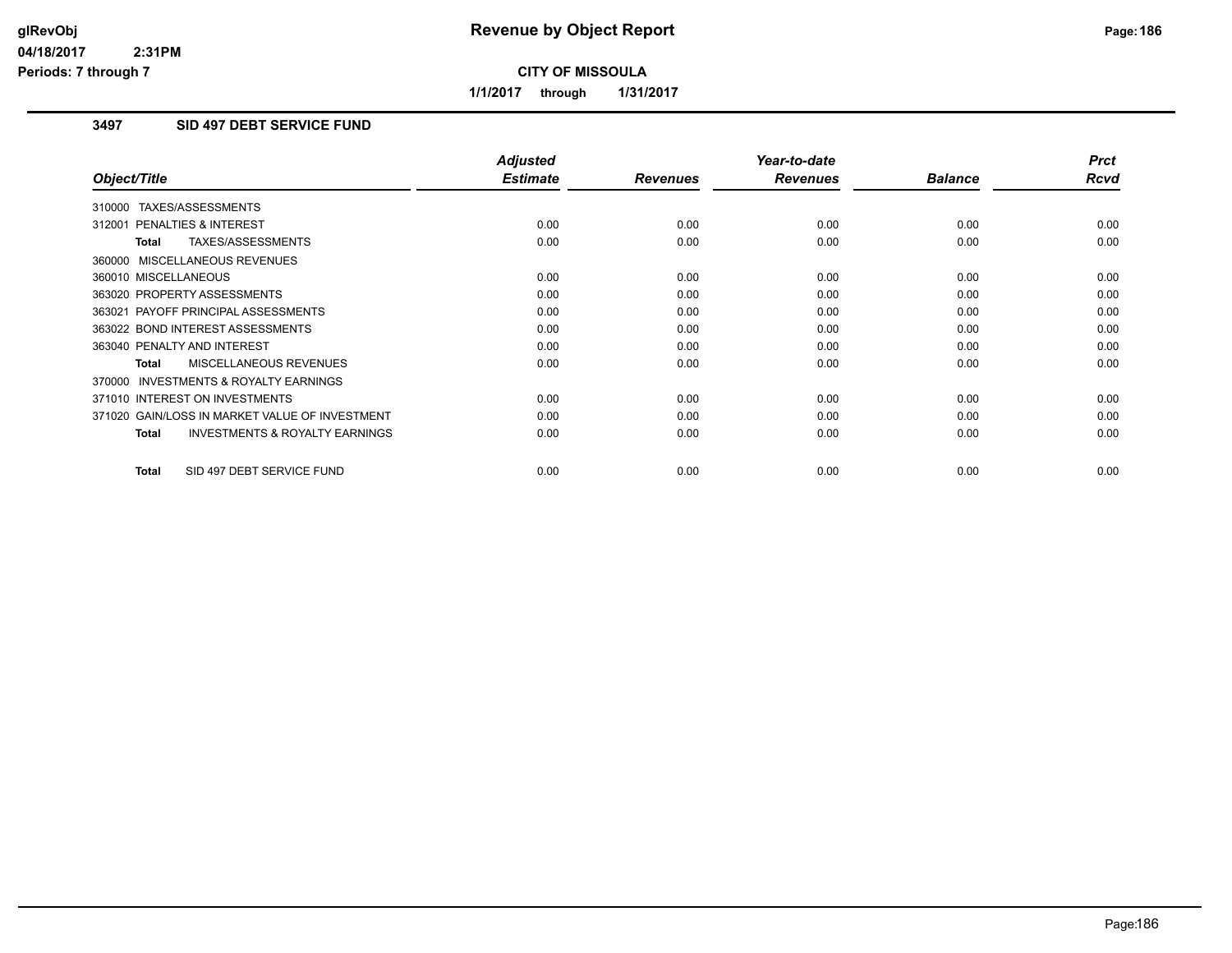**Revenue by Object Report**

**CITY OF MISSOULA**

**1/1/2017 through 1/31/2017**

### 3497 SID 497 DEBT SERVICE FUND

| Object/Title | Adjusted Estimate | Revenues | Year-to-date Revenues | Balance | Prct Rcvd |
|---|---|---|---|---|---|
| 310000 TAXES/ASSESSMENTS | | | | | |
| 312001 PENALTIES & INTEREST | 0.00 | 0.00 | 0.00 | 0.00 | 0.00 |
| **Total** TAXES/ASSESSMENTS | 0.00 | 0.00 | 0.00 | 0.00 | 0.00 |
| 360000 MISCELLANEOUS REVENUES | | | | | |
| 360010 MISCELLANEOUS | 0.00 | 0.00 | 0.00 | 0.00 | 0.00 |
| 363020 PROPERTY ASSESSMENTS | 0.00 | 0.00 | 0.00 | 0.00 | 0.00 |
| 363021 PAYOFF PRINCIPAL ASSESSMENTS | 0.00 | 0.00 | 0.00 | 0.00 | 0.00 |
| 363022 BOND INTEREST ASSESSMENTS | 0.00 | 0.00 | 0.00 | 0.00 | 0.00 |
| 363040 PENALTY AND INTEREST | 0.00 | 0.00 | 0.00 | 0.00 | 0.00 |
| **Total** MISCELLANEOUS REVENUES | 0.00 | 0.00 | 0.00 | 0.00 | 0.00 |
| 370000 INVESTMENTS & ROYALTY EARNINGS | | | | | |
| 371010 INTEREST ON INVESTMENTS | 0.00 | 0.00 | 0.00 | 0.00 | 0.00 |
| 371020 GAIN/LOSS IN MARKET VALUE OF INVESTMENT | 0.00 | 0.00 | 0.00 | 0.00 | 0.00 |
| **Total** INVESTMENTS & ROYALTY EARNINGS | 0.00 | 0.00 | 0.00 | 0.00 | 0.00 |
| **Total** SID 497 DEBT SERVICE FUND | 0.00 | 0.00 | 0.00 | 0.00 | 0.00 |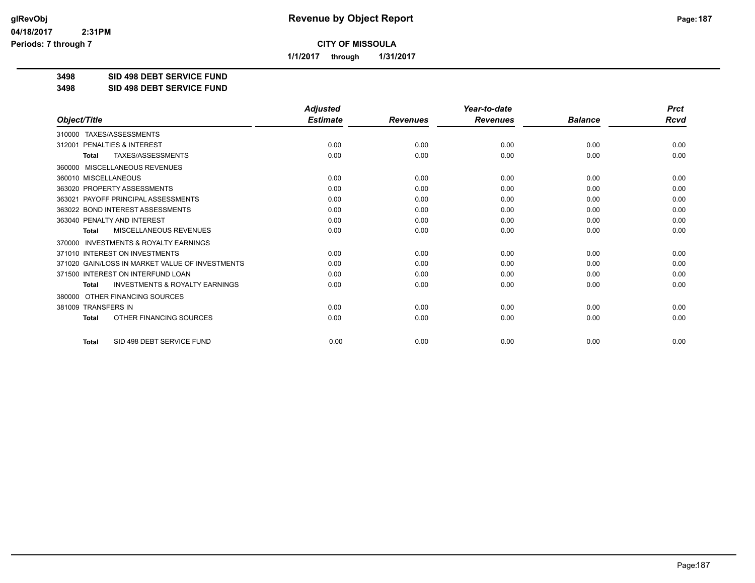# Revenue by Object Report

glRevObj
04/18/2017 2:31PM
Periods: 7 through 7

**CITY OF MISSOULA**

**1/1/2017 through 1/31/2017**

**3498 SID 498 DEBT SERVICE FUND**
**3498 SID 498 DEBT SERVICE FUND**

| Object/Title | Adjusted Estimate | Revenues | Year-to-date Revenues | Balance | Prct Rcvd |
|---|---|---|---|---|---|
| 310000 TAXES/ASSESSMENTS | | | | | |
| 312001 PENALTIES & INTEREST | 0.00 | 0.00 | 0.00 | 0.00 | 0.00 |
| **Total** TAXES/ASSESSMENTS | 0.00 | 0.00 | 0.00 | 0.00 | 0.00 |
| 360000 MISCELLANEOUS REVENUES | | | | | |
| 360010 MISCELLANEOUS | 0.00 | 0.00 | 0.00 | 0.00 | 0.00 |
| 363020 PROPERTY ASSESSMENTS | 0.00 | 0.00 | 0.00 | 0.00 | 0.00 |
| 363021 PAYOFF PRINCIPAL ASSESSMENTS | 0.00 | 0.00 | 0.00 | 0.00 | 0.00 |
| 363022 BOND INTEREST ASSESSMENTS | 0.00 | 0.00 | 0.00 | 0.00 | 0.00 |
| 363040 PENALTY AND INTEREST | 0.00 | 0.00 | 0.00 | 0.00 | 0.00 |
| **Total** MISCELLANEOUS REVENUES | 0.00 | 0.00 | 0.00 | 0.00 | 0.00 |
| 370000 INVESTMENTS & ROYALTY EARNINGS | | | | | |
| 371010 INTEREST ON INVESTMENTS | 0.00 | 0.00 | 0.00 | 0.00 | 0.00 |
| 371020 GAIN/LOSS IN MARKET VALUE OF INVESTMENTS | 0.00 | 0.00 | 0.00 | 0.00 | 0.00 |
| 371500 INTEREST ON INTERFUND LOAN | 0.00 | 0.00 | 0.00 | 0.00 | 0.00 |
| **Total** INVESTMENTS & ROYALTY EARNINGS | 0.00 | 0.00 | 0.00 | 0.00 | 0.00 |
| 380000 OTHER FINANCING SOURCES | | | | | |
| 381009 TRANSFERS IN | 0.00 | 0.00 | 0.00 | 0.00 | 0.00 |
| **Total** OTHER FINANCING SOURCES | 0.00 | 0.00 | 0.00 | 0.00 | 0.00 |
| **Total** SID 498 DEBT SERVICE FUND | 0.00 | 0.00 | 0.00 | 0.00 | 0.00 |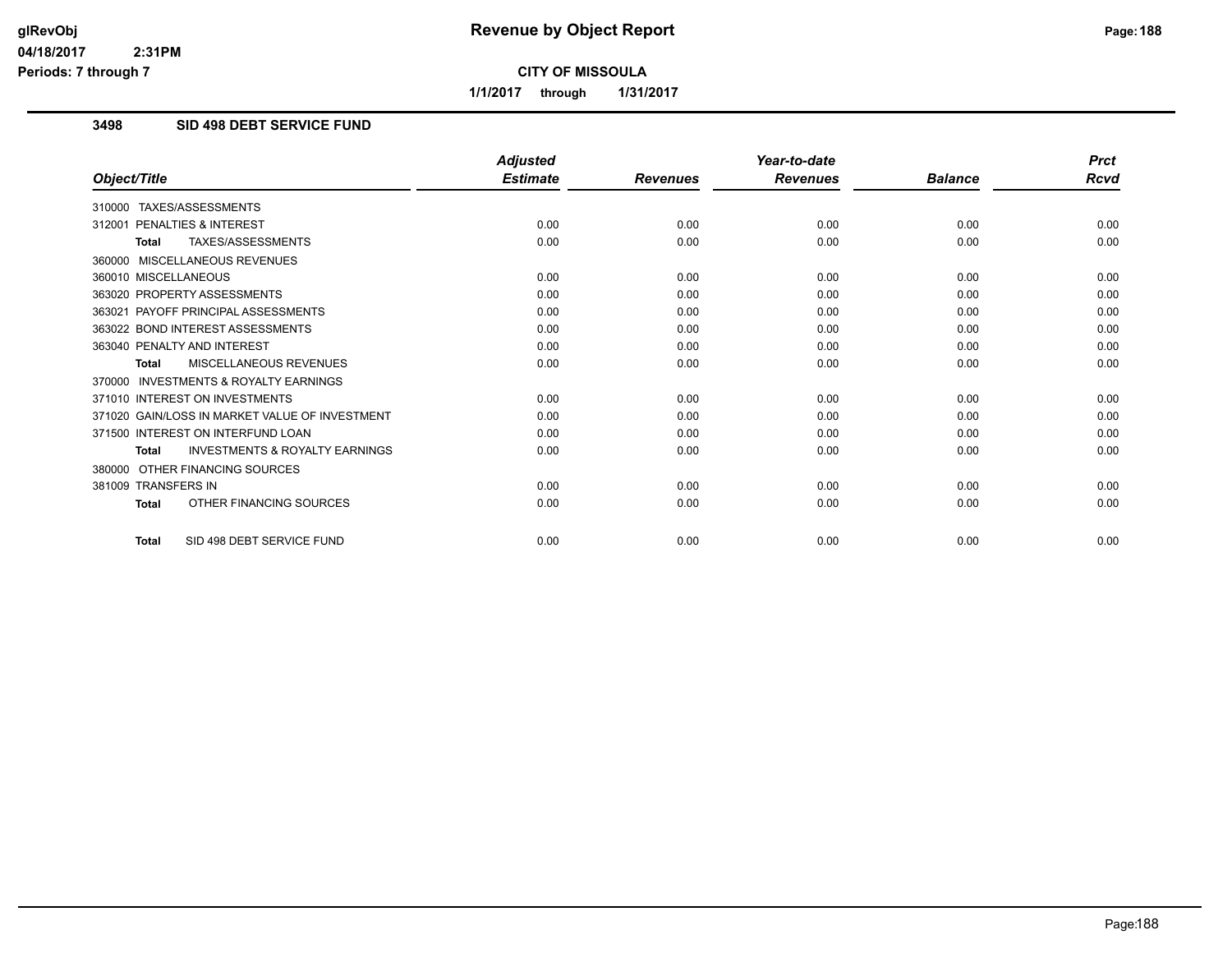# Revenue by Object Report

**CITY OF MISSOULA**

**1/1/2017 through 1/31/2017**

glRevObj
04/18/2017 2:31PM
Periods: 7 through 7

### 3498 SID 498 DEBT SERVICE FUND

| Object/Title | Adjusted Estimate | Revenues | Year-to-date Revenues | Balance | Prct Rcvd |
|---|---|---|---|---|---|
| 310000 TAXES/ASSESSMENTS | | | | | |
| 312001 PENALTIES & INTEREST | 0.00 | 0.00 | 0.00 | 0.00 | 0.00 |
| **Total** TAXES/ASSESSMENTS | 0.00 | 0.00 | 0.00 | 0.00 | 0.00 |
| 360000 MISCELLANEOUS REVENUES | | | | | |
| 360010 MISCELLANEOUS | 0.00 | 0.00 | 0.00 | 0.00 | 0.00 |
| 363020 PROPERTY ASSESSMENTS | 0.00 | 0.00 | 0.00 | 0.00 | 0.00 |
| 363021 PAYOFF PRINCIPAL ASSESSMENTS | 0.00 | 0.00 | 0.00 | 0.00 | 0.00 |
| 363022 BOND INTEREST ASSESSMENTS | 0.00 | 0.00 | 0.00 | 0.00 | 0.00 |
| 363040 PENALTY AND INTEREST | 0.00 | 0.00 | 0.00 | 0.00 | 0.00 |
| **Total** MISCELLANEOUS REVENUES | 0.00 | 0.00 | 0.00 | 0.00 | 0.00 |
| 370000 INVESTMENTS & ROYALTY EARNINGS | | | | | |
| 371010 INTEREST ON INVESTMENTS | 0.00 | 0.00 | 0.00 | 0.00 | 0.00 |
| 371020 GAIN/LOSS IN MARKET VALUE OF INVESTMENT | 0.00 | 0.00 | 0.00 | 0.00 | 0.00 |
| 371500 INTEREST ON INTERFUND LOAN | 0.00 | 0.00 | 0.00 | 0.00 | 0.00 |
| **Total** INVESTMENTS & ROYALTY EARNINGS | 0.00 | 0.00 | 0.00 | 0.00 | 0.00 |
| 380000 OTHER FINANCING SOURCES | | | | | |
| 381009 TRANSFERS IN | 0.00 | 0.00 | 0.00 | 0.00 | 0.00 |
| **Total** OTHER FINANCING SOURCES | 0.00 | 0.00 | 0.00 | 0.00 | 0.00 |
| **Total** SID 498 DEBT SERVICE FUND | 0.00 | 0.00 | 0.00 | 0.00 | 0.00 |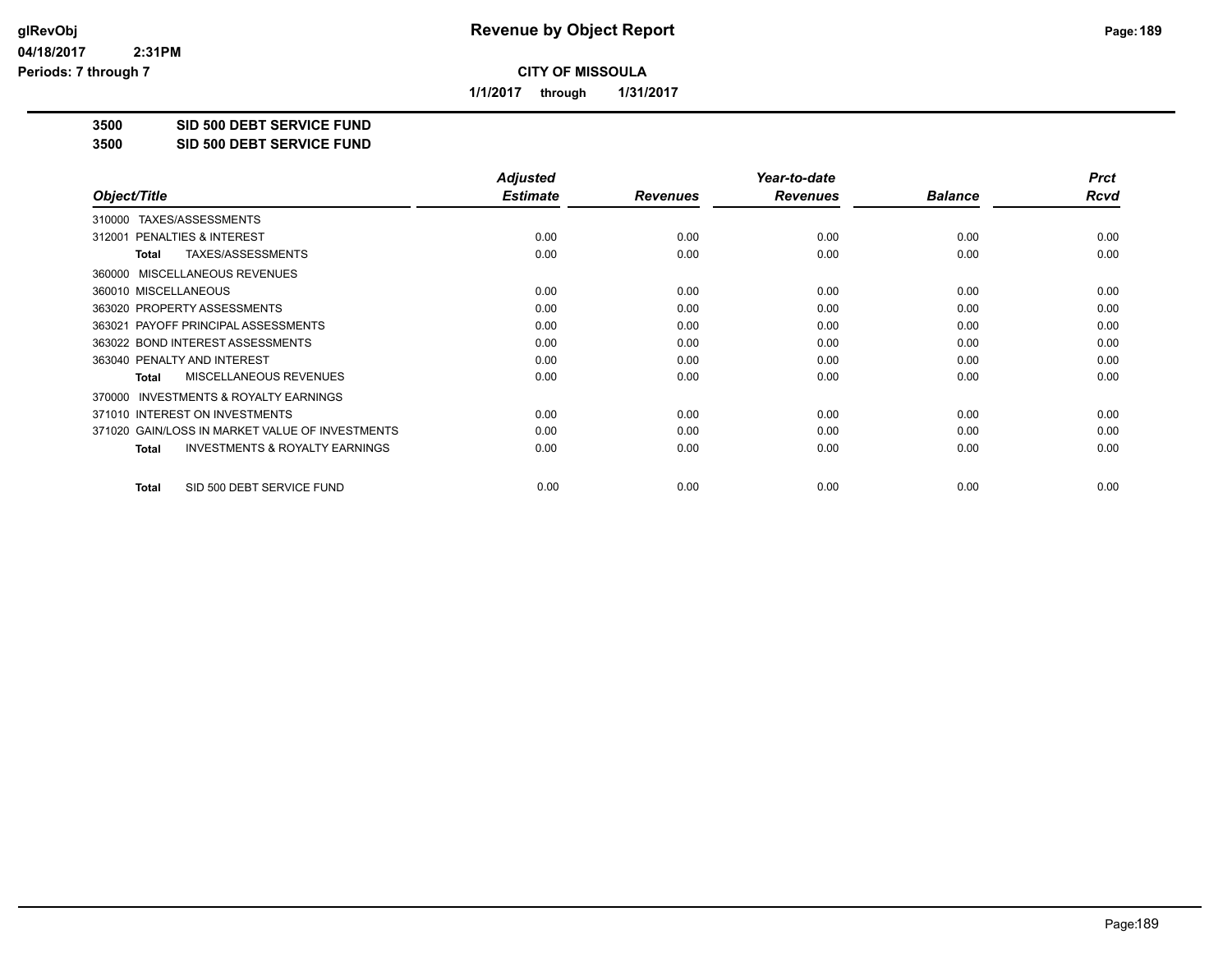# Revenue by Object Report

**CITY OF MISSOULA**

**1/1/2017 through 1/31/2017**

glRevObj
04/18/2017 2:31PM
Periods: 7 through 7

## 3500 SID 500 DEBT SERVICE FUND
## 3500 SID 500 DEBT SERVICE FUND

| Object/Title | Adjusted Estimate | Revenues | Year-to-date Revenues | Balance | Prct Rcvd |
|---|---|---|---|---|---|
| 310000 TAXES/ASSESSMENTS | | | | | |
| 312001 PENALTIES & INTEREST | 0.00 | 0.00 | 0.00 | 0.00 | 0.00 |
| **Total** TAXES/ASSESSMENTS | 0.00 | 0.00 | 0.00 | 0.00 | 0.00 |
| 360000 MISCELLANEOUS REVENUES | | | | | |
| 360010 MISCELLANEOUS | 0.00 | 0.00 | 0.00 | 0.00 | 0.00 |
| 363020 PROPERTY ASSESSMENTS | 0.00 | 0.00 | 0.00 | 0.00 | 0.00 |
| 363021 PAYOFF PRINCIPAL ASSESSMENTS | 0.00 | 0.00 | 0.00 | 0.00 | 0.00 |
| 363022 BOND INTEREST ASSESSMENTS | 0.00 | 0.00 | 0.00 | 0.00 | 0.00 |
| 363040 PENALTY AND INTEREST | 0.00 | 0.00 | 0.00 | 0.00 | 0.00 |
| **Total** MISCELLANEOUS REVENUES | 0.00 | 0.00 | 0.00 | 0.00 | 0.00 |
| 370000 INVESTMENTS & ROYALTY EARNINGS | | | | | |
| 371010 INTEREST ON INVESTMENTS | 0.00 | 0.00 | 0.00 | 0.00 | 0.00 |
| 371020 GAIN/LOSS IN MARKET VALUE OF INVESTMENTS | 0.00 | 0.00 | 0.00 | 0.00 | 0.00 |
| **Total** INVESTMENTS & ROYALTY EARNINGS | 0.00 | 0.00 | 0.00 | 0.00 | 0.00 |
| **Total** SID 500 DEBT SERVICE FUND | 0.00 | 0.00 | 0.00 | 0.00 | 0.00 |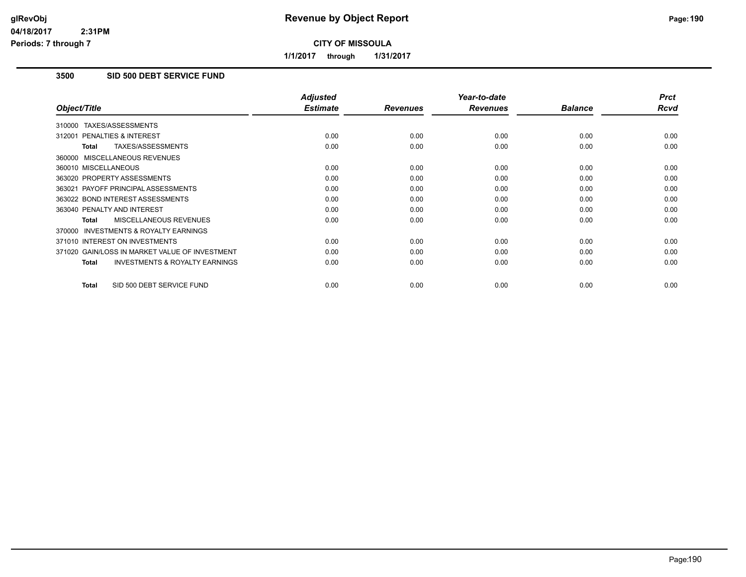**CITY OF MISSOULA**

**1/1/2017 through 1/31/2017**

### 3500 SID 500 DEBT SERVICE FUND

| Object/Title | Adjusted Estimate | Revenues | Year-to-date Revenues | Balance | Prct Rcvd |
|---|---|---|---|---|---|
| 310000 TAXES/ASSESSMENTS | | | | | |
| 312001 PENALTIES & INTEREST | 0.00 | 0.00 | 0.00 | 0.00 | 0.00 |
| **Total** TAXES/ASSESSMENTS | 0.00 | 0.00 | 0.00 | 0.00 | 0.00 |
| 360000 MISCELLANEOUS REVENUES | | | | | |
| 360010 MISCELLANEOUS | 0.00 | 0.00 | 0.00 | 0.00 | 0.00 |
| 363020 PROPERTY ASSESSMENTS | 0.00 | 0.00 | 0.00 | 0.00 | 0.00 |
| 363021 PAYOFF PRINCIPAL ASSESSMENTS | 0.00 | 0.00 | 0.00 | 0.00 | 0.00 |
| 363022 BOND INTEREST ASSESSMENTS | 0.00 | 0.00 | 0.00 | 0.00 | 0.00 |
| 363040 PENALTY AND INTEREST | 0.00 | 0.00 | 0.00 | 0.00 | 0.00 |
| **Total** MISCELLANEOUS REVENUES | 0.00 | 0.00 | 0.00 | 0.00 | 0.00 |
| 370000 INVESTMENTS & ROYALTY EARNINGS | | | | | |
| 371010 INTEREST ON INVESTMENTS | 0.00 | 0.00 | 0.00 | 0.00 | 0.00 |
| 371020 GAIN/LOSS IN MARKET VALUE OF INVESTMENT | 0.00 | 0.00 | 0.00 | 0.00 | 0.00 |
| **Total** INVESTMENTS & ROYALTY EARNINGS | 0.00 | 0.00 | 0.00 | 0.00 | 0.00 |
| **Total** SID 500 DEBT SERVICE FUND | 0.00 | 0.00 | 0.00 | 0.00 | 0.00 |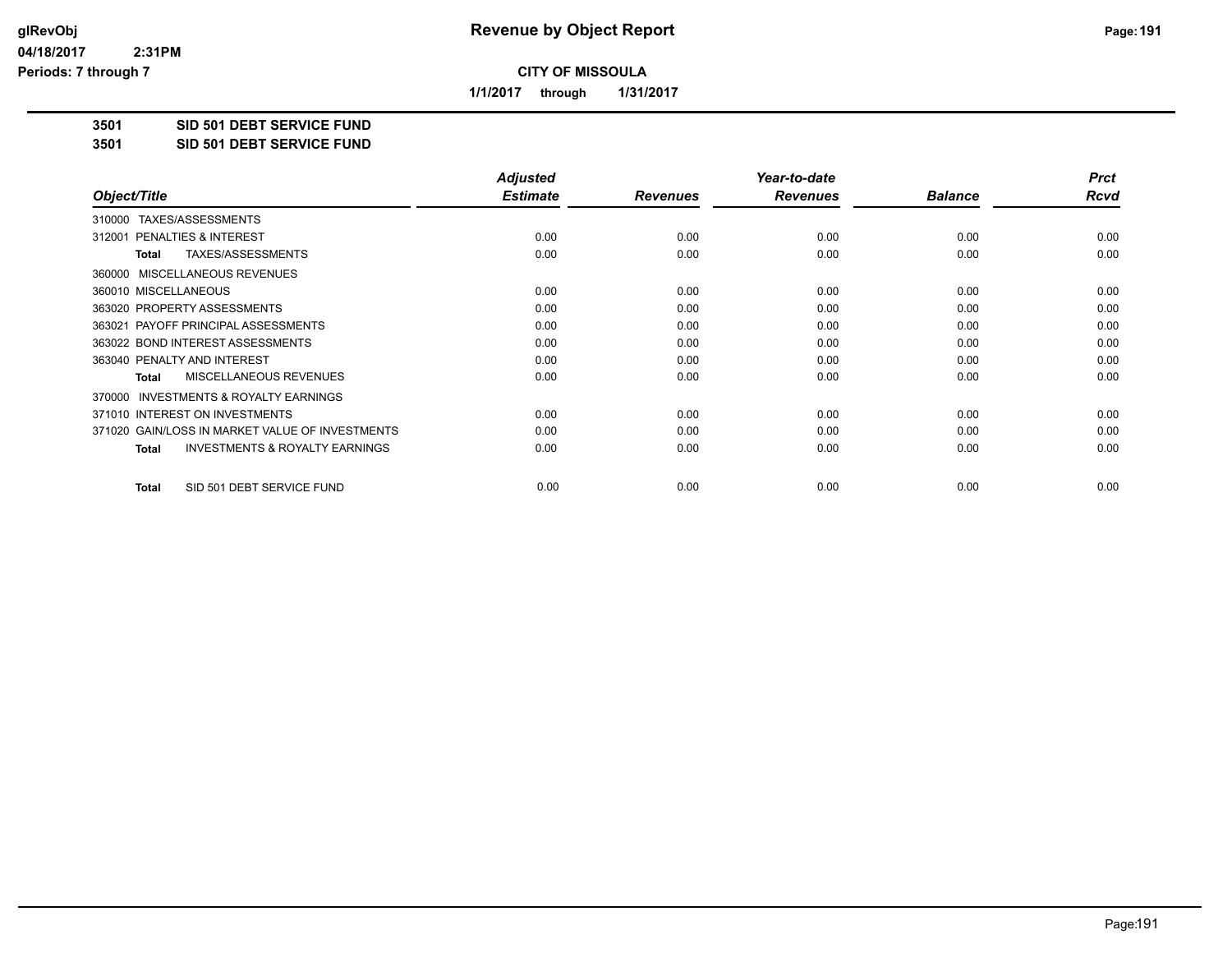# Revenue by Object Report

**CITY OF MISSOULA**

**1/1/2017 through 1/31/2017**

**3501 SID 501 DEBT SERVICE FUND**
**3501 SID 501 DEBT SERVICE FUND**

| Object/Title | Adjusted Estimate | Revenues | Year-to-date Revenues | Balance | Prct Rcvd |
|---|---|---|---|---|---|
| 310000 TAXES/ASSESSMENTS | | | | | |
| 312001 PENALTIES & INTEREST | 0.00 | 0.00 | 0.00 | 0.00 | 0.00 |
| **Total** TAXES/ASSESSMENTS | 0.00 | 0.00 | 0.00 | 0.00 | 0.00 |
| 360000 MISCELLANEOUS REVENUES | | | | | |
| 360010 MISCELLANEOUS | 0.00 | 0.00 | 0.00 | 0.00 | 0.00 |
| 363020 PROPERTY ASSESSMENTS | 0.00 | 0.00 | 0.00 | 0.00 | 0.00 |
| 363021 PAYOFF PRINCIPAL ASSESSMENTS | 0.00 | 0.00 | 0.00 | 0.00 | 0.00 |
| 363022 BOND INTEREST ASSESSMENTS | 0.00 | 0.00 | 0.00 | 0.00 | 0.00 |
| 363040 PENALTY AND INTEREST | 0.00 | 0.00 | 0.00 | 0.00 | 0.00 |
| **Total** MISCELLANEOUS REVENUES | 0.00 | 0.00 | 0.00 | 0.00 | 0.00 |
| 370000 INVESTMENTS & ROYALTY EARNINGS | | | | | |
| 371010 INTEREST ON INVESTMENTS | 0.00 | 0.00 | 0.00 | 0.00 | 0.00 |
| 371020 GAIN/LOSS IN MARKET VALUE OF INVESTMENTS | 0.00 | 0.00 | 0.00 | 0.00 | 0.00 |
| **Total** INVESTMENTS & ROYALTY EARNINGS | 0.00 | 0.00 | 0.00 | 0.00 | 0.00 |
| **Total** SID 501 DEBT SERVICE FUND | 0.00 | 0.00 | 0.00 | 0.00 | 0.00 |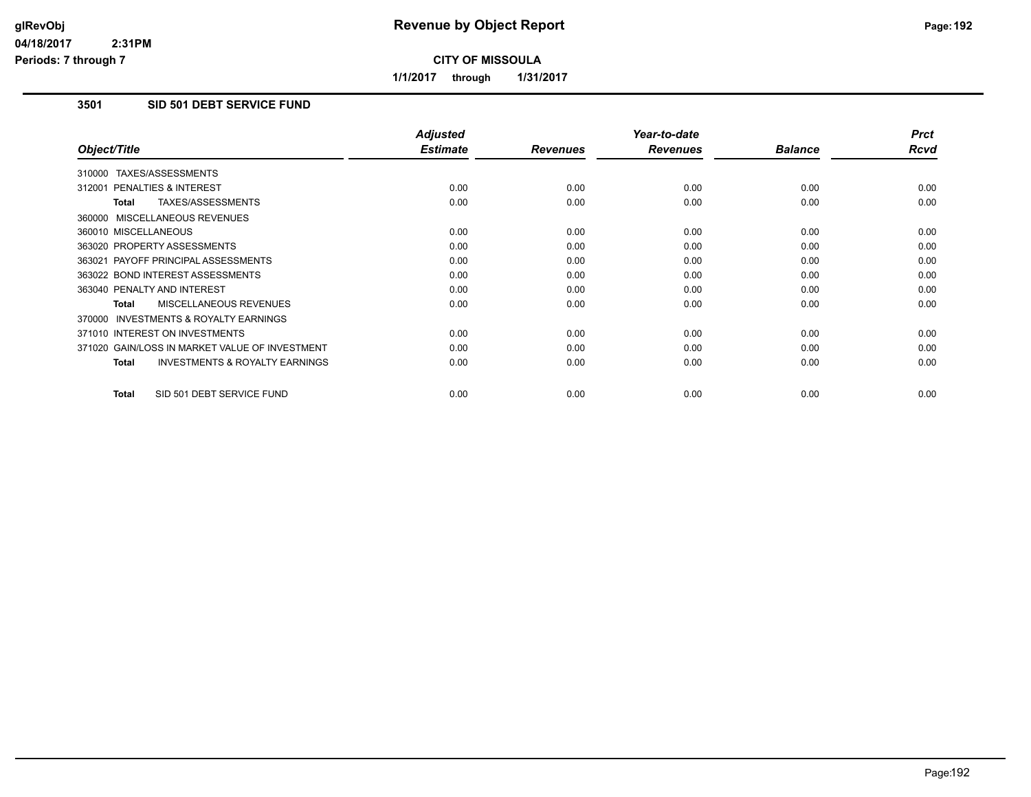# Revenue by Object Report

glRevObj
04/18/2017 2:31PM
Periods: 7 through 7

**CITY OF MISSOULA**

**1/1/2017 through 1/31/2017**

## 3501 SID 501 DEBT SERVICE FUND

| Object/Title | Adjusted Estimate | Revenues | Year-to-date Revenues | Balance | Prct Rcvd |
|---|---|---|---|---|---|
| 310000 TAXES/ASSESSMENTS | | | | | |
| 312001 PENALTIES & INTEREST | 0.00 | 0.00 | 0.00 | 0.00 | 0.00 |
| **Total** TAXES/ASSESSMENTS | 0.00 | 0.00 | 0.00 | 0.00 | 0.00 |
| 360000 MISCELLANEOUS REVENUES | | | | | |
| 360010 MISCELLANEOUS | 0.00 | 0.00 | 0.00 | 0.00 | 0.00 |
| 363020 PROPERTY ASSESSMENTS | 0.00 | 0.00 | 0.00 | 0.00 | 0.00 |
| 363021 PAYOFF PRINCIPAL ASSESSMENTS | 0.00 | 0.00 | 0.00 | 0.00 | 0.00 |
| 363022 BOND INTEREST ASSESSMENTS | 0.00 | 0.00 | 0.00 | 0.00 | 0.00 |
| 363040 PENALTY AND INTEREST | 0.00 | 0.00 | 0.00 | 0.00 | 0.00 |
| **Total** MISCELLANEOUS REVENUES | 0.00 | 0.00 | 0.00 | 0.00 | 0.00 |
| 370000 INVESTMENTS & ROYALTY EARNINGS | | | | | |
| 371010 INTEREST ON INVESTMENTS | 0.00 | 0.00 | 0.00 | 0.00 | 0.00 |
| 371020 GAIN/LOSS IN MARKET VALUE OF INVESTMENT | 0.00 | 0.00 | 0.00 | 0.00 | 0.00 |
| **Total** INVESTMENTS & ROYALTY EARNINGS | 0.00 | 0.00 | 0.00 | 0.00 | 0.00 |
| **Total** SID 501 DEBT SERVICE FUND | 0.00 | 0.00 | 0.00 | 0.00 | 0.00 |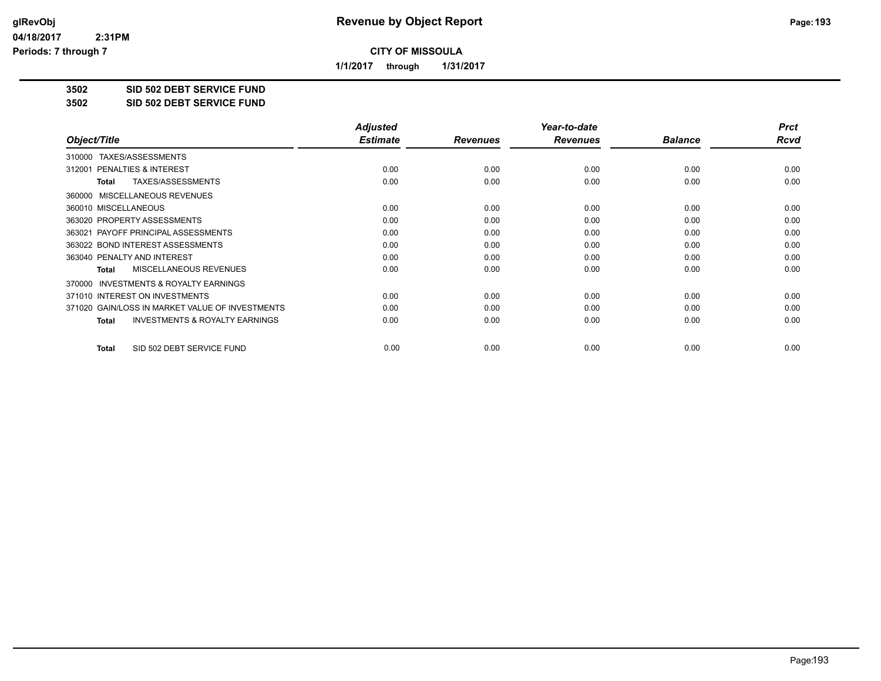**Revenue by Object Report**

**CITY OF MISSOULA**

**1/1/2017 through 1/31/2017**

glRevObj
04/18/2017 2:31PM
Periods: 7 through 7

**3502 SID 502 DEBT SERVICE FUND**
**3502 SID 502 DEBT SERVICE FUND**

| Object/Title | Adjusted Estimate | Revenues | Year-to-date Revenues | Balance | Prct Rcvd |
|---|---|---|---|---|---|
| 310000 TAXES/ASSESSMENTS | | | | | |
| 312001 PENALTIES & INTEREST | 0.00 | 0.00 | 0.00 | 0.00 | 0.00 |
| **Total** TAXES/ASSESSMENTS | 0.00 | 0.00 | 0.00 | 0.00 | 0.00 |
| 360000 MISCELLANEOUS REVENUES | | | | | |
| 360010 MISCELLANEOUS | 0.00 | 0.00 | 0.00 | 0.00 | 0.00 |
| 363020 PROPERTY ASSESSMENTS | 0.00 | 0.00 | 0.00 | 0.00 | 0.00 |
| 363021 PAYOFF PRINCIPAL ASSESSMENTS | 0.00 | 0.00 | 0.00 | 0.00 | 0.00 |
| 363022 BOND INTEREST ASSESSMENTS | 0.00 | 0.00 | 0.00 | 0.00 | 0.00 |
| 363040 PENALTY AND INTEREST | 0.00 | 0.00 | 0.00 | 0.00 | 0.00 |
| **Total** MISCELLANEOUS REVENUES | 0.00 | 0.00 | 0.00 | 0.00 | 0.00 |
| 370000 INVESTMENTS & ROYALTY EARNINGS | | | | | |
| 371010 INTEREST ON INVESTMENTS | 0.00 | 0.00 | 0.00 | 0.00 | 0.00 |
| 371020 GAIN/LOSS IN MARKET VALUE OF INVESTMENTS | 0.00 | 0.00 | 0.00 | 0.00 | 0.00 |
| **Total** INVESTMENTS & ROYALTY EARNINGS | 0.00 | 0.00 | 0.00 | 0.00 | 0.00 |
| **Total** SID 502 DEBT SERVICE FUND | 0.00 | 0.00 | 0.00 | 0.00 | 0.00 |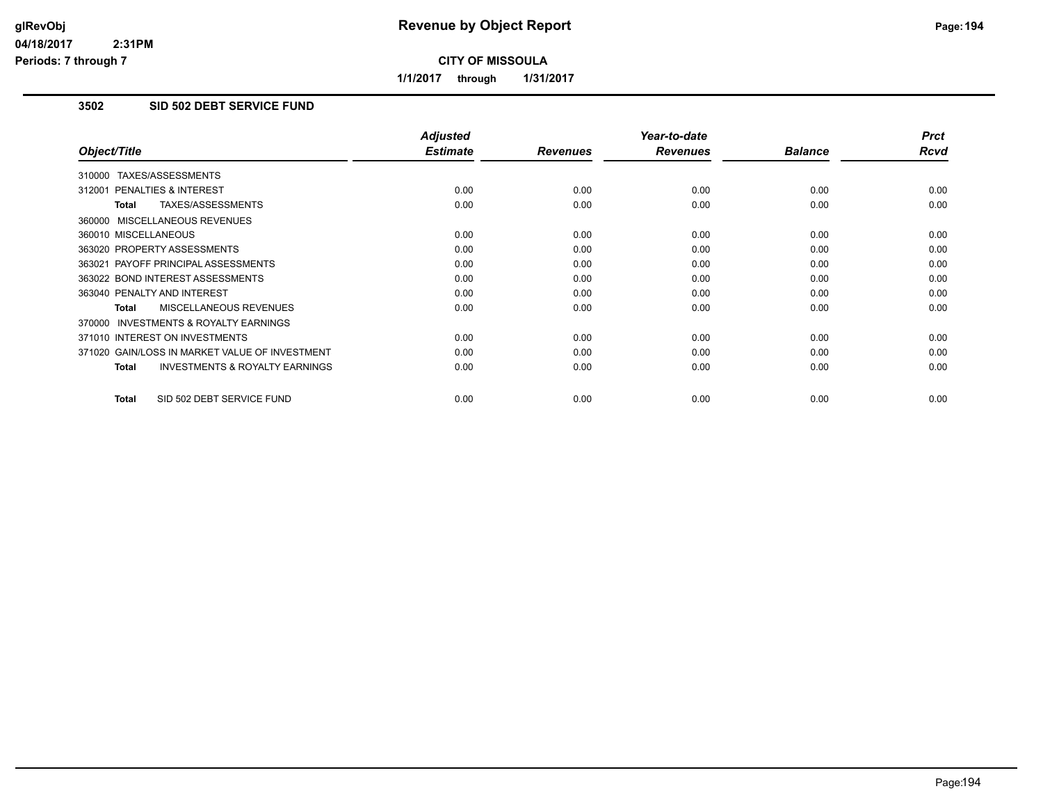# Revenue by Object Report

**CITY OF MISSOULA**

**1/1/2017 through 1/31/2017**

glRevObj
04/18/2017 2:31PM
Periods: 7 through 7

## 3502 SID 502 DEBT SERVICE FUND

| Object/Title | Adjusted Estimate | Revenues | Year-to-date Revenues | Balance | Prct Rcvd |
|---|---|---|---|---|---|
| 310000 TAXES/ASSESSMENTS | | | | | |
| 312001 PENALTIES & INTEREST | 0.00 | 0.00 | 0.00 | 0.00 | 0.00 |
| **Total** TAXES/ASSESSMENTS | 0.00 | 0.00 | 0.00 | 0.00 | 0.00 |
| 360000 MISCELLANEOUS REVENUES | | | | | |
| 360010 MISCELLANEOUS | 0.00 | 0.00 | 0.00 | 0.00 | 0.00 |
| 363020 PROPERTY ASSESSMENTS | 0.00 | 0.00 | 0.00 | 0.00 | 0.00 |
| 363021 PAYOFF PRINCIPAL ASSESSMENTS | 0.00 | 0.00 | 0.00 | 0.00 | 0.00 |
| 363022 BOND INTEREST ASSESSMENTS | 0.00 | 0.00 | 0.00 | 0.00 | 0.00 |
| 363040 PENALTY AND INTEREST | 0.00 | 0.00 | 0.00 | 0.00 | 0.00 |
| **Total** MISCELLANEOUS REVENUES | 0.00 | 0.00 | 0.00 | 0.00 | 0.00 |
| 370000 INVESTMENTS & ROYALTY EARNINGS | | | | | |
| 371010 INTEREST ON INVESTMENTS | 0.00 | 0.00 | 0.00 | 0.00 | 0.00 |
| 371020 GAIN/LOSS IN MARKET VALUE OF INVESTMENT | 0.00 | 0.00 | 0.00 | 0.00 | 0.00 |
| **Total** INVESTMENTS & ROYALTY EARNINGS | 0.00 | 0.00 | 0.00 | 0.00 | 0.00 |
| **Total** SID 502 DEBT SERVICE FUND | 0.00 | 0.00 | 0.00 | 0.00 | 0.00 |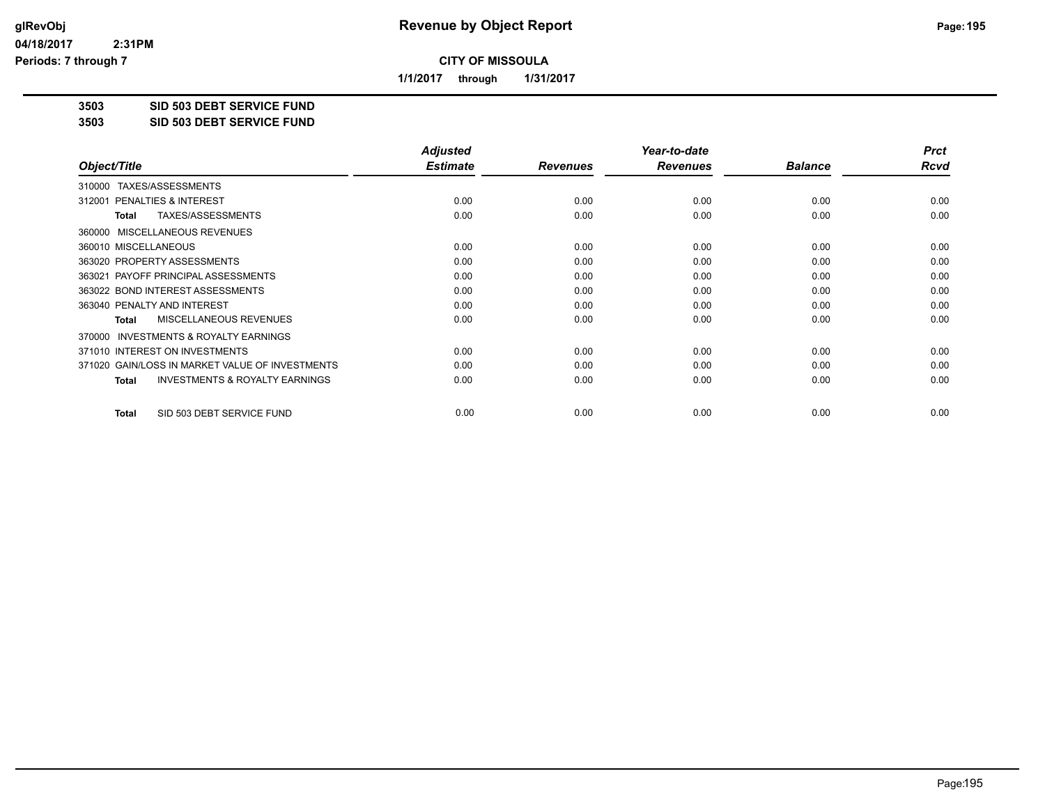# Revenue by Object Report

**CITY OF MISSOULA**

**1/1/2017 through 1/31/2017**

glRevObj
04/18/2017 2:31PM
Periods: 7 through 7

## 3503 SID 503 DEBT SERVICE FUND
## 3503 SID 503 DEBT SERVICE FUND

| Object/Title | Adjusted Estimate | Revenues | Year-to-date Revenues | Balance | Prct Rcvd |
|---|---|---|---|---|---|
| 310000 TAXES/ASSESSMENTS | | | | | |
| 312001 PENALTIES & INTEREST | 0.00 | 0.00 | 0.00 | 0.00 | 0.00 |
| **Total** TAXES/ASSESSMENTS | 0.00 | 0.00 | 0.00 | 0.00 | 0.00 |
| 360000 MISCELLANEOUS REVENUES | | | | | |
| 360010 MISCELLANEOUS | 0.00 | 0.00 | 0.00 | 0.00 | 0.00 |
| 363020 PROPERTY ASSESSMENTS | 0.00 | 0.00 | 0.00 | 0.00 | 0.00 |
| 363021 PAYOFF PRINCIPAL ASSESSMENTS | 0.00 | 0.00 | 0.00 | 0.00 | 0.00 |
| 363022 BOND INTEREST ASSESSMENTS | 0.00 | 0.00 | 0.00 | 0.00 | 0.00 |
| 363040 PENALTY AND INTEREST | 0.00 | 0.00 | 0.00 | 0.00 | 0.00 |
| **Total** MISCELLANEOUS REVENUES | 0.00 | 0.00 | 0.00 | 0.00 | 0.00 |
| 370000 INVESTMENTS & ROYALTY EARNINGS | | | | | |
| 371010 INTEREST ON INVESTMENTS | 0.00 | 0.00 | 0.00 | 0.00 | 0.00 |
| 371020 GAIN/LOSS IN MARKET VALUE OF INVESTMENTS | 0.00 | 0.00 | 0.00 | 0.00 | 0.00 |
| **Total** INVESTMENTS & ROYALTY EARNINGS | 0.00 | 0.00 | 0.00 | 0.00 | 0.00 |
| **Total** SID 503 DEBT SERVICE FUND | 0.00 | 0.00 | 0.00 | 0.00 | 0.00 |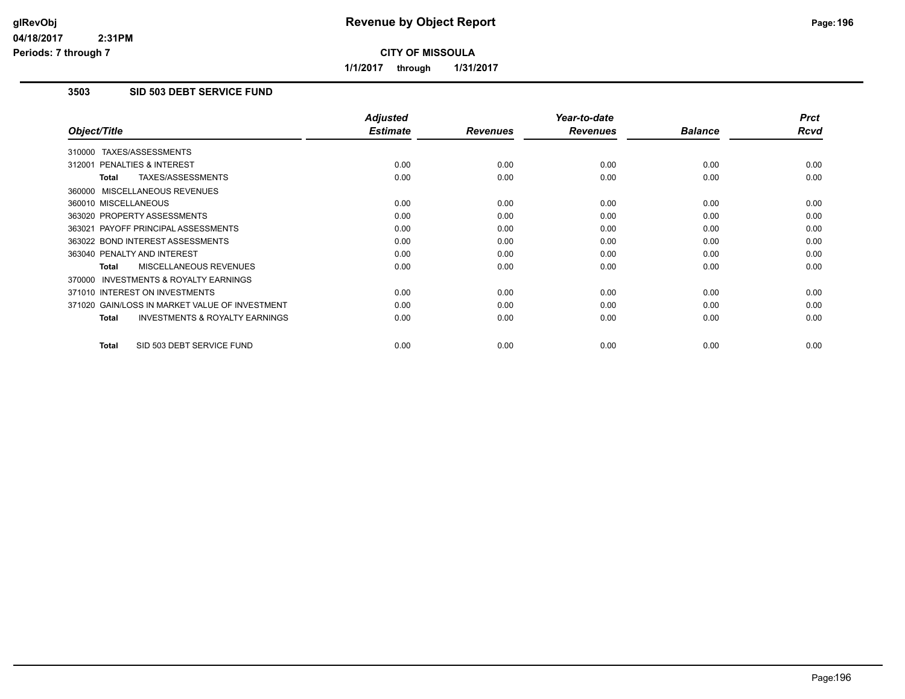# Revenue by Object Report

**CITY OF MISSOULA**

**1/1/2017 through 1/31/2017**

glRevObj
04/18/2017 2:31PM
Periods: 7 through 7

## 3503 SID 503 DEBT SERVICE FUND

| Object/Title | Adjusted Estimate | Revenues | Year-to-date Revenues | Balance | Prct Rcvd |
|---|---|---|---|---|---|
| 310000 TAXES/ASSESSMENTS | | | | | |
| 312001 PENALTIES & INTEREST | 0.00 | 0.00 | 0.00 | 0.00 | 0.00 |
| **Total** TAXES/ASSESSMENTS | 0.00 | 0.00 | 0.00 | 0.00 | 0.00 |
| 360000 MISCELLANEOUS REVENUES | | | | | |
| 360010 MISCELLANEOUS | 0.00 | 0.00 | 0.00 | 0.00 | 0.00 |
| 363020 PROPERTY ASSESSMENTS | 0.00 | 0.00 | 0.00 | 0.00 | 0.00 |
| 363021 PAYOFF PRINCIPAL ASSESSMENTS | 0.00 | 0.00 | 0.00 | 0.00 | 0.00 |
| 363022 BOND INTEREST ASSESSMENTS | 0.00 | 0.00 | 0.00 | 0.00 | 0.00 |
| 363040 PENALTY AND INTEREST | 0.00 | 0.00 | 0.00 | 0.00 | 0.00 |
| **Total** MISCELLANEOUS REVENUES | 0.00 | 0.00 | 0.00 | 0.00 | 0.00 |
| 370000 INVESTMENTS & ROYALTY EARNINGS | | | | | |
| 371010 INTEREST ON INVESTMENTS | 0.00 | 0.00 | 0.00 | 0.00 | 0.00 |
| 371020 GAIN/LOSS IN MARKET VALUE OF INVESTMENT | 0.00 | 0.00 | 0.00 | 0.00 | 0.00 |
| **Total** INVESTMENTS & ROYALTY EARNINGS | 0.00 | 0.00 | 0.00 | 0.00 | 0.00 |
| **Total** SID 503 DEBT SERVICE FUND | 0.00 | 0.00 | 0.00 | 0.00 | 0.00 |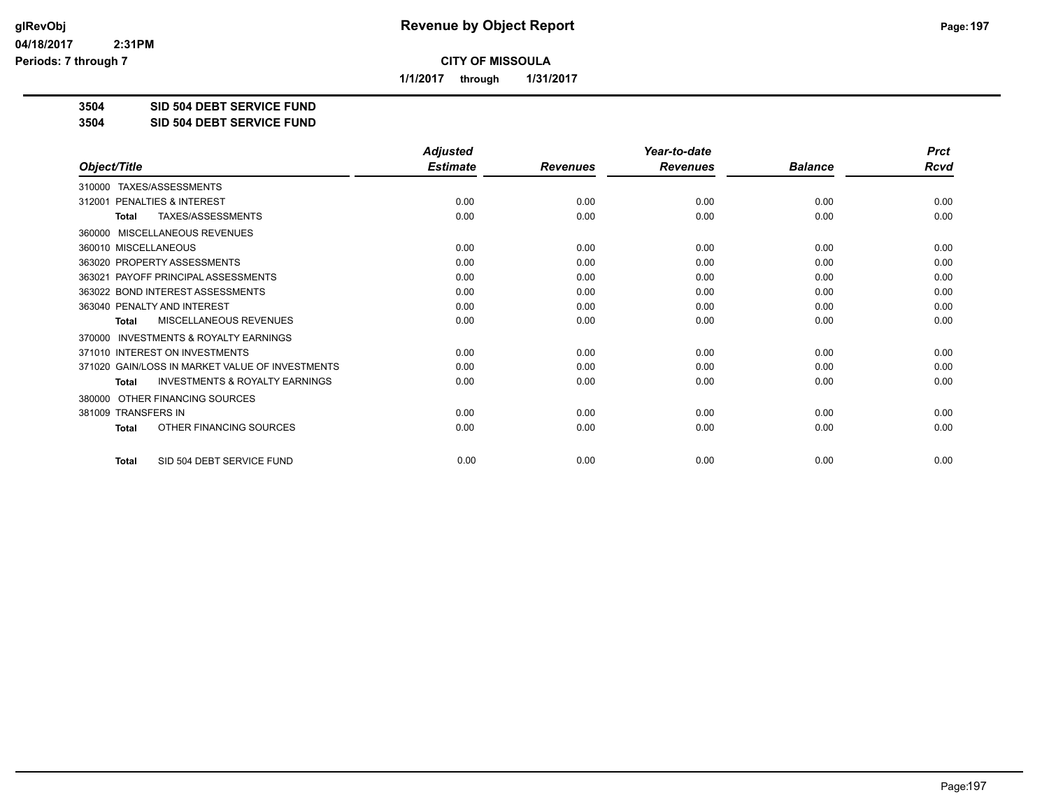**CITY OF MISSOULA**

**1/1/2017 through 1/31/2017**

**3504 SID 504 DEBT SERVICE FUND**

**3504 SID 504 DEBT SERVICE FUND**

| Object/Title | Adjusted Estimate | Revenues | Year-to-date Revenues | Balance | Prct Rcvd |
|---|---|---|---|---|---|
| 310000 TAXES/ASSESSMENTS | | | | | |
| 312001 PENALTIES & INTEREST | 0.00 | 0.00 | 0.00 | 0.00 | 0.00 |
| **Total** TAXES/ASSESSMENTS | 0.00 | 0.00 | 0.00 | 0.00 | 0.00 |
| 360000 MISCELLANEOUS REVENUES | | | | | |
| 360010 MISCELLANEOUS | 0.00 | 0.00 | 0.00 | 0.00 | 0.00 |
| 363020 PROPERTY ASSESSMENTS | 0.00 | 0.00 | 0.00 | 0.00 | 0.00 |
| 363021 PAYOFF PRINCIPAL ASSESSMENTS | 0.00 | 0.00 | 0.00 | 0.00 | 0.00 |
| 363022 BOND INTEREST ASSESSMENTS | 0.00 | 0.00 | 0.00 | 0.00 | 0.00 |
| 363040 PENALTY AND INTEREST | 0.00 | 0.00 | 0.00 | 0.00 | 0.00 |
| **Total** MISCELLANEOUS REVENUES | 0.00 | 0.00 | 0.00 | 0.00 | 0.00 |
| 370000 INVESTMENTS & ROYALTY EARNINGS | | | | | |
| 371010 INTEREST ON INVESTMENTS | 0.00 | 0.00 | 0.00 | 0.00 | 0.00 |
| 371020 GAIN/LOSS IN MARKET VALUE OF INVESTMENTS | 0.00 | 0.00 | 0.00 | 0.00 | 0.00 |
| **Total** INVESTMENTS & ROYALTY EARNINGS | 0.00 | 0.00 | 0.00 | 0.00 | 0.00 |
| 380000 OTHER FINANCING SOURCES | | | | | |
| 381009 TRANSFERS IN | 0.00 | 0.00 | 0.00 | 0.00 | 0.00 |
| **Total** OTHER FINANCING SOURCES | 0.00 | 0.00 | 0.00 | 0.00 | 0.00 |
| **Total** SID 504 DEBT SERVICE FUND | 0.00 | 0.00 | 0.00 | 0.00 | 0.00 |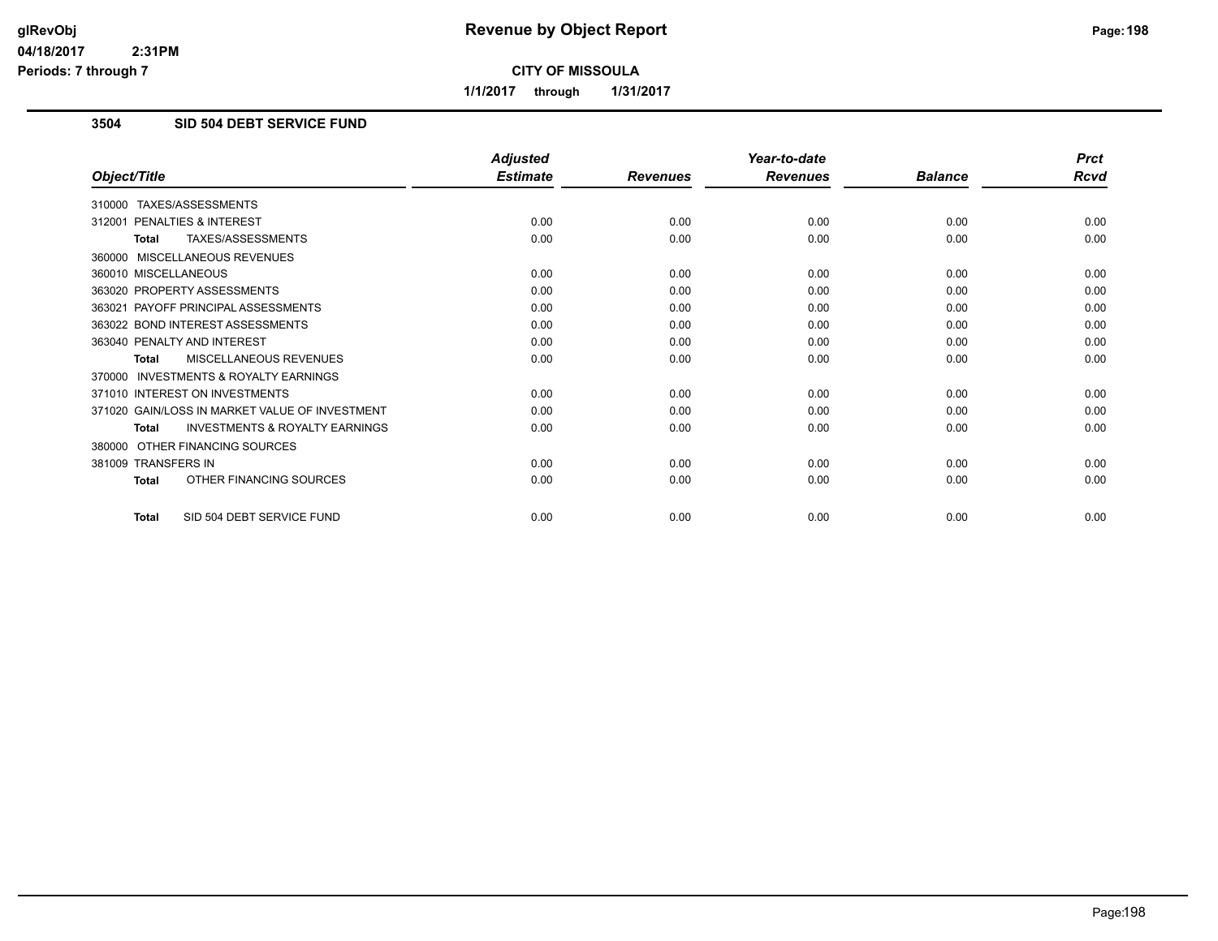# Revenue by Object Report

**CITY OF MISSOULA**

**1/1/2017 through 1/31/2017**

glRevObj
04/18/2017 2:31PM
Periods: 7 through 7

### 3504 SID 504 DEBT SERVICE FUND

| Object/Title | Adjusted Estimate | Revenues | Year-to-date Revenues | Balance | Prct Rcvd |
|---|---|---|---|---|---|
| 310000 TAXES/ASSESSMENTS | | | | | |
| 312001 PENALTIES & INTEREST | 0.00 | 0.00 | 0.00 | 0.00 | 0.00 |
| **Total** TAXES/ASSESSMENTS | 0.00 | 0.00 | 0.00 | 0.00 | 0.00 |
| 360000 MISCELLANEOUS REVENUES | | | | | |
| 360010 MISCELLANEOUS | 0.00 | 0.00 | 0.00 | 0.00 | 0.00 |
| 363020 PROPERTY ASSESSMENTS | 0.00 | 0.00 | 0.00 | 0.00 | 0.00 |
| 363021 PAYOFF PRINCIPAL ASSESSMENTS | 0.00 | 0.00 | 0.00 | 0.00 | 0.00 |
| 363022 BOND INTEREST ASSESSMENTS | 0.00 | 0.00 | 0.00 | 0.00 | 0.00 |
| 363040 PENALTY AND INTEREST | 0.00 | 0.00 | 0.00 | 0.00 | 0.00 |
| **Total** MISCELLANEOUS REVENUES | 0.00 | 0.00 | 0.00 | 0.00 | 0.00 |
| 370000 INVESTMENTS & ROYALTY EARNINGS | | | | | |
| 371010 INTEREST ON INVESTMENTS | 0.00 | 0.00 | 0.00 | 0.00 | 0.00 |
| 371020 GAIN/LOSS IN MARKET VALUE OF INVESTMENT | 0.00 | 0.00 | 0.00 | 0.00 | 0.00 |
| **Total** INVESTMENTS & ROYALTY EARNINGS | 0.00 | 0.00 | 0.00 | 0.00 | 0.00 |
| 380000 OTHER FINANCING SOURCES | | | | | |
| 381009 TRANSFERS IN | 0.00 | 0.00 | 0.00 | 0.00 | 0.00 |
| **Total** OTHER FINANCING SOURCES | 0.00 | 0.00 | 0.00 | 0.00 | 0.00 |
| **Total** SID 504 DEBT SERVICE FUND | 0.00 | 0.00 | 0.00 | 0.00 | 0.00 |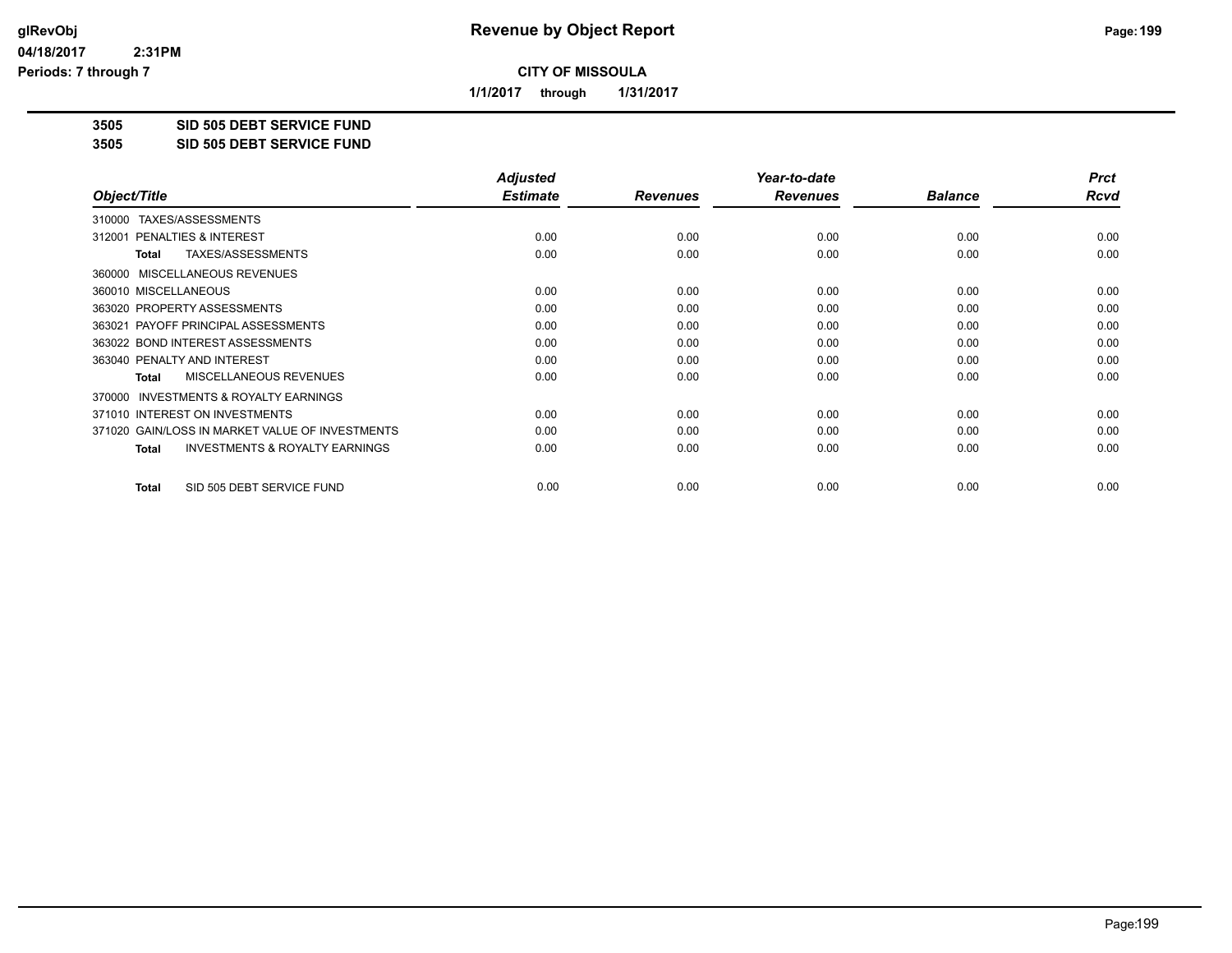# Revenue by Object Report

**CITY OF MISSOULA**

**1/1/2017 through 1/31/2017**

glRevObj
04/18/2017 2:31PM
Periods: 7 through 7

**3505 SID 505 DEBT SERVICE FUND**
**3505 SID 505 DEBT SERVICE FUND**

| Object/Title | Adjusted Estimate | Revenues | Year-to-date Revenues | Balance | Prct Rcvd |
|---|---|---|---|---|---|
| 310000 TAXES/ASSESSMENTS | | | | | |
| 312001 PENALTIES & INTEREST | 0.00 | 0.00 | 0.00 | 0.00 | 0.00 |
| **Total** TAXES/ASSESSMENTS | 0.00 | 0.00 | 0.00 | 0.00 | 0.00 |
| 360000 MISCELLANEOUS REVENUES | | | | | |
| 360010 MISCELLANEOUS | 0.00 | 0.00 | 0.00 | 0.00 | 0.00 |
| 363020 PROPERTY ASSESSMENTS | 0.00 | 0.00 | 0.00 | 0.00 | 0.00 |
| 363021 PAYOFF PRINCIPAL ASSESSMENTS | 0.00 | 0.00 | 0.00 | 0.00 | 0.00 |
| 363022 BOND INTEREST ASSESSMENTS | 0.00 | 0.00 | 0.00 | 0.00 | 0.00 |
| 363040 PENALTY AND INTEREST | 0.00 | 0.00 | 0.00 | 0.00 | 0.00 |
| **Total** MISCELLANEOUS REVENUES | 0.00 | 0.00 | 0.00 | 0.00 | 0.00 |
| 370000 INVESTMENTS & ROYALTY EARNINGS | | | | | |
| 371010 INTEREST ON INVESTMENTS | 0.00 | 0.00 | 0.00 | 0.00 | 0.00 |
| 371020 GAIN/LOSS IN MARKET VALUE OF INVESTMENTS | 0.00 | 0.00 | 0.00 | 0.00 | 0.00 |
| **Total** INVESTMENTS & ROYALTY EARNINGS | 0.00 | 0.00 | 0.00 | 0.00 | 0.00 |
| **Total** SID 505 DEBT SERVICE FUND | 0.00 | 0.00 | 0.00 | 0.00 | 0.00 |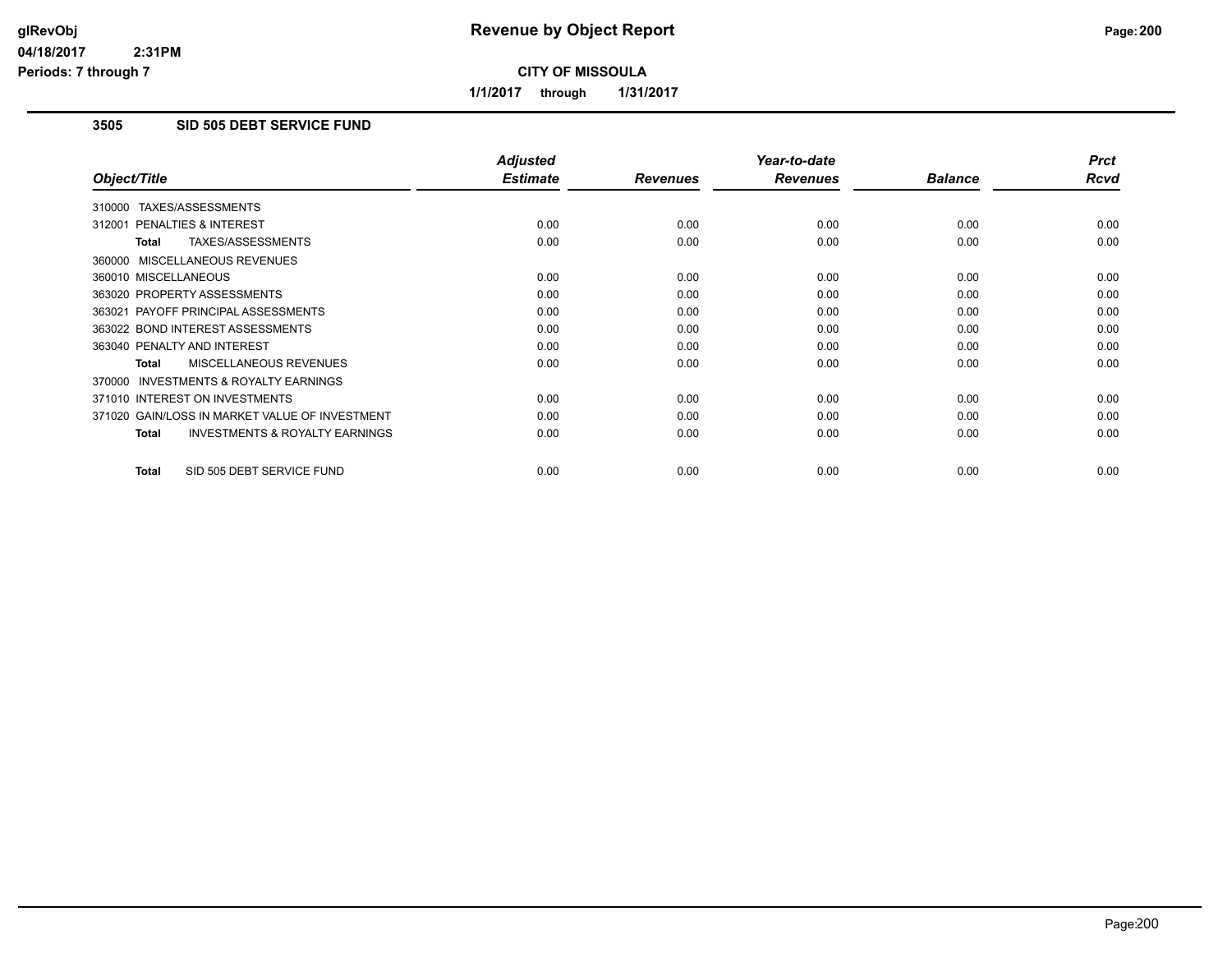**Revenue by Object Report**

**CITY OF MISSOULA**

**1/1/2017 through 1/31/2017**

glRevObj
04/18/2017 2:31PM
Periods: 7 through 7

### 3505 SID 505 DEBT SERVICE FUND

| Object/Title | Adjusted Estimate | Revenues | Year-to-date Revenues | Balance | Prct Rcvd |
|---|---|---|---|---|---|
| 310000 TAXES/ASSESSMENTS | | | | | |
| 312001 PENALTIES & INTEREST | 0.00 | 0.00 | 0.00 | 0.00 | 0.00 |
| **Total** TAXES/ASSESSMENTS | 0.00 | 0.00 | 0.00 | 0.00 | 0.00 |
| 360000 MISCELLANEOUS REVENUES | | | | | |
| 360010 MISCELLANEOUS | 0.00 | 0.00 | 0.00 | 0.00 | 0.00 |
| 363020 PROPERTY ASSESSMENTS | 0.00 | 0.00 | 0.00 | 0.00 | 0.00 |
| 363021 PAYOFF PRINCIPAL ASSESSMENTS | 0.00 | 0.00 | 0.00 | 0.00 | 0.00 |
| 363022 BOND INTEREST ASSESSMENTS | 0.00 | 0.00 | 0.00 | 0.00 | 0.00 |
| 363040 PENALTY AND INTEREST | 0.00 | 0.00 | 0.00 | 0.00 | 0.00 |
| **Total** MISCELLANEOUS REVENUES | 0.00 | 0.00 | 0.00 | 0.00 | 0.00 |
| 370000 INVESTMENTS & ROYALTY EARNINGS | | | | | |
| 371010 INTEREST ON INVESTMENTS | 0.00 | 0.00 | 0.00 | 0.00 | 0.00 |
| 371020 GAIN/LOSS IN MARKET VALUE OF INVESTMENT | 0.00 | 0.00 | 0.00 | 0.00 | 0.00 |
| **Total** INVESTMENTS & ROYALTY EARNINGS | 0.00 | 0.00 | 0.00 | 0.00 | 0.00 |
| **Total** SID 505 DEBT SERVICE FUND | 0.00 | 0.00 | 0.00 | 0.00 | 0.00 |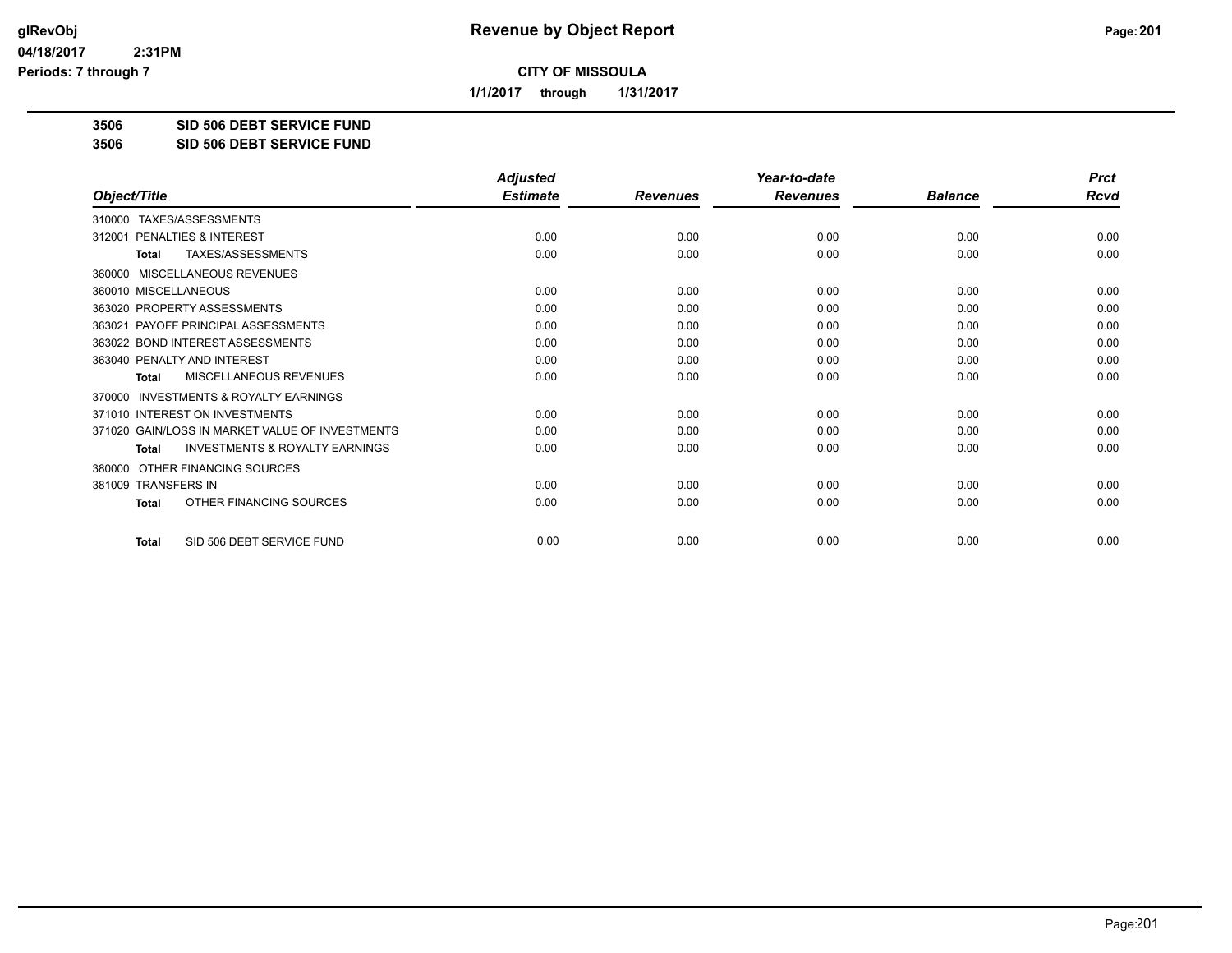**Revenue by Object Report**

**CITY OF MISSOULA**

**1/1/2017 through 1/31/2017**

glRevObj
04/18/2017 2:31PM
Periods: 7 through 7

**3506 SID 506 DEBT SERVICE FUND**
**3506 SID 506 DEBT SERVICE FUND**

| Object/Title | Adjusted Estimate | Revenues | Year-to-date Revenues | Balance | Prct Rcvd |
|---|---|---|---|---|---|
| 310000 TAXES/ASSESSMENTS | | | | | |
| 312001 PENALTIES & INTEREST | 0.00 | 0.00 | 0.00 | 0.00 | 0.00 |
| **Total** TAXES/ASSESSMENTS | 0.00 | 0.00 | 0.00 | 0.00 | 0.00 |
| 360000 MISCELLANEOUS REVENUES | | | | | |
| 360010 MISCELLANEOUS | 0.00 | 0.00 | 0.00 | 0.00 | 0.00 |
| 363020 PROPERTY ASSESSMENTS | 0.00 | 0.00 | 0.00 | 0.00 | 0.00 |
| 363021 PAYOFF PRINCIPAL ASSESSMENTS | 0.00 | 0.00 | 0.00 | 0.00 | 0.00 |
| 363022 BOND INTEREST ASSESSMENTS | 0.00 | 0.00 | 0.00 | 0.00 | 0.00 |
| 363040 PENALTY AND INTEREST | 0.00 | 0.00 | 0.00 | 0.00 | 0.00 |
| **Total** MISCELLANEOUS REVENUES | 0.00 | 0.00 | 0.00 | 0.00 | 0.00 |
| 370000 INVESTMENTS & ROYALTY EARNINGS | | | | | |
| 371010 INTEREST ON INVESTMENTS | 0.00 | 0.00 | 0.00 | 0.00 | 0.00 |
| 371020 GAIN/LOSS IN MARKET VALUE OF INVESTMENTS | 0.00 | 0.00 | 0.00 | 0.00 | 0.00 |
| **Total** INVESTMENTS & ROYALTY EARNINGS | 0.00 | 0.00 | 0.00 | 0.00 | 0.00 |
| 380000 OTHER FINANCING SOURCES | | | | | |
| 381009 TRANSFERS IN | 0.00 | 0.00 | 0.00 | 0.00 | 0.00 |
| **Total** OTHER FINANCING SOURCES | 0.00 | 0.00 | 0.00 | 0.00 | 0.00 |
| **Total** SID 506 DEBT SERVICE FUND | 0.00 | 0.00 | 0.00 | 0.00 | 0.00 |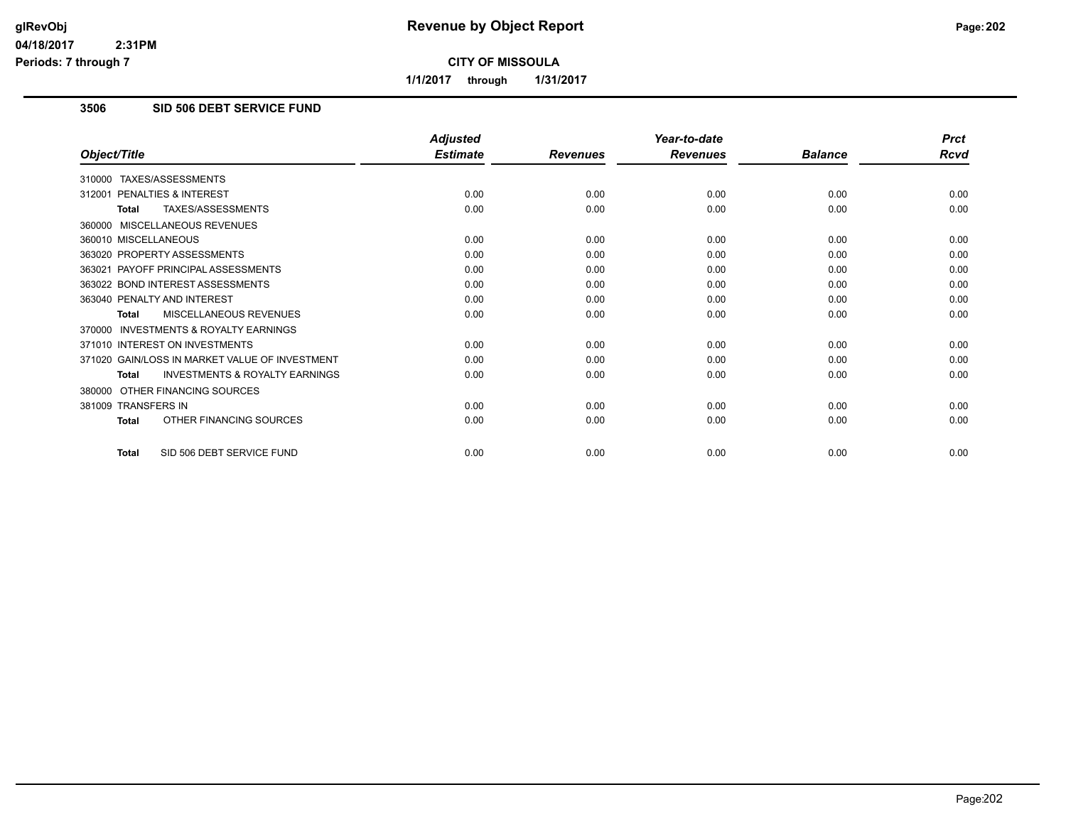# Revenue by Object Report

**CITY OF MISSOULA**

**1/1/2017 through 1/31/2017**

### 3506 SID 506 DEBT SERVICE FUND

| Object/Title | Adjusted Estimate | Revenues | Year-to-date Revenues | Balance | Prct Rcvd |
|---|---|---|---|---|---|
| 310000 TAXES/ASSESSMENTS | | | | | |
| 312001 PENALTIES & INTEREST | 0.00 | 0.00 | 0.00 | 0.00 | 0.00 |
| **Total** TAXES/ASSESSMENTS | 0.00 | 0.00 | 0.00 | 0.00 | 0.00 |
| 360000 MISCELLANEOUS REVENUES | | | | | |
| 360010 MISCELLANEOUS | 0.00 | 0.00 | 0.00 | 0.00 | 0.00 |
| 363020 PROPERTY ASSESSMENTS | 0.00 | 0.00 | 0.00 | 0.00 | 0.00 |
| 363021 PAYOFF PRINCIPAL ASSESSMENTS | 0.00 | 0.00 | 0.00 | 0.00 | 0.00 |
| 363022 BOND INTEREST ASSESSMENTS | 0.00 | 0.00 | 0.00 | 0.00 | 0.00 |
| 363040 PENALTY AND INTEREST | 0.00 | 0.00 | 0.00 | 0.00 | 0.00 |
| **Total** MISCELLANEOUS REVENUES | 0.00 | 0.00 | 0.00 | 0.00 | 0.00 |
| 370000 INVESTMENTS & ROYALTY EARNINGS | | | | | |
| 371010 INTEREST ON INVESTMENTS | 0.00 | 0.00 | 0.00 | 0.00 | 0.00 |
| 371020 GAIN/LOSS IN MARKET VALUE OF INVESTMENT | 0.00 | 0.00 | 0.00 | 0.00 | 0.00 |
| **Total** INVESTMENTS & ROYALTY EARNINGS | 0.00 | 0.00 | 0.00 | 0.00 | 0.00 |
| 380000 OTHER FINANCING SOURCES | | | | | |
| 381009 TRANSFERS IN | 0.00 | 0.00 | 0.00 | 0.00 | 0.00 |
| **Total** OTHER FINANCING SOURCES | 0.00 | 0.00 | 0.00 | 0.00 | 0.00 |
| **Total** SID 506 DEBT SERVICE FUND | 0.00 | 0.00 | 0.00 | 0.00 | 0.00 |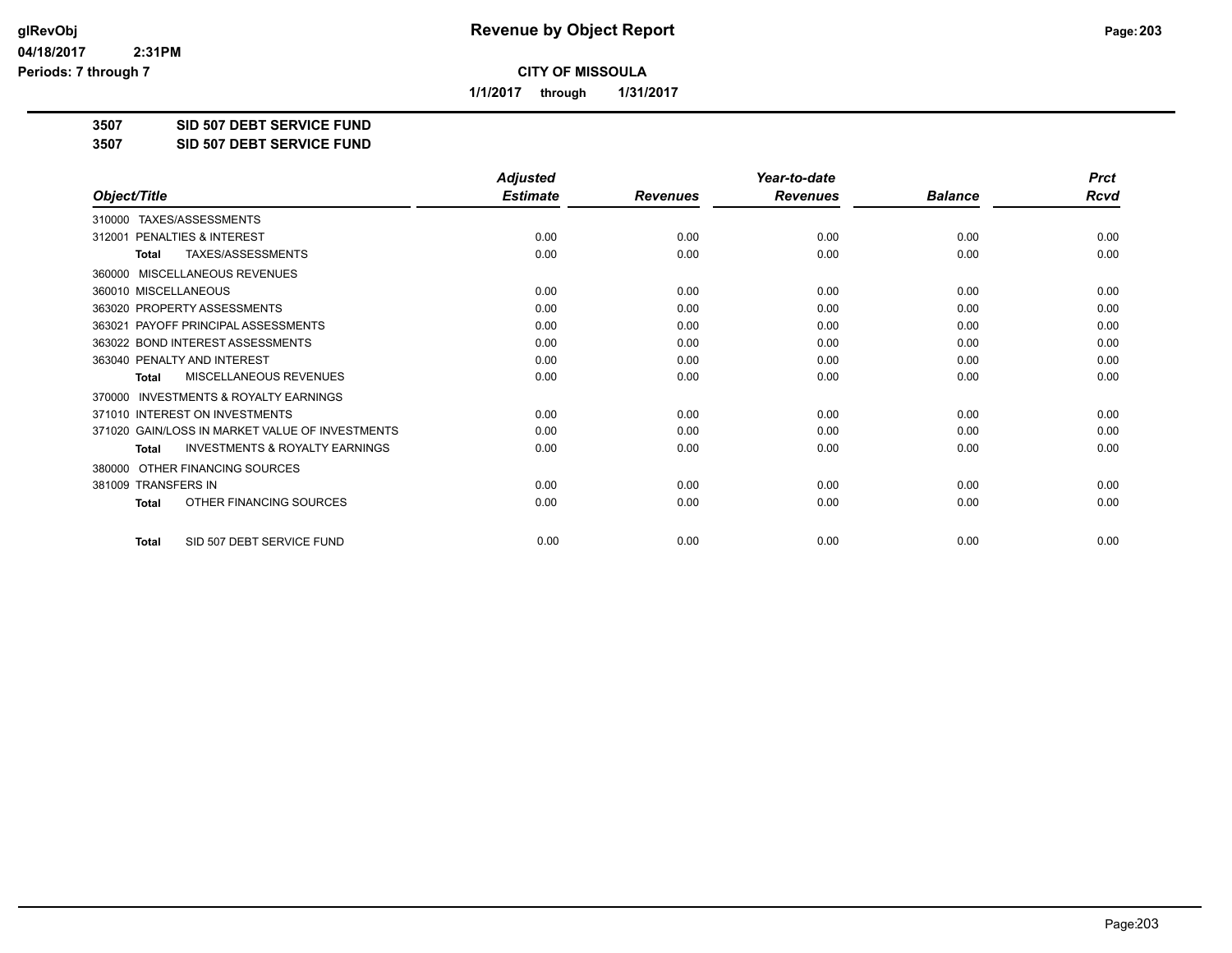**Revenue by Object Report**

**CITY OF MISSOULA**

**1/1/2017 through 1/31/2017**

**3507 SID 507 DEBT SERVICE FUND**

**3507 SID 507 DEBT SERVICE FUND**

| Object/Title | Adjusted Estimate | Revenues | Year-to-date Revenues | Balance | Prct Rcvd |
|---|---|---|---|---|---|
| 310000 TAXES/ASSESSMENTS | | | | | |
| 312001 PENALTIES & INTEREST | 0.00 | 0.00 | 0.00 | 0.00 | 0.00 |
| **Total** TAXES/ASSESSMENTS | 0.00 | 0.00 | 0.00 | 0.00 | 0.00 |
| 360000 MISCELLANEOUS REVENUES | | | | | |
| 360010 MISCELLANEOUS | 0.00 | 0.00 | 0.00 | 0.00 | 0.00 |
| 363020 PROPERTY ASSESSMENTS | 0.00 | 0.00 | 0.00 | 0.00 | 0.00 |
| 363021 PAYOFF PRINCIPAL ASSESSMENTS | 0.00 | 0.00 | 0.00 | 0.00 | 0.00 |
| 363022 BOND INTEREST ASSESSMENTS | 0.00 | 0.00 | 0.00 | 0.00 | 0.00 |
| 363040 PENALTY AND INTEREST | 0.00 | 0.00 | 0.00 | 0.00 | 0.00 |
| **Total** MISCELLANEOUS REVENUES | 0.00 | 0.00 | 0.00 | 0.00 | 0.00 |
| 370000 INVESTMENTS & ROYALTY EARNINGS | | | | | |
| 371010 INTEREST ON INVESTMENTS | 0.00 | 0.00 | 0.00 | 0.00 | 0.00 |
| 371020 GAIN/LOSS IN MARKET VALUE OF INVESTMENTS | 0.00 | 0.00 | 0.00 | 0.00 | 0.00 |
| **Total** INVESTMENTS & ROYALTY EARNINGS | 0.00 | 0.00 | 0.00 | 0.00 | 0.00 |
| 380000 OTHER FINANCING SOURCES | | | | | |
| 381009 TRANSFERS IN | 0.00 | 0.00 | 0.00 | 0.00 | 0.00 |
| **Total** OTHER FINANCING SOURCES | 0.00 | 0.00 | 0.00 | 0.00 | 0.00 |
| **Total** SID 507 DEBT SERVICE FUND | 0.00 | 0.00 | 0.00 | 0.00 | 0.00 |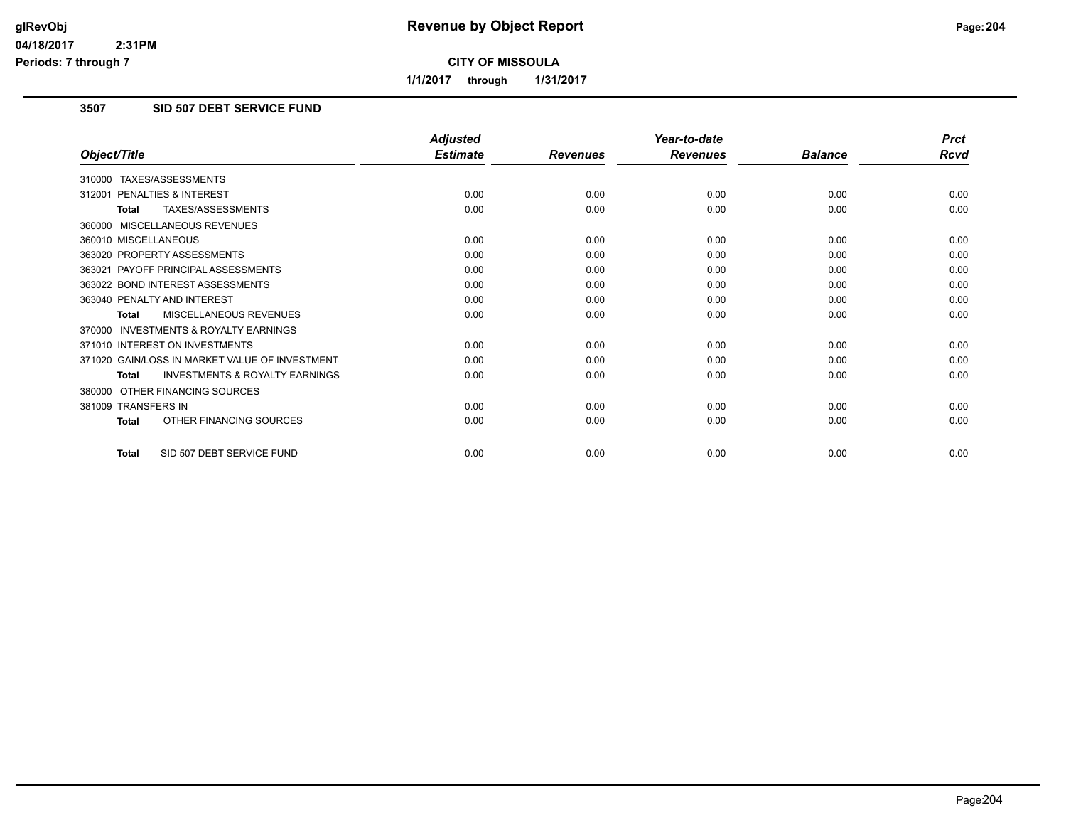# Revenue by Object Report

glRevObj
04/18/2017 2:31PM
Periods: 7 through 7

**CITY OF MISSOULA**

**1/1/2017 through 1/31/2017**

### 3507 SID 507 DEBT SERVICE FUND

| Object/Title | Adjusted Estimate | Revenues | Year-to-date Revenues | Balance | Prct Rcvd |
|---|---|---|---|---|---|
| 310000 TAXES/ASSESSMENTS | | | | | |
| 312001 PENALTIES & INTEREST | 0.00 | 0.00 | 0.00 | 0.00 | 0.00 |
| **Total** TAXES/ASSESSMENTS | 0.00 | 0.00 | 0.00 | 0.00 | 0.00 |
| 360000 MISCELLANEOUS REVENUES | | | | | |
| 360010 MISCELLANEOUS | 0.00 | 0.00 | 0.00 | 0.00 | 0.00 |
| 363020 PROPERTY ASSESSMENTS | 0.00 | 0.00 | 0.00 | 0.00 | 0.00 |
| 363021 PAYOFF PRINCIPAL ASSESSMENTS | 0.00 | 0.00 | 0.00 | 0.00 | 0.00 |
| 363022 BOND INTEREST ASSESSMENTS | 0.00 | 0.00 | 0.00 | 0.00 | 0.00 |
| 363040 PENALTY AND INTEREST | 0.00 | 0.00 | 0.00 | 0.00 | 0.00 |
| **Total** MISCELLANEOUS REVENUES | 0.00 | 0.00 | 0.00 | 0.00 | 0.00 |
| 370000 INVESTMENTS & ROYALTY EARNINGS | | | | | |
| 371010 INTEREST ON INVESTMENTS | 0.00 | 0.00 | 0.00 | 0.00 | 0.00 |
| 371020 GAIN/LOSS IN MARKET VALUE OF INVESTMENT | 0.00 | 0.00 | 0.00 | 0.00 | 0.00 |
| **Total** INVESTMENTS & ROYALTY EARNINGS | 0.00 | 0.00 | 0.00 | 0.00 | 0.00 |
| 380000 OTHER FINANCING SOURCES | | | | | |
| 381009 TRANSFERS IN | 0.00 | 0.00 | 0.00 | 0.00 | 0.00 |
| **Total** OTHER FINANCING SOURCES | 0.00 | 0.00 | 0.00 | 0.00 | 0.00 |
| **Total** SID 507 DEBT SERVICE FUND | 0.00 | 0.00 | 0.00 | 0.00 | 0.00 |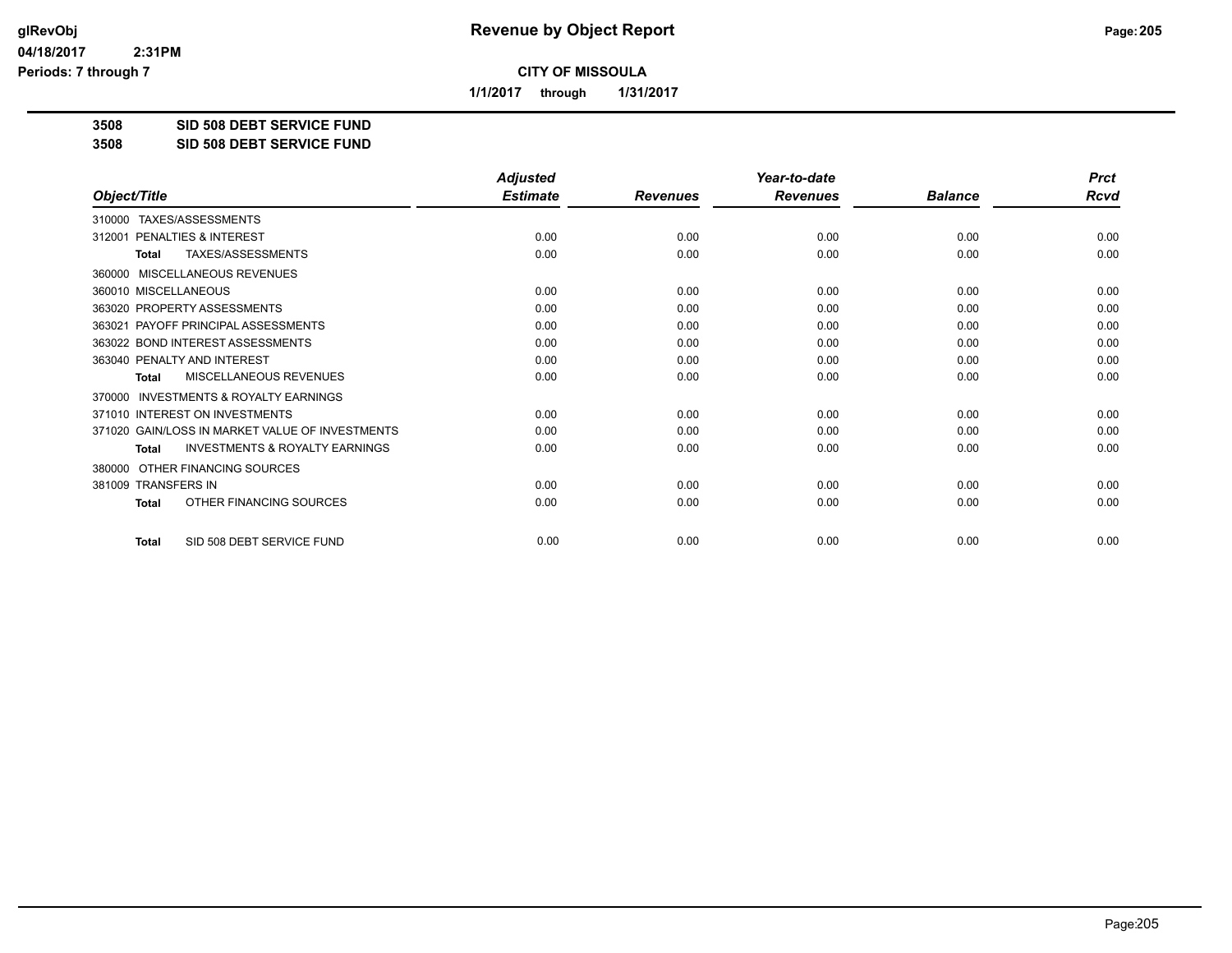# Revenue by Object Report

**CITY OF MISSOULA**

**1/1/2017 through 1/31/2017**

glRevObj
04/18/2017 2:31PM
Periods: 7 through 7

## 3508 SID 508 DEBT SERVICE FUND
## 3508 SID 508 DEBT SERVICE FUND

| Object/Title | Adjusted Estimate | Revenues | Year-to-date Revenues | Balance | Prct Rcvd |
|---|---|---|---|---|---|
| 310000 TAXES/ASSESSMENTS | | | | | |
| 312001 PENALTIES & INTEREST | 0.00 | 0.00 | 0.00 | 0.00 | 0.00 |
| **Total** TAXES/ASSESSMENTS | 0.00 | 0.00 | 0.00 | 0.00 | 0.00 |
| 360000 MISCELLANEOUS REVENUES | | | | | |
| 360010 MISCELLANEOUS | 0.00 | 0.00 | 0.00 | 0.00 | 0.00 |
| 363020 PROPERTY ASSESSMENTS | 0.00 | 0.00 | 0.00 | 0.00 | 0.00 |
| 363021 PAYOFF PRINCIPAL ASSESSMENTS | 0.00 | 0.00 | 0.00 | 0.00 | 0.00 |
| 363022 BOND INTEREST ASSESSMENTS | 0.00 | 0.00 | 0.00 | 0.00 | 0.00 |
| 363040 PENALTY AND INTEREST | 0.00 | 0.00 | 0.00 | 0.00 | 0.00 |
| **Total** MISCELLANEOUS REVENUES | 0.00 | 0.00 | 0.00 | 0.00 | 0.00 |
| 370000 INVESTMENTS & ROYALTY EARNINGS | | | | | |
| 371010 INTEREST ON INVESTMENTS | 0.00 | 0.00 | 0.00 | 0.00 | 0.00 |
| 371020 GAIN/LOSS IN MARKET VALUE OF INVESTMENTS | 0.00 | 0.00 | 0.00 | 0.00 | 0.00 |
| **Total** INVESTMENTS & ROYALTY EARNINGS | 0.00 | 0.00 | 0.00 | 0.00 | 0.00 |
| 380000 OTHER FINANCING SOURCES | | | | | |
| 381009 TRANSFERS IN | 0.00 | 0.00 | 0.00 | 0.00 | 0.00 |
| **Total** OTHER FINANCING SOURCES | 0.00 | 0.00 | 0.00 | 0.00 | 0.00 |
| **Total** SID 508 DEBT SERVICE FUND | 0.00 | 0.00 | 0.00 | 0.00 | 0.00 |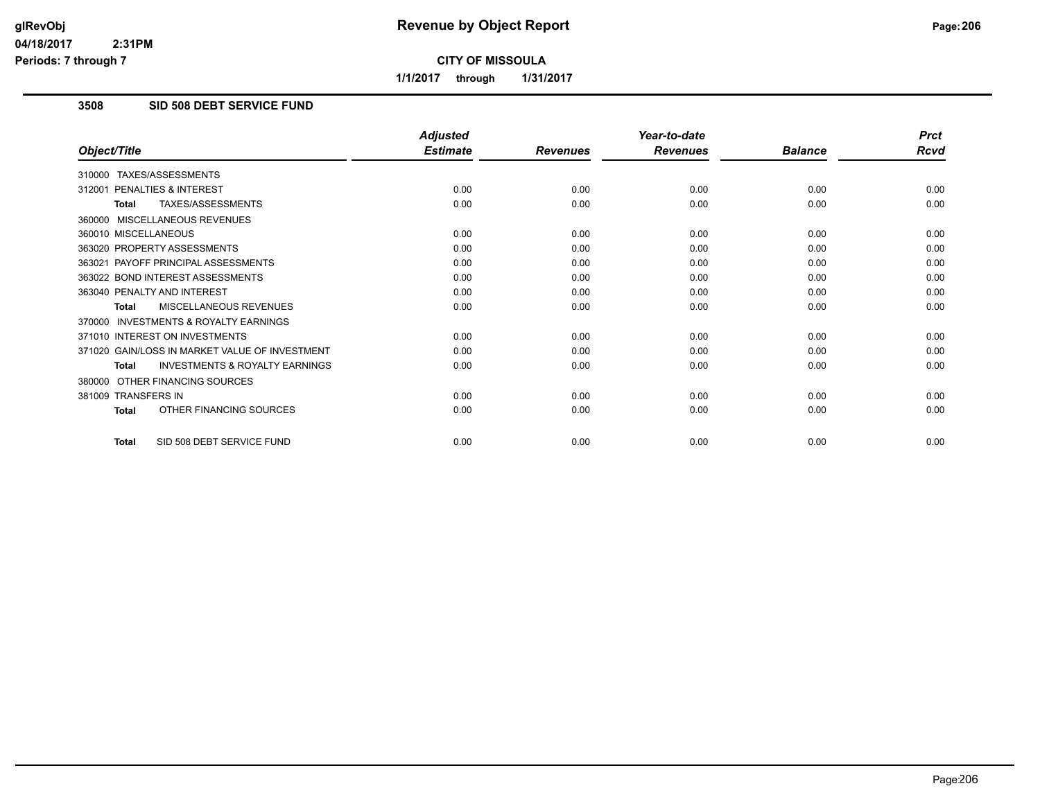# Revenue by Object Report

**CITY OF MISSOULA**

**1/1/2017 through 1/31/2017**

## 3508 SID 508 DEBT SERVICE FUND

| Object/Title | Adjusted Estimate | Revenues | Year-to-date Revenues | Balance | Prct Rcvd |
|---|---|---|---|---|---|
| 310000 TAXES/ASSESSMENTS | | | | | |
| 312001 PENALTIES & INTEREST | 0.00 | 0.00 | 0.00 | 0.00 | 0.00 |
| **Total** TAXES/ASSESSMENTS | 0.00 | 0.00 | 0.00 | 0.00 | 0.00 |
| 360000 MISCELLANEOUS REVENUES | | | | | |
| 360010 MISCELLANEOUS | 0.00 | 0.00 | 0.00 | 0.00 | 0.00 |
| 363020 PROPERTY ASSESSMENTS | 0.00 | 0.00 | 0.00 | 0.00 | 0.00 |
| 363021 PAYOFF PRINCIPAL ASSESSMENTS | 0.00 | 0.00 | 0.00 | 0.00 | 0.00 |
| 363022 BOND INTEREST ASSESSMENTS | 0.00 | 0.00 | 0.00 | 0.00 | 0.00 |
| 363040 PENALTY AND INTEREST | 0.00 | 0.00 | 0.00 | 0.00 | 0.00 |
| **Total** MISCELLANEOUS REVENUES | 0.00 | 0.00 | 0.00 | 0.00 | 0.00 |
| 370000 INVESTMENTS & ROYALTY EARNINGS | | | | | |
| 371010 INTEREST ON INVESTMENTS | 0.00 | 0.00 | 0.00 | 0.00 | 0.00 |
| 371020 GAIN/LOSS IN MARKET VALUE OF INVESTMENT | 0.00 | 0.00 | 0.00 | 0.00 | 0.00 |
| **Total** INVESTMENTS & ROYALTY EARNINGS | 0.00 | 0.00 | 0.00 | 0.00 | 0.00 |
| 380000 OTHER FINANCING SOURCES | | | | | |
| 381009 TRANSFERS IN | 0.00 | 0.00 | 0.00 | 0.00 | 0.00 |
| **Total** OTHER FINANCING SOURCES | 0.00 | 0.00 | 0.00 | 0.00 | 0.00 |
| **Total** SID 508 DEBT SERVICE FUND | 0.00 | 0.00 | 0.00 | 0.00 | 0.00 |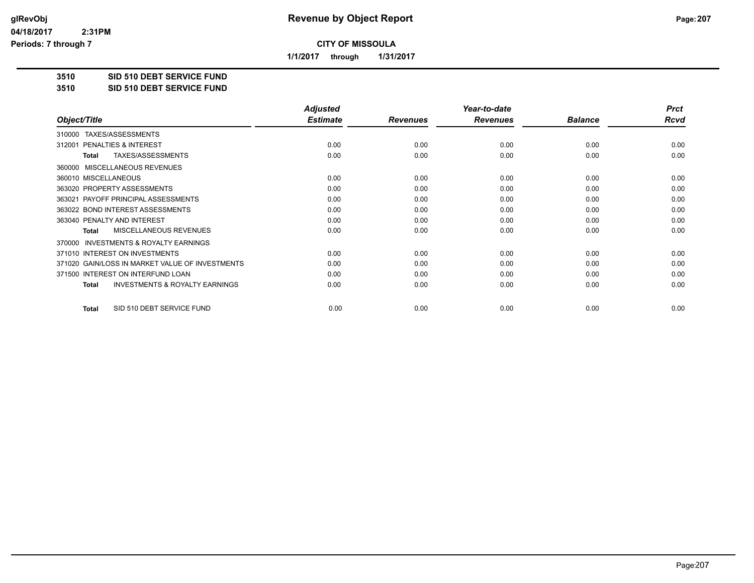**CITY OF MISSOULA**

**Revenue by Object Report**

**1/1/2017 through 1/31/2017**

Periods: 7 through 7

## 3510 SID 510 DEBT SERVICE FUND

## 3510 SID 510 DEBT SERVICE FUND

| Object/Title | Adjusted Estimate | Revenues | Year-to-date Revenues | Balance | Prct Rcvd |
|---|---|---|---|---|---|
| 310000 TAXES/ASSESSMENTS | | | | | |
| 312001 PENALTIES & INTEREST | 0.00 | 0.00 | 0.00 | 0.00 | 0.00 |
| **Total** TAXES/ASSESSMENTS | 0.00 | 0.00 | 0.00 | 0.00 | 0.00 |
| 360000 MISCELLANEOUS REVENUES | | | | | |
| 360010 MISCELLANEOUS | 0.00 | 0.00 | 0.00 | 0.00 | 0.00 |
| 363020 PROPERTY ASSESSMENTS | 0.00 | 0.00 | 0.00 | 0.00 | 0.00 |
| 363021 PAYOFF PRINCIPAL ASSESSMENTS | 0.00 | 0.00 | 0.00 | 0.00 | 0.00 |
| 363022 BOND INTEREST ASSESSMENTS | 0.00 | 0.00 | 0.00 | 0.00 | 0.00 |
| 363040 PENALTY AND INTEREST | 0.00 | 0.00 | 0.00 | 0.00 | 0.00 |
| **Total** MISCELLANEOUS REVENUES | 0.00 | 0.00 | 0.00 | 0.00 | 0.00 |
| 370000 INVESTMENTS & ROYALTY EARNINGS | | | | | |
| 371010 INTEREST ON INVESTMENTS | 0.00 | 0.00 | 0.00 | 0.00 | 0.00 |
| 371020 GAIN/LOSS IN MARKET VALUE OF INVESTMENTS | 0.00 | 0.00 | 0.00 | 0.00 | 0.00 |
| 371500 INTEREST ON INTERFUND LOAN | 0.00 | 0.00 | 0.00 | 0.00 | 0.00 |
| **Total** INVESTMENTS & ROYALTY EARNINGS | 0.00 | 0.00 | 0.00 | 0.00 | 0.00 |
| **Total** SID 510 DEBT SERVICE FUND | 0.00 | 0.00 | 0.00 | 0.00 | 0.00 |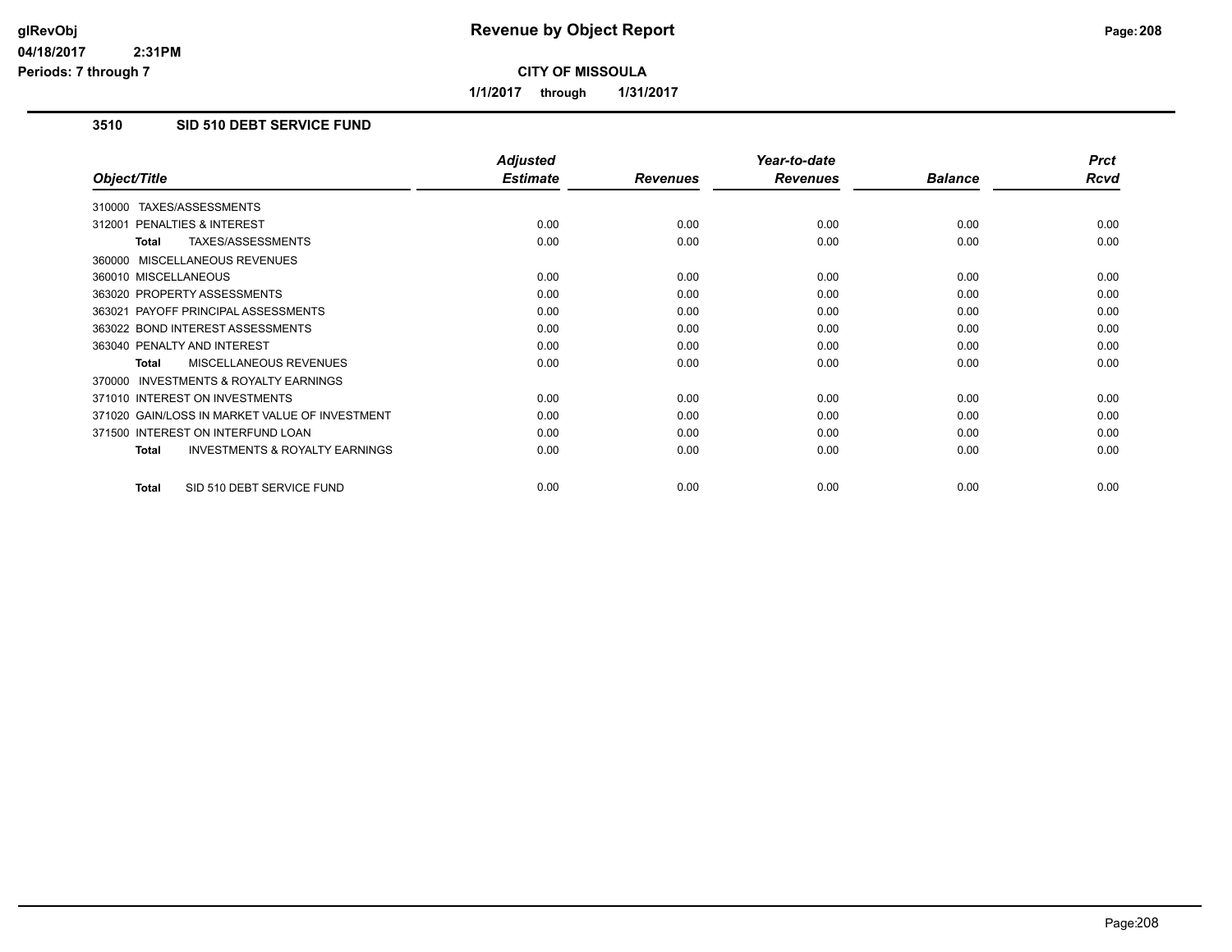**CITY OF MISSOULA**

**1/1/2017 through 1/31/2017**

### 3510 SID 510 DEBT SERVICE FUND

| Object/Title | Adjusted Estimate | Revenues | Year-to-date Revenues | Balance | Prct Rcvd |
|---|---|---|---|---|---|
| 310000 TAXES/ASSESSMENTS | | | | | |
| 312001 PENALTIES & INTEREST | 0.00 | 0.00 | 0.00 | 0.00 | 0.00 |
| **Total** TAXES/ASSESSMENTS | 0.00 | 0.00 | 0.00 | 0.00 | 0.00 |
| 360000 MISCELLANEOUS REVENUES | | | | | |
| 360010 MISCELLANEOUS | 0.00 | 0.00 | 0.00 | 0.00 | 0.00 |
| 363020 PROPERTY ASSESSMENTS | 0.00 | 0.00 | 0.00 | 0.00 | 0.00 |
| 363021 PAYOFF PRINCIPAL ASSESSMENTS | 0.00 | 0.00 | 0.00 | 0.00 | 0.00 |
| 363022 BOND INTEREST ASSESSMENTS | 0.00 | 0.00 | 0.00 | 0.00 | 0.00 |
| 363040 PENALTY AND INTEREST | 0.00 | 0.00 | 0.00 | 0.00 | 0.00 |
| **Total** MISCELLANEOUS REVENUES | 0.00 | 0.00 | 0.00 | 0.00 | 0.00 |
| 370000 INVESTMENTS & ROYALTY EARNINGS | | | | | |
| 371010 INTEREST ON INVESTMENTS | 0.00 | 0.00 | 0.00 | 0.00 | 0.00 |
| 371020 GAIN/LOSS IN MARKET VALUE OF INVESTMENT | 0.00 | 0.00 | 0.00 | 0.00 | 0.00 |
| 371500 INTEREST ON INTERFUND LOAN | 0.00 | 0.00 | 0.00 | 0.00 | 0.00 |
| **Total** INVESTMENTS & ROYALTY EARNINGS | 0.00 | 0.00 | 0.00 | 0.00 | 0.00 |
| **Total** SID 510 DEBT SERVICE FUND | 0.00 | 0.00 | 0.00 | 0.00 | 0.00 |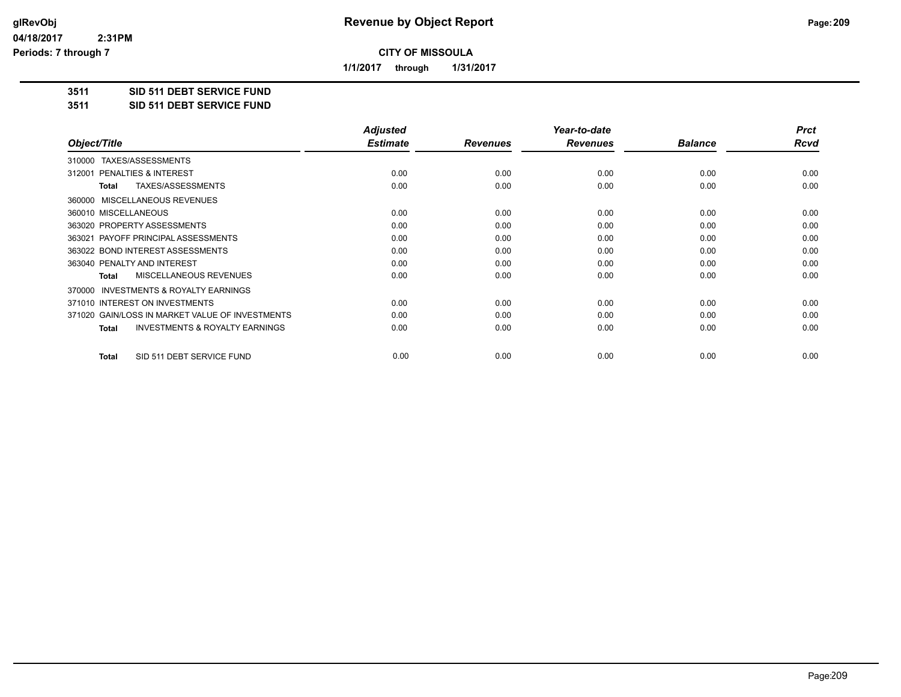# Revenue by Object Report

**CITY OF MISSOULA**

**1/1/2017 through 1/31/2017**

**3511 SID 511 DEBT SERVICE FUND**

**3511 SID 511 DEBT SERVICE FUND**

| Object/Title | Adjusted Estimate | Revenues | Year-to-date Revenues | Balance | Prct Rcvd |
|---|---|---|---|---|---|
| 310000 TAXES/ASSESSMENTS | | | | | |
| 312001 PENALTIES & INTEREST | 0.00 | 0.00 | 0.00 | 0.00 | 0.00 |
| **Total** TAXES/ASSESSMENTS | 0.00 | 0.00 | 0.00 | 0.00 | 0.00 |
| 360000 MISCELLANEOUS REVENUES | | | | | |
| 360010 MISCELLANEOUS | 0.00 | 0.00 | 0.00 | 0.00 | 0.00 |
| 363020 PROPERTY ASSESSMENTS | 0.00 | 0.00 | 0.00 | 0.00 | 0.00 |
| 363021 PAYOFF PRINCIPAL ASSESSMENTS | 0.00 | 0.00 | 0.00 | 0.00 | 0.00 |
| 363022 BOND INTEREST ASSESSMENTS | 0.00 | 0.00 | 0.00 | 0.00 | 0.00 |
| 363040 PENALTY AND INTEREST | 0.00 | 0.00 | 0.00 | 0.00 | 0.00 |
| **Total** MISCELLANEOUS REVENUES | 0.00 | 0.00 | 0.00 | 0.00 | 0.00 |
| 370000 INVESTMENTS & ROYALTY EARNINGS | | | | | |
| 371010 INTEREST ON INVESTMENTS | 0.00 | 0.00 | 0.00 | 0.00 | 0.00 |
| 371020 GAIN/LOSS IN MARKET VALUE OF INVESTMENTS | 0.00 | 0.00 | 0.00 | 0.00 | 0.00 |
| **Total** INVESTMENTS & ROYALTY EARNINGS | 0.00 | 0.00 | 0.00 | 0.00 | 0.00 |
| **Total** SID 511 DEBT SERVICE FUND | 0.00 | 0.00 | 0.00 | 0.00 | 0.00 |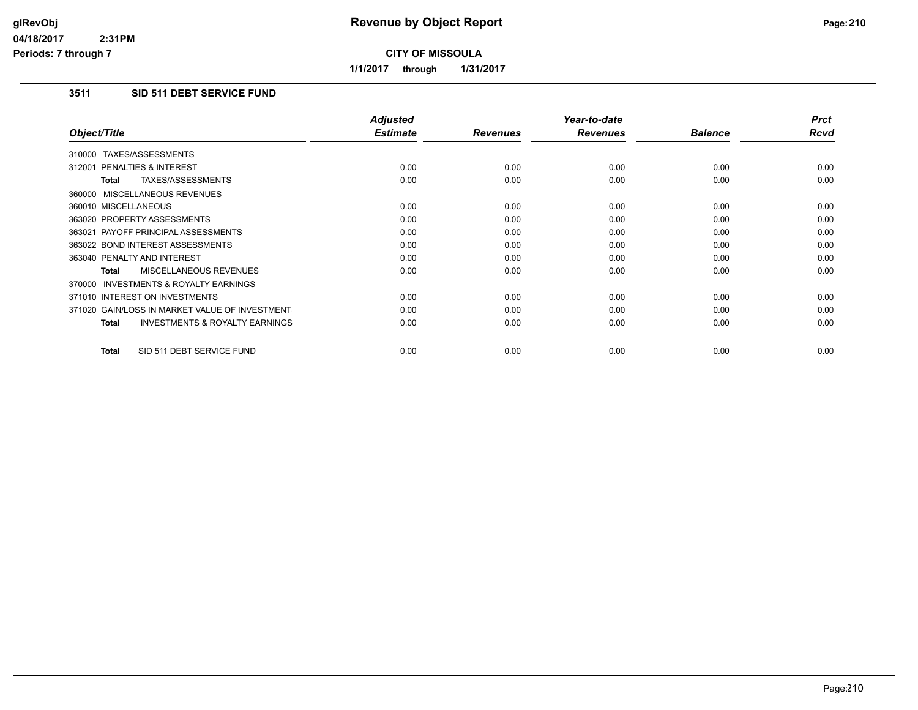# Revenue by Object Report

**CITY OF MISSOULA**

**1/1/2017 through 1/31/2017**

glRevObj
04/18/2017 2:31PM
Periods: 7 through 7

## 3511 SID 511 DEBT SERVICE FUND

| Object/Title | Adjusted Estimate | Revenues | Year-to-date Revenues | Balance | Prct Rcvd |
|---|---|---|---|---|---|
| 310000 TAXES/ASSESSMENTS | | | | | |
| 312001 PENALTIES & INTEREST | 0.00 | 0.00 | 0.00 | 0.00 | 0.00 |
| **Total** TAXES/ASSESSMENTS | 0.00 | 0.00 | 0.00 | 0.00 | 0.00 |
| 360000 MISCELLANEOUS REVENUES | | | | | |
| 360010 MISCELLANEOUS | 0.00 | 0.00 | 0.00 | 0.00 | 0.00 |
| 363020 PROPERTY ASSESSMENTS | 0.00 | 0.00 | 0.00 | 0.00 | 0.00 |
| 363021 PAYOFF PRINCIPAL ASSESSMENTS | 0.00 | 0.00 | 0.00 | 0.00 | 0.00 |
| 363022 BOND INTEREST ASSESSMENTS | 0.00 | 0.00 | 0.00 | 0.00 | 0.00 |
| 363040 PENALTY AND INTEREST | 0.00 | 0.00 | 0.00 | 0.00 | 0.00 |
| **Total** MISCELLANEOUS REVENUES | 0.00 | 0.00 | 0.00 | 0.00 | 0.00 |
| 370000 INVESTMENTS & ROYALTY EARNINGS | | | | | |
| 371010 INTEREST ON INVESTMENTS | 0.00 | 0.00 | 0.00 | 0.00 | 0.00 |
| 371020 GAIN/LOSS IN MARKET VALUE OF INVESTMENT | 0.00 | 0.00 | 0.00 | 0.00 | 0.00 |
| **Total** INVESTMENTS & ROYALTY EARNINGS | 0.00 | 0.00 | 0.00 | 0.00 | 0.00 |
| **Total** SID 511 DEBT SERVICE FUND | 0.00 | 0.00 | 0.00 | 0.00 | 0.00 |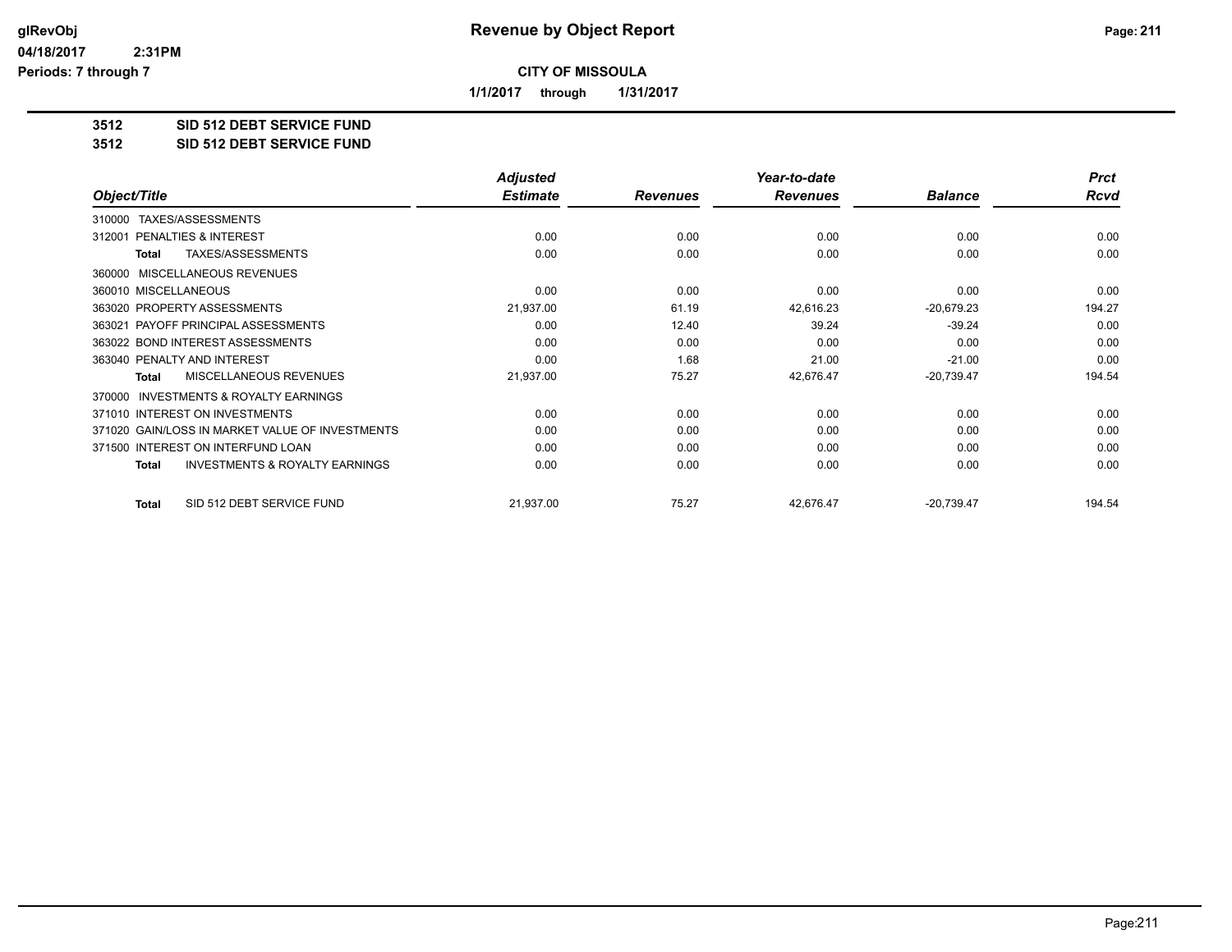**glRevObj** **Revenue by Object Report**

**04/18/2017 2:31PM**

**Periods: 7 through 7**

**CITY OF MISSOULA**

**1/1/2017 through 1/31/2017**

**3512 SID 512 DEBT SERVICE FUND**

**3512 SID 512 DEBT SERVICE FUND**

| Object/Title | Adjusted Estimate | Revenues | Year-to-date Revenues | Balance | Prct Rcvd |
|---|---|---|---|---|---|
| 310000 TAXES/ASSESSMENTS | | | | | |
| 312001 PENALTIES & INTEREST | 0.00 | 0.00 | 0.00 | 0.00 | 0.00 |
| **Total** TAXES/ASSESSMENTS | 0.00 | 0.00 | 0.00 | 0.00 | 0.00 |
| 360000 MISCELLANEOUS REVENUES | | | | | |
| 360010 MISCELLANEOUS | 0.00 | 0.00 | 0.00 | 0.00 | 0.00 |
| 363020 PROPERTY ASSESSMENTS | 21,937.00 | 61.19 | 42,616.23 | -20,679.23 | 194.27 |
| 363021 PAYOFF PRINCIPAL ASSESSMENTS | 0.00 | 12.40 | 39.24 | -39.24 | 0.00 |
| 363022 BOND INTEREST ASSESSMENTS | 0.00 | 0.00 | 0.00 | 0.00 | 0.00 |
| 363040 PENALTY AND INTEREST | 0.00 | 1.68 | 21.00 | -21.00 | 0.00 |
| **Total** MISCELLANEOUS REVENUES | 21,937.00 | 75.27 | 42,676.47 | -20,739.47 | 194.54 |
| 370000 INVESTMENTS & ROYALTY EARNINGS | | | | | |
| 371010 INTEREST ON INVESTMENTS | 0.00 | 0.00 | 0.00 | 0.00 | 0.00 |
| 371020 GAIN/LOSS IN MARKET VALUE OF INVESTMENTS | 0.00 | 0.00 | 0.00 | 0.00 | 0.00 |
| 371500 INTEREST ON INTERFUND LOAN | 0.00 | 0.00 | 0.00 | 0.00 | 0.00 |
| **Total** INVESTMENTS & ROYALTY EARNINGS | 0.00 | 0.00 | 0.00 | 0.00 | 0.00 |
| **Total** SID 512 DEBT SERVICE FUND | 21,937.00 | 75.27 | 42,676.47 | -20,739.47 | 194.54 |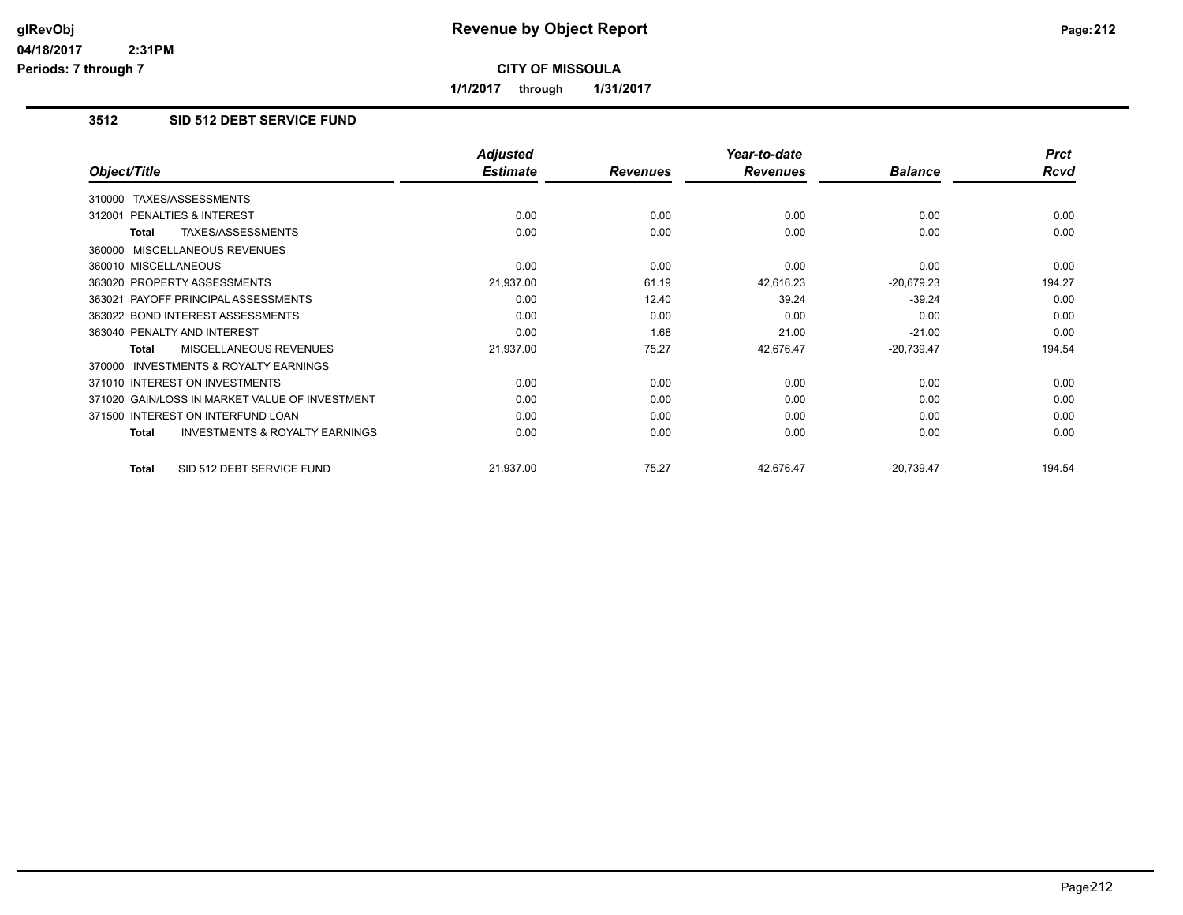# Revenue by Object Report

**CITY OF MISSOULA**

**1/1/2017 through 1/31/2017**

glRevObj
04/18/2017 2:31PM
Periods: 7 through 7

## 3512 SID 512 DEBT SERVICE FUND

| Object/Title | Adjusted Estimate | Revenues | Year-to-date Revenues | Balance | Prct Rcvd |
|---|---|---|---|---|---|
| 310000 TAXES/ASSESSMENTS | | | | | |
| 312001 PENALTIES & INTEREST | 0.00 | 0.00 | 0.00 | 0.00 | 0.00 |
| **Total** TAXES/ASSESSMENTS | 0.00 | 0.00 | 0.00 | 0.00 | 0.00 |
| 360000 MISCELLANEOUS REVENUES | | | | | |
| 360010 MISCELLANEOUS | 0.00 | 0.00 | 0.00 | 0.00 | 0.00 |
| 363020 PROPERTY ASSESSMENTS | 21,937.00 | 61.19 | 42,616.23 | -20,679.23 | 194.27 |
| 363021 PAYOFF PRINCIPAL ASSESSMENTS | 0.00 | 12.40 | 39.24 | -39.24 | 0.00 |
| 363022 BOND INTEREST ASSESSMENTS | 0.00 | 0.00 | 0.00 | 0.00 | 0.00 |
| 363040 PENALTY AND INTEREST | 0.00 | 1.68 | 21.00 | -21.00 | 0.00 |
| **Total** MISCELLANEOUS REVENUES | 21,937.00 | 75.27 | 42,676.47 | -20,739.47 | 194.54 |
| 370000 INVESTMENTS & ROYALTY EARNINGS | | | | | |
| 371010 INTEREST ON INVESTMENTS | 0.00 | 0.00 | 0.00 | 0.00 | 0.00 |
| 371020 GAIN/LOSS IN MARKET VALUE OF INVESTMENT | 0.00 | 0.00 | 0.00 | 0.00 | 0.00 |
| 371500 INTEREST ON INTERFUND LOAN | 0.00 | 0.00 | 0.00 | 0.00 | 0.00 |
| **Total** INVESTMENTS & ROYALTY EARNINGS | 0.00 | 0.00 | 0.00 | 0.00 | 0.00 |
| **Total** SID 512 DEBT SERVICE FUND | 21,937.00 | 75.27 | 42,676.47 | -20,739.47 | 194.54 |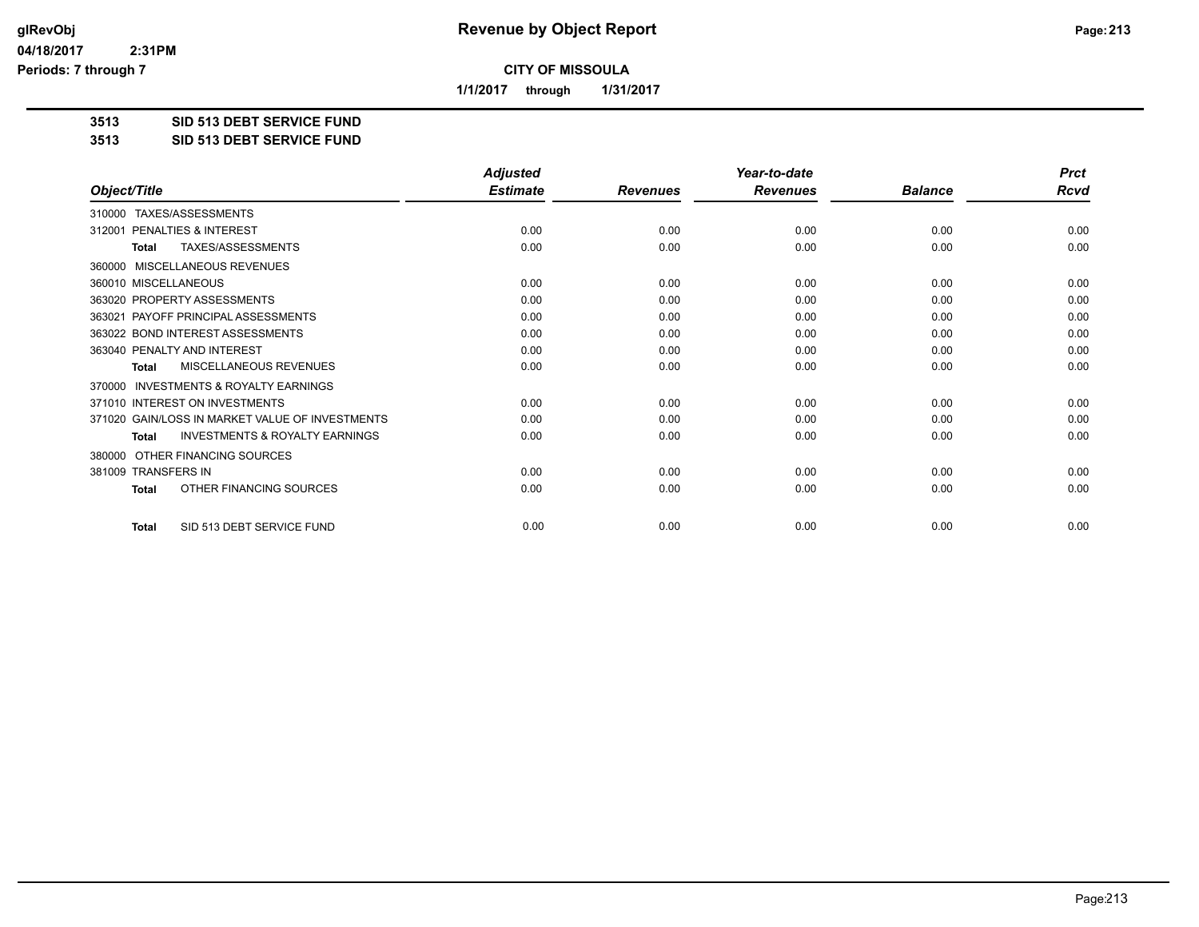# Revenue by Object Report

glRevObj
04/18/2017 2:31PM
Periods: 7 through 7

**CITY OF MISSOULA**

**1/1/2017 through 1/31/2017**

**3513 SID 513 DEBT SERVICE FUND**
**3513 SID 513 DEBT SERVICE FUND**

| Object/Title | Adjusted Estimate | Revenues | Year-to-date Revenues | Balance | Prct Rcvd |
|---|---|---|---|---|---|
| 310000 TAXES/ASSESSMENTS | | | | | |
| 312001 PENALTIES & INTEREST | 0.00 | 0.00 | 0.00 | 0.00 | 0.00 |
| **Total** TAXES/ASSESSMENTS | 0.00 | 0.00 | 0.00 | 0.00 | 0.00 |
| 360000 MISCELLANEOUS REVENUES | | | | | |
| 360010 MISCELLANEOUS | 0.00 | 0.00 | 0.00 | 0.00 | 0.00 |
| 363020 PROPERTY ASSESSMENTS | 0.00 | 0.00 | 0.00 | 0.00 | 0.00 |
| 363021 PAYOFF PRINCIPAL ASSESSMENTS | 0.00 | 0.00 | 0.00 | 0.00 | 0.00 |
| 363022 BOND INTEREST ASSESSMENTS | 0.00 | 0.00 | 0.00 | 0.00 | 0.00 |
| 363040 PENALTY AND INTEREST | 0.00 | 0.00 | 0.00 | 0.00 | 0.00 |
| **Total** MISCELLANEOUS REVENUES | 0.00 | 0.00 | 0.00 | 0.00 | 0.00 |
| 370000 INVESTMENTS & ROYALTY EARNINGS | | | | | |
| 371010 INTEREST ON INVESTMENTS | 0.00 | 0.00 | 0.00 | 0.00 | 0.00 |
| 371020 GAIN/LOSS IN MARKET VALUE OF INVESTMENTS | 0.00 | 0.00 | 0.00 | 0.00 | 0.00 |
| **Total** INVESTMENTS & ROYALTY EARNINGS | 0.00 | 0.00 | 0.00 | 0.00 | 0.00 |
| 380000 OTHER FINANCING SOURCES | | | | | |
| 381009 TRANSFERS IN | 0.00 | 0.00 | 0.00 | 0.00 | 0.00 |
| **Total** OTHER FINANCING SOURCES | 0.00 | 0.00 | 0.00 | 0.00 | 0.00 |
| **Total** SID 513 DEBT SERVICE FUND | 0.00 | 0.00 | 0.00 | 0.00 | 0.00 |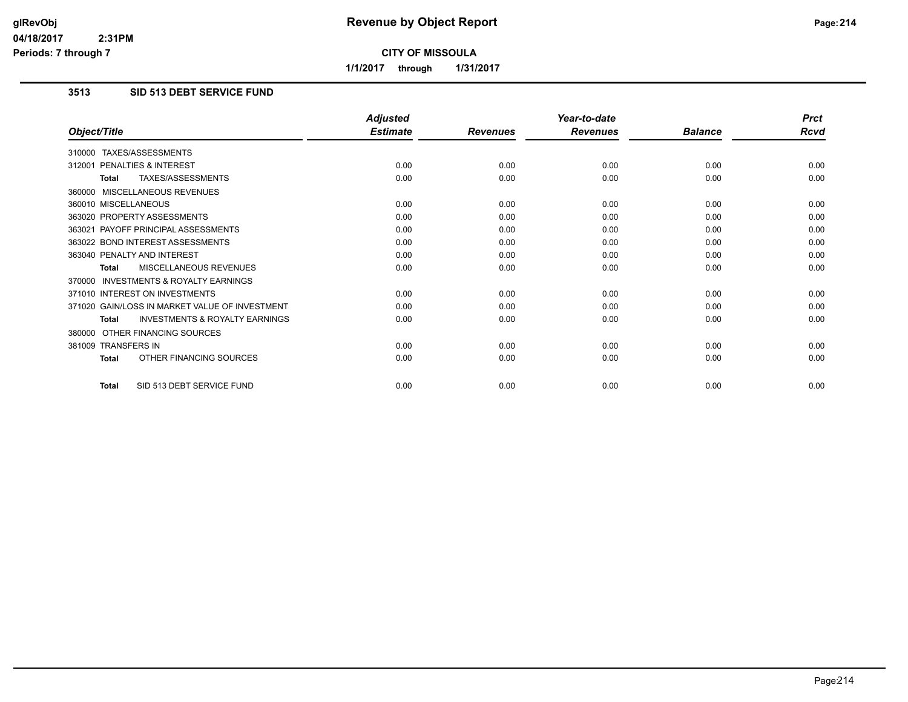**Revenue by Object Report**

**CITY OF MISSOULA**

**1/1/2017 through 1/31/2017**

glRevObj
04/18/2017 2:31PM
Periods: 7 through 7

### 3513 SID 513 DEBT SERVICE FUND

| Object/Title | Adjusted Estimate | Revenues | Year-to-date Revenues | Balance | Prct Rcvd |
|---|---|---|---|---|---|
| 310000 TAXES/ASSESSMENTS | | | | | |
| 312001 PENALTIES & INTEREST | 0.00 | 0.00 | 0.00 | 0.00 | 0.00 |
| **Total** TAXES/ASSESSMENTS | 0.00 | 0.00 | 0.00 | 0.00 | 0.00 |
| 360000 MISCELLANEOUS REVENUES | | | | | |
| 360010 MISCELLANEOUS | 0.00 | 0.00 | 0.00 | 0.00 | 0.00 |
| 363020 PROPERTY ASSESSMENTS | 0.00 | 0.00 | 0.00 | 0.00 | 0.00 |
| 363021 PAYOFF PRINCIPAL ASSESSMENTS | 0.00 | 0.00 | 0.00 | 0.00 | 0.00 |
| 363022 BOND INTEREST ASSESSMENTS | 0.00 | 0.00 | 0.00 | 0.00 | 0.00 |
| 363040 PENALTY AND INTEREST | 0.00 | 0.00 | 0.00 | 0.00 | 0.00 |
| **Total** MISCELLANEOUS REVENUES | 0.00 | 0.00 | 0.00 | 0.00 | 0.00 |
| 370000 INVESTMENTS & ROYALTY EARNINGS | | | | | |
| 371010 INTEREST ON INVESTMENTS | 0.00 | 0.00 | 0.00 | 0.00 | 0.00 |
| 371020 GAIN/LOSS IN MARKET VALUE OF INVESTMENT | 0.00 | 0.00 | 0.00 | 0.00 | 0.00 |
| **Total** INVESTMENTS & ROYALTY EARNINGS | 0.00 | 0.00 | 0.00 | 0.00 | 0.00 |
| 380000 OTHER FINANCING SOURCES | | | | | |
| 381009 TRANSFERS IN | 0.00 | 0.00 | 0.00 | 0.00 | 0.00 |
| **Total** OTHER FINANCING SOURCES | 0.00 | 0.00 | 0.00 | 0.00 | 0.00 |
| **Total** SID 513 DEBT SERVICE FUND | 0.00 | 0.00 | 0.00 | 0.00 | 0.00 |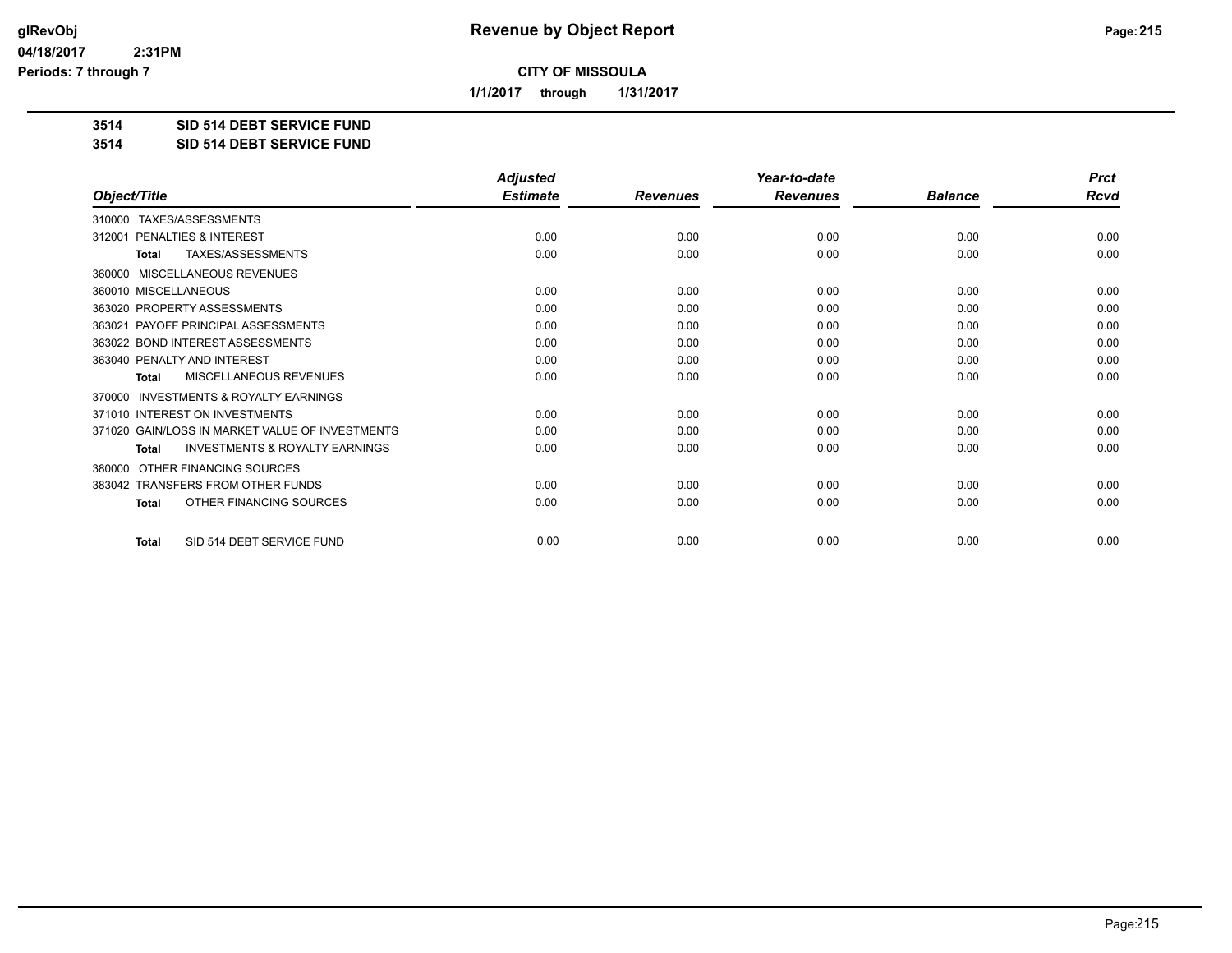# Revenue by Object Report

glRevObj
04/18/2017 2:31PM
Periods: 7 through 7

**CITY OF MISSOULA**

**1/1/2017 through 1/31/2017**

**3514 SID 514 DEBT SERVICE FUND**
**3514 SID 514 DEBT SERVICE FUND**

| Object/Title | Adjusted Estimate | Revenues | Year-to-date Revenues | Balance | Prct Rcvd |
|---|---|---|---|---|---|
| 310000 TAXES/ASSESSMENTS | | | | | |
| 312001 PENALTIES & INTEREST | 0.00 | 0.00 | 0.00 | 0.00 | 0.00 |
| **Total** TAXES/ASSESSMENTS | 0.00 | 0.00 | 0.00 | 0.00 | 0.00 |
| 360000 MISCELLANEOUS REVENUES | | | | | |
| 360010 MISCELLANEOUS | 0.00 | 0.00 | 0.00 | 0.00 | 0.00 |
| 363020 PROPERTY ASSESSMENTS | 0.00 | 0.00 | 0.00 | 0.00 | 0.00 |
| 363021 PAYOFF PRINCIPAL ASSESSMENTS | 0.00 | 0.00 | 0.00 | 0.00 | 0.00 |
| 363022 BOND INTEREST ASSESSMENTS | 0.00 | 0.00 | 0.00 | 0.00 | 0.00 |
| 363040 PENALTY AND INTEREST | 0.00 | 0.00 | 0.00 | 0.00 | 0.00 |
| **Total** MISCELLANEOUS REVENUES | 0.00 | 0.00 | 0.00 | 0.00 | 0.00 |
| 370000 INVESTMENTS & ROYALTY EARNINGS | | | | | |
| 371010 INTEREST ON INVESTMENTS | 0.00 | 0.00 | 0.00 | 0.00 | 0.00 |
| 371020 GAIN/LOSS IN MARKET VALUE OF INVESTMENTS | 0.00 | 0.00 | 0.00 | 0.00 | 0.00 |
| **Total** INVESTMENTS & ROYALTY EARNINGS | 0.00 | 0.00 | 0.00 | 0.00 | 0.00 |
| 380000 OTHER FINANCING SOURCES | | | | | |
| 383042 TRANSFERS FROM OTHER FUNDS | 0.00 | 0.00 | 0.00 | 0.00 | 0.00 |
| **Total** OTHER FINANCING SOURCES | 0.00 | 0.00 | 0.00 | 0.00 | 0.00 |
| **Total** SID 514 DEBT SERVICE FUND | 0.00 | 0.00 | 0.00 | 0.00 | 0.00 |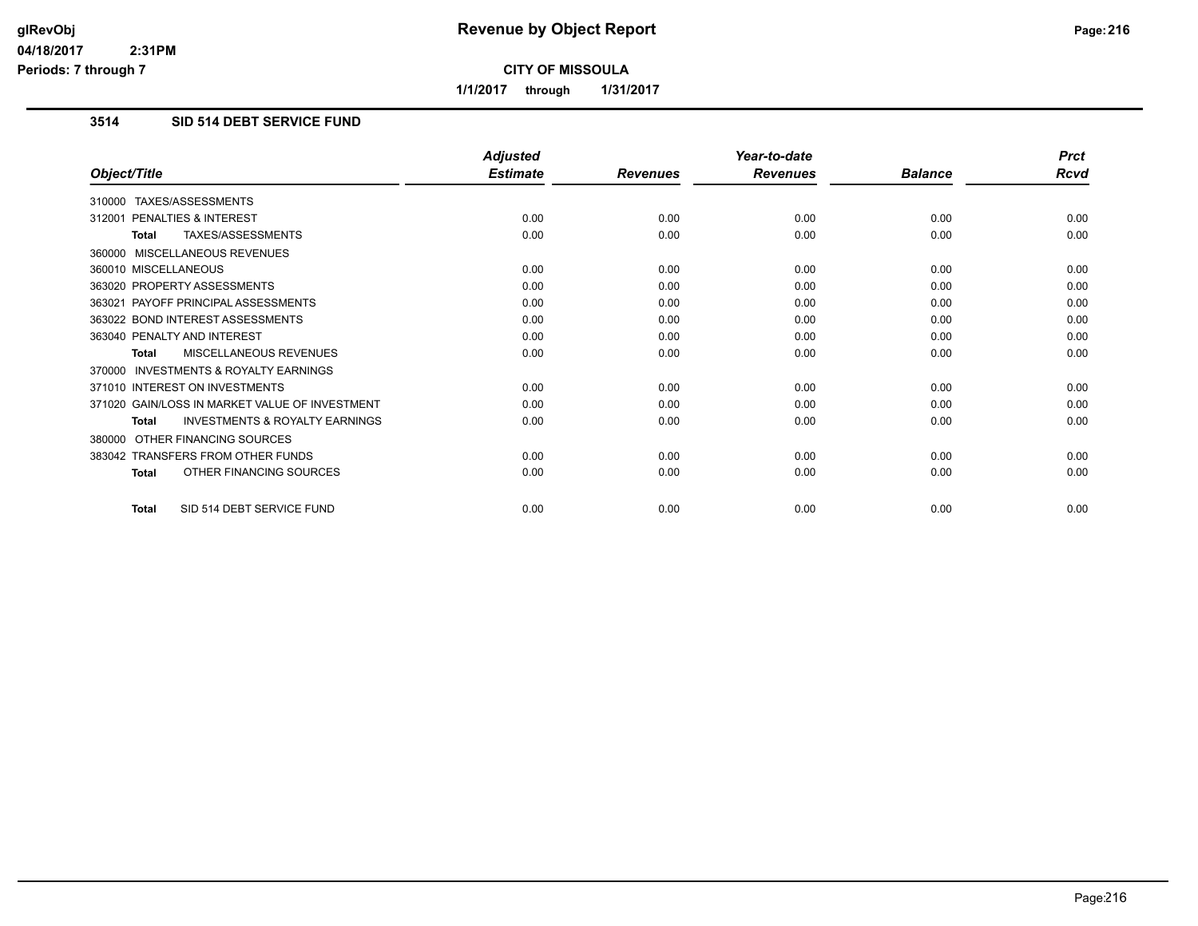# Revenue by Object Report

**CITY OF MISSOULA**

**1/1/2017 through 1/31/2017**

glRevObj
04/18/2017 2:31PM
Periods: 7 through 7

## 3514 SID 514 DEBT SERVICE FUND

| Object/Title | Adjusted Estimate | Revenues | Year-to-date Revenues | Balance | Prct Rcvd |
|---|---|---|---|---|---|
| 310000 TAXES/ASSESSMENTS | | | | | |
| 312001 PENALTIES & INTEREST | 0.00 | 0.00 | 0.00 | 0.00 | 0.00 |
| **Total** TAXES/ASSESSMENTS | 0.00 | 0.00 | 0.00 | 0.00 | 0.00 |
| 360000 MISCELLANEOUS REVENUES | | | | | |
| 360010 MISCELLANEOUS | 0.00 | 0.00 | 0.00 | 0.00 | 0.00 |
| 363020 PROPERTY ASSESSMENTS | 0.00 | 0.00 | 0.00 | 0.00 | 0.00 |
| 363021 PAYOFF PRINCIPAL ASSESSMENTS | 0.00 | 0.00 | 0.00 | 0.00 | 0.00 |
| 363022 BOND INTEREST ASSESSMENTS | 0.00 | 0.00 | 0.00 | 0.00 | 0.00 |
| 363040 PENALTY AND INTEREST | 0.00 | 0.00 | 0.00 | 0.00 | 0.00 |
| **Total** MISCELLANEOUS REVENUES | 0.00 | 0.00 | 0.00 | 0.00 | 0.00 |
| 370000 INVESTMENTS & ROYALTY EARNINGS | | | | | |
| 371010 INTEREST ON INVESTMENTS | 0.00 | 0.00 | 0.00 | 0.00 | 0.00 |
| 371020 GAIN/LOSS IN MARKET VALUE OF INVESTMENT | 0.00 | 0.00 | 0.00 | 0.00 | 0.00 |
| **Total** INVESTMENTS & ROYALTY EARNINGS | 0.00 | 0.00 | 0.00 | 0.00 | 0.00 |
| 380000 OTHER FINANCING SOURCES | | | | | |
| 383042 TRANSFERS FROM OTHER FUNDS | 0.00 | 0.00 | 0.00 | 0.00 | 0.00 |
| **Total** OTHER FINANCING SOURCES | 0.00 | 0.00 | 0.00 | 0.00 | 0.00 |
| **Total** SID 514 DEBT SERVICE FUND | 0.00 | 0.00 | 0.00 | 0.00 | 0.00 |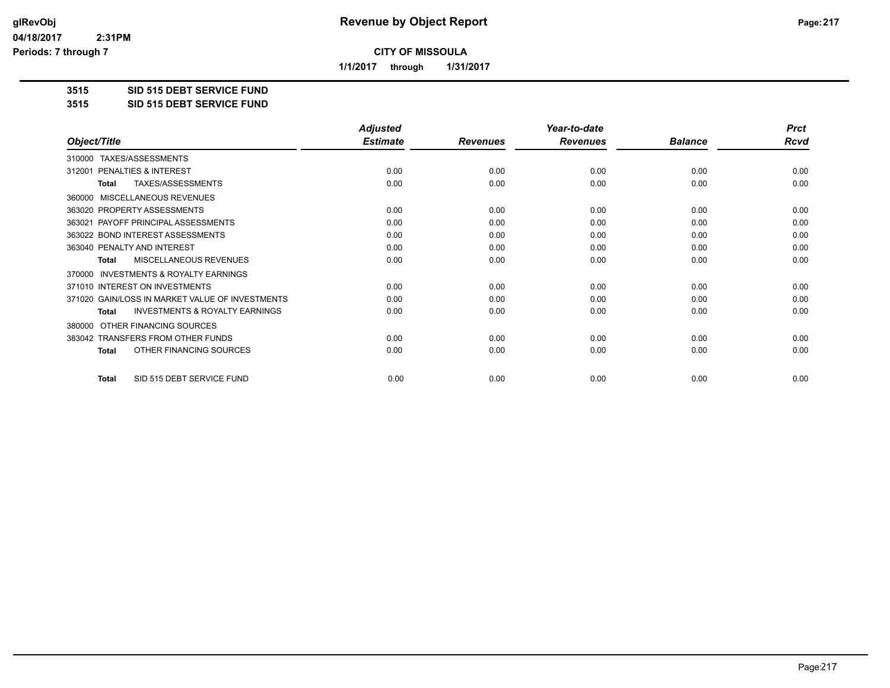# Revenue by Object Report

**CITY OF MISSOULA**

**1/1/2017 through 1/31/2017**

glRevObj
04/18/2017 2:31PM
Periods: 7 through 7

**3515 SID 515 DEBT SERVICE FUND**
**3515 SID 515 DEBT SERVICE FUND**

| Object/Title | Adjusted Estimate | Revenues | Year-to-date Revenues | Balance | Prct Rcvd |
|---|---|---|---|---|---|
| 310000 TAXES/ASSESSMENTS | | | | | |
| 312001 PENALTIES & INTEREST | 0.00 | 0.00 | 0.00 | 0.00 | 0.00 |
| **Total** TAXES/ASSESSMENTS | 0.00 | 0.00 | 0.00 | 0.00 | 0.00 |
| 360000 MISCELLANEOUS REVENUES | | | | | |
| 363020 PROPERTY ASSESSMENTS | 0.00 | 0.00 | 0.00 | 0.00 | 0.00 |
| 363021 PAYOFF PRINCIPAL ASSESSMENTS | 0.00 | 0.00 | 0.00 | 0.00 | 0.00 |
| 363022 BOND INTEREST ASSESSMENTS | 0.00 | 0.00 | 0.00 | 0.00 | 0.00 |
| 363040 PENALTY AND INTEREST | 0.00 | 0.00 | 0.00 | 0.00 | 0.00 |
| **Total** MISCELLANEOUS REVENUES | 0.00 | 0.00 | 0.00 | 0.00 | 0.00 |
| 370000 INVESTMENTS & ROYALTY EARNINGS | | | | | |
| 371010 INTEREST ON INVESTMENTS | 0.00 | 0.00 | 0.00 | 0.00 | 0.00 |
| 371020 GAIN/LOSS IN MARKET VALUE OF INVESTMENTS | 0.00 | 0.00 | 0.00 | 0.00 | 0.00 |
| **Total** INVESTMENTS & ROYALTY EARNINGS | 0.00 | 0.00 | 0.00 | 0.00 | 0.00 |
| 380000 OTHER FINANCING SOURCES | | | | | |
| 383042 TRANSFERS FROM OTHER FUNDS | 0.00 | 0.00 | 0.00 | 0.00 | 0.00 |
| **Total** OTHER FINANCING SOURCES | 0.00 | 0.00 | 0.00 | 0.00 | 0.00 |
| **Total** SID 515 DEBT SERVICE FUND | 0.00 | 0.00 | 0.00 | 0.00 | 0.00 |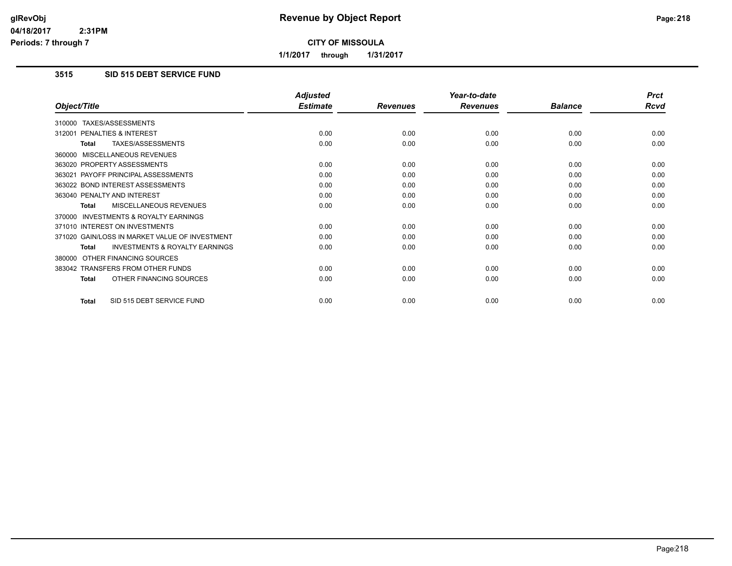# Revenue by Object Report

**CITY OF MISSOULA**

**1/1/2017 through 1/31/2017**

## 3515 SID 515 DEBT SERVICE FUND

| Object/Title | Adjusted Estimate | Revenues | Year-to-date Revenues | Balance | Prct Rcvd |
|---|---|---|---|---|---|
| 310000 TAXES/ASSESSMENTS | | | | | |
| 312001 PENALTIES & INTEREST | 0.00 | 0.00 | 0.00 | 0.00 | 0.00 |
| **Total** TAXES/ASSESSMENTS | 0.00 | 0.00 | 0.00 | 0.00 | 0.00 |
| 360000 MISCELLANEOUS REVENUES | | | | | |
| 363020 PROPERTY ASSESSMENTS | 0.00 | 0.00 | 0.00 | 0.00 | 0.00 |
| 363021 PAYOFF PRINCIPAL ASSESSMENTS | 0.00 | 0.00 | 0.00 | 0.00 | 0.00 |
| 363022 BOND INTEREST ASSESSMENTS | 0.00 | 0.00 | 0.00 | 0.00 | 0.00 |
| 363040 PENALTY AND INTEREST | 0.00 | 0.00 | 0.00 | 0.00 | 0.00 |
| **Total** MISCELLANEOUS REVENUES | 0.00 | 0.00 | 0.00 | 0.00 | 0.00 |
| 370000 INVESTMENTS & ROYALTY EARNINGS | | | | | |
| 371010 INTEREST ON INVESTMENTS | 0.00 | 0.00 | 0.00 | 0.00 | 0.00 |
| 371020 GAIN/LOSS IN MARKET VALUE OF INVESTMENT | 0.00 | 0.00 | 0.00 | 0.00 | 0.00 |
| **Total** INVESTMENTS & ROYALTY EARNINGS | 0.00 | 0.00 | 0.00 | 0.00 | 0.00 |
| 380000 OTHER FINANCING SOURCES | | | | | |
| 383042 TRANSFERS FROM OTHER FUNDS | 0.00 | 0.00 | 0.00 | 0.00 | 0.00 |
| **Total** OTHER FINANCING SOURCES | 0.00 | 0.00 | 0.00 | 0.00 | 0.00 |
| **Total** SID 515 DEBT SERVICE FUND | 0.00 | 0.00 | 0.00 | 0.00 | 0.00 |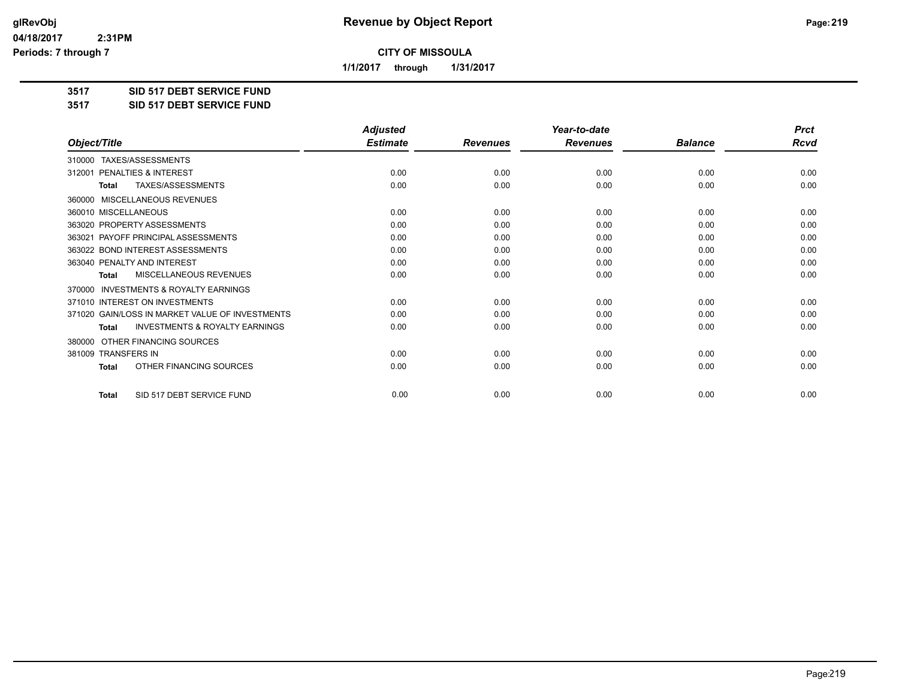**CITY OF MISSOULA**

**1/1/2017 through 1/31/2017**

**3517 SID 517 DEBT SERVICE FUND**

**3517 SID 517 DEBT SERVICE FUND**

| Object/Title | Adjusted Estimate | Revenues | Year-to-date Revenues | Balance | Prct Rcvd |
|---|---|---|---|---|---|
| 310000 TAXES/ASSESSMENTS | | | | | |
| 312001 PENALTIES & INTEREST | 0.00 | 0.00 | 0.00 | 0.00 | 0.00 |
| **Total** TAXES/ASSESSMENTS | 0.00 | 0.00 | 0.00 | 0.00 | 0.00 |
| 360000 MISCELLANEOUS REVENUES | | | | | |
| 360010 MISCELLANEOUS | 0.00 | 0.00 | 0.00 | 0.00 | 0.00 |
| 363020 PROPERTY ASSESSMENTS | 0.00 | 0.00 | 0.00 | 0.00 | 0.00 |
| 363021 PAYOFF PRINCIPAL ASSESSMENTS | 0.00 | 0.00 | 0.00 | 0.00 | 0.00 |
| 363022 BOND INTEREST ASSESSMENTS | 0.00 | 0.00 | 0.00 | 0.00 | 0.00 |
| 363040 PENALTY AND INTEREST | 0.00 | 0.00 | 0.00 | 0.00 | 0.00 |
| **Total** MISCELLANEOUS REVENUES | 0.00 | 0.00 | 0.00 | 0.00 | 0.00 |
| 370000 INVESTMENTS & ROYALTY EARNINGS | | | | | |
| 371010 INTEREST ON INVESTMENTS | 0.00 | 0.00 | 0.00 | 0.00 | 0.00 |
| 371020 GAIN/LOSS IN MARKET VALUE OF INVESTMENTS | 0.00 | 0.00 | 0.00 | 0.00 | 0.00 |
| **Total** INVESTMENTS & ROYALTY EARNINGS | 0.00 | 0.00 | 0.00 | 0.00 | 0.00 |
| 380000 OTHER FINANCING SOURCES | | | | | |
| 381009 TRANSFERS IN | 0.00 | 0.00 | 0.00 | 0.00 | 0.00 |
| **Total** OTHER FINANCING SOURCES | 0.00 | 0.00 | 0.00 | 0.00 | 0.00 |
| **Total** SID 517 DEBT SERVICE FUND | 0.00 | 0.00 | 0.00 | 0.00 | 0.00 |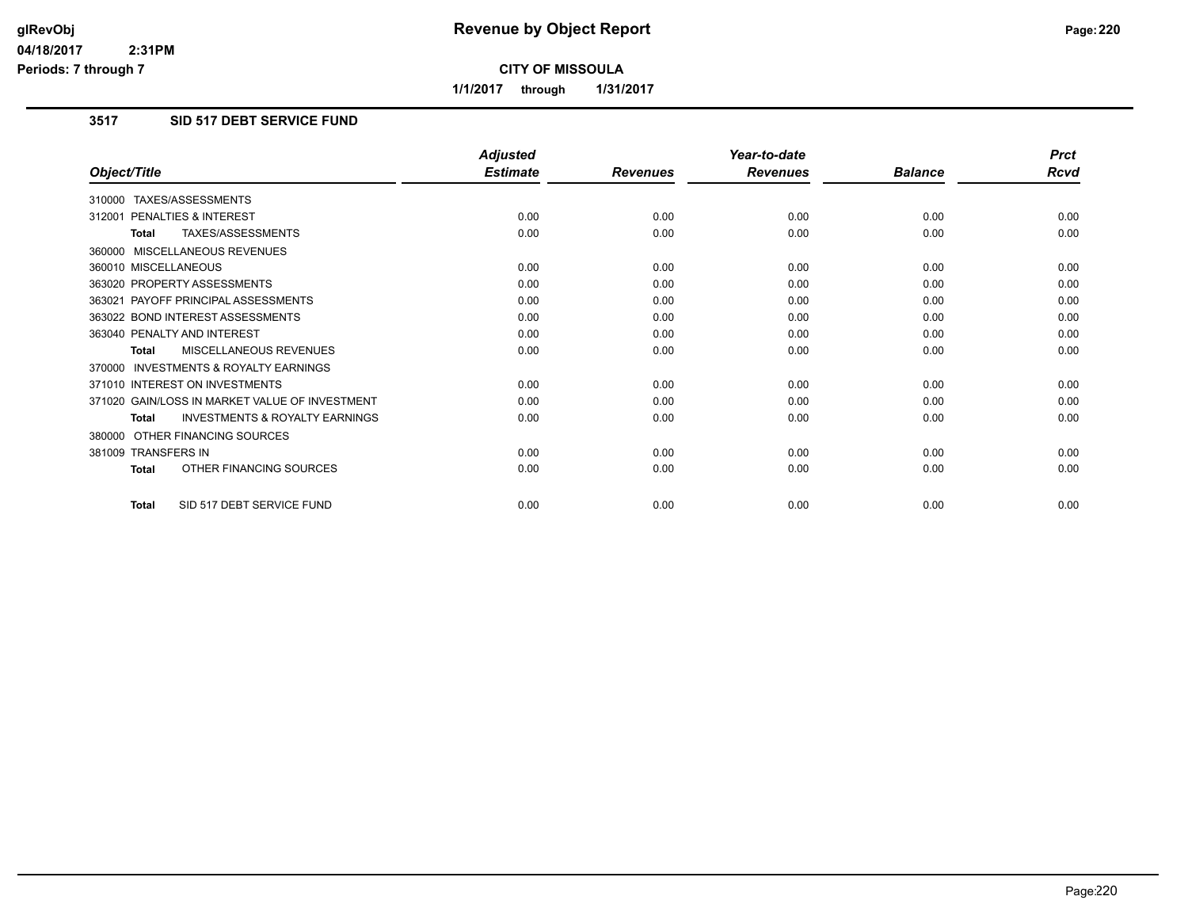# Revenue by Object Report

**CITY OF MISSOULA**

**1/1/2017 through 1/31/2017**

glRevObj
04/18/2017 2:31PM
Periods: 7 through 7

## 3517 SID 517 DEBT SERVICE FUND

| Object/Title | Adjusted Estimate | Revenues | Year-to-date Revenues | Balance | Prct Rcvd |
|---|---|---|---|---|---|
| 310000 TAXES/ASSESSMENTS | | | | | |
| 312001 PENALTIES & INTEREST | 0.00 | 0.00 | 0.00 | 0.00 | 0.00 |
| **Total** TAXES/ASSESSMENTS | 0.00 | 0.00 | 0.00 | 0.00 | 0.00 |
| 360000 MISCELLANEOUS REVENUES | | | | | |
| 360010 MISCELLANEOUS | 0.00 | 0.00 | 0.00 | 0.00 | 0.00 |
| 363020 PROPERTY ASSESSMENTS | 0.00 | 0.00 | 0.00 | 0.00 | 0.00 |
| 363021 PAYOFF PRINCIPAL ASSESSMENTS | 0.00 | 0.00 | 0.00 | 0.00 | 0.00 |
| 363022 BOND INTEREST ASSESSMENTS | 0.00 | 0.00 | 0.00 | 0.00 | 0.00 |
| 363040 PENALTY AND INTEREST | 0.00 | 0.00 | 0.00 | 0.00 | 0.00 |
| **Total** MISCELLANEOUS REVENUES | 0.00 | 0.00 | 0.00 | 0.00 | 0.00 |
| 370000 INVESTMENTS & ROYALTY EARNINGS | | | | | |
| 371010 INTEREST ON INVESTMENTS | 0.00 | 0.00 | 0.00 | 0.00 | 0.00 |
| 371020 GAIN/LOSS IN MARKET VALUE OF INVESTMENT | 0.00 | 0.00 | 0.00 | 0.00 | 0.00 |
| **Total** INVESTMENTS & ROYALTY EARNINGS | 0.00 | 0.00 | 0.00 | 0.00 | 0.00 |
| 380000 OTHER FINANCING SOURCES | | | | | |
| 381009 TRANSFERS IN | 0.00 | 0.00 | 0.00 | 0.00 | 0.00 |
| **Total** OTHER FINANCING SOURCES | 0.00 | 0.00 | 0.00 | 0.00 | 0.00 |
| **Total** SID 517 DEBT SERVICE FUND | 0.00 | 0.00 | 0.00 | 0.00 | 0.00 |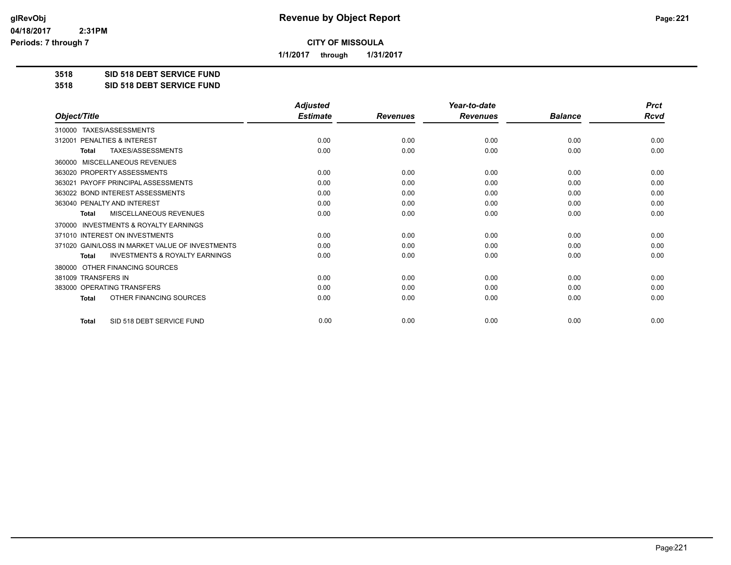glRevObj
04/18/2017 2:31PM
Periods: 7 through 7

# Revenue by Object Report

**CITY OF MISSOULA**

**1/1/2017 through 1/31/2017**

**3518 SID 518 DEBT SERVICE FUND**
**3518 SID 518 DEBT SERVICE FUND**

| Object/Title | Adjusted Estimate | Revenues | Year-to-date Revenues | Balance | Prct Rcvd |
|---|---|---|---|---|---|
| 310000 TAXES/ASSESSMENTS | | | | | |
| 312001 PENALTIES & INTEREST | 0.00 | 0.00 | 0.00 | 0.00 | 0.00 |
| **Total** TAXES/ASSESSMENTS | 0.00 | 0.00 | 0.00 | 0.00 | 0.00 |
| 360000 MISCELLANEOUS REVENUES | | | | | |
| 363020 PROPERTY ASSESSMENTS | 0.00 | 0.00 | 0.00 | 0.00 | 0.00 |
| 363021 PAYOFF PRINCIPAL ASSESSMENTS | 0.00 | 0.00 | 0.00 | 0.00 | 0.00 |
| 363022 BOND INTEREST ASSESSMENTS | 0.00 | 0.00 | 0.00 | 0.00 | 0.00 |
| 363040 PENALTY AND INTEREST | 0.00 | 0.00 | 0.00 | 0.00 | 0.00 |
| **Total** MISCELLANEOUS REVENUES | 0.00 | 0.00 | 0.00 | 0.00 | 0.00 |
| 370000 INVESTMENTS & ROYALTY EARNINGS | | | | | |
| 371010 INTEREST ON INVESTMENTS | 0.00 | 0.00 | 0.00 | 0.00 | 0.00 |
| 371020 GAIN/LOSS IN MARKET VALUE OF INVESTMENTS | 0.00 | 0.00 | 0.00 | 0.00 | 0.00 |
| **Total** INVESTMENTS & ROYALTY EARNINGS | 0.00 | 0.00 | 0.00 | 0.00 | 0.00 |
| 380000 OTHER FINANCING SOURCES | | | | | |
| 381009 TRANSFERS IN | 0.00 | 0.00 | 0.00 | 0.00 | 0.00 |
| 383000 OPERATING TRANSFERS | 0.00 | 0.00 | 0.00 | 0.00 | 0.00 |
| **Total** OTHER FINANCING SOURCES | 0.00 | 0.00 | 0.00 | 0.00 | 0.00 |
| **Total** SID 518 DEBT SERVICE FUND | 0.00 | 0.00 | 0.00 | 0.00 | 0.00 |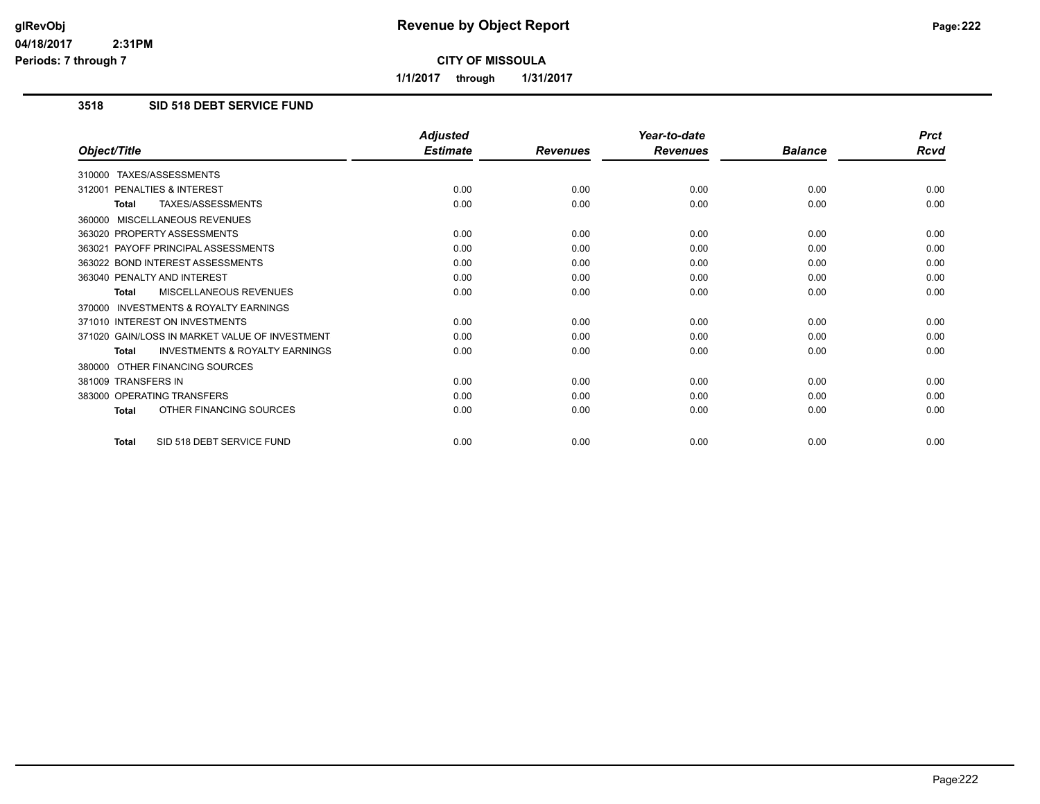# Revenue by Object Report

glRevObj
04/18/2017 2:31PM
Periods: 7 through 7

**CITY OF MISSOULA**

**1/1/2017 through 1/31/2017**

## 3518 SID 518 DEBT SERVICE FUND

| Object/Title | Adjusted Estimate | Revenues | Year-to-date Revenues | Balance | Prct Rcvd |
|---|---|---|---|---|---|
| 310000 TAXES/ASSESSMENTS | | | | | |
| 312001 PENALTIES & INTEREST | 0.00 | 0.00 | 0.00 | 0.00 | 0.00 |
| **Total** TAXES/ASSESSMENTS | 0.00 | 0.00 | 0.00 | 0.00 | 0.00 |
| 360000 MISCELLANEOUS REVENUES | | | | | |
| 363020 PROPERTY ASSESSMENTS | 0.00 | 0.00 | 0.00 | 0.00 | 0.00 |
| 363021 PAYOFF PRINCIPAL ASSESSMENTS | 0.00 | 0.00 | 0.00 | 0.00 | 0.00 |
| 363022 BOND INTEREST ASSESSMENTS | 0.00 | 0.00 | 0.00 | 0.00 | 0.00 |
| 363040 PENALTY AND INTEREST | 0.00 | 0.00 | 0.00 | 0.00 | 0.00 |
| **Total** MISCELLANEOUS REVENUES | 0.00 | 0.00 | 0.00 | 0.00 | 0.00 |
| 370000 INVESTMENTS & ROYALTY EARNINGS | | | | | |
| 371010 INTEREST ON INVESTMENTS | 0.00 | 0.00 | 0.00 | 0.00 | 0.00 |
| 371020 GAIN/LOSS IN MARKET VALUE OF INVESTMENT | 0.00 | 0.00 | 0.00 | 0.00 | 0.00 |
| **Total** INVESTMENTS & ROYALTY EARNINGS | 0.00 | 0.00 | 0.00 | 0.00 | 0.00 |
| 380000 OTHER FINANCING SOURCES | | | | | |
| 381009 TRANSFERS IN | 0.00 | 0.00 | 0.00 | 0.00 | 0.00 |
| 383000 OPERATING TRANSFERS | 0.00 | 0.00 | 0.00 | 0.00 | 0.00 |
| **Total** OTHER FINANCING SOURCES | 0.00 | 0.00 | 0.00 | 0.00 | 0.00 |
| **Total** SID 518 DEBT SERVICE FUND | 0.00 | 0.00 | 0.00 | 0.00 | 0.00 |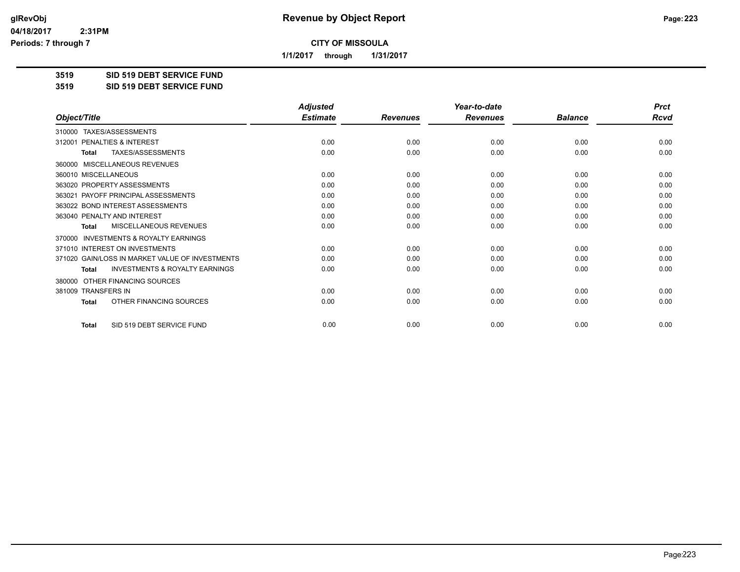**Revenue by Object Report**

**CITY OF MISSOULA**

**1/1/2017 through 1/31/2017**

glRevObj
04/18/2017 2:31PM
Periods: 7 through 7

## 3519 SID 519 DEBT SERVICE FUND
## 3519 SID 519 DEBT SERVICE FUND

| Object/Title | Adjusted Estimate | Revenues | Year-to-date Revenues | Balance | Prct Rcvd |
|---|---|---|---|---|---|
| 310000 TAXES/ASSESSMENTS | | | | | |
| 312001 PENALTIES & INTEREST | 0.00 | 0.00 | 0.00 | 0.00 | 0.00 |
| **Total** TAXES/ASSESSMENTS | 0.00 | 0.00 | 0.00 | 0.00 | 0.00 |
| 360000 MISCELLANEOUS REVENUES | | | | | |
| 360010 MISCELLANEOUS | 0.00 | 0.00 | 0.00 | 0.00 | 0.00 |
| 363020 PROPERTY ASSESSMENTS | 0.00 | 0.00 | 0.00 | 0.00 | 0.00 |
| 363021 PAYOFF PRINCIPAL ASSESSMENTS | 0.00 | 0.00 | 0.00 | 0.00 | 0.00 |
| 363022 BOND INTEREST ASSESSMENTS | 0.00 | 0.00 | 0.00 | 0.00 | 0.00 |
| 363040 PENALTY AND INTEREST | 0.00 | 0.00 | 0.00 | 0.00 | 0.00 |
| **Total** MISCELLANEOUS REVENUES | 0.00 | 0.00 | 0.00 | 0.00 | 0.00 |
| 370000 INVESTMENTS & ROYALTY EARNINGS | | | | | |
| 371010 INTEREST ON INVESTMENTS | 0.00 | 0.00 | 0.00 | 0.00 | 0.00 |
| 371020 GAIN/LOSS IN MARKET VALUE OF INVESTMENTS | 0.00 | 0.00 | 0.00 | 0.00 | 0.00 |
| **Total** INVESTMENTS & ROYALTY EARNINGS | 0.00 | 0.00 | 0.00 | 0.00 | 0.00 |
| 380000 OTHER FINANCING SOURCES | | | | | |
| 381009 TRANSFERS IN | 0.00 | 0.00 | 0.00 | 0.00 | 0.00 |
| **Total** OTHER FINANCING SOURCES | 0.00 | 0.00 | 0.00 | 0.00 | 0.00 |
| **Total** SID 519 DEBT SERVICE FUND | 0.00 | 0.00 | 0.00 | 0.00 | 0.00 |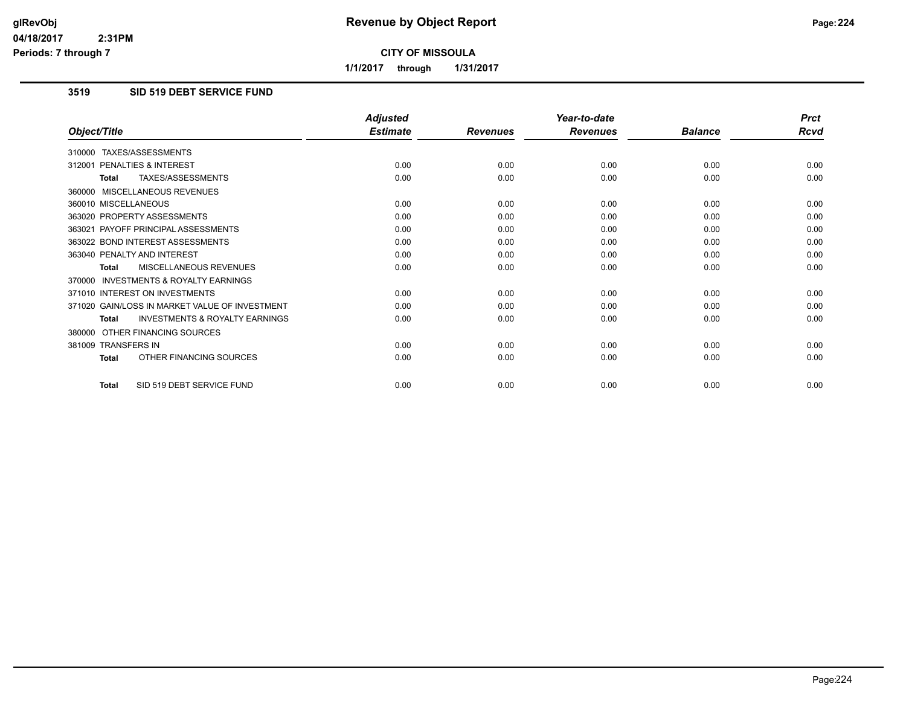# Revenue by Object Report

glRevObj
04/18/2017 2:31PM
Periods: 7 through 7

**CITY OF MISSOULA**

**1/1/2017 through 1/31/2017**

## 3519 SID 519 DEBT SERVICE FUND

| Object/Title | Adjusted Estimate | Revenues | Year-to-date Revenues | Balance | Prct Rcvd |
|---|---|---|---|---|---|
| 310000 TAXES/ASSESSMENTS | | | | | |
| 312001 PENALTIES & INTEREST | 0.00 | 0.00 | 0.00 | 0.00 | 0.00 |
| **Total** TAXES/ASSESSMENTS | 0.00 | 0.00 | 0.00 | 0.00 | 0.00 |
| 360000 MISCELLANEOUS REVENUES | | | | | |
| 360010 MISCELLANEOUS | 0.00 | 0.00 | 0.00 | 0.00 | 0.00 |
| 363020 PROPERTY ASSESSMENTS | 0.00 | 0.00 | 0.00 | 0.00 | 0.00 |
| 363021 PAYOFF PRINCIPAL ASSESSMENTS | 0.00 | 0.00 | 0.00 | 0.00 | 0.00 |
| 363022 BOND INTEREST ASSESSMENTS | 0.00 | 0.00 | 0.00 | 0.00 | 0.00 |
| 363040 PENALTY AND INTEREST | 0.00 | 0.00 | 0.00 | 0.00 | 0.00 |
| **Total** MISCELLANEOUS REVENUES | 0.00 | 0.00 | 0.00 | 0.00 | 0.00 |
| 370000 INVESTMENTS & ROYALTY EARNINGS | | | | | |
| 371010 INTEREST ON INVESTMENTS | 0.00 | 0.00 | 0.00 | 0.00 | 0.00 |
| 371020 GAIN/LOSS IN MARKET VALUE OF INVESTMENT | 0.00 | 0.00 | 0.00 | 0.00 | 0.00 |
| **Total** INVESTMENTS & ROYALTY EARNINGS | 0.00 | 0.00 | 0.00 | 0.00 | 0.00 |
| 380000 OTHER FINANCING SOURCES | | | | | |
| 381009 TRANSFERS IN | 0.00 | 0.00 | 0.00 | 0.00 | 0.00 |
| **Total** OTHER FINANCING SOURCES | 0.00 | 0.00 | 0.00 | 0.00 | 0.00 |
| **Total** SID 519 DEBT SERVICE FUND | 0.00 | 0.00 | 0.00 | 0.00 | 0.00 |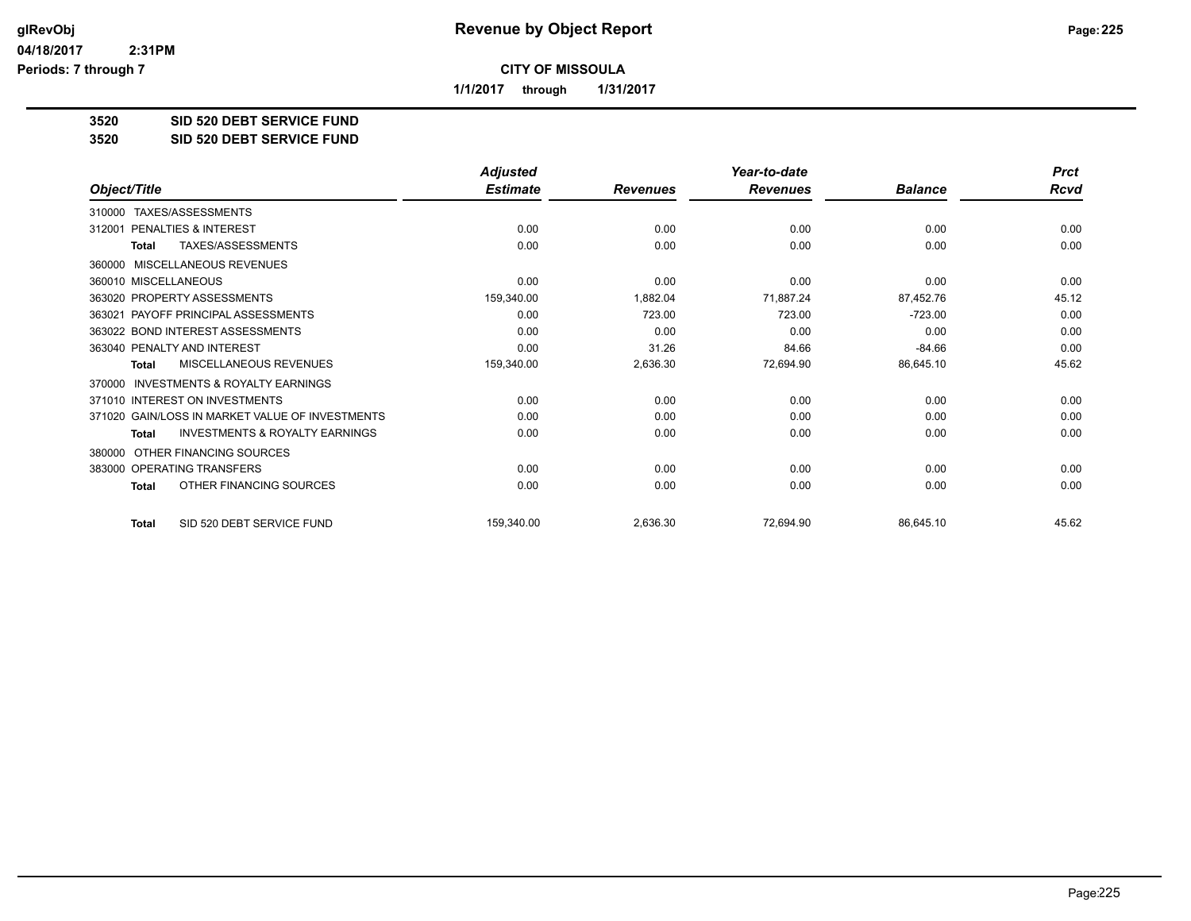# Revenue by Object Report

**CITY OF MISSOULA**

**1/1/2017 through 1/31/2017**

glRevObj
04/18/2017 2:31PM
Periods: 7 through 7

## 3520 SID 520 DEBT SERVICE FUND
## 3520 SID 520 DEBT SERVICE FUND

| Object/Title | Adjusted Estimate | Revenues | Year-to-date Revenues | Balance | Prct Rcvd |
|---|---|---|---|---|---|
| 310000 TAXES/ASSESSMENTS | | | | | |
| 312001 PENALTIES & INTEREST | 0.00 | 0.00 | 0.00 | 0.00 | 0.00 |
| **Total** TAXES/ASSESSMENTS | 0.00 | 0.00 | 0.00 | 0.00 | 0.00 |
| 360000 MISCELLANEOUS REVENUES | | | | | |
| 360010 MISCELLANEOUS | 0.00 | 0.00 | 0.00 | 0.00 | 0.00 |
| 363020 PROPERTY ASSESSMENTS | 159,340.00 | 1,882.04 | 71,887.24 | 87,452.76 | 45.12 |
| 363021 PAYOFF PRINCIPAL ASSESSMENTS | 0.00 | 723.00 | 723.00 | -723.00 | 0.00 |
| 363022 BOND INTEREST ASSESSMENTS | 0.00 | 0.00 | 0.00 | 0.00 | 0.00 |
| 363040 PENALTY AND INTEREST | 0.00 | 31.26 | 84.66 | -84.66 | 0.00 |
| **Total** MISCELLANEOUS REVENUES | 159,340.00 | 2,636.30 | 72,694.90 | 86,645.10 | 45.62 |
| 370000 INVESTMENTS & ROYALTY EARNINGS | | | | | |
| 371010 INTEREST ON INVESTMENTS | 0.00 | 0.00 | 0.00 | 0.00 | 0.00 |
| 371020 GAIN/LOSS IN MARKET VALUE OF INVESTMENTS | 0.00 | 0.00 | 0.00 | 0.00 | 0.00 |
| **Total** INVESTMENTS & ROYALTY EARNINGS | 0.00 | 0.00 | 0.00 | 0.00 | 0.00 |
| 380000 OTHER FINANCING SOURCES | | | | | |
| 383000 OPERATING TRANSFERS | 0.00 | 0.00 | 0.00 | 0.00 | 0.00 |
| **Total** OTHER FINANCING SOURCES | 0.00 | 0.00 | 0.00 | 0.00 | 0.00 |
| **Total** SID 520 DEBT SERVICE FUND | 159,340.00 | 2,636.30 | 72,694.90 | 86,645.10 | 45.62 |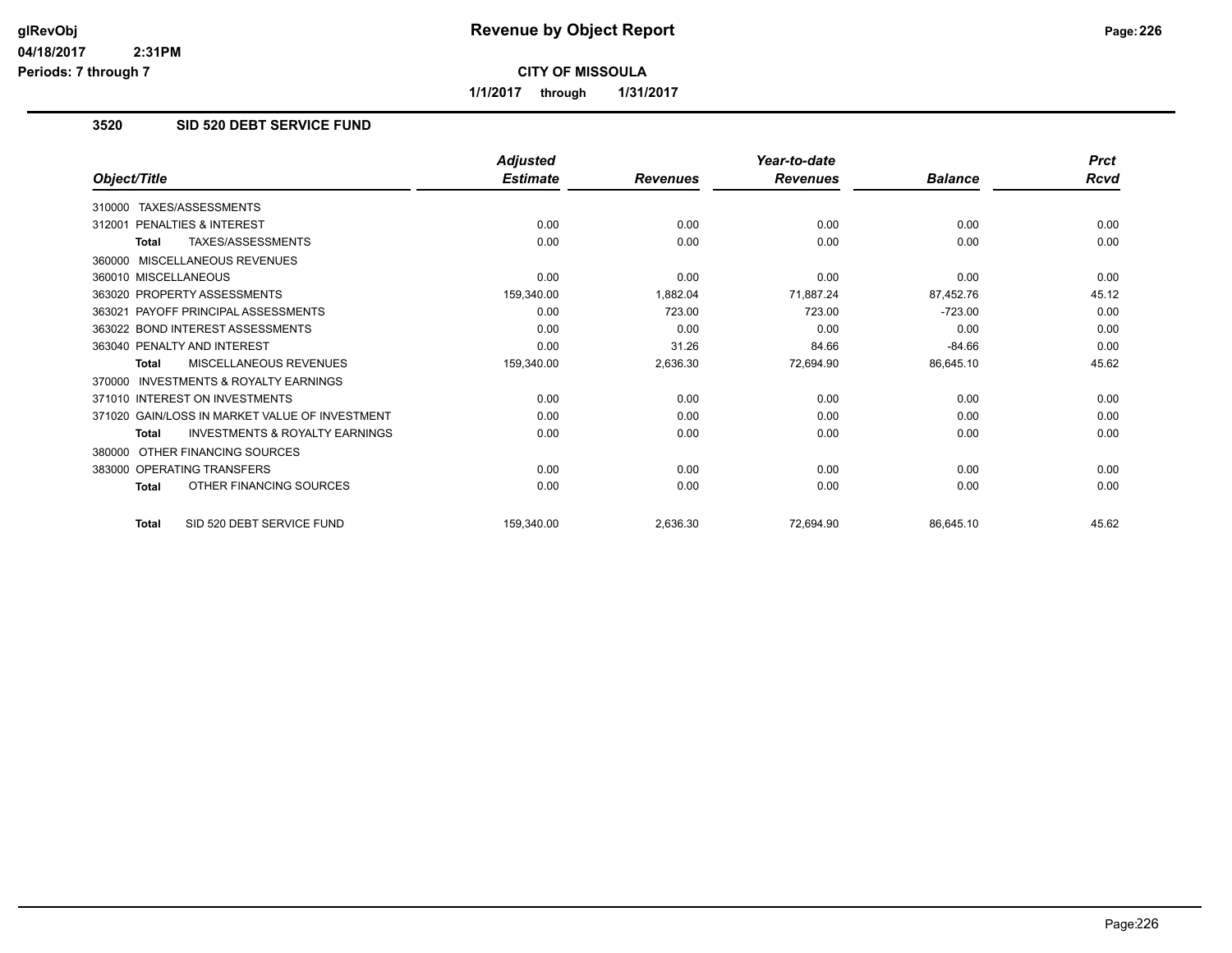# Revenue by Object Report

**CITY OF MISSOULA**

**1/1/2017 through 1/31/2017**

glRevObj
04/18/2017 2:31PM
Periods: 7 through 7

## 3520 SID 520 DEBT SERVICE FUND

| Object/Title | Adjusted Estimate | Revenues | Year-to-date Revenues | Balance | Prct Rcvd |
|---|---|---|---|---|---|
| 310000 TAXES/ASSESSMENTS | | | | | |
| 312001 PENALTIES & INTEREST | 0.00 | 0.00 | 0.00 | 0.00 | 0.00 |
| **Total** TAXES/ASSESSMENTS | 0.00 | 0.00 | 0.00 | 0.00 | 0.00 |
| 360000 MISCELLANEOUS REVENUES | | | | | |
| 360010 MISCELLANEOUS | 0.00 | 0.00 | 0.00 | 0.00 | 0.00 |
| 363020 PROPERTY ASSESSMENTS | 159,340.00 | 1,882.04 | 71,887.24 | 87,452.76 | 45.12 |
| 363021 PAYOFF PRINCIPAL ASSESSMENTS | 0.00 | 723.00 | 723.00 | -723.00 | 0.00 |
| 363022 BOND INTEREST ASSESSMENTS | 0.00 | 0.00 | 0.00 | 0.00 | 0.00 |
| 363040 PENALTY AND INTEREST | 0.00 | 31.26 | 84.66 | -84.66 | 0.00 |
| **Total** MISCELLANEOUS REVENUES | 159,340.00 | 2,636.30 | 72,694.90 | 86,645.10 | 45.62 |
| 370000 INVESTMENTS & ROYALTY EARNINGS | | | | | |
| 371010 INTEREST ON INVESTMENTS | 0.00 | 0.00 | 0.00 | 0.00 | 0.00 |
| 371020 GAIN/LOSS IN MARKET VALUE OF INVESTMENT | 0.00 | 0.00 | 0.00 | 0.00 | 0.00 |
| **Total** INVESTMENTS & ROYALTY EARNINGS | 0.00 | 0.00 | 0.00 | 0.00 | 0.00 |
| 380000 OTHER FINANCING SOURCES | | | | | |
| 383000 OPERATING TRANSFERS | 0.00 | 0.00 | 0.00 | 0.00 | 0.00 |
| **Total** OTHER FINANCING SOURCES | 0.00 | 0.00 | 0.00 | 0.00 | 0.00 |
| **Total** SID 520 DEBT SERVICE FUND | 159,340.00 | 2,636.30 | 72,694.90 | 86,645.10 | 45.62 |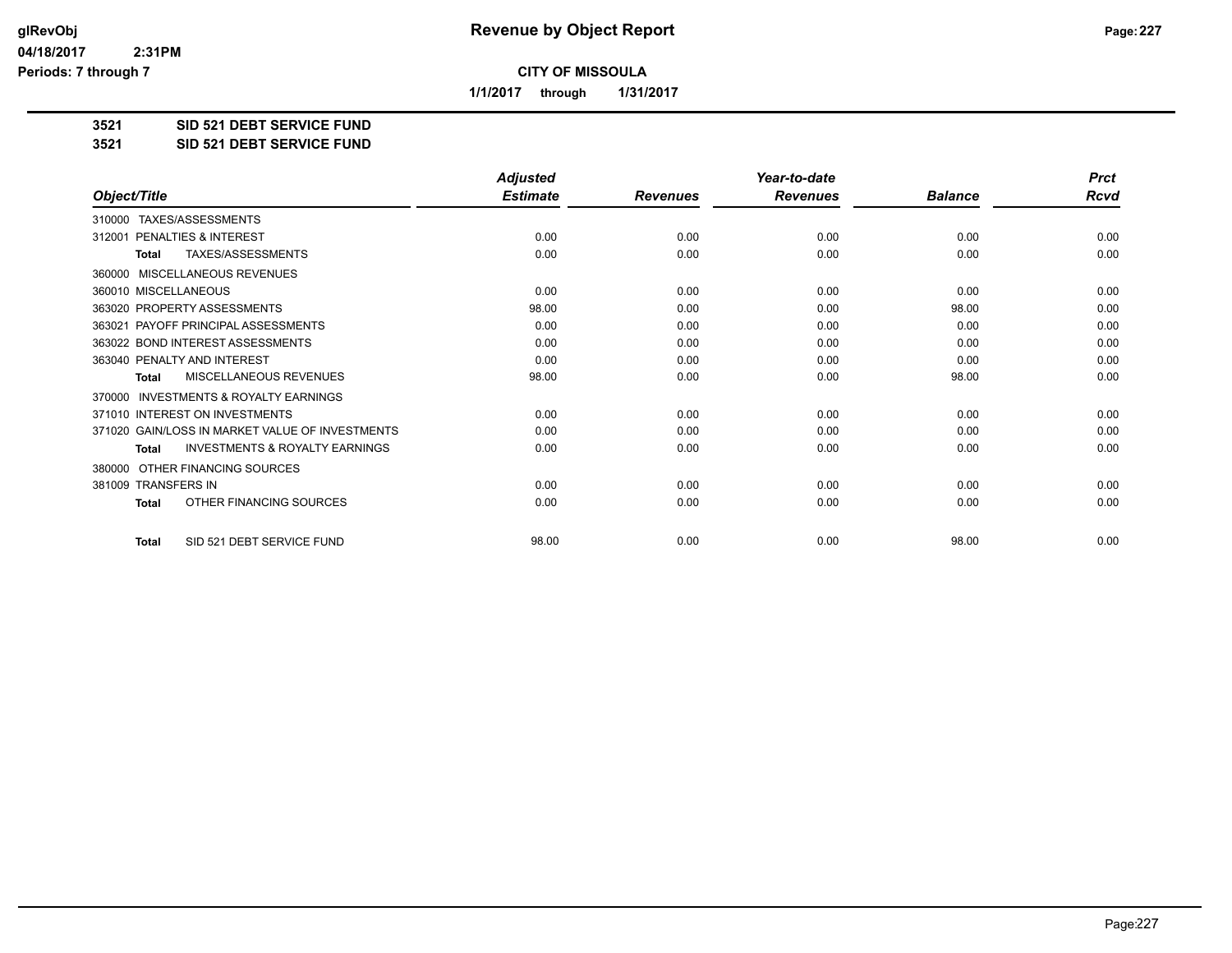# Revenue by Object Report

## CITY OF MISSOULA

**1/1/2017 through 1/31/2017**

glRevObj
04/18/2017 2:31PM
Periods: 7 through 7

**3521 SID 521 DEBT SERVICE FUND**
**3521 SID 521 DEBT SERVICE FUND**

| Object/Title | Adjusted Estimate | Revenues | Year-to-date Revenues | Balance | Prct Rcvd |
|---|---|---|---|---|---|
| 310000 TAXES/ASSESSMENTS | | | | | |
| 312001 PENALTIES & INTEREST | 0.00 | 0.00 | 0.00 | 0.00 | 0.00 |
| **Total** TAXES/ASSESSMENTS | 0.00 | 0.00 | 0.00 | 0.00 | 0.00 |
| 360000 MISCELLANEOUS REVENUES | | | | | |
| 360010 MISCELLANEOUS | 0.00 | 0.00 | 0.00 | 0.00 | 0.00 |
| 363020 PROPERTY ASSESSMENTS | 98.00 | 0.00 | 0.00 | 98.00 | 0.00 |
| 363021 PAYOFF PRINCIPAL ASSESSMENTS | 0.00 | 0.00 | 0.00 | 0.00 | 0.00 |
| 363022 BOND INTEREST ASSESSMENTS | 0.00 | 0.00 | 0.00 | 0.00 | 0.00 |
| 363040 PENALTY AND INTEREST | 0.00 | 0.00 | 0.00 | 0.00 | 0.00 |
| **Total** MISCELLANEOUS REVENUES | 98.00 | 0.00 | 0.00 | 98.00 | 0.00 |
| 370000 INVESTMENTS & ROYALTY EARNINGS | | | | | |
| 371010 INTEREST ON INVESTMENTS | 0.00 | 0.00 | 0.00 | 0.00 | 0.00 |
| 371020 GAIN/LOSS IN MARKET VALUE OF INVESTMENTS | 0.00 | 0.00 | 0.00 | 0.00 | 0.00 |
| **Total** INVESTMENTS & ROYALTY EARNINGS | 0.00 | 0.00 | 0.00 | 0.00 | 0.00 |
| 380000 OTHER FINANCING SOURCES | | | | | |
| 381009 TRANSFERS IN | 0.00 | 0.00 | 0.00 | 0.00 | 0.00 |
| **Total** OTHER FINANCING SOURCES | 0.00 | 0.00 | 0.00 | 0.00 | 0.00 |
| **Total** SID 521 DEBT SERVICE FUND | 98.00 | 0.00 | 0.00 | 98.00 | 0.00 |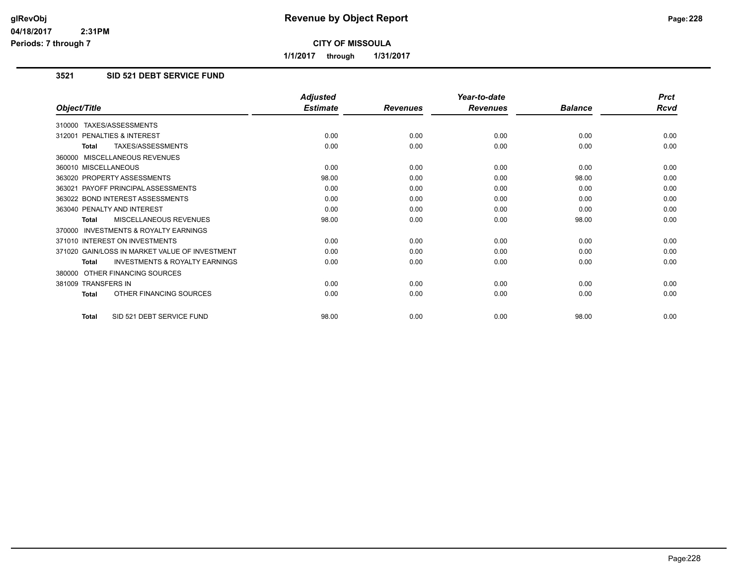# Revenue by Object Report

**CITY OF MISSOULA**

**1/1/2017 through 1/31/2017**

glRevObj
04/18/2017 2:31PM
Periods: 7 through 7

## 3521 SID 521 DEBT SERVICE FUND

| Object/Title | Adjusted Estimate | Revenues | Year-to-date Revenues | Balance | Prct Rcvd |
|---|---|---|---|---|---|
| 310000 TAXES/ASSESSMENTS | | | | | |
| 312001 PENALTIES & INTEREST | 0.00 | 0.00 | 0.00 | 0.00 | 0.00 |
| **Total** TAXES/ASSESSMENTS | 0.00 | 0.00 | 0.00 | 0.00 | 0.00 |
| 360000 MISCELLANEOUS REVENUES | | | | | |
| 360010 MISCELLANEOUS | 0.00 | 0.00 | 0.00 | 0.00 | 0.00 |
| 363020 PROPERTY ASSESSMENTS | 98.00 | 0.00 | 0.00 | 98.00 | 0.00 |
| 363021 PAYOFF PRINCIPAL ASSESSMENTS | 0.00 | 0.00 | 0.00 | 0.00 | 0.00 |
| 363022 BOND INTEREST ASSESSMENTS | 0.00 | 0.00 | 0.00 | 0.00 | 0.00 |
| 363040 PENALTY AND INTEREST | 0.00 | 0.00 | 0.00 | 0.00 | 0.00 |
| **Total** MISCELLANEOUS REVENUES | 98.00 | 0.00 | 0.00 | 98.00 | 0.00 |
| 370000 INVESTMENTS & ROYALTY EARNINGS | | | | | |
| 371010 INTEREST ON INVESTMENTS | 0.00 | 0.00 | 0.00 | 0.00 | 0.00 |
| 371020 GAIN/LOSS IN MARKET VALUE OF INVESTMENT | 0.00 | 0.00 | 0.00 | 0.00 | 0.00 |
| **Total** INVESTMENTS & ROYALTY EARNINGS | 0.00 | 0.00 | 0.00 | 0.00 | 0.00 |
| 380000 OTHER FINANCING SOURCES | | | | | |
| 381009 TRANSFERS IN | 0.00 | 0.00 | 0.00 | 0.00 | 0.00 |
| **Total** OTHER FINANCING SOURCES | 0.00 | 0.00 | 0.00 | 0.00 | 0.00 |
| **Total** SID 521 DEBT SERVICE FUND | 98.00 | 0.00 | 0.00 | 98.00 | 0.00 |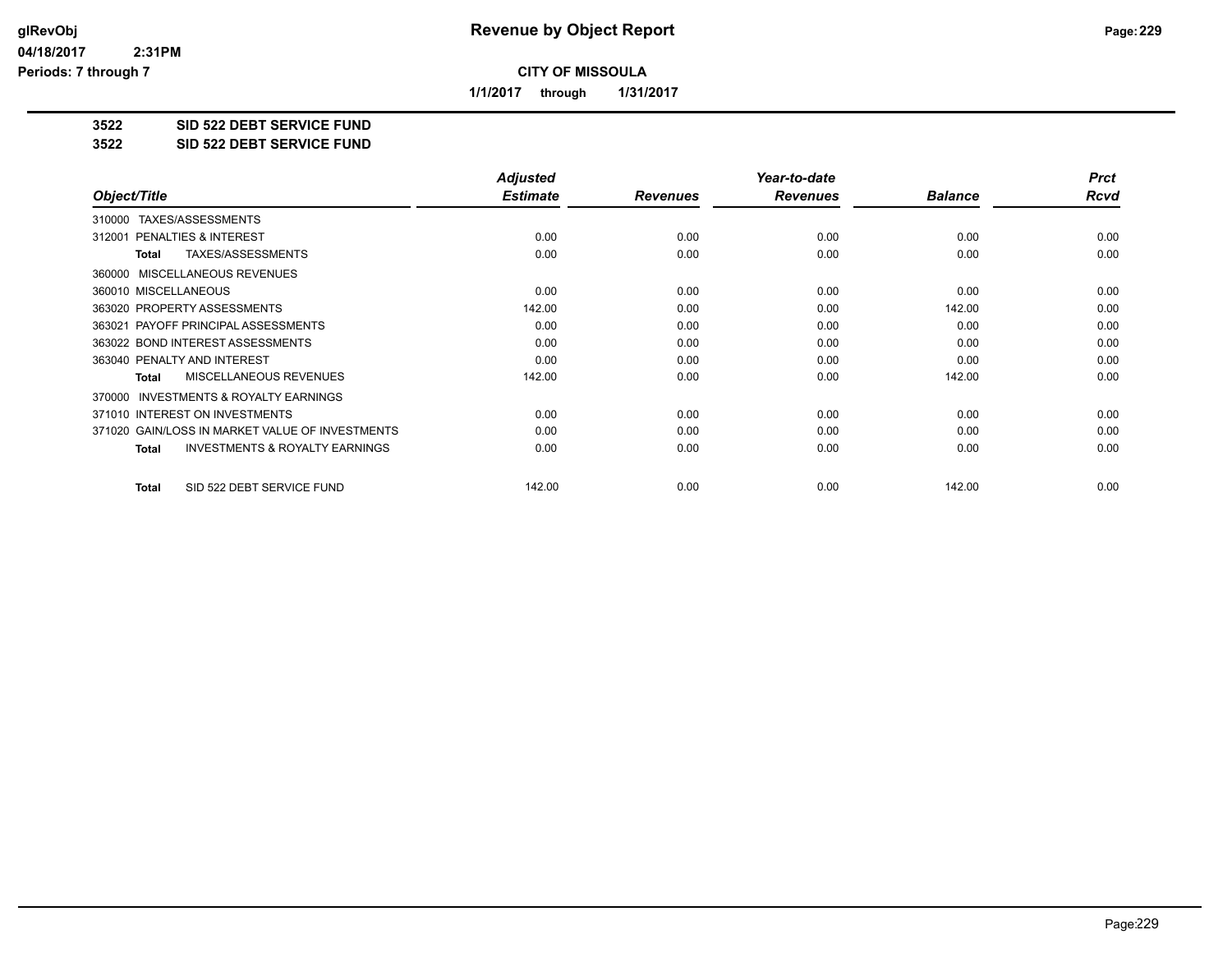**CITY OF MISSOULA**

**1/1/2017 through 1/31/2017**

**3522 SID 522 DEBT SERVICE FUND**

**3522 SID 522 DEBT SERVICE FUND**

| Object/Title | Adjusted Estimate | Revenues | Year-to-date Revenues | Balance | Prct Rcvd |
|---|---|---|---|---|---|
| 310000 TAXES/ASSESSMENTS | | | | | |
| 312001 PENALTIES & INTEREST | 0.00 | 0.00 | 0.00 | 0.00 | 0.00 |
| **Total** TAXES/ASSESSMENTS | 0.00 | 0.00 | 0.00 | 0.00 | 0.00 |
| 360000 MISCELLANEOUS REVENUES | | | | | |
| 360010 MISCELLANEOUS | 0.00 | 0.00 | 0.00 | 0.00 | 0.00 |
| 363020 PROPERTY ASSESSMENTS | 142.00 | 0.00 | 0.00 | 142.00 | 0.00 |
| 363021 PAYOFF PRINCIPAL ASSESSMENTS | 0.00 | 0.00 | 0.00 | 0.00 | 0.00 |
| 363022 BOND INTEREST ASSESSMENTS | 0.00 | 0.00 | 0.00 | 0.00 | 0.00 |
| 363040 PENALTY AND INTEREST | 0.00 | 0.00 | 0.00 | 0.00 | 0.00 |
| **Total** MISCELLANEOUS REVENUES | 142.00 | 0.00 | 0.00 | 142.00 | 0.00 |
| 370000 INVESTMENTS & ROYALTY EARNINGS | | | | | |
| 371010 INTEREST ON INVESTMENTS | 0.00 | 0.00 | 0.00 | 0.00 | 0.00 |
| 371020 GAIN/LOSS IN MARKET VALUE OF INVESTMENTS | 0.00 | 0.00 | 0.00 | 0.00 | 0.00 |
| **Total** INVESTMENTS & ROYALTY EARNINGS | 0.00 | 0.00 | 0.00 | 0.00 | 0.00 |
| **Total** SID 522 DEBT SERVICE FUND | 142.00 | 0.00 | 0.00 | 142.00 | 0.00 |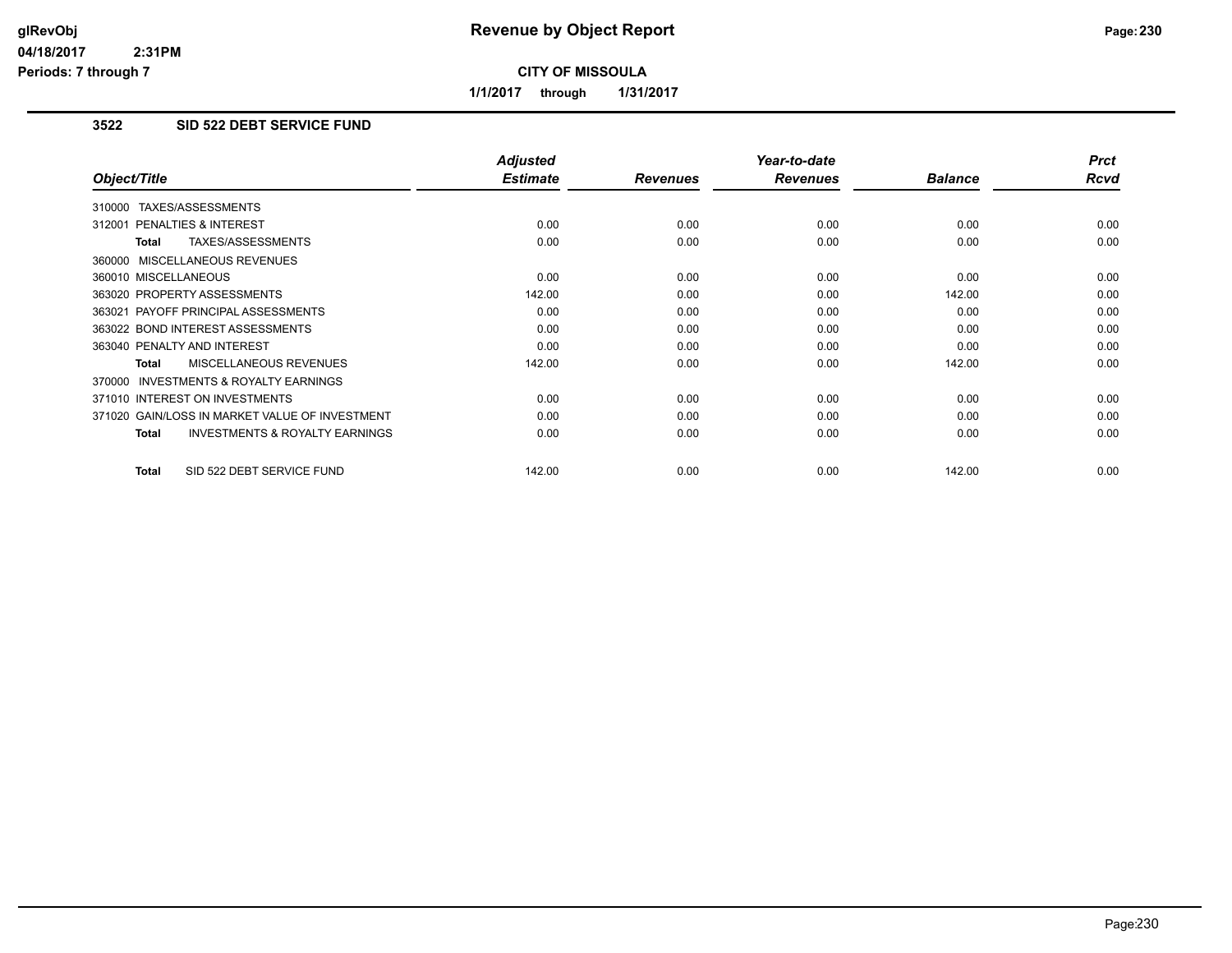# Revenue by Object Report

glRevObj
04/18/2017 2:31PM
Periods: 7 through 7

**CITY OF MISSOULA**

**1/1/2017 through 1/31/2017**

## 3522 SID 522 DEBT SERVICE FUND

| Object/Title | Adjusted Estimate | Revenues | Year-to-date Revenues | Balance | Prct Rcvd |
|---|---|---|---|---|---|
| 310000 TAXES/ASSESSMENTS | | | | | |
| 312001 PENALTIES & INTEREST | 0.00 | 0.00 | 0.00 | 0.00 | 0.00 |
| **Total** TAXES/ASSESSMENTS | 0.00 | 0.00 | 0.00 | 0.00 | 0.00 |
| 360000 MISCELLANEOUS REVENUES | | | | | |
| 360010 MISCELLANEOUS | 0.00 | 0.00 | 0.00 | 0.00 | 0.00 |
| 363020 PROPERTY ASSESSMENTS | 142.00 | 0.00 | 0.00 | 142.00 | 0.00 |
| 363021 PAYOFF PRINCIPAL ASSESSMENTS | 0.00 | 0.00 | 0.00 | 0.00 | 0.00 |
| 363022 BOND INTEREST ASSESSMENTS | 0.00 | 0.00 | 0.00 | 0.00 | 0.00 |
| 363040 PENALTY AND INTEREST | 0.00 | 0.00 | 0.00 | 0.00 | 0.00 |
| **Total** MISCELLANEOUS REVENUES | 142.00 | 0.00 | 0.00 | 142.00 | 0.00 |
| 370000 INVESTMENTS & ROYALTY EARNINGS | | | | | |
| 371010 INTEREST ON INVESTMENTS | 0.00 | 0.00 | 0.00 | 0.00 | 0.00 |
| 371020 GAIN/LOSS IN MARKET VALUE OF INVESTMENT | 0.00 | 0.00 | 0.00 | 0.00 | 0.00 |
| **Total** INVESTMENTS & ROYALTY EARNINGS | 0.00 | 0.00 | 0.00 | 0.00 | 0.00 |
| **Total** SID 522 DEBT SERVICE FUND | 142.00 | 0.00 | 0.00 | 142.00 | 0.00 |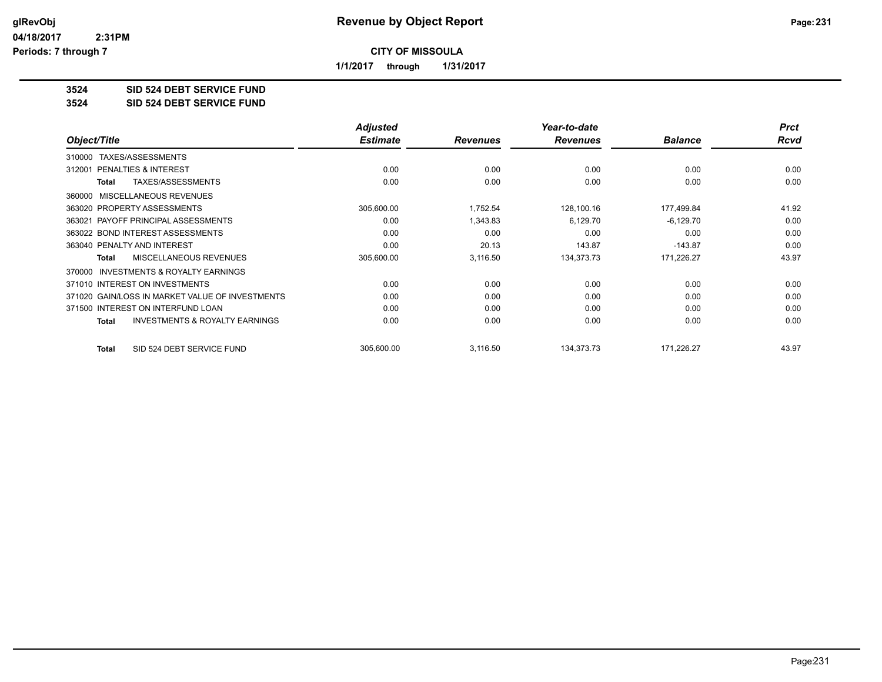**glRevObj**
**04/18/2017 2:31PM**
**Periods: 7 through 7**

# Revenue by Object Report

**CITY OF MISSOULA**

**1/1/2017 through 1/31/2017**

**3524 SID 524 DEBT SERVICE FUND**
**3524 SID 524 DEBT SERVICE FUND**

| Object/Title | Adjusted Estimate | Revenues | Year-to-date Revenues | Balance | Prct Rcvd |
|---|---|---|---|---|---|
| 310000 TAXES/ASSESSMENTS | | | | | |
| 312001 PENALTIES & INTEREST | 0.00 | 0.00 | 0.00 | 0.00 | 0.00 |
| **Total** TAXES/ASSESSMENTS | 0.00 | 0.00 | 0.00 | 0.00 | 0.00 |
| 360000 MISCELLANEOUS REVENUES | | | | | |
| 363020 PROPERTY ASSESSMENTS | 305,600.00 | 1,752.54 | 128,100.16 | 177,499.84 | 41.92 |
| 363021 PAYOFF PRINCIPAL ASSESSMENTS | 0.00 | 1,343.83 | 6,129.70 | -6,129.70 | 0.00 |
| 363022 BOND INTEREST ASSESSMENTS | 0.00 | 0.00 | 0.00 | 0.00 | 0.00 |
| 363040 PENALTY AND INTEREST | 0.00 | 20.13 | 143.87 | -143.87 | 0.00 |
| **Total** MISCELLANEOUS REVENUES | 305,600.00 | 3,116.50 | 134,373.73 | 171,226.27 | 43.97 |
| 370000 INVESTMENTS & ROYALTY EARNINGS | | | | | |
| 371010 INTEREST ON INVESTMENTS | 0.00 | 0.00 | 0.00 | 0.00 | 0.00 |
| 371020 GAIN/LOSS IN MARKET VALUE OF INVESTMENTS | 0.00 | 0.00 | 0.00 | 0.00 | 0.00 |
| 371500 INTEREST ON INTERFUND LOAN | 0.00 | 0.00 | 0.00 | 0.00 | 0.00 |
| **Total** INVESTMENTS & ROYALTY EARNINGS | 0.00 | 0.00 | 0.00 | 0.00 | 0.00 |
| **Total** SID 524 DEBT SERVICE FUND | 305,600.00 | 3,116.50 | 134,373.73 | 171,226.27 | 43.97 |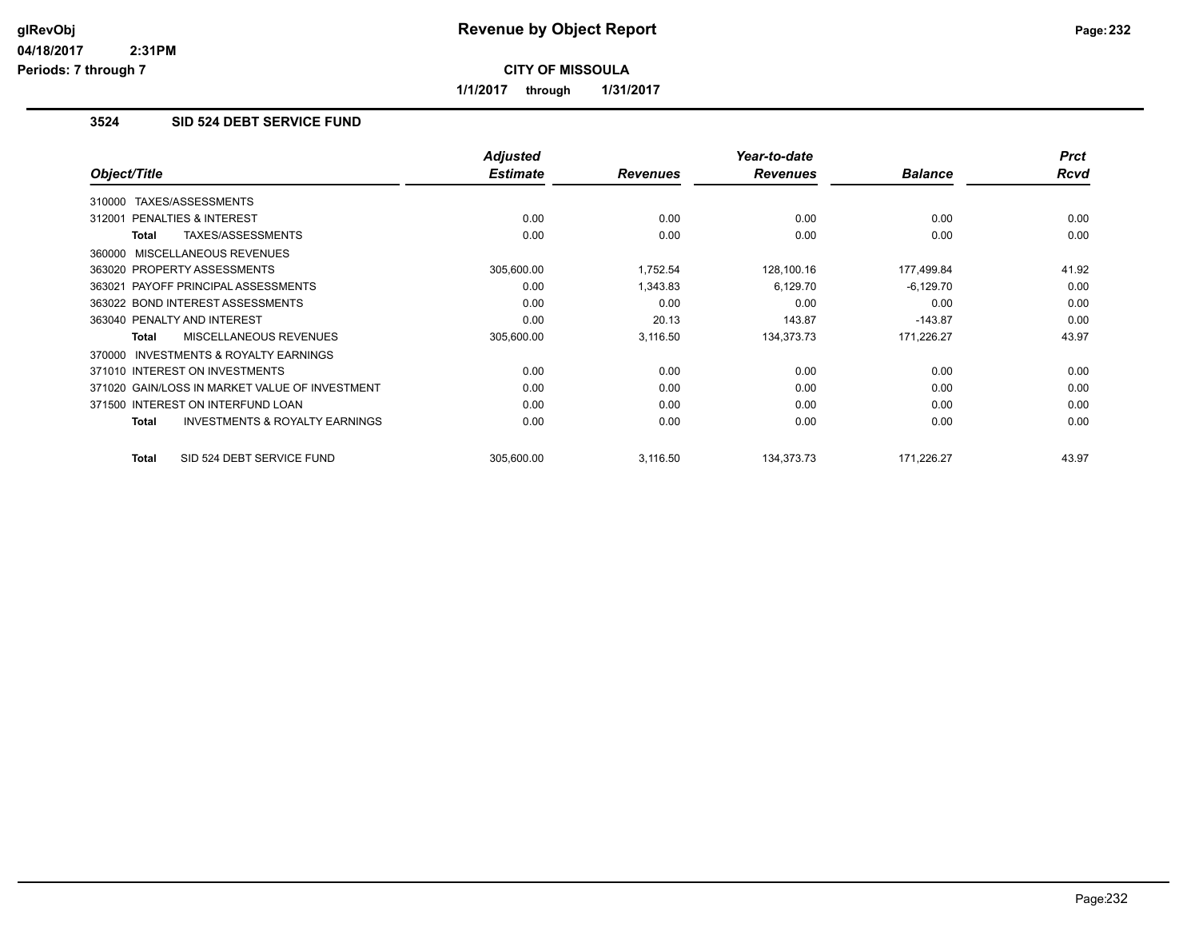# Revenue by Object Report

**CITY OF MISSOULA**

**1/1/2017 through 1/31/2017**

### 3524 SID 524 DEBT SERVICE FUND

| Object/Title | Adjusted Estimate | Revenues | Year-to-date Revenues | Balance | Prct Rcvd |
|---|---|---|---|---|---|
| 310000 TAXES/ASSESSMENTS | | | | | |
| 312001 PENALTIES & INTEREST | 0.00 | 0.00 | 0.00 | 0.00 | 0.00 |
| **Total** TAXES/ASSESSMENTS | 0.00 | 0.00 | 0.00 | 0.00 | 0.00 |
| 360000 MISCELLANEOUS REVENUES | | | | | |
| 363020 PROPERTY ASSESSMENTS | 305,600.00 | 1,752.54 | 128,100.16 | 177,499.84 | 41.92 |
| 363021 PAYOFF PRINCIPAL ASSESSMENTS | 0.00 | 1,343.83 | 6,129.70 | -6,129.70 | 0.00 |
| 363022 BOND INTEREST ASSESSMENTS | 0.00 | 0.00 | 0.00 | 0.00 | 0.00 |
| 363040 PENALTY AND INTEREST | 0.00 | 20.13 | 143.87 | -143.87 | 0.00 |
| **Total** MISCELLANEOUS REVENUES | 305,600.00 | 3,116.50 | 134,373.73 | 171,226.27 | 43.97 |
| 370000 INVESTMENTS & ROYALTY EARNINGS | | | | | |
| 371010 INTEREST ON INVESTMENTS | 0.00 | 0.00 | 0.00 | 0.00 | 0.00 |
| 371020 GAIN/LOSS IN MARKET VALUE OF INVESTMENT | 0.00 | 0.00 | 0.00 | 0.00 | 0.00 |
| 371500 INTEREST ON INTERFUND LOAN | 0.00 | 0.00 | 0.00 | 0.00 | 0.00 |
| **Total** INVESTMENTS & ROYALTY EARNINGS | 0.00 | 0.00 | 0.00 | 0.00 | 0.00 |
| **Total** SID 524 DEBT SERVICE FUND | 305,600.00 | 3,116.50 | 134,373.73 | 171,226.27 | 43.97 |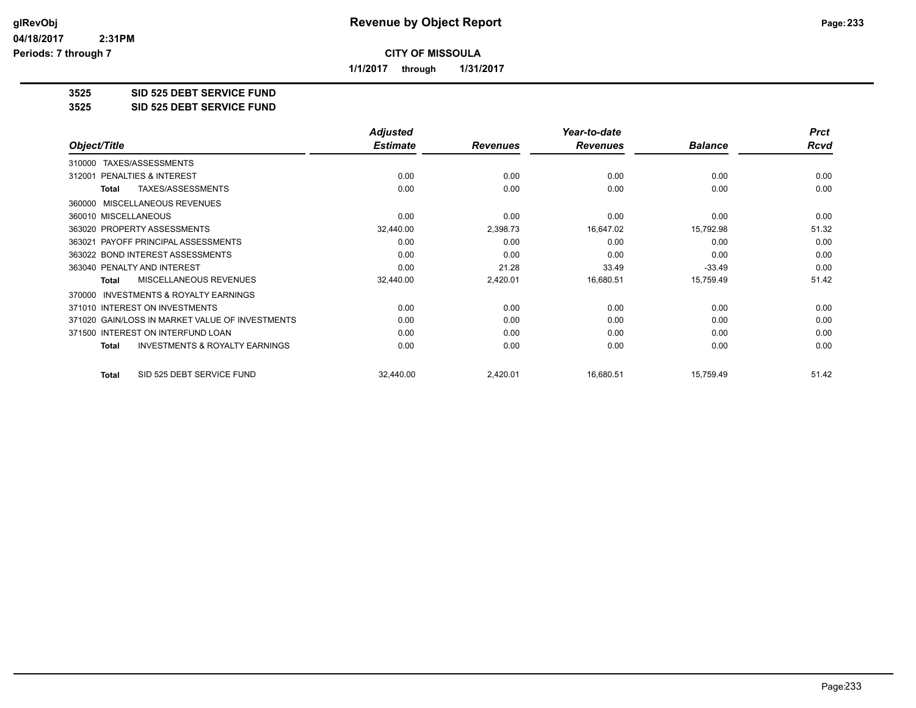# Revenue by Object Report

**CITY OF MISSOULA**

**1/1/2017 through 1/31/2017**

glRevObj
04/18/2017 2:31PM
Periods: 7 through 7

## 3525 SID 525 DEBT SERVICE FUND
## 3525 SID 525 DEBT SERVICE FUND

| Object/Title | Adjusted Estimate | Revenues | Year-to-date Revenues | Balance | Prct Rcvd |
|---|---|---|---|---|---|
| 310000 TAXES/ASSESSMENTS | | | | | |
| 312001 PENALTIES & INTEREST | 0.00 | 0.00 | 0.00 | 0.00 | 0.00 |
| **Total** TAXES/ASSESSMENTS | 0.00 | 0.00 | 0.00 | 0.00 | 0.00 |
| 360000 MISCELLANEOUS REVENUES | | | | | |
| 360010 MISCELLANEOUS | 0.00 | 0.00 | 0.00 | 0.00 | 0.00 |
| 363020 PROPERTY ASSESSMENTS | 32,440.00 | 2,398.73 | 16,647.02 | 15,792.98 | 51.32 |
| 363021 PAYOFF PRINCIPAL ASSESSMENTS | 0.00 | 0.00 | 0.00 | 0.00 | 0.00 |
| 363022 BOND INTEREST ASSESSMENTS | 0.00 | 0.00 | 0.00 | 0.00 | 0.00 |
| 363040 PENALTY AND INTEREST | 0.00 | 21.28 | 33.49 | -33.49 | 0.00 |
| **Total** MISCELLANEOUS REVENUES | 32,440.00 | 2,420.01 | 16,680.51 | 15,759.49 | 51.42 |
| 370000 INVESTMENTS & ROYALTY EARNINGS | | | | | |
| 371010 INTEREST ON INVESTMENTS | 0.00 | 0.00 | 0.00 | 0.00 | 0.00 |
| 371020 GAIN/LOSS IN MARKET VALUE OF INVESTMENTS | 0.00 | 0.00 | 0.00 | 0.00 | 0.00 |
| 371500 INTEREST ON INTERFUND LOAN | 0.00 | 0.00 | 0.00 | 0.00 | 0.00 |
| **Total** INVESTMENTS & ROYALTY EARNINGS | 0.00 | 0.00 | 0.00 | 0.00 | 0.00 |
| **Total** SID 525 DEBT SERVICE FUND | 32,440.00 | 2,420.01 | 16,680.51 | 15,759.49 | 51.42 |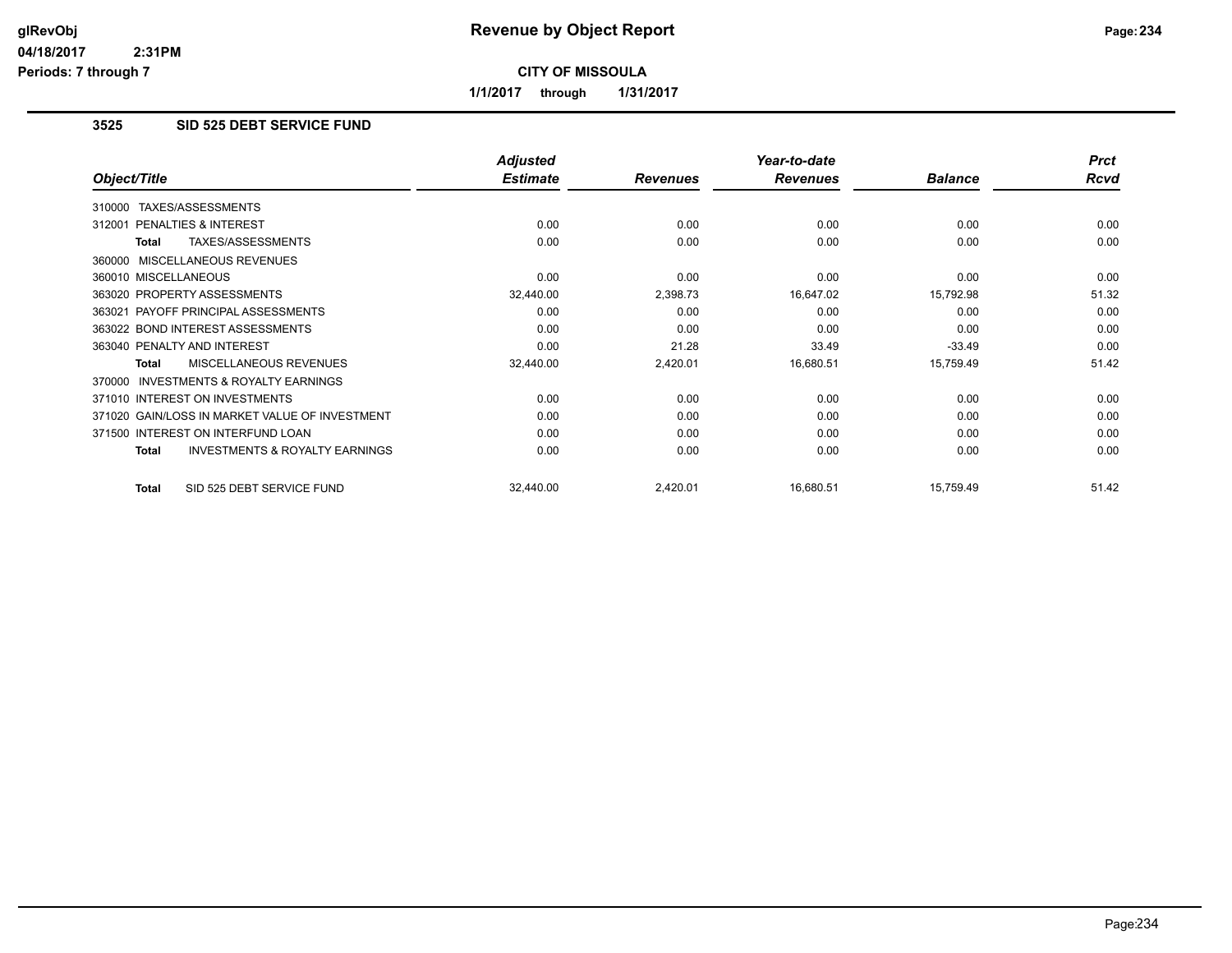# Revenue by Object Report

glRevObj
04/18/2017 2:31PM
Periods: 7 through 7

**CITY OF MISSOULA**

1/1/2017 through 1/31/2017

### 3525 SID 525 DEBT SERVICE FUND

| Object/Title | Adjusted Estimate | Revenues | Year-to-date Revenues | Balance | Prct Rcvd |
|---|---|---|---|---|---|
| 310000 TAXES/ASSESSMENTS | | | | | |
| 312001 PENALTIES & INTEREST | 0.00 | 0.00 | 0.00 | 0.00 | 0.00 |
| **Total** TAXES/ASSESSMENTS | 0.00 | 0.00 | 0.00 | 0.00 | 0.00 |
| 360000 MISCELLANEOUS REVENUES | | | | | |
| 360010 MISCELLANEOUS | 0.00 | 0.00 | 0.00 | 0.00 | 0.00 |
| 363020 PROPERTY ASSESSMENTS | 32,440.00 | 2,398.73 | 16,647.02 | 15,792.98 | 51.32 |
| 363021 PAYOFF PRINCIPAL ASSESSMENTS | 0.00 | 0.00 | 0.00 | 0.00 | 0.00 |
| 363022 BOND INTEREST ASSESSMENTS | 0.00 | 0.00 | 0.00 | 0.00 | 0.00 |
| 363040 PENALTY AND INTEREST | 0.00 | 21.28 | 33.49 | -33.49 | 0.00 |
| **Total** MISCELLANEOUS REVENUES | 32,440.00 | 2,420.01 | 16,680.51 | 15,759.49 | 51.42 |
| 370000 INVESTMENTS & ROYALTY EARNINGS | | | | | |
| 371010 INTEREST ON INVESTMENTS | 0.00 | 0.00 | 0.00 | 0.00 | 0.00 |
| 371020 GAIN/LOSS IN MARKET VALUE OF INVESTMENT | 0.00 | 0.00 | 0.00 | 0.00 | 0.00 |
| 371500 INTEREST ON INTERFUND LOAN | 0.00 | 0.00 | 0.00 | 0.00 | 0.00 |
| **Total** INVESTMENTS & ROYALTY EARNINGS | 0.00 | 0.00 | 0.00 | 0.00 | 0.00 |
| **Total** SID 525 DEBT SERVICE FUND | 32,440.00 | 2,420.01 | 16,680.51 | 15,759.49 | 51.42 |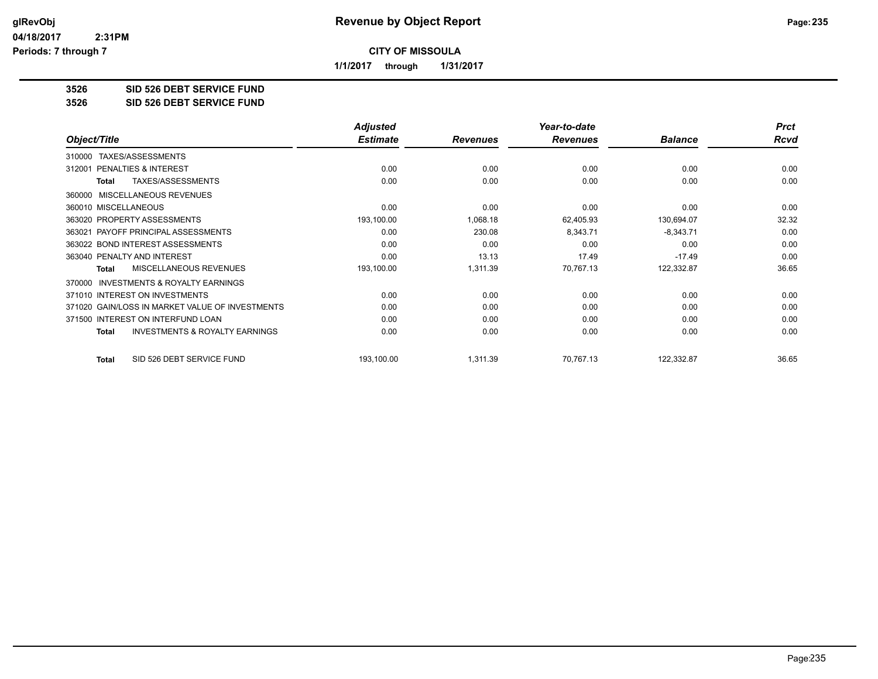**Revenue by Object Report**

**CITY OF MISSOULA**

**1/1/2017 through 1/31/2017**

glRevObj
04/18/2017 2:31PM
Periods: 7 through 7

## 3526 SID 526 DEBT SERVICE FUND
## 3526 SID 526 DEBT SERVICE FUND

| Object/Title | Adjusted Estimate | Revenues | Year-to-date Revenues | Balance | Prct Rcvd |
|---|---|---|---|---|---|
| 310000 TAXES/ASSESSMENTS | | | | | |
| 312001 PENALTIES & INTEREST | 0.00 | 0.00 | 0.00 | 0.00 | 0.00 |
| **Total** TAXES/ASSESSMENTS | 0.00 | 0.00 | 0.00 | 0.00 | 0.00 |
| 360000 MISCELLANEOUS REVENUES | | | | | |
| 360010 MISCELLANEOUS | 0.00 | 0.00 | 0.00 | 0.00 | 0.00 |
| 363020 PROPERTY ASSESSMENTS | 193,100.00 | 1,068.18 | 62,405.93 | 130,694.07 | 32.32 |
| 363021 PAYOFF PRINCIPAL ASSESSMENTS | 0.00 | 230.08 | 8,343.71 | -8,343.71 | 0.00 |
| 363022 BOND INTEREST ASSESSMENTS | 0.00 | 0.00 | 0.00 | 0.00 | 0.00 |
| 363040 PENALTY AND INTEREST | 0.00 | 13.13 | 17.49 | -17.49 | 0.00 |
| **Total** MISCELLANEOUS REVENUES | 193,100.00 | 1,311.39 | 70,767.13 | 122,332.87 | 36.65 |
| 370000 INVESTMENTS & ROYALTY EARNINGS | | | | | |
| 371010 INTEREST ON INVESTMENTS | 0.00 | 0.00 | 0.00 | 0.00 | 0.00 |
| 371020 GAIN/LOSS IN MARKET VALUE OF INVESTMENTS | 0.00 | 0.00 | 0.00 | 0.00 | 0.00 |
| 371500 INTEREST ON INTERFUND LOAN | 0.00 | 0.00 | 0.00 | 0.00 | 0.00 |
| **Total** INVESTMENTS & ROYALTY EARNINGS | 0.00 | 0.00 | 0.00 | 0.00 | 0.00 |
| **Total** SID 526 DEBT SERVICE FUND | 193,100.00 | 1,311.39 | 70,767.13 | 122,332.87 | 36.65 |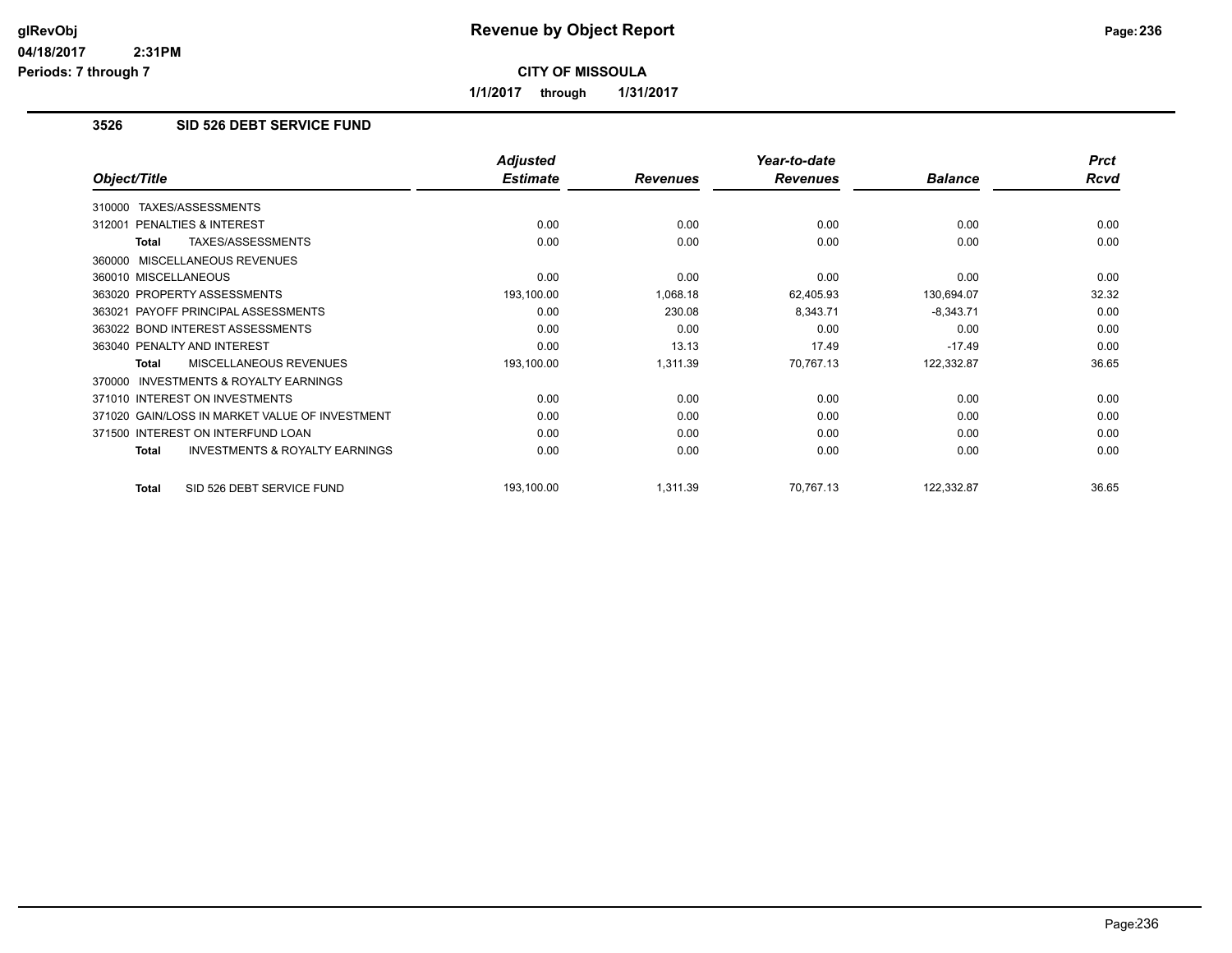# Revenue by Object Report

**CITY OF MISSOULA**

**1/1/2017 through 1/31/2017**

glRevObj
04/18/2017 2:31PM
Periods: 7 through 7

## 3526 SID 526 DEBT SERVICE FUND

| Object/Title | Adjusted Estimate | Revenues | Year-to-date Revenues | Balance | Prct Rcvd |
|---|---|---|---|---|---|
| 310000 TAXES/ASSESSMENTS | | | | | |
| 312001 PENALTIES & INTEREST | 0.00 | 0.00 | 0.00 | 0.00 | 0.00 |
| **Total** TAXES/ASSESSMENTS | 0.00 | 0.00 | 0.00 | 0.00 | 0.00 |
| 360000 MISCELLANEOUS REVENUES | | | | | |
| 360010 MISCELLANEOUS | 0.00 | 0.00 | 0.00 | 0.00 | 0.00 |
| 363020 PROPERTY ASSESSMENTS | 193,100.00 | 1,068.18 | 62,405.93 | 130,694.07 | 32.32 |
| 363021 PAYOFF PRINCIPAL ASSESSMENTS | 0.00 | 230.08 | 8,343.71 | -8,343.71 | 0.00 |
| 363022 BOND INTEREST ASSESSMENTS | 0.00 | 0.00 | 0.00 | 0.00 | 0.00 |
| 363040 PENALTY AND INTEREST | 0.00 | 13.13 | 17.49 | -17.49 | 0.00 |
| **Total** MISCELLANEOUS REVENUES | 193,100.00 | 1,311.39 | 70,767.13 | 122,332.87 | 36.65 |
| 370000 INVESTMENTS & ROYALTY EARNINGS | | | | | |
| 371010 INTEREST ON INVESTMENTS | 0.00 | 0.00 | 0.00 | 0.00 | 0.00 |
| 371020 GAIN/LOSS IN MARKET VALUE OF INVESTMENT | 0.00 | 0.00 | 0.00 | 0.00 | 0.00 |
| 371500 INTEREST ON INTERFUND LOAN | 0.00 | 0.00 | 0.00 | 0.00 | 0.00 |
| **Total** INVESTMENTS & ROYALTY EARNINGS | 0.00 | 0.00 | 0.00 | 0.00 | 0.00 |
| **Total** SID 526 DEBT SERVICE FUND | 193,100.00 | 1,311.39 | 70,767.13 | 122,332.87 | 36.65 |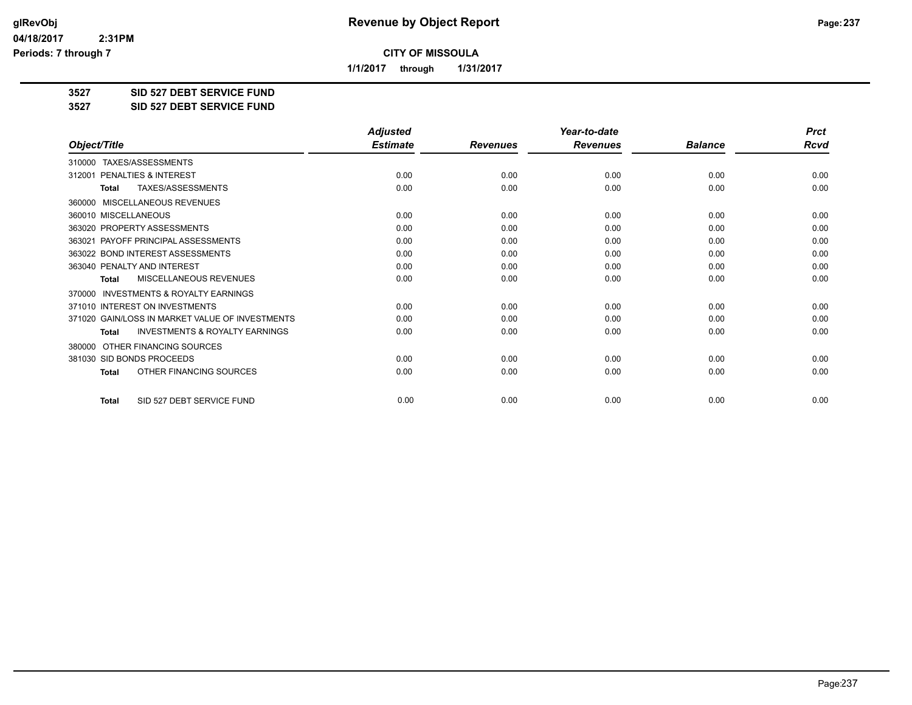**CITY OF MISSOULA**

**1/1/2017 through 1/31/2017**

**3527 SID 527 DEBT SERVICE FUND**

**3527 SID 527 DEBT SERVICE FUND**

| Object/Title | Adjusted Estimate | Revenues | Year-to-date Revenues | Balance | Prct Rcvd |
|---|---|---|---|---|---|
| 310000 TAXES/ASSESSMENTS | | | | | |
| 312001 PENALTIES & INTEREST | 0.00 | 0.00 | 0.00 | 0.00 | 0.00 |
| **Total** TAXES/ASSESSMENTS | 0.00 | 0.00 | 0.00 | 0.00 | 0.00 |
| 360000 MISCELLANEOUS REVENUES | | | | | |
| 360010 MISCELLANEOUS | 0.00 | 0.00 | 0.00 | 0.00 | 0.00 |
| 363020 PROPERTY ASSESSMENTS | 0.00 | 0.00 | 0.00 | 0.00 | 0.00 |
| 363021 PAYOFF PRINCIPAL ASSESSMENTS | 0.00 | 0.00 | 0.00 | 0.00 | 0.00 |
| 363022 BOND INTEREST ASSESSMENTS | 0.00 | 0.00 | 0.00 | 0.00 | 0.00 |
| 363040 PENALTY AND INTEREST | 0.00 | 0.00 | 0.00 | 0.00 | 0.00 |
| **Total** MISCELLANEOUS REVENUES | 0.00 | 0.00 | 0.00 | 0.00 | 0.00 |
| 370000 INVESTMENTS & ROYALTY EARNINGS | | | | | |
| 371010 INTEREST ON INVESTMENTS | 0.00 | 0.00 | 0.00 | 0.00 | 0.00 |
| 371020 GAIN/LOSS IN MARKET VALUE OF INVESTMENTS | 0.00 | 0.00 | 0.00 | 0.00 | 0.00 |
| **Total** INVESTMENTS & ROYALTY EARNINGS | 0.00 | 0.00 | 0.00 | 0.00 | 0.00 |
| 380000 OTHER FINANCING SOURCES | | | | | |
| 381030 SID BONDS PROCEEDS | 0.00 | 0.00 | 0.00 | 0.00 | 0.00 |
| **Total** OTHER FINANCING SOURCES | 0.00 | 0.00 | 0.00 | 0.00 | 0.00 |
| **Total** SID 527 DEBT SERVICE FUND | 0.00 | 0.00 | 0.00 | 0.00 | 0.00 |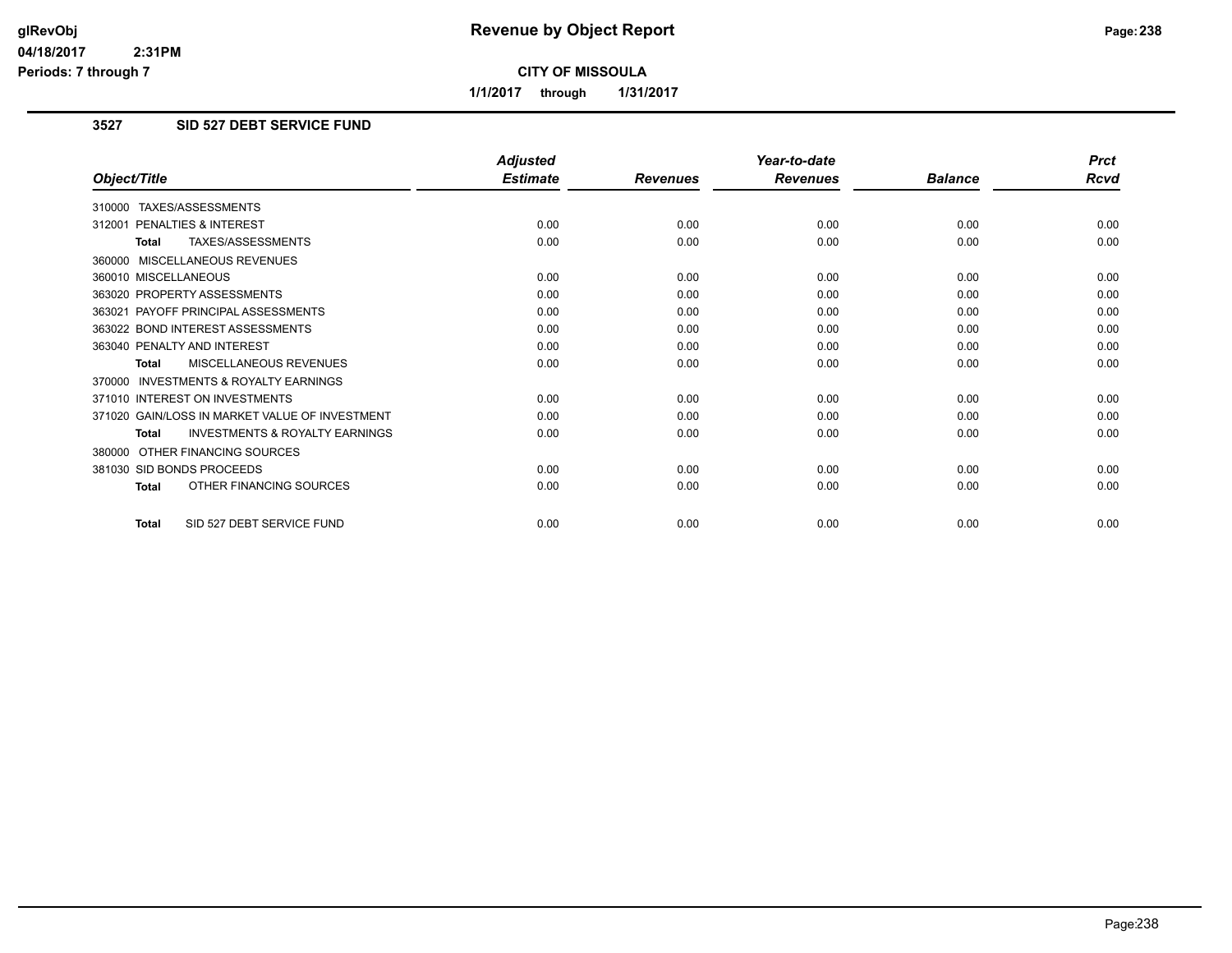# Revenue by Object Report

**CITY OF MISSOULA**

**1/1/2017 through 1/31/2017**

### 3527 SID 527 DEBT SERVICE FUND

| Object/Title | Adjusted Estimate | Revenues | Year-to-date Revenues | Balance | Prct Rcvd |
|---|---|---|---|---|---|
| 310000 TAXES/ASSESSMENTS | | | | | |
| 312001 PENALTIES & INTEREST | 0.00 | 0.00 | 0.00 | 0.00 | 0.00 |
| **Total** TAXES/ASSESSMENTS | 0.00 | 0.00 | 0.00 | 0.00 | 0.00 |
| 360000 MISCELLANEOUS REVENUES | | | | | |
| 360010 MISCELLANEOUS | 0.00 | 0.00 | 0.00 | 0.00 | 0.00 |
| 363020 PROPERTY ASSESSMENTS | 0.00 | 0.00 | 0.00 | 0.00 | 0.00 |
| 363021 PAYOFF PRINCIPAL ASSESSMENTS | 0.00 | 0.00 | 0.00 | 0.00 | 0.00 |
| 363022 BOND INTEREST ASSESSMENTS | 0.00 | 0.00 | 0.00 | 0.00 | 0.00 |
| 363040 PENALTY AND INTEREST | 0.00 | 0.00 | 0.00 | 0.00 | 0.00 |
| **Total** MISCELLANEOUS REVENUES | 0.00 | 0.00 | 0.00 | 0.00 | 0.00 |
| 370000 INVESTMENTS & ROYALTY EARNINGS | | | | | |
| 371010 INTEREST ON INVESTMENTS | 0.00 | 0.00 | 0.00 | 0.00 | 0.00 |
| 371020 GAIN/LOSS IN MARKET VALUE OF INVESTMENT | 0.00 | 0.00 | 0.00 | 0.00 | 0.00 |
| **Total** INVESTMENTS & ROYALTY EARNINGS | 0.00 | 0.00 | 0.00 | 0.00 | 0.00 |
| 380000 OTHER FINANCING SOURCES | | | | | |
| 381030 SID BONDS PROCEEDS | 0.00 | 0.00 | 0.00 | 0.00 | 0.00 |
| **Total** OTHER FINANCING SOURCES | 0.00 | 0.00 | 0.00 | 0.00 | 0.00 |
| **Total** SID 527 DEBT SERVICE FUND | 0.00 | 0.00 | 0.00 | 0.00 | 0.00 |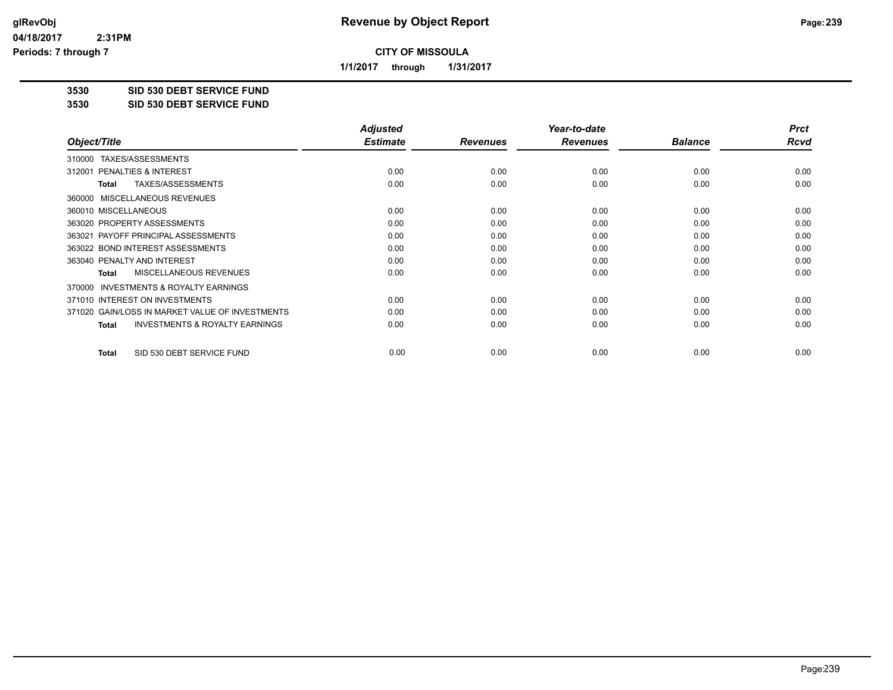# Revenue by Object Report

**CITY OF MISSOULA**

**1/1/2017 through 1/31/2017**

glRevObj
04/18/2017 2:31PM
Periods: 7 through 7

**3530 SID 530 DEBT SERVICE FUND**
**3530 SID 530 DEBT SERVICE FUND**

| Object/Title | Adjusted Estimate | Revenues | Year-to-date Revenues | Balance | Prct Rcvd |
|---|---|---|---|---|---|
| 310000 TAXES/ASSESSMENTS | | | | | |
| 312001 PENALTIES & INTEREST | 0.00 | 0.00 | 0.00 | 0.00 | 0.00 |
| **Total** TAXES/ASSESSMENTS | 0.00 | 0.00 | 0.00 | 0.00 | 0.00 |
| 360000 MISCELLANEOUS REVENUES | | | | | |
| 360010 MISCELLANEOUS | 0.00 | 0.00 | 0.00 | 0.00 | 0.00 |
| 363020 PROPERTY ASSESSMENTS | 0.00 | 0.00 | 0.00 | 0.00 | 0.00 |
| 363021 PAYOFF PRINCIPAL ASSESSMENTS | 0.00 | 0.00 | 0.00 | 0.00 | 0.00 |
| 363022 BOND INTEREST ASSESSMENTS | 0.00 | 0.00 | 0.00 | 0.00 | 0.00 |
| 363040 PENALTY AND INTEREST | 0.00 | 0.00 | 0.00 | 0.00 | 0.00 |
| **Total** MISCELLANEOUS REVENUES | 0.00 | 0.00 | 0.00 | 0.00 | 0.00 |
| 370000 INVESTMENTS & ROYALTY EARNINGS | | | | | |
| 371010 INTEREST ON INVESTMENTS | 0.00 | 0.00 | 0.00 | 0.00 | 0.00 |
| 371020 GAIN/LOSS IN MARKET VALUE OF INVESTMENTS | 0.00 | 0.00 | 0.00 | 0.00 | 0.00 |
| **Total** INVESTMENTS & ROYALTY EARNINGS | 0.00 | 0.00 | 0.00 | 0.00 | 0.00 |
| **Total** SID 530 DEBT SERVICE FUND | 0.00 | 0.00 | 0.00 | 0.00 | 0.00 |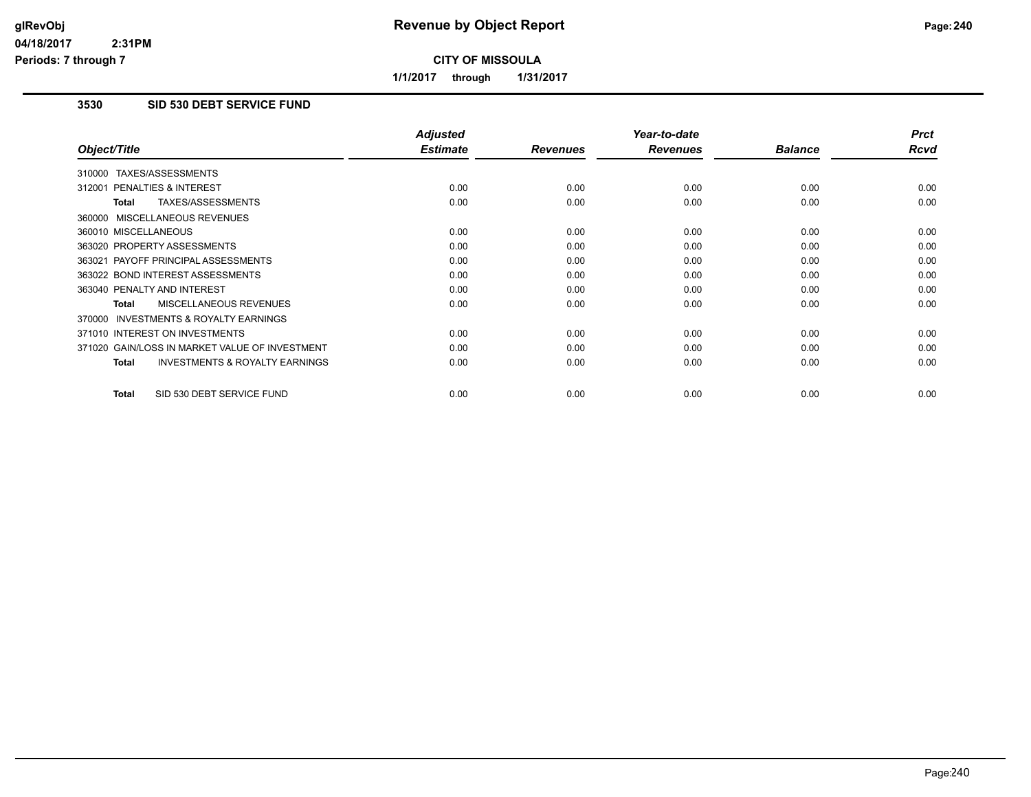**CITY OF MISSOULA**

**1/1/2017 through 1/31/2017**

### 3530 SID 530 DEBT SERVICE FUND

| Object/Title | Adjusted Estimate | Revenues | Year-to-date Revenues | Balance | Prct Rcvd |
|---|---|---|---|---|---|
| 310000 TAXES/ASSESSMENTS | | | | | |
| 312001 PENALTIES & INTEREST | 0.00 | 0.00 | 0.00 | 0.00 | 0.00 |
| **Total** TAXES/ASSESSMENTS | 0.00 | 0.00 | 0.00 | 0.00 | 0.00 |
| 360000 MISCELLANEOUS REVENUES | | | | | |
| 360010 MISCELLANEOUS | 0.00 | 0.00 | 0.00 | 0.00 | 0.00 |
| 363020 PROPERTY ASSESSMENTS | 0.00 | 0.00 | 0.00 | 0.00 | 0.00 |
| 363021 PAYOFF PRINCIPAL ASSESSMENTS | 0.00 | 0.00 | 0.00 | 0.00 | 0.00 |
| 363022 BOND INTEREST ASSESSMENTS | 0.00 | 0.00 | 0.00 | 0.00 | 0.00 |
| 363040 PENALTY AND INTEREST | 0.00 | 0.00 | 0.00 | 0.00 | 0.00 |
| **Total** MISCELLANEOUS REVENUES | 0.00 | 0.00 | 0.00 | 0.00 | 0.00 |
| 370000 INVESTMENTS & ROYALTY EARNINGS | | | | | |
| 371010 INTEREST ON INVESTMENTS | 0.00 | 0.00 | 0.00 | 0.00 | 0.00 |
| 371020 GAIN/LOSS IN MARKET VALUE OF INVESTMENT | 0.00 | 0.00 | 0.00 | 0.00 | 0.00 |
| **Total** INVESTMENTS & ROYALTY EARNINGS | 0.00 | 0.00 | 0.00 | 0.00 | 0.00 |
| **Total** SID 530 DEBT SERVICE FUND | 0.00 | 0.00 | 0.00 | 0.00 | 0.00 |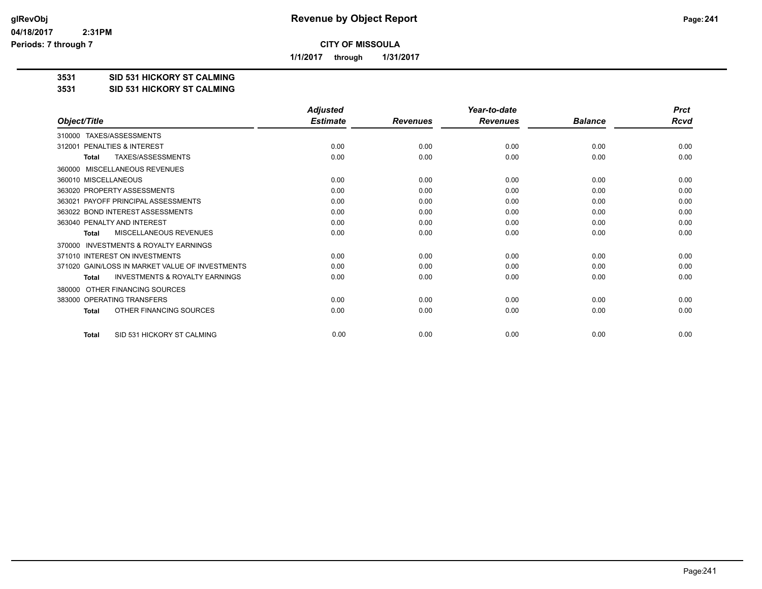**CITY OF MISSOULA**

**1/1/2017 through 1/31/2017**

**3531 SID 531 HICKORY ST CALMING**

**3531 SID 531 HICKORY ST CALMING**

| Object/Title | Adjusted Estimate | Revenues | Year-to-date Revenues | Balance | Prct Rcvd |
|---|---|---|---|---|---|
| 310000 TAXES/ASSESSMENTS | | | | | |
| 312001 PENALTIES & INTEREST | 0.00 | 0.00 | 0.00 | 0.00 | 0.00 |
| **Total** TAXES/ASSESSMENTS | 0.00 | 0.00 | 0.00 | 0.00 | 0.00 |
| 360000 MISCELLANEOUS REVENUES | | | | | |
| 360010 MISCELLANEOUS | 0.00 | 0.00 | 0.00 | 0.00 | 0.00 |
| 363020 PROPERTY ASSESSMENTS | 0.00 | 0.00 | 0.00 | 0.00 | 0.00 |
| 363021 PAYOFF PRINCIPAL ASSESSMENTS | 0.00 | 0.00 | 0.00 | 0.00 | 0.00 |
| 363022 BOND INTEREST ASSESSMENTS | 0.00 | 0.00 | 0.00 | 0.00 | 0.00 |
| 363040 PENALTY AND INTEREST | 0.00 | 0.00 | 0.00 | 0.00 | 0.00 |
| **Total** MISCELLANEOUS REVENUES | 0.00 | 0.00 | 0.00 | 0.00 | 0.00 |
| 370000 INVESTMENTS & ROYALTY EARNINGS | | | | | |
| 371010 INTEREST ON INVESTMENTS | 0.00 | 0.00 | 0.00 | 0.00 | 0.00 |
| 371020 GAIN/LOSS IN MARKET VALUE OF INVESTMENTS | 0.00 | 0.00 | 0.00 | 0.00 | 0.00 |
| **Total** INVESTMENTS & ROYALTY EARNINGS | 0.00 | 0.00 | 0.00 | 0.00 | 0.00 |
| 380000 OTHER FINANCING SOURCES | | | | | |
| 383000 OPERATING TRANSFERS | 0.00 | 0.00 | 0.00 | 0.00 | 0.00 |
| **Total** OTHER FINANCING SOURCES | 0.00 | 0.00 | 0.00 | 0.00 | 0.00 |
| **Total** SID 531 HICKORY ST CALMING | 0.00 | 0.00 | 0.00 | 0.00 | 0.00 |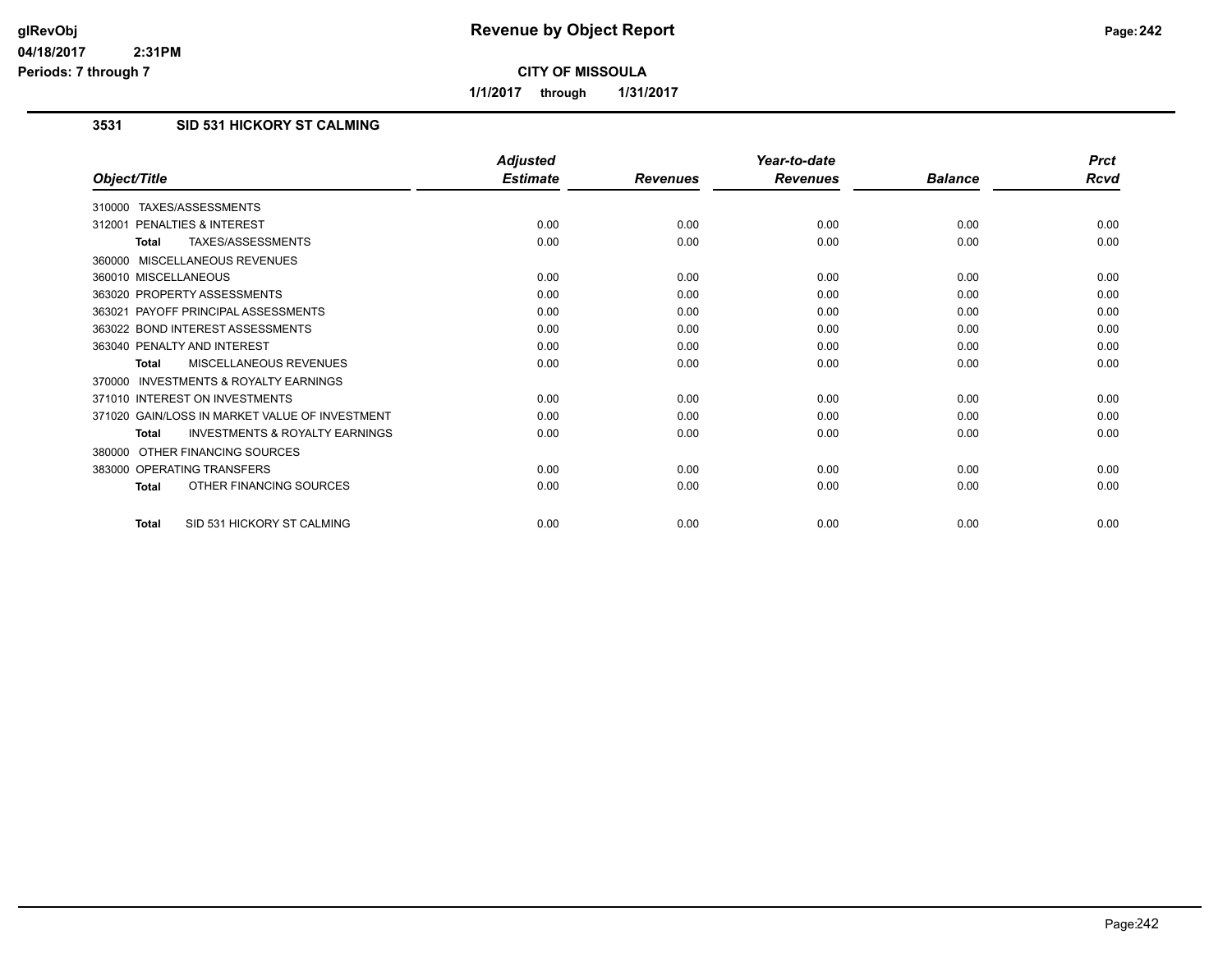# Revenue by Object Report

**CITY OF MISSOULA**

**1/1/2017 through 1/31/2017**

glRevObj
04/18/2017 2:31PM
Periods: 7 through 7

## 3531 SID 531 HICKORY ST CALMING

| Object/Title | Adjusted Estimate | Revenues | Year-to-date Revenues | Balance | Prct Rcvd |
|---|---|---|---|---|---|
| 310000 TAXES/ASSESSMENTS | | | | | |
| 312001 PENALTIES & INTEREST | 0.00 | 0.00 | 0.00 | 0.00 | 0.00 |
| **Total** TAXES/ASSESSMENTS | 0.00 | 0.00 | 0.00 | 0.00 | 0.00 |
| 360000 MISCELLANEOUS REVENUES | | | | | |
| 360010 MISCELLANEOUS | 0.00 | 0.00 | 0.00 | 0.00 | 0.00 |
| 363020 PROPERTY ASSESSMENTS | 0.00 | 0.00 | 0.00 | 0.00 | 0.00 |
| 363021 PAYOFF PRINCIPAL ASSESSMENTS | 0.00 | 0.00 | 0.00 | 0.00 | 0.00 |
| 363022 BOND INTEREST ASSESSMENTS | 0.00 | 0.00 | 0.00 | 0.00 | 0.00 |
| 363040 PENALTY AND INTEREST | 0.00 | 0.00 | 0.00 | 0.00 | 0.00 |
| **Total** MISCELLANEOUS REVENUES | 0.00 | 0.00 | 0.00 | 0.00 | 0.00 |
| 370000 INVESTMENTS & ROYALTY EARNINGS | | | | | |
| 371010 INTEREST ON INVESTMENTS | 0.00 | 0.00 | 0.00 | 0.00 | 0.00 |
| 371020 GAIN/LOSS IN MARKET VALUE OF INVESTMENT | 0.00 | 0.00 | 0.00 | 0.00 | 0.00 |
| **Total** INVESTMENTS & ROYALTY EARNINGS | 0.00 | 0.00 | 0.00 | 0.00 | 0.00 |
| 380000 OTHER FINANCING SOURCES | | | | | |
| 383000 OPERATING TRANSFERS | 0.00 | 0.00 | 0.00 | 0.00 | 0.00 |
| **Total** OTHER FINANCING SOURCES | 0.00 | 0.00 | 0.00 | 0.00 | 0.00 |
| **Total** SID 531 HICKORY ST CALMING | 0.00 | 0.00 | 0.00 | 0.00 | 0.00 |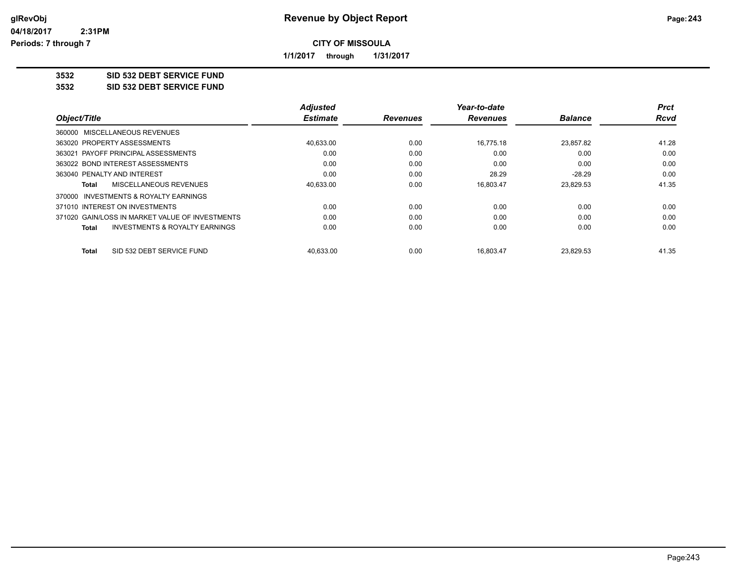# Revenue by Object Report

glRevObj
04/18/2017 2:31PM
Periods: 7 through 7

**CITY OF MISSOULA**

**1/1/2017 through 1/31/2017**

## 3532 SID 532 DEBT SERVICE FUND
## 3532 SID 532 DEBT SERVICE FUND

| Object/Title | Adjusted Estimate | Revenues | Year-to-date Revenues | Balance | Prct Rcvd |
|---|---|---|---|---|---|
| 360000 MISCELLANEOUS REVENUES | | | | | |
| 363020 PROPERTY ASSESSMENTS | 40,633.00 | 0.00 | 16,775.18 | 23,857.82 | 41.28 |
| 363021 PAYOFF PRINCIPAL ASSESSMENTS | 0.00 | 0.00 | 0.00 | 0.00 | 0.00 |
| 363022 BOND INTEREST ASSESSMENTS | 0.00 | 0.00 | 0.00 | 0.00 | 0.00 |
| 363040 PENALTY AND INTEREST | 0.00 | 0.00 | 28.29 | -28.29 | 0.00 |
| **Total** MISCELLANEOUS REVENUES | 40,633.00 | 0.00 | 16,803.47 | 23,829.53 | 41.35 |
| 370000 INVESTMENTS & ROYALTY EARNINGS | | | | | |
| 371010 INTEREST ON INVESTMENTS | 0.00 | 0.00 | 0.00 | 0.00 | 0.00 |
| 371020 GAIN/LOSS IN MARKET VALUE OF INVESTMENTS | 0.00 | 0.00 | 0.00 | 0.00 | 0.00 |
| **Total** INVESTMENTS & ROYALTY EARNINGS | 0.00 | 0.00 | 0.00 | 0.00 | 0.00 |
| **Total** SID 532 DEBT SERVICE FUND | 40,633.00 | 0.00 | 16,803.47 | 23,829.53 | 41.35 |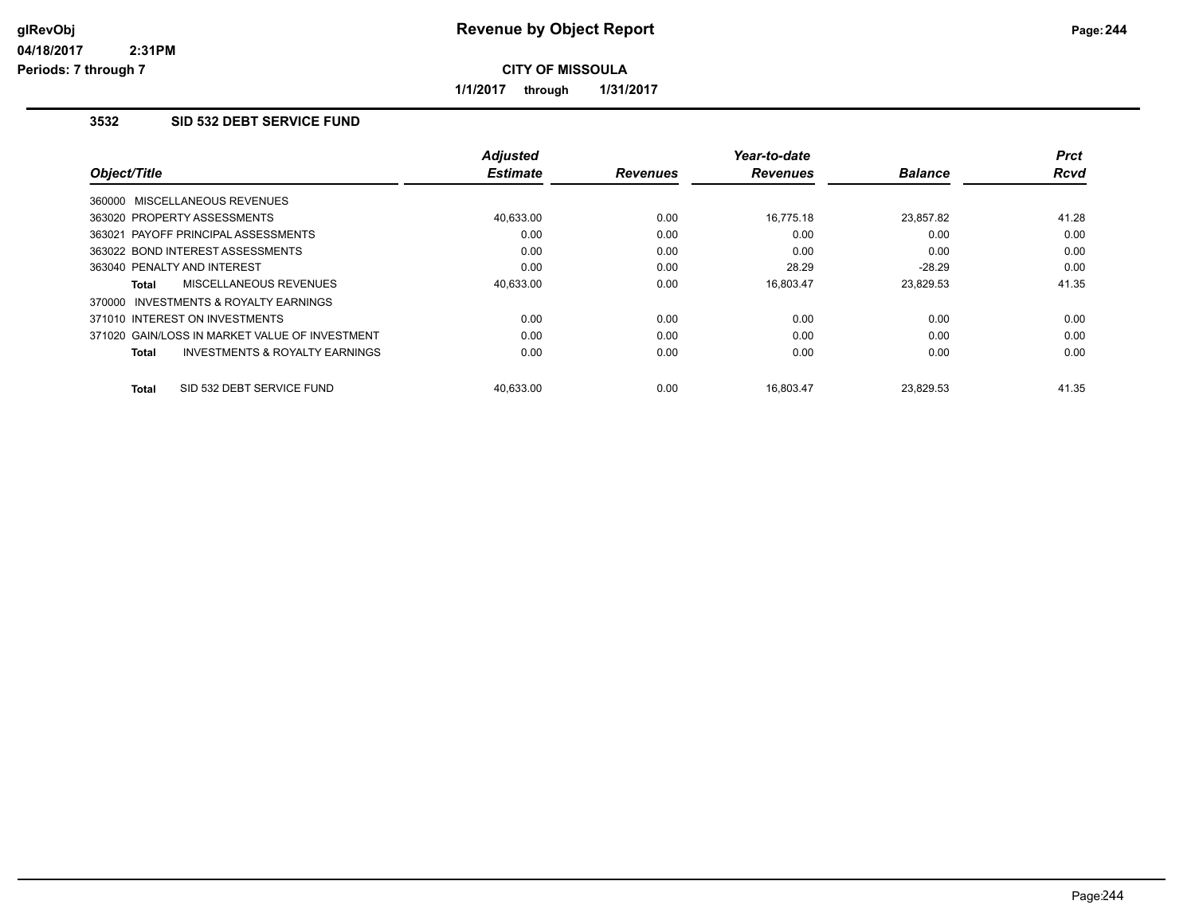# Revenue by Object Report

**CITY OF MISSOULA**

**1/1/2017 through 1/31/2017**

### 3532 SID 532 DEBT SERVICE FUND

| Object/Title | Adjusted Estimate | Revenues | Year-to-date Revenues | Balance | Prct Rcvd |
|---|---|---|---|---|---|
| 360000 MISCELLANEOUS REVENUES | | | | | |
| 363020 PROPERTY ASSESSMENTS | 40,633.00 | 0.00 | 16,775.18 | 23,857.82 | 41.28 |
| 363021 PAYOFF PRINCIPAL ASSESSMENTS | 0.00 | 0.00 | 0.00 | 0.00 | 0.00 |
| 363022 BOND INTEREST ASSESSMENTS | 0.00 | 0.00 | 0.00 | 0.00 | 0.00 |
| 363040 PENALTY AND INTEREST | 0.00 | 0.00 | 28.29 | -28.29 | 0.00 |
| **Total** MISCELLANEOUS REVENUES | 40,633.00 | 0.00 | 16,803.47 | 23,829.53 | 41.35 |
| 370000 INVESTMENTS & ROYALTY EARNINGS | | | | | |
| 371010 INTEREST ON INVESTMENTS | 0.00 | 0.00 | 0.00 | 0.00 | 0.00 |
| 371020 GAIN/LOSS IN MARKET VALUE OF INVESTMENT | 0.00 | 0.00 | 0.00 | 0.00 | 0.00 |
| **Total** INVESTMENTS & ROYALTY EARNINGS | 0.00 | 0.00 | 0.00 | 0.00 | 0.00 |
| **Total** SID 532 DEBT SERVICE FUND | 40,633.00 | 0.00 | 16,803.47 | 23,829.53 | 41.35 |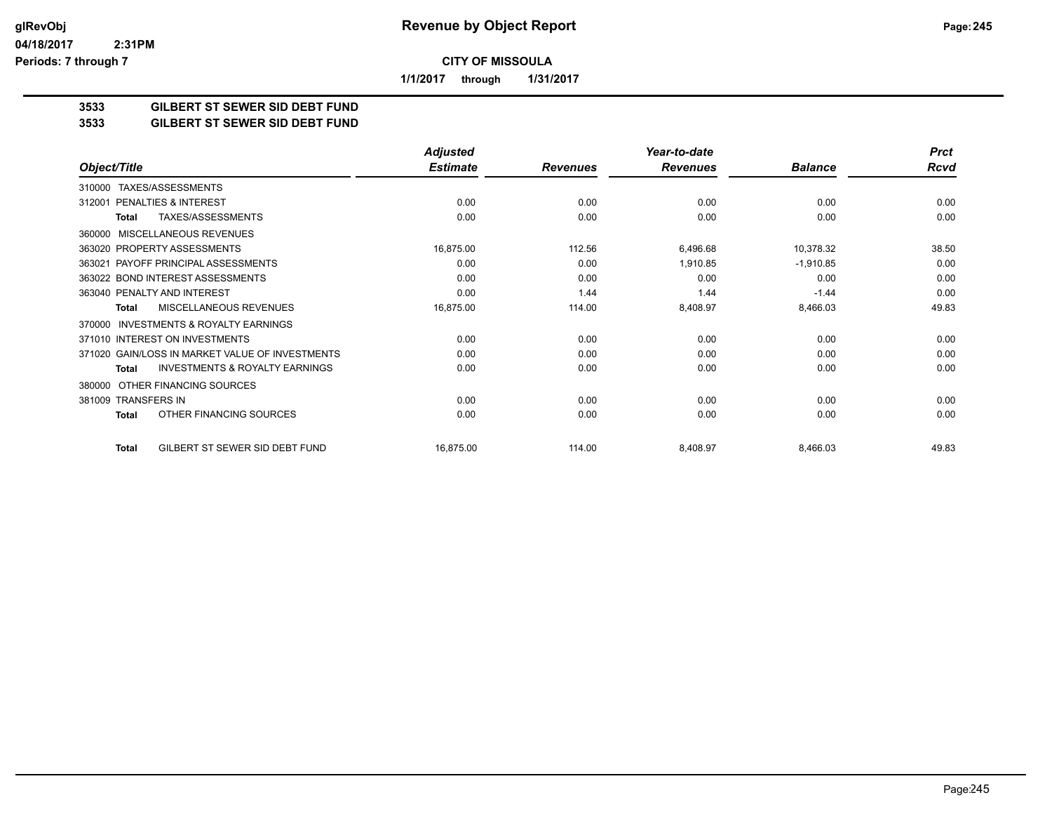**glRevObj**
**04/18/2017 2:31PM**
**Periods: 7 through 7**

# Revenue by Object Report

**CITY OF MISSOULA**

**1/1/2017 through 1/31/2017**

## 3533 GILBERT ST SEWER SID DEBT FUND
## 3533 GILBERT ST SEWER SID DEBT FUND

| Object/Title | Adjusted Estimate | Revenues | Year-to-date Revenues | Balance | Prct Rcvd |
|---|---|---|---|---|---|
| 310000 TAXES/ASSESSMENTS | | | | | |
| 312001 PENALTIES & INTEREST | 0.00 | 0.00 | 0.00 | 0.00 | 0.00 |
| **Total** TAXES/ASSESSMENTS | 0.00 | 0.00 | 0.00 | 0.00 | 0.00 |
| 360000 MISCELLANEOUS REVENUES | | | | | |
| 363020 PROPERTY ASSESSMENTS | 16,875.00 | 112.56 | 6,496.68 | 10,378.32 | 38.50 |
| 363021 PAYOFF PRINCIPAL ASSESSMENTS | 0.00 | 0.00 | 1,910.85 | -1,910.85 | 0.00 |
| 363022 BOND INTEREST ASSESSMENTS | 0.00 | 0.00 | 0.00 | 0.00 | 0.00 |
| 363040 PENALTY AND INTEREST | 0.00 | 1.44 | 1.44 | -1.44 | 0.00 |
| **Total** MISCELLANEOUS REVENUES | 16,875.00 | 114.00 | 8,408.97 | 8,466.03 | 49.83 |
| 370000 INVESTMENTS & ROYALTY EARNINGS | | | | | |
| 371010 INTEREST ON INVESTMENTS | 0.00 | 0.00 | 0.00 | 0.00 | 0.00 |
| 371020 GAIN/LOSS IN MARKET VALUE OF INVESTMENTS | 0.00 | 0.00 | 0.00 | 0.00 | 0.00 |
| **Total** INVESTMENTS & ROYALTY EARNINGS | 0.00 | 0.00 | 0.00 | 0.00 | 0.00 |
| 380000 OTHER FINANCING SOURCES | | | | | |
| 381009 TRANSFERS IN | 0.00 | 0.00 | 0.00 | 0.00 | 0.00 |
| **Total** OTHER FINANCING SOURCES | 0.00 | 0.00 | 0.00 | 0.00 | 0.00 |
| **Total** GILBERT ST SEWER SID DEBT FUND | 16,875.00 | 114.00 | 8,408.97 | 8,466.03 | 49.83 |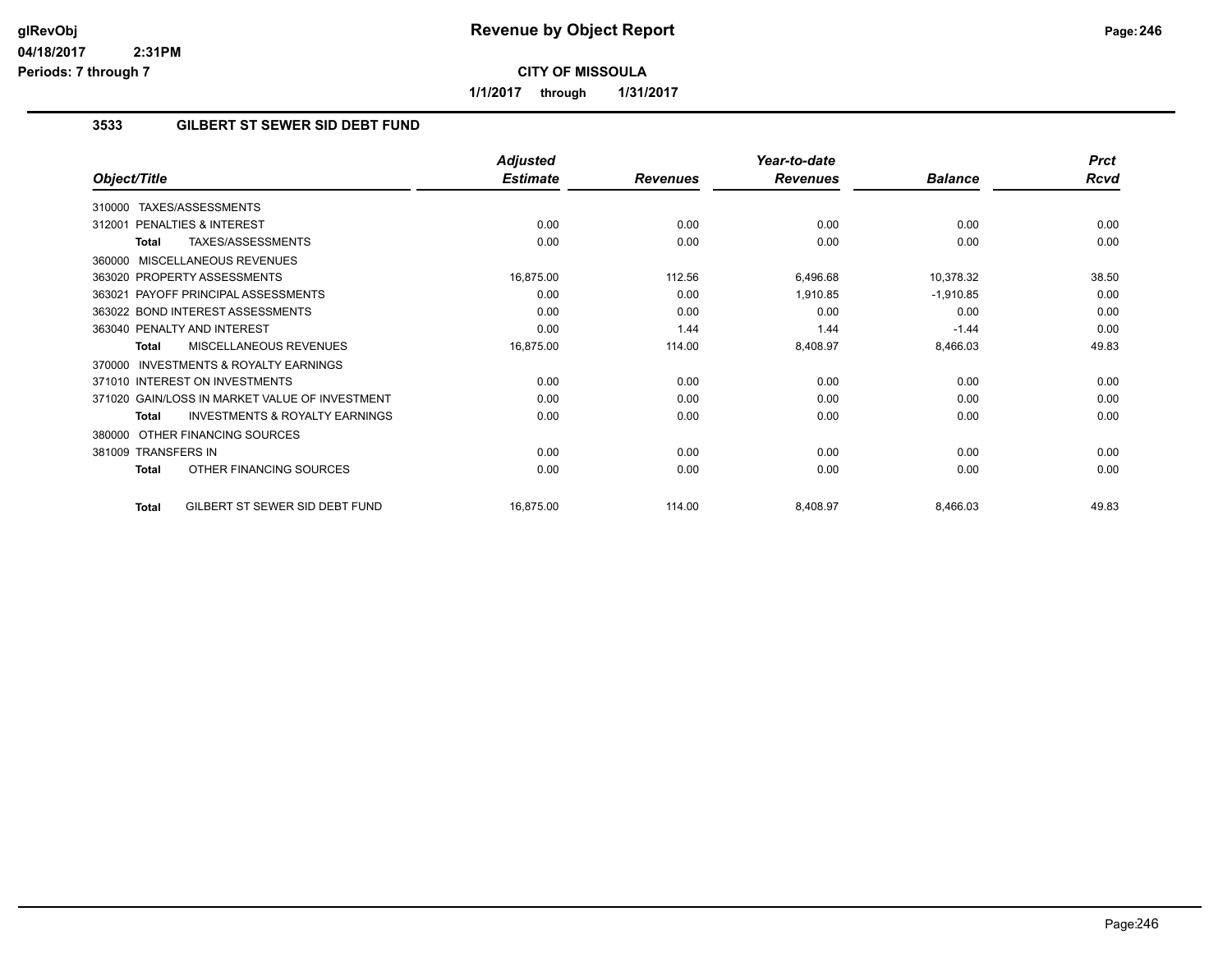# Revenue by Object Report

**CITY OF MISSOULA**

**1/1/2017 through 1/31/2017**

glRevObj
04/18/2017 2:31PM
Periods: 7 through 7

## 3533 GILBERT ST SEWER SID DEBT FUND

| Object/Title | Adjusted Estimate | Revenues | Year-to-date Revenues | Balance | Prct Rcvd |
|---|---|---|---|---|---|
| 310000 TAXES/ASSESSMENTS | | | | | |
| 312001 PENALTIES & INTEREST | 0.00 | 0.00 | 0.00 | 0.00 | 0.00 |
| **Total** TAXES/ASSESSMENTS | 0.00 | 0.00 | 0.00 | 0.00 | 0.00 |
| 360000 MISCELLANEOUS REVENUES | | | | | |
| 363020 PROPERTY ASSESSMENTS | 16,875.00 | 112.56 | 6,496.68 | 10,378.32 | 38.50 |
| 363021 PAYOFF PRINCIPAL ASSESSMENTS | 0.00 | 0.00 | 1,910.85 | -1,910.85 | 0.00 |
| 363022 BOND INTEREST ASSESSMENTS | 0.00 | 0.00 | 0.00 | 0.00 | 0.00 |
| 363040 PENALTY AND INTEREST | 0.00 | 1.44 | 1.44 | -1.44 | 0.00 |
| **Total** MISCELLANEOUS REVENUES | 16,875.00 | 114.00 | 8,408.97 | 8,466.03 | 49.83 |
| 370000 INVESTMENTS & ROYALTY EARNINGS | | | | | |
| 371010 INTEREST ON INVESTMENTS | 0.00 | 0.00 | 0.00 | 0.00 | 0.00 |
| 371020 GAIN/LOSS IN MARKET VALUE OF INVESTMENT | 0.00 | 0.00 | 0.00 | 0.00 | 0.00 |
| **Total** INVESTMENTS & ROYALTY EARNINGS | 0.00 | 0.00 | 0.00 | 0.00 | 0.00 |
| 380000 OTHER FINANCING SOURCES | | | | | |
| 381009 TRANSFERS IN | 0.00 | 0.00 | 0.00 | 0.00 | 0.00 |
| **Total** OTHER FINANCING SOURCES | 0.00 | 0.00 | 0.00 | 0.00 | 0.00 |
| **Total** GILBERT ST SEWER SID DEBT FUND | 16,875.00 | 114.00 | 8,408.97 | 8,466.03 | 49.83 |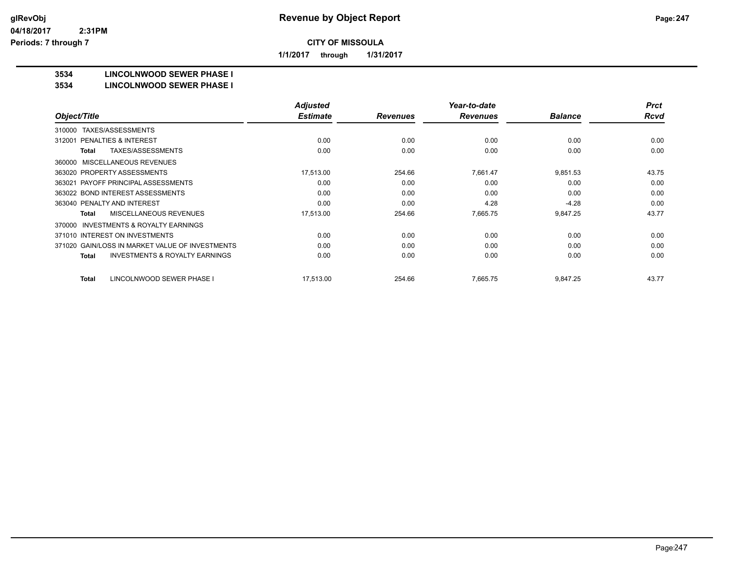# Revenue by Object Report

glRevObj
04/18/2017 2:31PM
Periods: 7 through 7

**CITY OF MISSOULA**

**1/1/2017 through 1/31/2017**

**3534 LINCOLNWOOD SEWER PHASE I**
**3534 LINCOLNWOOD SEWER PHASE I**

| Object/Title | Adjusted Estimate | Revenues | Year-to-date Revenues | Balance | Prct Rcvd |
|---|---|---|---|---|---|
| 310000 TAXES/ASSESSMENTS | | | | | |
| 312001 PENALTIES & INTEREST | 0.00 | 0.00 | 0.00 | 0.00 | 0.00 |
| **Total** TAXES/ASSESSMENTS | 0.00 | 0.00 | 0.00 | 0.00 | 0.00 |
| 360000 MISCELLANEOUS REVENUES | | | | | |
| 363020 PROPERTY ASSESSMENTS | 17,513.00 | 254.66 | 7,661.47 | 9,851.53 | 43.75 |
| 363021 PAYOFF PRINCIPAL ASSESSMENTS | 0.00 | 0.00 | 0.00 | 0.00 | 0.00 |
| 363022 BOND INTEREST ASSESSMENTS | 0.00 | 0.00 | 0.00 | 0.00 | 0.00 |
| 363040 PENALTY AND INTEREST | 0.00 | 0.00 | 4.28 | -4.28 | 0.00 |
| **Total** MISCELLANEOUS REVENUES | 17,513.00 | 254.66 | 7,665.75 | 9,847.25 | 43.77 |
| 370000 INVESTMENTS & ROYALTY EARNINGS | | | | | |
| 371010 INTEREST ON INVESTMENTS | 0.00 | 0.00 | 0.00 | 0.00 | 0.00 |
| 371020 GAIN/LOSS IN MARKET VALUE OF INVESTMENTS | 0.00 | 0.00 | 0.00 | 0.00 | 0.00 |
| **Total** INVESTMENTS & ROYALTY EARNINGS | 0.00 | 0.00 | 0.00 | 0.00 | 0.00 |
| **Total** LINCOLNWOOD SEWER PHASE I | 17,513.00 | 254.66 | 7,665.75 | 9,847.25 | 43.77 |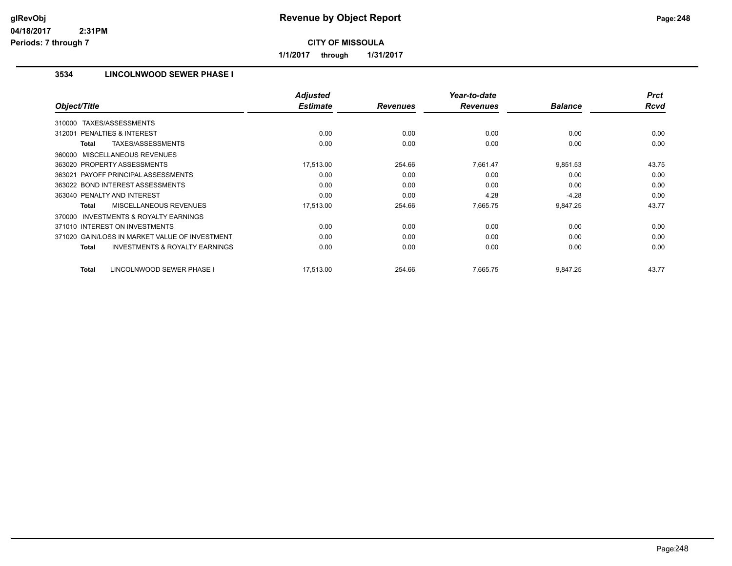# Revenue by Object Report

**CITY OF MISSOULA**

**1/1/2017 through 1/31/2017**

glRevObj
04/18/2017 2:31PM
Periods: 7 through 7

### 3534 LINCOLNWOOD SEWER PHASE I

| Object/Title | Adjusted Estimate | Revenues | Year-to-date Revenues | Balance | Prct Rcvd |
|---|---|---|---|---|---|
| 310000 TAXES/ASSESSMENTS | | | | | |
| 312001 PENALTIES & INTEREST | 0.00 | 0.00 | 0.00 | 0.00 | 0.00 |
| **Total** TAXES/ASSESSMENTS | 0.00 | 0.00 | 0.00 | 0.00 | 0.00 |
| 360000 MISCELLANEOUS REVENUES | | | | | |
| 363020 PROPERTY ASSESSMENTS | 17,513.00 | 254.66 | 7,661.47 | 9,851.53 | 43.75 |
| 363021 PAYOFF PRINCIPAL ASSESSMENTS | 0.00 | 0.00 | 0.00 | 0.00 | 0.00 |
| 363022 BOND INTEREST ASSESSMENTS | 0.00 | 0.00 | 0.00 | 0.00 | 0.00 |
| 363040 PENALTY AND INTEREST | 0.00 | 0.00 | 4.28 | -4.28 | 0.00 |
| **Total** MISCELLANEOUS REVENUES | 17,513.00 | 254.66 | 7,665.75 | 9,847.25 | 43.77 |
| 370000 INVESTMENTS & ROYALTY EARNINGS | | | | | |
| 371010 INTEREST ON INVESTMENTS | 0.00 | 0.00 | 0.00 | 0.00 | 0.00 |
| 371020 GAIN/LOSS IN MARKET VALUE OF INVESTMENT | 0.00 | 0.00 | 0.00 | 0.00 | 0.00 |
| **Total** INVESTMENTS & ROYALTY EARNINGS | 0.00 | 0.00 | 0.00 | 0.00 | 0.00 |
| **Total** LINCOLNWOOD SEWER PHASE I | 17,513.00 | 254.66 | 7,665.75 | 9,847.25 | 43.77 |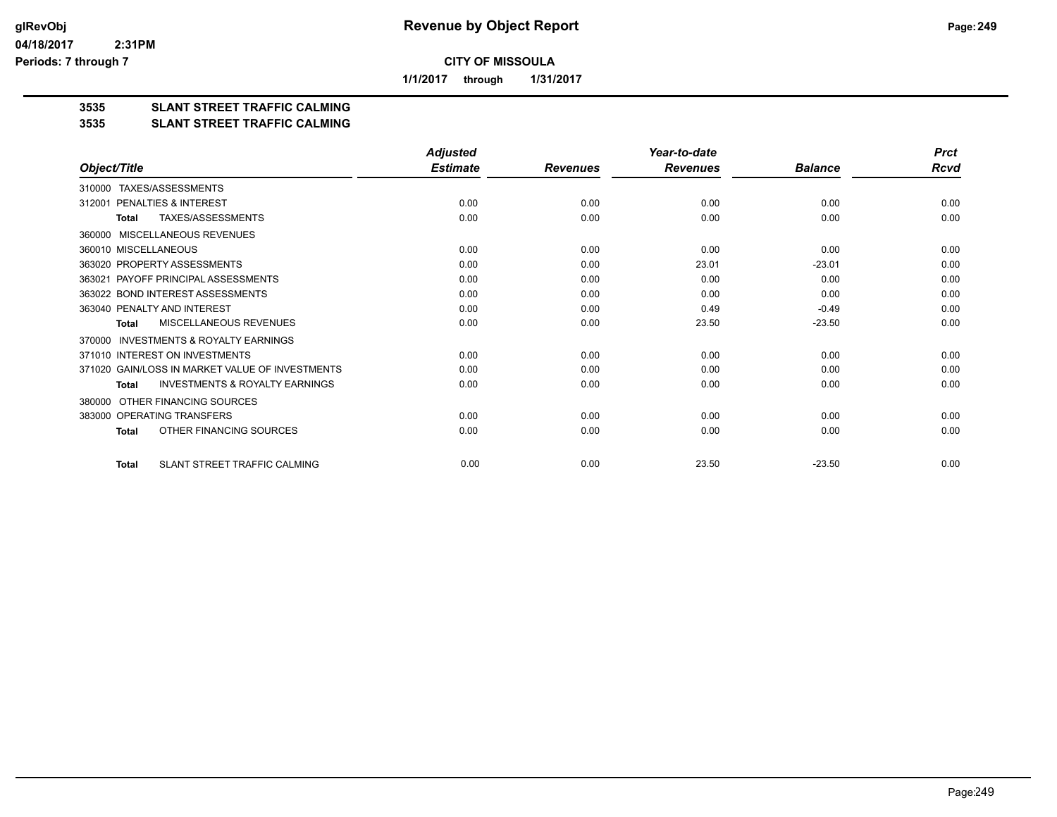**Revenue by Object Report**

**CITY OF MISSOULA**

**1/1/2017 through 1/31/2017**

**3535 SLANT STREET TRAFFIC CALMING**

**3535 SLANT STREET TRAFFIC CALMING**

| Object/Title | Adjusted Estimate | Revenues | Year-to-date Revenues | Balance | Prct Rcvd |
|---|---|---|---|---|---|
| 310000 TAXES/ASSESSMENTS | | | | | |
| 312001 PENALTIES & INTEREST | 0.00 | 0.00 | 0.00 | 0.00 | 0.00 |
| **Total** TAXES/ASSESSMENTS | 0.00 | 0.00 | 0.00 | 0.00 | 0.00 |
| 360000 MISCELLANEOUS REVENUES | | | | | |
| 360010 MISCELLANEOUS | 0.00 | 0.00 | 0.00 | 0.00 | 0.00 |
| 363020 PROPERTY ASSESSMENTS | 0.00 | 0.00 | 23.01 | -23.01 | 0.00 |
| 363021 PAYOFF PRINCIPAL ASSESSMENTS | 0.00 | 0.00 | 0.00 | 0.00 | 0.00 |
| 363022 BOND INTEREST ASSESSMENTS | 0.00 | 0.00 | 0.00 | 0.00 | 0.00 |
| 363040 PENALTY AND INTEREST | 0.00 | 0.00 | 0.49 | -0.49 | 0.00 |
| **Total** MISCELLANEOUS REVENUES | 0.00 | 0.00 | 23.50 | -23.50 | 0.00 |
| 370000 INVESTMENTS & ROYALTY EARNINGS | | | | | |
| 371010 INTEREST ON INVESTMENTS | 0.00 | 0.00 | 0.00 | 0.00 | 0.00 |
| 371020 GAIN/LOSS IN MARKET VALUE OF INVESTMENTS | 0.00 | 0.00 | 0.00 | 0.00 | 0.00 |
| **Total** INVESTMENTS & ROYALTY EARNINGS | 0.00 | 0.00 | 0.00 | 0.00 | 0.00 |
| 380000 OTHER FINANCING SOURCES | | | | | |
| 383000 OPERATING TRANSFERS | 0.00 | 0.00 | 0.00 | 0.00 | 0.00 |
| **Total** OTHER FINANCING SOURCES | 0.00 | 0.00 | 0.00 | 0.00 | 0.00 |
| **Total** SLANT STREET TRAFFIC CALMING | 0.00 | 0.00 | 23.50 | -23.50 | 0.00 |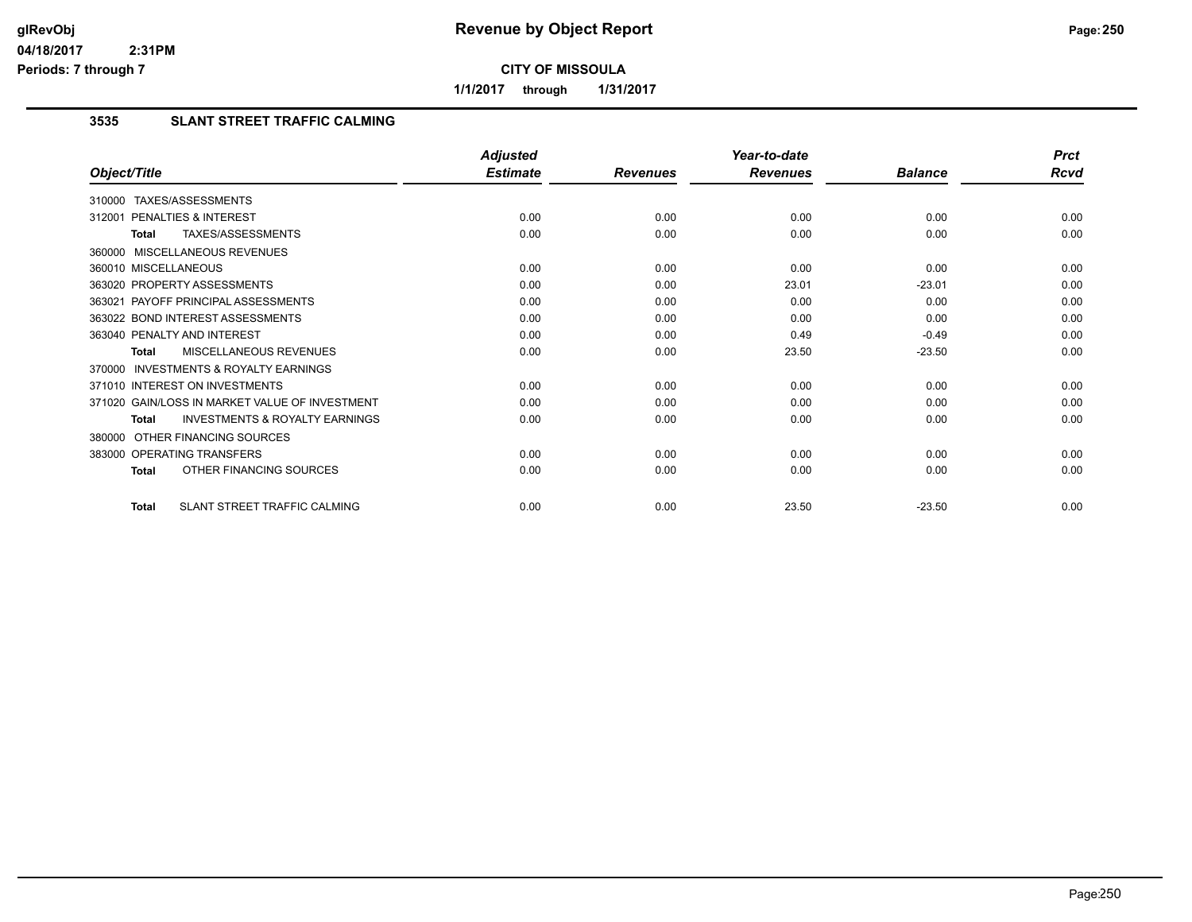**CITY OF MISSOULA**

**1/1/2017 through 1/31/2017**

### 3535 SLANT STREET TRAFFIC CALMING

| Object/Title | Adjusted Estimate | Revenues | Year-to-date Revenues | Balance | Prct Rcvd |
|---|---|---|---|---|---|
| 310000 TAXES/ASSESSMENTS | | | | | |
| 312001 PENALTIES & INTEREST | 0.00 | 0.00 | 0.00 | 0.00 | 0.00 |
| **Total** TAXES/ASSESSMENTS | 0.00 | 0.00 | 0.00 | 0.00 | 0.00 |
| 360000 MISCELLANEOUS REVENUES | | | | | |
| 360010 MISCELLANEOUS | 0.00 | 0.00 | 0.00 | 0.00 | 0.00 |
| 363020 PROPERTY ASSESSMENTS | 0.00 | 0.00 | 23.01 | -23.01 | 0.00 |
| 363021 PAYOFF PRINCIPAL ASSESSMENTS | 0.00 | 0.00 | 0.00 | 0.00 | 0.00 |
| 363022 BOND INTEREST ASSESSMENTS | 0.00 | 0.00 | 0.00 | 0.00 | 0.00 |
| 363040 PENALTY AND INTEREST | 0.00 | 0.00 | 0.49 | -0.49 | 0.00 |
| **Total** MISCELLANEOUS REVENUES | 0.00 | 0.00 | 23.50 | -23.50 | 0.00 |
| 370000 INVESTMENTS & ROYALTY EARNINGS | | | | | |
| 371010 INTEREST ON INVESTMENTS | 0.00 | 0.00 | 0.00 | 0.00 | 0.00 |
| 371020 GAIN/LOSS IN MARKET VALUE OF INVESTMENT | 0.00 | 0.00 | 0.00 | 0.00 | 0.00 |
| **Total** INVESTMENTS & ROYALTY EARNINGS | 0.00 | 0.00 | 0.00 | 0.00 | 0.00 |
| 380000 OTHER FINANCING SOURCES | | | | | |
| 383000 OPERATING TRANSFERS | 0.00 | 0.00 | 0.00 | 0.00 | 0.00 |
| **Total** OTHER FINANCING SOURCES | 0.00 | 0.00 | 0.00 | 0.00 | 0.00 |
| **Total** SLANT STREET TRAFFIC CALMING | 0.00 | 0.00 | 23.50 | -23.50 | 0.00 |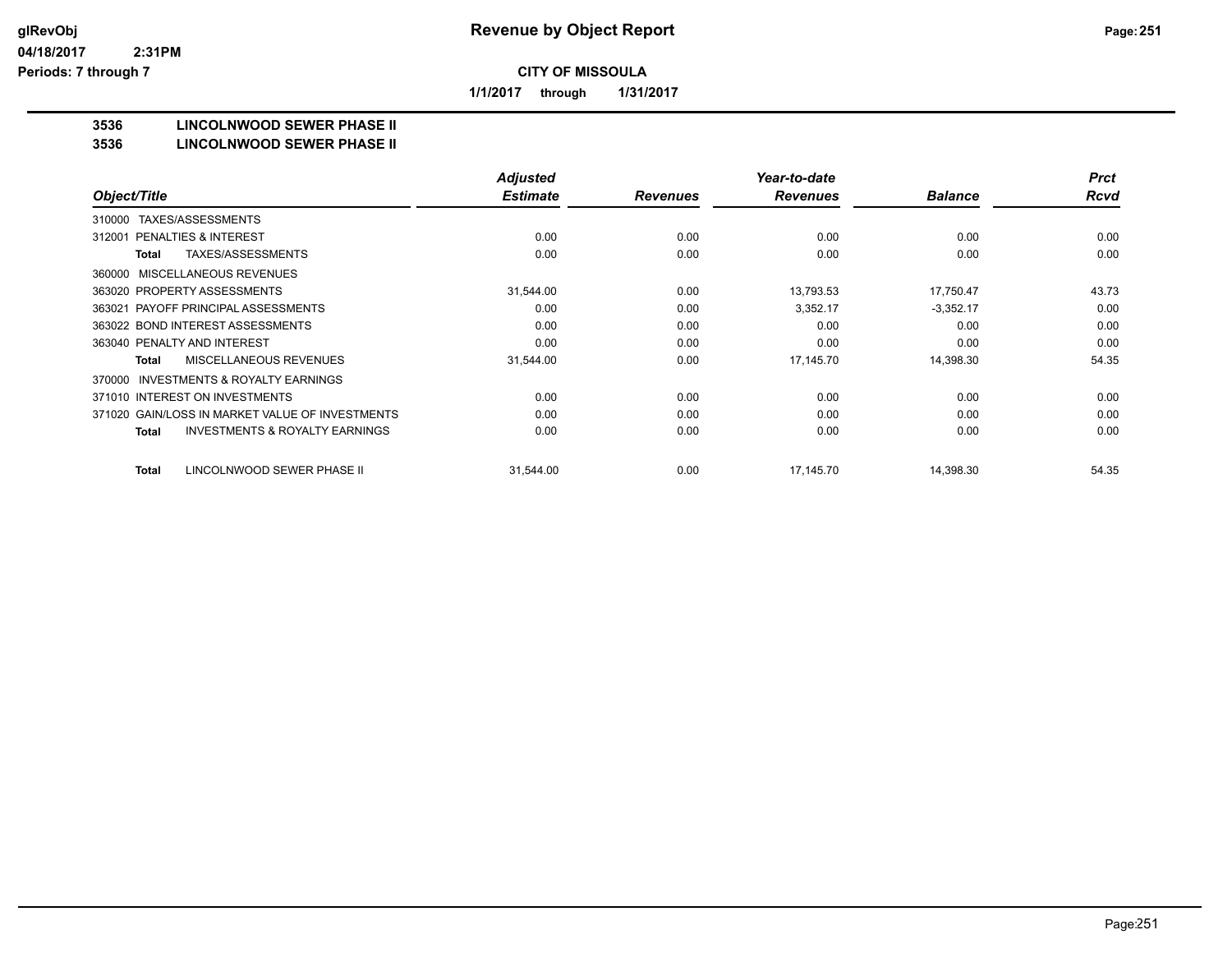# Revenue by Object Report

glRevObj
04/18/2017 2:31PM
Periods: 7 through 7

**CITY OF MISSOULA**

**1/1/2017 through 1/31/2017**

## 3536 LINCOLNWOOD SEWER PHASE II
## 3536 LINCOLNWOOD SEWER PHASE II

| Object/Title | Adjusted Estimate | Revenues | Year-to-date Revenues | Balance | Prct Rcvd |
|---|---|---|---|---|---|
| 310000 TAXES/ASSESSMENTS | | | | | |
| 312001 PENALTIES & INTEREST | 0.00 | 0.00 | 0.00 | 0.00 | 0.00 |
| **Total** TAXES/ASSESSMENTS | 0.00 | 0.00 | 0.00 | 0.00 | 0.00 |
| 360000 MISCELLANEOUS REVENUES | | | | | |
| 363020 PROPERTY ASSESSMENTS | 31,544.00 | 0.00 | 13,793.53 | 17,750.47 | 43.73 |
| 363021 PAYOFF PRINCIPAL ASSESSMENTS | 0.00 | 0.00 | 3,352.17 | -3,352.17 | 0.00 |
| 363022 BOND INTEREST ASSESSMENTS | 0.00 | 0.00 | 0.00 | 0.00 | 0.00 |
| 363040 PENALTY AND INTEREST | 0.00 | 0.00 | 0.00 | 0.00 | 0.00 |
| **Total** MISCELLANEOUS REVENUES | 31,544.00 | 0.00 | 17,145.70 | 14,398.30 | 54.35 |
| 370000 INVESTMENTS & ROYALTY EARNINGS | | | | | |
| 371010 INTEREST ON INVESTMENTS | 0.00 | 0.00 | 0.00 | 0.00 | 0.00 |
| 371020 GAIN/LOSS IN MARKET VALUE OF INVESTMENTS | 0.00 | 0.00 | 0.00 | 0.00 | 0.00 |
| **Total** INVESTMENTS & ROYALTY EARNINGS | 0.00 | 0.00 | 0.00 | 0.00 | 0.00 |
| **Total** LINCOLNWOOD SEWER PHASE II | 31,544.00 | 0.00 | 17,145.70 | 14,398.30 | 54.35 |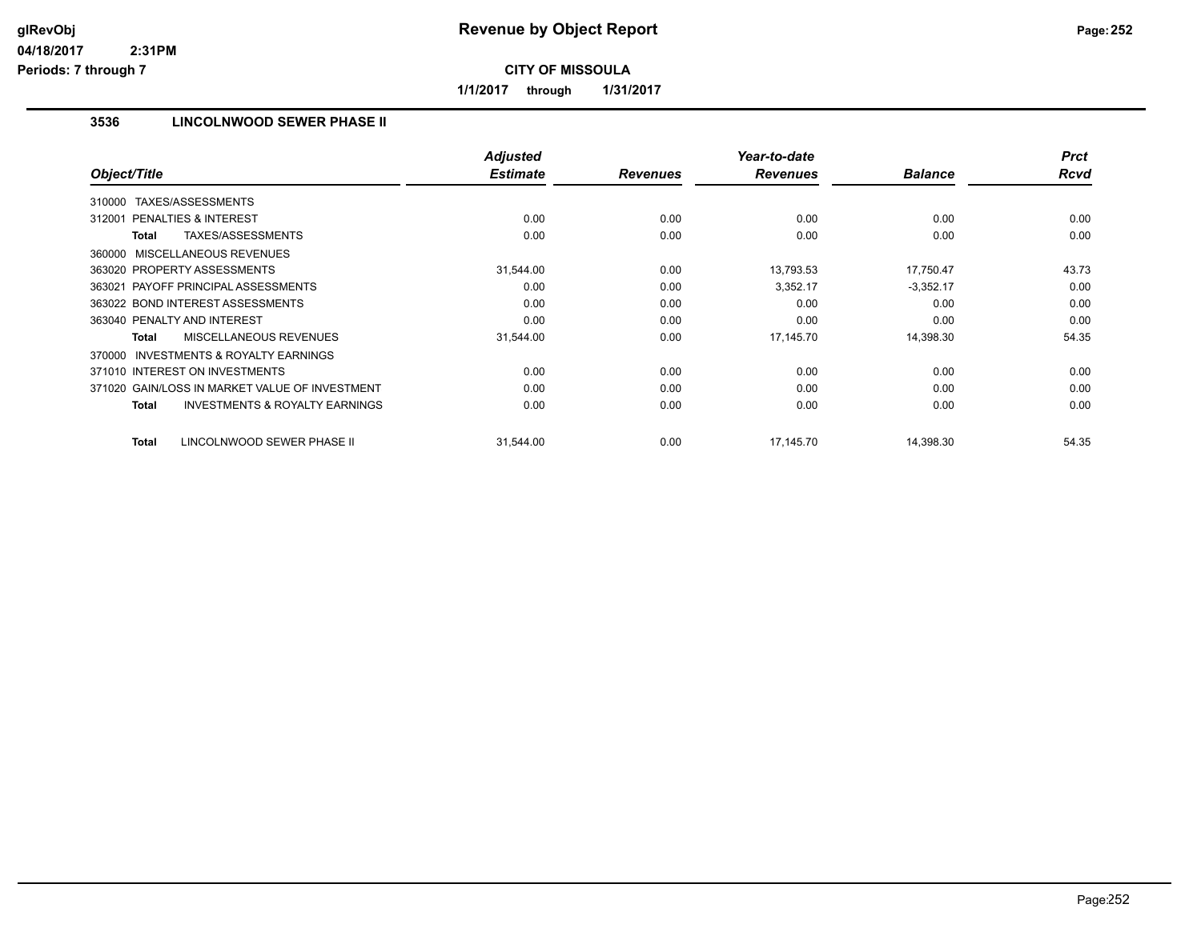# Revenue by Object Report

**CITY OF MISSOULA**

**1/1/2017 through 1/31/2017**

glRevObj
04/18/2017 2:31PM
Periods: 7 through 7

## 3536 LINCOLNWOOD SEWER PHASE II

| Object/Title | Adjusted Estimate | Revenues | Year-to-date Revenues | Balance | Prct Rcvd |
|---|---|---|---|---|---|
| 310000 TAXES/ASSESSMENTS | | | | | |
| 312001 PENALTIES & INTEREST | 0.00 | 0.00 | 0.00 | 0.00 | 0.00 |
| **Total** TAXES/ASSESSMENTS | 0.00 | 0.00 | 0.00 | 0.00 | 0.00 |
| 360000 MISCELLANEOUS REVENUES | | | | | |
| 363020 PROPERTY ASSESSMENTS | 31,544.00 | 0.00 | 13,793.53 | 17,750.47 | 43.73 |
| 363021 PAYOFF PRINCIPAL ASSESSMENTS | 0.00 | 0.00 | 3,352.17 | -3,352.17 | 0.00 |
| 363022 BOND INTEREST ASSESSMENTS | 0.00 | 0.00 | 0.00 | 0.00 | 0.00 |
| 363040 PENALTY AND INTEREST | 0.00 | 0.00 | 0.00 | 0.00 | 0.00 |
| **Total** MISCELLANEOUS REVENUES | 31,544.00 | 0.00 | 17,145.70 | 14,398.30 | 54.35 |
| 370000 INVESTMENTS & ROYALTY EARNINGS | | | | | |
| 371010 INTEREST ON INVESTMENTS | 0.00 | 0.00 | 0.00 | 0.00 | 0.00 |
| 371020 GAIN/LOSS IN MARKET VALUE OF INVESTMENT | 0.00 | 0.00 | 0.00 | 0.00 | 0.00 |
| **Total** INVESTMENTS & ROYALTY EARNINGS | 0.00 | 0.00 | 0.00 | 0.00 | 0.00 |
| **Total** LINCOLNWOOD SEWER PHASE II | 31,544.00 | 0.00 | 17,145.70 | 14,398.30 | 54.35 |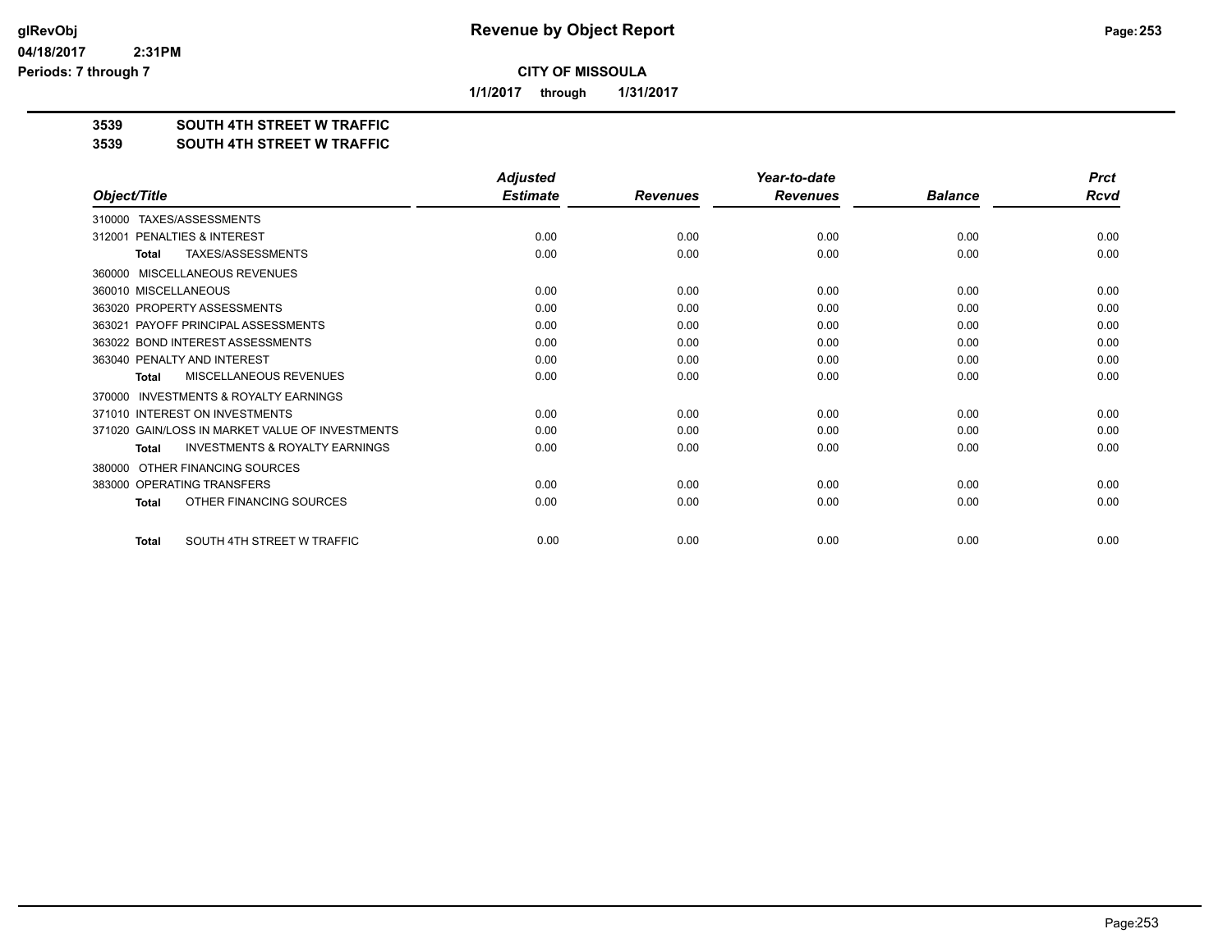**Revenue by Object Report**

**CITY OF MISSOULA**

**1/1/2017 through 1/31/2017**

**3539 SOUTH 4TH STREET W TRAFFIC**

**3539 SOUTH 4TH STREET W TRAFFIC**

| Object/Title | Adjusted Estimate | Revenues | Year-to-date Revenues | Balance | Prct Rcvd |
|---|---|---|---|---|---|
| 310000 TAXES/ASSESSMENTS | | | | | |
| 312001 PENALTIES & INTEREST | 0.00 | 0.00 | 0.00 | 0.00 | 0.00 |
| **Total** TAXES/ASSESSMENTS | 0.00 | 0.00 | 0.00 | 0.00 | 0.00 |
| 360000 MISCELLANEOUS REVENUES | | | | | |
| 360010 MISCELLANEOUS | 0.00 | 0.00 | 0.00 | 0.00 | 0.00 |
| 363020 PROPERTY ASSESSMENTS | 0.00 | 0.00 | 0.00 | 0.00 | 0.00 |
| 363021 PAYOFF PRINCIPAL ASSESSMENTS | 0.00 | 0.00 | 0.00 | 0.00 | 0.00 |
| 363022 BOND INTEREST ASSESSMENTS | 0.00 | 0.00 | 0.00 | 0.00 | 0.00 |
| 363040 PENALTY AND INTEREST | 0.00 | 0.00 | 0.00 | 0.00 | 0.00 |
| **Total** MISCELLANEOUS REVENUES | 0.00 | 0.00 | 0.00 | 0.00 | 0.00 |
| 370000 INVESTMENTS & ROYALTY EARNINGS | | | | | |
| 371010 INTEREST ON INVESTMENTS | 0.00 | 0.00 | 0.00 | 0.00 | 0.00 |
| 371020 GAIN/LOSS IN MARKET VALUE OF INVESTMENTS | 0.00 | 0.00 | 0.00 | 0.00 | 0.00 |
| **Total** INVESTMENTS & ROYALTY EARNINGS | 0.00 | 0.00 | 0.00 | 0.00 | 0.00 |
| 380000 OTHER FINANCING SOURCES | | | | | |
| 383000 OPERATING TRANSFERS | 0.00 | 0.00 | 0.00 | 0.00 | 0.00 |
| **Total** OTHER FINANCING SOURCES | 0.00 | 0.00 | 0.00 | 0.00 | 0.00 |
| **Total** SOUTH 4TH STREET W TRAFFIC | 0.00 | 0.00 | 0.00 | 0.00 | 0.00 |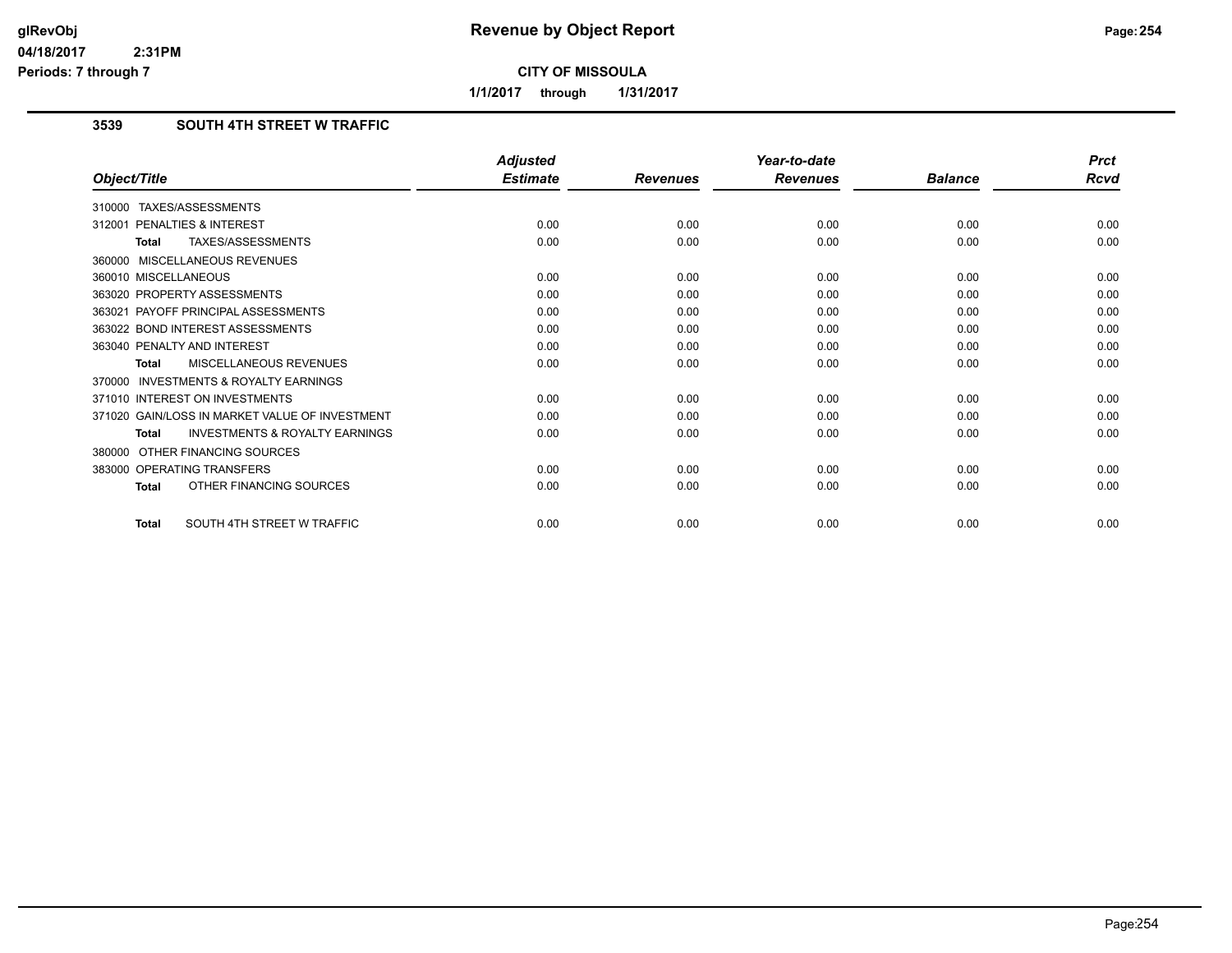# Revenue by Object Report

**CITY OF MISSOULA**

**1/1/2017 through 1/31/2017**

### 3539 SOUTH 4TH STREET W TRAFFIC

| Object/Title | Adjusted Estimate | Revenues | Year-to-date Revenues | Balance | Prct Rcvd |
|---|---|---|---|---|---|
| 310000 TAXES/ASSESSMENTS | | | | | |
| 312001 PENALTIES & INTEREST | 0.00 | 0.00 | 0.00 | 0.00 | 0.00 |
| **Total** TAXES/ASSESSMENTS | 0.00 | 0.00 | 0.00 | 0.00 | 0.00 |
| 360000 MISCELLANEOUS REVENUES | | | | | |
| 360010 MISCELLANEOUS | 0.00 | 0.00 | 0.00 | 0.00 | 0.00 |
| 363020 PROPERTY ASSESSMENTS | 0.00 | 0.00 | 0.00 | 0.00 | 0.00 |
| 363021 PAYOFF PRINCIPAL ASSESSMENTS | 0.00 | 0.00 | 0.00 | 0.00 | 0.00 |
| 363022 BOND INTEREST ASSESSMENTS | 0.00 | 0.00 | 0.00 | 0.00 | 0.00 |
| 363040 PENALTY AND INTEREST | 0.00 | 0.00 | 0.00 | 0.00 | 0.00 |
| **Total** MISCELLANEOUS REVENUES | 0.00 | 0.00 | 0.00 | 0.00 | 0.00 |
| 370000 INVESTMENTS & ROYALTY EARNINGS | | | | | |
| 371010 INTEREST ON INVESTMENTS | 0.00 | 0.00 | 0.00 | 0.00 | 0.00 |
| 371020 GAIN/LOSS IN MARKET VALUE OF INVESTMENT | 0.00 | 0.00 | 0.00 | 0.00 | 0.00 |
| **Total** INVESTMENTS & ROYALTY EARNINGS | 0.00 | 0.00 | 0.00 | 0.00 | 0.00 |
| 380000 OTHER FINANCING SOURCES | | | | | |
| 383000 OPERATING TRANSFERS | 0.00 | 0.00 | 0.00 | 0.00 | 0.00 |
| **Total** OTHER FINANCING SOURCES | 0.00 | 0.00 | 0.00 | 0.00 | 0.00 |
| **Total** SOUTH 4TH STREET W TRAFFIC | 0.00 | 0.00 | 0.00 | 0.00 | 0.00 |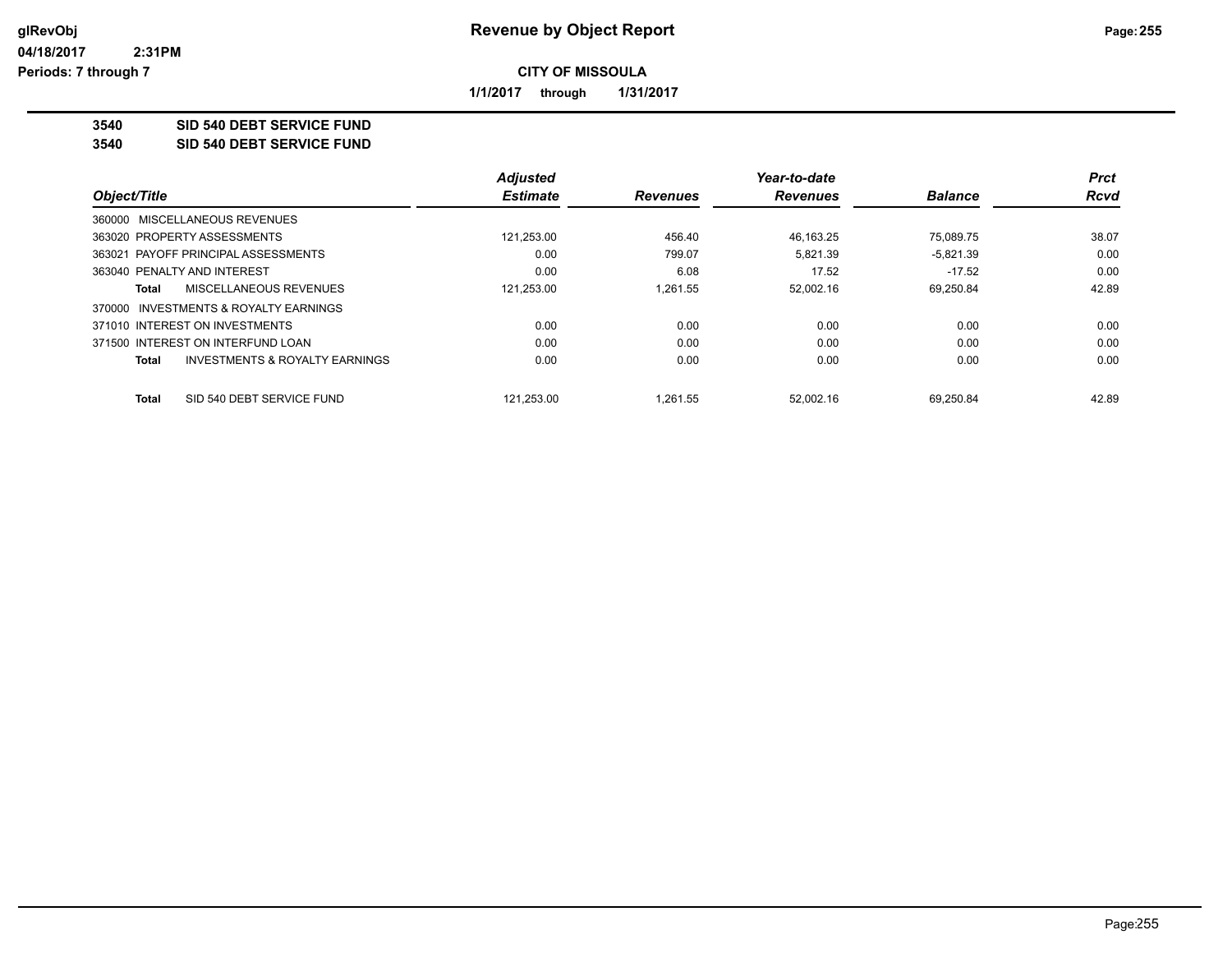# Revenue by Object Report

glRevObj
04/18/2017 2:31PM
Periods: 7 through 7

**CITY OF MISSOULA**

**1/1/2017 through 1/31/2017**

**3540 SID 540 DEBT SERVICE FUND**
**3540 SID 540 DEBT SERVICE FUND**

| Object/Title | Adjusted Estimate | Revenues | Year-to-date Revenues | Balance | Prct Rcvd |
|---|---|---|---|---|---|
| 360000 MISCELLANEOUS REVENUES | | | | | |
| 363020 PROPERTY ASSESSMENTS | 121,253.00 | 456.40 | 46,163.25 | 75,089.75 | 38.07 |
| 363021 PAYOFF PRINCIPAL ASSESSMENTS | 0.00 | 799.07 | 5,821.39 | -5,821.39 | 0.00 |
| 363040 PENALTY AND INTEREST | 0.00 | 6.08 | 17.52 | -17.52 | 0.00 |
| **Total** MISCELLANEOUS REVENUES | 121,253.00 | 1,261.55 | 52,002.16 | 69,250.84 | 42.89 |
| 370000 INVESTMENTS & ROYALTY EARNINGS | | | | | |
| 371010 INTEREST ON INVESTMENTS | 0.00 | 0.00 | 0.00 | 0.00 | 0.00 |
| 371500 INTEREST ON INTERFUND LOAN | 0.00 | 0.00 | 0.00 | 0.00 | 0.00 |
| **Total** INVESTMENTS & ROYALTY EARNINGS | 0.00 | 0.00 | 0.00 | 0.00 | 0.00 |
| **Total** SID 540 DEBT SERVICE FUND | 121,253.00 | 1,261.55 | 52,002.16 | 69,250.84 | 42.89 |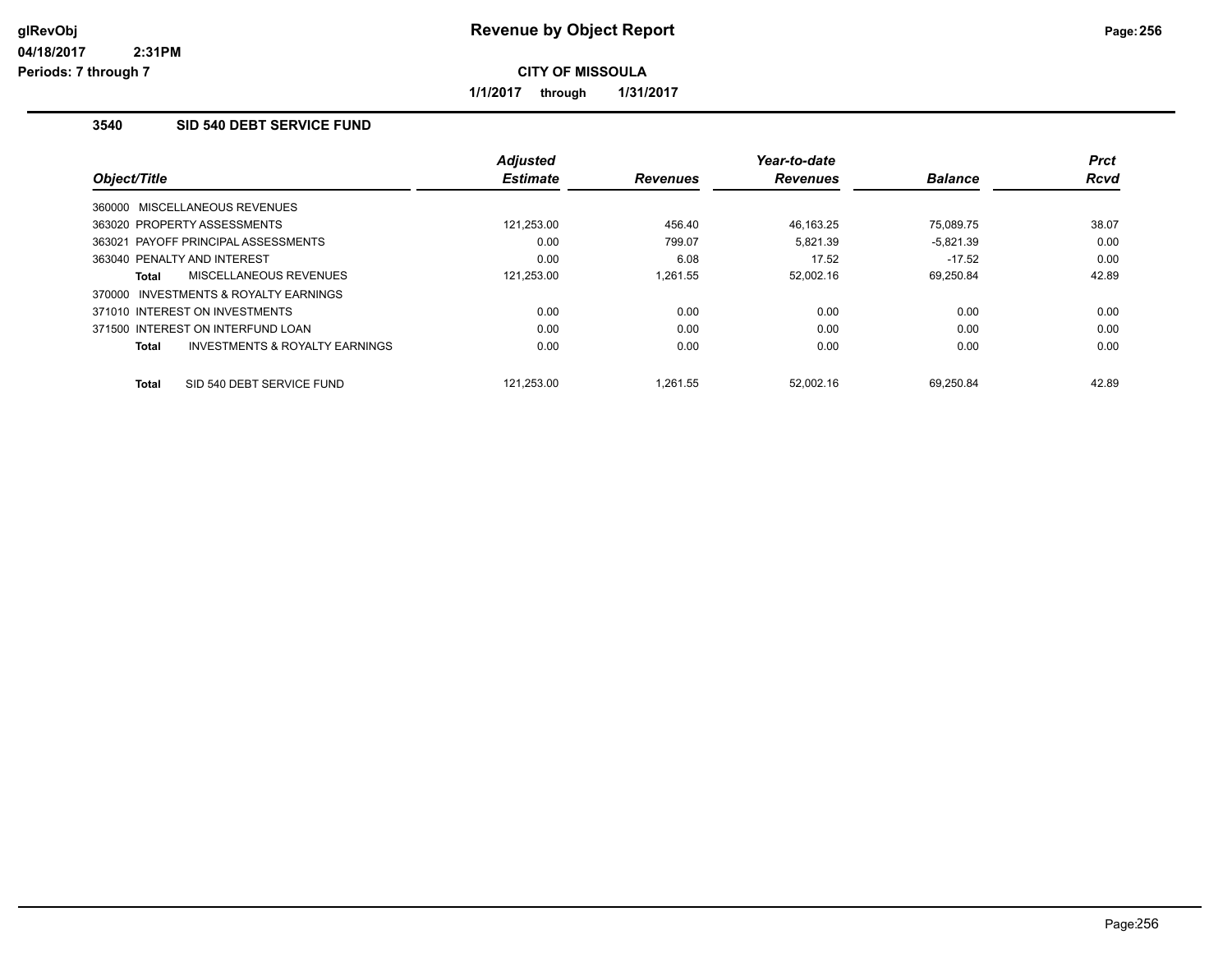# Revenue by Object Report

**CITY OF MISSOULA**

**1/1/2017 through 1/31/2017**

glRevObj
04/18/2017 2:31PM
Periods: 7 through 7

### 3540 SID 540 DEBT SERVICE FUND

| Object/Title | Adjusted Estimate | Revenues | Year-to-date Revenues | Balance | Prct Rcvd |
|---|---|---|---|---|---|
| 360000 MISCELLANEOUS REVENUES | | | | | |
| 363020 PROPERTY ASSESSMENTS | 121,253.00 | 456.40 | 46,163.25 | 75,089.75 | 38.07 |
| 363021 PAYOFF PRINCIPAL ASSESSMENTS | 0.00 | 799.07 | 5,821.39 | -5,821.39 | 0.00 |
| 363040 PENALTY AND INTEREST | 0.00 | 6.08 | 17.52 | -17.52 | 0.00 |
| **Total** MISCELLANEOUS REVENUES | 121,253.00 | 1,261.55 | 52,002.16 | 69,250.84 | 42.89 |
| 370000 INVESTMENTS & ROYALTY EARNINGS | | | | | |
| 371010 INTEREST ON INVESTMENTS | 0.00 | 0.00 | 0.00 | 0.00 | 0.00 |
| 371500 INTEREST ON INTERFUND LOAN | 0.00 | 0.00 | 0.00 | 0.00 | 0.00 |
| **Total** INVESTMENTS & ROYALTY EARNINGS | 0.00 | 0.00 | 0.00 | 0.00 | 0.00 |
| **Total** SID 540 DEBT SERVICE FUND | 121,253.00 | 1,261.55 | 52,002.16 | 69,250.84 | 42.89 |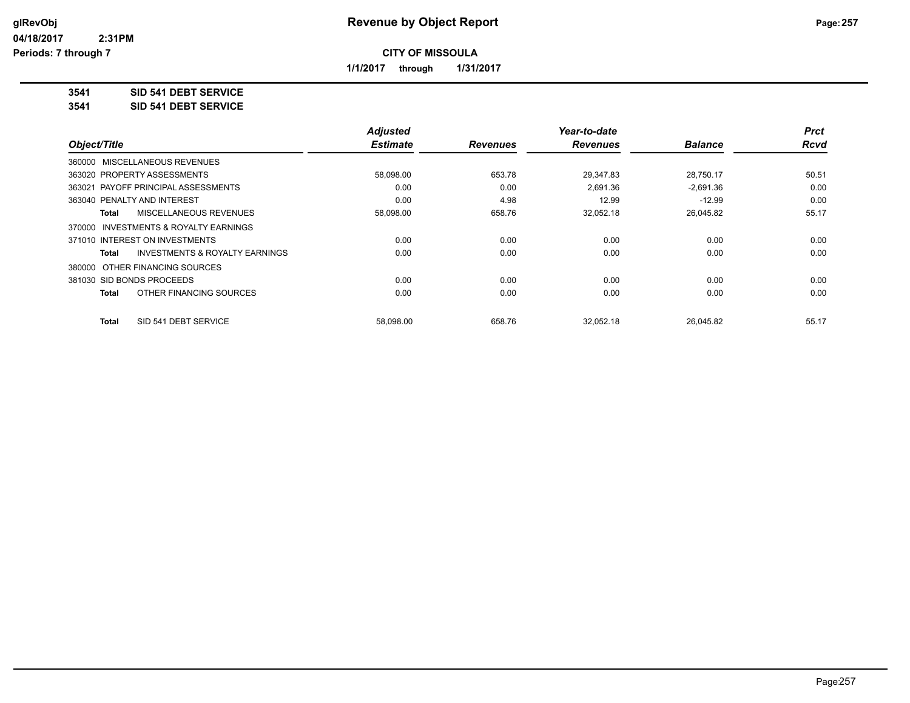# Revenue by Object Report

glRevObj
04/18/2017 2:31PM
Periods: 7 through 7

**CITY OF MISSOULA**

**1/1/2017 through 1/31/2017**

**3541 SID 541 DEBT SERVICE**
**3541 SID 541 DEBT SERVICE**

| Object/Title | Adjusted Estimate | Revenues | Year-to-date Revenues | Balance | Prct Rcvd |
|---|---|---|---|---|---|
| 360000 MISCELLANEOUS REVENUES | | | | | |
| 363020 PROPERTY ASSESSMENTS | 58,098.00 | 653.78 | 29,347.83 | 28,750.17 | 50.51 |
| 363021 PAYOFF PRINCIPAL ASSESSMENTS | 0.00 | 0.00 | 2,691.36 | -2,691.36 | 0.00 |
| 363040 PENALTY AND INTEREST | 0.00 | 4.98 | 12.99 | -12.99 | 0.00 |
| **Total** MISCELLANEOUS REVENUES | 58,098.00 | 658.76 | 32,052.18 | 26,045.82 | 55.17 |
| 370000 INVESTMENTS & ROYALTY EARNINGS | | | | | |
| 371010 INTEREST ON INVESTMENTS | 0.00 | 0.00 | 0.00 | 0.00 | 0.00 |
| **Total** INVESTMENTS & ROYALTY EARNINGS | 0.00 | 0.00 | 0.00 | 0.00 | 0.00 |
| 380000 OTHER FINANCING SOURCES | | | | | |
| 381030 SID BONDS PROCEEDS | 0.00 | 0.00 | 0.00 | 0.00 | 0.00 |
| **Total** OTHER FINANCING SOURCES | 0.00 | 0.00 | 0.00 | 0.00 | 0.00 |
| **Total** SID 541 DEBT SERVICE | 58,098.00 | 658.76 | 32,052.18 | 26,045.82 | 55.17 |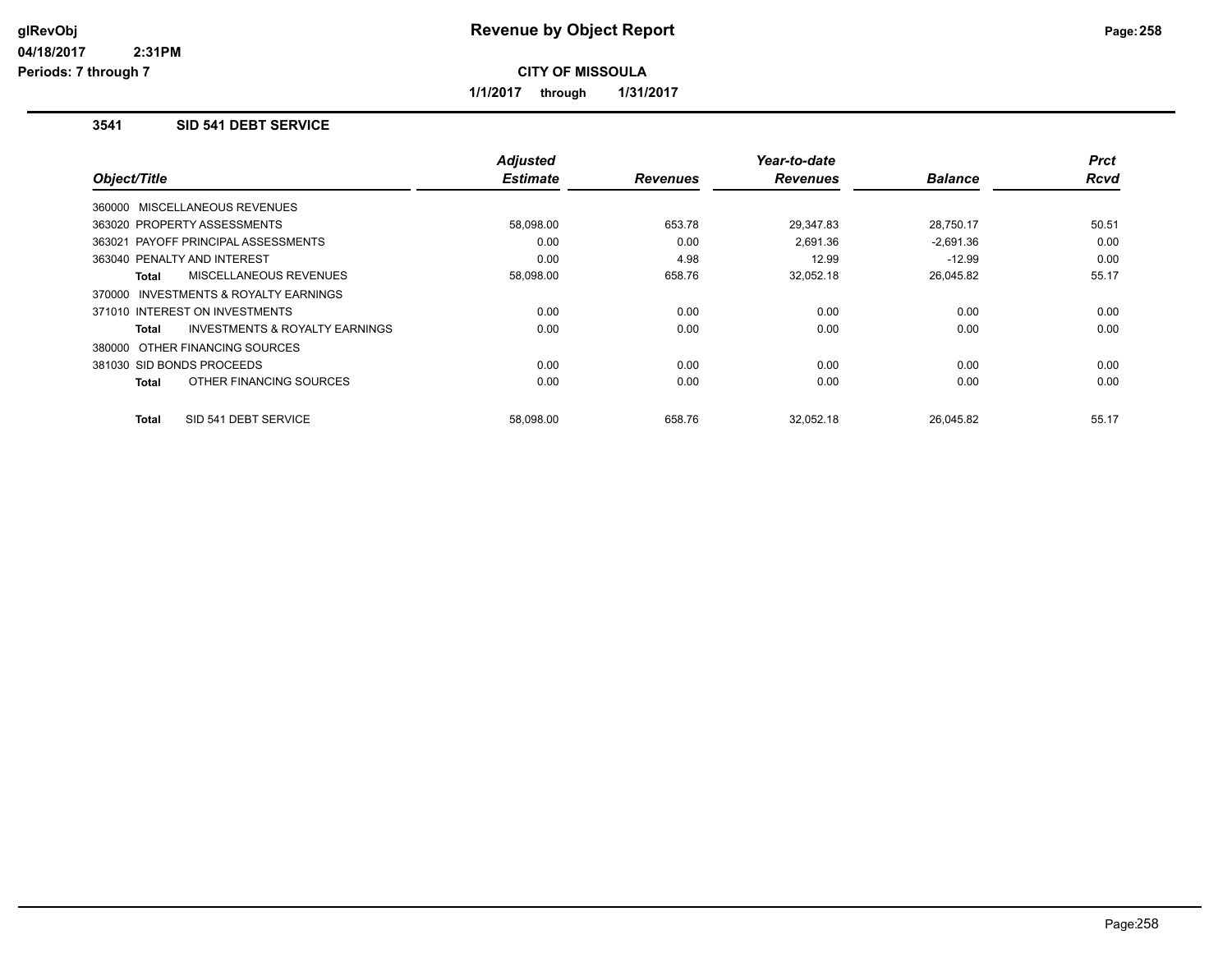# Revenue by Object Report

glRevObj
04/18/2017 2:31PM
Periods: 7 through 7

**CITY OF MISSOULA**

**1/1/2017 through 1/31/2017**

### 3541 SID 541 DEBT SERVICE

| Object/Title | Adjusted Estimate | Revenues | Year-to-date Revenues | Balance | Prct Rcvd |
|---|---|---|---|---|---|
| 360000 MISCELLANEOUS REVENUES | | | | | |
| 363020 PROPERTY ASSESSMENTS | 58,098.00 | 653.78 | 29,347.83 | 28,750.17 | 50.51 |
| 363021 PAYOFF PRINCIPAL ASSESSMENTS | 0.00 | 0.00 | 2,691.36 | -2,691.36 | 0.00 |
| 363040 PENALTY AND INTEREST | 0.00 | 4.98 | 12.99 | -12.99 | 0.00 |
| **Total** MISCELLANEOUS REVENUES | 58,098.00 | 658.76 | 32,052.18 | 26,045.82 | 55.17 |
| 370000 INVESTMENTS & ROYALTY EARNINGS | | | | | |
| 371010 INTEREST ON INVESTMENTS | 0.00 | 0.00 | 0.00 | 0.00 | 0.00 |
| **Total** INVESTMENTS & ROYALTY EARNINGS | 0.00 | 0.00 | 0.00 | 0.00 | 0.00 |
| 380000 OTHER FINANCING SOURCES | | | | | |
| 381030 SID BONDS PROCEEDS | 0.00 | 0.00 | 0.00 | 0.00 | 0.00 |
| **Total** OTHER FINANCING SOURCES | 0.00 | 0.00 | 0.00 | 0.00 | 0.00 |
| **Total** SID 541 DEBT SERVICE | 58,098.00 | 658.76 | 32,052.18 | 26,045.82 | 55.17 |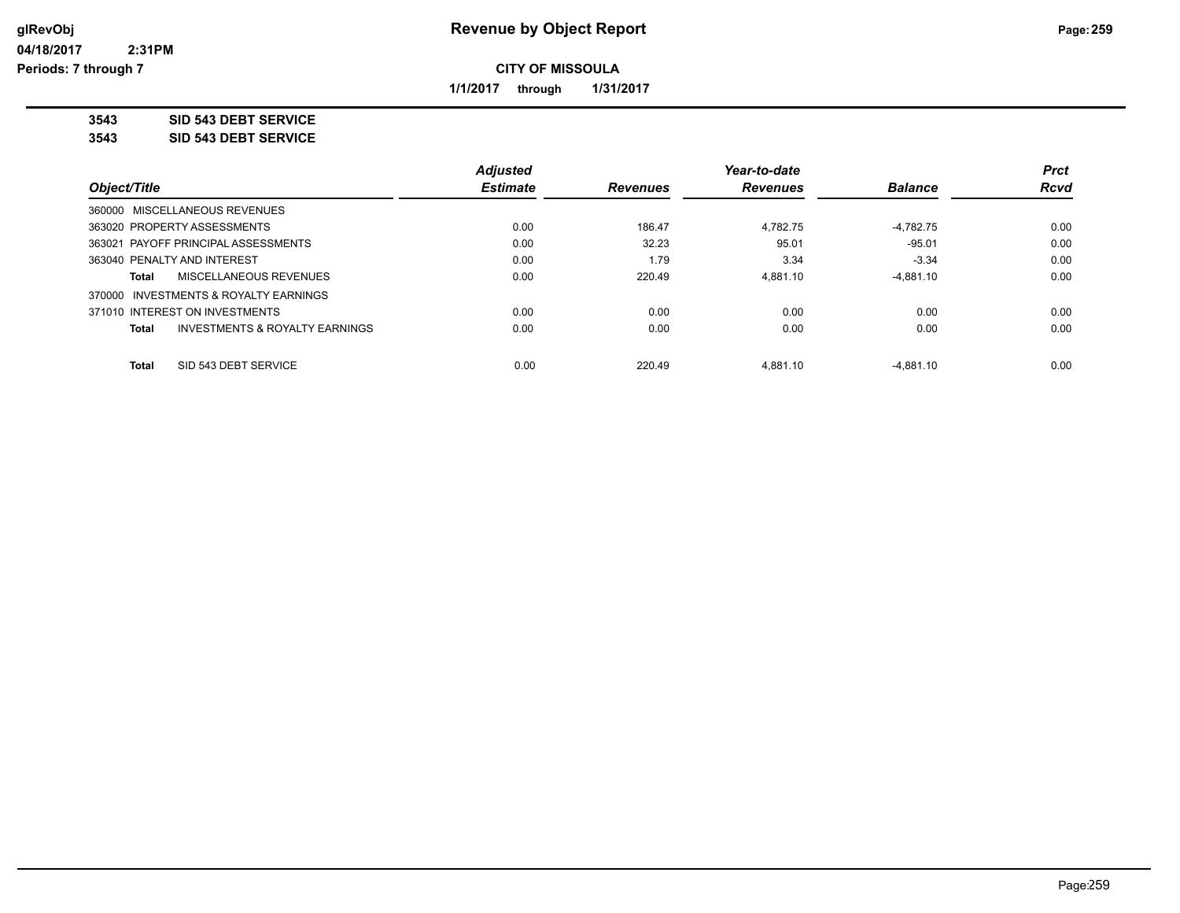**Revenue by Object Report**

**CITY OF MISSOULA**

**1/1/2017 through 1/31/2017**

glRevObj
04/18/2017 2:31PM
Periods: 7 through 7

**3543 SID 543 DEBT SERVICE**
**3543 SID 543 DEBT SERVICE**

| Object/Title | Adjusted Estimate | Revenues | Year-to-date Revenues | Balance | Prct Rcvd |
|---|---|---|---|---|---|
| 360000 MISCELLANEOUS REVENUES | | | | | |
| 363020 PROPERTY ASSESSMENTS | 0.00 | 186.47 | 4,782.75 | -4,782.75 | 0.00 |
| 363021 PAYOFF PRINCIPAL ASSESSMENTS | 0.00 | 32.23 | 95.01 | -95.01 | 0.00 |
| 363040 PENALTY AND INTEREST | 0.00 | 1.79 | 3.34 | -3.34 | 0.00 |
| **Total** MISCELLANEOUS REVENUES | 0.00 | 220.49 | 4,881.10 | -4,881.10 | 0.00 |
| 370000 INVESTMENTS & ROYALTY EARNINGS | | | | | |
| 371010 INTEREST ON INVESTMENTS | 0.00 | 0.00 | 0.00 | 0.00 | 0.00 |
| **Total** INVESTMENTS & ROYALTY EARNINGS | 0.00 | 0.00 | 0.00 | 0.00 | 0.00 |
| **Total** SID 543 DEBT SERVICE | 0.00 | 220.49 | 4,881.10 | -4,881.10 | 0.00 |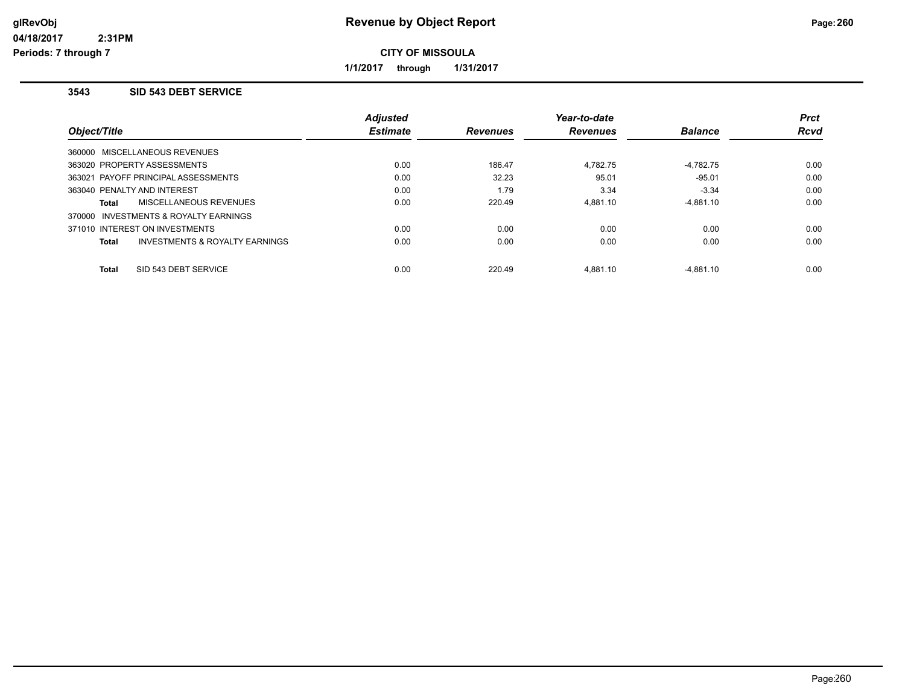**glRevObj**
**04/18/2017 2:31PM**
**Periods: 7 through 7**

# Revenue by Object Report

**CITY OF MISSOULA**

**1/1/2017 through 1/31/2017**

## 3543 SID 543 DEBT SERVICE

| Object/Title | Adjusted Estimate | Revenues | Year-to-date Revenues | Balance | Prct Rcvd |
|---|---|---|---|---|---|
| 360000 MISCELLANEOUS REVENUES | | | | | |
| 363020 PROPERTY ASSESSMENTS | 0.00 | 186.47 | 4,782.75 | -4,782.75 | 0.00 |
| 363021 PAYOFF PRINCIPAL ASSESSMENTS | 0.00 | 32.23 | 95.01 | -95.01 | 0.00 |
| 363040 PENALTY AND INTEREST | 0.00 | 1.79 | 3.34 | -3.34 | 0.00 |
| **Total** MISCELLANEOUS REVENUES | 0.00 | 220.49 | 4,881.10 | -4,881.10 | 0.00 |
| 370000 INVESTMENTS & ROYALTY EARNINGS | | | | | |
| 371010 INTEREST ON INVESTMENTS | 0.00 | 0.00 | 0.00 | 0.00 | 0.00 |
| **Total** INVESTMENTS & ROYALTY EARNINGS | 0.00 | 0.00 | 0.00 | 0.00 | 0.00 |
| **Total** SID 543 DEBT SERVICE | 0.00 | 220.49 | 4,881.10 | -4,881.10 | 0.00 |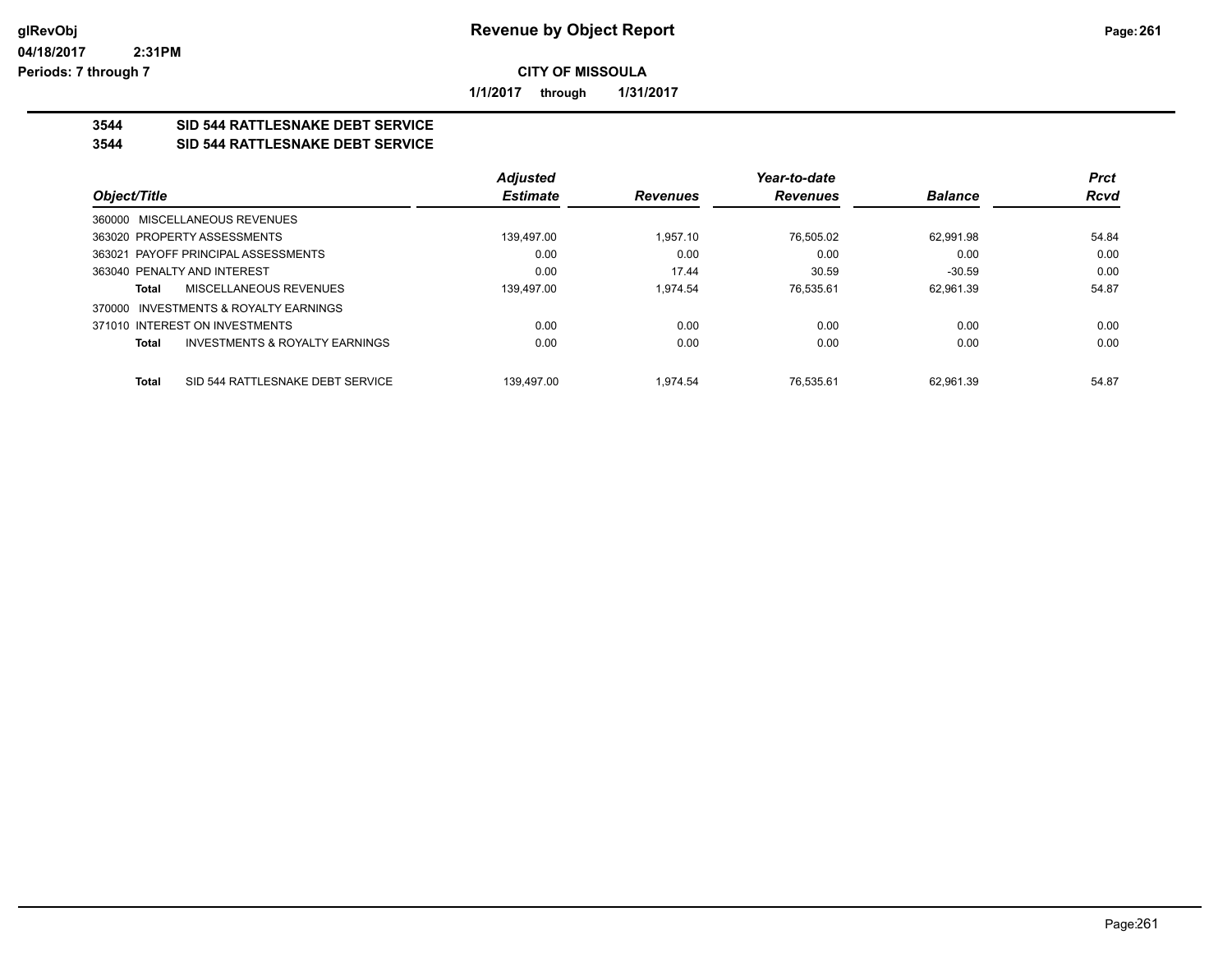**CITY OF MISSOULA**

**1/1/2017 through 1/31/2017**

**3544 SID 544 RATTLESNAKE DEBT SERVICE**

**3544 SID 544 RATTLESNAKE DEBT SERVICE**

| Object/Title | | Adjusted Estimate | Revenues | Year-to-date Revenues | Balance | Prct Rcvd |
|---|---|---|---|---|---|---|
| 360000 MISCELLANEOUS REVENUES | | | | | | |
| 363020 PROPERTY ASSESSMENTS | | 139,497.00 | 1,957.10 | 76,505.02 | 62,991.98 | 54.84 |
| 363021 PAYOFF PRINCIPAL ASSESSMENTS | | 0.00 | 0.00 | 0.00 | 0.00 | 0.00 |
| 363040 PENALTY AND INTEREST | | 0.00 | 17.44 | 30.59 | -30.59 | 0.00 |
| Total | MISCELLANEOUS REVENUES | 139,497.00 | 1,974.54 | 76,535.61 | 62,961.39 | 54.87 |
| 370000 INVESTMENTS & ROYALTY EARNINGS | | | | | | |
| 371010 INTEREST ON INVESTMENTS | | 0.00 | 0.00 | 0.00 | 0.00 | 0.00 |
| Total | INVESTMENTS & ROYALTY EARNINGS | 0.00 | 0.00 | 0.00 | 0.00 | 0.00 |
| Total | SID 544 RATTLESNAKE DEBT SERVICE | 139,497.00 | 1,974.54 | 76,535.61 | 62,961.39 | 54.87 |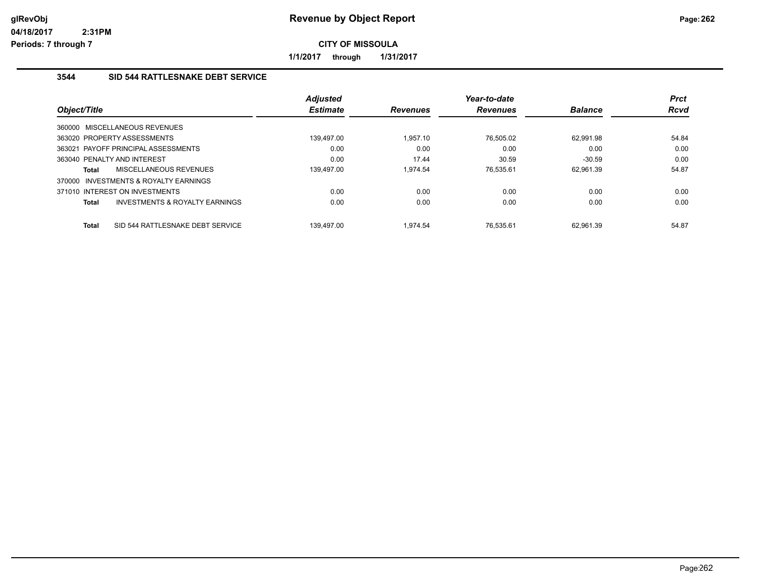# Revenue by Object Report

glRevObj
04/18/2017 2:31PM
Periods: 7 through 7

**CITY OF MISSOULA**

**1/1/2017 through 1/31/2017**

## 3544 SID 544 RATTLESNAKE DEBT SERVICE

| Object/Title | Adjusted Estimate | Revenues | Year-to-date Revenues | Balance | Prct Rcvd |
|---|---|---|---|---|---|
| 360000 MISCELLANEOUS REVENUES | | | | | |
| 363020 PROPERTY ASSESSMENTS | 139,497.00 | 1,957.10 | 76,505.02 | 62,991.98 | 54.84 |
| 363021 PAYOFF PRINCIPAL ASSESSMENTS | 0.00 | 0.00 | 0.00 | 0.00 | 0.00 |
| 363040 PENALTY AND INTEREST | 0.00 | 17.44 | 30.59 | -30.59 | 0.00 |
| **Total** MISCELLANEOUS REVENUES | 139,497.00 | 1,974.54 | 76,535.61 | 62,961.39 | 54.87 |
| 370000 INVESTMENTS & ROYALTY EARNINGS | | | | | |
| 371010 INTEREST ON INVESTMENTS | 0.00 | 0.00 | 0.00 | 0.00 | 0.00 |
| **Total** INVESTMENTS & ROYALTY EARNINGS | 0.00 | 0.00 | 0.00 | 0.00 | 0.00 |
| **Total** SID 544 RATTLESNAKE DEBT SERVICE | 139,497.00 | 1,974.54 | 76,535.61 | 62,961.39 | 54.87 |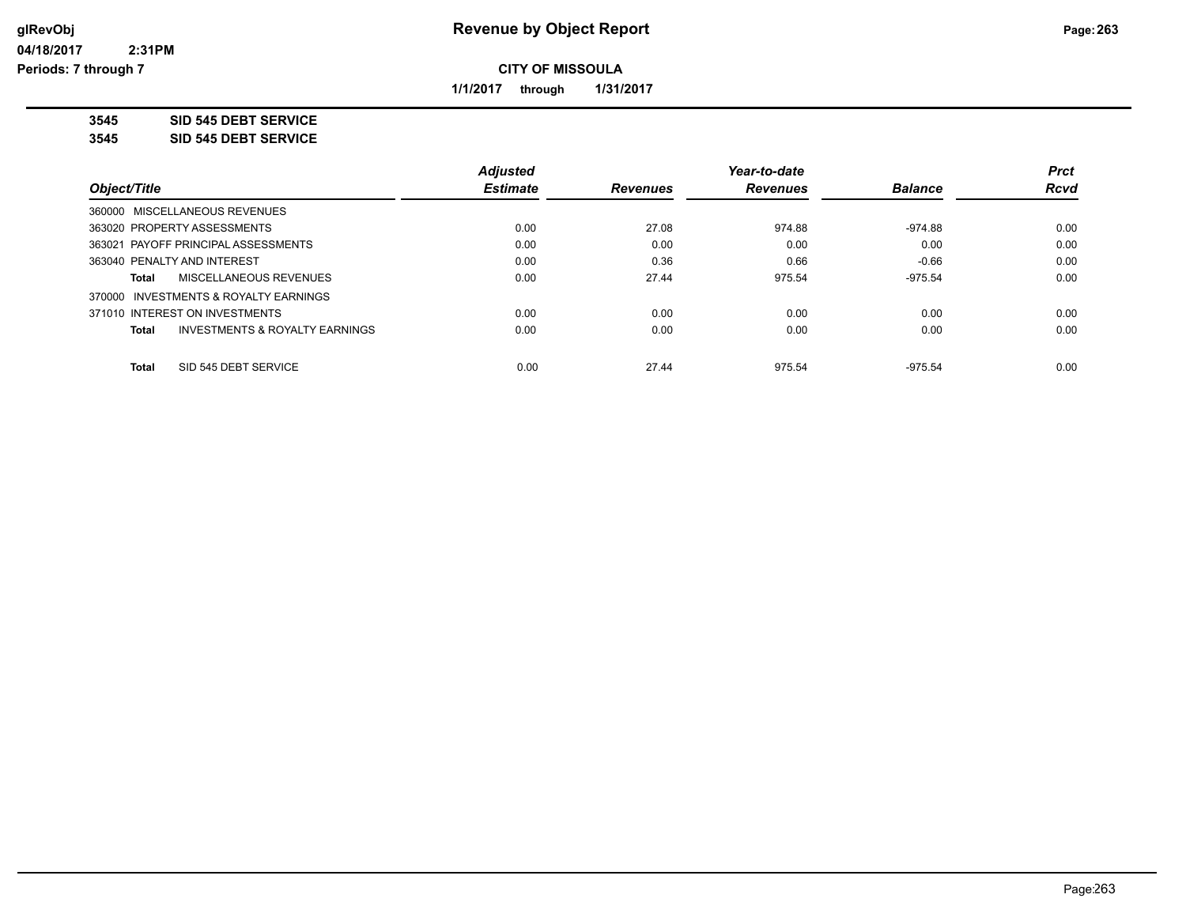**CITY OF MISSOULA**

**1/1/2017 through 1/31/2017**

**Revenue by Object Report**

glRevObj
04/18/2017 2:31PM
Periods: 7 through 7

**3545 SID 545 DEBT SERVICE**
**3545 SID 545 DEBT SERVICE**

| Object/Title | Adjusted Estimate | Revenues | Year-to-date Revenues | Balance | Prct Rcvd |
|---|---|---|---|---|---|
| 360000 MISCELLANEOUS REVENUES | | | | | |
| 363020 PROPERTY ASSESSMENTS | 0.00 | 27.08 | 974.88 | -974.88 | 0.00 |
| 363021 PAYOFF PRINCIPAL ASSESSMENTS | 0.00 | 0.00 | 0.00 | 0.00 | 0.00 |
| 363040 PENALTY AND INTEREST | 0.00 | 0.36 | 0.66 | -0.66 | 0.00 |
| **Total** MISCELLANEOUS REVENUES | 0.00 | 27.44 | 975.54 | -975.54 | 0.00 |
| 370000 INVESTMENTS & ROYALTY EARNINGS | | | | | |
| 371010 INTEREST ON INVESTMENTS | 0.00 | 0.00 | 0.00 | 0.00 | 0.00 |
| **Total** INVESTMENTS & ROYALTY EARNINGS | 0.00 | 0.00 | 0.00 | 0.00 | 0.00 |
| **Total** SID 545 DEBT SERVICE | 0.00 | 27.44 | 975.54 | -975.54 | 0.00 |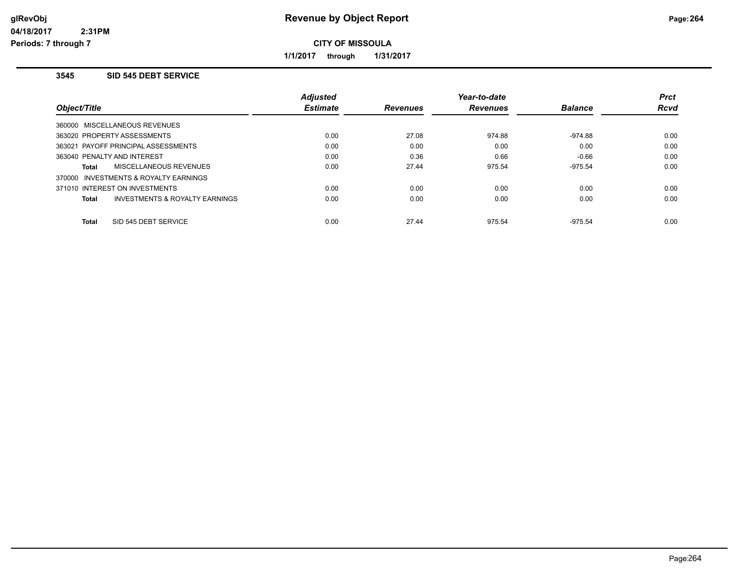# Revenue by Object Report

glRevObj
04/18/2017 2:31PM
Periods: 7 through 7

**CITY OF MISSOULA**

**1/1/2017 through 1/31/2017**

### 3545 SID 545 DEBT SERVICE

| Object/Title | Adjusted Estimate | Revenues | Year-to-date Revenues | Balance | Prct Rcvd |
|---|---|---|---|---|---|
| 360000 MISCELLANEOUS REVENUES | | | | | |
| 363020 PROPERTY ASSESSMENTS | 0.00 | 27.08 | 974.88 | -974.88 | 0.00 |
| 363021 PAYOFF PRINCIPAL ASSESSMENTS | 0.00 | 0.00 | 0.00 | 0.00 | 0.00 |
| 363040 PENALTY AND INTEREST | 0.00 | 0.36 | 0.66 | -0.66 | 0.00 |
| **Total** MISCELLANEOUS REVENUES | 0.00 | 27.44 | 975.54 | -975.54 | 0.00 |
| 370000 INVESTMENTS & ROYALTY EARNINGS | | | | | |
| 371010 INTEREST ON INVESTMENTS | 0.00 | 0.00 | 0.00 | 0.00 | 0.00 |
| **Total** INVESTMENTS & ROYALTY EARNINGS | 0.00 | 0.00 | 0.00 | 0.00 | 0.00 |
| **Total** SID 545 DEBT SERVICE | 0.00 | 27.44 | 975.54 | -975.54 | 0.00 |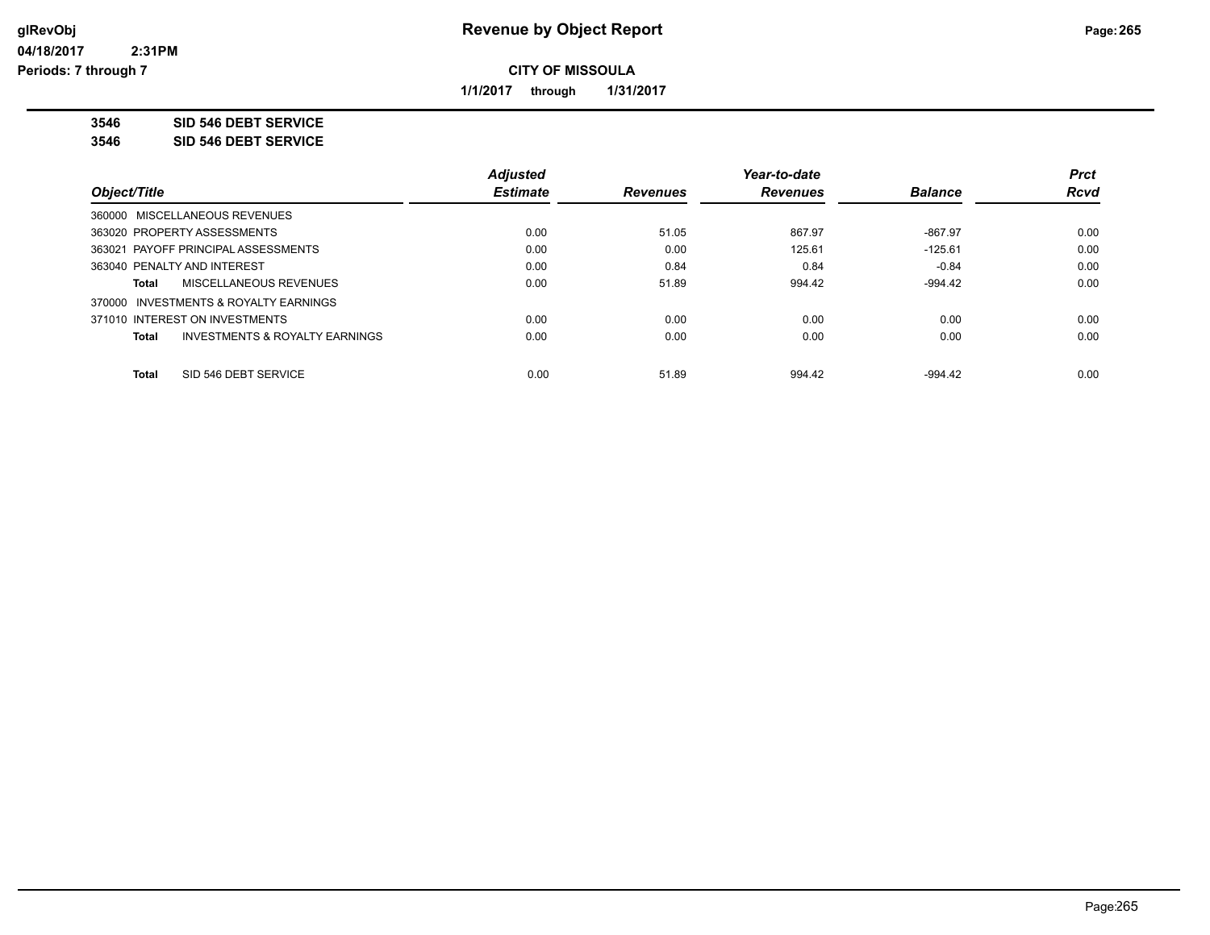# Revenue by Object Report

glRevObj
04/18/2017 2:31PM
Periods: 7 through 7

**CITY OF MISSOULA**

**1/1/2017 through 1/31/2017**

**3546 SID 546 DEBT SERVICE**
**3546 SID 546 DEBT SERVICE**

| Object/Title | Adjusted Estimate | Revenues | Year-to-date Revenues | Balance | Prct Rcvd |
|---|---|---|---|---|---|
| 360000 MISCELLANEOUS REVENUES | | | | | |
| 363020 PROPERTY ASSESSMENTS | 0.00 | 51.05 | 867.97 | -867.97 | 0.00 |
| 363021 PAYOFF PRINCIPAL ASSESSMENTS | 0.00 | 0.00 | 125.61 | -125.61 | 0.00 |
| 363040 PENALTY AND INTEREST | 0.00 | 0.84 | 0.84 | -0.84 | 0.00 |
| **Total** MISCELLANEOUS REVENUES | 0.00 | 51.89 | 994.42 | -994.42 | 0.00 |
| 370000 INVESTMENTS & ROYALTY EARNINGS | | | | | |
| 371010 INTEREST ON INVESTMENTS | 0.00 | 0.00 | 0.00 | 0.00 | 0.00 |
| **Total** INVESTMENTS & ROYALTY EARNINGS | 0.00 | 0.00 | 0.00 | 0.00 | 0.00 |
| **Total** SID 546 DEBT SERVICE | 0.00 | 51.89 | 994.42 | -994.42 | 0.00 |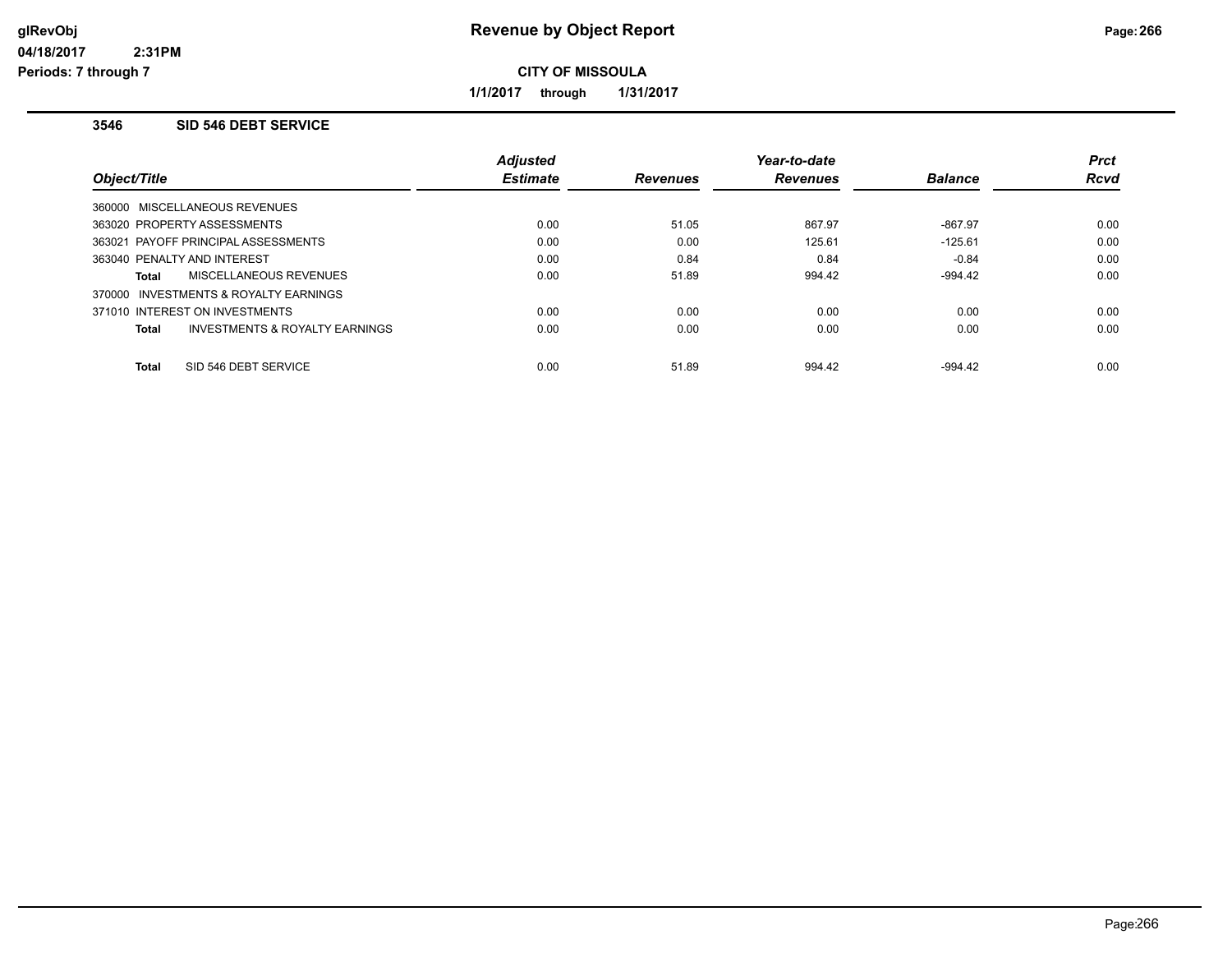# Revenue by Object Report

**CITY OF MISSOULA**

**1/1/2017 through 1/31/2017**

glRevObj
04/18/2017 2:31PM
Periods: 7 through 7

### 3546 SID 546 DEBT SERVICE

| Object/Title | Adjusted Estimate | Revenues | Year-to-date Revenues | Balance | Prct Rcvd |
|---|---|---|---|---|---|
| 360000 MISCELLANEOUS REVENUES | | | | | |
| 363020 PROPERTY ASSESSMENTS | 0.00 | 51.05 | 867.97 | -867.97 | 0.00 |
| 363021 PAYOFF PRINCIPAL ASSESSMENTS | 0.00 | 0.00 | 125.61 | -125.61 | 0.00 |
| 363040 PENALTY AND INTEREST | 0.00 | 0.84 | 0.84 | -0.84 | 0.00 |
| **Total** MISCELLANEOUS REVENUES | 0.00 | 51.89 | 994.42 | -994.42 | 0.00 |
| 370000 INVESTMENTS & ROYALTY EARNINGS | | | | | |
| 371010 INTEREST ON INVESTMENTS | 0.00 | 0.00 | 0.00 | 0.00 | 0.00 |
| **Total** INVESTMENTS & ROYALTY EARNINGS | 0.00 | 0.00 | 0.00 | 0.00 | 0.00 |
| **Total** SID 546 DEBT SERVICE | 0.00 | 51.89 | 994.42 | -994.42 | 0.00 |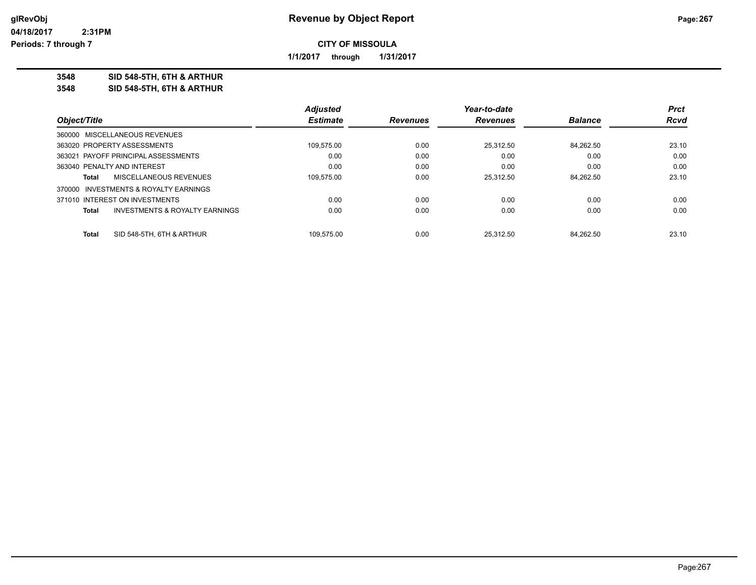# Revenue by Object Report

**CITY OF MISSOULA**

**1/1/2017 through 1/31/2017**

**3548 SID 548-5TH, 6TH & ARTHUR**
**3548 SID 548-5TH, 6TH & ARTHUR**

| Object/Title | | Adjusted Estimate | Revenues | Year-to-date Revenues | Balance | Prct Rcvd |
|---|---|---|---|---|---|---|
| 360000 MISCELLANEOUS REVENUES | | | | | | |
| 363020 PROPERTY ASSESSMENTS | | 109,575.00 | 0.00 | 25,312.50 | 84,262.50 | 23.10 |
| 363021 PAYOFF PRINCIPAL ASSESSMENTS | | 0.00 | 0.00 | 0.00 | 0.00 | 0.00 |
| 363040 PENALTY AND INTEREST | | 0.00 | 0.00 | 0.00 | 0.00 | 0.00 |
| Total | MISCELLANEOUS REVENUES | 109,575.00 | 0.00 | 25,312.50 | 84,262.50 | 23.10 |
| 370000 INVESTMENTS & ROYALTY EARNINGS | | | | | | |
| 371010 INTEREST ON INVESTMENTS | | 0.00 | 0.00 | 0.00 | 0.00 | 0.00 |
| Total | INVESTMENTS & ROYALTY EARNINGS | 0.00 | 0.00 | 0.00 | 0.00 | 0.00 |
| Total | SID 548-5TH, 6TH & ARTHUR | 109,575.00 | 0.00 | 25,312.50 | 84,262.50 | 23.10 |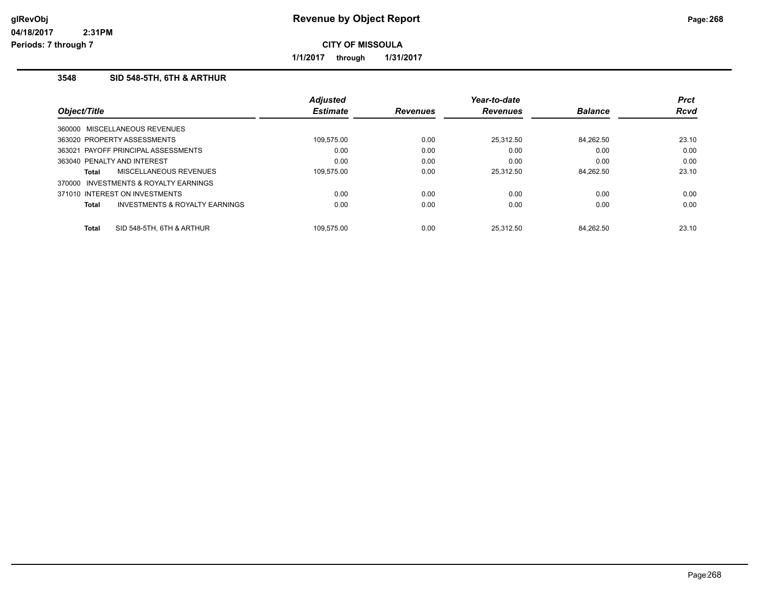# Revenue by Object Report

glRevObj
04/18/2017 2:31PM
Periods: 7 through 7

**CITY OF MISSOULA**

**1/1/2017 through 1/31/2017**

### 3548 SID 548-5TH, 6TH & ARTHUR

| Object/Title | Adjusted Estimate | Revenues | Year-to-date Revenues | Balance | Prct Rcvd |
|---|---|---|---|---|---|
| 360000 MISCELLANEOUS REVENUES | | | | | |
| 363020 PROPERTY ASSESSMENTS | 109,575.00 | 0.00 | 25,312.50 | 84,262.50 | 23.10 |
| 363021 PAYOFF PRINCIPAL ASSESSMENTS | 0.00 | 0.00 | 0.00 | 0.00 | 0.00 |
| 363040 PENALTY AND INTEREST | 0.00 | 0.00 | 0.00 | 0.00 | 0.00 |
| **Total** MISCELLANEOUS REVENUES | 109,575.00 | 0.00 | 25,312.50 | 84,262.50 | 23.10 |
| 370000 INVESTMENTS & ROYALTY EARNINGS | | | | | |
| 371010 INTEREST ON INVESTMENTS | 0.00 | 0.00 | 0.00 | 0.00 | 0.00 |
| **Total** INVESTMENTS & ROYALTY EARNINGS | 0.00 | 0.00 | 0.00 | 0.00 | 0.00 |
| **Total** SID 548-5TH, 6TH & ARTHUR | 109,575.00 | 0.00 | 25,312.50 | 84,262.50 | 23.10 |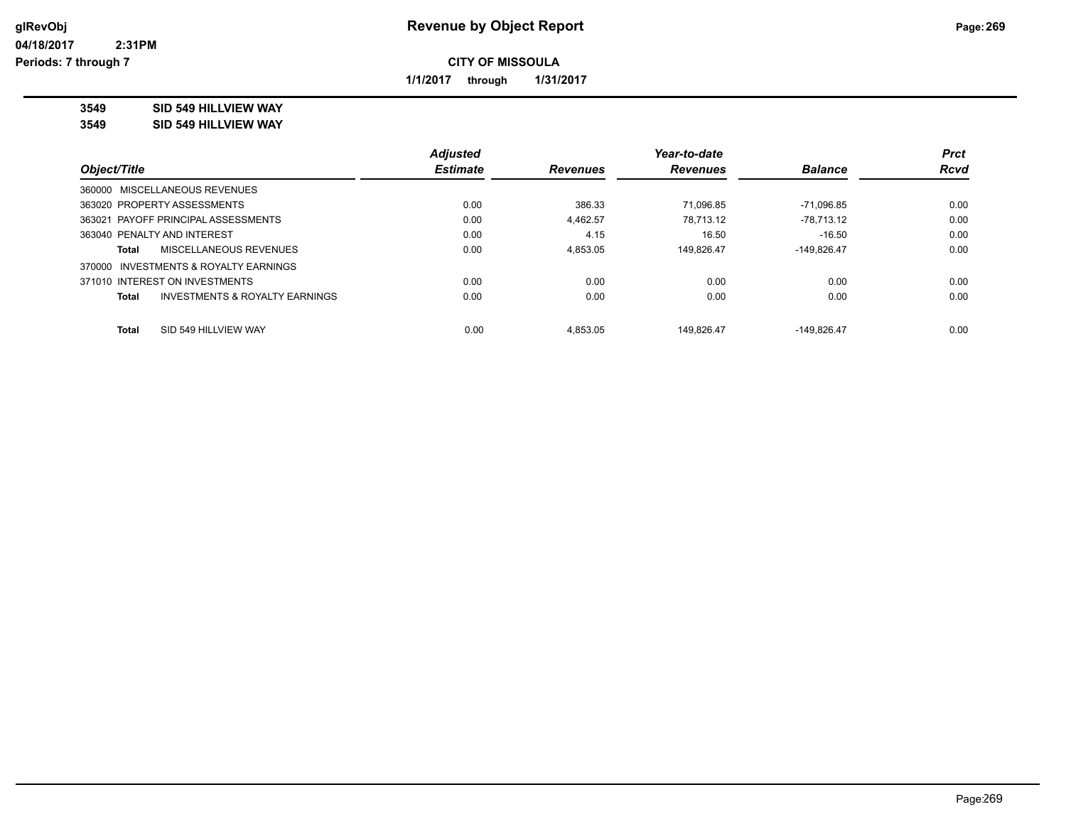**Revenue by Object Report**

glRevObj
04/18/2017 2:31PM
Periods: 7 through 7

**CITY OF MISSOULA**

**1/1/2017 through 1/31/2017**

**3549 SID 549 HILLVIEW WAY**
**3549 SID 549 HILLVIEW WAY**

| Object/Title | Adjusted Estimate | Revenues | Year-to-date Revenues | Balance | Prct Rcvd |
|---|---|---|---|---|---|
| 360000 MISCELLANEOUS REVENUES | | | | | |
| 363020 PROPERTY ASSESSMENTS | 0.00 | 386.33 | 71,096.85 | -71,096.85 | 0.00 |
| 363021 PAYOFF PRINCIPAL ASSESSMENTS | 0.00 | 4,462.57 | 78,713.12 | -78,713.12 | 0.00 |
| 363040 PENALTY AND INTEREST | 0.00 | 4.15 | 16.50 | -16.50 | 0.00 |
| **Total** MISCELLANEOUS REVENUES | 0.00 | 4,853.05 | 149,826.47 | -149,826.47 | 0.00 |
| 370000 INVESTMENTS & ROYALTY EARNINGS | | | | | |
| 371010 INTEREST ON INVESTMENTS | 0.00 | 0.00 | 0.00 | 0.00 | 0.00 |
| **Total** INVESTMENTS & ROYALTY EARNINGS | 0.00 | 0.00 | 0.00 | 0.00 | 0.00 |
| **Total** SID 549 HILLVIEW WAY | 0.00 | 4,853.05 | 149,826.47 | -149,826.47 | 0.00 |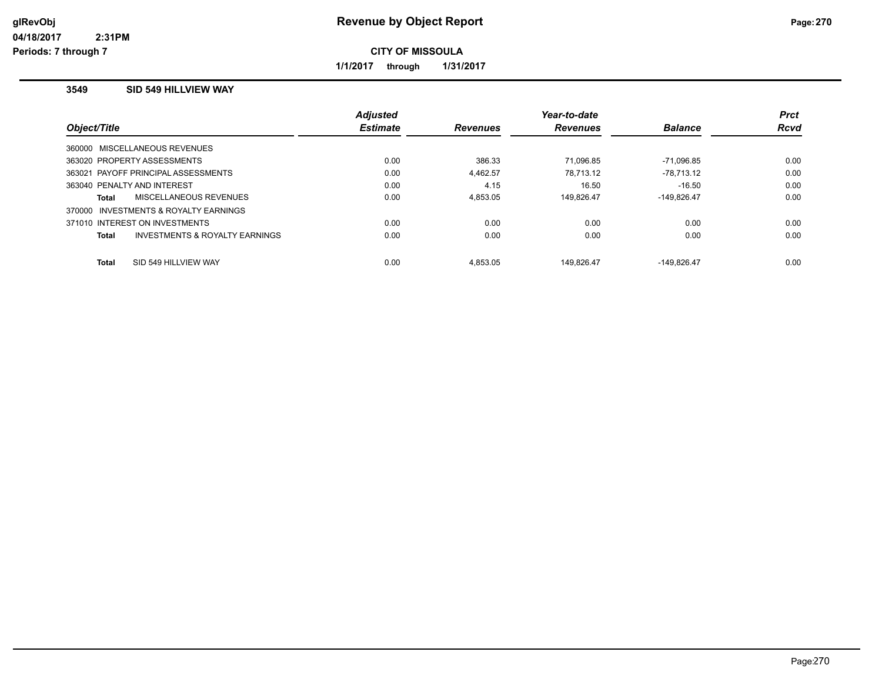# Revenue by Object Report

**CITY OF MISSOULA**

**1/1/2017 through 1/31/2017**

glRevObj
04/18/2017 2:31PM
Periods: 7 through 7

### 3549 SID 549 HILLVIEW WAY

| Object/Title | Adjusted Estimate | Revenues | Year-to-date Revenues | Balance | Prct Rcvd |
|---|---|---|---|---|---|
| 360000 MISCELLANEOUS REVENUES | | | | | |
| 363020 PROPERTY ASSESSMENTS | 0.00 | 386.33 | 71,096.85 | -71,096.85 | 0.00 |
| 363021 PAYOFF PRINCIPAL ASSESSMENTS | 0.00 | 4,462.57 | 78,713.12 | -78,713.12 | 0.00 |
| 363040 PENALTY AND INTEREST | 0.00 | 4.15 | 16.50 | -16.50 | 0.00 |
| **Total** MISCELLANEOUS REVENUES | 0.00 | 4,853.05 | 149,826.47 | -149,826.47 | 0.00 |
| 370000 INVESTMENTS & ROYALTY EARNINGS | | | | | |
| 371010 INTEREST ON INVESTMENTS | 0.00 | 0.00 | 0.00 | 0.00 | 0.00 |
| **Total** INVESTMENTS & ROYALTY EARNINGS | 0.00 | 0.00 | 0.00 | 0.00 | 0.00 |
| **Total** SID 549 HILLVIEW WAY | 0.00 | 4,853.05 | 149,826.47 | -149,826.47 | 0.00 |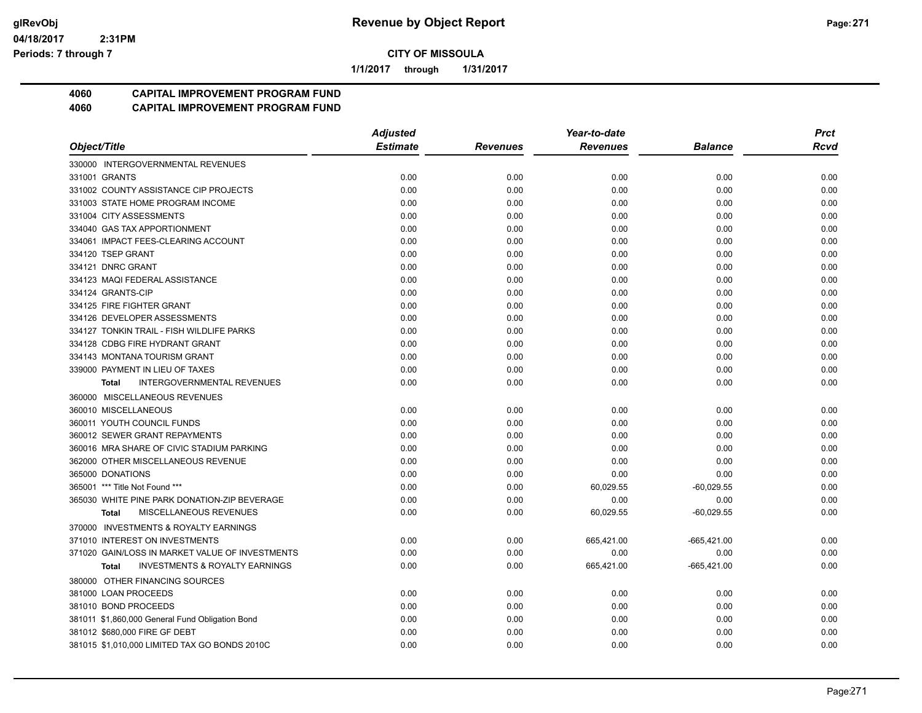# Revenue by Object Report

glRevObj
04/18/2017 2:31PM
Periods: 7 through 7

**CITY OF MISSOULA**

1/1/2017 through 1/31/2017

**4060 CAPITAL IMPROVEMENT PROGRAM FUND**
**4060 CAPITAL IMPROVEMENT PROGRAM FUND**

| Object/Title | Adjusted Estimate | Revenues | Year-to-date Revenues | Balance | Prct Rcvd |
|---|---|---|---|---|---|
| 330000 INTERGOVERNMENTAL REVENUES | | | | | |
| 331001 GRANTS | 0.00 | 0.00 | 0.00 | 0.00 | 0.00 |
| 331002 COUNTY ASSISTANCE CIP PROJECTS | 0.00 | 0.00 | 0.00 | 0.00 | 0.00 |
| 331003 STATE HOME PROGRAM INCOME | 0.00 | 0.00 | 0.00 | 0.00 | 0.00 |
| 331004 CITY ASSESSMENTS | 0.00 | 0.00 | 0.00 | 0.00 | 0.00 |
| 334040 GAS TAX APPORTIONMENT | 0.00 | 0.00 | 0.00 | 0.00 | 0.00 |
| 334061 IMPACT FEES-CLEARING ACCOUNT | 0.00 | 0.00 | 0.00 | 0.00 | 0.00 |
| 334120 TSEP GRANT | 0.00 | 0.00 | 0.00 | 0.00 | 0.00 |
| 334121 DNRC GRANT | 0.00 | 0.00 | 0.00 | 0.00 | 0.00 |
| 334123 MAQI FEDERAL ASSISTANCE | 0.00 | 0.00 | 0.00 | 0.00 | 0.00 |
| 334124 GRANTS-CIP | 0.00 | 0.00 | 0.00 | 0.00 | 0.00 |
| 334125 FIRE FIGHTER GRANT | 0.00 | 0.00 | 0.00 | 0.00 | 0.00 |
| 334126 DEVELOPER ASSESSMENTS | 0.00 | 0.00 | 0.00 | 0.00 | 0.00 |
| 334127 TONKIN TRAIL - FISH WILDLIFE PARKS | 0.00 | 0.00 | 0.00 | 0.00 | 0.00 |
| 334128 CDBG FIRE HYDRANT GRANT | 0.00 | 0.00 | 0.00 | 0.00 | 0.00 |
| 334143 MONTANA TOURISM GRANT | 0.00 | 0.00 | 0.00 | 0.00 | 0.00 |
| 339000 PAYMENT IN LIEU OF TAXES | 0.00 | 0.00 | 0.00 | 0.00 | 0.00 |
| **Total** INTERGOVERNMENTAL REVENUES | 0.00 | 0.00 | 0.00 | 0.00 | 0.00 |
| 360000 MISCELLANEOUS REVENUES | | | | | |
| 360010 MISCELLANEOUS | 0.00 | 0.00 | 0.00 | 0.00 | 0.00 |
| 360011 YOUTH COUNCIL FUNDS | 0.00 | 0.00 | 0.00 | 0.00 | 0.00 |
| 360012 SEWER GRANT REPAYMENTS | 0.00 | 0.00 | 0.00 | 0.00 | 0.00 |
| 360016 MRA SHARE OF CIVIC STADIUM PARKING | 0.00 | 0.00 | 0.00 | 0.00 | 0.00 |
| 362000 OTHER MISCELLANEOUS REVENUE | 0.00 | 0.00 | 0.00 | 0.00 | 0.00 |
| 365000 DONATIONS | 0.00 | 0.00 | 0.00 | 0.00 | 0.00 |
| 365001 *** Title Not Found *** | 0.00 | 0.00 | 60,029.55 | -60,029.55 | 0.00 |
| 365030 WHITE PINE PARK DONATION-ZIP BEVERAGE | 0.00 | 0.00 | 0.00 | 0.00 | 0.00 |
| **Total** MISCELLANEOUS REVENUES | 0.00 | 0.00 | 60,029.55 | -60,029.55 | 0.00 |
| 370000 INVESTMENTS & ROYALTY EARNINGS | | | | | |
| 371010 INTEREST ON INVESTMENTS | 0.00 | 0.00 | 665,421.00 | -665,421.00 | 0.00 |
| 371020 GAIN/LOSS IN MARKET VALUE OF INVESTMENTS | 0.00 | 0.00 | 0.00 | 0.00 | 0.00 |
| **Total** INVESTMENTS & ROYALTY EARNINGS | 0.00 | 0.00 | 665,421.00 | -665,421.00 | 0.00 |
| 380000 OTHER FINANCING SOURCES | | | | | |
| 381000 LOAN PROCEEDS | 0.00 | 0.00 | 0.00 | 0.00 | 0.00 |
| 381010 BOND PROCEEDS | 0.00 | 0.00 | 0.00 | 0.00 | 0.00 |
| 381011 $1,860,000 General Fund Obligation Bond | 0.00 | 0.00 | 0.00 | 0.00 | 0.00 |
| 381012 $680,000 FIRE GF DEBT | 0.00 | 0.00 | 0.00 | 0.00 | 0.00 |
| 381015 $1,010,000 LIMITED TAX GO BONDS 2010C | 0.00 | 0.00 | 0.00 | 0.00 | 0.00 |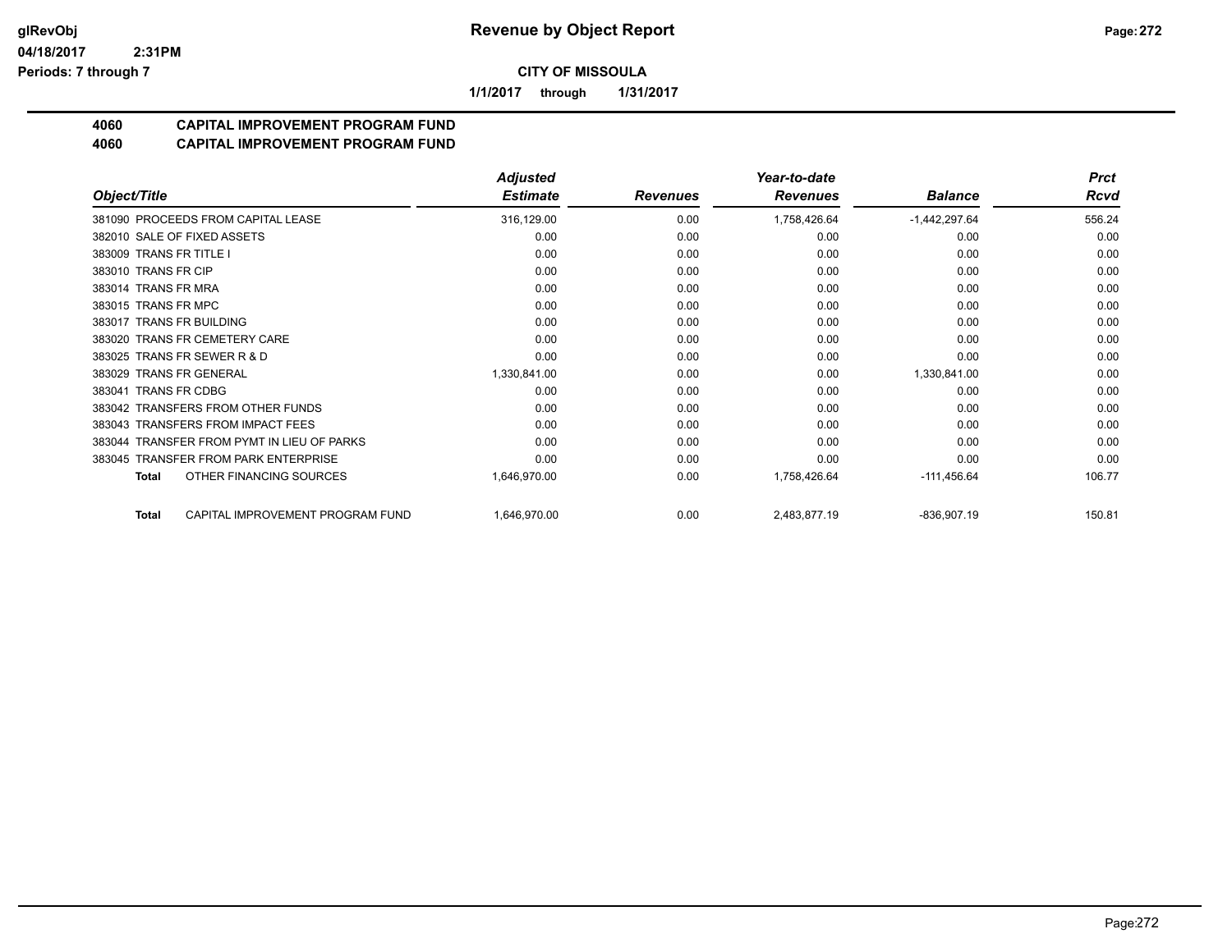**CITY OF MISSOULA**

**1/1/2017 through 1/31/2017**

## 4060 CAPITAL IMPROVEMENT PROGRAM FUND
## 4060 CAPITAL IMPROVEMENT PROGRAM FUND

| Object/Title | Adjusted Estimate | Revenues | Year-to-date Revenues | Balance | Prct Rcvd |
|---|---|---|---|---|---|
| 381090 PROCEEDS FROM CAPITAL LEASE | 316,129.00 | 0.00 | 1,758,426.64 | -1,442,297.64 | 556.24 |
| 382010 SALE OF FIXED ASSETS | 0.00 | 0.00 | 0.00 | 0.00 | 0.00 |
| 383009 TRANS FR TITLE I | 0.00 | 0.00 | 0.00 | 0.00 | 0.00 |
| 383010 TRANS FR CIP | 0.00 | 0.00 | 0.00 | 0.00 | 0.00 |
| 383014 TRANS FR MRA | 0.00 | 0.00 | 0.00 | 0.00 | 0.00 |
| 383015 TRANS FR MPC | 0.00 | 0.00 | 0.00 | 0.00 | 0.00 |
| 383017 TRANS FR BUILDING | 0.00 | 0.00 | 0.00 | 0.00 | 0.00 |
| 383020 TRANS FR CEMETERY CARE | 0.00 | 0.00 | 0.00 | 0.00 | 0.00 |
| 383025 TRANS FR SEWER R & D | 0.00 | 0.00 | 0.00 | 0.00 | 0.00 |
| 383029 TRANS FR GENERAL | 1,330,841.00 | 0.00 | 0.00 | 1,330,841.00 | 0.00 |
| 383041 TRANS FR CDBG | 0.00 | 0.00 | 0.00 | 0.00 | 0.00 |
| 383042 TRANSFERS FROM OTHER FUNDS | 0.00 | 0.00 | 0.00 | 0.00 | 0.00 |
| 383043 TRANSFERS FROM IMPACT FEES | 0.00 | 0.00 | 0.00 | 0.00 | 0.00 |
| 383044 TRANSFER FROM PYMT IN LIEU OF PARKS | 0.00 | 0.00 | 0.00 | 0.00 | 0.00 |
| 383045 TRANSFER FROM PARK ENTERPRISE | 0.00 | 0.00 | 0.00 | 0.00 | 0.00 |
| **Total** OTHER FINANCING SOURCES | 1,646,970.00 | 0.00 | 1,758,426.64 | -111,456.64 | 106.77 |
| **Total** CAPITAL IMPROVEMENT PROGRAM FUND | 1,646,970.00 | 0.00 | 2,483,877.19 | -836,907.19 | 150.81 |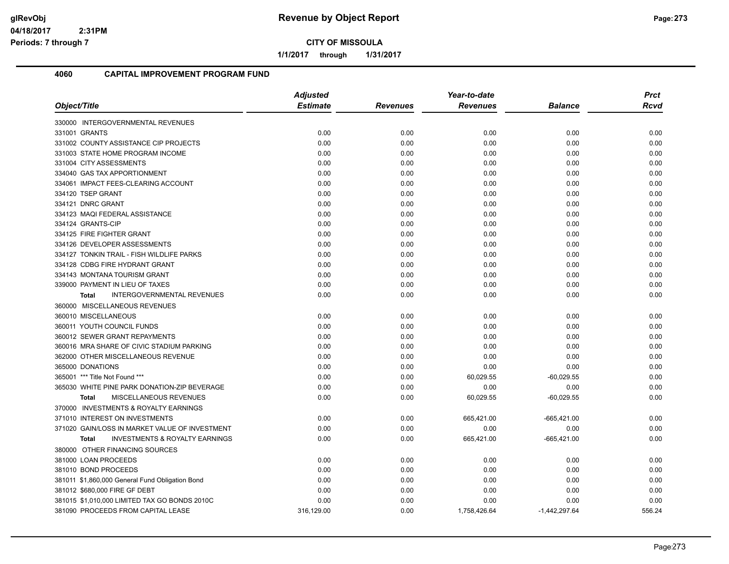**glRevObj** 04/18/2017 2:31PM
Periods: 7 through 7

# Revenue by Object Report

**CITY OF MISSOULA**

**1/1/2017 through 1/31/2017**

## 4060 CAPITAL IMPROVEMENT PROGRAM FUND

| Object/Title | Adjusted Estimate | Revenues | Year-to-date Revenues | Balance | Prct Rcvd |
|---|---|---|---|---|---|
| 330000 INTERGOVERNMENTAL REVENUES | | | | | |
| 331001 GRANTS | 0.00 | 0.00 | 0.00 | 0.00 | 0.00 |
| 331002 COUNTY ASSISTANCE CIP PROJECTS | 0.00 | 0.00 | 0.00 | 0.00 | 0.00 |
| 331003 STATE HOME PROGRAM INCOME | 0.00 | 0.00 | 0.00 | 0.00 | 0.00 |
| 331004 CITY ASSESSMENTS | 0.00 | 0.00 | 0.00 | 0.00 | 0.00 |
| 334040 GAS TAX APPORTIONMENT | 0.00 | 0.00 | 0.00 | 0.00 | 0.00 |
| 334061 IMPACT FEES-CLEARING ACCOUNT | 0.00 | 0.00 | 0.00 | 0.00 | 0.00 |
| 334120 TSEP GRANT | 0.00 | 0.00 | 0.00 | 0.00 | 0.00 |
| 334121 DNRC GRANT | 0.00 | 0.00 | 0.00 | 0.00 | 0.00 |
| 334123 MAQI FEDERAL ASSISTANCE | 0.00 | 0.00 | 0.00 | 0.00 | 0.00 |
| 334124 GRANTS-CIP | 0.00 | 0.00 | 0.00 | 0.00 | 0.00 |
| 334125 FIRE FIGHTER GRANT | 0.00 | 0.00 | 0.00 | 0.00 | 0.00 |
| 334126 DEVELOPER ASSESSMENTS | 0.00 | 0.00 | 0.00 | 0.00 | 0.00 |
| 334127 TONKIN TRAIL - FISH WILDLIFE PARKS | 0.00 | 0.00 | 0.00 | 0.00 | 0.00 |
| 334128 CDBG FIRE HYDRANT GRANT | 0.00 | 0.00 | 0.00 | 0.00 | 0.00 |
| 334143 MONTANA TOURISM GRANT | 0.00 | 0.00 | 0.00 | 0.00 | 0.00 |
| 339000 PAYMENT IN LIEU OF TAXES | 0.00 | 0.00 | 0.00 | 0.00 | 0.00 |
| **Total** INTERGOVERNMENTAL REVENUES | 0.00 | 0.00 | 0.00 | 0.00 | 0.00 |
| 360000 MISCELLANEOUS REVENUES | | | | | |
| 360010 MISCELLANEOUS | 0.00 | 0.00 | 0.00 | 0.00 | 0.00 |
| 360011 YOUTH COUNCIL FUNDS | 0.00 | 0.00 | 0.00 | 0.00 | 0.00 |
| 360012 SEWER GRANT REPAYMENTS | 0.00 | 0.00 | 0.00 | 0.00 | 0.00 |
| 360016 MRA SHARE OF CIVIC STADIUM PARKING | 0.00 | 0.00 | 0.00 | 0.00 | 0.00 |
| 362000 OTHER MISCELLANEOUS REVENUE | 0.00 | 0.00 | 0.00 | 0.00 | 0.00 |
| 365000 DONATIONS | 0.00 | 0.00 | 0.00 | 0.00 | 0.00 |
| 365001 *** Title Not Found *** | 0.00 | 0.00 | 60,029.55 | -60,029.55 | 0.00 |
| 365030 WHITE PINE PARK DONATION-ZIP BEVERAGE | 0.00 | 0.00 | 0.00 | 0.00 | 0.00 |
| **Total** MISCELLANEOUS REVENUES | 0.00 | 0.00 | 60,029.55 | -60,029.55 | 0.00 |
| 370000 INVESTMENTS & ROYALTY EARNINGS | | | | | |
| 371010 INTEREST ON INVESTMENTS | 0.00 | 0.00 | 665,421.00 | -665,421.00 | 0.00 |
| 371020 GAIN/LOSS IN MARKET VALUE OF INVESTMENT | 0.00 | 0.00 | 0.00 | 0.00 | 0.00 |
| **Total** INVESTMENTS & ROYALTY EARNINGS | 0.00 | 0.00 | 665,421.00 | -665,421.00 | 0.00 |
| 380000 OTHER FINANCING SOURCES | | | | | |
| 381000 LOAN PROCEEDS | 0.00 | 0.00 | 0.00 | 0.00 | 0.00 |
| 381010 BOND PROCEEDS | 0.00 | 0.00 | 0.00 | 0.00 | 0.00 |
| 381011 $1,860,000 General Fund Obligation Bond | 0.00 | 0.00 | 0.00 | 0.00 | 0.00 |
| 381012 $680,000 FIRE GF DEBT | 0.00 | 0.00 | 0.00 | 0.00 | 0.00 |
| 381015 $1,010,000 LIMITED TAX GO BONDS 2010C | 0.00 | 0.00 | 0.00 | 0.00 | 0.00 |
| 381090 PROCEEDS FROM CAPITAL LEASE | 316,129.00 | 0.00 | 1,758,426.64 | -1,442,297.64 | 556.24 |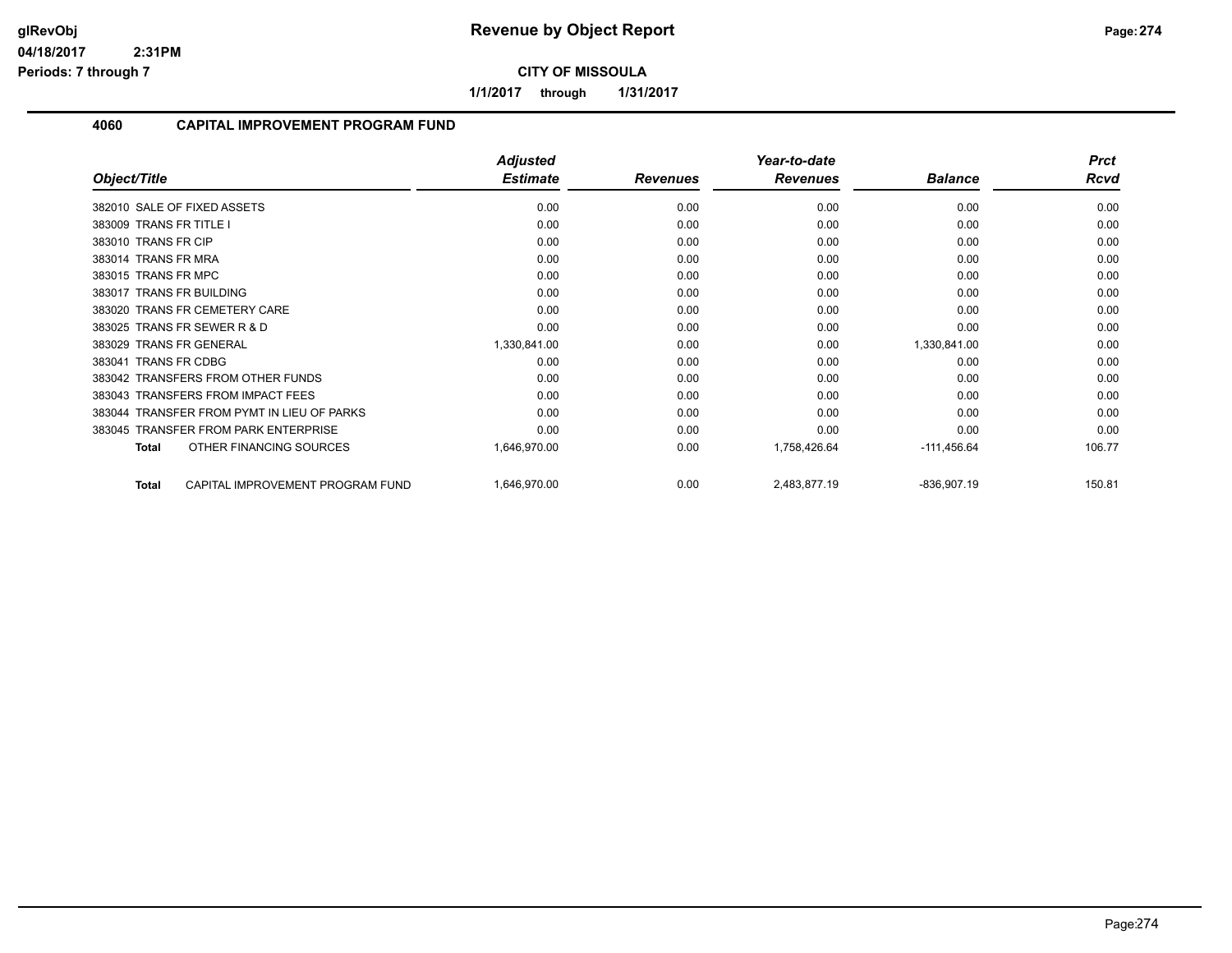# Revenue by Object Report

**CITY OF MISSOULA**

**1/1/2017 through 1/31/2017**

glRevObj
04/18/2017 2:31PM
Periods: 7 through 7

## 4060 CAPITAL IMPROVEMENT PROGRAM FUND

| Object/Title | Adjusted Estimate | Revenues | Year-to-date Revenues | Balance | Prct Rcvd |
|---|---|---|---|---|---|
| 382010 SALE OF FIXED ASSETS | 0.00 | 0.00 | 0.00 | 0.00 | 0.00 |
| 383009 TRANS FR TITLE I | 0.00 | 0.00 | 0.00 | 0.00 | 0.00 |
| 383010 TRANS FR CIP | 0.00 | 0.00 | 0.00 | 0.00 | 0.00 |
| 383014 TRANS FR MRA | 0.00 | 0.00 | 0.00 | 0.00 | 0.00 |
| 383015 TRANS FR MPC | 0.00 | 0.00 | 0.00 | 0.00 | 0.00 |
| 383017 TRANS FR BUILDING | 0.00 | 0.00 | 0.00 | 0.00 | 0.00 |
| 383020 TRANS FR CEMETERY CARE | 0.00 | 0.00 | 0.00 | 0.00 | 0.00 |
| 383025 TRANS FR SEWER R & D | 0.00 | 0.00 | 0.00 | 0.00 | 0.00 |
| 383029 TRANS FR GENERAL | 1,330,841.00 | 0.00 | 0.00 | 1,330,841.00 | 0.00 |
| 383041 TRANS FR CDBG | 0.00 | 0.00 | 0.00 | 0.00 | 0.00 |
| 383042 TRANSFERS FROM OTHER FUNDS | 0.00 | 0.00 | 0.00 | 0.00 | 0.00 |
| 383043 TRANSFERS FROM IMPACT FEES | 0.00 | 0.00 | 0.00 | 0.00 | 0.00 |
| 383044 TRANSFER FROM PYMT IN LIEU OF PARKS | 0.00 | 0.00 | 0.00 | 0.00 | 0.00 |
| 383045 TRANSFER FROM PARK ENTERPRISE | 0.00 | 0.00 | 0.00 | 0.00 | 0.00 |
| **Total** OTHER FINANCING SOURCES | 1,646,970.00 | 0.00 | 1,758,426.64 | -111,456.64 | 106.77 |
| **Total** CAPITAL IMPROVEMENT PROGRAM FUND | 1,646,970.00 | 0.00 | 2,483,877.19 | -836,907.19 | 150.81 |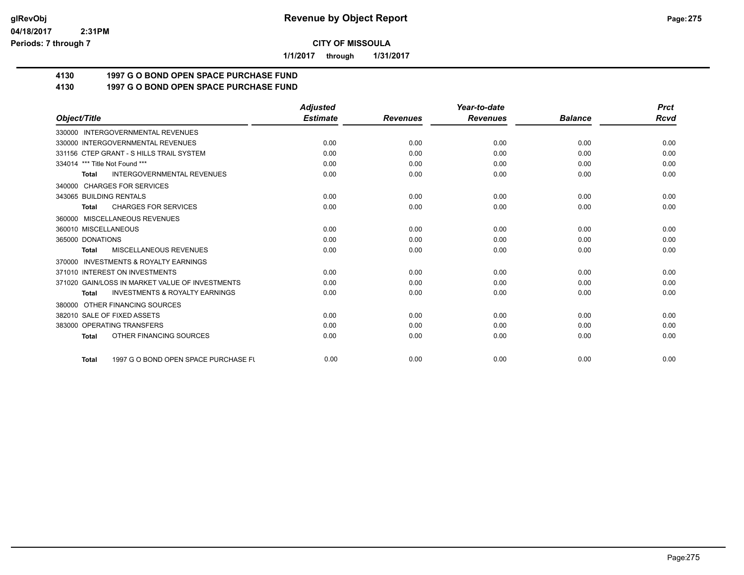## CITY OF MISSOULA

**1/1/2017 through 1/31/2017**

### 4130 1997 G O BOND OPEN SPACE PURCHASE FUND
### 4130 1997 G O BOND OPEN SPACE PURCHASE FUND

| Object/Title | Adjusted Estimate | Revenues | Year-to-date Revenues | Balance | Prct Rcvd |
|---|---|---|---|---|---|
| 330000 INTERGOVERNMENTAL REVENUES | | | | | |
| 330000 INTERGOVERNMENTAL REVENUES | 0.00 | 0.00 | 0.00 | 0.00 | 0.00 |
| 331156 CTEP GRANT - S HILLS TRAIL SYSTEM | 0.00 | 0.00 | 0.00 | 0.00 | 0.00 |
| 334014 *** Title Not Found *** | 0.00 | 0.00 | 0.00 | 0.00 | 0.00 |
| **Total** INTERGOVERNMENTAL REVENUES | 0.00 | 0.00 | 0.00 | 0.00 | 0.00 |
| 340000 CHARGES FOR SERVICES | | | | | |
| 343065 BUILDING RENTALS | 0.00 | 0.00 | 0.00 | 0.00 | 0.00 |
| **Total** CHARGES FOR SERVICES | 0.00 | 0.00 | 0.00 | 0.00 | 0.00 |
| 360000 MISCELLANEOUS REVENUES | | | | | |
| 360010 MISCELLANEOUS | 0.00 | 0.00 | 0.00 | 0.00 | 0.00 |
| 365000 DONATIONS | 0.00 | 0.00 | 0.00 | 0.00 | 0.00 |
| **Total** MISCELLANEOUS REVENUES | 0.00 | 0.00 | 0.00 | 0.00 | 0.00 |
| 370000 INVESTMENTS & ROYALTY EARNINGS | | | | | |
| 371010 INTEREST ON INVESTMENTS | 0.00 | 0.00 | 0.00 | 0.00 | 0.00 |
| 371020 GAIN/LOSS IN MARKET VALUE OF INVESTMENTS | 0.00 | 0.00 | 0.00 | 0.00 | 0.00 |
| **Total** INVESTMENTS & ROYALTY EARNINGS | 0.00 | 0.00 | 0.00 | 0.00 | 0.00 |
| 380000 OTHER FINANCING SOURCES | | | | | |
| 382010 SALE OF FIXED ASSETS | 0.00 | 0.00 | 0.00 | 0.00 | 0.00 |
| 383000 OPERATING TRANSFERS | 0.00 | 0.00 | 0.00 | 0.00 | 0.00 |
| **Total** OTHER FINANCING SOURCES | 0.00 | 0.00 | 0.00 | 0.00 | 0.00 |
| **Total** 1997 G O BOND OPEN SPACE PURCHASE FU | 0.00 | 0.00 | 0.00 | 0.00 | 0.00 |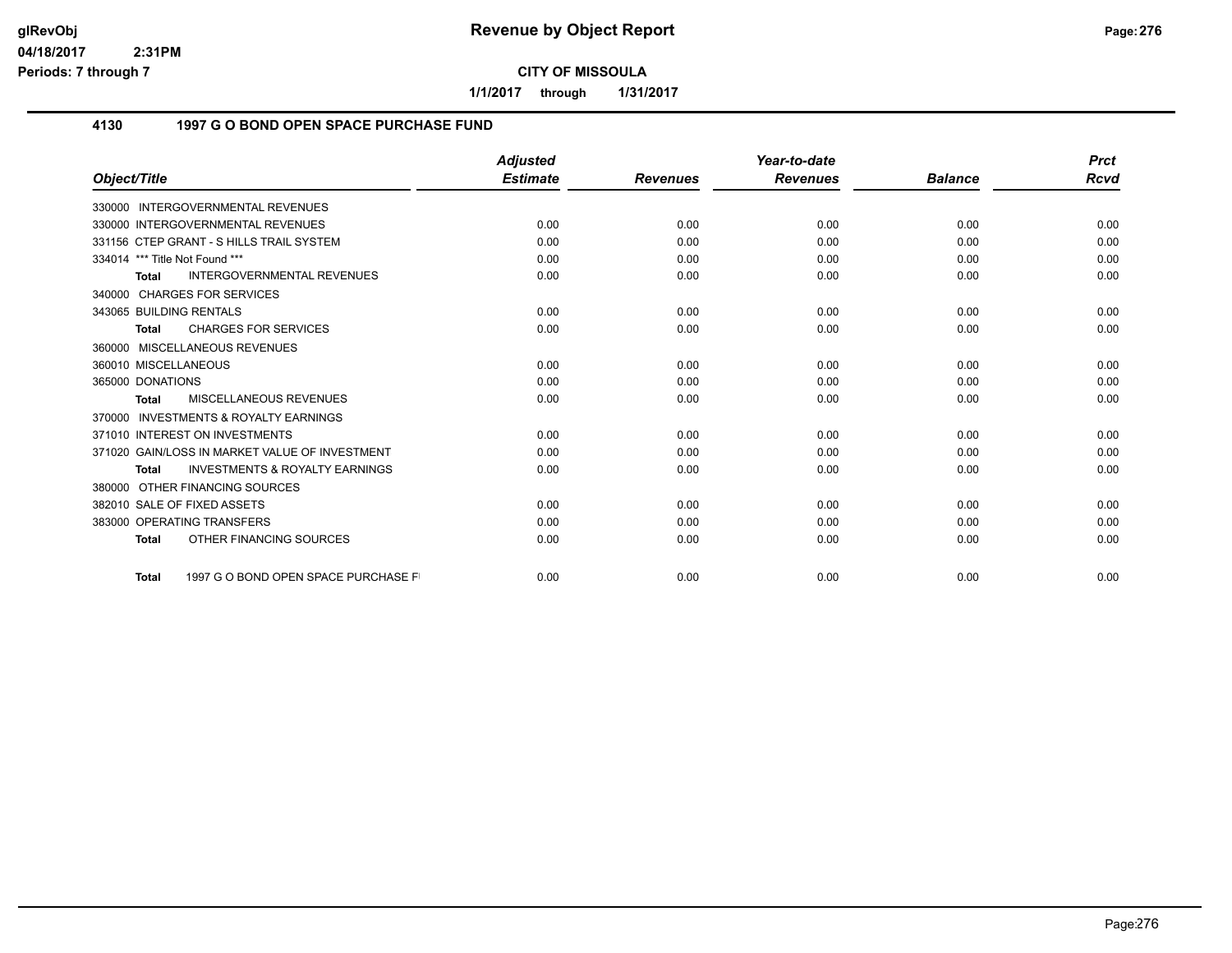**Revenue by Object Report**

**CITY OF MISSOULA**

**1/1/2017 through 1/31/2017**

glRevObj
04/18/2017 2:31PM
Periods: 7 through 7

## 4130 1997 G O BOND OPEN SPACE PURCHASE FUND

| Object/Title | Adjusted Estimate | Revenues | Year-to-date Revenues | Balance | Prct Rcvd |
|---|---|---|---|---|---|
| 330000 INTERGOVERNMENTAL REVENUES | | | | | |
| 330000 INTERGOVERNMENTAL REVENUES | 0.00 | 0.00 | 0.00 | 0.00 | 0.00 |
| 331156 CTEP GRANT - S HILLS TRAIL SYSTEM | 0.00 | 0.00 | 0.00 | 0.00 | 0.00 |
| 334014 *** Title Not Found *** | 0.00 | 0.00 | 0.00 | 0.00 | 0.00 |
| **Total** INTERGOVERNMENTAL REVENUES | 0.00 | 0.00 | 0.00 | 0.00 | 0.00 |
| 340000 CHARGES FOR SERVICES | | | | | |
| 343065 BUILDING RENTALS | 0.00 | 0.00 | 0.00 | 0.00 | 0.00 |
| **Total** CHARGES FOR SERVICES | 0.00 | 0.00 | 0.00 | 0.00 | 0.00 |
| 360000 MISCELLANEOUS REVENUES | | | | | |
| 360010 MISCELLANEOUS | 0.00 | 0.00 | 0.00 | 0.00 | 0.00 |
| 365000 DONATIONS | 0.00 | 0.00 | 0.00 | 0.00 | 0.00 |
| **Total** MISCELLANEOUS REVENUES | 0.00 | 0.00 | 0.00 | 0.00 | 0.00 |
| 370000 INVESTMENTS & ROYALTY EARNINGS | | | | | |
| 371010 INTEREST ON INVESTMENTS | 0.00 | 0.00 | 0.00 | 0.00 | 0.00 |
| 371020 GAIN/LOSS IN MARKET VALUE OF INVESTMENT | 0.00 | 0.00 | 0.00 | 0.00 | 0.00 |
| **Total** INVESTMENTS & ROYALTY EARNINGS | 0.00 | 0.00 | 0.00 | 0.00 | 0.00 |
| 380000 OTHER FINANCING SOURCES | | | | | |
| 382010 SALE OF FIXED ASSETS | 0.00 | 0.00 | 0.00 | 0.00 | 0.00 |
| 383000 OPERATING TRANSFERS | 0.00 | 0.00 | 0.00 | 0.00 | 0.00 |
| **Total** OTHER FINANCING SOURCES | 0.00 | 0.00 | 0.00 | 0.00 | 0.00 |
| **Total** 1997 G O BOND OPEN SPACE PURCHASE FI | 0.00 | 0.00 | 0.00 | 0.00 | 0.00 |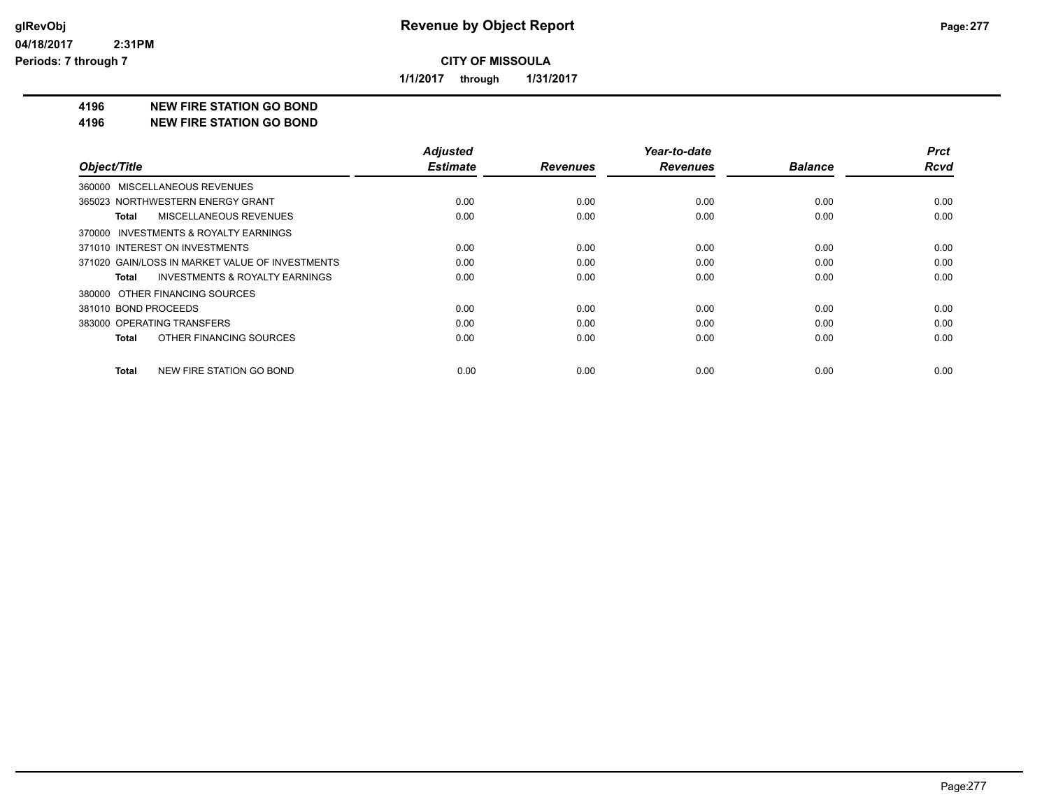# Revenue by Object Report

glRevObj
04/18/2017 2:31PM
Periods: 7 through 7

**CITY OF MISSOULA**

**1/1/2017 through 1/31/2017**

## 4196 NEW FIRE STATION GO BOND
## 4196 NEW FIRE STATION GO BOND

| Object/Title | Adjusted Estimate | Revenues | Year-to-date Revenues | Balance | Prct Rcvd |
|---|---|---|---|---|---|
| 360000 MISCELLANEOUS REVENUES | | | | | |
| 365023 NORTHWESTERN ENERGY GRANT | 0.00 | 0.00 | 0.00 | 0.00 | 0.00 |
| **Total** MISCELLANEOUS REVENUES | 0.00 | 0.00 | 0.00 | 0.00 | 0.00 |
| 370000 INVESTMENTS & ROYALTY EARNINGS | | | | | |
| 371010 INTEREST ON INVESTMENTS | 0.00 | 0.00 | 0.00 | 0.00 | 0.00 |
| 371020 GAIN/LOSS IN MARKET VALUE OF INVESTMENTS | 0.00 | 0.00 | 0.00 | 0.00 | 0.00 |
| **Total** INVESTMENTS & ROYALTY EARNINGS | 0.00 | 0.00 | 0.00 | 0.00 | 0.00 |
| 380000 OTHER FINANCING SOURCES | | | | | |
| 381010 BOND PROCEEDS | 0.00 | 0.00 | 0.00 | 0.00 | 0.00 |
| 383000 OPERATING TRANSFERS | 0.00 | 0.00 | 0.00 | 0.00 | 0.00 |
| **Total** OTHER FINANCING SOURCES | 0.00 | 0.00 | 0.00 | 0.00 | 0.00 |
| **Total** NEW FIRE STATION GO BOND | 0.00 | 0.00 | 0.00 | 0.00 | 0.00 |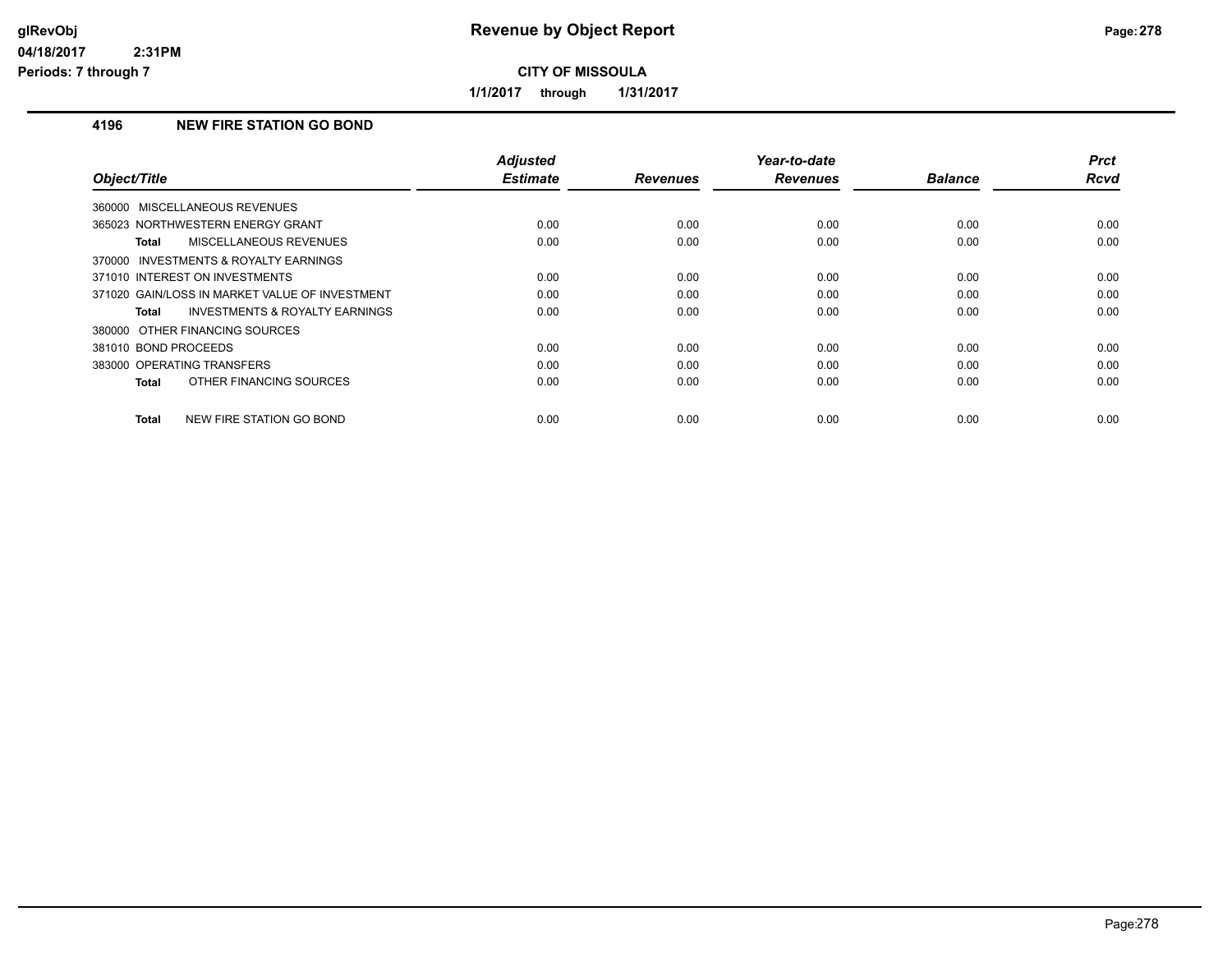# Revenue by Object Report

glRevObj
04/18/2017 2:31PM
Periods: 7 through 7

**CITY OF MISSOULA**

**1/1/2017 through 1/31/2017**

### 4196 NEW FIRE STATION GO BOND

| Object/Title | Adjusted Estimate | Revenues | Year-to-date Revenues | Balance | Prct Rcvd |
|---|---|---|---|---|---|
| 360000 MISCELLANEOUS REVENUES | | | | | |
| 365023 NORTHWESTERN ENERGY GRANT | 0.00 | 0.00 | 0.00 | 0.00 | 0.00 |
| **Total** MISCELLANEOUS REVENUES | 0.00 | 0.00 | 0.00 | 0.00 | 0.00 |
| 370000 INVESTMENTS & ROYALTY EARNINGS | | | | | |
| 371010 INTEREST ON INVESTMENTS | 0.00 | 0.00 | 0.00 | 0.00 | 0.00 |
| 371020 GAIN/LOSS IN MARKET VALUE OF INVESTMENT | 0.00 | 0.00 | 0.00 | 0.00 | 0.00 |
| **Total** INVESTMENTS & ROYALTY EARNINGS | 0.00 | 0.00 | 0.00 | 0.00 | 0.00 |
| 380000 OTHER FINANCING SOURCES | | | | | |
| 381010 BOND PROCEEDS | 0.00 | 0.00 | 0.00 | 0.00 | 0.00 |
| 383000 OPERATING TRANSFERS | 0.00 | 0.00 | 0.00 | 0.00 | 0.00 |
| **Total** OTHER FINANCING SOURCES | 0.00 | 0.00 | 0.00 | 0.00 | 0.00 |
| **Total** NEW FIRE STATION GO BOND | 0.00 | 0.00 | 0.00 | 0.00 | 0.00 |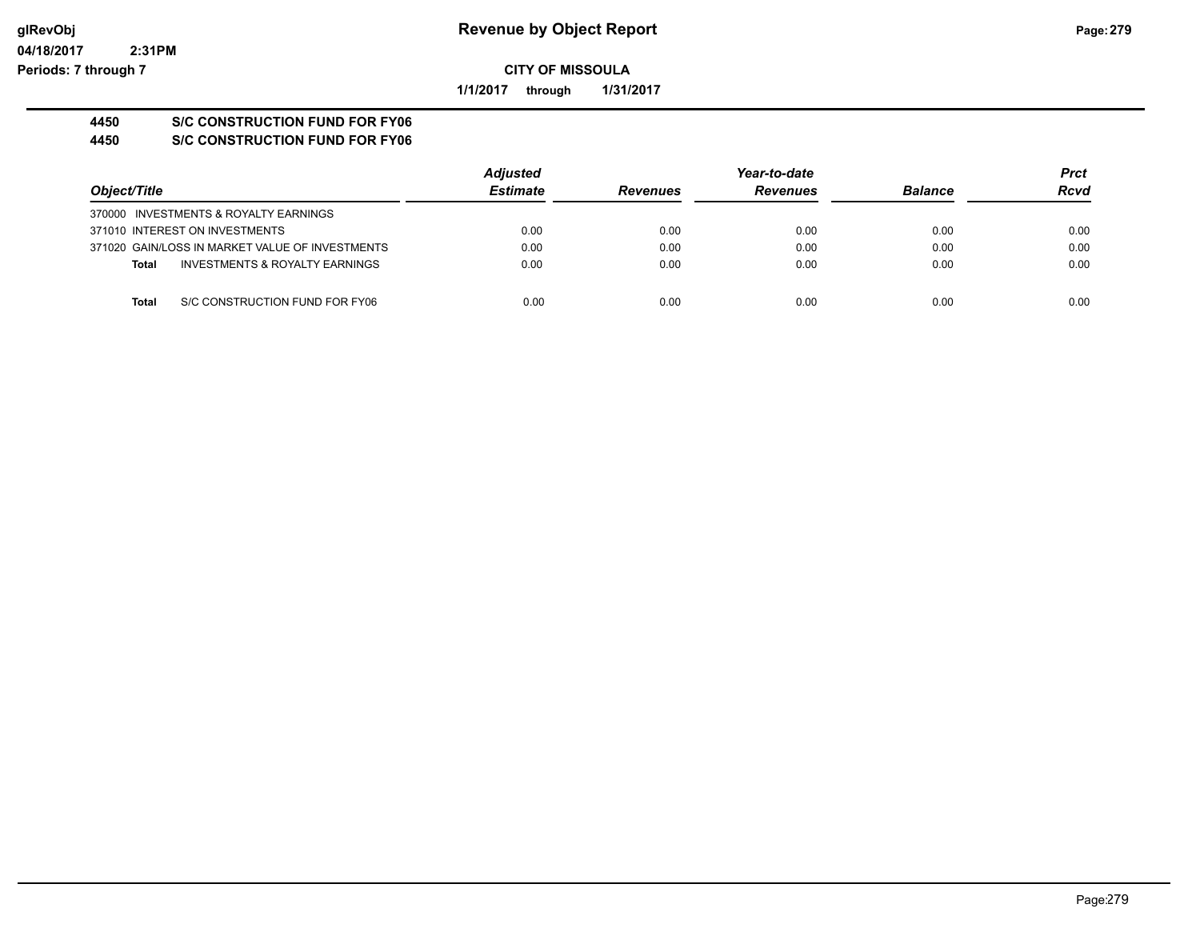**Revenue by Object Report**

**CITY OF MISSOULA**

**1/1/2017 through 1/31/2017**

glRevObj
04/18/2017 2:31PM
Periods: 7 through 7

**4450 S/C CONSTRUCTION FUND FOR FY06**
**4450 S/C CONSTRUCTION FUND FOR FY06**

| Object/Title | Adjusted Estimate | Revenues | Year-to-date Revenues | Balance | Prct Rcvd |
|---|---|---|---|---|---|
| 370000 INVESTMENTS & ROYALTY EARNINGS | | | | | |
| 371010 INTEREST ON INVESTMENTS | 0.00 | 0.00 | 0.00 | 0.00 | 0.00 |
| 371020 GAIN/LOSS IN MARKET VALUE OF INVESTMENTS | 0.00 | 0.00 | 0.00 | 0.00 | 0.00 |
| **Total** INVESTMENTS & ROYALTY EARNINGS | 0.00 | 0.00 | 0.00 | 0.00 | 0.00 |
| **Total** S/C CONSTRUCTION FUND FOR FY06 | 0.00 | 0.00 | 0.00 | 0.00 | 0.00 |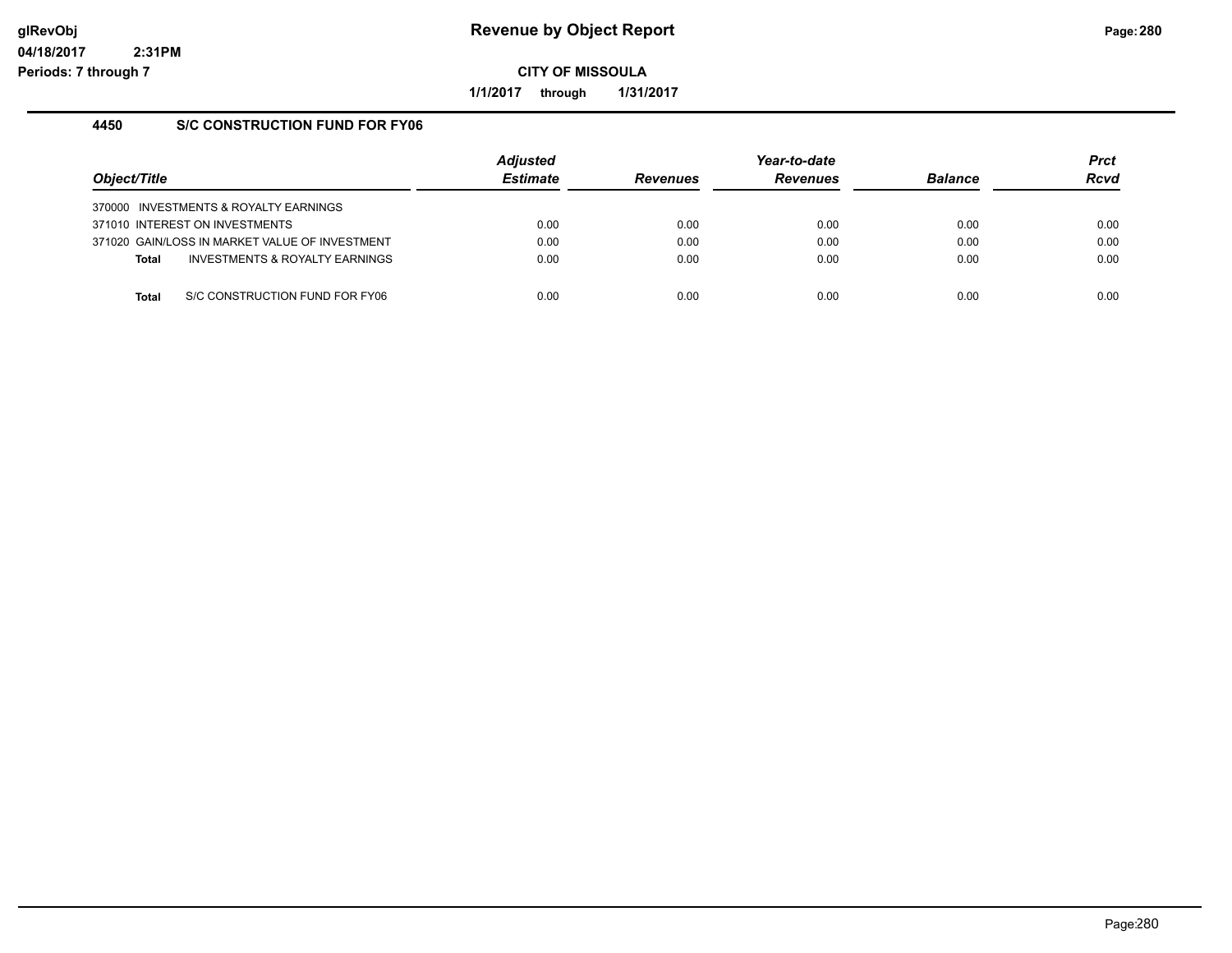# Revenue by Object Report

glRevObj
04/18/2017 2:31PM
Periods: 7 through 7

**CITY OF MISSOULA**

**1/1/2017 through 1/31/2017**

## 4450 S/C CONSTRUCTION FUND FOR FY06

| Object/Title | Adjusted Estimate | Revenues | Year-to-date Revenues | Balance | Prct Rcvd |
|---|---|---|---|---|---|
| 370000 INVESTMENTS & ROYALTY EARNINGS | | | | | |
| 371010 INTEREST ON INVESTMENTS | 0.00 | 0.00 | 0.00 | 0.00 | 0.00 |
| 371020 GAIN/LOSS IN MARKET VALUE OF INVESTMENT | 0.00 | 0.00 | 0.00 | 0.00 | 0.00 |
| **Total** INVESTMENTS & ROYALTY EARNINGS | 0.00 | 0.00 | 0.00 | 0.00 | 0.00 |
| **Total** S/C CONSTRUCTION FUND FOR FY06 | 0.00 | 0.00 | 0.00 | 0.00 | 0.00 |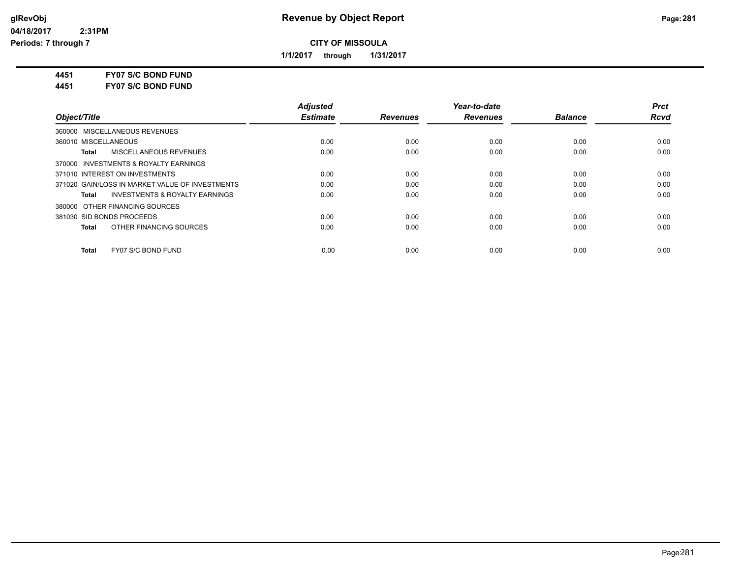**CITY OF MISSOULA**

**1/1/2017 through 1/31/2017**

**4451 FY07 S/C BOND FUND**

**4451 FY07 S/C BOND FUND**

| Object/Title | Adjusted Estimate | Revenues | Year-to-date Revenues | Balance | Prct Rcvd |
|---|---|---|---|---|---|
| 360000 MISCELLANEOUS REVENUES | | | | | |
| 360010 MISCELLANEOUS | 0.00 | 0.00 | 0.00 | 0.00 | 0.00 |
| **Total** MISCELLANEOUS REVENUES | 0.00 | 0.00 | 0.00 | 0.00 | 0.00 |
| 370000 INVESTMENTS & ROYALTY EARNINGS | | | | | |
| 371010 INTEREST ON INVESTMENTS | 0.00 | 0.00 | 0.00 | 0.00 | 0.00 |
| 371020 GAIN/LOSS IN MARKET VALUE OF INVESTMENTS | 0.00 | 0.00 | 0.00 | 0.00 | 0.00 |
| **Total** INVESTMENTS & ROYALTY EARNINGS | 0.00 | 0.00 | 0.00 | 0.00 | 0.00 |
| 380000 OTHER FINANCING SOURCES | | | | | |
| 381030 SID BONDS PROCEEDS | 0.00 | 0.00 | 0.00 | 0.00 | 0.00 |
| **Total** OTHER FINANCING SOURCES | 0.00 | 0.00 | 0.00 | 0.00 | 0.00 |
| **Total** FY07 S/C BOND FUND | 0.00 | 0.00 | 0.00 | 0.00 | 0.00 |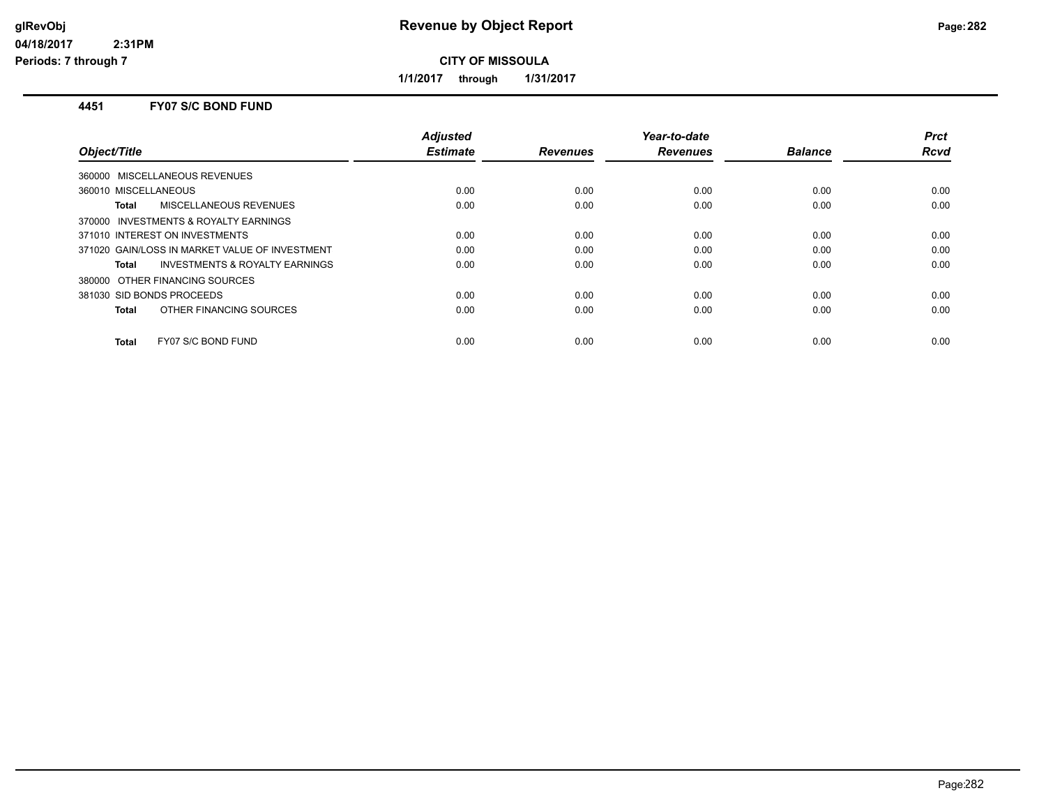glRevObj
04/18/2017 2:31PM
Periods: 7 through 7

# Revenue by Object Report

**CITY OF MISSOULA**

**1/1/2017 through 1/31/2017**

## 4451 FY07 S/C BOND FUND

| Object/Title | Adjusted Estimate | Revenues | Year-to-date Revenues | Balance | Prct Rcvd |
|---|---|---|---|---|---|
| 360000 MISCELLANEOUS REVENUES | | | | | |
| 360010 MISCELLANEOUS | 0.00 | 0.00 | 0.00 | 0.00 | 0.00 |
| **Total** MISCELLANEOUS REVENUES | 0.00 | 0.00 | 0.00 | 0.00 | 0.00 |
| 370000 INVESTMENTS & ROYALTY EARNINGS | | | | | |
| 371010 INTEREST ON INVESTMENTS | 0.00 | 0.00 | 0.00 | 0.00 | 0.00 |
| 371020 GAIN/LOSS IN MARKET VALUE OF INVESTMENT | 0.00 | 0.00 | 0.00 | 0.00 | 0.00 |
| **Total** INVESTMENTS & ROYALTY EARNINGS | 0.00 | 0.00 | 0.00 | 0.00 | 0.00 |
| 380000 OTHER FINANCING SOURCES | | | | | |
| 381030 SID BONDS PROCEEDS | 0.00 | 0.00 | 0.00 | 0.00 | 0.00 |
| **Total** OTHER FINANCING SOURCES | 0.00 | 0.00 | 0.00 | 0.00 | 0.00 |
| **Total** FY07 S/C BOND FUND | 0.00 | 0.00 | 0.00 | 0.00 | 0.00 |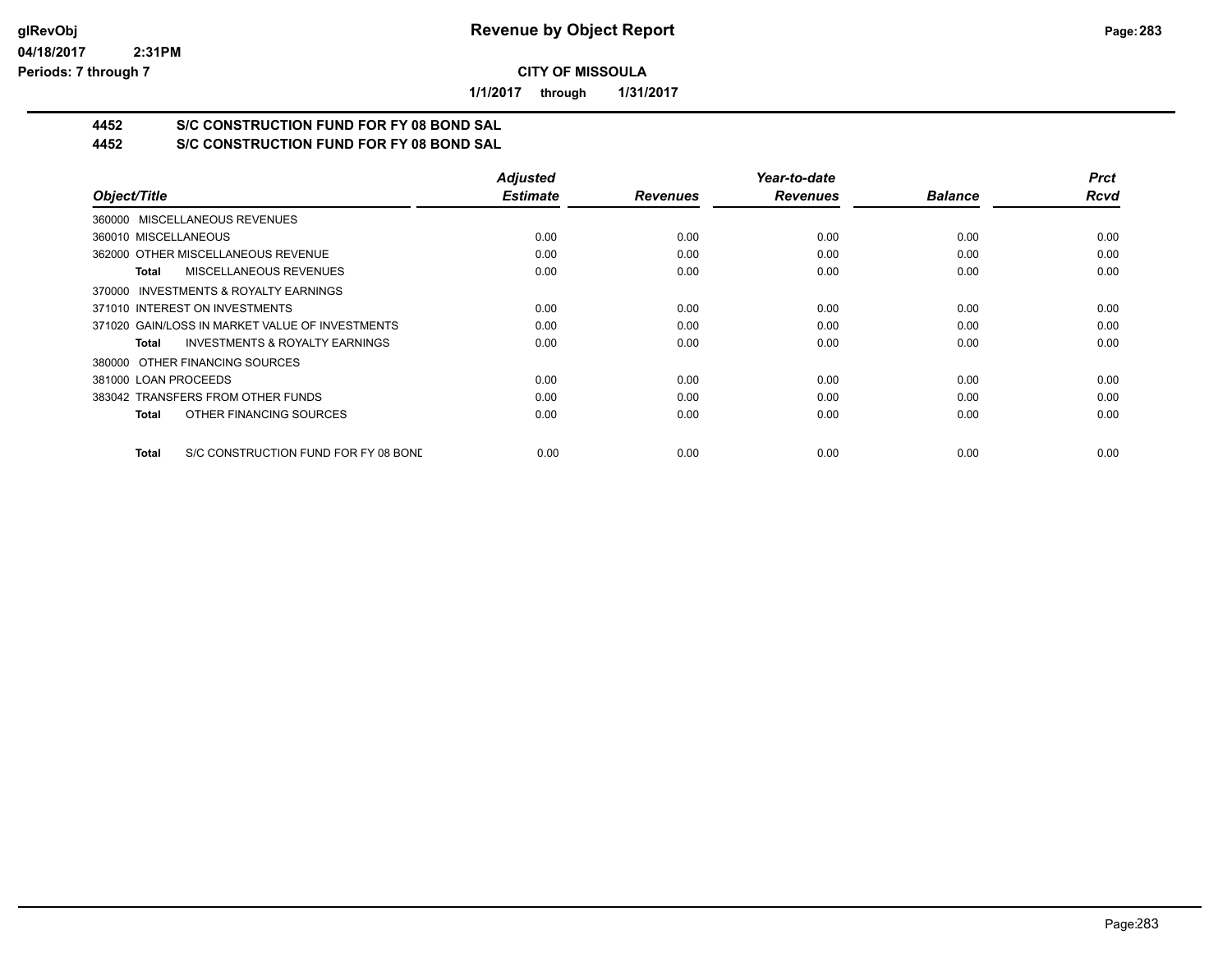# Revenue by Object Report

**CITY OF MISSOULA**

**1/1/2017 through 1/31/2017**

glRevObj
04/18/2017 2:31PM
Periods: 7 through 7

## 4452 S/C CONSTRUCTION FUND FOR FY 08 BOND SAL
## 4452 S/C CONSTRUCTION FUND FOR FY 08 BOND SAL

| Object/Title | Adjusted Estimate | Revenues | Year-to-date Revenues | Balance | Prct Rcvd |
|---|---|---|---|---|---|
| 360000 MISCELLANEOUS REVENUES | | | | | |
| 360010 MISCELLANEOUS | 0.00 | 0.00 | 0.00 | 0.00 | 0.00 |
| 362000 OTHER MISCELLANEOUS REVENUE | 0.00 | 0.00 | 0.00 | 0.00 | 0.00 |
| **Total** MISCELLANEOUS REVENUES | 0.00 | 0.00 | 0.00 | 0.00 | 0.00 |
| 370000 INVESTMENTS & ROYALTY EARNINGS | | | | | |
| 371010 INTEREST ON INVESTMENTS | 0.00 | 0.00 | 0.00 | 0.00 | 0.00 |
| 371020 GAIN/LOSS IN MARKET VALUE OF INVESTMENTS | 0.00 | 0.00 | 0.00 | 0.00 | 0.00 |
| **Total** INVESTMENTS & ROYALTY EARNINGS | 0.00 | 0.00 | 0.00 | 0.00 | 0.00 |
| 380000 OTHER FINANCING SOURCES | | | | | |
| 381000 LOAN PROCEEDS | 0.00 | 0.00 | 0.00 | 0.00 | 0.00 |
| 383042 TRANSFERS FROM OTHER FUNDS | 0.00 | 0.00 | 0.00 | 0.00 | 0.00 |
| **Total** OTHER FINANCING SOURCES | 0.00 | 0.00 | 0.00 | 0.00 | 0.00 |
| **Total** S/C CONSTRUCTION FUND FOR FY 08 BOND | 0.00 | 0.00 | 0.00 | 0.00 | 0.00 |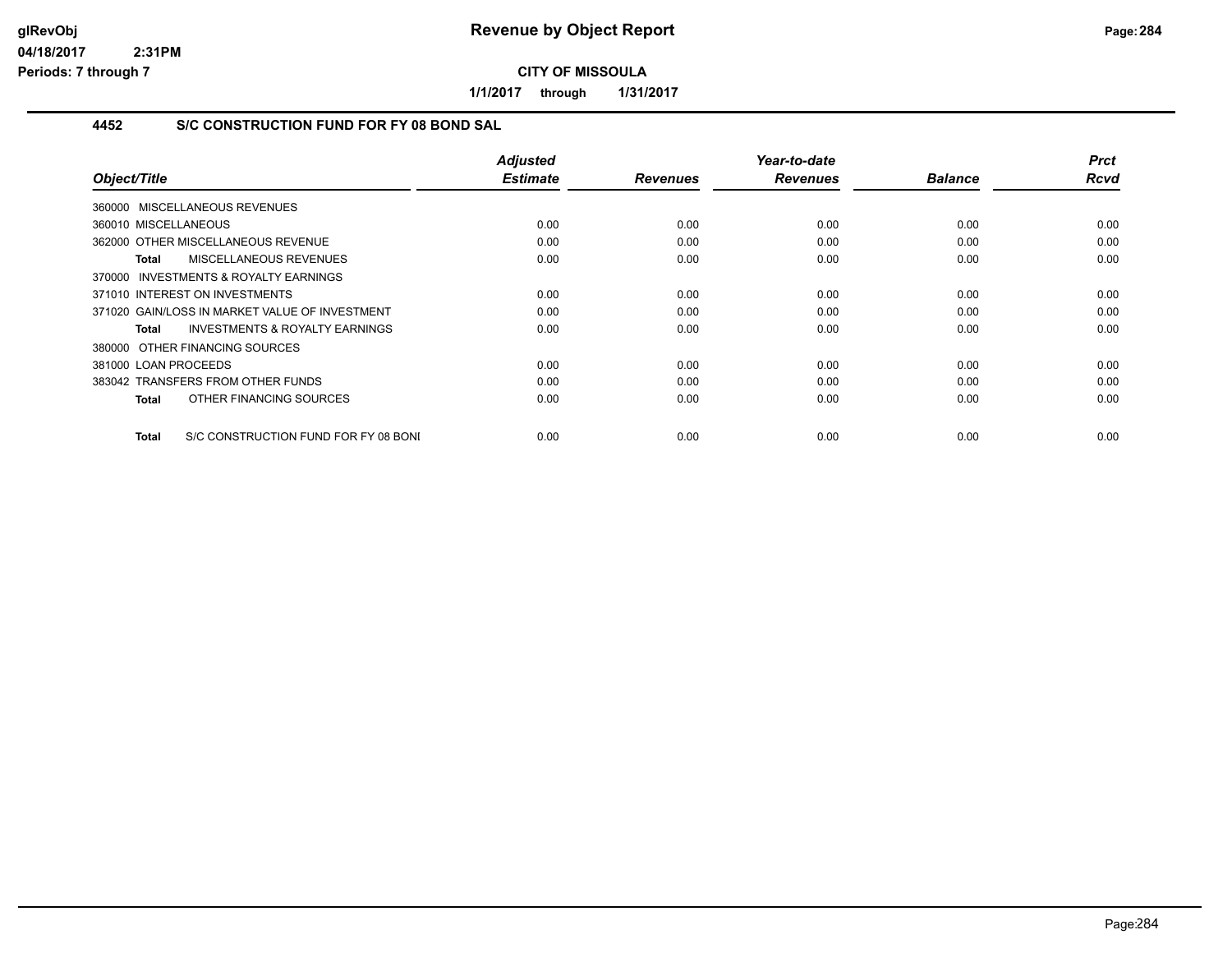# Revenue by Object Report

**CITY OF MISSOULA**

**1/1/2017 through 1/31/2017**

glRevObj
04/18/2017 2:31PM
Periods: 7 through 7

## 4452 S/C CONSTRUCTION FUND FOR FY 08 BOND SAL

| Object/Title | Adjusted Estimate | Revenues | Year-to-date Revenues | Balance | Prct Rcvd |
|---|---|---|---|---|---|
| 360000 MISCELLANEOUS REVENUES | | | | | |
| 360010 MISCELLANEOUS | 0.00 | 0.00 | 0.00 | 0.00 | 0.00 |
| 362000 OTHER MISCELLANEOUS REVENUE | 0.00 | 0.00 | 0.00 | 0.00 | 0.00 |
| **Total** MISCELLANEOUS REVENUES | 0.00 | 0.00 | 0.00 | 0.00 | 0.00 |
| 370000 INVESTMENTS & ROYALTY EARNINGS | | | | | |
| 371010 INTEREST ON INVESTMENTS | 0.00 | 0.00 | 0.00 | 0.00 | 0.00 |
| 371020 GAIN/LOSS IN MARKET VALUE OF INVESTMENT | 0.00 | 0.00 | 0.00 | 0.00 | 0.00 |
| **Total** INVESTMENTS & ROYALTY EARNINGS | 0.00 | 0.00 | 0.00 | 0.00 | 0.00 |
| 380000 OTHER FINANCING SOURCES | | | | | |
| 381000 LOAN PROCEEDS | 0.00 | 0.00 | 0.00 | 0.00 | 0.00 |
| 383042 TRANSFERS FROM OTHER FUNDS | 0.00 | 0.00 | 0.00 | 0.00 | 0.00 |
| **Total** OTHER FINANCING SOURCES | 0.00 | 0.00 | 0.00 | 0.00 | 0.00 |
| **Total** S/C CONSTRUCTION FUND FOR FY 08 BONI | 0.00 | 0.00 | 0.00 | 0.00 | 0.00 |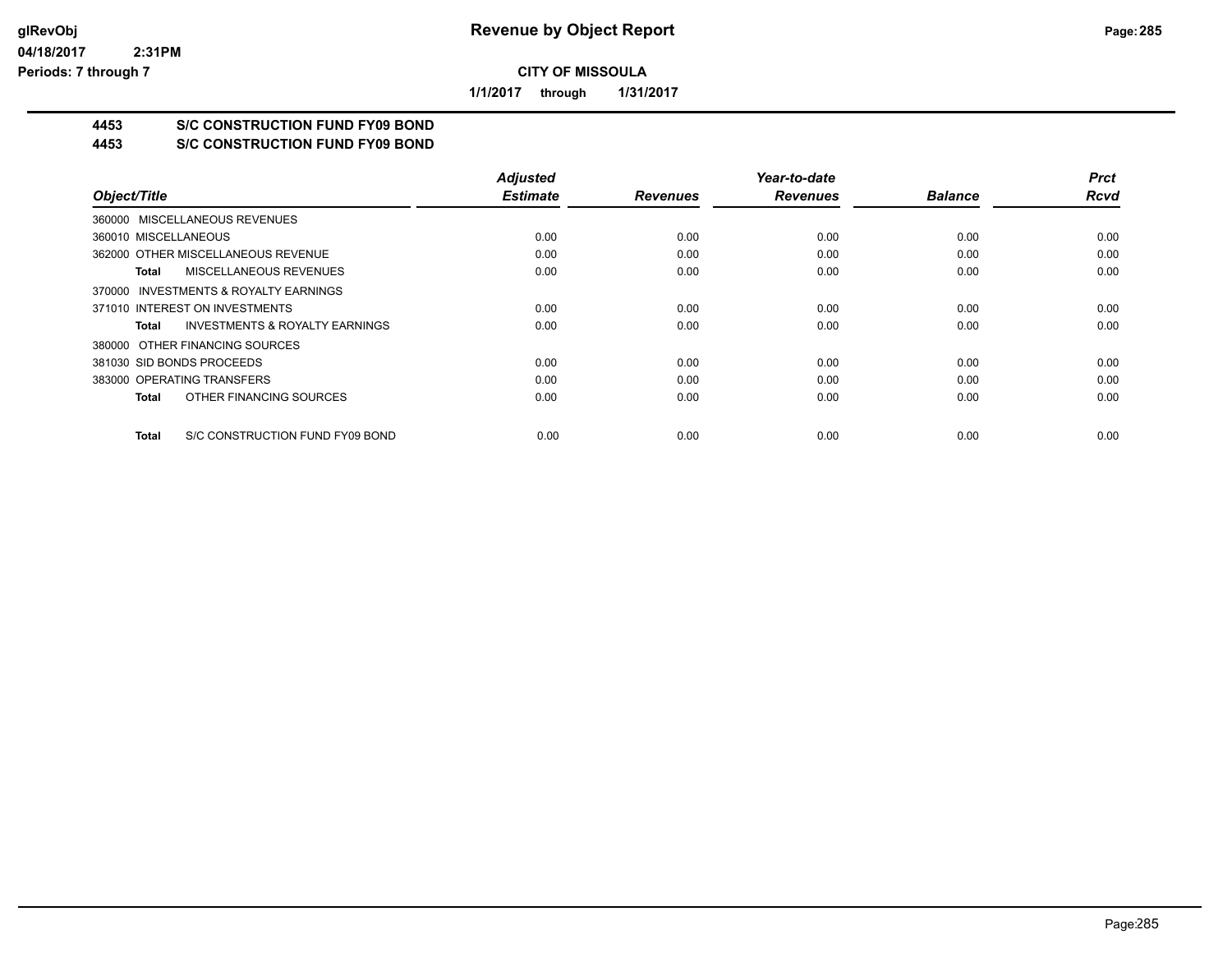## CITY OF MISSOULA

**1/1/2017 through 1/31/2017**

### 4453 S/C CONSTRUCTION FUND FY09 BOND
### 4453 S/C CONSTRUCTION FUND FY09 BOND

| Object/Title | Adjusted Estimate | Revenues | Year-to-date Revenues | Balance | Prct Rcvd |
|---|---|---|---|---|---|
| 360000 MISCELLANEOUS REVENUES | | | | | |
| 360010 MISCELLANEOUS | 0.00 | 0.00 | 0.00 | 0.00 | 0.00 |
| 362000 OTHER MISCELLANEOUS REVENUE | 0.00 | 0.00 | 0.00 | 0.00 | 0.00 |
| **Total** MISCELLANEOUS REVENUES | 0.00 | 0.00 | 0.00 | 0.00 | 0.00 |
| 370000 INVESTMENTS & ROYALTY EARNINGS | | | | | |
| 371010 INTEREST ON INVESTMENTS | 0.00 | 0.00 | 0.00 | 0.00 | 0.00 |
| **Total** INVESTMENTS & ROYALTY EARNINGS | 0.00 | 0.00 | 0.00 | 0.00 | 0.00 |
| 380000 OTHER FINANCING SOURCES | | | | | |
| 381030 SID BONDS PROCEEDS | 0.00 | 0.00 | 0.00 | 0.00 | 0.00 |
| 383000 OPERATING TRANSFERS | 0.00 | 0.00 | 0.00 | 0.00 | 0.00 |
| **Total** OTHER FINANCING SOURCES | 0.00 | 0.00 | 0.00 | 0.00 | 0.00 |
| **Total** S/C CONSTRUCTION FUND FY09 BOND | 0.00 | 0.00 | 0.00 | 0.00 | 0.00 |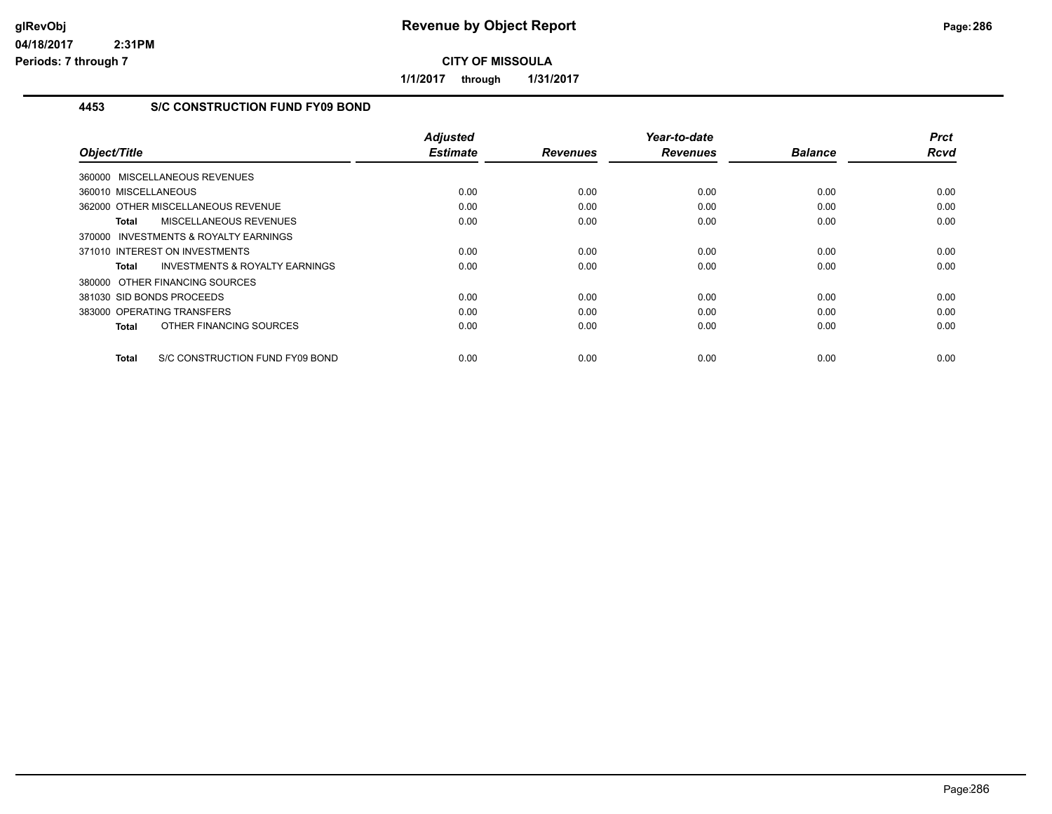# Revenue by Object Report

glRevObj
04/18/2017 2:31PM
Periods: 7 through 7

**CITY OF MISSOULA**

**1/1/2017 through 1/31/2017**

## 4453 S/C CONSTRUCTION FUND FY09 BOND

| Object/Title | Adjusted Estimate | Revenues | Year-to-date Revenues | Balance | Prct Rcvd |
|---|---|---|---|---|---|
| 360000 MISCELLANEOUS REVENUES | | | | | |
| 360010 MISCELLANEOUS | 0.00 | 0.00 | 0.00 | 0.00 | 0.00 |
| 362000 OTHER MISCELLANEOUS REVENUE | 0.00 | 0.00 | 0.00 | 0.00 | 0.00 |
| **Total** MISCELLANEOUS REVENUES | 0.00 | 0.00 | 0.00 | 0.00 | 0.00 |
| 370000 INVESTMENTS & ROYALTY EARNINGS | | | | | |
| 371010 INTEREST ON INVESTMENTS | 0.00 | 0.00 | 0.00 | 0.00 | 0.00 |
| **Total** INVESTMENTS & ROYALTY EARNINGS | 0.00 | 0.00 | 0.00 | 0.00 | 0.00 |
| 380000 OTHER FINANCING SOURCES | | | | | |
| 381030 SID BONDS PROCEEDS | 0.00 | 0.00 | 0.00 | 0.00 | 0.00 |
| 383000 OPERATING TRANSFERS | 0.00 | 0.00 | 0.00 | 0.00 | 0.00 |
| **Total** OTHER FINANCING SOURCES | 0.00 | 0.00 | 0.00 | 0.00 | 0.00 |
| **Total** S/C CONSTRUCTION FUND FY09 BOND | 0.00 | 0.00 | 0.00 | 0.00 | 0.00 |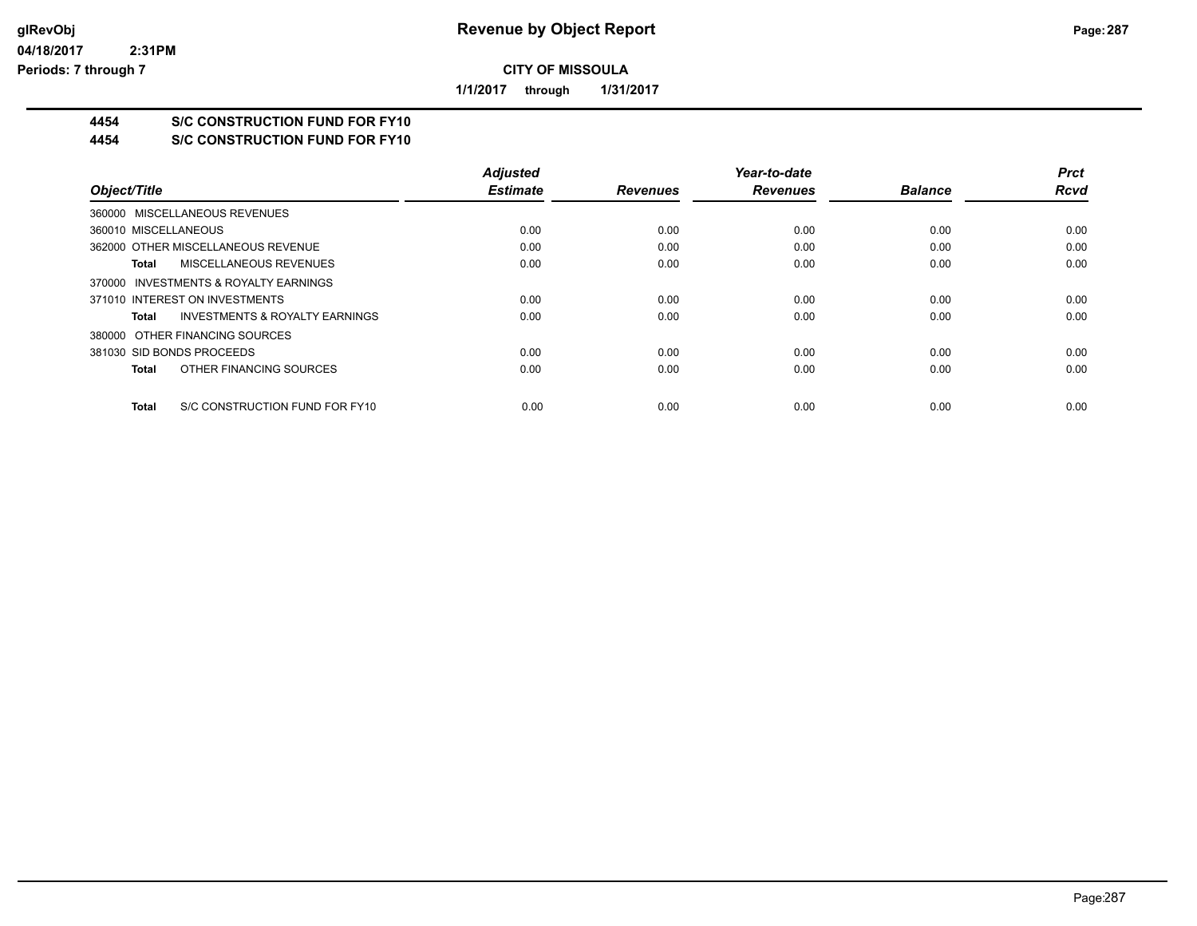**Revenue by Object Report**

**CITY OF MISSOULA**

**1/1/2017 through 1/31/2017**

glRevObj
04/18/2017 2:31PM
Periods: 7 through 7

## 4454 S/C CONSTRUCTION FUND FOR FY10
## 4454 S/C CONSTRUCTION FUND FOR FY10

| Object/Title | Adjusted Estimate | Revenues | Year-to-date Revenues | Balance | Prct Rcvd |
|---|---|---|---|---|---|
| 360000 MISCELLANEOUS REVENUES | | | | | |
| 360010 MISCELLANEOUS | 0.00 | 0.00 | 0.00 | 0.00 | 0.00 |
| 362000 OTHER MISCELLANEOUS REVENUE | 0.00 | 0.00 | 0.00 | 0.00 | 0.00 |
| **Total** MISCELLANEOUS REVENUES | 0.00 | 0.00 | 0.00 | 0.00 | 0.00 |
| 370000 INVESTMENTS & ROYALTY EARNINGS | | | | | |
| 371010 INTEREST ON INVESTMENTS | 0.00 | 0.00 | 0.00 | 0.00 | 0.00 |
| **Total** INVESTMENTS & ROYALTY EARNINGS | 0.00 | 0.00 | 0.00 | 0.00 | 0.00 |
| 380000 OTHER FINANCING SOURCES | | | | | |
| 381030 SID BONDS PROCEEDS | 0.00 | 0.00 | 0.00 | 0.00 | 0.00 |
| **Total** OTHER FINANCING SOURCES | 0.00 | 0.00 | 0.00 | 0.00 | 0.00 |
| **Total** S/C CONSTRUCTION FUND FOR FY10 | 0.00 | 0.00 | 0.00 | 0.00 | 0.00 |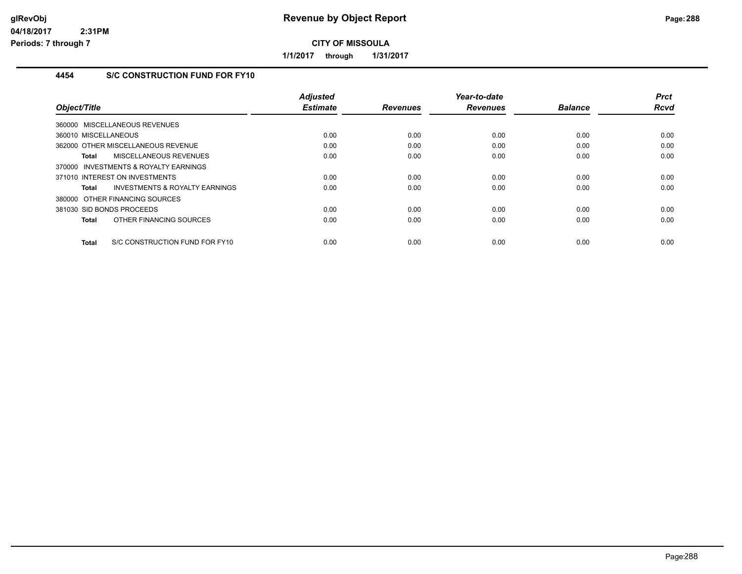# Revenue by Object Report

glRevObj
04/18/2017 2:31PM
Periods: 7 through 7

**CITY OF MISSOULA**

**1/1/2017 through 1/31/2017**

## 4454 S/C CONSTRUCTION FUND FOR FY10

| Object/Title | Adjusted Estimate | Revenues | Year-to-date Revenues | Balance | Prct Rcvd |
|---|---|---|---|---|---|
| 360000 MISCELLANEOUS REVENUES | | | | | |
| 360010 MISCELLANEOUS | 0.00 | 0.00 | 0.00 | 0.00 | 0.00 |
| 362000 OTHER MISCELLANEOUS REVENUE | 0.00 | 0.00 | 0.00 | 0.00 | 0.00 |
| **Total** MISCELLANEOUS REVENUES | 0.00 | 0.00 | 0.00 | 0.00 | 0.00 |
| 370000 INVESTMENTS & ROYALTY EARNINGS | | | | | |
| 371010 INTEREST ON INVESTMENTS | 0.00 | 0.00 | 0.00 | 0.00 | 0.00 |
| **Total** INVESTMENTS & ROYALTY EARNINGS | 0.00 | 0.00 | 0.00 | 0.00 | 0.00 |
| 380000 OTHER FINANCING SOURCES | | | | | |
| 381030 SID BONDS PROCEEDS | 0.00 | 0.00 | 0.00 | 0.00 | 0.00 |
| **Total** OTHER FINANCING SOURCES | 0.00 | 0.00 | 0.00 | 0.00 | 0.00 |
| **Total** S/C CONSTRUCTION FUND FOR FY10 | 0.00 | 0.00 | 0.00 | 0.00 | 0.00 |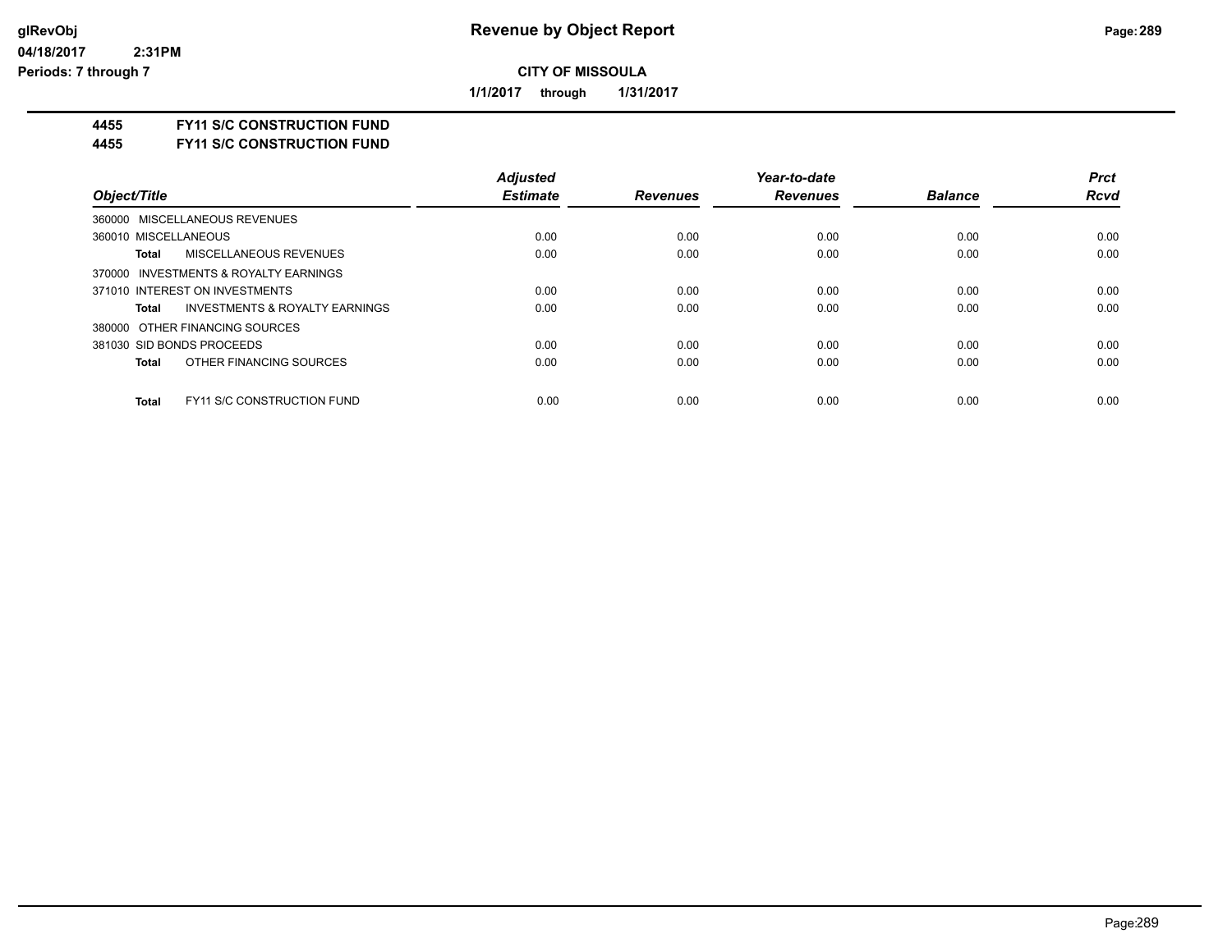**Revenue by Object Report**

glRevObj
04/18/2017 2:31PM
Periods: 7 through 7

**CITY OF MISSOULA**

**1/1/2017 through 1/31/2017**

## 4455 FY11 S/C CONSTRUCTION FUND
## 4455 FY11 S/C CONSTRUCTION FUND

| Object/Title | Adjusted Estimate | Revenues | Year-to-date Revenues | Balance | Prct Rcvd |
|---|---|---|---|---|---|
| 360000 MISCELLANEOUS REVENUES | | | | | |
| 360010 MISCELLANEOUS | 0.00 | 0.00 | 0.00 | 0.00 | 0.00 |
| **Total** MISCELLANEOUS REVENUES | 0.00 | 0.00 | 0.00 | 0.00 | 0.00 |
| 370000 INVESTMENTS & ROYALTY EARNINGS | | | | | |
| 371010 INTEREST ON INVESTMENTS | 0.00 | 0.00 | 0.00 | 0.00 | 0.00 |
| **Total** INVESTMENTS & ROYALTY EARNINGS | 0.00 | 0.00 | 0.00 | 0.00 | 0.00 |
| 380000 OTHER FINANCING SOURCES | | | | | |
| 381030 SID BONDS PROCEEDS | 0.00 | 0.00 | 0.00 | 0.00 | 0.00 |
| **Total** OTHER FINANCING SOURCES | 0.00 | 0.00 | 0.00 | 0.00 | 0.00 |
| **Total** FY11 S/C CONSTRUCTION FUND | 0.00 | 0.00 | 0.00 | 0.00 | 0.00 |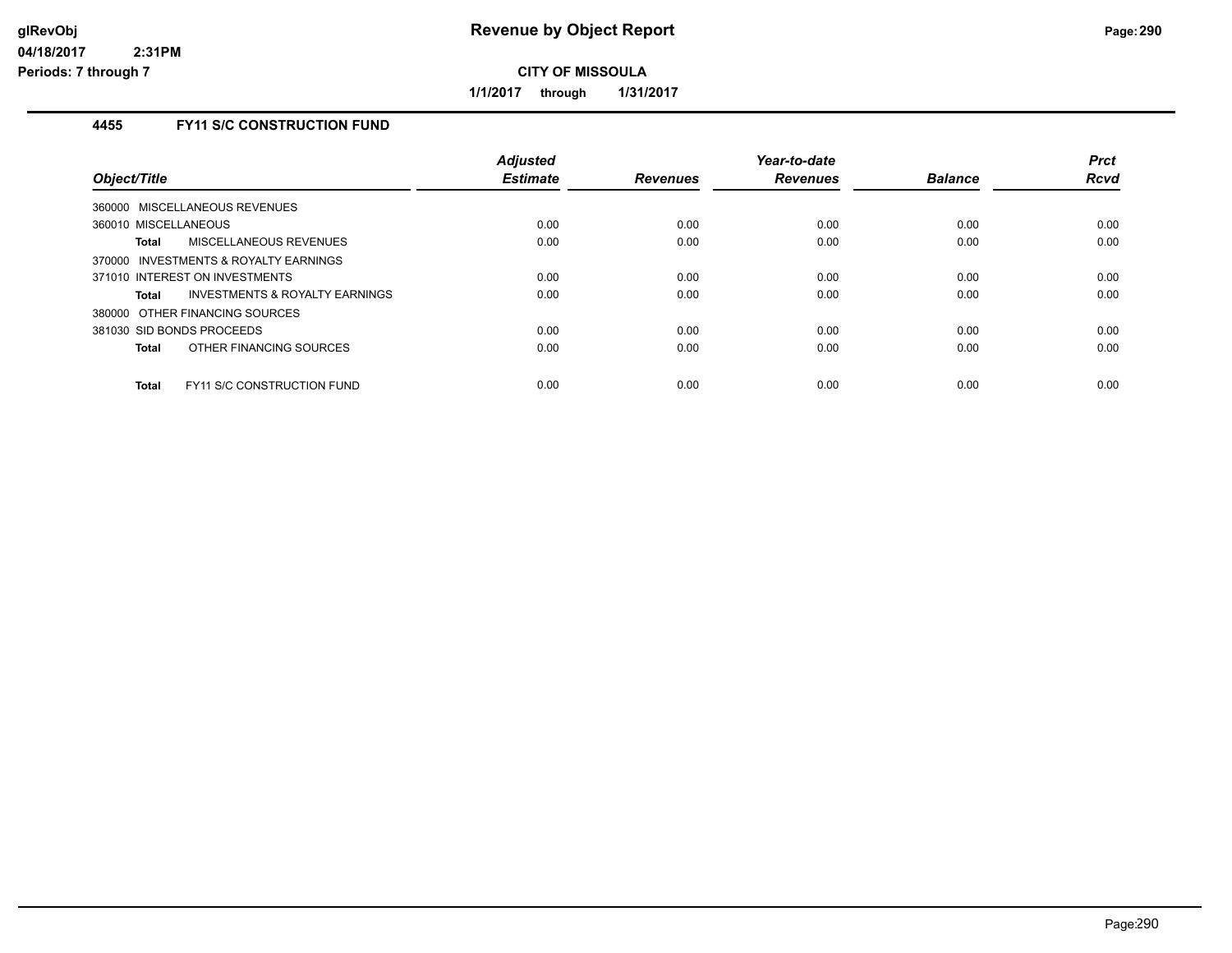# Revenue by Object Report

**CITY OF MISSOULA**

**1/1/2017 through 1/31/2017**

glRevObj
04/18/2017 2:31PM
Periods: 7 through 7

### 4455 FY11 S/C CONSTRUCTION FUND

| Object/Title | Adjusted Estimate | Revenues | Year-to-date Revenues | Balance | Prct Rcvd |
|---|---|---|---|---|---|
| 360000 MISCELLANEOUS REVENUES | | | | | |
| 360010 MISCELLANEOUS | 0.00 | 0.00 | 0.00 | 0.00 | 0.00 |
| **Total** MISCELLANEOUS REVENUES | 0.00 | 0.00 | 0.00 | 0.00 | 0.00 |
| 370000 INVESTMENTS & ROYALTY EARNINGS | | | | | |
| 371010 INTEREST ON INVESTMENTS | 0.00 | 0.00 | 0.00 | 0.00 | 0.00 |
| **Total** INVESTMENTS & ROYALTY EARNINGS | 0.00 | 0.00 | 0.00 | 0.00 | 0.00 |
| 380000 OTHER FINANCING SOURCES | | | | | |
| 381030 SID BONDS PROCEEDS | 0.00 | 0.00 | 0.00 | 0.00 | 0.00 |
| **Total** OTHER FINANCING SOURCES | 0.00 | 0.00 | 0.00 | 0.00 | 0.00 |
| **Total** FY11 S/C CONSTRUCTION FUND | 0.00 | 0.00 | 0.00 | 0.00 | 0.00 |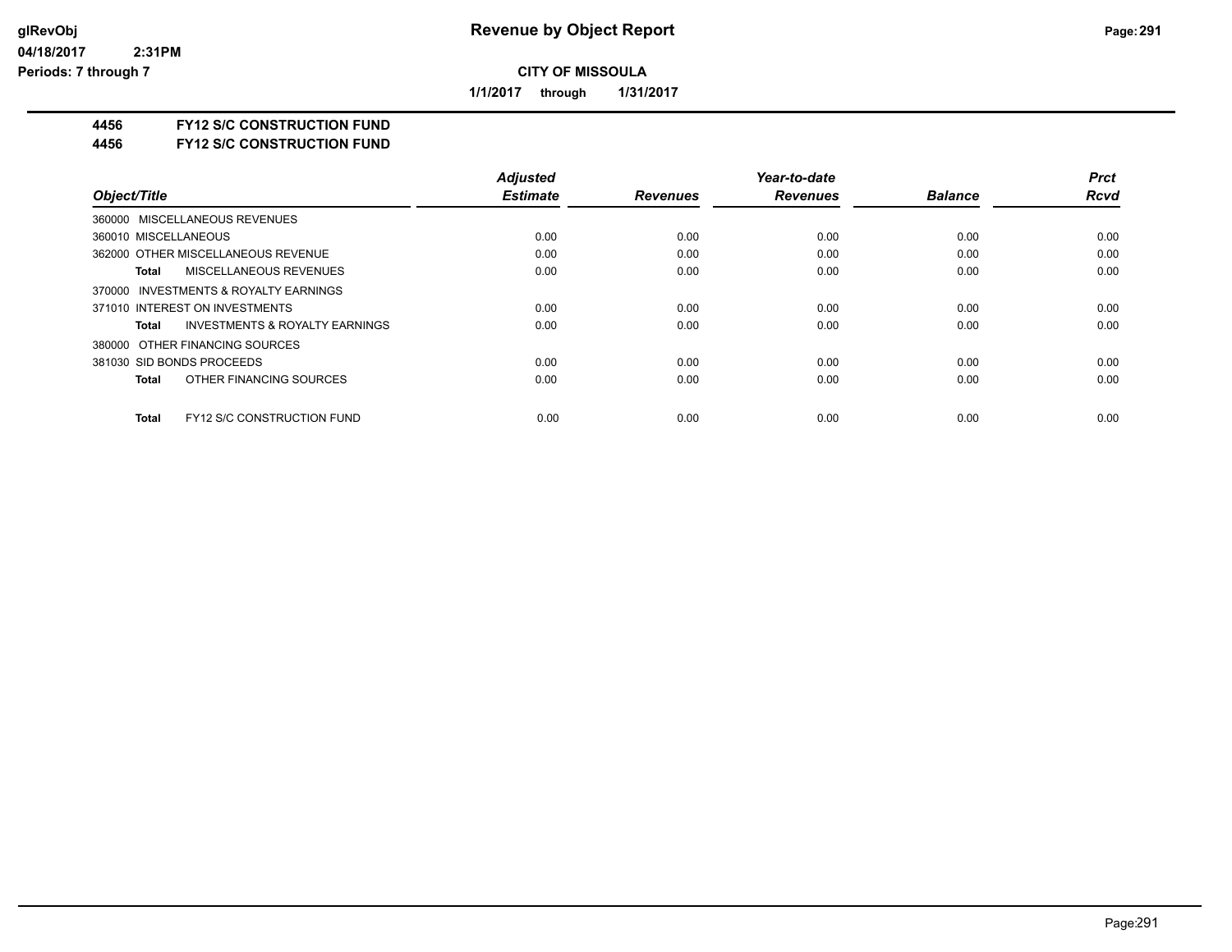# Revenue by Object Report

glRevObj
04/18/2017 2:31PM
Periods: 7 through 7

**CITY OF MISSOULA**

**1/1/2017 through 1/31/2017**

**4456 FY12 S/C CONSTRUCTION FUND**
**4456 FY12 S/C CONSTRUCTION FUND**

| Object/Title | Adjusted Estimate | Revenues | Year-to-date Revenues | Balance | Prct Rcvd |
|---|---|---|---|---|---|
| 360000 MISCELLANEOUS REVENUES | | | | | |
| 360010 MISCELLANEOUS | 0.00 | 0.00 | 0.00 | 0.00 | 0.00 |
| 362000 OTHER MISCELLANEOUS REVENUE | 0.00 | 0.00 | 0.00 | 0.00 | 0.00 |
| **Total** MISCELLANEOUS REVENUES | 0.00 | 0.00 | 0.00 | 0.00 | 0.00 |
| 370000 INVESTMENTS & ROYALTY EARNINGS | | | | | |
| 371010 INTEREST ON INVESTMENTS | 0.00 | 0.00 | 0.00 | 0.00 | 0.00 |
| **Total** INVESTMENTS & ROYALTY EARNINGS | 0.00 | 0.00 | 0.00 | 0.00 | 0.00 |
| 380000 OTHER FINANCING SOURCES | | | | | |
| 381030 SID BONDS PROCEEDS | 0.00 | 0.00 | 0.00 | 0.00 | 0.00 |
| **Total** OTHER FINANCING SOURCES | 0.00 | 0.00 | 0.00 | 0.00 | 0.00 |
| **Total** FY12 S/C CONSTRUCTION FUND | 0.00 | 0.00 | 0.00 | 0.00 | 0.00 |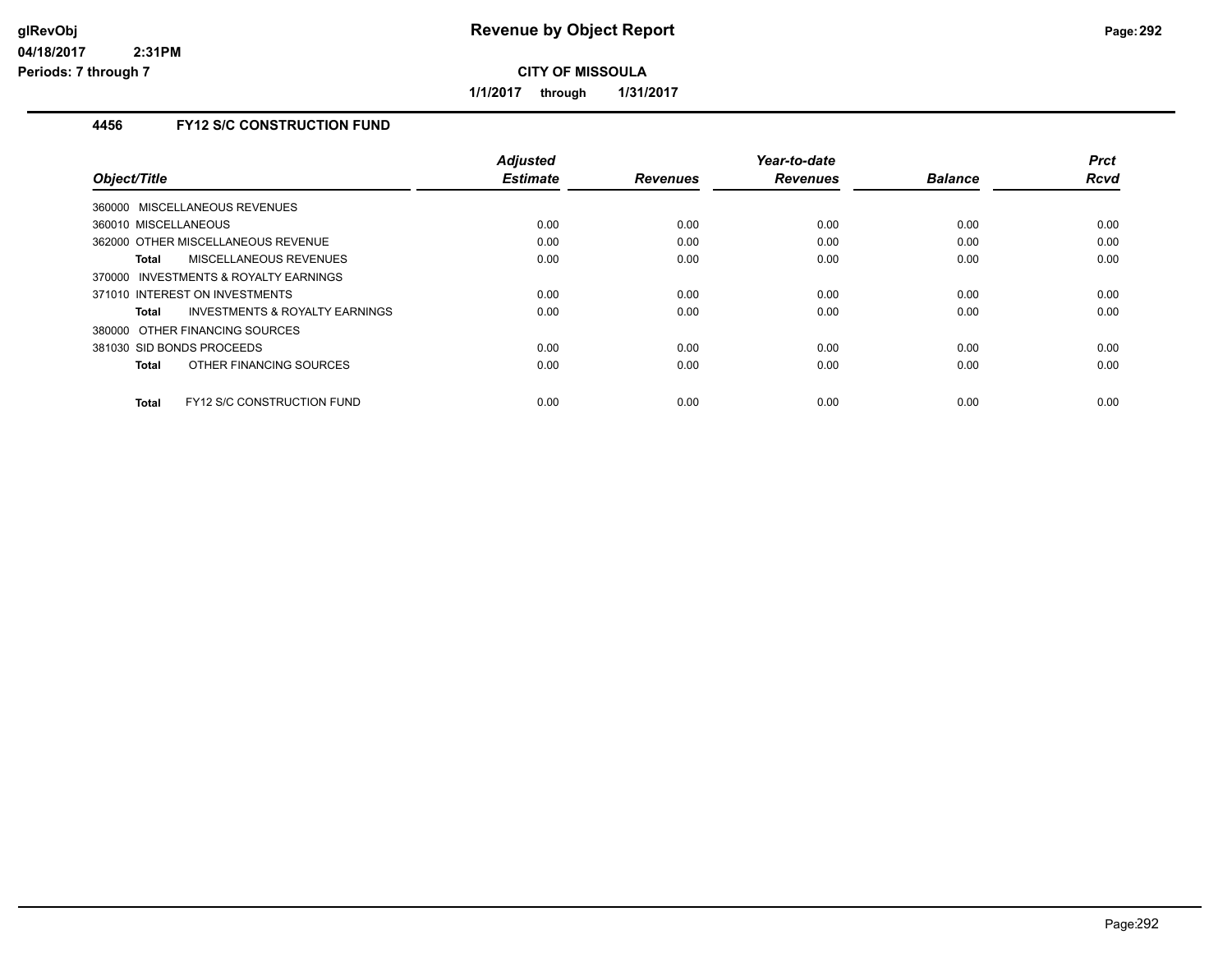# Revenue by Object Report

glRevObj
04/18/2017 2:31PM
Periods: 7 through 7

**CITY OF MISSOULA**

**1/1/2017 through 1/31/2017**

## 4456 FY12 S/C CONSTRUCTION FUND

| Object/Title | Adjusted Estimate | Revenues | Year-to-date Revenues | Balance | Prct Rcvd |
|---|---|---|---|---|---|
| 360000 MISCELLANEOUS REVENUES | | | | | |
| 360010 MISCELLANEOUS | 0.00 | 0.00 | 0.00 | 0.00 | 0.00 |
| 362000 OTHER MISCELLANEOUS REVENUE | 0.00 | 0.00 | 0.00 | 0.00 | 0.00 |
| **Total** MISCELLANEOUS REVENUES | 0.00 | 0.00 | 0.00 | 0.00 | 0.00 |
| 370000 INVESTMENTS & ROYALTY EARNINGS | | | | | |
| 371010 INTEREST ON INVESTMENTS | 0.00 | 0.00 | 0.00 | 0.00 | 0.00 |
| **Total** INVESTMENTS & ROYALTY EARNINGS | 0.00 | 0.00 | 0.00 | 0.00 | 0.00 |
| 380000 OTHER FINANCING SOURCES | | | | | |
| 381030 SID BONDS PROCEEDS | 0.00 | 0.00 | 0.00 | 0.00 | 0.00 |
| **Total** OTHER FINANCING SOURCES | 0.00 | 0.00 | 0.00 | 0.00 | 0.00 |
| **Total** FY12 S/C CONSTRUCTION FUND | 0.00 | 0.00 | 0.00 | 0.00 | 0.00 |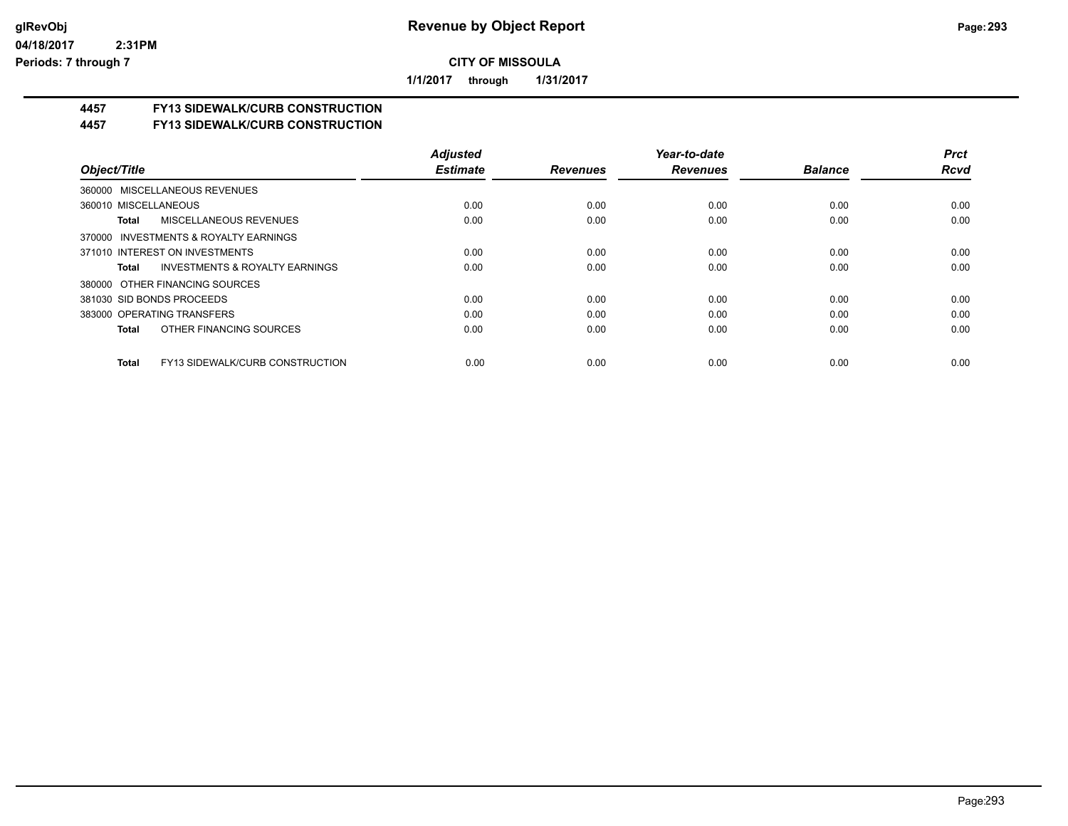# Revenue by Object Report

glRevObj
04/18/2017 2:31PM
Periods: 7 through 7

**CITY OF MISSOULA**

**1/1/2017 through 1/31/2017**

## 4457 FY13 SIDEWALK/CURB CONSTRUCTION
## 4457 FY13 SIDEWALK/CURB CONSTRUCTION

| Object/Title | Adjusted Estimate | Revenues | Year-to-date Revenues | Balance | Prct Rcvd |
|---|---|---|---|---|---|
| 360000 MISCELLANEOUS REVENUES | | | | | |
| 360010 MISCELLANEOUS | 0.00 | 0.00 | 0.00 | 0.00 | 0.00 |
| **Total** MISCELLANEOUS REVENUES | 0.00 | 0.00 | 0.00 | 0.00 | 0.00 |
| 370000 INVESTMENTS & ROYALTY EARNINGS | | | | | |
| 371010 INTEREST ON INVESTMENTS | 0.00 | 0.00 | 0.00 | 0.00 | 0.00 |
| **Total** INVESTMENTS & ROYALTY EARNINGS | 0.00 | 0.00 | 0.00 | 0.00 | 0.00 |
| 380000 OTHER FINANCING SOURCES | | | | | |
| 381030 SID BONDS PROCEEDS | 0.00 | 0.00 | 0.00 | 0.00 | 0.00 |
| 383000 OPERATING TRANSFERS | 0.00 | 0.00 | 0.00 | 0.00 | 0.00 |
| **Total** OTHER FINANCING SOURCES | 0.00 | 0.00 | 0.00 | 0.00 | 0.00 |
| **Total** FY13 SIDEWALK/CURB CONSTRUCTION | 0.00 | 0.00 | 0.00 | 0.00 | 0.00 |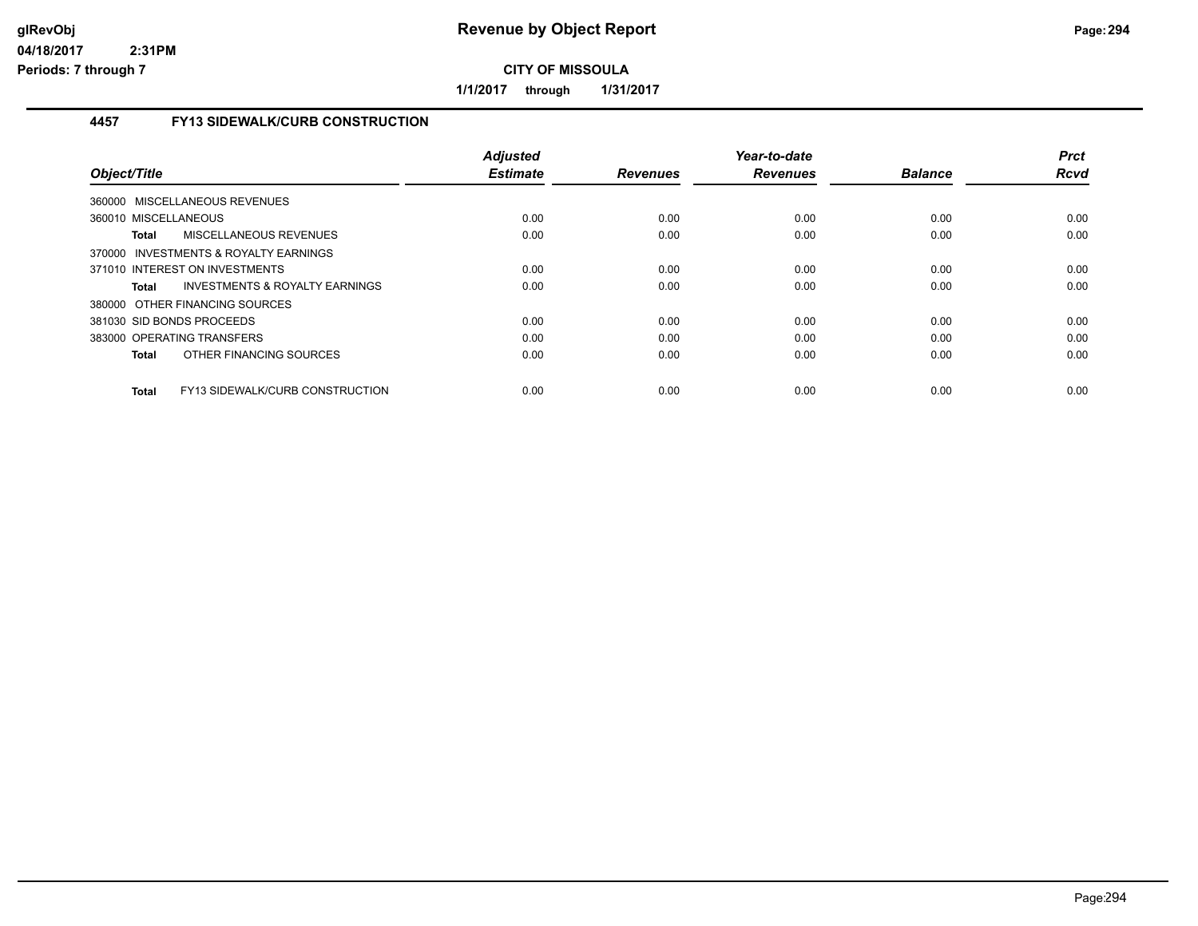# Revenue by Object Report

**CITY OF MISSOULA**

**1/1/2017 through 1/31/2017**

glRevObj
04/18/2017 2:31PM
Periods: 7 through 7

## 4457 FY13 SIDEWALK/CURB CONSTRUCTION

| Object/Title | Adjusted Estimate | Revenues | Year-to-date Revenues | Balance | Prct Rcvd |
|---|---|---|---|---|---|
| 360000 MISCELLANEOUS REVENUES | | | | | |
| 360010 MISCELLANEOUS | 0.00 | 0.00 | 0.00 | 0.00 | 0.00 |
| **Total** MISCELLANEOUS REVENUES | 0.00 | 0.00 | 0.00 | 0.00 | 0.00 |
| 370000 INVESTMENTS & ROYALTY EARNINGS | | | | | |
| 371010 INTEREST ON INVESTMENTS | 0.00 | 0.00 | 0.00 | 0.00 | 0.00 |
| **Total** INVESTMENTS & ROYALTY EARNINGS | 0.00 | 0.00 | 0.00 | 0.00 | 0.00 |
| 380000 OTHER FINANCING SOURCES | | | | | |
| 381030 SID BONDS PROCEEDS | 0.00 | 0.00 | 0.00 | 0.00 | 0.00 |
| 383000 OPERATING TRANSFERS | 0.00 | 0.00 | 0.00 | 0.00 | 0.00 |
| **Total** OTHER FINANCING SOURCES | 0.00 | 0.00 | 0.00 | 0.00 | 0.00 |
| **Total** FY13 SIDEWALK/CURB CONSTRUCTION | 0.00 | 0.00 | 0.00 | 0.00 | 0.00 |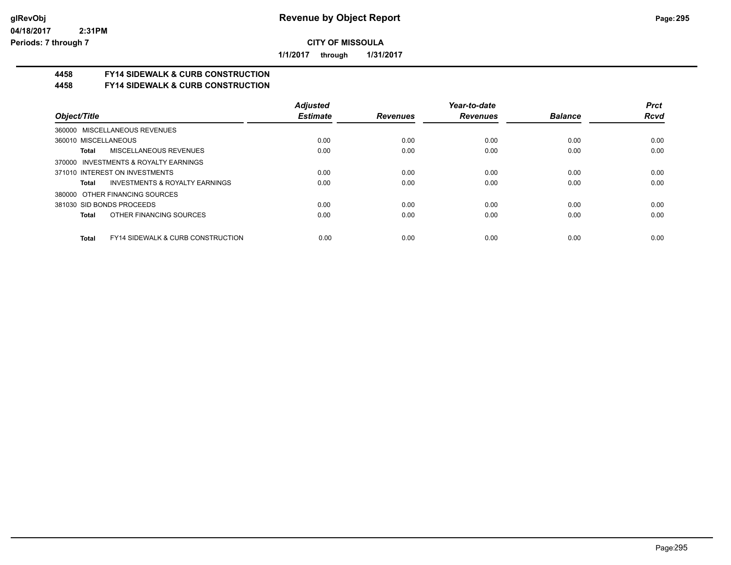# Revenue by Object Report

**CITY OF MISSOULA**

1/1/2017 through 1/31/2017

glRevObj
04/18/2017 2:31PM
Periods: 7 through 7

## 4458 FY14 SIDEWALK & CURB CONSTRUCTION
## 4458 FY14 SIDEWALK & CURB CONSTRUCTION

| Object/Title | Adjusted Estimate | Revenues | Year-to-date Revenues | Balance | Prct Rcvd |
|---|---|---|---|---|---|
| 360000 MISCELLANEOUS REVENUES | | | | | |
| 360010 MISCELLANEOUS | 0.00 | 0.00 | 0.00 | 0.00 | 0.00 |
| **Total** MISCELLANEOUS REVENUES | 0.00 | 0.00 | 0.00 | 0.00 | 0.00 |
| 370000 INVESTMENTS & ROYALTY EARNINGS | | | | | |
| 371010 INTEREST ON INVESTMENTS | 0.00 | 0.00 | 0.00 | 0.00 | 0.00 |
| **Total** INVESTMENTS & ROYALTY EARNINGS | 0.00 | 0.00 | 0.00 | 0.00 | 0.00 |
| 380000 OTHER FINANCING SOURCES | | | | | |
| 381030 SID BONDS PROCEEDS | 0.00 | 0.00 | 0.00 | 0.00 | 0.00 |
| **Total** OTHER FINANCING SOURCES | 0.00 | 0.00 | 0.00 | 0.00 | 0.00 |
| **Total** FY14 SIDEWALK & CURB CONSTRUCTION | 0.00 | 0.00 | 0.00 | 0.00 | 0.00 |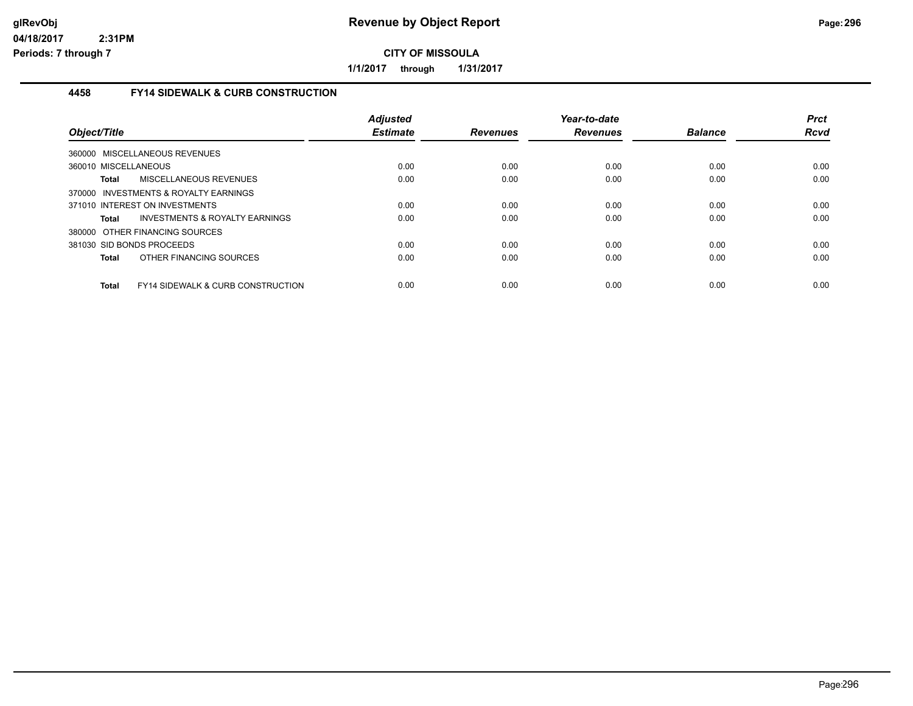# Revenue by Object Report

**CITY OF MISSOULA**

**1/1/2017 through 1/31/2017**

glRevObj
04/18/2017 2:31PM
Periods: 7 through 7

### 4458 FY14 SIDEWALK & CURB CONSTRUCTION

| Object/Title | Adjusted Estimate | Revenues | Year-to-date Revenues | Balance | Prct Rcvd |
|---|---|---|---|---|---|
| 360000 MISCELLANEOUS REVENUES | | | | | |
| 360010 MISCELLANEOUS | 0.00 | 0.00 | 0.00 | 0.00 | 0.00 |
| **Total** MISCELLANEOUS REVENUES | 0.00 | 0.00 | 0.00 | 0.00 | 0.00 |
| 370000 INVESTMENTS & ROYALTY EARNINGS | | | | | |
| 371010 INTEREST ON INVESTMENTS | 0.00 | 0.00 | 0.00 | 0.00 | 0.00 |
| **Total** INVESTMENTS & ROYALTY EARNINGS | 0.00 | 0.00 | 0.00 | 0.00 | 0.00 |
| 380000 OTHER FINANCING SOURCES | | | | | |
| 381030 SID BONDS PROCEEDS | 0.00 | 0.00 | 0.00 | 0.00 | 0.00 |
| **Total** OTHER FINANCING SOURCES | 0.00 | 0.00 | 0.00 | 0.00 | 0.00 |
| **Total** FY14 SIDEWALK & CURB CONSTRUCTION | 0.00 | 0.00 | 0.00 | 0.00 | 0.00 |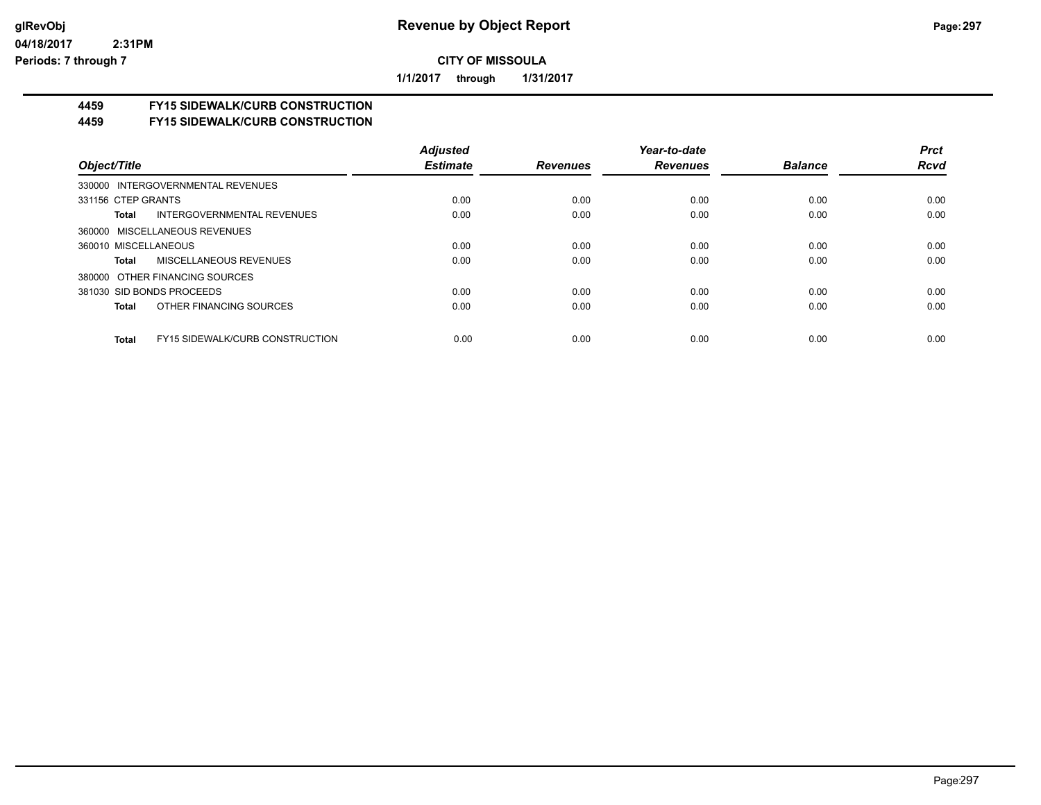**CITY OF MISSOULA**

**1/1/2017 through 1/31/2017**

**4459 FY15 SIDEWALK/CURB CONSTRUCTION**
**4459 FY15 SIDEWALK/CURB CONSTRUCTION**

| Object/Title | Adjusted Estimate | Revenues | Year-to-date Revenues | Balance | Prct Rcvd |
|---|---|---|---|---|---|
| 330000 INTERGOVERNMENTAL REVENUES | | | | | |
| 331156 CTEP GRANTS | 0.00 | 0.00 | 0.00 | 0.00 | 0.00 |
| **Total** INTERGOVERNMENTAL REVENUES | 0.00 | 0.00 | 0.00 | 0.00 | 0.00 |
| 360000 MISCELLANEOUS REVENUES | | | | | |
| 360010 MISCELLANEOUS | 0.00 | 0.00 | 0.00 | 0.00 | 0.00 |
| **Total** MISCELLANEOUS REVENUES | 0.00 | 0.00 | 0.00 | 0.00 | 0.00 |
| 380000 OTHER FINANCING SOURCES | | | | | |
| 381030 SID BONDS PROCEEDS | 0.00 | 0.00 | 0.00 | 0.00 | 0.00 |
| **Total** OTHER FINANCING SOURCES | 0.00 | 0.00 | 0.00 | 0.00 | 0.00 |
| **Total** FY15 SIDEWALK/CURB CONSTRUCTION | 0.00 | 0.00 | 0.00 | 0.00 | 0.00 |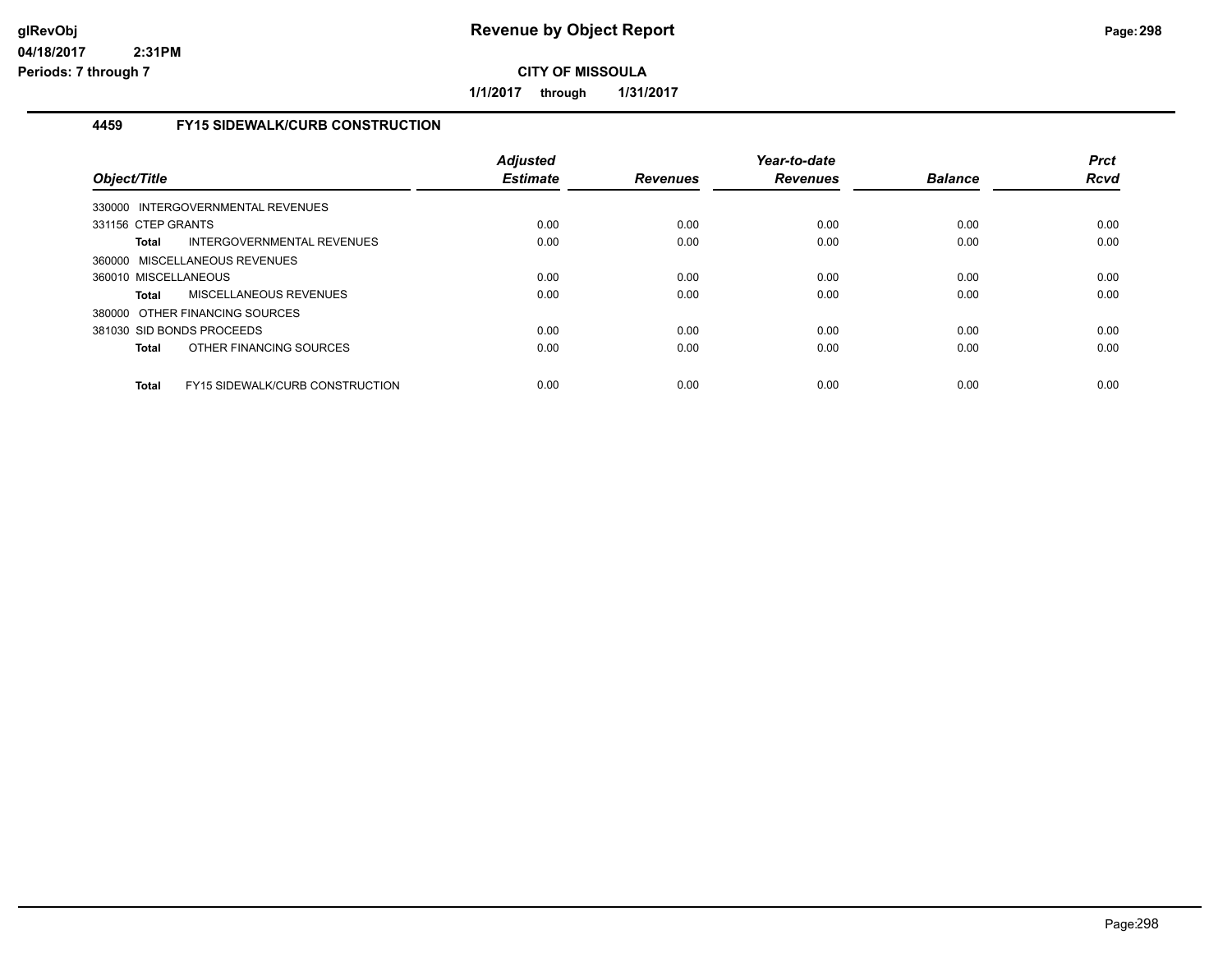# Revenue by Object Report

**CITY OF MISSOULA**

**1/1/2017 through 1/31/2017**

glRevObj
04/18/2017 2:31PM
Periods: 7 through 7

## 4459 FY15 SIDEWALK/CURB CONSTRUCTION

| Object/Title | Adjusted Estimate | Revenues | Year-to-date Revenues | Balance | Prct Rcvd |
|---|---|---|---|---|---|
| 330000 INTERGOVERNMENTAL REVENUES | | | | | |
| 331156 CTEP GRANTS | 0.00 | 0.00 | 0.00 | 0.00 | 0.00 |
| **Total** INTERGOVERNMENTAL REVENUES | 0.00 | 0.00 | 0.00 | 0.00 | 0.00 |
| 360000 MISCELLANEOUS REVENUES | | | | | |
| 360010 MISCELLANEOUS | 0.00 | 0.00 | 0.00 | 0.00 | 0.00 |
| **Total** MISCELLANEOUS REVENUES | 0.00 | 0.00 | 0.00 | 0.00 | 0.00 |
| 380000 OTHER FINANCING SOURCES | | | | | |
| 381030 SID BONDS PROCEEDS | 0.00 | 0.00 | 0.00 | 0.00 | 0.00 |
| **Total** OTHER FINANCING SOURCES | 0.00 | 0.00 | 0.00 | 0.00 | 0.00 |
| **Total** FY15 SIDEWALK/CURB CONSTRUCTION | 0.00 | 0.00 | 0.00 | 0.00 | 0.00 |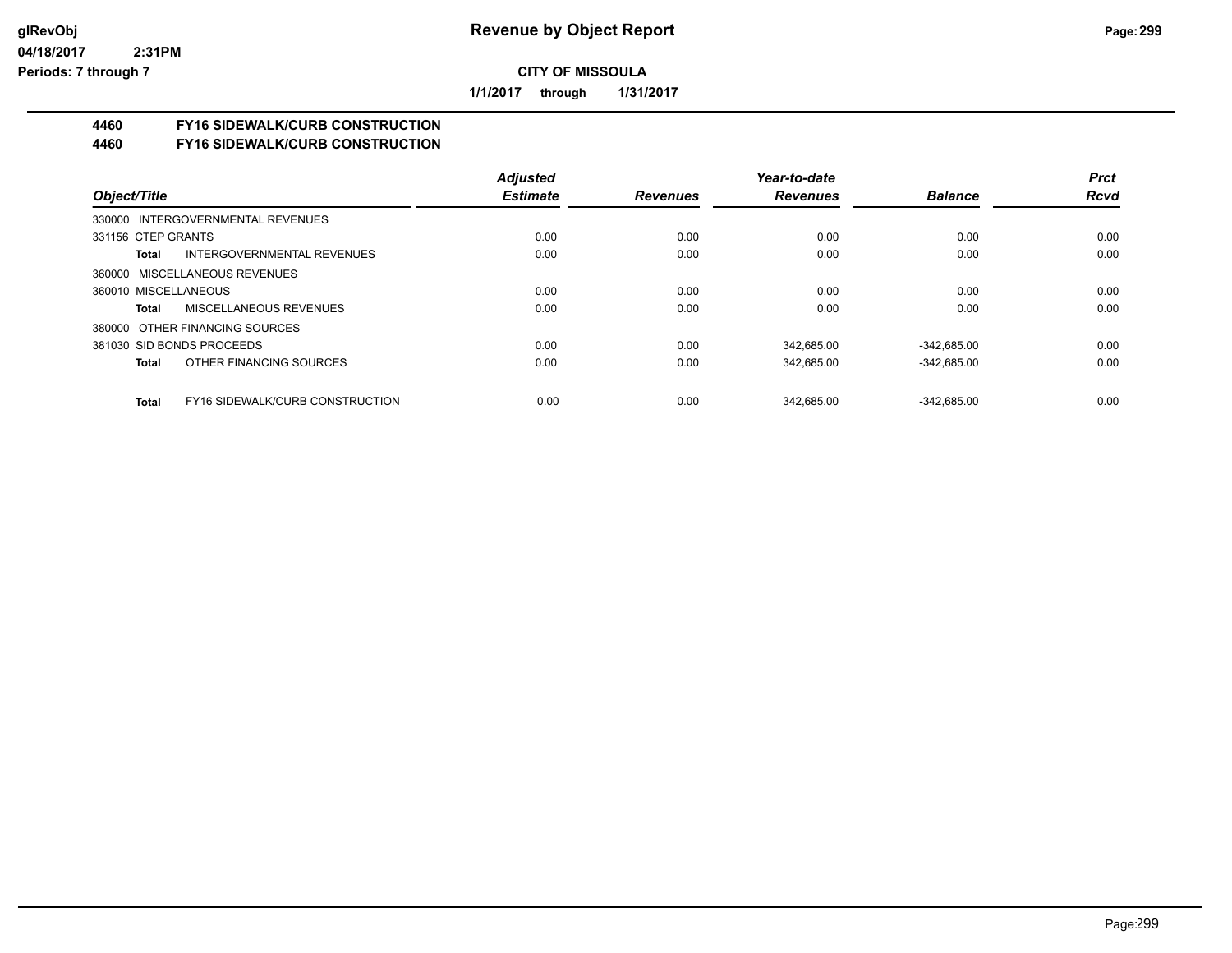**glRevObj**
**04/18/2017 2:31PM**
**Periods: 7 through 7**

# Revenue by Object Report

**CITY OF MISSOULA**

**1/1/2017 through 1/31/2017**

## 4460 FY16 SIDEWALK/CURB CONSTRUCTION
## 4460 FY16 SIDEWALK/CURB CONSTRUCTION

| Object/Title | Adjusted Estimate | Revenues | Year-to-date Revenues | Balance | Prct Rcvd |
|---|---|---|---|---|---|
| 330000 INTERGOVERNMENTAL REVENUES | | | | | |
| 331156 CTEP GRANTS | 0.00 | 0.00 | 0.00 | 0.00 | 0.00 |
| **Total** INTERGOVERNMENTAL REVENUES | 0.00 | 0.00 | 0.00 | 0.00 | 0.00 |
| 360000 MISCELLANEOUS REVENUES | | | | | |
| 360010 MISCELLANEOUS | 0.00 | 0.00 | 0.00 | 0.00 | 0.00 |
| **Total** MISCELLANEOUS REVENUES | 0.00 | 0.00 | 0.00 | 0.00 | 0.00 |
| 380000 OTHER FINANCING SOURCES | | | | | |
| 381030 SID BONDS PROCEEDS | 0.00 | 0.00 | 342,685.00 | -342,685.00 | 0.00 |
| **Total** OTHER FINANCING SOURCES | 0.00 | 0.00 | 342,685.00 | -342,685.00 | 0.00 |
| **Total** FY16 SIDEWALK/CURB CONSTRUCTION | 0.00 | 0.00 | 342,685.00 | -342,685.00 | 0.00 |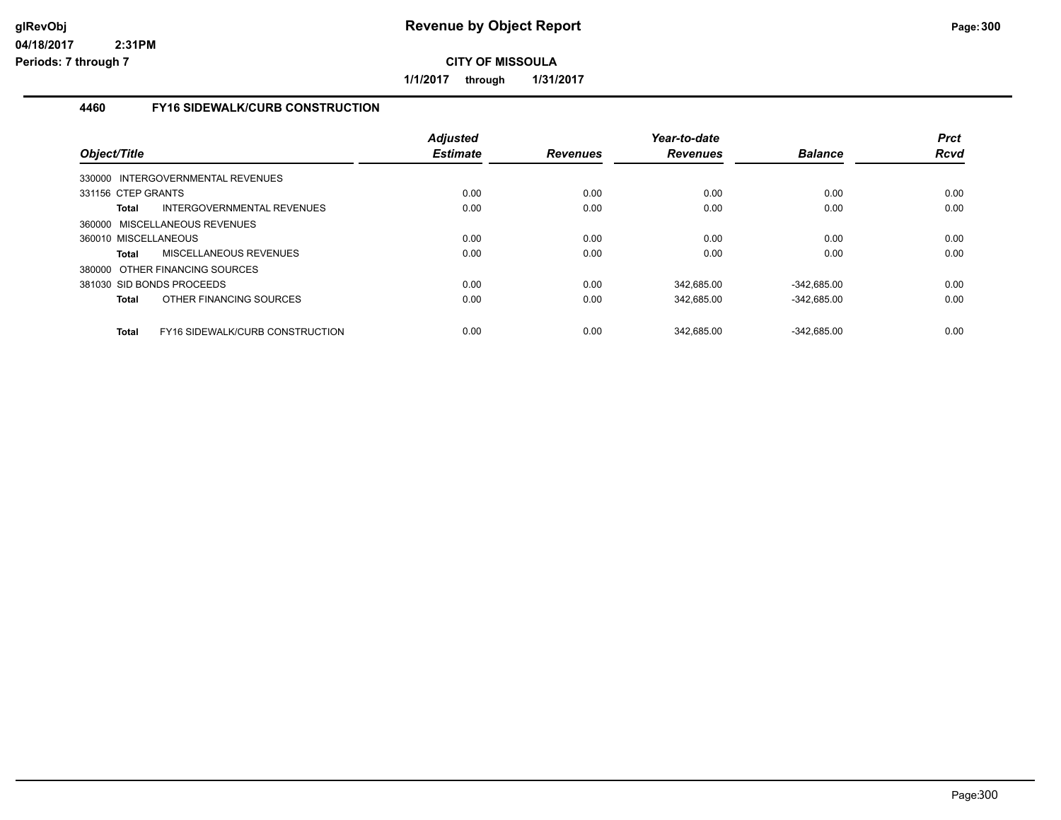**CITY OF MISSOULA**

**1/1/2017 through 1/31/2017**

### 4460 FY16 SIDEWALK/CURB CONSTRUCTION

| Object/Title | Adjusted Estimate | Revenues | Year-to-date Revenues | Balance | Prct Rcvd |
|---|---|---|---|---|---|
| 330000 INTERGOVERNMENTAL REVENUES | | | | | |
| 331156 CTEP GRANTS | 0.00 | 0.00 | 0.00 | 0.00 | 0.00 |
| **Total** INTERGOVERNMENTAL REVENUES | 0.00 | 0.00 | 0.00 | 0.00 | 0.00 |
| 360000 MISCELLANEOUS REVENUES | | | | | |
| 360010 MISCELLANEOUS | 0.00 | 0.00 | 0.00 | 0.00 | 0.00 |
| **Total** MISCELLANEOUS REVENUES | 0.00 | 0.00 | 0.00 | 0.00 | 0.00 |
| 380000 OTHER FINANCING SOURCES | | | | | |
| 381030 SID BONDS PROCEEDS | 0.00 | 0.00 | 342,685.00 | -342,685.00 | 0.00 |
| **Total** OTHER FINANCING SOURCES | 0.00 | 0.00 | 342,685.00 | -342,685.00 | 0.00 |
| **Total** FY16 SIDEWALK/CURB CONSTRUCTION | 0.00 | 0.00 | 342,685.00 | -342,685.00 | 0.00 |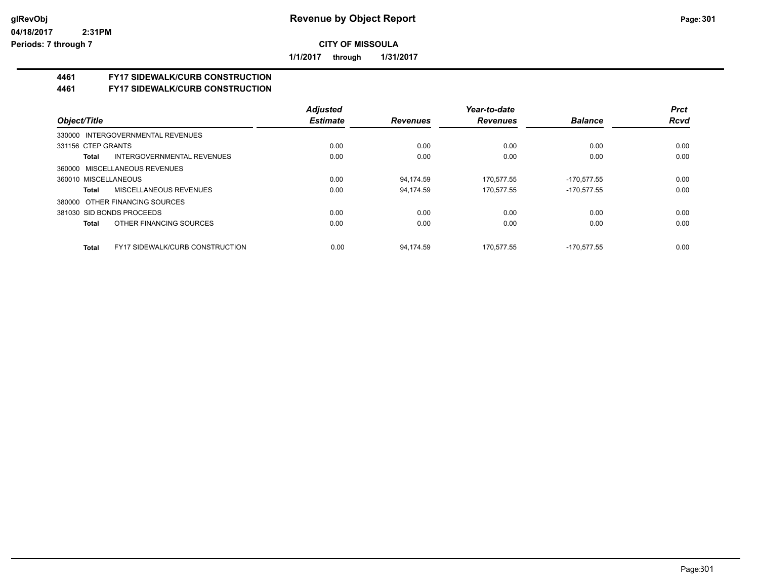glRevObj
04/18/2017 2:31PM
Periods: 7 through 7

# Revenue by Object Report

**CITY OF MISSOULA**

**1/1/2017 through 1/31/2017**

## 4461 FY17 SIDEWALK/CURB CONSTRUCTION
## 4461 FY17 SIDEWALK/CURB CONSTRUCTION

| Object/Title | Adjusted Estimate | Revenues | Year-to-date Revenues | Balance | Prct Rcvd |
|---|---|---|---|---|---|
| 330000 INTERGOVERNMENTAL REVENUES | | | | | |
| 331156 CTEP GRANTS | 0.00 | 0.00 | 0.00 | 0.00 | 0.00 |
| **Total** INTERGOVERNMENTAL REVENUES | 0.00 | 0.00 | 0.00 | 0.00 | 0.00 |
| 360000 MISCELLANEOUS REVENUES | | | | | |
| 360010 MISCELLANEOUS | 0.00 | 94,174.59 | 170,577.55 | -170,577.55 | 0.00 |
| **Total** MISCELLANEOUS REVENUES | 0.00 | 94,174.59 | 170,577.55 | -170,577.55 | 0.00 |
| 380000 OTHER FINANCING SOURCES | | | | | |
| 381030 SID BONDS PROCEEDS | 0.00 | 0.00 | 0.00 | 0.00 | 0.00 |
| **Total** OTHER FINANCING SOURCES | 0.00 | 0.00 | 0.00 | 0.00 | 0.00 |
| **Total** FY17 SIDEWALK/CURB CONSTRUCTION | 0.00 | 94,174.59 | 170,577.55 | -170,577.55 | 0.00 |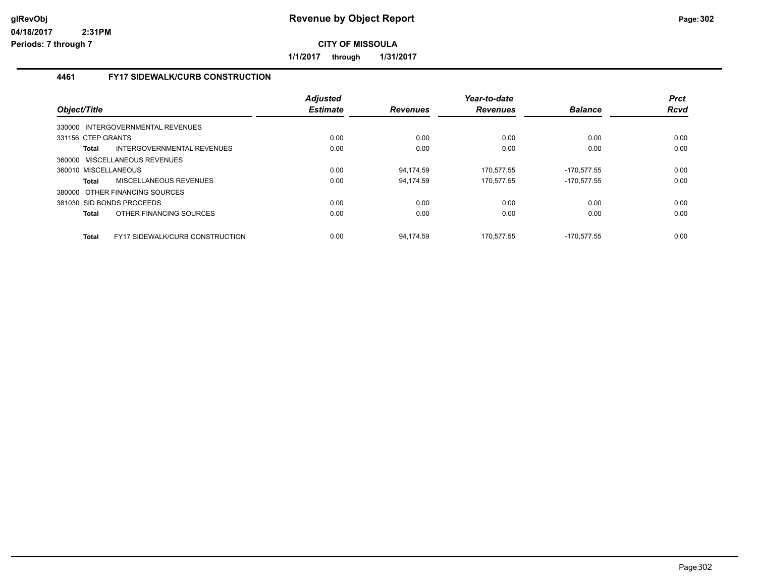# Revenue by Object Report

**CITY OF MISSOULA**

**1/1/2017 through 1/31/2017**

### 4461 FY17 SIDEWALK/CURB CONSTRUCTION

| Object/Title | Adjusted Estimate | Revenues | Year-to-date Revenues | Balance | Prct Rcvd |
|---|---|---|---|---|---|
| 330000 INTERGOVERNMENTAL REVENUES | | | | | |
| 331156 CTEP GRANTS | 0.00 | 0.00 | 0.00 | 0.00 | 0.00 |
| **Total** INTERGOVERNMENTAL REVENUES | 0.00 | 0.00 | 0.00 | 0.00 | 0.00 |
| 360000 MISCELLANEOUS REVENUES | | | | | |
| 360010 MISCELLANEOUS | 0.00 | 94,174.59 | 170,577.55 | -170,577.55 | 0.00 |
| **Total** MISCELLANEOUS REVENUES | 0.00 | 94,174.59 | 170,577.55 | -170,577.55 | 0.00 |
| 380000 OTHER FINANCING SOURCES | | | | | |
| 381030 SID BONDS PROCEEDS | 0.00 | 0.00 | 0.00 | 0.00 | 0.00 |
| **Total** OTHER FINANCING SOURCES | 0.00 | 0.00 | 0.00 | 0.00 | 0.00 |
| **Total** FY17 SIDEWALK/CURB CONSTRUCTION | 0.00 | 94,174.59 | 170,577.55 | -170,577.55 | 0.00 |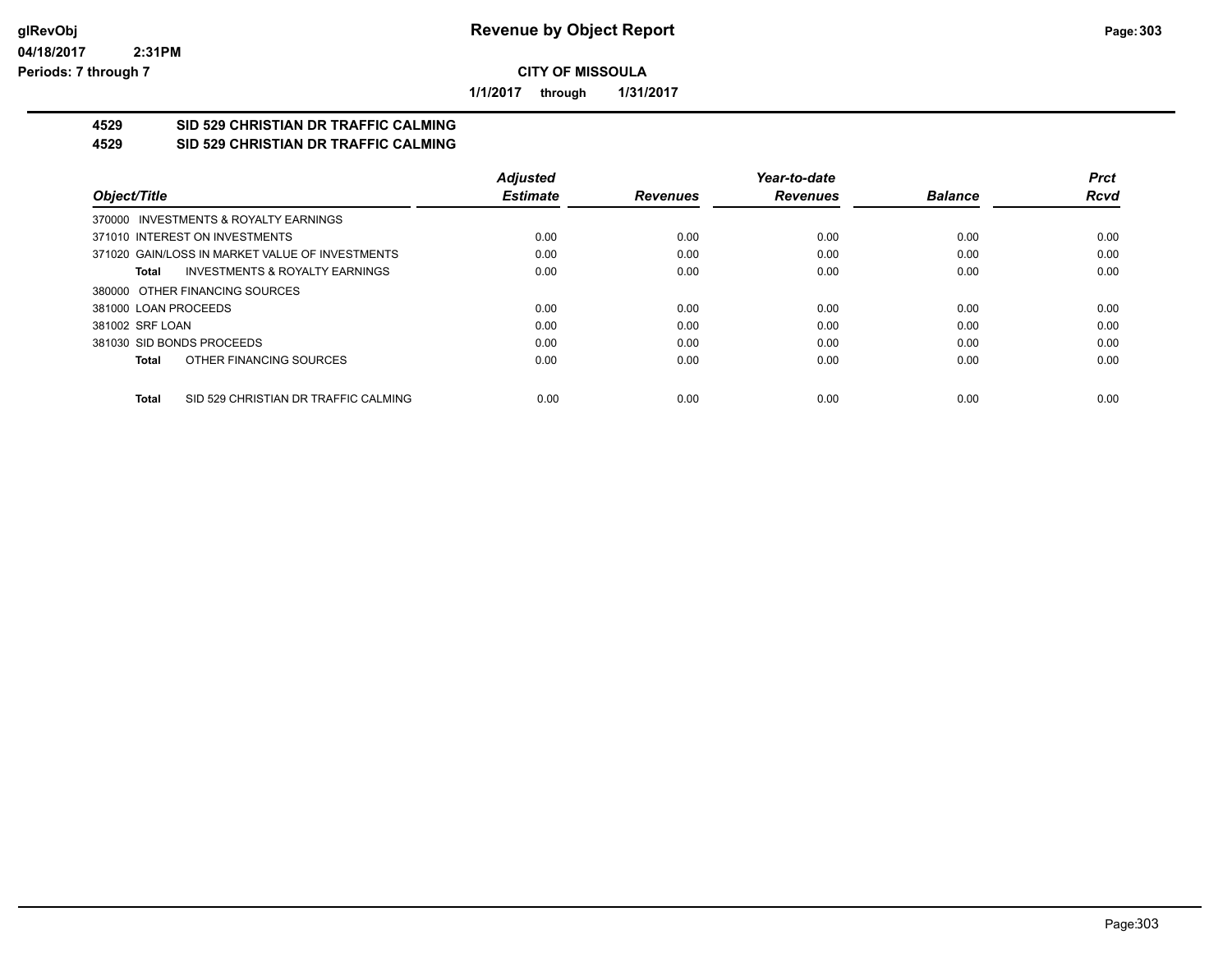**Revenue by Object Report**

**CITY OF MISSOULA**

**1/1/2017 through 1/31/2017**

glRevObj
04/18/2017 2:31PM
Periods: 7 through 7

## 4529 SID 529 CHRISTIAN DR TRAFFIC CALMING
## 4529 SID 529 CHRISTIAN DR TRAFFIC CALMING

| Object/Title | Adjusted Estimate | Revenues | Year-to-date Revenues | Balance | Prct Rcvd |
|---|---|---|---|---|---|
| 370000 INVESTMENTS & ROYALTY EARNINGS | | | | | |
| 371010 INTEREST ON INVESTMENTS | 0.00 | 0.00 | 0.00 | 0.00 | 0.00 |
| 371020 GAIN/LOSS IN MARKET VALUE OF INVESTMENTS | 0.00 | 0.00 | 0.00 | 0.00 | 0.00 |
| **Total** INVESTMENTS & ROYALTY EARNINGS | 0.00 | 0.00 | 0.00 | 0.00 | 0.00 |
| 380000 OTHER FINANCING SOURCES | | | | | |
| 381000 LOAN PROCEEDS | 0.00 | 0.00 | 0.00 | 0.00 | 0.00 |
| 381002 SRF LOAN | 0.00 | 0.00 | 0.00 | 0.00 | 0.00 |
| 381030 SID BONDS PROCEEDS | 0.00 | 0.00 | 0.00 | 0.00 | 0.00 |
| **Total** OTHER FINANCING SOURCES | 0.00 | 0.00 | 0.00 | 0.00 | 0.00 |
| **Total** SID 529 CHRISTIAN DR TRAFFIC CALMING | 0.00 | 0.00 | 0.00 | 0.00 | 0.00 |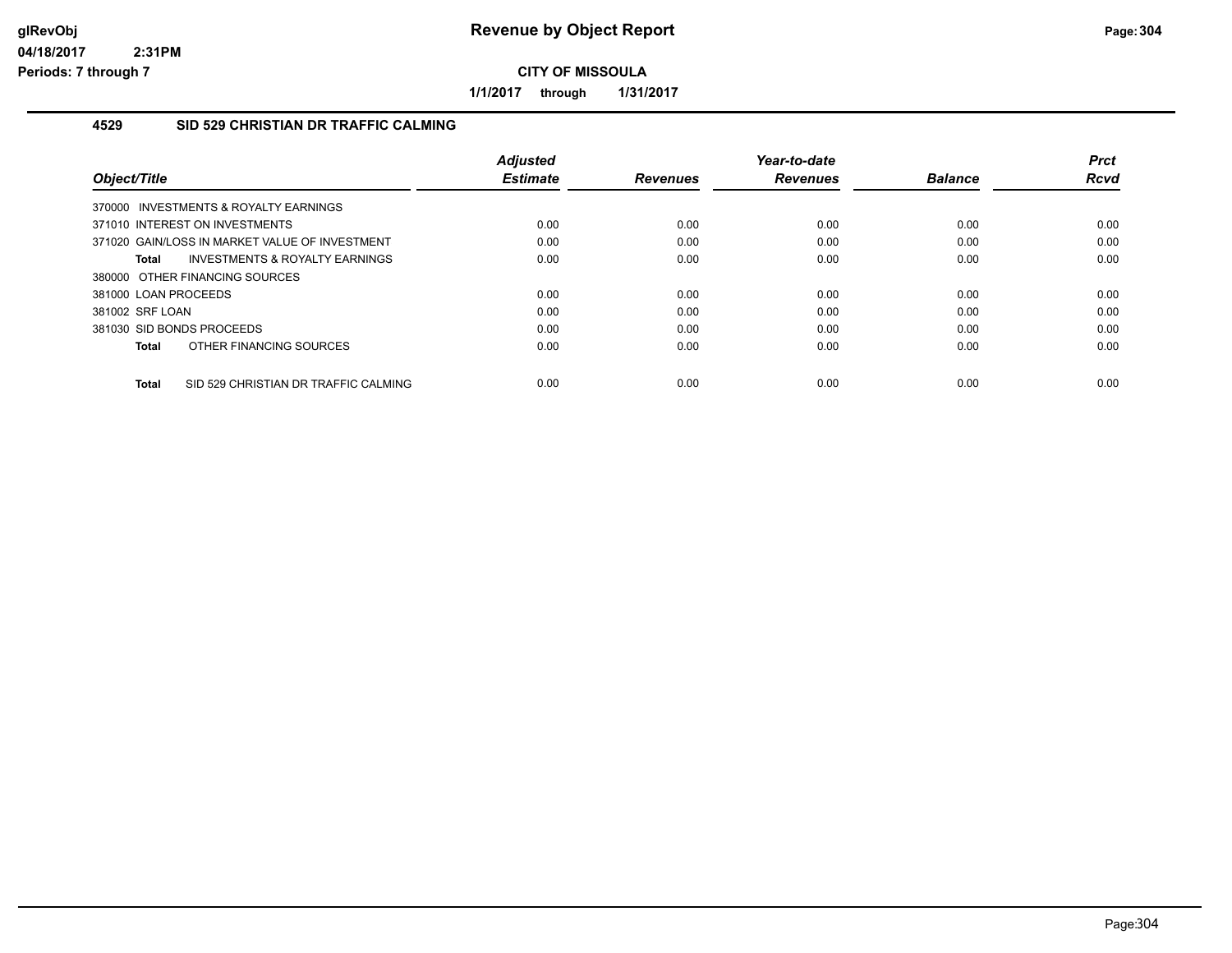**Revenue by Object Report**

**CITY OF MISSOULA**

**1/1/2017 through 1/31/2017**

## 4529 SID 529 CHRISTIAN DR TRAFFIC CALMING

| Object/Title | Adjusted Estimate | Revenues | Year-to-date Revenues | Balance | Prct Rcvd |
|---|---|---|---|---|---|
| 370000 INVESTMENTS & ROYALTY EARNINGS | | | | | |
| 371010 INTEREST ON INVESTMENTS | 0.00 | 0.00 | 0.00 | 0.00 | 0.00 |
| 371020 GAIN/LOSS IN MARKET VALUE OF INVESTMENT | 0.00 | 0.00 | 0.00 | 0.00 | 0.00 |
| **Total** INVESTMENTS & ROYALTY EARNINGS | 0.00 | 0.00 | 0.00 | 0.00 | 0.00 |
| 380000 OTHER FINANCING SOURCES | | | | | |
| 381000 LOAN PROCEEDS | 0.00 | 0.00 | 0.00 | 0.00 | 0.00 |
| 381002 SRF LOAN | 0.00 | 0.00 | 0.00 | 0.00 | 0.00 |
| 381030 SID BONDS PROCEEDS | 0.00 | 0.00 | 0.00 | 0.00 | 0.00 |
| **Total** OTHER FINANCING SOURCES | 0.00 | 0.00 | 0.00 | 0.00 | 0.00 |
| **Total** SID 529 CHRISTIAN DR TRAFFIC CALMING | 0.00 | 0.00 | 0.00 | 0.00 | 0.00 |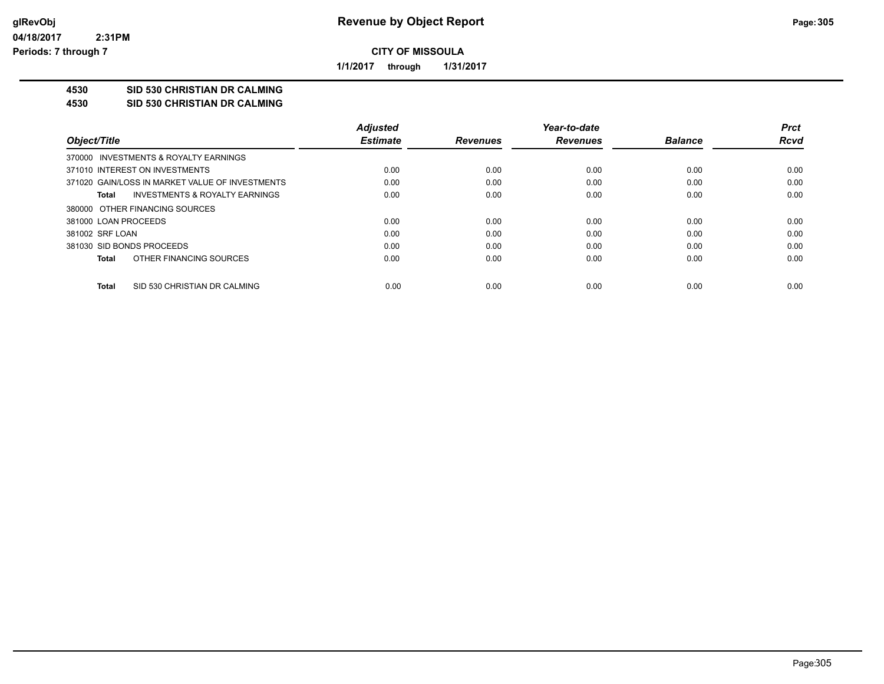# Revenue by Object Report

glRevObj
04/18/2017 2:31PM
Periods: 7 through 7

**CITY OF MISSOULA**

**1/1/2017 through 1/31/2017**

**4530 SID 530 CHRISTIAN DR CALMING**
**4530 SID 530 CHRISTIAN DR CALMING**

| Object/Title | Adjusted Estimate | Revenues | Year-to-date Revenues | Balance | Prct Rcvd |
|---|---|---|---|---|---|
| 370000 INVESTMENTS & ROYALTY EARNINGS | | | | | |
| 371010 INTEREST ON INVESTMENTS | 0.00 | 0.00 | 0.00 | 0.00 | 0.00 |
| 371020 GAIN/LOSS IN MARKET VALUE OF INVESTMENTS | 0.00 | 0.00 | 0.00 | 0.00 | 0.00 |
| **Total** INVESTMENTS & ROYALTY EARNINGS | 0.00 | 0.00 | 0.00 | 0.00 | 0.00 |
| 380000 OTHER FINANCING SOURCES | | | | | |
| 381000 LOAN PROCEEDS | 0.00 | 0.00 | 0.00 | 0.00 | 0.00 |
| 381002 SRF LOAN | 0.00 | 0.00 | 0.00 | 0.00 | 0.00 |
| 381030 SID BONDS PROCEEDS | 0.00 | 0.00 | 0.00 | 0.00 | 0.00 |
| **Total** OTHER FINANCING SOURCES | 0.00 | 0.00 | 0.00 | 0.00 | 0.00 |
| **Total** SID 530 CHRISTIAN DR CALMING | 0.00 | 0.00 | 0.00 | 0.00 | 0.00 |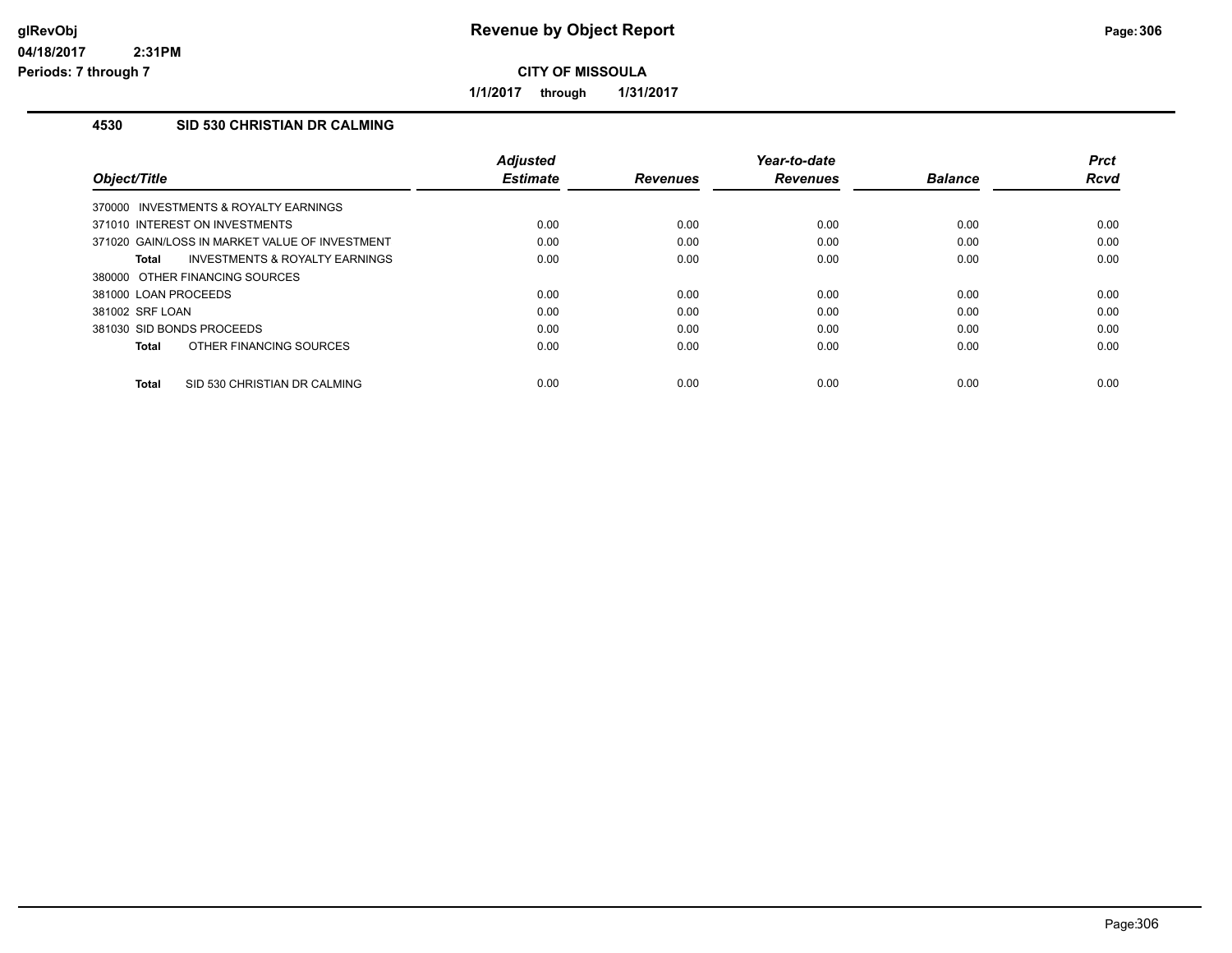# Revenue by Object Report

glRevObj
04/18/2017 2:31PM
Periods: 7 through 7

**CITY OF MISSOULA**

**1/1/2017 through 1/31/2017**

## 4530 SID 530 CHRISTIAN DR CALMING

| Object/Title | Adjusted Estimate | Revenues | Year-to-date Revenues | Balance | Prct Rcvd |
|---|---|---|---|---|---|
| 370000 INVESTMENTS & ROYALTY EARNINGS | | | | | |
| 371010 INTEREST ON INVESTMENTS | 0.00 | 0.00 | 0.00 | 0.00 | 0.00 |
| 371020 GAIN/LOSS IN MARKET VALUE OF INVESTMENT | 0.00 | 0.00 | 0.00 | 0.00 | 0.00 |
| **Total** INVESTMENTS & ROYALTY EARNINGS | 0.00 | 0.00 | 0.00 | 0.00 | 0.00 |
| 380000 OTHER FINANCING SOURCES | | | | | |
| 381000 LOAN PROCEEDS | 0.00 | 0.00 | 0.00 | 0.00 | 0.00 |
| 381002 SRF LOAN | 0.00 | 0.00 | 0.00 | 0.00 | 0.00 |
| 381030 SID BONDS PROCEEDS | 0.00 | 0.00 | 0.00 | 0.00 | 0.00 |
| **Total** OTHER FINANCING SOURCES | 0.00 | 0.00 | 0.00 | 0.00 | 0.00 |
| **Total** SID 530 CHRISTIAN DR CALMING | 0.00 | 0.00 | 0.00 | 0.00 | 0.00 |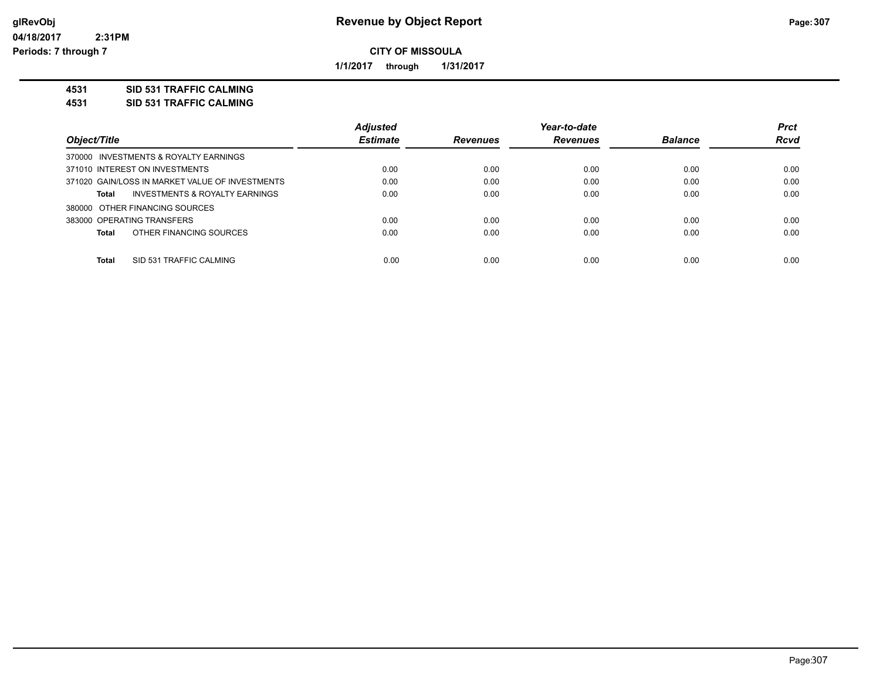**Revenue by Object Report**

**CITY OF MISSOULA**

**1/1/2017 through 1/31/2017**

glRevObj
04/18/2017 2:31PM
Periods: 7 through 7

**4531 SID 531 TRAFFIC CALMING**
**4531 SID 531 TRAFFIC CALMING**

| Object/Title | Adjusted Estimate | Revenues | Year-to-date Revenues | Balance | Prct Rcvd |
|---|---|---|---|---|---|
| 370000 INVESTMENTS & ROYALTY EARNINGS | | | | | |
| 371010 INTEREST ON INVESTMENTS | 0.00 | 0.00 | 0.00 | 0.00 | 0.00 |
| 371020 GAIN/LOSS IN MARKET VALUE OF INVESTMENTS | 0.00 | 0.00 | 0.00 | 0.00 | 0.00 |
| **Total** INVESTMENTS & ROYALTY EARNINGS | 0.00 | 0.00 | 0.00 | 0.00 | 0.00 |
| 380000 OTHER FINANCING SOURCES | | | | | |
| 383000 OPERATING TRANSFERS | 0.00 | 0.00 | 0.00 | 0.00 | 0.00 |
| **Total** OTHER FINANCING SOURCES | 0.00 | 0.00 | 0.00 | 0.00 | 0.00 |
| **Total** SID 531 TRAFFIC CALMING | 0.00 | 0.00 | 0.00 | 0.00 | 0.00 |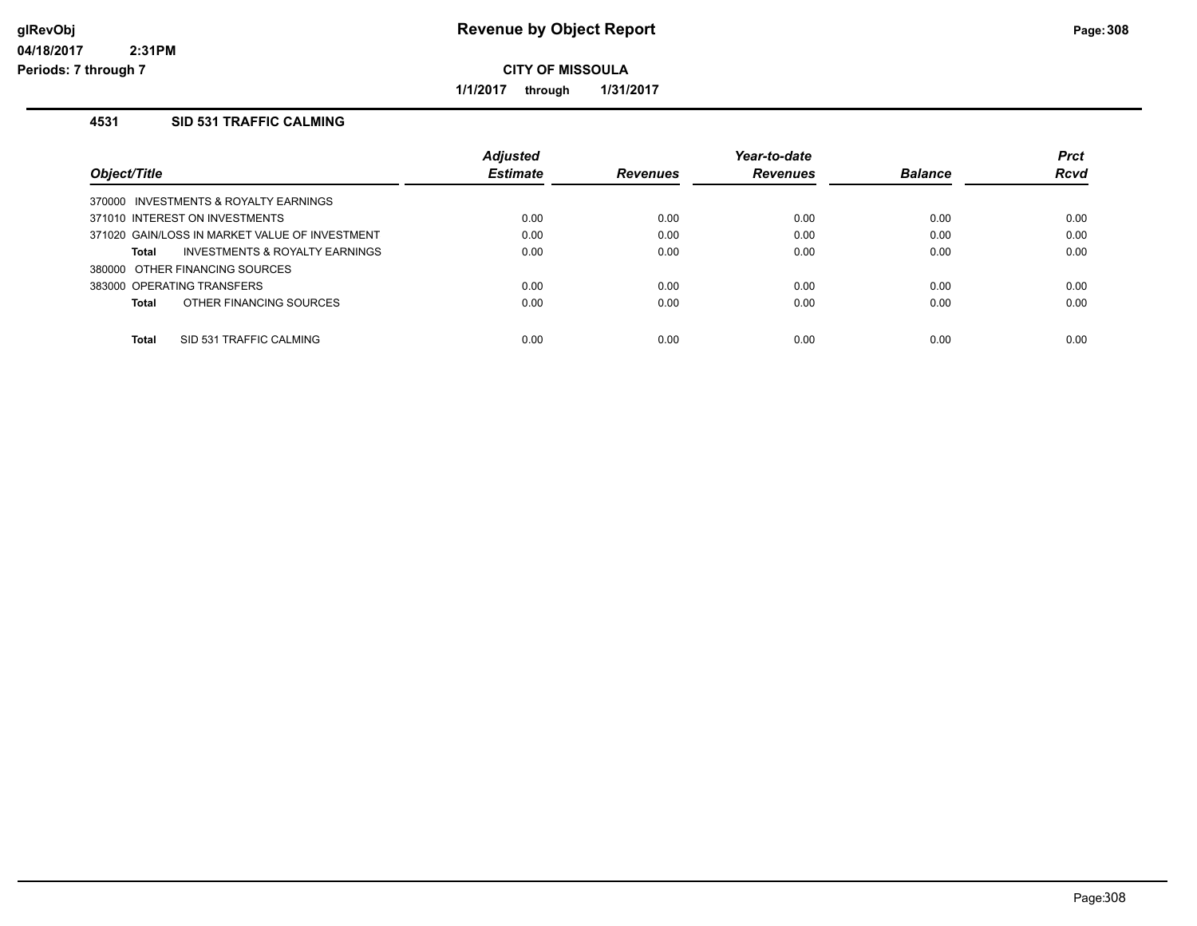# Revenue by Object Report

## CITY OF MISSOULA

**1/1/2017 through 1/31/2017**

glRevObj
04/18/2017 2:31PM
Periods: 7 through 7

### 4531 SID 531 TRAFFIC CALMING

| Object/Title | Adjusted Estimate | Revenues | Year-to-date Revenues | Balance | Prct Rcvd |
|---|---|---|---|---|---|
| 370000 INVESTMENTS & ROYALTY EARNINGS | | | | | |
| 371010 INTEREST ON INVESTMENTS | 0.00 | 0.00 | 0.00 | 0.00 | 0.00 |
| 371020 GAIN/LOSS IN MARKET VALUE OF INVESTMENT | 0.00 | 0.00 | 0.00 | 0.00 | 0.00 |
| **Total** INVESTMENTS & ROYALTY EARNINGS | 0.00 | 0.00 | 0.00 | 0.00 | 0.00 |
| 380000 OTHER FINANCING SOURCES | | | | | |
| 383000 OPERATING TRANSFERS | 0.00 | 0.00 | 0.00 | 0.00 | 0.00 |
| **Total** OTHER FINANCING SOURCES | 0.00 | 0.00 | 0.00 | 0.00 | 0.00 |
| **Total** SID 531 TRAFFIC CALMING | 0.00 | 0.00 | 0.00 | 0.00 | 0.00 |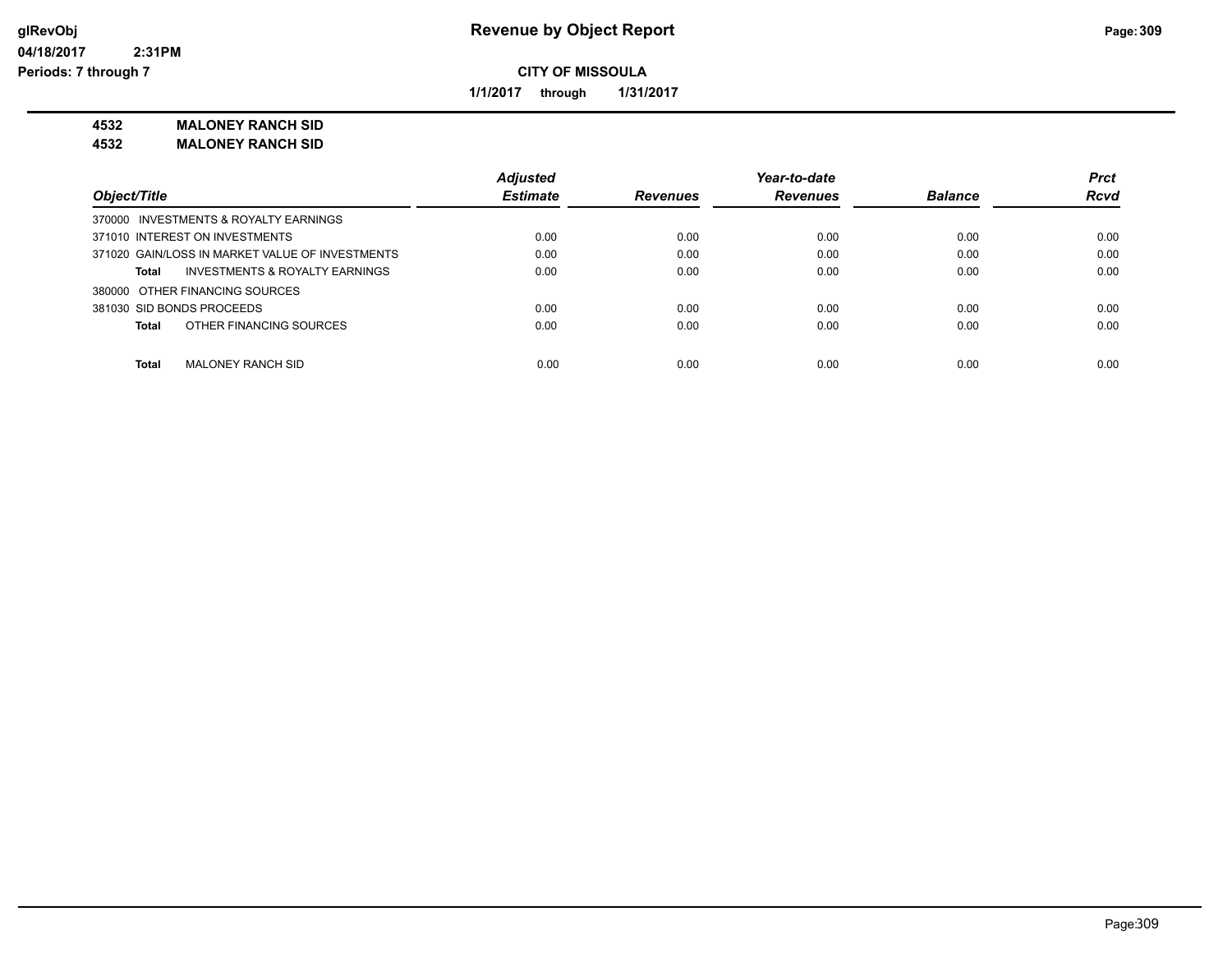# Revenue by Object Report

**CITY OF MISSOULA**

**1/1/2017 through 1/31/2017**

glRevObj
04/18/2017 2:31PM
Periods: 7 through 7

**4532 MALONEY RANCH SID**
**4532 MALONEY RANCH SID**

| Object/Title | Adjusted Estimate | Revenues | Year-to-date Revenues | Balance | Prct Rcvd |
|---|---|---|---|---|---|
| 370000 INVESTMENTS & ROYALTY EARNINGS | | | | | |
| 371010 INTEREST ON INVESTMENTS | 0.00 | 0.00 | 0.00 | 0.00 | 0.00 |
| 371020 GAIN/LOSS IN MARKET VALUE OF INVESTMENTS | 0.00 | 0.00 | 0.00 | 0.00 | 0.00 |
| **Total** INVESTMENTS & ROYALTY EARNINGS | 0.00 | 0.00 | 0.00 | 0.00 | 0.00 |
| 380000 OTHER FINANCING SOURCES | | | | | |
| 381030 SID BONDS PROCEEDS | 0.00 | 0.00 | 0.00 | 0.00 | 0.00 |
| **Total** OTHER FINANCING SOURCES | 0.00 | 0.00 | 0.00 | 0.00 | 0.00 |
| **Total** MALONEY RANCH SID | 0.00 | 0.00 | 0.00 | 0.00 | 0.00 |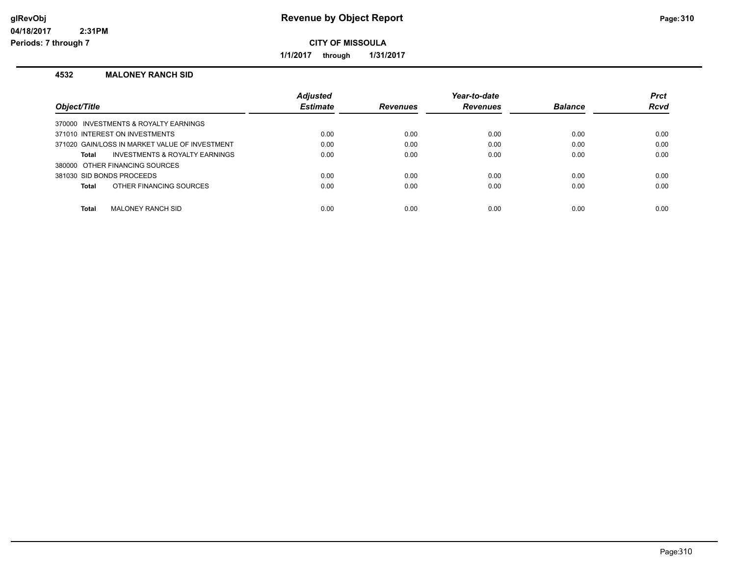**CITY OF MISSOULA**

**1/1/2017 through 1/31/2017**

### 4532 MALONEY RANCH SID

| Object/Title | Adjusted Estimate | Revenues | Year-to-date Revenues | Balance | Prct Rcvd |
|---|---|---|---|---|---|
| 370000 INVESTMENTS & ROYALTY EARNINGS | | | | | |
| 371010 INTEREST ON INVESTMENTS | 0.00 | 0.00 | 0.00 | 0.00 | 0.00 |
| 371020 GAIN/LOSS IN MARKET VALUE OF INVESTMENT | 0.00 | 0.00 | 0.00 | 0.00 | 0.00 |
| **Total** INVESTMENTS & ROYALTY EARNINGS | 0.00 | 0.00 | 0.00 | 0.00 | 0.00 |
| 380000 OTHER FINANCING SOURCES | | | | | |
| 381030 SID BONDS PROCEEDS | 0.00 | 0.00 | 0.00 | 0.00 | 0.00 |
| **Total** OTHER FINANCING SOURCES | 0.00 | 0.00 | 0.00 | 0.00 | 0.00 |
| **Total** MALONEY RANCH SID | 0.00 | 0.00 | 0.00 | 0.00 | 0.00 |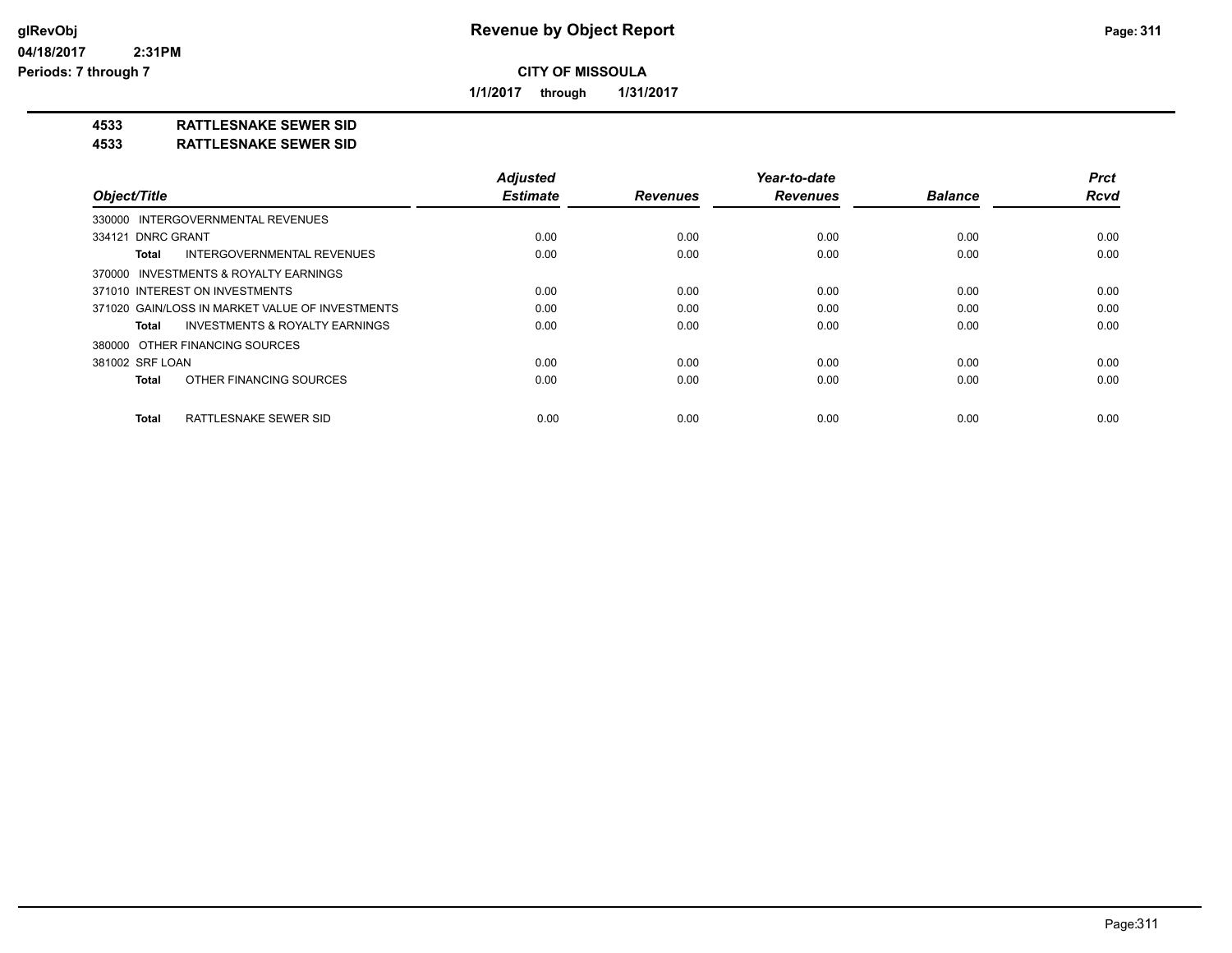# Revenue by Object Report

**CITY OF MISSOULA**

**1/1/2017 through 1/31/2017**

glRevObj
04/18/2017 2:31PM
Periods: 7 through 7

**4533 RATTLESNAKE SEWER SID**
**4533 RATTLESNAKE SEWER SID**

| Object/Title | Adjusted Estimate | Revenues | Year-to-date Revenues | Balance | Prct Rcvd |
|---|---|---|---|---|---|
| 330000 INTERGOVERNMENTAL REVENUES | | | | | |
| 334121 DNRC GRANT | 0.00 | 0.00 | 0.00 | 0.00 | 0.00 |
| **Total** INTERGOVERNMENTAL REVENUES | 0.00 | 0.00 | 0.00 | 0.00 | 0.00 |
| 370000 INVESTMENTS & ROYALTY EARNINGS | | | | | |
| 371010 INTEREST ON INVESTMENTS | 0.00 | 0.00 | 0.00 | 0.00 | 0.00 |
| 371020 GAIN/LOSS IN MARKET VALUE OF INVESTMENTS | 0.00 | 0.00 | 0.00 | 0.00 | 0.00 |
| **Total** INVESTMENTS & ROYALTY EARNINGS | 0.00 | 0.00 | 0.00 | 0.00 | 0.00 |
| 380000 OTHER FINANCING SOURCES | | | | | |
| 381002 SRF LOAN | 0.00 | 0.00 | 0.00 | 0.00 | 0.00 |
| **Total** OTHER FINANCING SOURCES | 0.00 | 0.00 | 0.00 | 0.00 | 0.00 |
| **Total** RATTLESNAKE SEWER SID | 0.00 | 0.00 | 0.00 | 0.00 | 0.00 |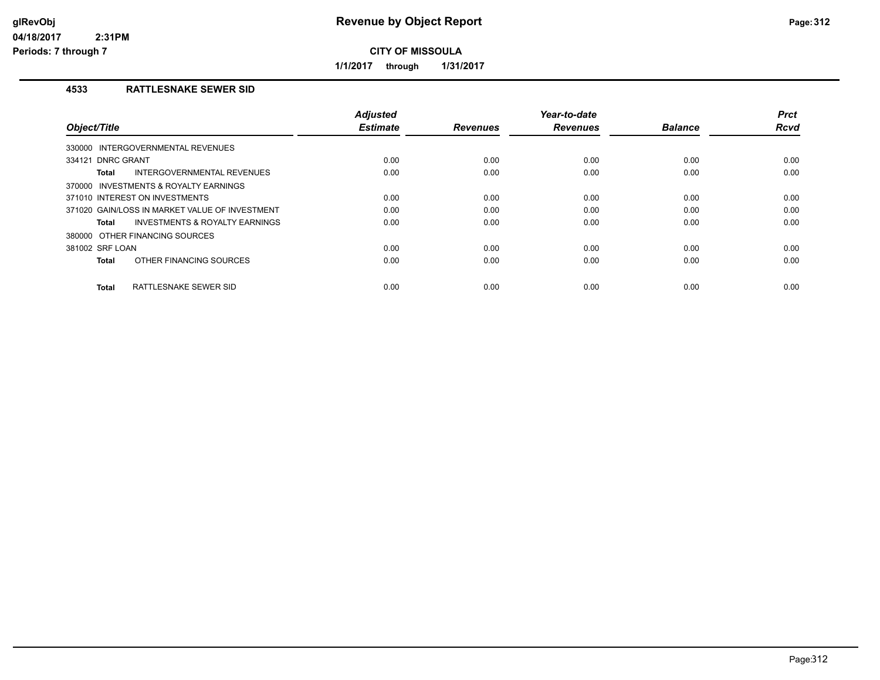# Revenue by Object Report

**CITY OF MISSOULA**

**1/1/2017 through 1/31/2017**

## 4533 RATTLESNAKE SEWER SID

| Object/Title | Adjusted Estimate | Revenues | Year-to-date Revenues | Balance | Prct Rcvd |
|---|---|---|---|---|---|
| 330000 INTERGOVERNMENTAL REVENUES | | | | | |
| 334121 DNRC GRANT | 0.00 | 0.00 | 0.00 | 0.00 | 0.00 |
| **Total** INTERGOVERNMENTAL REVENUES | 0.00 | 0.00 | 0.00 | 0.00 | 0.00 |
| 370000 INVESTMENTS & ROYALTY EARNINGS | | | | | |
| 371010 INTEREST ON INVESTMENTS | 0.00 | 0.00 | 0.00 | 0.00 | 0.00 |
| 371020 GAIN/LOSS IN MARKET VALUE OF INVESTMENT | 0.00 | 0.00 | 0.00 | 0.00 | 0.00 |
| **Total** INVESTMENTS & ROYALTY EARNINGS | 0.00 | 0.00 | 0.00 | 0.00 | 0.00 |
| 380000 OTHER FINANCING SOURCES | | | | | |
| 381002 SRF LOAN | 0.00 | 0.00 | 0.00 | 0.00 | 0.00 |
| **Total** OTHER FINANCING SOURCES | 0.00 | 0.00 | 0.00 | 0.00 | 0.00 |
| **Total** RATTLESNAKE SEWER SID | 0.00 | 0.00 | 0.00 | 0.00 | 0.00 |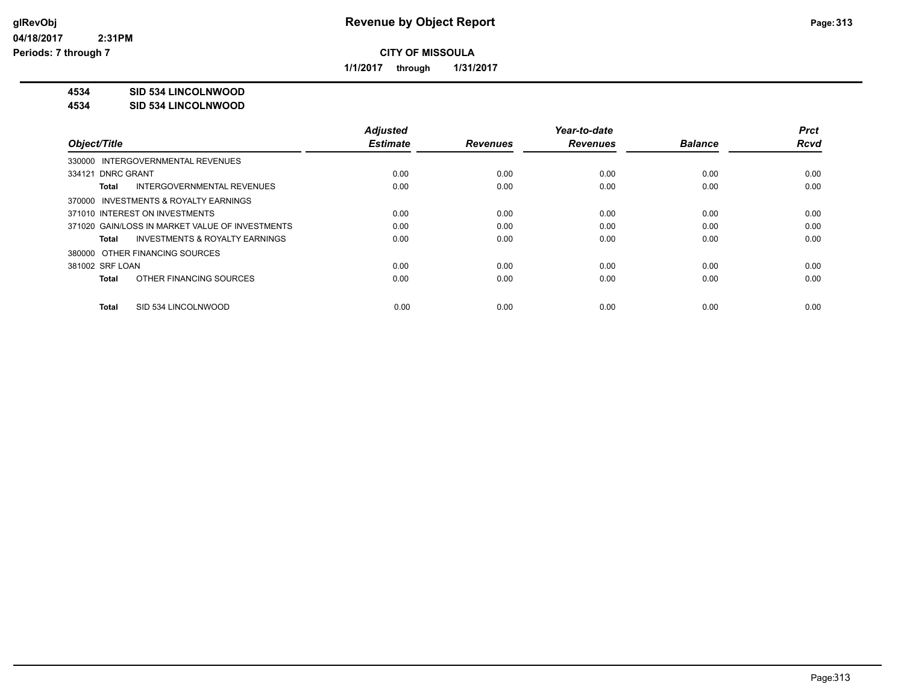**Revenue by Object Report**

**CITY OF MISSOULA**

**1/1/2017 through 1/31/2017**

**4534 SID 534 LINCOLNWOOD**
**4534 SID 534 LINCOLNWOOD**

| Object/Title | Adjusted Estimate | Revenues | Year-to-date Revenues | Balance | Prct Rcvd |
|---|---|---|---|---|---|
| 330000 INTERGOVERNMENTAL REVENUES | | | | | |
| 334121 DNRC GRANT | 0.00 | 0.00 | 0.00 | 0.00 | 0.00 |
| **Total** INTERGOVERNMENTAL REVENUES | 0.00 | 0.00 | 0.00 | 0.00 | 0.00 |
| 370000 INVESTMENTS & ROYALTY EARNINGS | | | | | |
| 371010 INTEREST ON INVESTMENTS | 0.00 | 0.00 | 0.00 | 0.00 | 0.00 |
| 371020 GAIN/LOSS IN MARKET VALUE OF INVESTMENTS | 0.00 | 0.00 | 0.00 | 0.00 | 0.00 |
| **Total** INVESTMENTS & ROYALTY EARNINGS | 0.00 | 0.00 | 0.00 | 0.00 | 0.00 |
| 380000 OTHER FINANCING SOURCES | | | | | |
| 381002 SRF LOAN | 0.00 | 0.00 | 0.00 | 0.00 | 0.00 |
| **Total** OTHER FINANCING SOURCES | 0.00 | 0.00 | 0.00 | 0.00 | 0.00 |
| **Total** SID 534 LINCOLNWOOD | 0.00 | 0.00 | 0.00 | 0.00 | 0.00 |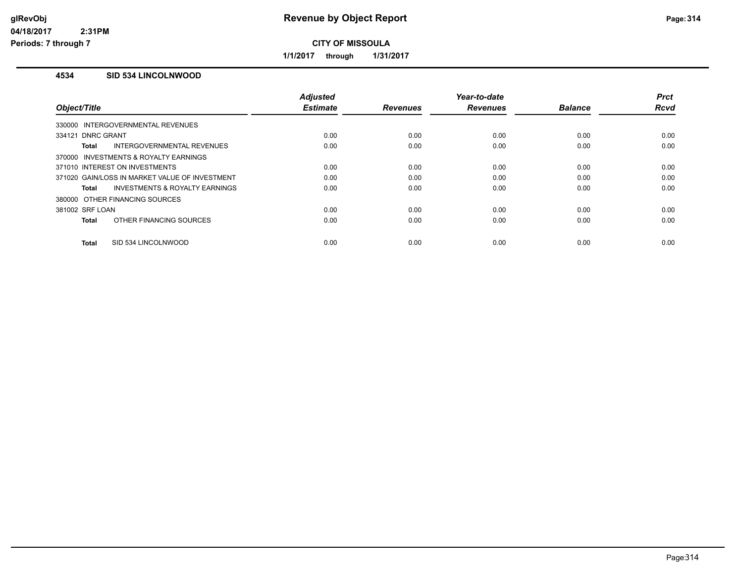**CITY OF MISSOULA**

**1/1/2017 through 1/31/2017**

### 4534 SID 534 LINCOLNWOOD

| Object/Title | Adjusted Estimate | Revenues | Year-to-date Revenues | Balance | Prct Rcvd |
|---|---|---|---|---|---|
| 330000 INTERGOVERNMENTAL REVENUES | | | | | |
| 334121 DNRC GRANT | 0.00 | 0.00 | 0.00 | 0.00 | 0.00 |
| **Total** INTERGOVERNMENTAL REVENUES | 0.00 | 0.00 | 0.00 | 0.00 | 0.00 |
| 370000 INVESTMENTS & ROYALTY EARNINGS | | | | | |
| 371010 INTEREST ON INVESTMENTS | 0.00 | 0.00 | 0.00 | 0.00 | 0.00 |
| 371020 GAIN/LOSS IN MARKET VALUE OF INVESTMENT | 0.00 | 0.00 | 0.00 | 0.00 | 0.00 |
| **Total** INVESTMENTS & ROYALTY EARNINGS | 0.00 | 0.00 | 0.00 | 0.00 | 0.00 |
| 380000 OTHER FINANCING SOURCES | | | | | |
| 381002 SRF LOAN | 0.00 | 0.00 | 0.00 | 0.00 | 0.00 |
| **Total** OTHER FINANCING SOURCES | 0.00 | 0.00 | 0.00 | 0.00 | 0.00 |
| **Total** SID 534 LINCOLNWOOD | 0.00 | 0.00 | 0.00 | 0.00 | 0.00 |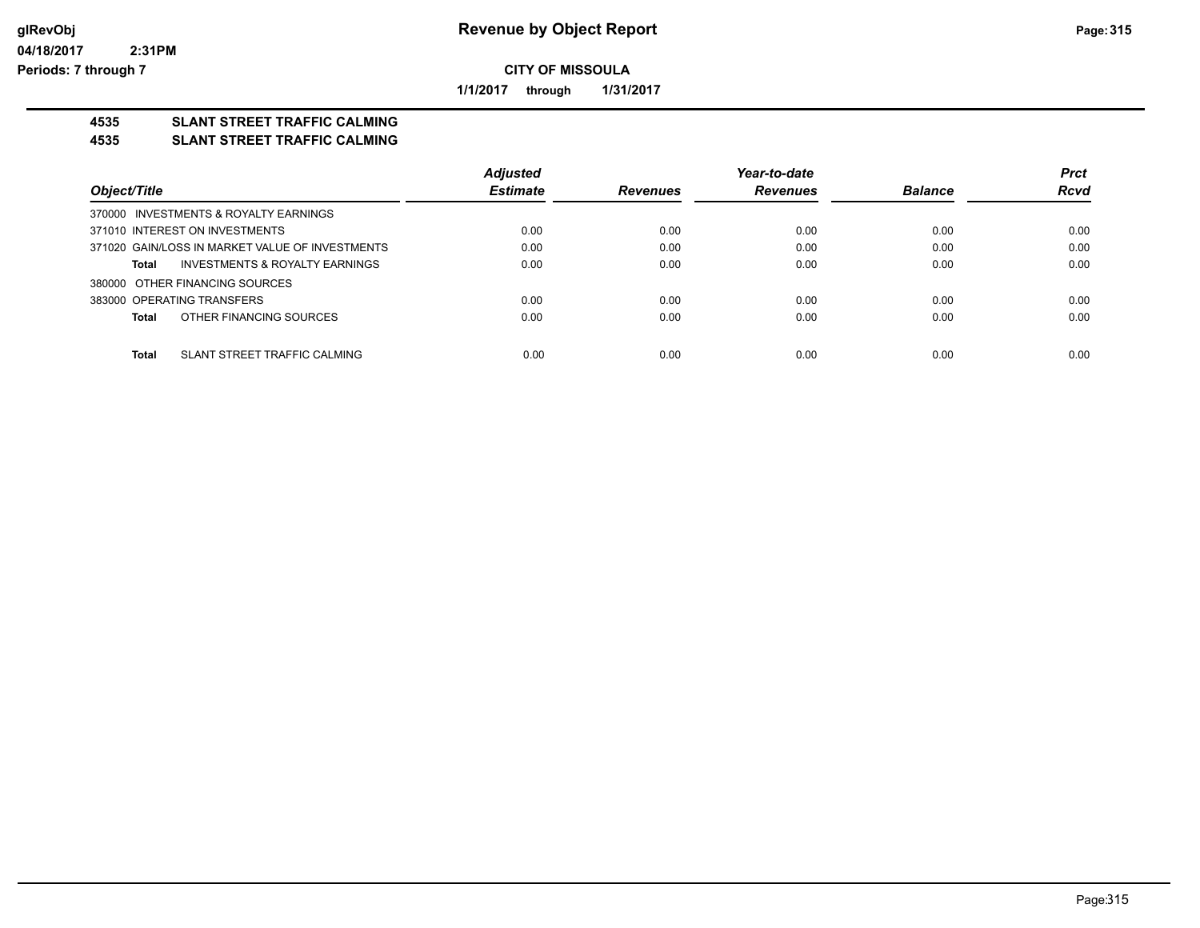**Revenue by Object Report**

**CITY OF MISSOULA**

**1/1/2017 through 1/31/2017**

glRevObj
04/18/2017 2:31PM
Periods: 7 through 7

## 4535 SLANT STREET TRAFFIC CALMING
## 4535 SLANT STREET TRAFFIC CALMING

| Object/Title | Adjusted Estimate | Revenues | Year-to-date Revenues | Balance | Prct Rcvd |
|---|---|---|---|---|---|
| 370000 INVESTMENTS & ROYALTY EARNINGS | | | | | |
| 371010 INTEREST ON INVESTMENTS | 0.00 | 0.00 | 0.00 | 0.00 | 0.00 |
| 371020 GAIN/LOSS IN MARKET VALUE OF INVESTMENTS | 0.00 | 0.00 | 0.00 | 0.00 | 0.00 |
| **Total** INVESTMENTS & ROYALTY EARNINGS | 0.00 | 0.00 | 0.00 | 0.00 | 0.00 |
| 380000 OTHER FINANCING SOURCES | | | | | |
| 383000 OPERATING TRANSFERS | 0.00 | 0.00 | 0.00 | 0.00 | 0.00 |
| **Total** OTHER FINANCING SOURCES | 0.00 | 0.00 | 0.00 | 0.00 | 0.00 |
| **Total** SLANT STREET TRAFFIC CALMING | 0.00 | 0.00 | 0.00 | 0.00 | 0.00 |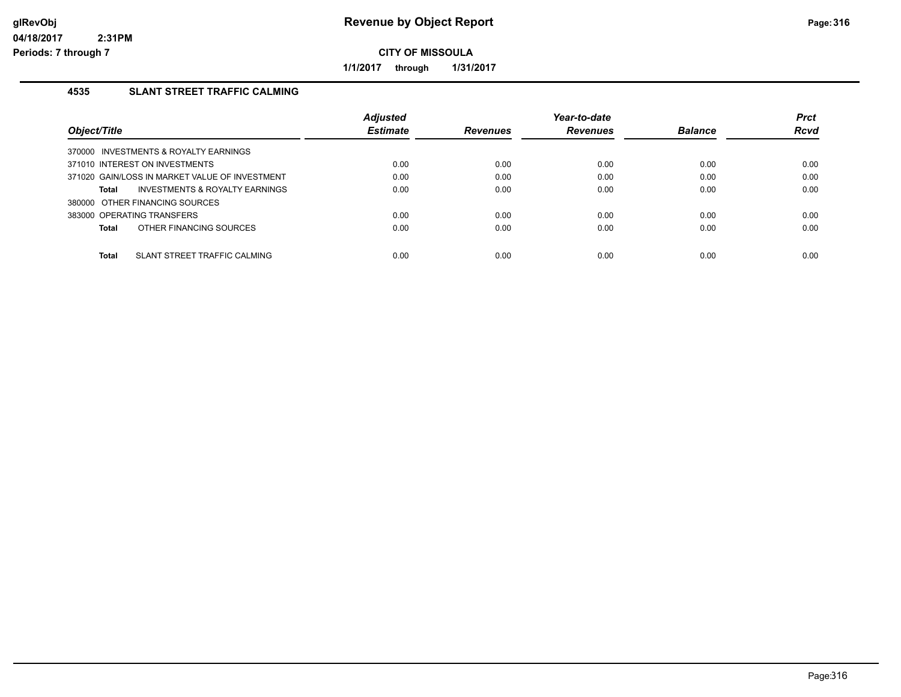# Revenue by Object Report

**CITY OF MISSOULA**

**1/1/2017 through 1/31/2017**

glRevObj
04/18/2017 2:31PM
Periods: 7 through 7

## 4535 SLANT STREET TRAFFIC CALMING

| Object/Title | Adjusted Estimate | Revenues | Year-to-date Revenues | Balance | Prct Rcvd |
|---|---|---|---|---|---|
| 370000 INVESTMENTS & ROYALTY EARNINGS | | | | | |
| 371010 INTEREST ON INVESTMENTS | 0.00 | 0.00 | 0.00 | 0.00 | 0.00 |
| 371020 GAIN/LOSS IN MARKET VALUE OF INVESTMENT | 0.00 | 0.00 | 0.00 | 0.00 | 0.00 |
| **Total** INVESTMENTS & ROYALTY EARNINGS | 0.00 | 0.00 | 0.00 | 0.00 | 0.00 |
| 380000 OTHER FINANCING SOURCES | | | | | |
| 383000 OPERATING TRANSFERS | 0.00 | 0.00 | 0.00 | 0.00 | 0.00 |
| **Total** OTHER FINANCING SOURCES | 0.00 | 0.00 | 0.00 | 0.00 | 0.00 |
| **Total** SLANT STREET TRAFFIC CALMING | 0.00 | 0.00 | 0.00 | 0.00 | 0.00 |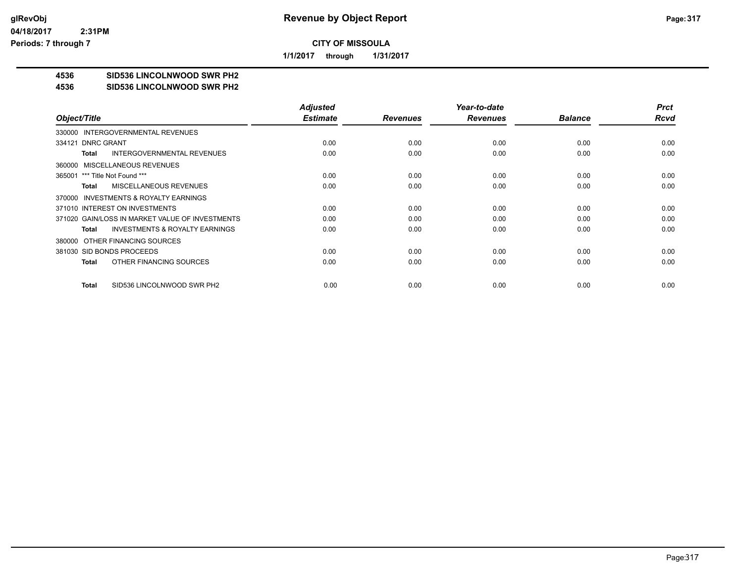# Revenue by Object Report

**CITY OF MISSOULA**

**1/1/2017 through 1/31/2017**

glRevObj
04/18/2017 2:31PM
Periods: 7 through 7

**4536 SID536 LINCOLNWOOD SWR PH2**
**4536 SID536 LINCOLNWOOD SWR PH2**

| Object/Title | Adjusted Estimate | Revenues | Year-to-date Revenues | Balance | Prct Rcvd |
|---|---|---|---|---|---|
| 330000 INTERGOVERNMENTAL REVENUES | | | | | |
| 334121 DNRC GRANT | 0.00 | 0.00 | 0.00 | 0.00 | 0.00 |
| **Total** INTERGOVERNMENTAL REVENUES | 0.00 | 0.00 | 0.00 | 0.00 | 0.00 |
| 360000 MISCELLANEOUS REVENUES | | | | | |
| 365001 *** Title Not Found *** | 0.00 | 0.00 | 0.00 | 0.00 | 0.00 |
| **Total** MISCELLANEOUS REVENUES | 0.00 | 0.00 | 0.00 | 0.00 | 0.00 |
| 370000 INVESTMENTS & ROYALTY EARNINGS | | | | | |
| 371010 INTEREST ON INVESTMENTS | 0.00 | 0.00 | 0.00 | 0.00 | 0.00 |
| 371020 GAIN/LOSS IN MARKET VALUE OF INVESTMENTS | 0.00 | 0.00 | 0.00 | 0.00 | 0.00 |
| **Total** INVESTMENTS & ROYALTY EARNINGS | 0.00 | 0.00 | 0.00 | 0.00 | 0.00 |
| 380000 OTHER FINANCING SOURCES | | | | | |
| 381030 SID BONDS PROCEEDS | 0.00 | 0.00 | 0.00 | 0.00 | 0.00 |
| **Total** OTHER FINANCING SOURCES | 0.00 | 0.00 | 0.00 | 0.00 | 0.00 |
| **Total** SID536 LINCOLNWOOD SWR PH2 | 0.00 | 0.00 | 0.00 | 0.00 | 0.00 |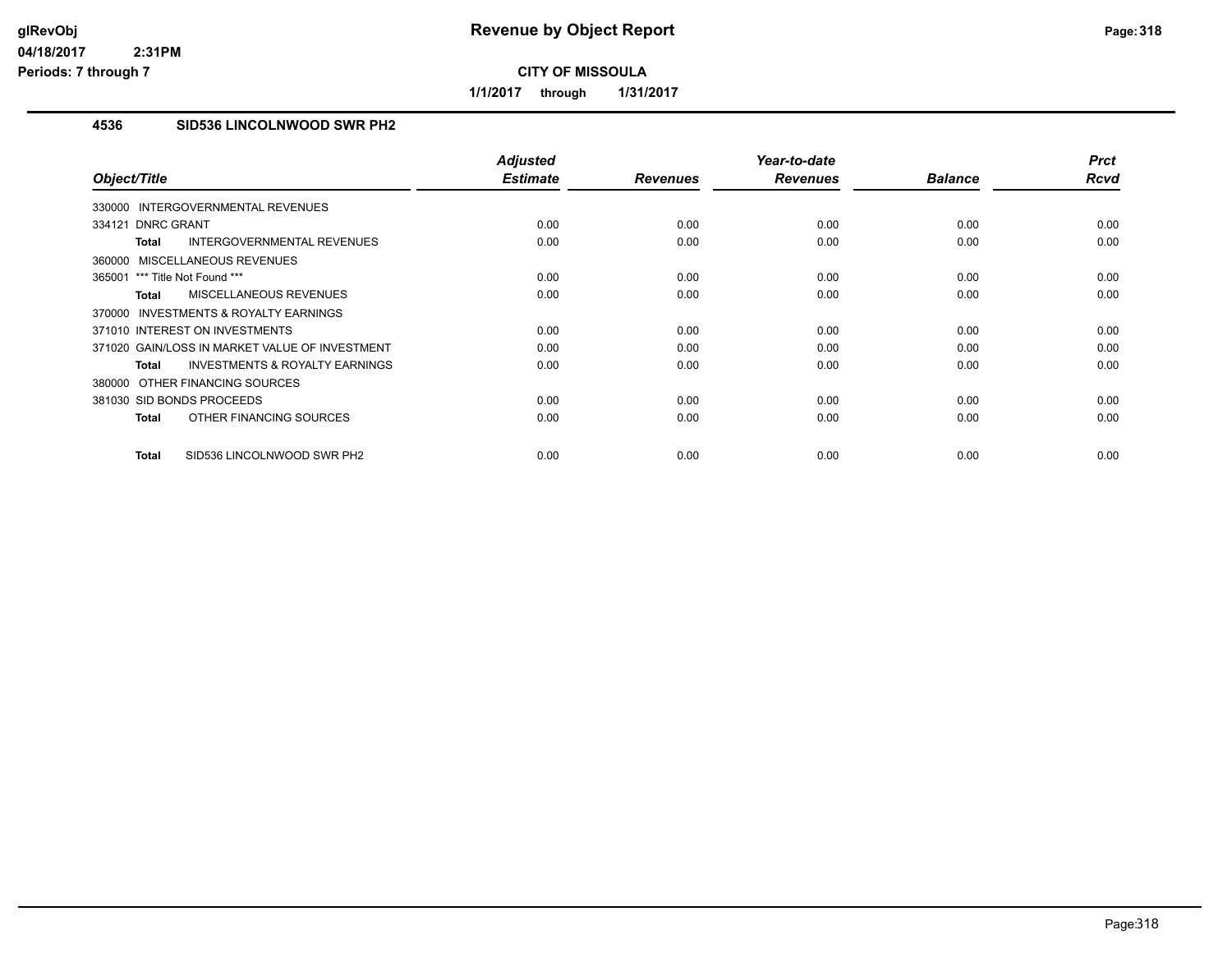# Revenue by Object Report

**CITY OF MISSOULA**

**1/1/2017 through 1/31/2017**

glRevObj
04/18/2017 2:31PM
Periods: 7 through 7

## 4536 SID536 LINCOLNWOOD SWR PH2

| Object/Title | Adjusted Estimate | Revenues | Year-to-date Revenues | Balance | Prct Rcvd |
|---|---|---|---|---|---|
| 330000 INTERGOVERNMENTAL REVENUES | | | | | |
| 334121 DNRC GRANT | 0.00 | 0.00 | 0.00 | 0.00 | 0.00 |
| **Total** INTERGOVERNMENTAL REVENUES | 0.00 | 0.00 | 0.00 | 0.00 | 0.00 |
| 360000 MISCELLANEOUS REVENUES | | | | | |
| 365001 *** Title Not Found *** | 0.00 | 0.00 | 0.00 | 0.00 | 0.00 |
| **Total** MISCELLANEOUS REVENUES | 0.00 | 0.00 | 0.00 | 0.00 | 0.00 |
| 370000 INVESTMENTS & ROYALTY EARNINGS | | | | | |
| 371010 INTEREST ON INVESTMENTS | 0.00 | 0.00 | 0.00 | 0.00 | 0.00 |
| 371020 GAIN/LOSS IN MARKET VALUE OF INVESTMENT | 0.00 | 0.00 | 0.00 | 0.00 | 0.00 |
| **Total** INVESTMENTS & ROYALTY EARNINGS | 0.00 | 0.00 | 0.00 | 0.00 | 0.00 |
| 380000 OTHER FINANCING SOURCES | | | | | |
| 381030 SID BONDS PROCEEDS | 0.00 | 0.00 | 0.00 | 0.00 | 0.00 |
| **Total** OTHER FINANCING SOURCES | 0.00 | 0.00 | 0.00 | 0.00 | 0.00 |
| **Total** SID536 LINCOLNWOOD SWR PH2 | 0.00 | 0.00 | 0.00 | 0.00 | 0.00 |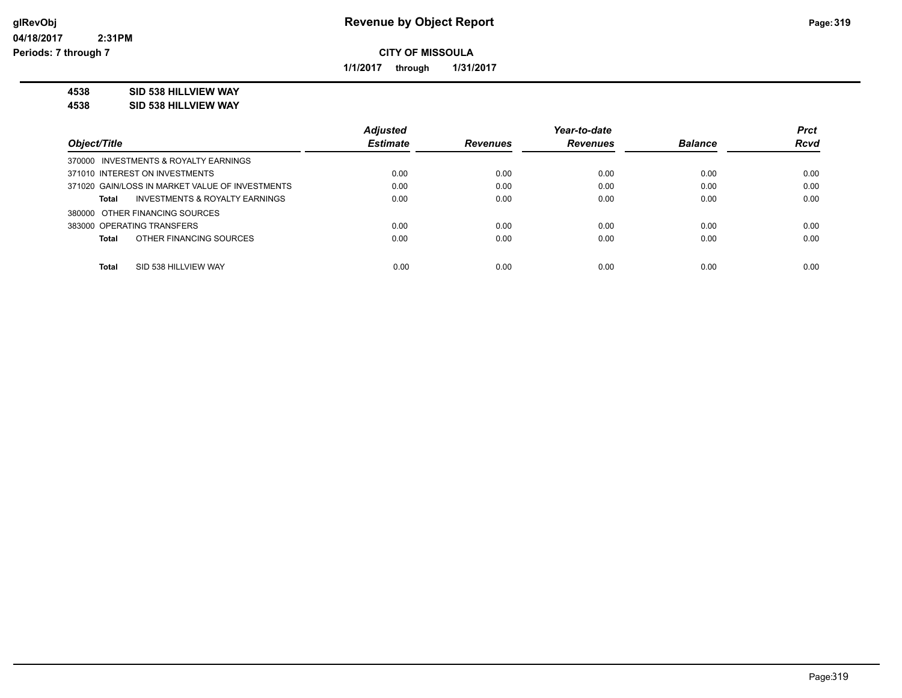**Revenue by Object Report**

**CITY OF MISSOULA**

**1/1/2017 through 1/31/2017**

glRevObj
04/18/2017 2:31PM
Periods: 7 through 7

**4538 SID 538 HILLVIEW WAY**
**4538 SID 538 HILLVIEW WAY**

| Object/Title | Adjusted Estimate | Revenues | Year-to-date Revenues | Balance | Prct Rcvd |
|---|---|---|---|---|---|
| 370000 INVESTMENTS & ROYALTY EARNINGS | | | | | |
| 371010 INTEREST ON INVESTMENTS | 0.00 | 0.00 | 0.00 | 0.00 | 0.00 |
| 371020 GAIN/LOSS IN MARKET VALUE OF INVESTMENTS | 0.00 | 0.00 | 0.00 | 0.00 | 0.00 |
| **Total** INVESTMENTS & ROYALTY EARNINGS | 0.00 | 0.00 | 0.00 | 0.00 | 0.00 |
| 380000 OTHER FINANCING SOURCES | | | | | |
| 383000 OPERATING TRANSFERS | 0.00 | 0.00 | 0.00 | 0.00 | 0.00 |
| **Total** OTHER FINANCING SOURCES | 0.00 | 0.00 | 0.00 | 0.00 | 0.00 |
| **Total** SID 538 HILLVIEW WAY | 0.00 | 0.00 | 0.00 | 0.00 | 0.00 |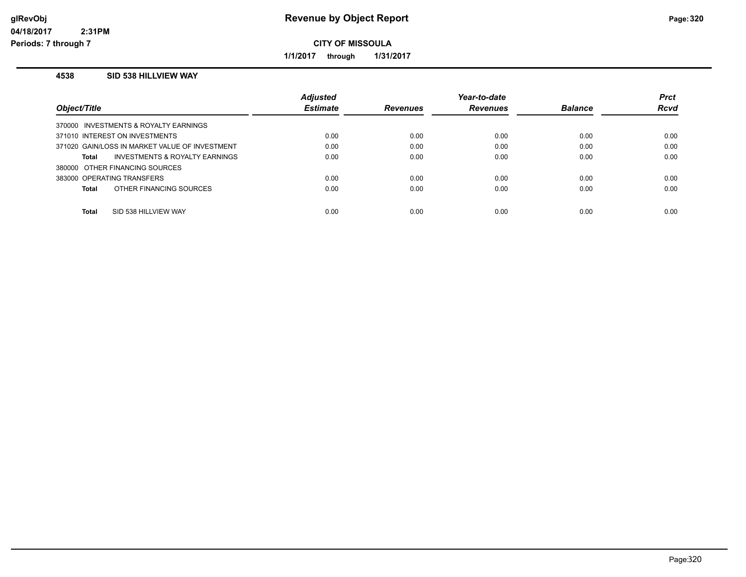# Revenue by Object Report

glRevObj
04/18/2017 2:31PM
Periods: 7 through 7

**CITY OF MISSOULA**

**1/1/2017 through 1/31/2017**

### 4538 SID 538 HILLVIEW WAY

| Object/Title | Adjusted Estimate | Revenues | Year-to-date Revenues | Balance | Prct Rcvd |
|---|---|---|---|---|---|
| 370000 INVESTMENTS & ROYALTY EARNINGS | | | | | |
| 371010 INTEREST ON INVESTMENTS | 0.00 | 0.00 | 0.00 | 0.00 | 0.00 |
| 371020 GAIN/LOSS IN MARKET VALUE OF INVESTMENT | 0.00 | 0.00 | 0.00 | 0.00 | 0.00 |
| **Total** INVESTMENTS & ROYALTY EARNINGS | 0.00 | 0.00 | 0.00 | 0.00 | 0.00 |
| 380000 OTHER FINANCING SOURCES | | | | | |
| 383000 OPERATING TRANSFERS | 0.00 | 0.00 | 0.00 | 0.00 | 0.00 |
| **Total** OTHER FINANCING SOURCES | 0.00 | 0.00 | 0.00 | 0.00 | 0.00 |
| **Total** SID 538 HILLVIEW WAY | 0.00 | 0.00 | 0.00 | 0.00 | 0.00 |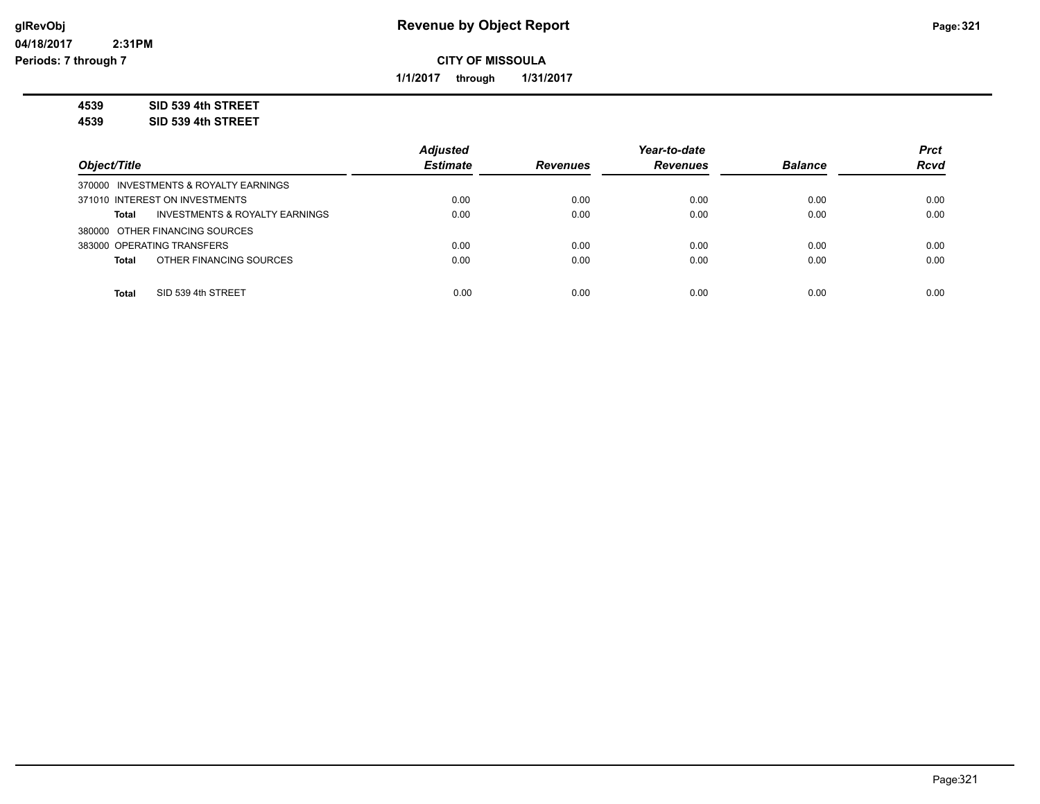# Revenue by Object Report

glRevObj
04/18/2017 2:31PM
Periods: 7 through 7

**CITY OF MISSOULA**

**1/1/2017 through 1/31/2017**

**4539 SID 539 4th STREET**
**4539 SID 539 4th STREET**

| Object/Title | Adjusted Estimate | Revenues | Year-to-date Revenues | Balance | Prct Rcvd |
|---|---|---|---|---|---|
| 370000 INVESTMENTS & ROYALTY EARNINGS | | | | | |
| 371010 INTEREST ON INVESTMENTS | 0.00 | 0.00 | 0.00 | 0.00 | 0.00 |
| **Total** INVESTMENTS & ROYALTY EARNINGS | 0.00 | 0.00 | 0.00 | 0.00 | 0.00 |
| 380000 OTHER FINANCING SOURCES | | | | | |
| 383000 OPERATING TRANSFERS | 0.00 | 0.00 | 0.00 | 0.00 | 0.00 |
| **Total** OTHER FINANCING SOURCES | 0.00 | 0.00 | 0.00 | 0.00 | 0.00 |
| **Total** SID 539 4th STREET | 0.00 | 0.00 | 0.00 | 0.00 | 0.00 |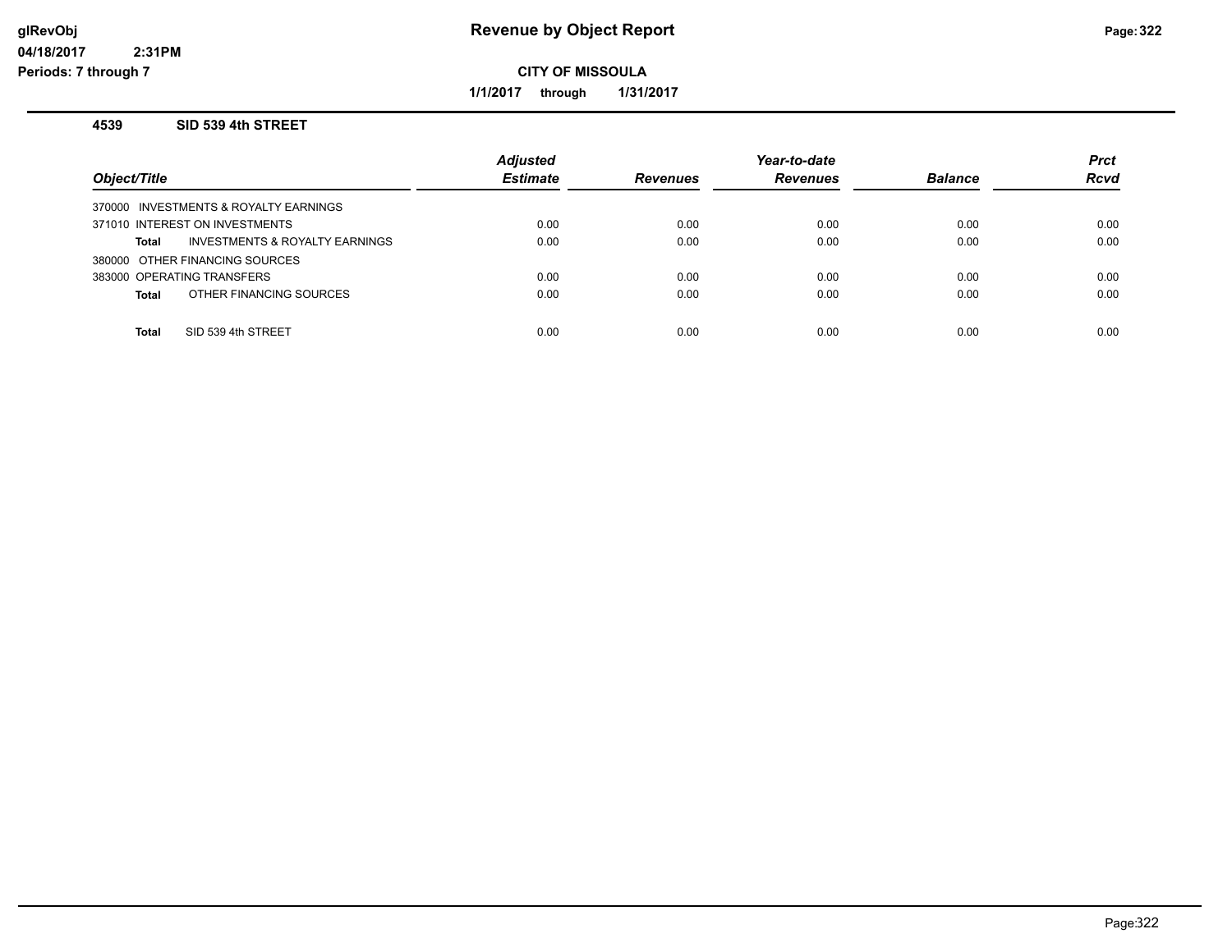# Revenue by Object Report

**CITY OF MISSOULA**

**1/1/2017 through 1/31/2017**

glRevObj
04/18/2017 2:31PM
Periods: 7 through 7

## 4539 SID 539 4th STREET

| Object/Title | | Adjusted Estimate | Revenues | Year-to-date Revenues | Balance | Prct Rcvd |
|---|---|---|---|---|---|---|
| 370000 INVESTMENTS & ROYALTY EARNINGS | | | | | | |
| 371010 INTEREST ON INVESTMENTS | | 0.00 | 0.00 | 0.00 | 0.00 | 0.00 |
| **Total** | INVESTMENTS & ROYALTY EARNINGS | 0.00 | 0.00 | 0.00 | 0.00 | 0.00 |
| 380000 OTHER FINANCING SOURCES | | | | | | |
| 383000 OPERATING TRANSFERS | | 0.00 | 0.00 | 0.00 | 0.00 | 0.00 |
| **Total** | OTHER FINANCING SOURCES | 0.00 | 0.00 | 0.00 | 0.00 | 0.00 |
| **Total** | SID 539 4th STREET | 0.00 | 0.00 | 0.00 | 0.00 | 0.00 |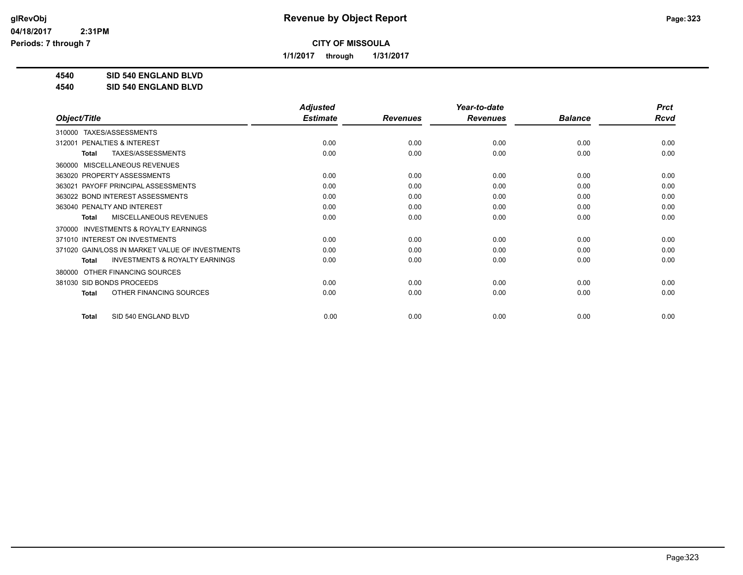# Revenue by Object Report

glRevObj
04/18/2017 2:31PM
Periods: 7 through 7

**CITY OF MISSOULA**

**1/1/2017 through 1/31/2017**

**4540 SID 540 ENGLAND BLVD**
**4540 SID 540 ENGLAND BLVD**

| Object/Title | Adjusted Estimate | Revenues | Year-to-date Revenues | Balance | Prct Rcvd |
|---|---|---|---|---|---|
| 310000 TAXES/ASSESSMENTS | | | | | |
| 312001 PENALTIES & INTEREST | 0.00 | 0.00 | 0.00 | 0.00 | 0.00 |
| **Total** TAXES/ASSESSMENTS | 0.00 | 0.00 | 0.00 | 0.00 | 0.00 |
| 360000 MISCELLANEOUS REVENUES | | | | | |
| 363020 PROPERTY ASSESSMENTS | 0.00 | 0.00 | 0.00 | 0.00 | 0.00 |
| 363021 PAYOFF PRINCIPAL ASSESSMENTS | 0.00 | 0.00 | 0.00 | 0.00 | 0.00 |
| 363022 BOND INTEREST ASSESSMENTS | 0.00 | 0.00 | 0.00 | 0.00 | 0.00 |
| 363040 PENALTY AND INTEREST | 0.00 | 0.00 | 0.00 | 0.00 | 0.00 |
| **Total** MISCELLANEOUS REVENUES | 0.00 | 0.00 | 0.00 | 0.00 | 0.00 |
| 370000 INVESTMENTS & ROYALTY EARNINGS | | | | | |
| 371010 INTEREST ON INVESTMENTS | 0.00 | 0.00 | 0.00 | 0.00 | 0.00 |
| 371020 GAIN/LOSS IN MARKET VALUE OF INVESTMENTS | 0.00 | 0.00 | 0.00 | 0.00 | 0.00 |
| **Total** INVESTMENTS & ROYALTY EARNINGS | 0.00 | 0.00 | 0.00 | 0.00 | 0.00 |
| 380000 OTHER FINANCING SOURCES | | | | | |
| 381030 SID BONDS PROCEEDS | 0.00 | 0.00 | 0.00 | 0.00 | 0.00 |
| **Total** OTHER FINANCING SOURCES | 0.00 | 0.00 | 0.00 | 0.00 | 0.00 |
| **Total** SID 540 ENGLAND BLVD | 0.00 | 0.00 | 0.00 | 0.00 | 0.00 |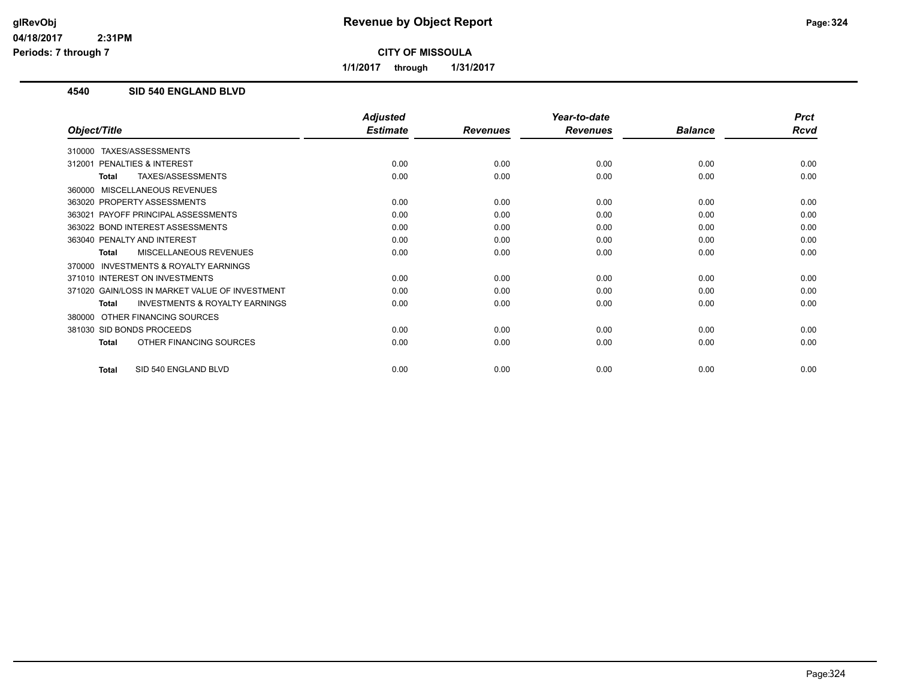# Revenue by Object Report

glRevObj
04/18/2017 2:31PM
Periods: 7 through 7

**CITY OF MISSOULA**

**1/1/2017 through 1/31/2017**

## 4540 SID 540 ENGLAND BLVD

| Object/Title | Adjusted Estimate | Revenues | Year-to-date Revenues | Balance | Prct Rcvd |
|---|---|---|---|---|---|
| 310000 TAXES/ASSESSMENTS | | | | | |
| 312001 PENALTIES & INTEREST | 0.00 | 0.00 | 0.00 | 0.00 | 0.00 |
| **Total** TAXES/ASSESSMENTS | 0.00 | 0.00 | 0.00 | 0.00 | 0.00 |
| 360000 MISCELLANEOUS REVENUES | | | | | |
| 363020 PROPERTY ASSESSMENTS | 0.00 | 0.00 | 0.00 | 0.00 | 0.00 |
| 363021 PAYOFF PRINCIPAL ASSESSMENTS | 0.00 | 0.00 | 0.00 | 0.00 | 0.00 |
| 363022 BOND INTEREST ASSESSMENTS | 0.00 | 0.00 | 0.00 | 0.00 | 0.00 |
| 363040 PENALTY AND INTEREST | 0.00 | 0.00 | 0.00 | 0.00 | 0.00 |
| **Total** MISCELLANEOUS REVENUES | 0.00 | 0.00 | 0.00 | 0.00 | 0.00 |
| 370000 INVESTMENTS & ROYALTY EARNINGS | | | | | |
| 371010 INTEREST ON INVESTMENTS | 0.00 | 0.00 | 0.00 | 0.00 | 0.00 |
| 371020 GAIN/LOSS IN MARKET VALUE OF INVESTMENT | 0.00 | 0.00 | 0.00 | 0.00 | 0.00 |
| **Total** INVESTMENTS & ROYALTY EARNINGS | 0.00 | 0.00 | 0.00 | 0.00 | 0.00 |
| 380000 OTHER FINANCING SOURCES | | | | | |
| 381030 SID BONDS PROCEEDS | 0.00 | 0.00 | 0.00 | 0.00 | 0.00 |
| **Total** OTHER FINANCING SOURCES | 0.00 | 0.00 | 0.00 | 0.00 | 0.00 |
| **Total** SID 540 ENGLAND BLVD | 0.00 | 0.00 | 0.00 | 0.00 | 0.00 |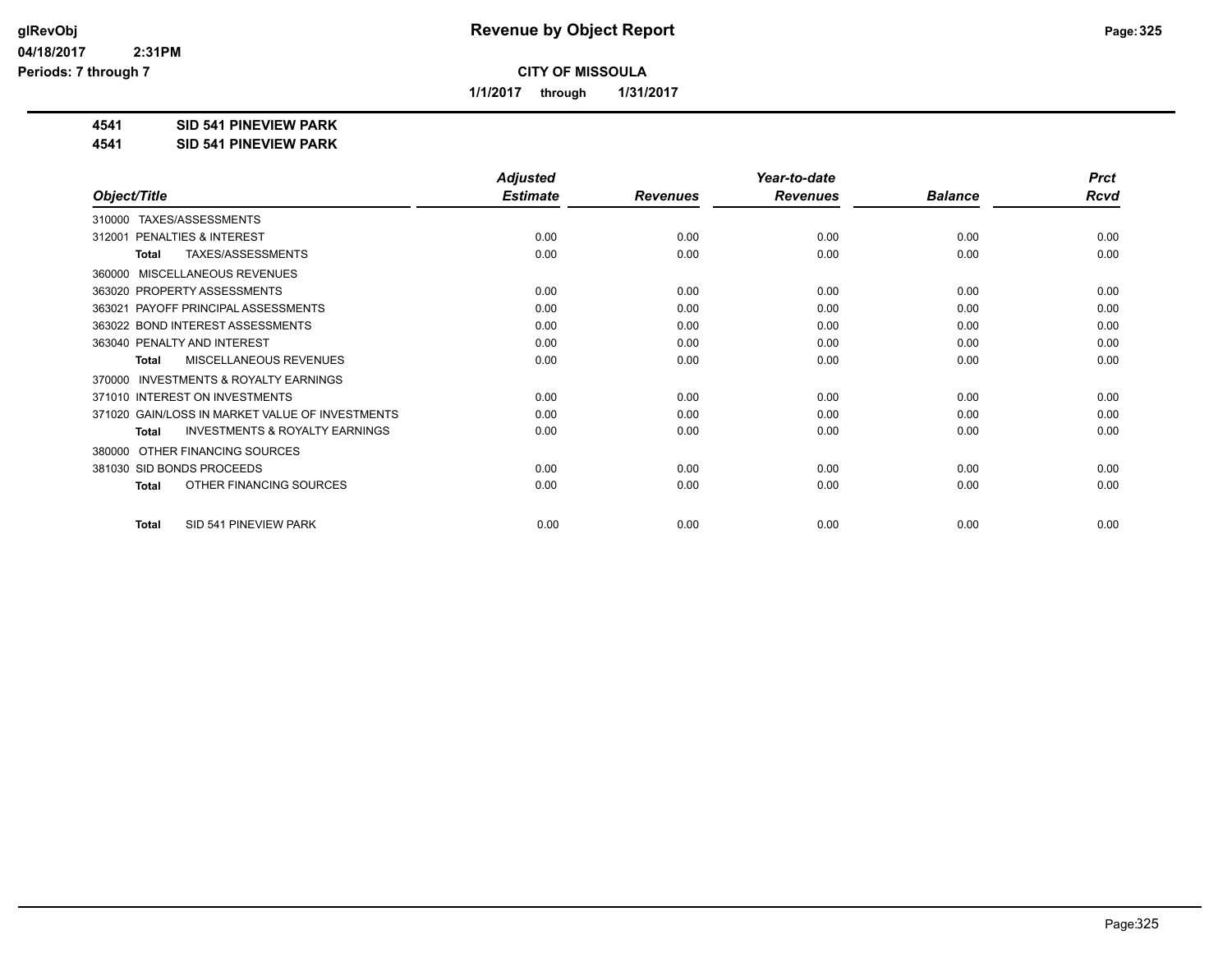**Revenue by Object Report**

**CITY OF MISSOULA**

**1/1/2017 through 1/31/2017**

glRevObj
04/18/2017 2:31PM
Periods: 7 through 7

**4541 SID 541 PINEVIEW PARK**
**4541 SID 541 PINEVIEW PARK**

| Object/Title | Adjusted Estimate | Revenues | Year-to-date Revenues | Balance | Prct Rcvd |
|---|---|---|---|---|---|
| 310000 TAXES/ASSESSMENTS | | | | | |
| 312001 PENALTIES & INTEREST | 0.00 | 0.00 | 0.00 | 0.00 | 0.00 |
| **Total** TAXES/ASSESSMENTS | 0.00 | 0.00 | 0.00 | 0.00 | 0.00 |
| 360000 MISCELLANEOUS REVENUES | | | | | |
| 363020 PROPERTY ASSESSMENTS | 0.00 | 0.00 | 0.00 | 0.00 | 0.00 |
| 363021 PAYOFF PRINCIPAL ASSESSMENTS | 0.00 | 0.00 | 0.00 | 0.00 | 0.00 |
| 363022 BOND INTEREST ASSESSMENTS | 0.00 | 0.00 | 0.00 | 0.00 | 0.00 |
| 363040 PENALTY AND INTEREST | 0.00 | 0.00 | 0.00 | 0.00 | 0.00 |
| **Total** MISCELLANEOUS REVENUES | 0.00 | 0.00 | 0.00 | 0.00 | 0.00 |
| 370000 INVESTMENTS & ROYALTY EARNINGS | | | | | |
| 371010 INTEREST ON INVESTMENTS | 0.00 | 0.00 | 0.00 | 0.00 | 0.00 |
| 371020 GAIN/LOSS IN MARKET VALUE OF INVESTMENTS | 0.00 | 0.00 | 0.00 | 0.00 | 0.00 |
| **Total** INVESTMENTS & ROYALTY EARNINGS | 0.00 | 0.00 | 0.00 | 0.00 | 0.00 |
| 380000 OTHER FINANCING SOURCES | | | | | |
| 381030 SID BONDS PROCEEDS | 0.00 | 0.00 | 0.00 | 0.00 | 0.00 |
| **Total** OTHER FINANCING SOURCES | 0.00 | 0.00 | 0.00 | 0.00 | 0.00 |
| **Total** SID 541 PINEVIEW PARK | 0.00 | 0.00 | 0.00 | 0.00 | 0.00 |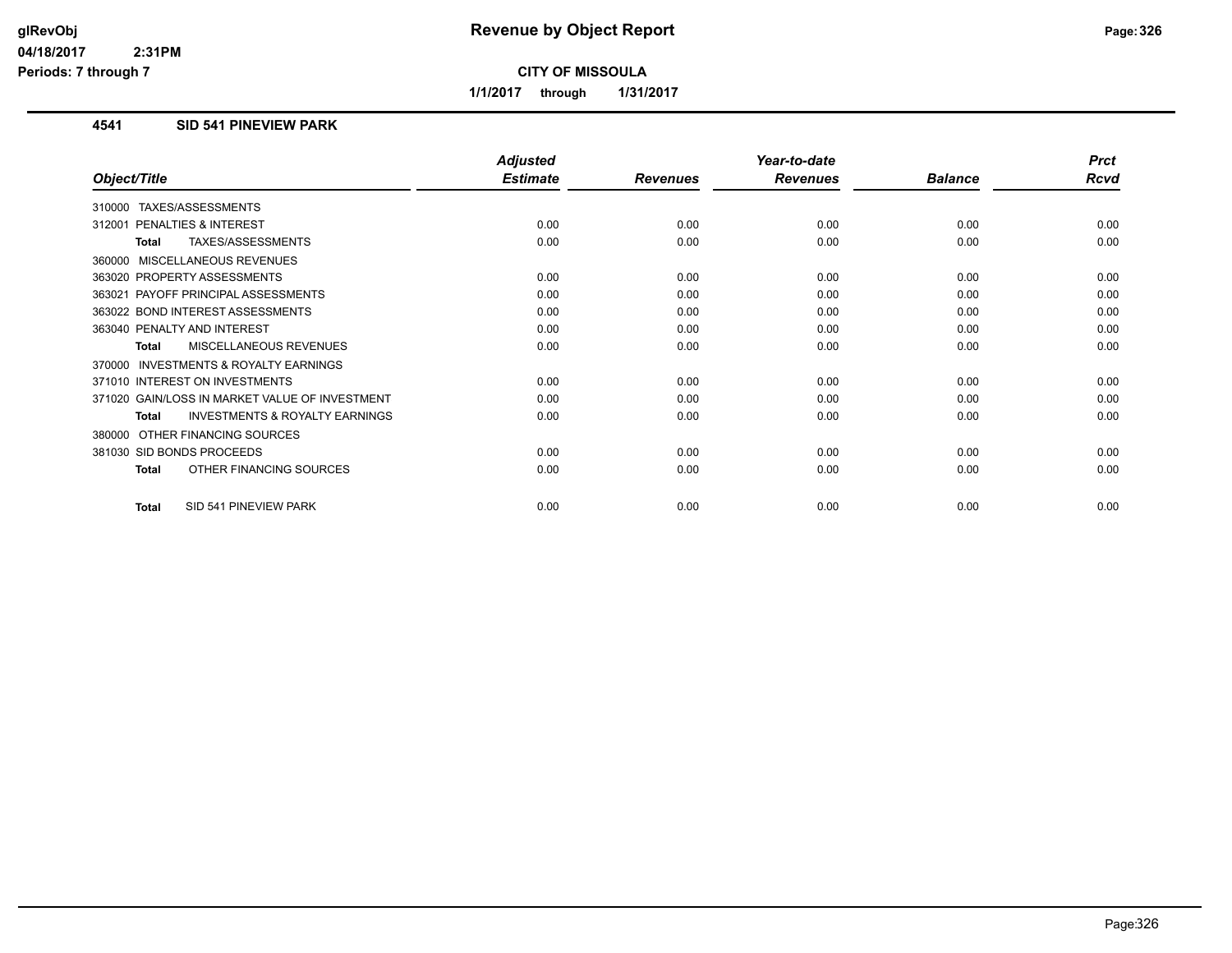# Revenue by Object Report

**CITY OF MISSOULA**

**1/1/2017 through 1/31/2017**

glRevObj
04/18/2017 2:31PM
Periods: 7 through 7

## 4541 SID 541 PINEVIEW PARK

| Object/Title | Adjusted Estimate | Revenues | Year-to-date Revenues | Balance | Prct Rcvd |
|---|---|---|---|---|---|
| 310000 TAXES/ASSESSMENTS | | | | | |
| 312001 PENALTIES & INTEREST | 0.00 | 0.00 | 0.00 | 0.00 | 0.00 |
| **Total** TAXES/ASSESSMENTS | 0.00 | 0.00 | 0.00 | 0.00 | 0.00 |
| 360000 MISCELLANEOUS REVENUES | | | | | |
| 363020 PROPERTY ASSESSMENTS | 0.00 | 0.00 | 0.00 | 0.00 | 0.00 |
| 363021 PAYOFF PRINCIPAL ASSESSMENTS | 0.00 | 0.00 | 0.00 | 0.00 | 0.00 |
| 363022 BOND INTEREST ASSESSMENTS | 0.00 | 0.00 | 0.00 | 0.00 | 0.00 |
| 363040 PENALTY AND INTEREST | 0.00 | 0.00 | 0.00 | 0.00 | 0.00 |
| **Total** MISCELLANEOUS REVENUES | 0.00 | 0.00 | 0.00 | 0.00 | 0.00 |
| 370000 INVESTMENTS & ROYALTY EARNINGS | | | | | |
| 371010 INTEREST ON INVESTMENTS | 0.00 | 0.00 | 0.00 | 0.00 | 0.00 |
| 371020 GAIN/LOSS IN MARKET VALUE OF INVESTMENT | 0.00 | 0.00 | 0.00 | 0.00 | 0.00 |
| **Total** INVESTMENTS & ROYALTY EARNINGS | 0.00 | 0.00 | 0.00 | 0.00 | 0.00 |
| 380000 OTHER FINANCING SOURCES | | | | | |
| 381030 SID BONDS PROCEEDS | 0.00 | 0.00 | 0.00 | 0.00 | 0.00 |
| **Total** OTHER FINANCING SOURCES | 0.00 | 0.00 | 0.00 | 0.00 | 0.00 |
| **Total** SID 541 PINEVIEW PARK | 0.00 | 0.00 | 0.00 | 0.00 | 0.00 |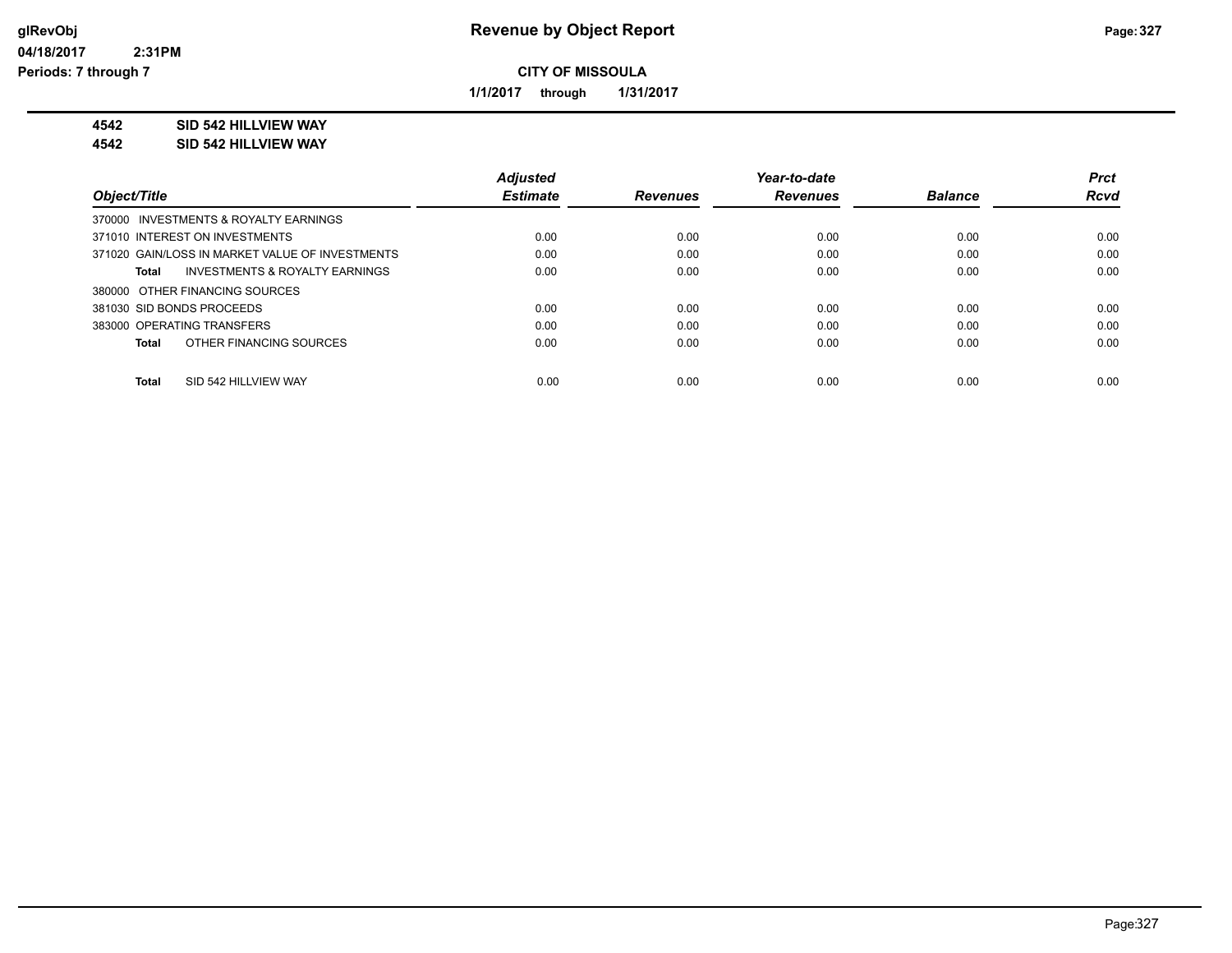**Revenue by Object Report**

**CITY OF MISSOULA**

**1/1/2017 through 1/31/2017**

glRevObj
04/18/2017 2:31PM
Periods: 7 through 7

**4542 SID 542 HILLVIEW WAY**
**4542 SID 542 HILLVIEW WAY**

| Object/Title | Adjusted Estimate | Revenues | Year-to-date Revenues | Balance | Prct Rcvd |
|---|---|---|---|---|---|
| 370000 INVESTMENTS & ROYALTY EARNINGS | | | | | |
| 371010 INTEREST ON INVESTMENTS | 0.00 | 0.00 | 0.00 | 0.00 | 0.00 |
| 371020 GAIN/LOSS IN MARKET VALUE OF INVESTMENTS | 0.00 | 0.00 | 0.00 | 0.00 | 0.00 |
| **Total** INVESTMENTS & ROYALTY EARNINGS | 0.00 | 0.00 | 0.00 | 0.00 | 0.00 |
| 380000 OTHER FINANCING SOURCES | | | | | |
| 381030 SID BONDS PROCEEDS | 0.00 | 0.00 | 0.00 | 0.00 | 0.00 |
| 383000 OPERATING TRANSFERS | 0.00 | 0.00 | 0.00 | 0.00 | 0.00 |
| **Total** OTHER FINANCING SOURCES | 0.00 | 0.00 | 0.00 | 0.00 | 0.00 |
| **Total** SID 542 HILLVIEW WAY | 0.00 | 0.00 | 0.00 | 0.00 | 0.00 |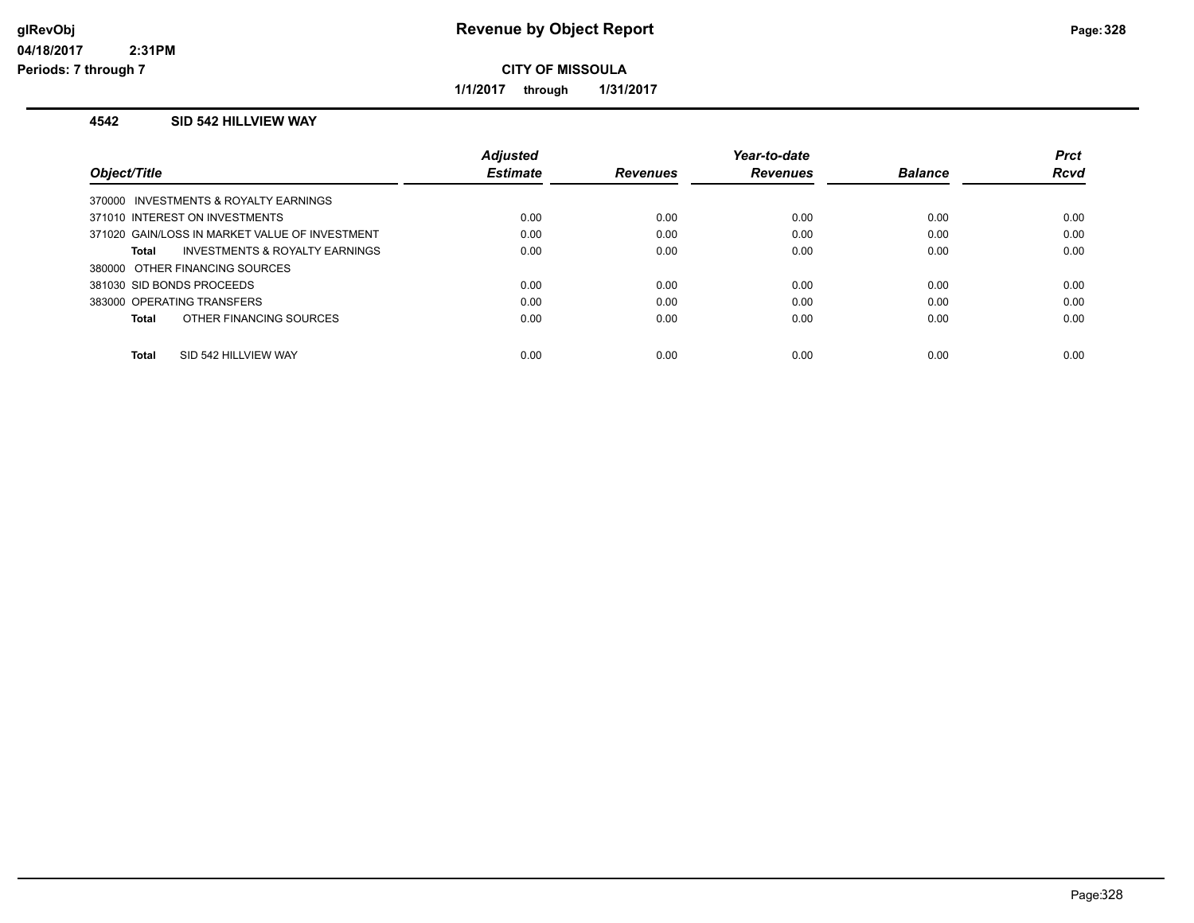# Revenue by Object Report

**CITY OF MISSOULA**

**1/1/2017 through 1/31/2017**

glRevObj
04/18/2017 2:31PM
Periods: 7 through 7

## 4542 SID 542 HILLVIEW WAY

| Object/Title | Adjusted Estimate | Revenues | Year-to-date Revenues | Balance | Prct Rcvd |
|---|---|---|---|---|---|
| 370000 INVESTMENTS & ROYALTY EARNINGS | | | | | |
| 371010 INTEREST ON INVESTMENTS | 0.00 | 0.00 | 0.00 | 0.00 | 0.00 |
| 371020 GAIN/LOSS IN MARKET VALUE OF INVESTMENT | 0.00 | 0.00 | 0.00 | 0.00 | 0.00 |
| **Total** INVESTMENTS & ROYALTY EARNINGS | 0.00 | 0.00 | 0.00 | 0.00 | 0.00 |
| 380000 OTHER FINANCING SOURCES | | | | | |
| 381030 SID BONDS PROCEEDS | 0.00 | 0.00 | 0.00 | 0.00 | 0.00 |
| 383000 OPERATING TRANSFERS | 0.00 | 0.00 | 0.00 | 0.00 | 0.00 |
| **Total** OTHER FINANCING SOURCES | 0.00 | 0.00 | 0.00 | 0.00 | 0.00 |
| **Total** SID 542 HILLVIEW WAY | 0.00 | 0.00 | 0.00 | 0.00 | 0.00 |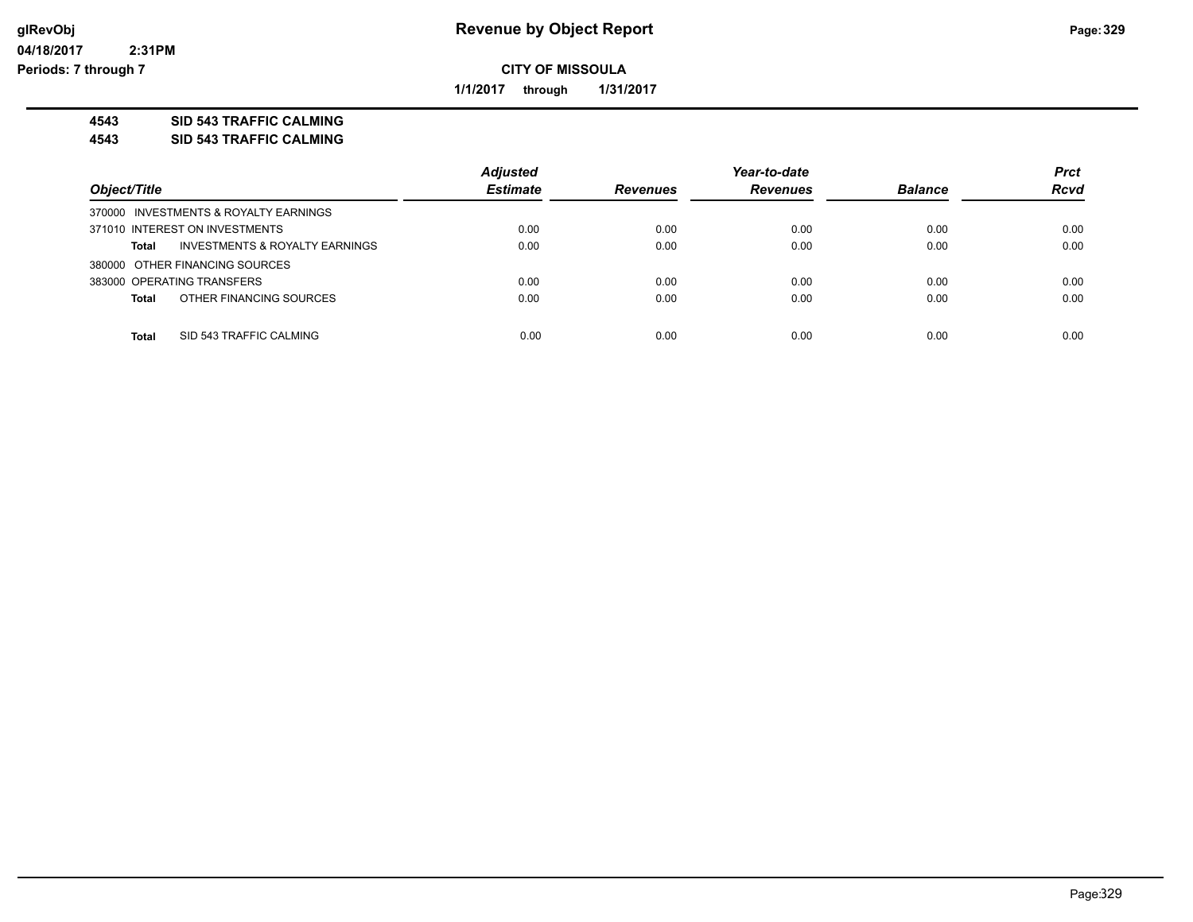**CITY OF MISSOULA**

**1/1/2017 through 1/31/2017**

**Revenue by Object Report**

glRevObj
04/18/2017 2:31PM
Periods: 7 through 7

**4543 SID 543 TRAFFIC CALMING**
**4543 SID 543 TRAFFIC CALMING**

| Object/Title | Adjusted Estimate | Revenues | Year-to-date Revenues | Balance | Prct Rcvd |
|---|---|---|---|---|---|
| 370000 INVESTMENTS & ROYALTY EARNINGS | | | | | |
| 371010 INTEREST ON INVESTMENTS | 0.00 | 0.00 | 0.00 | 0.00 | 0.00 |
| **Total** INVESTMENTS & ROYALTY EARNINGS | 0.00 | 0.00 | 0.00 | 0.00 | 0.00 |
| 380000 OTHER FINANCING SOURCES | | | | | |
| 383000 OPERATING TRANSFERS | 0.00 | 0.00 | 0.00 | 0.00 | 0.00 |
| **Total** OTHER FINANCING SOURCES | 0.00 | 0.00 | 0.00 | 0.00 | 0.00 |
| **Total** SID 543 TRAFFIC CALMING | 0.00 | 0.00 | 0.00 | 0.00 | 0.00 |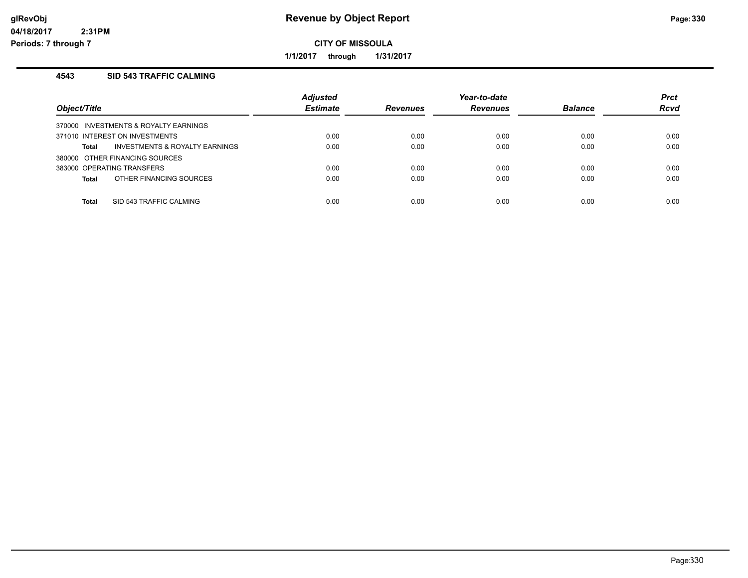# Revenue by Object Report

glRevObj
04/18/2017 2:31PM
Periods: 7 through 7

**CITY OF MISSOULA**

**1/1/2017 through 1/31/2017**

## 4543 SID 543 TRAFFIC CALMING

| Object/Title | | Adjusted Estimate | Revenues | Year-to-date Revenues | Balance | Prct Rcvd |
|---|---|---|---|---|---|---|
| 370000 INVESTMENTS & ROYALTY EARNINGS | | | | | | |
| 371010 INTEREST ON INVESTMENTS | | 0.00 | 0.00 | 0.00 | 0.00 | 0.00 |
| **Total** | INVESTMENTS & ROYALTY EARNINGS | 0.00 | 0.00 | 0.00 | 0.00 | 0.00 |
| 380000 OTHER FINANCING SOURCES | | | | | | |
| 383000 OPERATING TRANSFERS | | 0.00 | 0.00 | 0.00 | 0.00 | 0.00 |
| **Total** | OTHER FINANCING SOURCES | 0.00 | 0.00 | 0.00 | 0.00 | 0.00 |
| **Total** | SID 543 TRAFFIC CALMING | 0.00 | 0.00 | 0.00 | 0.00 | 0.00 |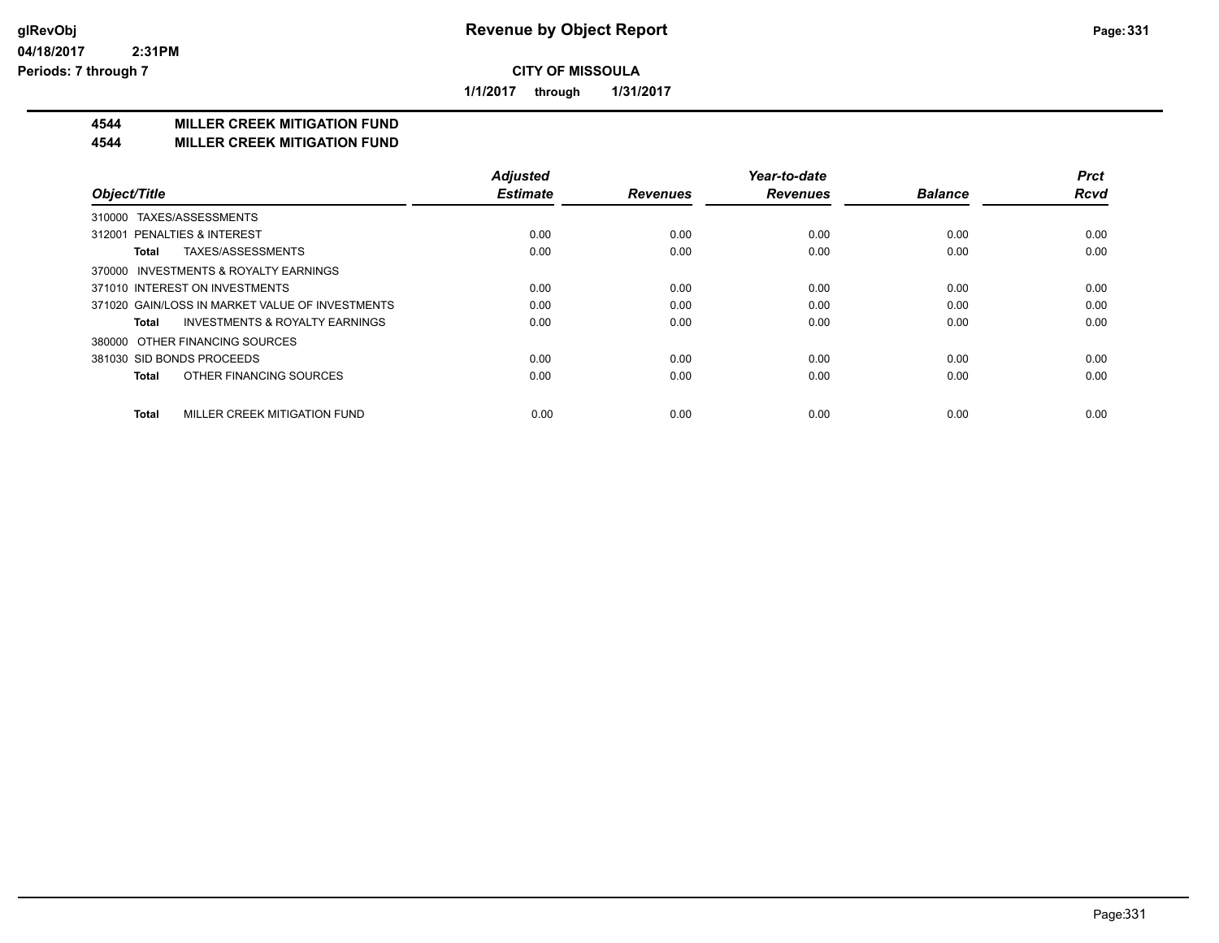**glRevObj**
**04/18/2017 2:31PM**
**Periods: 7 through 7**

# Revenue by Object Report

**CITY OF MISSOULA**

**1/1/2017 through 1/31/2017**

## 4544 MILLER CREEK MITIGATION FUND
## 4544 MILLER CREEK MITIGATION FUND

| Object/Title | Adjusted Estimate | Revenues | Year-to-date Revenues | Balance | Prct Rcvd |
|---|---|---|---|---|---|
| 310000 TAXES/ASSESSMENTS | | | | | |
| 312001 PENALTIES & INTEREST | 0.00 | 0.00 | 0.00 | 0.00 | 0.00 |
| **Total** TAXES/ASSESSMENTS | 0.00 | 0.00 | 0.00 | 0.00 | 0.00 |
| 370000 INVESTMENTS & ROYALTY EARNINGS | | | | | |
| 371010 INTEREST ON INVESTMENTS | 0.00 | 0.00 | 0.00 | 0.00 | 0.00 |
| 371020 GAIN/LOSS IN MARKET VALUE OF INVESTMENTS | 0.00 | 0.00 | 0.00 | 0.00 | 0.00 |
| **Total** INVESTMENTS & ROYALTY EARNINGS | 0.00 | 0.00 | 0.00 | 0.00 | 0.00 |
| 380000 OTHER FINANCING SOURCES | | | | | |
| 381030 SID BONDS PROCEEDS | 0.00 | 0.00 | 0.00 | 0.00 | 0.00 |
| **Total** OTHER FINANCING SOURCES | 0.00 | 0.00 | 0.00 | 0.00 | 0.00 |
| **Total** MILLER CREEK MITIGATION FUND | 0.00 | 0.00 | 0.00 | 0.00 | 0.00 |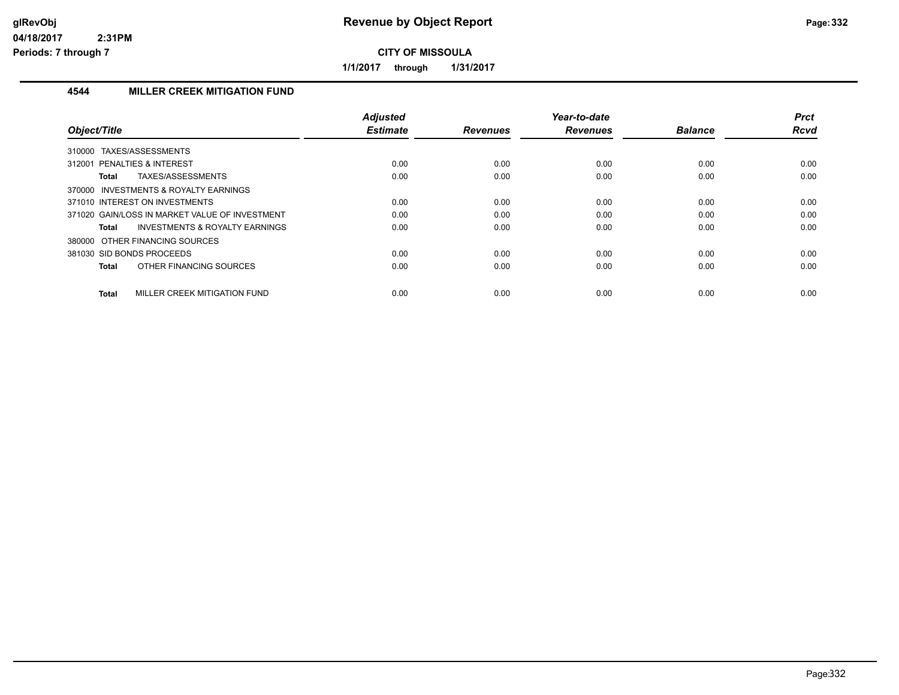**Revenue by Object Report**

**CITY OF MISSOULA**

**1/1/2017 through 1/31/2017**

glRevObj
04/18/2017 2:31PM
Periods: 7 through 7

### 4544 MILLER CREEK MITIGATION FUND

| Object/Title | Adjusted Estimate | Revenues | Year-to-date Revenues | Balance | Prct Rcvd |
|---|---|---|---|---|---|
| 310000 TAXES/ASSESSMENTS | | | | | |
| 312001 PENALTIES & INTEREST | 0.00 | 0.00 | 0.00 | 0.00 | 0.00 |
| **Total** TAXES/ASSESSMENTS | 0.00 | 0.00 | 0.00 | 0.00 | 0.00 |
| 370000 INVESTMENTS & ROYALTY EARNINGS | | | | | |
| 371010 INTEREST ON INVESTMENTS | 0.00 | 0.00 | 0.00 | 0.00 | 0.00 |
| 371020 GAIN/LOSS IN MARKET VALUE OF INVESTMENT | 0.00 | 0.00 | 0.00 | 0.00 | 0.00 |
| **Total** INVESTMENTS & ROYALTY EARNINGS | 0.00 | 0.00 | 0.00 | 0.00 | 0.00 |
| 380000 OTHER FINANCING SOURCES | | | | | |
| 381030 SID BONDS PROCEEDS | 0.00 | 0.00 | 0.00 | 0.00 | 0.00 |
| **Total** OTHER FINANCING SOURCES | 0.00 | 0.00 | 0.00 | 0.00 | 0.00 |
| **Total** MILLER CREEK MITIGATION FUND | 0.00 | 0.00 | 0.00 | 0.00 | 0.00 |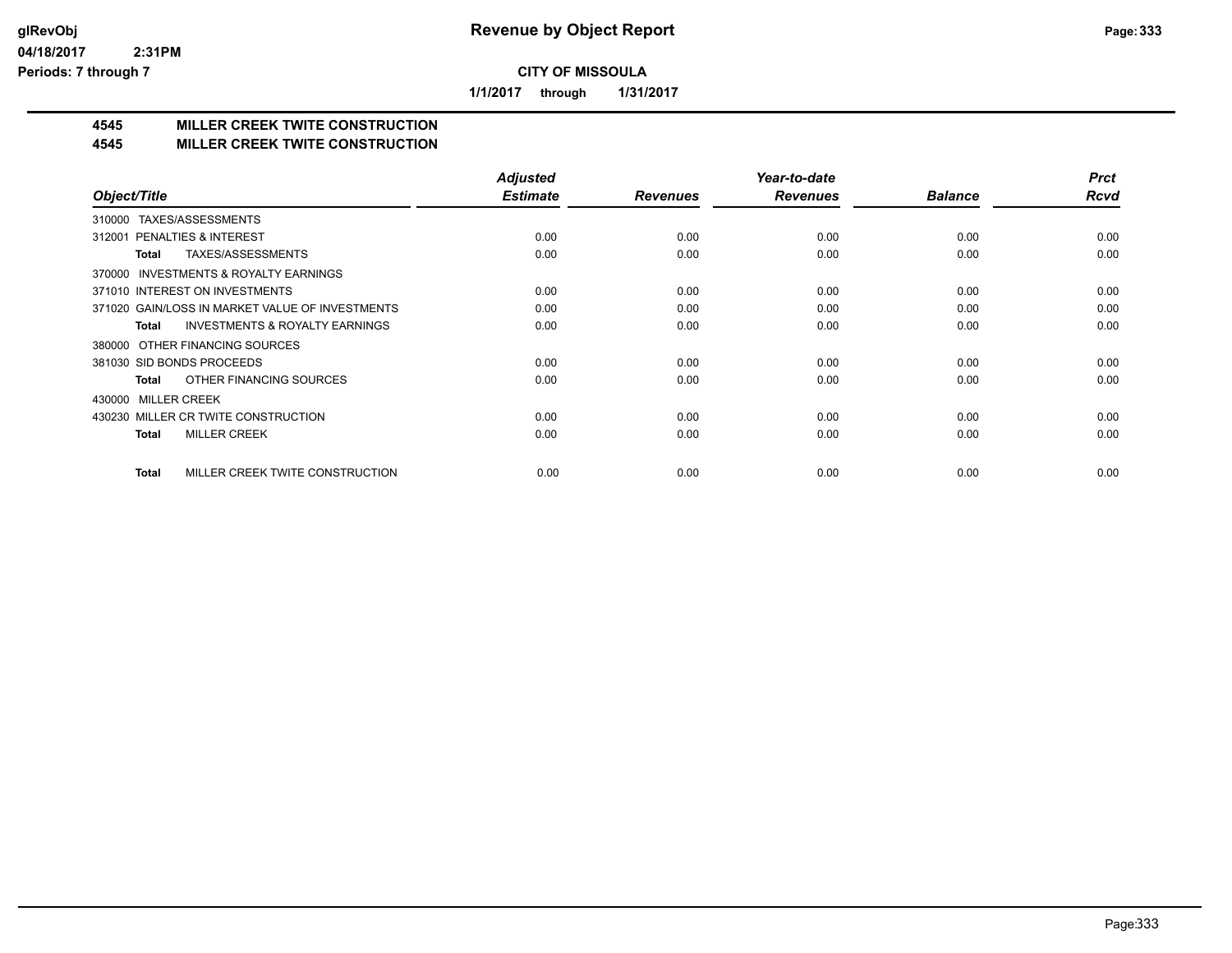# Revenue by Object Report

**CITY OF MISSOULA**

**1/1/2017 through 1/31/2017**

glRevObj
04/18/2017 2:31PM
Periods: 7 through 7

## 4545 MILLER CREEK TWITE CONSTRUCTION
## 4545 MILLER CREEK TWITE CONSTRUCTION

| Object/Title | Adjusted Estimate | Revenues | Year-to-date Revenues | Balance | Prct Rcvd |
|---|---|---|---|---|---|
| 310000 TAXES/ASSESSMENTS | | | | | |
| 312001 PENALTIES & INTEREST | 0.00 | 0.00 | 0.00 | 0.00 | 0.00 |
| **Total** TAXES/ASSESSMENTS | 0.00 | 0.00 | 0.00 | 0.00 | 0.00 |
| 370000 INVESTMENTS & ROYALTY EARNINGS | | | | | |
| 371010 INTEREST ON INVESTMENTS | 0.00 | 0.00 | 0.00 | 0.00 | 0.00 |
| 371020 GAIN/LOSS IN MARKET VALUE OF INVESTMENTS | 0.00 | 0.00 | 0.00 | 0.00 | 0.00 |
| **Total** INVESTMENTS & ROYALTY EARNINGS | 0.00 | 0.00 | 0.00 | 0.00 | 0.00 |
| 380000 OTHER FINANCING SOURCES | | | | | |
| 381030 SID BONDS PROCEEDS | 0.00 | 0.00 | 0.00 | 0.00 | 0.00 |
| **Total** OTHER FINANCING SOURCES | 0.00 | 0.00 | 0.00 | 0.00 | 0.00 |
| 430000 MILLER CREEK | | | | | |
| 430230 MILLER CR TWITE CONSTRUCTION | 0.00 | 0.00 | 0.00 | 0.00 | 0.00 |
| **Total** MILLER CREEK | 0.00 | 0.00 | 0.00 | 0.00 | 0.00 |
| **Total** MILLER CREEK TWITE CONSTRUCTION | 0.00 | 0.00 | 0.00 | 0.00 | 0.00 |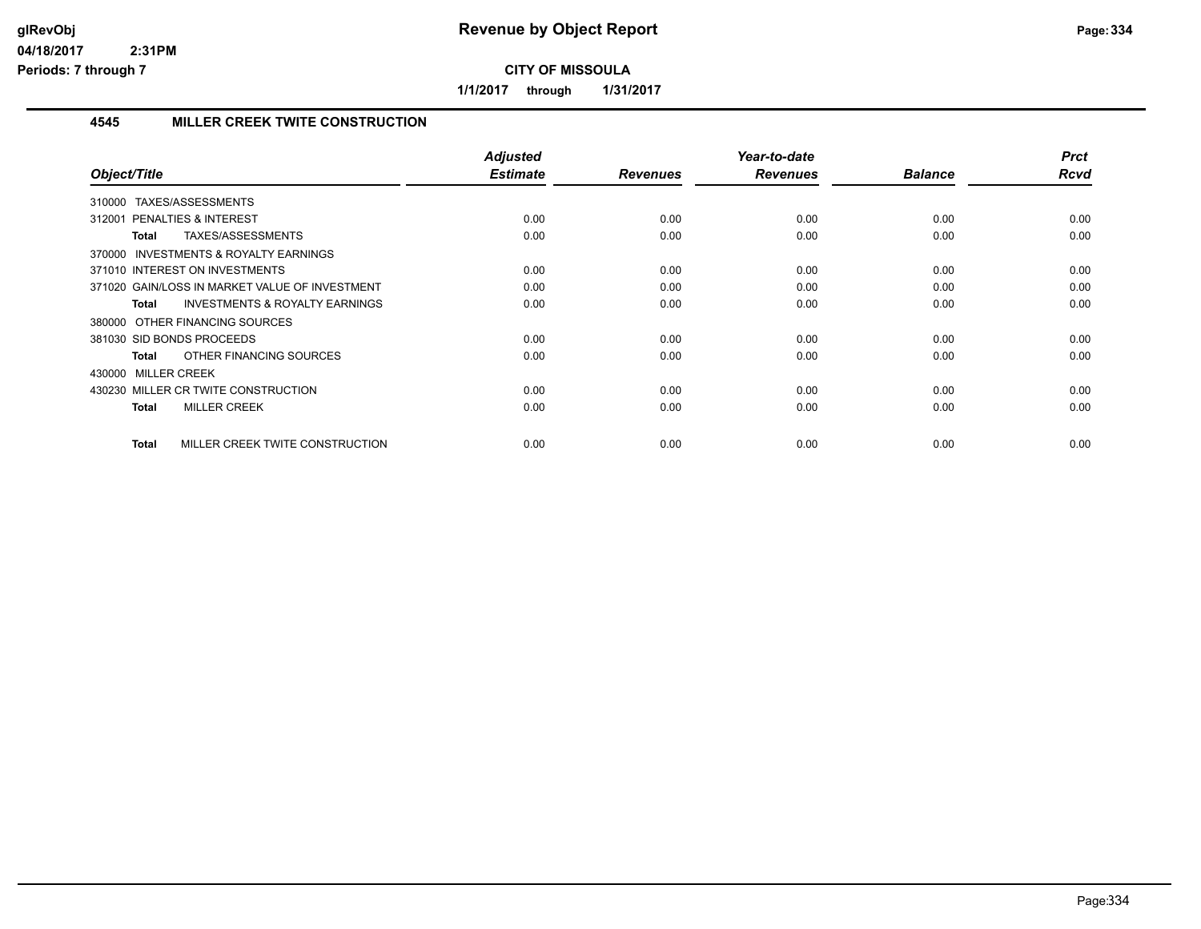# Revenue by Object Report

glRevObj
04/18/2017 2:31PM
Periods: 7 through 7

**CITY OF MISSOULA**

**1/1/2017 through 1/31/2017**

## 4545 MILLER CREEK TWITE CONSTRUCTION

| Object/Title | Adjusted Estimate | Revenues | Year-to-date Revenues | Balance | Prct Rcvd |
|---|---|---|---|---|---|
| 310000 TAXES/ASSESSMENTS | | | | | |
| 312001 PENALTIES & INTEREST | 0.00 | 0.00 | 0.00 | 0.00 | 0.00 |
| **Total** TAXES/ASSESSMENTS | 0.00 | 0.00 | 0.00 | 0.00 | 0.00 |
| 370000 INVESTMENTS & ROYALTY EARNINGS | | | | | |
| 371010 INTEREST ON INVESTMENTS | 0.00 | 0.00 | 0.00 | 0.00 | 0.00 |
| 371020 GAIN/LOSS IN MARKET VALUE OF INVESTMENT | 0.00 | 0.00 | 0.00 | 0.00 | 0.00 |
| **Total** INVESTMENTS & ROYALTY EARNINGS | 0.00 | 0.00 | 0.00 | 0.00 | 0.00 |
| 380000 OTHER FINANCING SOURCES | | | | | |
| 381030 SID BONDS PROCEEDS | 0.00 | 0.00 | 0.00 | 0.00 | 0.00 |
| **Total** OTHER FINANCING SOURCES | 0.00 | 0.00 | 0.00 | 0.00 | 0.00 |
| 430000 MILLER CREEK | | | | | |
| 430230 MILLER CR TWITE CONSTRUCTION | 0.00 | 0.00 | 0.00 | 0.00 | 0.00 |
| **Total** MILLER CREEK | 0.00 | 0.00 | 0.00 | 0.00 | 0.00 |
| **Total** MILLER CREEK TWITE CONSTRUCTION | 0.00 | 0.00 | 0.00 | 0.00 | 0.00 |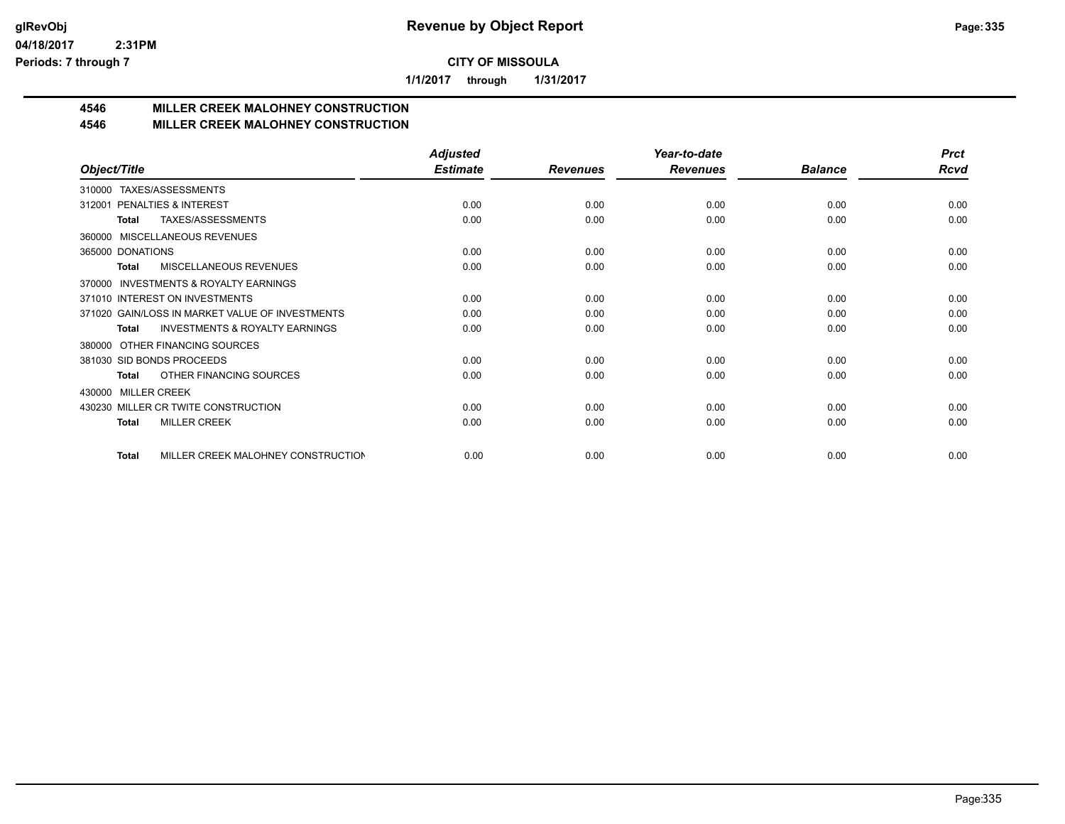# Revenue by Object Report

**CITY OF MISSOULA**

**1/1/2017 through 1/31/2017**

**4546 MILLER CREEK MALOHNEY CONSTRUCTION**
**4546 MILLER CREEK MALOHNEY CONSTRUCTION**

| Object/Title | Adjusted Estimate | Revenues | Year-to-date Revenues | Balance | Prct Rcvd |
|---|---|---|---|---|---|
| 310000 TAXES/ASSESSMENTS | | | | | |
| 312001 PENALTIES & INTEREST | 0.00 | 0.00 | 0.00 | 0.00 | 0.00 |
| **Total** TAXES/ASSESSMENTS | 0.00 | 0.00 | 0.00 | 0.00 | 0.00 |
| 360000 MISCELLANEOUS REVENUES | | | | | |
| 365000 DONATIONS | 0.00 | 0.00 | 0.00 | 0.00 | 0.00 |
| **Total** MISCELLANEOUS REVENUES | 0.00 | 0.00 | 0.00 | 0.00 | 0.00 |
| 370000 INVESTMENTS & ROYALTY EARNINGS | | | | | |
| 371010 INTEREST ON INVESTMENTS | 0.00 | 0.00 | 0.00 | 0.00 | 0.00 |
| 371020 GAIN/LOSS IN MARKET VALUE OF INVESTMENTS | 0.00 | 0.00 | 0.00 | 0.00 | 0.00 |
| **Total** INVESTMENTS & ROYALTY EARNINGS | 0.00 | 0.00 | 0.00 | 0.00 | 0.00 |
| 380000 OTHER FINANCING SOURCES | | | | | |
| 381030 SID BONDS PROCEEDS | 0.00 | 0.00 | 0.00 | 0.00 | 0.00 |
| **Total** OTHER FINANCING SOURCES | 0.00 | 0.00 | 0.00 | 0.00 | 0.00 |
| 430000 MILLER CREEK | | | | | |
| 430230 MILLER CR TWITE CONSTRUCTION | 0.00 | 0.00 | 0.00 | 0.00 | 0.00 |
| **Total** MILLER CREEK | 0.00 | 0.00 | 0.00 | 0.00 | 0.00 |
| **Total** MILLER CREEK MALOHNEY CONSTRUCTION | 0.00 | 0.00 | 0.00 | 0.00 | 0.00 |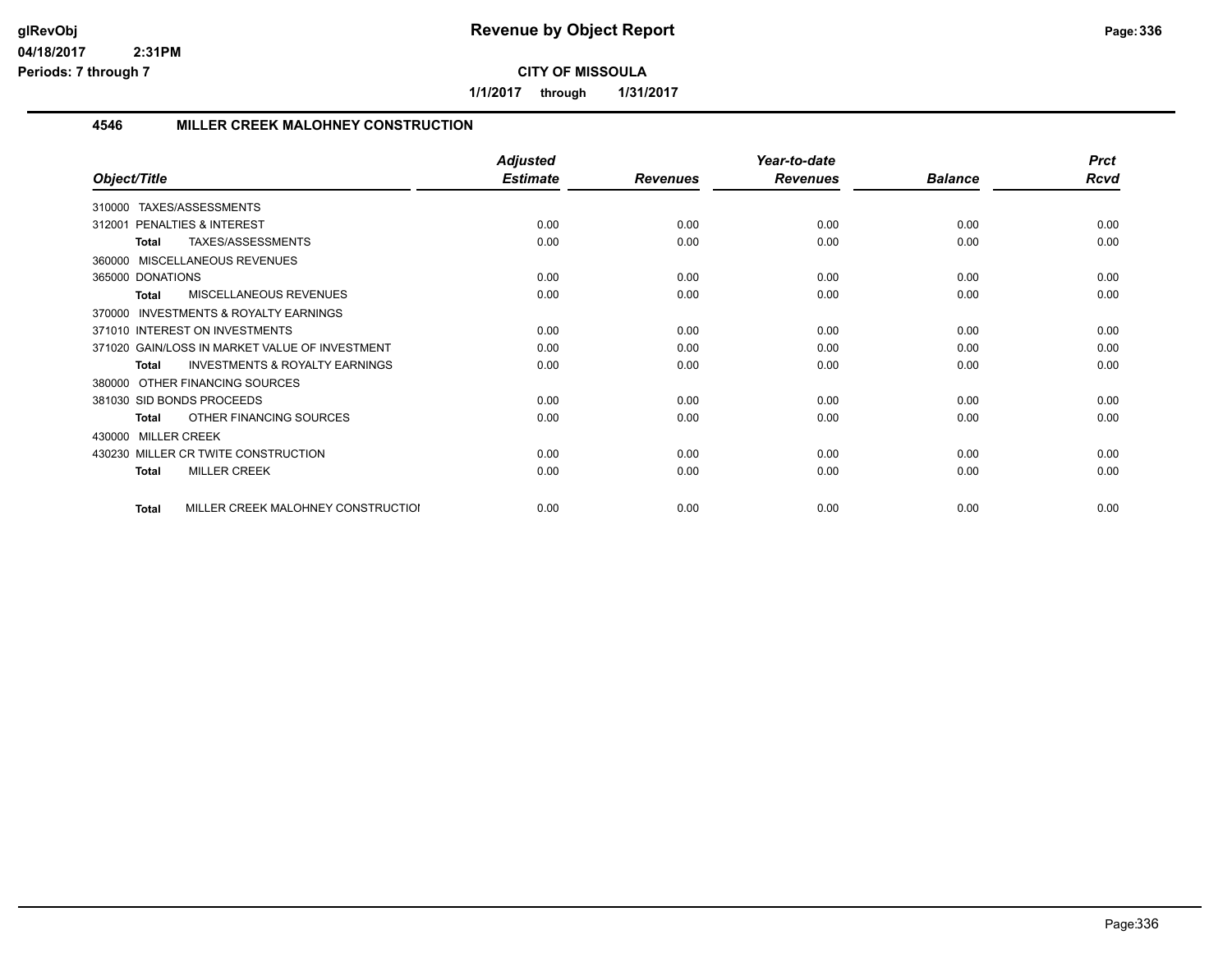**glRevObj**
**04/18/2017 2:31PM**
**Periods: 7 through 7**

# Revenue by Object Report

**CITY OF MISSOULA**

**1/1/2017 through 1/31/2017**

## 4546 MILLER CREEK MALOHNEY CONSTRUCTION

| Object/Title | Adjusted Estimate | Revenues | Year-to-date Revenues | Balance | Prct Rcvd |
|---|---|---|---|---|---|
| 310000 TAXES/ASSESSMENTS | | | | | |
| 312001 PENALTIES & INTEREST | 0.00 | 0.00 | 0.00 | 0.00 | 0.00 |
| **Total** TAXES/ASSESSMENTS | 0.00 | 0.00 | 0.00 | 0.00 | 0.00 |
| 360000 MISCELLANEOUS REVENUES | | | | | |
| 365000 DONATIONS | 0.00 | 0.00 | 0.00 | 0.00 | 0.00 |
| **Total** MISCELLANEOUS REVENUES | 0.00 | 0.00 | 0.00 | 0.00 | 0.00 |
| 370000 INVESTMENTS & ROYALTY EARNINGS | | | | | |
| 371010 INTEREST ON INVESTMENTS | 0.00 | 0.00 | 0.00 | 0.00 | 0.00 |
| 371020 GAIN/LOSS IN MARKET VALUE OF INVESTMENT | 0.00 | 0.00 | 0.00 | 0.00 | 0.00 |
| **Total** INVESTMENTS & ROYALTY EARNINGS | 0.00 | 0.00 | 0.00 | 0.00 | 0.00 |
| 380000 OTHER FINANCING SOURCES | | | | | |
| 381030 SID BONDS PROCEEDS | 0.00 | 0.00 | 0.00 | 0.00 | 0.00 |
| **Total** OTHER FINANCING SOURCES | 0.00 | 0.00 | 0.00 | 0.00 | 0.00 |
| 430000 MILLER CREEK | | | | | |
| 430230 MILLER CR TWITE CONSTRUCTION | 0.00 | 0.00 | 0.00 | 0.00 | 0.00 |
| **Total** MILLER CREEK | 0.00 | 0.00 | 0.00 | 0.00 | 0.00 |
| **Total** MILLER CREEK MALOHNEY CONSTRUCTIOI | 0.00 | 0.00 | 0.00 | 0.00 | 0.00 |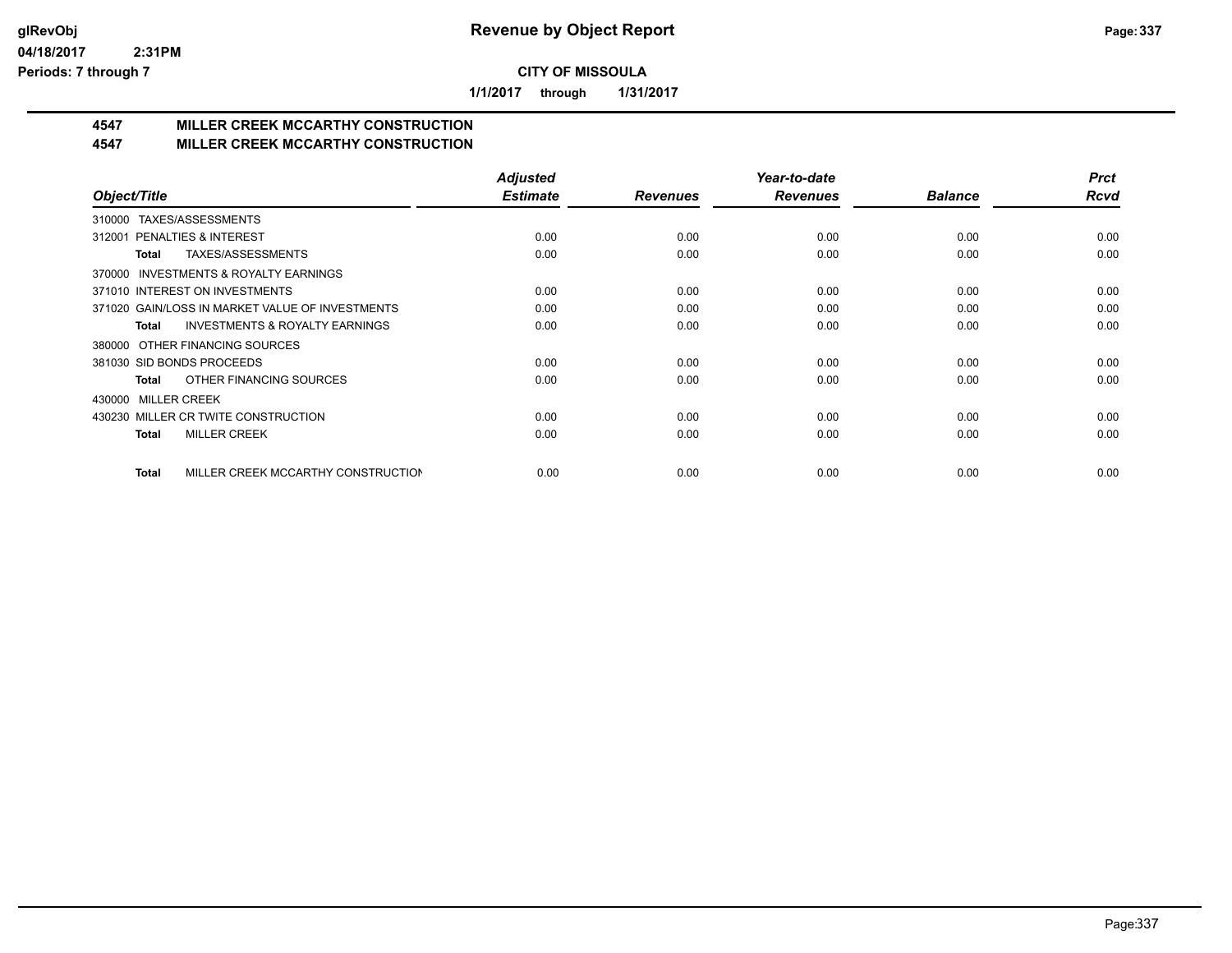**CITY OF MISSOULA**

**1/1/2017 through 1/31/2017**

## 4547 MILLER CREEK MCCARTHY CONSTRUCTION
## 4547 MILLER CREEK MCCARTHY CONSTRUCTION

| Object/Title | Adjusted Estimate | Revenues | Year-to-date Revenues | Balance | Prct Rcvd |
|---|---|---|---|---|---|
| 310000 TAXES/ASSESSMENTS | | | | | |
| 312001 PENALTIES & INTEREST | 0.00 | 0.00 | 0.00 | 0.00 | 0.00 |
| **Total** TAXES/ASSESSMENTS | 0.00 | 0.00 | 0.00 | 0.00 | 0.00 |
| 370000 INVESTMENTS & ROYALTY EARNINGS | | | | | |
| 371010 INTEREST ON INVESTMENTS | 0.00 | 0.00 | 0.00 | 0.00 | 0.00 |
| 371020 GAIN/LOSS IN MARKET VALUE OF INVESTMENTS | 0.00 | 0.00 | 0.00 | 0.00 | 0.00 |
| **Total** INVESTMENTS & ROYALTY EARNINGS | 0.00 | 0.00 | 0.00 | 0.00 | 0.00 |
| 380000 OTHER FINANCING SOURCES | | | | | |
| 381030 SID BONDS PROCEEDS | 0.00 | 0.00 | 0.00 | 0.00 | 0.00 |
| **Total** OTHER FINANCING SOURCES | 0.00 | 0.00 | 0.00 | 0.00 | 0.00 |
| 430000 MILLER CREEK | | | | | |
| 430230 MILLER CR TWITE CONSTRUCTION | 0.00 | 0.00 | 0.00 | 0.00 | 0.00 |
| **Total** MILLER CREEK | 0.00 | 0.00 | 0.00 | 0.00 | 0.00 |
| **Total** MILLER CREEK MCCARTHY CONSTRUCTION | 0.00 | 0.00 | 0.00 | 0.00 | 0.00 |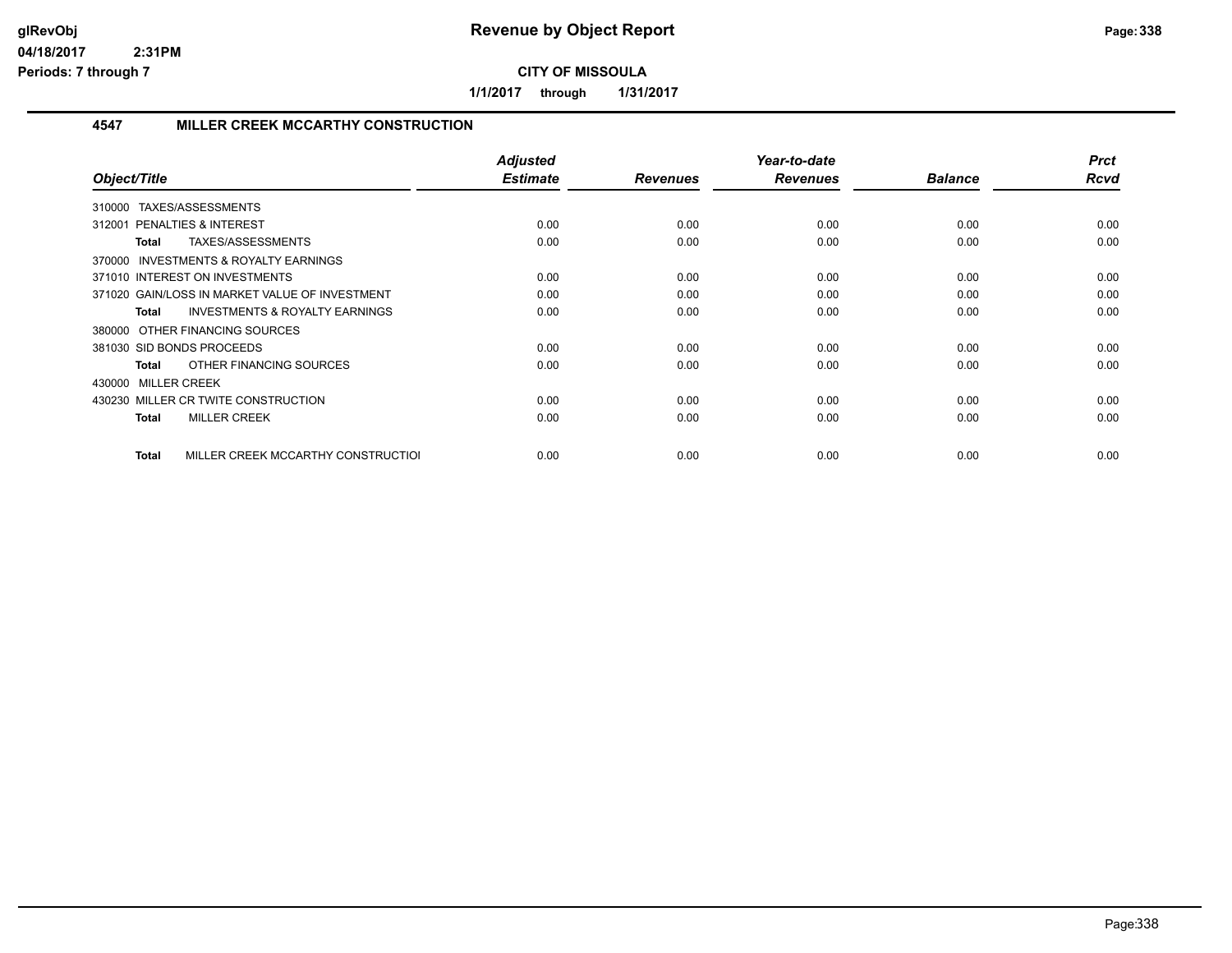**Revenue by Object Report**

**CITY OF MISSOULA**

**1/1/2017 through 1/31/2017**

### 4547 MILLER CREEK MCCARTHY CONSTRUCTION

| Object/Title | Adjusted Estimate | Revenues | Year-to-date Revenues | Balance | Prct Rcvd |
|---|---|---|---|---|---|
| 310000 TAXES/ASSESSMENTS | | | | | |
| 312001 PENALTIES & INTEREST | 0.00 | 0.00 | 0.00 | 0.00 | 0.00 |
| **Total** TAXES/ASSESSMENTS | 0.00 | 0.00 | 0.00 | 0.00 | 0.00 |
| 370000 INVESTMENTS & ROYALTY EARNINGS | | | | | |
| 371010 INTEREST ON INVESTMENTS | 0.00 | 0.00 | 0.00 | 0.00 | 0.00 |
| 371020 GAIN/LOSS IN MARKET VALUE OF INVESTMENT | 0.00 | 0.00 | 0.00 | 0.00 | 0.00 |
| **Total** INVESTMENTS & ROYALTY EARNINGS | 0.00 | 0.00 | 0.00 | 0.00 | 0.00 |
| 380000 OTHER FINANCING SOURCES | | | | | |
| 381030 SID BONDS PROCEEDS | 0.00 | 0.00 | 0.00 | 0.00 | 0.00 |
| **Total** OTHER FINANCING SOURCES | 0.00 | 0.00 | 0.00 | 0.00 | 0.00 |
| 430000 MILLER CREEK | | | | | |
| 430230 MILLER CR TWITE CONSTRUCTION | 0.00 | 0.00 | 0.00 | 0.00 | 0.00 |
| **Total** MILLER CREEK | 0.00 | 0.00 | 0.00 | 0.00 | 0.00 |
| **Total** MILLER CREEK MCCARTHY CONSTRUCTIOI | 0.00 | 0.00 | 0.00 | 0.00 | 0.00 |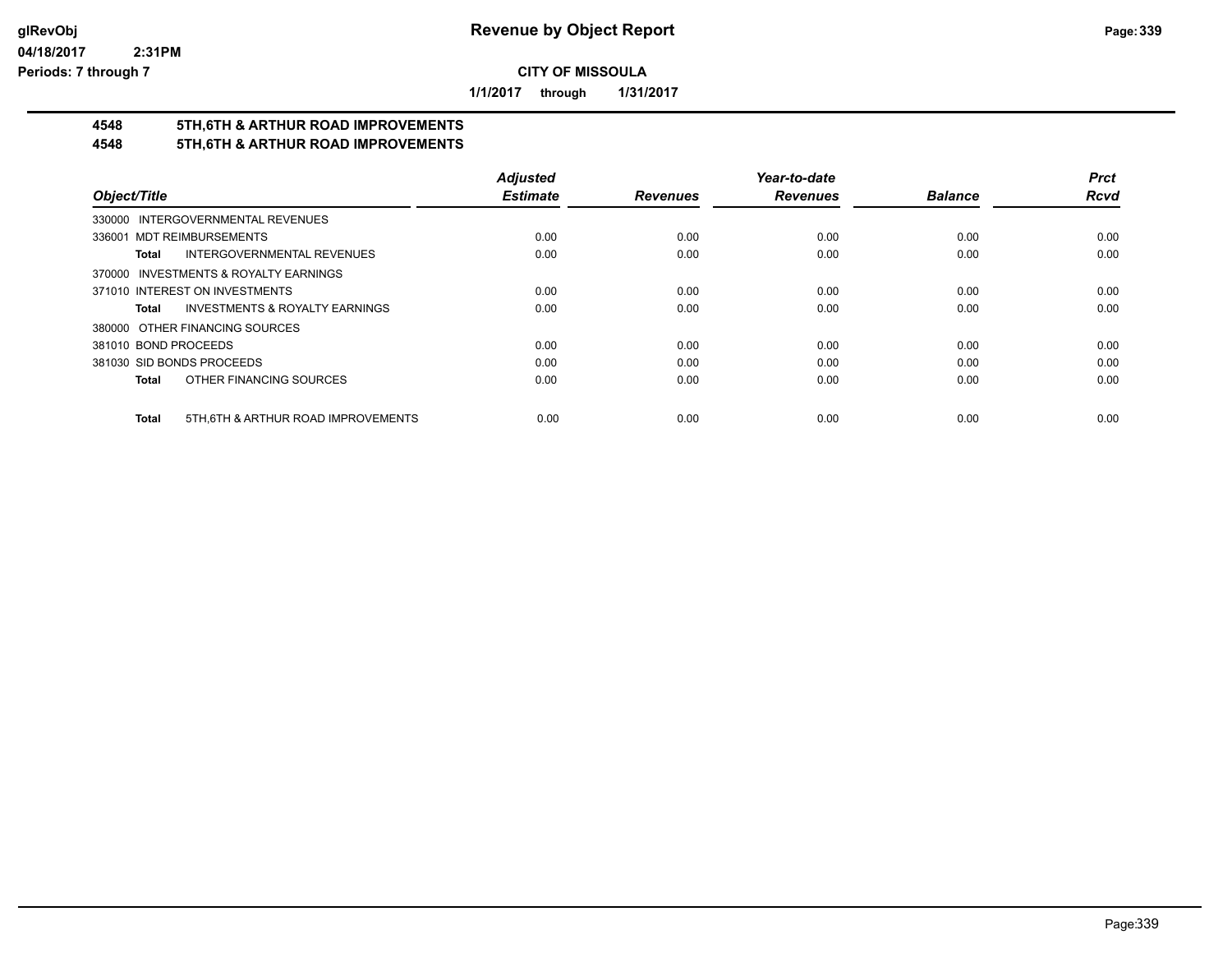# Revenue by Object Report

**CITY OF MISSOULA**

**1/1/2017 through 1/31/2017**

glRevObj
04/18/2017 2:31PM
Periods: 7 through 7

## 4548 5TH,6TH & ARTHUR ROAD IMPROVEMENTS
## 4548 5TH,6TH & ARTHUR ROAD IMPROVEMENTS

| Object/Title | Adjusted Estimate | Revenues | Year-to-date Revenues | Balance | Prct Rcvd |
|---|---|---|---|---|---|
| 330000 INTERGOVERNMENTAL REVENUES | | | | | |
| 336001 MDT REIMBURSEMENTS | 0.00 | 0.00 | 0.00 | 0.00 | 0.00 |
| **Total** INTERGOVERNMENTAL REVENUES | 0.00 | 0.00 | 0.00 | 0.00 | 0.00 |
| 370000 INVESTMENTS & ROYALTY EARNINGS | | | | | |
| 371010 INTEREST ON INVESTMENTS | 0.00 | 0.00 | 0.00 | 0.00 | 0.00 |
| **Total** INVESTMENTS & ROYALTY EARNINGS | 0.00 | 0.00 | 0.00 | 0.00 | 0.00 |
| 380000 OTHER FINANCING SOURCES | | | | | |
| 381010 BOND PROCEEDS | 0.00 | 0.00 | 0.00 | 0.00 | 0.00 |
| 381030 SID BONDS PROCEEDS | 0.00 | 0.00 | 0.00 | 0.00 | 0.00 |
| **Total** OTHER FINANCING SOURCES | 0.00 | 0.00 | 0.00 | 0.00 | 0.00 |
| **Total** 5TH,6TH & ARTHUR ROAD IMPROVEMENTS | 0.00 | 0.00 | 0.00 | 0.00 | 0.00 |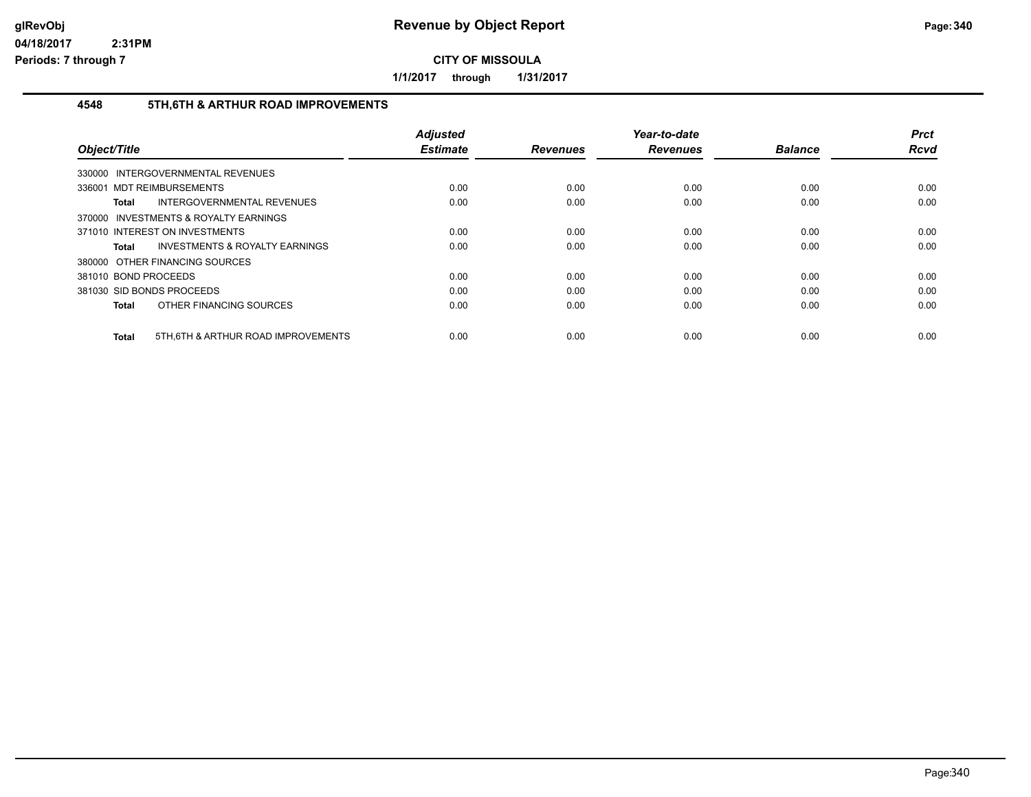# Revenue by Object Report

**CITY OF MISSOULA**

**1/1/2017 through 1/31/2017**

## 4548 5TH,6TH & ARTHUR ROAD IMPROVEMENTS

| Object/Title | Adjusted Estimate | Revenues | Year-to-date Revenues | Balance | Prct Rcvd |
|---|---|---|---|---|---|
| 330000 INTERGOVERNMENTAL REVENUES | | | | | |
| 336001 MDT REIMBURSEMENTS | 0.00 | 0.00 | 0.00 | 0.00 | 0.00 |
| **Total** INTERGOVERNMENTAL REVENUES | 0.00 | 0.00 | 0.00 | 0.00 | 0.00 |
| 370000 INVESTMENTS & ROYALTY EARNINGS | | | | | |
| 371010 INTEREST ON INVESTMENTS | 0.00 | 0.00 | 0.00 | 0.00 | 0.00 |
| **Total** INVESTMENTS & ROYALTY EARNINGS | 0.00 | 0.00 | 0.00 | 0.00 | 0.00 |
| 380000 OTHER FINANCING SOURCES | | | | | |
| 381010 BOND PROCEEDS | 0.00 | 0.00 | 0.00 | 0.00 | 0.00 |
| 381030 SID BONDS PROCEEDS | 0.00 | 0.00 | 0.00 | 0.00 | 0.00 |
| **Total** OTHER FINANCING SOURCES | 0.00 | 0.00 | 0.00 | 0.00 | 0.00 |
| **Total** 5TH,6TH & ARTHUR ROAD IMPROVEMENTS | 0.00 | 0.00 | 0.00 | 0.00 | 0.00 |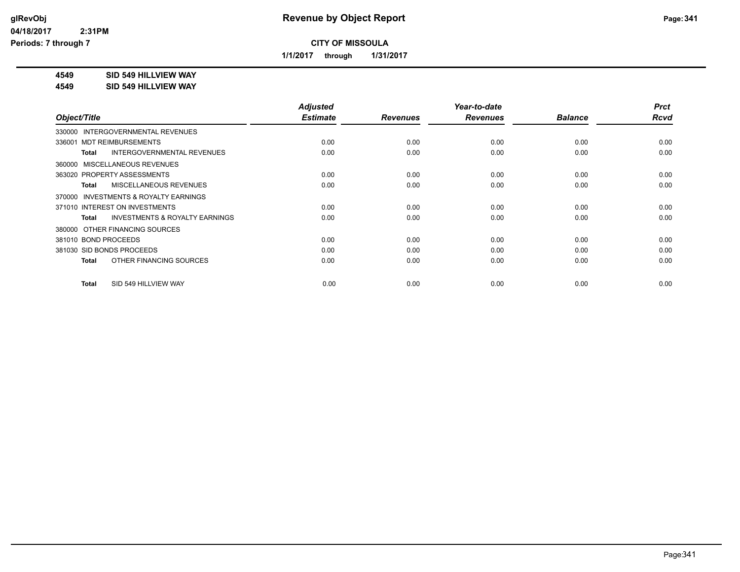# Revenue by Object Report

**CITY OF MISSOULA**

**1/1/2017 through 1/31/2017**

**4549 SID 549 HILLVIEW WAY**
**4549 SID 549 HILLVIEW WAY**

| Object/Title | Adjusted Estimate | Revenues | Year-to-date Revenues | Balance | Prct Rcvd |
|---|---|---|---|---|---|
| 330000 INTERGOVERNMENTAL REVENUES | | | | | |
| 336001 MDT REIMBURSEMENTS | 0.00 | 0.00 | 0.00 | 0.00 | 0.00 |
| **Total** INTERGOVERNMENTAL REVENUES | 0.00 | 0.00 | 0.00 | 0.00 | 0.00 |
| 360000 MISCELLANEOUS REVENUES | | | | | |
| 363020 PROPERTY ASSESSMENTS | 0.00 | 0.00 | 0.00 | 0.00 | 0.00 |
| **Total** MISCELLANEOUS REVENUES | 0.00 | 0.00 | 0.00 | 0.00 | 0.00 |
| 370000 INVESTMENTS & ROYALTY EARNINGS | | | | | |
| 371010 INTEREST ON INVESTMENTS | 0.00 | 0.00 | 0.00 | 0.00 | 0.00 |
| **Total** INVESTMENTS & ROYALTY EARNINGS | 0.00 | 0.00 | 0.00 | 0.00 | 0.00 |
| 380000 OTHER FINANCING SOURCES | | | | | |
| 381010 BOND PROCEEDS | 0.00 | 0.00 | 0.00 | 0.00 | 0.00 |
| 381030 SID BONDS PROCEEDS | 0.00 | 0.00 | 0.00 | 0.00 | 0.00 |
| **Total** OTHER FINANCING SOURCES | 0.00 | 0.00 | 0.00 | 0.00 | 0.00 |
| **Total** SID 549 HILLVIEW WAY | 0.00 | 0.00 | 0.00 | 0.00 | 0.00 |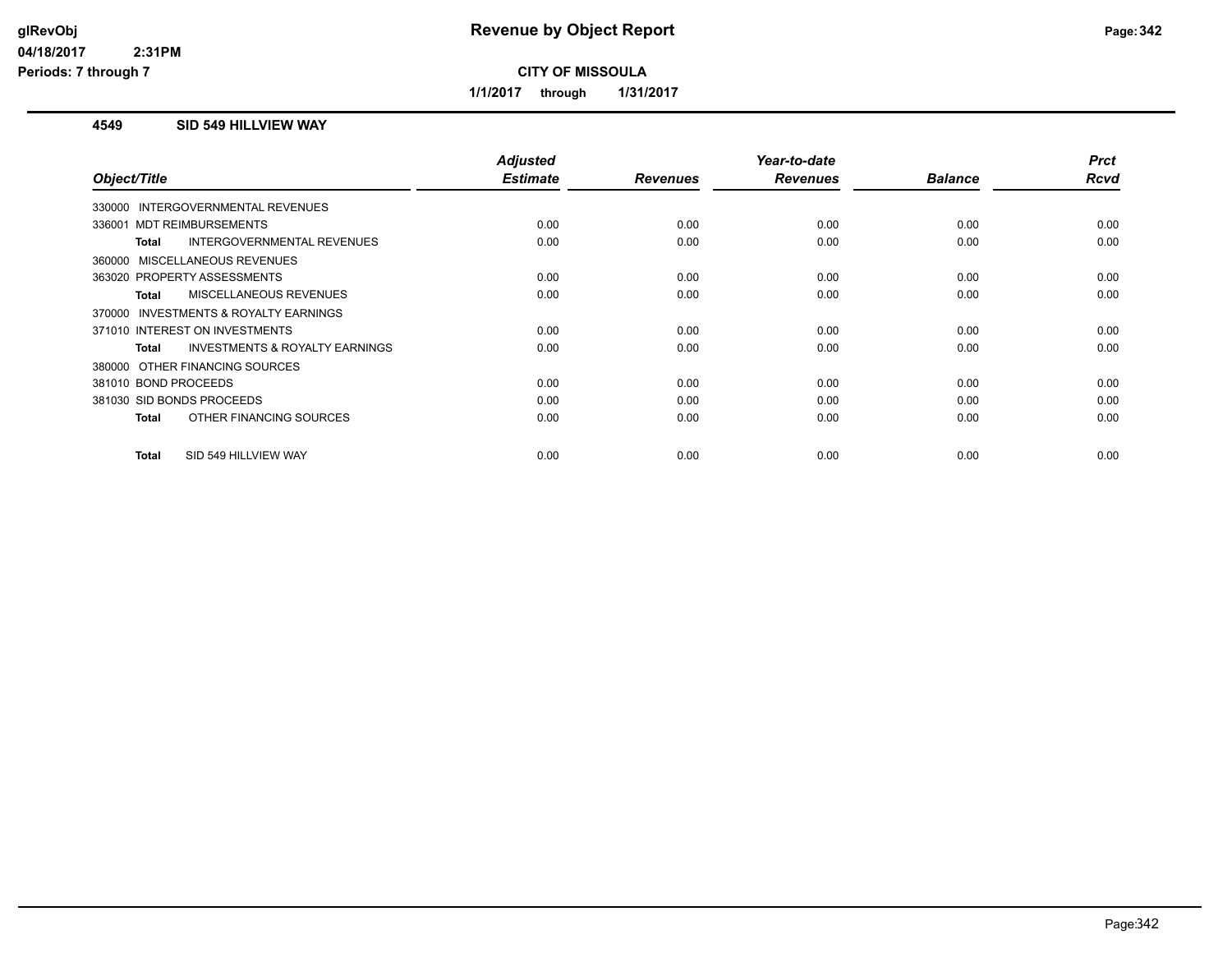# Revenue by Object Report

**CITY OF MISSOULA**

**1/1/2017 through 1/31/2017**

glRevObj
04/18/2017 2:31PM
Periods: 7 through 7

## 4549 SID 549 HILLVIEW WAY

| Object/Title | Adjusted Estimate | Revenues | Year-to-date Revenues | Balance | Prct Rcvd |
|---|---|---|---|---|---|
| 330000 INTERGOVERNMENTAL REVENUES | | | | | |
| 336001 MDT REIMBURSEMENTS | 0.00 | 0.00 | 0.00 | 0.00 | 0.00 |
| **Total** INTERGOVERNMENTAL REVENUES | 0.00 | 0.00 | 0.00 | 0.00 | 0.00 |
| 360000 MISCELLANEOUS REVENUES | | | | | |
| 363020 PROPERTY ASSESSMENTS | 0.00 | 0.00 | 0.00 | 0.00 | 0.00 |
| **Total** MISCELLANEOUS REVENUES | 0.00 | 0.00 | 0.00 | 0.00 | 0.00 |
| 370000 INVESTMENTS & ROYALTY EARNINGS | | | | | |
| 371010 INTEREST ON INVESTMENTS | 0.00 | 0.00 | 0.00 | 0.00 | 0.00 |
| **Total** INVESTMENTS & ROYALTY EARNINGS | 0.00 | 0.00 | 0.00 | 0.00 | 0.00 |
| 380000 OTHER FINANCING SOURCES | | | | | |
| 381010 BOND PROCEEDS | 0.00 | 0.00 | 0.00 | 0.00 | 0.00 |
| 381030 SID BONDS PROCEEDS | 0.00 | 0.00 | 0.00 | 0.00 | 0.00 |
| **Total** OTHER FINANCING SOURCES | 0.00 | 0.00 | 0.00 | 0.00 | 0.00 |
| **Total** SID 549 HILLVIEW WAY | 0.00 | 0.00 | 0.00 | 0.00 | 0.00 |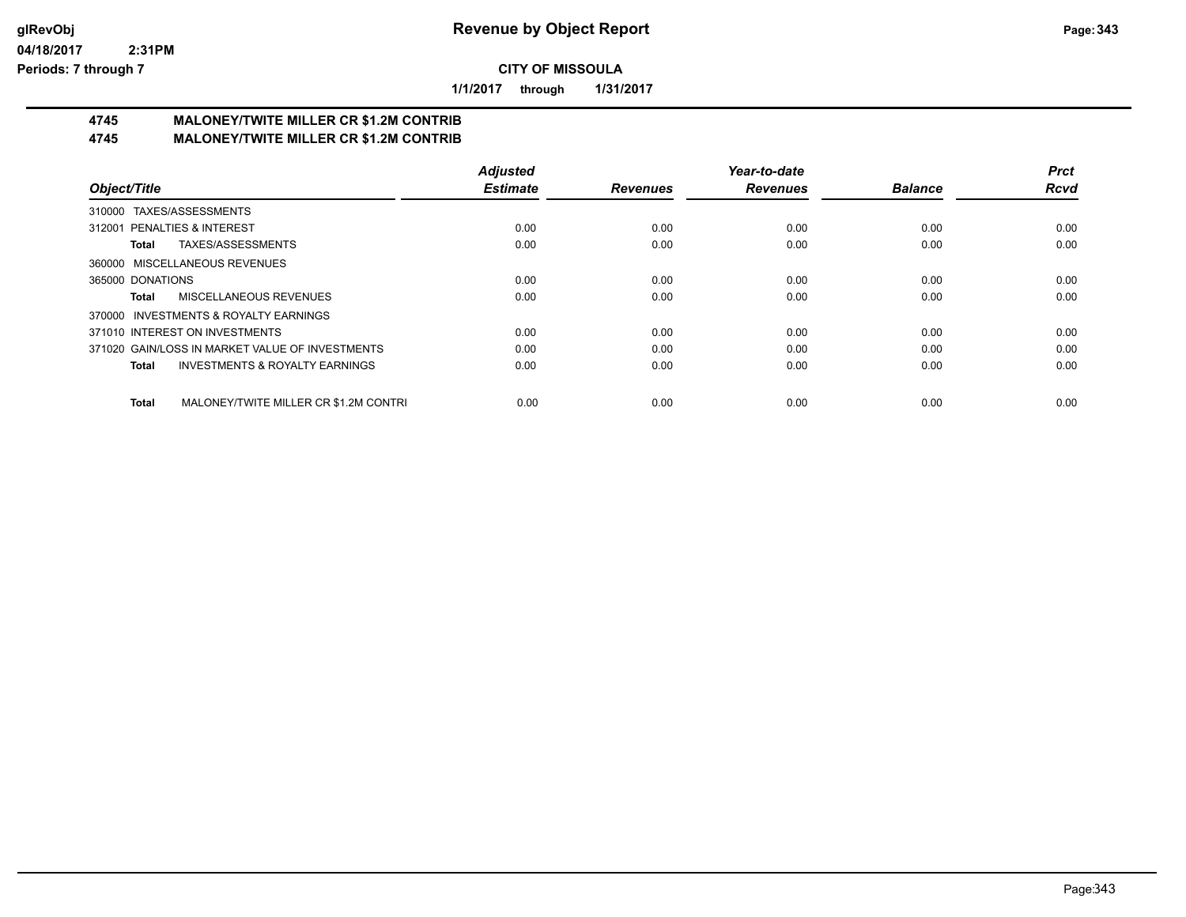# Revenue by Object Report

glRevObj
04/18/2017 2:31PM
Periods: 7 through 7

**CITY OF MISSOULA**

**1/1/2017 through 1/31/2017**

## 4745 MALONEY/TWITE MILLER CR $1.2M CONTRIB
## 4745 MALONEY/TWITE MILLER CR $1.2M CONTRIB

| Object/Title | Adjusted Estimate | Revenues | Year-to-date Revenues | Balance | Prct Rcvd |
|---|---|---|---|---|---|
| 310000 TAXES/ASSESSMENTS | | | | | |
| 312001 PENALTIES & INTEREST | 0.00 | 0.00 | 0.00 | 0.00 | 0.00 |
| **Total** TAXES/ASSESSMENTS | 0.00 | 0.00 | 0.00 | 0.00 | 0.00 |
| 360000 MISCELLANEOUS REVENUES | | | | | |
| 365000 DONATIONS | 0.00 | 0.00 | 0.00 | 0.00 | 0.00 |
| **Total** MISCELLANEOUS REVENUES | 0.00 | 0.00 | 0.00 | 0.00 | 0.00 |
| 370000 INVESTMENTS & ROYALTY EARNINGS | | | | | |
| 371010 INTEREST ON INVESTMENTS | 0.00 | 0.00 | 0.00 | 0.00 | 0.00 |
| 371020 GAIN/LOSS IN MARKET VALUE OF INVESTMENTS | 0.00 | 0.00 | 0.00 | 0.00 | 0.00 |
| **Total** INVESTMENTS & ROYALTY EARNINGS | 0.00 | 0.00 | 0.00 | 0.00 | 0.00 |
| **Total** MALONEY/TWITE MILLER CR $1.2M CONTRI | 0.00 | 0.00 | 0.00 | 0.00 | 0.00 |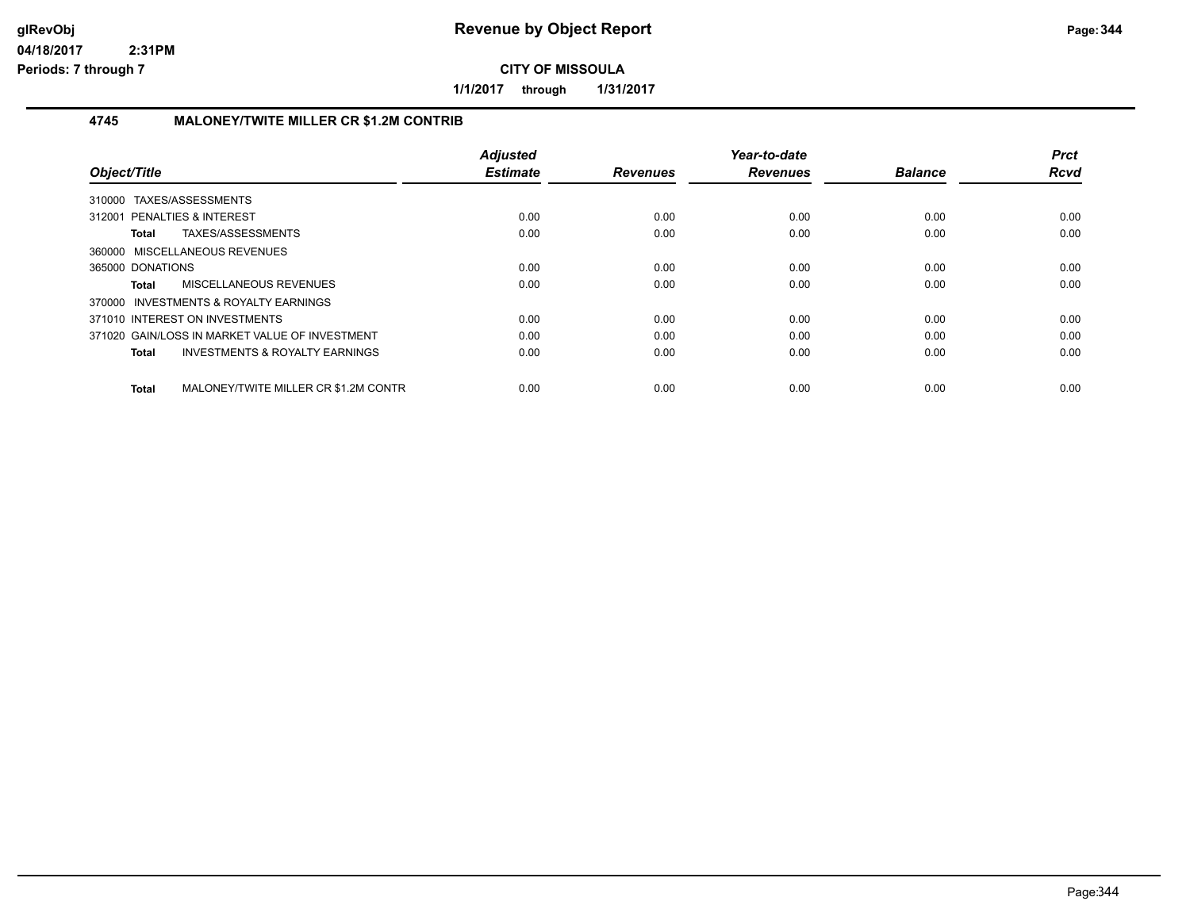# Revenue by Object Report

**CITY OF MISSOULA**

**1/1/2017 through 1/31/2017**

glRevObj
04/18/2017 2:31PM
Periods: 7 through 7

## 4745 MALONEY/TWITE MILLER CR $1.2M CONTRIB

| Object/Title | Adjusted Estimate | Revenues | Year-to-date Revenues | Balance | Prct Rcvd |
|---|---|---|---|---|---|
| 310000 TAXES/ASSESSMENTS | | | | | |
| 312001 PENALTIES & INTEREST | 0.00 | 0.00 | 0.00 | 0.00 | 0.00 |
| **Total** TAXES/ASSESSMENTS | 0.00 | 0.00 | 0.00 | 0.00 | 0.00 |
| 360000 MISCELLANEOUS REVENUES | | | | | |
| 365000 DONATIONS | 0.00 | 0.00 | 0.00 | 0.00 | 0.00 |
| **Total** MISCELLANEOUS REVENUES | 0.00 | 0.00 | 0.00 | 0.00 | 0.00 |
| 370000 INVESTMENTS & ROYALTY EARNINGS | | | | | |
| 371010 INTEREST ON INVESTMENTS | 0.00 | 0.00 | 0.00 | 0.00 | 0.00 |
| 371020 GAIN/LOSS IN MARKET VALUE OF INVESTMENT | 0.00 | 0.00 | 0.00 | 0.00 | 0.00 |
| **Total** INVESTMENTS & ROYALTY EARNINGS | 0.00 | 0.00 | 0.00 | 0.00 | 0.00 |
| **Total** MALONEY/TWITE MILLER CR $1.2M CONTR | 0.00 | 0.00 | 0.00 | 0.00 | 0.00 |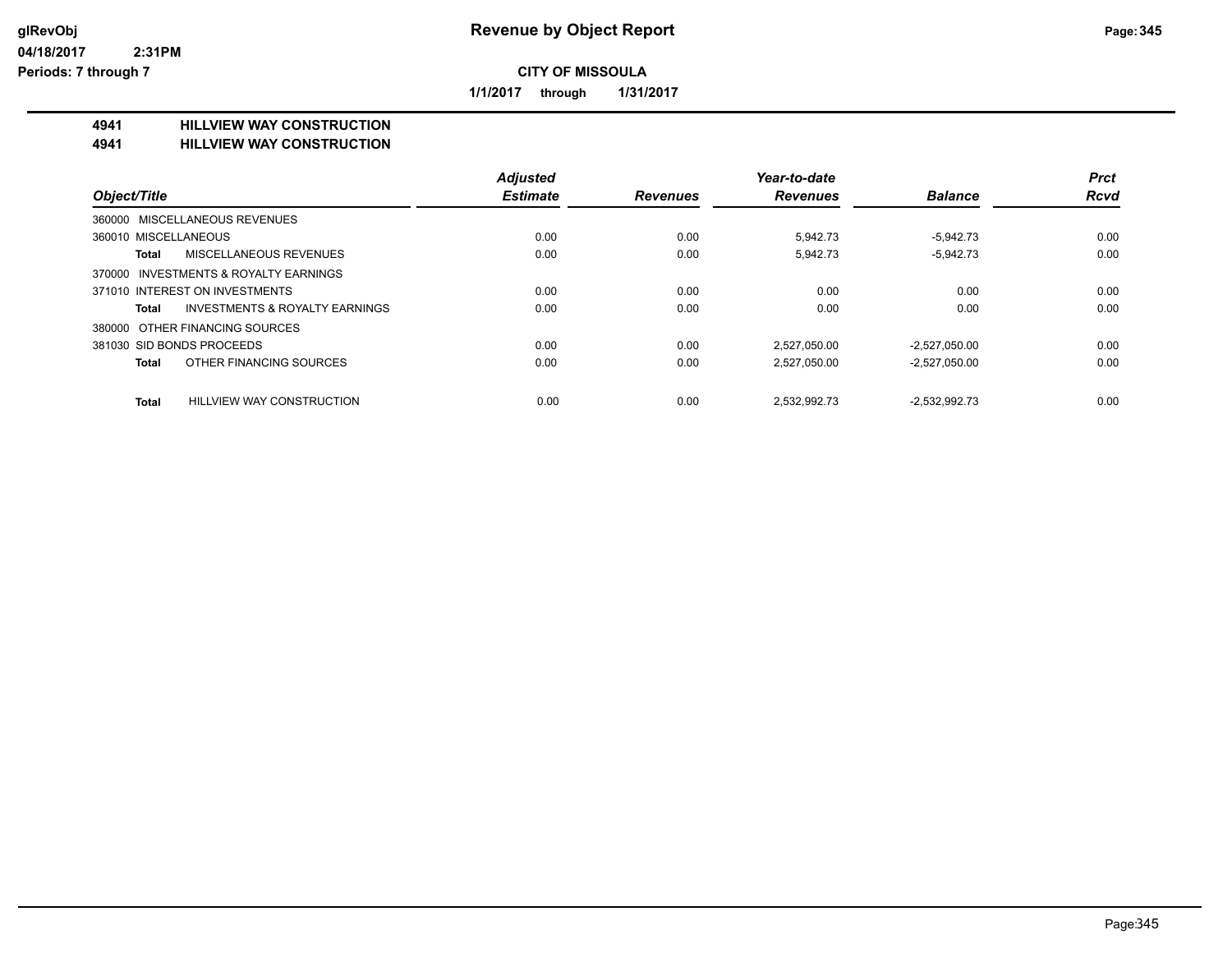# Revenue by Object Report

glRevObj
04/18/2017 2:31PM
Periods: 7 through 7

**CITY OF MISSOULA**

**1/1/2017 through 1/31/2017**

**4941 HILLVIEW WAY CONSTRUCTION**
**4941 HILLVIEW WAY CONSTRUCTION**

| Object/Title | Adjusted Estimate | Revenues | Year-to-date Revenues | Balance | Prct Rcvd |
|---|---|---|---|---|---|
| 360000 MISCELLANEOUS REVENUES | | | | | |
| 360010 MISCELLANEOUS | 0.00 | 0.00 | 5,942.73 | -5,942.73 | 0.00 |
| **Total** MISCELLANEOUS REVENUES | 0.00 | 0.00 | 5,942.73 | -5,942.73 | 0.00 |
| 370000 INVESTMENTS & ROYALTY EARNINGS | | | | | |
| 371010 INTEREST ON INVESTMENTS | 0.00 | 0.00 | 0.00 | 0.00 | 0.00 |
| **Total** INVESTMENTS & ROYALTY EARNINGS | 0.00 | 0.00 | 0.00 | 0.00 | 0.00 |
| 380000 OTHER FINANCING SOURCES | | | | | |
| 381030 SID BONDS PROCEEDS | 0.00 | 0.00 | 2,527,050.00 | -2,527,050.00 | 0.00 |
| **Total** OTHER FINANCING SOURCES | 0.00 | 0.00 | 2,527,050.00 | -2,527,050.00 | 0.00 |
| **Total** HILLVIEW WAY CONSTRUCTION | 0.00 | 0.00 | 2,532,992.73 | -2,532,992.73 | 0.00 |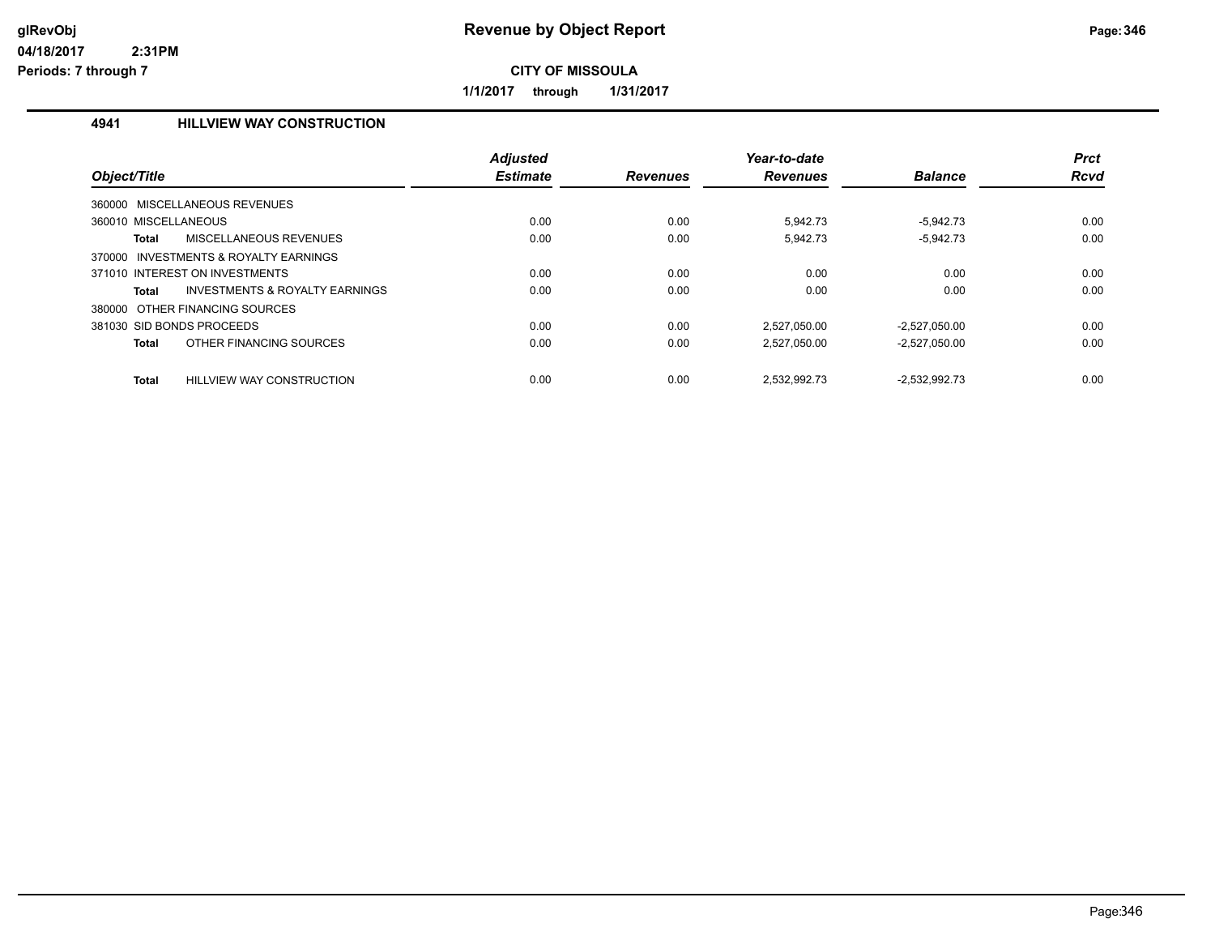**Revenue by Object Report**

**CITY OF MISSOULA**

**1/1/2017 through 1/31/2017**

glRevObj
04/18/2017 2:31PM
Periods: 7 through 7

### 4941 HILLVIEW WAY CONSTRUCTION

| Object/Title | | Adjusted Estimate | Revenues | Year-to-date Revenues | Balance | Prct Rcvd |
|---|---|---|---|---|---|---|
| 360000 MISCELLANEOUS REVENUES | | | | | | |
| 360010 MISCELLANEOUS | | 0.00 | 0.00 | 5,942.73 | -5,942.73 | 0.00 |
| **Total** | MISCELLANEOUS REVENUES | 0.00 | 0.00 | 5,942.73 | -5,942.73 | 0.00 |
| 370000 INVESTMENTS & ROYALTY EARNINGS | | | | | | |
| 371010 INTEREST ON INVESTMENTS | | 0.00 | 0.00 | 0.00 | 0.00 | 0.00 |
| **Total** | INVESTMENTS & ROYALTY EARNINGS | 0.00 | 0.00 | 0.00 | 0.00 | 0.00 |
| 380000 OTHER FINANCING SOURCES | | | | | | |
| 381030 SID BONDS PROCEEDS | | 0.00 | 0.00 | 2,527,050.00 | -2,527,050.00 | 0.00 |
| **Total** | OTHER FINANCING SOURCES | 0.00 | 0.00 | 2,527,050.00 | -2,527,050.00 | 0.00 |
| **Total** | HILLVIEW WAY CONSTRUCTION | 0.00 | 0.00 | 2,532,992.73 | -2,532,992.73 | 0.00 |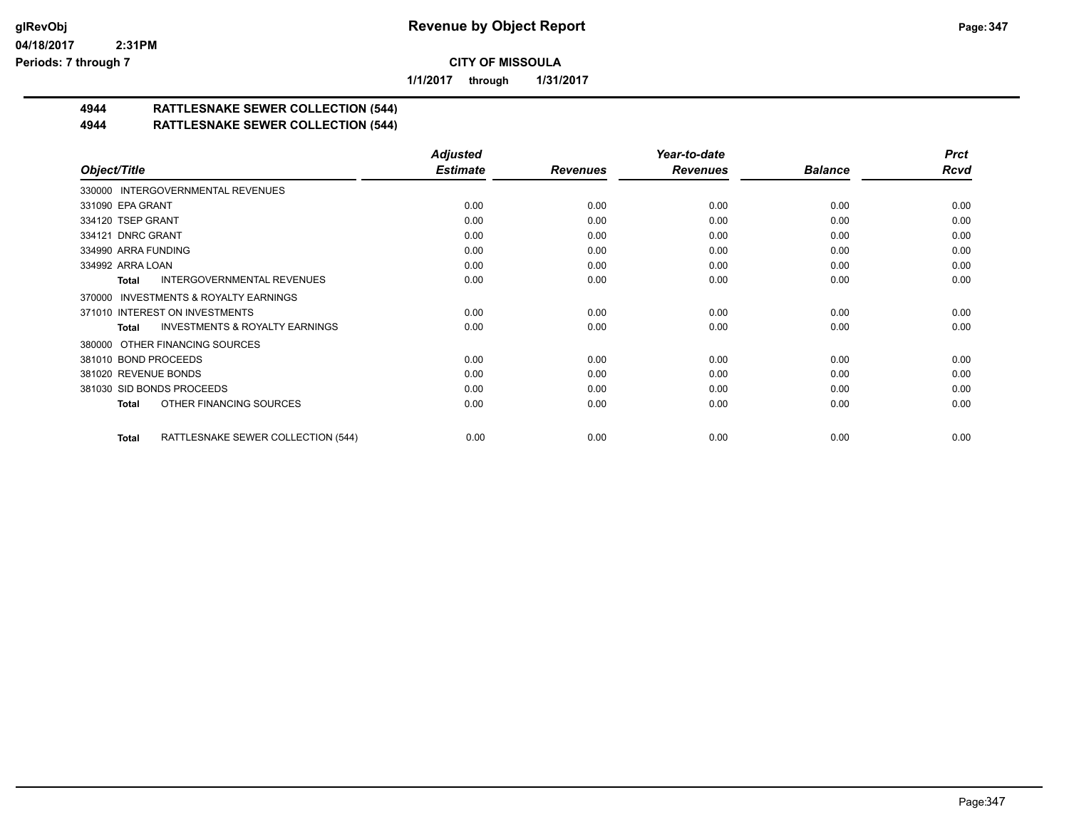# Revenue by Object Report

glRevObj
04/18/2017 2:31PM
Periods: 7 through 7

**CITY OF MISSOULA**

**1/1/2017 through 1/31/2017**

## 4944 RATTLESNAKE SEWER COLLECTION (544)
## 4944 RATTLESNAKE SEWER COLLECTION (544)

| Object/Title | Adjusted Estimate | Revenues | Year-to-date Revenues | Balance | Prct Rcvd |
|---|---|---|---|---|---|
| 330000 INTERGOVERNMENTAL REVENUES | | | | | |
| 331090 EPA GRANT | 0.00 | 0.00 | 0.00 | 0.00 | 0.00 |
| 334120 TSEP GRANT | 0.00 | 0.00 | 0.00 | 0.00 | 0.00 |
| 334121 DNRC GRANT | 0.00 | 0.00 | 0.00 | 0.00 | 0.00 |
| 334990 ARRA FUNDING | 0.00 | 0.00 | 0.00 | 0.00 | 0.00 |
| 334992 ARRA LOAN | 0.00 | 0.00 | 0.00 | 0.00 | 0.00 |
| **Total** INTERGOVERNMENTAL REVENUES | 0.00 | 0.00 | 0.00 | 0.00 | 0.00 |
| 370000 INVESTMENTS & ROYALTY EARNINGS | | | | | |
| 371010 INTEREST ON INVESTMENTS | 0.00 | 0.00 | 0.00 | 0.00 | 0.00 |
| **Total** INVESTMENTS & ROYALTY EARNINGS | 0.00 | 0.00 | 0.00 | 0.00 | 0.00 |
| 380000 OTHER FINANCING SOURCES | | | | | |
| 381010 BOND PROCEEDS | 0.00 | 0.00 | 0.00 | 0.00 | 0.00 |
| 381020 REVENUE BONDS | 0.00 | 0.00 | 0.00 | 0.00 | 0.00 |
| 381030 SID BONDS PROCEEDS | 0.00 | 0.00 | 0.00 | 0.00 | 0.00 |
| **Total** OTHER FINANCING SOURCES | 0.00 | 0.00 | 0.00 | 0.00 | 0.00 |
| **Total** RATTLESNAKE SEWER COLLECTION (544) | 0.00 | 0.00 | 0.00 | 0.00 | 0.00 |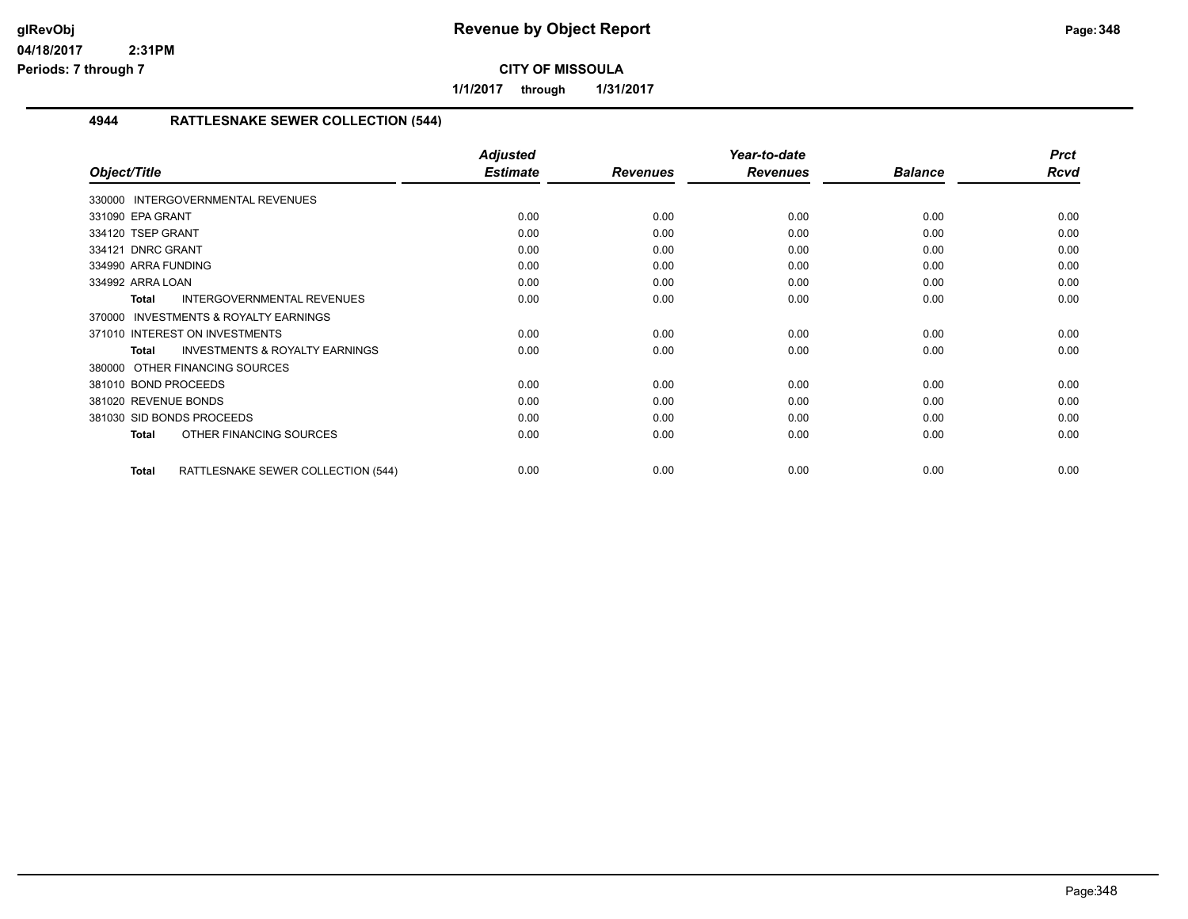# Revenue by Object Report

**CITY OF MISSOULA**

**1/1/2017 through 1/31/2017**

glRevObj
04/18/2017 2:31PM
Periods: 7 through 7

## 4944 RATTLESNAKE SEWER COLLECTION (544)

| Object/Title | Adjusted Estimate | Revenues | Year-to-date Revenues | Balance | Prct Rcvd |
|---|---|---|---|---|---|
| 330000 INTERGOVERNMENTAL REVENUES | | | | | |
| 331090 EPA GRANT | 0.00 | 0.00 | 0.00 | 0.00 | 0.00 |
| 334120 TSEP GRANT | 0.00 | 0.00 | 0.00 | 0.00 | 0.00 |
| 334121 DNRC GRANT | 0.00 | 0.00 | 0.00 | 0.00 | 0.00 |
| 334990 ARRA FUNDING | 0.00 | 0.00 | 0.00 | 0.00 | 0.00 |
| 334992 ARRA LOAN | 0.00 | 0.00 | 0.00 | 0.00 | 0.00 |
| **Total** INTERGOVERNMENTAL REVENUES | 0.00 | 0.00 | 0.00 | 0.00 | 0.00 |
| 370000 INVESTMENTS & ROYALTY EARNINGS | | | | | |
| 371010 INTEREST ON INVESTMENTS | 0.00 | 0.00 | 0.00 | 0.00 | 0.00 |
| **Total** INVESTMENTS & ROYALTY EARNINGS | 0.00 | 0.00 | 0.00 | 0.00 | 0.00 |
| 380000 OTHER FINANCING SOURCES | | | | | |
| 381010 BOND PROCEEDS | 0.00 | 0.00 | 0.00 | 0.00 | 0.00 |
| 381020 REVENUE BONDS | 0.00 | 0.00 | 0.00 | 0.00 | 0.00 |
| 381030 SID BONDS PROCEEDS | 0.00 | 0.00 | 0.00 | 0.00 | 0.00 |
| **Total** OTHER FINANCING SOURCES | 0.00 | 0.00 | 0.00 | 0.00 | 0.00 |
| **Total** RATTLESNAKE SEWER COLLECTION (544) | 0.00 | 0.00 | 0.00 | 0.00 | 0.00 |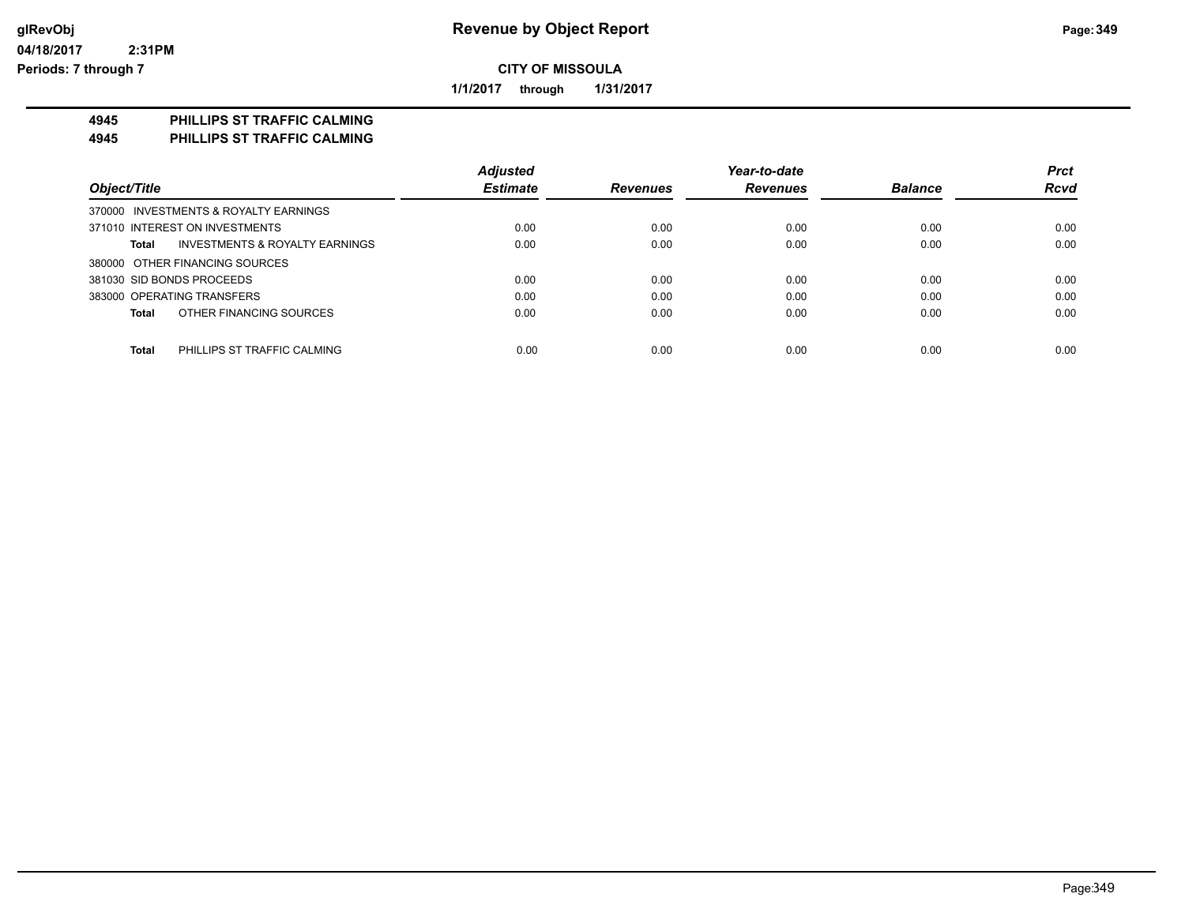**glRevObj**
**04/18/2017 2:31PM**
**Periods: 7 through 7**

# Revenue by Object Report

**CITY OF MISSOULA**

**1/1/2017 through 1/31/2017**

## 4945 PHILLIPS ST TRAFFIC CALMING
## 4945 PHILLIPS ST TRAFFIC CALMING

| Object/Title | Adjusted Estimate | Revenues | Year-to-date Revenues | Balance | Prct Rcvd |
|---|---|---|---|---|---|
| 370000 INVESTMENTS & ROYALTY EARNINGS | | | | | |
| 371010 INTEREST ON INVESTMENTS | 0.00 | 0.00 | 0.00 | 0.00 | 0.00 |
| **Total** INVESTMENTS & ROYALTY EARNINGS | 0.00 | 0.00 | 0.00 | 0.00 | 0.00 |
| 380000 OTHER FINANCING SOURCES | | | | | |
| 381030 SID BONDS PROCEEDS | 0.00 | 0.00 | 0.00 | 0.00 | 0.00 |
| 383000 OPERATING TRANSFERS | 0.00 | 0.00 | 0.00 | 0.00 | 0.00 |
| **Total** OTHER FINANCING SOURCES | 0.00 | 0.00 | 0.00 | 0.00 | 0.00 |
| **Total** PHILLIPS ST TRAFFIC CALMING | 0.00 | 0.00 | 0.00 | 0.00 | 0.00 |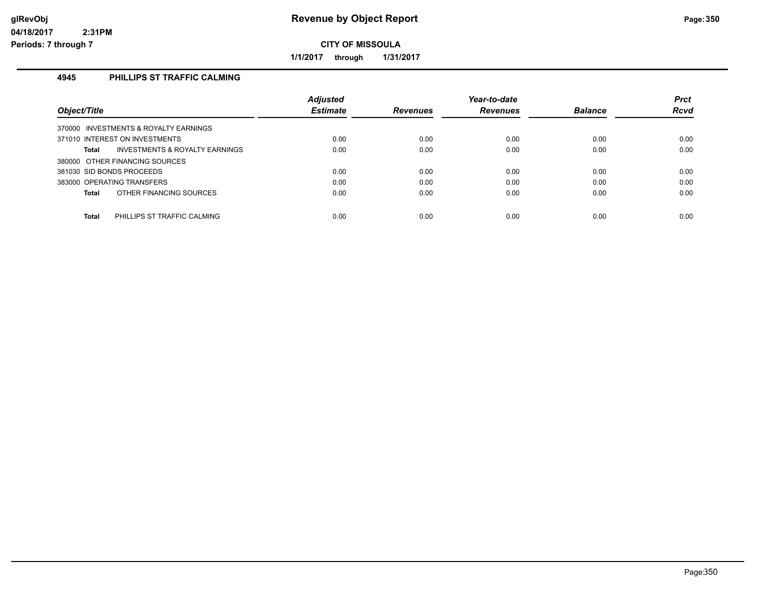# Revenue by Object Report

**CITY OF MISSOULA**

**1/1/2017 through 1/31/2017**

glRevObj
04/18/2017 2:31PM
Periods: 7 through 7

## 4945 PHILLIPS ST TRAFFIC CALMING

| Object/Title | Adjusted Estimate | Revenues | Year-to-date Revenues | Balance | Prct Rcvd |
|---|---|---|---|---|---|
| 370000 INVESTMENTS & ROYALTY EARNINGS | | | | | |
| 371010 INTEREST ON INVESTMENTS | 0.00 | 0.00 | 0.00 | 0.00 | 0.00 |
| **Total** INVESTMENTS & ROYALTY EARNINGS | 0.00 | 0.00 | 0.00 | 0.00 | 0.00 |
| 380000 OTHER FINANCING SOURCES | | | | | |
| 381030 SID BONDS PROCEEDS | 0.00 | 0.00 | 0.00 | 0.00 | 0.00 |
| 383000 OPERATING TRANSFERS | 0.00 | 0.00 | 0.00 | 0.00 | 0.00 |
| **Total** OTHER FINANCING SOURCES | 0.00 | 0.00 | 0.00 | 0.00 | 0.00 |
| **Total** PHILLIPS ST TRAFFIC CALMING | 0.00 | 0.00 | 0.00 | 0.00 | 0.00 |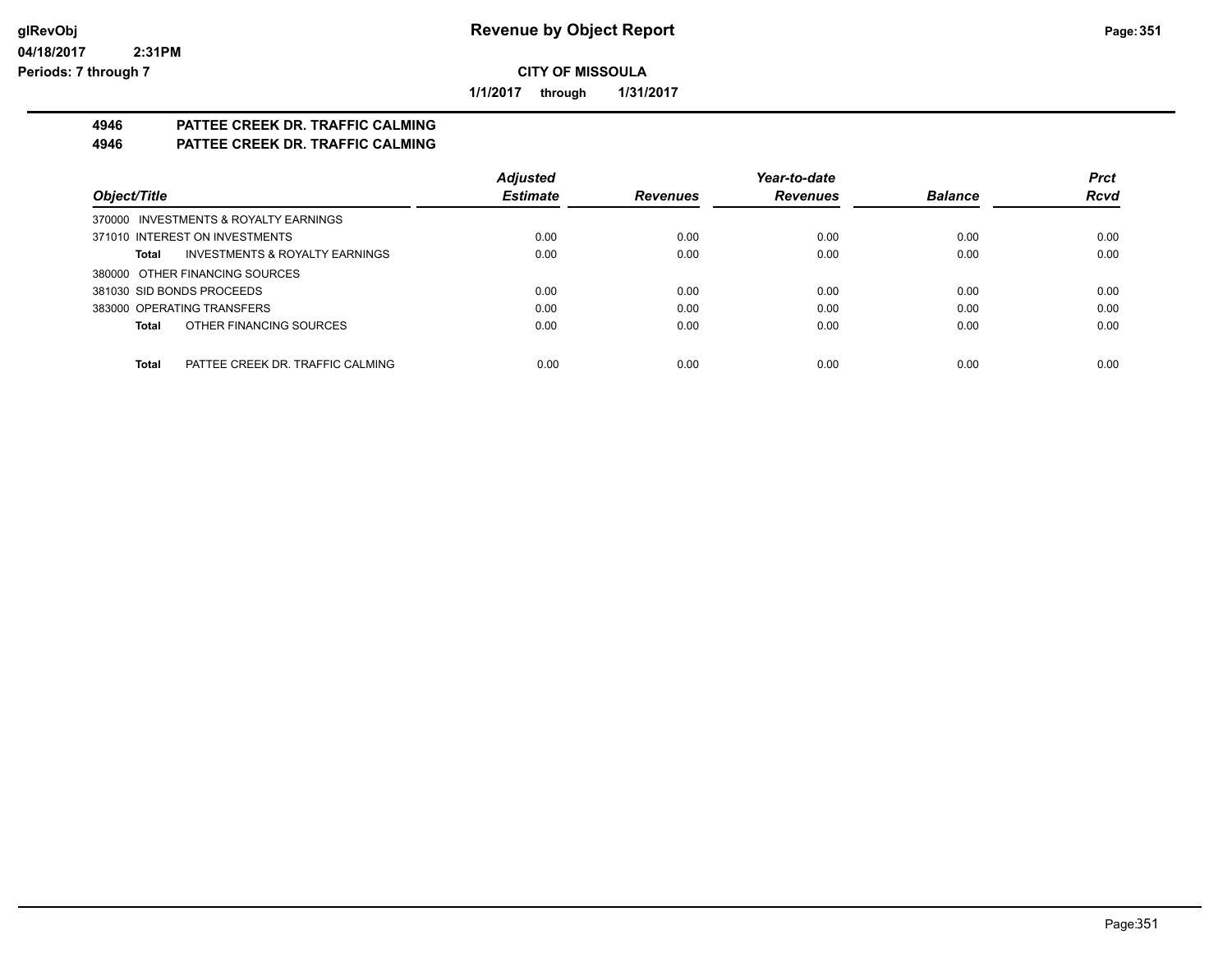**Revenue by Object Report**

**CITY OF MISSOULA**

**1/1/2017 through 1/31/2017**

glRevObj
04/18/2017 2:31PM
Periods: 7 through 7

## 4946 PATTEE CREEK DR. TRAFFIC CALMING
## 4946 PATTEE CREEK DR. TRAFFIC CALMING

| Object/Title | Adjusted Estimate | Revenues | Year-to-date Revenues | Balance | Prct Rcvd |
|---|---|---|---|---|---|
| 370000 INVESTMENTS & ROYALTY EARNINGS | | | | | |
| 371010 INTEREST ON INVESTMENTS | 0.00 | 0.00 | 0.00 | 0.00 | 0.00 |
| **Total** INVESTMENTS & ROYALTY EARNINGS | 0.00 | 0.00 | 0.00 | 0.00 | 0.00 |
| 380000 OTHER FINANCING SOURCES | | | | | |
| 381030 SID BONDS PROCEEDS | 0.00 | 0.00 | 0.00 | 0.00 | 0.00 |
| 383000 OPERATING TRANSFERS | 0.00 | 0.00 | 0.00 | 0.00 | 0.00 |
| **Total** OTHER FINANCING SOURCES | 0.00 | 0.00 | 0.00 | 0.00 | 0.00 |
| **Total** PATTEE CREEK DR. TRAFFIC CALMING | 0.00 | 0.00 | 0.00 | 0.00 | 0.00 |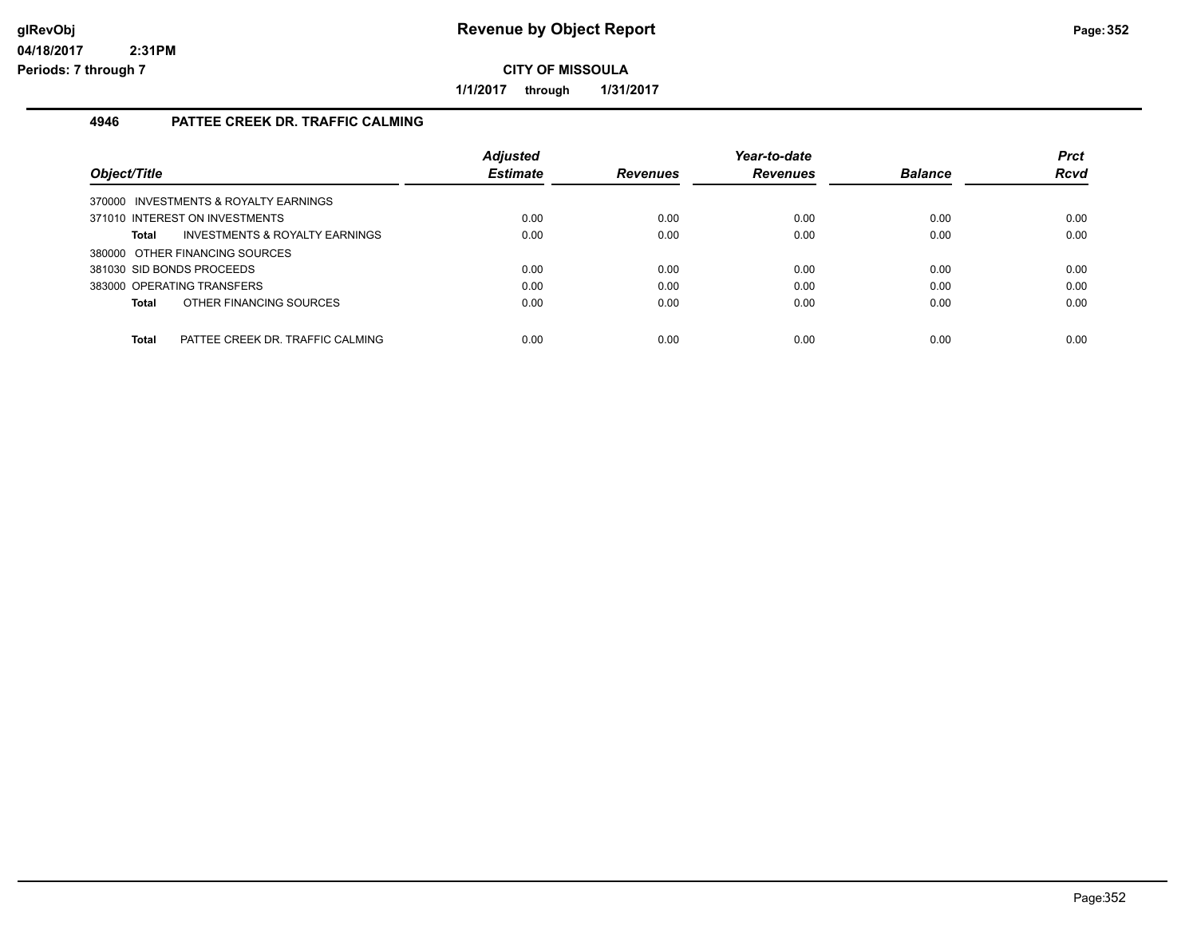# Revenue by Object Report

**CITY OF MISSOULA**

**1/1/2017 through 1/31/2017**

glRevObj
04/18/2017 2:31PM
Periods: 7 through 7

## 4946 PATTEE CREEK DR. TRAFFIC CALMING

| Object/Title | Adjusted Estimate | Revenues | Year-to-date Revenues | Balance | Prct Rcvd |
|---|---|---|---|---|---|
| 370000 INVESTMENTS & ROYALTY EARNINGS | | | | | |
| 371010 INTEREST ON INVESTMENTS | 0.00 | 0.00 | 0.00 | 0.00 | 0.00 |
| **Total** INVESTMENTS & ROYALTY EARNINGS | 0.00 | 0.00 | 0.00 | 0.00 | 0.00 |
| 380000 OTHER FINANCING SOURCES | | | | | |
| 381030 SID BONDS PROCEEDS | 0.00 | 0.00 | 0.00 | 0.00 | 0.00 |
| 383000 OPERATING TRANSFERS | 0.00 | 0.00 | 0.00 | 0.00 | 0.00 |
| **Total** OTHER FINANCING SOURCES | 0.00 | 0.00 | 0.00 | 0.00 | 0.00 |
| **Total** PATTEE CREEK DR. TRAFFIC CALMING | 0.00 | 0.00 | 0.00 | 0.00 | 0.00 |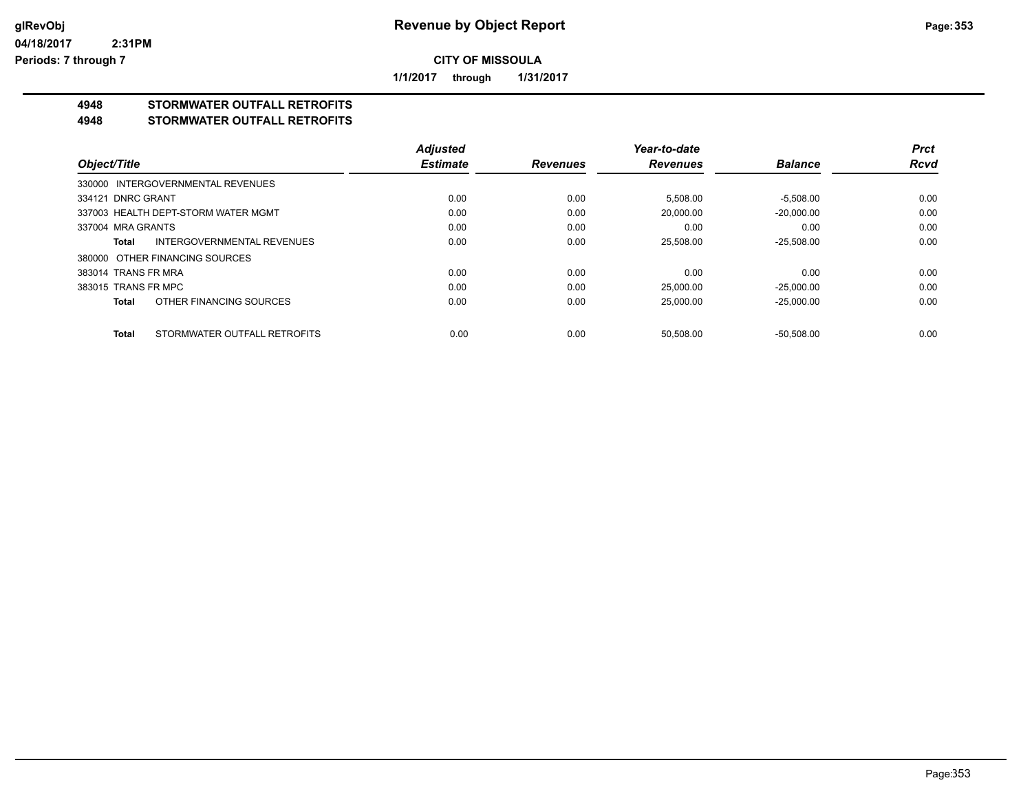**glRevObj**
**04/18/2017 2:31PM**
**Periods: 7 through 7**

# Revenue by Object Report

**CITY OF MISSOULA**

**1/1/2017 through 1/31/2017**

## 4948 STORMWATER OUTFALL RETROFITS
## 4948 STORMWATER OUTFALL RETROFITS

| Object/Title | Adjusted Estimate | Revenues | Year-to-date Revenues | Balance | Prct Rcvd |
|---|---|---|---|---|---|
| 330000 INTERGOVERNMENTAL REVENUES | | | | | |
| 334121 DNRC GRANT | 0.00 | 0.00 | 5,508.00 | -5,508.00 | 0.00 |
| 337003 HEALTH DEPT-STORM WATER MGMT | 0.00 | 0.00 | 20,000.00 | -20,000.00 | 0.00 |
| 337004 MRA GRANTS | 0.00 | 0.00 | 0.00 | 0.00 | 0.00 |
| **Total** INTERGOVERNMENTAL REVENUES | 0.00 | 0.00 | 25,508.00 | -25,508.00 | 0.00 |
| 380000 OTHER FINANCING SOURCES | | | | | |
| 383014 TRANS FR MRA | 0.00 | 0.00 | 0.00 | 0.00 | 0.00 |
| 383015 TRANS FR MPC | 0.00 | 0.00 | 25,000.00 | -25,000.00 | 0.00 |
| **Total** OTHER FINANCING SOURCES | 0.00 | 0.00 | 25,000.00 | -25,000.00 | 0.00 |
| **Total** STORMWATER OUTFALL RETROFITS | 0.00 | 0.00 | 50,508.00 | -50,508.00 | 0.00 |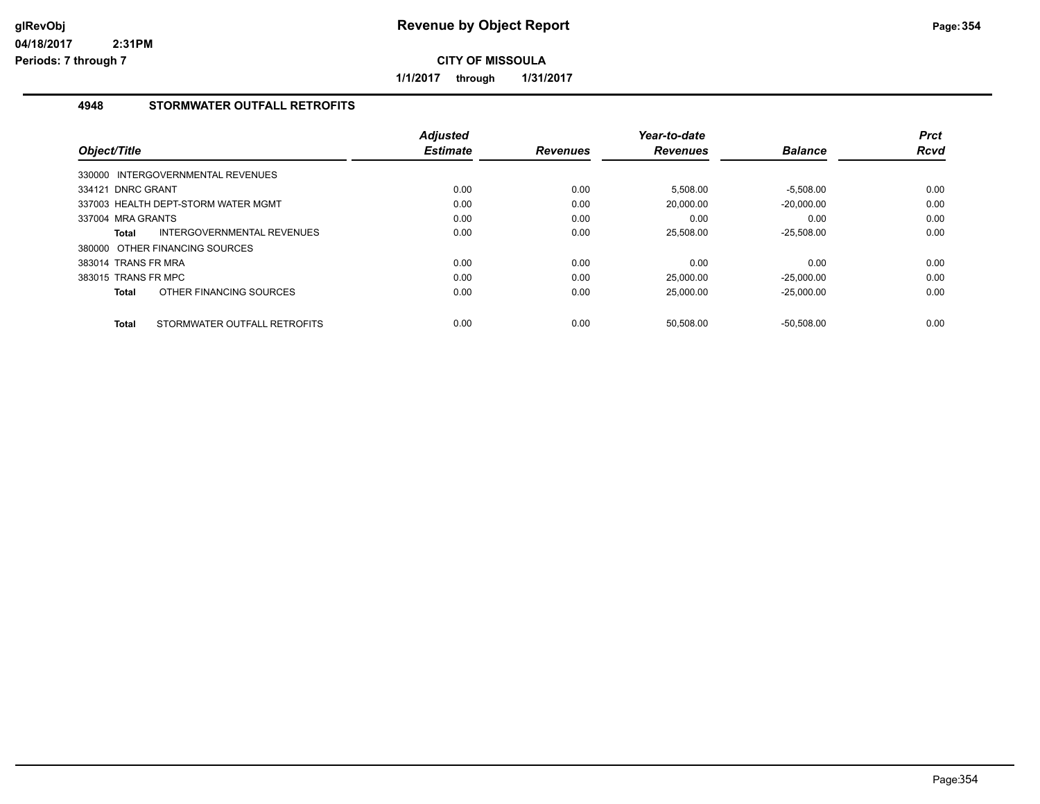**glRevObj**
**04/18/2017 2:31PM**
**Periods: 7 through 7**

# Revenue by Object Report

**CITY OF MISSOULA**

**1/1/2017 through 1/31/2017**

## 4948 STORMWATER OUTFALL RETROFITS

| Object/Title | Adjusted Estimate | Revenues | Year-to-date Revenues | Balance | Prct Rcvd |
|---|---|---|---|---|---|
| 330000 INTERGOVERNMENTAL REVENUES | | | | | |
| 334121 DNRC GRANT | 0.00 | 0.00 | 5,508.00 | -5,508.00 | 0.00 |
| 337003 HEALTH DEPT-STORM WATER MGMT | 0.00 | 0.00 | 20,000.00 | -20,000.00 | 0.00 |
| 337004 MRA GRANTS | 0.00 | 0.00 | 0.00 | 0.00 | 0.00 |
| **Total** INTERGOVERNMENTAL REVENUES | 0.00 | 0.00 | 25,508.00 | -25,508.00 | 0.00 |
| 380000 OTHER FINANCING SOURCES | | | | | |
| 383014 TRANS FR MRA | 0.00 | 0.00 | 0.00 | 0.00 | 0.00 |
| 383015 TRANS FR MPC | 0.00 | 0.00 | 25,000.00 | -25,000.00 | 0.00 |
| **Total** OTHER FINANCING SOURCES | 0.00 | 0.00 | 25,000.00 | -25,000.00 | 0.00 |
| **Total** STORMWATER OUTFALL RETROFITS | 0.00 | 0.00 | 50,508.00 | -50,508.00 | 0.00 |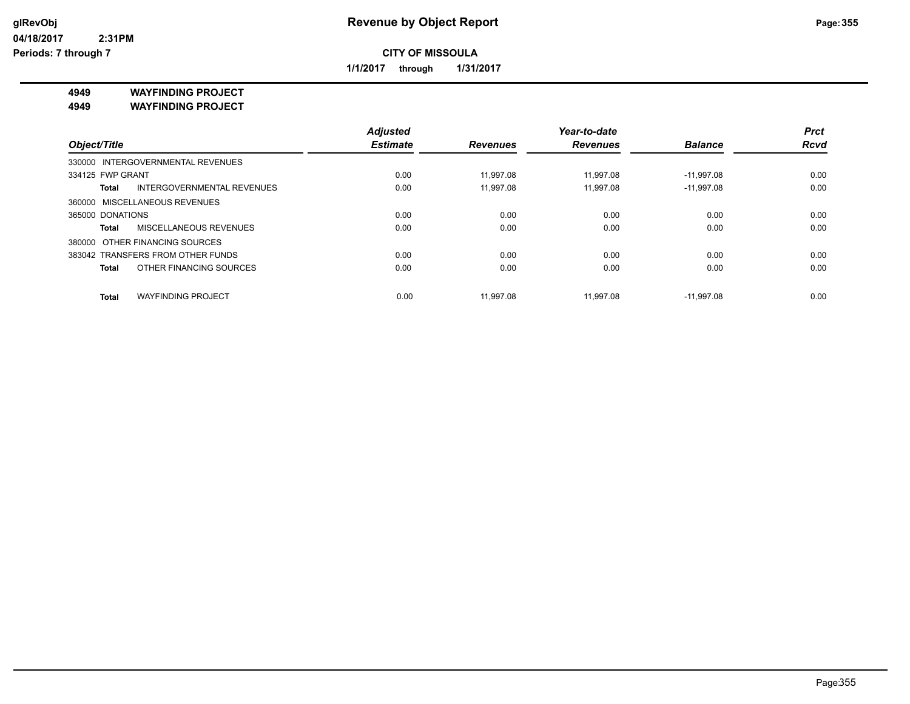**glRevObj**
**04/18/2017 2:31PM**
**Periods: 7 through 7**

# Revenue by Object Report

**CITY OF MISSOULA**

**1/1/2017 through 1/31/2017**

**4949 WAYFINDING PROJECT**
**4949 WAYFINDING PROJECT**

| Object/Title | Adjusted Estimate | Revenues | Year-to-date Revenues | Balance | Prct Rcvd |
|---|---|---|---|---|---|
| 330000 INTERGOVERNMENTAL REVENUES | | | | | |
| 334125 FWP GRANT | 0.00 | 11,997.08 | 11,997.08 | -11,997.08 | 0.00 |
| **Total** INTERGOVERNMENTAL REVENUES | 0.00 | 11,997.08 | 11,997.08 | -11,997.08 | 0.00 |
| 360000 MISCELLANEOUS REVENUES | | | | | |
| 365000 DONATIONS | 0.00 | 0.00 | 0.00 | 0.00 | 0.00 |
| **Total** MISCELLANEOUS REVENUES | 0.00 | 0.00 | 0.00 | 0.00 | 0.00 |
| 380000 OTHER FINANCING SOURCES | | | | | |
| 383042 TRANSFERS FROM OTHER FUNDS | 0.00 | 0.00 | 0.00 | 0.00 | 0.00 |
| **Total** OTHER FINANCING SOURCES | 0.00 | 0.00 | 0.00 | 0.00 | 0.00 |
| **Total** WAYFINDING PROJECT | 0.00 | 11,997.08 | 11,997.08 | -11,997.08 | 0.00 |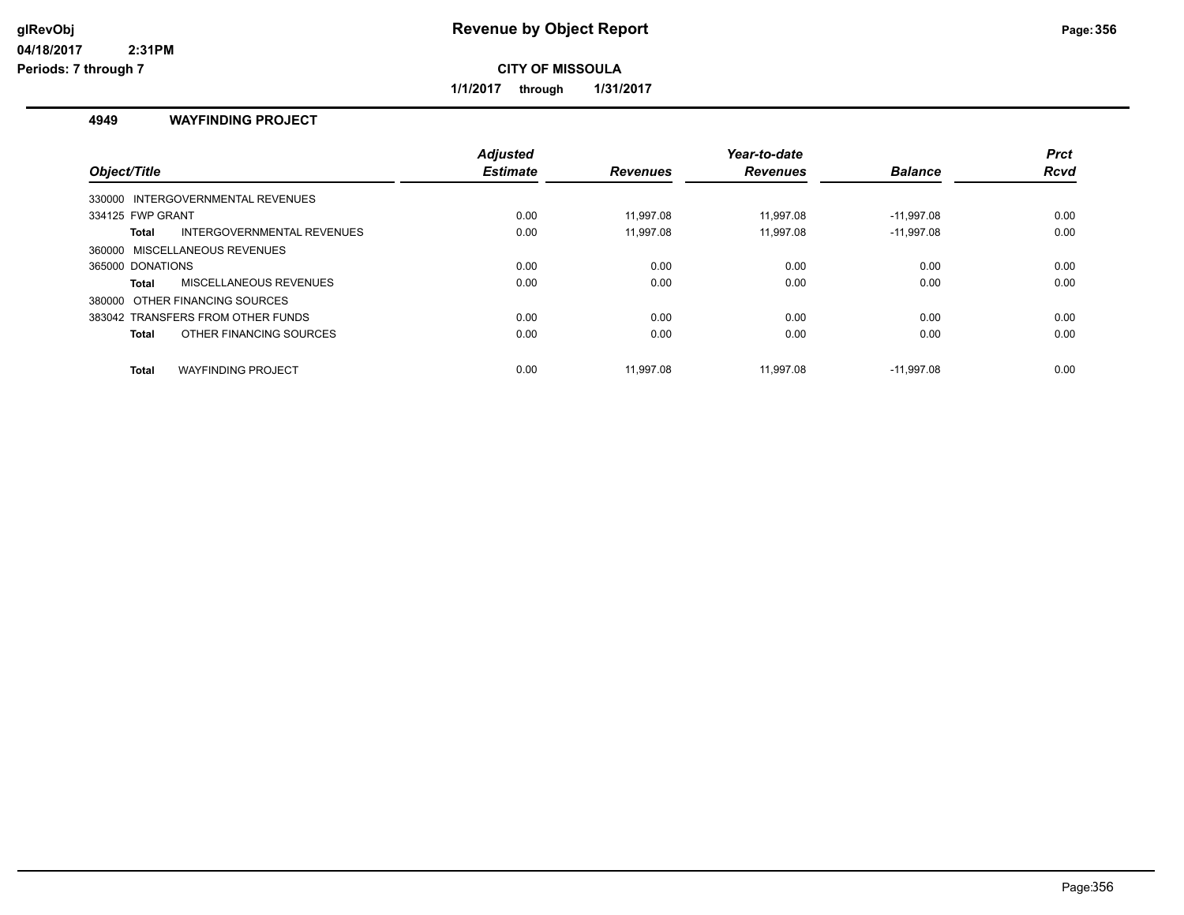# Revenue by Object Report

**CITY OF MISSOULA**

**1/1/2017 through 1/31/2017**

glRevObj
04/18/2017 2:31PM
Periods: 7 through 7

## 4949 WAYFINDING PROJECT

| Object/Title | Adjusted Estimate | Revenues | Year-to-date Revenues | Balance | Prct Rcvd |
|---|---|---|---|---|---|
| 330000 INTERGOVERNMENTAL REVENUES | | | | | |
| 334125 FWP GRANT | 0.00 | 11,997.08 | 11,997.08 | -11,997.08 | 0.00 |
| **Total** INTERGOVERNMENTAL REVENUES | 0.00 | 11,997.08 | 11,997.08 | -11,997.08 | 0.00 |
| 360000 MISCELLANEOUS REVENUES | | | | | |
| 365000 DONATIONS | 0.00 | 0.00 | 0.00 | 0.00 | 0.00 |
| **Total** MISCELLANEOUS REVENUES | 0.00 | 0.00 | 0.00 | 0.00 | 0.00 |
| 380000 OTHER FINANCING SOURCES | | | | | |
| 383042 TRANSFERS FROM OTHER FUNDS | 0.00 | 0.00 | 0.00 | 0.00 | 0.00 |
| **Total** OTHER FINANCING SOURCES | 0.00 | 0.00 | 0.00 | 0.00 | 0.00 |
| **Total** WAYFINDING PROJECT | 0.00 | 11,997.08 | 11,997.08 | -11,997.08 | 0.00 |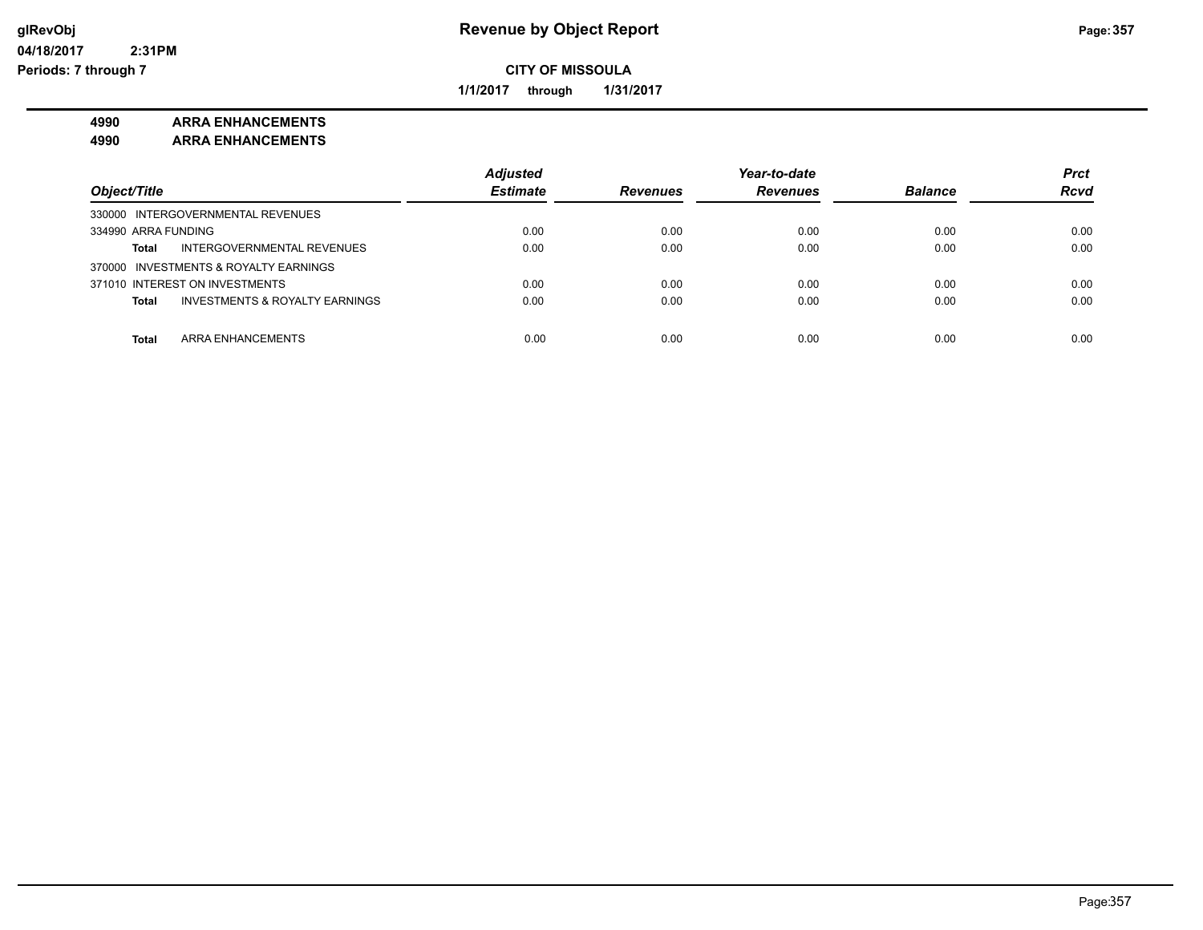**Revenue by Object Report**

**CITY OF MISSOULA**

**1/1/2017 through 1/31/2017**

**4990 ARRA ENHANCEMENTS**
**4990 ARRA ENHANCEMENTS**

| Object/Title | Adjusted Estimate | Revenues | Year-to-date Revenues | Balance | Prct Rcvd |
|---|---|---|---|---|---|
| 330000 INTERGOVERNMENTAL REVENUES | | | | | |
| 334990 ARRA FUNDING | 0.00 | 0.00 | 0.00 | 0.00 | 0.00 |
| **Total** INTERGOVERNMENTAL REVENUES | 0.00 | 0.00 | 0.00 | 0.00 | 0.00 |
| 370000 INVESTMENTS & ROYALTY EARNINGS | | | | | |
| 371010 INTEREST ON INVESTMENTS | 0.00 | 0.00 | 0.00 | 0.00 | 0.00 |
| **Total** INVESTMENTS & ROYALTY EARNINGS | 0.00 | 0.00 | 0.00 | 0.00 | 0.00 |
| **Total** ARRA ENHANCEMENTS | 0.00 | 0.00 | 0.00 | 0.00 | 0.00 |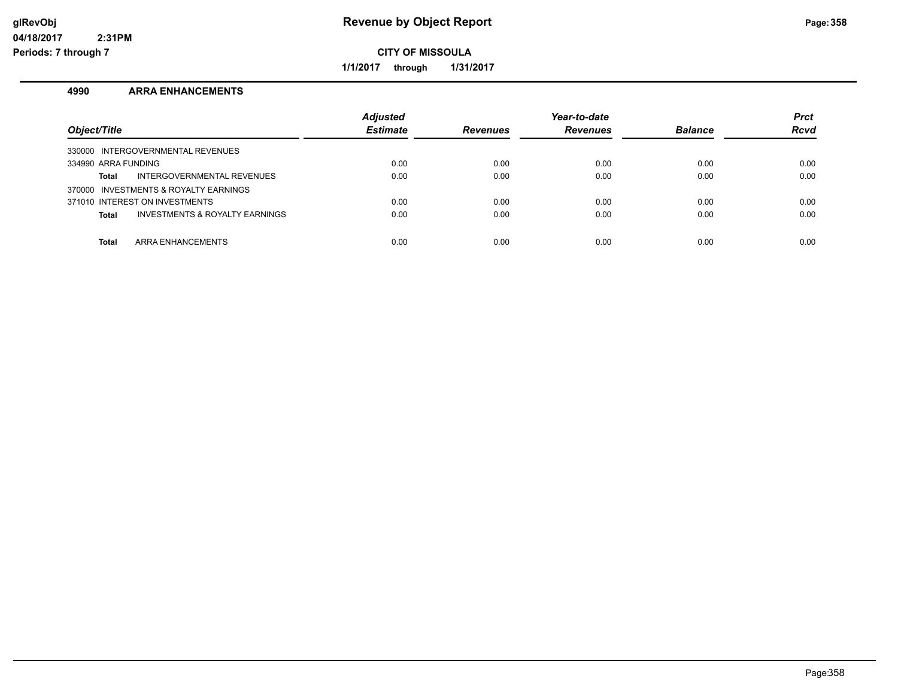# Revenue by Object Report

**CITY OF MISSOULA**

**1/1/2017 through 1/31/2017**

glRevObj
04/18/2017 2:31PM
Periods: 7 through 7

## 4990 ARRA ENHANCEMENTS

| Object/Title | Adjusted Estimate | Revenues | Year-to-date Revenues | Balance | Prct Rcvd |
|---|---|---|---|---|---|
| 330000 INTERGOVERNMENTAL REVENUES | | | | | |
| 334990 ARRA FUNDING | 0.00 | 0.00 | 0.00 | 0.00 | 0.00 |
| **Total** INTERGOVERNMENTAL REVENUES | 0.00 | 0.00 | 0.00 | 0.00 | 0.00 |
| 370000 INVESTMENTS & ROYALTY EARNINGS | | | | | |
| 371010 INTEREST ON INVESTMENTS | 0.00 | 0.00 | 0.00 | 0.00 | 0.00 |
| **Total** INVESTMENTS & ROYALTY EARNINGS | 0.00 | 0.00 | 0.00 | 0.00 | 0.00 |
| **Total** ARRA ENHANCEMENTS | 0.00 | 0.00 | 0.00 | 0.00 | 0.00 |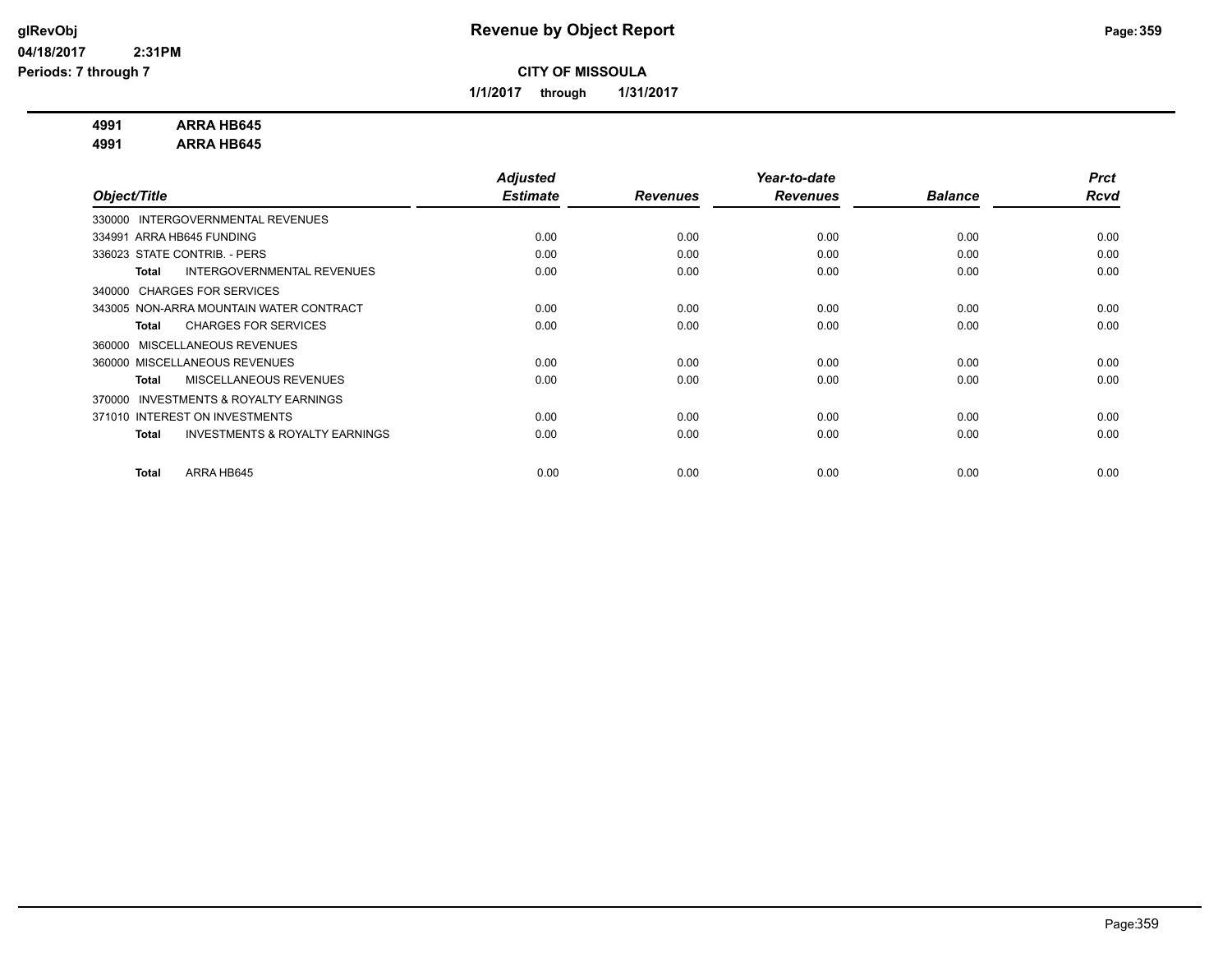**Revenue by Object Report**

**CITY OF MISSOULA**

**1/1/2017 through 1/31/2017**

glRevObj
04/18/2017 2:31PM
Periods: 7 through 7

**4991 ARRA HB645**
**4991 ARRA HB645**

| Object/Title | Adjusted Estimate | Revenues | Year-to-date Revenues | Balance | Prct Rcvd |
|---|---|---|---|---|---|
| 330000 INTERGOVERNMENTAL REVENUES | | | | | |
| 334991 ARRA HB645 FUNDING | 0.00 | 0.00 | 0.00 | 0.00 | 0.00 |
| 336023 STATE CONTRIB. - PERS | 0.00 | 0.00 | 0.00 | 0.00 | 0.00 |
| **Total** INTERGOVERNMENTAL REVENUES | 0.00 | 0.00 | 0.00 | 0.00 | 0.00 |
| 340000 CHARGES FOR SERVICES | | | | | |
| 343005 NON-ARRA MOUNTAIN WATER CONTRACT | 0.00 | 0.00 | 0.00 | 0.00 | 0.00 |
| **Total** CHARGES FOR SERVICES | 0.00 | 0.00 | 0.00 | 0.00 | 0.00 |
| 360000 MISCELLANEOUS REVENUES | | | | | |
| 360000 MISCELLANEOUS REVENUES | 0.00 | 0.00 | 0.00 | 0.00 | 0.00 |
| **Total** MISCELLANEOUS REVENUES | 0.00 | 0.00 | 0.00 | 0.00 | 0.00 |
| 370000 INVESTMENTS & ROYALTY EARNINGS | | | | | |
| 371010 INTEREST ON INVESTMENTS | 0.00 | 0.00 | 0.00 | 0.00 | 0.00 |
| **Total** INVESTMENTS & ROYALTY EARNINGS | 0.00 | 0.00 | 0.00 | 0.00 | 0.00 |
| **Total** ARRA HB645 | 0.00 | 0.00 | 0.00 | 0.00 | 0.00 |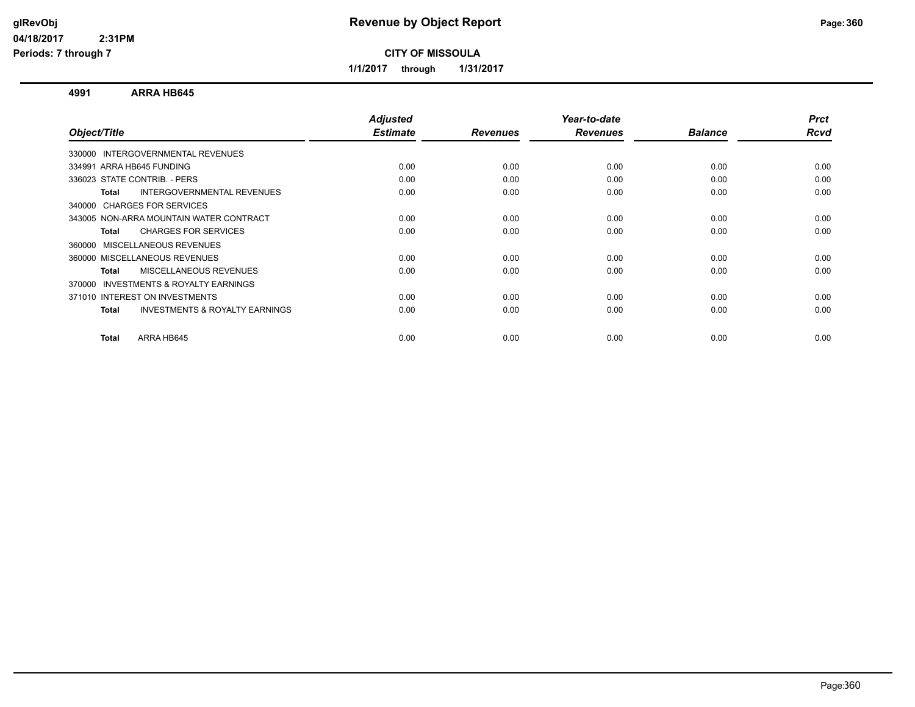# Revenue by Object Report

glRevObj
04/18/2017 2:31PM
Periods: 7 through 7

**CITY OF MISSOULA**

1/1/2017 through 1/31/2017

**4991 ARRA HB645**

| Object/Title | Adjusted Estimate | Revenues | Year-to-date Revenues | Balance | Prct Rcvd |
|---|---|---|---|---|---|
| 330000 INTERGOVERNMENTAL REVENUES | | | | | |
| 334991 ARRA HB645 FUNDING | 0.00 | 0.00 | 0.00 | 0.00 | 0.00 |
| 336023 STATE CONTRIB. - PERS | 0.00 | 0.00 | 0.00 | 0.00 | 0.00 |
| **Total** INTERGOVERNMENTAL REVENUES | 0.00 | 0.00 | 0.00 | 0.00 | 0.00 |
| 340000 CHARGES FOR SERVICES | | | | | |
| 343005 NON-ARRA MOUNTAIN WATER CONTRACT | 0.00 | 0.00 | 0.00 | 0.00 | 0.00 |
| **Total** CHARGES FOR SERVICES | 0.00 | 0.00 | 0.00 | 0.00 | 0.00 |
| 360000 MISCELLANEOUS REVENUES | | | | | |
| 360000 MISCELLANEOUS REVENUES | 0.00 | 0.00 | 0.00 | 0.00 | 0.00 |
| **Total** MISCELLANEOUS REVENUES | 0.00 | 0.00 | 0.00 | 0.00 | 0.00 |
| 370000 INVESTMENTS & ROYALTY EARNINGS | | | | | |
| 371010 INTEREST ON INVESTMENTS | 0.00 | 0.00 | 0.00 | 0.00 | 0.00 |
| **Total** INVESTMENTS & ROYALTY EARNINGS | 0.00 | 0.00 | 0.00 | 0.00 | 0.00 |
| **Total** ARRA HB645 | 0.00 | 0.00 | 0.00 | 0.00 | 0.00 |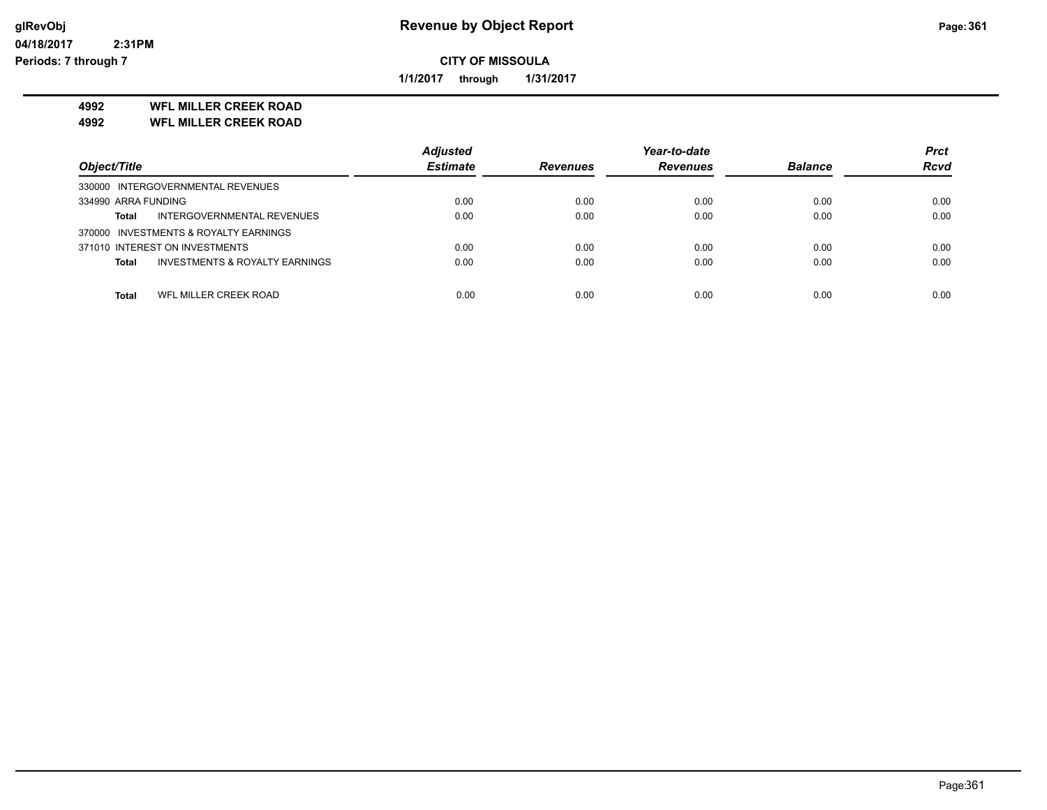# Revenue by Object Report

**CITY OF MISSOULA**

**1/1/2017 through 1/31/2017**

glRevObj
04/18/2017 2:31PM
Periods: 7 through 7

**4992 WFL MILLER CREEK ROAD**
**4992 WFL MILLER CREEK ROAD**

| Object/Title | Adjusted Estimate | Revenues | Year-to-date Revenues | Balance | Prct Rcvd |
|---|---|---|---|---|---|
| 330000 INTERGOVERNMENTAL REVENUES | | | | | |
| 334990 ARRA FUNDING | 0.00 | 0.00 | 0.00 | 0.00 | 0.00 |
| **Total** INTERGOVERNMENTAL REVENUES | 0.00 | 0.00 | 0.00 | 0.00 | 0.00 |
| 370000 INVESTMENTS & ROYALTY EARNINGS | | | | | |
| 371010 INTEREST ON INVESTMENTS | 0.00 | 0.00 | 0.00 | 0.00 | 0.00 |
| **Total** INVESTMENTS & ROYALTY EARNINGS | 0.00 | 0.00 | 0.00 | 0.00 | 0.00 |
| **Total** WFL MILLER CREEK ROAD | 0.00 | 0.00 | 0.00 | 0.00 | 0.00 |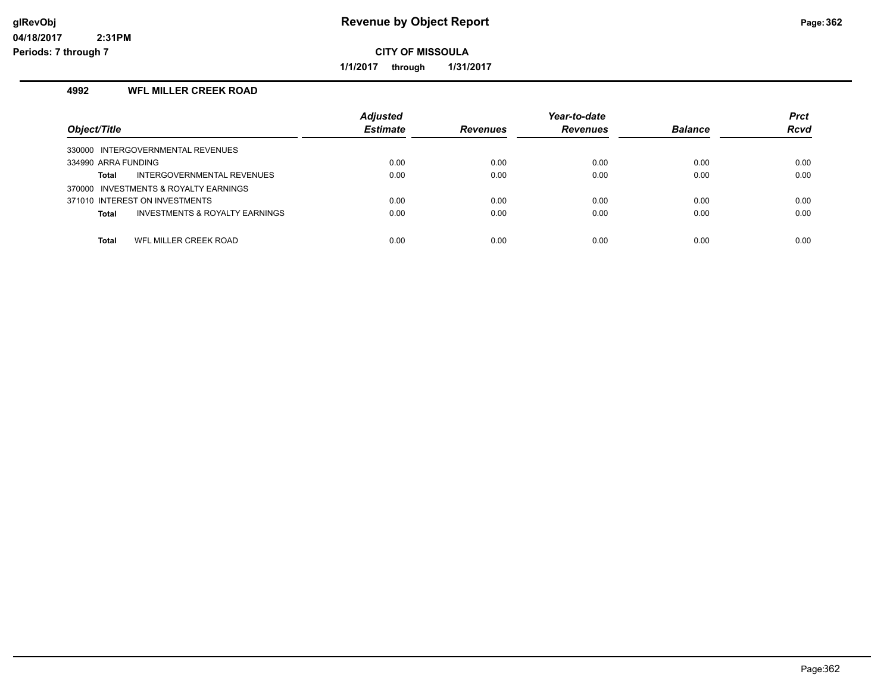# Revenue by Object Report

glRevObj
04/18/2017 2:31PM
Periods: 7 through 7

**CITY OF MISSOULA**

**1/1/2017 through 1/31/2017**

### 4992 WFL MILLER CREEK ROAD

| Object/Title | Adjusted Estimate | Revenues | Year-to-date Revenues | Balance | Prct Rcvd |
|---|---|---|---|---|---|
| 330000 INTERGOVERNMENTAL REVENUES | | | | | |
| 334990 ARRA FUNDING | 0.00 | 0.00 | 0.00 | 0.00 | 0.00 |
| **Total** INTERGOVERNMENTAL REVENUES | 0.00 | 0.00 | 0.00 | 0.00 | 0.00 |
| 370000 INVESTMENTS & ROYALTY EARNINGS | | | | | |
| 371010 INTEREST ON INVESTMENTS | 0.00 | 0.00 | 0.00 | 0.00 | 0.00 |
| **Total** INVESTMENTS & ROYALTY EARNINGS | 0.00 | 0.00 | 0.00 | 0.00 | 0.00 |
| **Total** WFL MILLER CREEK ROAD | 0.00 | 0.00 | 0.00 | 0.00 | 0.00 |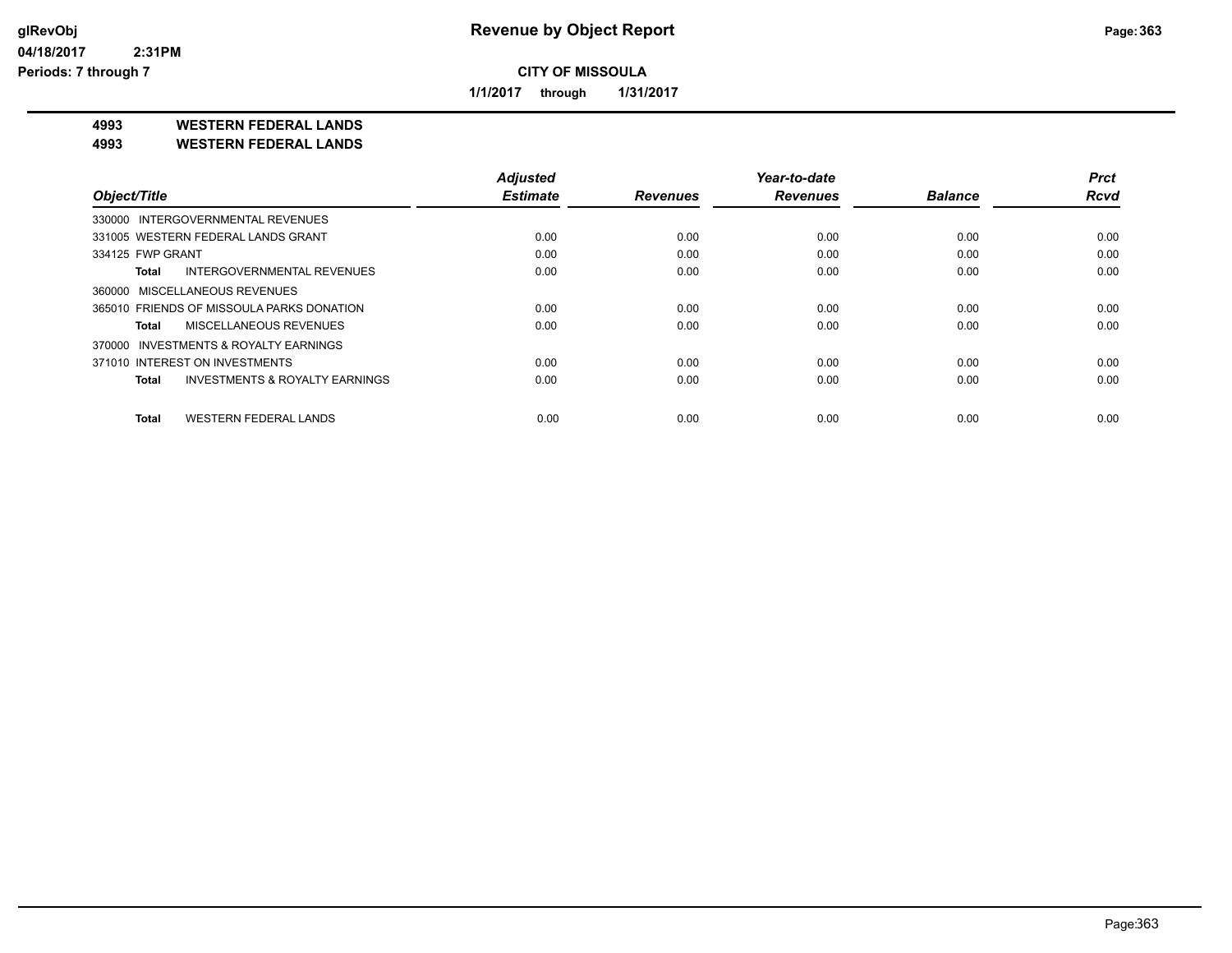# Revenue by Object Report

**CITY OF MISSOULA**

**1/1/2017 through 1/31/2017**

glRevObj
04/18/2017 2:31PM
Periods: 7 through 7

**4993 WESTERN FEDERAL LANDS**
**4993 WESTERN FEDERAL LANDS**

| Object/Title | Adjusted Estimate | Revenues | Year-to-date Revenues | Balance | Prct Rcvd |
|---|---|---|---|---|---|
| 330000 INTERGOVERNMENTAL REVENUES | | | | | |
| 331005 WESTERN FEDERAL LANDS GRANT | 0.00 | 0.00 | 0.00 | 0.00 | 0.00 |
| 334125 FWP GRANT | 0.00 | 0.00 | 0.00 | 0.00 | 0.00 |
| **Total** INTERGOVERNMENTAL REVENUES | 0.00 | 0.00 | 0.00 | 0.00 | 0.00 |
| 360000 MISCELLANEOUS REVENUES | | | | | |
| 365010 FRIENDS OF MISSOULA PARKS DONATION | 0.00 | 0.00 | 0.00 | 0.00 | 0.00 |
| **Total** MISCELLANEOUS REVENUES | 0.00 | 0.00 | 0.00 | 0.00 | 0.00 |
| 370000 INVESTMENTS & ROYALTY EARNINGS | | | | | |
| 371010 INTEREST ON INVESTMENTS | 0.00 | 0.00 | 0.00 | 0.00 | 0.00 |
| **Total** INVESTMENTS & ROYALTY EARNINGS | 0.00 | 0.00 | 0.00 | 0.00 | 0.00 |
| **Total** WESTERN FEDERAL LANDS | 0.00 | 0.00 | 0.00 | 0.00 | 0.00 |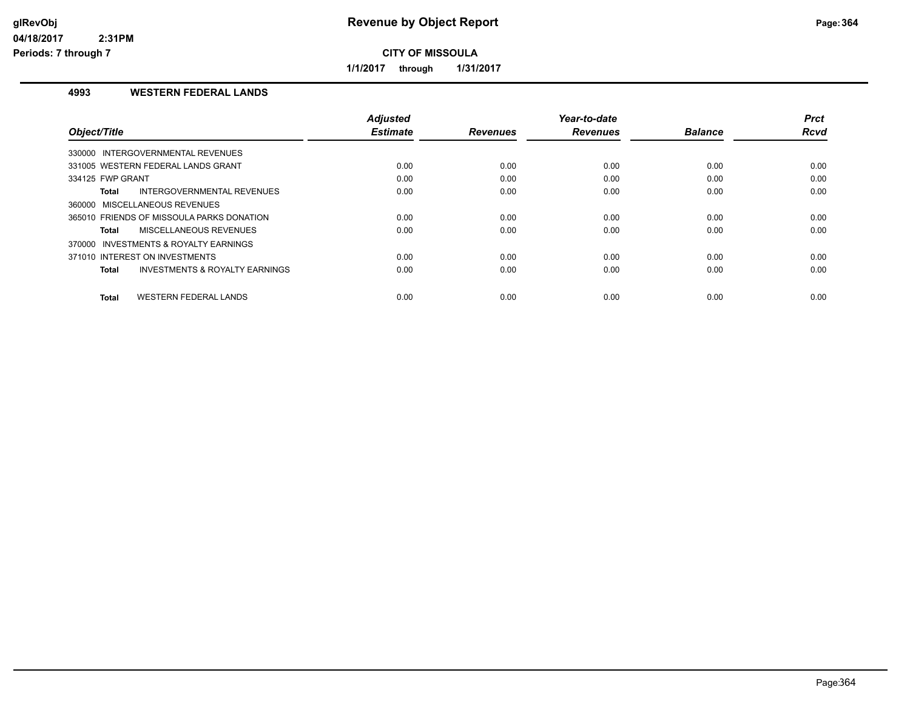# Revenue by Object Report

glRevObj
04/18/2017 2:31PM
Periods: 7 through 7

**CITY OF MISSOULA**

**1/1/2017 through 1/31/2017**

## 4993 WESTERN FEDERAL LANDS

| Object/Title | Adjusted Estimate | Revenues | Year-to-date Revenues | Balance | Prct Rcvd |
|---|---|---|---|---|---|
| 330000 INTERGOVERNMENTAL REVENUES | | | | | |
| 331005 WESTERN FEDERAL LANDS GRANT | 0.00 | 0.00 | 0.00 | 0.00 | 0.00 |
| 334125 FWP GRANT | 0.00 | 0.00 | 0.00 | 0.00 | 0.00 |
| **Total** INTERGOVERNMENTAL REVENUES | 0.00 | 0.00 | 0.00 | 0.00 | 0.00 |
| 360000 MISCELLANEOUS REVENUES | | | | | |
| 365010 FRIENDS OF MISSOULA PARKS DONATION | 0.00 | 0.00 | 0.00 | 0.00 | 0.00 |
| **Total** MISCELLANEOUS REVENUES | 0.00 | 0.00 | 0.00 | 0.00 | 0.00 |
| 370000 INVESTMENTS & ROYALTY EARNINGS | | | | | |
| 371010 INTEREST ON INVESTMENTS | 0.00 | 0.00 | 0.00 | 0.00 | 0.00 |
| **Total** INVESTMENTS & ROYALTY EARNINGS | 0.00 | 0.00 | 0.00 | 0.00 | 0.00 |
| **Total** WESTERN FEDERAL LANDS | 0.00 | 0.00 | 0.00 | 0.00 | 0.00 |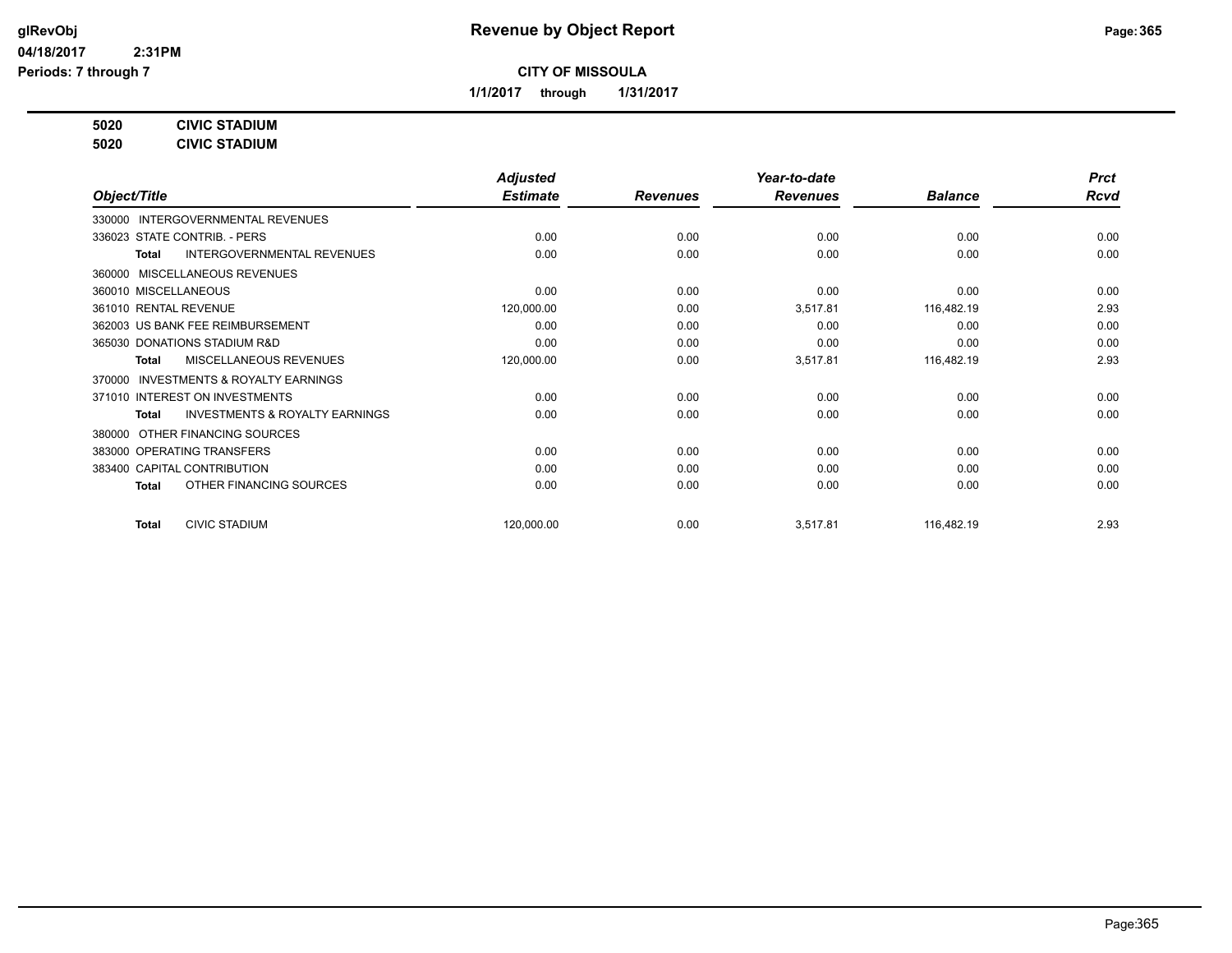# Revenue by Object Report

glRevObj
04/18/2017 2:31PM
Periods: 7 through 7

**CITY OF MISSOULA**

**1/1/2017 through 1/31/2017**

**5020 CIVIC STADIUM**
**5020 CIVIC STADIUM**

| Object/Title | Adjusted Estimate | Revenues | Year-to-date Revenues | Balance | Prct Rcvd |
|---|---|---|---|---|---|
| 330000 INTERGOVERNMENTAL REVENUES | | | | | |
| 336023 STATE CONTRIB. - PERS | 0.00 | 0.00 | 0.00 | 0.00 | 0.00 |
| **Total** INTERGOVERNMENTAL REVENUES | 0.00 | 0.00 | 0.00 | 0.00 | 0.00 |
| 360000 MISCELLANEOUS REVENUES | | | | | |
| 360010 MISCELLANEOUS | 0.00 | 0.00 | 0.00 | 0.00 | 0.00 |
| 361010 RENTAL REVENUE | 120,000.00 | 0.00 | 3,517.81 | 116,482.19 | 2.93 |
| 362003 US BANK FEE REIMBURSEMENT | 0.00 | 0.00 | 0.00 | 0.00 | 0.00 |
| 365030 DONATIONS STADIUM R&D | 0.00 | 0.00 | 0.00 | 0.00 | 0.00 |
| **Total** MISCELLANEOUS REVENUES | 120,000.00 | 0.00 | 3,517.81 | 116,482.19 | 2.93 |
| 370000 INVESTMENTS & ROYALTY EARNINGS | | | | | |
| 371010 INTEREST ON INVESTMENTS | 0.00 | 0.00 | 0.00 | 0.00 | 0.00 |
| **Total** INVESTMENTS & ROYALTY EARNINGS | 0.00 | 0.00 | 0.00 | 0.00 | 0.00 |
| 380000 OTHER FINANCING SOURCES | | | | | |
| 383000 OPERATING TRANSFERS | 0.00 | 0.00 | 0.00 | 0.00 | 0.00 |
| 383400 CAPITAL CONTRIBUTION | 0.00 | 0.00 | 0.00 | 0.00 | 0.00 |
| **Total** OTHER FINANCING SOURCES | 0.00 | 0.00 | 0.00 | 0.00 | 0.00 |
| **Total** CIVIC STADIUM | 120,000.00 | 0.00 | 3,517.81 | 116,482.19 | 2.93 |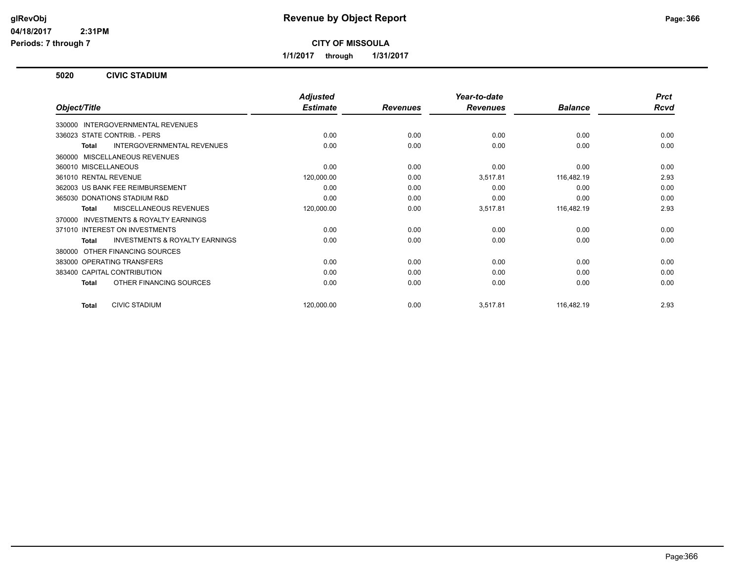# Revenue by Object Report

**glRevObj**
**04/18/2017 2:31PM**
**Periods: 7 through 7**

## CITY OF MISSOULA

**1/1/2017 through 1/31/2017**

### 5020 CIVIC STADIUM

| Object/Title | Adjusted Estimate | Revenues | Year-to-date Revenues | Balance | Prct Rcvd |
|---|---|---|---|---|---|
| 330000 INTERGOVERNMENTAL REVENUES | | | | | |
| 336023 STATE CONTRIB. - PERS | 0.00 | 0.00 | 0.00 | 0.00 | 0.00 |
| **Total** INTERGOVERNMENTAL REVENUES | 0.00 | 0.00 | 0.00 | 0.00 | 0.00 |
| 360000 MISCELLANEOUS REVENUES | | | | | |
| 360010 MISCELLANEOUS | 0.00 | 0.00 | 0.00 | 0.00 | 0.00 |
| 361010 RENTAL REVENUE | 120,000.00 | 0.00 | 3,517.81 | 116,482.19 | 2.93 |
| 362003 US BANK FEE REIMBURSEMENT | 0.00 | 0.00 | 0.00 | 0.00 | 0.00 |
| 365030 DONATIONS STADIUM R&D | 0.00 | 0.00 | 0.00 | 0.00 | 0.00 |
| **Total** MISCELLANEOUS REVENUES | 120,000.00 | 0.00 | 3,517.81 | 116,482.19 | 2.93 |
| 370000 INVESTMENTS & ROYALTY EARNINGS | | | | | |
| 371010 INTEREST ON INVESTMENTS | 0.00 | 0.00 | 0.00 | 0.00 | 0.00 |
| **Total** INVESTMENTS & ROYALTY EARNINGS | 0.00 | 0.00 | 0.00 | 0.00 | 0.00 |
| 380000 OTHER FINANCING SOURCES | | | | | |
| 383000 OPERATING TRANSFERS | 0.00 | 0.00 | 0.00 | 0.00 | 0.00 |
| 383400 CAPITAL CONTRIBUTION | 0.00 | 0.00 | 0.00 | 0.00 | 0.00 |
| **Total** OTHER FINANCING SOURCES | 0.00 | 0.00 | 0.00 | 0.00 | 0.00 |
| **Total** CIVIC STADIUM | 120,000.00 | 0.00 | 3,517.81 | 116,482.19 | 2.93 |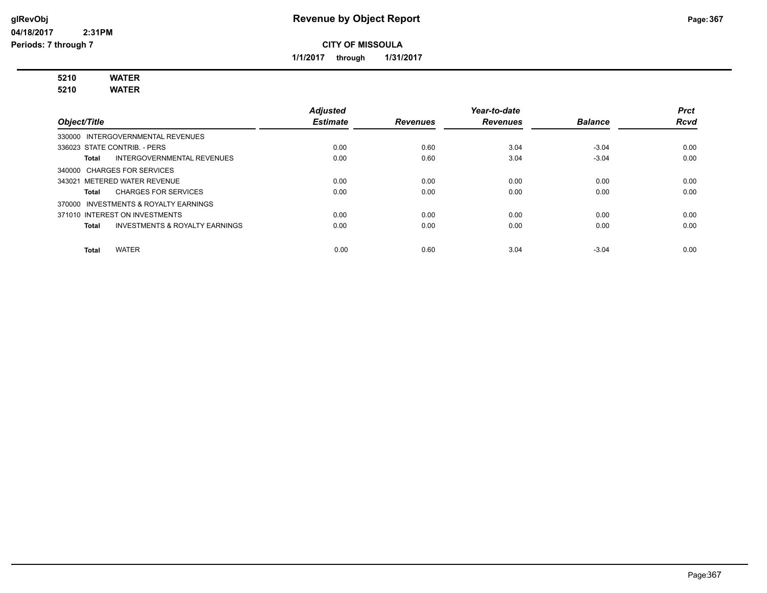**Revenue by Object Report**

glRevObj
04/18/2017 2:31PM
Periods: 7 through 7

**CITY OF MISSOULA**

**1/1/2017 through 1/31/2017**

**5210 WATER**
**5210 WATER**

| Object/Title | | *Adjusted Estimate* | *Revenues* | *Year-to-date Revenues* | *Balance* | *Prct Rcvd* |
|---|---|---|---|---|---|---|
| 330000 INTERGOVERNMENTAL REVENUES | | | | | | |
| 336023 STATE CONTRIB. - PERS | | 0.00 | 0.60 | 3.04 | -3.04 | 0.00 |
| **Total** | INTERGOVERNMENTAL REVENUES | 0.00 | 0.60 | 3.04 | -3.04 | 0.00 |
| 340000 CHARGES FOR SERVICES | | | | | | |
| 343021 METERED WATER REVENUE | | 0.00 | 0.00 | 0.00 | 0.00 | 0.00 |
| **Total** | CHARGES FOR SERVICES | 0.00 | 0.00 | 0.00 | 0.00 | 0.00 |
| 370000 INVESTMENTS & ROYALTY EARNINGS | | | | | | |
| 371010 INTEREST ON INVESTMENTS | | 0.00 | 0.00 | 0.00 | 0.00 | 0.00 |
| **Total** | INVESTMENTS & ROYALTY EARNINGS | 0.00 | 0.00 | 0.00 | 0.00 | 0.00 |
| **Total** | WATER | 0.00 | 0.60 | 3.04 | -3.04 | 0.00 |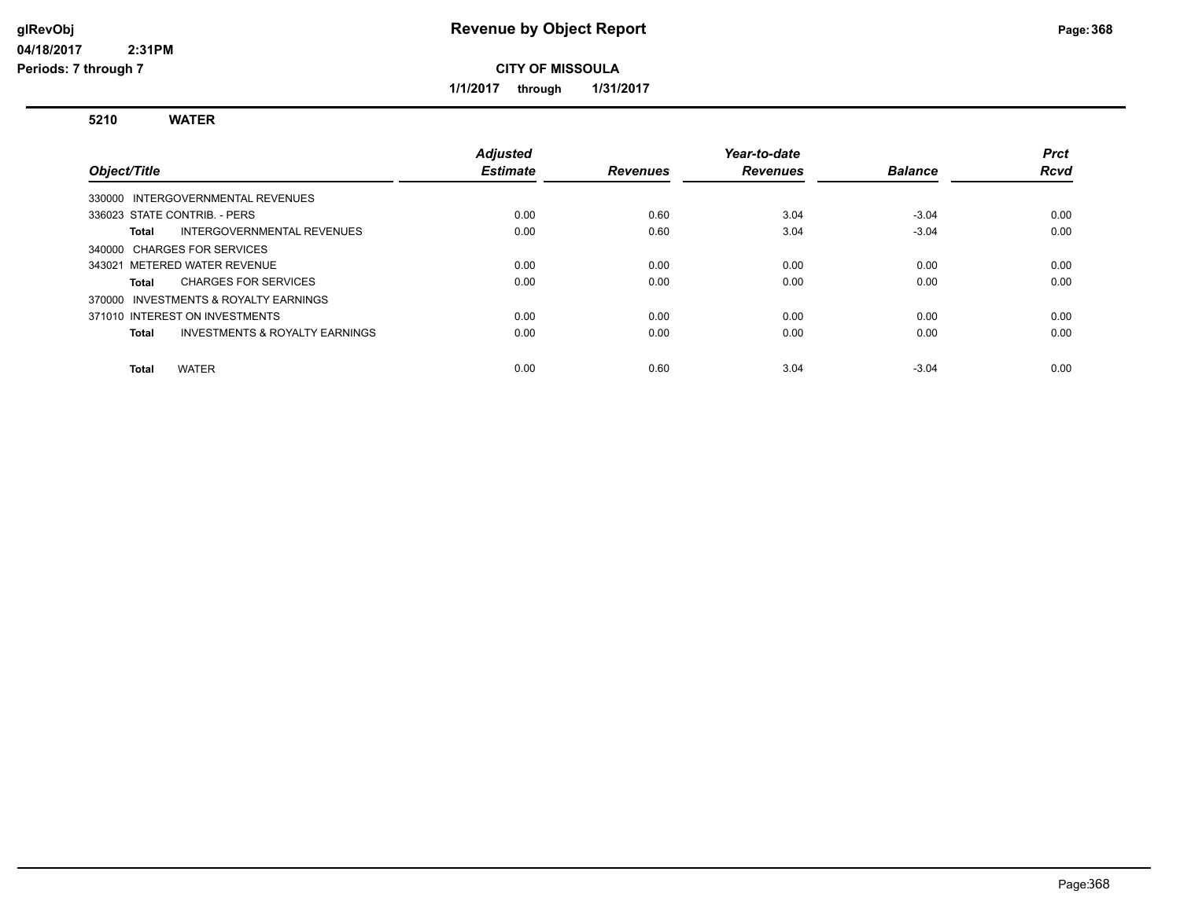# Revenue by Object Report

glRevObj
04/18/2017 2:31PM
Periods: 7 through 7

**CITY OF MISSOULA**

**1/1/2017 through 1/31/2017**

## 5210 WATER

| Object/Title | Adjusted Estimate | Revenues | Year-to-date Revenues | Balance | Prct Rcvd |
|---|---|---|---|---|---|
| 330000 INTERGOVERNMENTAL REVENUES | | | | | |
| 336023 STATE CONTRIB. - PERS | 0.00 | 0.60 | 3.04 | -3.04 | 0.00 |
| **Total** INTERGOVERNMENTAL REVENUES | 0.00 | 0.60 | 3.04 | -3.04 | 0.00 |
| 340000 CHARGES FOR SERVICES | | | | | |
| 343021 METERED WATER REVENUE | 0.00 | 0.00 | 0.00 | 0.00 | 0.00 |
| **Total** CHARGES FOR SERVICES | 0.00 | 0.00 | 0.00 | 0.00 | 0.00 |
| 370000 INVESTMENTS & ROYALTY EARNINGS | | | | | |
| 371010 INTEREST ON INVESTMENTS | 0.00 | 0.00 | 0.00 | 0.00 | 0.00 |
| **Total** INVESTMENTS & ROYALTY EARNINGS | 0.00 | 0.00 | 0.00 | 0.00 | 0.00 |
| **Total** WATER | 0.00 | 0.60 | 3.04 | -3.04 | 0.00 |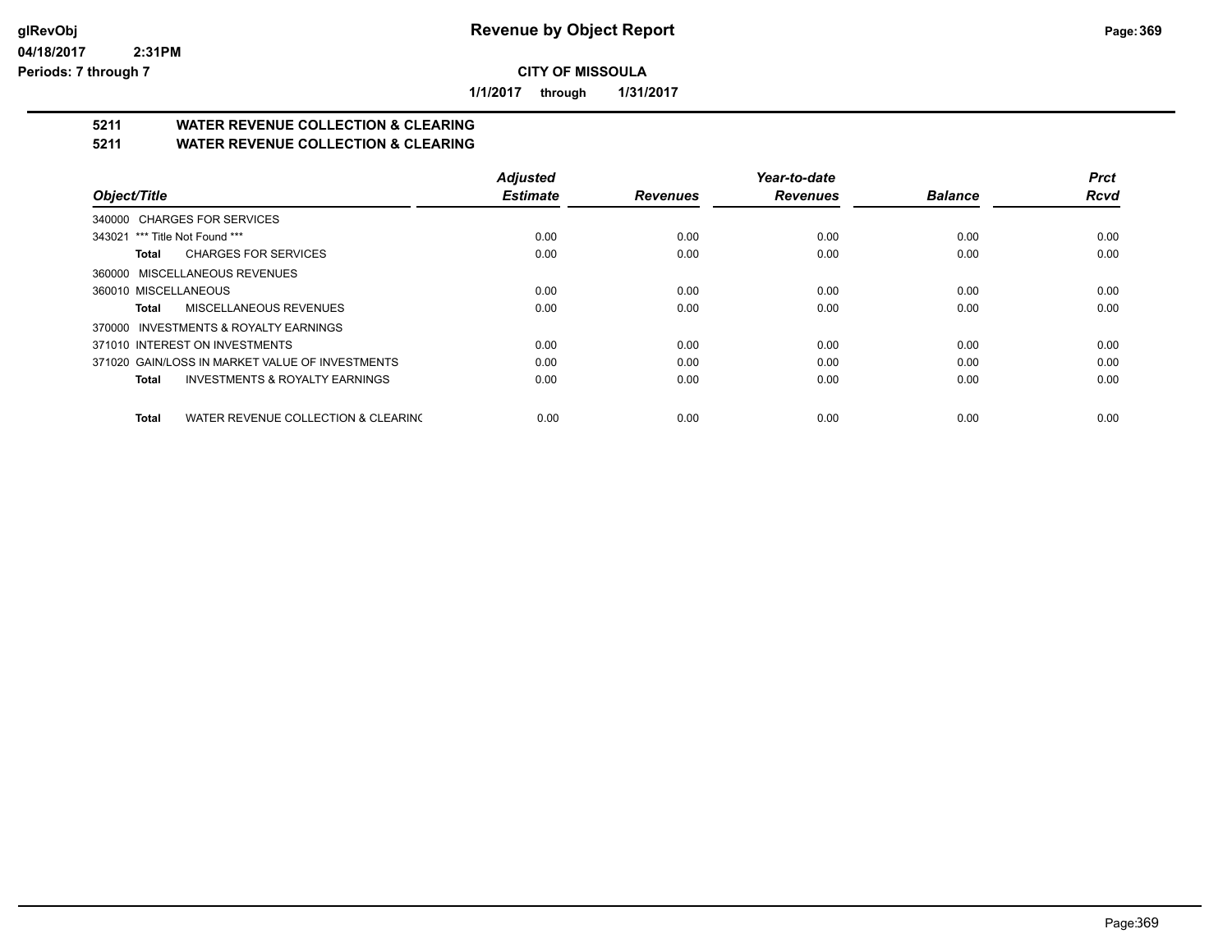# Revenue by Object Report

glRevObj
04/18/2017 2:31PM
Periods: 7 through 7

**CITY OF MISSOULA**

**1/1/2017 through 1/31/2017**

## 5211 WATER REVENUE COLLECTION & CLEARING
## 5211 WATER REVENUE COLLECTION & CLEARING

| Object/Title | Adjusted Estimate | Revenues | Year-to-date Revenues | Balance | Prct Rcvd |
|---|---|---|---|---|---|
| 340000 CHARGES FOR SERVICES | | | | | |
| 343021 *** Title Not Found *** | 0.00 | 0.00 | 0.00 | 0.00 | 0.00 |
| **Total** CHARGES FOR SERVICES | 0.00 | 0.00 | 0.00 | 0.00 | 0.00 |
| 360000 MISCELLANEOUS REVENUES | | | | | |
| 360010 MISCELLANEOUS | 0.00 | 0.00 | 0.00 | 0.00 | 0.00 |
| **Total** MISCELLANEOUS REVENUES | 0.00 | 0.00 | 0.00 | 0.00 | 0.00 |
| 370000 INVESTMENTS & ROYALTY EARNINGS | | | | | |
| 371010 INTEREST ON INVESTMENTS | 0.00 | 0.00 | 0.00 | 0.00 | 0.00 |
| 371020 GAIN/LOSS IN MARKET VALUE OF INVESTMENTS | 0.00 | 0.00 | 0.00 | 0.00 | 0.00 |
| **Total** INVESTMENTS & ROYALTY EARNINGS | 0.00 | 0.00 | 0.00 | 0.00 | 0.00 |
| **Total** WATER REVENUE COLLECTION & CLEARING | 0.00 | 0.00 | 0.00 | 0.00 | 0.00 |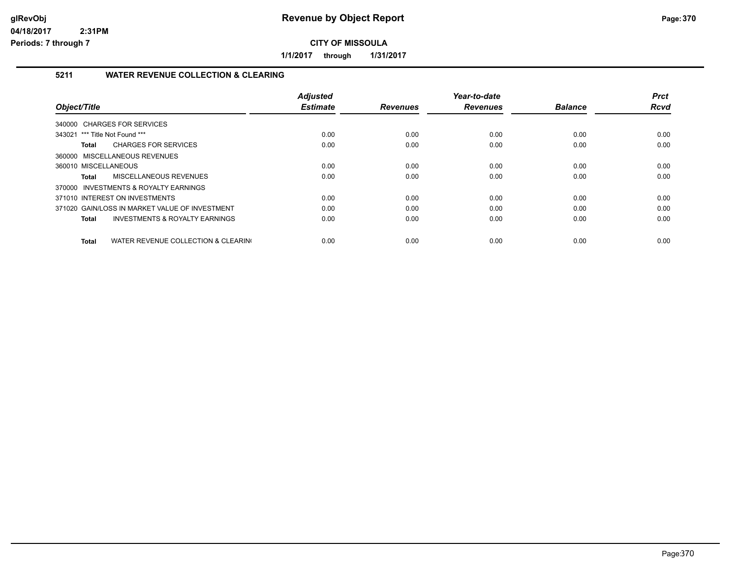**CITY OF MISSOULA**

**1/1/2017 through 1/31/2017**

## 5211 WATER REVENUE COLLECTION & CLEARING

| Object/Title | Adjusted Estimate | Revenues | Year-to-date Revenues | Balance | Prct Rcvd |
|---|---|---|---|---|---|
| 340000 CHARGES FOR SERVICES | | | | | |
| 343021 *** Title Not Found *** | 0.00 | 0.00 | 0.00 | 0.00 | 0.00 |
| **Total** CHARGES FOR SERVICES | 0.00 | 0.00 | 0.00 | 0.00 | 0.00 |
| 360000 MISCELLANEOUS REVENUES | | | | | |
| 360010 MISCELLANEOUS | 0.00 | 0.00 | 0.00 | 0.00 | 0.00 |
| **Total** MISCELLANEOUS REVENUES | 0.00 | 0.00 | 0.00 | 0.00 | 0.00 |
| 370000 INVESTMENTS & ROYALTY EARNINGS | | | | | |
| 371010 INTEREST ON INVESTMENTS | 0.00 | 0.00 | 0.00 | 0.00 | 0.00 |
| 371020 GAIN/LOSS IN MARKET VALUE OF INVESTMENT | 0.00 | 0.00 | 0.00 | 0.00 | 0.00 |
| **Total** INVESTMENTS & ROYALTY EARNINGS | 0.00 | 0.00 | 0.00 | 0.00 | 0.00 |
| **Total** WATER REVENUE COLLECTION & CLEARIN( | 0.00 | 0.00 | 0.00 | 0.00 | 0.00 |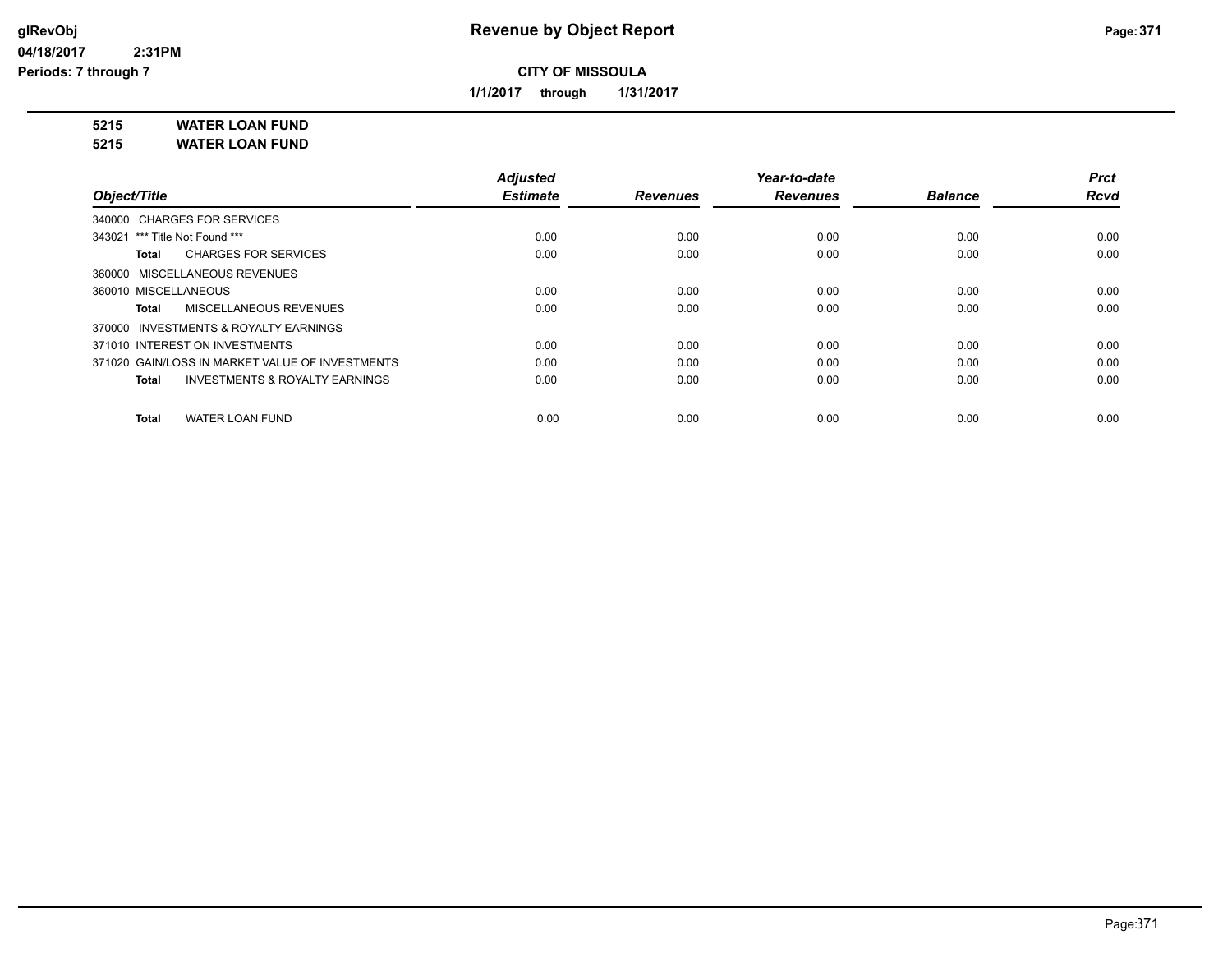**CITY OF MISSOULA**

**1/1/2017 through 1/31/2017**

**5215 WATER LOAN FUND**

**5215 WATER LOAN FUND**

| Object/Title | Adjusted Estimate | Revenues | Year-to-date Revenues | Balance | Prct Rcvd |
|---|---|---|---|---|---|
| 340000 CHARGES FOR SERVICES | | | | | |
| 343021 *** Title Not Found *** | 0.00 | 0.00 | 0.00 | 0.00 | 0.00 |
| **Total** CHARGES FOR SERVICES | 0.00 | 0.00 | 0.00 | 0.00 | 0.00 |
| 360000 MISCELLANEOUS REVENUES | | | | | |
| 360010 MISCELLANEOUS | 0.00 | 0.00 | 0.00 | 0.00 | 0.00 |
| **Total** MISCELLANEOUS REVENUES | 0.00 | 0.00 | 0.00 | 0.00 | 0.00 |
| 370000 INVESTMENTS & ROYALTY EARNINGS | | | | | |
| 371010 INTEREST ON INVESTMENTS | 0.00 | 0.00 | 0.00 | 0.00 | 0.00 |
| 371020 GAIN/LOSS IN MARKET VALUE OF INVESTMENTS | 0.00 | 0.00 | 0.00 | 0.00 | 0.00 |
| **Total** INVESTMENTS & ROYALTY EARNINGS | 0.00 | 0.00 | 0.00 | 0.00 | 0.00 |
| **Total** WATER LOAN FUND | 0.00 | 0.00 | 0.00 | 0.00 | 0.00 |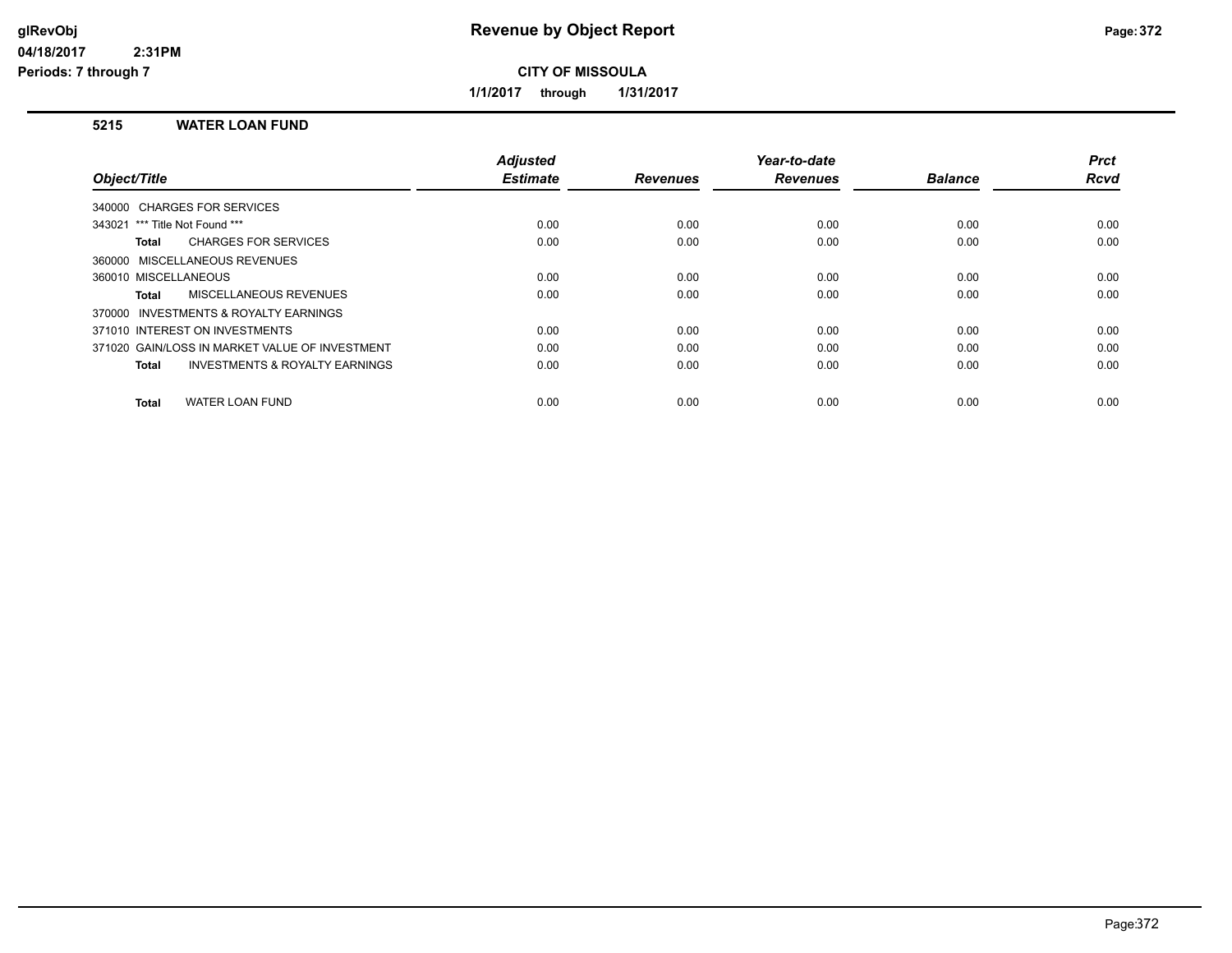# Revenue by Object Report

**CITY OF MISSOULA**

**1/1/2017 through 1/31/2017**

glRevObj
04/18/2017 2:31PM
Periods: 7 through 7

## 5215 WATER LOAN FUND

| Object/Title | Adjusted Estimate | Revenues | Year-to-date Revenues | Balance | Prct Rcvd |
|---|---|---|---|---|---|
| 340000 CHARGES FOR SERVICES | | | | | |
| 343021 *** Title Not Found *** | 0.00 | 0.00 | 0.00 | 0.00 | 0.00 |
| **Total** CHARGES FOR SERVICES | 0.00 | 0.00 | 0.00 | 0.00 | 0.00 |
| 360000 MISCELLANEOUS REVENUES | | | | | |
| 360010 MISCELLANEOUS | 0.00 | 0.00 | 0.00 | 0.00 | 0.00 |
| **Total** MISCELLANEOUS REVENUES | 0.00 | 0.00 | 0.00 | 0.00 | 0.00 |
| 370000 INVESTMENTS & ROYALTY EARNINGS | | | | | |
| 371010 INTEREST ON INVESTMENTS | 0.00 | 0.00 | 0.00 | 0.00 | 0.00 |
| 371020 GAIN/LOSS IN MARKET VALUE OF INVESTMENT | 0.00 | 0.00 | 0.00 | 0.00 | 0.00 |
| **Total** INVESTMENTS & ROYALTY EARNINGS | 0.00 | 0.00 | 0.00 | 0.00 | 0.00 |
| **Total** WATER LOAN FUND | 0.00 | 0.00 | 0.00 | 0.00 | 0.00 |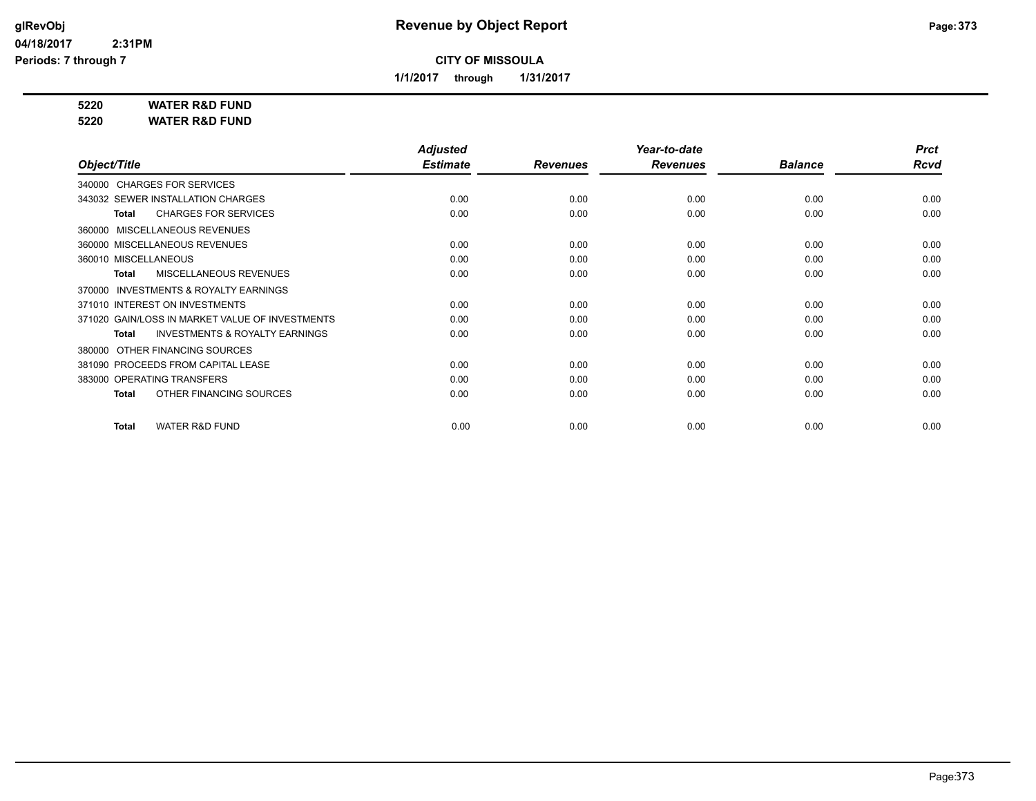# Revenue by Object Report

glRevObj
04/18/2017 2:31PM
Periods: 7 through 7

**CITY OF MISSOULA**

**1/1/2017 through 1/31/2017**

**5220 WATER R&D FUND**
**5220 WATER R&D FUND**

| Object/Title | Adjusted Estimate | Revenues | Year-to-date Revenues | Balance | Prct Rcvd |
|---|---|---|---|---|---|
| 340000 CHARGES FOR SERVICES | | | | | |
| 343032 SEWER INSTALLATION CHARGES | 0.00 | 0.00 | 0.00 | 0.00 | 0.00 |
| **Total** CHARGES FOR SERVICES | 0.00 | 0.00 | 0.00 | 0.00 | 0.00 |
| 360000 MISCELLANEOUS REVENUES | | | | | |
| 360000 MISCELLANEOUS REVENUES | 0.00 | 0.00 | 0.00 | 0.00 | 0.00 |
| 360010 MISCELLANEOUS | 0.00 | 0.00 | 0.00 | 0.00 | 0.00 |
| **Total** MISCELLANEOUS REVENUES | 0.00 | 0.00 | 0.00 | 0.00 | 0.00 |
| 370000 INVESTMENTS & ROYALTY EARNINGS | | | | | |
| 371010 INTEREST ON INVESTMENTS | 0.00 | 0.00 | 0.00 | 0.00 | 0.00 |
| 371020 GAIN/LOSS IN MARKET VALUE OF INVESTMENTS | 0.00 | 0.00 | 0.00 | 0.00 | 0.00 |
| **Total** INVESTMENTS & ROYALTY EARNINGS | 0.00 | 0.00 | 0.00 | 0.00 | 0.00 |
| 380000 OTHER FINANCING SOURCES | | | | | |
| 381090 PROCEEDS FROM CAPITAL LEASE | 0.00 | 0.00 | 0.00 | 0.00 | 0.00 |
| 383000 OPERATING TRANSFERS | 0.00 | 0.00 | 0.00 | 0.00 | 0.00 |
| **Total** OTHER FINANCING SOURCES | 0.00 | 0.00 | 0.00 | 0.00 | 0.00 |
| **Total** WATER R&D FUND | 0.00 | 0.00 | 0.00 | 0.00 | 0.00 |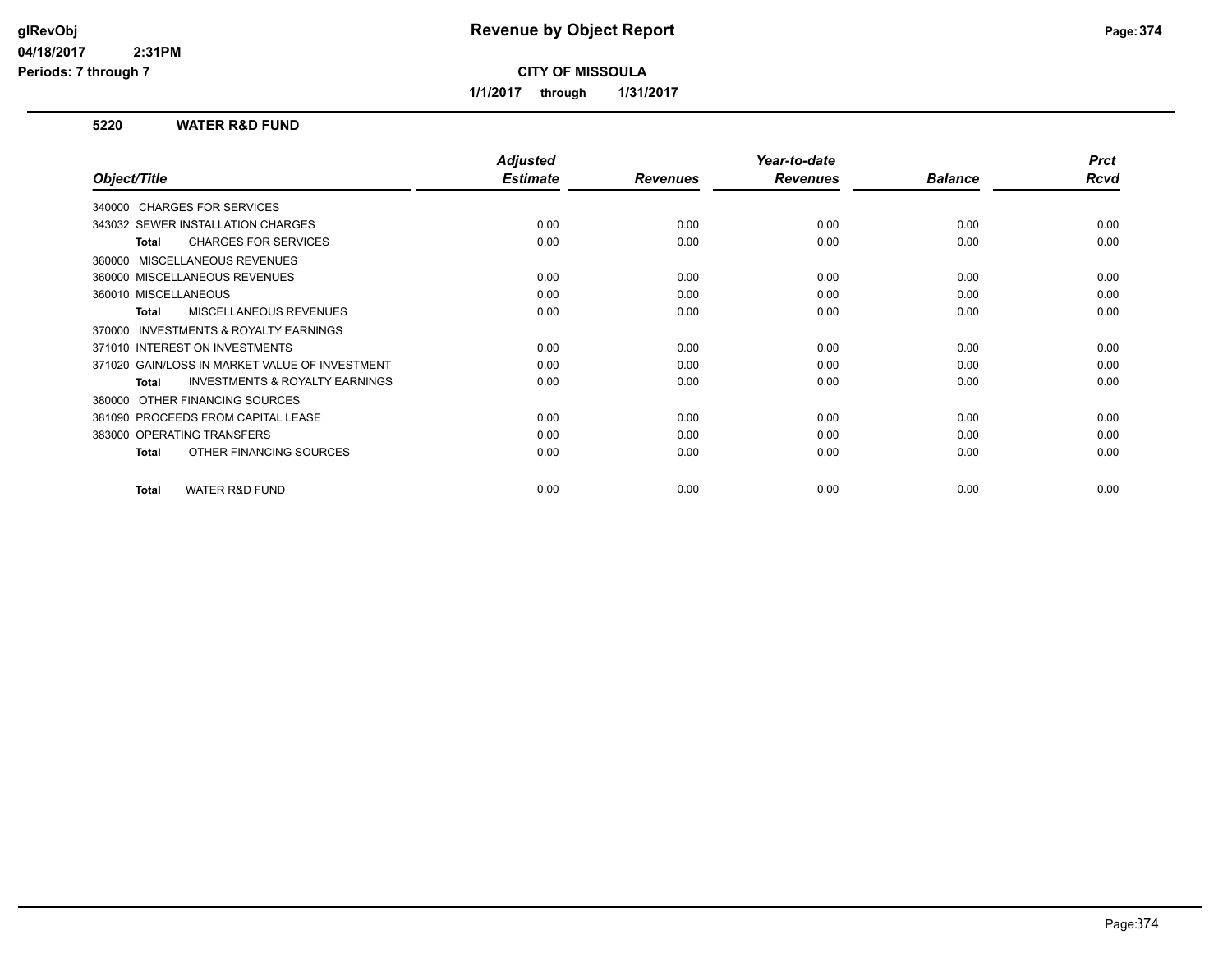**Revenue by Object Report**

**CITY OF MISSOULA**

**1/1/2017 through 1/31/2017**

## 5220 WATER R&D FUND

| Object/Title | Adjusted Estimate | Revenues | Year-to-date Revenues | Balance | Prct Rcvd |
|---|---|---|---|---|---|
| 340000 CHARGES FOR SERVICES | | | | | |
| 343032 SEWER INSTALLATION CHARGES | 0.00 | 0.00 | 0.00 | 0.00 | 0.00 |
| **Total** CHARGES FOR SERVICES | 0.00 | 0.00 | 0.00 | 0.00 | 0.00 |
| 360000 MISCELLANEOUS REVENUES | | | | | |
| 360000 MISCELLANEOUS REVENUES | 0.00 | 0.00 | 0.00 | 0.00 | 0.00 |
| 360010 MISCELLANEOUS | 0.00 | 0.00 | 0.00 | 0.00 | 0.00 |
| **Total** MISCELLANEOUS REVENUES | 0.00 | 0.00 | 0.00 | 0.00 | 0.00 |
| 370000 INVESTMENTS & ROYALTY EARNINGS | | | | | |
| 371010 INTEREST ON INVESTMENTS | 0.00 | 0.00 | 0.00 | 0.00 | 0.00 |
| 371020 GAIN/LOSS IN MARKET VALUE OF INVESTMENT | 0.00 | 0.00 | 0.00 | 0.00 | 0.00 |
| **Total** INVESTMENTS & ROYALTY EARNINGS | 0.00 | 0.00 | 0.00 | 0.00 | 0.00 |
| 380000 OTHER FINANCING SOURCES | | | | | |
| 381090 PROCEEDS FROM CAPITAL LEASE | 0.00 | 0.00 | 0.00 | 0.00 | 0.00 |
| 383000 OPERATING TRANSFERS | 0.00 | 0.00 | 0.00 | 0.00 | 0.00 |
| **Total** OTHER FINANCING SOURCES | 0.00 | 0.00 | 0.00 | 0.00 | 0.00 |
| **Total** WATER R&D FUND | 0.00 | 0.00 | 0.00 | 0.00 | 0.00 |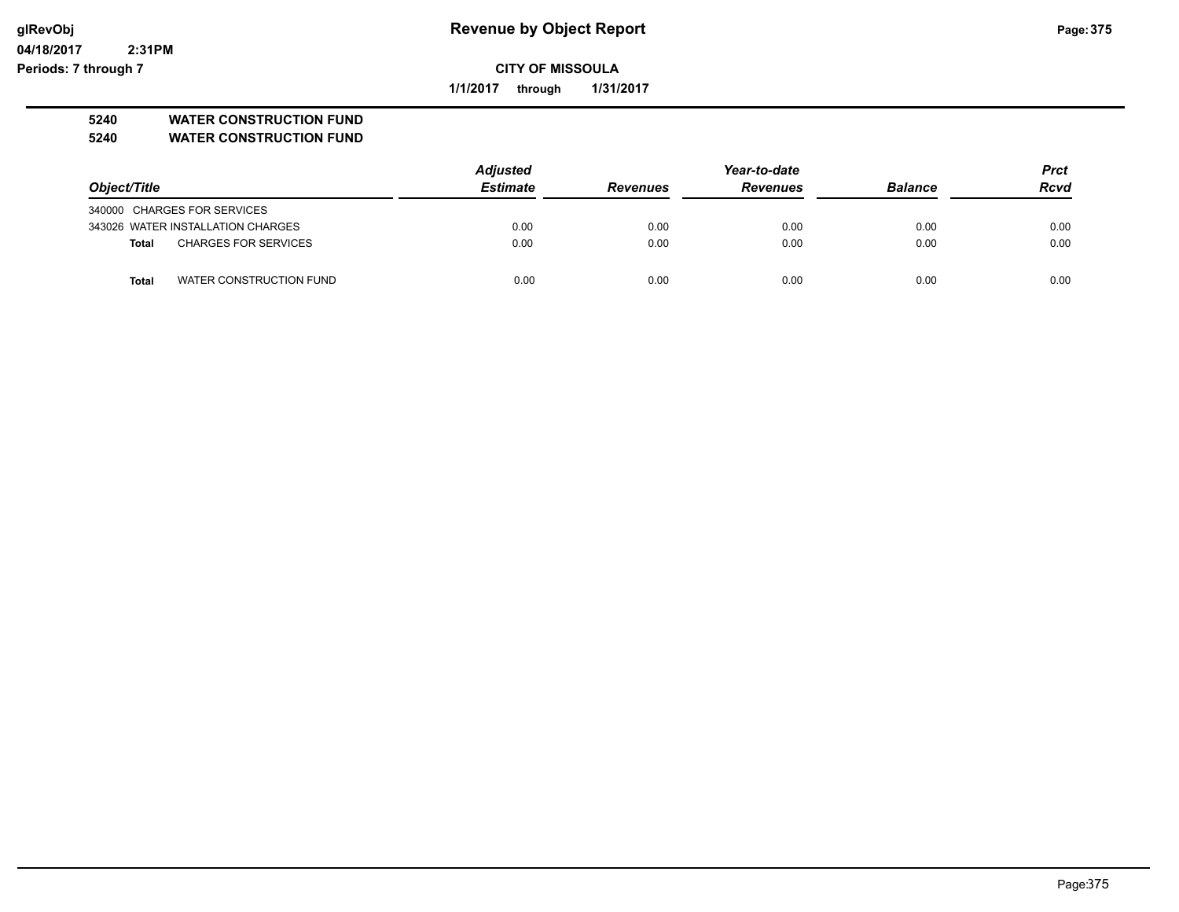**glRevObj**
**04/18/2017 2:31PM**
**Periods: 7 through 7**

# Revenue by Object Report

**CITY OF MISSOULA**

**1/1/2017 through 1/31/2017**

**5240 WATER CONSTRUCTION FUND**
**5240 WATER CONSTRUCTION FUND**

| Object/Title | Adjusted Estimate | Revenues | Year-to-date Revenues | Balance | Prct Rcvd |
|---|---|---|---|---|---|
| 340000 CHARGES FOR SERVICES | | | | | |
| 343026 WATER INSTALLATION CHARGES | 0.00 | 0.00 | 0.00 | 0.00 | 0.00 |
| **Total** CHARGES FOR SERVICES | 0.00 | 0.00 | 0.00 | 0.00 | 0.00 |
| **Total** WATER CONSTRUCTION FUND | 0.00 | 0.00 | 0.00 | 0.00 | 0.00 |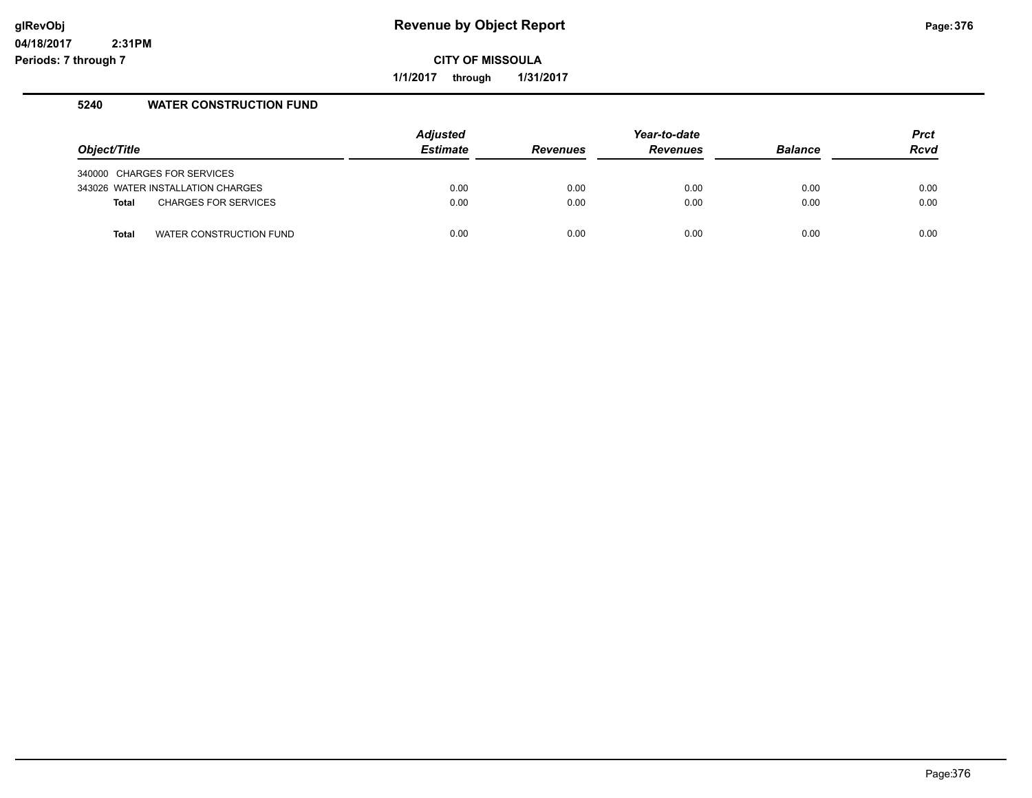**glRevObj** **Revenue by Object Report**

**04/18/2017 2:31PM**

**Periods: 7 through 7**

**CITY OF MISSOULA**

**1/1/2017 through 1/31/2017**

### 5240 WATER CONSTRUCTION FUND

| *Object/Title* | *Adjusted Estimate* | *Revenues* | *Year-to-date Revenues* | *Balance* | *Prct Rcvd* |
|---|---|---|---|---|---|
| 340000 CHARGES FOR SERVICES | | | | | |
| 343026 WATER INSTALLATION CHARGES | 0.00 | 0.00 | 0.00 | 0.00 | 0.00 |
| **Total** CHARGES FOR SERVICES | 0.00 | 0.00 | 0.00 | 0.00 | 0.00 |
| **Total** WATER CONSTRUCTION FUND | 0.00 | 0.00 | 0.00 | 0.00 | 0.00 |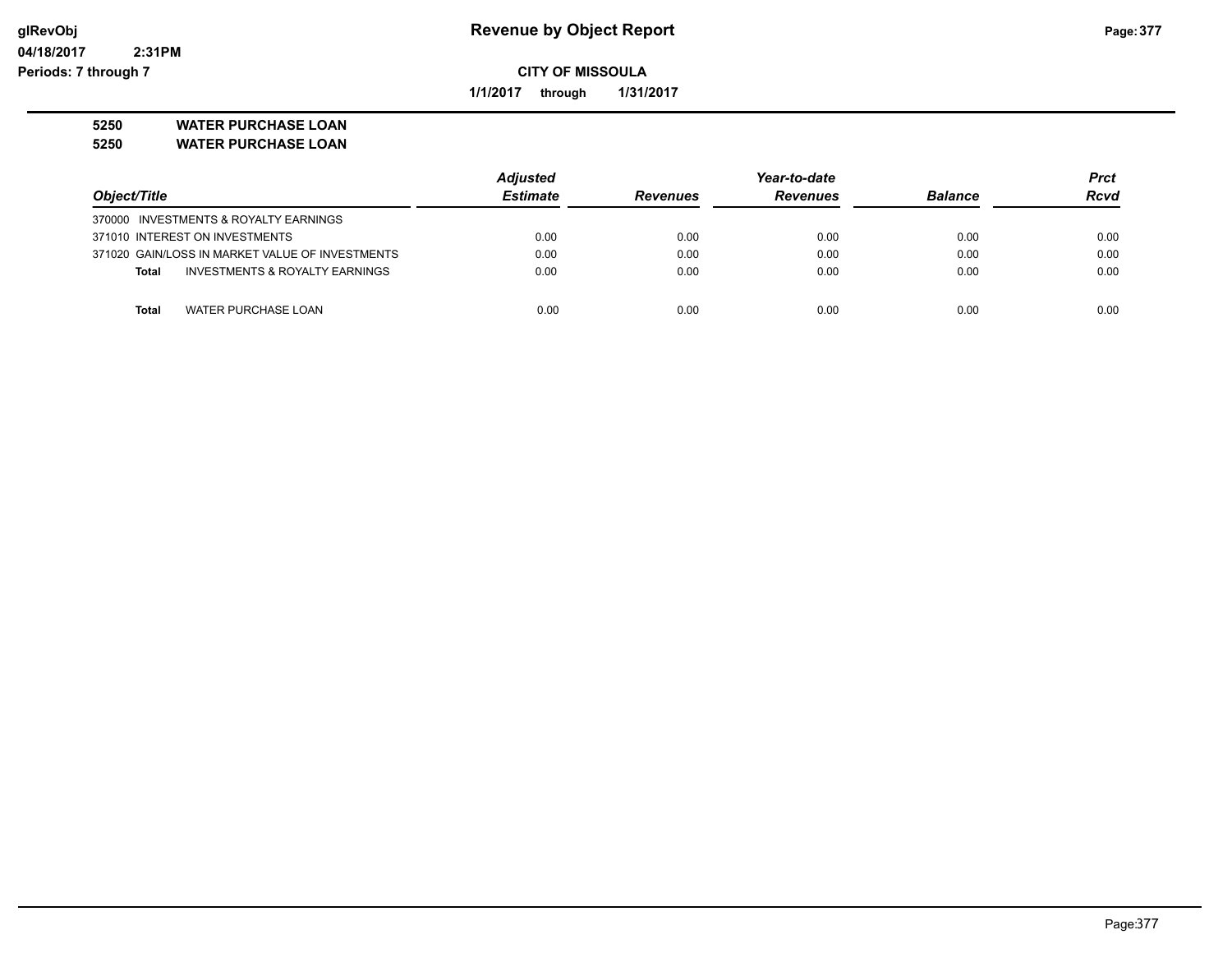**Revenue by Object Report**

**CITY OF MISSOULA**

**1/1/2017 through 1/31/2017**

glRevObj
04/18/2017 2:31PM
Periods: 7 through 7

**5250 WATER PURCHASE LOAN**
**5250 WATER PURCHASE LOAN**

| Object/Title | Adjusted Estimate | Revenues | Year-to-date Revenues | Balance | Prct Rcvd |
|---|---|---|---|---|---|
| 370000 INVESTMENTS & ROYALTY EARNINGS | | | | | |
| 371010 INTEREST ON INVESTMENTS | 0.00 | 0.00 | 0.00 | 0.00 | 0.00 |
| 371020 GAIN/LOSS IN MARKET VALUE OF INVESTMENTS | 0.00 | 0.00 | 0.00 | 0.00 | 0.00 |
| **Total** INVESTMENTS & ROYALTY EARNINGS | 0.00 | 0.00 | 0.00 | 0.00 | 0.00 |
| **Total** WATER PURCHASE LOAN | 0.00 | 0.00 | 0.00 | 0.00 | 0.00 |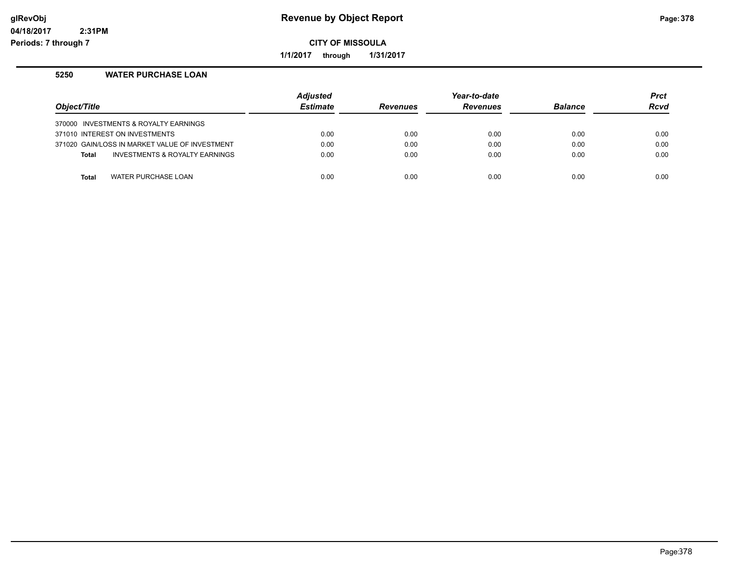**Revenue by Object Report**

**CITY OF MISSOULA**

**1/1/2017 through 1/31/2017**

glRevObj
04/18/2017 2:31PM
Periods: 7 through 7

## 5250 WATER PURCHASE LOAN

| Object/Title | Adjusted Estimate | Revenues | Year-to-date Revenues | Balance | Prct Rcvd |
|---|---|---|---|---|---|
| 370000 INVESTMENTS & ROYALTY EARNINGS | | | | | |
| 371010 INTEREST ON INVESTMENTS | 0.00 | 0.00 | 0.00 | 0.00 | 0.00 |
| 371020 GAIN/LOSS IN MARKET VALUE OF INVESTMENT | 0.00 | 0.00 | 0.00 | 0.00 | 0.00 |
| **Total** INVESTMENTS & ROYALTY EARNINGS | 0.00 | 0.00 | 0.00 | 0.00 | 0.00 |
| **Total** WATER PURCHASE LOAN | 0.00 | 0.00 | 0.00 | 0.00 | 0.00 |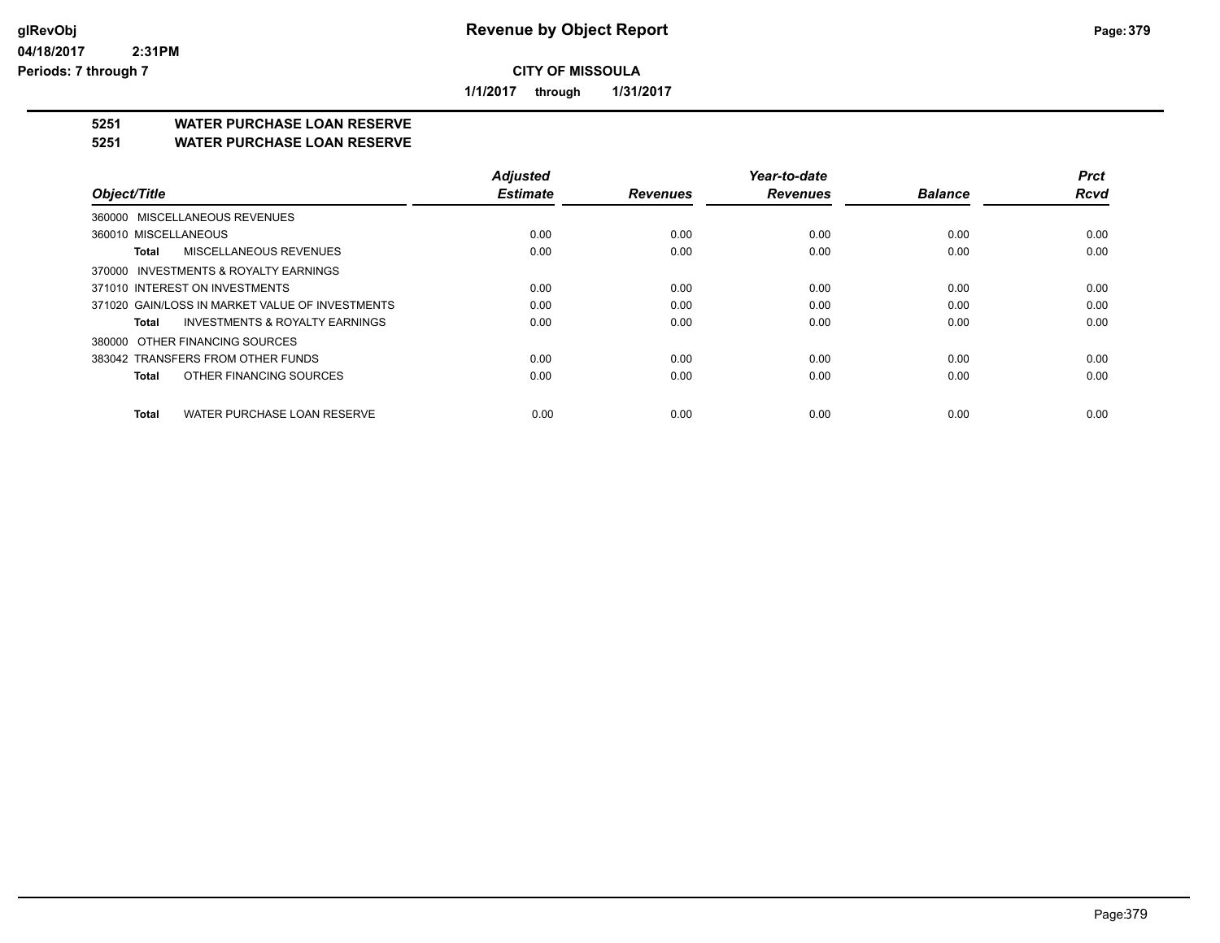# Revenue by Object Report

**CITY OF MISSOULA**

**1/1/2017 through 1/31/2017**

glRevObj
04/18/2017 2:31PM
Periods: 7 through 7

## 5251 WATER PURCHASE LOAN RESERVE
## 5251 WATER PURCHASE LOAN RESERVE

| Object/Title | Adjusted Estimate | Revenues | Year-to-date Revenues | Balance | Prct Rcvd |
|---|---|---|---|---|---|
| 360000 MISCELLANEOUS REVENUES | | | | | |
| 360010 MISCELLANEOUS | 0.00 | 0.00 | 0.00 | 0.00 | 0.00 |
| **Total** MISCELLANEOUS REVENUES | 0.00 | 0.00 | 0.00 | 0.00 | 0.00 |
| 370000 INVESTMENTS & ROYALTY EARNINGS | | | | | |
| 371010 INTEREST ON INVESTMENTS | 0.00 | 0.00 | 0.00 | 0.00 | 0.00 |
| 371020 GAIN/LOSS IN MARKET VALUE OF INVESTMENTS | 0.00 | 0.00 | 0.00 | 0.00 | 0.00 |
| **Total** INVESTMENTS & ROYALTY EARNINGS | 0.00 | 0.00 | 0.00 | 0.00 | 0.00 |
| 380000 OTHER FINANCING SOURCES | | | | | |
| 383042 TRANSFERS FROM OTHER FUNDS | 0.00 | 0.00 | 0.00 | 0.00 | 0.00 |
| **Total** OTHER FINANCING SOURCES | 0.00 | 0.00 | 0.00 | 0.00 | 0.00 |
| **Total** WATER PURCHASE LOAN RESERVE | 0.00 | 0.00 | 0.00 | 0.00 | 0.00 |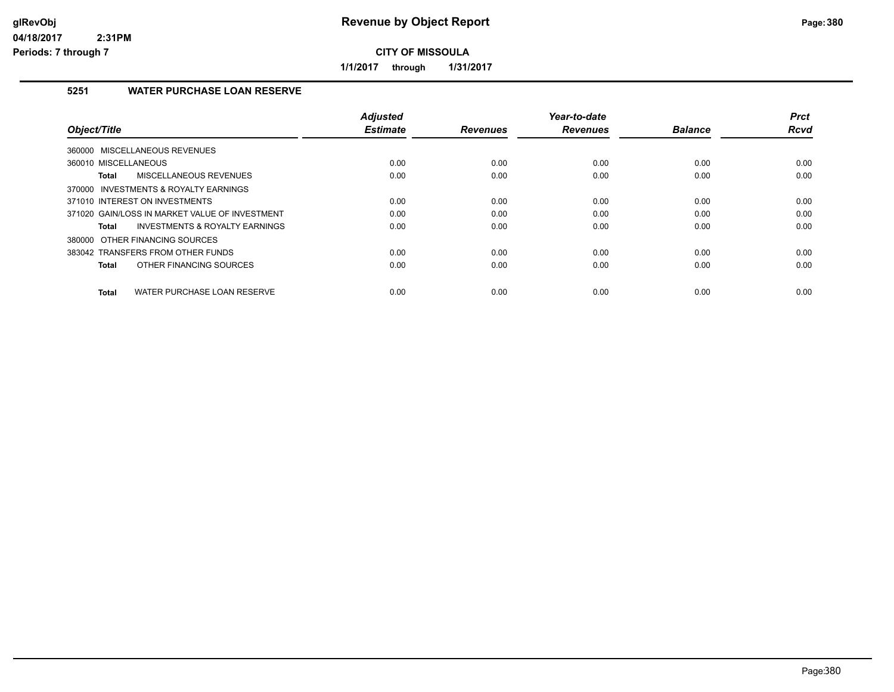**CITY OF MISSOULA**

**1/1/2017 through 1/31/2017**

### 5251 WATER PURCHASE LOAN RESERVE

| Object/Title | | Adjusted Estimate | Revenues | Year-to-date Revenues | Balance | Prct Rcvd |
|---|---|---|---|---|---|---|
| 360000 MISCELLANEOUS REVENUES | | | | | | |
| 360010 MISCELLANEOUS | | 0.00 | 0.00 | 0.00 | 0.00 | 0.00 |
| Total | MISCELLANEOUS REVENUES | 0.00 | 0.00 | 0.00 | 0.00 | 0.00 |
| 370000 INVESTMENTS & ROYALTY EARNINGS | | | | | | |
| 371010 INTEREST ON INVESTMENTS | | 0.00 | 0.00 | 0.00 | 0.00 | 0.00 |
| 371020 GAIN/LOSS IN MARKET VALUE OF INVESTMENT | | 0.00 | 0.00 | 0.00 | 0.00 | 0.00 |
| Total | INVESTMENTS & ROYALTY EARNINGS | 0.00 | 0.00 | 0.00 | 0.00 | 0.00 |
| 380000 OTHER FINANCING SOURCES | | | | | | |
| 383042 TRANSFERS FROM OTHER FUNDS | | 0.00 | 0.00 | 0.00 | 0.00 | 0.00 |
| Total | OTHER FINANCING SOURCES | 0.00 | 0.00 | 0.00 | 0.00 | 0.00 |
| Total | WATER PURCHASE LOAN RESERVE | 0.00 | 0.00 | 0.00 | 0.00 | 0.00 |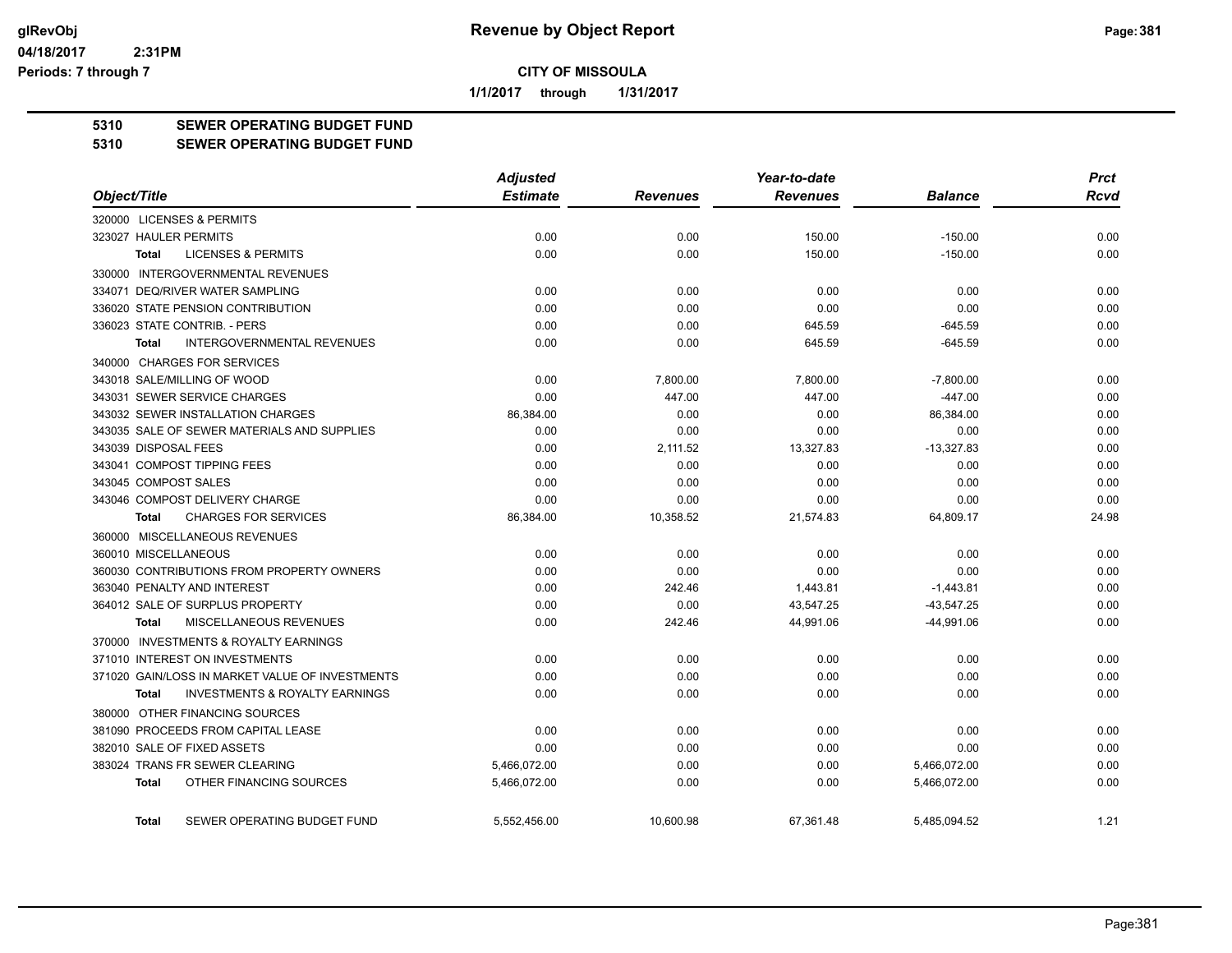# Revenue by Object Report

**CITY OF MISSOULA**

**1/1/2017 through 1/31/2017**

glRevObj
04/18/2017 2:31PM
Periods: 7 through 7

## 5310 SEWER OPERATING BUDGET FUND
## 5310 SEWER OPERATING BUDGET FUND

| Object/Title | Adjusted Estimate | Revenues | Year-to-date Revenues | Balance | Prct Rcvd |
|---|---|---|---|---|---|
| 320000 LICENSES & PERMITS | | | | | |
| 323027 HAULER PERMITS | 0.00 | 0.00 | 150.00 | -150.00 | 0.00 |
| **Total** LICENSES & PERMITS | 0.00 | 0.00 | 150.00 | -150.00 | 0.00 |
| 330000 INTERGOVERNMENTAL REVENUES | | | | | |
| 334071 DEQ/RIVER WATER SAMPLING | 0.00 | 0.00 | 0.00 | 0.00 | 0.00 |
| 336020 STATE PENSION CONTRIBUTION | 0.00 | 0.00 | 0.00 | 0.00 | 0.00 |
| 336023 STATE CONTRIB. - PERS | 0.00 | 0.00 | 645.59 | -645.59 | 0.00 |
| **Total** INTERGOVERNMENTAL REVENUES | 0.00 | 0.00 | 645.59 | -645.59 | 0.00 |
| 340000 CHARGES FOR SERVICES | | | | | |
| 343018 SALE/MILLING OF WOOD | 0.00 | 7,800.00 | 7,800.00 | -7,800.00 | 0.00 |
| 343031 SEWER SERVICE CHARGES | 0.00 | 447.00 | 447.00 | -447.00 | 0.00 |
| 343032 SEWER INSTALLATION CHARGES | 86,384.00 | 0.00 | 0.00 | 86,384.00 | 0.00 |
| 343035 SALE OF SEWER MATERIALS AND SUPPLIES | 0.00 | 0.00 | 0.00 | 0.00 | 0.00 |
| 343039 DISPOSAL FEES | 0.00 | 2,111.52 | 13,327.83 | -13,327.83 | 0.00 |
| 343041 COMPOST TIPPING FEES | 0.00 | 0.00 | 0.00 | 0.00 | 0.00 |
| 343045 COMPOST SALES | 0.00 | 0.00 | 0.00 | 0.00 | 0.00 |
| 343046 COMPOST DELIVERY CHARGE | 0.00 | 0.00 | 0.00 | 0.00 | 0.00 |
| **Total** CHARGES FOR SERVICES | 86,384.00 | 10,358.52 | 21,574.83 | 64,809.17 | 24.98 |
| 360000 MISCELLANEOUS REVENUES | | | | | |
| 360010 MISCELLANEOUS | 0.00 | 0.00 | 0.00 | 0.00 | 0.00 |
| 360030 CONTRIBUTIONS FROM PROPERTY OWNERS | 0.00 | 0.00 | 0.00 | 0.00 | 0.00 |
| 363040 PENALTY AND INTEREST | 0.00 | 242.46 | 1,443.81 | -1,443.81 | 0.00 |
| 364012 SALE OF SURPLUS PROPERTY | 0.00 | 0.00 | 43,547.25 | -43,547.25 | 0.00 |
| **Total** MISCELLANEOUS REVENUES | 0.00 | 242.46 | 44,991.06 | -44,991.06 | 0.00 |
| 370000 INVESTMENTS & ROYALTY EARNINGS | | | | | |
| 371010 INTEREST ON INVESTMENTS | 0.00 | 0.00 | 0.00 | 0.00 | 0.00 |
| 371020 GAIN/LOSS IN MARKET VALUE OF INVESTMENTS | 0.00 | 0.00 | 0.00 | 0.00 | 0.00 |
| **Total** INVESTMENTS & ROYALTY EARNINGS | 0.00 | 0.00 | 0.00 | 0.00 | 0.00 |
| 380000 OTHER FINANCING SOURCES | | | | | |
| 381090 PROCEEDS FROM CAPITAL LEASE | 0.00 | 0.00 | 0.00 | 0.00 | 0.00 |
| 382010 SALE OF FIXED ASSETS | 0.00 | 0.00 | 0.00 | 0.00 | 0.00 |
| 383024 TRANS FR SEWER CLEARING | 5,466,072.00 | 0.00 | 0.00 | 5,466,072.00 | 0.00 |
| **Total** OTHER FINANCING SOURCES | 5,466,072.00 | 0.00 | 0.00 | 5,466,072.00 | 0.00 |
| **Total** SEWER OPERATING BUDGET FUND | 5,552,456.00 | 10,600.98 | 67,361.48 | 5,485,094.52 | 1.21 |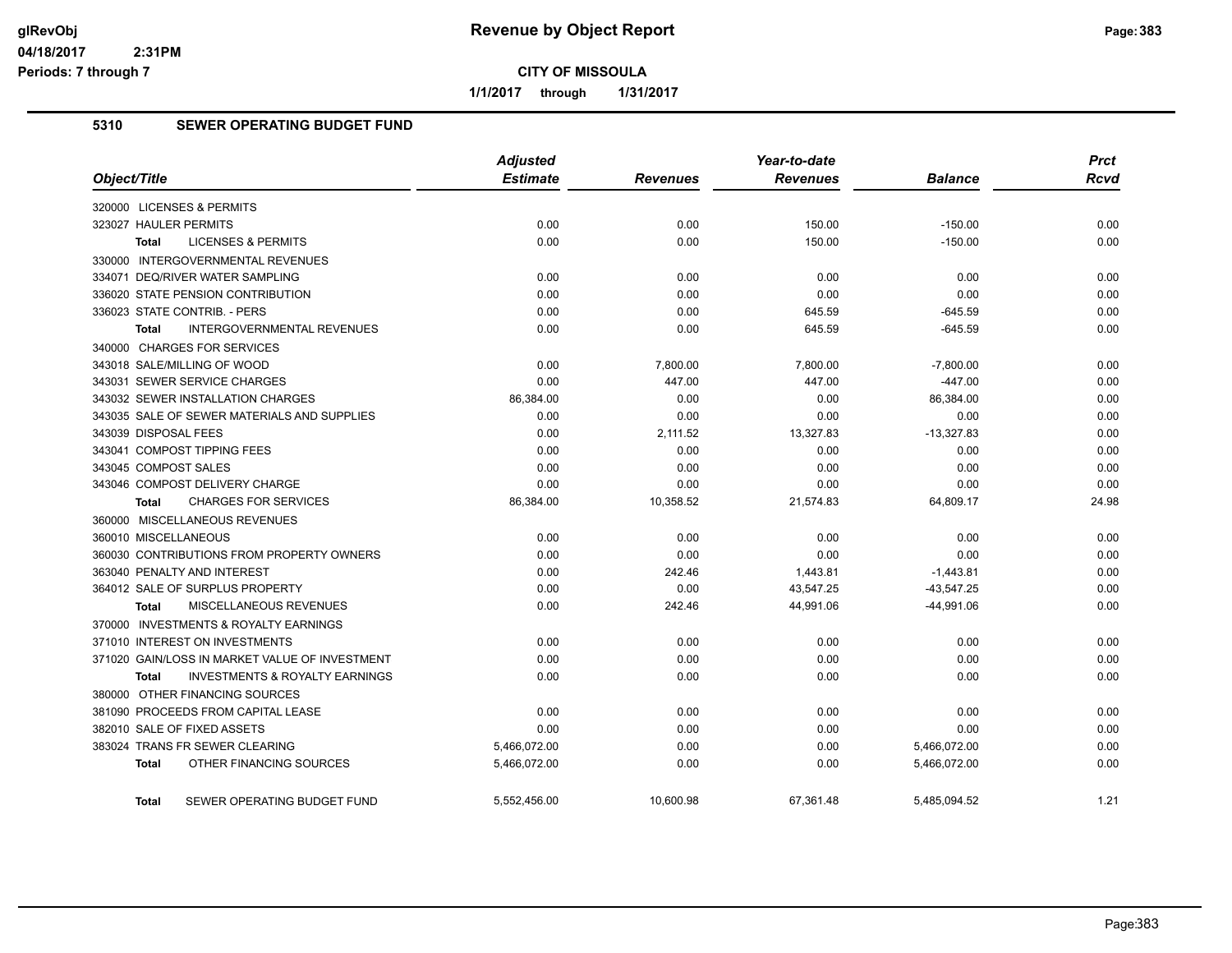# Revenue by Object Report

glRevObj
04/18/2017 2:31PM
Periods: 7 through 7

**CITY OF MISSOULA**

**1/1/2017 through 1/31/2017**

## 5310 SEWER OPERATING BUDGET FUND

| Object/Title | Adjusted Estimate | Revenues | Year-to-date Revenues | Balance | Prct Rcvd |
|---|---|---|---|---|---|
| 320000 LICENSES & PERMITS | | | | | |
| 323027 HAULER PERMITS | 0.00 | 0.00 | 150.00 | -150.00 | 0.00 |
| **Total** LICENSES & PERMITS | 0.00 | 0.00 | 150.00 | -150.00 | 0.00 |
| 330000 INTERGOVERNMENTAL REVENUES | | | | | |
| 334071 DEQ/RIVER WATER SAMPLING | 0.00 | 0.00 | 0.00 | 0.00 | 0.00 |
| 336020 STATE PENSION CONTRIBUTION | 0.00 | 0.00 | 0.00 | 0.00 | 0.00 |
| 336023 STATE CONTRIB. - PERS | 0.00 | 0.00 | 645.59 | -645.59 | 0.00 |
| **Total** INTERGOVERNMENTAL REVENUES | 0.00 | 0.00 | 645.59 | -645.59 | 0.00 |
| 340000 CHARGES FOR SERVICES | | | | | |
| 343018 SALE/MILLING OF WOOD | 0.00 | 7,800.00 | 7,800.00 | -7,800.00 | 0.00 |
| 343031 SEWER SERVICE CHARGES | 0.00 | 447.00 | 447.00 | -447.00 | 0.00 |
| 343032 SEWER INSTALLATION CHARGES | 86,384.00 | 0.00 | 0.00 | 86,384.00 | 0.00 |
| 343035 SALE OF SEWER MATERIALS AND SUPPLIES | 0.00 | 0.00 | 0.00 | 0.00 | 0.00 |
| 343039 DISPOSAL FEES | 0.00 | 2,111.52 | 13,327.83 | -13,327.83 | 0.00 |
| 343041 COMPOST TIPPING FEES | 0.00 | 0.00 | 0.00 | 0.00 | 0.00 |
| 343045 COMPOST SALES | 0.00 | 0.00 | 0.00 | 0.00 | 0.00 |
| 343046 COMPOST DELIVERY CHARGE | 0.00 | 0.00 | 0.00 | 0.00 | 0.00 |
| **Total** CHARGES FOR SERVICES | 86,384.00 | 10,358.52 | 21,574.83 | 64,809.17 | 24.98 |
| 360000 MISCELLANEOUS REVENUES | | | | | |
| 360010 MISCELLANEOUS | 0.00 | 0.00 | 0.00 | 0.00 | 0.00 |
| 360030 CONTRIBUTIONS FROM PROPERTY OWNERS | 0.00 | 0.00 | 0.00 | 0.00 | 0.00 |
| 363040 PENALTY AND INTEREST | 0.00 | 242.46 | 1,443.81 | -1,443.81 | 0.00 |
| 364012 SALE OF SURPLUS PROPERTY | 0.00 | 0.00 | 43,547.25 | -43,547.25 | 0.00 |
| **Total** MISCELLANEOUS REVENUES | 0.00 | 242.46 | 44,991.06 | -44,991.06 | 0.00 |
| 370000 INVESTMENTS & ROYALTY EARNINGS | | | | | |
| 371010 INTEREST ON INVESTMENTS | 0.00 | 0.00 | 0.00 | 0.00 | 0.00 |
| 371020 GAIN/LOSS IN MARKET VALUE OF INVESTMENT | 0.00 | 0.00 | 0.00 | 0.00 | 0.00 |
| **Total** INVESTMENTS & ROYALTY EARNINGS | 0.00 | 0.00 | 0.00 | 0.00 | 0.00 |
| 380000 OTHER FINANCING SOURCES | | | | | |
| 381090 PROCEEDS FROM CAPITAL LEASE | 0.00 | 0.00 | 0.00 | 0.00 | 0.00 |
| 382010 SALE OF FIXED ASSETS | 0.00 | 0.00 | 0.00 | 0.00 | 0.00 |
| 383024 TRANS FR SEWER CLEARING | 5,466,072.00 | 0.00 | 0.00 | 5,466,072.00 | 0.00 |
| **Total** OTHER FINANCING SOURCES | 5,466,072.00 | 0.00 | 0.00 | 5,466,072.00 | 0.00 |
| **Total** SEWER OPERATING BUDGET FUND | 5,552,456.00 | 10,600.98 | 67,361.48 | 5,485,094.52 | 1.21 |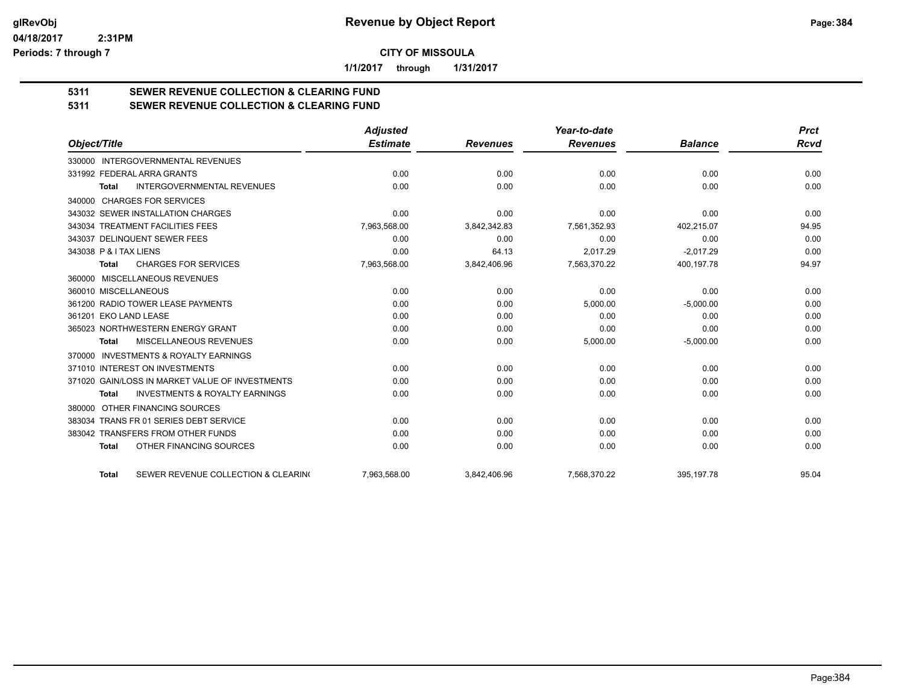**CITY OF MISSOULA**

**1/1/2017 through 1/31/2017**

## 5311 SEWER REVENUE COLLECTION & CLEARING FUND
## 5311 SEWER REVENUE COLLECTION & CLEARING FUND

| Object/Title | Adjusted Estimate | Revenues | Year-to-date Revenues | Balance | Prct Rcvd |
|---|---|---|---|---|---|
| 330000 INTERGOVERNMENTAL REVENUES | | | | | |
| 331992 FEDERAL ARRA GRANTS | 0.00 | 0.00 | 0.00 | 0.00 | 0.00 |
| **Total** INTERGOVERNMENTAL REVENUES | 0.00 | 0.00 | 0.00 | 0.00 | 0.00 |
| 340000 CHARGES FOR SERVICES | | | | | |
| 343032 SEWER INSTALLATION CHARGES | 0.00 | 0.00 | 0.00 | 0.00 | 0.00 |
| 343034 TREATMENT FACILITIES FEES | 7,963,568.00 | 3,842,342.83 | 7,561,352.93 | 402,215.07 | 94.95 |
| 343037 DELINQUENT SEWER FEES | 0.00 | 0.00 | 0.00 | 0.00 | 0.00 |
| 343038 P & I TAX LIENS | 0.00 | 64.13 | 2,017.29 | -2,017.29 | 0.00 |
| **Total** CHARGES FOR SERVICES | 7,963,568.00 | 3,842,406.96 | 7,563,370.22 | 400,197.78 | 94.97 |
| 360000 MISCELLANEOUS REVENUES | | | | | |
| 360010 MISCELLANEOUS | 0.00 | 0.00 | 0.00 | 0.00 | 0.00 |
| 361200 RADIO TOWER LEASE PAYMENTS | 0.00 | 0.00 | 5,000.00 | -5,000.00 | 0.00 |
| 361201 EKO LAND LEASE | 0.00 | 0.00 | 0.00 | 0.00 | 0.00 |
| 365023 NORTHWESTERN ENERGY GRANT | 0.00 | 0.00 | 0.00 | 0.00 | 0.00 |
| **Total** MISCELLANEOUS REVENUES | 0.00 | 0.00 | 5,000.00 | -5,000.00 | 0.00 |
| 370000 INVESTMENTS & ROYALTY EARNINGS | | | | | |
| 371010 INTEREST ON INVESTMENTS | 0.00 | 0.00 | 0.00 | 0.00 | 0.00 |
| 371020 GAIN/LOSS IN MARKET VALUE OF INVESTMENTS | 0.00 | 0.00 | 0.00 | 0.00 | 0.00 |
| **Total** INVESTMENTS & ROYALTY EARNINGS | 0.00 | 0.00 | 0.00 | 0.00 | 0.00 |
| 380000 OTHER FINANCING SOURCES | | | | | |
| 383034 TRANS FR 01 SERIES DEBT SERVICE | 0.00 | 0.00 | 0.00 | 0.00 | 0.00 |
| 383042 TRANSFERS FROM OTHER FUNDS | 0.00 | 0.00 | 0.00 | 0.00 | 0.00 |
| **Total** OTHER FINANCING SOURCES | 0.00 | 0.00 | 0.00 | 0.00 | 0.00 |
| **Total** SEWER REVENUE COLLECTION & CLEARING | 7,963,568.00 | 3,842,406.96 | 7,568,370.22 | 395,197.78 | 95.04 |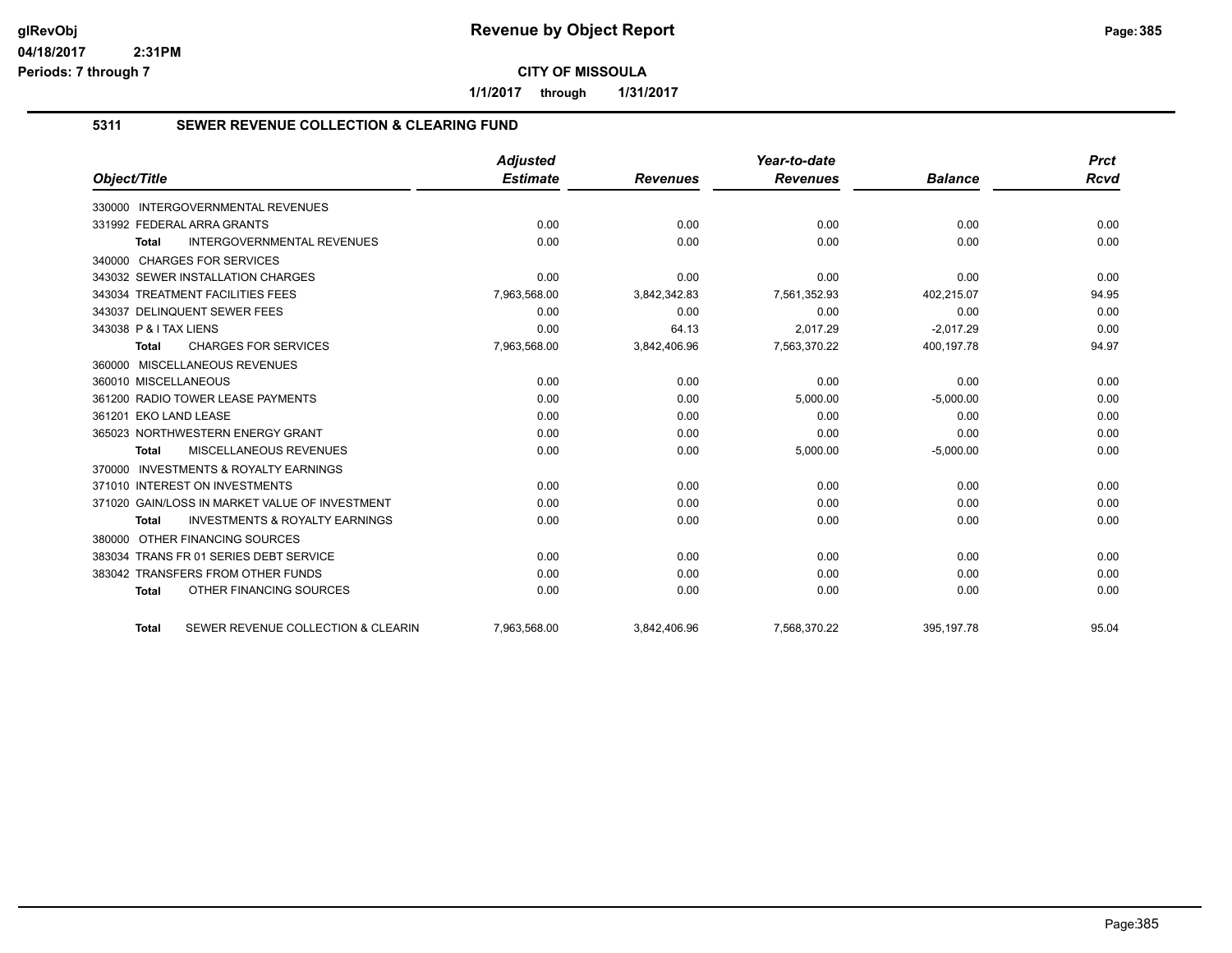# Revenue by Object Report

**CITY OF MISSOULA**

**1/1/2017 through 1/31/2017**

## 5311 SEWER REVENUE COLLECTION & CLEARING FUND

| Object/Title | Adjusted Estimate | Revenues | Year-to-date Revenues | Balance | Prct Rcvd |
|---|---|---|---|---|---|
| 330000 INTERGOVERNMENTAL REVENUES | | | | | |
| 331992 FEDERAL ARRA GRANTS | 0.00 | 0.00 | 0.00 | 0.00 | 0.00 |
| **Total** INTERGOVERNMENTAL REVENUES | 0.00 | 0.00 | 0.00 | 0.00 | 0.00 |
| 340000 CHARGES FOR SERVICES | | | | | |
| 343032 SEWER INSTALLATION CHARGES | 0.00 | 0.00 | 0.00 | 0.00 | 0.00 |
| 343034 TREATMENT FACILITIES FEES | 7,963,568.00 | 3,842,342.83 | 7,561,352.93 | 402,215.07 | 94.95 |
| 343037 DELINQUENT SEWER FEES | 0.00 | 0.00 | 0.00 | 0.00 | 0.00 |
| 343038 P & I TAX LIENS | 0.00 | 64.13 | 2,017.29 | -2,017.29 | 0.00 |
| **Total** CHARGES FOR SERVICES | 7,963,568.00 | 3,842,406.96 | 7,563,370.22 | 400,197.78 | 94.97 |
| 360000 MISCELLANEOUS REVENUES | | | | | |
| 360010 MISCELLANEOUS | 0.00 | 0.00 | 0.00 | 0.00 | 0.00 |
| 361200 RADIO TOWER LEASE PAYMENTS | 0.00 | 0.00 | 5,000.00 | -5,000.00 | 0.00 |
| 361201 EKO LAND LEASE | 0.00 | 0.00 | 0.00 | 0.00 | 0.00 |
| 365023 NORTHWESTERN ENERGY GRANT | 0.00 | 0.00 | 0.00 | 0.00 | 0.00 |
| **Total** MISCELLANEOUS REVENUES | 0.00 | 0.00 | 5,000.00 | -5,000.00 | 0.00 |
| 370000 INVESTMENTS & ROYALTY EARNINGS | | | | | |
| 371010 INTEREST ON INVESTMENTS | 0.00 | 0.00 | 0.00 | 0.00 | 0.00 |
| 371020 GAIN/LOSS IN MARKET VALUE OF INVESTMENT | 0.00 | 0.00 | 0.00 | 0.00 | 0.00 |
| **Total** INVESTMENTS & ROYALTY EARNINGS | 0.00 | 0.00 | 0.00 | 0.00 | 0.00 |
| 380000 OTHER FINANCING SOURCES | | | | | |
| 383034 TRANS FR 01 SERIES DEBT SERVICE | 0.00 | 0.00 | 0.00 | 0.00 | 0.00 |
| 383042 TRANSFERS FROM OTHER FUNDS | 0.00 | 0.00 | 0.00 | 0.00 | 0.00 |
| **Total** OTHER FINANCING SOURCES | 0.00 | 0.00 | 0.00 | 0.00 | 0.00 |
| **Total** SEWER REVENUE COLLECTION & CLEARIN | 7,963,568.00 | 3,842,406.96 | 7,568,370.22 | 395,197.78 | 95.04 |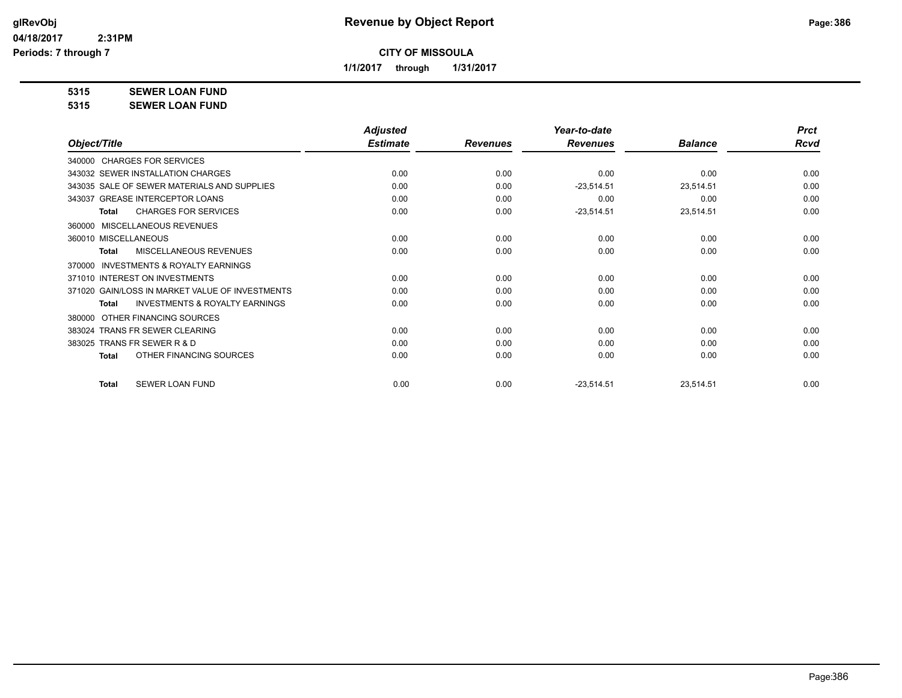**Revenue by Object Report**

**CITY OF MISSOULA**

**1/1/2017 through 1/31/2017**

glRevObj
04/18/2017 2:31PM
Periods: 7 through 7

**5315 SEWER LOAN FUND**

**5315 SEWER LOAN FUND**

| Object/Title | Adjusted Estimate | Revenues | Year-to-date Revenues | Balance | Prct Rcvd |
|---|---|---|---|---|---|
| 340000 CHARGES FOR SERVICES | | | | | |
| 343032 SEWER INSTALLATION CHARGES | 0.00 | 0.00 | 0.00 | 0.00 | 0.00 |
| 343035 SALE OF SEWER MATERIALS AND SUPPLIES | 0.00 | 0.00 | -23,514.51 | 23,514.51 | 0.00 |
| 343037 GREASE INTERCEPTOR LOANS | 0.00 | 0.00 | 0.00 | 0.00 | 0.00 |
| **Total** CHARGES FOR SERVICES | 0.00 | 0.00 | -23,514.51 | 23,514.51 | 0.00 |
| 360000 MISCELLANEOUS REVENUES | | | | | |
| 360010 MISCELLANEOUS | 0.00 | 0.00 | 0.00 | 0.00 | 0.00 |
| **Total** MISCELLANEOUS REVENUES | 0.00 | 0.00 | 0.00 | 0.00 | 0.00 |
| 370000 INVESTMENTS & ROYALTY EARNINGS | | | | | |
| 371010 INTEREST ON INVESTMENTS | 0.00 | 0.00 | 0.00 | 0.00 | 0.00 |
| 371020 GAIN/LOSS IN MARKET VALUE OF INVESTMENTS | 0.00 | 0.00 | 0.00 | 0.00 | 0.00 |
| **Total** INVESTMENTS & ROYALTY EARNINGS | 0.00 | 0.00 | 0.00 | 0.00 | 0.00 |
| 380000 OTHER FINANCING SOURCES | | | | | |
| 383024 TRANS FR SEWER CLEARING | 0.00 | 0.00 | 0.00 | 0.00 | 0.00 |
| 383025 TRANS FR SEWER R & D | 0.00 | 0.00 | 0.00 | 0.00 | 0.00 |
| **Total** OTHER FINANCING SOURCES | 0.00 | 0.00 | 0.00 | 0.00 | 0.00 |
| **Total** SEWER LOAN FUND | 0.00 | 0.00 | -23,514.51 | 23,514.51 | 0.00 |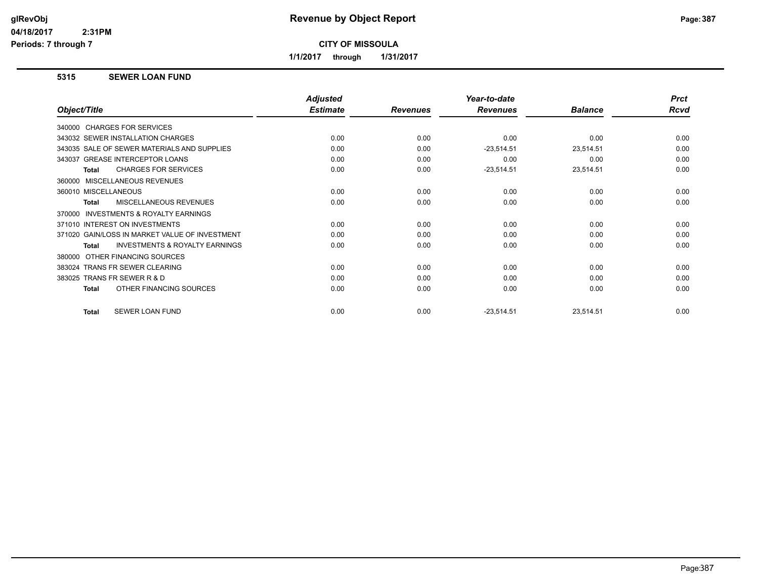**glRevObj**
**04/18/2017 2:31PM**
**Periods: 7 through 7**

# Revenue by Object Report

**CITY OF MISSOULA**

**1/1/2017 through 1/31/2017**

## 5315 SEWER LOAN FUND

| Object/Title | Adjusted Estimate | Revenues | Year-to-date Revenues | Balance | Prct Rcvd |
|---|---|---|---|---|---|
| 340000 CHARGES FOR SERVICES | | | | | |
| 343032 SEWER INSTALLATION CHARGES | 0.00 | 0.00 | 0.00 | 0.00 | 0.00 |
| 343035 SALE OF SEWER MATERIALS AND SUPPLIES | 0.00 | 0.00 | -23,514.51 | 23,514.51 | 0.00 |
| 343037 GREASE INTERCEPTOR LOANS | 0.00 | 0.00 | 0.00 | 0.00 | 0.00 |
| **Total** CHARGES FOR SERVICES | 0.00 | 0.00 | -23,514.51 | 23,514.51 | 0.00 |
| 360000 MISCELLANEOUS REVENUES | | | | | |
| 360010 MISCELLANEOUS | 0.00 | 0.00 | 0.00 | 0.00 | 0.00 |
| **Total** MISCELLANEOUS REVENUES | 0.00 | 0.00 | 0.00 | 0.00 | 0.00 |
| 370000 INVESTMENTS & ROYALTY EARNINGS | | | | | |
| 371010 INTEREST ON INVESTMENTS | 0.00 | 0.00 | 0.00 | 0.00 | 0.00 |
| 371020 GAIN/LOSS IN MARKET VALUE OF INVESTMENT | 0.00 | 0.00 | 0.00 | 0.00 | 0.00 |
| **Total** INVESTMENTS & ROYALTY EARNINGS | 0.00 | 0.00 | 0.00 | 0.00 | 0.00 |
| 380000 OTHER FINANCING SOURCES | | | | | |
| 383024 TRANS FR SEWER CLEARING | 0.00 | 0.00 | 0.00 | 0.00 | 0.00 |
| 383025 TRANS FR SEWER R & D | 0.00 | 0.00 | 0.00 | 0.00 | 0.00 |
| **Total** OTHER FINANCING SOURCES | 0.00 | 0.00 | 0.00 | 0.00 | 0.00 |
| **Total** SEWER LOAN FUND | 0.00 | 0.00 | -23,514.51 | 23,514.51 | 0.00 |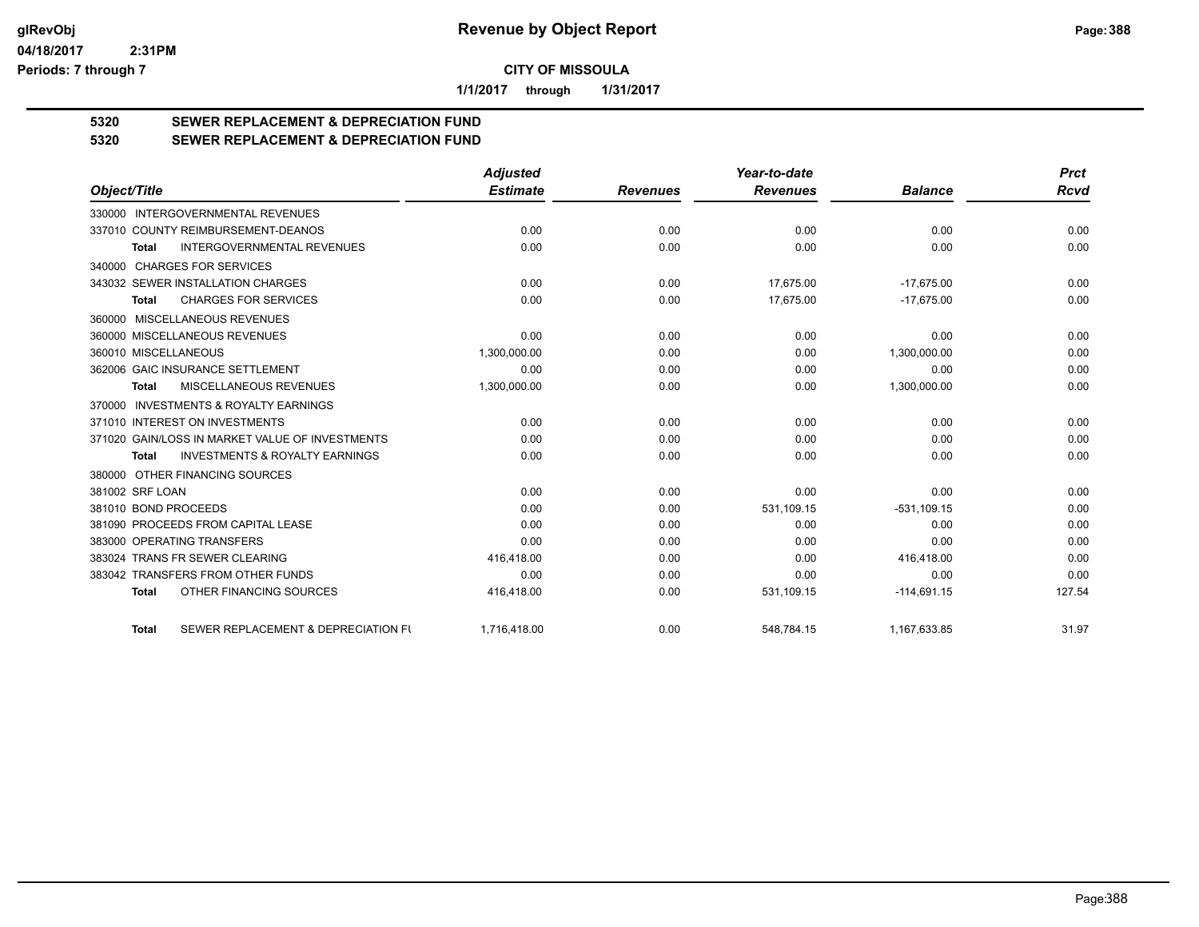**CITY OF MISSOULA**

**1/1/2017 through 1/31/2017**

## 5320 SEWER REPLACEMENT & DEPRECIATION FUND
## 5320 SEWER REPLACEMENT & DEPRECIATION FUND

| Object/Title | Adjusted Estimate | Revenues | Year-to-date Revenues | Balance | Prct Rcvd |
|---|---|---|---|---|---|
| 330000 INTERGOVERNMENTAL REVENUES | | | | | |
| 337010 COUNTY REIMBURSEMENT-DEANOS | 0.00 | 0.00 | 0.00 | 0.00 | 0.00 |
| Total INTERGOVERNMENTAL REVENUES | 0.00 | 0.00 | 0.00 | 0.00 | 0.00 |
| 340000 CHARGES FOR SERVICES | | | | | |
| 343032 SEWER INSTALLATION CHARGES | 0.00 | 0.00 | 17,675.00 | -17,675.00 | 0.00 |
| Total CHARGES FOR SERVICES | 0.00 | 0.00 | 17,675.00 | -17,675.00 | 0.00 |
| 360000 MISCELLANEOUS REVENUES | | | | | |
| 360000 MISCELLANEOUS REVENUES | 0.00 | 0.00 | 0.00 | 0.00 | 0.00 |
| 360010 MISCELLANEOUS | 1,300,000.00 | 0.00 | 0.00 | 1,300,000.00 | 0.00 |
| 362006 GAIC INSURANCE SETTLEMENT | 0.00 | 0.00 | 0.00 | 0.00 | 0.00 |
| Total MISCELLANEOUS REVENUES | 1,300,000.00 | 0.00 | 0.00 | 1,300,000.00 | 0.00 |
| 370000 INVESTMENTS & ROYALTY EARNINGS | | | | | |
| 371010 INTEREST ON INVESTMENTS | 0.00 | 0.00 | 0.00 | 0.00 | 0.00 |
| 371020 GAIN/LOSS IN MARKET VALUE OF INVESTMENTS | 0.00 | 0.00 | 0.00 | 0.00 | 0.00 |
| Total INVESTMENTS & ROYALTY EARNINGS | 0.00 | 0.00 | 0.00 | 0.00 | 0.00 |
| 380000 OTHER FINANCING SOURCES | | | | | |
| 381002 SRF LOAN | 0.00 | 0.00 | 0.00 | 0.00 | 0.00 |
| 381010 BOND PROCEEDS | 0.00 | 0.00 | 531,109.15 | -531,109.15 | 0.00 |
| 381090 PROCEEDS FROM CAPITAL LEASE | 0.00 | 0.00 | 0.00 | 0.00 | 0.00 |
| 383000 OPERATING TRANSFERS | 0.00 | 0.00 | 0.00 | 0.00 | 0.00 |
| 383024 TRANS FR SEWER CLEARING | 416,418.00 | 0.00 | 0.00 | 416,418.00 | 0.00 |
| 383042 TRANSFERS FROM OTHER FUNDS | 0.00 | 0.00 | 0.00 | 0.00 | 0.00 |
| Total OTHER FINANCING SOURCES | 416,418.00 | 0.00 | 531,109.15 | -114,691.15 | 127.54 |
| Total SEWER REPLACEMENT & DEPRECIATION FU | 1,716,418.00 | 0.00 | 548,784.15 | 1,167,633.85 | 31.97 |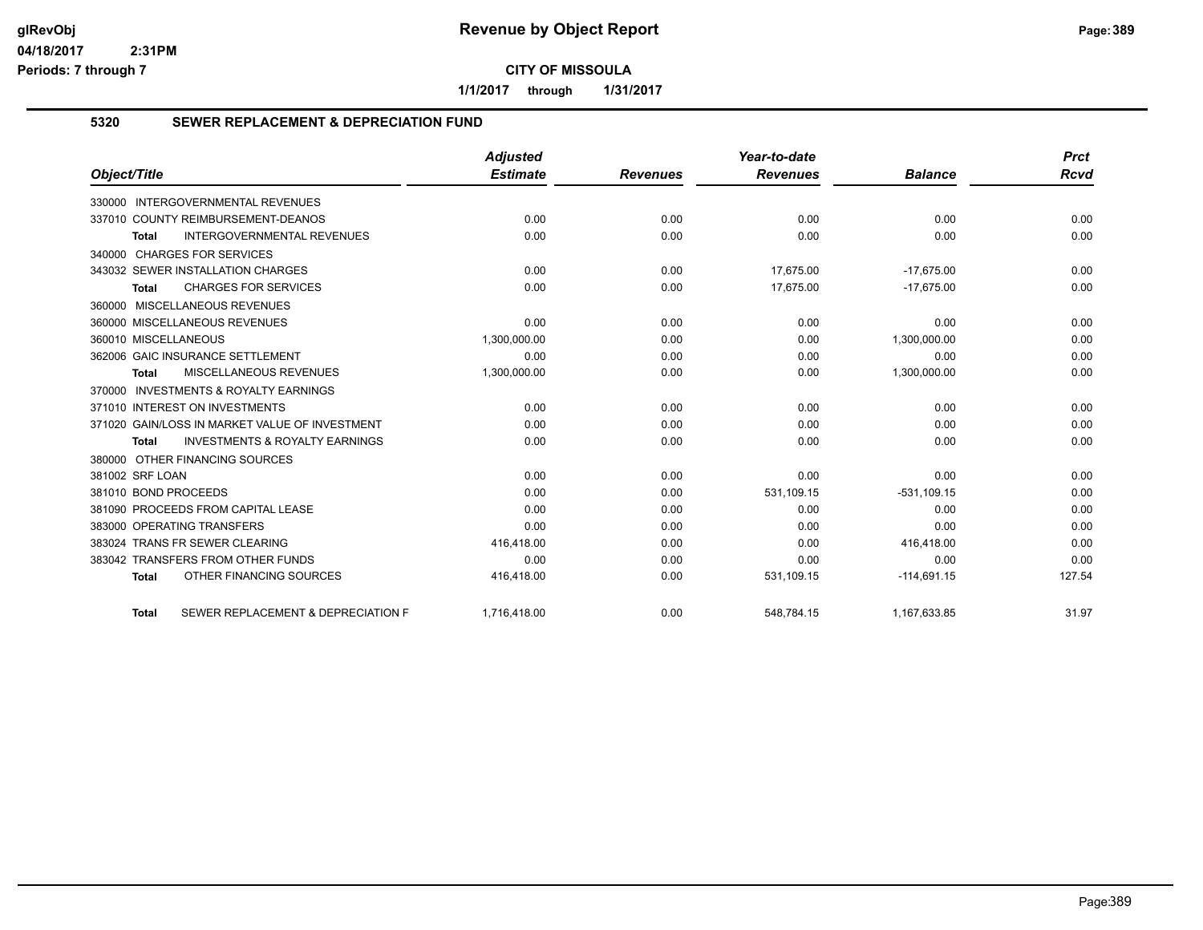# Revenue by Object Report

**CITY OF MISSOULA**

**1/1/2017 through 1/31/2017**

glRevObj
04/18/2017 2:31PM
Periods: 7 through 7

## 5320 SEWER REPLACEMENT & DEPRECIATION FUND

| Object/Title | Adjusted Estimate | Revenues | Year-to-date Revenues | Balance | Prct Rcvd |
|---|---|---|---|---|---|
| 330000 INTERGOVERNMENTAL REVENUES | | | | | |
| 337010 COUNTY REIMBURSEMENT-DEANOS | 0.00 | 0.00 | 0.00 | 0.00 | 0.00 |
| **Total** INTERGOVERNMENTAL REVENUES | 0.00 | 0.00 | 0.00 | 0.00 | 0.00 |
| 340000 CHARGES FOR SERVICES | | | | | |
| 343032 SEWER INSTALLATION CHARGES | 0.00 | 0.00 | 17,675.00 | -17,675.00 | 0.00 |
| **Total** CHARGES FOR SERVICES | 0.00 | 0.00 | 17,675.00 | -17,675.00 | 0.00 |
| 360000 MISCELLANEOUS REVENUES | | | | | |
| 360000 MISCELLANEOUS REVENUES | 0.00 | 0.00 | 0.00 | 0.00 | 0.00 |
| 360010 MISCELLANEOUS | 1,300,000.00 | 0.00 | 0.00 | 1,300,000.00 | 0.00 |
| 362006 GAIC INSURANCE SETTLEMENT | 0.00 | 0.00 | 0.00 | 0.00 | 0.00 |
| **Total** MISCELLANEOUS REVENUES | 1,300,000.00 | 0.00 | 0.00 | 1,300,000.00 | 0.00 |
| 370000 INVESTMENTS & ROYALTY EARNINGS | | | | | |
| 371010 INTEREST ON INVESTMENTS | 0.00 | 0.00 | 0.00 | 0.00 | 0.00 |
| 371020 GAIN/LOSS IN MARKET VALUE OF INVESTMENT | 0.00 | 0.00 | 0.00 | 0.00 | 0.00 |
| **Total** INVESTMENTS & ROYALTY EARNINGS | 0.00 | 0.00 | 0.00 | 0.00 | 0.00 |
| 380000 OTHER FINANCING SOURCES | | | | | |
| 381002 SRF LOAN | 0.00 | 0.00 | 0.00 | 0.00 | 0.00 |
| 381010 BOND PROCEEDS | 0.00 | 0.00 | 531,109.15 | -531,109.15 | 0.00 |
| 381090 PROCEEDS FROM CAPITAL LEASE | 0.00 | 0.00 | 0.00 | 0.00 | 0.00 |
| 383000 OPERATING TRANSFERS | 0.00 | 0.00 | 0.00 | 0.00 | 0.00 |
| 383024 TRANS FR SEWER CLEARING | 416,418.00 | 0.00 | 0.00 | 416,418.00 | 0.00 |
| 383042 TRANSFERS FROM OTHER FUNDS | 0.00 | 0.00 | 0.00 | 0.00 | 0.00 |
| **Total** OTHER FINANCING SOURCES | 416,418.00 | 0.00 | 531,109.15 | -114,691.15 | 127.54 |
| **Total** SEWER REPLACEMENT & DEPRECIATION F | 1,716,418.00 | 0.00 | 548,784.15 | 1,167,633.85 | 31.97 |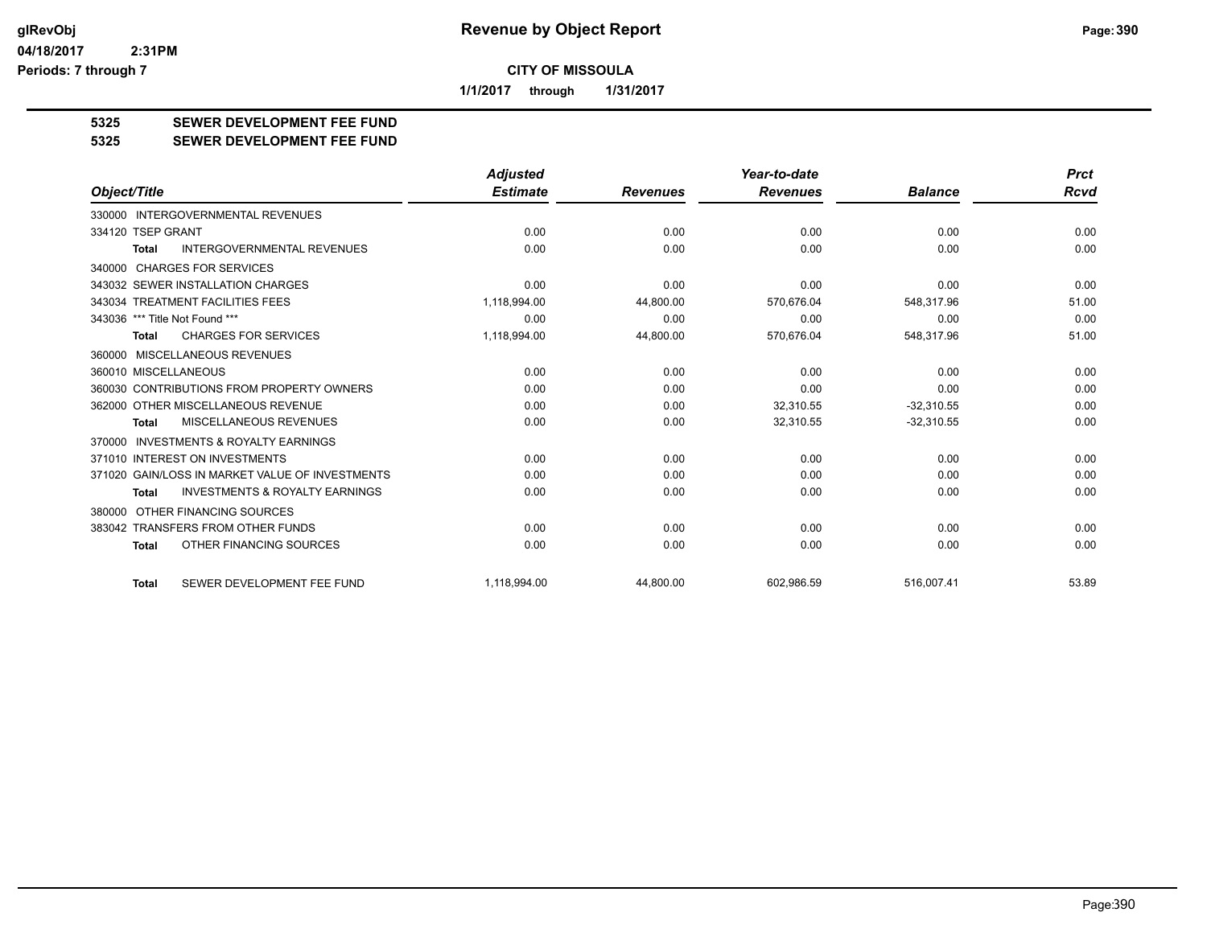# Revenue by Object Report

glRevObj
04/18/2017 2:31PM
Periods: 7 through 7

**CITY OF MISSOULA**

**1/1/2017 through 1/31/2017**

**5325 SEWER DEVELOPMENT FEE FUND**
**5325 SEWER DEVELOPMENT FEE FUND**

| Object/Title | Adjusted Estimate | Revenues | Year-to-date Revenues | Balance | Prct Rcvd |
|---|---|---|---|---|---|
| 330000 INTERGOVERNMENTAL REVENUES | | | | | |
| 334120 TSEP GRANT | 0.00 | 0.00 | 0.00 | 0.00 | 0.00 |
| **Total** INTERGOVERNMENTAL REVENUES | 0.00 | 0.00 | 0.00 | 0.00 | 0.00 |
| 340000 CHARGES FOR SERVICES | | | | | |
| 343032 SEWER INSTALLATION CHARGES | 0.00 | 0.00 | 0.00 | 0.00 | 0.00 |
| 343034 TREATMENT FACILITIES FEES | 1,118,994.00 | 44,800.00 | 570,676.04 | 548,317.96 | 51.00 |
| 343036 *** Title Not Found *** | 0.00 | 0.00 | 0.00 | 0.00 | 0.00 |
| **Total** CHARGES FOR SERVICES | 1,118,994.00 | 44,800.00 | 570,676.04 | 548,317.96 | 51.00 |
| 360000 MISCELLANEOUS REVENUES | | | | | |
| 360010 MISCELLANEOUS | 0.00 | 0.00 | 0.00 | 0.00 | 0.00 |
| 360030 CONTRIBUTIONS FROM PROPERTY OWNERS | 0.00 | 0.00 | 0.00 | 0.00 | 0.00 |
| 362000 OTHER MISCELLANEOUS REVENUE | 0.00 | 0.00 | 32,310.55 | -32,310.55 | 0.00 |
| **Total** MISCELLANEOUS REVENUES | 0.00 | 0.00 | 32,310.55 | -32,310.55 | 0.00 |
| 370000 INVESTMENTS & ROYALTY EARNINGS | | | | | |
| 371010 INTEREST ON INVESTMENTS | 0.00 | 0.00 | 0.00 | 0.00 | 0.00 |
| 371020 GAIN/LOSS IN MARKET VALUE OF INVESTMENTS | 0.00 | 0.00 | 0.00 | 0.00 | 0.00 |
| **Total** INVESTMENTS & ROYALTY EARNINGS | 0.00 | 0.00 | 0.00 | 0.00 | 0.00 |
| 380000 OTHER FINANCING SOURCES | | | | | |
| 383042 TRANSFERS FROM OTHER FUNDS | 0.00 | 0.00 | 0.00 | 0.00 | 0.00 |
| **Total** OTHER FINANCING SOURCES | 0.00 | 0.00 | 0.00 | 0.00 | 0.00 |
| **Total** SEWER DEVELOPMENT FEE FUND | 1,118,994.00 | 44,800.00 | 602,986.59 | 516,007.41 | 53.89 |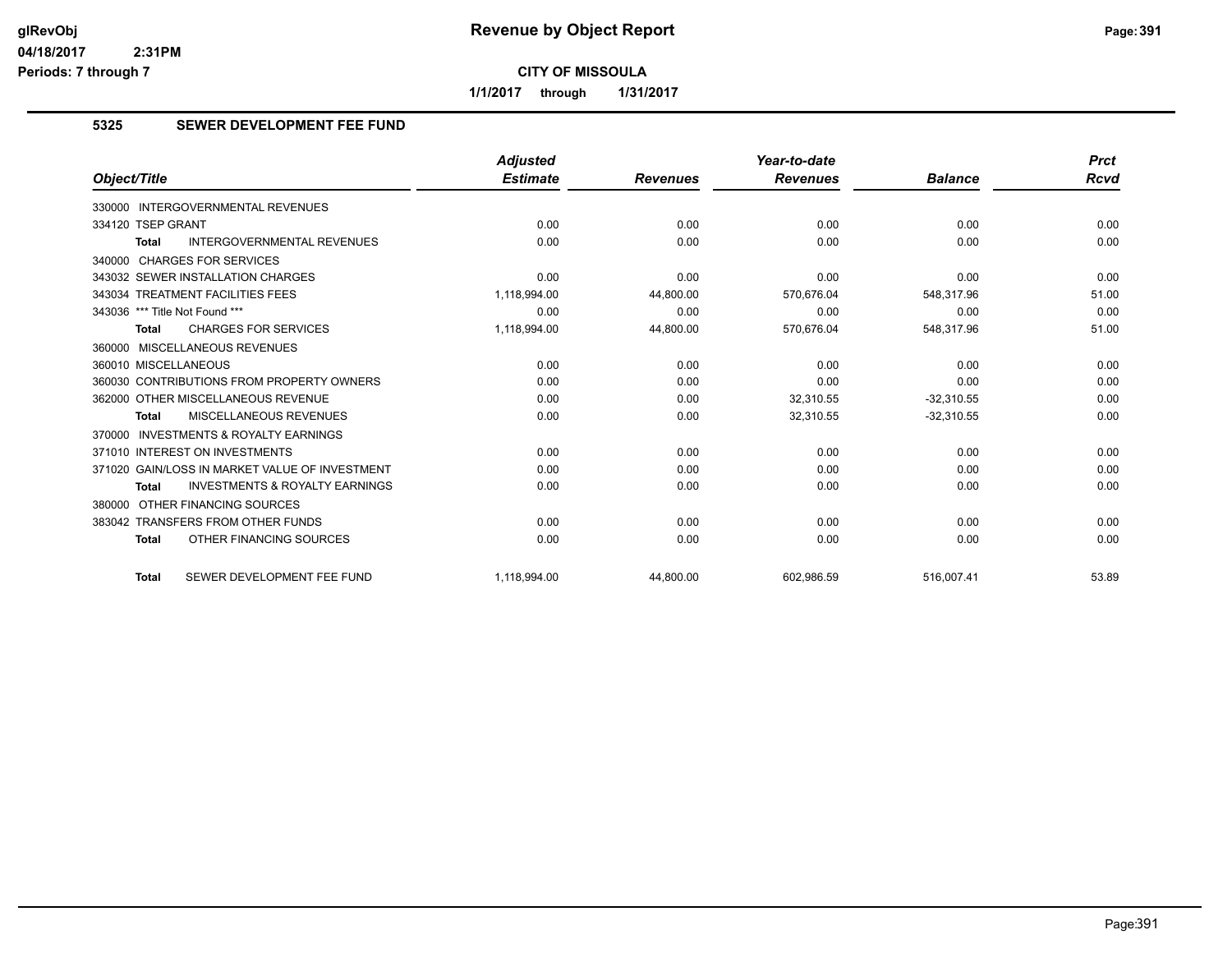# Revenue by Object Report

**CITY OF MISSOULA**

**1/1/2017 through 1/31/2017**

glRevObj
04/18/2017 2:31PM
Periods: 7 through 7

## 5325 SEWER DEVELOPMENT FEE FUND

| Object/Title | Adjusted Estimate | Revenues | Year-to-date Revenues | Balance | Prct Rcvd |
|---|---|---|---|---|---|
| 330000 INTERGOVERNMENTAL REVENUES | | | | | |
| 334120 TSEP GRANT | 0.00 | 0.00 | 0.00 | 0.00 | 0.00 |
| **Total** INTERGOVERNMENTAL REVENUES | 0.00 | 0.00 | 0.00 | 0.00 | 0.00 |
| 340000 CHARGES FOR SERVICES | | | | | |
| 343032 SEWER INSTALLATION CHARGES | 0.00 | 0.00 | 0.00 | 0.00 | 0.00 |
| 343034 TREATMENT FACILITIES FEES | 1,118,994.00 | 44,800.00 | 570,676.04 | 548,317.96 | 51.00 |
| 343036 *** Title Not Found *** | 0.00 | 0.00 | 0.00 | 0.00 | 0.00 |
| **Total** CHARGES FOR SERVICES | 1,118,994.00 | 44,800.00 | 570,676.04 | 548,317.96 | 51.00 |
| 360000 MISCELLANEOUS REVENUES | | | | | |
| 360010 MISCELLANEOUS | 0.00 | 0.00 | 0.00 | 0.00 | 0.00 |
| 360030 CONTRIBUTIONS FROM PROPERTY OWNERS | 0.00 | 0.00 | 0.00 | 0.00 | 0.00 |
| 362000 OTHER MISCELLANEOUS REVENUE | 0.00 | 0.00 | 32,310.55 | -32,310.55 | 0.00 |
| **Total** MISCELLANEOUS REVENUES | 0.00 | 0.00 | 32,310.55 | -32,310.55 | 0.00 |
| 370000 INVESTMENTS & ROYALTY EARNINGS | | | | | |
| 371010 INTEREST ON INVESTMENTS | 0.00 | 0.00 | 0.00 | 0.00 | 0.00 |
| 371020 GAIN/LOSS IN MARKET VALUE OF INVESTMENT | 0.00 | 0.00 | 0.00 | 0.00 | 0.00 |
| **Total** INVESTMENTS & ROYALTY EARNINGS | 0.00 | 0.00 | 0.00 | 0.00 | 0.00 |
| 380000 OTHER FINANCING SOURCES | | | | | |
| 383042 TRANSFERS FROM OTHER FUNDS | 0.00 | 0.00 | 0.00 | 0.00 | 0.00 |
| **Total** OTHER FINANCING SOURCES | 0.00 | 0.00 | 0.00 | 0.00 | 0.00 |
| **Total** SEWER DEVELOPMENT FEE FUND | 1,118,994.00 | 44,800.00 | 602,986.59 | 516,007.41 | 53.89 |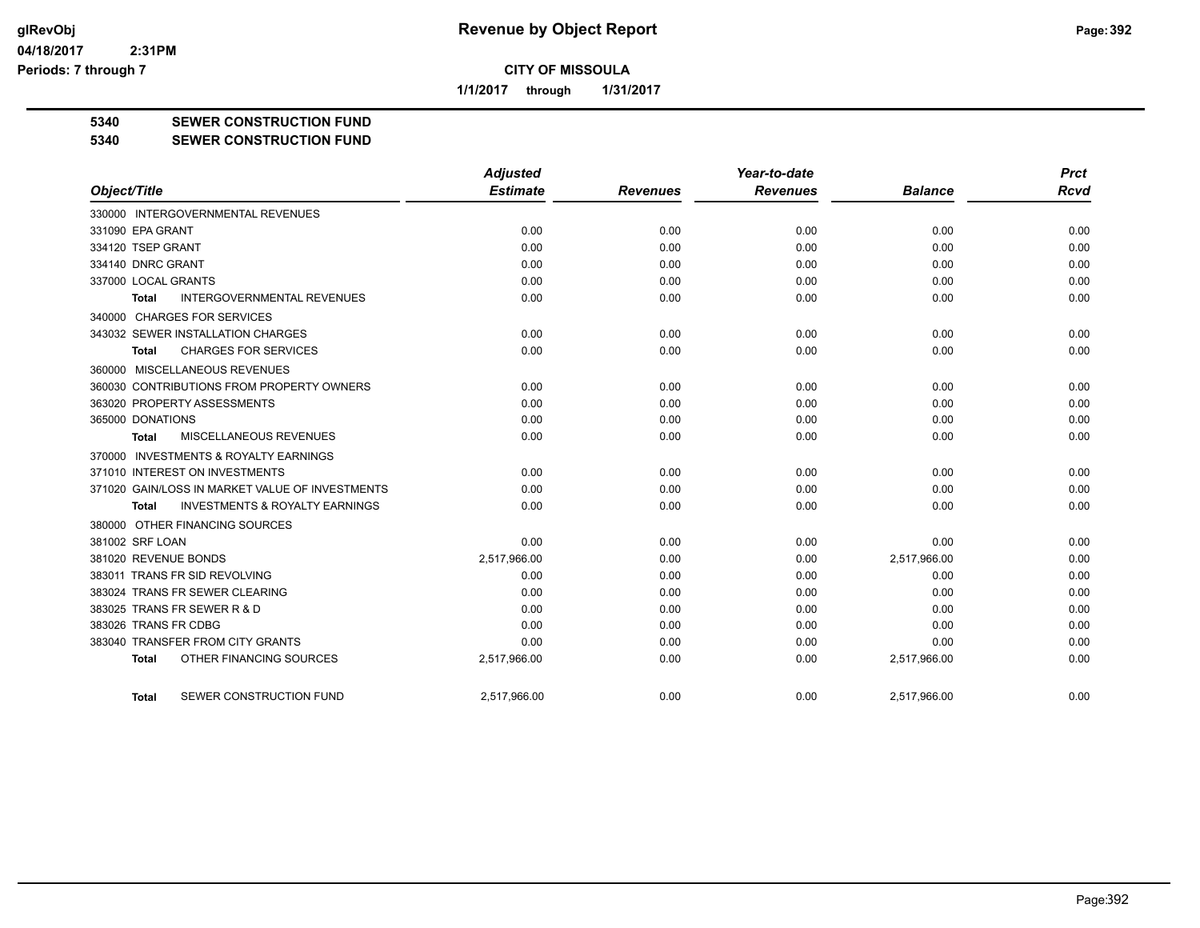# Revenue by Object Report

**CITY OF MISSOULA**

**1/1/2017 through 1/31/2017**

**glRevObj**
**04/18/2017 2:31PM**
**Periods: 7 through 7**

## 5340 SEWER CONSTRUCTION FUND
## 5340 SEWER CONSTRUCTION FUND

| Object/Title | Adjusted Estimate | Revenues | Year-to-date Revenues | Balance | Prct Rcvd |
|---|---|---|---|---|---|
| 330000 INTERGOVERNMENTAL REVENUES | | | | | |
| 331090 EPA GRANT | 0.00 | 0.00 | 0.00 | 0.00 | 0.00 |
| 334120 TSEP GRANT | 0.00 | 0.00 | 0.00 | 0.00 | 0.00 |
| 334140 DNRC GRANT | 0.00 | 0.00 | 0.00 | 0.00 | 0.00 |
| 337000 LOCAL GRANTS | 0.00 | 0.00 | 0.00 | 0.00 | 0.00 |
| **Total** INTERGOVERNMENTAL REVENUES | 0.00 | 0.00 | 0.00 | 0.00 | 0.00 |
| 340000 CHARGES FOR SERVICES | | | | | |
| 343032 SEWER INSTALLATION CHARGES | 0.00 | 0.00 | 0.00 | 0.00 | 0.00 |
| **Total** CHARGES FOR SERVICES | 0.00 | 0.00 | 0.00 | 0.00 | 0.00 |
| 360000 MISCELLANEOUS REVENUES | | | | | |
| 360030 CONTRIBUTIONS FROM PROPERTY OWNERS | 0.00 | 0.00 | 0.00 | 0.00 | 0.00 |
| 363020 PROPERTY ASSESSMENTS | 0.00 | 0.00 | 0.00 | 0.00 | 0.00 |
| 365000 DONATIONS | 0.00 | 0.00 | 0.00 | 0.00 | 0.00 |
| **Total** MISCELLANEOUS REVENUES | 0.00 | 0.00 | 0.00 | 0.00 | 0.00 |
| 370000 INVESTMENTS & ROYALTY EARNINGS | | | | | |
| 371010 INTEREST ON INVESTMENTS | 0.00 | 0.00 | 0.00 | 0.00 | 0.00 |
| 371020 GAIN/LOSS IN MARKET VALUE OF INVESTMENTS | 0.00 | 0.00 | 0.00 | 0.00 | 0.00 |
| **Total** INVESTMENTS & ROYALTY EARNINGS | 0.00 | 0.00 | 0.00 | 0.00 | 0.00 |
| 380000 OTHER FINANCING SOURCES | | | | | |
| 381002 SRF LOAN | 0.00 | 0.00 | 0.00 | 0.00 | 0.00 |
| 381020 REVENUE BONDS | 2,517,966.00 | 0.00 | 0.00 | 2,517,966.00 | 0.00 |
| 383011 TRANS FR SID REVOLVING | 0.00 | 0.00 | 0.00 | 0.00 | 0.00 |
| 383024 TRANS FR SEWER CLEARING | 0.00 | 0.00 | 0.00 | 0.00 | 0.00 |
| 383025 TRANS FR SEWER R & D | 0.00 | 0.00 | 0.00 | 0.00 | 0.00 |
| 383026 TRANS FR CDBG | 0.00 | 0.00 | 0.00 | 0.00 | 0.00 |
| 383040 TRANSFER FROM CITY GRANTS | 0.00 | 0.00 | 0.00 | 0.00 | 0.00 |
| **Total** OTHER FINANCING SOURCES | 2,517,966.00 | 0.00 | 0.00 | 2,517,966.00 | 0.00 |
| **Total** SEWER CONSTRUCTION FUND | 2,517,966.00 | 0.00 | 0.00 | 2,517,966.00 | 0.00 |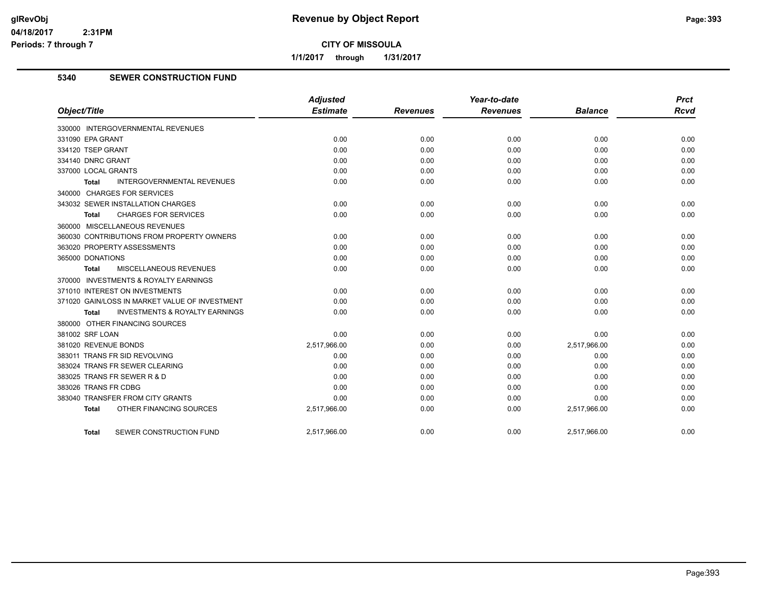**CITY OF MISSOULA**

**1/1/2017 through 1/31/2017**

## 5340 SEWER CONSTRUCTION FUND

| Object/Title | Adjusted Estimate | Revenues | Year-to-date Revenues | Balance | Prct Rcvd |
|---|---|---|---|---|---|
| 330000 INTERGOVERNMENTAL REVENUES | | | | | |
| 331090 EPA GRANT | 0.00 | 0.00 | 0.00 | 0.00 | 0.00 |
| 334120 TSEP GRANT | 0.00 | 0.00 | 0.00 | 0.00 | 0.00 |
| 334140 DNRC GRANT | 0.00 | 0.00 | 0.00 | 0.00 | 0.00 |
| 337000 LOCAL GRANTS | 0.00 | 0.00 | 0.00 | 0.00 | 0.00 |
| **Total** INTERGOVERNMENTAL REVENUES | 0.00 | 0.00 | 0.00 | 0.00 | 0.00 |
| 340000 CHARGES FOR SERVICES | | | | | |
| 343032 SEWER INSTALLATION CHARGES | 0.00 | 0.00 | 0.00 | 0.00 | 0.00 |
| **Total** CHARGES FOR SERVICES | 0.00 | 0.00 | 0.00 | 0.00 | 0.00 |
| 360000 MISCELLANEOUS REVENUES | | | | | |
| 360030 CONTRIBUTIONS FROM PROPERTY OWNERS | 0.00 | 0.00 | 0.00 | 0.00 | 0.00 |
| 363020 PROPERTY ASSESSMENTS | 0.00 | 0.00 | 0.00 | 0.00 | 0.00 |
| 365000 DONATIONS | 0.00 | 0.00 | 0.00 | 0.00 | 0.00 |
| **Total** MISCELLANEOUS REVENUES | 0.00 | 0.00 | 0.00 | 0.00 | 0.00 |
| 370000 INVESTMENTS & ROYALTY EARNINGS | | | | | |
| 371010 INTEREST ON INVESTMENTS | 0.00 | 0.00 | 0.00 | 0.00 | 0.00 |
| 371020 GAIN/LOSS IN MARKET VALUE OF INVESTMENT | 0.00 | 0.00 | 0.00 | 0.00 | 0.00 |
| **Total** INVESTMENTS & ROYALTY EARNINGS | 0.00 | 0.00 | 0.00 | 0.00 | 0.00 |
| 380000 OTHER FINANCING SOURCES | | | | | |
| 381002 SRF LOAN | 0.00 | 0.00 | 0.00 | 0.00 | 0.00 |
| 381020 REVENUE BONDS | 2,517,966.00 | 0.00 | 0.00 | 2,517,966.00 | 0.00 |
| 383011 TRANS FR SID REVOLVING | 0.00 | 0.00 | 0.00 | 0.00 | 0.00 |
| 383024 TRANS FR SEWER CLEARING | 0.00 | 0.00 | 0.00 | 0.00 | 0.00 |
| 383025 TRANS FR SEWER R & D | 0.00 | 0.00 | 0.00 | 0.00 | 0.00 |
| 383026 TRANS FR CDBG | 0.00 | 0.00 | 0.00 | 0.00 | 0.00 |
| 383040 TRANSFER FROM CITY GRANTS | 0.00 | 0.00 | 0.00 | 0.00 | 0.00 |
| **Total** OTHER FINANCING SOURCES | 2,517,966.00 | 0.00 | 0.00 | 2,517,966.00 | 0.00 |
| **Total** SEWER CONSTRUCTION FUND | 2,517,966.00 | 0.00 | 0.00 | 2,517,966.00 | 0.00 |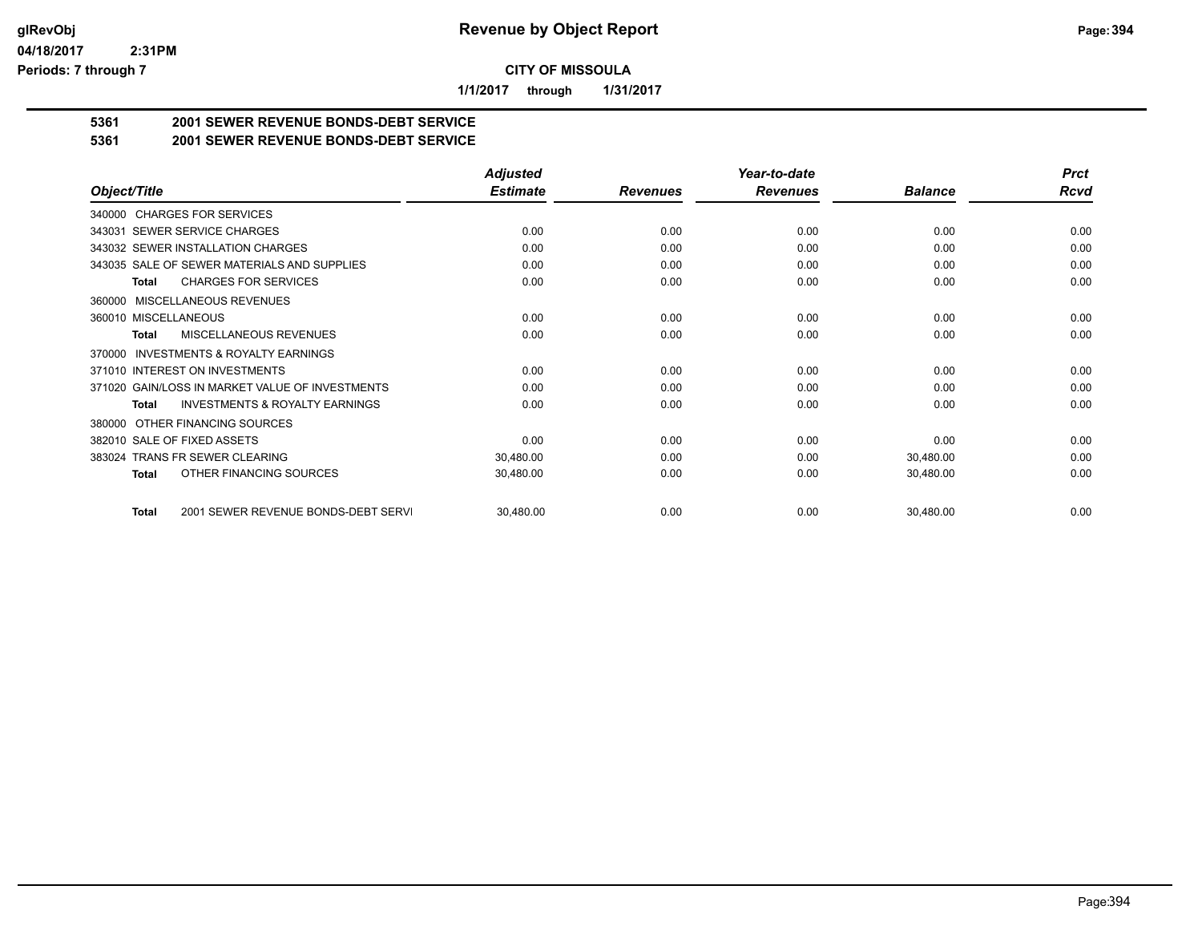**Revenue by Object Report**

**CITY OF MISSOULA**

**1/1/2017 through 1/31/2017**

glRevObj
04/18/2017 2:31PM
Periods: 7 through 7

## 5361 2001 SEWER REVENUE BONDS-DEBT SERVICE
## 5361 2001 SEWER REVENUE BONDS-DEBT SERVICE

| Object/Title | Adjusted Estimate | Revenues | Year-to-date Revenues | Balance | Prct Rcvd |
|---|---|---|---|---|---|
| 340000 CHARGES FOR SERVICES | | | | | |
| 343031 SEWER SERVICE CHARGES | 0.00 | 0.00 | 0.00 | 0.00 | 0.00 |
| 343032 SEWER INSTALLATION CHARGES | 0.00 | 0.00 | 0.00 | 0.00 | 0.00 |
| 343035 SALE OF SEWER MATERIALS AND SUPPLIES | 0.00 | 0.00 | 0.00 | 0.00 | 0.00 |
| **Total** CHARGES FOR SERVICES | 0.00 | 0.00 | 0.00 | 0.00 | 0.00 |
| 360000 MISCELLANEOUS REVENUES | | | | | |
| 360010 MISCELLANEOUS | 0.00 | 0.00 | 0.00 | 0.00 | 0.00 |
| **Total** MISCELLANEOUS REVENUES | 0.00 | 0.00 | 0.00 | 0.00 | 0.00 |
| 370000 INVESTMENTS & ROYALTY EARNINGS | | | | | |
| 371010 INTEREST ON INVESTMENTS | 0.00 | 0.00 | 0.00 | 0.00 | 0.00 |
| 371020 GAIN/LOSS IN MARKET VALUE OF INVESTMENTS | 0.00 | 0.00 | 0.00 | 0.00 | 0.00 |
| **Total** INVESTMENTS & ROYALTY EARNINGS | 0.00 | 0.00 | 0.00 | 0.00 | 0.00 |
| 380000 OTHER FINANCING SOURCES | | | | | |
| 382010 SALE OF FIXED ASSETS | 0.00 | 0.00 | 0.00 | 0.00 | 0.00 |
| 383024 TRANS FR SEWER CLEARING | 30,480.00 | 0.00 | 0.00 | 30,480.00 | 0.00 |
| **Total** OTHER FINANCING SOURCES | 30,480.00 | 0.00 | 0.00 | 30,480.00 | 0.00 |
| **Total** 2001 SEWER REVENUE BONDS-DEBT SERVI | 30,480.00 | 0.00 | 0.00 | 30,480.00 | 0.00 |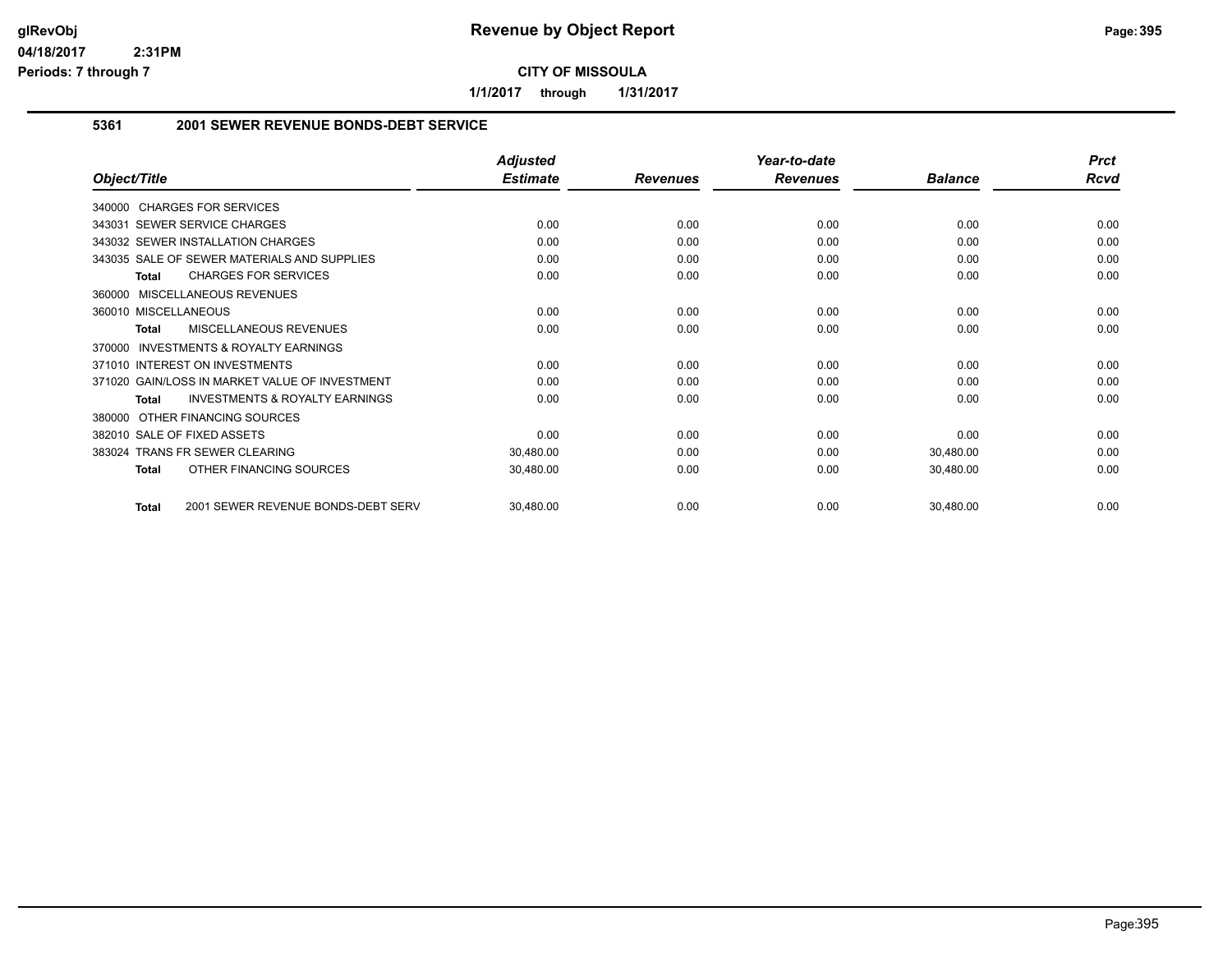# Revenue by Object Report

**CITY OF MISSOULA**

**1/1/2017 through 1/31/2017**

glRevObj
04/18/2017 2:31PM
Periods: 7 through 7

## 5361 2001 SEWER REVENUE BONDS-DEBT SERVICE

| Object/Title | Adjusted Estimate | Revenues | Year-to-date Revenues | Balance | Prct Rcvd |
|---|---|---|---|---|---|
| 340000 CHARGES FOR SERVICES | | | | | |
| 343031 SEWER SERVICE CHARGES | 0.00 | 0.00 | 0.00 | 0.00 | 0.00 |
| 343032 SEWER INSTALLATION CHARGES | 0.00 | 0.00 | 0.00 | 0.00 | 0.00 |
| 343035 SALE OF SEWER MATERIALS AND SUPPLIES | 0.00 | 0.00 | 0.00 | 0.00 | 0.00 |
| **Total** CHARGES FOR SERVICES | 0.00 | 0.00 | 0.00 | 0.00 | 0.00 |
| 360000 MISCELLANEOUS REVENUES | | | | | |
| 360010 MISCELLANEOUS | 0.00 | 0.00 | 0.00 | 0.00 | 0.00 |
| **Total** MISCELLANEOUS REVENUES | 0.00 | 0.00 | 0.00 | 0.00 | 0.00 |
| 370000 INVESTMENTS & ROYALTY EARNINGS | | | | | |
| 371010 INTEREST ON INVESTMENTS | 0.00 | 0.00 | 0.00 | 0.00 | 0.00 |
| 371020 GAIN/LOSS IN MARKET VALUE OF INVESTMENT | 0.00 | 0.00 | 0.00 | 0.00 | 0.00 |
| **Total** INVESTMENTS & ROYALTY EARNINGS | 0.00 | 0.00 | 0.00 | 0.00 | 0.00 |
| 380000 OTHER FINANCING SOURCES | | | | | |
| 382010 SALE OF FIXED ASSETS | 0.00 | 0.00 | 0.00 | 0.00 | 0.00 |
| 383024 TRANS FR SEWER CLEARING | 30,480.00 | 0.00 | 0.00 | 30,480.00 | 0.00 |
| **Total** OTHER FINANCING SOURCES | 30,480.00 | 0.00 | 0.00 | 30,480.00 | 0.00 |
| **Total** 2001 SEWER REVENUE BONDS-DEBT SERV | 30,480.00 | 0.00 | 0.00 | 30,480.00 | 0.00 |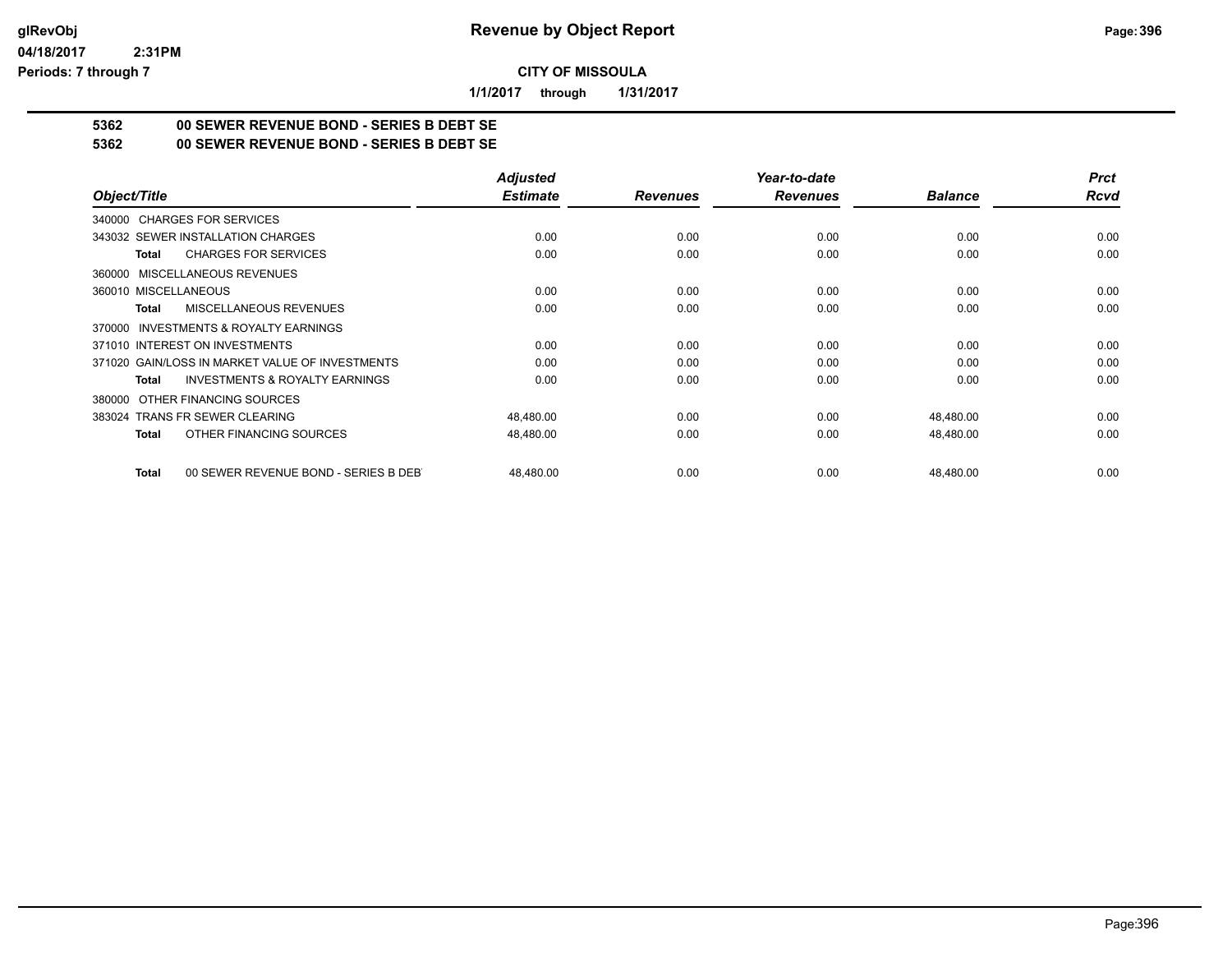# Revenue by Object Report

glRevObj
04/18/2017 2:31PM
Periods: 7 through 7

**CITY OF MISSOULA**

**1/1/2017 through 1/31/2017**

**5362 00 SEWER REVENUE BOND - SERIES B DEBT SE**
**5362 00 SEWER REVENUE BOND - SERIES B DEBT SE**

| Object/Title | Adjusted Estimate | Revenues | Year-to-date Revenues | Balance | Prct Rcvd |
|---|---|---|---|---|---|
| 340000 CHARGES FOR SERVICES | | | | | |
| 343032 SEWER INSTALLATION CHARGES | 0.00 | 0.00 | 0.00 | 0.00 | 0.00 |
| **Total** CHARGES FOR SERVICES | 0.00 | 0.00 | 0.00 | 0.00 | 0.00 |
| 360000 MISCELLANEOUS REVENUES | | | | | |
| 360010 MISCELLANEOUS | 0.00 | 0.00 | 0.00 | 0.00 | 0.00 |
| **Total** MISCELLANEOUS REVENUES | 0.00 | 0.00 | 0.00 | 0.00 | 0.00 |
| 370000 INVESTMENTS & ROYALTY EARNINGS | | | | | |
| 371010 INTEREST ON INVESTMENTS | 0.00 | 0.00 | 0.00 | 0.00 | 0.00 |
| 371020 GAIN/LOSS IN MARKET VALUE OF INVESTMENTS | 0.00 | 0.00 | 0.00 | 0.00 | 0.00 |
| **Total** INVESTMENTS & ROYALTY EARNINGS | 0.00 | 0.00 | 0.00 | 0.00 | 0.00 |
| 380000 OTHER FINANCING SOURCES | | | | | |
| 383024 TRANS FR SEWER CLEARING | 48,480.00 | 0.00 | 0.00 | 48,480.00 | 0.00 |
| **Total** OTHER FINANCING SOURCES | 48,480.00 | 0.00 | 0.00 | 48,480.00 | 0.00 |
| **Total** 00 SEWER REVENUE BOND - SERIES B DEBT | 48,480.00 | 0.00 | 0.00 | 48,480.00 | 0.00 |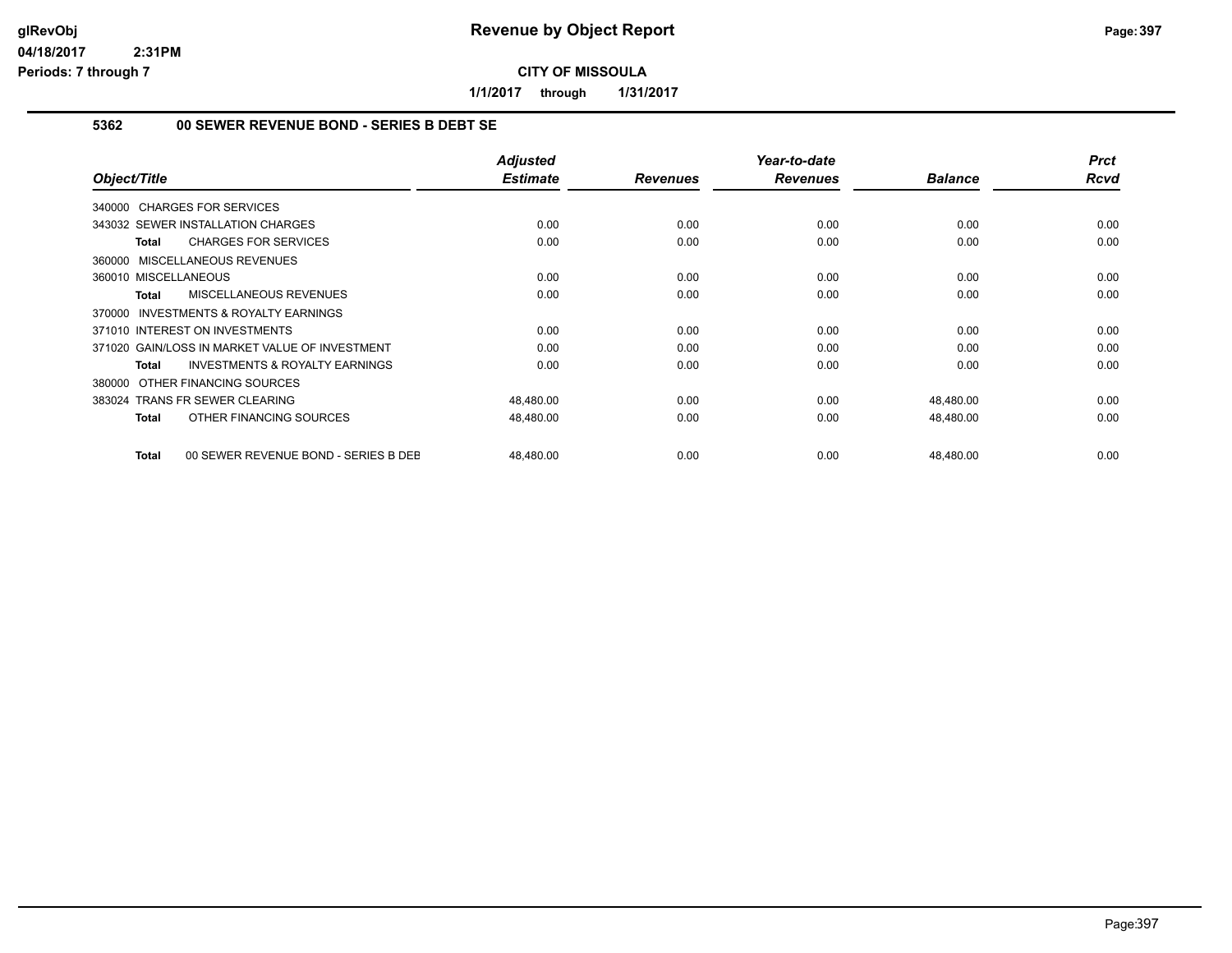# Revenue by Object Report

**CITY OF MISSOULA**

**1/1/2017 through 1/31/2017**

glRevObj
04/18/2017 2:31PM
Periods: 7 through 7

## 5362 00 SEWER REVENUE BOND - SERIES B DEBT SE

| Object/Title | Adjusted Estimate | Revenues | Year-to-date Revenues | Balance | Prct Rcvd |
|---|---|---|---|---|---|
| 340000 CHARGES FOR SERVICES | | | | | |
| 343032 SEWER INSTALLATION CHARGES | 0.00 | 0.00 | 0.00 | 0.00 | 0.00 |
| **Total** CHARGES FOR SERVICES | 0.00 | 0.00 | 0.00 | 0.00 | 0.00 |
| 360000 MISCELLANEOUS REVENUES | | | | | |
| 360010 MISCELLANEOUS | 0.00 | 0.00 | 0.00 | 0.00 | 0.00 |
| **Total** MISCELLANEOUS REVENUES | 0.00 | 0.00 | 0.00 | 0.00 | 0.00 |
| 370000 INVESTMENTS & ROYALTY EARNINGS | | | | | |
| 371010 INTEREST ON INVESTMENTS | 0.00 | 0.00 | 0.00 | 0.00 | 0.00 |
| 371020 GAIN/LOSS IN MARKET VALUE OF INVESTMENT | 0.00 | 0.00 | 0.00 | 0.00 | 0.00 |
| **Total** INVESTMENTS & ROYALTY EARNINGS | 0.00 | 0.00 | 0.00 | 0.00 | 0.00 |
| 380000 OTHER FINANCING SOURCES | | | | | |
| 383024 TRANS FR SEWER CLEARING | 48,480.00 | 0.00 | 0.00 | 48,480.00 | 0.00 |
| **Total** OTHER FINANCING SOURCES | 48,480.00 | 0.00 | 0.00 | 48,480.00 | 0.00 |
| **Total** 00 SEWER REVENUE BOND - SERIES B DEB | 48,480.00 | 0.00 | 0.00 | 48,480.00 | 0.00 |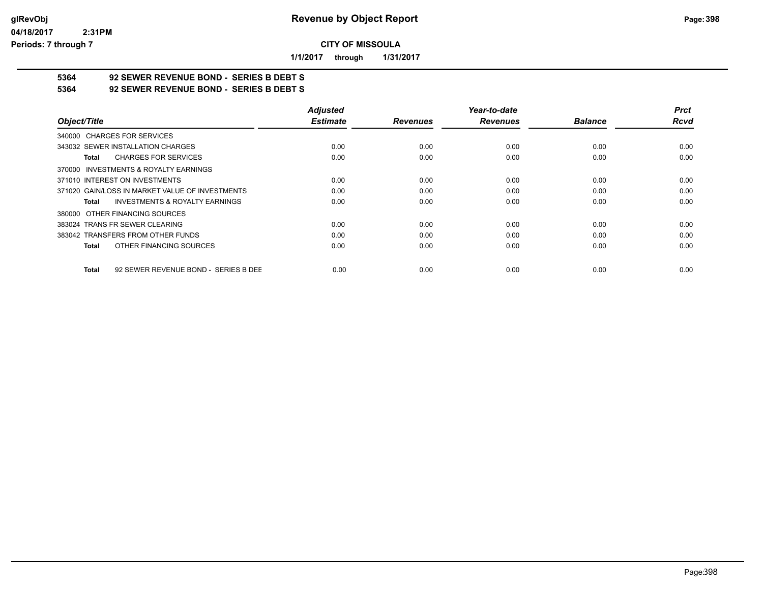# Revenue by Object Report

glRevObj
04/18/2017 2:31PM
Periods: 7 through 7

**CITY OF MISSOULA**

**1/1/2017 through 1/31/2017**

**5364 92 SEWER REVENUE BOND - SERIES B DEBT S**

**5364 92 SEWER REVENUE BOND - SERIES B DEBT S**

| Object/Title | Adjusted Estimate | Revenues | Year-to-date Revenues | Balance | Prct Rcvd |
|---|---|---|---|---|---|
| 340000 CHARGES FOR SERVICES | | | | | |
| 343032 SEWER INSTALLATION CHARGES | 0.00 | 0.00 | 0.00 | 0.00 | 0.00 |
| **Total** CHARGES FOR SERVICES | 0.00 | 0.00 | 0.00 | 0.00 | 0.00 |
| 370000 INVESTMENTS & ROYALTY EARNINGS | | | | | |
| 371010 INTEREST ON INVESTMENTS | 0.00 | 0.00 | 0.00 | 0.00 | 0.00 |
| 371020 GAIN/LOSS IN MARKET VALUE OF INVESTMENTS | 0.00 | 0.00 | 0.00 | 0.00 | 0.00 |
| **Total** INVESTMENTS & ROYALTY EARNINGS | 0.00 | 0.00 | 0.00 | 0.00 | 0.00 |
| 380000 OTHER FINANCING SOURCES | | | | | |
| 383024 TRANS FR SEWER CLEARING | 0.00 | 0.00 | 0.00 | 0.00 | 0.00 |
| 383042 TRANSFERS FROM OTHER FUNDS | 0.00 | 0.00 | 0.00 | 0.00 | 0.00 |
| **Total** OTHER FINANCING SOURCES | 0.00 | 0.00 | 0.00 | 0.00 | 0.00 |
| **Total** 92 SEWER REVENUE BOND - SERIES B DEE | 0.00 | 0.00 | 0.00 | 0.00 | 0.00 |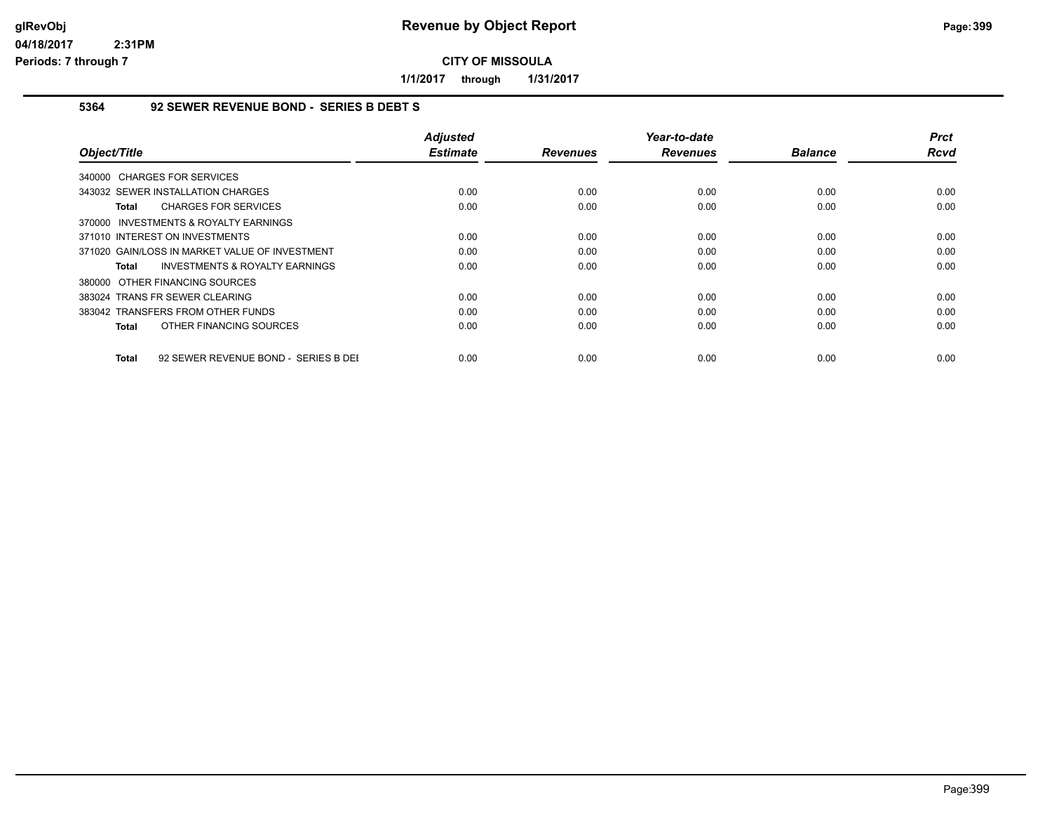# Revenue by Object Report

**CITY OF MISSOULA**

**1/1/2017 through 1/31/2017**

glRevObj
04/18/2017 2:31PM
Periods: 7 through 7

### 5364 92 SEWER REVENUE BOND - SERIES B DEBT S

| Object/Title | Adjusted Estimate | Revenues | Year-to-date Revenues | Balance | Prct Rcvd |
|---|---|---|---|---|---|
| 340000 CHARGES FOR SERVICES | | | | | |
| 343032 SEWER INSTALLATION CHARGES | 0.00 | 0.00 | 0.00 | 0.00 | 0.00 |
| **Total** CHARGES FOR SERVICES | 0.00 | 0.00 | 0.00 | 0.00 | 0.00 |
| 370000 INVESTMENTS & ROYALTY EARNINGS | | | | | |
| 371010 INTEREST ON INVESTMENTS | 0.00 | 0.00 | 0.00 | 0.00 | 0.00 |
| 371020 GAIN/LOSS IN MARKET VALUE OF INVESTMENT | 0.00 | 0.00 | 0.00 | 0.00 | 0.00 |
| **Total** INVESTMENTS & ROYALTY EARNINGS | 0.00 | 0.00 | 0.00 | 0.00 | 0.00 |
| 380000 OTHER FINANCING SOURCES | | | | | |
| 383024 TRANS FR SEWER CLEARING | 0.00 | 0.00 | 0.00 | 0.00 | 0.00 |
| 383042 TRANSFERS FROM OTHER FUNDS | 0.00 | 0.00 | 0.00 | 0.00 | 0.00 |
| **Total** OTHER FINANCING SOURCES | 0.00 | 0.00 | 0.00 | 0.00 | 0.00 |
| **Total** 92 SEWER REVENUE BOND - SERIES B DEI | 0.00 | 0.00 | 0.00 | 0.00 | 0.00 |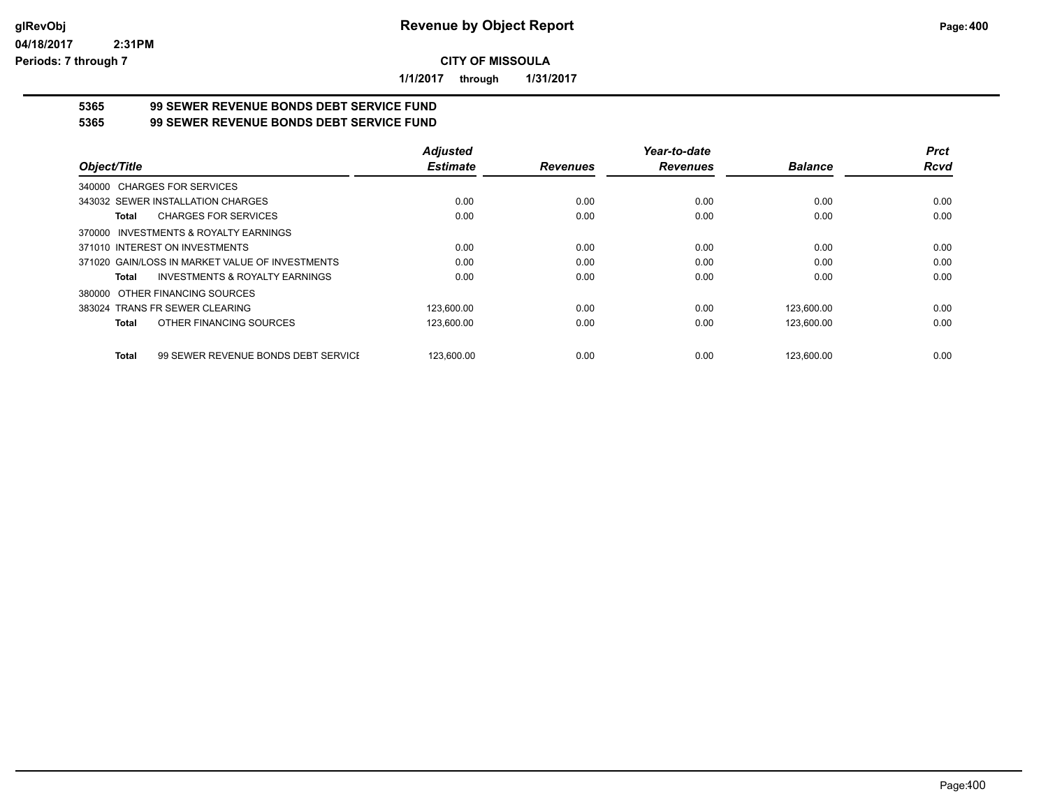# Revenue by Object Report

glRevObj
04/18/2017 2:31PM
Periods: 7 through 7

**CITY OF MISSOULA**

**1/1/2017 through 1/31/2017**

## 5365 99 SEWER REVENUE BONDS DEBT SERVICE FUND
## 5365 99 SEWER REVENUE BONDS DEBT SERVICE FUND

| Object/Title | Adjusted Estimate | Revenues | Year-to-date Revenues | Balance | Prct Rcvd |
|---|---|---|---|---|---|
| 340000 CHARGES FOR SERVICES | | | | | |
| 343032 SEWER INSTALLATION CHARGES | 0.00 | 0.00 | 0.00 | 0.00 | 0.00 |
| **Total** CHARGES FOR SERVICES | 0.00 | 0.00 | 0.00 | 0.00 | 0.00 |
| 370000 INVESTMENTS & ROYALTY EARNINGS | | | | | |
| 371010 INTEREST ON INVESTMENTS | 0.00 | 0.00 | 0.00 | 0.00 | 0.00 |
| 371020 GAIN/LOSS IN MARKET VALUE OF INVESTMENTS | 0.00 | 0.00 | 0.00 | 0.00 | 0.00 |
| **Total** INVESTMENTS & ROYALTY EARNINGS | 0.00 | 0.00 | 0.00 | 0.00 | 0.00 |
| 380000 OTHER FINANCING SOURCES | | | | | |
| 383024 TRANS FR SEWER CLEARING | 123,600.00 | 0.00 | 0.00 | 123,600.00 | 0.00 |
| **Total** OTHER FINANCING SOURCES | 123,600.00 | 0.00 | 0.00 | 123,600.00 | 0.00 |
| **Total** 99 SEWER REVENUE BONDS DEBT SERVICE | 123,600.00 | 0.00 | 0.00 | 123,600.00 | 0.00 |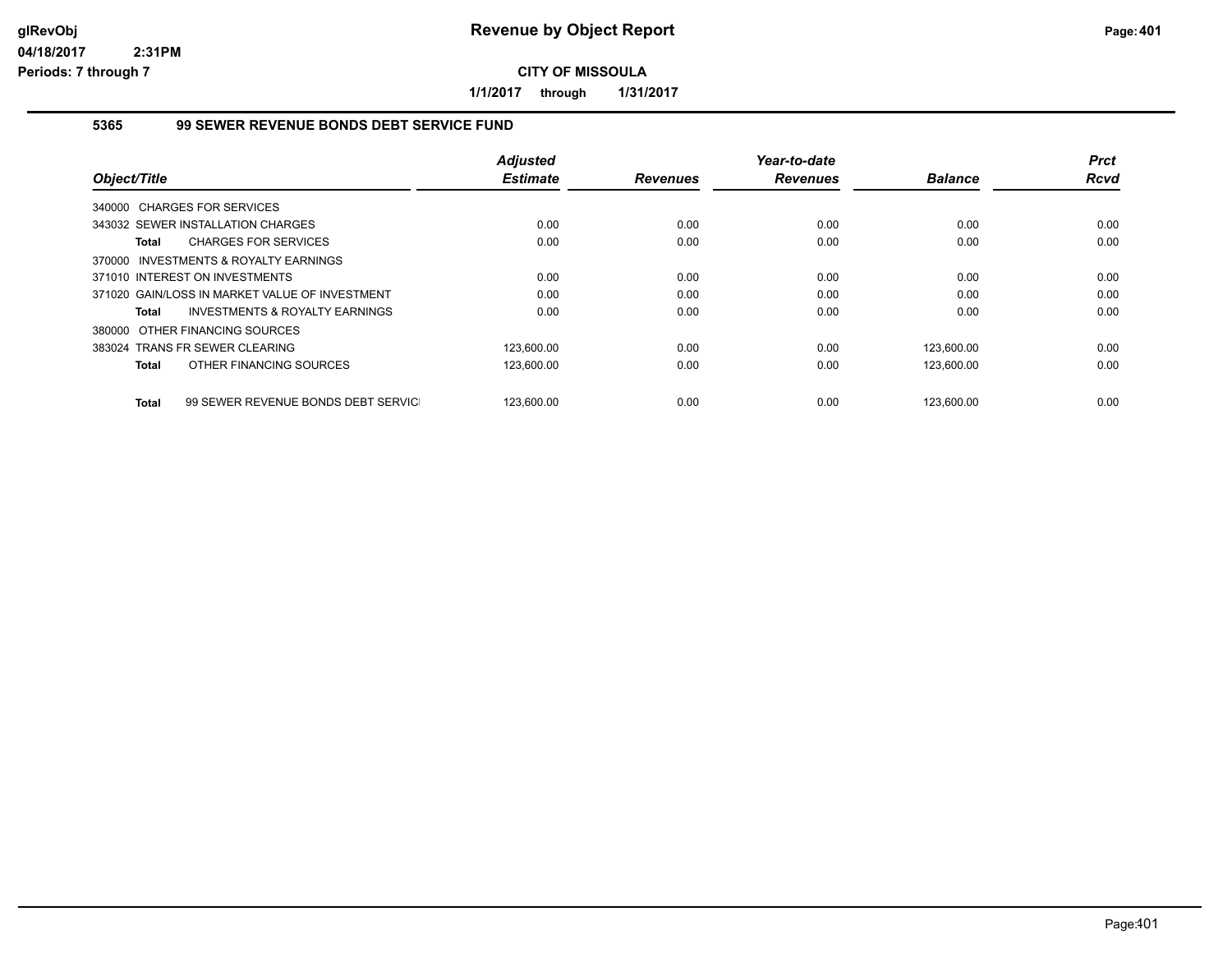# Revenue by Object Report

**CITY OF MISSOULA**

**1/1/2017 through 1/31/2017**

glRevObj
04/18/2017 2:31PM
Periods: 7 through 7

### 5365 99 SEWER REVENUE BONDS DEBT SERVICE FUND

| Object/Title | Adjusted Estimate | Revenues | Year-to-date Revenues | Balance | Prct Rcvd |
|---|---|---|---|---|---|
| 340000 CHARGES FOR SERVICES | | | | | |
| 343032 SEWER INSTALLATION CHARGES | 0.00 | 0.00 | 0.00 | 0.00 | 0.00 |
| **Total** CHARGES FOR SERVICES | 0.00 | 0.00 | 0.00 | 0.00 | 0.00 |
| 370000 INVESTMENTS & ROYALTY EARNINGS | | | | | |
| 371010 INTEREST ON INVESTMENTS | 0.00 | 0.00 | 0.00 | 0.00 | 0.00 |
| 371020 GAIN/LOSS IN MARKET VALUE OF INVESTMENT | 0.00 | 0.00 | 0.00 | 0.00 | 0.00 |
| **Total** INVESTMENTS & ROYALTY EARNINGS | 0.00 | 0.00 | 0.00 | 0.00 | 0.00 |
| 380000 OTHER FINANCING SOURCES | | | | | |
| 383024 TRANS FR SEWER CLEARING | 123,600.00 | 0.00 | 0.00 | 123,600.00 | 0.00 |
| **Total** OTHER FINANCING SOURCES | 123,600.00 | 0.00 | 0.00 | 123,600.00 | 0.00 |
| **Total** 99 SEWER REVENUE BONDS DEBT SERVICI | 123,600.00 | 0.00 | 0.00 | 123,600.00 | 0.00 |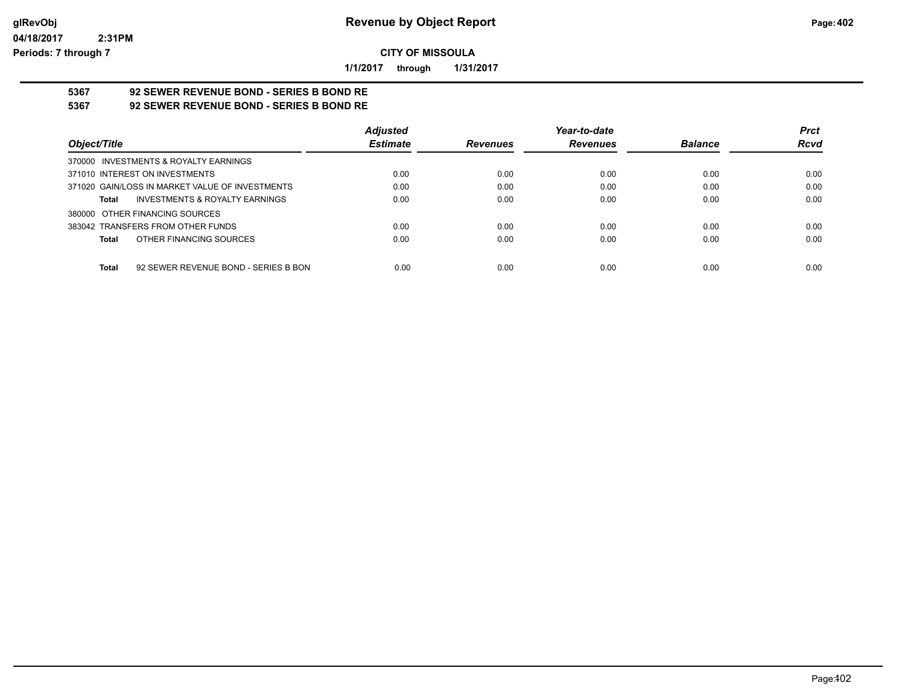glRevObj
04/18/2017 2:31PM
Periods: 7 through 7

# Revenue by Object Report

**CITY OF MISSOULA**

**1/1/2017 through 1/31/2017**

**5367 92 SEWER REVENUE BOND - SERIES B BOND RE**
**5367 92 SEWER REVENUE BOND - SERIES B BOND RE**

| Object/Title | Adjusted Estimate | Revenues | Year-to-date Revenues | Balance | Prct Rcvd |
|---|---|---|---|---|---|
| 370000 INVESTMENTS & ROYALTY EARNINGS | | | | | |
| 371010 INTEREST ON INVESTMENTS | 0.00 | 0.00 | 0.00 | 0.00 | 0.00 |
| 371020 GAIN/LOSS IN MARKET VALUE OF INVESTMENTS | 0.00 | 0.00 | 0.00 | 0.00 | 0.00 |
| **Total** INVESTMENTS & ROYALTY EARNINGS | 0.00 | 0.00 | 0.00 | 0.00 | 0.00 |
| 380000 OTHER FINANCING SOURCES | | | | | |
| 383042 TRANSFERS FROM OTHER FUNDS | 0.00 | 0.00 | 0.00 | 0.00 | 0.00 |
| **Total** OTHER FINANCING SOURCES | 0.00 | 0.00 | 0.00 | 0.00 | 0.00 |
| **Total** 92 SEWER REVENUE BOND - SERIES B BON | 0.00 | 0.00 | 0.00 | 0.00 | 0.00 |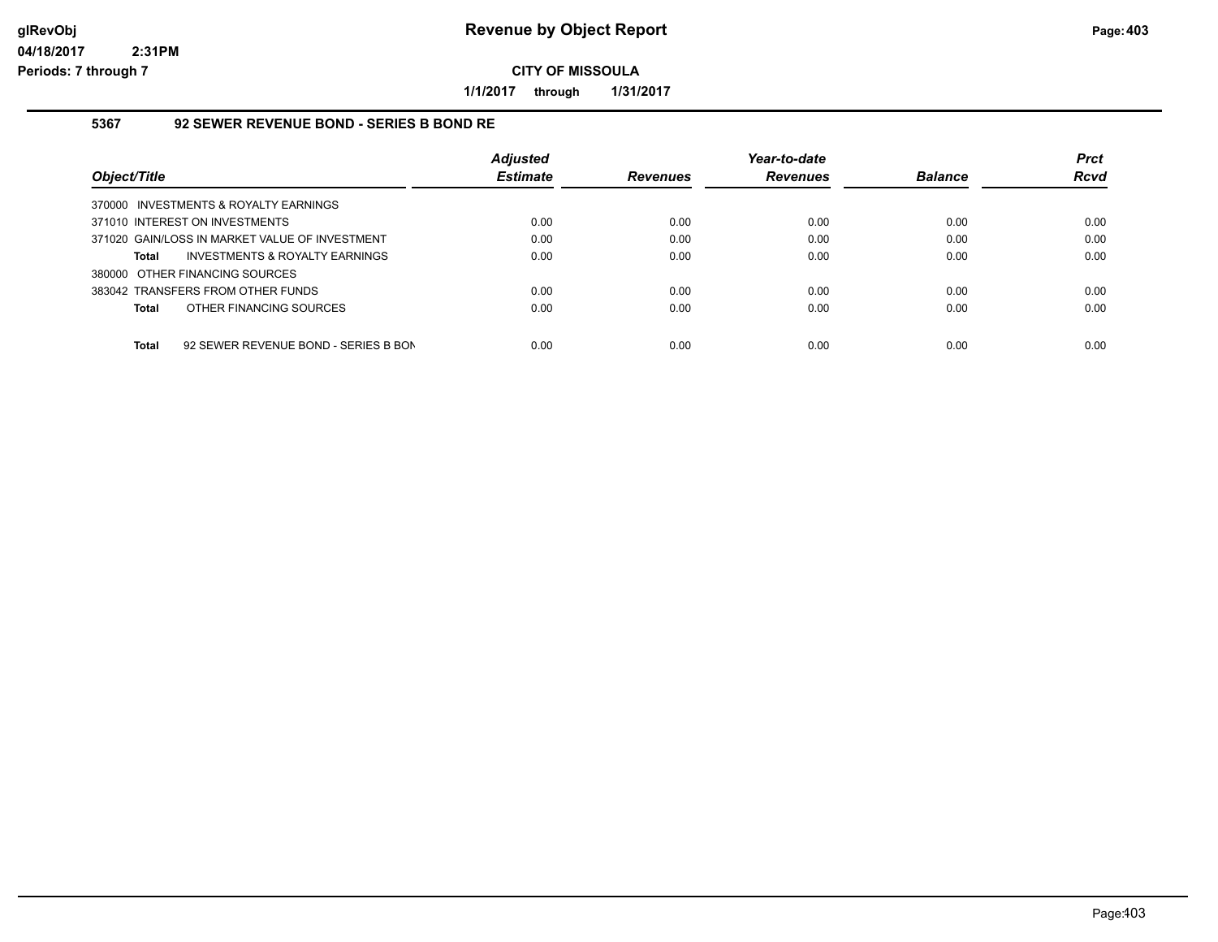# Revenue by Object Report

glRevObj
04/18/2017 2:31PM
Periods: 7 through 7

**CITY OF MISSOULA**

**1/1/2017 through 1/31/2017**

### 5367 92 SEWER REVENUE BOND - SERIES B BOND RE

| Object/Title | Adjusted Estimate | Revenues | Year-to-date Revenues | Balance | Prct Rcvd |
|---|---|---|---|---|---|
| 370000 INVESTMENTS & ROYALTY EARNINGS | | | | | |
| 371010 INTEREST ON INVESTMENTS | 0.00 | 0.00 | 0.00 | 0.00 | 0.00 |
| 371020 GAIN/LOSS IN MARKET VALUE OF INVESTMENT | 0.00 | 0.00 | 0.00 | 0.00 | 0.00 |
| **Total** INVESTMENTS & ROYALTY EARNINGS | 0.00 | 0.00 | 0.00 | 0.00 | 0.00 |
| 380000 OTHER FINANCING SOURCES | | | | | |
| 383042 TRANSFERS FROM OTHER FUNDS | 0.00 | 0.00 | 0.00 | 0.00 | 0.00 |
| **Total** OTHER FINANCING SOURCES | 0.00 | 0.00 | 0.00 | 0.00 | 0.00 |
| **Total** 92 SEWER REVENUE BOND - SERIES B BON | 0.00 | 0.00 | 0.00 | 0.00 | 0.00 |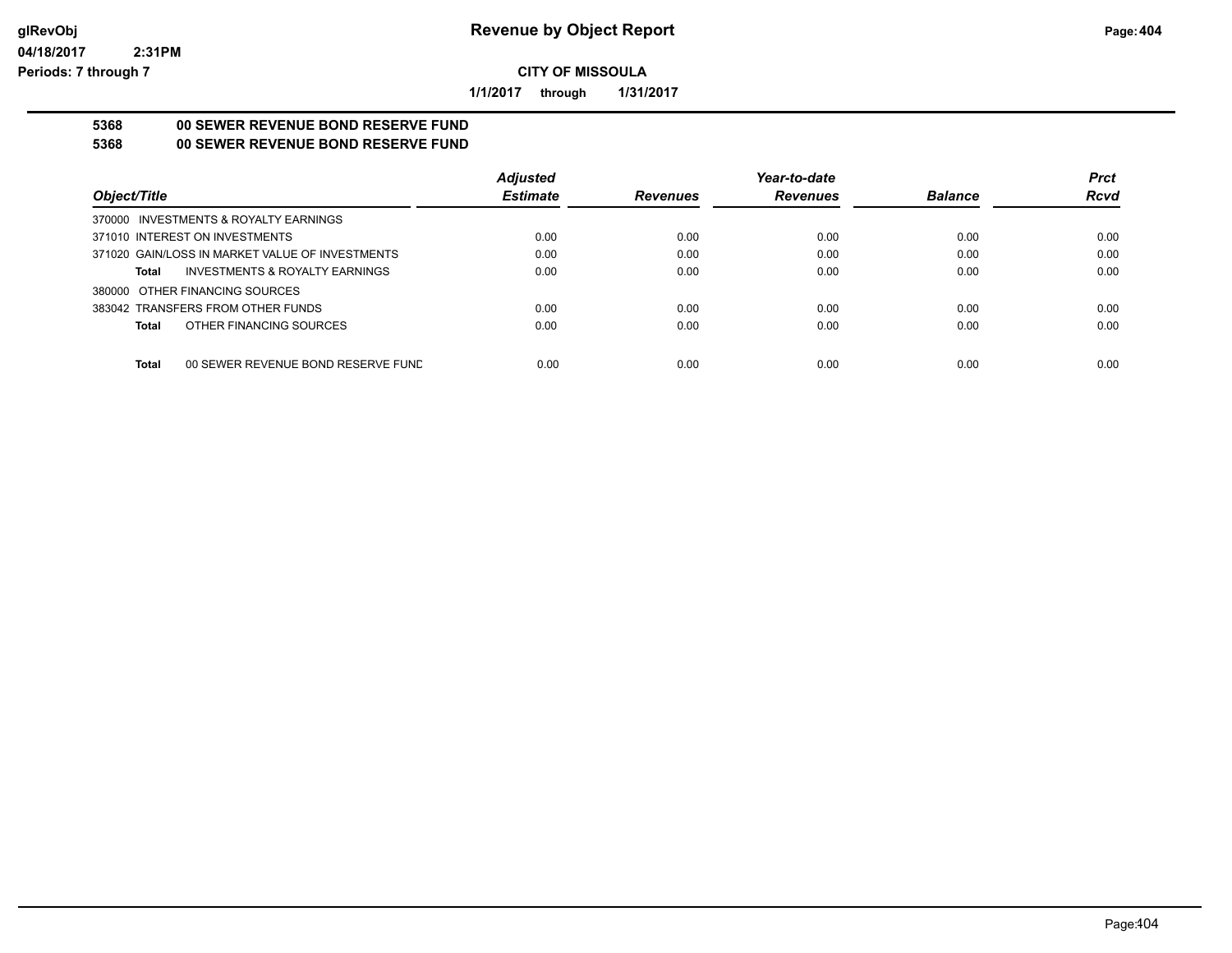# Revenue by Object Report

glRevObj
04/18/2017 2:31PM
Periods: 7 through 7

**CITY OF MISSOULA**

**1/1/2017 through 1/31/2017**

**5368 00 SEWER REVENUE BOND RESERVE FUND**
**5368 00 SEWER REVENUE BOND RESERVE FUND**

| Object/Title | Adjusted Estimate | Revenues | Year-to-date Revenues | Balance | Prct Rcvd |
|---|---|---|---|---|---|
| 370000 INVESTMENTS & ROYALTY EARNINGS | | | | | |
| 371010 INTEREST ON INVESTMENTS | 0.00 | 0.00 | 0.00 | 0.00 | 0.00 |
| 371020 GAIN/LOSS IN MARKET VALUE OF INVESTMENTS | 0.00 | 0.00 | 0.00 | 0.00 | 0.00 |
| **Total** INVESTMENTS & ROYALTY EARNINGS | 0.00 | 0.00 | 0.00 | 0.00 | 0.00 |
| 380000 OTHER FINANCING SOURCES | | | | | |
| 383042 TRANSFERS FROM OTHER FUNDS | 0.00 | 0.00 | 0.00 | 0.00 | 0.00 |
| **Total** OTHER FINANCING SOURCES | 0.00 | 0.00 | 0.00 | 0.00 | 0.00 |
| **Total** 00 SEWER REVENUE BOND RESERVE FUND | 0.00 | 0.00 | 0.00 | 0.00 | 0.00 |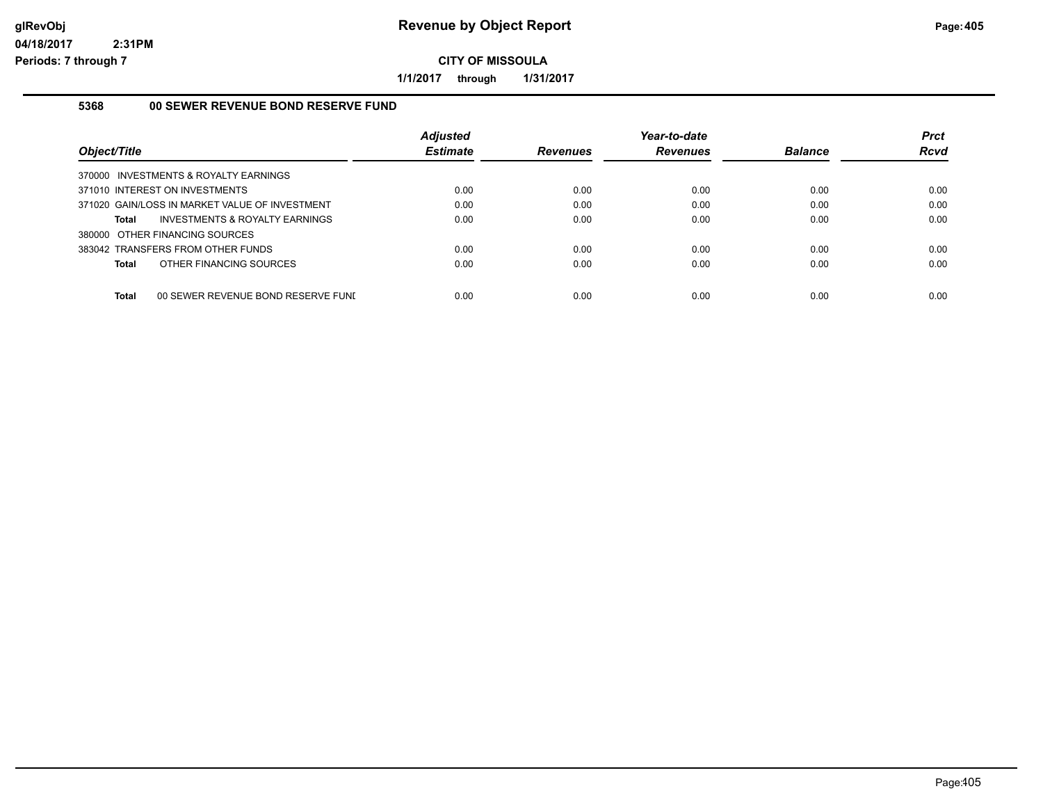**CITY OF MISSOULA**

**1/1/2017 through 1/31/2017**

## 5368 00 SEWER REVENUE BOND RESERVE FUND

| Object/Title | Adjusted Estimate | Revenues | Year-to-date Revenues | Balance | Prct Rcvd |
|---|---|---|---|---|---|
| 370000 INVESTMENTS & ROYALTY EARNINGS | | | | | |
| 371010 INTEREST ON INVESTMENTS | 0.00 | 0.00 | 0.00 | 0.00 | 0.00 |
| 371020 GAIN/LOSS IN MARKET VALUE OF INVESTMENT | 0.00 | 0.00 | 0.00 | 0.00 | 0.00 |
| **Total** INVESTMENTS & ROYALTY EARNINGS | 0.00 | 0.00 | 0.00 | 0.00 | 0.00 |
| 380000 OTHER FINANCING SOURCES | | | | | |
| 383042 TRANSFERS FROM OTHER FUNDS | 0.00 | 0.00 | 0.00 | 0.00 | 0.00 |
| **Total** OTHER FINANCING SOURCES | 0.00 | 0.00 | 0.00 | 0.00 | 0.00 |
| **Total** 00 SEWER REVENUE BOND RESERVE FUNI | 0.00 | 0.00 | 0.00 | 0.00 | 0.00 |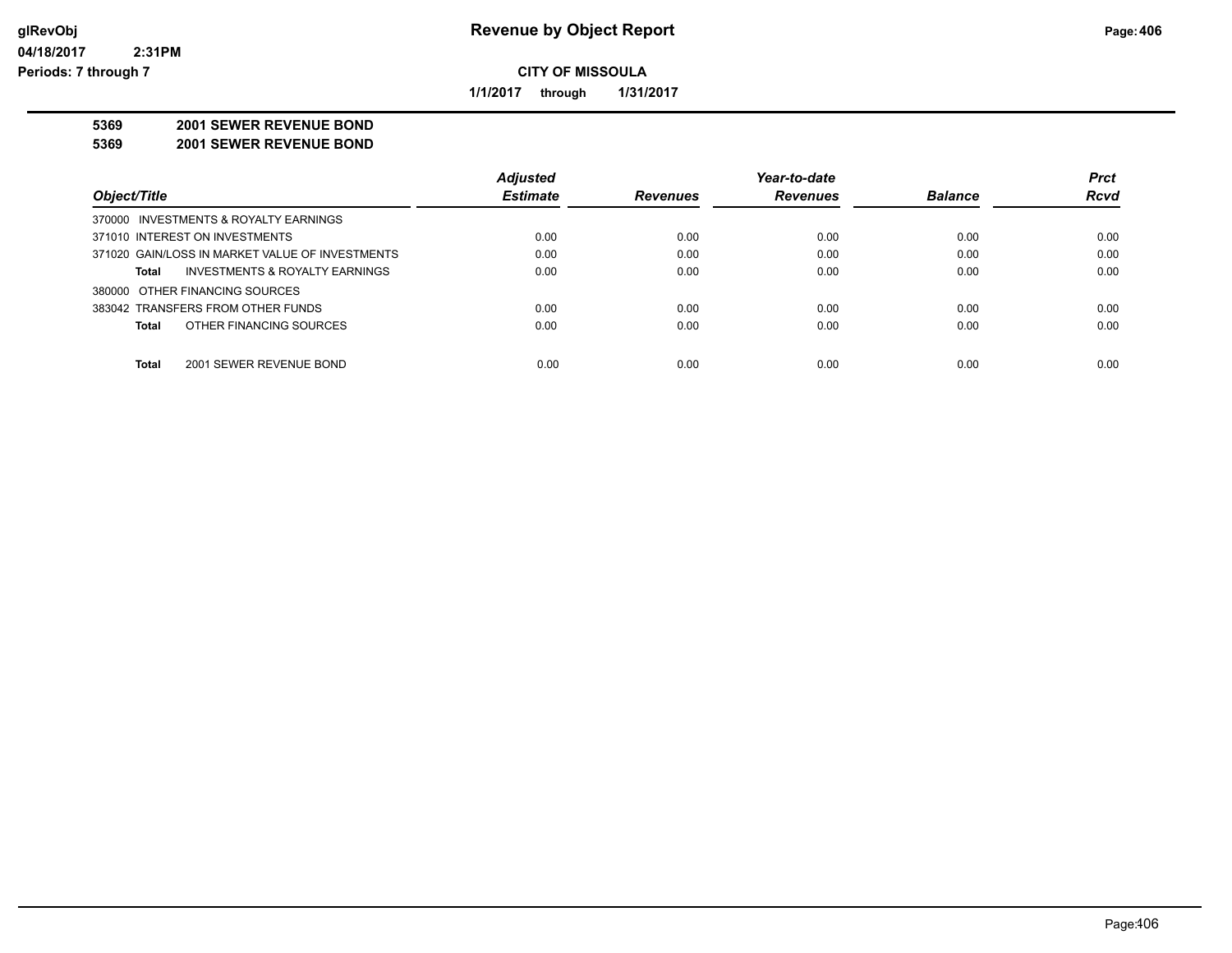# Revenue by Object Report

glRevObj
04/18/2017 2:31PM
Periods: 7 through 7

**CITY OF MISSOULA**

**1/1/2017 through 1/31/2017**

**5369 2001 SEWER REVENUE BOND**
**5369 2001 SEWER REVENUE BOND**

| Object/Title | Adjusted Estimate | Revenues | Year-to-date Revenues | Balance | Prct Rcvd |
|---|---|---|---|---|---|
| 370000 INVESTMENTS & ROYALTY EARNINGS | | | | | |
| 371010 INTEREST ON INVESTMENTS | 0.00 | 0.00 | 0.00 | 0.00 | 0.00 |
| 371020 GAIN/LOSS IN MARKET VALUE OF INVESTMENTS | 0.00 | 0.00 | 0.00 | 0.00 | 0.00 |
| **Total** INVESTMENTS & ROYALTY EARNINGS | 0.00 | 0.00 | 0.00 | 0.00 | 0.00 |
| 380000 OTHER FINANCING SOURCES | | | | | |
| 383042 TRANSFERS FROM OTHER FUNDS | 0.00 | 0.00 | 0.00 | 0.00 | 0.00 |
| **Total** OTHER FINANCING SOURCES | 0.00 | 0.00 | 0.00 | 0.00 | 0.00 |
| **Total** 2001 SEWER REVENUE BOND | 0.00 | 0.00 | 0.00 | 0.00 | 0.00 |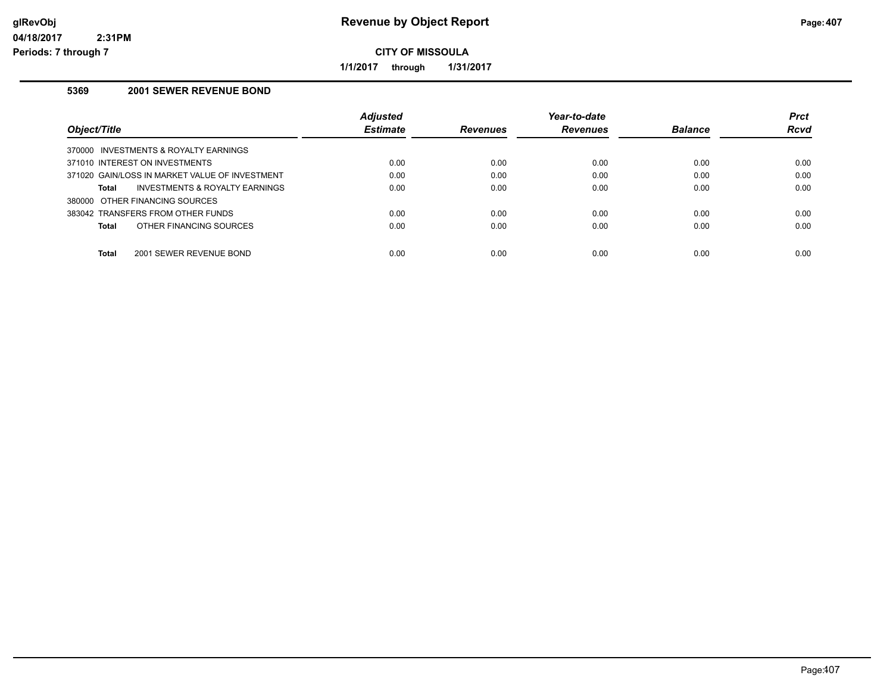# Revenue by Object Report

**CITY OF MISSOULA**

**1/1/2017 through 1/31/2017**

glRevObj
04/18/2017 2:31PM
Periods: 7 through 7

### 5369 2001 SEWER REVENUE BOND

| Object/Title | Adjusted Estimate | Revenues | Year-to-date Revenues | Balance | Prct Rcvd |
|---|---|---|---|---|---|
| 370000 INVESTMENTS & ROYALTY EARNINGS | | | | | |
| 371010 INTEREST ON INVESTMENTS | 0.00 | 0.00 | 0.00 | 0.00 | 0.00 |
| 371020 GAIN/LOSS IN MARKET VALUE OF INVESTMENT | 0.00 | 0.00 | 0.00 | 0.00 | 0.00 |
| **Total** INVESTMENTS & ROYALTY EARNINGS | 0.00 | 0.00 | 0.00 | 0.00 | 0.00 |
| 380000 OTHER FINANCING SOURCES | | | | | |
| 383042 TRANSFERS FROM OTHER FUNDS | 0.00 | 0.00 | 0.00 | 0.00 | 0.00 |
| **Total** OTHER FINANCING SOURCES | 0.00 | 0.00 | 0.00 | 0.00 | 0.00 |
| **Total** 2001 SEWER REVENUE BOND | 0.00 | 0.00 | 0.00 | 0.00 | 0.00 |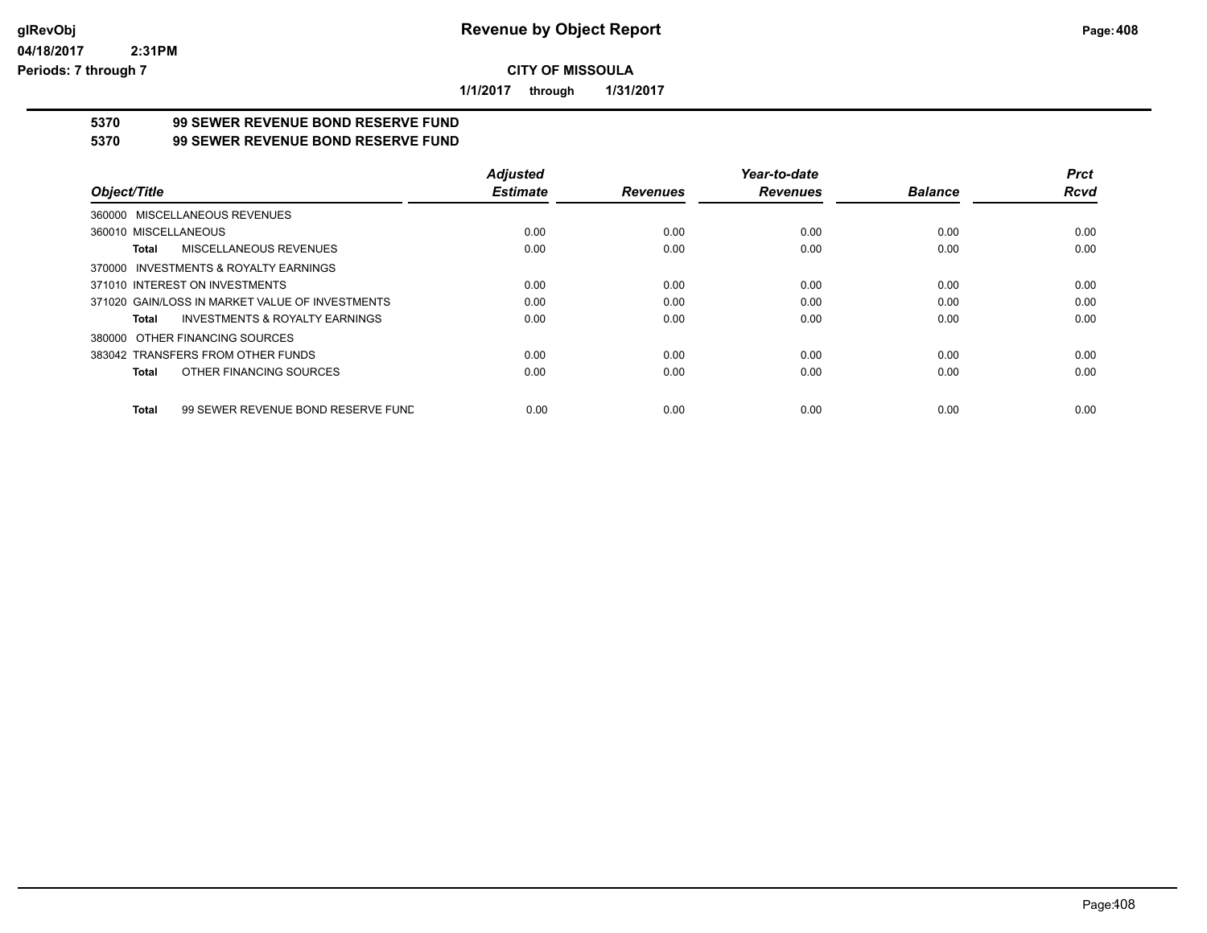glRevObj
04/18/2017 2:31PM
Periods: 7 through 7

# Revenue by Object Report

**CITY OF MISSOULA**

**1/1/2017 through 1/31/2017**

## 5370 99 SEWER REVENUE BOND RESERVE FUND
## 5370 99 SEWER REVENUE BOND RESERVE FUND

| Object/Title | Adjusted Estimate | Revenues | Year-to-date Revenues | Balance | Prct Rcvd |
|---|---|---|---|---|---|
| 360000 MISCELLANEOUS REVENUES | | | | | |
| 360010 MISCELLANEOUS | 0.00 | 0.00 | 0.00 | 0.00 | 0.00 |
| **Total** MISCELLANEOUS REVENUES | 0.00 | 0.00 | 0.00 | 0.00 | 0.00 |
| 370000 INVESTMENTS & ROYALTY EARNINGS | | | | | |
| 371010 INTEREST ON INVESTMENTS | 0.00 | 0.00 | 0.00 | 0.00 | 0.00 |
| 371020 GAIN/LOSS IN MARKET VALUE OF INVESTMENTS | 0.00 | 0.00 | 0.00 | 0.00 | 0.00 |
| **Total** INVESTMENTS & ROYALTY EARNINGS | 0.00 | 0.00 | 0.00 | 0.00 | 0.00 |
| 380000 OTHER FINANCING SOURCES | | | | | |
| 383042 TRANSFERS FROM OTHER FUNDS | 0.00 | 0.00 | 0.00 | 0.00 | 0.00 |
| **Total** OTHER FINANCING SOURCES | 0.00 | 0.00 | 0.00 | 0.00 | 0.00 |
| **Total** 99 SEWER REVENUE BOND RESERVE FUND | 0.00 | 0.00 | 0.00 | 0.00 | 0.00 |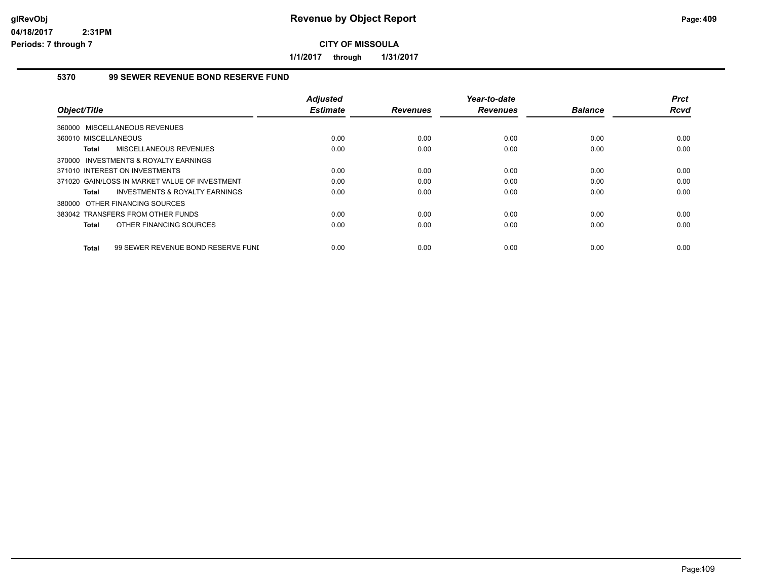# Revenue by Object Report

**CITY OF MISSOULA**

**1/1/2017 through 1/31/2017**

glRevObj
04/18/2017 2:31PM
Periods: 7 through 7

## 5370 99 SEWER REVENUE BOND RESERVE FUND

| Object/Title | Adjusted Estimate | Revenues | Year-to-date Revenues | Balance | Prct Rcvd |
|---|---|---|---|---|---|
| 360000 MISCELLANEOUS REVENUES | | | | | |
| 360010 MISCELLANEOUS | 0.00 | 0.00 | 0.00 | 0.00 | 0.00 |
| **Total** MISCELLANEOUS REVENUES | 0.00 | 0.00 | 0.00 | 0.00 | 0.00 |
| 370000 INVESTMENTS & ROYALTY EARNINGS | | | | | |
| 371010 INTEREST ON INVESTMENTS | 0.00 | 0.00 | 0.00 | 0.00 | 0.00 |
| 371020 GAIN/LOSS IN MARKET VALUE OF INVESTMENT | 0.00 | 0.00 | 0.00 | 0.00 | 0.00 |
| **Total** INVESTMENTS & ROYALTY EARNINGS | 0.00 | 0.00 | 0.00 | 0.00 | 0.00 |
| 380000 OTHER FINANCING SOURCES | | | | | |
| 383042 TRANSFERS FROM OTHER FUNDS | 0.00 | 0.00 | 0.00 | 0.00 | 0.00 |
| **Total** OTHER FINANCING SOURCES | 0.00 | 0.00 | 0.00 | 0.00 | 0.00 |
| **Total** 99 SEWER REVENUE BOND RESERVE FUNI | 0.00 | 0.00 | 0.00 | 0.00 | 0.00 |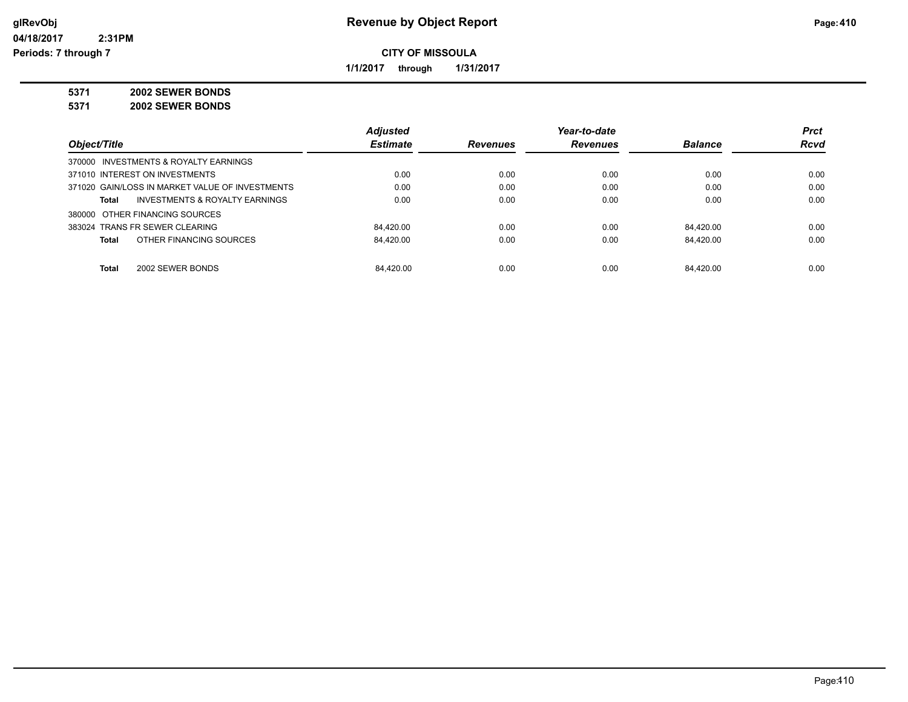# Revenue by Object Report

**CITY OF MISSOULA**

**1/1/2017 through 1/31/2017**

glRevObj
04/18/2017 2:31PM
Periods: 7 through 7

**5371 2002 SEWER BONDS**
**5371 2002 SEWER BONDS**

| Object/Title | Adjusted Estimate | Revenues | Year-to-date Revenues | Balance | Prct Rcvd |
|---|---|---|---|---|---|
| 370000 INVESTMENTS & ROYALTY EARNINGS | | | | | |
| 371010 INTEREST ON INVESTMENTS | 0.00 | 0.00 | 0.00 | 0.00 | 0.00 |
| 371020 GAIN/LOSS IN MARKET VALUE OF INVESTMENTS | 0.00 | 0.00 | 0.00 | 0.00 | 0.00 |
| **Total** INVESTMENTS & ROYALTY EARNINGS | 0.00 | 0.00 | 0.00 | 0.00 | 0.00 |
| 380000 OTHER FINANCING SOURCES | | | | | |
| 383024 TRANS FR SEWER CLEARING | 84,420.00 | 0.00 | 0.00 | 84,420.00 | 0.00 |
| **Total** OTHER FINANCING SOURCES | 84,420.00 | 0.00 | 0.00 | 84,420.00 | 0.00 |
| **Total** 2002 SEWER BONDS | 84,420.00 | 0.00 | 0.00 | 84,420.00 | 0.00 |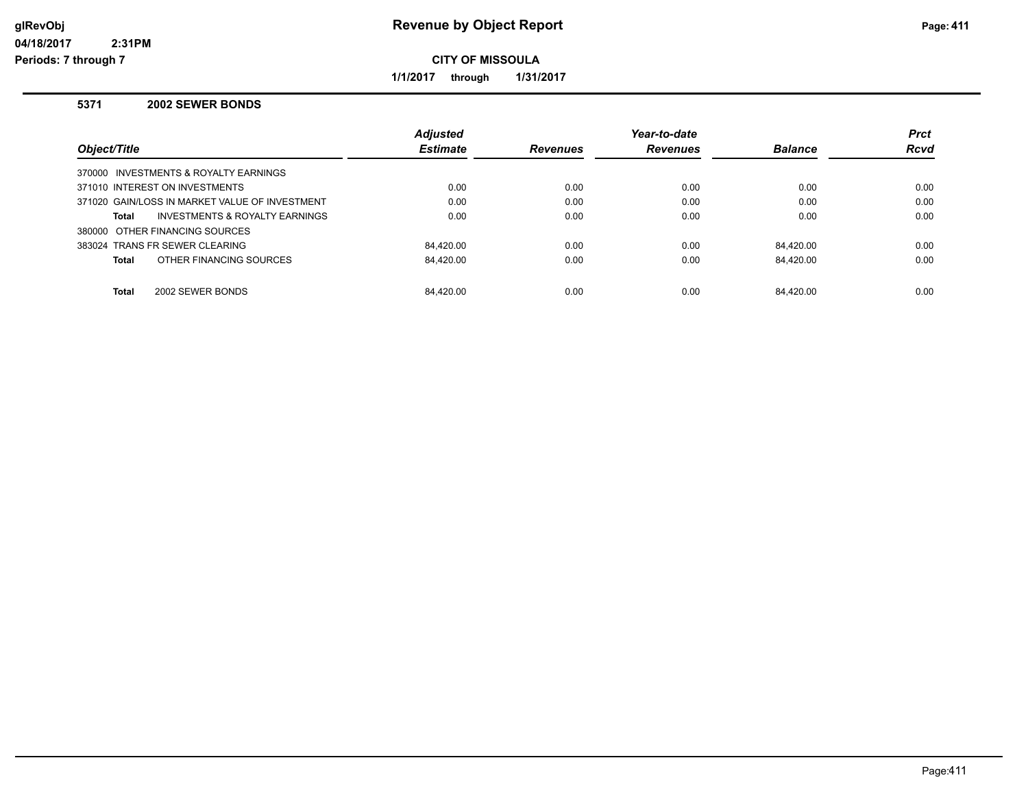# Revenue by Object Report

**CITY OF MISSOULA**

**1/1/2017 through 1/31/2017**

glRevObj
04/18/2017 2:31PM
Periods: 7 through 7

## 5371 2002 SEWER BONDS

| Object/Title | Adjusted Estimate | Revenues | Year-to-date Revenues | Balance | Prct Rcvd |
|---|---|---|---|---|---|
| 370000 INVESTMENTS & ROYALTY EARNINGS | | | | | |
| 371010 INTEREST ON INVESTMENTS | 0.00 | 0.00 | 0.00 | 0.00 | 0.00 |
| 371020 GAIN/LOSS IN MARKET VALUE OF INVESTMENT | 0.00 | 0.00 | 0.00 | 0.00 | 0.00 |
| **Total** INVESTMENTS & ROYALTY EARNINGS | 0.00 | 0.00 | 0.00 | 0.00 | 0.00 |
| 380000 OTHER FINANCING SOURCES | | | | | |
| 383024 TRANS FR SEWER CLEARING | 84,420.00 | 0.00 | 0.00 | 84,420.00 | 0.00 |
| **Total** OTHER FINANCING SOURCES | 84,420.00 | 0.00 | 0.00 | 84,420.00 | 0.00 |
| **Total** 2002 SEWER BONDS | 84,420.00 | 0.00 | 0.00 | 84,420.00 | 0.00 |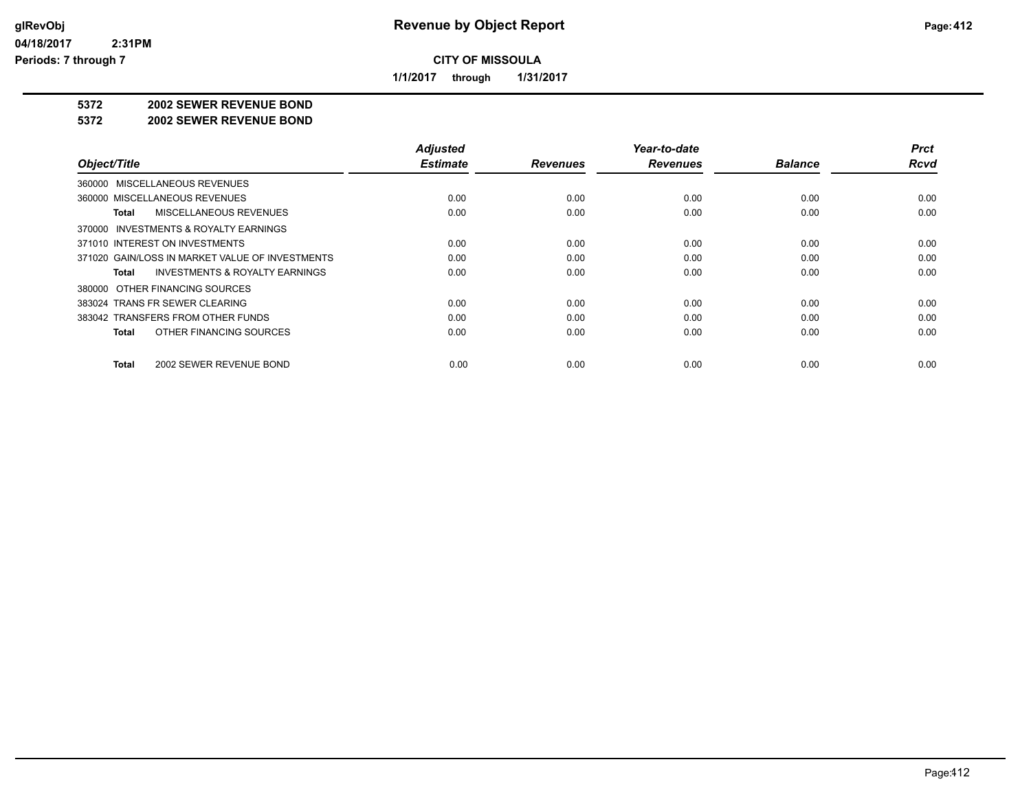# Revenue by Object Report

**CITY OF MISSOULA**

**1/1/2017 through 1/31/2017**

glRevObj
04/18/2017 2:31PM
Periods: 7 through 7

**5372 2002 SEWER REVENUE BOND**
**5372 2002 SEWER REVENUE BOND**

| Object/Title | Adjusted Estimate | Revenues | Year-to-date Revenues | Balance | Prct Rcvd |
|---|---|---|---|---|---|
| 360000 MISCELLANEOUS REVENUES | | | | | |
| 360000 MISCELLANEOUS REVENUES | 0.00 | 0.00 | 0.00 | 0.00 | 0.00 |
| **Total** MISCELLANEOUS REVENUES | 0.00 | 0.00 | 0.00 | 0.00 | 0.00 |
| 370000 INVESTMENTS & ROYALTY EARNINGS | | | | | |
| 371010 INTEREST ON INVESTMENTS | 0.00 | 0.00 | 0.00 | 0.00 | 0.00 |
| 371020 GAIN/LOSS IN MARKET VALUE OF INVESTMENTS | 0.00 | 0.00 | 0.00 | 0.00 | 0.00 |
| **Total** INVESTMENTS & ROYALTY EARNINGS | 0.00 | 0.00 | 0.00 | 0.00 | 0.00 |
| 380000 OTHER FINANCING SOURCES | | | | | |
| 383024 TRANS FR SEWER CLEARING | 0.00 | 0.00 | 0.00 | 0.00 | 0.00 |
| 383042 TRANSFERS FROM OTHER FUNDS | 0.00 | 0.00 | 0.00 | 0.00 | 0.00 |
| **Total** OTHER FINANCING SOURCES | 0.00 | 0.00 | 0.00 | 0.00 | 0.00 |
| **Total** 2002 SEWER REVENUE BOND | 0.00 | 0.00 | 0.00 | 0.00 | 0.00 |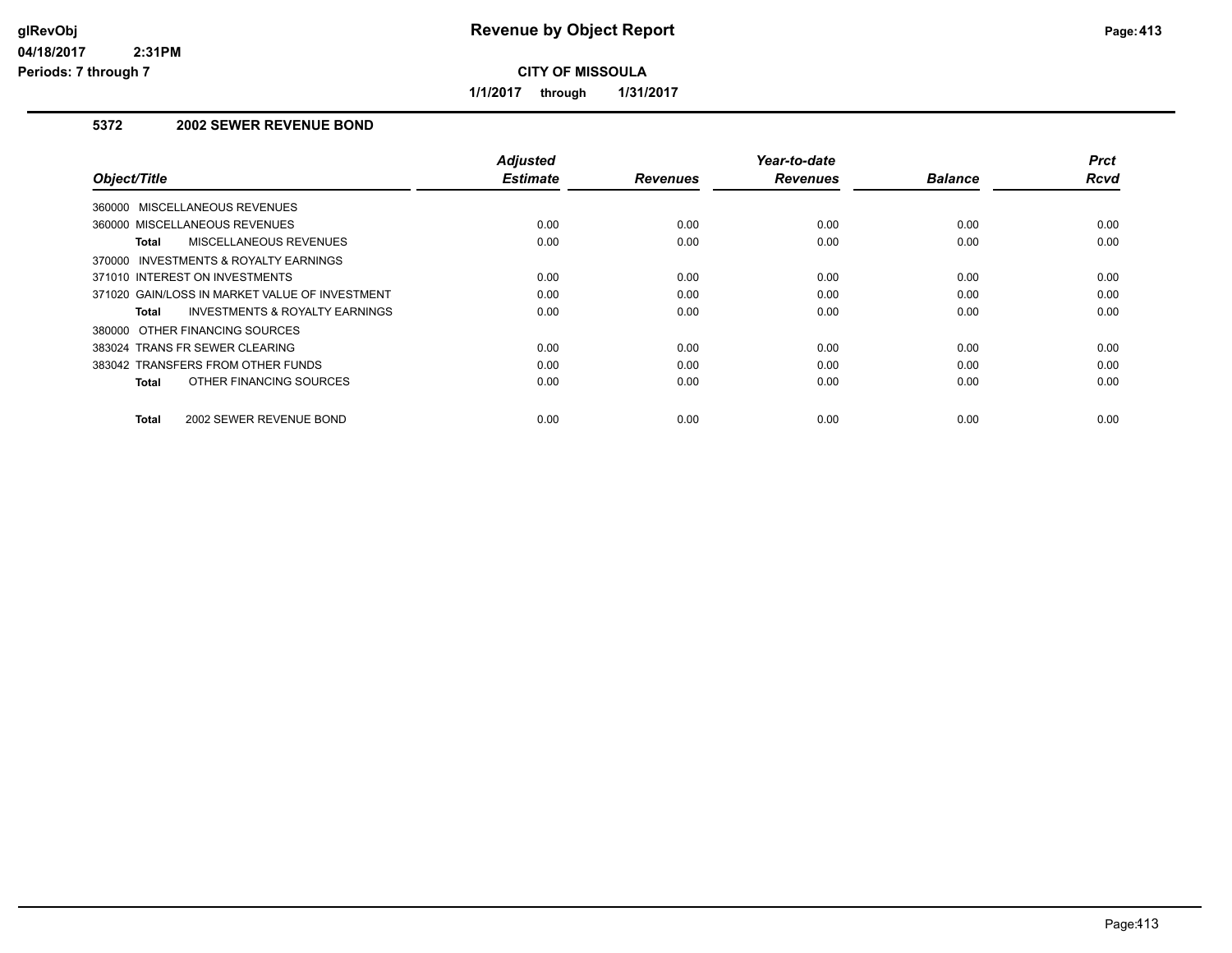**CITY OF MISSOULA**

**1/1/2017 through 1/31/2017**

### 5372 2002 SEWER REVENUE BOND

| Object/Title | Adjusted Estimate | Revenues | Year-to-date Revenues | Balance | Prct Rcvd |
|---|---|---|---|---|---|
| 360000 MISCELLANEOUS REVENUES | | | | | |
| 360000 MISCELLANEOUS REVENUES | 0.00 | 0.00 | 0.00 | 0.00 | 0.00 |
| **Total** MISCELLANEOUS REVENUES | 0.00 | 0.00 | 0.00 | 0.00 | 0.00 |
| 370000 INVESTMENTS & ROYALTY EARNINGS | | | | | |
| 371010 INTEREST ON INVESTMENTS | 0.00 | 0.00 | 0.00 | 0.00 | 0.00 |
| 371020 GAIN/LOSS IN MARKET VALUE OF INVESTMENT | 0.00 | 0.00 | 0.00 | 0.00 | 0.00 |
| **Total** INVESTMENTS & ROYALTY EARNINGS | 0.00 | 0.00 | 0.00 | 0.00 | 0.00 |
| 380000 OTHER FINANCING SOURCES | | | | | |
| 383024 TRANS FR SEWER CLEARING | 0.00 | 0.00 | 0.00 | 0.00 | 0.00 |
| 383042 TRANSFERS FROM OTHER FUNDS | 0.00 | 0.00 | 0.00 | 0.00 | 0.00 |
| **Total** OTHER FINANCING SOURCES | 0.00 | 0.00 | 0.00 | 0.00 | 0.00 |
| **Total** 2002 SEWER REVENUE BOND | 0.00 | 0.00 | 0.00 | 0.00 | 0.00 |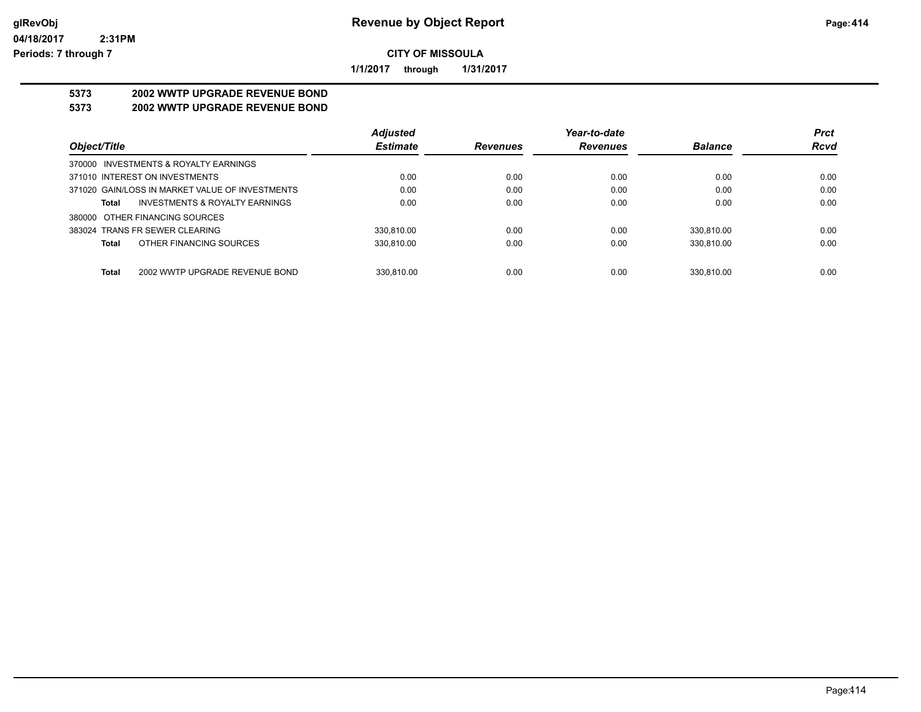**Revenue by Object Report**

**CITY OF MISSOULA**

**1/1/2017 through 1/31/2017**

glRevObj
04/18/2017 2:31PM
Periods: 7 through 7

## 5373 2002 WWTP UPGRADE REVENUE BOND
## 5373 2002 WWTP UPGRADE REVENUE BOND

| Object/Title | Adjusted Estimate | Revenues | Year-to-date Revenues | Balance | Prct Rcvd |
|---|---|---|---|---|---|
| 370000 INVESTMENTS & ROYALTY EARNINGS | | | | | |
| 371010 INTEREST ON INVESTMENTS | 0.00 | 0.00 | 0.00 | 0.00 | 0.00 |
| 371020 GAIN/LOSS IN MARKET VALUE OF INVESTMENTS | 0.00 | 0.00 | 0.00 | 0.00 | 0.00 |
| **Total** INVESTMENTS & ROYALTY EARNINGS | 0.00 | 0.00 | 0.00 | 0.00 | 0.00 |
| 380000 OTHER FINANCING SOURCES | | | | | |
| 383024 TRANS FR SEWER CLEARING | 330,810.00 | 0.00 | 0.00 | 330,810.00 | 0.00 |
| **Total** OTHER FINANCING SOURCES | 330,810.00 | 0.00 | 0.00 | 330,810.00 | 0.00 |
| **Total** 2002 WWTP UPGRADE REVENUE BOND | 330,810.00 | 0.00 | 0.00 | 330,810.00 | 0.00 |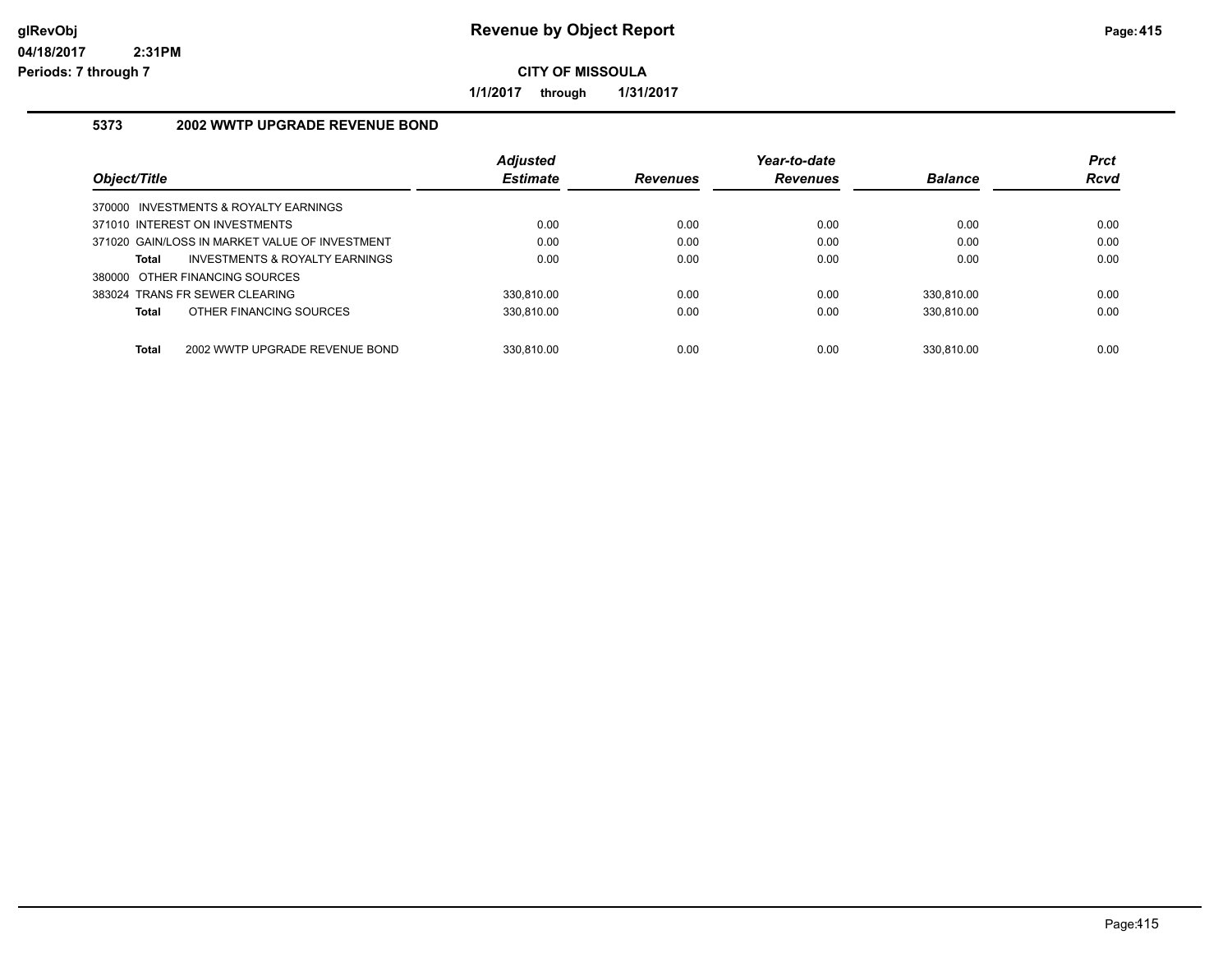# Revenue by Object Report

glRevObj
04/18/2017 2:31PM
Periods: 7 through 7

**CITY OF MISSOULA**

**1/1/2017 through 1/31/2017**

## 5373 2002 WWTP UPGRADE REVENUE BOND

| Object/Title | Adjusted Estimate | Revenues | Year-to-date Revenues | Balance | Prct Rcvd |
|---|---|---|---|---|---|
| 370000 INVESTMENTS & ROYALTY EARNINGS | | | | | |
| 371010 INTEREST ON INVESTMENTS | 0.00 | 0.00 | 0.00 | 0.00 | 0.00 |
| 371020 GAIN/LOSS IN MARKET VALUE OF INVESTMENT | 0.00 | 0.00 | 0.00 | 0.00 | 0.00 |
| **Total** INVESTMENTS & ROYALTY EARNINGS | 0.00 | 0.00 | 0.00 | 0.00 | 0.00 |
| 380000 OTHER FINANCING SOURCES | | | | | |
| 383024 TRANS FR SEWER CLEARING | 330,810.00 | 0.00 | 0.00 | 330,810.00 | 0.00 |
| **Total** OTHER FINANCING SOURCES | 330,810.00 | 0.00 | 0.00 | 330,810.00 | 0.00 |
| **Total** 2002 WWTP UPGRADE REVENUE BOND | 330,810.00 | 0.00 | 0.00 | 330,810.00 | 0.00 |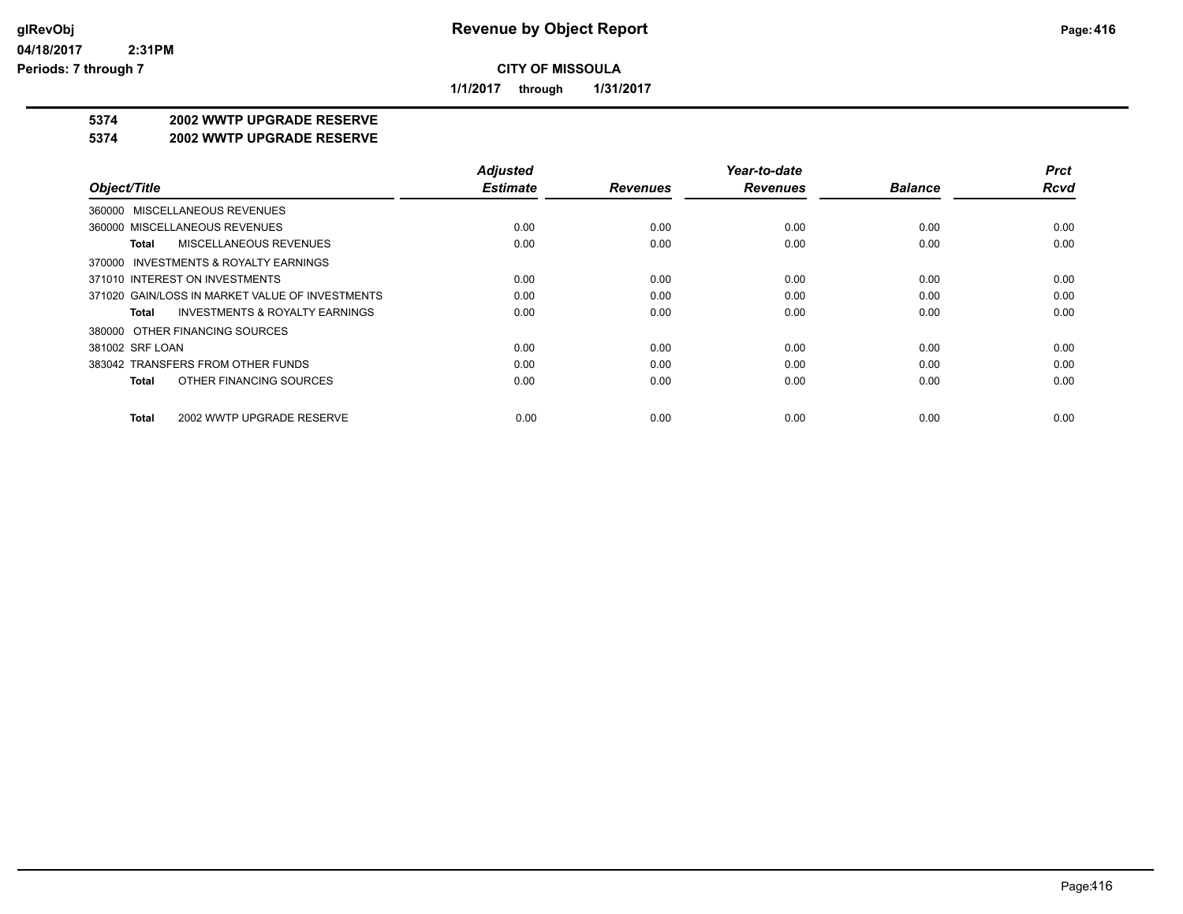**Revenue by Object Report**

glRevObj
04/18/2017 2:31PM
Periods: 7 through 7

**CITY OF MISSOULA**

**1/1/2017 through 1/31/2017**

## 5374 2002 WWTP UPGRADE RESERVE
## 5374 2002 WWTP UPGRADE RESERVE

| Object/Title | Adjusted Estimate | Revenues | Year-to-date Revenues | Balance | Prct Rcvd |
|---|---|---|---|---|---|
| 360000 MISCELLANEOUS REVENUES | | | | | |
| 360000 MISCELLANEOUS REVENUES | 0.00 | 0.00 | 0.00 | 0.00 | 0.00 |
| **Total** MISCELLANEOUS REVENUES | 0.00 | 0.00 | 0.00 | 0.00 | 0.00 |
| 370000 INVESTMENTS & ROYALTY EARNINGS | | | | | |
| 371010 INTEREST ON INVESTMENTS | 0.00 | 0.00 | 0.00 | 0.00 | 0.00 |
| 371020 GAIN/LOSS IN MARKET VALUE OF INVESTMENTS | 0.00 | 0.00 | 0.00 | 0.00 | 0.00 |
| **Total** INVESTMENTS & ROYALTY EARNINGS | 0.00 | 0.00 | 0.00 | 0.00 | 0.00 |
| 380000 OTHER FINANCING SOURCES | | | | | |
| 381002 SRF LOAN | 0.00 | 0.00 | 0.00 | 0.00 | 0.00 |
| 383042 TRANSFERS FROM OTHER FUNDS | 0.00 | 0.00 | 0.00 | 0.00 | 0.00 |
| **Total** OTHER FINANCING SOURCES | 0.00 | 0.00 | 0.00 | 0.00 | 0.00 |
| **Total** 2002 WWTP UPGRADE RESERVE | 0.00 | 0.00 | 0.00 | 0.00 | 0.00 |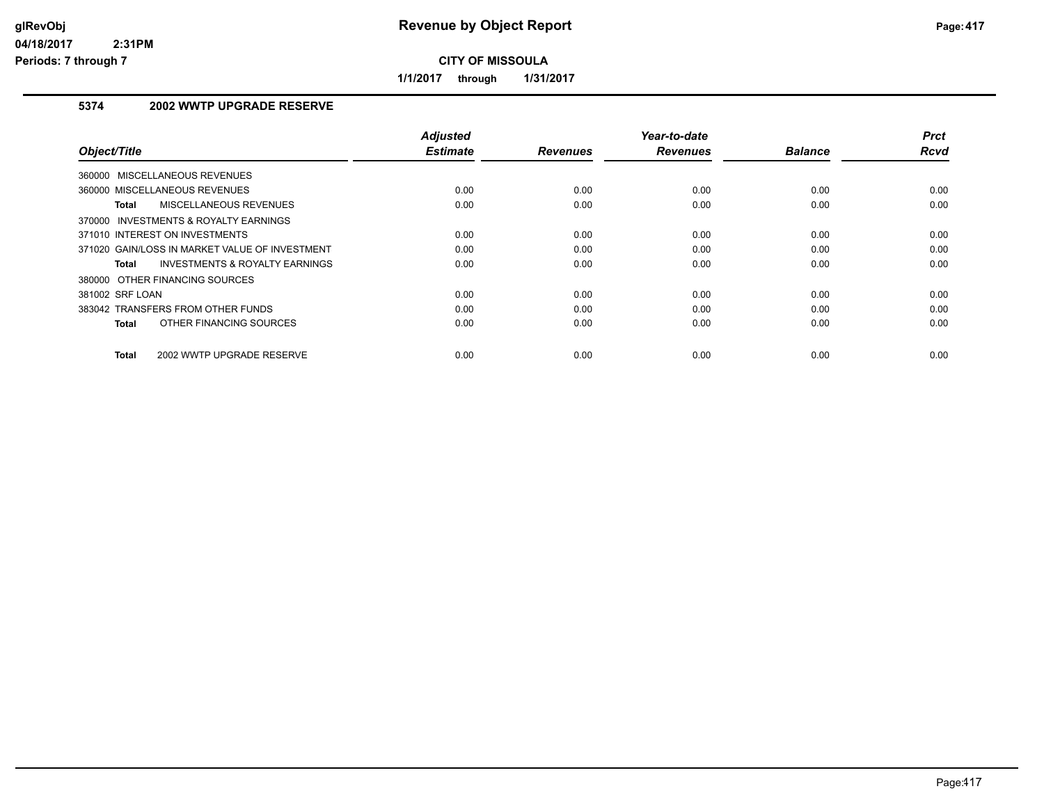# Revenue by Object Report

**CITY OF MISSOULA**

**1/1/2017 through 1/31/2017**

glRevObj
04/18/2017 2:31PM
Periods: 7 through 7

## 5374 2002 WWTP UPGRADE RESERVE

| Object/Title | Adjusted Estimate | Revenues | Year-to-date Revenues | Balance | Prct Rcvd |
|---|---|---|---|---|---|
| 360000 MISCELLANEOUS REVENUES | | | | | |
| 360000 MISCELLANEOUS REVENUES | 0.00 | 0.00 | 0.00 | 0.00 | 0.00 |
| **Total** MISCELLANEOUS REVENUES | 0.00 | 0.00 | 0.00 | 0.00 | 0.00 |
| 370000 INVESTMENTS & ROYALTY EARNINGS | | | | | |
| 371010 INTEREST ON INVESTMENTS | 0.00 | 0.00 | 0.00 | 0.00 | 0.00 |
| 371020 GAIN/LOSS IN MARKET VALUE OF INVESTMENT | 0.00 | 0.00 | 0.00 | 0.00 | 0.00 |
| **Total** INVESTMENTS & ROYALTY EARNINGS | 0.00 | 0.00 | 0.00 | 0.00 | 0.00 |
| 380000 OTHER FINANCING SOURCES | | | | | |
| 381002 SRF LOAN | 0.00 | 0.00 | 0.00 | 0.00 | 0.00 |
| 383042 TRANSFERS FROM OTHER FUNDS | 0.00 | 0.00 | 0.00 | 0.00 | 0.00 |
| **Total** OTHER FINANCING SOURCES | 0.00 | 0.00 | 0.00 | 0.00 | 0.00 |
| **Total** 2002 WWTP UPGRADE RESERVE | 0.00 | 0.00 | 0.00 | 0.00 | 0.00 |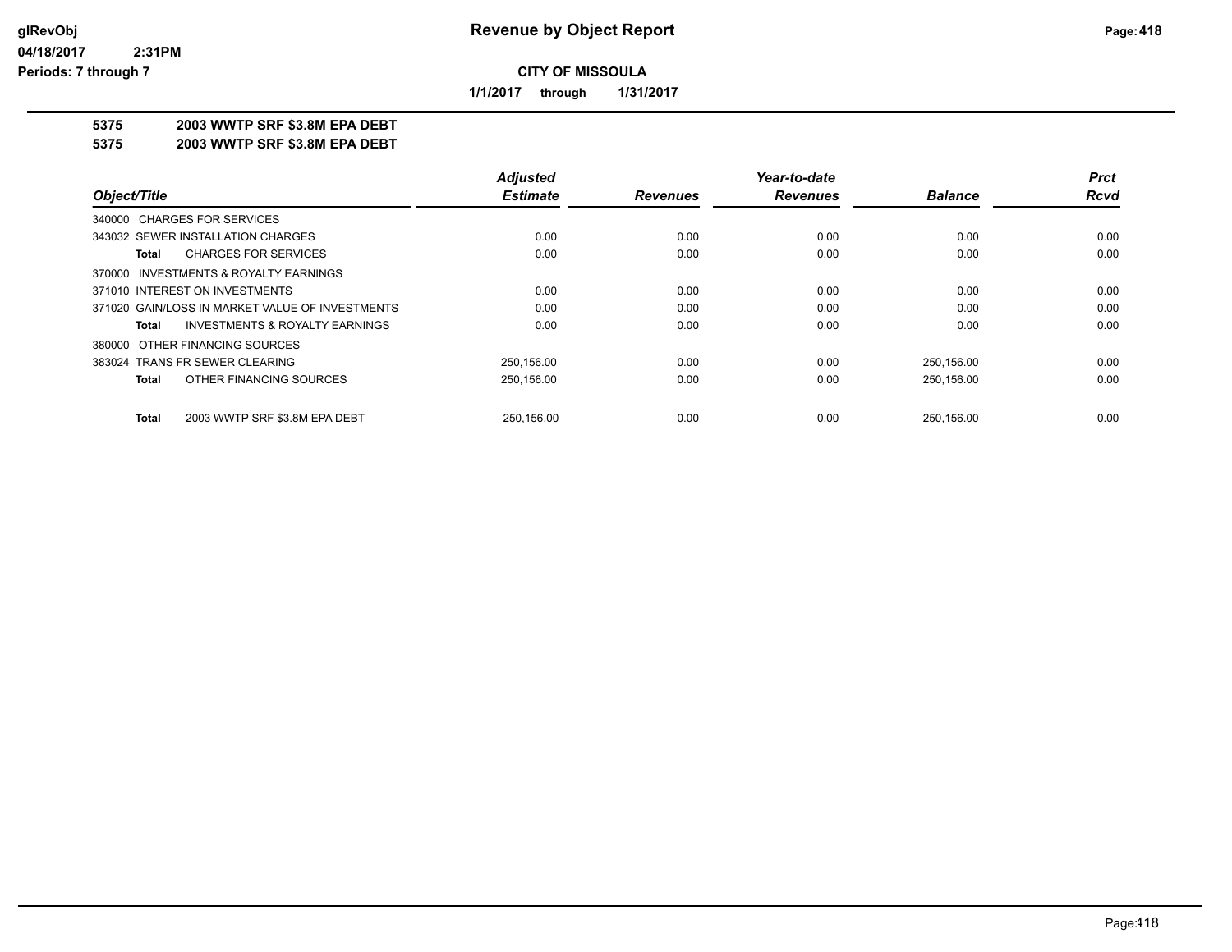**Revenue by Object Report**

**CITY OF MISSOULA**

**1/1/2017 through 1/31/2017**

glRevObj
04/18/2017 2:31PM
Periods: 7 through 7

## 5375 2003 WWTP SRF $3.8M EPA DEBT
## 5375 2003 WWTP SRF $3.8M EPA DEBT

| Object/Title | Adjusted Estimate | Revenues | Year-to-date Revenues | Balance | Prct Rcvd |
|---|---|---|---|---|---|
| 340000 CHARGES FOR SERVICES | | | | | |
| 343032 SEWER INSTALLATION CHARGES | 0.00 | 0.00 | 0.00 | 0.00 | 0.00 |
| **Total** CHARGES FOR SERVICES | 0.00 | 0.00 | 0.00 | 0.00 | 0.00 |
| 370000 INVESTMENTS & ROYALTY EARNINGS | | | | | |
| 371010 INTEREST ON INVESTMENTS | 0.00 | 0.00 | 0.00 | 0.00 | 0.00 |
| 371020 GAIN/LOSS IN MARKET VALUE OF INVESTMENTS | 0.00 | 0.00 | 0.00 | 0.00 | 0.00 |
| **Total** INVESTMENTS & ROYALTY EARNINGS | 0.00 | 0.00 | 0.00 | 0.00 | 0.00 |
| 380000 OTHER FINANCING SOURCES | | | | | |
| 383024 TRANS FR SEWER CLEARING | 250,156.00 | 0.00 | 0.00 | 250,156.00 | 0.00 |
| **Total** OTHER FINANCING SOURCES | 250,156.00 | 0.00 | 0.00 | 250,156.00 | 0.00 |
| **Total** 2003 WWTP SRF $3.8M EPA DEBT | 250,156.00 | 0.00 | 0.00 | 250,156.00 | 0.00 |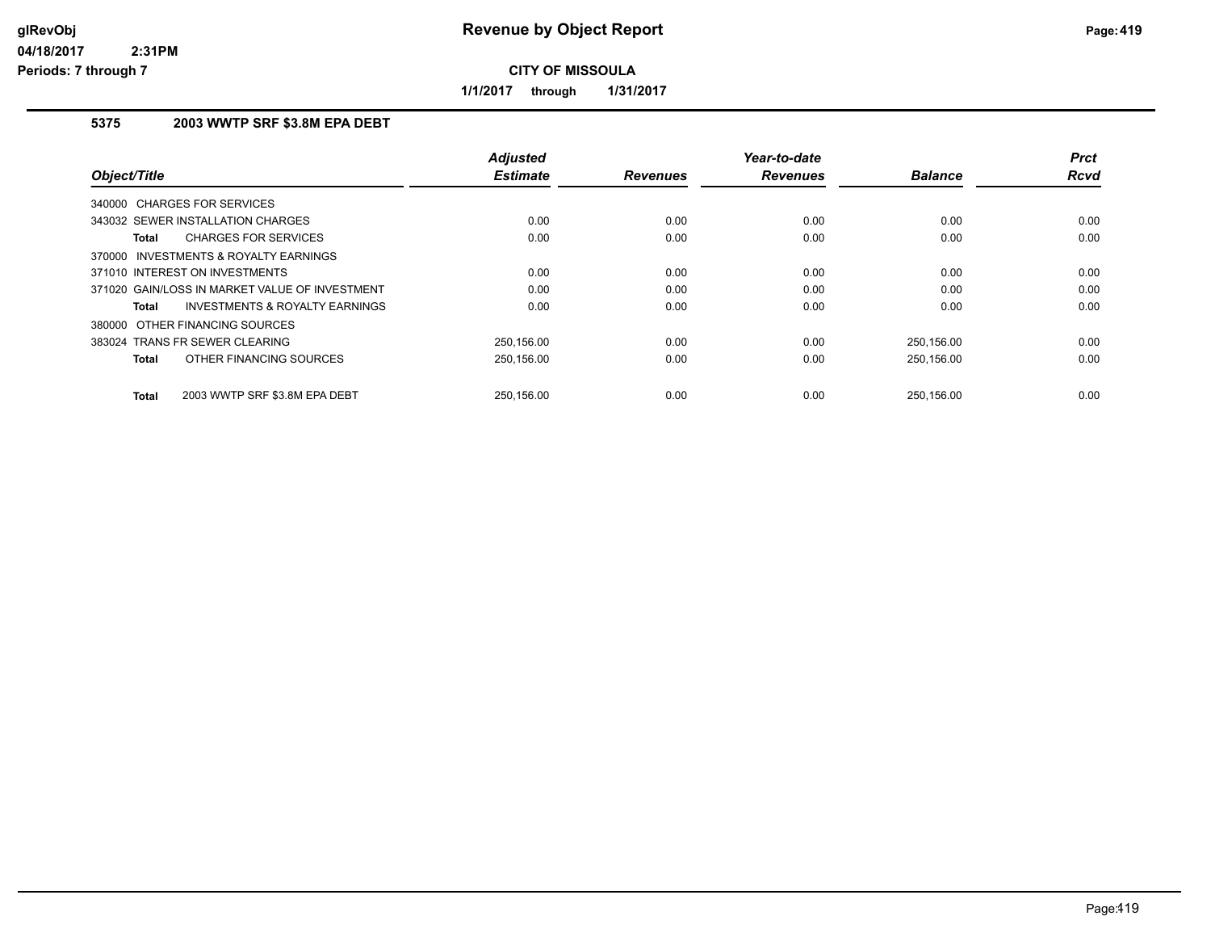# Revenue by Object Report

**CITY OF MISSOULA**

**1/1/2017 through 1/31/2017**

glRevObj
04/18/2017 2:31PM
Periods: 7 through 7

## 5375 2003 WWTP SRF $3.8M EPA DEBT

| Object/Title | Adjusted Estimate | Revenues | Year-to-date Revenues | Balance | Prct Rcvd |
|---|---|---|---|---|---|
| 340000 CHARGES FOR SERVICES | | | | | |
| 343032 SEWER INSTALLATION CHARGES | 0.00 | 0.00 | 0.00 | 0.00 | 0.00 |
| **Total** CHARGES FOR SERVICES | 0.00 | 0.00 | 0.00 | 0.00 | 0.00 |
| 370000 INVESTMENTS & ROYALTY EARNINGS | | | | | |
| 371010 INTEREST ON INVESTMENTS | 0.00 | 0.00 | 0.00 | 0.00 | 0.00 |
| 371020 GAIN/LOSS IN MARKET VALUE OF INVESTMENT | 0.00 | 0.00 | 0.00 | 0.00 | 0.00 |
| **Total** INVESTMENTS & ROYALTY EARNINGS | 0.00 | 0.00 | 0.00 | 0.00 | 0.00 |
| 380000 OTHER FINANCING SOURCES | | | | | |
| 383024 TRANS FR SEWER CLEARING | 250,156.00 | 0.00 | 0.00 | 250,156.00 | 0.00 |
| **Total** OTHER FINANCING SOURCES | 250,156.00 | 0.00 | 0.00 | 250,156.00 | 0.00 |
| **Total** 2003 WWTP SRF $3.8M EPA DEBT | 250,156.00 | 0.00 | 0.00 | 250,156.00 | 0.00 |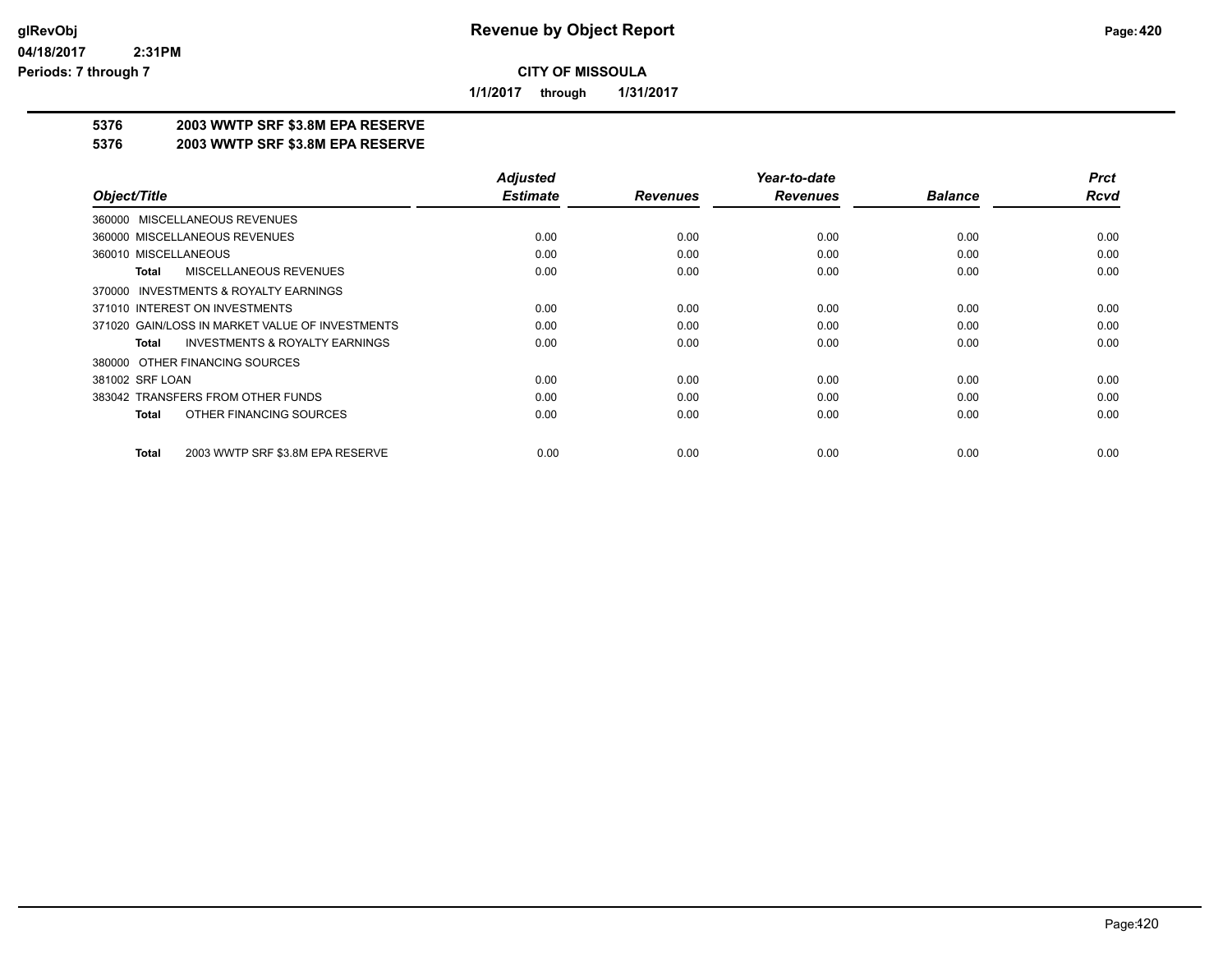# Revenue by Object Report

**CITY OF MISSOULA**

**1/1/2017 through 1/31/2017**

glRevObj
04/18/2017 2:31PM
Periods: 7 through 7

## 5376 2003 WWTP SRF $3.8M EPA RESERVE
## 5376 2003 WWTP SRF $3.8M EPA RESERVE

| Object/Title | Adjusted Estimate | Revenues | Year-to-date Revenues | Balance | Prct Rcvd |
|---|---|---|---|---|---|
| 360000 MISCELLANEOUS REVENUES | | | | | |
| 360000 MISCELLANEOUS REVENUES | 0.00 | 0.00 | 0.00 | 0.00 | 0.00 |
| 360010 MISCELLANEOUS | 0.00 | 0.00 | 0.00 | 0.00 | 0.00 |
| **Total** MISCELLANEOUS REVENUES | 0.00 | 0.00 | 0.00 | 0.00 | 0.00 |
| 370000 INVESTMENTS & ROYALTY EARNINGS | | | | | |
| 371010 INTEREST ON INVESTMENTS | 0.00 | 0.00 | 0.00 | 0.00 | 0.00 |
| 371020 GAIN/LOSS IN MARKET VALUE OF INVESTMENTS | 0.00 | 0.00 | 0.00 | 0.00 | 0.00 |
| **Total** INVESTMENTS & ROYALTY EARNINGS | 0.00 | 0.00 | 0.00 | 0.00 | 0.00 |
| 380000 OTHER FINANCING SOURCES | | | | | |
| 381002 SRF LOAN | 0.00 | 0.00 | 0.00 | 0.00 | 0.00 |
| 383042 TRANSFERS FROM OTHER FUNDS | 0.00 | 0.00 | 0.00 | 0.00 | 0.00 |
| **Total** OTHER FINANCING SOURCES | 0.00 | 0.00 | 0.00 | 0.00 | 0.00 |
| **Total** 2003 WWTP SRF $3.8M EPA RESERVE | 0.00 | 0.00 | 0.00 | 0.00 | 0.00 |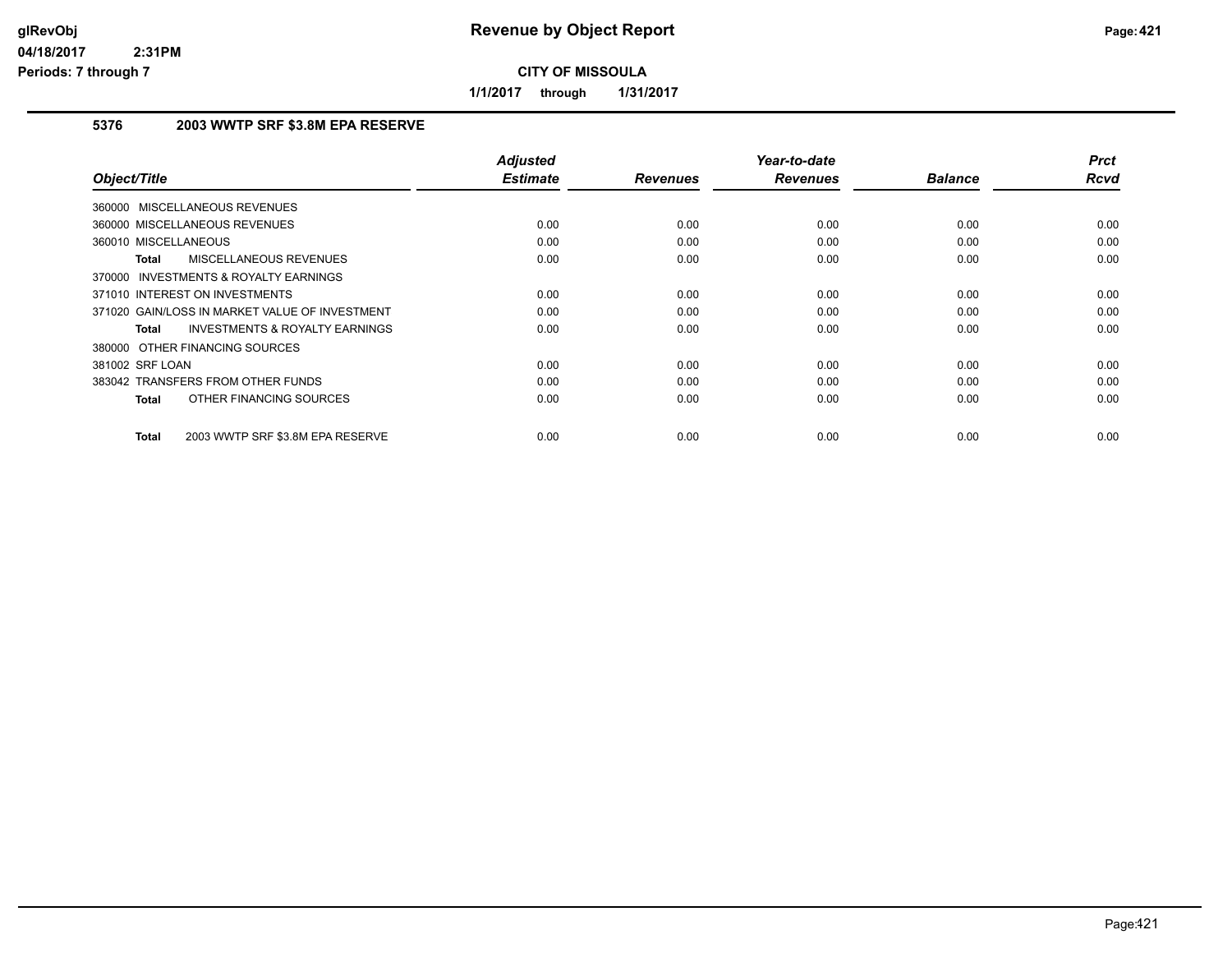# Revenue by Object Report

**CITY OF MISSOULA**

**1/1/2017 through 1/31/2017**

glRevObj
04/18/2017 2:31PM
Periods: 7 through 7

### 5376 2003 WWTP SRF $3.8M EPA RESERVE

| Object/Title | Adjusted Estimate | Revenues | Year-to-date Revenues | Balance | Prct Rcvd |
|---|---|---|---|---|---|
| 360000 MISCELLANEOUS REVENUES | | | | | |
| 360000 MISCELLANEOUS REVENUES | 0.00 | 0.00 | 0.00 | 0.00 | 0.00 |
| 360010 MISCELLANEOUS | 0.00 | 0.00 | 0.00 | 0.00 | 0.00 |
| **Total** MISCELLANEOUS REVENUES | 0.00 | 0.00 | 0.00 | 0.00 | 0.00 |
| 370000 INVESTMENTS & ROYALTY EARNINGS | | | | | |
| 371010 INTEREST ON INVESTMENTS | 0.00 | 0.00 | 0.00 | 0.00 | 0.00 |
| 371020 GAIN/LOSS IN MARKET VALUE OF INVESTMENT | 0.00 | 0.00 | 0.00 | 0.00 | 0.00 |
| **Total** INVESTMENTS & ROYALTY EARNINGS | 0.00 | 0.00 | 0.00 | 0.00 | 0.00 |
| 380000 OTHER FINANCING SOURCES | | | | | |
| 381002 SRF LOAN | 0.00 | 0.00 | 0.00 | 0.00 | 0.00 |
| 383042 TRANSFERS FROM OTHER FUNDS | 0.00 | 0.00 | 0.00 | 0.00 | 0.00 |
| **Total** OTHER FINANCING SOURCES | 0.00 | 0.00 | 0.00 | 0.00 | 0.00 |
| **Total** 2003 WWTP SRF $3.8M EPA RESERVE | 0.00 | 0.00 | 0.00 | 0.00 | 0.00 |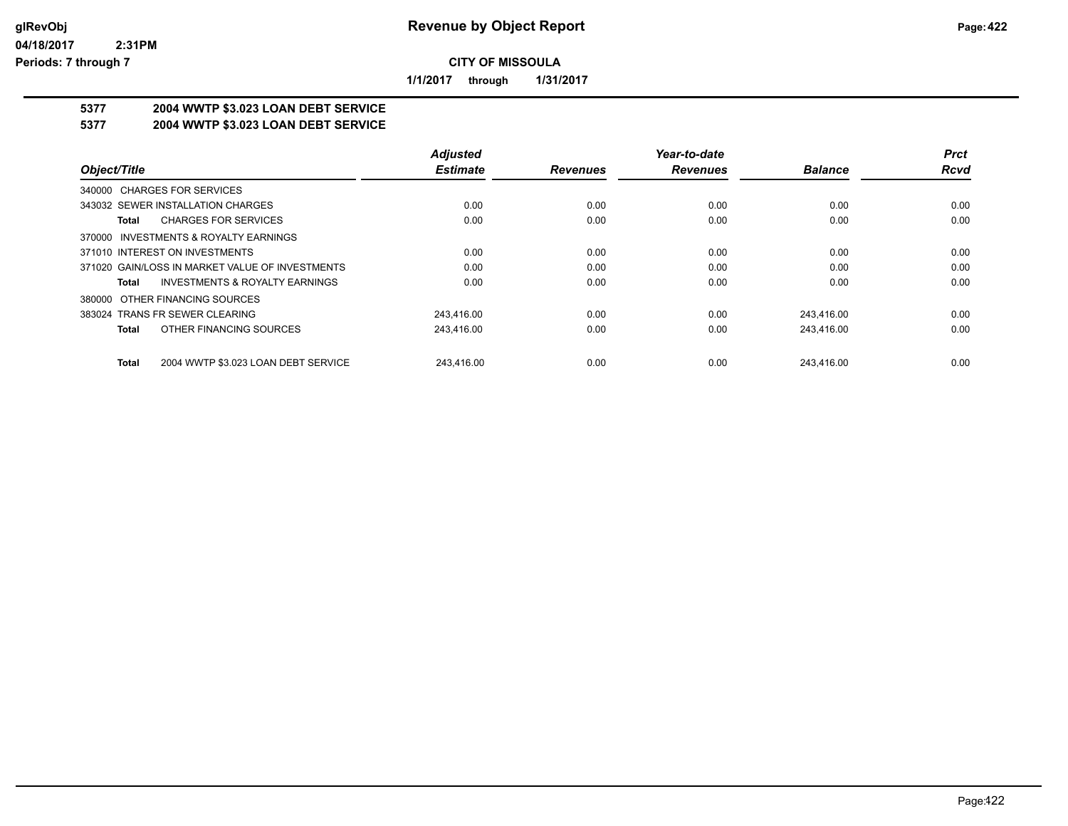# Revenue by Object Report

**CITY OF MISSOULA**

**1/1/2017 through 1/31/2017**

glRevObj
04/18/2017 2:31PM
Periods: 7 through 7

## 5377 2004 WWTP $3.023 LOAN DEBT SERVICE
## 5377 2004 WWTP $3.023 LOAN DEBT SERVICE

| Object/Title | Adjusted Estimate | Revenues | Year-to-date Revenues | Balance | Prct Rcvd |
|---|---|---|---|---|---|
| 340000 CHARGES FOR SERVICES | | | | | |
| 343032 SEWER INSTALLATION CHARGES | 0.00 | 0.00 | 0.00 | 0.00 | 0.00 |
| **Total** CHARGES FOR SERVICES | 0.00 | 0.00 | 0.00 | 0.00 | 0.00 |
| 370000 INVESTMENTS & ROYALTY EARNINGS | | | | | |
| 371010 INTEREST ON INVESTMENTS | 0.00 | 0.00 | 0.00 | 0.00 | 0.00 |
| 371020 GAIN/LOSS IN MARKET VALUE OF INVESTMENTS | 0.00 | 0.00 | 0.00 | 0.00 | 0.00 |
| **Total** INVESTMENTS & ROYALTY EARNINGS | 0.00 | 0.00 | 0.00 | 0.00 | 0.00 |
| 380000 OTHER FINANCING SOURCES | | | | | |
| 383024 TRANS FR SEWER CLEARING | 243,416.00 | 0.00 | 0.00 | 243,416.00 | 0.00 |
| **Total** OTHER FINANCING SOURCES | 243,416.00 | 0.00 | 0.00 | 243,416.00 | 0.00 |
| **Total** 2004 WWTP $3.023 LOAN DEBT SERVICE | 243,416.00 | 0.00 | 0.00 | 243,416.00 | 0.00 |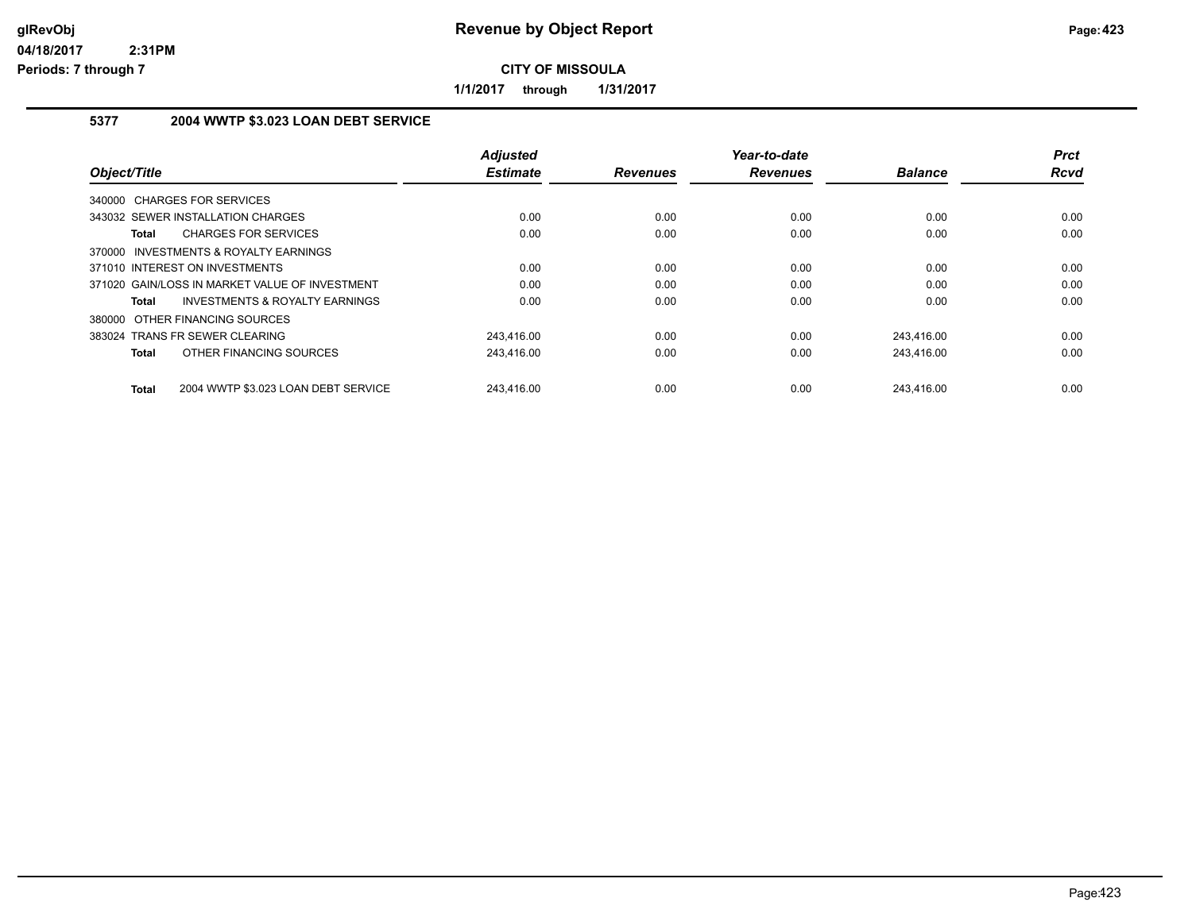**Revenue by Object Report**

**CITY OF MISSOULA**

**1/1/2017 through 1/31/2017**

glRevObj
04/18/2017 2:31PM
Periods: 7 through 7

## 5377 2004 WWTP $3.023 LOAN DEBT SERVICE

| Object/Title | Adjusted Estimate | Revenues | Year-to-date Revenues | Balance | Prct Rcvd |
|---|---|---|---|---|---|
| 340000 CHARGES FOR SERVICES | | | | | |
| 343032 SEWER INSTALLATION CHARGES | 0.00 | 0.00 | 0.00 | 0.00 | 0.00 |
| **Total** CHARGES FOR SERVICES | 0.00 | 0.00 | 0.00 | 0.00 | 0.00 |
| 370000 INVESTMENTS & ROYALTY EARNINGS | | | | | |
| 371010 INTEREST ON INVESTMENTS | 0.00 | 0.00 | 0.00 | 0.00 | 0.00 |
| 371020 GAIN/LOSS IN MARKET VALUE OF INVESTMENT | 0.00 | 0.00 | 0.00 | 0.00 | 0.00 |
| **Total** INVESTMENTS & ROYALTY EARNINGS | 0.00 | 0.00 | 0.00 | 0.00 | 0.00 |
| 380000 OTHER FINANCING SOURCES | | | | | |
| 383024 TRANS FR SEWER CLEARING | 243,416.00 | 0.00 | 0.00 | 243,416.00 | 0.00 |
| **Total** OTHER FINANCING SOURCES | 243,416.00 | 0.00 | 0.00 | 243,416.00 | 0.00 |
| **Total** 2004 WWTP $3.023 LOAN DEBT SERVICE | 243,416.00 | 0.00 | 0.00 | 243,416.00 | 0.00 |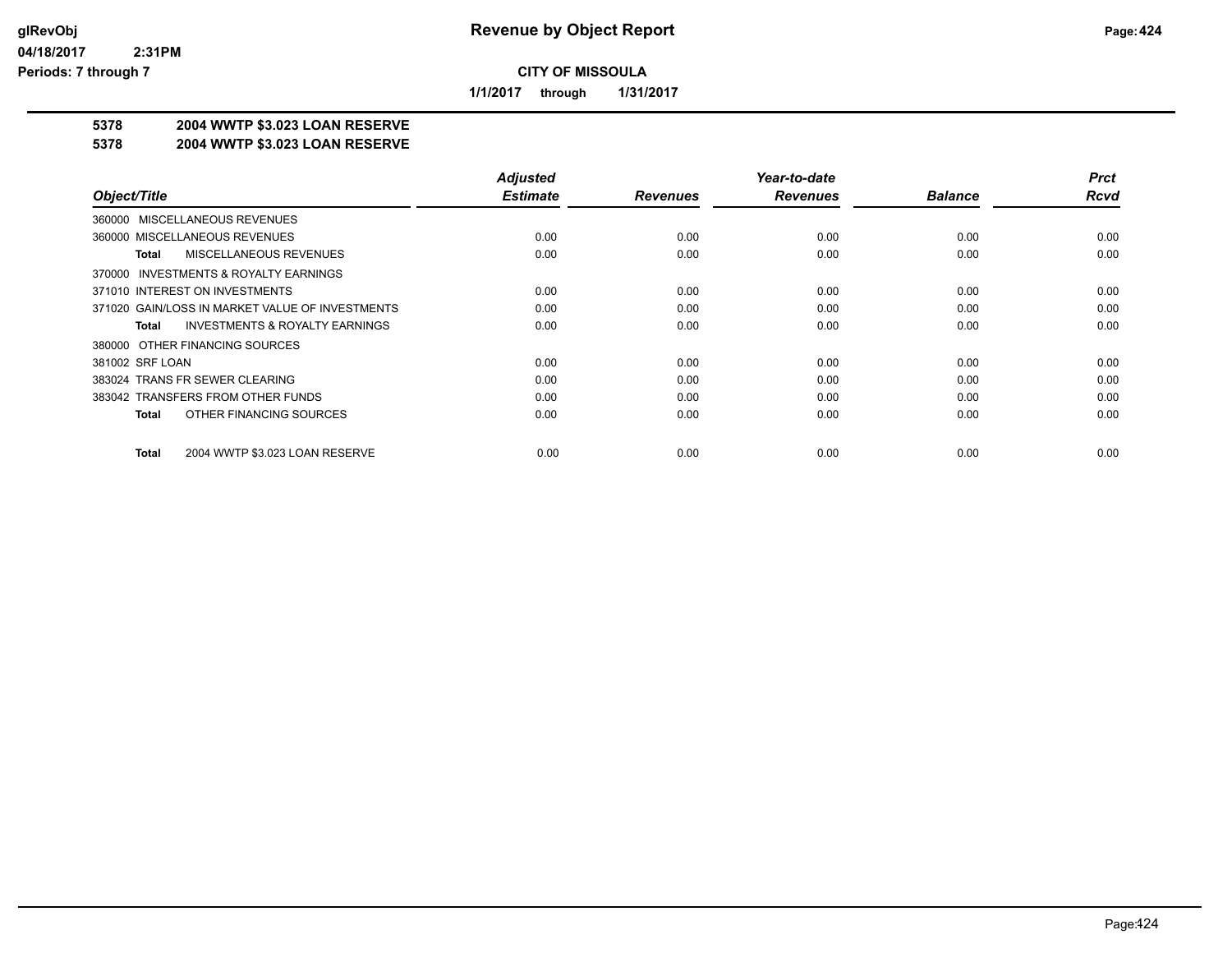**glRevObj**
**04/18/2017 2:31PM**
**Periods: 7 through 7**

# Revenue by Object Report

**CITY OF MISSOULA**

**1/1/2017 through 1/31/2017**

## 5378 2004 WWTP $3.023 LOAN RESERVE
## 5378 2004 WWTP $3.023 LOAN RESERVE

| Object/Title | Adjusted Estimate | Revenues | Year-to-date Revenues | Balance | Prct Rcvd |
|---|---|---|---|---|---|
| 360000 MISCELLANEOUS REVENUES | | | | | |
| 360000 MISCELLANEOUS REVENUES | 0.00 | 0.00 | 0.00 | 0.00 | 0.00 |
| **Total** MISCELLANEOUS REVENUES | 0.00 | 0.00 | 0.00 | 0.00 | 0.00 |
| 370000 INVESTMENTS & ROYALTY EARNINGS | | | | | |
| 371010 INTEREST ON INVESTMENTS | 0.00 | 0.00 | 0.00 | 0.00 | 0.00 |
| 371020 GAIN/LOSS IN MARKET VALUE OF INVESTMENTS | 0.00 | 0.00 | 0.00 | 0.00 | 0.00 |
| **Total** INVESTMENTS & ROYALTY EARNINGS | 0.00 | 0.00 | 0.00 | 0.00 | 0.00 |
| 380000 OTHER FINANCING SOURCES | | | | | |
| 381002 SRF LOAN | 0.00 | 0.00 | 0.00 | 0.00 | 0.00 |
| 383024 TRANS FR SEWER CLEARING | 0.00 | 0.00 | 0.00 | 0.00 | 0.00 |
| 383042 TRANSFERS FROM OTHER FUNDS | 0.00 | 0.00 | 0.00 | 0.00 | 0.00 |
| **Total** OTHER FINANCING SOURCES | 0.00 | 0.00 | 0.00 | 0.00 | 0.00 |
| **Total** 2004 WWTP $3.023 LOAN RESERVE | 0.00 | 0.00 | 0.00 | 0.00 | 0.00 |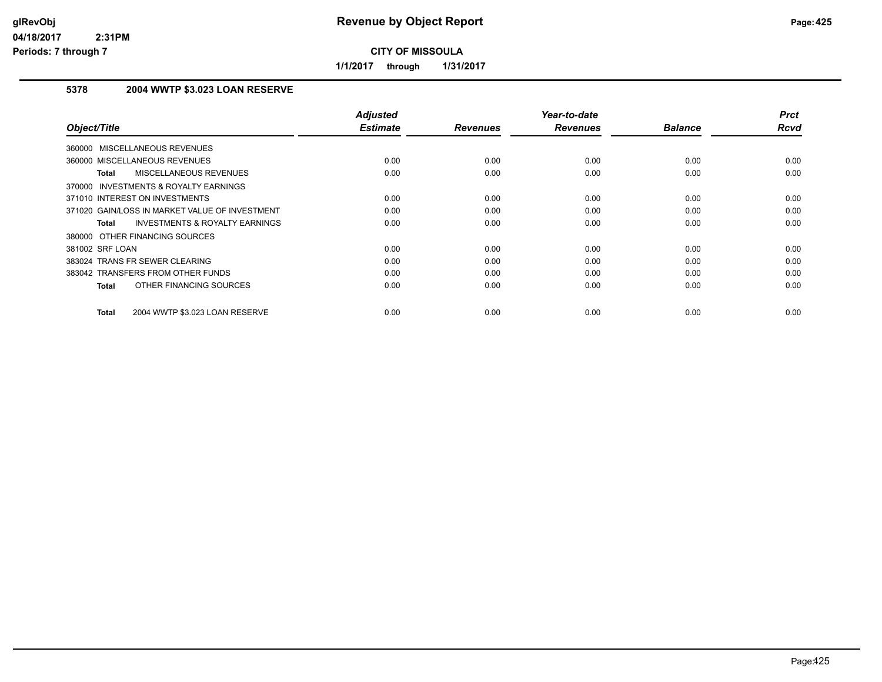# Revenue by Object Report

**CITY OF MISSOULA**

**1/1/2017 through 1/31/2017**

### 5378 2004 WWTP $3.023 LOAN RESERVE

| Object/Title | Adjusted Estimate | Revenues | Year-to-date Revenues | Balance | Prct Rcvd |
|---|---|---|---|---|---|
| 360000 MISCELLANEOUS REVENUES | | | | | |
| 360000 MISCELLANEOUS REVENUES | 0.00 | 0.00 | 0.00 | 0.00 | 0.00 |
| **Total** MISCELLANEOUS REVENUES | 0.00 | 0.00 | 0.00 | 0.00 | 0.00 |
| 370000 INVESTMENTS & ROYALTY EARNINGS | | | | | |
| 371010 INTEREST ON INVESTMENTS | 0.00 | 0.00 | 0.00 | 0.00 | 0.00 |
| 371020 GAIN/LOSS IN MARKET VALUE OF INVESTMENT | 0.00 | 0.00 | 0.00 | 0.00 | 0.00 |
| **Total** INVESTMENTS & ROYALTY EARNINGS | 0.00 | 0.00 | 0.00 | 0.00 | 0.00 |
| 380000 OTHER FINANCING SOURCES | | | | | |
| 381002 SRF LOAN | 0.00 | 0.00 | 0.00 | 0.00 | 0.00 |
| 383024 TRANS FR SEWER CLEARING | 0.00 | 0.00 | 0.00 | 0.00 | 0.00 |
| 383042 TRANSFERS FROM OTHER FUNDS | 0.00 | 0.00 | 0.00 | 0.00 | 0.00 |
| **Total** OTHER FINANCING SOURCES | 0.00 | 0.00 | 0.00 | 0.00 | 0.00 |
| **Total** 2004 WWTP $3.023 LOAN RESERVE | 0.00 | 0.00 | 0.00 | 0.00 | 0.00 |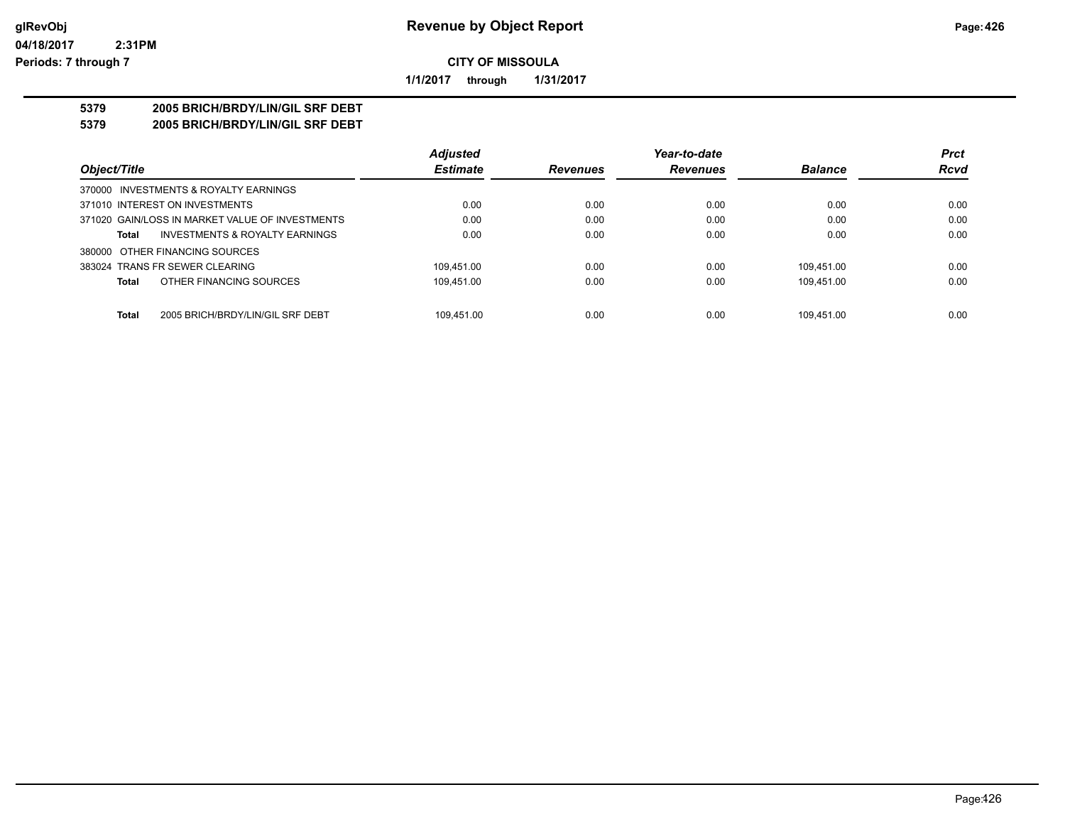# Revenue by Object Report

**CITY OF MISSOULA**

**1/1/2017 through 1/31/2017**

glRevObj
04/18/2017 2:31PM
Periods: 7 through 7

**5379 2005 BRICH/BRDY/LIN/GIL SRF DEBT**
**5379 2005 BRICH/BRDY/LIN/GIL SRF DEBT**

| Object/Title | Adjusted Estimate | Revenues | Year-to-date Revenues | Balance | Prct Rcvd |
|---|---|---|---|---|---|
| 370000 INVESTMENTS & ROYALTY EARNINGS | | | | | |
| 371010 INTEREST ON INVESTMENTS | 0.00 | 0.00 | 0.00 | 0.00 | 0.00 |
| 371020 GAIN/LOSS IN MARKET VALUE OF INVESTMENTS | 0.00 | 0.00 | 0.00 | 0.00 | 0.00 |
| **Total** INVESTMENTS & ROYALTY EARNINGS | 0.00 | 0.00 | 0.00 | 0.00 | 0.00 |
| 380000 OTHER FINANCING SOURCES | | | | | |
| 383024 TRANS FR SEWER CLEARING | 109,451.00 | 0.00 | 0.00 | 109,451.00 | 0.00 |
| **Total** OTHER FINANCING SOURCES | 109,451.00 | 0.00 | 0.00 | 109,451.00 | 0.00 |
| **Total** 2005 BRICH/BRDY/LIN/GIL SRF DEBT | 109,451.00 | 0.00 | 0.00 | 109,451.00 | 0.00 |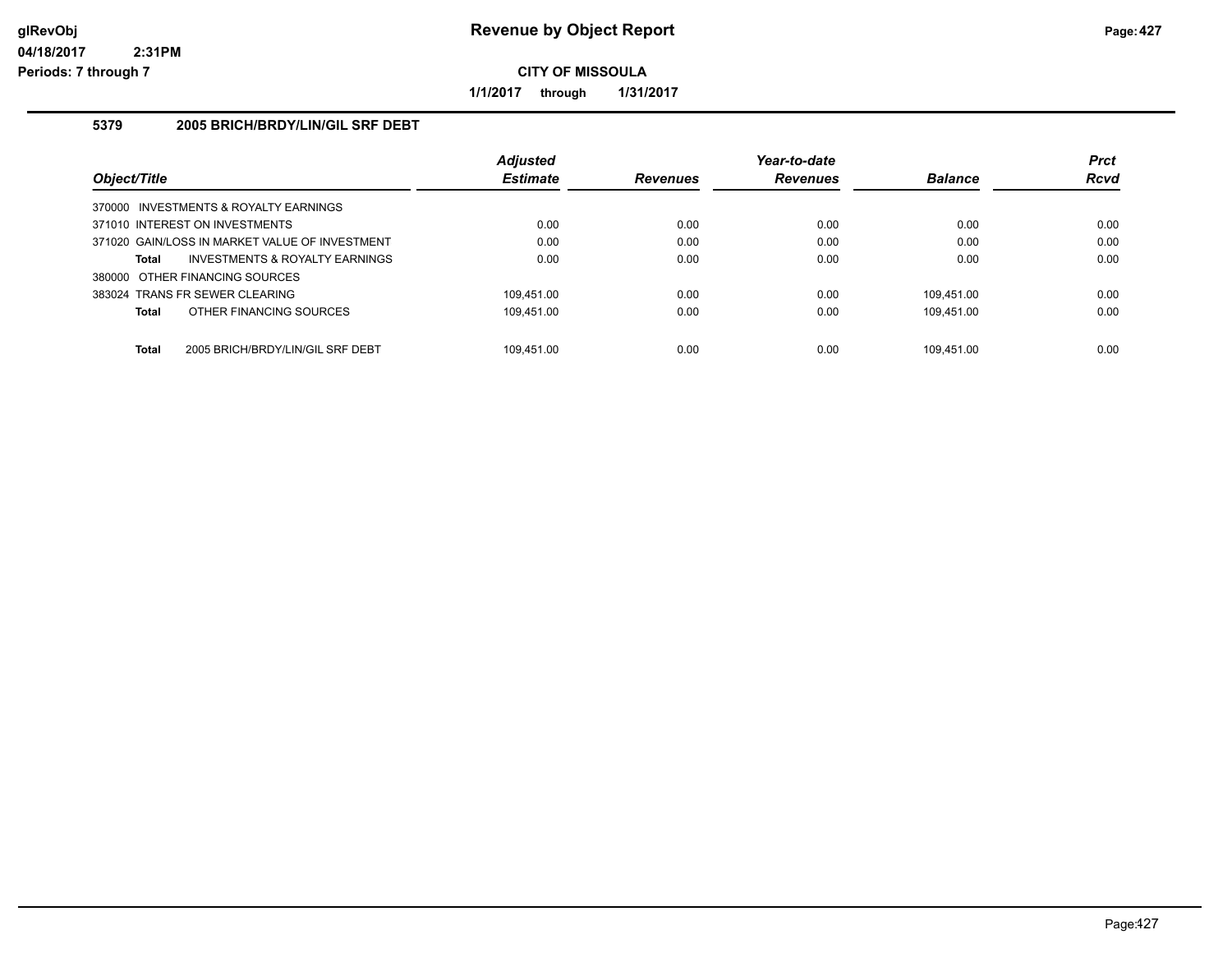# Revenue by Object Report

**CITY OF MISSOULA**

**1/1/2017 through 1/31/2017**

glRevObj
04/18/2017 2:31PM
Periods: 7 through 7

## 5379 2005 BRICH/BRDY/LIN/GIL SRF DEBT

| Object/Title | Adjusted Estimate | Revenues | Year-to-date Revenues | Balance | Prct Rcvd |
|---|---|---|---|---|---|
| 370000 INVESTMENTS & ROYALTY EARNINGS | | | | | |
| 371010 INTEREST ON INVESTMENTS | 0.00 | 0.00 | 0.00 | 0.00 | 0.00 |
| 371020 GAIN/LOSS IN MARKET VALUE OF INVESTMENT | 0.00 | 0.00 | 0.00 | 0.00 | 0.00 |
| **Total** INVESTMENTS & ROYALTY EARNINGS | 0.00 | 0.00 | 0.00 | 0.00 | 0.00 |
| 380000 OTHER FINANCING SOURCES | | | | | |
| 383024 TRANS FR SEWER CLEARING | 109,451.00 | 0.00 | 0.00 | 109,451.00 | 0.00 |
| **Total** OTHER FINANCING SOURCES | 109,451.00 | 0.00 | 0.00 | 109,451.00 | 0.00 |
| **Total** 2005 BRICH/BRDY/LIN/GIL SRF DEBT | 109,451.00 | 0.00 | 0.00 | 109,451.00 | 0.00 |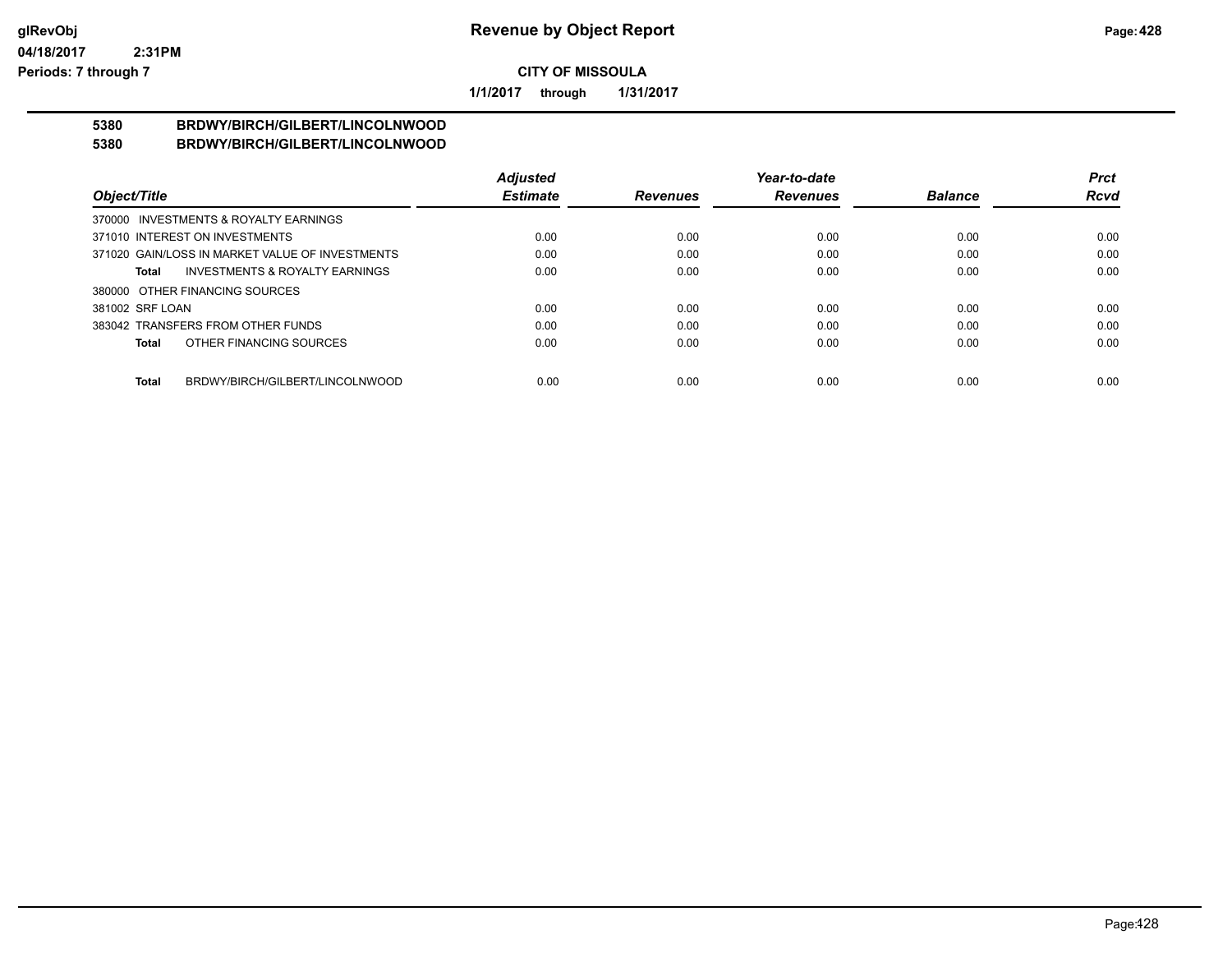**Revenue by Object Report**

**CITY OF MISSOULA**

**1/1/2017 through 1/31/2017**

glRevObj
04/18/2017 2:31PM
Periods: 7 through 7

## 5380 BRDWY/BIRCH/GILBERT/LINCOLNWOOD
## 5380 BRDWY/BIRCH/GILBERT/LINCOLNWOOD

| Object/Title | Adjusted Estimate | Revenues | Year-to-date Revenues | Balance | Prct Rcvd |
|---|---|---|---|---|---|
| 370000 INVESTMENTS & ROYALTY EARNINGS | | | | | |
| 371010 INTEREST ON INVESTMENTS | 0.00 | 0.00 | 0.00 | 0.00 | 0.00 |
| 371020 GAIN/LOSS IN MARKET VALUE OF INVESTMENTS | 0.00 | 0.00 | 0.00 | 0.00 | 0.00 |
| **Total** INVESTMENTS & ROYALTY EARNINGS | 0.00 | 0.00 | 0.00 | 0.00 | 0.00 |
| 380000 OTHER FINANCING SOURCES | | | | | |
| 381002 SRF LOAN | 0.00 | 0.00 | 0.00 | 0.00 | 0.00 |
| 383042 TRANSFERS FROM OTHER FUNDS | 0.00 | 0.00 | 0.00 | 0.00 | 0.00 |
| **Total** OTHER FINANCING SOURCES | 0.00 | 0.00 | 0.00 | 0.00 | 0.00 |
| **Total** BRDWY/BIRCH/GILBERT/LINCOLNWOOD | 0.00 | 0.00 | 0.00 | 0.00 | 0.00 |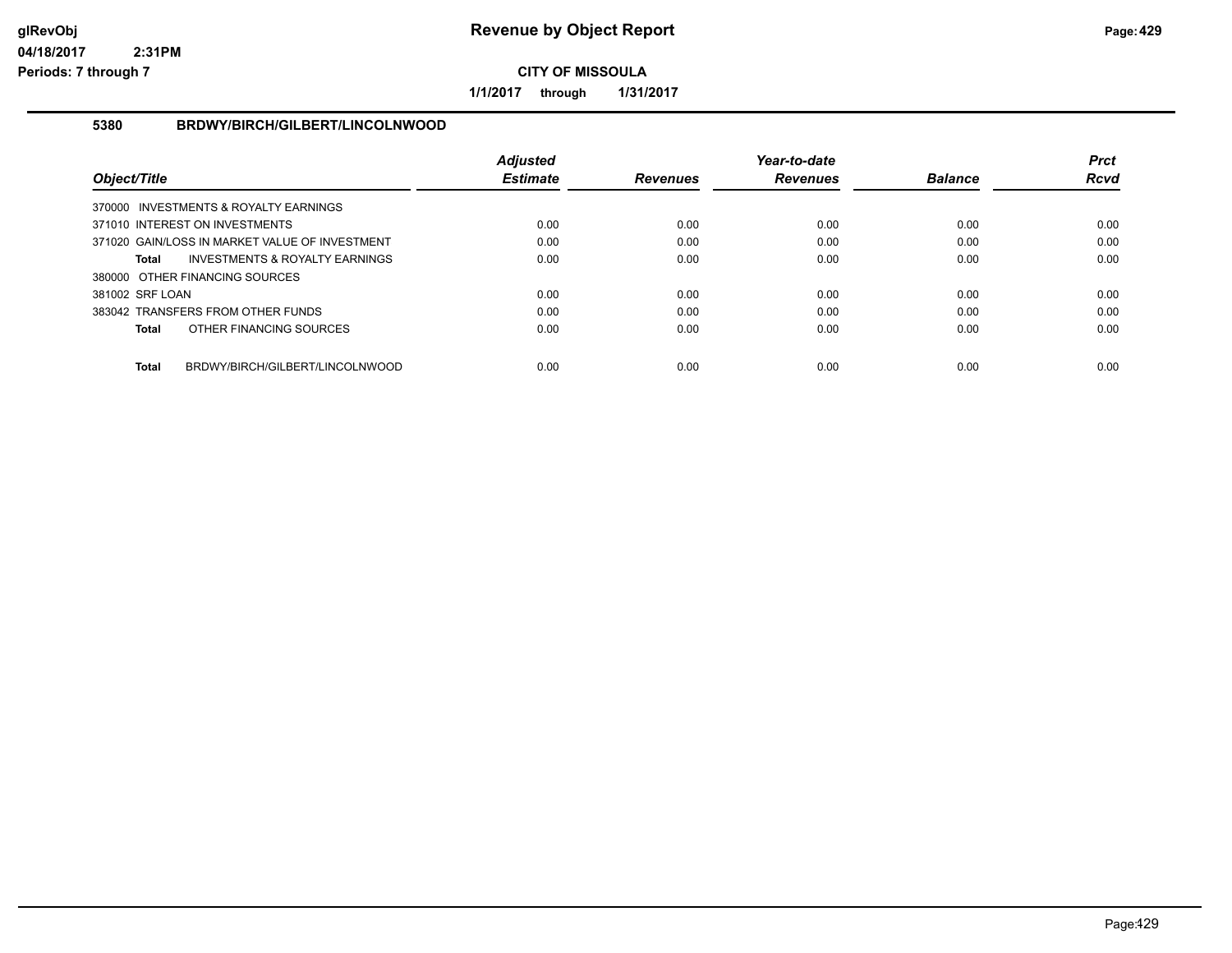# Revenue by Object Report

glRevObj
04/18/2017 2:31PM
Periods: 7 through 7

**CITY OF MISSOULA**

**1/1/2017 through 1/31/2017**

## 5380 BRDWY/BIRCH/GILBERT/LINCOLNWOOD

| Object/Title | Adjusted Estimate | Revenues | Year-to-date Revenues | Balance | Prct Rcvd |
|---|---|---|---|---|---|
| 370000 INVESTMENTS & ROYALTY EARNINGS | | | | | |
| 371010 INTEREST ON INVESTMENTS | 0.00 | 0.00 | 0.00 | 0.00 | 0.00 |
| 371020 GAIN/LOSS IN MARKET VALUE OF INVESTMENT | 0.00 | 0.00 | 0.00 | 0.00 | 0.00 |
| **Total** INVESTMENTS & ROYALTY EARNINGS | 0.00 | 0.00 | 0.00 | 0.00 | 0.00 |
| 380000 OTHER FINANCING SOURCES | | | | | |
| 381002 SRF LOAN | 0.00 | 0.00 | 0.00 | 0.00 | 0.00 |
| 383042 TRANSFERS FROM OTHER FUNDS | 0.00 | 0.00 | 0.00 | 0.00 | 0.00 |
| **Total** OTHER FINANCING SOURCES | 0.00 | 0.00 | 0.00 | 0.00 | 0.00 |
| **Total** BRDWY/BIRCH/GILBERT/LINCOLNWOOD | 0.00 | 0.00 | 0.00 | 0.00 | 0.00 |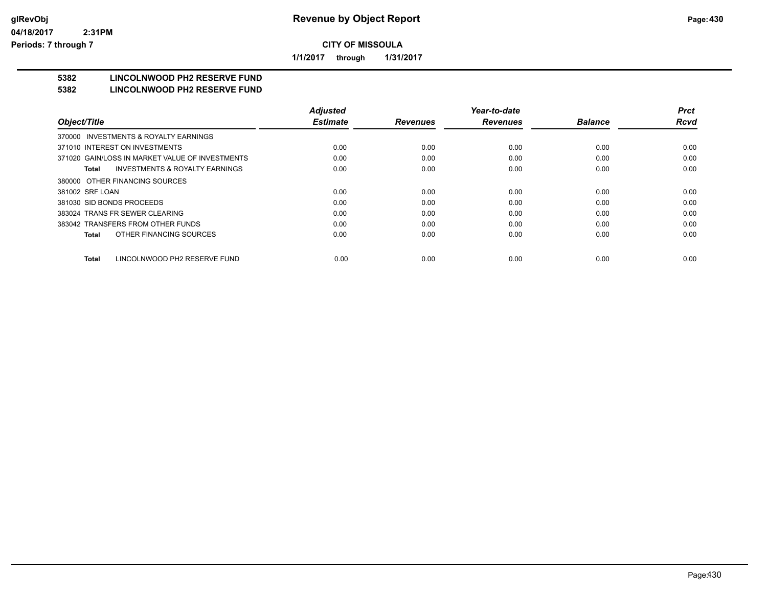**CITY OF MISSOULA**

**1/1/2017 through 1/31/2017**

**5382 LINCOLNWOOD PH2 RESERVE FUND**

**5382 LINCOLNWOOD PH2 RESERVE FUND**

| Object/Title | Adjusted Estimate | Revenues | Year-to-date Revenues | Balance | Prct Rcvd |
|---|---|---|---|---|---|
| 370000 INVESTMENTS & ROYALTY EARNINGS | | | | | |
| 371010 INTEREST ON INVESTMENTS | 0.00 | 0.00 | 0.00 | 0.00 | 0.00 |
| 371020 GAIN/LOSS IN MARKET VALUE OF INVESTMENTS | 0.00 | 0.00 | 0.00 | 0.00 | 0.00 |
| **Total** INVESTMENTS & ROYALTY EARNINGS | 0.00 | 0.00 | 0.00 | 0.00 | 0.00 |
| 380000 OTHER FINANCING SOURCES | | | | | |
| 381002 SRF LOAN | 0.00 | 0.00 | 0.00 | 0.00 | 0.00 |
| 381030 SID BONDS PROCEEDS | 0.00 | 0.00 | 0.00 | 0.00 | 0.00 |
| 383024 TRANS FR SEWER CLEARING | 0.00 | 0.00 | 0.00 | 0.00 | 0.00 |
| 383042 TRANSFERS FROM OTHER FUNDS | 0.00 | 0.00 | 0.00 | 0.00 | 0.00 |
| **Total** OTHER FINANCING SOURCES | 0.00 | 0.00 | 0.00 | 0.00 | 0.00 |
| **Total** LINCOLNWOOD PH2 RESERVE FUND | 0.00 | 0.00 | 0.00 | 0.00 | 0.00 |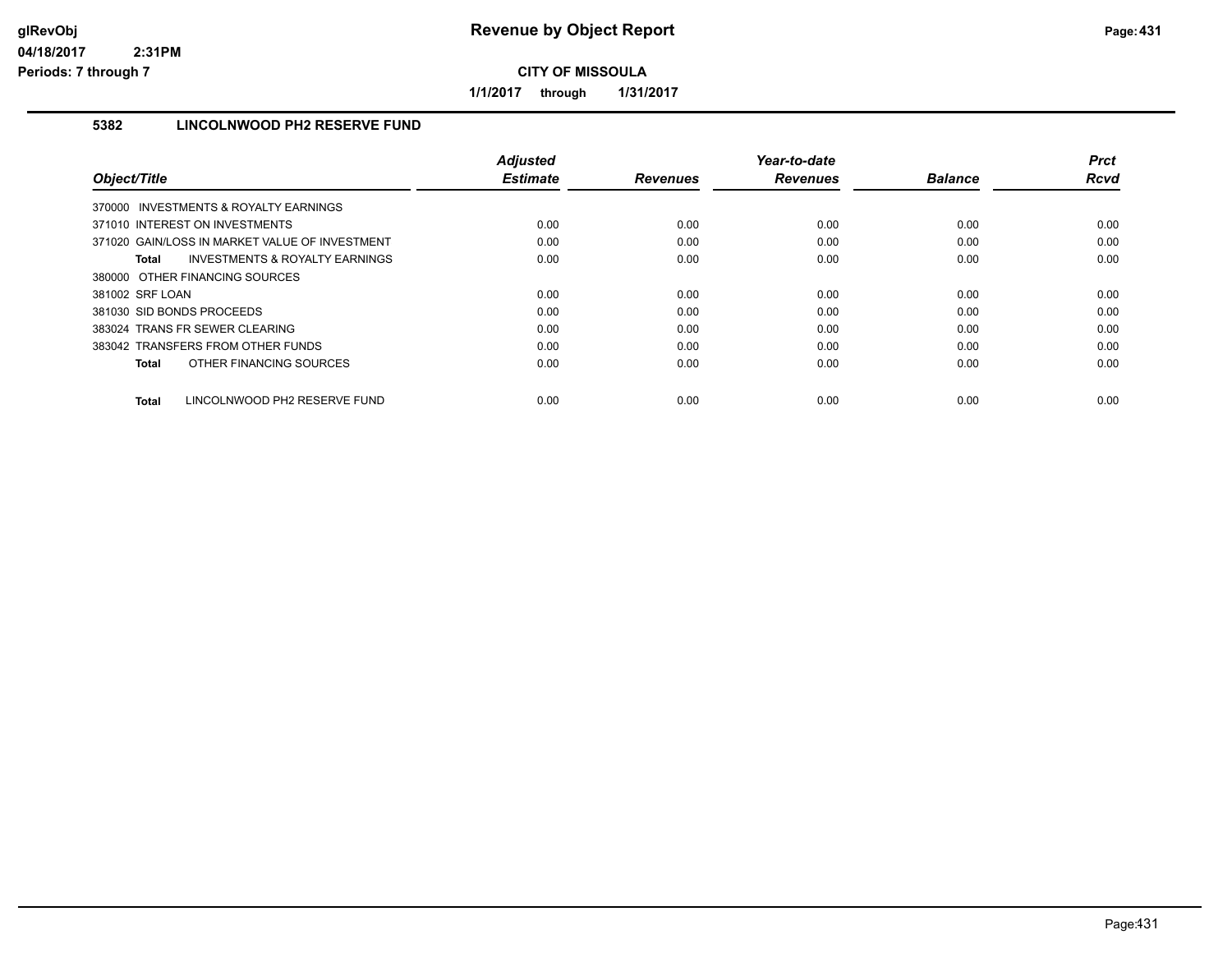**CITY OF MISSOULA**

**1/1/2017 through 1/31/2017**

## 5382 LINCOLNWOOD PH2 RESERVE FUND

| Object/Title | Adjusted Estimate | Revenues | Year-to-date Revenues | Balance | Prct Rcvd |
|---|---|---|---|---|---|
| 370000 INVESTMENTS & ROYALTY EARNINGS | | | | | |
| 371010 INTEREST ON INVESTMENTS | 0.00 | 0.00 | 0.00 | 0.00 | 0.00 |
| 371020 GAIN/LOSS IN MARKET VALUE OF INVESTMENT | 0.00 | 0.00 | 0.00 | 0.00 | 0.00 |
| **Total** INVESTMENTS & ROYALTY EARNINGS | 0.00 | 0.00 | 0.00 | 0.00 | 0.00 |
| 380000 OTHER FINANCING SOURCES | | | | | |
| 381002 SRF LOAN | 0.00 | 0.00 | 0.00 | 0.00 | 0.00 |
| 381030 SID BONDS PROCEEDS | 0.00 | 0.00 | 0.00 | 0.00 | 0.00 |
| 383024 TRANS FR SEWER CLEARING | 0.00 | 0.00 | 0.00 | 0.00 | 0.00 |
| 383042 TRANSFERS FROM OTHER FUNDS | 0.00 | 0.00 | 0.00 | 0.00 | 0.00 |
| **Total** OTHER FINANCING SOURCES | 0.00 | 0.00 | 0.00 | 0.00 | 0.00 |
| **Total** LINCOLNWOOD PH2 RESERVE FUND | 0.00 | 0.00 | 0.00 | 0.00 | 0.00 |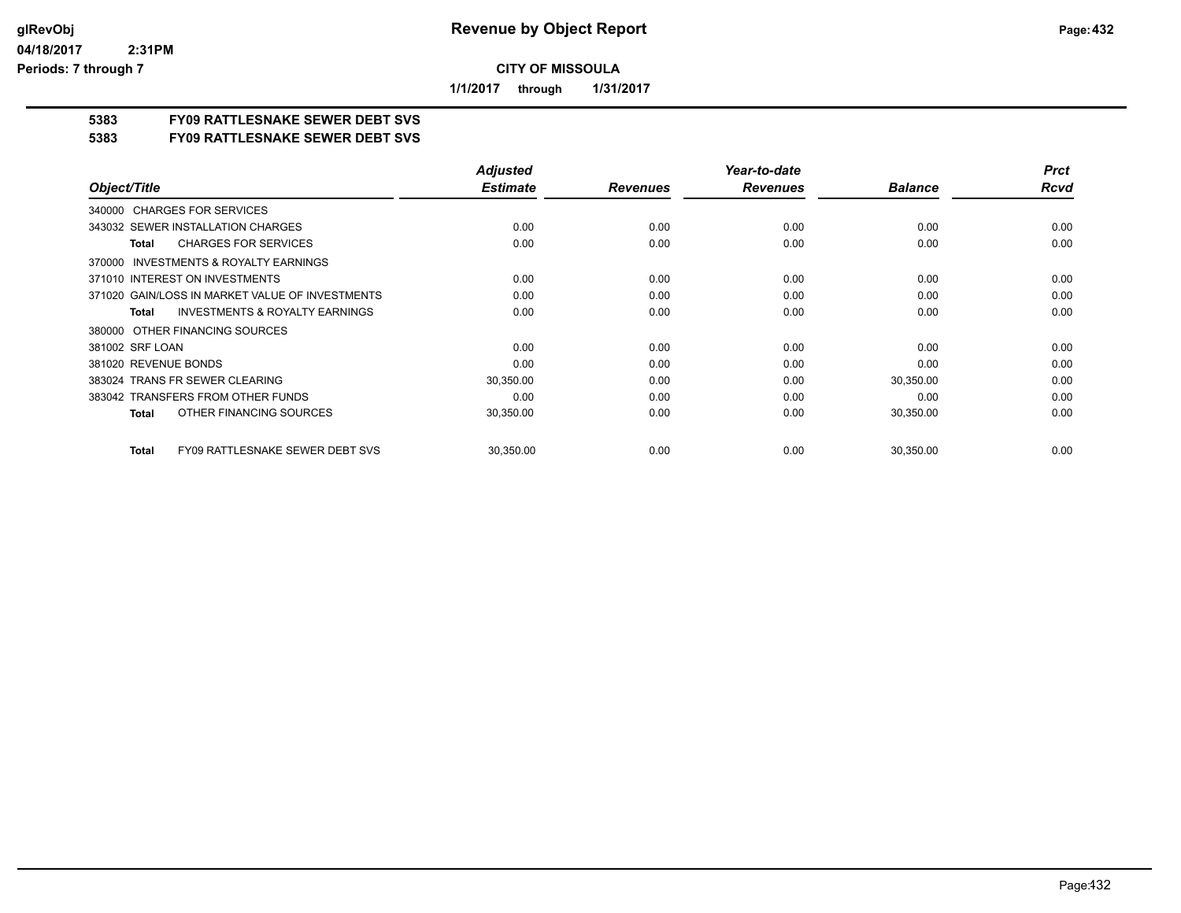**CITY OF MISSOULA**

**1/1/2017 through 1/31/2017**

## 5383 FY09 RATTLESNAKE SEWER DEBT SVS
## 5383 FY09 RATTLESNAKE SEWER DEBT SVS

| Object/Title | Adjusted Estimate | Revenues | Year-to-date Revenues | Balance | Prct Rcvd |
|---|---|---|---|---|---|
| 340000 CHARGES FOR SERVICES | | | | | |
| 343032 SEWER INSTALLATION CHARGES | 0.00 | 0.00 | 0.00 | 0.00 | 0.00 |
| **Total** CHARGES FOR SERVICES | 0.00 | 0.00 | 0.00 | 0.00 | 0.00 |
| 370000 INVESTMENTS & ROYALTY EARNINGS | | | | | |
| 371010 INTEREST ON INVESTMENTS | 0.00 | 0.00 | 0.00 | 0.00 | 0.00 |
| 371020 GAIN/LOSS IN MARKET VALUE OF INVESTMENTS | 0.00 | 0.00 | 0.00 | 0.00 | 0.00 |
| **Total** INVESTMENTS & ROYALTY EARNINGS | 0.00 | 0.00 | 0.00 | 0.00 | 0.00 |
| 380000 OTHER FINANCING SOURCES | | | | | |
| 381002 SRF LOAN | 0.00 | 0.00 | 0.00 | 0.00 | 0.00 |
| 381020 REVENUE BONDS | 0.00 | 0.00 | 0.00 | 0.00 | 0.00 |
| 383024 TRANS FR SEWER CLEARING | 30,350.00 | 0.00 | 0.00 | 30,350.00 | 0.00 |
| 383042 TRANSFERS FROM OTHER FUNDS | 0.00 | 0.00 | 0.00 | 0.00 | 0.00 |
| **Total** OTHER FINANCING SOURCES | 30,350.00 | 0.00 | 0.00 | 30,350.00 | 0.00 |
| **Total** FY09 RATTLESNAKE SEWER DEBT SVS | 30,350.00 | 0.00 | 0.00 | 30,350.00 | 0.00 |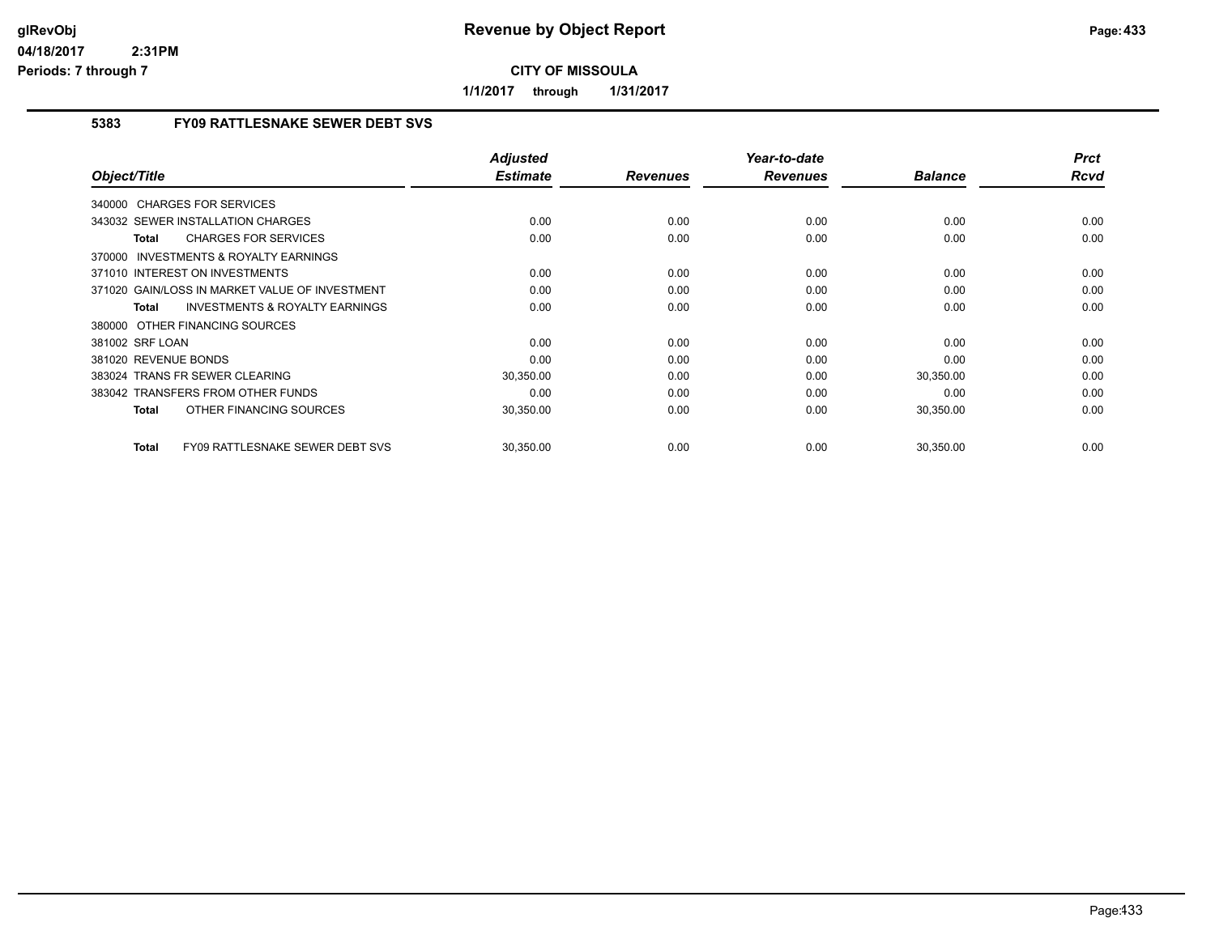# Revenue by Object Report

**CITY OF MISSOULA**

**1/1/2017 through 1/31/2017**

glRevObj
04/18/2017 2:31PM
Periods: 7 through 7

## 5383 FY09 RATTLESNAKE SEWER DEBT SVS

| Object/Title | Adjusted Estimate | Revenues | Year-to-date Revenues | Balance | Prct Rcvd |
|---|---|---|---|---|---|
| 340000 CHARGES FOR SERVICES | | | | | |
| 343032 SEWER INSTALLATION CHARGES | 0.00 | 0.00 | 0.00 | 0.00 | 0.00 |
| **Total** CHARGES FOR SERVICES | 0.00 | 0.00 | 0.00 | 0.00 | 0.00 |
| 370000 INVESTMENTS & ROYALTY EARNINGS | | | | | |
| 371010 INTEREST ON INVESTMENTS | 0.00 | 0.00 | 0.00 | 0.00 | 0.00 |
| 371020 GAIN/LOSS IN MARKET VALUE OF INVESTMENT | 0.00 | 0.00 | 0.00 | 0.00 | 0.00 |
| **Total** INVESTMENTS & ROYALTY EARNINGS | 0.00 | 0.00 | 0.00 | 0.00 | 0.00 |
| 380000 OTHER FINANCING SOURCES | | | | | |
| 381002 SRF LOAN | 0.00 | 0.00 | 0.00 | 0.00 | 0.00 |
| 381020 REVENUE BONDS | 0.00 | 0.00 | 0.00 | 0.00 | 0.00 |
| 383024 TRANS FR SEWER CLEARING | 30,350.00 | 0.00 | 0.00 | 30,350.00 | 0.00 |
| 383042 TRANSFERS FROM OTHER FUNDS | 0.00 | 0.00 | 0.00 | 0.00 | 0.00 |
| **Total** OTHER FINANCING SOURCES | 30,350.00 | 0.00 | 0.00 | 30,350.00 | 0.00 |
| **Total** FY09 RATTLESNAKE SEWER DEBT SVS | 30,350.00 | 0.00 | 0.00 | 30,350.00 | 0.00 |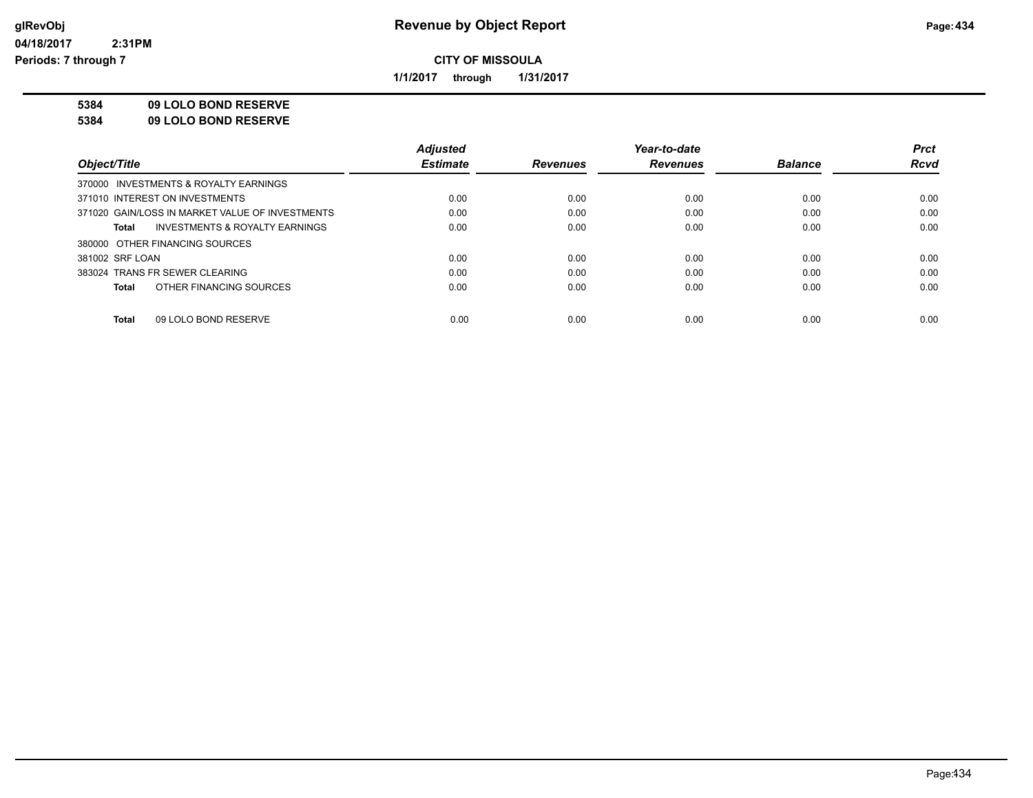**Revenue by Object Report**

**CITY OF MISSOULA**

**1/1/2017 through 1/31/2017**

glRevObj
04/18/2017 2:31PM
Periods: 7 through 7

**5384 09 LOLO BOND RESERVE**
**5384 09 LOLO BOND RESERVE**

| Object/Title | Adjusted Estimate | Revenues | Year-to-date Revenues | Balance | Prct Rcvd |
|---|---|---|---|---|---|
| 370000 INVESTMENTS & ROYALTY EARNINGS | | | | | |
| 371010 INTEREST ON INVESTMENTS | 0.00 | 0.00 | 0.00 | 0.00 | 0.00 |
| 371020 GAIN/LOSS IN MARKET VALUE OF INVESTMENTS | 0.00 | 0.00 | 0.00 | 0.00 | 0.00 |
| **Total** INVESTMENTS & ROYALTY EARNINGS | 0.00 | 0.00 | 0.00 | 0.00 | 0.00 |
| 380000 OTHER FINANCING SOURCES | | | | | |
| 381002 SRF LOAN | 0.00 | 0.00 | 0.00 | 0.00 | 0.00 |
| 383024 TRANS FR SEWER CLEARING | 0.00 | 0.00 | 0.00 | 0.00 | 0.00 |
| **Total** OTHER FINANCING SOURCES | 0.00 | 0.00 | 0.00 | 0.00 | 0.00 |
| **Total** 09 LOLO BOND RESERVE | 0.00 | 0.00 | 0.00 | 0.00 | 0.00 |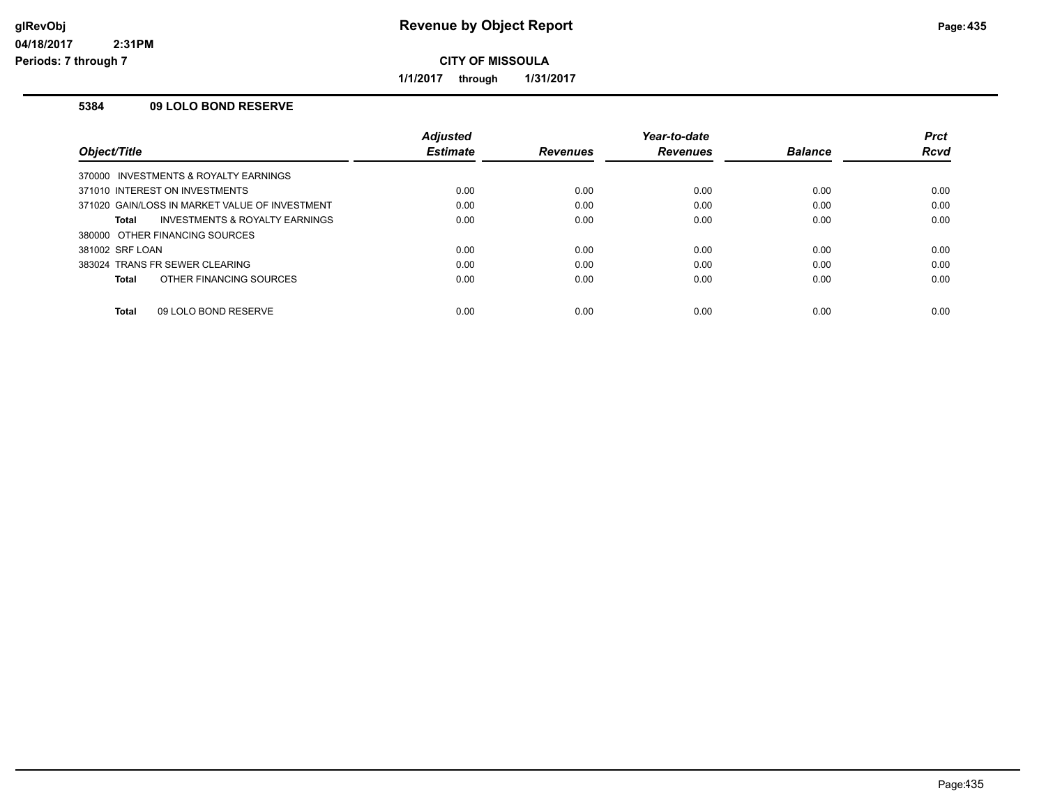# Revenue by Object Report

**CITY OF MISSOULA**

**1/1/2017 through 1/31/2017**

### 5384 09 LOLO BOND RESERVE

| Object/Title | Adjusted Estimate | Revenues | Year-to-date Revenues | Balance | Prct Rcvd |
|---|---|---|---|---|---|
| 370000 INVESTMENTS & ROYALTY EARNINGS | | | | | |
| 371010 INTEREST ON INVESTMENTS | 0.00 | 0.00 | 0.00 | 0.00 | 0.00 |
| 371020 GAIN/LOSS IN MARKET VALUE OF INVESTMENT | 0.00 | 0.00 | 0.00 | 0.00 | 0.00 |
| **Total** INVESTMENTS & ROYALTY EARNINGS | 0.00 | 0.00 | 0.00 | 0.00 | 0.00 |
| 380000 OTHER FINANCING SOURCES | | | | | |
| 381002 SRF LOAN | 0.00 | 0.00 | 0.00 | 0.00 | 0.00 |
| 383024 TRANS FR SEWER CLEARING | 0.00 | 0.00 | 0.00 | 0.00 | 0.00 |
| **Total** OTHER FINANCING SOURCES | 0.00 | 0.00 | 0.00 | 0.00 | 0.00 |
| **Total** 09 LOLO BOND RESERVE | 0.00 | 0.00 | 0.00 | 0.00 | 0.00 |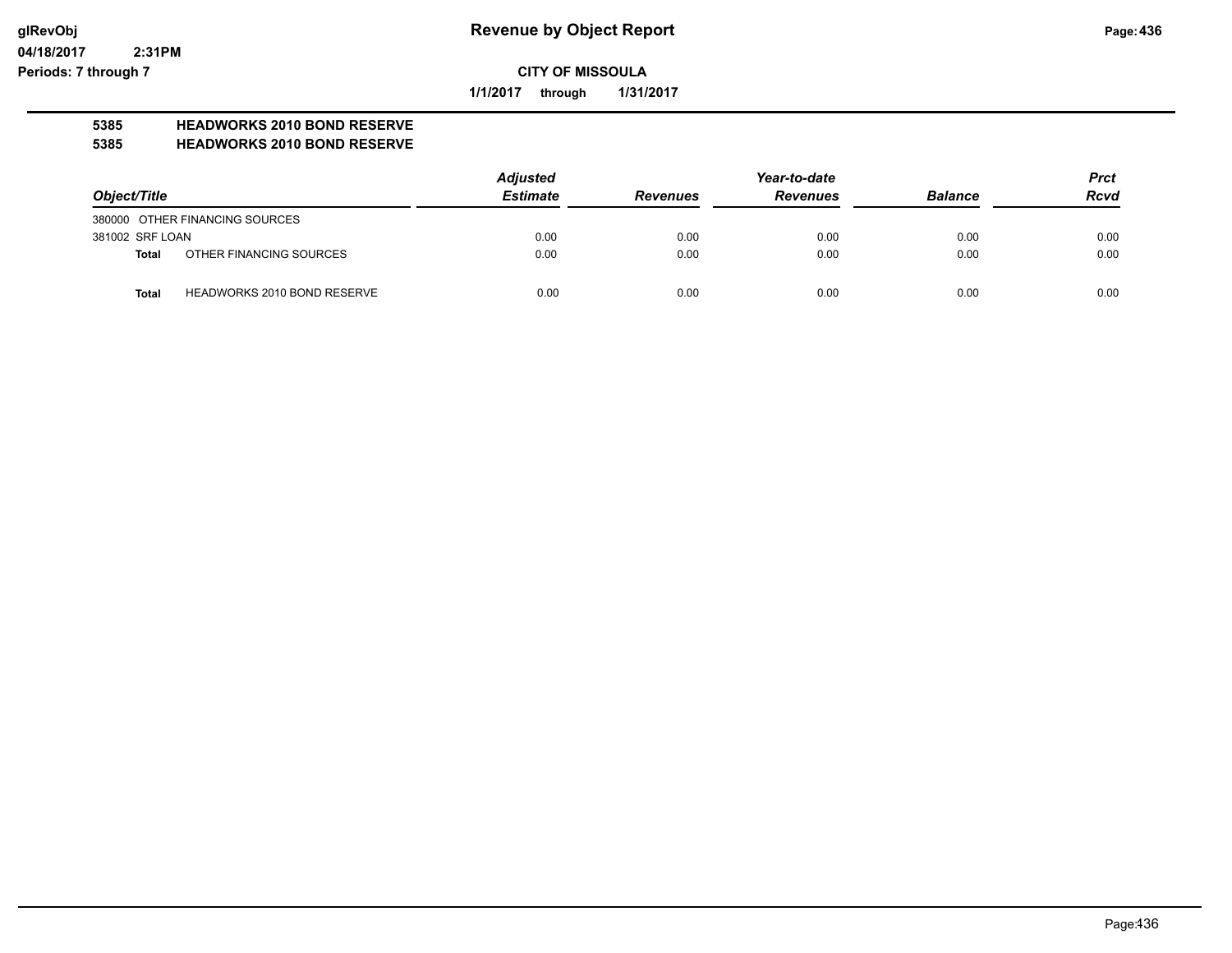# Revenue by Object Report

glRevObj
04/18/2017 2:31PM
Periods: 7 through 7

**CITY OF MISSOULA**

**1/1/2017 through 1/31/2017**

**5385 HEADWORKS 2010 BOND RESERVE**
**5385 HEADWORKS 2010 BOND RESERVE**

| Object/Title | | Adjusted Estimate | Revenues | Year-to-date Revenues | Balance | Prct Rcvd |
|---|---|---|---|---|---|---|
| 380000 OTHER FINANCING SOURCES | | | | | | |
| 381002 SRF LOAN | | 0.00 | 0.00 | 0.00 | 0.00 | 0.00 |
| **Total** | OTHER FINANCING SOURCES | 0.00 | 0.00 | 0.00 | 0.00 | 0.00 |
| **Total** | HEADWORKS 2010 BOND RESERVE | 0.00 | 0.00 | 0.00 | 0.00 | 0.00 |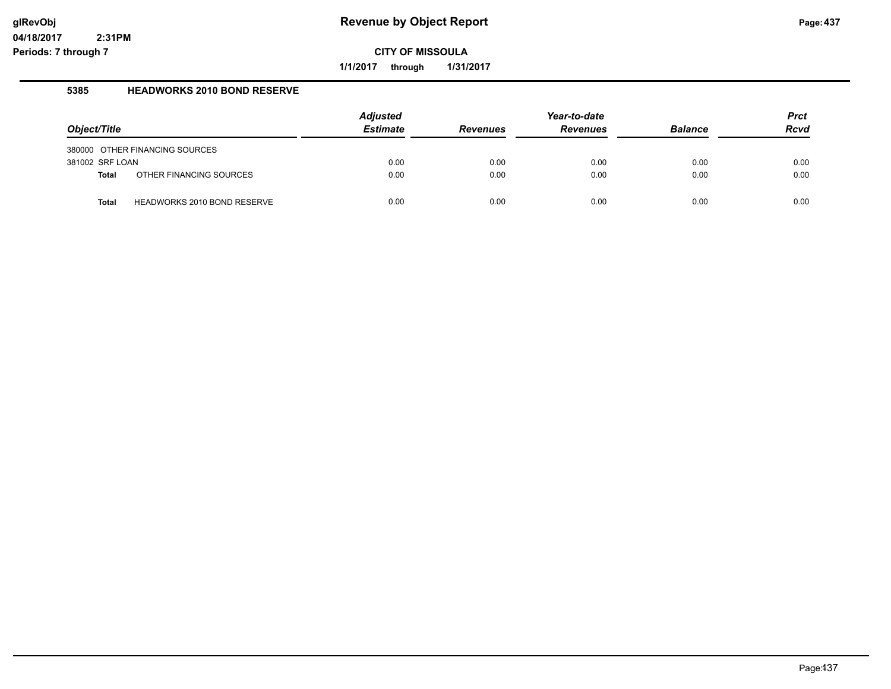# Revenue by Object Report

glRevObj
04/18/2017 2:31PM
Periods: 7 through 7

**CITY OF MISSOULA**

**1/1/2017 through 1/31/2017**

## 5385 HEADWORKS 2010 BOND RESERVE

| Object/Title | Adjusted Estimate | Revenues | Year-to-date Revenues | Balance | Prct Rcvd |
|---|---|---|---|---|---|
| 380000 OTHER FINANCING SOURCES | | | | | |
| 381002 SRF LOAN | 0.00 | 0.00 | 0.00 | 0.00 | 0.00 |
| **Total** OTHER FINANCING SOURCES | 0.00 | 0.00 | 0.00 | 0.00 | 0.00 |
| **Total** HEADWORKS 2010 BOND RESERVE | 0.00 | 0.00 | 0.00 | 0.00 | 0.00 |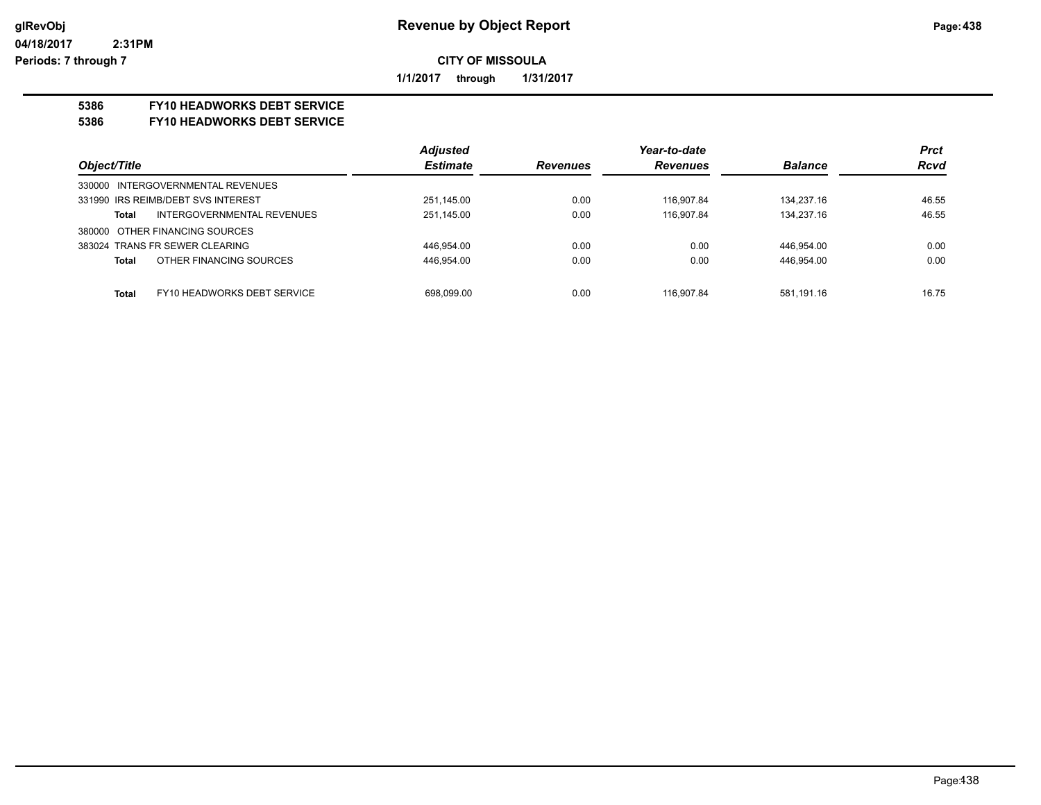# Revenue by Object Report

glRevObj
04/18/2017 2:31PM
Periods: 7 through 7

**CITY OF MISSOULA**

**1/1/2017 through 1/31/2017**

**5386 FY10 HEADWORKS DEBT SERVICE**
**5386 FY10 HEADWORKS DEBT SERVICE**

| Object/Title | Adjusted Estimate | Revenues | Year-to-date Revenues | Balance | Prct Rcvd |
|---|---|---|---|---|---|
| 330000 INTERGOVERNMENTAL REVENUES | | | | | |
| 331990 IRS REIMB/DEBT SVS INTEREST | 251,145.00 | 0.00 | 116,907.84 | 134,237.16 | 46.55 |
| **Total** INTERGOVERNMENTAL REVENUES | 251,145.00 | 0.00 | 116,907.84 | 134,237.16 | 46.55 |
| 380000 OTHER FINANCING SOURCES | | | | | |
| 383024 TRANS FR SEWER CLEARING | 446,954.00 | 0.00 | 0.00 | 446,954.00 | 0.00 |
| **Total** OTHER FINANCING SOURCES | 446,954.00 | 0.00 | 0.00 | 446,954.00 | 0.00 |
| **Total** FY10 HEADWORKS DEBT SERVICE | 698,099.00 | 0.00 | 116,907.84 | 581,191.16 | 16.75 |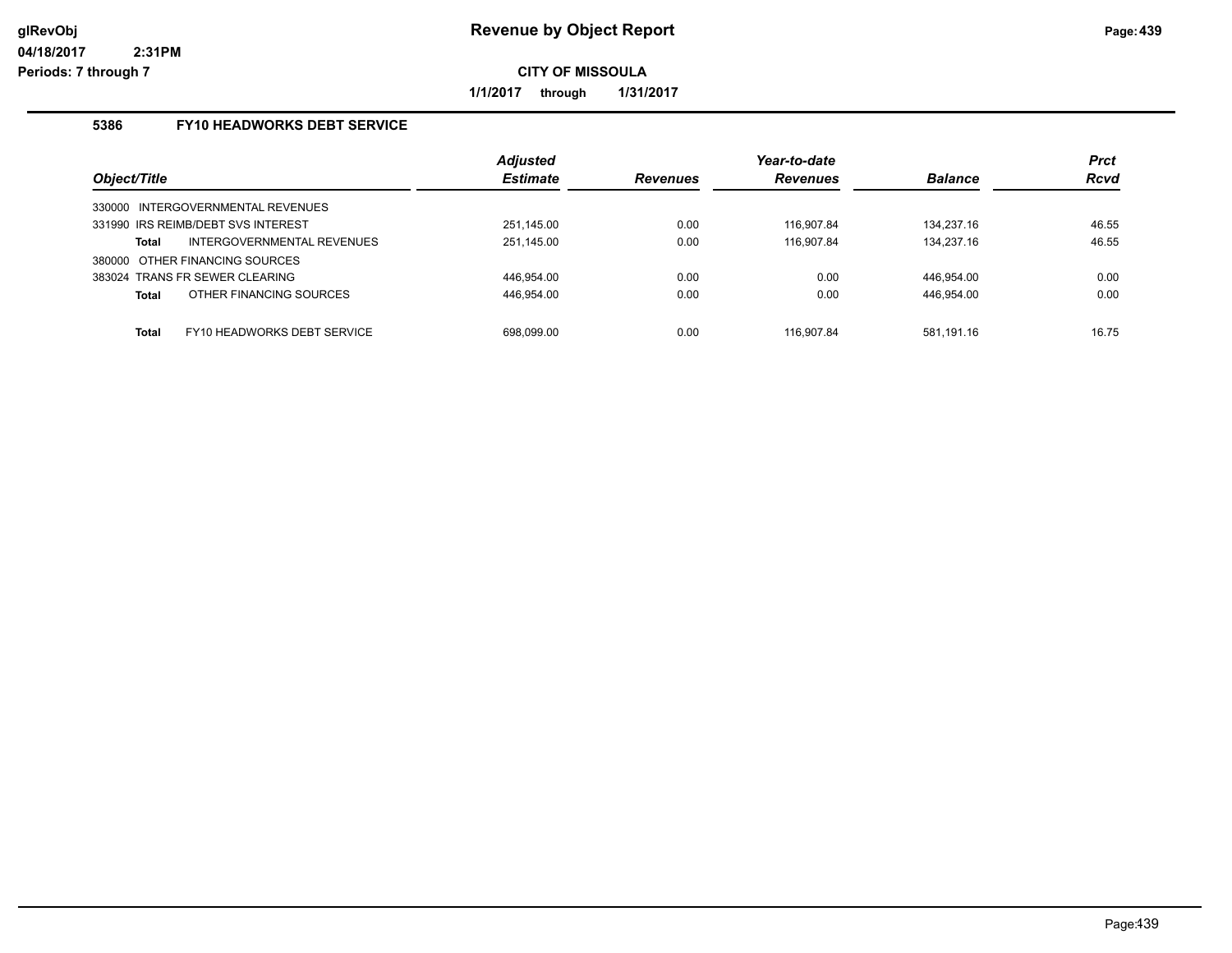# Revenue by Object Report

**CITY OF MISSOULA**

**1/1/2017 through 1/31/2017**

glRevObj
04/18/2017 2:31PM
Periods: 7 through 7

## 5386 FY10 HEADWORKS DEBT SERVICE

| Object/Title | | Adjusted Estimate | Revenues | Year-to-date Revenues | Balance | Prct Rcvd |
|---|---|---|---|---|---|---|
| 330000 INTERGOVERNMENTAL REVENUES | | | | | | |
| 331990 IRS REIMB/DEBT SVS INTEREST | | 251,145.00 | 0.00 | 116,907.84 | 134,237.16 | 46.55 |
| **Total** | INTERGOVERNMENTAL REVENUES | 251,145.00 | 0.00 | 116,907.84 | 134,237.16 | 46.55 |
| 380000 OTHER FINANCING SOURCES | | | | | | |
| 383024 TRANS FR SEWER CLEARING | | 446,954.00 | 0.00 | 0.00 | 446,954.00 | 0.00 |
| **Total** | OTHER FINANCING SOURCES | 446,954.00 | 0.00 | 0.00 | 446,954.00 | 0.00 |
| **Total** | FY10 HEADWORKS DEBT SERVICE | 698,099.00 | 0.00 | 116,907.84 | 581,191.16 | 16.75 |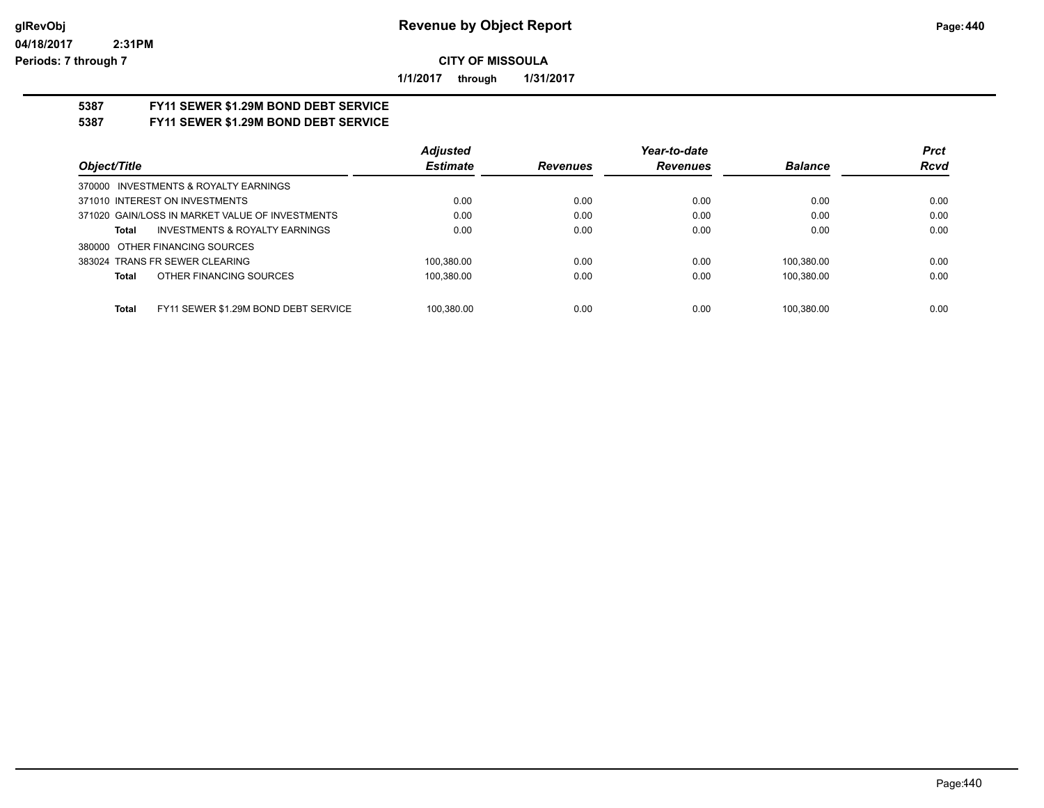**CITY OF MISSOULA**

**1/1/2017 through 1/31/2017**

## 5387 FY11 SEWER $1.29M BOND DEBT SERVICE
## 5387 FY11 SEWER $1.29M BOND DEBT SERVICE

| Object/Title | Adjusted Estimate | Revenues | Year-to-date Revenues | Balance | Prct Rcvd |
|---|---|---|---|---|---|
| 370000 INVESTMENTS & ROYALTY EARNINGS | | | | | |
| 371010 INTEREST ON INVESTMENTS | 0.00 | 0.00 | 0.00 | 0.00 | 0.00 |
| 371020 GAIN/LOSS IN MARKET VALUE OF INVESTMENTS | 0.00 | 0.00 | 0.00 | 0.00 | 0.00 |
| **Total** INVESTMENTS & ROYALTY EARNINGS | 0.00 | 0.00 | 0.00 | 0.00 | 0.00 |
| 380000 OTHER FINANCING SOURCES | | | | | |
| 383024 TRANS FR SEWER CLEARING | 100,380.00 | 0.00 | 0.00 | 100,380.00 | 0.00 |
| **Total** OTHER FINANCING SOURCES | 100,380.00 | 0.00 | 0.00 | 100,380.00 | 0.00 |
| **Total** FY11 SEWER $1.29M BOND DEBT SERVICE | 100,380.00 | 0.00 | 0.00 | 100,380.00 | 0.00 |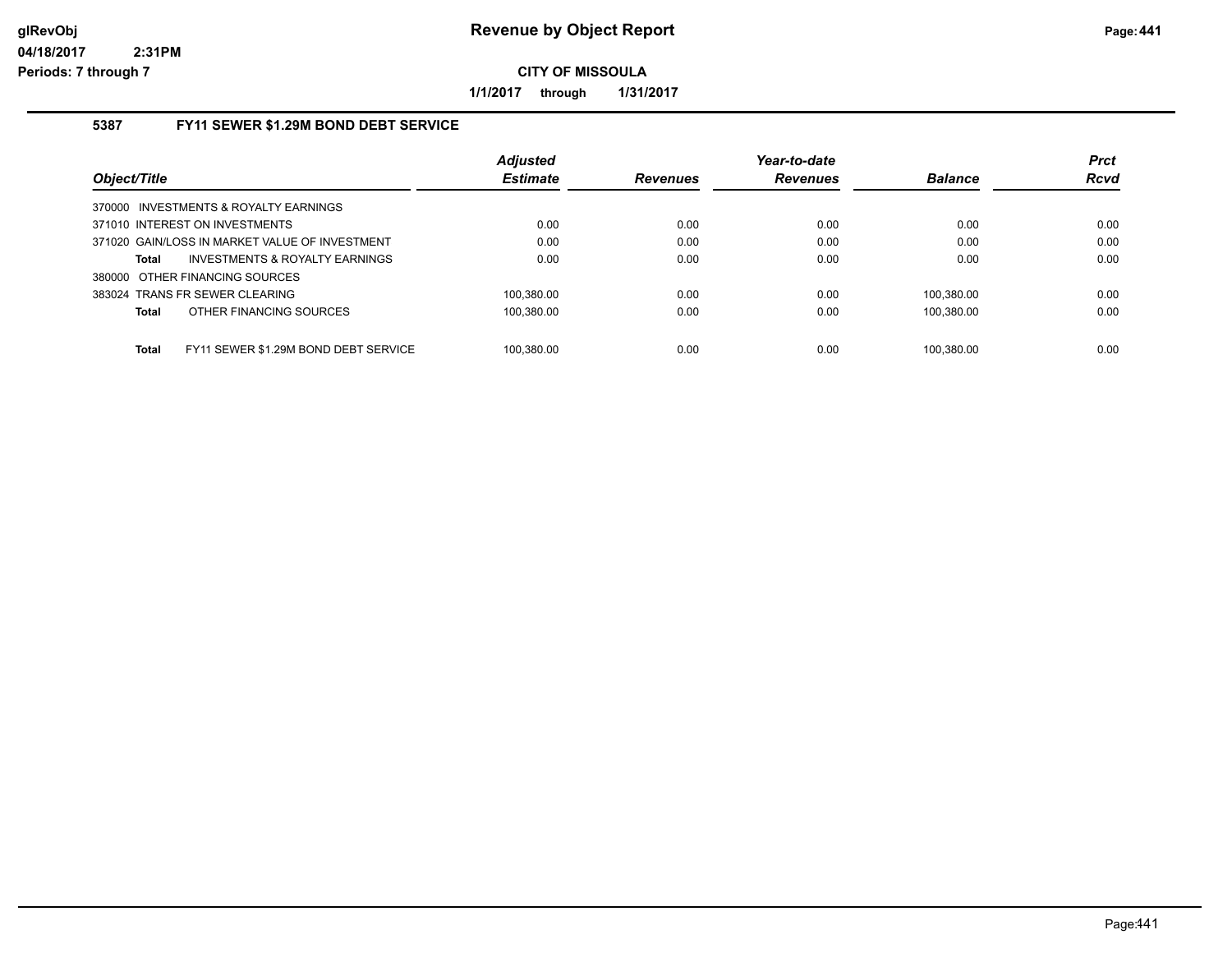# Revenue by Object Report

**CITY OF MISSOULA**

**1/1/2017 through 1/31/2017**

glRevObj
04/18/2017 2:31PM
Periods: 7 through 7

## 5387 FY11 SEWER $1.29M BOND DEBT SERVICE

| Object/Title | Adjusted Estimate | Revenues | Year-to-date Revenues | Balance | Prct Rcvd |
|---|---|---|---|---|---|
| 370000 INVESTMENTS & ROYALTY EARNINGS | | | | | |
| 371010 INTEREST ON INVESTMENTS | 0.00 | 0.00 | 0.00 | 0.00 | 0.00 |
| 371020 GAIN/LOSS IN MARKET VALUE OF INVESTMENT | 0.00 | 0.00 | 0.00 | 0.00 | 0.00 |
| **Total** INVESTMENTS & ROYALTY EARNINGS | 0.00 | 0.00 | 0.00 | 0.00 | 0.00 |
| 380000 OTHER FINANCING SOURCES | | | | | |
| 383024 TRANS FR SEWER CLEARING | 100,380.00 | 0.00 | 0.00 | 100,380.00 | 0.00 |
| **Total** OTHER FINANCING SOURCES | 100,380.00 | 0.00 | 0.00 | 100,380.00 | 0.00 |
| **Total** FY11 SEWER $1.29M BOND DEBT SERVICE | 100,380.00 | 0.00 | 0.00 | 100,380.00 | 0.00 |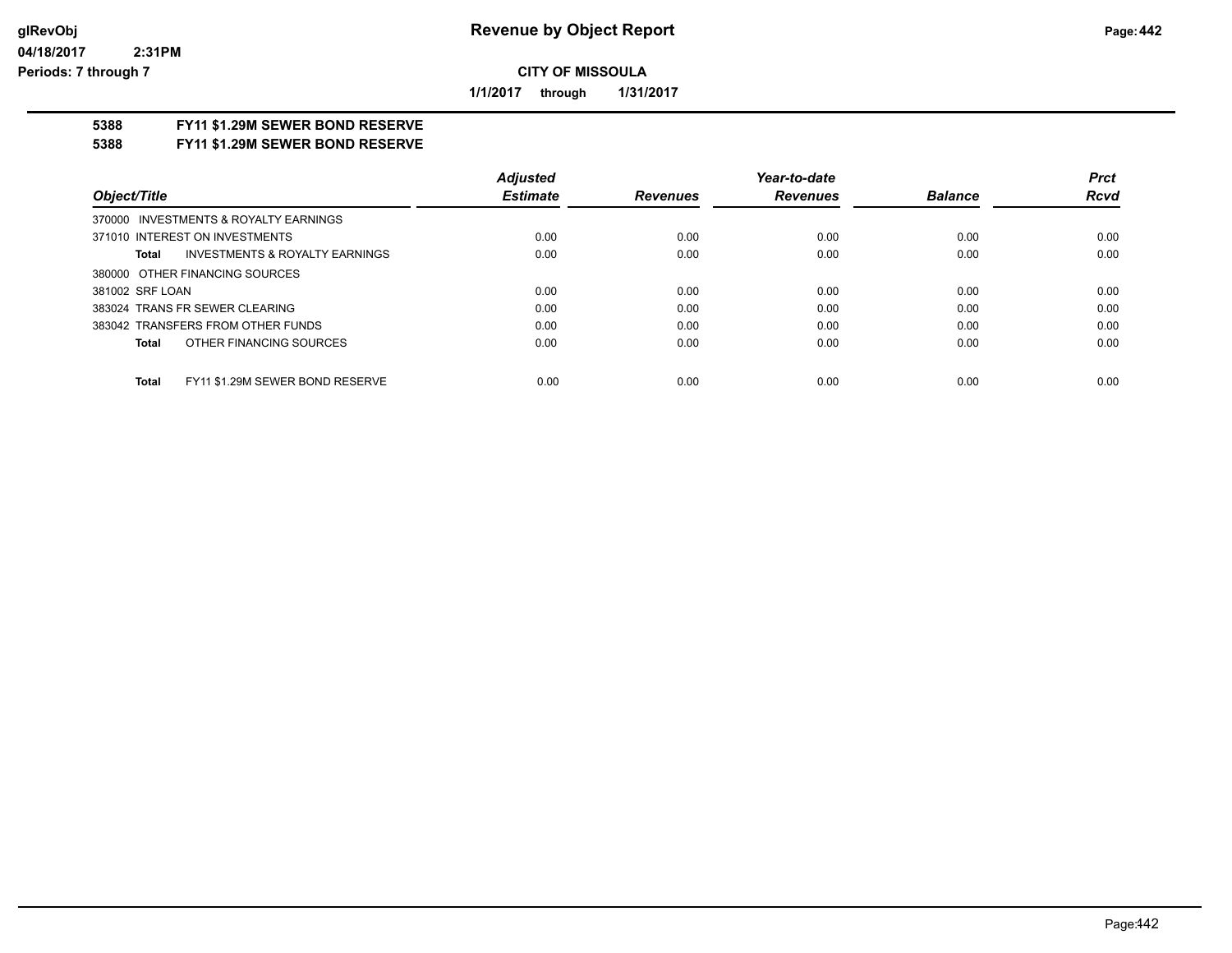**Revenue by Object Report**

**CITY OF MISSOULA**

**1/1/2017 through 1/31/2017**

glRevObj
04/18/2017 2:31PM
Periods: 7 through 7

**5388 FY11 $1.29M SEWER BOND RESERVE**
**5388 FY11 $1.29M SEWER BOND RESERVE**

| Object/Title | Adjusted Estimate | Revenues | Year-to-date Revenues | Balance | Prct Rcvd |
|---|---|---|---|---|---|
| 370000 INVESTMENTS & ROYALTY EARNINGS | | | | | |
| 371010 INTEREST ON INVESTMENTS | 0.00 | 0.00 | 0.00 | 0.00 | 0.00 |
| **Total** INVESTMENTS & ROYALTY EARNINGS | 0.00 | 0.00 | 0.00 | 0.00 | 0.00 |
| 380000 OTHER FINANCING SOURCES | | | | | |
| 381002 SRF LOAN | 0.00 | 0.00 | 0.00 | 0.00 | 0.00 |
| 383024 TRANS FR SEWER CLEARING | 0.00 | 0.00 | 0.00 | 0.00 | 0.00 |
| 383042 TRANSFERS FROM OTHER FUNDS | 0.00 | 0.00 | 0.00 | 0.00 | 0.00 |
| **Total** OTHER FINANCING SOURCES | 0.00 | 0.00 | 0.00 | 0.00 | 0.00 |
| **Total** FY11 $1.29M SEWER BOND RESERVE | 0.00 | 0.00 | 0.00 | 0.00 | 0.00 |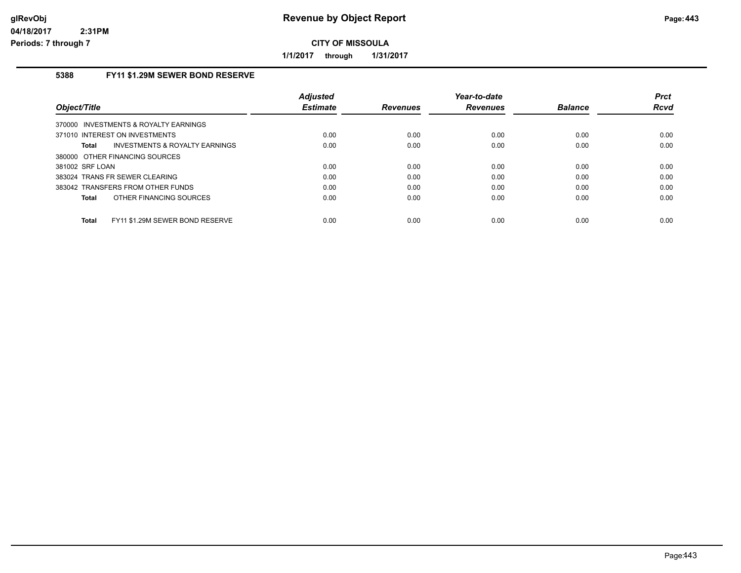# Revenue by Object Report

glRevObj
04/18/2017 2:31PM
Periods: 7 through 7

**CITY OF MISSOULA**

**1/1/2017 through 1/31/2017**

## 5388 FY11 $1.29M SEWER BOND RESERVE

| Object/Title | Adjusted Estimate | Revenues | Year-to-date Revenues | Balance | Prct Rcvd |
|---|---|---|---|---|---|
| 370000 INVESTMENTS & ROYALTY EARNINGS | | | | | |
| 371010 INTEREST ON INVESTMENTS | 0.00 | 0.00 | 0.00 | 0.00 | 0.00 |
| **Total** INVESTMENTS & ROYALTY EARNINGS | 0.00 | 0.00 | 0.00 | 0.00 | 0.00 |
| 380000 OTHER FINANCING SOURCES | | | | | |
| 381002 SRF LOAN | 0.00 | 0.00 | 0.00 | 0.00 | 0.00 |
| 383024 TRANS FR SEWER CLEARING | 0.00 | 0.00 | 0.00 | 0.00 | 0.00 |
| 383042 TRANSFERS FROM OTHER FUNDS | 0.00 | 0.00 | 0.00 | 0.00 | 0.00 |
| **Total** OTHER FINANCING SOURCES | 0.00 | 0.00 | 0.00 | 0.00 | 0.00 |
| **Total** FY11 $1.29M SEWER BOND RESERVE | 0.00 | 0.00 | 0.00 | 0.00 | 0.00 |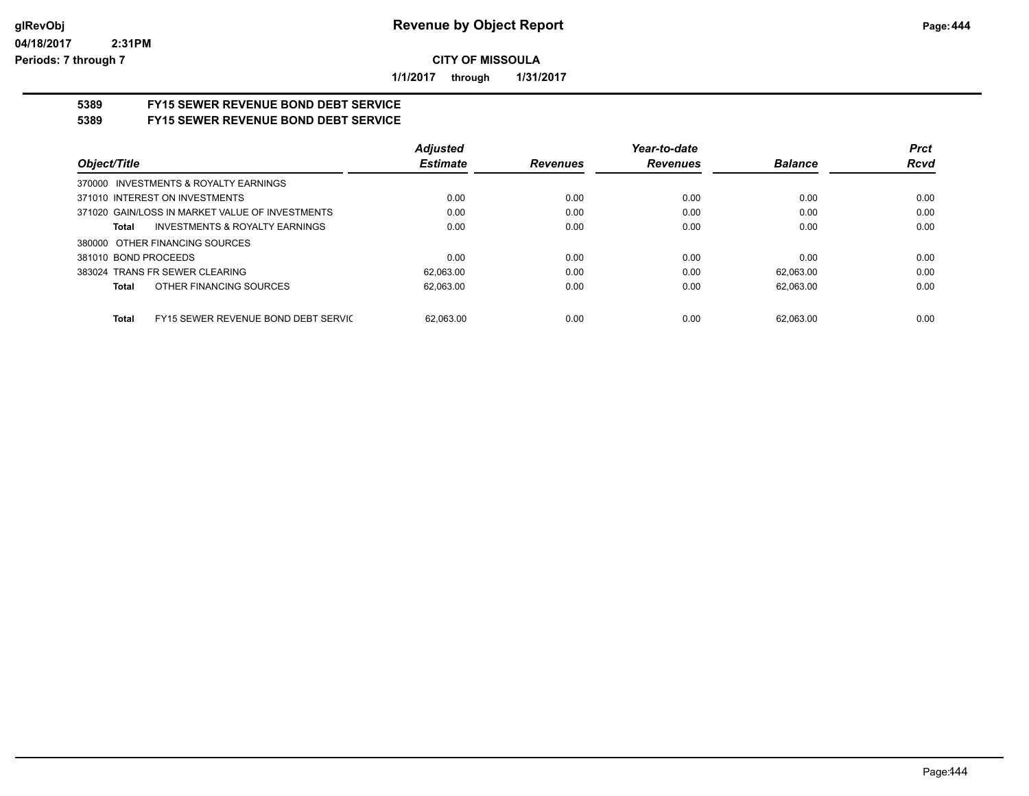# Revenue by Object Report

glRevObj
04/18/2017 2:31PM
Periods: 7 through 7

**CITY OF MISSOULA**

**1/1/2017 through 1/31/2017**

## 5389 FY15 SEWER REVENUE BOND DEBT SERVICE
## 5389 FY15 SEWER REVENUE BOND DEBT SERVICE

| Object/Title | Adjusted Estimate | Revenues | Year-to-date Revenues | Balance | Prct Rcvd |
|---|---|---|---|---|---|
| 370000 INVESTMENTS & ROYALTY EARNINGS | | | | | |
| 371010 INTEREST ON INVESTMENTS | 0.00 | 0.00 | 0.00 | 0.00 | 0.00 |
| 371020 GAIN/LOSS IN MARKET VALUE OF INVESTMENTS | 0.00 | 0.00 | 0.00 | 0.00 | 0.00 |
| **Total** INVESTMENTS & ROYALTY EARNINGS | 0.00 | 0.00 | 0.00 | 0.00 | 0.00 |
| 380000 OTHER FINANCING SOURCES | | | | | |
| 381010 BOND PROCEEDS | 0.00 | 0.00 | 0.00 | 0.00 | 0.00 |
| 383024 TRANS FR SEWER CLEARING | 62,063.00 | 0.00 | 0.00 | 62,063.00 | 0.00 |
| **Total** OTHER FINANCING SOURCES | 62,063.00 | 0.00 | 0.00 | 62,063.00 | 0.00 |
| **Total** FY15 SEWER REVENUE BOND DEBT SERVIC | 62,063.00 | 0.00 | 0.00 | 62,063.00 | 0.00 |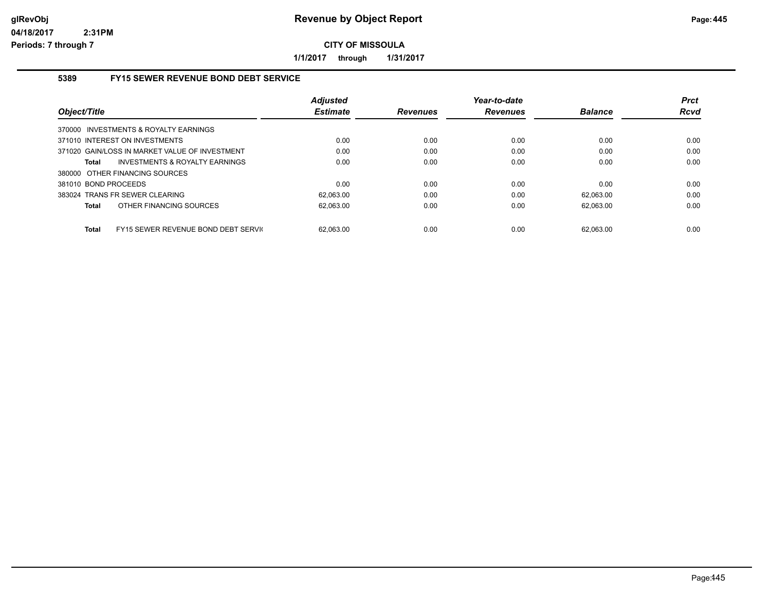# Revenue by Object Report

glRevObj
04/18/2017 2:31PM
Periods: 7 through 7

**CITY OF MISSOULA**

**1/1/2017 through 1/31/2017**

## 5389 FY15 SEWER REVENUE BOND DEBT SERVICE

| Object/Title | Adjusted Estimate | Revenues | Year-to-date Revenues | Balance | Prct Rcvd |
|---|---|---|---|---|---|
| 370000 INVESTMENTS & ROYALTY EARNINGS | | | | | |
| 371010 INTEREST ON INVESTMENTS | 0.00 | 0.00 | 0.00 | 0.00 | 0.00 |
| 371020 GAIN/LOSS IN MARKET VALUE OF INVESTMENT | 0.00 | 0.00 | 0.00 | 0.00 | 0.00 |
| **Total** INVESTMENTS & ROYALTY EARNINGS | 0.00 | 0.00 | 0.00 | 0.00 | 0.00 |
| 380000 OTHER FINANCING SOURCES | | | | | |
| 381010 BOND PROCEEDS | 0.00 | 0.00 | 0.00 | 0.00 | 0.00 |
| 383024 TRANS FR SEWER CLEARING | 62,063.00 | 0.00 | 0.00 | 62,063.00 | 0.00 |
| **Total** OTHER FINANCING SOURCES | 62,063.00 | 0.00 | 0.00 | 62,063.00 | 0.00 |
| **Total** FY15 SEWER REVENUE BOND DEBT SERVI( | 62,063.00 | 0.00 | 0.00 | 62,063.00 | 0.00 |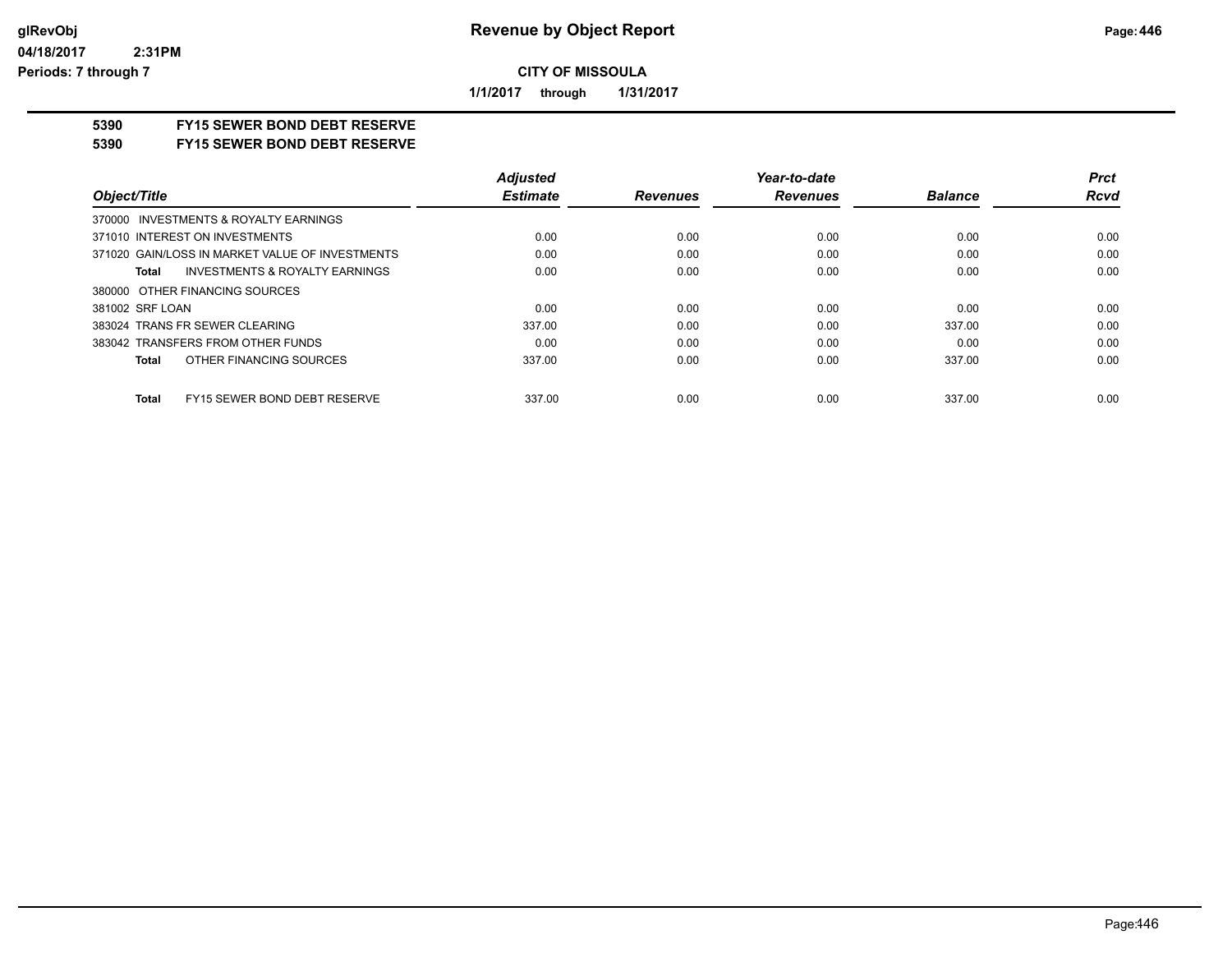**CITY OF MISSOULA**

**1/1/2017 through 1/31/2017**

## 5390 FY15 SEWER BOND DEBT RESERVE
## 5390 FY15 SEWER BOND DEBT RESERVE

| Object/Title | Adjusted Estimate | Revenues | Year-to-date Revenues | Balance | Prct Rcvd |
|---|---|---|---|---|---|
| 370000 INVESTMENTS & ROYALTY EARNINGS | | | | | |
| 371010 INTEREST ON INVESTMENTS | 0.00 | 0.00 | 0.00 | 0.00 | 0.00 |
| 371020 GAIN/LOSS IN MARKET VALUE OF INVESTMENTS | 0.00 | 0.00 | 0.00 | 0.00 | 0.00 |
| **Total** INVESTMENTS & ROYALTY EARNINGS | 0.00 | 0.00 | 0.00 | 0.00 | 0.00 |
| 380000 OTHER FINANCING SOURCES | | | | | |
| 381002 SRF LOAN | 0.00 | 0.00 | 0.00 | 0.00 | 0.00 |
| 383024 TRANS FR SEWER CLEARING | 337.00 | 0.00 | 0.00 | 337.00 | 0.00 |
| 383042 TRANSFERS FROM OTHER FUNDS | 0.00 | 0.00 | 0.00 | 0.00 | 0.00 |
| **Total** OTHER FINANCING SOURCES | 337.00 | 0.00 | 0.00 | 337.00 | 0.00 |
| **Total** FY15 SEWER BOND DEBT RESERVE | 337.00 | 0.00 | 0.00 | 337.00 | 0.00 |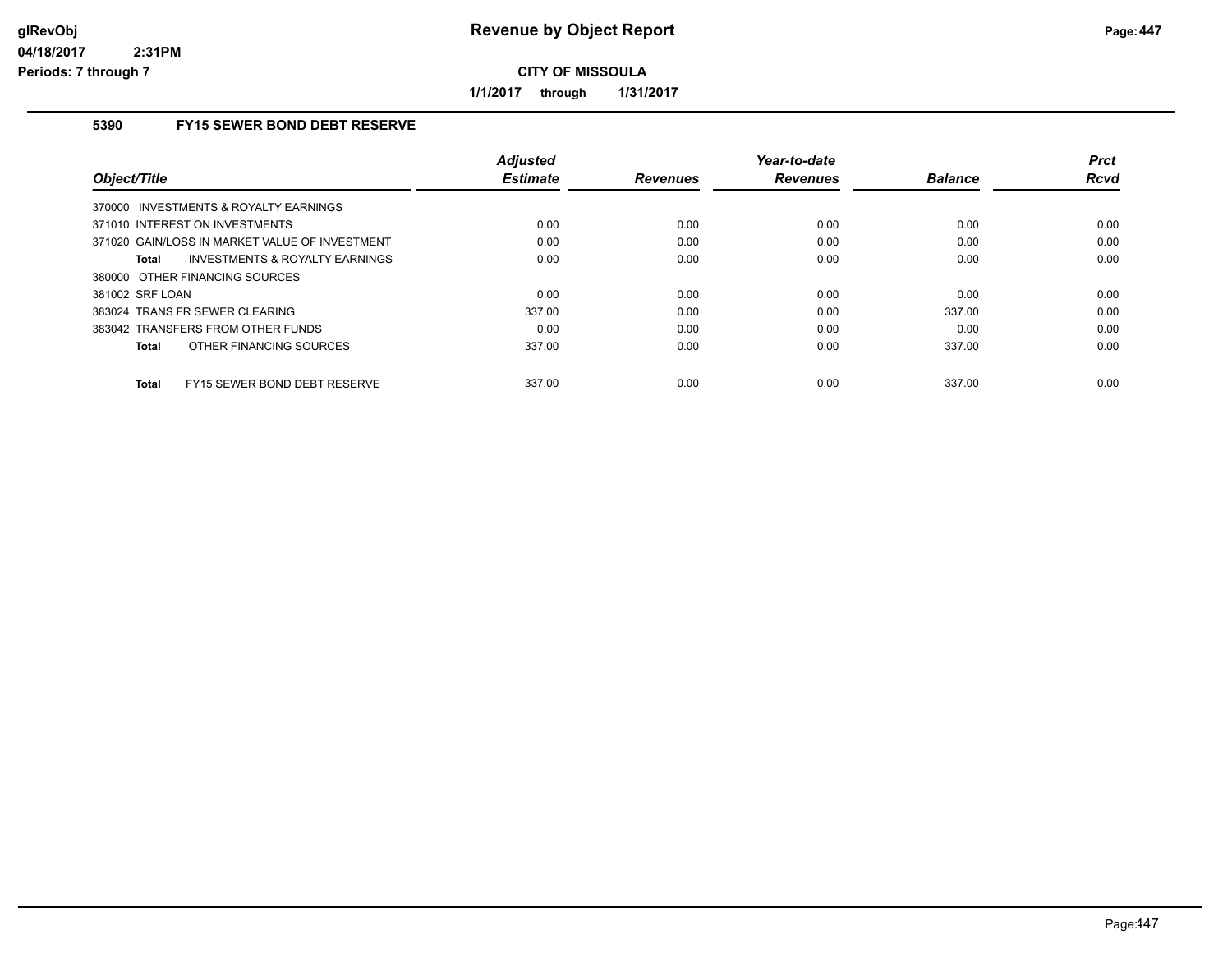# Revenue by Object Report

**CITY OF MISSOULA**

**1/1/2017 through 1/31/2017**

glRevObj
04/18/2017 2:31PM
Periods: 7 through 7

## 5390 FY15 SEWER BOND DEBT RESERVE

| Object/Title | Adjusted Estimate | Revenues | Year-to-date Revenues | Balance | Prct Rcvd |
|---|---|---|---|---|---|
| 370000 INVESTMENTS & ROYALTY EARNINGS | | | | | |
| 371010 INTEREST ON INVESTMENTS | 0.00 | 0.00 | 0.00 | 0.00 | 0.00 |
| 371020 GAIN/LOSS IN MARKET VALUE OF INVESTMENT | 0.00 | 0.00 | 0.00 | 0.00 | 0.00 |
| **Total** INVESTMENTS & ROYALTY EARNINGS | 0.00 | 0.00 | 0.00 | 0.00 | 0.00 |
| 380000 OTHER FINANCING SOURCES | | | | | |
| 381002 SRF LOAN | 0.00 | 0.00 | 0.00 | 0.00 | 0.00 |
| 383024 TRANS FR SEWER CLEARING | 337.00 | 0.00 | 0.00 | 337.00 | 0.00 |
| 383042 TRANSFERS FROM OTHER FUNDS | 0.00 | 0.00 | 0.00 | 0.00 | 0.00 |
| **Total** OTHER FINANCING SOURCES | 337.00 | 0.00 | 0.00 | 337.00 | 0.00 |
| **Total** FY15 SEWER BOND DEBT RESERVE | 337.00 | 0.00 | 0.00 | 337.00 | 0.00 |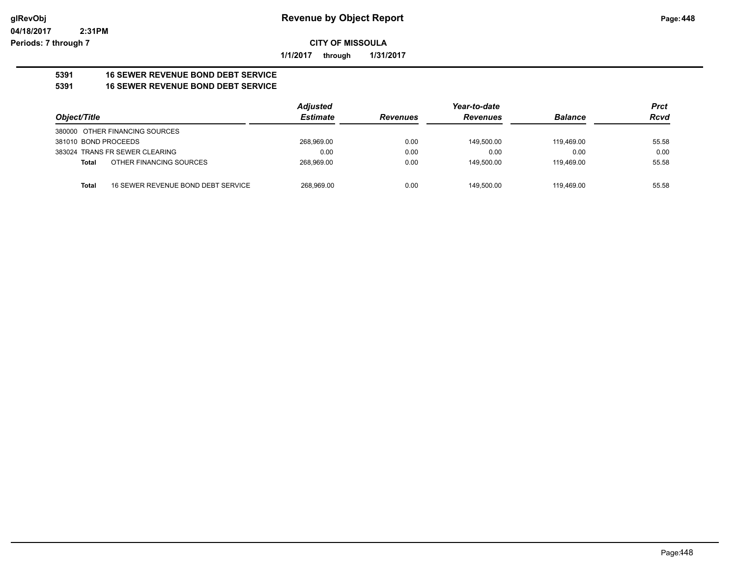# Revenue by Object Report

glRevObj
04/18/2017 2:31PM
Periods: 7 through 7

**CITY OF MISSOULA**

**1/1/2017 through 1/31/2017**

## 5391 16 SEWER REVENUE BOND DEBT SERVICE
## 5391 16 SEWER REVENUE BOND DEBT SERVICE

| Object/Title | Adjusted Estimate | Revenues | Year-to-date Revenues | Balance | Prct Rcvd |
|---|---|---|---|---|---|
| 380000 OTHER FINANCING SOURCES | | | | | |
| 381010 BOND PROCEEDS | 268,969.00 | 0.00 | 149,500.00 | 119,469.00 | 55.58 |
| 383024 TRANS FR SEWER CLEARING | 0.00 | 0.00 | 0.00 | 0.00 | 0.00 |
| **Total** OTHER FINANCING SOURCES | 268,969.00 | 0.00 | 149,500.00 | 119,469.00 | 55.58 |
| **Total** 16 SEWER REVENUE BOND DEBT SERVICE | 268,969.00 | 0.00 | 149,500.00 | 119,469.00 | 55.58 |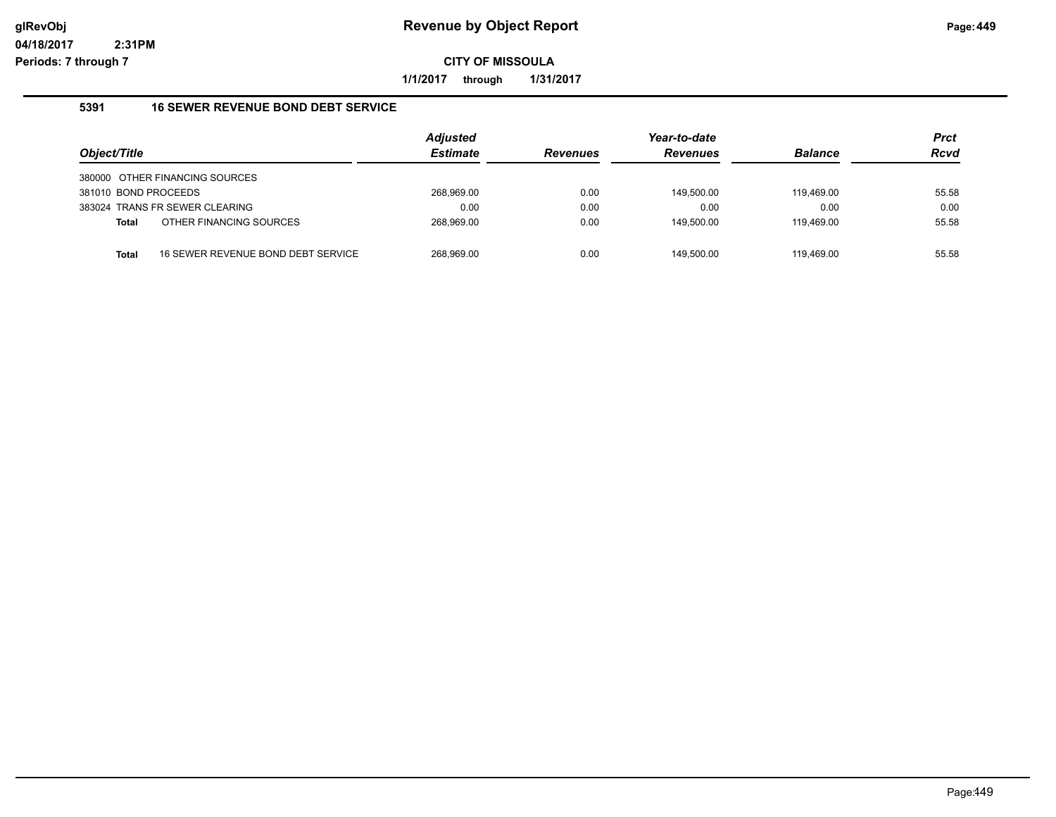# Revenue by Object Report

glRevObj
04/18/2017 2:31PM
Periods: 7 through 7

**CITY OF MISSOULA**

**1/1/2017 through 1/31/2017**

### 5391 16 SEWER REVENUE BOND DEBT SERVICE

| Object/Title | Adjusted Estimate | Revenues | Year-to-date Revenues | Balance | Prct Rcvd |
|---|---|---|---|---|---|
| 380000 OTHER FINANCING SOURCES | | | | | |
| 381010 BOND PROCEEDS | 268,969.00 | 0.00 | 149,500.00 | 119,469.00 | 55.58 |
| 383024 TRANS FR SEWER CLEARING | 0.00 | 0.00 | 0.00 | 0.00 | 0.00 |
| **Total** OTHER FINANCING SOURCES | 268,969.00 | 0.00 | 149,500.00 | 119,469.00 | 55.58 |
| **Total** 16 SEWER REVENUE BOND DEBT SERVICE | 268,969.00 | 0.00 | 149,500.00 | 119,469.00 | 55.58 |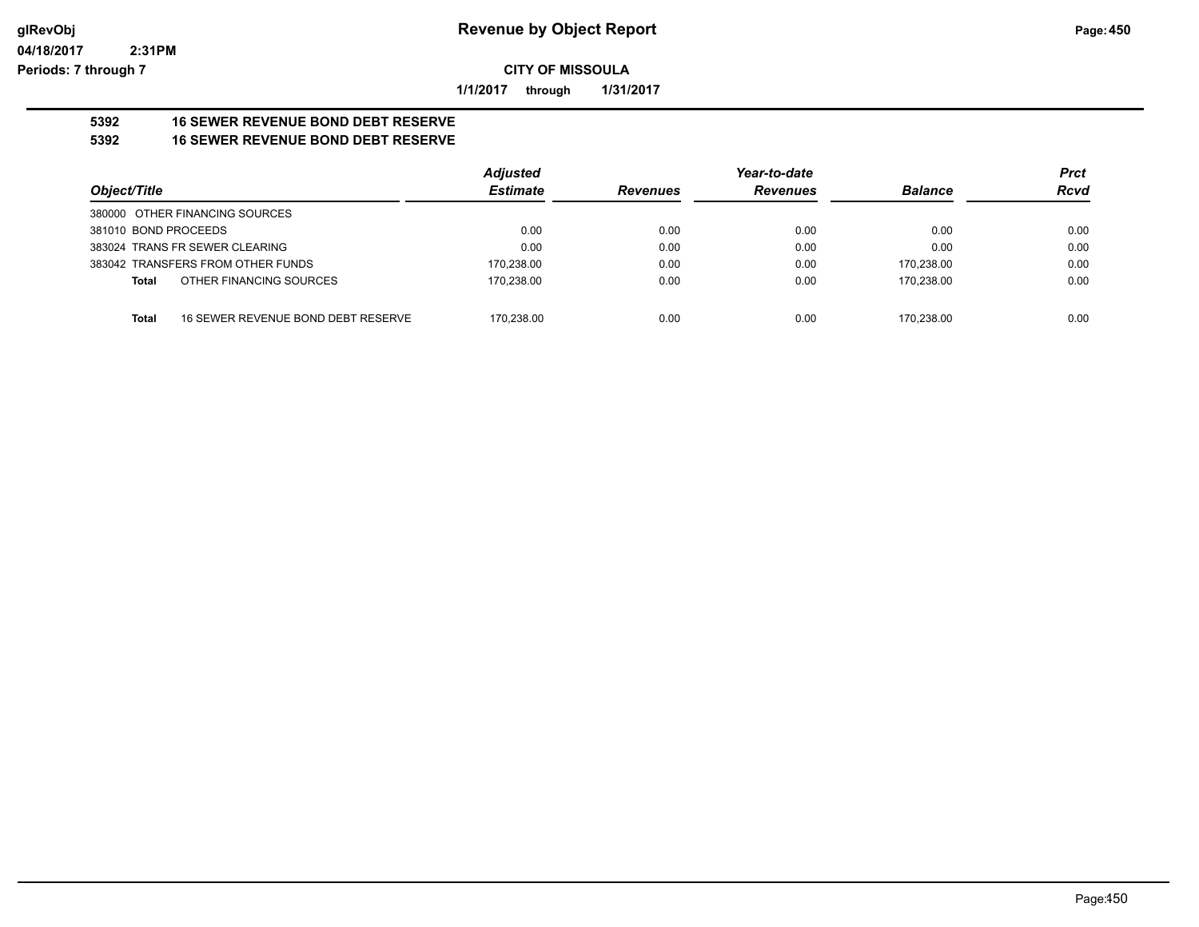# Revenue by Object Report

glRevObj
04/18/2017 2:31PM
Periods: 7 through 7

**CITY OF MISSOULA**

**1/1/2017 through 1/31/2017**

**5392 16 SEWER REVENUE BOND DEBT RESERVE**
**5392 16 SEWER REVENUE BOND DEBT RESERVE**

| Object/Title | Adjusted Estimate | Revenues | Year-to-date Revenues | Balance | Prct Rcvd |
|---|---|---|---|---|---|
| 380000 OTHER FINANCING SOURCES | | | | | |
| 381010 BOND PROCEEDS | 0.00 | 0.00 | 0.00 | 0.00 | 0.00 |
| 383024 TRANS FR SEWER CLEARING | 0.00 | 0.00 | 0.00 | 0.00 | 0.00 |
| 383042 TRANSFERS FROM OTHER FUNDS | 170,238.00 | 0.00 | 0.00 | 170,238.00 | 0.00 |
| **Total** OTHER FINANCING SOURCES | 170,238.00 | 0.00 | 0.00 | 170,238.00 | 0.00 |
| **Total** 16 SEWER REVENUE BOND DEBT RESERVE | 170,238.00 | 0.00 | 0.00 | 170,238.00 | 0.00 |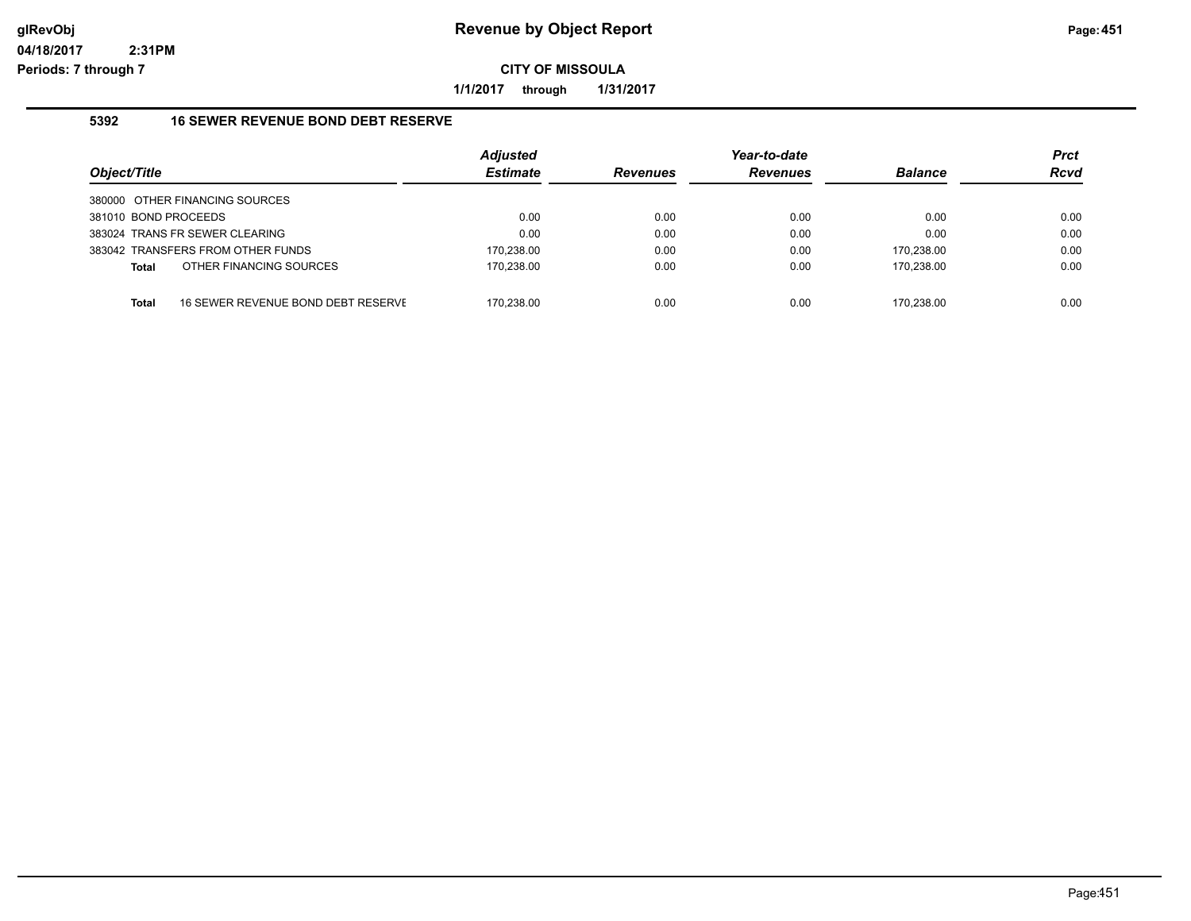# Revenue by Object Report

**CITY OF MISSOULA**

**1/1/2017 through 1/31/2017**

glRevObj
04/18/2017 2:31PM
Periods: 7 through 7

### 5392 16 SEWER REVENUE BOND DEBT RESERVE

| Object/Title | Adjusted Estimate | Revenues | Year-to-date Revenues | Balance | Prct Rcvd |
|---|---|---|---|---|---|
| 380000 OTHER FINANCING SOURCES | | | | | |
| 381010 BOND PROCEEDS | 0.00 | 0.00 | 0.00 | 0.00 | 0.00 |
| 383024 TRANS FR SEWER CLEARING | 0.00 | 0.00 | 0.00 | 0.00 | 0.00 |
| 383042 TRANSFERS FROM OTHER FUNDS | 170,238.00 | 0.00 | 0.00 | 170,238.00 | 0.00 |
| **Total** OTHER FINANCING SOURCES | 170,238.00 | 0.00 | 0.00 | 170,238.00 | 0.00 |
| **Total** 16 SEWER REVENUE BOND DEBT RESERVE | 170,238.00 | 0.00 | 0.00 | 170,238.00 | 0.00 |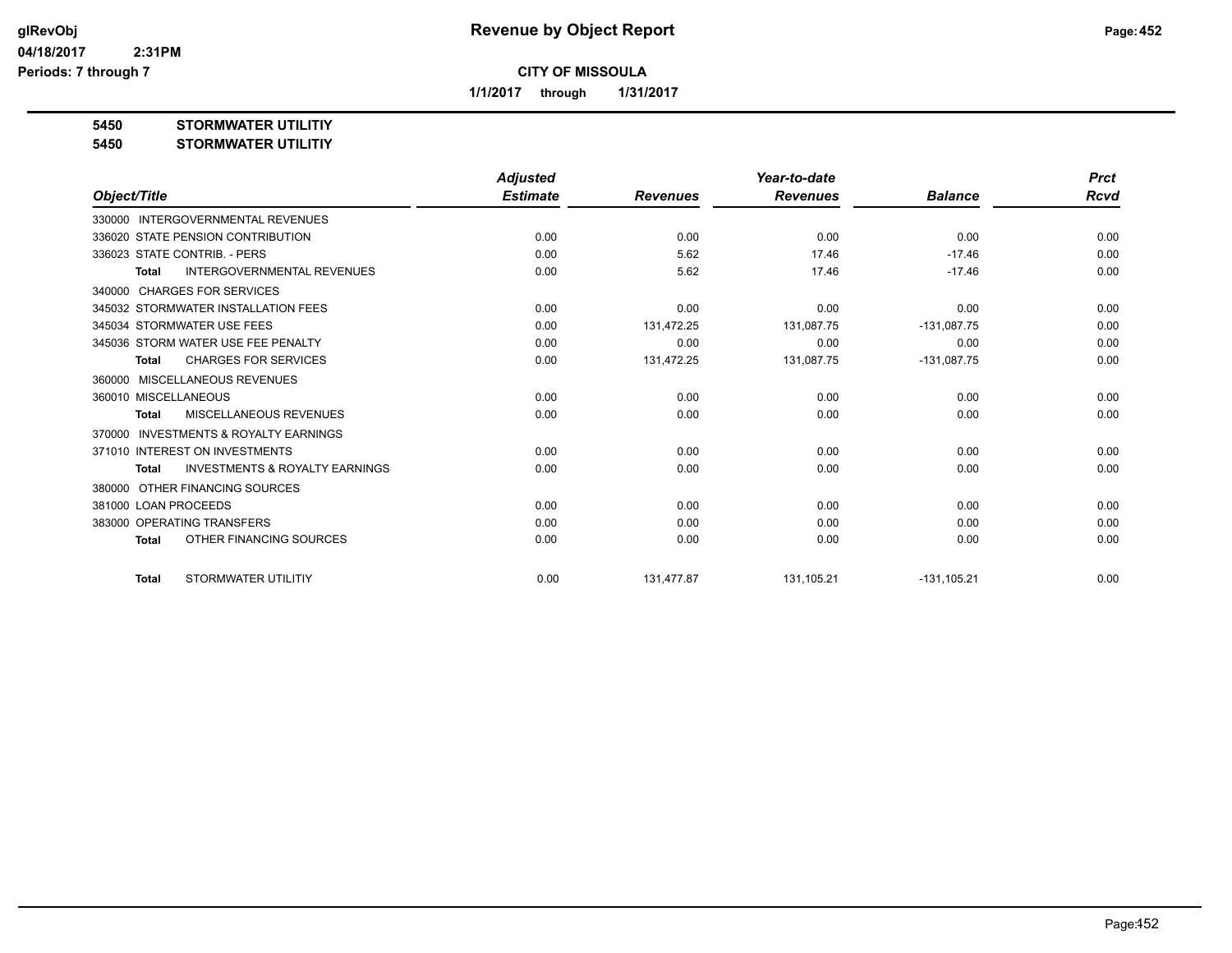glRevObj
04/18/2017 2:31PM
Periods: 7 through 7

# Revenue by Object Report

**CITY OF MISSOULA**

**1/1/2017 through 1/31/2017**

**5450 STORMWATER UTILITIY**
**5450 STORMWATER UTILITIY**

| Object/Title | Adjusted Estimate | Revenues | Year-to-date Revenues | Balance | Prct Rcvd |
|---|---|---|---|---|---|
| 330000 INTERGOVERNMENTAL REVENUES | | | | | |
| 336020 STATE PENSION CONTRIBUTION | 0.00 | 0.00 | 0.00 | 0.00 | 0.00 |
| 336023 STATE CONTRIB. - PERS | 0.00 | 5.62 | 17.46 | -17.46 | 0.00 |
| **Total** INTERGOVERNMENTAL REVENUES | 0.00 | 5.62 | 17.46 | -17.46 | 0.00 |
| 340000 CHARGES FOR SERVICES | | | | | |
| 345032 STORMWATER INSTALLATION FEES | 0.00 | 0.00 | 0.00 | 0.00 | 0.00 |
| 345034 STORMWATER USE FEES | 0.00 | 131,472.25 | 131,087.75 | -131,087.75 | 0.00 |
| 345036 STORM WATER USE FEE PENALTY | 0.00 | 0.00 | 0.00 | 0.00 | 0.00 |
| **Total** CHARGES FOR SERVICES | 0.00 | 131,472.25 | 131,087.75 | -131,087.75 | 0.00 |
| 360000 MISCELLANEOUS REVENUES | | | | | |
| 360010 MISCELLANEOUS | 0.00 | 0.00 | 0.00 | 0.00 | 0.00 |
| **Total** MISCELLANEOUS REVENUES | 0.00 | 0.00 | 0.00 | 0.00 | 0.00 |
| 370000 INVESTMENTS & ROYALTY EARNINGS | | | | | |
| 371010 INTEREST ON INVESTMENTS | 0.00 | 0.00 | 0.00 | 0.00 | 0.00 |
| **Total** INVESTMENTS & ROYALTY EARNINGS | 0.00 | 0.00 | 0.00 | 0.00 | 0.00 |
| 380000 OTHER FINANCING SOURCES | | | | | |
| 381000 LOAN PROCEEDS | 0.00 | 0.00 | 0.00 | 0.00 | 0.00 |
| 383000 OPERATING TRANSFERS | 0.00 | 0.00 | 0.00 | 0.00 | 0.00 |
| **Total** OTHER FINANCING SOURCES | 0.00 | 0.00 | 0.00 | 0.00 | 0.00 |
| **Total** STORMWATER UTILITIY | 0.00 | 131,477.87 | 131,105.21 | -131,105.21 | 0.00 |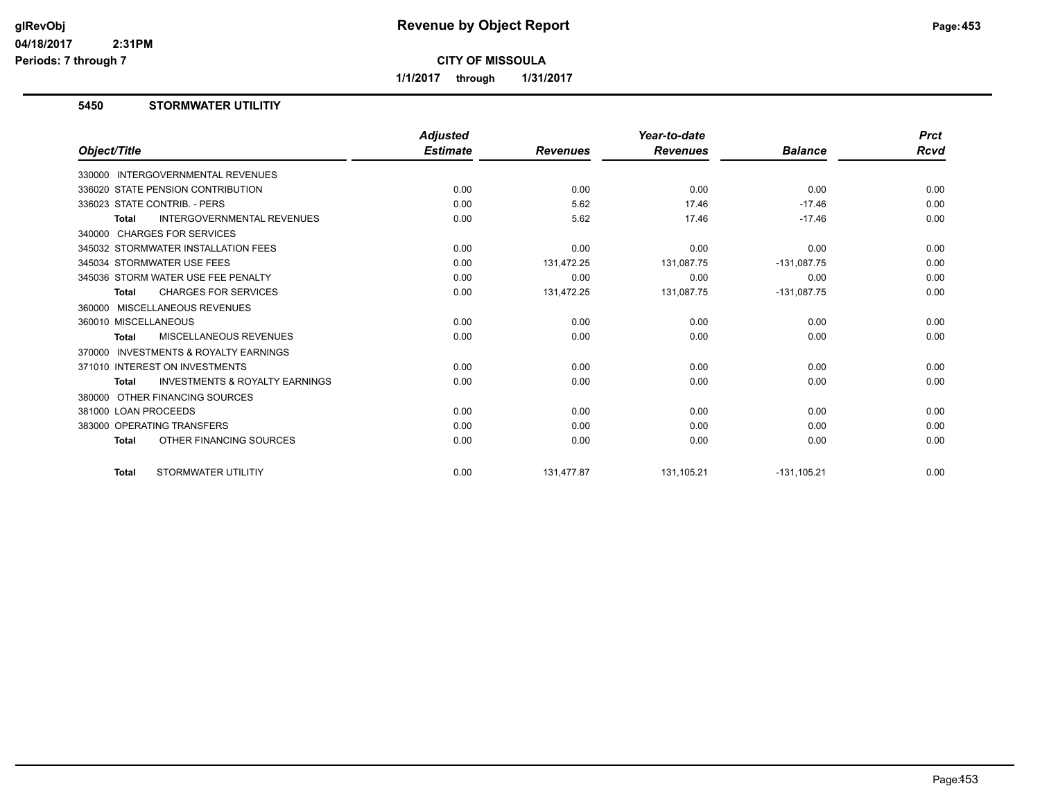# Revenue by Object Report

glRevObj
04/18/2017 2:31PM
Periods: 7 through 7

**CITY OF MISSOULA**

**1/1/2017 through 1/31/2017**

## 5450 STORMWATER UTILITIY

| Object/Title | Adjusted Estimate | Revenues | Year-to-date Revenues | Balance | Prct Rcvd |
|---|---|---|---|---|---|
| 330000 INTERGOVERNMENTAL REVENUES | | | | | |
| 336020 STATE PENSION CONTRIBUTION | 0.00 | 0.00 | 0.00 | 0.00 | 0.00 |
| 336023 STATE CONTRIB. - PERS | 0.00 | 5.62 | 17.46 | -17.46 | 0.00 |
| **Total** INTERGOVERNMENTAL REVENUES | 0.00 | 5.62 | 17.46 | -17.46 | 0.00 |
| 340000 CHARGES FOR SERVICES | | | | | |
| 345032 STORMWATER INSTALLATION FEES | 0.00 | 0.00 | 0.00 | 0.00 | 0.00 |
| 345034 STORMWATER USE FEES | 0.00 | 131,472.25 | 131,087.75 | -131,087.75 | 0.00 |
| 345036 STORM WATER USE FEE PENALTY | 0.00 | 0.00 | 0.00 | 0.00 | 0.00 |
| **Total** CHARGES FOR SERVICES | 0.00 | 131,472.25 | 131,087.75 | -131,087.75 | 0.00 |
| 360000 MISCELLANEOUS REVENUES | | | | | |
| 360010 MISCELLANEOUS | 0.00 | 0.00 | 0.00 | 0.00 | 0.00 |
| **Total** MISCELLANEOUS REVENUES | 0.00 | 0.00 | 0.00 | 0.00 | 0.00 |
| 370000 INVESTMENTS & ROYALTY EARNINGS | | | | | |
| 371010 INTEREST ON INVESTMENTS | 0.00 | 0.00 | 0.00 | 0.00 | 0.00 |
| **Total** INVESTMENTS & ROYALTY EARNINGS | 0.00 | 0.00 | 0.00 | 0.00 | 0.00 |
| 380000 OTHER FINANCING SOURCES | | | | | |
| 381000 LOAN PROCEEDS | 0.00 | 0.00 | 0.00 | 0.00 | 0.00 |
| 383000 OPERATING TRANSFERS | 0.00 | 0.00 | 0.00 | 0.00 | 0.00 |
| **Total** OTHER FINANCING SOURCES | 0.00 | 0.00 | 0.00 | 0.00 | 0.00 |
| **Total** STORMWATER UTILITIY | 0.00 | 131,477.87 | 131,105.21 | -131,105.21 | 0.00 |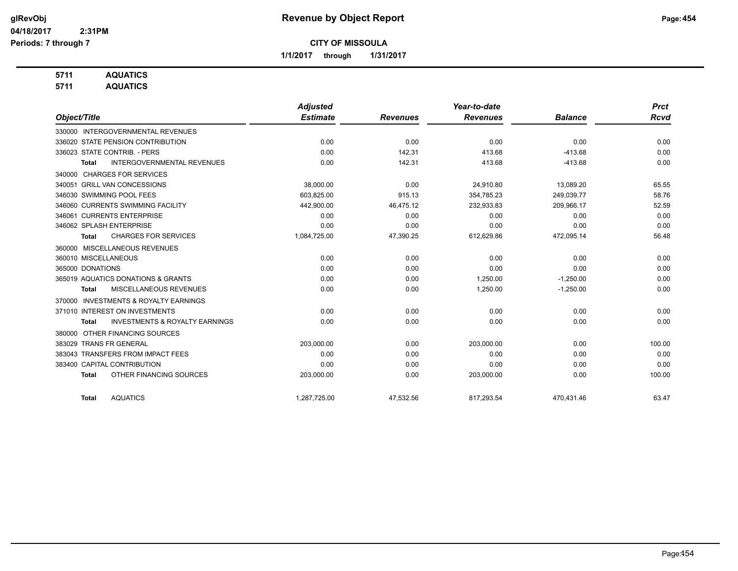**Revenue by Object Report**

**CITY OF MISSOULA**

**1/1/2017 through 1/31/2017**

glRevObj
04/18/2017 2:31PM
Periods: 7 through 7

**5711 AQUATICS**
**5711 AQUATICS**

| Object/Title | Adjusted Estimate | Revenues | Year-to-date Revenues | Balance | Prct Rcvd |
|---|---|---|---|---|---|
| 330000 INTERGOVERNMENTAL REVENUES | | | | | |
| 336020 STATE PENSION CONTRIBUTION | 0.00 | 0.00 | 0.00 | 0.00 | 0.00 |
| 336023 STATE CONTRIB. - PERS | 0.00 | 142.31 | 413.68 | -413.68 | 0.00 |
| **Total** INTERGOVERNMENTAL REVENUES | 0.00 | 142.31 | 413.68 | -413.68 | 0.00 |
| 340000 CHARGES FOR SERVICES | | | | | |
| 340051 GRILL VAN CONCESSIONS | 38,000.00 | 0.00 | 24,910.80 | 13,089.20 | 65.55 |
| 346030 SWIMMING POOL FEES | 603,825.00 | 915.13 | 354,785.23 | 249,039.77 | 58.76 |
| 346060 CURRENTS SWIMMING FACILITY | 442,900.00 | 46,475.12 | 232,933.83 | 209,966.17 | 52.59 |
| 346061 CURRENTS ENTERPRISE | 0.00 | 0.00 | 0.00 | 0.00 | 0.00 |
| 346062 SPLASH ENTERPRISE | 0.00 | 0.00 | 0.00 | 0.00 | 0.00 |
| **Total** CHARGES FOR SERVICES | 1,084,725.00 | 47,390.25 | 612,629.86 | 472,095.14 | 56.48 |
| 360000 MISCELLANEOUS REVENUES | | | | | |
| 360010 MISCELLANEOUS | 0.00 | 0.00 | 0.00 | 0.00 | 0.00 |
| 365000 DONATIONS | 0.00 | 0.00 | 0.00 | 0.00 | 0.00 |
| 365019 AQUATICS DONATIONS & GRANTS | 0.00 | 0.00 | 1,250.00 | -1,250.00 | 0.00 |
| **Total** MISCELLANEOUS REVENUES | 0.00 | 0.00 | 1,250.00 | -1,250.00 | 0.00 |
| 370000 INVESTMENTS & ROYALTY EARNINGS | | | | | |
| 371010 INTEREST ON INVESTMENTS | 0.00 | 0.00 | 0.00 | 0.00 | 0.00 |
| **Total** INVESTMENTS & ROYALTY EARNINGS | 0.00 | 0.00 | 0.00 | 0.00 | 0.00 |
| 380000 OTHER FINANCING SOURCES | | | | | |
| 383029 TRANS FR GENERAL | 203,000.00 | 0.00 | 203,000.00 | 0.00 | 100.00 |
| 383043 TRANSFERS FROM IMPACT FEES | 0.00 | 0.00 | 0.00 | 0.00 | 0.00 |
| 383400 CAPITAL CONTRIBUTION | 0.00 | 0.00 | 0.00 | 0.00 | 0.00 |
| **Total** OTHER FINANCING SOURCES | 203,000.00 | 0.00 | 203,000.00 | 0.00 | 100.00 |
| **Total** AQUATICS | 1,287,725.00 | 47,532.56 | 817,293.54 | 470,431.46 | 63.47 |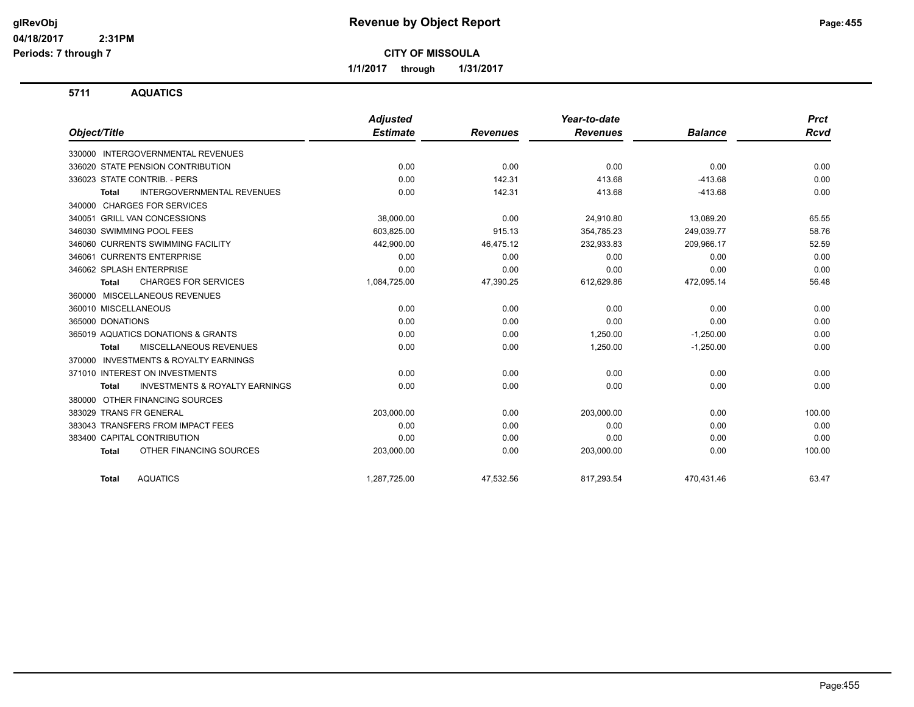**glRevObj**
**04/18/2017 2:31PM**
**Periods: 7 through 7**

# Revenue by Object Report

**CITY OF MISSOULA**

**1/1/2017 through 1/31/2017**

## 5711 AQUATICS

| Object/Title | Adjusted Estimate | Revenues | Year-to-date Revenues | Balance | Prct Rcvd |
|---|---|---|---|---|---|
| 330000 INTERGOVERNMENTAL REVENUES | | | | | |
| 336020 STATE PENSION CONTRIBUTION | 0.00 | 0.00 | 0.00 | 0.00 | 0.00 |
| 336023 STATE CONTRIB. - PERS | 0.00 | 142.31 | 413.68 | -413.68 | 0.00 |
| **Total** INTERGOVERNMENTAL REVENUES | 0.00 | 142.31 | 413.68 | -413.68 | 0.00 |
| 340000 CHARGES FOR SERVICES | | | | | |
| 340051 GRILL VAN CONCESSIONS | 38,000.00 | 0.00 | 24,910.80 | 13,089.20 | 65.55 |
| 346030 SWIMMING POOL FEES | 603,825.00 | 915.13 | 354,785.23 | 249,039.77 | 58.76 |
| 346060 CURRENTS SWIMMING FACILITY | 442,900.00 | 46,475.12 | 232,933.83 | 209,966.17 | 52.59 |
| 346061 CURRENTS ENTERPRISE | 0.00 | 0.00 | 0.00 | 0.00 | 0.00 |
| 346062 SPLASH ENTERPRISE | 0.00 | 0.00 | 0.00 | 0.00 | 0.00 |
| **Total** CHARGES FOR SERVICES | 1,084,725.00 | 47,390.25 | 612,629.86 | 472,095.14 | 56.48 |
| 360000 MISCELLANEOUS REVENUES | | | | | |
| 360010 MISCELLANEOUS | 0.00 | 0.00 | 0.00 | 0.00 | 0.00 |
| 365000 DONATIONS | 0.00 | 0.00 | 0.00 | 0.00 | 0.00 |
| 365019 AQUATICS DONATIONS & GRANTS | 0.00 | 0.00 | 1,250.00 | -1,250.00 | 0.00 |
| **Total** MISCELLANEOUS REVENUES | 0.00 | 0.00 | 1,250.00 | -1,250.00 | 0.00 |
| 370000 INVESTMENTS & ROYALTY EARNINGS | | | | | |
| 371010 INTEREST ON INVESTMENTS | 0.00 | 0.00 | 0.00 | 0.00 | 0.00 |
| **Total** INVESTMENTS & ROYALTY EARNINGS | 0.00 | 0.00 | 0.00 | 0.00 | 0.00 |
| 380000 OTHER FINANCING SOURCES | | | | | |
| 383029 TRANS FR GENERAL | 203,000.00 | 0.00 | 203,000.00 | 0.00 | 100.00 |
| 383043 TRANSFERS FROM IMPACT FEES | 0.00 | 0.00 | 0.00 | 0.00 | 0.00 |
| 383400 CAPITAL CONTRIBUTION | 0.00 | 0.00 | 0.00 | 0.00 | 0.00 |
| **Total** OTHER FINANCING SOURCES | 203,000.00 | 0.00 | 203,000.00 | 0.00 | 100.00 |
| **Total** AQUATICS | 1,287,725.00 | 47,532.56 | 817,293.54 | 470,431.46 | 63.47 |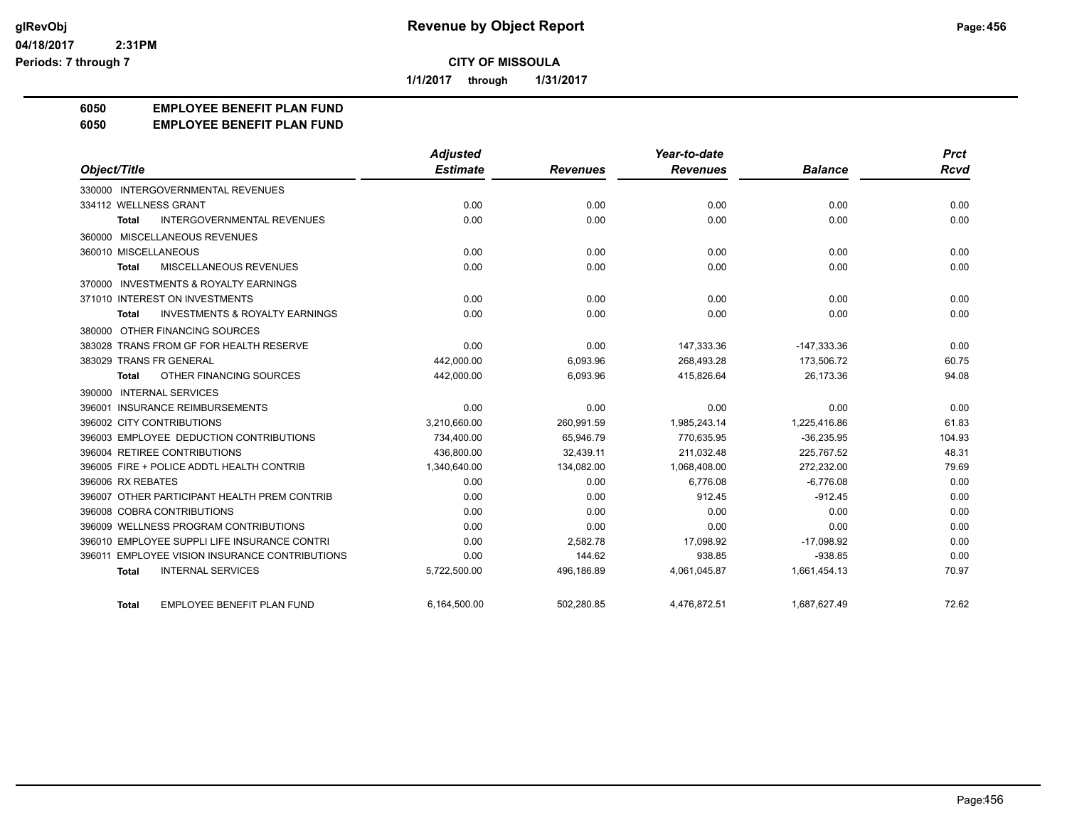**CITY OF MISSOULA**

**1/1/2017 through 1/31/2017**

**Revenue by Object Report**

glRevObj
04/18/2017 2:31PM
Periods: 7 through 7

## 6050 EMPLOYEE BENEFIT PLAN FUND
## 6050 EMPLOYEE BENEFIT PLAN FUND

| Object/Title | Adjusted Estimate | Revenues | Year-to-date Revenues | Balance | Prct Rcvd |
|---|---|---|---|---|---|
| 330000 INTERGOVERNMENTAL REVENUES | | | | | |
| 334112 WELLNESS GRANT | 0.00 | 0.00 | 0.00 | 0.00 | 0.00 |
| **Total** INTERGOVERNMENTAL REVENUES | 0.00 | 0.00 | 0.00 | 0.00 | 0.00 |
| 360000 MISCELLANEOUS REVENUES | | | | | |
| 360010 MISCELLANEOUS | 0.00 | 0.00 | 0.00 | 0.00 | 0.00 |
| **Total** MISCELLANEOUS REVENUES | 0.00 | 0.00 | 0.00 | 0.00 | 0.00 |
| 370000 INVESTMENTS & ROYALTY EARNINGS | | | | | |
| 371010 INTEREST ON INVESTMENTS | 0.00 | 0.00 | 0.00 | 0.00 | 0.00 |
| **Total** INVESTMENTS & ROYALTY EARNINGS | 0.00 | 0.00 | 0.00 | 0.00 | 0.00 |
| 380000 OTHER FINANCING SOURCES | | | | | |
| 383028 TRANS FROM GF FOR HEALTH RESERVE | 0.00 | 0.00 | 147,333.36 | -147,333.36 | 0.00 |
| 383029 TRANS FR GENERAL | 442,000.00 | 6,093.96 | 268,493.28 | 173,506.72 | 60.75 |
| **Total** OTHER FINANCING SOURCES | 442,000.00 | 6,093.96 | 415,826.64 | 26,173.36 | 94.08 |
| 390000 INTERNAL SERVICES | | | | | |
| 396001 INSURANCE REIMBURSEMENTS | 0.00 | 0.00 | 0.00 | 0.00 | 0.00 |
| 396002 CITY CONTRIBUTIONS | 3,210,660.00 | 260,991.59 | 1,985,243.14 | 1,225,416.86 | 61.83 |
| 396003 EMPLOYEE DEDUCTION CONTRIBUTIONS | 734,400.00 | 65,946.79 | 770,635.95 | -36,235.95 | 104.93 |
| 396004 RETIREE CONTRIBUTIONS | 436,800.00 | 32,439.11 | 211,032.48 | 225,767.52 | 48.31 |
| 396005 FIRE + POLICE ADDTL HEALTH CONTRIB | 1,340,640.00 | 134,082.00 | 1,068,408.00 | 272,232.00 | 79.69 |
| 396006 RX REBATES | 0.00 | 0.00 | 6,776.08 | -6,776.08 | 0.00 |
| 396007 OTHER PARTICIPANT HEALTH PREM CONTRIB | 0.00 | 0.00 | 912.45 | -912.45 | 0.00 |
| 396008 COBRA CONTRIBUTIONS | 0.00 | 0.00 | 0.00 | 0.00 | 0.00 |
| 396009 WELLNESS PROGRAM CONTRIBUTIONS | 0.00 | 0.00 | 0.00 | 0.00 | 0.00 |
| 396010 EMPLOYEE SUPPLI LIFE INSURANCE CONTRI | 0.00 | 2,582.78 | 17,098.92 | -17,098.92 | 0.00 |
| 396011 EMPLOYEE VISION INSURANCE CONTRIBUTIONS | 0.00 | 144.62 | 938.85 | -938.85 | 0.00 |
| **Total** INTERNAL SERVICES | 5,722,500.00 | 496,186.89 | 4,061,045.87 | 1,661,454.13 | 70.97 |
| **Total** EMPLOYEE BENEFIT PLAN FUND | 6,164,500.00 | 502,280.85 | 4,476,872.51 | 1,687,627.49 | 72.62 |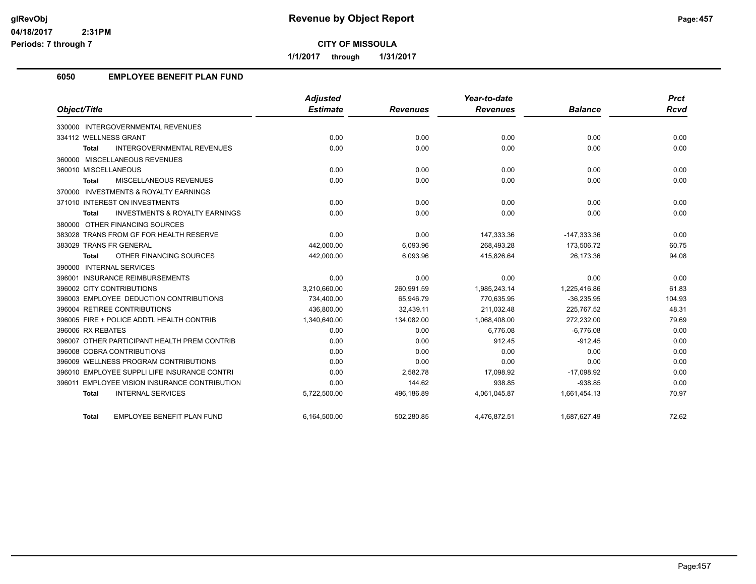# Revenue by Object Report

glRevObj
04/18/2017 2:31PM
Periods: 7 through 7

**CITY OF MISSOULA**

**1/1/2017 through 1/31/2017**

## 6050 EMPLOYEE BENEFIT PLAN FUND

| Object/Title | Adjusted Estimate | Revenues | Year-to-date Revenues | Balance | Prct Rcvd |
|---|---|---|---|---|---|
| 330000 INTERGOVERNMENTAL REVENUES | | | | | |
| 334112 WELLNESS GRANT | 0.00 | 0.00 | 0.00 | 0.00 | 0.00 |
| **Total** INTERGOVERNMENTAL REVENUES | 0.00 | 0.00 | 0.00 | 0.00 | 0.00 |
| 360000 MISCELLANEOUS REVENUES | | | | | |
| 360010 MISCELLANEOUS | 0.00 | 0.00 | 0.00 | 0.00 | 0.00 |
| **Total** MISCELLANEOUS REVENUES | 0.00 | 0.00 | 0.00 | 0.00 | 0.00 |
| 370000 INVESTMENTS & ROYALTY EARNINGS | | | | | |
| 371010 INTEREST ON INVESTMENTS | 0.00 | 0.00 | 0.00 | 0.00 | 0.00 |
| **Total** INVESTMENTS & ROYALTY EARNINGS | 0.00 | 0.00 | 0.00 | 0.00 | 0.00 |
| 380000 OTHER FINANCING SOURCES | | | | | |
| 383028 TRANS FROM GF FOR HEALTH RESERVE | 0.00 | 0.00 | 147,333.36 | -147,333.36 | 0.00 |
| 383029 TRANS FR GENERAL | 442,000.00 | 6,093.96 | 268,493.28 | 173,506.72 | 60.75 |
| **Total** OTHER FINANCING SOURCES | 442,000.00 | 6,093.96 | 415,826.64 | 26,173.36 | 94.08 |
| 390000 INTERNAL SERVICES | | | | | |
| 396001 INSURANCE REIMBURSEMENTS | 0.00 | 0.00 | 0.00 | 0.00 | 0.00 |
| 396002 CITY CONTRIBUTIONS | 3,210,660.00 | 260,991.59 | 1,985,243.14 | 1,225,416.86 | 61.83 |
| 396003 EMPLOYEE DEDUCTION CONTRIBUTIONS | 734,400.00 | 65,946.79 | 770,635.95 | -36,235.95 | 104.93 |
| 396004 RETIREE CONTRIBUTIONS | 436,800.00 | 32,439.11 | 211,032.48 | 225,767.52 | 48.31 |
| 396005 FIRE + POLICE ADDTL HEALTH CONTRIB | 1,340,640.00 | 134,082.00 | 1,068,408.00 | 272,232.00 | 79.69 |
| 396006 RX REBATES | 0.00 | 0.00 | 6,776.08 | -6,776.08 | 0.00 |
| 396007 OTHER PARTICIPANT HEALTH PREM CONTRIB | 0.00 | 0.00 | 912.45 | -912.45 | 0.00 |
| 396008 COBRA CONTRIBUTIONS | 0.00 | 0.00 | 0.00 | 0.00 | 0.00 |
| 396009 WELLNESS PROGRAM CONTRIBUTIONS | 0.00 | 0.00 | 0.00 | 0.00 | 0.00 |
| 396010 EMPLOYEE SUPPLI LIFE INSURANCE CONTRI | 0.00 | 2,582.78 | 17,098.92 | -17,098.92 | 0.00 |
| 396011 EMPLOYEE VISION INSURANCE CONTRIBUTION | 0.00 | 144.62 | 938.85 | -938.85 | 0.00 |
| **Total** INTERNAL SERVICES | 5,722,500.00 | 496,186.89 | 4,061,045.87 | 1,661,454.13 | 70.97 |
| **Total** EMPLOYEE BENEFIT PLAN FUND | 6,164,500.00 | 502,280.85 | 4,476,872.51 | 1,687,627.49 | 72.62 |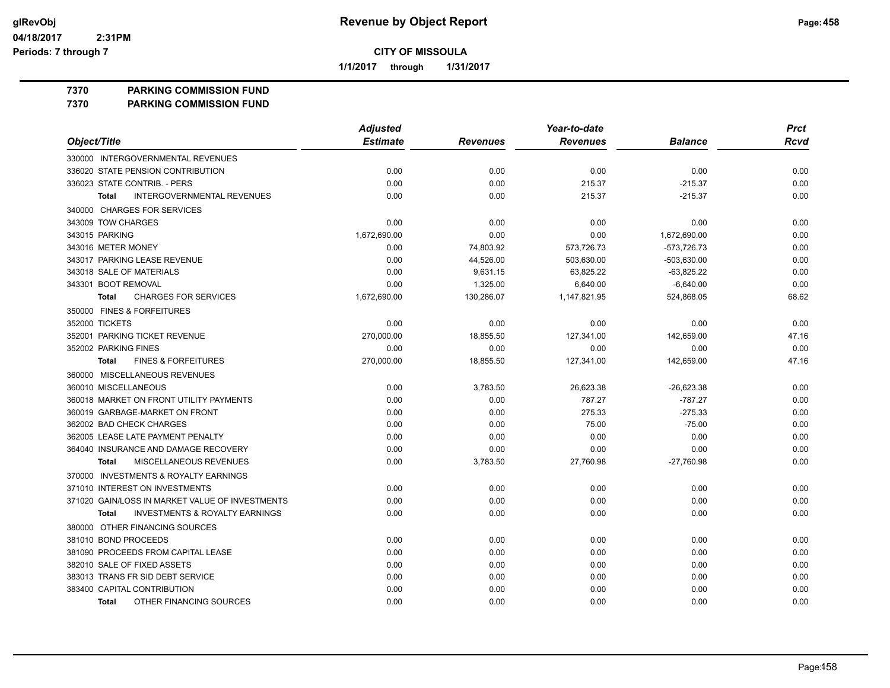# Revenue by Object Report

glRevObj
04/18/2017 2:31PM
Periods: 7 through 7

**CITY OF MISSOULA**

**1/1/2017 through 1/31/2017**

**7370 PARKING COMMISSION FUND**
**7370 PARKING COMMISSION FUND**

| Object/Title | Adjusted Estimate | Revenues | Year-to-date Revenues | Balance | Prct Rcvd |
|---|---|---|---|---|---|
| 330000 INTERGOVERNMENTAL REVENUES | | | | | |
| 336020 STATE PENSION CONTRIBUTION | 0.00 | 0.00 | 0.00 | 0.00 | 0.00 |
| 336023 STATE CONTRIB. - PERS | 0.00 | 0.00 | 215.37 | -215.37 | 0.00 |
| **Total** INTERGOVERNMENTAL REVENUES | 0.00 | 0.00 | 215.37 | -215.37 | 0.00 |
| 340000 CHARGES FOR SERVICES | | | | | |
| 343009 TOW CHARGES | 0.00 | 0.00 | 0.00 | 0.00 | 0.00 |
| 343015 PARKING | 1,672,690.00 | 0.00 | 0.00 | 1,672,690.00 | 0.00 |
| 343016 METER MONEY | 0.00 | 74,803.92 | 573,726.73 | -573,726.73 | 0.00 |
| 343017 PARKING LEASE REVENUE | 0.00 | 44,526.00 | 503,630.00 | -503,630.00 | 0.00 |
| 343018 SALE OF MATERIALS | 0.00 | 9,631.15 | 63,825.22 | -63,825.22 | 0.00 |
| 343301 BOOT REMOVAL | 0.00 | 1,325.00 | 6,640.00 | -6,640.00 | 0.00 |
| **Total** CHARGES FOR SERVICES | 1,672,690.00 | 130,286.07 | 1,147,821.95 | 524,868.05 | 68.62 |
| 350000 FINES & FORFEITURES | | | | | |
| 352000 TICKETS | 0.00 | 0.00 | 0.00 | 0.00 | 0.00 |
| 352001 PARKING TICKET REVENUE | 270,000.00 | 18,855.50 | 127,341.00 | 142,659.00 | 47.16 |
| 352002 PARKING FINES | 0.00 | 0.00 | 0.00 | 0.00 | 0.00 |
| **Total** FINES & FORFEITURES | 270,000.00 | 18,855.50 | 127,341.00 | 142,659.00 | 47.16 |
| 360000 MISCELLANEOUS REVENUES | | | | | |
| 360010 MISCELLANEOUS | 0.00 | 3,783.50 | 26,623.38 | -26,623.38 | 0.00 |
| 360018 MARKET ON FRONT UTILITY PAYMENTS | 0.00 | 0.00 | 787.27 | -787.27 | 0.00 |
| 360019 GARBAGE-MARKET ON FRONT | 0.00 | 0.00 | 275.33 | -275.33 | 0.00 |
| 362002 BAD CHECK CHARGES | 0.00 | 0.00 | 75.00 | -75.00 | 0.00 |
| 362005 LEASE LATE PAYMENT PENALTY | 0.00 | 0.00 | 0.00 | 0.00 | 0.00 |
| 364040 INSURANCE AND DAMAGE RECOVERY | 0.00 | 0.00 | 0.00 | 0.00 | 0.00 |
| **Total** MISCELLANEOUS REVENUES | 0.00 | 3,783.50 | 27,760.98 | -27,760.98 | 0.00 |
| 370000 INVESTMENTS & ROYALTY EARNINGS | | | | | |
| 371010 INTEREST ON INVESTMENTS | 0.00 | 0.00 | 0.00 | 0.00 | 0.00 |
| 371020 GAIN/LOSS IN MARKET VALUE OF INVESTMENTS | 0.00 | 0.00 | 0.00 | 0.00 | 0.00 |
| **Total** INVESTMENTS & ROYALTY EARNINGS | 0.00 | 0.00 | 0.00 | 0.00 | 0.00 |
| 380000 OTHER FINANCING SOURCES | | | | | |
| 381010 BOND PROCEEDS | 0.00 | 0.00 | 0.00 | 0.00 | 0.00 |
| 381090 PROCEEDS FROM CAPITAL LEASE | 0.00 | 0.00 | 0.00 | 0.00 | 0.00 |
| 382010 SALE OF FIXED ASSETS | 0.00 | 0.00 | 0.00 | 0.00 | 0.00 |
| 383013 TRANS FR SID DEBT SERVICE | 0.00 | 0.00 | 0.00 | 0.00 | 0.00 |
| 383400 CAPITAL CONTRIBUTION | 0.00 | 0.00 | 0.00 | 0.00 | 0.00 |
| **Total** OTHER FINANCING SOURCES | 0.00 | 0.00 | 0.00 | 0.00 | 0.00 |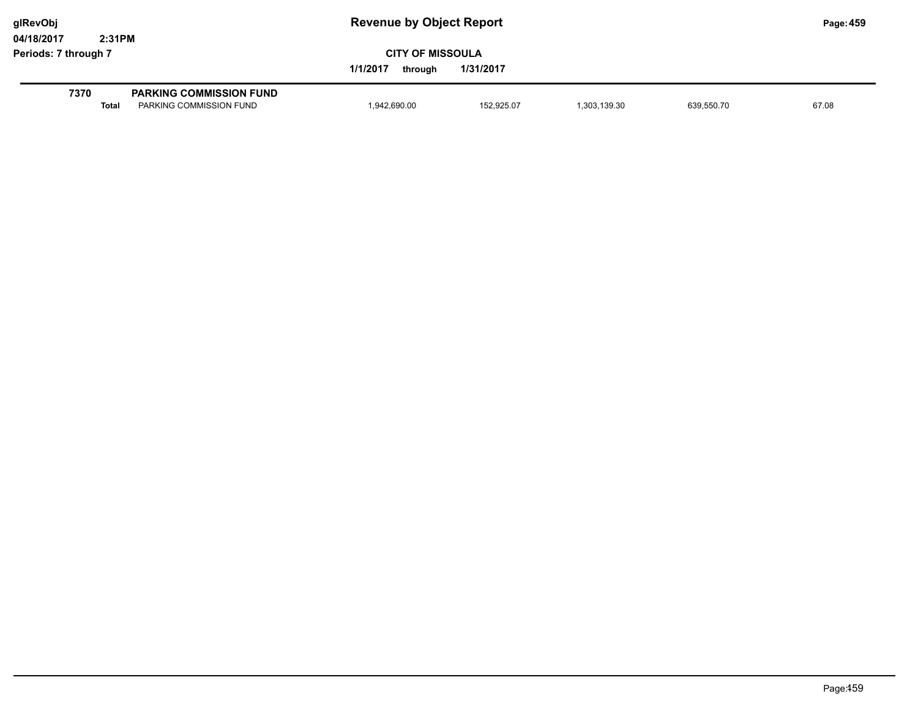**Revenue by Object Report**

glRevObj
04/18/2017 2:31PM
Periods: 7 through 7

**CITY OF MISSOULA**

**1/1/2017 through 1/31/2017**

| | | | | | | |
|---|---|---|---|---|---|---|
| **7370** | **PARKING COMMISSION FUND** | | | | | |
| **Total** | PARKING COMMISSION FUND | 1,942,690.00 | 152,925.07 | 1,303,139.30 | 639,550.70 | 67.08 |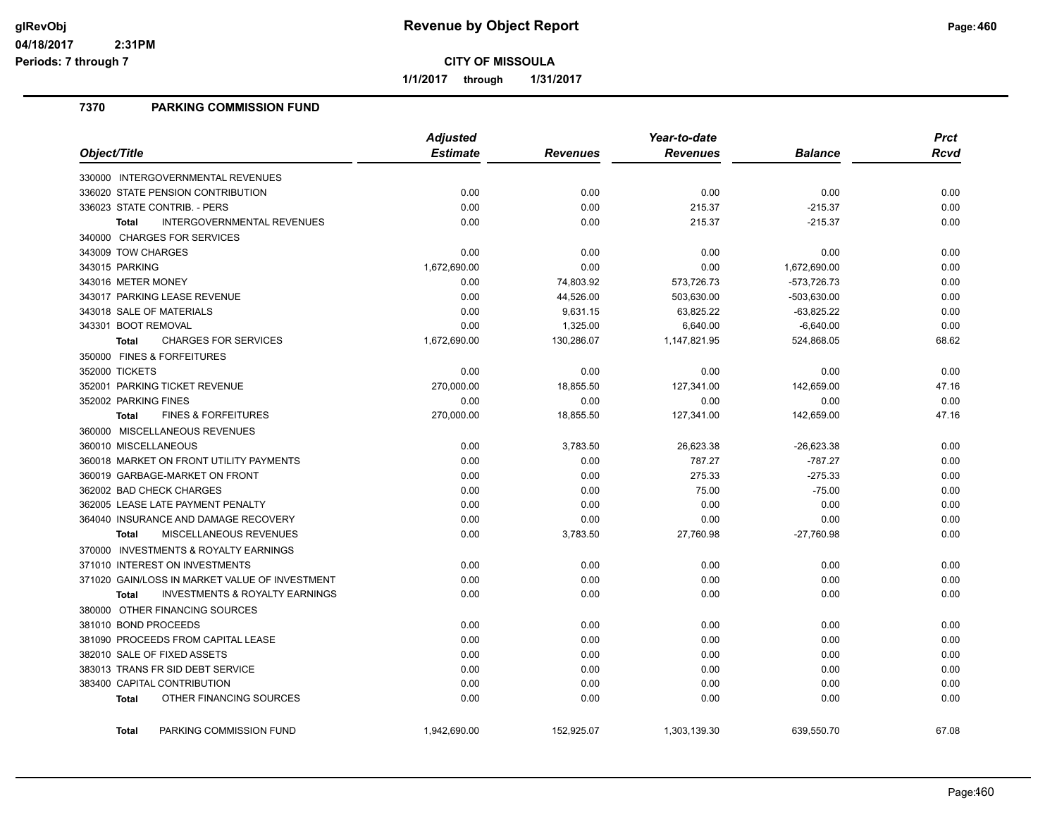# Revenue by Object Report

**CITY OF MISSOULA**

**1/1/2017 through 1/31/2017**

glRevObj
04/18/2017 2:31PM
Periods: 7 through 7

## 7370 PARKING COMMISSION FUND

| Object/Title | Adjusted Estimate | Revenues | Year-to-date Revenues | Balance | Prct Rcvd |
|---|---|---|---|---|---|
| 330000 INTERGOVERNMENTAL REVENUES | | | | | |
| 336020 STATE PENSION CONTRIBUTION | 0.00 | 0.00 | 0.00 | 0.00 | 0.00 |
| 336023 STATE CONTRIB. - PERS | 0.00 | 0.00 | 215.37 | -215.37 | 0.00 |
| **Total** INTERGOVERNMENTAL REVENUES | 0.00 | 0.00 | 215.37 | -215.37 | 0.00 |
| 340000 CHARGES FOR SERVICES | | | | | |
| 343009 TOW CHARGES | 0.00 | 0.00 | 0.00 | 0.00 | 0.00 |
| 343015 PARKING | 1,672,690.00 | 0.00 | 0.00 | 1,672,690.00 | 0.00 |
| 343016 METER MONEY | 0.00 | 74,803.92 | 573,726.73 | -573,726.73 | 0.00 |
| 343017 PARKING LEASE REVENUE | 0.00 | 44,526.00 | 503,630.00 | -503,630.00 | 0.00 |
| 343018 SALE OF MATERIALS | 0.00 | 9,631.15 | 63,825.22 | -63,825.22 | 0.00 |
| 343301 BOOT REMOVAL | 0.00 | 1,325.00 | 6,640.00 | -6,640.00 | 0.00 |
| **Total** CHARGES FOR SERVICES | 1,672,690.00 | 130,286.07 | 1,147,821.95 | 524,868.05 | 68.62 |
| 350000 FINES & FORFEITURES | | | | | |
| 352000 TICKETS | 0.00 | 0.00 | 0.00 | 0.00 | 0.00 |
| 352001 PARKING TICKET REVENUE | 270,000.00 | 18,855.50 | 127,341.00 | 142,659.00 | 47.16 |
| 352002 PARKING FINES | 0.00 | 0.00 | 0.00 | 0.00 | 0.00 |
| **Total** FINES & FORFEITURES | 270,000.00 | 18,855.50 | 127,341.00 | 142,659.00 | 47.16 |
| 360000 MISCELLANEOUS REVENUES | | | | | |
| 360010 MISCELLANEOUS | 0.00 | 3,783.50 | 26,623.38 | -26,623.38 | 0.00 |
| 360018 MARKET ON FRONT UTILITY PAYMENTS | 0.00 | 0.00 | 787.27 | -787.27 | 0.00 |
| 360019 GARBAGE-MARKET ON FRONT | 0.00 | 0.00 | 275.33 | -275.33 | 0.00 |
| 362002 BAD CHECK CHARGES | 0.00 | 0.00 | 75.00 | -75.00 | 0.00 |
| 362005 LEASE LATE PAYMENT PENALTY | 0.00 | 0.00 | 0.00 | 0.00 | 0.00 |
| 364040 INSURANCE AND DAMAGE RECOVERY | 0.00 | 0.00 | 0.00 | 0.00 | 0.00 |
| **Total** MISCELLANEOUS REVENUES | 0.00 | 3,783.50 | 27,760.98 | -27,760.98 | 0.00 |
| 370000 INVESTMENTS & ROYALTY EARNINGS | | | | | |
| 371010 INTEREST ON INVESTMENTS | 0.00 | 0.00 | 0.00 | 0.00 | 0.00 |
| 371020 GAIN/LOSS IN MARKET VALUE OF INVESTMENT | 0.00 | 0.00 | 0.00 | 0.00 | 0.00 |
| **Total** INVESTMENTS & ROYALTY EARNINGS | 0.00 | 0.00 | 0.00 | 0.00 | 0.00 |
| 380000 OTHER FINANCING SOURCES | | | | | |
| 381010 BOND PROCEEDS | 0.00 | 0.00 | 0.00 | 0.00 | 0.00 |
| 381090 PROCEEDS FROM CAPITAL LEASE | 0.00 | 0.00 | 0.00 | 0.00 | 0.00 |
| 382010 SALE OF FIXED ASSETS | 0.00 | 0.00 | 0.00 | 0.00 | 0.00 |
| 383013 TRANS FR SID DEBT SERVICE | 0.00 | 0.00 | 0.00 | 0.00 | 0.00 |
| 383400 CAPITAL CONTRIBUTION | 0.00 | 0.00 | 0.00 | 0.00 | 0.00 |
| **Total** OTHER FINANCING SOURCES | 0.00 | 0.00 | 0.00 | 0.00 | 0.00 |
| **Total** PARKING COMMISSION FUND | 1,942,690.00 | 152,925.07 | 1,303,139.30 | 639,550.70 | 67.08 |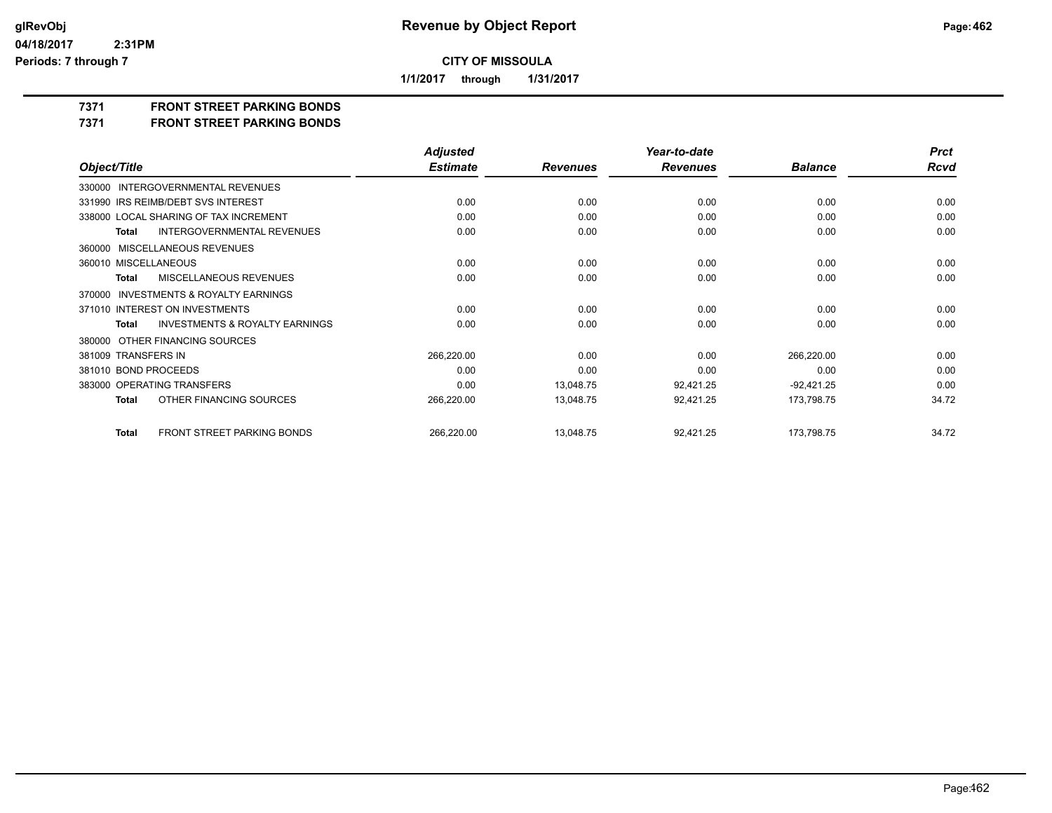# Revenue by Object Report

glRevObj
04/18/2017 2:31PM
Periods: 7 through 7

**CITY OF MISSOULA**

**1/1/2017 through 1/31/2017**

**7371 FRONT STREET PARKING BONDS**
**7371 FRONT STREET PARKING BONDS**

| Object/Title | Adjusted Estimate | Revenues | Year-to-date Revenues | Balance | Prct Rcvd |
|---|---|---|---|---|---|
| 330000 INTERGOVERNMENTAL REVENUES | | | | | |
| 331990 IRS REIMB/DEBT SVS INTEREST | 0.00 | 0.00 | 0.00 | 0.00 | 0.00 |
| 338000 LOCAL SHARING OF TAX INCREMENT | 0.00 | 0.00 | 0.00 | 0.00 | 0.00 |
| **Total** INTERGOVERNMENTAL REVENUES | 0.00 | 0.00 | 0.00 | 0.00 | 0.00 |
| 360000 MISCELLANEOUS REVENUES | | | | | |
| 360010 MISCELLANEOUS | 0.00 | 0.00 | 0.00 | 0.00 | 0.00 |
| **Total** MISCELLANEOUS REVENUES | 0.00 | 0.00 | 0.00 | 0.00 | 0.00 |
| 370000 INVESTMENTS & ROYALTY EARNINGS | | | | | |
| 371010 INTEREST ON INVESTMENTS | 0.00 | 0.00 | 0.00 | 0.00 | 0.00 |
| **Total** INVESTMENTS & ROYALTY EARNINGS | 0.00 | 0.00 | 0.00 | 0.00 | 0.00 |
| 380000 OTHER FINANCING SOURCES | | | | | |
| 381009 TRANSFERS IN | 266,220.00 | 0.00 | 0.00 | 266,220.00 | 0.00 |
| 381010 BOND PROCEEDS | 0.00 | 0.00 | 0.00 | 0.00 | 0.00 |
| 383000 OPERATING TRANSFERS | 0.00 | 13,048.75 | 92,421.25 | -92,421.25 | 0.00 |
| **Total** OTHER FINANCING SOURCES | 266,220.00 | 13,048.75 | 92,421.25 | 173,798.75 | 34.72 |
| **Total** FRONT STREET PARKING BONDS | 266,220.00 | 13,048.75 | 92,421.25 | 173,798.75 | 34.72 |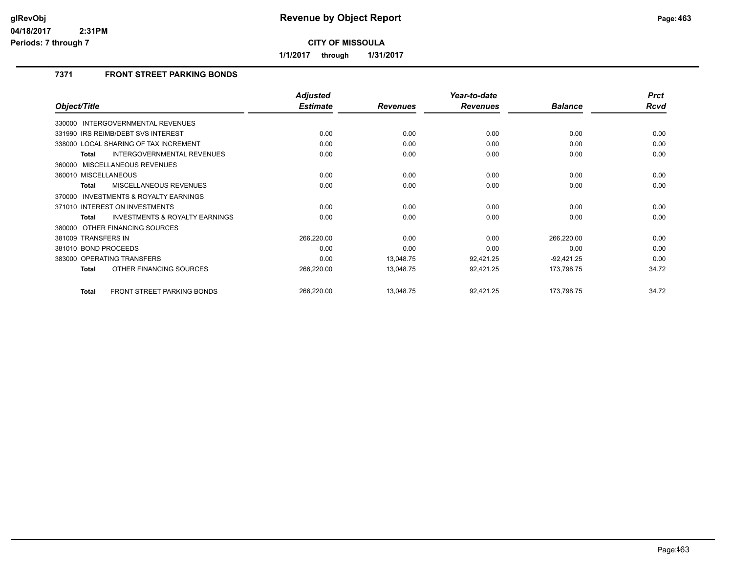# Revenue by Object Report

**CITY OF MISSOULA**

**1/1/2017 through 1/31/2017**

glRevObj
04/18/2017 2:31PM
Periods: 7 through 7

## 7371 FRONT STREET PARKING BONDS

| Object/Title | Adjusted Estimate | Revenues | Year-to-date Revenues | Balance | Prct Rcvd |
|---|---|---|---|---|---|
| 330000 INTERGOVERNMENTAL REVENUES | | | | | |
| 331990 IRS REIMB/DEBT SVS INTEREST | 0.00 | 0.00 | 0.00 | 0.00 | 0.00 |
| 338000 LOCAL SHARING OF TAX INCREMENT | 0.00 | 0.00 | 0.00 | 0.00 | 0.00 |
| **Total** INTERGOVERNMENTAL REVENUES | 0.00 | 0.00 | 0.00 | 0.00 | 0.00 |
| 360000 MISCELLANEOUS REVENUES | | | | | |
| 360010 MISCELLANEOUS | 0.00 | 0.00 | 0.00 | 0.00 | 0.00 |
| **Total** MISCELLANEOUS REVENUES | 0.00 | 0.00 | 0.00 | 0.00 | 0.00 |
| 370000 INVESTMENTS & ROYALTY EARNINGS | | | | | |
| 371010 INTEREST ON INVESTMENTS | 0.00 | 0.00 | 0.00 | 0.00 | 0.00 |
| **Total** INVESTMENTS & ROYALTY EARNINGS | 0.00 | 0.00 | 0.00 | 0.00 | 0.00 |
| 380000 OTHER FINANCING SOURCES | | | | | |
| 381009 TRANSFERS IN | 266,220.00 | 0.00 | 0.00 | 266,220.00 | 0.00 |
| 381010 BOND PROCEEDS | 0.00 | 0.00 | 0.00 | 0.00 | 0.00 |
| 383000 OPERATING TRANSFERS | 0.00 | 13,048.75 | 92,421.25 | -92,421.25 | 0.00 |
| **Total** OTHER FINANCING SOURCES | 266,220.00 | 13,048.75 | 92,421.25 | 173,798.75 | 34.72 |
| **Total** FRONT STREET PARKING BONDS | 266,220.00 | 13,048.75 | 92,421.25 | 173,798.75 | 34.72 |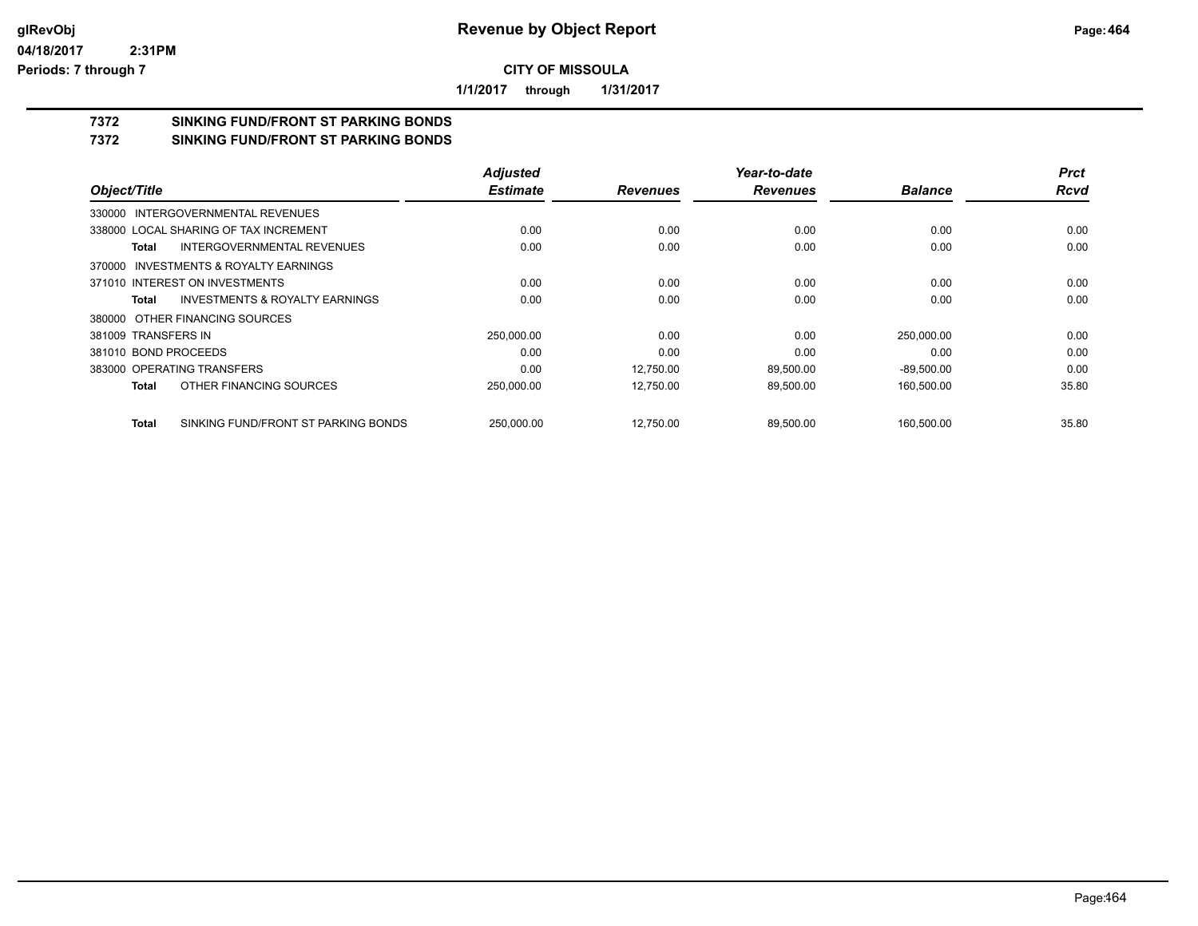**CITY OF MISSOULA**

**1/1/2017 through 1/31/2017**

## 7372 SINKING FUND/FRONT ST PARKING BONDS
## 7372 SINKING FUND/FRONT ST PARKING BONDS

| Object/Title | | Adjusted Estimate | Revenues | Year-to-date Revenues | Balance | Prct Rcvd |
|---|---|---|---|---|---|---|
| 330000 INTERGOVERNMENTAL REVENUES | | | | | | |
| 338000 LOCAL SHARING OF TAX INCREMENT | | 0.00 | 0.00 | 0.00 | 0.00 | 0.00 |
| **Total** | INTERGOVERNMENTAL REVENUES | 0.00 | 0.00 | 0.00 | 0.00 | 0.00 |
| 370000 INVESTMENTS & ROYALTY EARNINGS | | | | | | |
| 371010 INTEREST ON INVESTMENTS | | 0.00 | 0.00 | 0.00 | 0.00 | 0.00 |
| **Total** | INVESTMENTS & ROYALTY EARNINGS | 0.00 | 0.00 | 0.00 | 0.00 | 0.00 |
| 380000 OTHER FINANCING SOURCES | | | | | | |
| 381009 TRANSFERS IN | | 250,000.00 | 0.00 | 0.00 | 250,000.00 | 0.00 |
| 381010 BOND PROCEEDS | | 0.00 | 0.00 | 0.00 | 0.00 | 0.00 |
| 383000 OPERATING TRANSFERS | | 0.00 | 12,750.00 | 89,500.00 | -89,500.00 | 0.00 |
| **Total** | OTHER FINANCING SOURCES | 250,000.00 | 12,750.00 | 89,500.00 | 160,500.00 | 35.80 |
| **Total** | SINKING FUND/FRONT ST PARKING BONDS | 250,000.00 | 12,750.00 | 89,500.00 | 160,500.00 | 35.80 |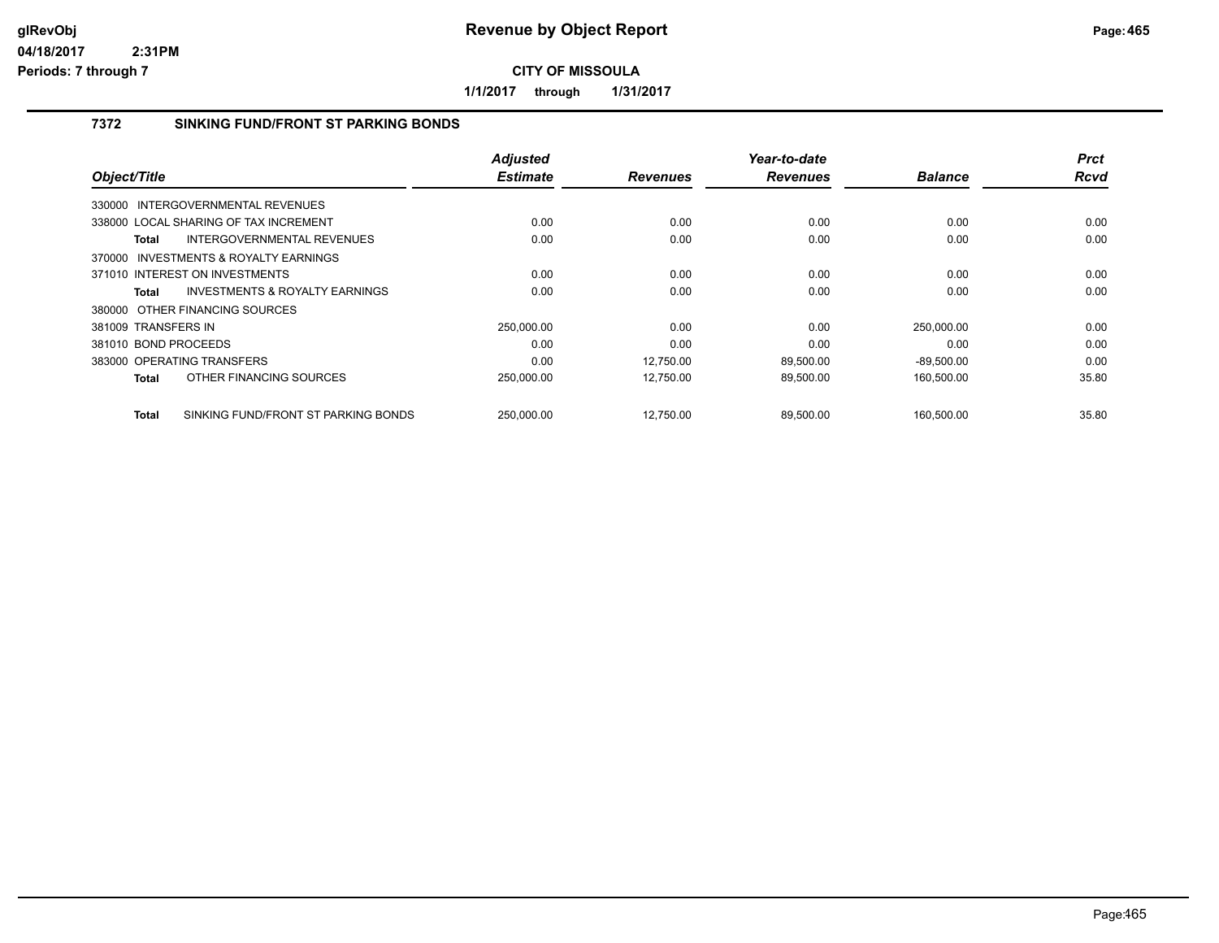**CITY OF MISSOULA**

**1/1/2017 through 1/31/2017**

## 7372 SINKING FUND/FRONT ST PARKING BONDS

| Object/Title | Adjusted Estimate | Revenues | Year-to-date Revenues | Balance | Prct Rcvd |
|---|---|---|---|---|---|
| 330000 INTERGOVERNMENTAL REVENUES | | | | | |
| 338000 LOCAL SHARING OF TAX INCREMENT | 0.00 | 0.00 | 0.00 | 0.00 | 0.00 |
| **Total** INTERGOVERNMENTAL REVENUES | 0.00 | 0.00 | 0.00 | 0.00 | 0.00 |
| 370000 INVESTMENTS & ROYALTY EARNINGS | | | | | |
| 371010 INTEREST ON INVESTMENTS | 0.00 | 0.00 | 0.00 | 0.00 | 0.00 |
| **Total** INVESTMENTS & ROYALTY EARNINGS | 0.00 | 0.00 | 0.00 | 0.00 | 0.00 |
| 380000 OTHER FINANCING SOURCES | | | | | |
| 381009 TRANSFERS IN | 250,000.00 | 0.00 | 0.00 | 250,000.00 | 0.00 |
| 381010 BOND PROCEEDS | 0.00 | 0.00 | 0.00 | 0.00 | 0.00 |
| 383000 OPERATING TRANSFERS | 0.00 | 12,750.00 | 89,500.00 | -89,500.00 | 0.00 |
| **Total** OTHER FINANCING SOURCES | 250,000.00 | 12,750.00 | 89,500.00 | 160,500.00 | 35.80 |
| **Total** SINKING FUND/FRONT ST PARKING BONDS | 250,000.00 | 12,750.00 | 89,500.00 | 160,500.00 | 35.80 |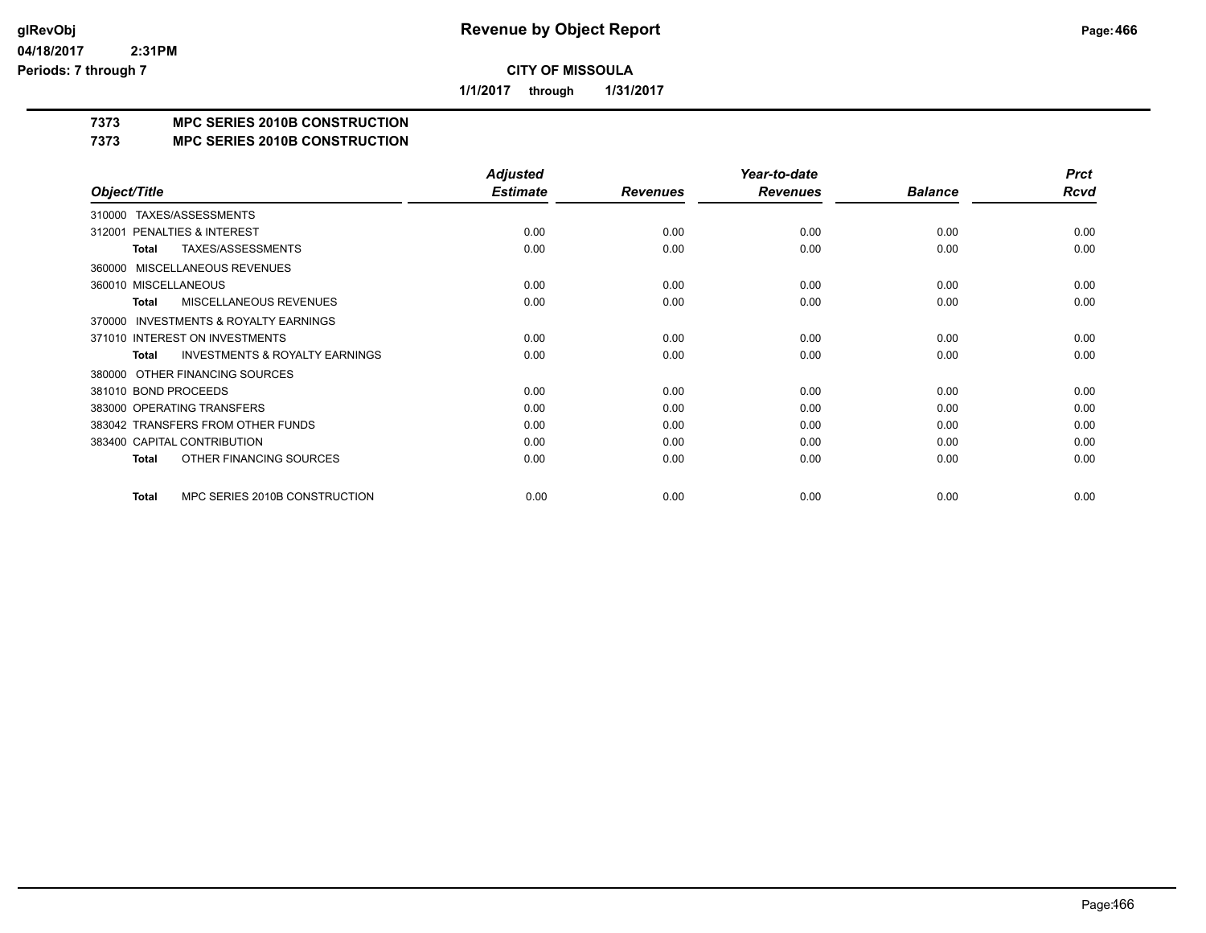**CITY OF MISSOULA**

**1/1/2017 through 1/31/2017**

## 7373 MPC SERIES 2010B CONSTRUCTION
## 7373 MPC SERIES 2010B CONSTRUCTION

| Object/Title | Adjusted Estimate | Revenues | Year-to-date Revenues | Balance | Prct Rcvd |
|---|---|---|---|---|---|
| 310000 TAXES/ASSESSMENTS | | | | | |
| 312001 PENALTIES & INTEREST | 0.00 | 0.00 | 0.00 | 0.00 | 0.00 |
| **Total** TAXES/ASSESSMENTS | 0.00 | 0.00 | 0.00 | 0.00 | 0.00 |
| 360000 MISCELLANEOUS REVENUES | | | | | |
| 360010 MISCELLANEOUS | 0.00 | 0.00 | 0.00 | 0.00 | 0.00 |
| **Total** MISCELLANEOUS REVENUES | 0.00 | 0.00 | 0.00 | 0.00 | 0.00 |
| 370000 INVESTMENTS & ROYALTY EARNINGS | | | | | |
| 371010 INTEREST ON INVESTMENTS | 0.00 | 0.00 | 0.00 | 0.00 | 0.00 |
| **Total** INVESTMENTS & ROYALTY EARNINGS | 0.00 | 0.00 | 0.00 | 0.00 | 0.00 |
| 380000 OTHER FINANCING SOURCES | | | | | |
| 381010 BOND PROCEEDS | 0.00 | 0.00 | 0.00 | 0.00 | 0.00 |
| 383000 OPERATING TRANSFERS | 0.00 | 0.00 | 0.00 | 0.00 | 0.00 |
| 383042 TRANSFERS FROM OTHER FUNDS | 0.00 | 0.00 | 0.00 | 0.00 | 0.00 |
| 383400 CAPITAL CONTRIBUTION | 0.00 | 0.00 | 0.00 | 0.00 | 0.00 |
| **Total** OTHER FINANCING SOURCES | 0.00 | 0.00 | 0.00 | 0.00 | 0.00 |
| **Total** MPC SERIES 2010B CONSTRUCTION | 0.00 | 0.00 | 0.00 | 0.00 | 0.00 |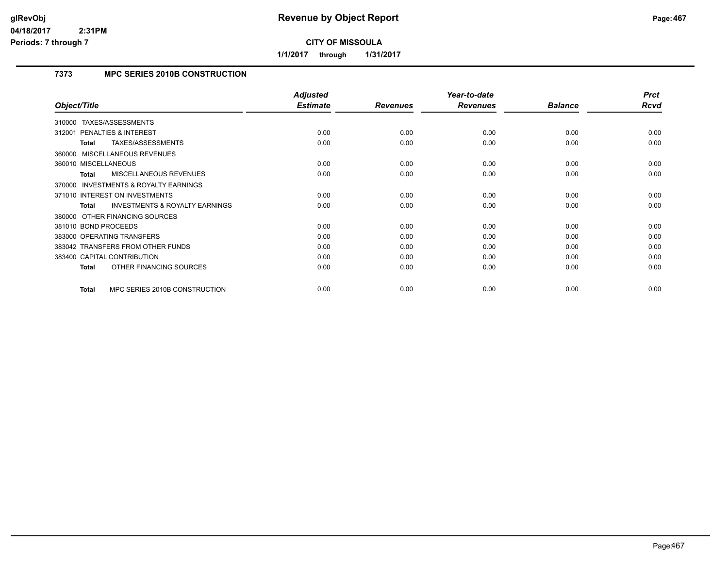**CITY OF MISSOULA**

**1/1/2017 through 1/31/2017**

### 7373 MPC SERIES 2010B CONSTRUCTION

| Object/Title | Adjusted Estimate | Revenues | Year-to-date Revenues | Balance | Prct Rcvd |
|---|---|---|---|---|---|
| 310000 TAXES/ASSESSMENTS | | | | | |
| 312001 PENALTIES & INTEREST | 0.00 | 0.00 | 0.00 | 0.00 | 0.00 |
| **Total** TAXES/ASSESSMENTS | 0.00 | 0.00 | 0.00 | 0.00 | 0.00 |
| 360000 MISCELLANEOUS REVENUES | | | | | |
| 360010 MISCELLANEOUS | 0.00 | 0.00 | 0.00 | 0.00 | 0.00 |
| **Total** MISCELLANEOUS REVENUES | 0.00 | 0.00 | 0.00 | 0.00 | 0.00 |
| 370000 INVESTMENTS & ROYALTY EARNINGS | | | | | |
| 371010 INTEREST ON INVESTMENTS | 0.00 | 0.00 | 0.00 | 0.00 | 0.00 |
| **Total** INVESTMENTS & ROYALTY EARNINGS | 0.00 | 0.00 | 0.00 | 0.00 | 0.00 |
| 380000 OTHER FINANCING SOURCES | | | | | |
| 381010 BOND PROCEEDS | 0.00 | 0.00 | 0.00 | 0.00 | 0.00 |
| 383000 OPERATING TRANSFERS | 0.00 | 0.00 | 0.00 | 0.00 | 0.00 |
| 383042 TRANSFERS FROM OTHER FUNDS | 0.00 | 0.00 | 0.00 | 0.00 | 0.00 |
| 383400 CAPITAL CONTRIBUTION | 0.00 | 0.00 | 0.00 | 0.00 | 0.00 |
| **Total** OTHER FINANCING SOURCES | 0.00 | 0.00 | 0.00 | 0.00 | 0.00 |
| **Total** MPC SERIES 2010B CONSTRUCTION | 0.00 | 0.00 | 0.00 | 0.00 | 0.00 |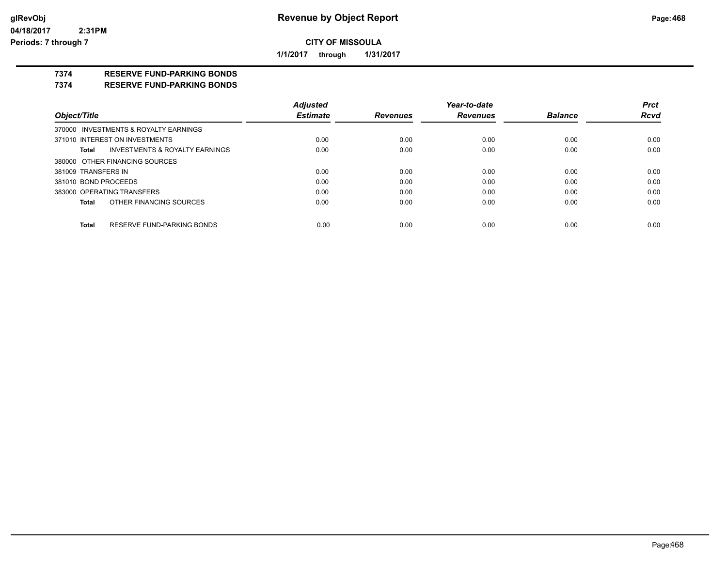**Revenue by Object Report**

**CITY OF MISSOULA**

**1/1/2017 through 1/31/2017**

glRevObj
04/18/2017 2:31PM
Periods: 7 through 7

## 7374 RESERVE FUND-PARKING BONDS
## 7374 RESERVE FUND-PARKING BONDS

| Object/Title | Adjusted Estimate | Revenues | Year-to-date Revenues | Balance | Prct Rcvd |
|---|---|---|---|---|---|
| 370000 INVESTMENTS & ROYALTY EARNINGS | | | | | |
| 371010 INTEREST ON INVESTMENTS | 0.00 | 0.00 | 0.00 | 0.00 | 0.00 |
| **Total** INVESTMENTS & ROYALTY EARNINGS | 0.00 | 0.00 | 0.00 | 0.00 | 0.00 |
| 380000 OTHER FINANCING SOURCES | | | | | |
| 381009 TRANSFERS IN | 0.00 | 0.00 | 0.00 | 0.00 | 0.00 |
| 381010 BOND PROCEEDS | 0.00 | 0.00 | 0.00 | 0.00 | 0.00 |
| 383000 OPERATING TRANSFERS | 0.00 | 0.00 | 0.00 | 0.00 | 0.00 |
| **Total** OTHER FINANCING SOURCES | 0.00 | 0.00 | 0.00 | 0.00 | 0.00 |
| **Total** RESERVE FUND-PARKING BONDS | 0.00 | 0.00 | 0.00 | 0.00 | 0.00 |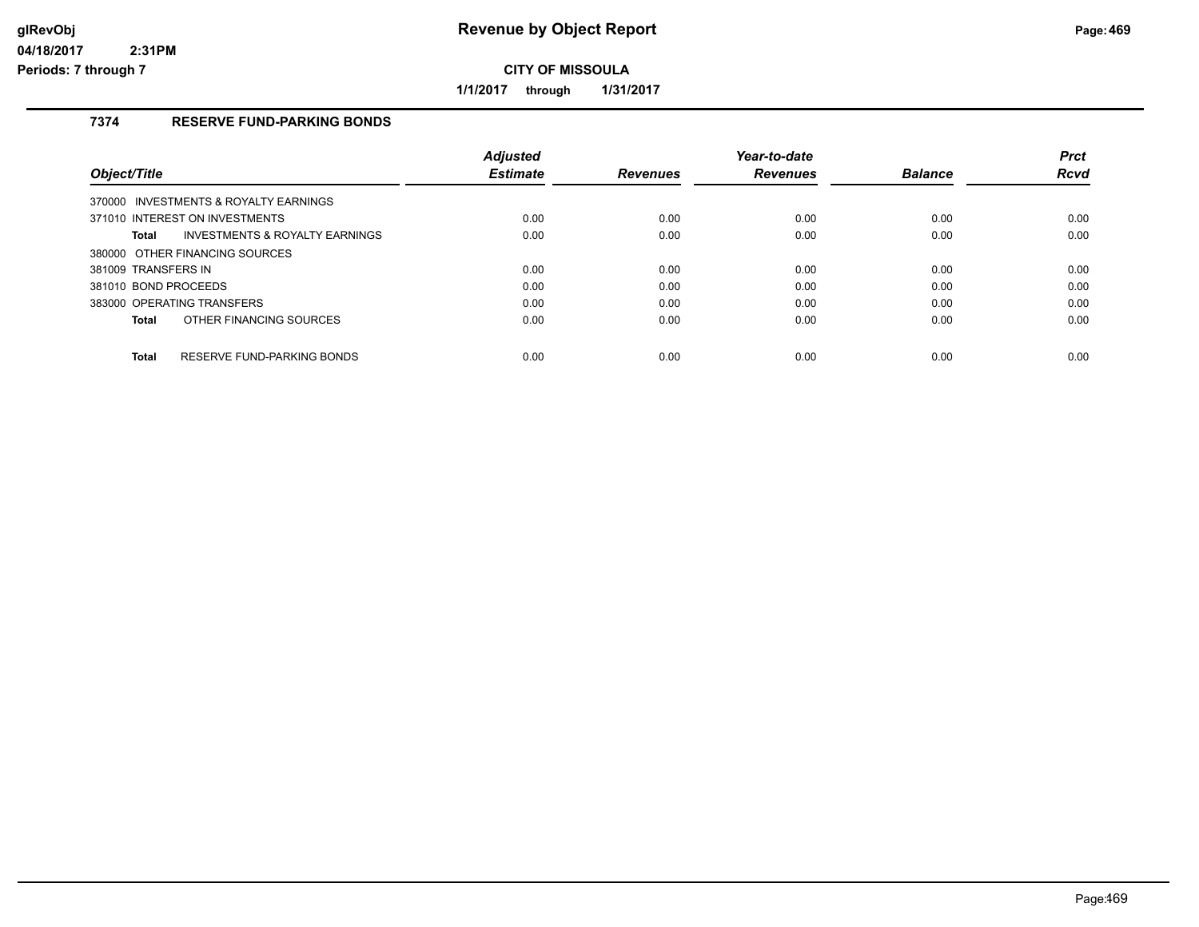# Revenue by Object Report

glRevObj
04/18/2017 2:31PM
Periods: 7 through 7

**CITY OF MISSOULA**

**1/1/2017 through 1/31/2017**

## 7374 RESERVE FUND-PARKING BONDS

| Object/Title | Adjusted Estimate | Revenues | Year-to-date Revenues | Balance | Prct Rcvd |
|---|---|---|---|---|---|
| 370000 INVESTMENTS & ROYALTY EARNINGS | | | | | |
| 371010 INTEREST ON INVESTMENTS | 0.00 | 0.00 | 0.00 | 0.00 | 0.00 |
| **Total** INVESTMENTS & ROYALTY EARNINGS | 0.00 | 0.00 | 0.00 | 0.00 | 0.00 |
| 380000 OTHER FINANCING SOURCES | | | | | |
| 381009 TRANSFERS IN | 0.00 | 0.00 | 0.00 | 0.00 | 0.00 |
| 381010 BOND PROCEEDS | 0.00 | 0.00 | 0.00 | 0.00 | 0.00 |
| 383000 OPERATING TRANSFERS | 0.00 | 0.00 | 0.00 | 0.00 | 0.00 |
| **Total** OTHER FINANCING SOURCES | 0.00 | 0.00 | 0.00 | 0.00 | 0.00 |
| **Total** RESERVE FUND-PARKING BONDS | 0.00 | 0.00 | 0.00 | 0.00 | 0.00 |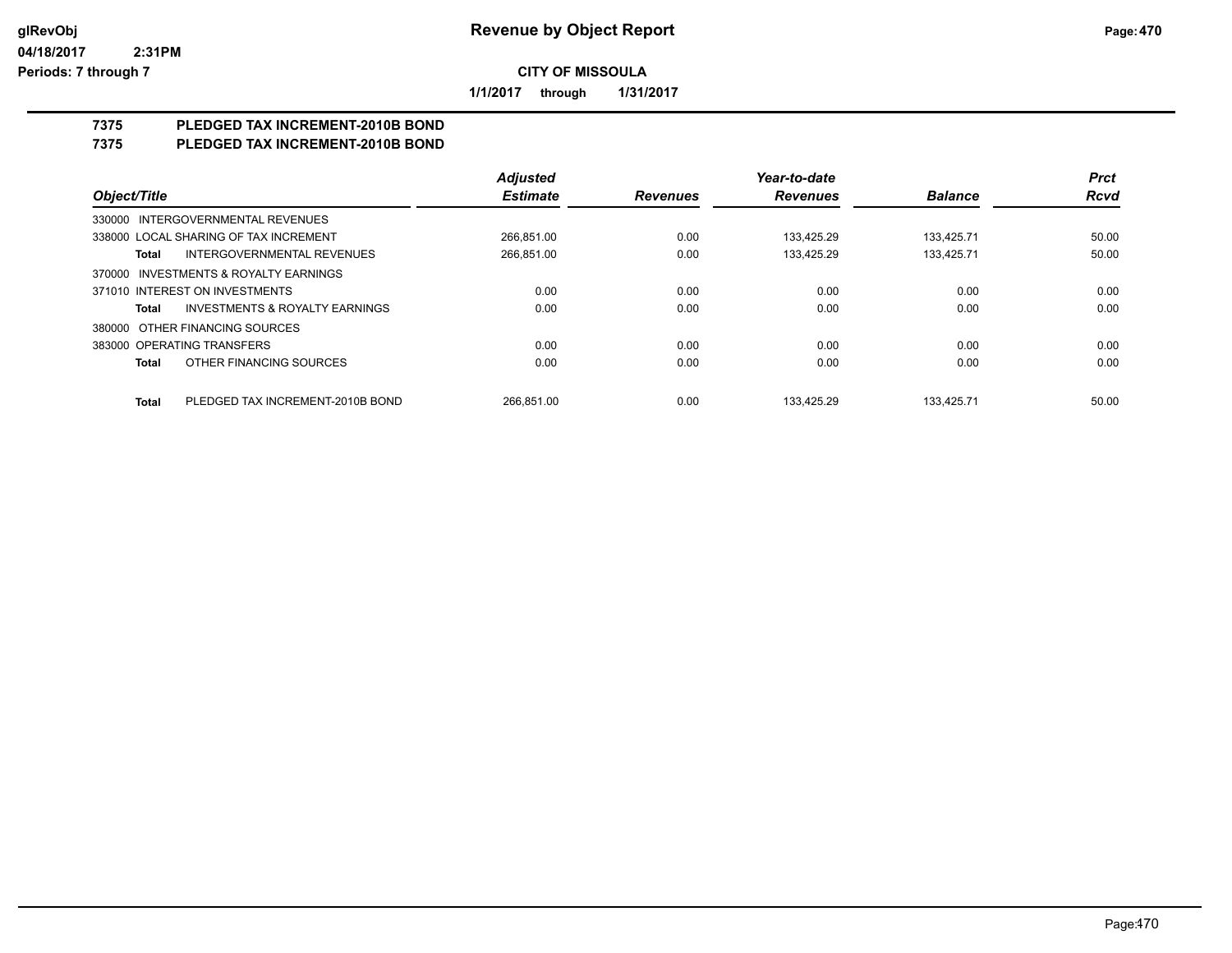# Revenue by Object Report

glRevObj
04/18/2017 2:31PM
Periods: 7 through 7

**CITY OF MISSOULA**

**1/1/2017 through 1/31/2017**

## 7375 PLEDGED TAX INCREMENT-2010B BOND
## 7375 PLEDGED TAX INCREMENT-2010B BOND

| Object/Title | | Adjusted Estimate | Revenues | Year-to-date Revenues | Balance | Prct Rcvd |
|---|---|---|---|---|---|---|
| 330000 INTERGOVERNMENTAL REVENUES | | | | | | |
| 338000 LOCAL SHARING OF TAX INCREMENT | | 266,851.00 | 0.00 | 133,425.29 | 133,425.71 | 50.00 |
| **Total** | INTERGOVERNMENTAL REVENUES | 266,851.00 | 0.00 | 133,425.29 | 133,425.71 | 50.00 |
| 370000 INVESTMENTS & ROYALTY EARNINGS | | | | | | |
| 371010 INTEREST ON INVESTMENTS | | 0.00 | 0.00 | 0.00 | 0.00 | 0.00 |
| **Total** | INVESTMENTS & ROYALTY EARNINGS | 0.00 | 0.00 | 0.00 | 0.00 | 0.00 |
| 380000 OTHER FINANCING SOURCES | | | | | | |
| 383000 OPERATING TRANSFERS | | 0.00 | 0.00 | 0.00 | 0.00 | 0.00 |
| **Total** | OTHER FINANCING SOURCES | 0.00 | 0.00 | 0.00 | 0.00 | 0.00 |
| **Total** | PLEDGED TAX INCREMENT-2010B BOND | 266,851.00 | 0.00 | 133,425.29 | 133,425.71 | 50.00 |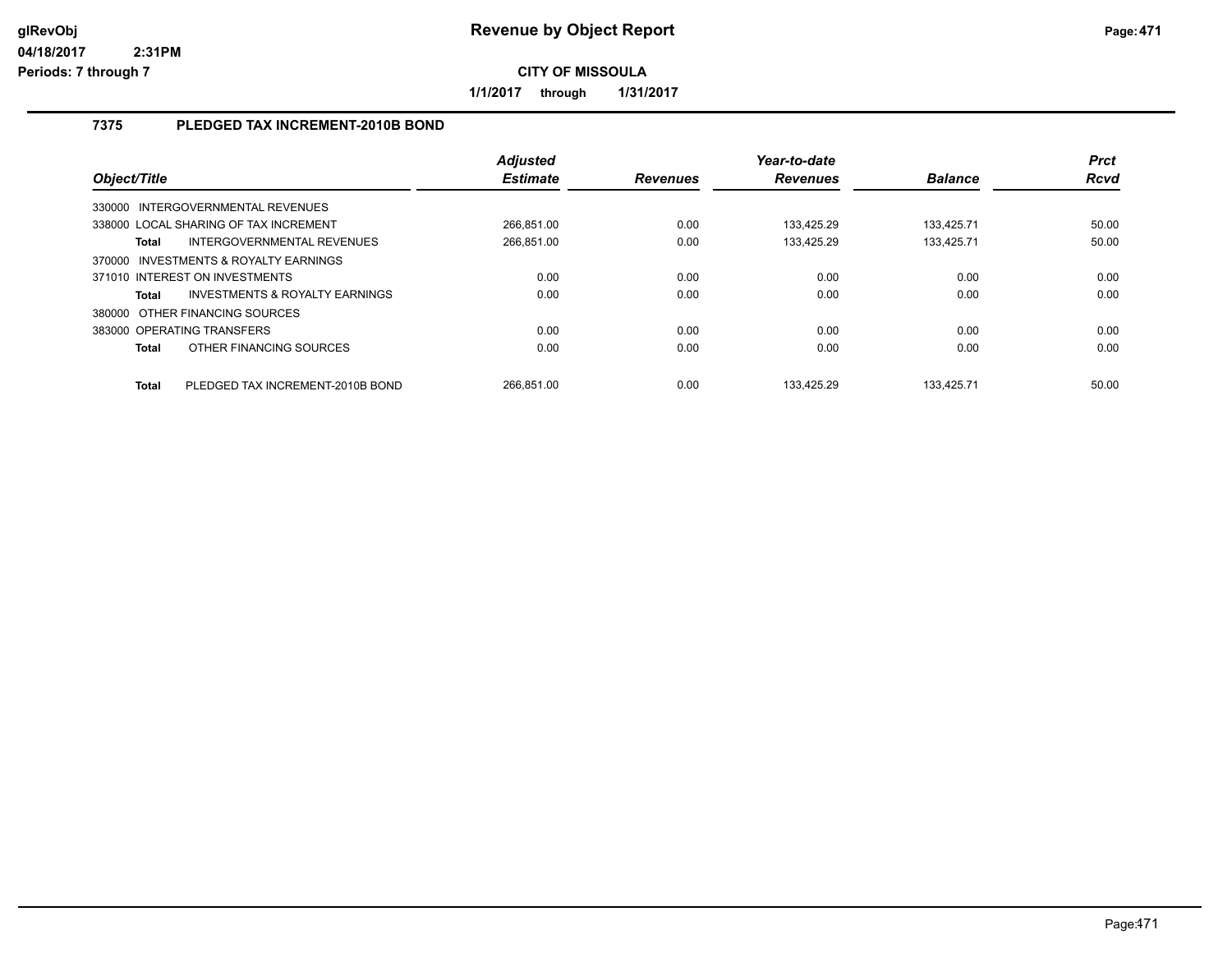**Revenue by Object Report**

**CITY OF MISSOULA**

**1/1/2017 through 1/31/2017**

### 7375 PLEDGED TAX INCREMENT-2010B BOND

| Object/Title | Adjusted Estimate | Revenues | Year-to-date Revenues | Balance | Prct Rcvd |
|---|---|---|---|---|---|
| 330000 INTERGOVERNMENTAL REVENUES | | | | | |
| 338000 LOCAL SHARING OF TAX INCREMENT | 266,851.00 | 0.00 | 133,425.29 | 133,425.71 | 50.00 |
| **Total** INTERGOVERNMENTAL REVENUES | 266,851.00 | 0.00 | 133,425.29 | 133,425.71 | 50.00 |
| 370000 INVESTMENTS & ROYALTY EARNINGS | | | | | |
| 371010 INTEREST ON INVESTMENTS | 0.00 | 0.00 | 0.00 | 0.00 | 0.00 |
| **Total** INVESTMENTS & ROYALTY EARNINGS | 0.00 | 0.00 | 0.00 | 0.00 | 0.00 |
| 380000 OTHER FINANCING SOURCES | | | | | |
| 383000 OPERATING TRANSFERS | 0.00 | 0.00 | 0.00 | 0.00 | 0.00 |
| **Total** OTHER FINANCING SOURCES | 0.00 | 0.00 | 0.00 | 0.00 | 0.00 |
| **Total** PLEDGED TAX INCREMENT-2010B BOND | 266,851.00 | 0.00 | 133,425.29 | 133,425.71 | 50.00 |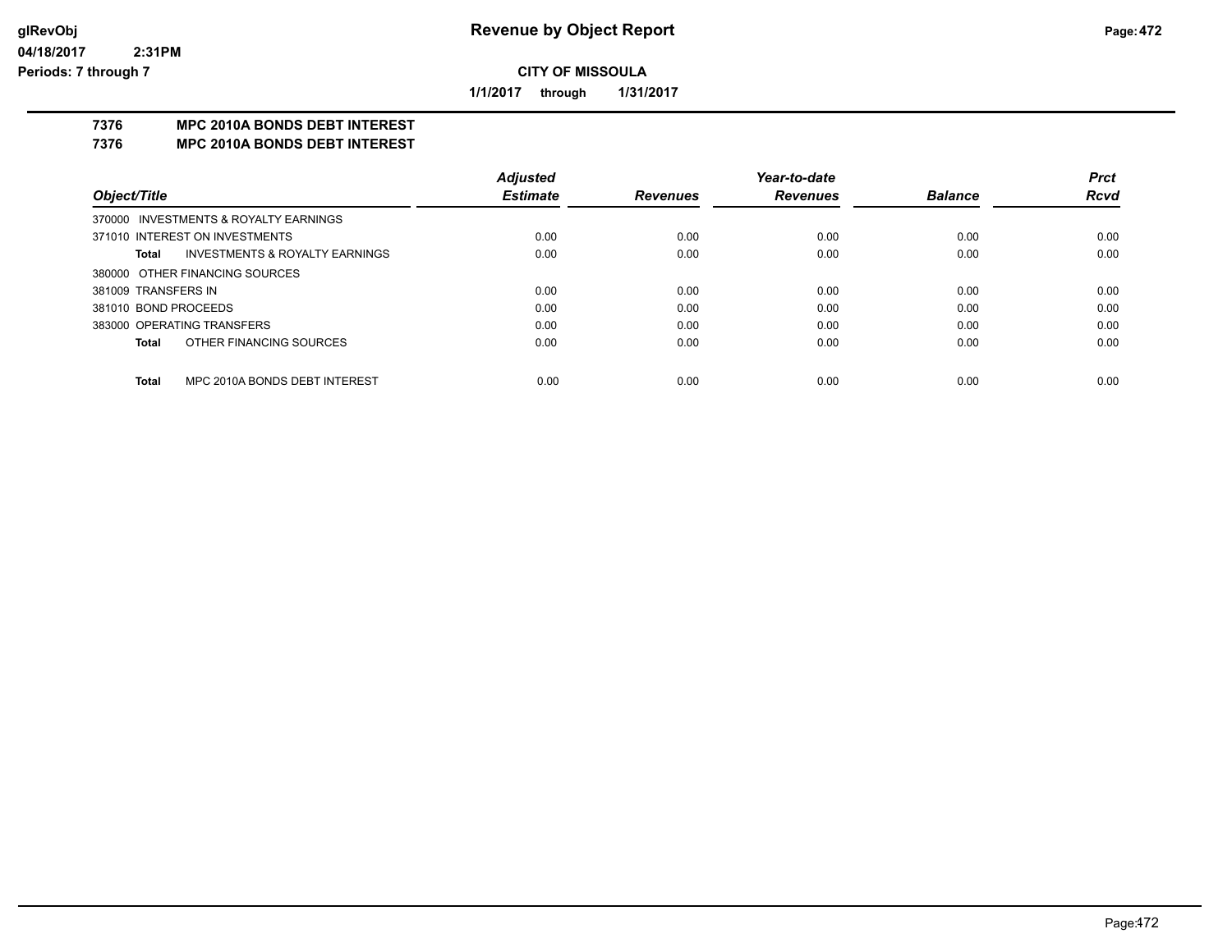**CITY OF MISSOULA**

**1/1/2017 through 1/31/2017**

**7376 MPC 2010A BONDS DEBT INTEREST**

**7376 MPC 2010A BONDS DEBT INTEREST**

| Object/Title | Adjusted Estimate | Revenues | Year-to-date Revenues | Balance | Prct Rcvd |
|---|---|---|---|---|---|
| 370000 INVESTMENTS & ROYALTY EARNINGS | | | | | |
| 371010 INTEREST ON INVESTMENTS | 0.00 | 0.00 | 0.00 | 0.00 | 0.00 |
| **Total** INVESTMENTS & ROYALTY EARNINGS | 0.00 | 0.00 | 0.00 | 0.00 | 0.00 |
| 380000 OTHER FINANCING SOURCES | | | | | |
| 381009 TRANSFERS IN | 0.00 | 0.00 | 0.00 | 0.00 | 0.00 |
| 381010 BOND PROCEEDS | 0.00 | 0.00 | 0.00 | 0.00 | 0.00 |
| 383000 OPERATING TRANSFERS | 0.00 | 0.00 | 0.00 | 0.00 | 0.00 |
| **Total** OTHER FINANCING SOURCES | 0.00 | 0.00 | 0.00 | 0.00 | 0.00 |
| **Total** MPC 2010A BONDS DEBT INTEREST | 0.00 | 0.00 | 0.00 | 0.00 | 0.00 |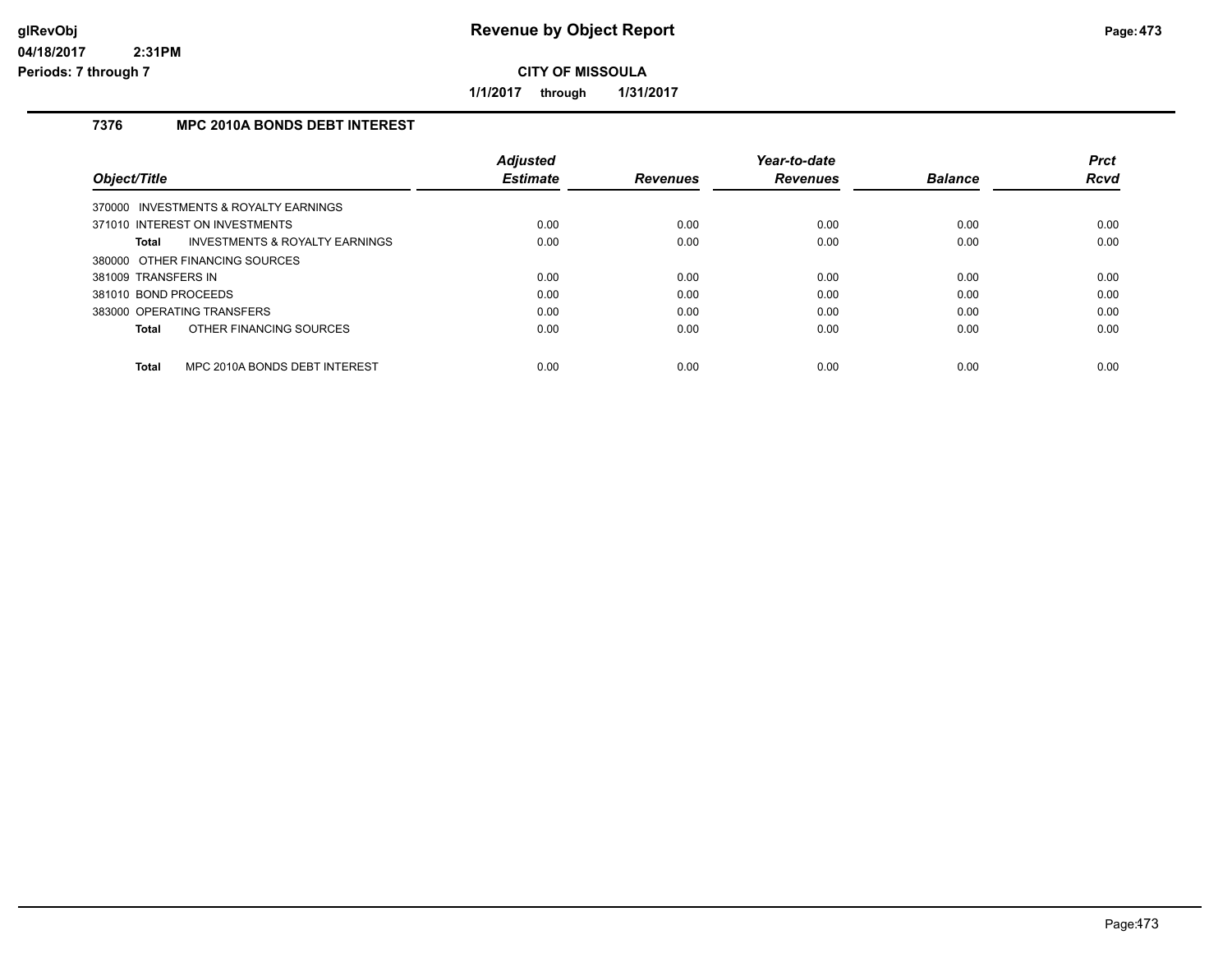# Revenue by Object Report

**CITY OF MISSOULA**

**1/1/2017 through 1/31/2017**

glRevObj
04/18/2017 2:31PM
Periods: 7 through 7

### 7376 MPC 2010A BONDS DEBT INTEREST

| Object/Title | Adjusted Estimate | Revenues | Year-to-date Revenues | Balance | Prct Rcvd |
|---|---|---|---|---|---|
| 370000 INVESTMENTS & ROYALTY EARNINGS | | | | | |
| 371010 INTEREST ON INVESTMENTS | 0.00 | 0.00 | 0.00 | 0.00 | 0.00 |
| **Total** INVESTMENTS & ROYALTY EARNINGS | 0.00 | 0.00 | 0.00 | 0.00 | 0.00 |
| 380000 OTHER FINANCING SOURCES | | | | | |
| 381009 TRANSFERS IN | 0.00 | 0.00 | 0.00 | 0.00 | 0.00 |
| 381010 BOND PROCEEDS | 0.00 | 0.00 | 0.00 | 0.00 | 0.00 |
| 383000 OPERATING TRANSFERS | 0.00 | 0.00 | 0.00 | 0.00 | 0.00 |
| **Total** OTHER FINANCING SOURCES | 0.00 | 0.00 | 0.00 | 0.00 | 0.00 |
| **Total** MPC 2010A BONDS DEBT INTEREST | 0.00 | 0.00 | 0.00 | 0.00 | 0.00 |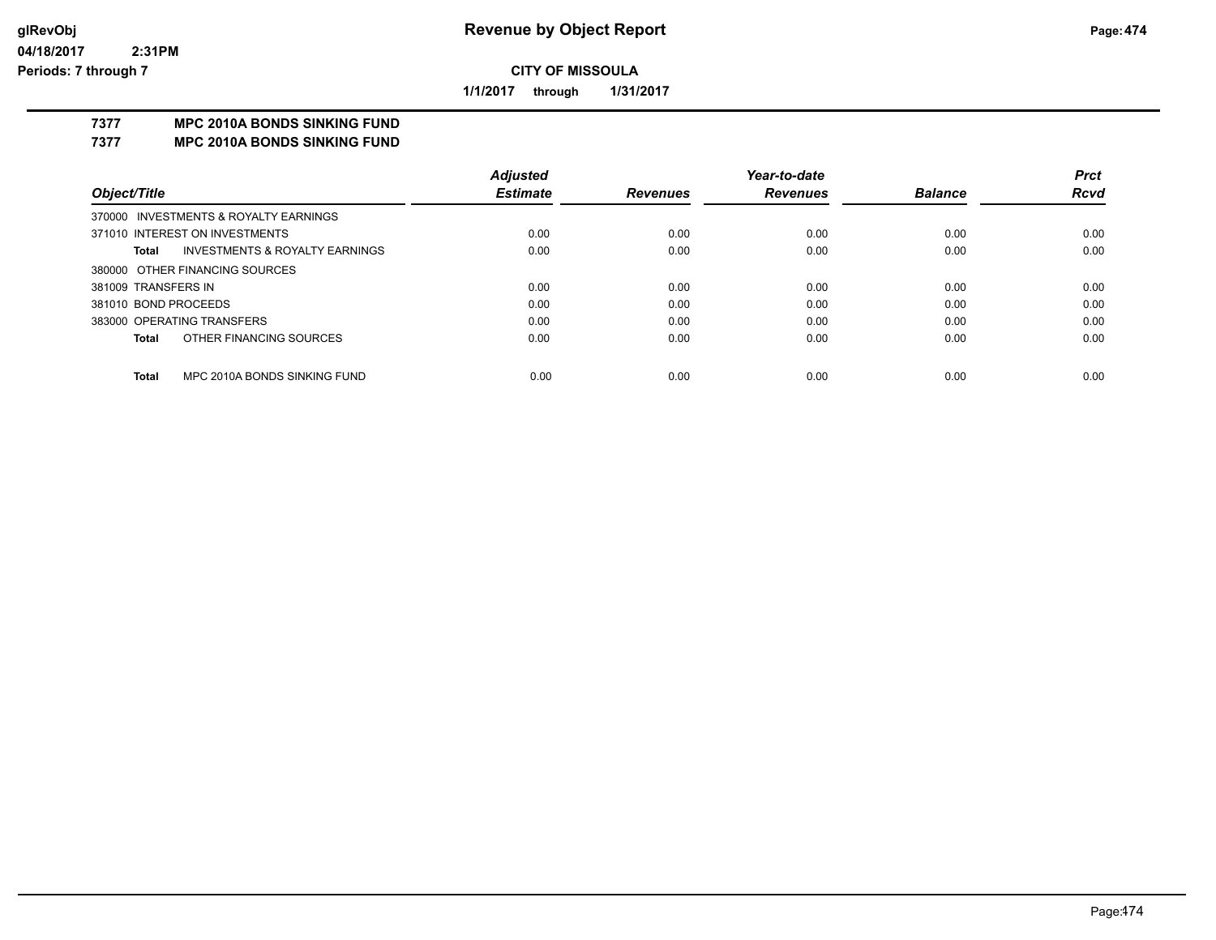# Revenue by Object Report

**CITY OF MISSOULA**

**1/1/2017 through 1/31/2017**

glRevObj
04/18/2017 2:31PM
Periods: 7 through 7

## 7377 MPC 2010A BONDS SINKING FUND
## 7377 MPC 2010A BONDS SINKING FUND

| Object/Title | Adjusted Estimate | Revenues | Year-to-date Revenues | Balance | Prct Rcvd |
|---|---|---|---|---|---|
| 370000 INVESTMENTS & ROYALTY EARNINGS | | | | | |
| 371010 INTEREST ON INVESTMENTS | 0.00 | 0.00 | 0.00 | 0.00 | 0.00 |
| **Total** INVESTMENTS & ROYALTY EARNINGS | 0.00 | 0.00 | 0.00 | 0.00 | 0.00 |
| 380000 OTHER FINANCING SOURCES | | | | | |
| 381009 TRANSFERS IN | 0.00 | 0.00 | 0.00 | 0.00 | 0.00 |
| 381010 BOND PROCEEDS | 0.00 | 0.00 | 0.00 | 0.00 | 0.00 |
| 383000 OPERATING TRANSFERS | 0.00 | 0.00 | 0.00 | 0.00 | 0.00 |
| **Total** OTHER FINANCING SOURCES | 0.00 | 0.00 | 0.00 | 0.00 | 0.00 |
| **Total** MPC 2010A BONDS SINKING FUND | 0.00 | 0.00 | 0.00 | 0.00 | 0.00 |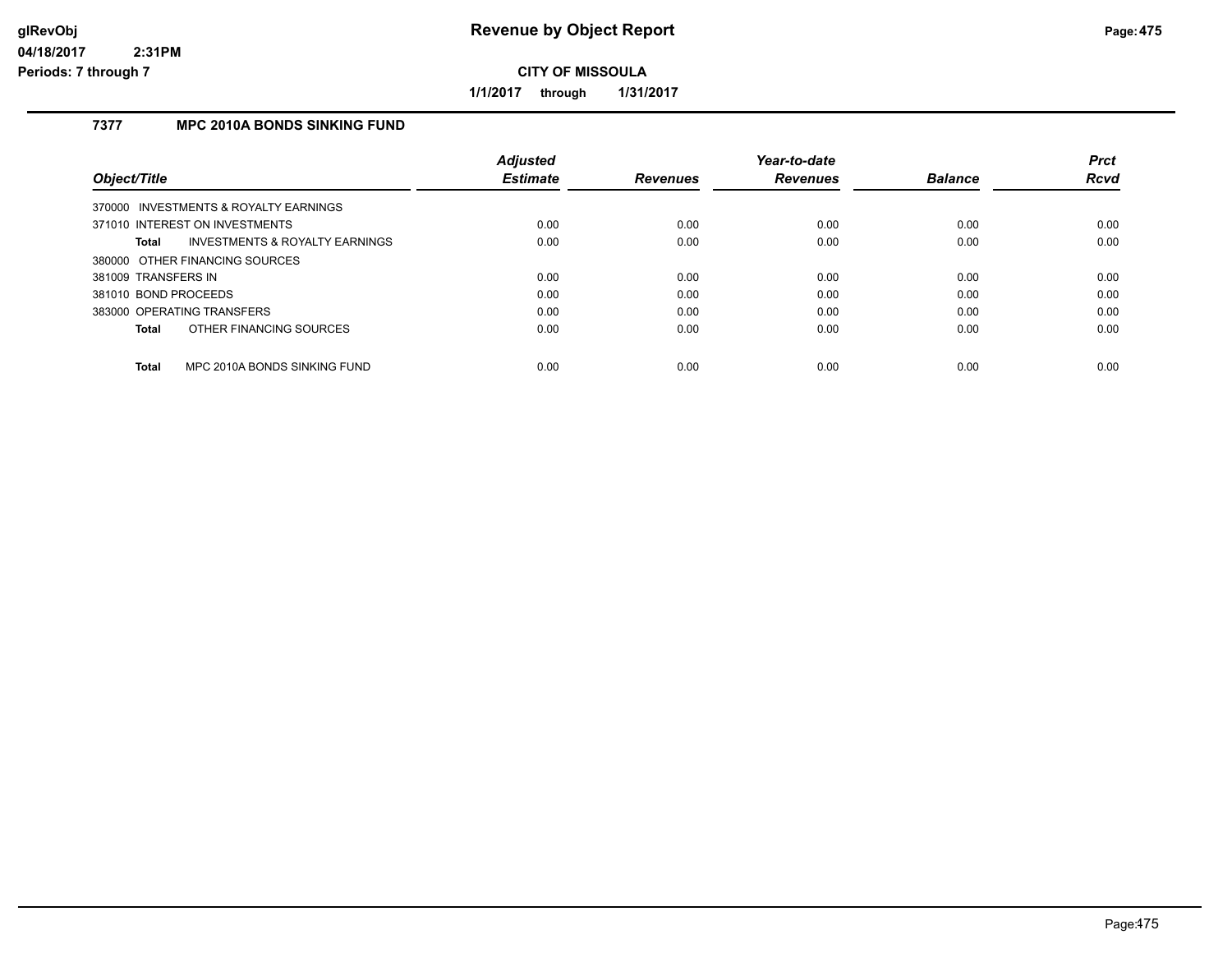# Revenue by Object Report

glRevObj
04/18/2017 2:31PM
Periods: 7 through 7

**CITY OF MISSOULA**

**1/1/2017 through 1/31/2017**

## 7377 MPC 2010A BONDS SINKING FUND

| Object/Title | Adjusted Estimate | Revenues | Year-to-date Revenues | Balance | Prct Rcvd |
|---|---|---|---|---|---|
| 370000 INVESTMENTS & ROYALTY EARNINGS | | | | | |
| 371010 INTEREST ON INVESTMENTS | 0.00 | 0.00 | 0.00 | 0.00 | 0.00 |
| **Total** INVESTMENTS & ROYALTY EARNINGS | 0.00 | 0.00 | 0.00 | 0.00 | 0.00 |
| 380000 OTHER FINANCING SOURCES | | | | | |
| 381009 TRANSFERS IN | 0.00 | 0.00 | 0.00 | 0.00 | 0.00 |
| 381010 BOND PROCEEDS | 0.00 | 0.00 | 0.00 | 0.00 | 0.00 |
| 383000 OPERATING TRANSFERS | 0.00 | 0.00 | 0.00 | 0.00 | 0.00 |
| **Total** OTHER FINANCING SOURCES | 0.00 | 0.00 | 0.00 | 0.00 | 0.00 |
| **Total** MPC 2010A BONDS SINKING FUND | 0.00 | 0.00 | 0.00 | 0.00 | 0.00 |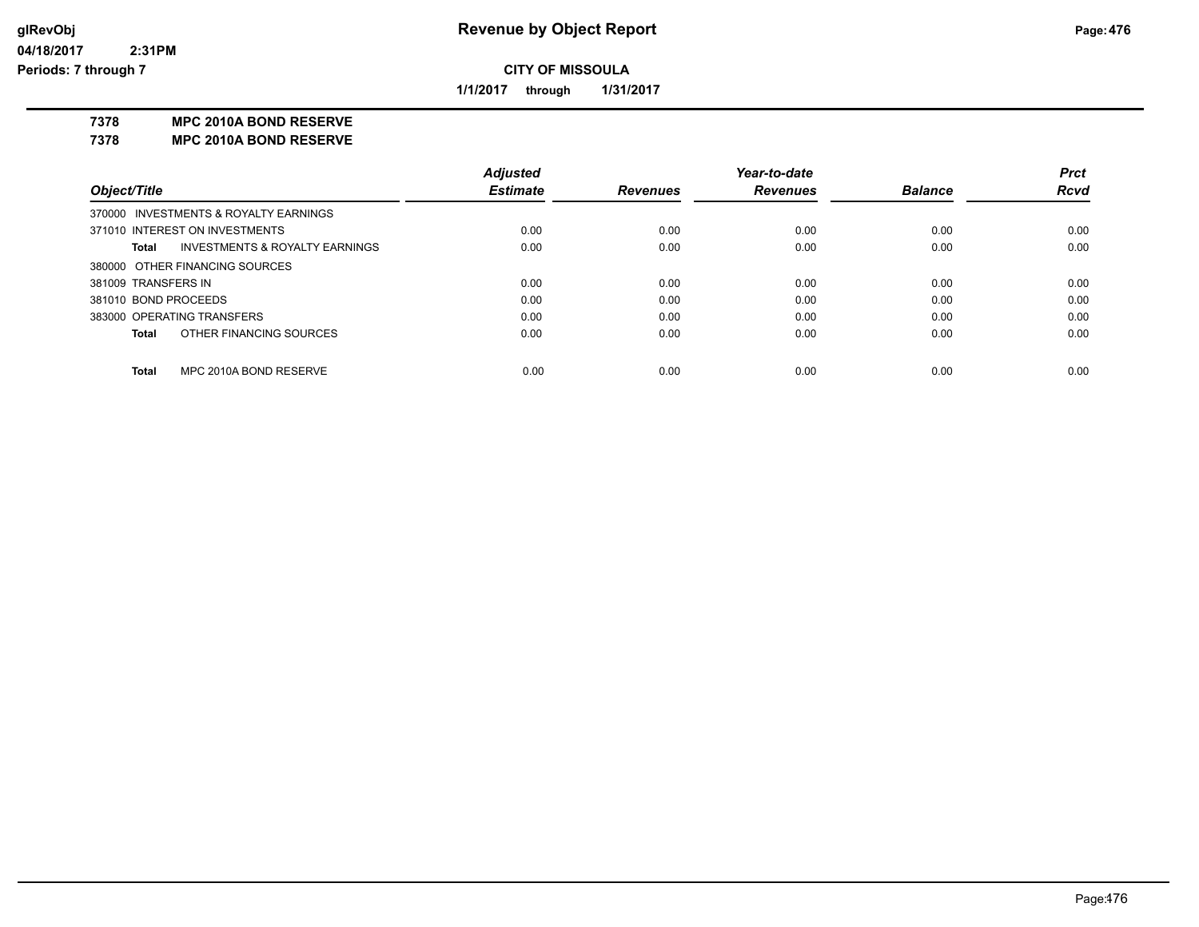# Revenue by Object Report

glRevObj
04/18/2017 2:31PM
Periods: 7 through 7

**CITY OF MISSOULA**

**1/1/2017 through 1/31/2017**

**7378 MPC 2010A BOND RESERVE**
**7378 MPC 2010A BOND RESERVE**

| Object/Title | Adjusted Estimate | Revenues | Year-to-date Revenues | Balance | Prct Rcvd |
|---|---|---|---|---|---|
| 370000 INVESTMENTS & ROYALTY EARNINGS | | | | | |
| 371010 INTEREST ON INVESTMENTS | 0.00 | 0.00 | 0.00 | 0.00 | 0.00 |
| **Total** INVESTMENTS & ROYALTY EARNINGS | 0.00 | 0.00 | 0.00 | 0.00 | 0.00 |
| 380000 OTHER FINANCING SOURCES | | | | | |
| 381009 TRANSFERS IN | 0.00 | 0.00 | 0.00 | 0.00 | 0.00 |
| 381010 BOND PROCEEDS | 0.00 | 0.00 | 0.00 | 0.00 | 0.00 |
| 383000 OPERATING TRANSFERS | 0.00 | 0.00 | 0.00 | 0.00 | 0.00 |
| **Total** OTHER FINANCING SOURCES | 0.00 | 0.00 | 0.00 | 0.00 | 0.00 |
| **Total** MPC 2010A BOND RESERVE | 0.00 | 0.00 | 0.00 | 0.00 | 0.00 |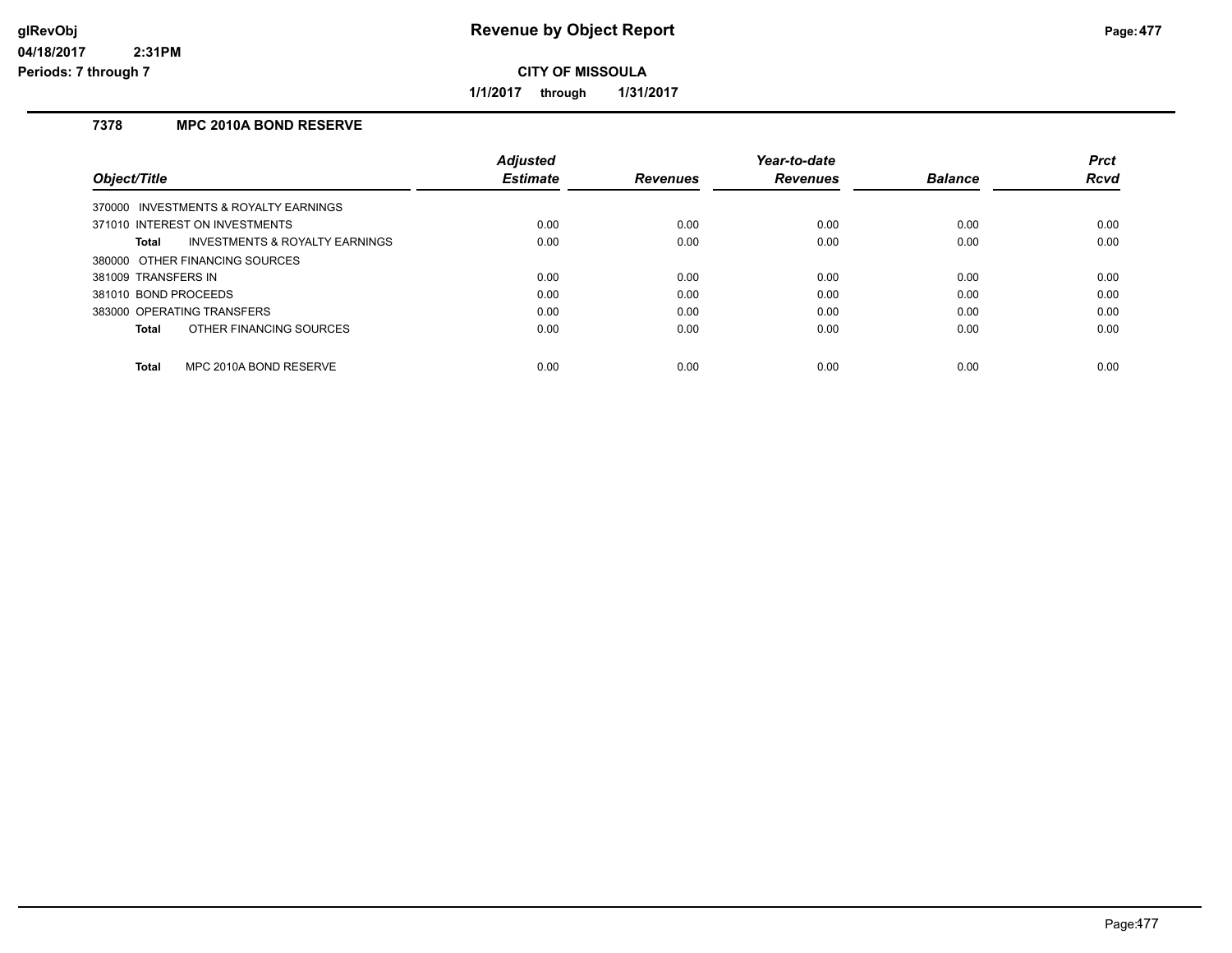# Revenue by Object Report

**CITY OF MISSOULA**

**1/1/2017 through 1/31/2017**

glRevObj
04/18/2017 2:31PM
Periods: 7 through 7

## 7378 MPC 2010A BOND RESERVE

| Object/Title | Adjusted Estimate | Revenues | Year-to-date Revenues | Balance | Prct Rcvd |
|---|---|---|---|---|---|
| 370000 INVESTMENTS & ROYALTY EARNINGS | | | | | |
| 371010 INTEREST ON INVESTMENTS | 0.00 | 0.00 | 0.00 | 0.00 | 0.00 |
| **Total** INVESTMENTS & ROYALTY EARNINGS | 0.00 | 0.00 | 0.00 | 0.00 | 0.00 |
| 380000 OTHER FINANCING SOURCES | | | | | |
| 381009 TRANSFERS IN | 0.00 | 0.00 | 0.00 | 0.00 | 0.00 |
| 381010 BOND PROCEEDS | 0.00 | 0.00 | 0.00 | 0.00 | 0.00 |
| 383000 OPERATING TRANSFERS | 0.00 | 0.00 | 0.00 | 0.00 | 0.00 |
| **Total** OTHER FINANCING SOURCES | 0.00 | 0.00 | 0.00 | 0.00 | 0.00 |
| **Total** MPC 2010A BOND RESERVE | 0.00 | 0.00 | 0.00 | 0.00 | 0.00 |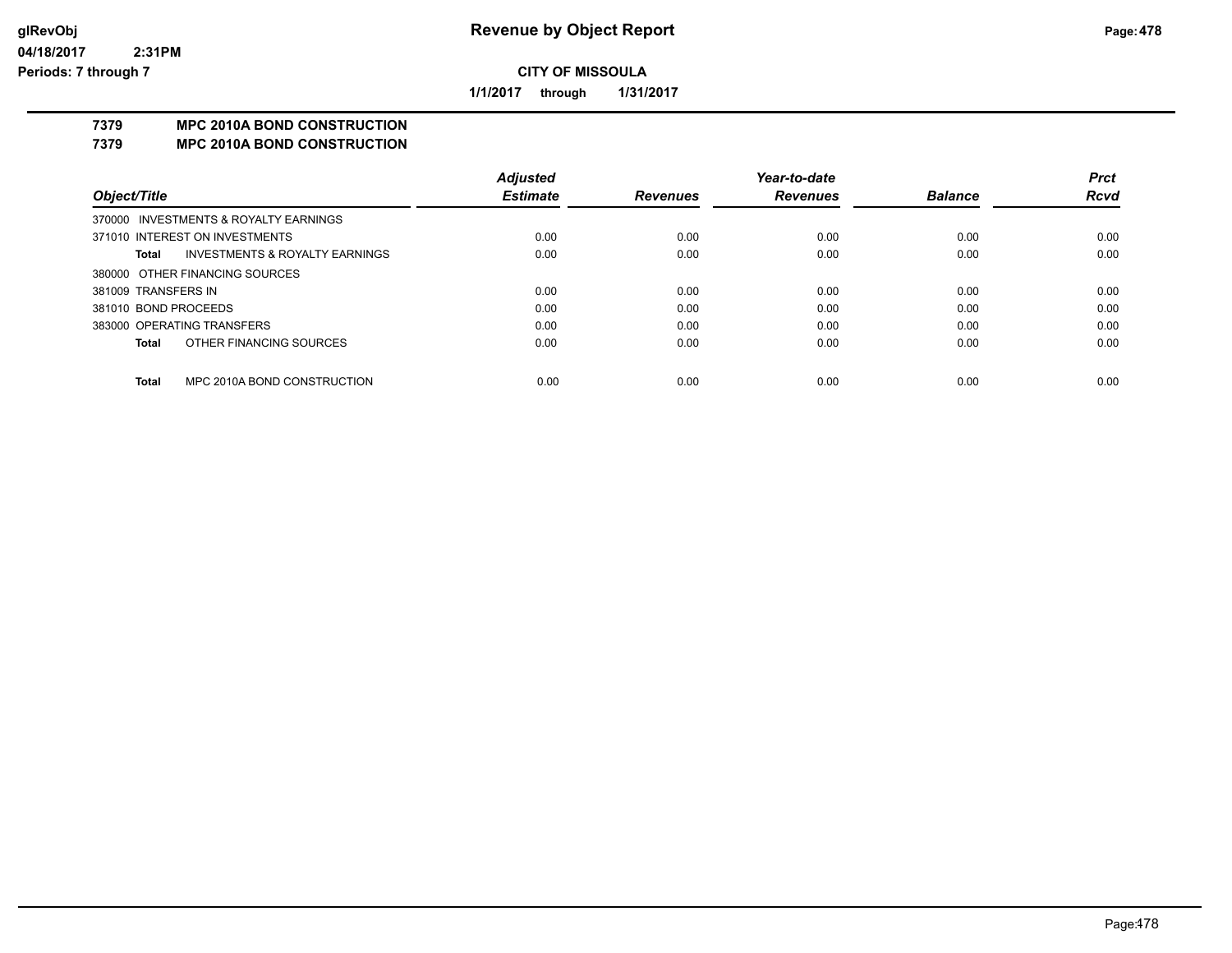# Revenue by Object Report

## CITY OF MISSOULA

**1/1/2017 through 1/31/2017**

glRevObj
04/18/2017 2:31PM
Periods: 7 through 7

### 7379 MPC 2010A BOND CONSTRUCTION
### 7379 MPC 2010A BOND CONSTRUCTION

| Object/Title | Adjusted Estimate | Revenues | Year-to-date Revenues | Balance | Prct Rcvd |
|---|---|---|---|---|---|
| 370000 INVESTMENTS & ROYALTY EARNINGS | | | | | |
| 371010 INTEREST ON INVESTMENTS | 0.00 | 0.00 | 0.00 | 0.00 | 0.00 |
| **Total** INVESTMENTS & ROYALTY EARNINGS | 0.00 | 0.00 | 0.00 | 0.00 | 0.00 |
| 380000 OTHER FINANCING SOURCES | | | | | |
| 381009 TRANSFERS IN | 0.00 | 0.00 | 0.00 | 0.00 | 0.00 |
| 381010 BOND PROCEEDS | 0.00 | 0.00 | 0.00 | 0.00 | 0.00 |
| 383000 OPERATING TRANSFERS | 0.00 | 0.00 | 0.00 | 0.00 | 0.00 |
| **Total** OTHER FINANCING SOURCES | 0.00 | 0.00 | 0.00 | 0.00 | 0.00 |
| **Total** MPC 2010A BOND CONSTRUCTION | 0.00 | 0.00 | 0.00 | 0.00 | 0.00 |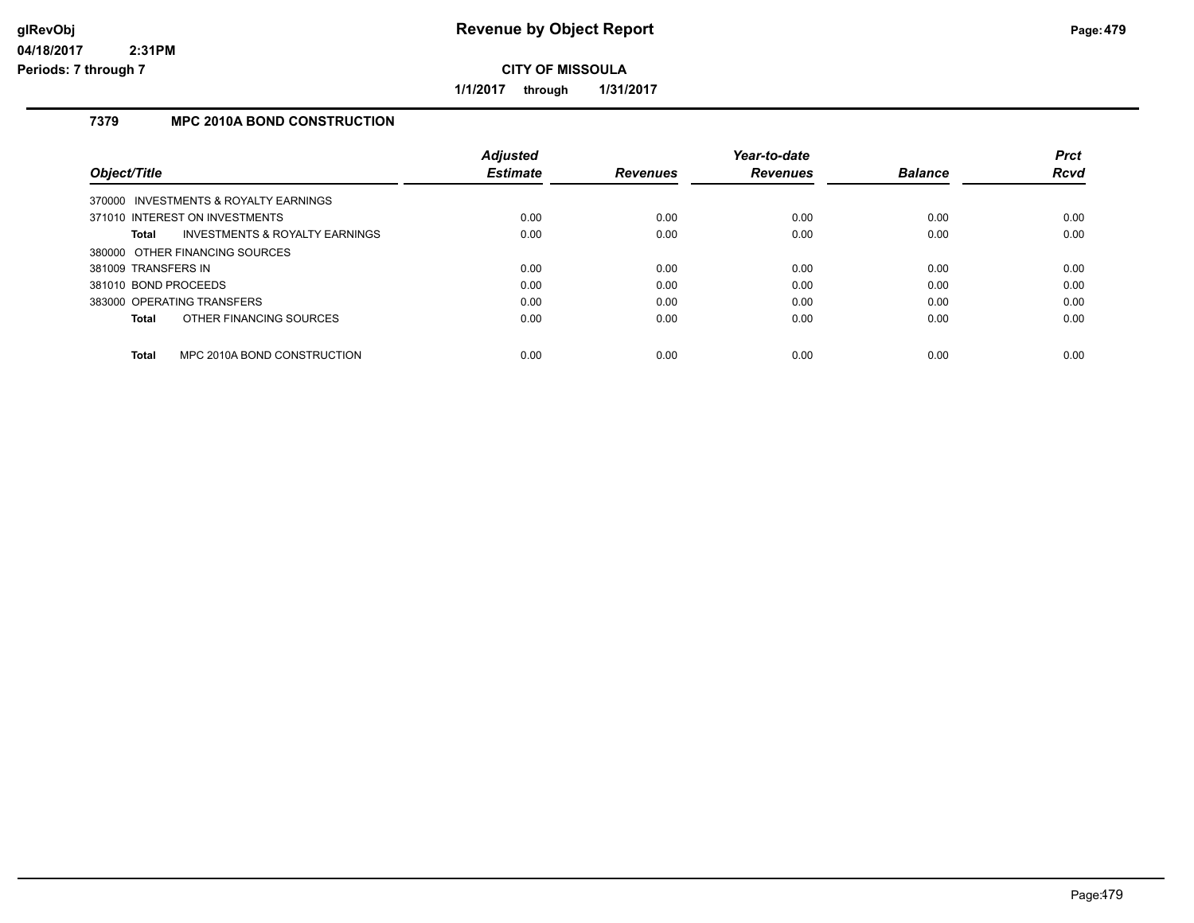# Revenue by Object Report

**CITY OF MISSOULA**

**1/1/2017 through 1/31/2017**

glRevObj
04/18/2017 2:31PM
Periods: 7 through 7

### 7379 MPC 2010A BOND CONSTRUCTION

| Object/Title | Adjusted Estimate | Revenues | Year-to-date Revenues | Balance | Prct Rcvd |
|---|---|---|---|---|---|
| 370000 INVESTMENTS & ROYALTY EARNINGS | | | | | |
| 371010 INTEREST ON INVESTMENTS | 0.00 | 0.00 | 0.00 | 0.00 | 0.00 |
| **Total** INVESTMENTS & ROYALTY EARNINGS | 0.00 | 0.00 | 0.00 | 0.00 | 0.00 |
| 380000 OTHER FINANCING SOURCES | | | | | |
| 381009 TRANSFERS IN | 0.00 | 0.00 | 0.00 | 0.00 | 0.00 |
| 381010 BOND PROCEEDS | 0.00 | 0.00 | 0.00 | 0.00 | 0.00 |
| 383000 OPERATING TRANSFERS | 0.00 | 0.00 | 0.00 | 0.00 | 0.00 |
| **Total** OTHER FINANCING SOURCES | 0.00 | 0.00 | 0.00 | 0.00 | 0.00 |
| **Total** MPC 2010A BOND CONSTRUCTION | 0.00 | 0.00 | 0.00 | 0.00 | 0.00 |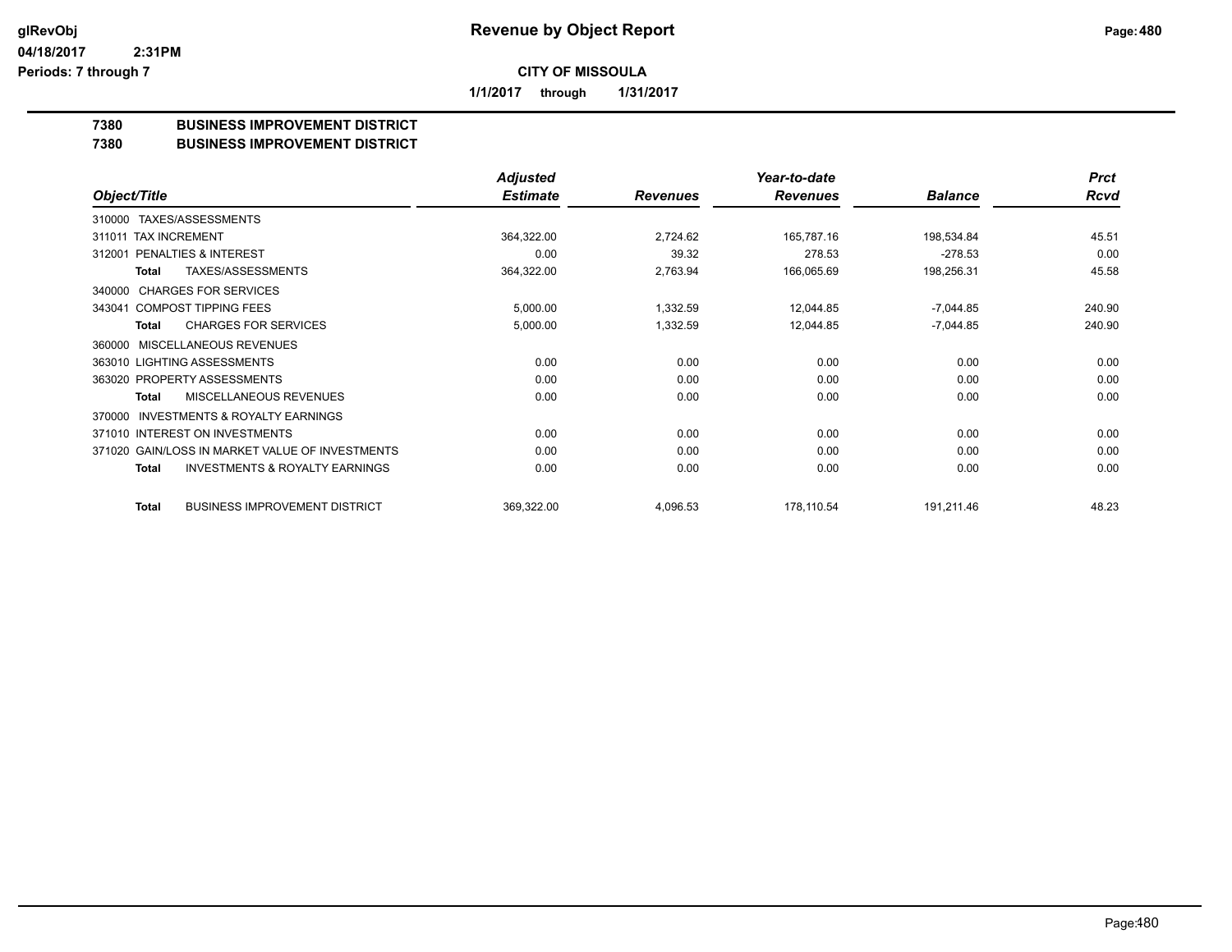glRevObj
04/18/2017 2:31PM
Periods: 7 through 7

# Revenue by Object Report

**CITY OF MISSOULA**

**1/1/2017 through 1/31/2017**

**7380 BUSINESS IMPROVEMENT DISTRICT**
**7380 BUSINESS IMPROVEMENT DISTRICT**

| Object/Title | | Adjusted Estimate | Revenues | Year-to-date Revenues | Balance | Prct Rcvd |
|---|---|---|---|---|---|---|
| 310000 TAXES/ASSESSMENTS | | | | | | |
| 311011 TAX INCREMENT | | 364,322.00 | 2,724.62 | 165,787.16 | 198,534.84 | 45.51 |
| 312001 PENALTIES & INTEREST | | 0.00 | 39.32 | 278.53 | -278.53 | 0.00 |
| Total | TAXES/ASSESSMENTS | 364,322.00 | 2,763.94 | 166,065.69 | 198,256.31 | 45.58 |
| 340000 CHARGES FOR SERVICES | | | | | | |
| 343041 COMPOST TIPPING FEES | | 5,000.00 | 1,332.59 | 12,044.85 | -7,044.85 | 240.90 |
| Total | CHARGES FOR SERVICES | 5,000.00 | 1,332.59 | 12,044.85 | -7,044.85 | 240.90 |
| 360000 MISCELLANEOUS REVENUES | | | | | | |
| 363010 LIGHTING ASSESSMENTS | | 0.00 | 0.00 | 0.00 | 0.00 | 0.00 |
| 363020 PROPERTY ASSESSMENTS | | 0.00 | 0.00 | 0.00 | 0.00 | 0.00 |
| Total | MISCELLANEOUS REVENUES | 0.00 | 0.00 | 0.00 | 0.00 | 0.00 |
| 370000 INVESTMENTS & ROYALTY EARNINGS | | | | | | |
| 371010 INTEREST ON INVESTMENTS | | 0.00 | 0.00 | 0.00 | 0.00 | 0.00 |
| 371020 GAIN/LOSS IN MARKET VALUE OF INVESTMENTS | | 0.00 | 0.00 | 0.00 | 0.00 | 0.00 |
| Total | INVESTMENTS & ROYALTY EARNINGS | 0.00 | 0.00 | 0.00 | 0.00 | 0.00 |
| Total | BUSINESS IMPROVEMENT DISTRICT | 369,322.00 | 4,096.53 | 178,110.54 | 191,211.46 | 48.23 |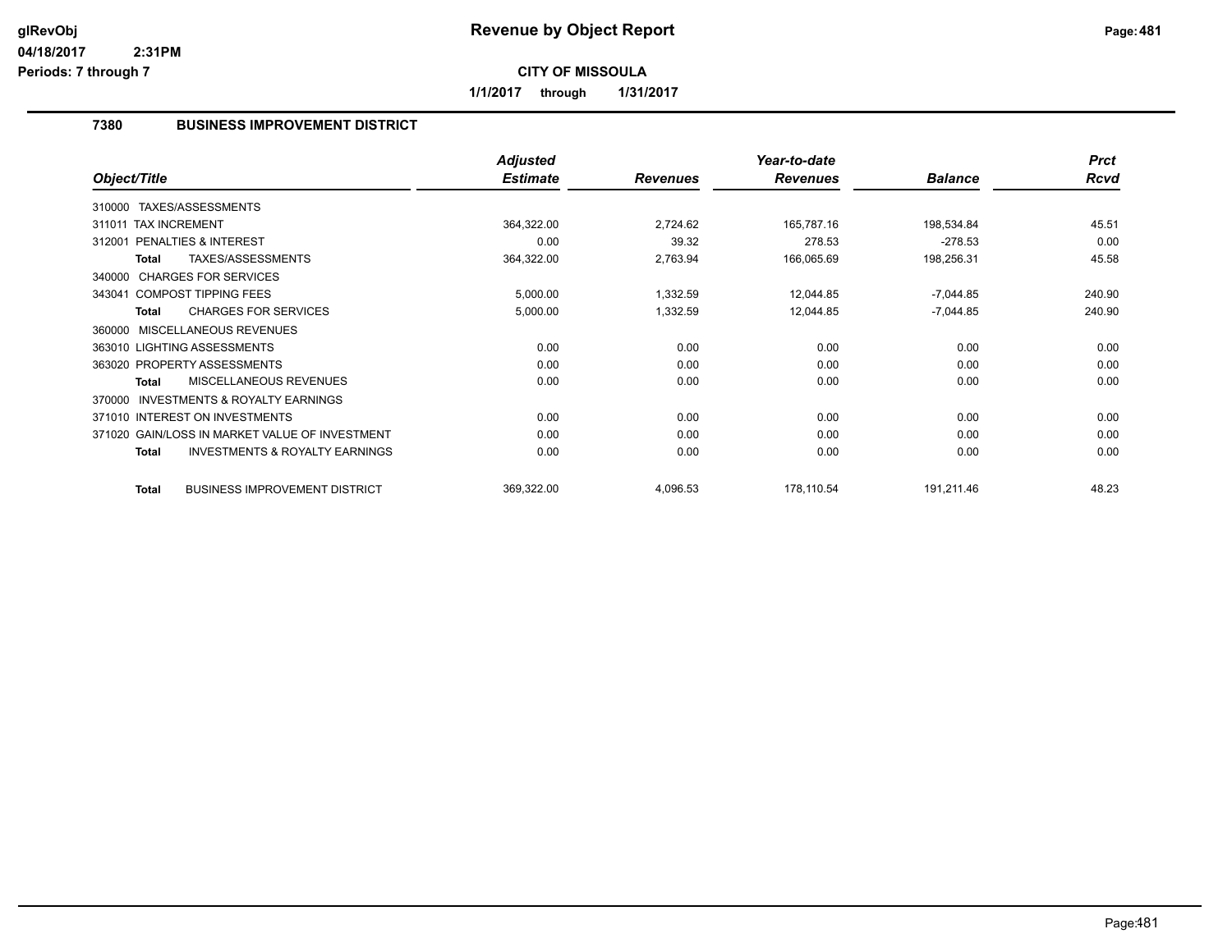**Revenue by Object Report**

**CITY OF MISSOULA**

**1/1/2017 through 1/31/2017**

glRevObj
04/18/2017 2:31PM
Periods: 7 through 7

## 7380 BUSINESS IMPROVEMENT DISTRICT

| Object/Title | Adjusted Estimate | Revenues | Year-to-date Revenues | Balance | Prct Rcvd |
|---|---|---|---|---|---|
| 310000 TAXES/ASSESSMENTS | | | | | |
| 311011 TAX INCREMENT | 364,322.00 | 2,724.62 | 165,787.16 | 198,534.84 | 45.51 |
| 312001 PENALTIES & INTEREST | 0.00 | 39.32 | 278.53 | -278.53 | 0.00 |
| **Total** TAXES/ASSESSMENTS | 364,322.00 | 2,763.94 | 166,065.69 | 198,256.31 | 45.58 |
| 340000 CHARGES FOR SERVICES | | | | | |
| 343041 COMPOST TIPPING FEES | 5,000.00 | 1,332.59 | 12,044.85 | -7,044.85 | 240.90 |
| **Total** CHARGES FOR SERVICES | 5,000.00 | 1,332.59 | 12,044.85 | -7,044.85 | 240.90 |
| 360000 MISCELLANEOUS REVENUES | | | | | |
| 363010 LIGHTING ASSESSMENTS | 0.00 | 0.00 | 0.00 | 0.00 | 0.00 |
| 363020 PROPERTY ASSESSMENTS | 0.00 | 0.00 | 0.00 | 0.00 | 0.00 |
| **Total** MISCELLANEOUS REVENUES | 0.00 | 0.00 | 0.00 | 0.00 | 0.00 |
| 370000 INVESTMENTS & ROYALTY EARNINGS | | | | | |
| 371010 INTEREST ON INVESTMENTS | 0.00 | 0.00 | 0.00 | 0.00 | 0.00 |
| 371020 GAIN/LOSS IN MARKET VALUE OF INVESTMENT | 0.00 | 0.00 | 0.00 | 0.00 | 0.00 |
| **Total** INVESTMENTS & ROYALTY EARNINGS | 0.00 | 0.00 | 0.00 | 0.00 | 0.00 |
| **Total** BUSINESS IMPROVEMENT DISTRICT | 369,322.00 | 4,096.53 | 178,110.54 | 191,211.46 | 48.23 |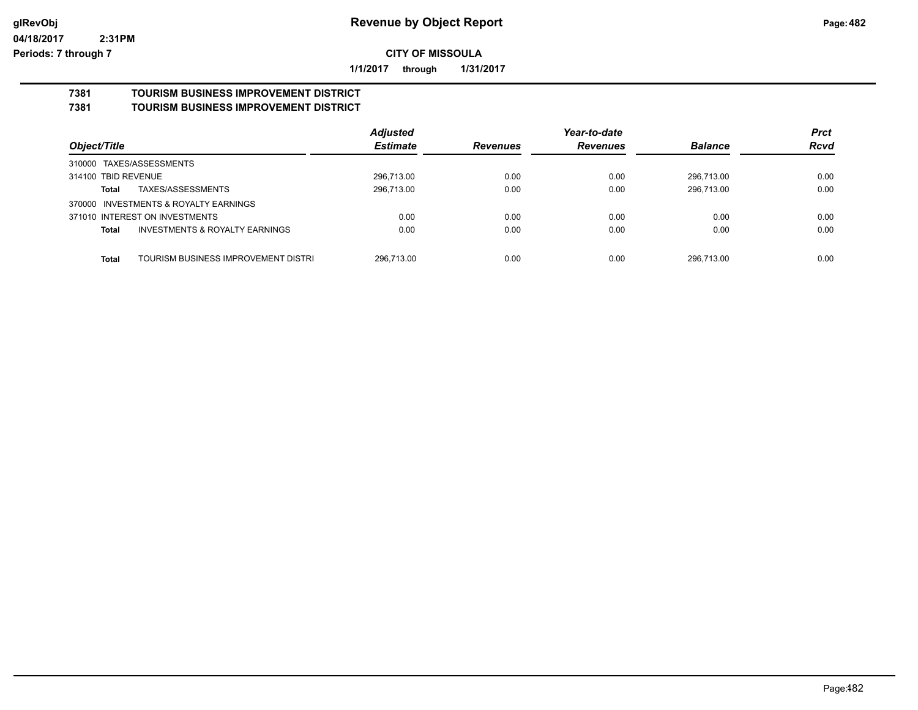# Revenue by Object Report

glRevObj
04/18/2017 2:31PM
Periods: 7 through 7

**CITY OF MISSOULA**

**1/1/2017 through 1/31/2017**

## 7381 TOURISM BUSINESS IMPROVEMENT DISTRICT
## 7381 TOURISM BUSINESS IMPROVEMENT DISTRICT

| Object/Title | Adjusted Estimate | Revenues | Year-to-date Revenues | Balance | Prct Rcvd |
|---|---|---|---|---|---|
| 310000 TAXES/ASSESSMENTS | | | | | |
| 314100 TBID REVENUE | 296,713.00 | 0.00 | 0.00 | 296,713.00 | 0.00 |
| **Total** TAXES/ASSESSMENTS | 296,713.00 | 0.00 | 0.00 | 296,713.00 | 0.00 |
| 370000 INVESTMENTS & ROYALTY EARNINGS | | | | | |
| 371010 INTEREST ON INVESTMENTS | 0.00 | 0.00 | 0.00 | 0.00 | 0.00 |
| **Total** INVESTMENTS & ROYALTY EARNINGS | 0.00 | 0.00 | 0.00 | 0.00 | 0.00 |
| **Total** TOURISM BUSINESS IMPROVEMENT DISTRI | 296,713.00 | 0.00 | 0.00 | 296,713.00 | 0.00 |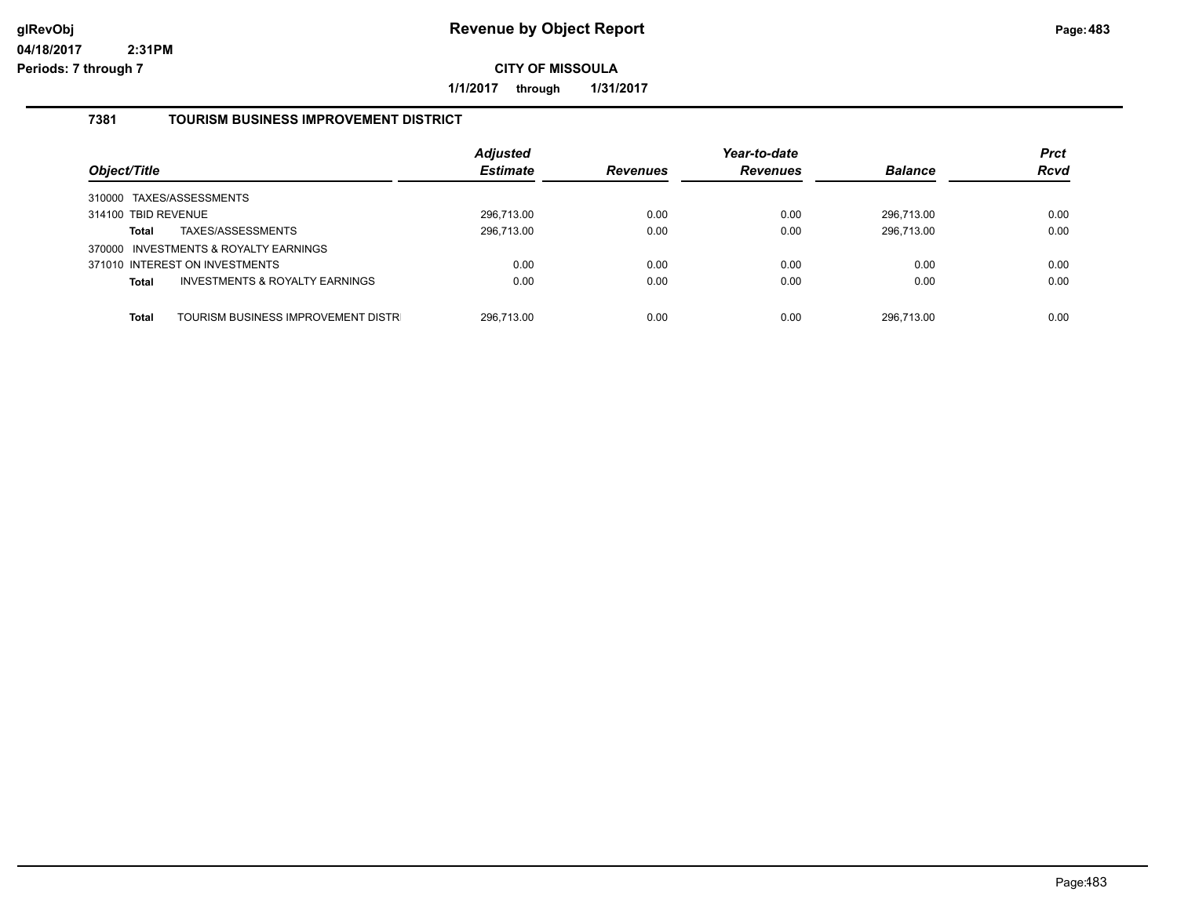# Revenue by Object Report

**CITY OF MISSOULA**

**1/1/2017 through 1/31/2017**

glRevObj
04/18/2017 2:31PM
Periods: 7 through 7

## 7381 TOURISM BUSINESS IMPROVEMENT DISTRICT

| Object/Title | Adjusted Estimate | Revenues | Year-to-date Revenues | Balance | Prct Rcvd |
|---|---|---|---|---|---|
| 310000 TAXES/ASSESSMENTS | | | | | |
| 314100 TBID REVENUE | 296,713.00 | 0.00 | 0.00 | 296,713.00 | 0.00 |
| **Total** TAXES/ASSESSMENTS | 296,713.00 | 0.00 | 0.00 | 296,713.00 | 0.00 |
| 370000 INVESTMENTS & ROYALTY EARNINGS | | | | | |
| 371010 INTEREST ON INVESTMENTS | 0.00 | 0.00 | 0.00 | 0.00 | 0.00 |
| **Total** INVESTMENTS & ROYALTY EARNINGS | 0.00 | 0.00 | 0.00 | 0.00 | 0.00 |
| **Total** TOURISM BUSINESS IMPROVEMENT DISTR | 296,713.00 | 0.00 | 0.00 | 296,713.00 | 0.00 |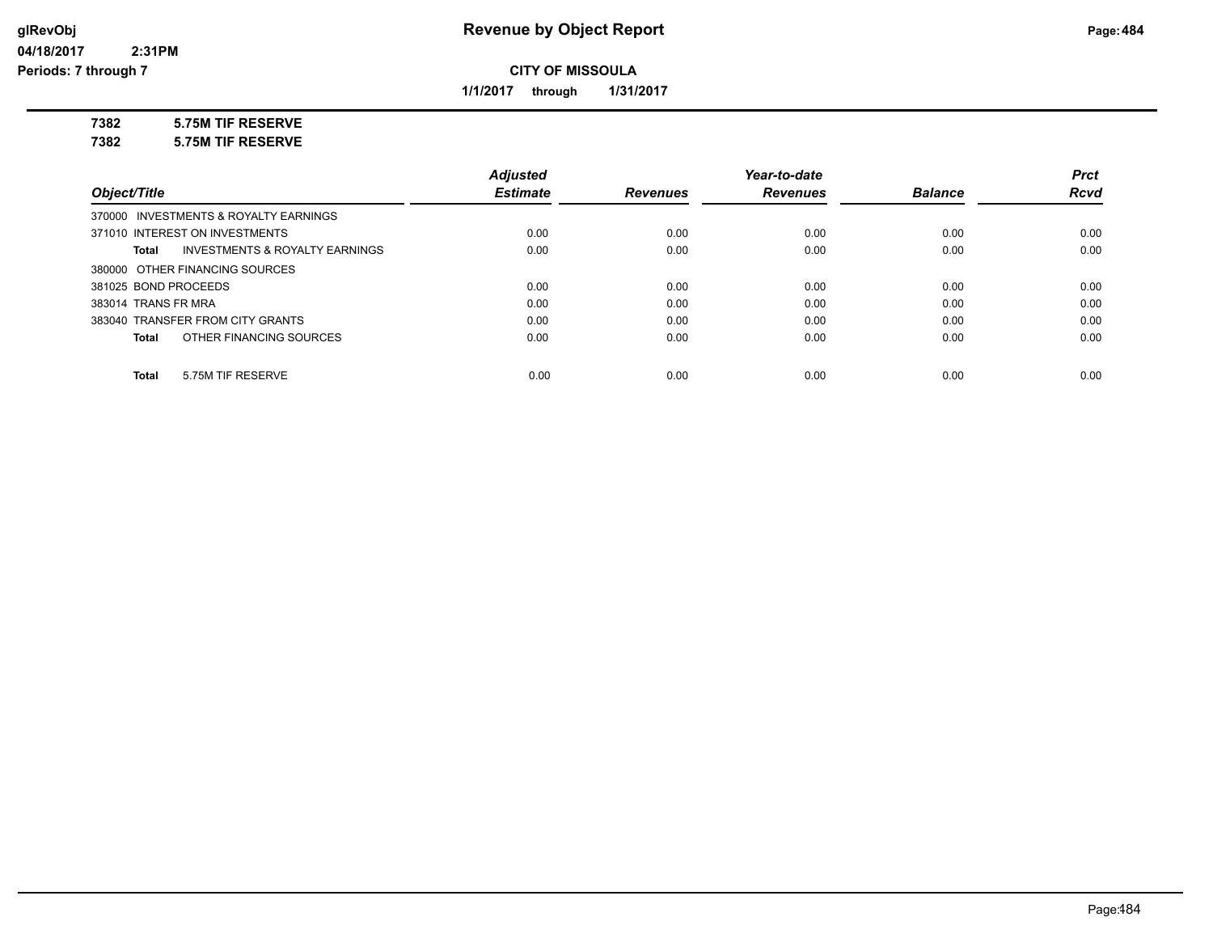# Revenue by Object Report

glRevObj
04/18/2017 2:31PM
Periods: 7 through 7

**CITY OF MISSOULA**

**1/1/2017 through 1/31/2017**

**7382 5.75M TIF RESERVE**
**7382 5.75M TIF RESERVE**

| Object/Title | Adjusted Estimate | Revenues | Year-to-date Revenues | Balance | Prct Rcvd |
|---|---|---|---|---|---|
| 370000 INVESTMENTS & ROYALTY EARNINGS | | | | | |
| 371010 INTEREST ON INVESTMENTS | 0.00 | 0.00 | 0.00 | 0.00 | 0.00 |
| **Total** INVESTMENTS & ROYALTY EARNINGS | 0.00 | 0.00 | 0.00 | 0.00 | 0.00 |
| 380000 OTHER FINANCING SOURCES | | | | | |
| 381025 BOND PROCEEDS | 0.00 | 0.00 | 0.00 | 0.00 | 0.00 |
| 383014 TRANS FR MRA | 0.00 | 0.00 | 0.00 | 0.00 | 0.00 |
| 383040 TRANSFER FROM CITY GRANTS | 0.00 | 0.00 | 0.00 | 0.00 | 0.00 |
| **Total** OTHER FINANCING SOURCES | 0.00 | 0.00 | 0.00 | 0.00 | 0.00 |
| **Total** 5.75M TIF RESERVE | 0.00 | 0.00 | 0.00 | 0.00 | 0.00 |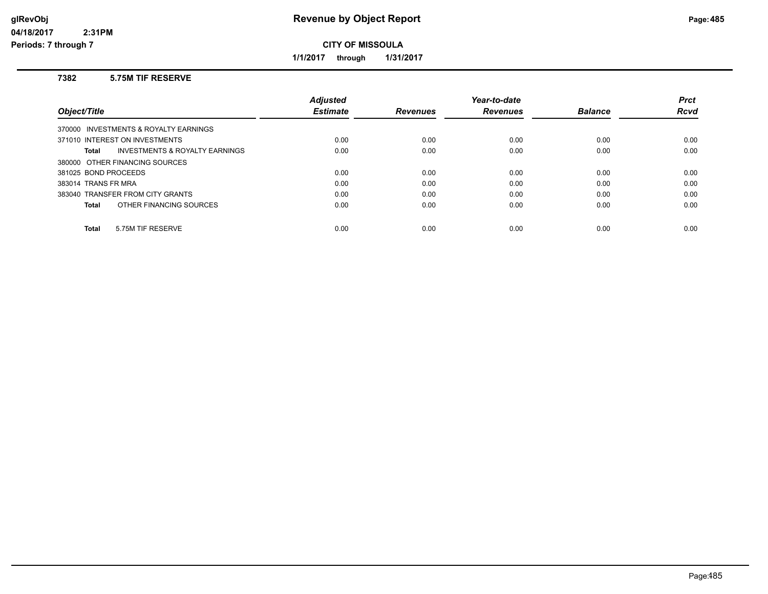# Revenue by Object Report

**CITY OF MISSOULA**

**1/1/2017 through 1/31/2017**

glRevObj
04/18/2017 2:31PM
Periods: 7 through 7

## 7382 5.75M TIF RESERVE

| Object/Title | Adjusted Estimate | Revenues | Year-to-date Revenues | Balance | Prct Rcvd |
|---|---|---|---|---|---|
| 370000 INVESTMENTS & ROYALTY EARNINGS | | | | | |
| 371010 INTEREST ON INVESTMENTS | 0.00 | 0.00 | 0.00 | 0.00 | 0.00 |
| **Total** INVESTMENTS & ROYALTY EARNINGS | 0.00 | 0.00 | 0.00 | 0.00 | 0.00 |
| 380000 OTHER FINANCING SOURCES | | | | | |
| 381025 BOND PROCEEDS | 0.00 | 0.00 | 0.00 | 0.00 | 0.00 |
| 383014 TRANS FR MRA | 0.00 | 0.00 | 0.00 | 0.00 | 0.00 |
| 383040 TRANSFER FROM CITY GRANTS | 0.00 | 0.00 | 0.00 | 0.00 | 0.00 |
| **Total** OTHER FINANCING SOURCES | 0.00 | 0.00 | 0.00 | 0.00 | 0.00 |
| **Total** 5.75M TIF RESERVE | 0.00 | 0.00 | 0.00 | 0.00 | 0.00 |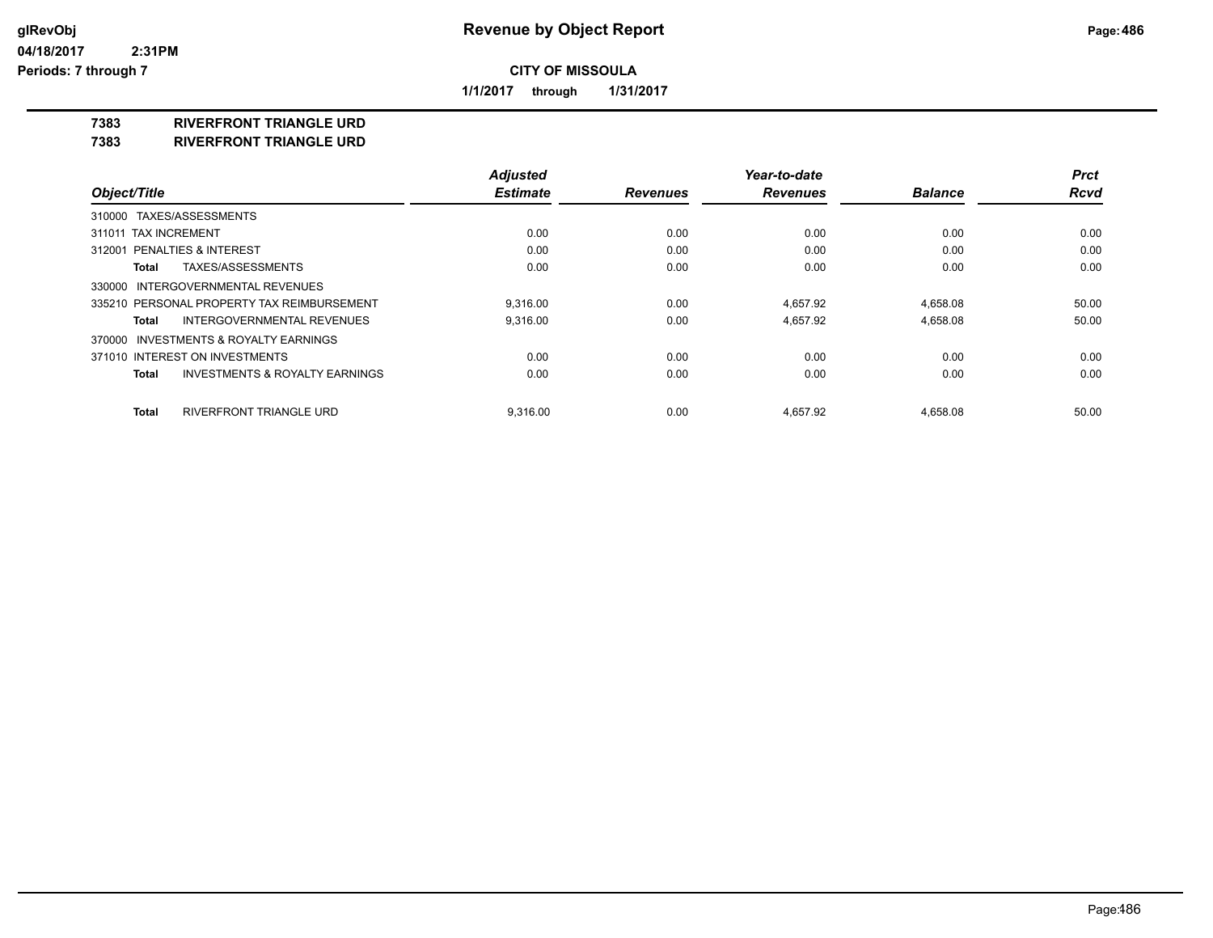**CITY OF MISSOULA**

**1/1/2017 through 1/31/2017**

**Revenue by Object Report**

glRevObj
04/18/2017 2:31PM
Periods: 7 through 7

## 7383 RIVERFRONT TRIANGLE URD
## 7383 RIVERFRONT TRIANGLE URD

| Object/Title | Adjusted Estimate | Revenues | Year-to-date Revenues | Balance | Prct Rcvd |
|---|---|---|---|---|---|
| 310000 TAXES/ASSESSMENTS | | | | | |
| 311011 TAX INCREMENT | 0.00 | 0.00 | 0.00 | 0.00 | 0.00 |
| 312001 PENALTIES & INTEREST | 0.00 | 0.00 | 0.00 | 0.00 | 0.00 |
| **Total** TAXES/ASSESSMENTS | 0.00 | 0.00 | 0.00 | 0.00 | 0.00 |
| 330000 INTERGOVERNMENTAL REVENUES | | | | | |
| 335210 PERSONAL PROPERTY TAX REIMBURSEMENT | 9,316.00 | 0.00 | 4,657.92 | 4,658.08 | 50.00 |
| **Total** INTERGOVERNMENTAL REVENUES | 9,316.00 | 0.00 | 4,657.92 | 4,658.08 | 50.00 |
| 370000 INVESTMENTS & ROYALTY EARNINGS | | | | | |
| 371010 INTEREST ON INVESTMENTS | 0.00 | 0.00 | 0.00 | 0.00 | 0.00 |
| **Total** INVESTMENTS & ROYALTY EARNINGS | 0.00 | 0.00 | 0.00 | 0.00 | 0.00 |
| **Total** RIVERFRONT TRIANGLE URD | 9,316.00 | 0.00 | 4,657.92 | 4,658.08 | 50.00 |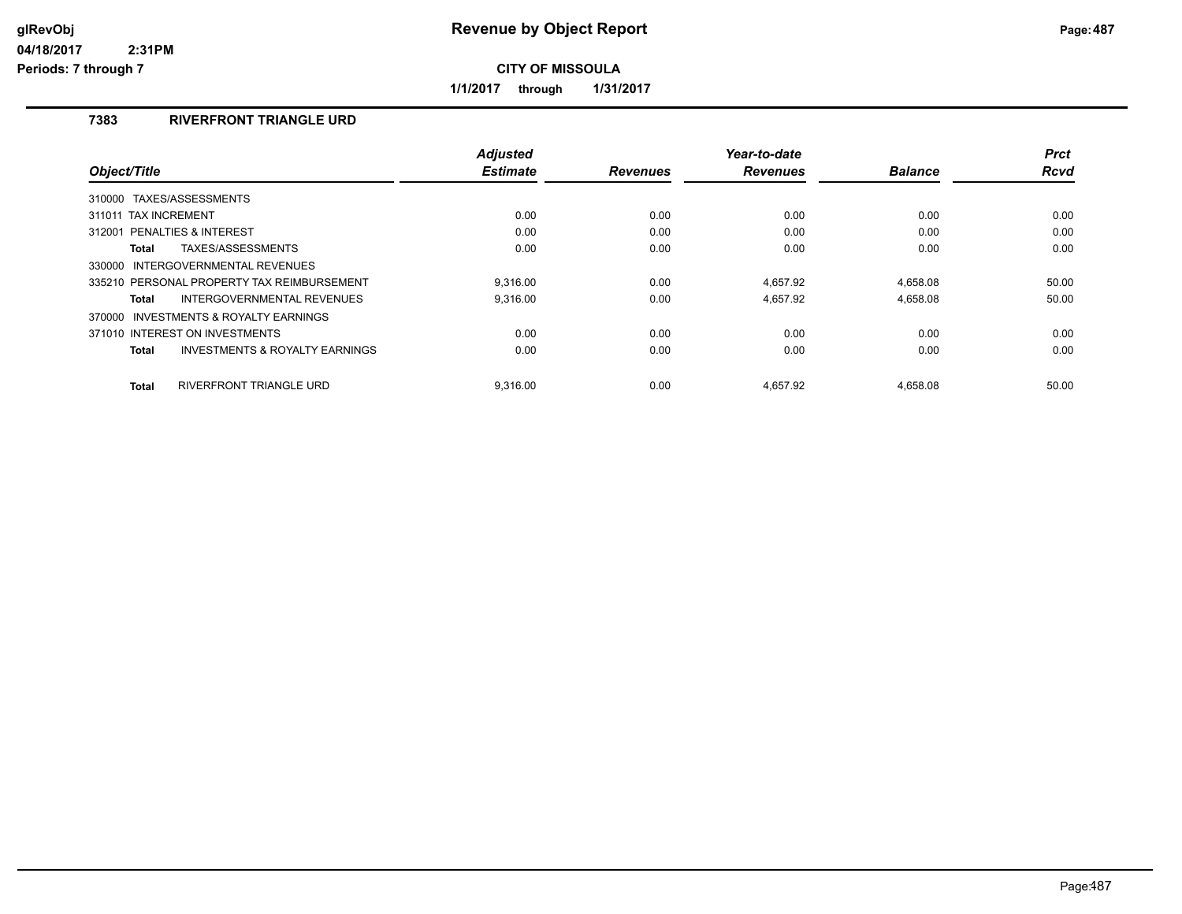# Revenue by Object Report

glRevObj
04/18/2017 2:31PM
Periods: 7 through 7

**CITY OF MISSOULA**

**1/1/2017 through 1/31/2017**

## 7383 RIVERFRONT TRIANGLE URD

| Object/Title | Adjusted Estimate | Revenues | Year-to-date Revenues | Balance | Prct Rcvd |
|---|---|---|---|---|---|
| 310000 TAXES/ASSESSMENTS | | | | | |
| 311011 TAX INCREMENT | 0.00 | 0.00 | 0.00 | 0.00 | 0.00 |
| 312001 PENALTIES & INTEREST | 0.00 | 0.00 | 0.00 | 0.00 | 0.00 |
| **Total** TAXES/ASSESSMENTS | 0.00 | 0.00 | 0.00 | 0.00 | 0.00 |
| 330000 INTERGOVERNMENTAL REVENUES | | | | | |
| 335210 PERSONAL PROPERTY TAX REIMBURSEMENT | 9,316.00 | 0.00 | 4,657.92 | 4,658.08 | 50.00 |
| **Total** INTERGOVERNMENTAL REVENUES | 9,316.00 | 0.00 | 4,657.92 | 4,658.08 | 50.00 |
| 370000 INVESTMENTS & ROYALTY EARNINGS | | | | | |
| 371010 INTEREST ON INVESTMENTS | 0.00 | 0.00 | 0.00 | 0.00 | 0.00 |
| **Total** INVESTMENTS & ROYALTY EARNINGS | 0.00 | 0.00 | 0.00 | 0.00 | 0.00 |
| **Total** RIVERFRONT TRIANGLE URD | 9,316.00 | 0.00 | 4,657.92 | 4,658.08 | 50.00 |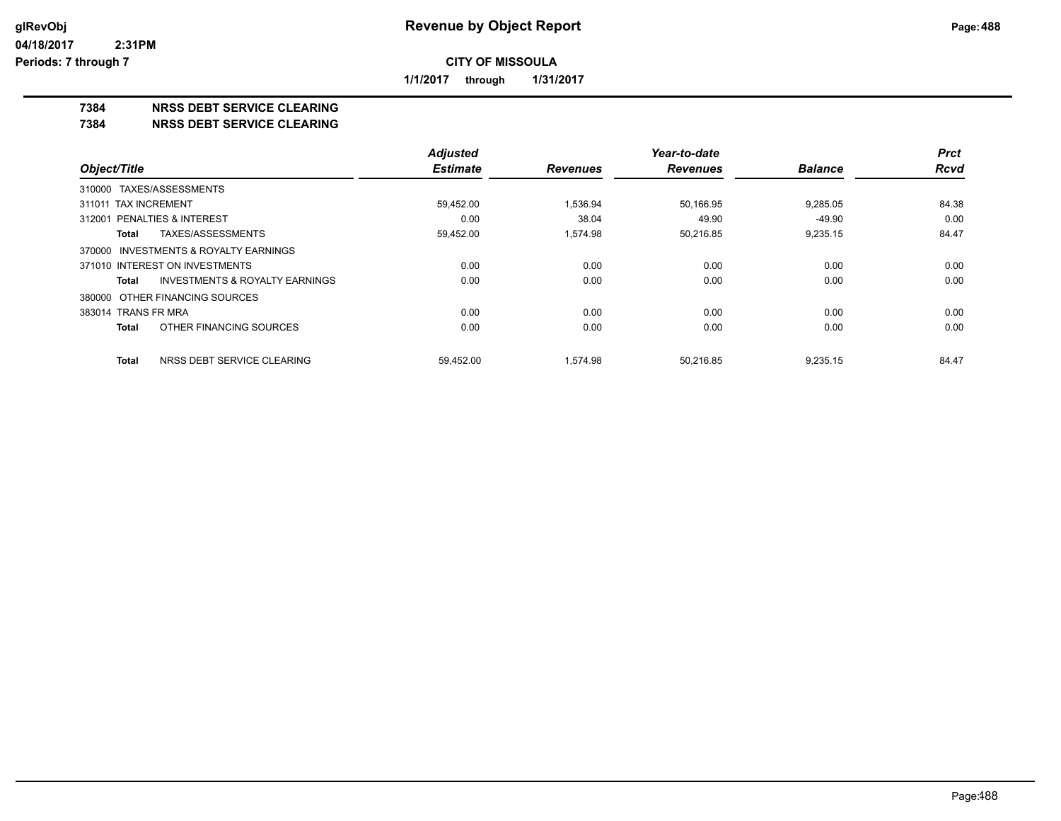glRevObj
04/18/2017 2:31PM
Periods: 7 through 7

# Revenue by Object Report

**CITY OF MISSOULA**

**1/1/2017 through 1/31/2017**

**7384 NRSS DEBT SERVICE CLEARING**
**7384 NRSS DEBT SERVICE CLEARING**

| Object/Title | Adjusted Estimate | Revenues | Year-to-date Revenues | Balance | Prct Rcvd |
|---|---|---|---|---|---|
| 310000 TAXES/ASSESSMENTS | | | | | |
| 311011 TAX INCREMENT | 59,452.00 | 1,536.94 | 50,166.95 | 9,285.05 | 84.38 |
| 312001 PENALTIES & INTEREST | 0.00 | 38.04 | 49.90 | -49.90 | 0.00 |
| **Total** TAXES/ASSESSMENTS | 59,452.00 | 1,574.98 | 50,216.85 | 9,235.15 | 84.47 |
| 370000 INVESTMENTS & ROYALTY EARNINGS | | | | | |
| 371010 INTEREST ON INVESTMENTS | 0.00 | 0.00 | 0.00 | 0.00 | 0.00 |
| **Total** INVESTMENTS & ROYALTY EARNINGS | 0.00 | 0.00 | 0.00 | 0.00 | 0.00 |
| 380000 OTHER FINANCING SOURCES | | | | | |
| 383014 TRANS FR MRA | 0.00 | 0.00 | 0.00 | 0.00 | 0.00 |
| **Total** OTHER FINANCING SOURCES | 0.00 | 0.00 | 0.00 | 0.00 | 0.00 |
| **Total** NRSS DEBT SERVICE CLEARING | 59,452.00 | 1,574.98 | 50,216.85 | 9,235.15 | 84.47 |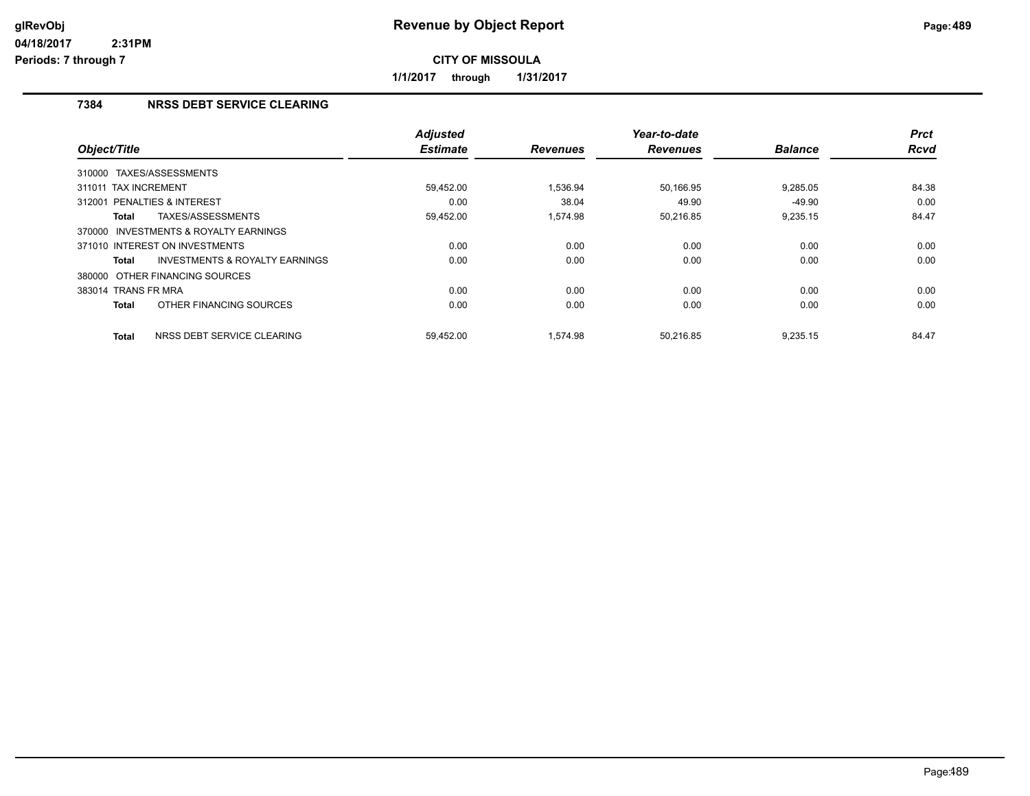# Revenue by Object Report

glRevObj
04/18/2017 2:31PM
Periods: 7 through 7

**CITY OF MISSOULA**

**1/1/2017 through 1/31/2017**

## 7384 NRSS DEBT SERVICE CLEARING

| Object/Title | Adjusted Estimate | Revenues | Year-to-date Revenues | Balance | Prct Rcvd |
|---|---|---|---|---|---|
| 310000 TAXES/ASSESSMENTS | | | | | |
| 311011 TAX INCREMENT | 59,452.00 | 1,536.94 | 50,166.95 | 9,285.05 | 84.38 |
| 312001 PENALTIES & INTEREST | 0.00 | 38.04 | 49.90 | -49.90 | 0.00 |
| **Total** TAXES/ASSESSMENTS | 59,452.00 | 1,574.98 | 50,216.85 | 9,235.15 | 84.47 |
| 370000 INVESTMENTS & ROYALTY EARNINGS | | | | | |
| 371010 INTEREST ON INVESTMENTS | 0.00 | 0.00 | 0.00 | 0.00 | 0.00 |
| **Total** INVESTMENTS & ROYALTY EARNINGS | 0.00 | 0.00 | 0.00 | 0.00 | 0.00 |
| 380000 OTHER FINANCING SOURCES | | | | | |
| 383014 TRANS FR MRA | 0.00 | 0.00 | 0.00 | 0.00 | 0.00 |
| **Total** OTHER FINANCING SOURCES | 0.00 | 0.00 | 0.00 | 0.00 | 0.00 |
| **Total** NRSS DEBT SERVICE CLEARING | 59,452.00 | 1,574.98 | 50,216.85 | 9,235.15 | 84.47 |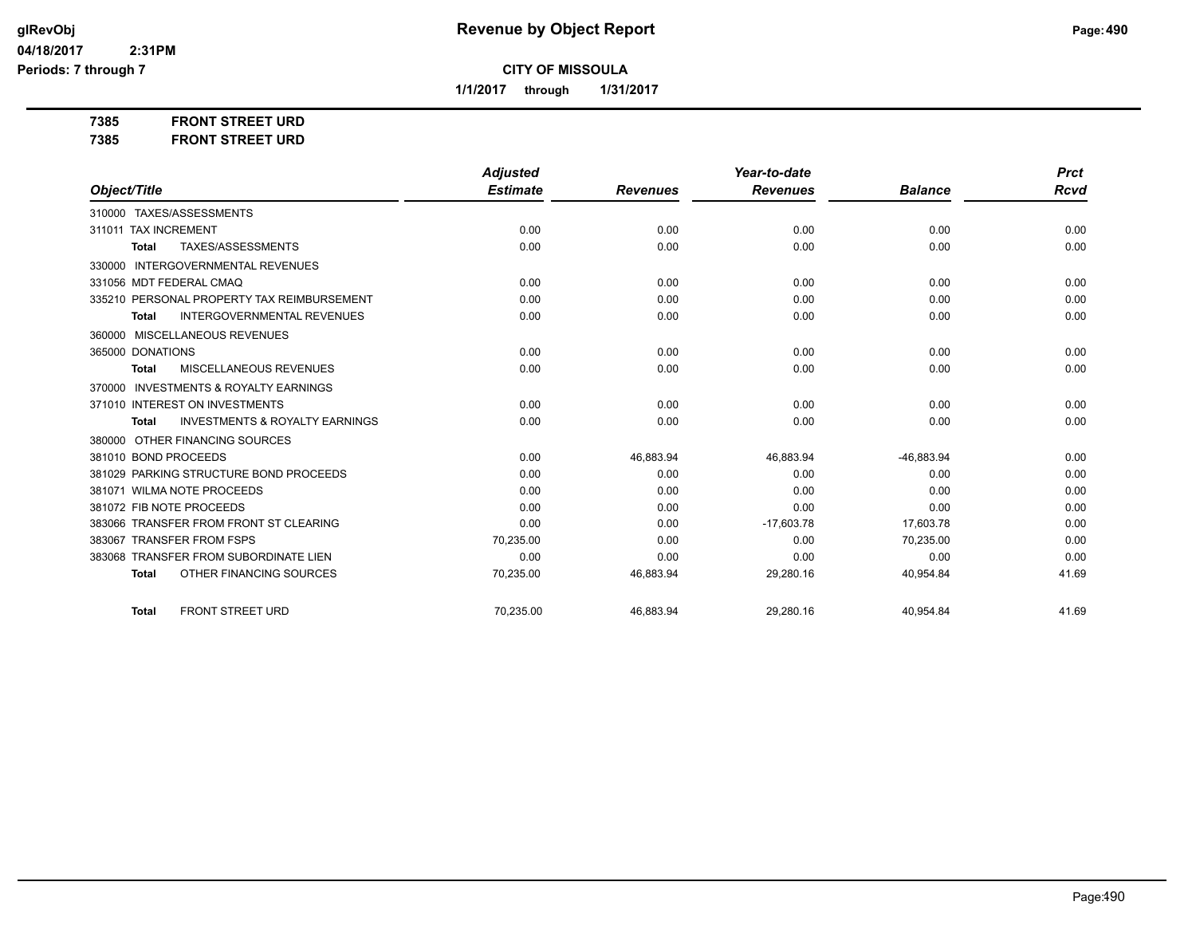# Revenue by Object Report

**CITY OF MISSOULA**

**1/1/2017 through 1/31/2017**

glRevObj
04/18/2017 2:31PM
Periods: 7 through 7

**7385 FRONT STREET URD**
**7385 FRONT STREET URD**

| Object/Title | Adjusted Estimate | Revenues | Year-to-date Revenues | Balance | Prct Rcvd |
|---|---|---|---|---|---|
| 310000 TAXES/ASSESSMENTS | | | | | |
| 311011 TAX INCREMENT | 0.00 | 0.00 | 0.00 | 0.00 | 0.00 |
| **Total** TAXES/ASSESSMENTS | 0.00 | 0.00 | 0.00 | 0.00 | 0.00 |
| 330000 INTERGOVERNMENTAL REVENUES | | | | | |
| 331056 MDT FEDERAL CMAQ | 0.00 | 0.00 | 0.00 | 0.00 | 0.00 |
| 335210 PERSONAL PROPERTY TAX REIMBURSEMENT | 0.00 | 0.00 | 0.00 | 0.00 | 0.00 |
| **Total** INTERGOVERNMENTAL REVENUES | 0.00 | 0.00 | 0.00 | 0.00 | 0.00 |
| 360000 MISCELLANEOUS REVENUES | | | | | |
| 365000 DONATIONS | 0.00 | 0.00 | 0.00 | 0.00 | 0.00 |
| **Total** MISCELLANEOUS REVENUES | 0.00 | 0.00 | 0.00 | 0.00 | 0.00 |
| 370000 INVESTMENTS & ROYALTY EARNINGS | | | | | |
| 371010 INTEREST ON INVESTMENTS | 0.00 | 0.00 | 0.00 | 0.00 | 0.00 |
| **Total** INVESTMENTS & ROYALTY EARNINGS | 0.00 | 0.00 | 0.00 | 0.00 | 0.00 |
| 380000 OTHER FINANCING SOURCES | | | | | |
| 381010 BOND PROCEEDS | 0.00 | 46,883.94 | 46,883.94 | -46,883.94 | 0.00 |
| 381029 PARKING STRUCTURE BOND PROCEEDS | 0.00 | 0.00 | 0.00 | 0.00 | 0.00 |
| 381071 WILMA NOTE PROCEEDS | 0.00 | 0.00 | 0.00 | 0.00 | 0.00 |
| 381072 FIB NOTE PROCEEDS | 0.00 | 0.00 | 0.00 | 0.00 | 0.00 |
| 383066 TRANSFER FROM FRONT ST CLEARING | 0.00 | 0.00 | -17,603.78 | 17,603.78 | 0.00 |
| 383067 TRANSFER FROM FSPS | 70,235.00 | 0.00 | 0.00 | 70,235.00 | 0.00 |
| 383068 TRANSFER FROM SUBORDINATE LIEN | 0.00 | 0.00 | 0.00 | 0.00 | 0.00 |
| **Total** OTHER FINANCING SOURCES | 70,235.00 | 46,883.94 | 29,280.16 | 40,954.84 | 41.69 |
| **Total** FRONT STREET URD | 70,235.00 | 46,883.94 | 29,280.16 | 40,954.84 | 41.69 |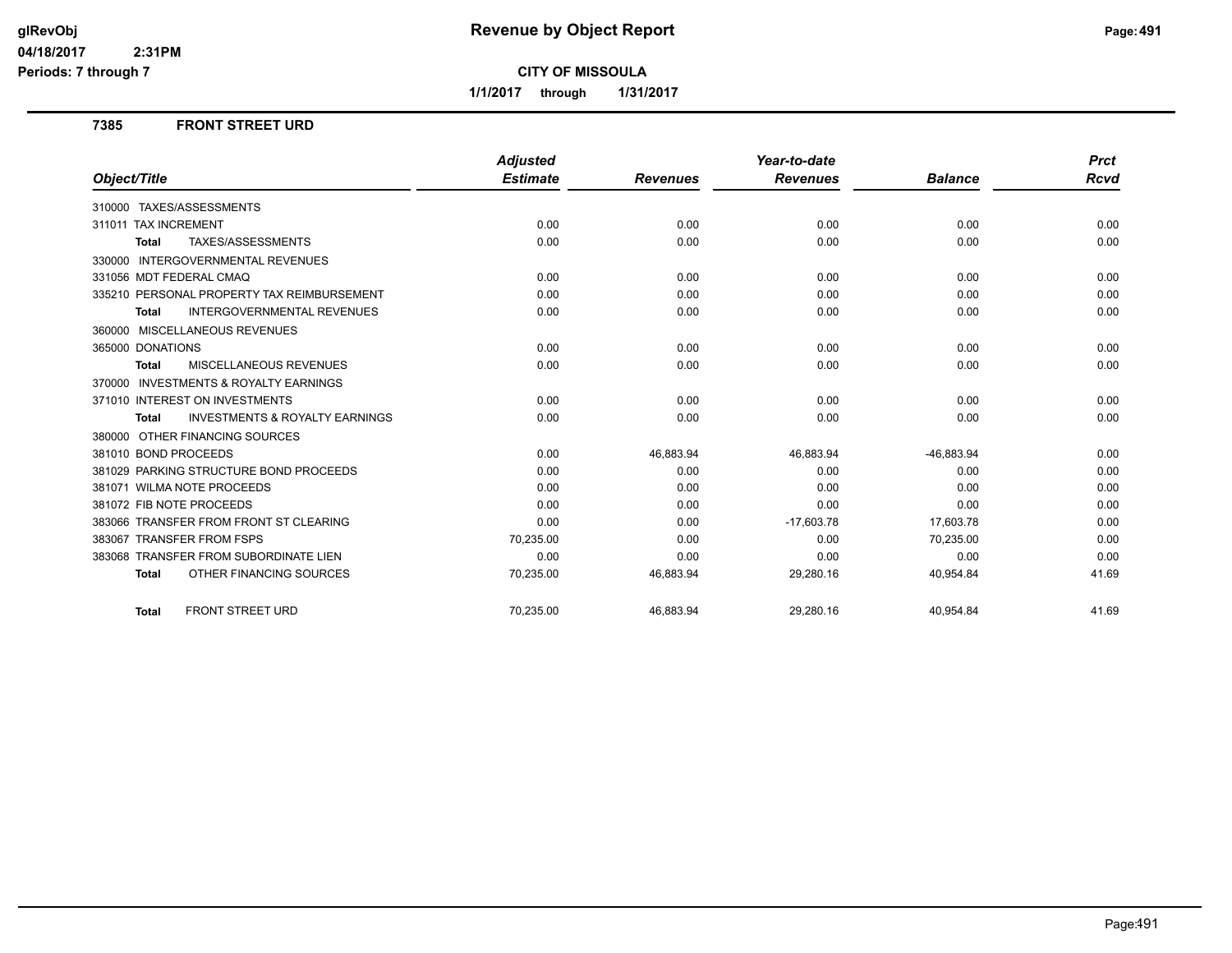# Revenue by Object Report

**CITY OF MISSOULA**

**1/1/2017 through 1/31/2017**

glRevObj
04/18/2017 2:31PM
Periods: 7 through 7

## 7385 FRONT STREET URD

| Object/Title | Adjusted Estimate | Revenues | Year-to-date Revenues | Balance | Prct Rcvd |
|---|---|---|---|---|---|
| 310000 TAXES/ASSESSMENTS | | | | | |
| 311011 TAX INCREMENT | 0.00 | 0.00 | 0.00 | 0.00 | 0.00 |
| **Total** TAXES/ASSESSMENTS | 0.00 | 0.00 | 0.00 | 0.00 | 0.00 |
| 330000 INTERGOVERNMENTAL REVENUES | | | | | |
| 331056 MDT FEDERAL CMAQ | 0.00 | 0.00 | 0.00 | 0.00 | 0.00 |
| 335210 PERSONAL PROPERTY TAX REIMBURSEMENT | 0.00 | 0.00 | 0.00 | 0.00 | 0.00 |
| **Total** INTERGOVERNMENTAL REVENUES | 0.00 | 0.00 | 0.00 | 0.00 | 0.00 |
| 360000 MISCELLANEOUS REVENUES | | | | | |
| 365000 DONATIONS | 0.00 | 0.00 | 0.00 | 0.00 | 0.00 |
| **Total** MISCELLANEOUS REVENUES | 0.00 | 0.00 | 0.00 | 0.00 | 0.00 |
| 370000 INVESTMENTS & ROYALTY EARNINGS | | | | | |
| 371010 INTEREST ON INVESTMENTS | 0.00 | 0.00 | 0.00 | 0.00 | 0.00 |
| **Total** INVESTMENTS & ROYALTY EARNINGS | 0.00 | 0.00 | 0.00 | 0.00 | 0.00 |
| 380000 OTHER FINANCING SOURCES | | | | | |
| 381010 BOND PROCEEDS | 0.00 | 46,883.94 | 46,883.94 | -46,883.94 | 0.00 |
| 381029 PARKING STRUCTURE BOND PROCEEDS | 0.00 | 0.00 | 0.00 | 0.00 | 0.00 |
| 381071 WILMA NOTE PROCEEDS | 0.00 | 0.00 | 0.00 | 0.00 | 0.00 |
| 381072 FIB NOTE PROCEEDS | 0.00 | 0.00 | 0.00 | 0.00 | 0.00 |
| 383066 TRANSFER FROM FRONT ST CLEARING | 0.00 | 0.00 | -17,603.78 | 17,603.78 | 0.00 |
| 383067 TRANSFER FROM FSPS | 70,235.00 | 0.00 | 0.00 | 70,235.00 | 0.00 |
| 383068 TRANSFER FROM SUBORDINATE LIEN | 0.00 | 0.00 | 0.00 | 0.00 | 0.00 |
| **Total** OTHER FINANCING SOURCES | 70,235.00 | 46,883.94 | 29,280.16 | 40,954.84 | 41.69 |
| **Total** FRONT STREET URD | 70,235.00 | 46,883.94 | 29,280.16 | 40,954.84 | 41.69 |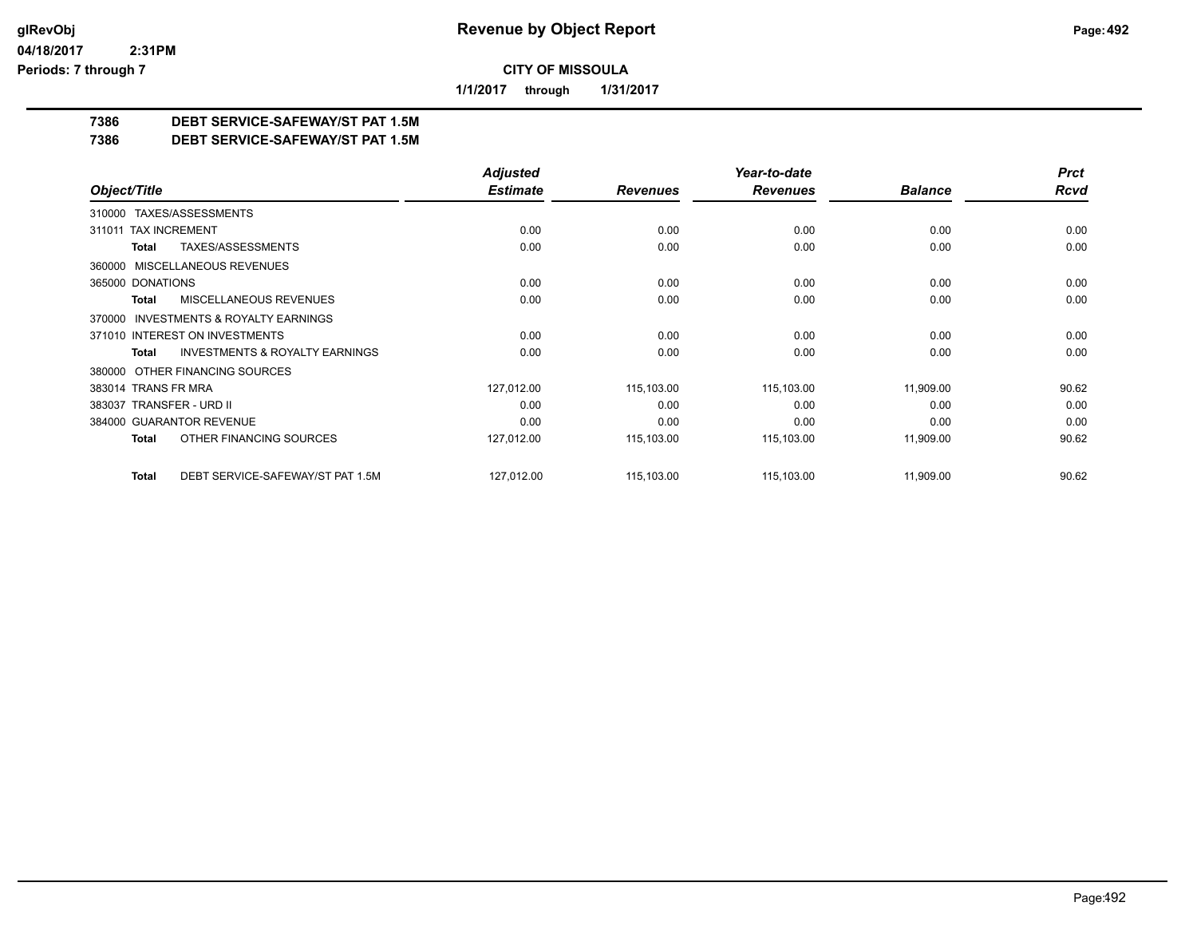# Revenue by Object Report

glRevObj
04/18/2017 2:31PM
Periods: 7 through 7

**CITY OF MISSOULA**

**1/1/2017 through 1/31/2017**

**7386 DEBT SERVICE-SAFEWAY/ST PAT 1.5M**
**7386 DEBT SERVICE-SAFEWAY/ST PAT 1.5M**

| Object/Title | Adjusted Estimate | Revenues | Year-to-date Revenues | Balance | Prct Rcvd |
|---|---|---|---|---|---|
| 310000 TAXES/ASSESSMENTS | | | | | |
| 311011 TAX INCREMENT | 0.00 | 0.00 | 0.00 | 0.00 | 0.00 |
| **Total** TAXES/ASSESSMENTS | 0.00 | 0.00 | 0.00 | 0.00 | 0.00 |
| 360000 MISCELLANEOUS REVENUES | | | | | |
| 365000 DONATIONS | 0.00 | 0.00 | 0.00 | 0.00 | 0.00 |
| **Total** MISCELLANEOUS REVENUES | 0.00 | 0.00 | 0.00 | 0.00 | 0.00 |
| 370000 INVESTMENTS & ROYALTY EARNINGS | | | | | |
| 371010 INTEREST ON INVESTMENTS | 0.00 | 0.00 | 0.00 | 0.00 | 0.00 |
| **Total** INVESTMENTS & ROYALTY EARNINGS | 0.00 | 0.00 | 0.00 | 0.00 | 0.00 |
| 380000 OTHER FINANCING SOURCES | | | | | |
| 383014 TRANS FR MRA | 127,012.00 | 115,103.00 | 115,103.00 | 11,909.00 | 90.62 |
| 383037 TRANSFER - URD II | 0.00 | 0.00 | 0.00 | 0.00 | 0.00 |
| 384000 GUARANTOR REVENUE | 0.00 | 0.00 | 0.00 | 0.00 | 0.00 |
| **Total** OTHER FINANCING SOURCES | 127,012.00 | 115,103.00 | 115,103.00 | 11,909.00 | 90.62 |
| **Total** DEBT SERVICE-SAFEWAY/ST PAT 1.5M | 127,012.00 | 115,103.00 | 115,103.00 | 11,909.00 | 90.62 |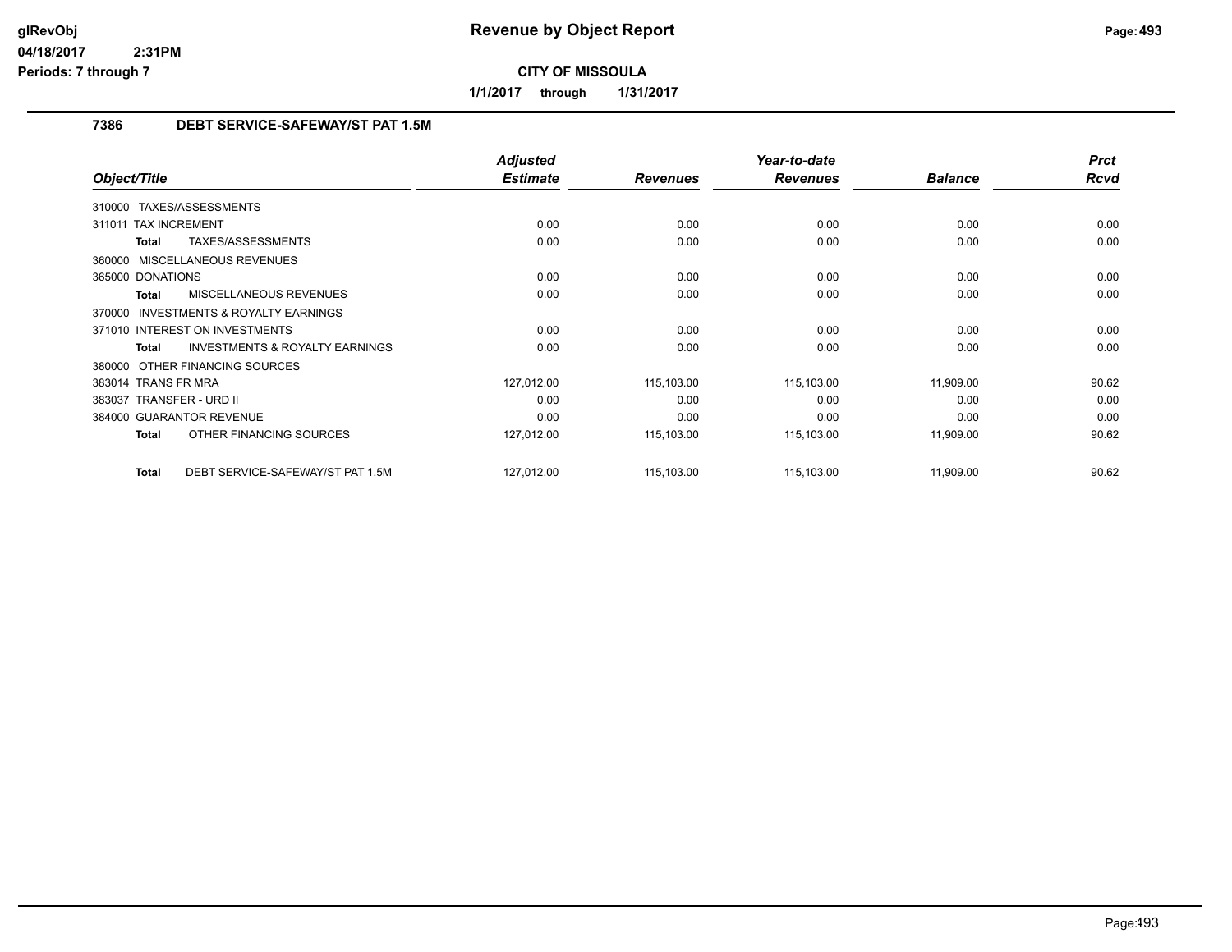# Revenue by Object Report

glRevObj
04/18/2017 2:31PM
Periods: 7 through 7

**CITY OF MISSOULA**

**1/1/2017 through 1/31/2017**

## 7386 DEBT SERVICE-SAFEWAY/ST PAT 1.5M

| Object/Title | Adjusted Estimate | Revenues | Year-to-date Revenues | Balance | Prct Rcvd |
|---|---|---|---|---|---|
| 310000 TAXES/ASSESSMENTS | | | | | |
| 311011 TAX INCREMENT | 0.00 | 0.00 | 0.00 | 0.00 | 0.00 |
| **Total** TAXES/ASSESSMENTS | 0.00 | 0.00 | 0.00 | 0.00 | 0.00 |
| 360000 MISCELLANEOUS REVENUES | | | | | |
| 365000 DONATIONS | 0.00 | 0.00 | 0.00 | 0.00 | 0.00 |
| **Total** MISCELLANEOUS REVENUES | 0.00 | 0.00 | 0.00 | 0.00 | 0.00 |
| 370000 INVESTMENTS & ROYALTY EARNINGS | | | | | |
| 371010 INTEREST ON INVESTMENTS | 0.00 | 0.00 | 0.00 | 0.00 | 0.00 |
| **Total** INVESTMENTS & ROYALTY EARNINGS | 0.00 | 0.00 | 0.00 | 0.00 | 0.00 |
| 380000 OTHER FINANCING SOURCES | | | | | |
| 383014 TRANS FR MRA | 127,012.00 | 115,103.00 | 115,103.00 | 11,909.00 | 90.62 |
| 383037 TRANSFER - URD II | 0.00 | 0.00 | 0.00 | 0.00 | 0.00 |
| 384000 GUARANTOR REVENUE | 0.00 | 0.00 | 0.00 | 0.00 | 0.00 |
| **Total** OTHER FINANCING SOURCES | 127,012.00 | 115,103.00 | 115,103.00 | 11,909.00 | 90.62 |
| **Total** DEBT SERVICE-SAFEWAY/ST PAT 1.5M | 127,012.00 | 115,103.00 | 115,103.00 | 11,909.00 | 90.62 |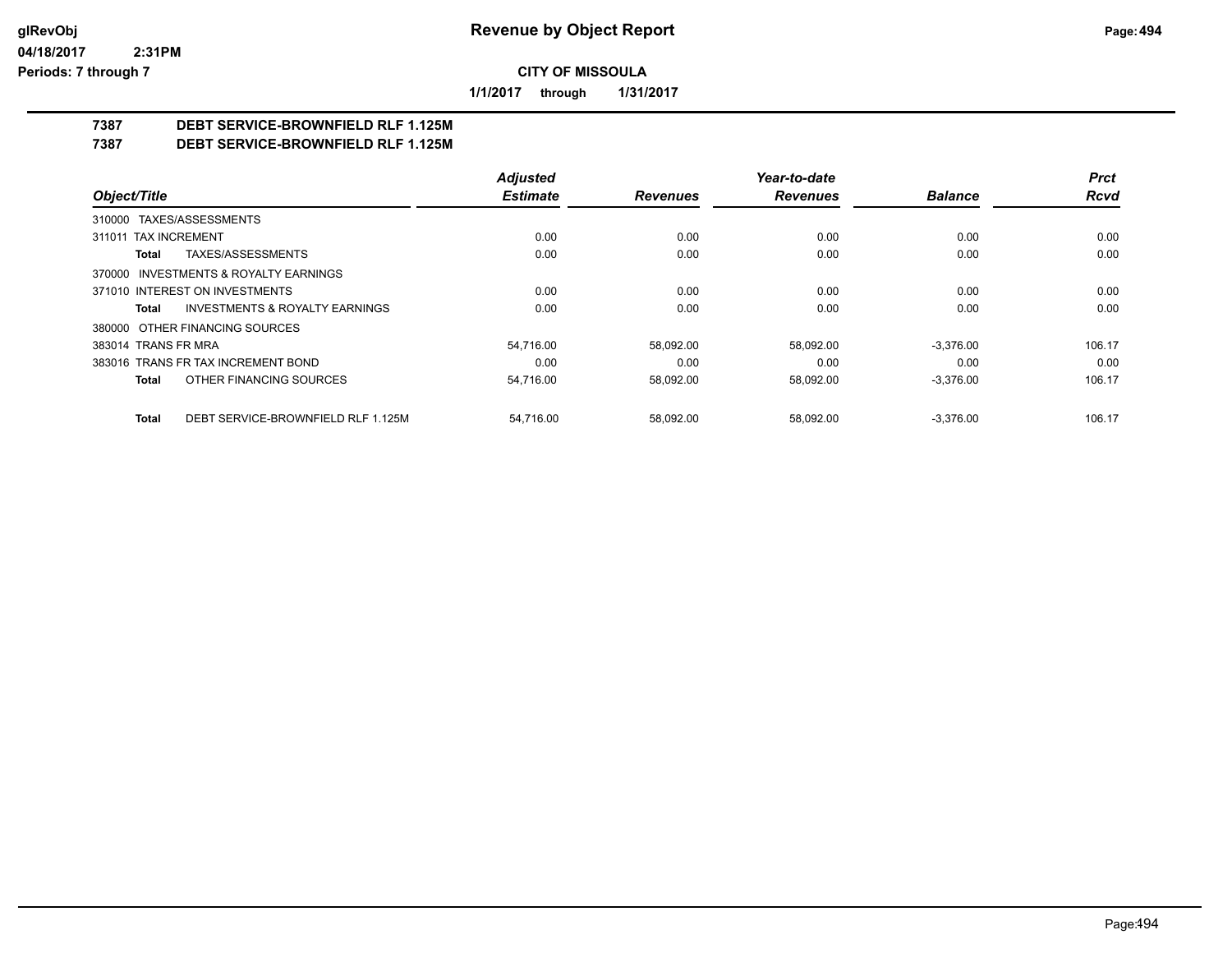# Revenue by Object Report

glRevObj
04/18/2017 2:31PM
Periods: 7 through 7

**CITY OF MISSOULA**

**1/1/2017 through 1/31/2017**

**7387 DEBT SERVICE-BROWNFIELD RLF 1.125M**
**7387 DEBT SERVICE-BROWNFIELD RLF 1.125M**

| Object/Title | Adjusted Estimate | Revenues | Year-to-date Revenues | Balance | Prct Rcvd |
|---|---|---|---|---|---|
| 310000 TAXES/ASSESSMENTS | | | | | |
| 311011 TAX INCREMENT | 0.00 | 0.00 | 0.00 | 0.00 | 0.00 |
| **Total** TAXES/ASSESSMENTS | 0.00 | 0.00 | 0.00 | 0.00 | 0.00 |
| 370000 INVESTMENTS & ROYALTY EARNINGS | | | | | |
| 371010 INTEREST ON INVESTMENTS | 0.00 | 0.00 | 0.00 | 0.00 | 0.00 |
| **Total** INVESTMENTS & ROYALTY EARNINGS | 0.00 | 0.00 | 0.00 | 0.00 | 0.00 |
| 380000 OTHER FINANCING SOURCES | | | | | |
| 383014 TRANS FR MRA | 54,716.00 | 58,092.00 | 58,092.00 | -3,376.00 | 106.17 |
| 383016 TRANS FR TAX INCREMENT BOND | 0.00 | 0.00 | 0.00 | 0.00 | 0.00 |
| **Total** OTHER FINANCING SOURCES | 54,716.00 | 58,092.00 | 58,092.00 | -3,376.00 | 106.17 |
| **Total** DEBT SERVICE-BROWNFIELD RLF 1.125M | 54,716.00 | 58,092.00 | 58,092.00 | -3,376.00 | 106.17 |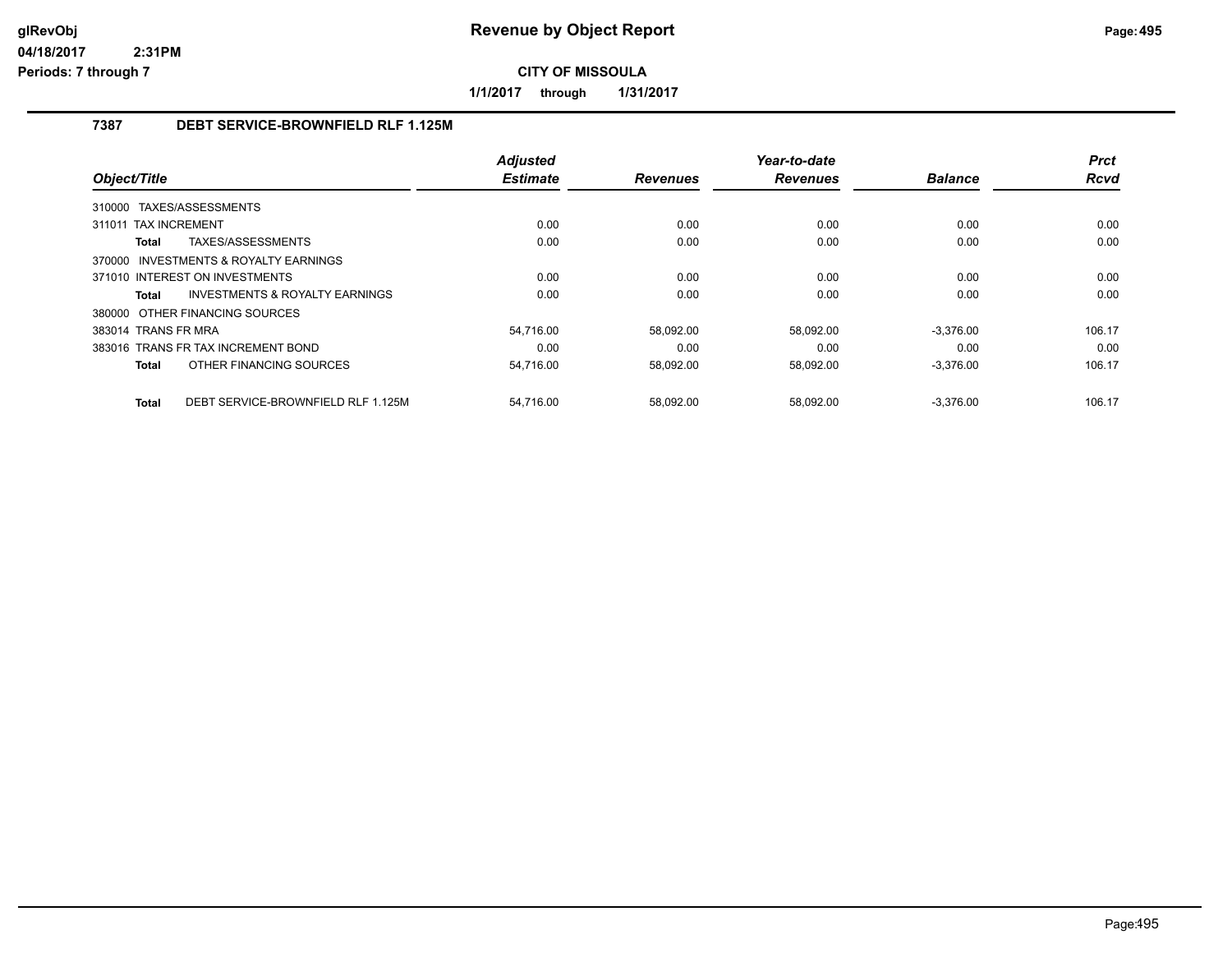# Revenue by Object Report

**CITY OF MISSOULA**

**1/1/2017 through 1/31/2017**

### 7387 DEBT SERVICE-BROWNFIELD RLF 1.125M

| Object/Title | Adjusted Estimate | Revenues | Year-to-date Revenues | Balance | Prct Rcvd |
|---|---|---|---|---|---|
| 310000 TAXES/ASSESSMENTS | | | | | |
| 311011 TAX INCREMENT | 0.00 | 0.00 | 0.00 | 0.00 | 0.00 |
| **Total** TAXES/ASSESSMENTS | 0.00 | 0.00 | 0.00 | 0.00 | 0.00 |
| 370000 INVESTMENTS & ROYALTY EARNINGS | | | | | |
| 371010 INTEREST ON INVESTMENTS | 0.00 | 0.00 | 0.00 | 0.00 | 0.00 |
| **Total** INVESTMENTS & ROYALTY EARNINGS | 0.00 | 0.00 | 0.00 | 0.00 | 0.00 |
| 380000 OTHER FINANCING SOURCES | | | | | |
| 383014 TRANS FR MRA | 54,716.00 | 58,092.00 | 58,092.00 | -3,376.00 | 106.17 |
| 383016 TRANS FR TAX INCREMENT BOND | 0.00 | 0.00 | 0.00 | 0.00 | 0.00 |
| **Total** OTHER FINANCING SOURCES | 54,716.00 | 58,092.00 | 58,092.00 | -3,376.00 | 106.17 |
| **Total** DEBT SERVICE-BROWNFIELD RLF 1.125M | 54,716.00 | 58,092.00 | 58,092.00 | -3,376.00 | 106.17 |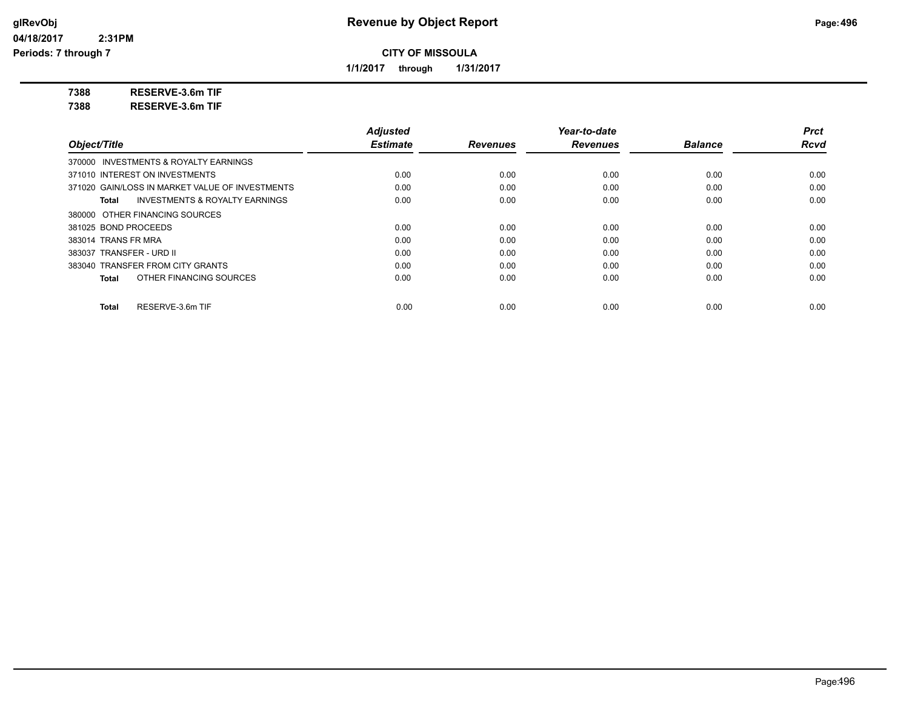glRevObj
04/18/2017 2:31PM
Periods: 7 through 7

# Revenue by Object Report

**CITY OF MISSOULA**

**1/1/2017 through 1/31/2017**

**7388 RESERVE-3.6m TIF**
**7388 RESERVE-3.6m TIF**

| Object/Title | Adjusted Estimate | Revenues | Year-to-date Revenues | Balance | Prct Rcvd |
|---|---|---|---|---|---|
| 370000 INVESTMENTS & ROYALTY EARNINGS | | | | | |
| 371010 INTEREST ON INVESTMENTS | 0.00 | 0.00 | 0.00 | 0.00 | 0.00 |
| 371020 GAIN/LOSS IN MARKET VALUE OF INVESTMENTS | 0.00 | 0.00 | 0.00 | 0.00 | 0.00 |
| **Total** INVESTMENTS & ROYALTY EARNINGS | 0.00 | 0.00 | 0.00 | 0.00 | 0.00 |
| 380000 OTHER FINANCING SOURCES | | | | | |
| 381025 BOND PROCEEDS | 0.00 | 0.00 | 0.00 | 0.00 | 0.00 |
| 383014 TRANS FR MRA | 0.00 | 0.00 | 0.00 | 0.00 | 0.00 |
| 383037 TRANSFER - URD II | 0.00 | 0.00 | 0.00 | 0.00 | 0.00 |
| 383040 TRANSFER FROM CITY GRANTS | 0.00 | 0.00 | 0.00 | 0.00 | 0.00 |
| **Total** OTHER FINANCING SOURCES | 0.00 | 0.00 | 0.00 | 0.00 | 0.00 |
| **Total** RESERVE-3.6m TIF | 0.00 | 0.00 | 0.00 | 0.00 | 0.00 |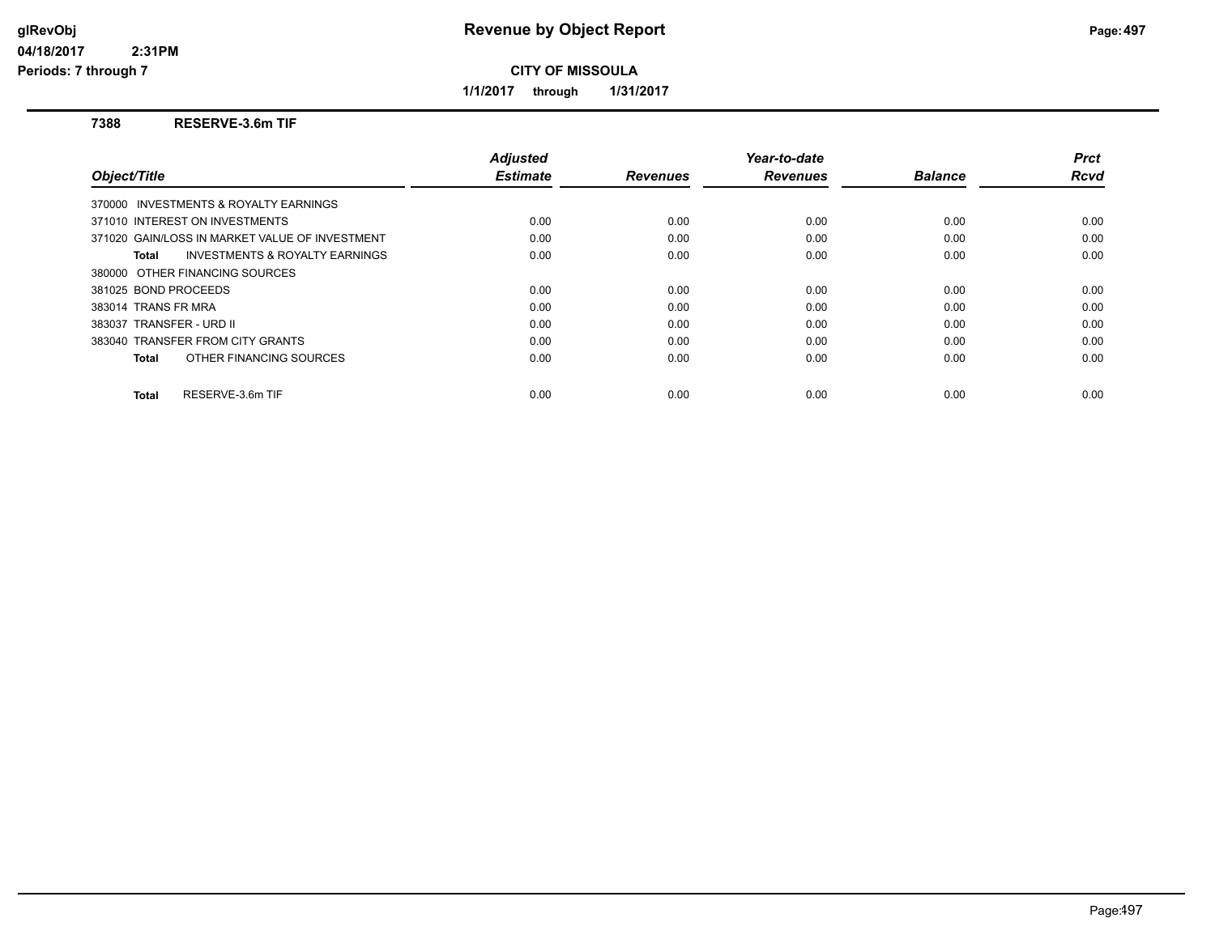**Revenue by Object Report**

**CITY OF MISSOULA**

**1/1/2017 through 1/31/2017**

glRevObj
04/18/2017 2:31PM
Periods: 7 through 7

### 7388 RESERVE-3.6m TIF

| Object/Title | Adjusted Estimate | Revenues | Year-to-date Revenues | Balance | Prct Rcvd |
|---|---|---|---|---|---|
| 370000 INVESTMENTS & ROYALTY EARNINGS | | | | | |
| 371010 INTEREST ON INVESTMENTS | 0.00 | 0.00 | 0.00 | 0.00 | 0.00 |
| 371020 GAIN/LOSS IN MARKET VALUE OF INVESTMENT | 0.00 | 0.00 | 0.00 | 0.00 | 0.00 |
| **Total** INVESTMENTS & ROYALTY EARNINGS | 0.00 | 0.00 | 0.00 | 0.00 | 0.00 |
| 380000 OTHER FINANCING SOURCES | | | | | |
| 381025 BOND PROCEEDS | 0.00 | 0.00 | 0.00 | 0.00 | 0.00 |
| 383014 TRANS FR MRA | 0.00 | 0.00 | 0.00 | 0.00 | 0.00 |
| 383037 TRANSFER - URD II | 0.00 | 0.00 | 0.00 | 0.00 | 0.00 |
| 383040 TRANSFER FROM CITY GRANTS | 0.00 | 0.00 | 0.00 | 0.00 | 0.00 |
| **Total** OTHER FINANCING SOURCES | 0.00 | 0.00 | 0.00 | 0.00 | 0.00 |
| **Total** RESERVE-3.6m TIF | 0.00 | 0.00 | 0.00 | 0.00 | 0.00 |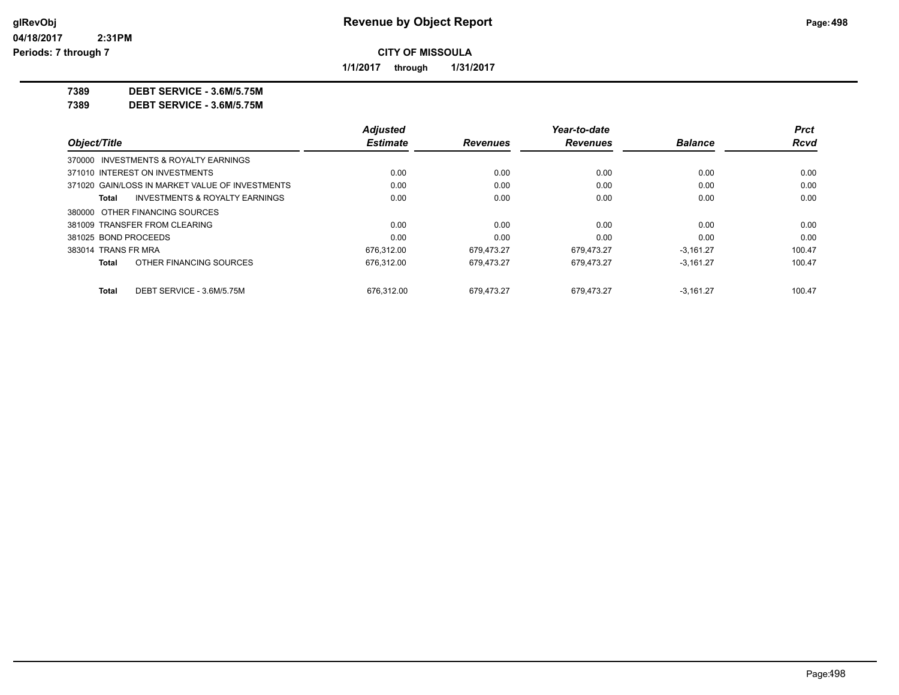# Revenue by Object Report

glRevObj
04/18/2017 2:31PM
Periods: 7 through 7

**CITY OF MISSOULA**

**1/1/2017 through 1/31/2017**

**7389 DEBT SERVICE - 3.6M/5.75M**
**7389 DEBT SERVICE - 3.6M/5.75M**

| Object/Title | Adjusted Estimate | Revenues | Year-to-date Revenues | Balance | Prct Rcvd |
|---|---|---|---|---|---|
| 370000 INVESTMENTS & ROYALTY EARNINGS | | | | | |
| 371010 INTEREST ON INVESTMENTS | 0.00 | 0.00 | 0.00 | 0.00 | 0.00 |
| 371020 GAIN/LOSS IN MARKET VALUE OF INVESTMENTS | 0.00 | 0.00 | 0.00 | 0.00 | 0.00 |
| **Total** INVESTMENTS & ROYALTY EARNINGS | 0.00 | 0.00 | 0.00 | 0.00 | 0.00 |
| 380000 OTHER FINANCING SOURCES | | | | | |
| 381009 TRANSFER FROM CLEARING | 0.00 | 0.00 | 0.00 | 0.00 | 0.00 |
| 381025 BOND PROCEEDS | 0.00 | 0.00 | 0.00 | 0.00 | 0.00 |
| 383014 TRANS FR MRA | 676,312.00 | 679,473.27 | 679,473.27 | -3,161.27 | 100.47 |
| **Total** OTHER FINANCING SOURCES | 676,312.00 | 679,473.27 | 679,473.27 | -3,161.27 | 100.47 |
| **Total** DEBT SERVICE - 3.6M/5.75M | 676,312.00 | 679,473.27 | 679,473.27 | -3,161.27 | 100.47 |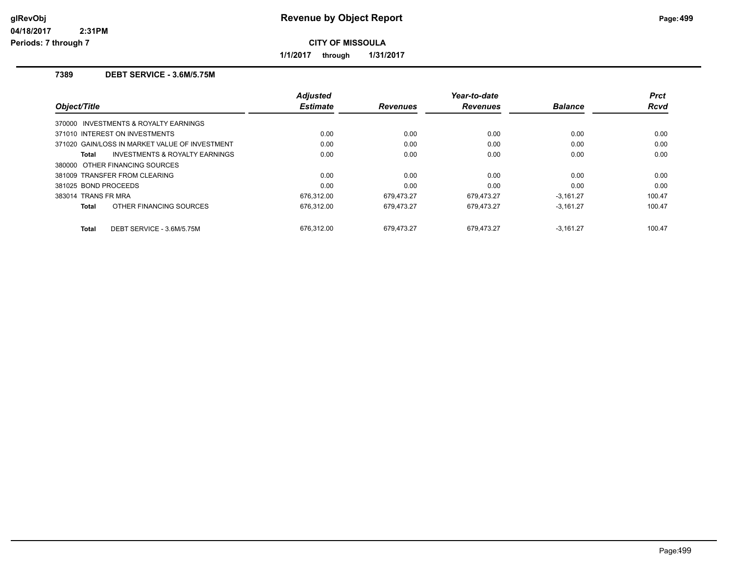**Revenue by Object Report**

**CITY OF MISSOULA**

**1/1/2017 through 1/31/2017**

glRevObj
04/18/2017 2:31PM
Periods: 7 through 7

## 7389 DEBT SERVICE - 3.6M/5.75M

| Object/Title | Adjusted Estimate | Revenues | Year-to-date Revenues | Balance | Prct Rcvd |
|---|---|---|---|---|---|
| 370000 INVESTMENTS & ROYALTY EARNINGS | | | | | |
| 371010 INTEREST ON INVESTMENTS | 0.00 | 0.00 | 0.00 | 0.00 | 0.00 |
| 371020 GAIN/LOSS IN MARKET VALUE OF INVESTMENT | 0.00 | 0.00 | 0.00 | 0.00 | 0.00 |
| **Total** INVESTMENTS & ROYALTY EARNINGS | 0.00 | 0.00 | 0.00 | 0.00 | 0.00 |
| 380000 OTHER FINANCING SOURCES | | | | | |
| 381009 TRANSFER FROM CLEARING | 0.00 | 0.00 | 0.00 | 0.00 | 0.00 |
| 381025 BOND PROCEEDS | 0.00 | 0.00 | 0.00 | 0.00 | 0.00 |
| 383014 TRANS FR MRA | 676,312.00 | 679,473.27 | 679,473.27 | -3,161.27 | 100.47 |
| **Total** OTHER FINANCING SOURCES | 676,312.00 | 679,473.27 | 679,473.27 | -3,161.27 | 100.47 |
| **Total** DEBT SERVICE - 3.6M/5.75M | 676,312.00 | 679,473.27 | 679,473.27 | -3,161.27 | 100.47 |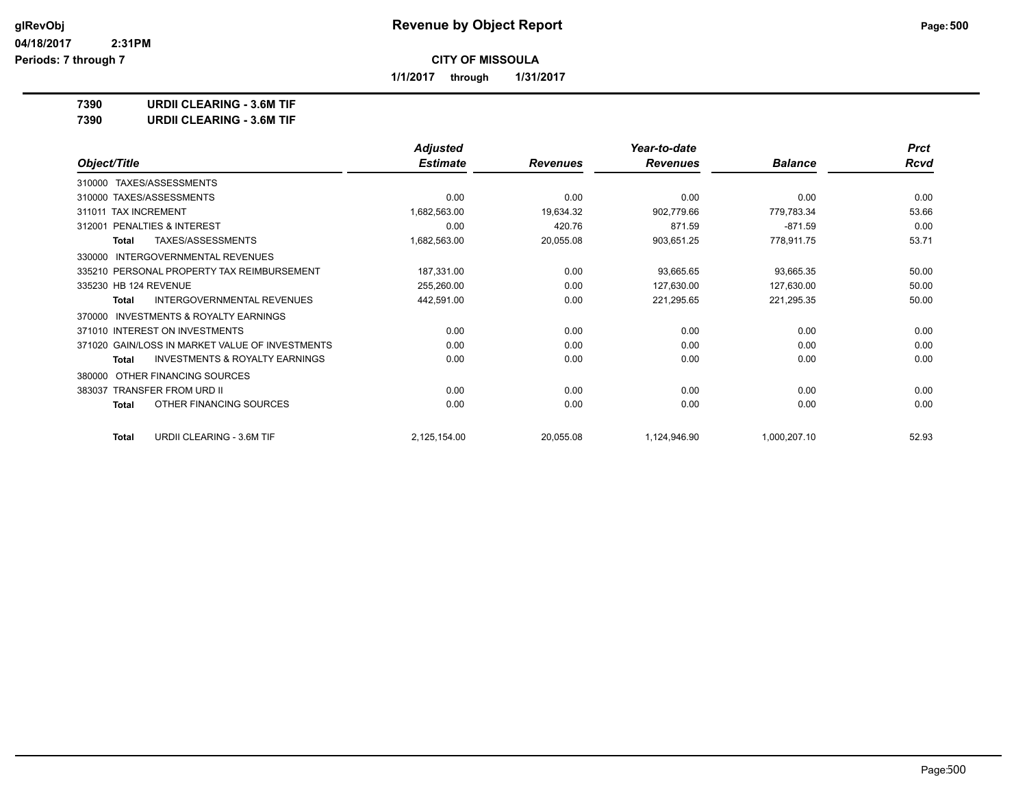# Revenue by Object Report

**CITY OF MISSOULA**

**1/1/2017 through 1/31/2017**

glRevObj
04/18/2017 2:31PM
Periods: 7 through 7

**7390 URDII CLEARING - 3.6M TIF**
**7390 URDII CLEARING - 3.6M TIF**

| Object/Title | Adjusted Estimate | Revenues | Year-to-date Revenues | Balance | Prct Rcvd |
|---|---|---|---|---|---|
| 310000 TAXES/ASSESSMENTS | | | | | |
| 310000 TAXES/ASSESSMENTS | 0.00 | 0.00 | 0.00 | 0.00 | 0.00 |
| 311011 TAX INCREMENT | 1,682,563.00 | 19,634.32 | 902,779.66 | 779,783.34 | 53.66 |
| 312001 PENALTIES & INTEREST | 0.00 | 420.76 | 871.59 | -871.59 | 0.00 |
| **Total** TAXES/ASSESSMENTS | 1,682,563.00 | 20,055.08 | 903,651.25 | 778,911.75 | 53.71 |
| 330000 INTERGOVERNMENTAL REVENUES | | | | | |
| 335210 PERSONAL PROPERTY TAX REIMBURSEMENT | 187,331.00 | 0.00 | 93,665.65 | 93,665.35 | 50.00 |
| 335230 HB 124 REVENUE | 255,260.00 | 0.00 | 127,630.00 | 127,630.00 | 50.00 |
| **Total** INTERGOVERNMENTAL REVENUES | 442,591.00 | 0.00 | 221,295.65 | 221,295.35 | 50.00 |
| 370000 INVESTMENTS & ROYALTY EARNINGS | | | | | |
| 371010 INTEREST ON INVESTMENTS | 0.00 | 0.00 | 0.00 | 0.00 | 0.00 |
| 371020 GAIN/LOSS IN MARKET VALUE OF INVESTMENTS | 0.00 | 0.00 | 0.00 | 0.00 | 0.00 |
| **Total** INVESTMENTS & ROYALTY EARNINGS | 0.00 | 0.00 | 0.00 | 0.00 | 0.00 |
| 380000 OTHER FINANCING SOURCES | | | | | |
| 383037 TRANSFER FROM URD II | 0.00 | 0.00 | 0.00 | 0.00 | 0.00 |
| **Total** OTHER FINANCING SOURCES | 0.00 | 0.00 | 0.00 | 0.00 | 0.00 |
| **Total** URDII CLEARING - 3.6M TIF | 2,125,154.00 | 20,055.08 | 1,124,946.90 | 1,000,207.10 | 52.93 |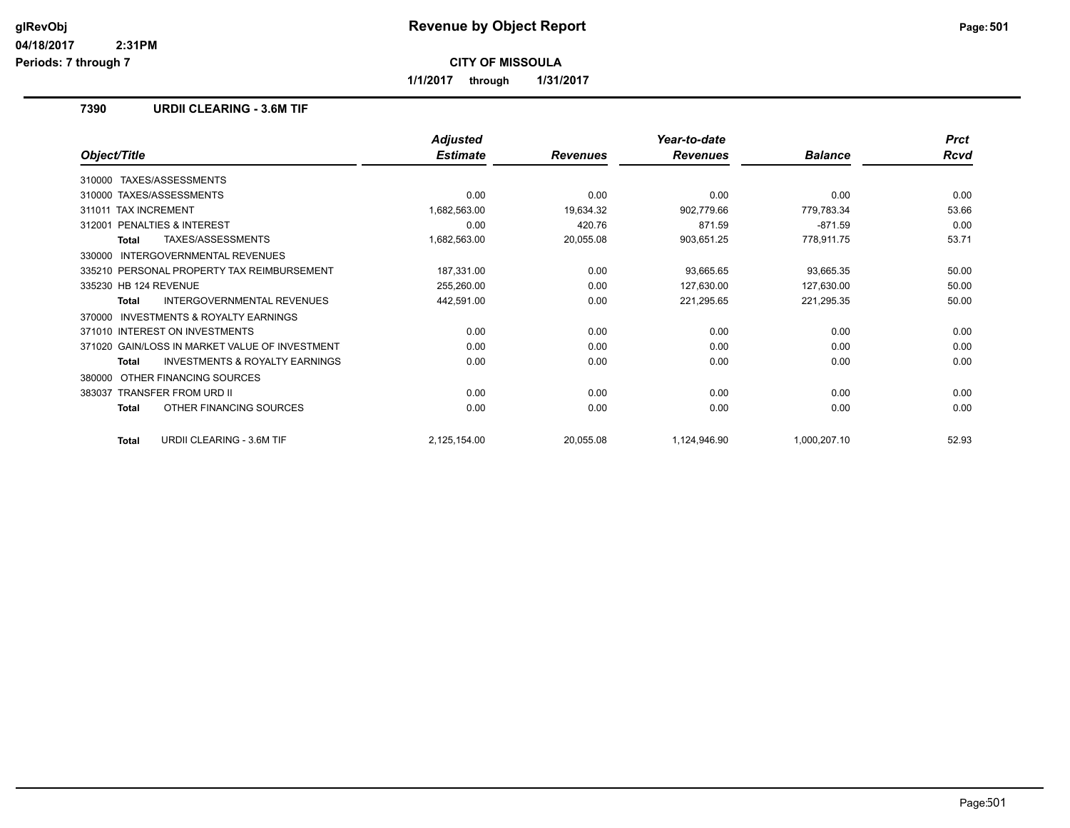# Revenue by Object Report

**CITY OF MISSOULA**

**1/1/2017 through 1/31/2017**

glRevObj
04/18/2017 2:31PM
Periods: 7 through 7

## 7390 URDII CLEARING - 3.6M TIF

| Object/Title | Adjusted Estimate | Revenues | Year-to-date Revenues | Balance | Prct Rcvd |
|---|---|---|---|---|---|
| 310000 TAXES/ASSESSMENTS | | | | | |
| 310000 TAXES/ASSESSMENTS | 0.00 | 0.00 | 0.00 | 0.00 | 0.00 |
| 311011 TAX INCREMENT | 1,682,563.00 | 19,634.32 | 902,779.66 | 779,783.34 | 53.66 |
| 312001 PENALTIES & INTEREST | 0.00 | 420.76 | 871.59 | -871.59 | 0.00 |
| **Total** TAXES/ASSESSMENTS | 1,682,563.00 | 20,055.08 | 903,651.25 | 778,911.75 | 53.71 |
| 330000 INTERGOVERNMENTAL REVENUES | | | | | |
| 335210 PERSONAL PROPERTY TAX REIMBURSEMENT | 187,331.00 | 0.00 | 93,665.65 | 93,665.35 | 50.00 |
| 335230 HB 124 REVENUE | 255,260.00 | 0.00 | 127,630.00 | 127,630.00 | 50.00 |
| **Total** INTERGOVERNMENTAL REVENUES | 442,591.00 | 0.00 | 221,295.65 | 221,295.35 | 50.00 |
| 370000 INVESTMENTS & ROYALTY EARNINGS | | | | | |
| 371010 INTEREST ON INVESTMENTS | 0.00 | 0.00 | 0.00 | 0.00 | 0.00 |
| 371020 GAIN/LOSS IN MARKET VALUE OF INVESTMENT | 0.00 | 0.00 | 0.00 | 0.00 | 0.00 |
| **Total** INVESTMENTS & ROYALTY EARNINGS | 0.00 | 0.00 | 0.00 | 0.00 | 0.00 |
| 380000 OTHER FINANCING SOURCES | | | | | |
| 383037 TRANSFER FROM URD II | 0.00 | 0.00 | 0.00 | 0.00 | 0.00 |
| **Total** OTHER FINANCING SOURCES | 0.00 | 0.00 | 0.00 | 0.00 | 0.00 |
| **Total** URDII CLEARING - 3.6M TIF | 2,125,154.00 | 20,055.08 | 1,124,946.90 | 1,000,207.10 | 52.93 |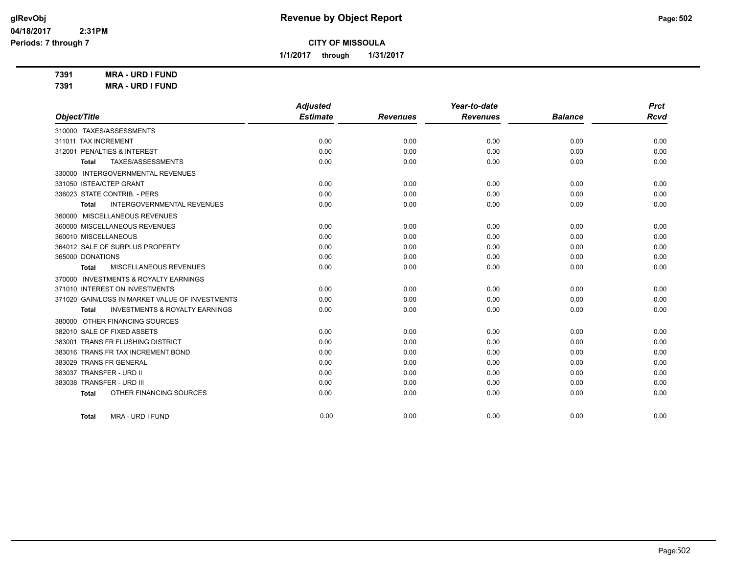**Revenue by Object Report**

glRevObj
04/18/2017 2:31PM
Periods: 7 through 7

**CITY OF MISSOULA**

**1/1/2017 through 1/31/2017**

**7391 MRA - URD I FUND**
**7391 MRA - URD I FUND**

| Object/Title | Adjusted Estimate | Revenues | Year-to-date Revenues | Balance | Prct Rcvd |
|---|---|---|---|---|---|
| 310000 TAXES/ASSESSMENTS | | | | | |
| 311011 TAX INCREMENT | 0.00 | 0.00 | 0.00 | 0.00 | 0.00 |
| 312001 PENALTIES & INTEREST | 0.00 | 0.00 | 0.00 | 0.00 | 0.00 |
| **Total** TAXES/ASSESSMENTS | 0.00 | 0.00 | 0.00 | 0.00 | 0.00 |
| 330000 INTERGOVERNMENTAL REVENUES | | | | | |
| 331050 ISTEA/CTEP GRANT | 0.00 | 0.00 | 0.00 | 0.00 | 0.00 |
| 336023 STATE CONTRIB. - PERS | 0.00 | 0.00 | 0.00 | 0.00 | 0.00 |
| **Total** INTERGOVERNMENTAL REVENUES | 0.00 | 0.00 | 0.00 | 0.00 | 0.00 |
| 360000 MISCELLANEOUS REVENUES | | | | | |
| 360000 MISCELLANEOUS REVENUES | 0.00 | 0.00 | 0.00 | 0.00 | 0.00 |
| 360010 MISCELLANEOUS | 0.00 | 0.00 | 0.00 | 0.00 | 0.00 |
| 364012 SALE OF SURPLUS PROPERTY | 0.00 | 0.00 | 0.00 | 0.00 | 0.00 |
| 365000 DONATIONS | 0.00 | 0.00 | 0.00 | 0.00 | 0.00 |
| **Total** MISCELLANEOUS REVENUES | 0.00 | 0.00 | 0.00 | 0.00 | 0.00 |
| 370000 INVESTMENTS & ROYALTY EARNINGS | | | | | |
| 371010 INTEREST ON INVESTMENTS | 0.00 | 0.00 | 0.00 | 0.00 | 0.00 |
| 371020 GAIN/LOSS IN MARKET VALUE OF INVESTMENTS | 0.00 | 0.00 | 0.00 | 0.00 | 0.00 |
| **Total** INVESTMENTS & ROYALTY EARNINGS | 0.00 | 0.00 | 0.00 | 0.00 | 0.00 |
| 380000 OTHER FINANCING SOURCES | | | | | |
| 382010 SALE OF FIXED ASSETS | 0.00 | 0.00 | 0.00 | 0.00 | 0.00 |
| 383001 TRANS FR FLUSHING DISTRICT | 0.00 | 0.00 | 0.00 | 0.00 | 0.00 |
| 383016 TRANS FR TAX INCREMENT BOND | 0.00 | 0.00 | 0.00 | 0.00 | 0.00 |
| 383029 TRANS FR GENERAL | 0.00 | 0.00 | 0.00 | 0.00 | 0.00 |
| 383037 TRANSFER - URD II | 0.00 | 0.00 | 0.00 | 0.00 | 0.00 |
| 383038 TRANSFER - URD III | 0.00 | 0.00 | 0.00 | 0.00 | 0.00 |
| **Total** OTHER FINANCING SOURCES | 0.00 | 0.00 | 0.00 | 0.00 | 0.00 |
| **Total** MRA - URD I FUND | 0.00 | 0.00 | 0.00 | 0.00 | 0.00 |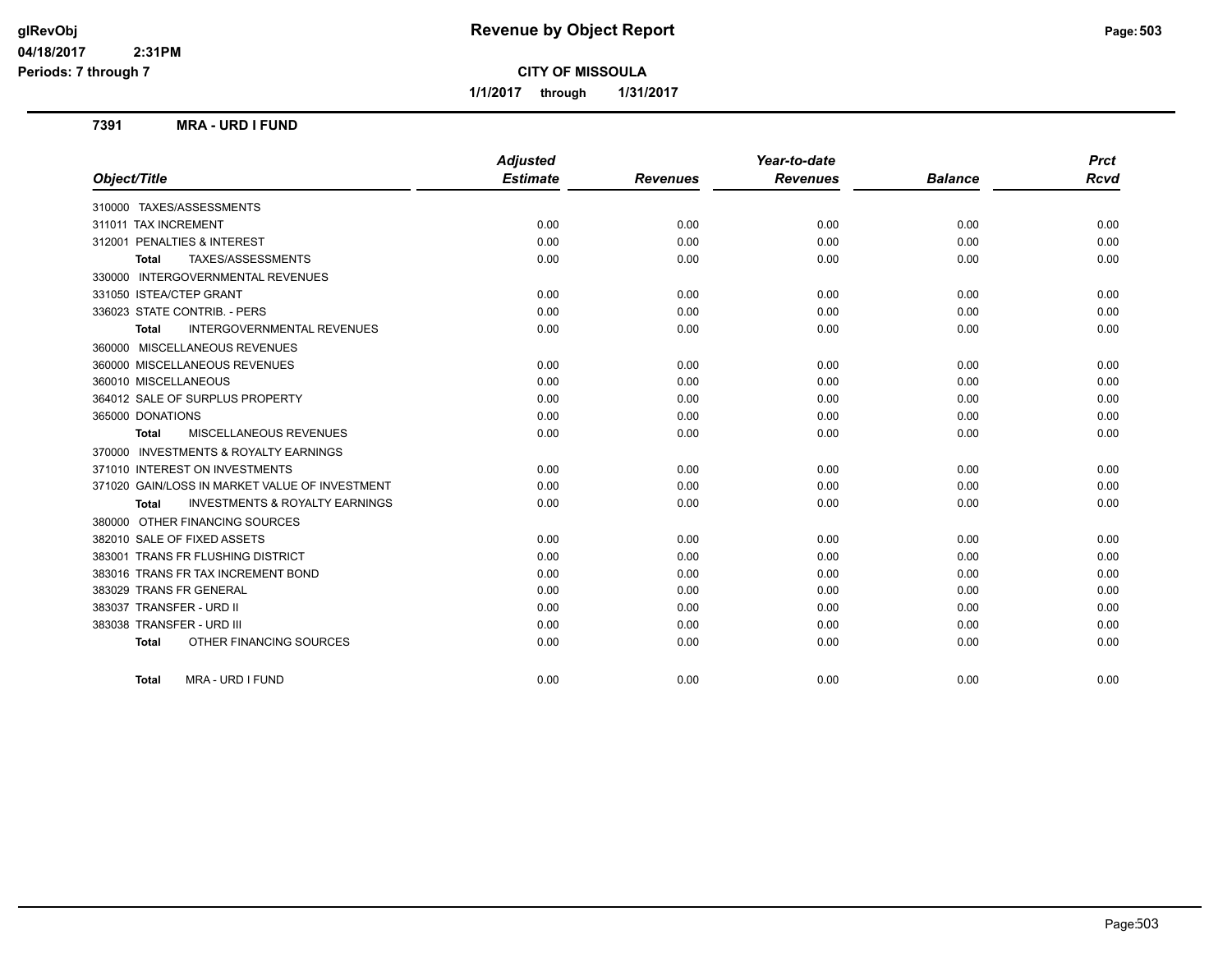# Revenue by Object Report

glRevObj
04/18/2017 2:31PM
Periods: 7 through 7

**CITY OF MISSOULA**

**1/1/2017 through 1/31/2017**

## 7391 MRA - URD I FUND

| Object/Title | Adjusted Estimate | Revenues | Year-to-date Revenues | Balance | Prct Rcvd |
|---|---|---|---|---|---|
| 310000 TAXES/ASSESSMENTS | | | | | |
| 311011 TAX INCREMENT | 0.00 | 0.00 | 0.00 | 0.00 | 0.00 |
| 312001 PENALTIES & INTEREST | 0.00 | 0.00 | 0.00 | 0.00 | 0.00 |
| **Total** TAXES/ASSESSMENTS | 0.00 | 0.00 | 0.00 | 0.00 | 0.00 |
| 330000 INTERGOVERNMENTAL REVENUES | | | | | |
| 331050 ISTEA/CTEP GRANT | 0.00 | 0.00 | 0.00 | 0.00 | 0.00 |
| 336023 STATE CONTRIB. - PERS | 0.00 | 0.00 | 0.00 | 0.00 | 0.00 |
| **Total** INTERGOVERNMENTAL REVENUES | 0.00 | 0.00 | 0.00 | 0.00 | 0.00 |
| 360000 MISCELLANEOUS REVENUES | | | | | |
| 360000 MISCELLANEOUS REVENUES | 0.00 | 0.00 | 0.00 | 0.00 | 0.00 |
| 360010 MISCELLANEOUS | 0.00 | 0.00 | 0.00 | 0.00 | 0.00 |
| 364012 SALE OF SURPLUS PROPERTY | 0.00 | 0.00 | 0.00 | 0.00 | 0.00 |
| 365000 DONATIONS | 0.00 | 0.00 | 0.00 | 0.00 | 0.00 |
| **Total** MISCELLANEOUS REVENUES | 0.00 | 0.00 | 0.00 | 0.00 | 0.00 |
| 370000 INVESTMENTS & ROYALTY EARNINGS | | | | | |
| 371010 INTEREST ON INVESTMENTS | 0.00 | 0.00 | 0.00 | 0.00 | 0.00 |
| 371020 GAIN/LOSS IN MARKET VALUE OF INVESTMENT | 0.00 | 0.00 | 0.00 | 0.00 | 0.00 |
| **Total** INVESTMENTS & ROYALTY EARNINGS | 0.00 | 0.00 | 0.00 | 0.00 | 0.00 |
| 380000 OTHER FINANCING SOURCES | | | | | |
| 382010 SALE OF FIXED ASSETS | 0.00 | 0.00 | 0.00 | 0.00 | 0.00 |
| 383001 TRANS FR FLUSHING DISTRICT | 0.00 | 0.00 | 0.00 | 0.00 | 0.00 |
| 383016 TRANS FR TAX INCREMENT BOND | 0.00 | 0.00 | 0.00 | 0.00 | 0.00 |
| 383029 TRANS FR GENERAL | 0.00 | 0.00 | 0.00 | 0.00 | 0.00 |
| 383037 TRANSFER - URD II | 0.00 | 0.00 | 0.00 | 0.00 | 0.00 |
| 383038 TRANSFER - URD III | 0.00 | 0.00 | 0.00 | 0.00 | 0.00 |
| **Total** OTHER FINANCING SOURCES | 0.00 | 0.00 | 0.00 | 0.00 | 0.00 |
| **Total** MRA - URD I FUND | 0.00 | 0.00 | 0.00 | 0.00 | 0.00 |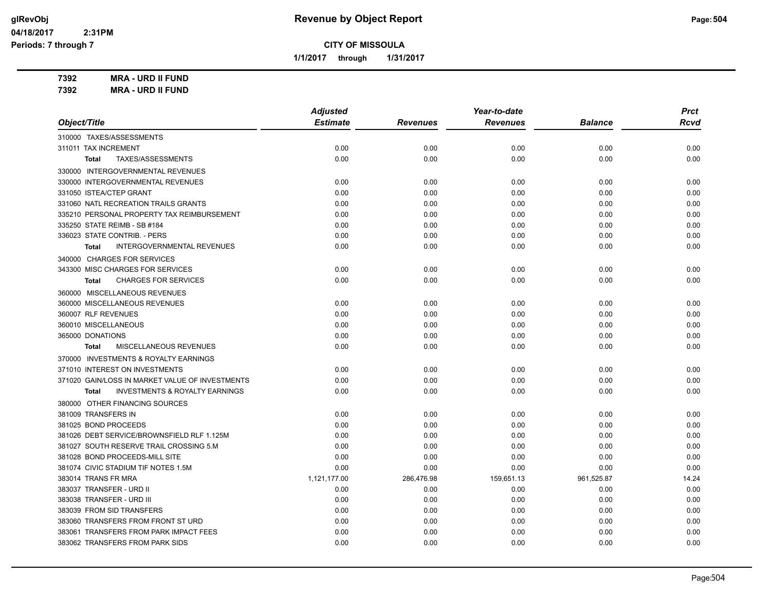**CITY OF MISSOULA**

**1/1/2017 through 1/31/2017**

**7392 MRA - URD II FUND**

**7392 MRA - URD II FUND**

| Object/Title | Adjusted Estimate | Revenues | Year-to-date Revenues | Balance | Prct Rcvd |
|---|---|---|---|---|---|
| 310000 TAXES/ASSESSMENTS | | | | | |
| 311011 TAX INCREMENT | 0.00 | 0.00 | 0.00 | 0.00 | 0.00 |
| **Total** TAXES/ASSESSMENTS | 0.00 | 0.00 | 0.00 | 0.00 | 0.00 |
| 330000 INTERGOVERNMENTAL REVENUES | | | | | |
| 330000 INTERGOVERNMENTAL REVENUES | 0.00 | 0.00 | 0.00 | 0.00 | 0.00 |
| 331050 ISTEA/CTEP GRANT | 0.00 | 0.00 | 0.00 | 0.00 | 0.00 |
| 331060 NATL RECREATION TRAILS GRANTS | 0.00 | 0.00 | 0.00 | 0.00 | 0.00 |
| 335210 PERSONAL PROPERTY TAX REIMBURSEMENT | 0.00 | 0.00 | 0.00 | 0.00 | 0.00 |
| 335250 STATE REIMB - SB #184 | 0.00 | 0.00 | 0.00 | 0.00 | 0.00 |
| 336023 STATE CONTRIB. - PERS | 0.00 | 0.00 | 0.00 | 0.00 | 0.00 |
| **Total** INTERGOVERNMENTAL REVENUES | 0.00 | 0.00 | 0.00 | 0.00 | 0.00 |
| 340000 CHARGES FOR SERVICES | | | | | |
| 343300 MISC CHARGES FOR SERVICES | 0.00 | 0.00 | 0.00 | 0.00 | 0.00 |
| **Total** CHARGES FOR SERVICES | 0.00 | 0.00 | 0.00 | 0.00 | 0.00 |
| 360000 MISCELLANEOUS REVENUES | | | | | |
| 360000 MISCELLANEOUS REVENUES | 0.00 | 0.00 | 0.00 | 0.00 | 0.00 |
| 360007 RLF REVENUES | 0.00 | 0.00 | 0.00 | 0.00 | 0.00 |
| 360010 MISCELLANEOUS | 0.00 | 0.00 | 0.00 | 0.00 | 0.00 |
| 365000 DONATIONS | 0.00 | 0.00 | 0.00 | 0.00 | 0.00 |
| **Total** MISCELLANEOUS REVENUES | 0.00 | 0.00 | 0.00 | 0.00 | 0.00 |
| 370000 INVESTMENTS & ROYALTY EARNINGS | | | | | |
| 371010 INTEREST ON INVESTMENTS | 0.00 | 0.00 | 0.00 | 0.00 | 0.00 |
| 371020 GAIN/LOSS IN MARKET VALUE OF INVESTMENTS | 0.00 | 0.00 | 0.00 | 0.00 | 0.00 |
| **Total** INVESTMENTS & ROYALTY EARNINGS | 0.00 | 0.00 | 0.00 | 0.00 | 0.00 |
| 380000 OTHER FINANCING SOURCES | | | | | |
| 381009 TRANSFERS IN | 0.00 | 0.00 | 0.00 | 0.00 | 0.00 |
| 381025 BOND PROCEEDS | 0.00 | 0.00 | 0.00 | 0.00 | 0.00 |
| 381026 DEBT SERVICE/BROWNSFIELD RLF 1.125M | 0.00 | 0.00 | 0.00 | 0.00 | 0.00 |
| 381027 SOUTH RESERVE TRAIL CROSSING 5.M | 0.00 | 0.00 | 0.00 | 0.00 | 0.00 |
| 381028 BOND PROCEEDS-MILL SITE | 0.00 | 0.00 | 0.00 | 0.00 | 0.00 |
| 381074 CIVIC STADIUM TIF NOTES 1.5M | 0.00 | 0.00 | 0.00 | 0.00 | 0.00 |
| 383014 TRANS FR MRA | 1,121,177.00 | 286,476.98 | 159,651.13 | 961,525.87 | 14.24 |
| 383037 TRANSFER - URD II | 0.00 | 0.00 | 0.00 | 0.00 | 0.00 |
| 383038 TRANSFER - URD III | 0.00 | 0.00 | 0.00 | 0.00 | 0.00 |
| 383039 FROM SID TRANSFERS | 0.00 | 0.00 | 0.00 | 0.00 | 0.00 |
| 383060 TRANSFERS FROM FRONT ST URD | 0.00 | 0.00 | 0.00 | 0.00 | 0.00 |
| 383061 TRANSFERS FROM PARK IMPACT FEES | 0.00 | 0.00 | 0.00 | 0.00 | 0.00 |
| 383062 TRANSFERS FROM PARK SIDS | 0.00 | 0.00 | 0.00 | 0.00 | 0.00 |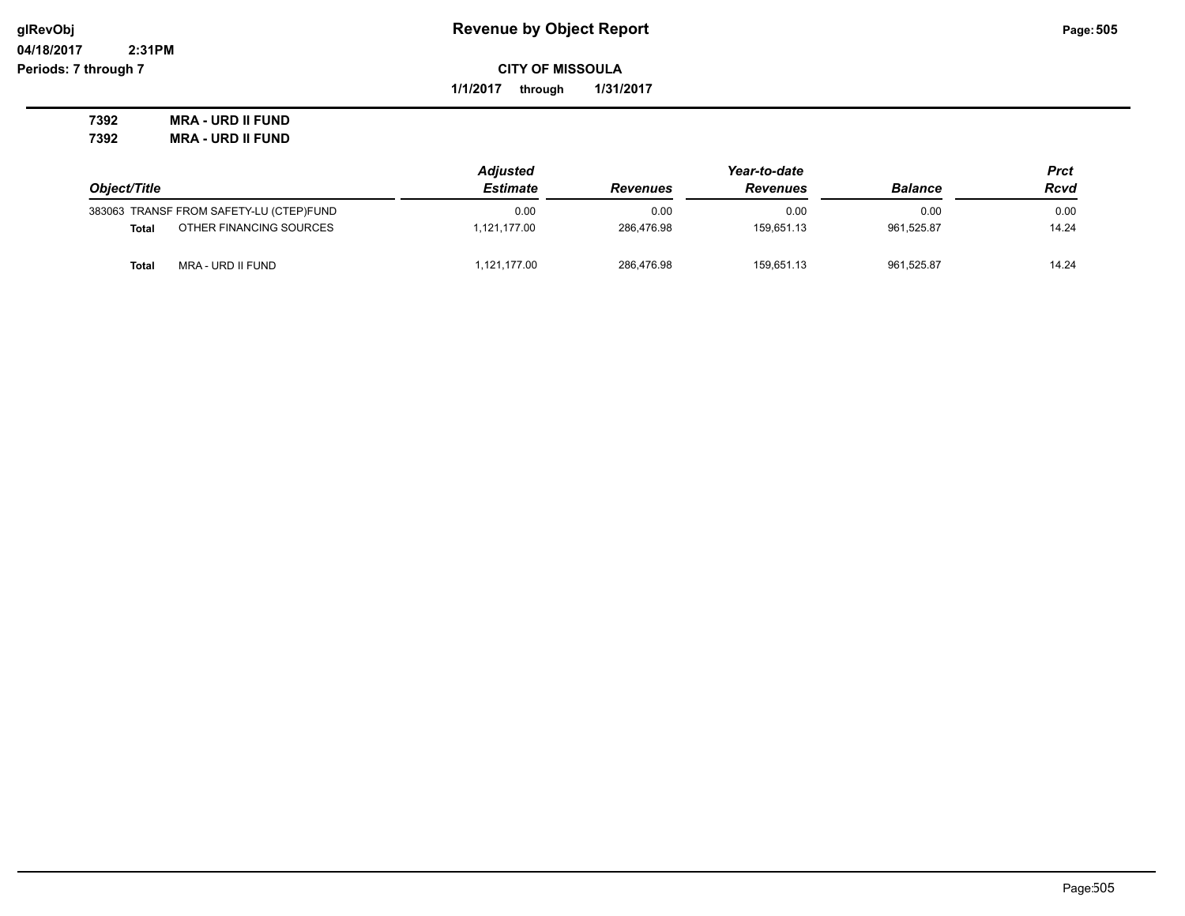# Revenue by Object Report

glRevObj
04/18/2017 2:31PM
Periods: 7 through 7

**CITY OF MISSOULA**

**1/1/2017 through 1/31/2017**

**7392 MRA - URD II FUND**
**7392 MRA - URD II FUND**

| Object/Title | | Adjusted Estimate | Revenues | Year-to-date Revenues | Balance | Prct Rcvd |
|---|---|---|---|---|---|---|
| 383063 | TRANSF FROM SAFETY-LU (CTEP)FUND | 0.00 | 0.00 | 0.00 | 0.00 | 0.00 |
| **Total** | OTHER FINANCING SOURCES | 1,121,177.00 | 286,476.98 | 159,651.13 | 961,525.87 | 14.24 |
| **Total** | MRA - URD II FUND | 1,121,177.00 | 286,476.98 | 159,651.13 | 961,525.87 | 14.24 |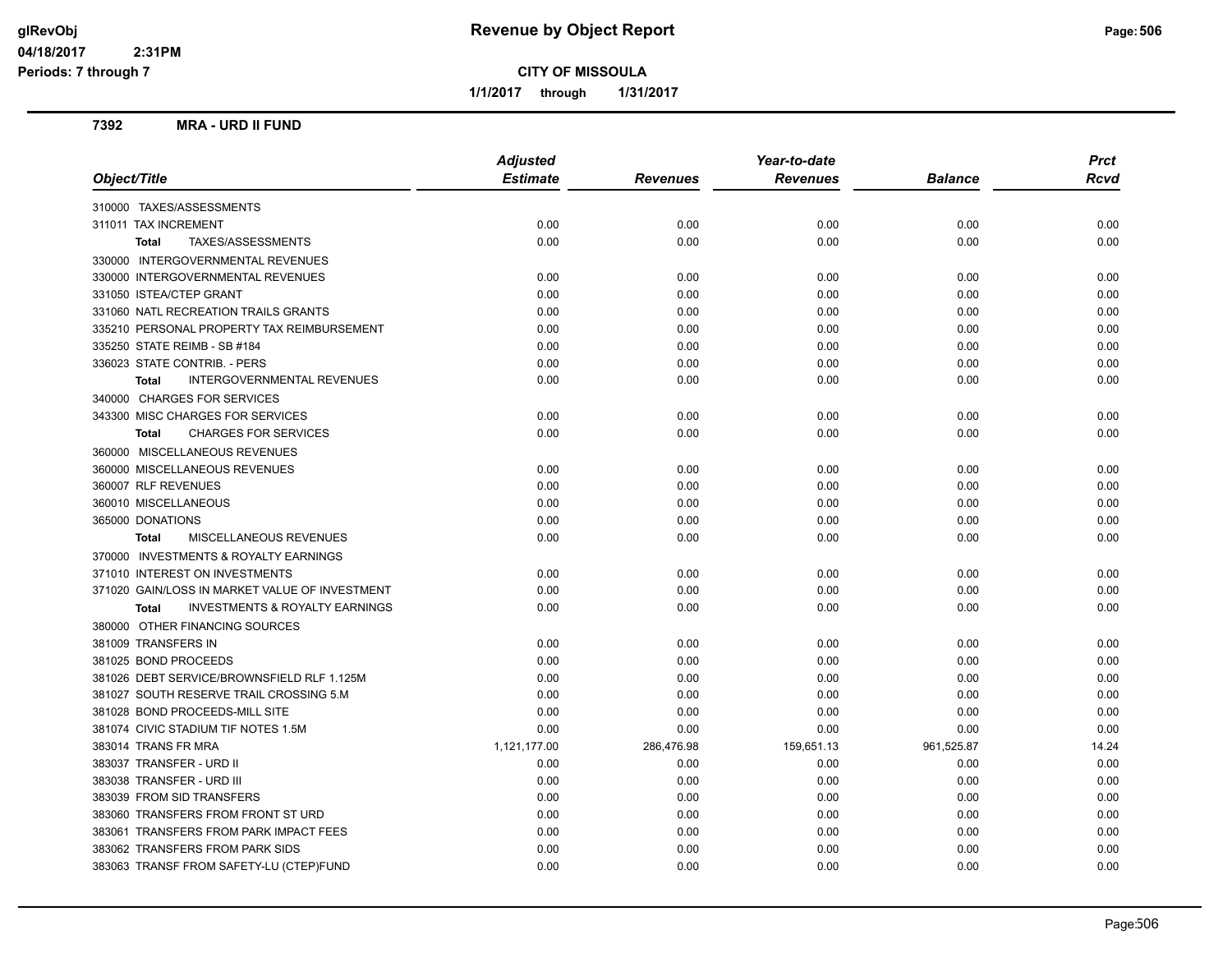# Revenue by Object Report

glRevObj
04/18/2017 2:31PM
Periods: 7 through 7

**CITY OF MISSOULA**

1/1/2017 through 1/31/2017

### 7392 MRA - URD II FUND

| Object/Title | Adjusted Estimate | Revenues | Year-to-date Revenues | Balance | Prct Rcvd |
|---|---|---|---|---|---|
| 310000 TAXES/ASSESSMENTS | | | | | |
| 311011 TAX INCREMENT | 0.00 | 0.00 | 0.00 | 0.00 | 0.00 |
| **Total** TAXES/ASSESSMENTS | 0.00 | 0.00 | 0.00 | 0.00 | 0.00 |
| 330000 INTERGOVERNMENTAL REVENUES | | | | | |
| 330000 INTERGOVERNMENTAL REVENUES | 0.00 | 0.00 | 0.00 | 0.00 | 0.00 |
| 331050 ISTEA/CTEP GRANT | 0.00 | 0.00 | 0.00 | 0.00 | 0.00 |
| 331060 NATL RECREATION TRAILS GRANTS | 0.00 | 0.00 | 0.00 | 0.00 | 0.00 |
| 335210 PERSONAL PROPERTY TAX REIMBURSEMENT | 0.00 | 0.00 | 0.00 | 0.00 | 0.00 |
| 335250 STATE REIMB - SB #184 | 0.00 | 0.00 | 0.00 | 0.00 | 0.00 |
| 336023 STATE CONTRIB. - PERS | 0.00 | 0.00 | 0.00 | 0.00 | 0.00 |
| **Total** INTERGOVERNMENTAL REVENUES | 0.00 | 0.00 | 0.00 | 0.00 | 0.00 |
| 340000 CHARGES FOR SERVICES | | | | | |
| 343300 MISC CHARGES FOR SERVICES | 0.00 | 0.00 | 0.00 | 0.00 | 0.00 |
| **Total** CHARGES FOR SERVICES | 0.00 | 0.00 | 0.00 | 0.00 | 0.00 |
| 360000 MISCELLANEOUS REVENUES | | | | | |
| 360000 MISCELLANEOUS REVENUES | 0.00 | 0.00 | 0.00 | 0.00 | 0.00 |
| 360007 RLF REVENUES | 0.00 | 0.00 | 0.00 | 0.00 | 0.00 |
| 360010 MISCELLANEOUS | 0.00 | 0.00 | 0.00 | 0.00 | 0.00 |
| 365000 DONATIONS | 0.00 | 0.00 | 0.00 | 0.00 | 0.00 |
| **Total** MISCELLANEOUS REVENUES | 0.00 | 0.00 | 0.00 | 0.00 | 0.00 |
| 370000 INVESTMENTS & ROYALTY EARNINGS | | | | | |
| 371010 INTEREST ON INVESTMENTS | 0.00 | 0.00 | 0.00 | 0.00 | 0.00 |
| 371020 GAIN/LOSS IN MARKET VALUE OF INVESTMENT | 0.00 | 0.00 | 0.00 | 0.00 | 0.00 |
| **Total** INVESTMENTS & ROYALTY EARNINGS | 0.00 | 0.00 | 0.00 | 0.00 | 0.00 |
| 380000 OTHER FINANCING SOURCES | | | | | |
| 381009 TRANSFERS IN | 0.00 | 0.00 | 0.00 | 0.00 | 0.00 |
| 381025 BOND PROCEEDS | 0.00 | 0.00 | 0.00 | 0.00 | 0.00 |
| 381026 DEBT SERVICE/BROWNSFIELD RLF 1.125M | 0.00 | 0.00 | 0.00 | 0.00 | 0.00 |
| 381027 SOUTH RESERVE TRAIL CROSSING 5.M | 0.00 | 0.00 | 0.00 | 0.00 | 0.00 |
| 381028 BOND PROCEEDS-MILL SITE | 0.00 | 0.00 | 0.00 | 0.00 | 0.00 |
| 381074 CIVIC STADIUM TIF NOTES 1.5M | 0.00 | 0.00 | 0.00 | 0.00 | 0.00 |
| 383014 TRANS FR MRA | 1,121,177.00 | 286,476.98 | 159,651.13 | 961,525.87 | 14.24 |
| 383037 TRANSFER - URD II | 0.00 | 0.00 | 0.00 | 0.00 | 0.00 |
| 383038 TRANSFER - URD III | 0.00 | 0.00 | 0.00 | 0.00 | 0.00 |
| 383039 FROM SID TRANSFERS | 0.00 | 0.00 | 0.00 | 0.00 | 0.00 |
| 383060 TRANSFERS FROM FRONT ST URD | 0.00 | 0.00 | 0.00 | 0.00 | 0.00 |
| 383061 TRANSFERS FROM PARK IMPACT FEES | 0.00 | 0.00 | 0.00 | 0.00 | 0.00 |
| 383062 TRANSFERS FROM PARK SIDS | 0.00 | 0.00 | 0.00 | 0.00 | 0.00 |
| 383063 TRANSF FROM SAFETY-LU (CTEP)FUND | 0.00 | 0.00 | 0.00 | 0.00 | 0.00 |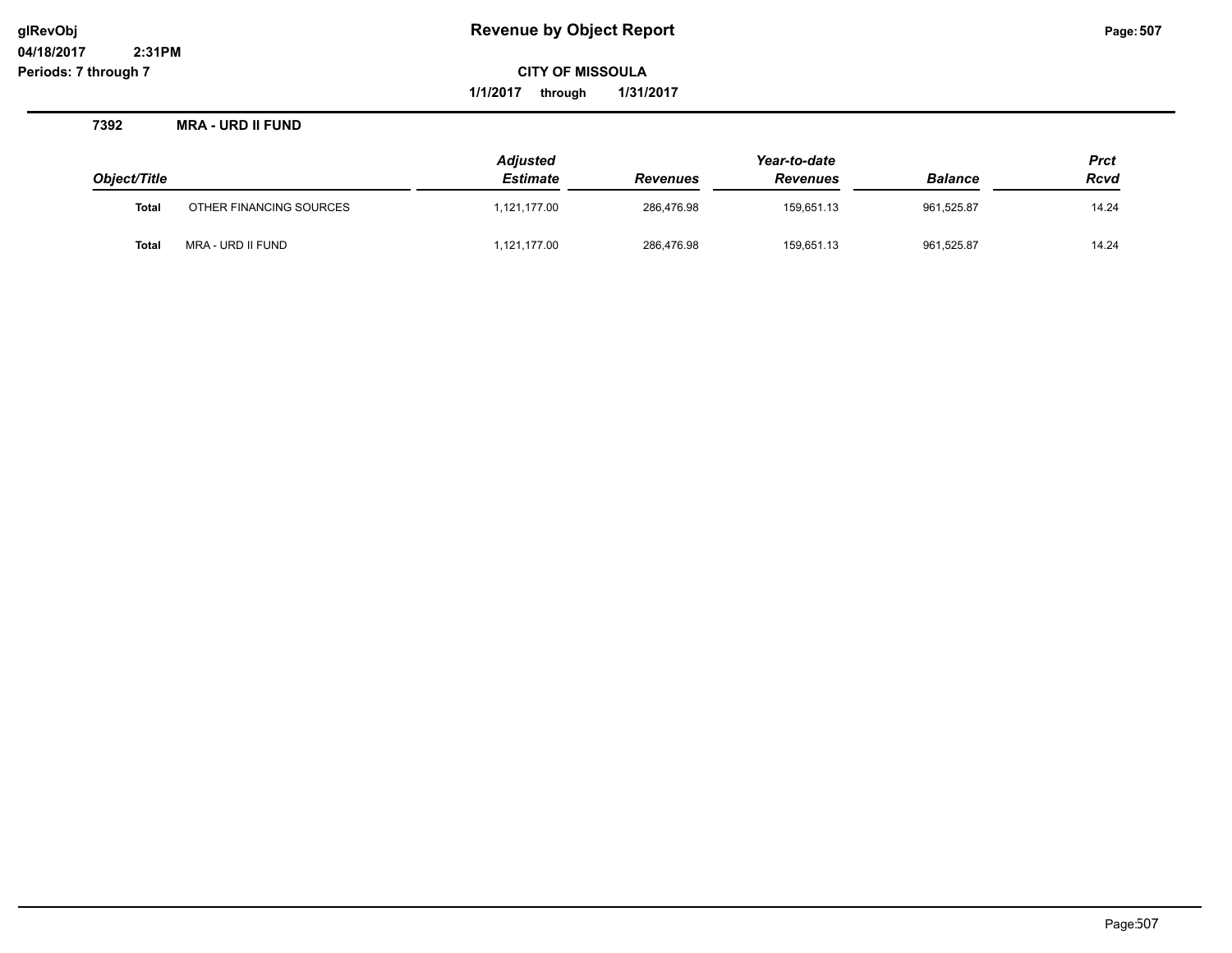# Revenue by Object Report

**CITY OF MISSOULA**

**1/1/2017 through 1/31/2017**

glRevObj
04/18/2017 2:31PM
Periods: 7 through 7

## 7392 MRA - URD II FUND

| Object/Title | | Adjusted Estimate | Revenues | Year-to-date Revenues | Balance | Prct Rcvd |
|---|---|---|---|---|---|---|
| **Total** | OTHER FINANCING SOURCES | 1,121,177.00 | 286,476.98 | 159,651.13 | 961,525.87 | 14.24 |
| **Total** | MRA - URD II FUND | 1,121,177.00 | 286,476.98 | 159,651.13 | 961,525.87 | 14.24 |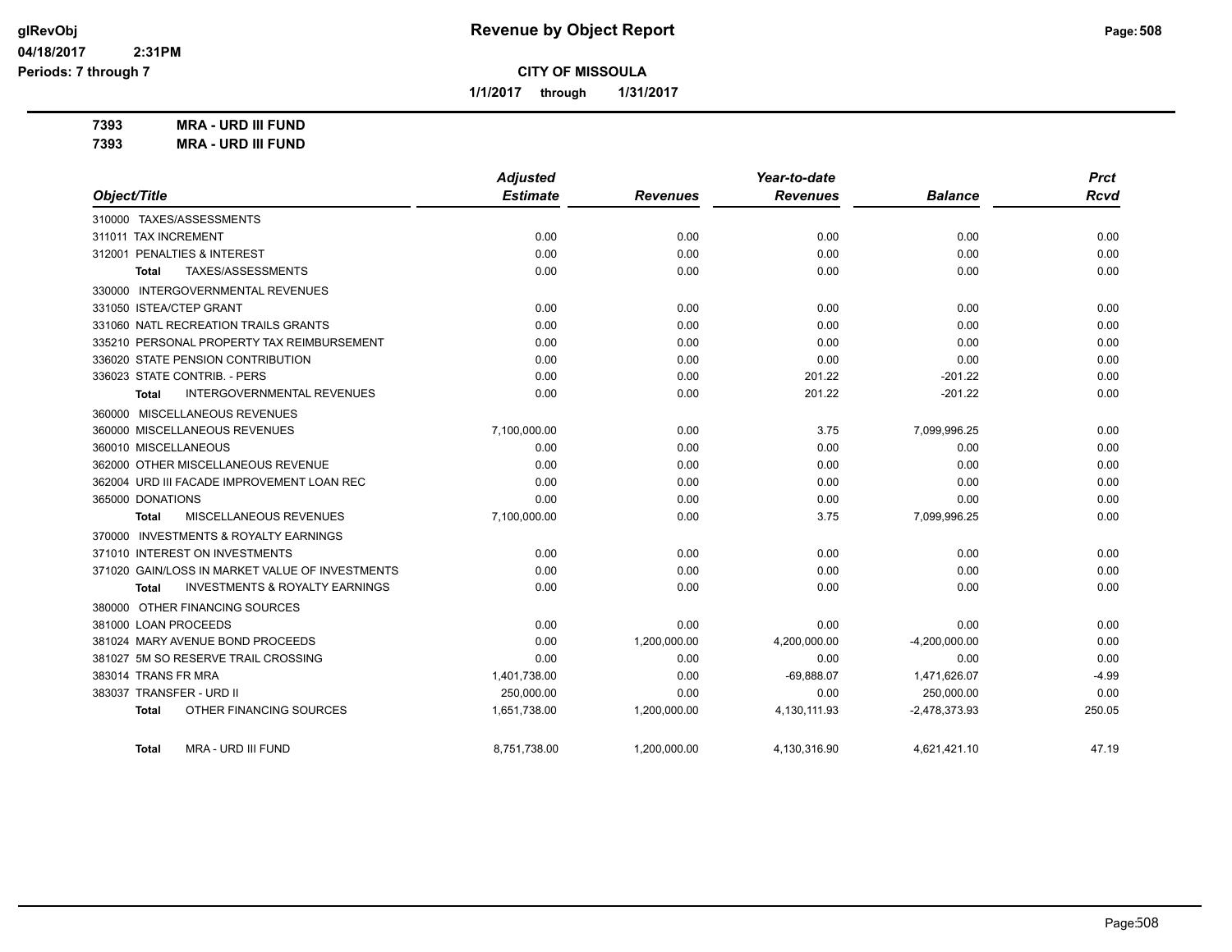# Revenue by Object Report

glRevObj
04/18/2017 2:31PM
Periods: 7 through 7

**CITY OF MISSOULA**

**1/1/2017 through 1/31/2017**

**7393 MRA - URD III FUND**
**7393 MRA - URD III FUND**

| Object/Title | Adjusted Estimate | Revenues | Year-to-date Revenues | Balance | Prct Rcvd |
|---|---|---|---|---|---|
| 310000 TAXES/ASSESSMENTS | | | | | |
| 311011 TAX INCREMENT | 0.00 | 0.00 | 0.00 | 0.00 | 0.00 |
| 312001 PENALTIES & INTEREST | 0.00 | 0.00 | 0.00 | 0.00 | 0.00 |
| **Total** TAXES/ASSESSMENTS | 0.00 | 0.00 | 0.00 | 0.00 | 0.00 |
| 330000 INTERGOVERNMENTAL REVENUES | | | | | |
| 331050 ISTEA/CTEP GRANT | 0.00 | 0.00 | 0.00 | 0.00 | 0.00 |
| 331060 NATL RECREATION TRAILS GRANTS | 0.00 | 0.00 | 0.00 | 0.00 | 0.00 |
| 335210 PERSONAL PROPERTY TAX REIMBURSEMENT | 0.00 | 0.00 | 0.00 | 0.00 | 0.00 |
| 336020 STATE PENSION CONTRIBUTION | 0.00 | 0.00 | 0.00 | 0.00 | 0.00 |
| 336023 STATE CONTRIB. - PERS | 0.00 | 0.00 | 201.22 | -201.22 | 0.00 |
| **Total** INTERGOVERNMENTAL REVENUES | 0.00 | 0.00 | 201.22 | -201.22 | 0.00 |
| 360000 MISCELLANEOUS REVENUES | | | | | |
| 360000 MISCELLANEOUS REVENUES | 7,100,000.00 | 0.00 | 3.75 | 7,099,996.25 | 0.00 |
| 360010 MISCELLANEOUS | 0.00 | 0.00 | 0.00 | 0.00 | 0.00 |
| 362000 OTHER MISCELLANEOUS REVENUE | 0.00 | 0.00 | 0.00 | 0.00 | 0.00 |
| 362004 URD III FACADE IMPROVEMENT LOAN REC | 0.00 | 0.00 | 0.00 | 0.00 | 0.00 |
| 365000 DONATIONS | 0.00 | 0.00 | 0.00 | 0.00 | 0.00 |
| **Total** MISCELLANEOUS REVENUES | 7,100,000.00 | 0.00 | 3.75 | 7,099,996.25 | 0.00 |
| 370000 INVESTMENTS & ROYALTY EARNINGS | | | | | |
| 371010 INTEREST ON INVESTMENTS | 0.00 | 0.00 | 0.00 | 0.00 | 0.00 |
| 371020 GAIN/LOSS IN MARKET VALUE OF INVESTMENTS | 0.00 | 0.00 | 0.00 | 0.00 | 0.00 |
| **Total** INVESTMENTS & ROYALTY EARNINGS | 0.00 | 0.00 | 0.00 | 0.00 | 0.00 |
| 380000 OTHER FINANCING SOURCES | | | | | |
| 381000 LOAN PROCEEDS | 0.00 | 0.00 | 0.00 | 0.00 | 0.00 |
| 381024 MARY AVENUE BOND PROCEEDS | 0.00 | 1,200,000.00 | 4,200,000.00 | -4,200,000.00 | 0.00 |
| 381027 5M SO RESERVE TRAIL CROSSING | 0.00 | 0.00 | 0.00 | 0.00 | 0.00 |
| 383014 TRANS FR MRA | 1,401,738.00 | 0.00 | -69,888.07 | 1,471,626.07 | -4.99 |
| 383037 TRANSFER - URD II | 250,000.00 | 0.00 | 0.00 | 250,000.00 | 0.00 |
| **Total** OTHER FINANCING SOURCES | 1,651,738.00 | 1,200,000.00 | 4,130,111.93 | -2,478,373.93 | 250.05 |
| **Total** MRA - URD III FUND | 8,751,738.00 | 1,200,000.00 | 4,130,316.90 | 4,621,421.10 | 47.19 |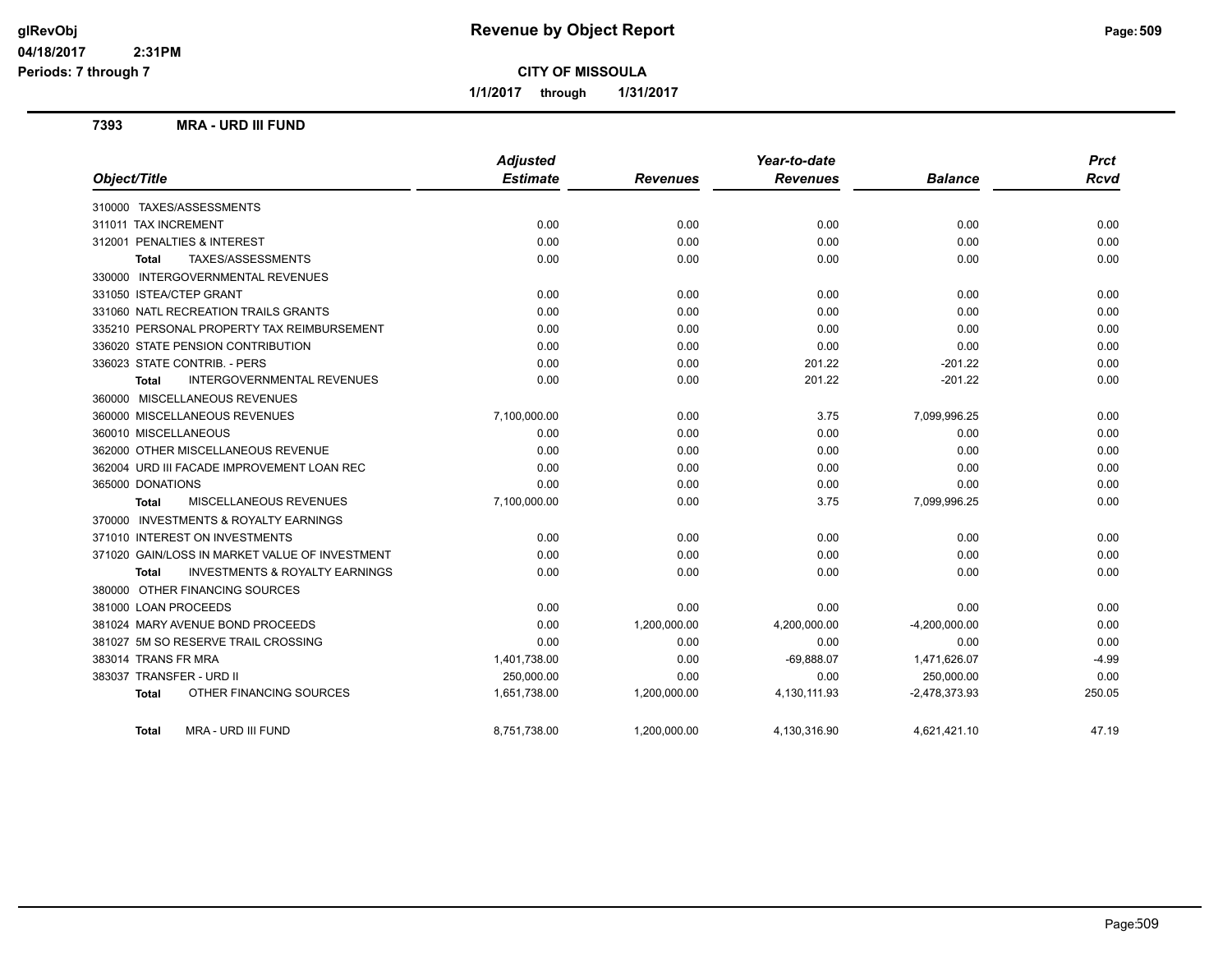# Revenue by Object Report

glRevObj
04/18/2017 2:31PM
Periods: 7 through 7

**CITY OF MISSOULA**

1/1/2017 through 1/31/2017

### 7393 MRA - URD III FUND

| Object/Title | Adjusted Estimate | Revenues | Year-to-date Revenues | Balance | Prct Rcvd |
|---|---|---|---|---|---|
| 310000 TAXES/ASSESSMENTS | | | | | |
| 311011 TAX INCREMENT | 0.00 | 0.00 | 0.00 | 0.00 | 0.00 |
| 312001 PENALTIES & INTEREST | 0.00 | 0.00 | 0.00 | 0.00 | 0.00 |
| **Total** TAXES/ASSESSMENTS | 0.00 | 0.00 | 0.00 | 0.00 | 0.00 |
| 330000 INTERGOVERNMENTAL REVENUES | | | | | |
| 331050 ISTEA/CTEP GRANT | 0.00 | 0.00 | 0.00 | 0.00 | 0.00 |
| 331060 NATL RECREATION TRAILS GRANTS | 0.00 | 0.00 | 0.00 | 0.00 | 0.00 |
| 335210 PERSONAL PROPERTY TAX REIMBURSEMENT | 0.00 | 0.00 | 0.00 | 0.00 | 0.00 |
| 336020 STATE PENSION CONTRIBUTION | 0.00 | 0.00 | 0.00 | 0.00 | 0.00 |
| 336023 STATE CONTRIB. - PERS | 0.00 | 0.00 | 201.22 | -201.22 | 0.00 |
| **Total** INTERGOVERNMENTAL REVENUES | 0.00 | 0.00 | 201.22 | -201.22 | 0.00 |
| 360000 MISCELLANEOUS REVENUES | | | | | |
| 360000 MISCELLANEOUS REVENUES | 7,100,000.00 | 0.00 | 3.75 | 7,099,996.25 | 0.00 |
| 360010 MISCELLANEOUS | 0.00 | 0.00 | 0.00 | 0.00 | 0.00 |
| 362000 OTHER MISCELLANEOUS REVENUE | 0.00 | 0.00 | 0.00 | 0.00 | 0.00 |
| 362004 URD III FACADE IMPROVEMENT LOAN REC | 0.00 | 0.00 | 0.00 | 0.00 | 0.00 |
| 365000 DONATIONS | 0.00 | 0.00 | 0.00 | 0.00 | 0.00 |
| **Total** MISCELLANEOUS REVENUES | 7,100,000.00 | 0.00 | 3.75 | 7,099,996.25 | 0.00 |
| 370000 INVESTMENTS & ROYALTY EARNINGS | | | | | |
| 371010 INTEREST ON INVESTMENTS | 0.00 | 0.00 | 0.00 | 0.00 | 0.00 |
| 371020 GAIN/LOSS IN MARKET VALUE OF INVESTMENT | 0.00 | 0.00 | 0.00 | 0.00 | 0.00 |
| **Total** INVESTMENTS & ROYALTY EARNINGS | 0.00 | 0.00 | 0.00 | 0.00 | 0.00 |
| 380000 OTHER FINANCING SOURCES | | | | | |
| 381000 LOAN PROCEEDS | 0.00 | 0.00 | 0.00 | 0.00 | 0.00 |
| 381024 MARY AVENUE BOND PROCEEDS | 0.00 | 1,200,000.00 | 4,200,000.00 | -4,200,000.00 | 0.00 |
| 381027 5M SO RESERVE TRAIL CROSSING | 0.00 | 0.00 | 0.00 | 0.00 | 0.00 |
| 383014 TRANS FR MRA | 1,401,738.00 | 0.00 | -69,888.07 | 1,471,626.07 | -4.99 |
| 383037 TRANSFER - URD II | 250,000.00 | 0.00 | 0.00 | 250,000.00 | 0.00 |
| **Total** OTHER FINANCING SOURCES | 1,651,738.00 | 1,200,000.00 | 4,130,111.93 | -2,478,373.93 | 250.05 |
| **Total** MRA - URD III FUND | 8,751,738.00 | 1,200,000.00 | 4,130,316.90 | 4,621,421.10 | 47.19 |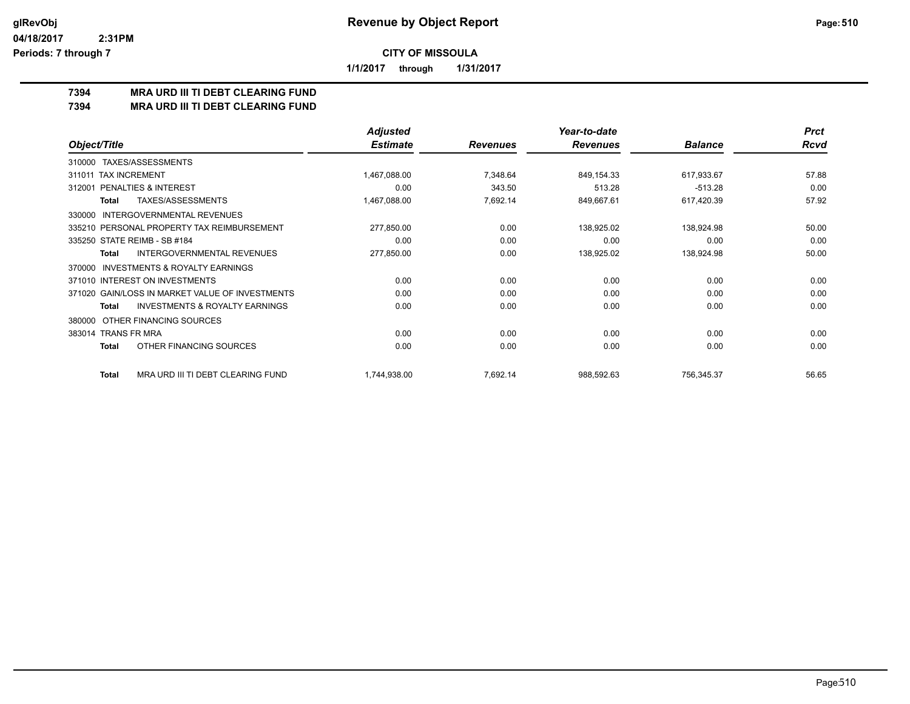**Revenue by Object Report**

**CITY OF MISSOULA**

**1/1/2017 through 1/31/2017**

**glRevObj**
**04/18/2017 2:31PM**
**Periods: 7 through 7**

## 7394 MRA URD III TI DEBT CLEARING FUND
## 7394 MRA URD III TI DEBT CLEARING FUND

| Object/Title | Adjusted Estimate | Revenues | Year-to-date Revenues | Balance | Prct Rcvd |
|---|---|---|---|---|---|
| 310000 TAXES/ASSESSMENTS | | | | | |
| 311011 TAX INCREMENT | 1,467,088.00 | 7,348.64 | 849,154.33 | 617,933.67 | 57.88 |
| 312001 PENALTIES & INTEREST | 0.00 | 343.50 | 513.28 | -513.28 | 0.00 |
| **Total** TAXES/ASSESSMENTS | 1,467,088.00 | 7,692.14 | 849,667.61 | 617,420.39 | 57.92 |
| 330000 INTERGOVERNMENTAL REVENUES | | | | | |
| 335210 PERSONAL PROPERTY TAX REIMBURSEMENT | 277,850.00 | 0.00 | 138,925.02 | 138,924.98 | 50.00 |
| 335250 STATE REIMB - SB #184 | 0.00 | 0.00 | 0.00 | 0.00 | 0.00 |
| **Total** INTERGOVERNMENTAL REVENUES | 277,850.00 | 0.00 | 138,925.02 | 138,924.98 | 50.00 |
| 370000 INVESTMENTS & ROYALTY EARNINGS | | | | | |
| 371010 INTEREST ON INVESTMENTS | 0.00 | 0.00 | 0.00 | 0.00 | 0.00 |
| 371020 GAIN/LOSS IN MARKET VALUE OF INVESTMENTS | 0.00 | 0.00 | 0.00 | 0.00 | 0.00 |
| **Total** INVESTMENTS & ROYALTY EARNINGS | 0.00 | 0.00 | 0.00 | 0.00 | 0.00 |
| 380000 OTHER FINANCING SOURCES | | | | | |
| 383014 TRANS FR MRA | 0.00 | 0.00 | 0.00 | 0.00 | 0.00 |
| **Total** OTHER FINANCING SOURCES | 0.00 | 0.00 | 0.00 | 0.00 | 0.00 |
| **Total** MRA URD III TI DEBT CLEARING FUND | 1,744,938.00 | 7,692.14 | 988,592.63 | 756,345.37 | 56.65 |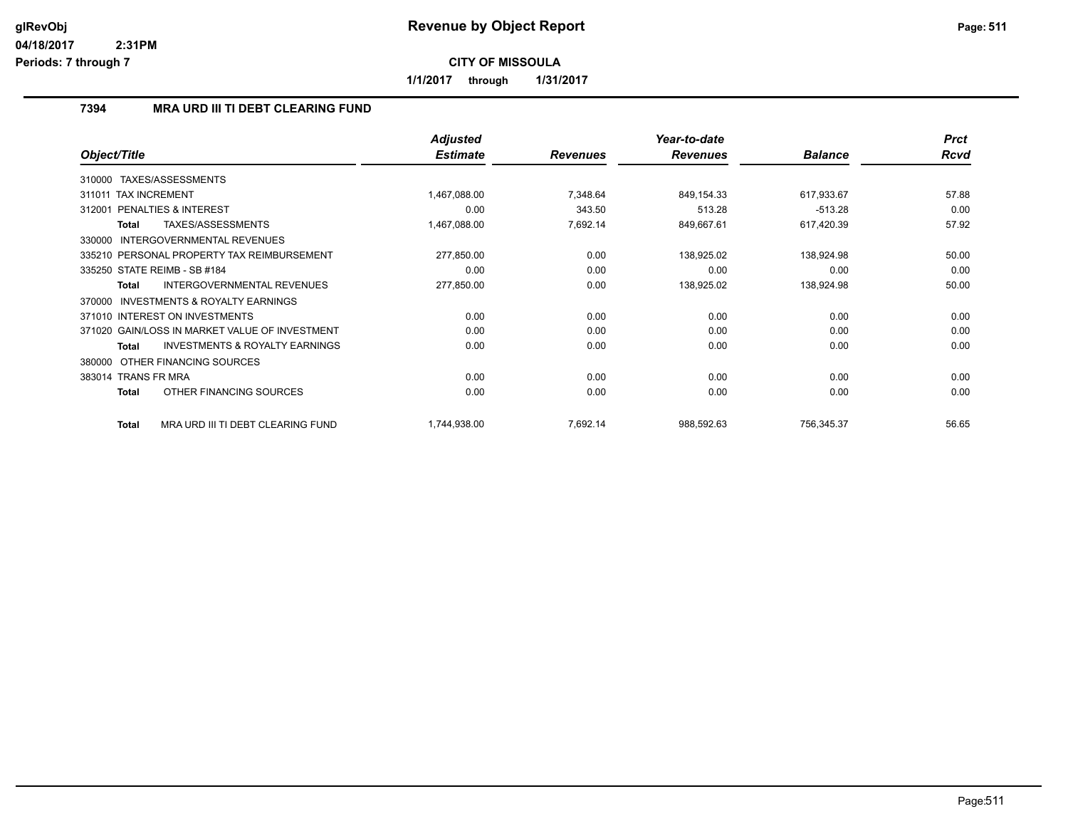# Revenue by Object Report

**CITY OF MISSOULA**

**1/1/2017 through 1/31/2017**

glRevObj
04/18/2017 2:31PM
Periods: 7 through 7

## 7394 MRA URD III TI DEBT CLEARING FUND

| Object/Title | Adjusted Estimate | Revenues | Year-to-date Revenues | Balance | Prct Rcvd |
|---|---|---|---|---|---|
| 310000 TAXES/ASSESSMENTS | | | | | |
| 311011 TAX INCREMENT | 1,467,088.00 | 7,348.64 | 849,154.33 | 617,933.67 | 57.88 |
| 312001 PENALTIES & INTEREST | 0.00 | 343.50 | 513.28 | -513.28 | 0.00 |
| **Total** TAXES/ASSESSMENTS | 1,467,088.00 | 7,692.14 | 849,667.61 | 617,420.39 | 57.92 |
| 330000 INTERGOVERNMENTAL REVENUES | | | | | |
| 335210 PERSONAL PROPERTY TAX REIMBURSEMENT | 277,850.00 | 0.00 | 138,925.02 | 138,924.98 | 50.00 |
| 335250 STATE REIMB - SB #184 | 0.00 | 0.00 | 0.00 | 0.00 | 0.00 |
| **Total** INTERGOVERNMENTAL REVENUES | 277,850.00 | 0.00 | 138,925.02 | 138,924.98 | 50.00 |
| 370000 INVESTMENTS & ROYALTY EARNINGS | | | | | |
| 371010 INTEREST ON INVESTMENTS | 0.00 | 0.00 | 0.00 | 0.00 | 0.00 |
| 371020 GAIN/LOSS IN MARKET VALUE OF INVESTMENT | 0.00 | 0.00 | 0.00 | 0.00 | 0.00 |
| **Total** INVESTMENTS & ROYALTY EARNINGS | 0.00 | 0.00 | 0.00 | 0.00 | 0.00 |
| 380000 OTHER FINANCING SOURCES | | | | | |
| 383014 TRANS FR MRA | 0.00 | 0.00 | 0.00 | 0.00 | 0.00 |
| **Total** OTHER FINANCING SOURCES | 0.00 | 0.00 | 0.00 | 0.00 | 0.00 |
| **Total** MRA URD III TI DEBT CLEARING FUND | 1,744,938.00 | 7,692.14 | 988,592.63 | 756,345.37 | 56.65 |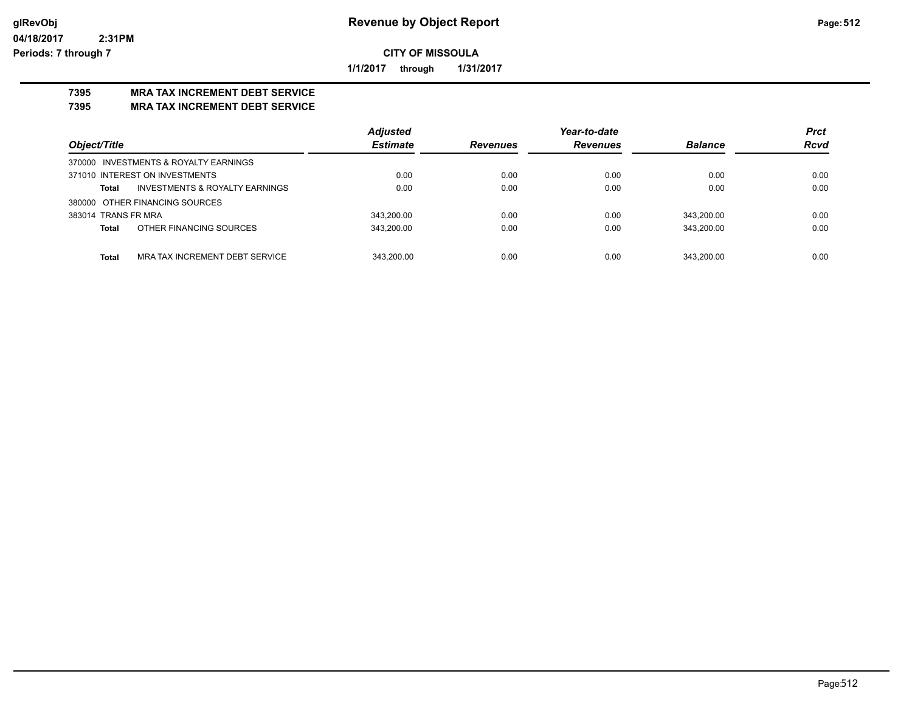# Revenue by Object Report

glRevObj
04/18/2017 2:31PM
Periods: 7 through 7

**CITY OF MISSOULA**

**1/1/2017 through 1/31/2017**

## 7395 MRA TAX INCREMENT DEBT SERVICE
## 7395 MRA TAX INCREMENT DEBT SERVICE

| Object/Title | Adjusted Estimate | Revenues | Year-to-date Revenues | Balance | Prct Rcvd |
|---|---|---|---|---|---|
| 370000 INVESTMENTS & ROYALTY EARNINGS | | | | | |
| 371010 INTEREST ON INVESTMENTS | 0.00 | 0.00 | 0.00 | 0.00 | 0.00 |
| **Total** INVESTMENTS & ROYALTY EARNINGS | 0.00 | 0.00 | 0.00 | 0.00 | 0.00 |
| 380000 OTHER FINANCING SOURCES | | | | | |
| 383014 TRANS FR MRA | 343,200.00 | 0.00 | 0.00 | 343,200.00 | 0.00 |
| **Total** OTHER FINANCING SOURCES | 343,200.00 | 0.00 | 0.00 | 343,200.00 | 0.00 |
| **Total** MRA TAX INCREMENT DEBT SERVICE | 343,200.00 | 0.00 | 0.00 | 343,200.00 | 0.00 |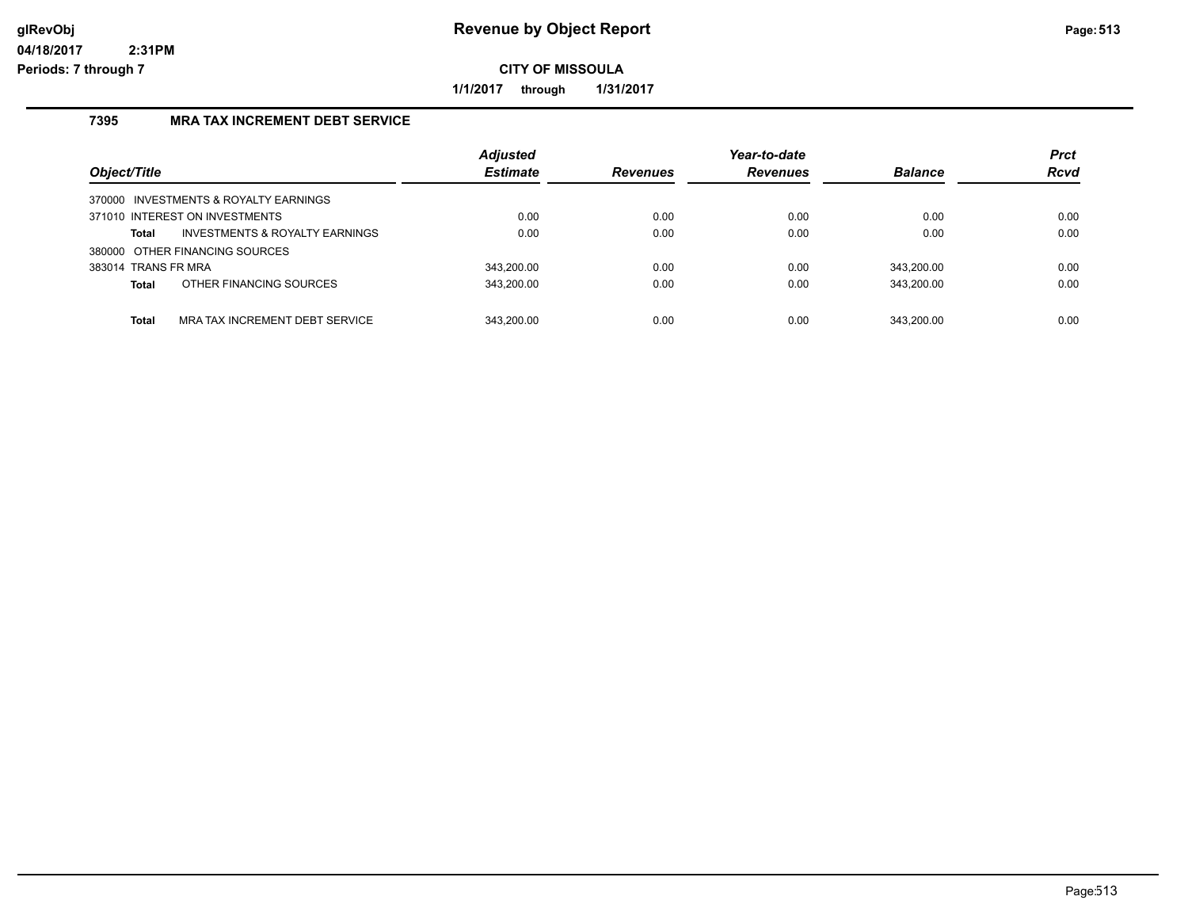# Revenue by Object Report

**CITY OF MISSOULA**

**1/1/2017 through 1/31/2017**

glRevObj
04/18/2017 2:31PM
Periods: 7 through 7

## 7395 MRA TAX INCREMENT DEBT SERVICE

| Object/Title | Adjusted Estimate | Revenues | Year-to-date Revenues | Balance | Prct Rcvd |
|---|---|---|---|---|---|
| 370000 INVESTMENTS & ROYALTY EARNINGS | | | | | |
| 371010 INTEREST ON INVESTMENTS | 0.00 | 0.00 | 0.00 | 0.00 | 0.00 |
| **Total** INVESTMENTS & ROYALTY EARNINGS | 0.00 | 0.00 | 0.00 | 0.00 | 0.00 |
| 380000 OTHER FINANCING SOURCES | | | | | |
| 383014 TRANS FR MRA | 343,200.00 | 0.00 | 0.00 | 343,200.00 | 0.00 |
| **Total** OTHER FINANCING SOURCES | 343,200.00 | 0.00 | 0.00 | 343,200.00 | 0.00 |
| **Total** MRA TAX INCREMENT DEBT SERVICE | 343,200.00 | 0.00 | 0.00 | 343,200.00 | 0.00 |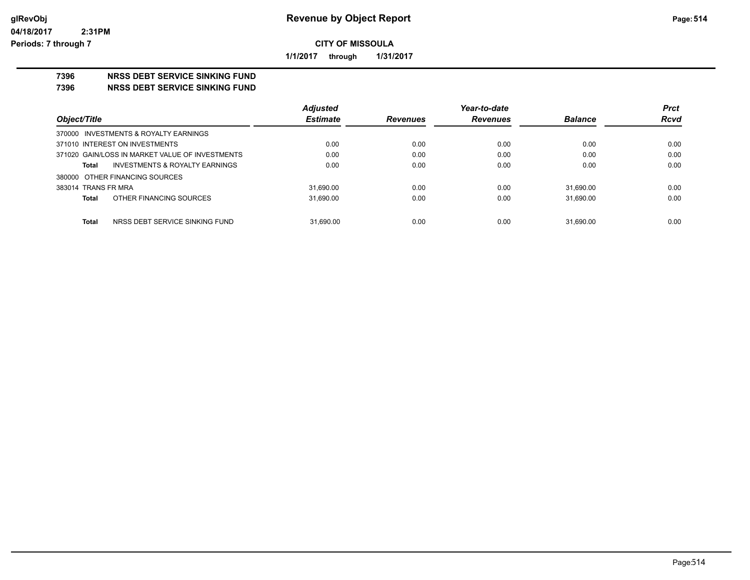**glRevObj** | **Revenue by Object Report**
**04/18/2017 2:31PM**
**Periods: 7 through 7**

**CITY OF MISSOULA**

**1/1/2017 through 1/31/2017**

**7396 NRSS DEBT SERVICE SINKING FUND**
**7396 NRSS DEBT SERVICE SINKING FUND**

| Object/Title | Adjusted Estimate | Revenues | Year-to-date Revenues | Balance | Prct Rcvd |
|---|---|---|---|---|---|
| 370000 INVESTMENTS & ROYALTY EARNINGS | | | | | |
| 371010 INTEREST ON INVESTMENTS | 0.00 | 0.00 | 0.00 | 0.00 | 0.00 |
| 371020 GAIN/LOSS IN MARKET VALUE OF INVESTMENTS | 0.00 | 0.00 | 0.00 | 0.00 | 0.00 |
| **Total** INVESTMENTS & ROYALTY EARNINGS | 0.00 | 0.00 | 0.00 | 0.00 | 0.00 |
| 380000 OTHER FINANCING SOURCES | | | | | |
| 383014 TRANS FR MRA | 31,690.00 | 0.00 | 0.00 | 31,690.00 | 0.00 |
| **Total** OTHER FINANCING SOURCES | 31,690.00 | 0.00 | 0.00 | 31,690.00 | 0.00 |
| **Total** NRSS DEBT SERVICE SINKING FUND | 31,690.00 | 0.00 | 0.00 | 31,690.00 | 0.00 |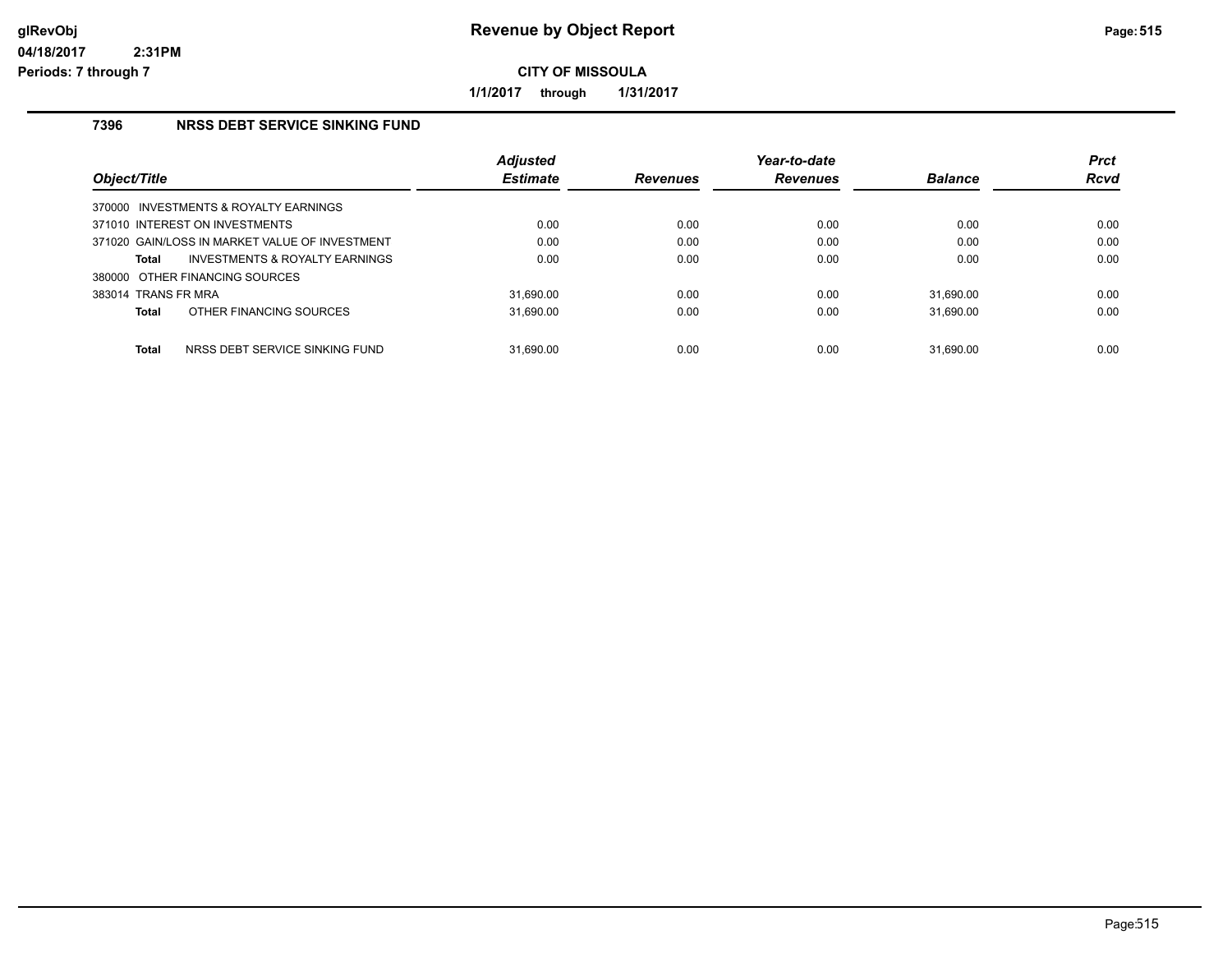# Revenue by Object Report

glRevObj
04/18/2017 2:31PM
Periods: 7 through 7

**CITY OF MISSOULA**

**1/1/2017 through 1/31/2017**

## 7396 NRSS DEBT SERVICE SINKING FUND

| Object/Title | Adjusted Estimate | Revenues | Year-to-date Revenues | Balance | Prct Rcvd |
|---|---|---|---|---|---|
| 370000 INVESTMENTS & ROYALTY EARNINGS | | | | | |
| 371010 INTEREST ON INVESTMENTS | 0.00 | 0.00 | 0.00 | 0.00 | 0.00 |
| 371020 GAIN/LOSS IN MARKET VALUE OF INVESTMENT | 0.00 | 0.00 | 0.00 | 0.00 | 0.00 |
| **Total** INVESTMENTS & ROYALTY EARNINGS | 0.00 | 0.00 | 0.00 | 0.00 | 0.00 |
| 380000 OTHER FINANCING SOURCES | | | | | |
| 383014 TRANS FR MRA | 31,690.00 | 0.00 | 0.00 | 31,690.00 | 0.00 |
| **Total** OTHER FINANCING SOURCES | 31,690.00 | 0.00 | 0.00 | 31,690.00 | 0.00 |
| **Total** NRSS DEBT SERVICE SINKING FUND | 31,690.00 | 0.00 | 0.00 | 31,690.00 | 0.00 |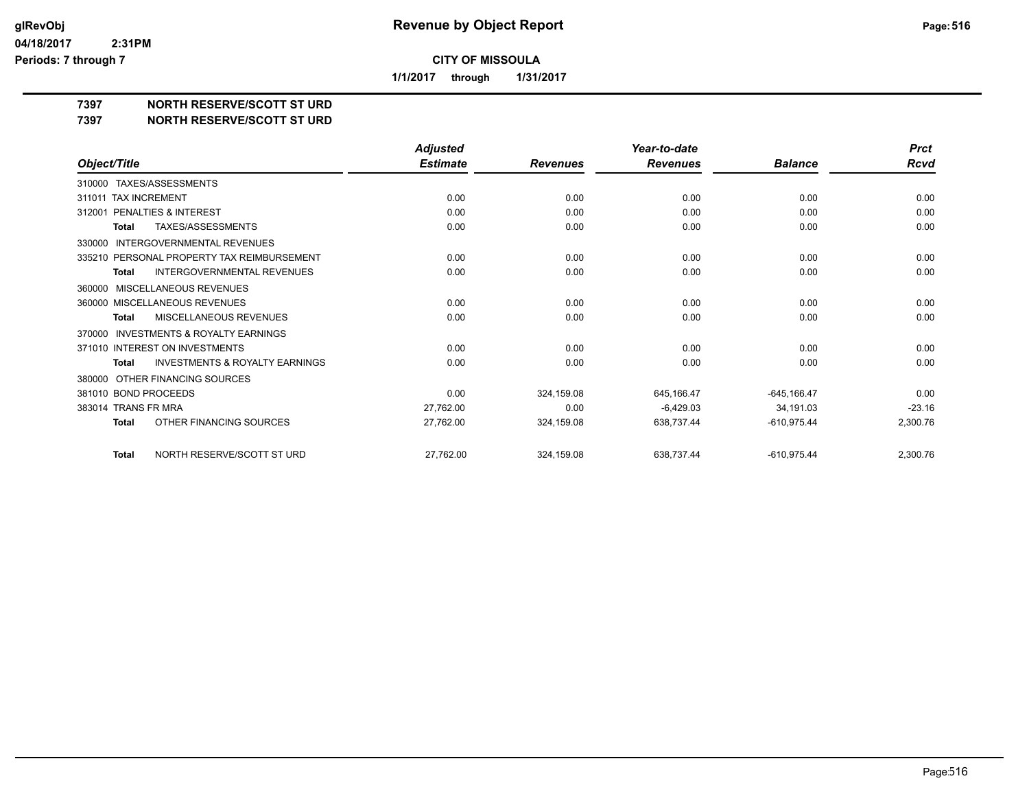# Revenue by Object Report

glRevObj
04/18/2017 2:31PM
Periods: 7 through 7

**CITY OF MISSOULA**

**1/1/2017 through 1/31/2017**

## 7397 NORTH RESERVE/SCOTT ST URD
## 7397 NORTH RESERVE/SCOTT ST URD

| Object/Title | Adjusted Estimate | Revenues | Year-to-date Revenues | Balance | Prct Rcvd |
|---|---|---|---|---|---|
| 310000 TAXES/ASSESSMENTS | | | | | |
| 311011 TAX INCREMENT | 0.00 | 0.00 | 0.00 | 0.00 | 0.00 |
| 312001 PENALTIES & INTEREST | 0.00 | 0.00 | 0.00 | 0.00 | 0.00 |
| **Total** TAXES/ASSESSMENTS | 0.00 | 0.00 | 0.00 | 0.00 | 0.00 |
| 330000 INTERGOVERNMENTAL REVENUES | | | | | |
| 335210 PERSONAL PROPERTY TAX REIMBURSEMENT | 0.00 | 0.00 | 0.00 | 0.00 | 0.00 |
| **Total** INTERGOVERNMENTAL REVENUES | 0.00 | 0.00 | 0.00 | 0.00 | 0.00 |
| 360000 MISCELLANEOUS REVENUES | | | | | |
| 360000 MISCELLANEOUS REVENUES | 0.00 | 0.00 | 0.00 | 0.00 | 0.00 |
| **Total** MISCELLANEOUS REVENUES | 0.00 | 0.00 | 0.00 | 0.00 | 0.00 |
| 370000 INVESTMENTS & ROYALTY EARNINGS | | | | | |
| 371010 INTEREST ON INVESTMENTS | 0.00 | 0.00 | 0.00 | 0.00 | 0.00 |
| **Total** INVESTMENTS & ROYALTY EARNINGS | 0.00 | 0.00 | 0.00 | 0.00 | 0.00 |
| 380000 OTHER FINANCING SOURCES | | | | | |
| 381010 BOND PROCEEDS | 0.00 | 324,159.08 | 645,166.47 | -645,166.47 | 0.00 |
| 383014 TRANS FR MRA | 27,762.00 | 0.00 | -6,429.03 | 34,191.03 | -23.16 |
| **Total** OTHER FINANCING SOURCES | 27,762.00 | 324,159.08 | 638,737.44 | -610,975.44 | 2,300.76 |
| **Total** NORTH RESERVE/SCOTT ST URD | 27,762.00 | 324,159.08 | 638,737.44 | -610,975.44 | 2,300.76 |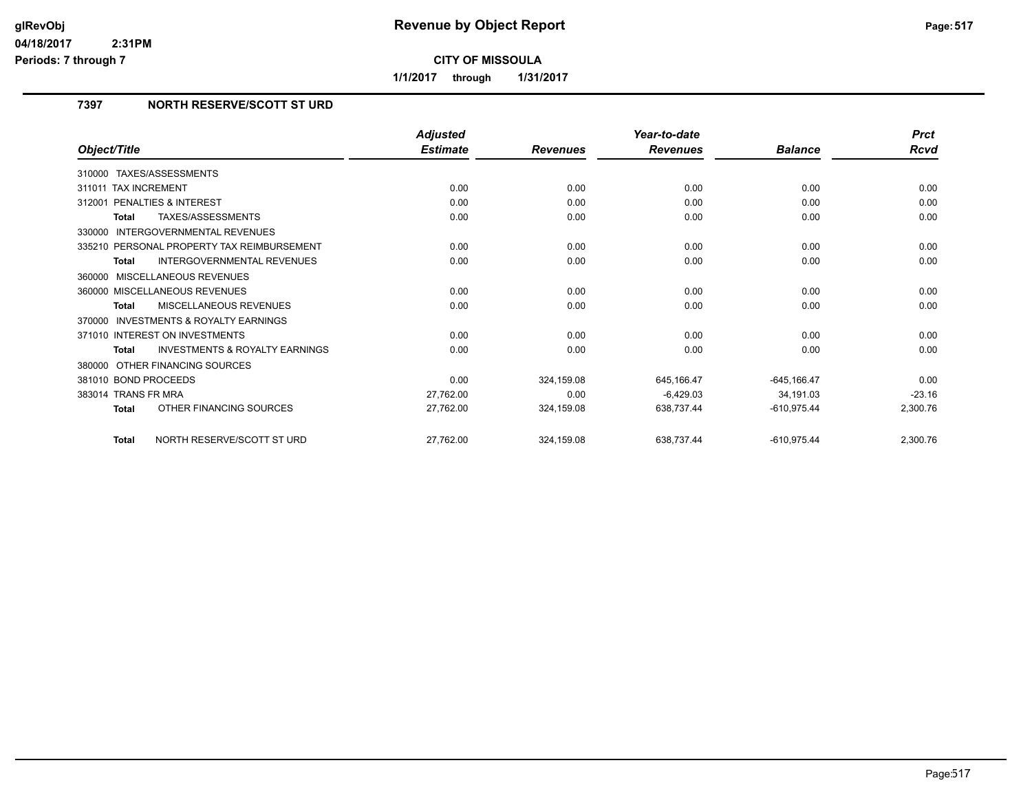# Revenue by Object Report

glRevObj
04/18/2017 2:31PM
Periods: 7 through 7

**CITY OF MISSOULA**

**1/1/2017 through 1/31/2017**

## 7397 NORTH RESERVE/SCOTT ST URD

| Object/Title | Adjusted Estimate | Revenues | Year-to-date Revenues | Balance | Prct Rcvd |
|---|---|---|---|---|---|
| 310000 TAXES/ASSESSMENTS | | | | | |
| 311011 TAX INCREMENT | 0.00 | 0.00 | 0.00 | 0.00 | 0.00 |
| 312001 PENALTIES & INTEREST | 0.00 | 0.00 | 0.00 | 0.00 | 0.00 |
| **Total** TAXES/ASSESSMENTS | 0.00 | 0.00 | 0.00 | 0.00 | 0.00 |
| 330000 INTERGOVERNMENTAL REVENUES | | | | | |
| 335210 PERSONAL PROPERTY TAX REIMBURSEMENT | 0.00 | 0.00 | 0.00 | 0.00 | 0.00 |
| **Total** INTERGOVERNMENTAL REVENUES | 0.00 | 0.00 | 0.00 | 0.00 | 0.00 |
| 360000 MISCELLANEOUS REVENUES | | | | | |
| 360000 MISCELLANEOUS REVENUES | 0.00 | 0.00 | 0.00 | 0.00 | 0.00 |
| **Total** MISCELLANEOUS REVENUES | 0.00 | 0.00 | 0.00 | 0.00 | 0.00 |
| 370000 INVESTMENTS & ROYALTY EARNINGS | | | | | |
| 371010 INTEREST ON INVESTMENTS | 0.00 | 0.00 | 0.00 | 0.00 | 0.00 |
| **Total** INVESTMENTS & ROYALTY EARNINGS | 0.00 | 0.00 | 0.00 | 0.00 | 0.00 |
| 380000 OTHER FINANCING SOURCES | | | | | |
| 381010 BOND PROCEEDS | 0.00 | 324,159.08 | 645,166.47 | -645,166.47 | 0.00 |
| 383014 TRANS FR MRA | 27,762.00 | 0.00 | -6,429.03 | 34,191.03 | -23.16 |
| **Total** OTHER FINANCING SOURCES | 27,762.00 | 324,159.08 | 638,737.44 | -610,975.44 | 2,300.76 |
| **Total** NORTH RESERVE/SCOTT ST URD | 27,762.00 | 324,159.08 | 638,737.44 | -610,975.44 | 2,300.76 |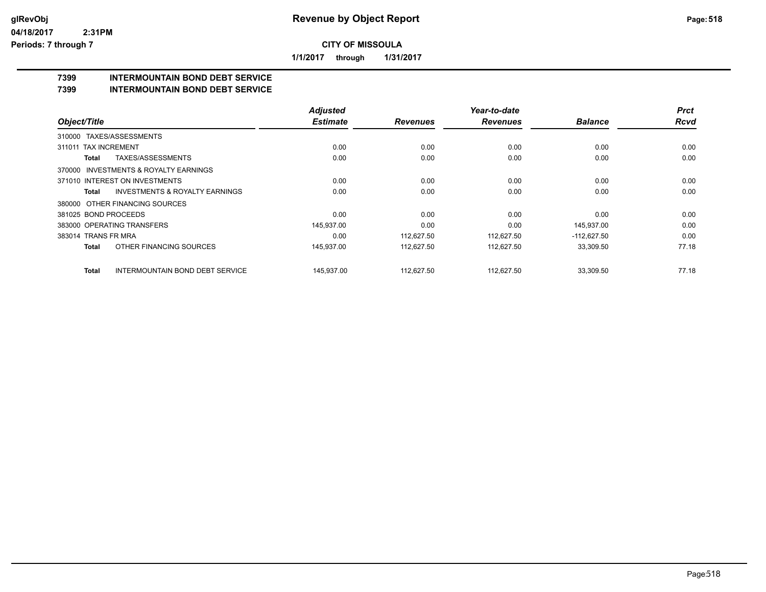# Revenue by Object Report

glRevObj
04/18/2017 2:31PM
Periods: 7 through 7

**CITY OF MISSOULA**

**1/1/2017 through 1/31/2017**

## 7399 INTERMOUNTAIN BOND DEBT SERVICE
## 7399 INTERMOUNTAIN BOND DEBT SERVICE

| Object/Title | Adjusted Estimate | Revenues | Year-to-date Revenues | Balance | Prct Rcvd |
|---|---|---|---|---|---|
| 310000 TAXES/ASSESSMENTS | | | | | |
| 311011 TAX INCREMENT | 0.00 | 0.00 | 0.00 | 0.00 | 0.00 |
| **Total** TAXES/ASSESSMENTS | 0.00 | 0.00 | 0.00 | 0.00 | 0.00 |
| 370000 INVESTMENTS & ROYALTY EARNINGS | | | | | |
| 371010 INTEREST ON INVESTMENTS | 0.00 | 0.00 | 0.00 | 0.00 | 0.00 |
| **Total** INVESTMENTS & ROYALTY EARNINGS | 0.00 | 0.00 | 0.00 | 0.00 | 0.00 |
| 380000 OTHER FINANCING SOURCES | | | | | |
| 381025 BOND PROCEEDS | 0.00 | 0.00 | 0.00 | 0.00 | 0.00 |
| 383000 OPERATING TRANSFERS | 145,937.00 | 0.00 | 0.00 | 145,937.00 | 0.00 |
| 383014 TRANS FR MRA | 0.00 | 112,627.50 | 112,627.50 | -112,627.50 | 0.00 |
| **Total** OTHER FINANCING SOURCES | 145,937.00 | 112,627.50 | 112,627.50 | 33,309.50 | 77.18 |
| **Total** INTERMOUNTAIN BOND DEBT SERVICE | 145,937.00 | 112,627.50 | 112,627.50 | 33,309.50 | 77.18 |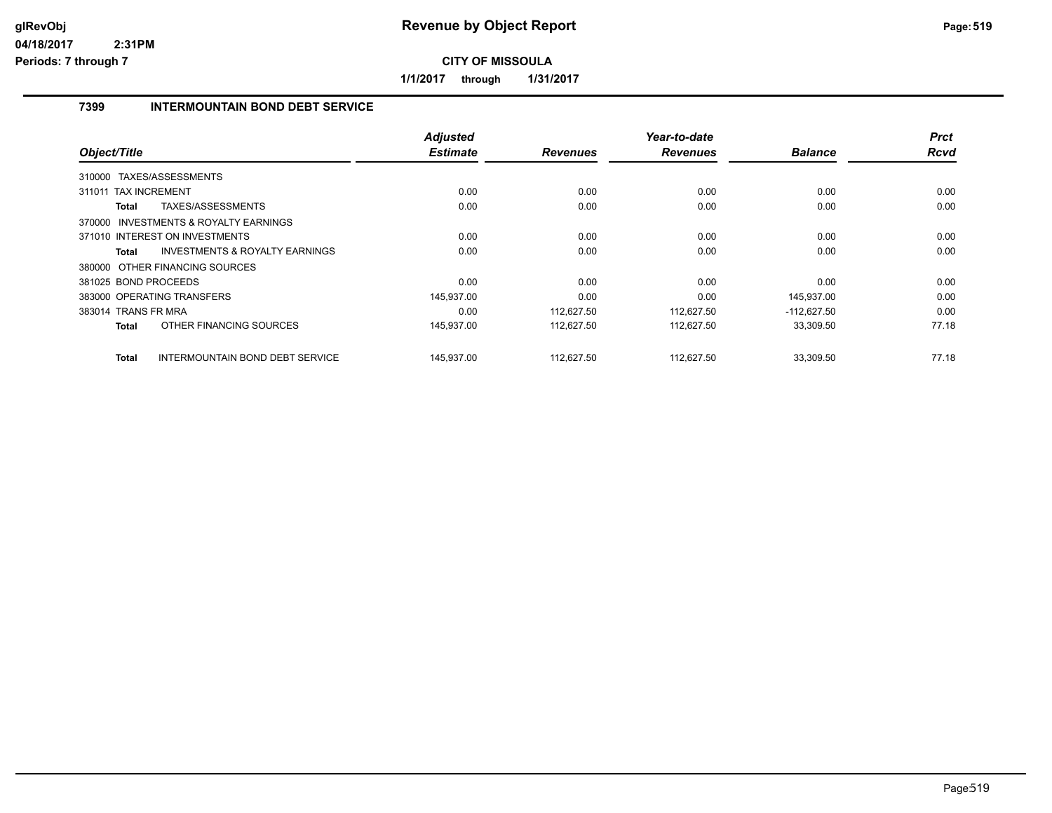# Revenue by Object Report

**CITY OF MISSOULA**

**1/1/2017 through 1/31/2017**

glRevObj
04/18/2017 2:31PM
Periods: 7 through 7

## 7399 INTERMOUNTAIN BOND DEBT SERVICE

| Object/Title | Adjusted Estimate | Revenues | Year-to-date Revenues | Balance | Prct Rcvd |
|---|---|---|---|---|---|
| 310000 TAXES/ASSESSMENTS | | | | | |
| 311011 TAX INCREMENT | 0.00 | 0.00 | 0.00 | 0.00 | 0.00 |
| **Total** TAXES/ASSESSMENTS | 0.00 | 0.00 | 0.00 | 0.00 | 0.00 |
| 370000 INVESTMENTS & ROYALTY EARNINGS | | | | | |
| 371010 INTEREST ON INVESTMENTS | 0.00 | 0.00 | 0.00 | 0.00 | 0.00 |
| **Total** INVESTMENTS & ROYALTY EARNINGS | 0.00 | 0.00 | 0.00 | 0.00 | 0.00 |
| 380000 OTHER FINANCING SOURCES | | | | | |
| 381025 BOND PROCEEDS | 0.00 | 0.00 | 0.00 | 0.00 | 0.00 |
| 383000 OPERATING TRANSFERS | 145,937.00 | 0.00 | 0.00 | 145,937.00 | 0.00 |
| 383014 TRANS FR MRA | 0.00 | 112,627.50 | 112,627.50 | -112,627.50 | 0.00 |
| **Total** OTHER FINANCING SOURCES | 145,937.00 | 112,627.50 | 112,627.50 | 33,309.50 | 77.18 |
| **Total** INTERMOUNTAIN BOND DEBT SERVICE | 145,937.00 | 112,627.50 | 112,627.50 | 33,309.50 | 77.18 |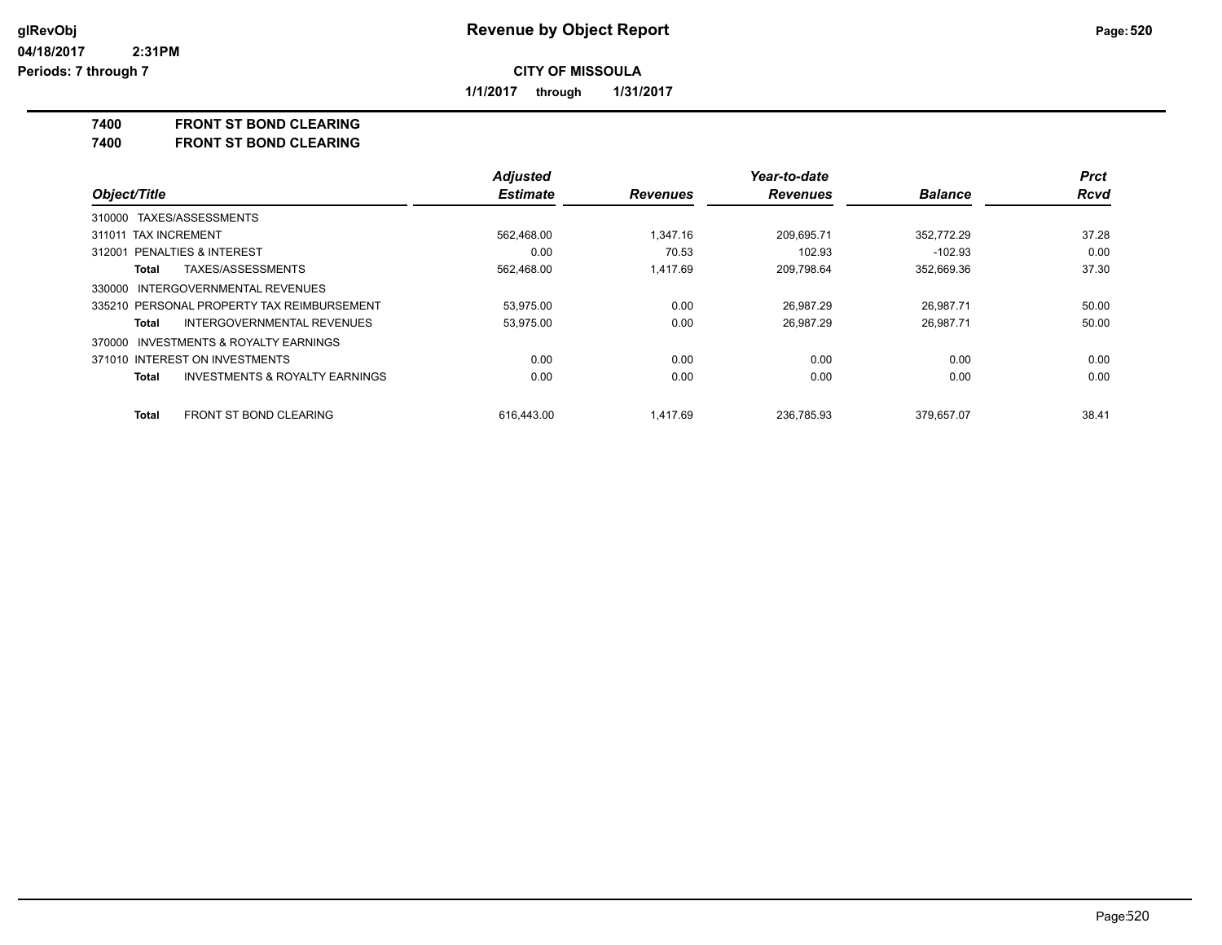**Revenue by Object Report**

glRevObj
04/18/2017 2:31PM
Periods: 7 through 7

**CITY OF MISSOULA**

**1/1/2017 through 1/31/2017**

**7400 FRONT ST BOND CLEARING**
**7400 FRONT ST BOND CLEARING**

| Object/Title | Adjusted Estimate | Revenues | Year-to-date Revenues | Balance | Prct Rcvd |
|---|---|---|---|---|---|
| 310000 TAXES/ASSESSMENTS | | | | | |
| 311011 TAX INCREMENT | 562,468.00 | 1,347.16 | 209,695.71 | 352,772.29 | 37.28 |
| 312001 PENALTIES & INTEREST | 0.00 | 70.53 | 102.93 | -102.93 | 0.00 |
| **Total** TAXES/ASSESSMENTS | 562,468.00 | 1,417.69 | 209,798.64 | 352,669.36 | 37.30 |
| 330000 INTERGOVERNMENTAL REVENUES | | | | | |
| 335210 PERSONAL PROPERTY TAX REIMBURSEMENT | 53,975.00 | 0.00 | 26,987.29 | 26,987.71 | 50.00 |
| **Total** INTERGOVERNMENTAL REVENUES | 53,975.00 | 0.00 | 26,987.29 | 26,987.71 | 50.00 |
| 370000 INVESTMENTS & ROYALTY EARNINGS | | | | | |
| 371010 INTEREST ON INVESTMENTS | 0.00 | 0.00 | 0.00 | 0.00 | 0.00 |
| **Total** INVESTMENTS & ROYALTY EARNINGS | 0.00 | 0.00 | 0.00 | 0.00 | 0.00 |
| **Total** FRONT ST BOND CLEARING | 616,443.00 | 1,417.69 | 236,785.93 | 379,657.07 | 38.41 |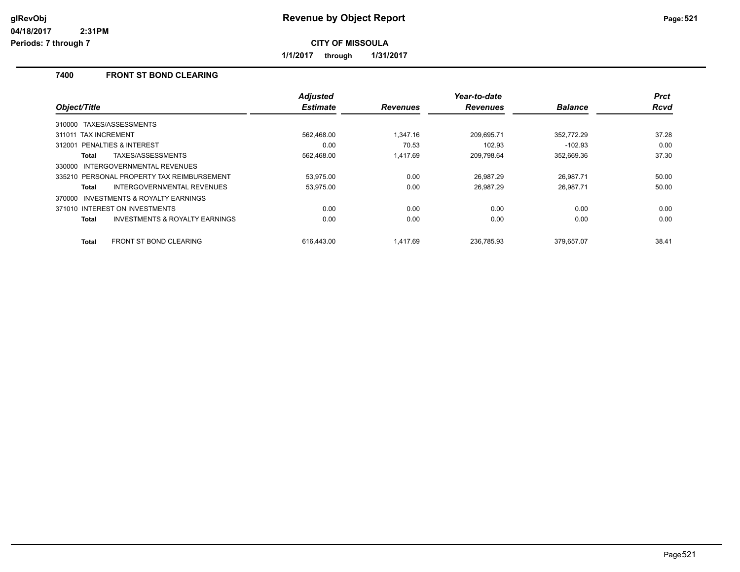# Revenue by Object Report

**CITY OF MISSOULA**

**1/1/2017 through 1/31/2017**

glRevObj
04/18/2017 2:31PM
Periods: 7 through 7

## 7400 FRONT ST BOND CLEARING

| Object/Title | Adjusted Estimate | Revenues | Year-to-date Revenues | Balance | Prct Rcvd |
|---|---|---|---|---|---|
| 310000 TAXES/ASSESSMENTS | | | | | |
| 311011 TAX INCREMENT | 562,468.00 | 1,347.16 | 209,695.71 | 352,772.29 | 37.28 |
| 312001 PENALTIES & INTEREST | 0.00 | 70.53 | 102.93 | -102.93 | 0.00 |
| **Total** TAXES/ASSESSMENTS | 562,468.00 | 1,417.69 | 209,798.64 | 352,669.36 | 37.30 |
| 330000 INTERGOVERNMENTAL REVENUES | | | | | |
| 335210 PERSONAL PROPERTY TAX REIMBURSEMENT | 53,975.00 | 0.00 | 26,987.29 | 26,987.71 | 50.00 |
| **Total** INTERGOVERNMENTAL REVENUES | 53,975.00 | 0.00 | 26,987.29 | 26,987.71 | 50.00 |
| 370000 INVESTMENTS & ROYALTY EARNINGS | | | | | |
| 371010 INTEREST ON INVESTMENTS | 0.00 | 0.00 | 0.00 | 0.00 | 0.00 |
| **Total** INVESTMENTS & ROYALTY EARNINGS | 0.00 | 0.00 | 0.00 | 0.00 | 0.00 |
| **Total** FRONT ST BOND CLEARING | 616,443.00 | 1,417.69 | 236,785.93 | 379,657.07 | 38.41 |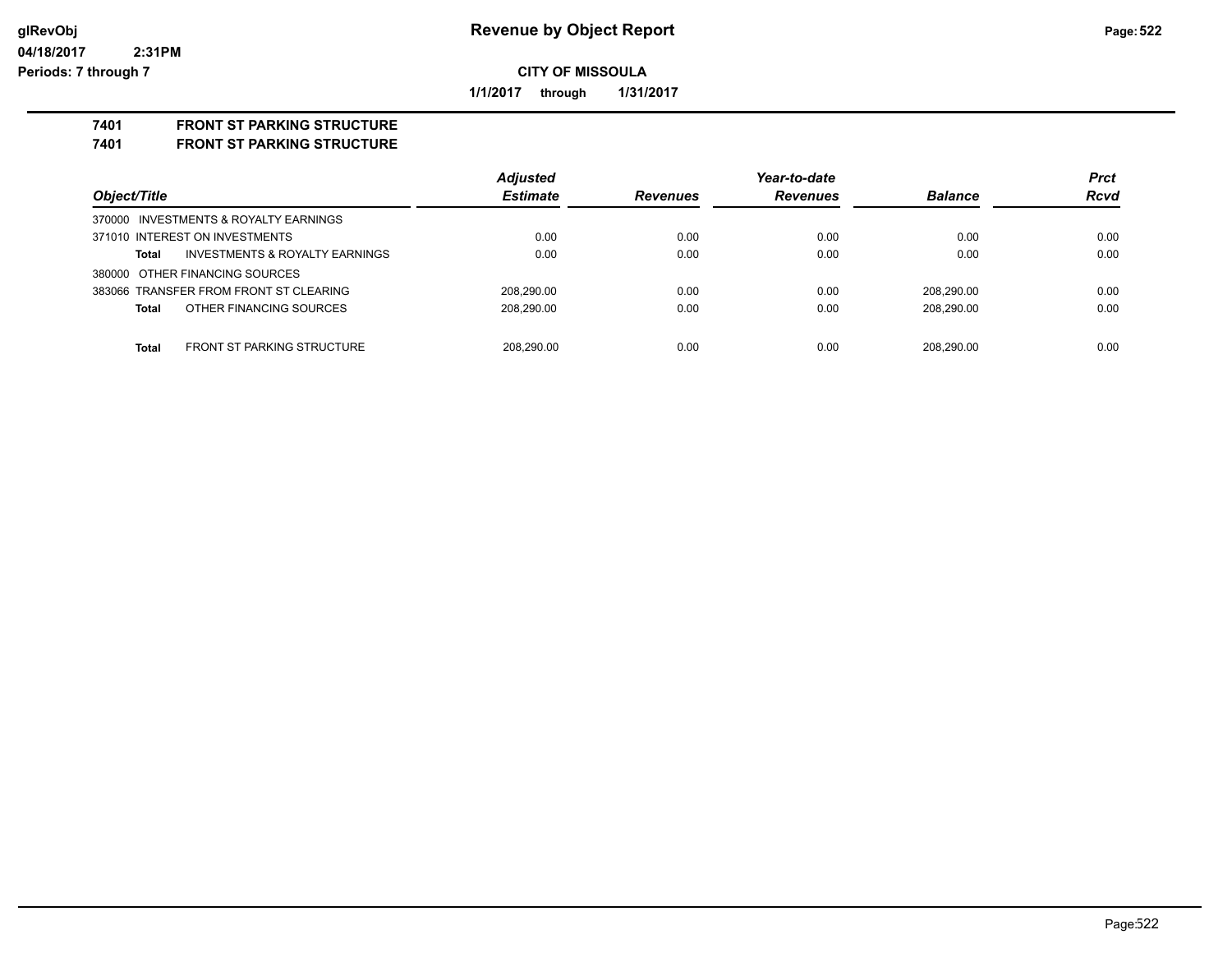# Revenue by Object Report

glRevObj
04/18/2017 2:31PM
Periods: 7 through 7

**CITY OF MISSOULA**

**1/1/2017 through 1/31/2017**

**7401 FRONT ST PARKING STRUCTURE**
**7401 FRONT ST PARKING STRUCTURE**

| Object/Title | Adjusted Estimate | Revenues | Year-to-date Revenues | Balance | Prct Rcvd |
|---|---|---|---|---|---|
| 370000 INVESTMENTS & ROYALTY EARNINGS | | | | | |
| 371010 INTEREST ON INVESTMENTS | 0.00 | 0.00 | 0.00 | 0.00 | 0.00 |
| **Total** INVESTMENTS & ROYALTY EARNINGS | 0.00 | 0.00 | 0.00 | 0.00 | 0.00 |
| 380000 OTHER FINANCING SOURCES | | | | | |
| 383066 TRANSFER FROM FRONT ST CLEARING | 208,290.00 | 0.00 | 0.00 | 208,290.00 | 0.00 |
| **Total** OTHER FINANCING SOURCES | 208,290.00 | 0.00 | 0.00 | 208,290.00 | 0.00 |
| **Total** FRONT ST PARKING STRUCTURE | 208,290.00 | 0.00 | 0.00 | 208,290.00 | 0.00 |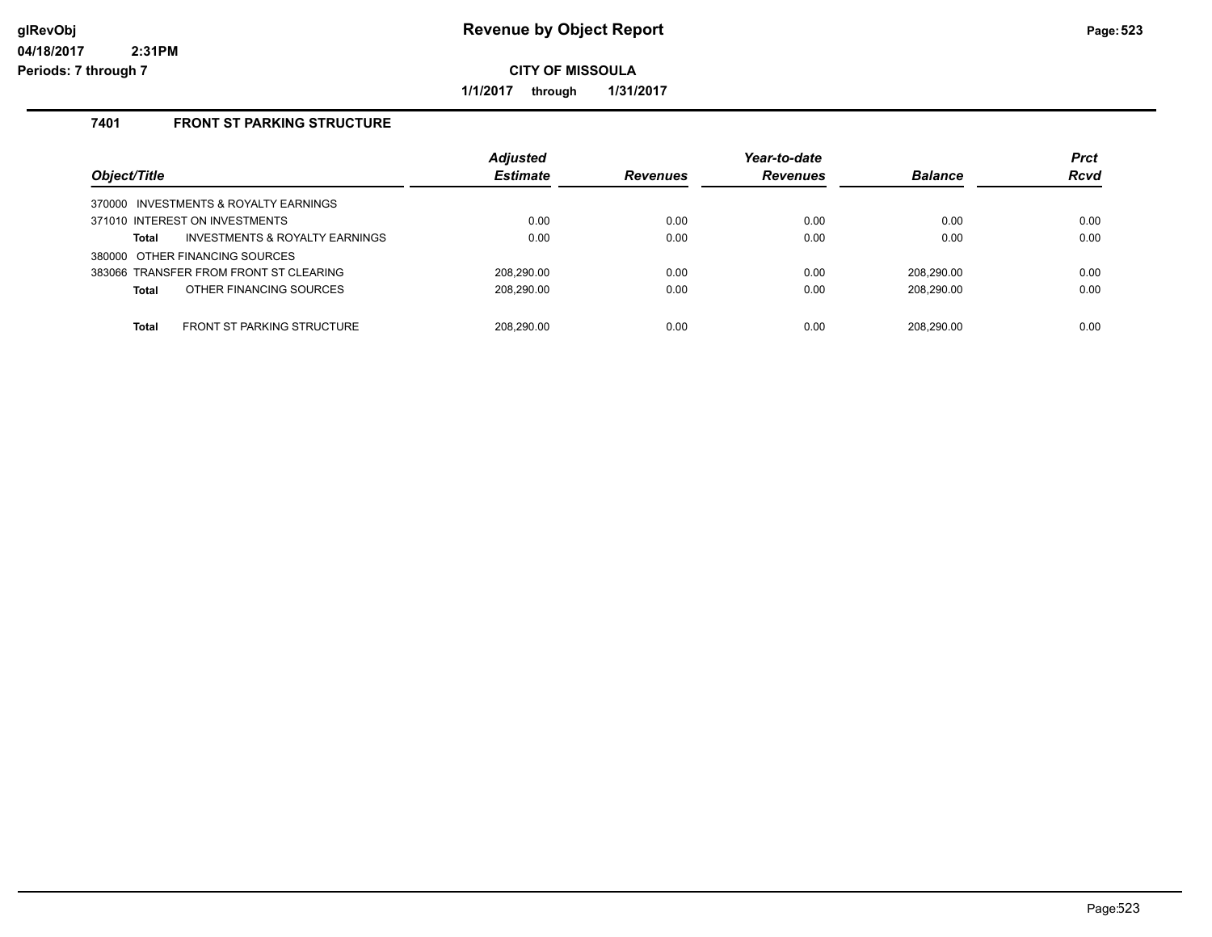# Revenue by Object Report

**CITY OF MISSOULA**

**1/1/2017 through 1/31/2017**

glRevObj
04/18/2017 2:31PM
Periods: 7 through 7

### 7401 FRONT ST PARKING STRUCTURE

| Object/Title | Adjusted Estimate | Revenues | Year-to-date Revenues | Balance | Prct Rcvd |
|---|---|---|---|---|---|
| 370000 INVESTMENTS & ROYALTY EARNINGS | | | | | |
| 371010 INTEREST ON INVESTMENTS | 0.00 | 0.00 | 0.00 | 0.00 | 0.00 |
| **Total** INVESTMENTS & ROYALTY EARNINGS | 0.00 | 0.00 | 0.00 | 0.00 | 0.00 |
| 380000 OTHER FINANCING SOURCES | | | | | |
| 383066 TRANSFER FROM FRONT ST CLEARING | 208,290.00 | 0.00 | 0.00 | 208,290.00 | 0.00 |
| **Total** OTHER FINANCING SOURCES | 208,290.00 | 0.00 | 0.00 | 208,290.00 | 0.00 |
| **Total** FRONT ST PARKING STRUCTURE | 208,290.00 | 0.00 | 0.00 | 208,290.00 | 0.00 |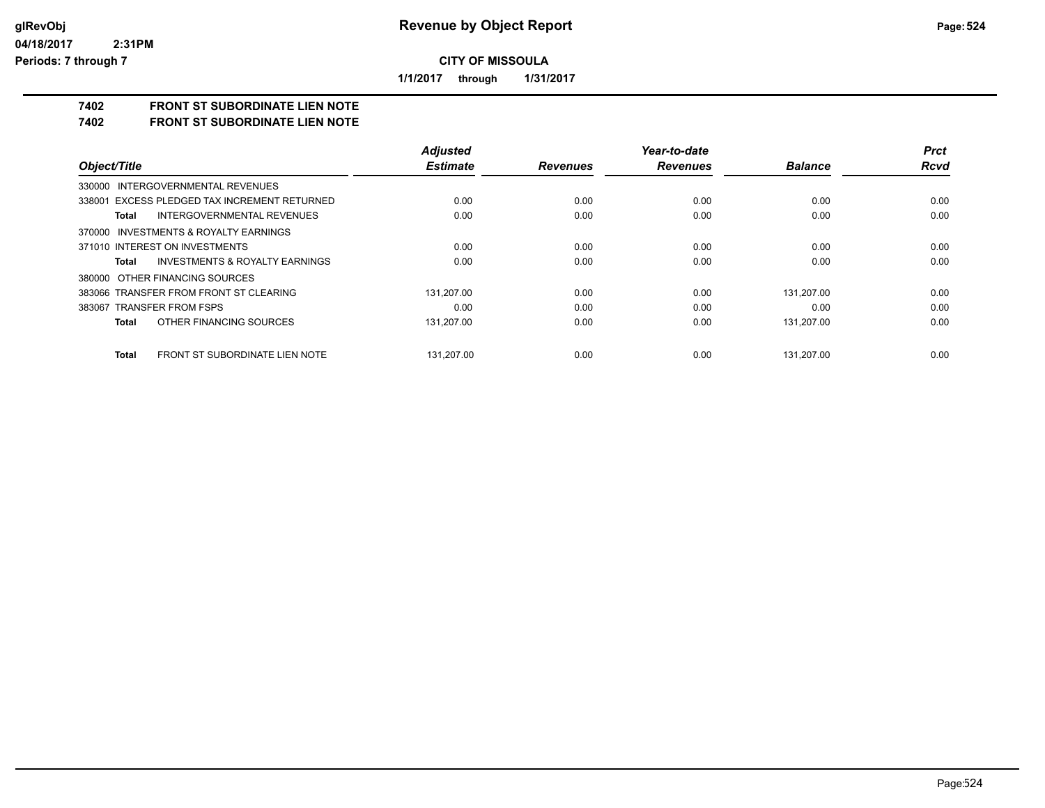# Revenue by Object Report

glRevObj
04/18/2017 2:31PM
Periods: 7 through 7

**CITY OF MISSOULA**

**1/1/2017 through 1/31/2017**

## 7402 FRONT ST SUBORDINATE LIEN NOTE
## 7402 FRONT ST SUBORDINATE LIEN NOTE

| Object/Title | Adjusted Estimate | Revenues | Year-to-date Revenues | Balance | Prct Rcvd |
|---|---|---|---|---|---|
| 330000 INTERGOVERNMENTAL REVENUES | | | | | |
| 338001 EXCESS PLEDGED TAX INCREMENT RETURNED | 0.00 | 0.00 | 0.00 | 0.00 | 0.00 |
| **Total** INTERGOVERNMENTAL REVENUES | 0.00 | 0.00 | 0.00 | 0.00 | 0.00 |
| 370000 INVESTMENTS & ROYALTY EARNINGS | | | | | |
| 371010 INTEREST ON INVESTMENTS | 0.00 | 0.00 | 0.00 | 0.00 | 0.00 |
| **Total** INVESTMENTS & ROYALTY EARNINGS | 0.00 | 0.00 | 0.00 | 0.00 | 0.00 |
| 380000 OTHER FINANCING SOURCES | | | | | |
| 383066 TRANSFER FROM FRONT ST CLEARING | 131,207.00 | 0.00 | 0.00 | 131,207.00 | 0.00 |
| 383067 TRANSFER FROM FSPS | 0.00 | 0.00 | 0.00 | 0.00 | 0.00 |
| **Total** OTHER FINANCING SOURCES | 131,207.00 | 0.00 | 0.00 | 131,207.00 | 0.00 |
| **Total** FRONT ST SUBORDINATE LIEN NOTE | 131,207.00 | 0.00 | 0.00 | 131,207.00 | 0.00 |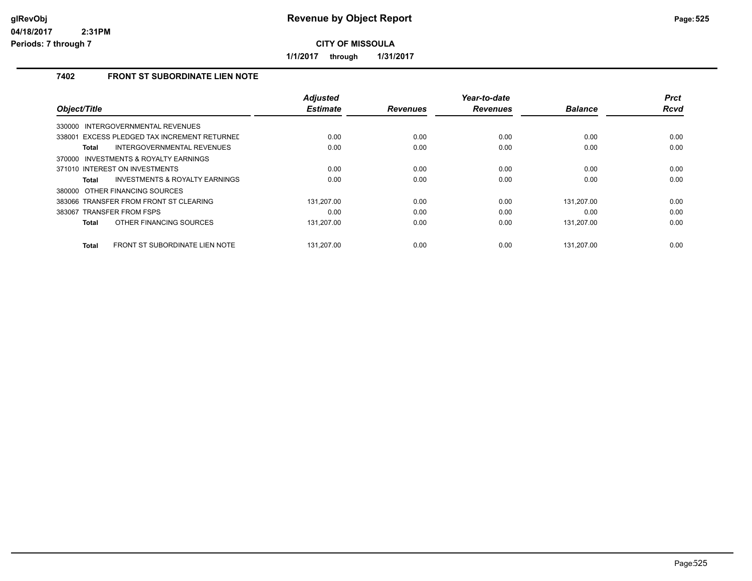# Revenue by Object Report

**CITY OF MISSOULA**

**1/1/2017 through 1/31/2017**

glRevObj
04/18/2017 2:31PM
Periods: 7 through 7

## 7402 FRONT ST SUBORDINATE LIEN NOTE

| Object/Title | Adjusted Estimate | Revenues | Year-to-date Revenues | Balance | Prct Rcvd |
|---|---|---|---|---|---|
| 330000 INTERGOVERNMENTAL REVENUES | | | | | |
| 338001 EXCESS PLEDGED TAX INCREMENT RETURNED | 0.00 | 0.00 | 0.00 | 0.00 | 0.00 |
| **Total** INTERGOVERNMENTAL REVENUES | 0.00 | 0.00 | 0.00 | 0.00 | 0.00 |
| 370000 INVESTMENTS & ROYALTY EARNINGS | | | | | |
| 371010 INTEREST ON INVESTMENTS | 0.00 | 0.00 | 0.00 | 0.00 | 0.00 |
| **Total** INVESTMENTS & ROYALTY EARNINGS | 0.00 | 0.00 | 0.00 | 0.00 | 0.00 |
| 380000 OTHER FINANCING SOURCES | | | | | |
| 383066 TRANSFER FROM FRONT ST CLEARING | 131,207.00 | 0.00 | 0.00 | 131,207.00 | 0.00 |
| 383067 TRANSFER FROM FSPS | 0.00 | 0.00 | 0.00 | 0.00 | 0.00 |
| **Total** OTHER FINANCING SOURCES | 131,207.00 | 0.00 | 0.00 | 131,207.00 | 0.00 |
| **Total** FRONT ST SUBORDINATE LIEN NOTE | 131,207.00 | 0.00 | 0.00 | 131,207.00 | 0.00 |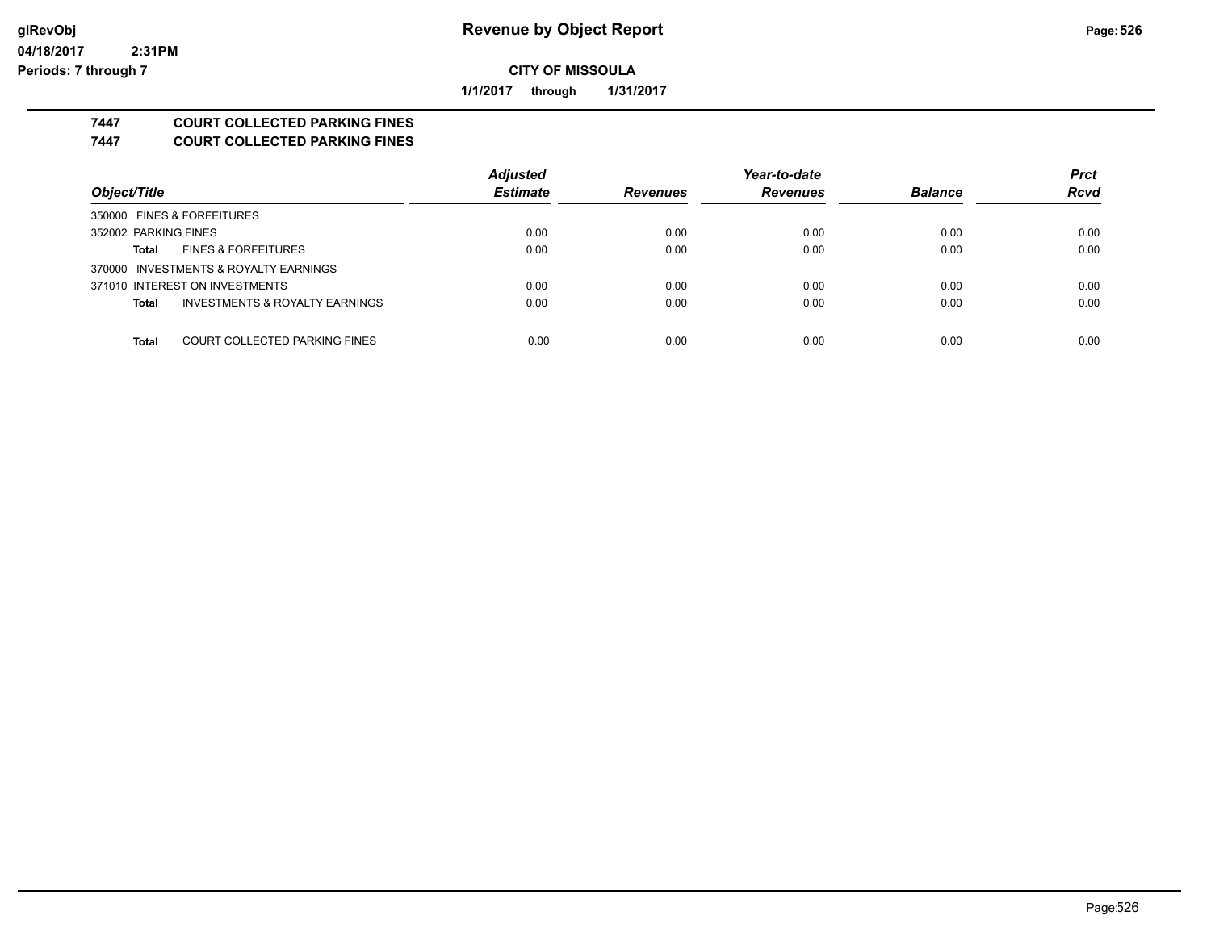**glRevObj** 04/18/2017 2:31PM
**Periods: 7 through 7**

# Revenue by Object Report

**CITY OF MISSOULA**

**1/1/2017 through 1/31/2017**

## 7447 COURT COLLECTED PARKING FINES
## 7447 COURT COLLECTED PARKING FINES

| Object/Title | | Adjusted Estimate | Revenues | Year-to-date Revenues | Balance | Prct Rcvd |
|---|---|---|---|---|---|---|
| 350000 FINES & FORFEITURES | | | | | | |
| 352002 PARKING FINES | | 0.00 | 0.00 | 0.00 | 0.00 | 0.00 |
| **Total** | FINES & FORFEITURES | 0.00 | 0.00 | 0.00 | 0.00 | 0.00 |
| 370000 INVESTMENTS & ROYALTY EARNINGS | | | | | | |
| 371010 INTEREST ON INVESTMENTS | | 0.00 | 0.00 | 0.00 | 0.00 | 0.00 |
| **Total** | INVESTMENTS & ROYALTY EARNINGS | 0.00 | 0.00 | 0.00 | 0.00 | 0.00 |
| **Total** | COURT COLLECTED PARKING FINES | 0.00 | 0.00 | 0.00 | 0.00 | 0.00 |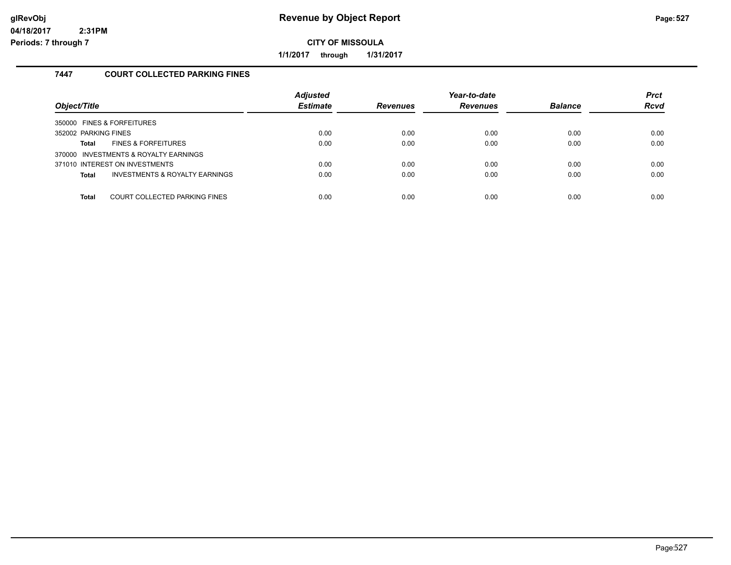# Revenue by Object Report

**glRevObj**
**04/18/2017 2:31PM**
**Periods: 7 through 7**

**CITY OF MISSOULA**

**1/1/2017 through 1/31/2017**

### 7447 COURT COLLECTED PARKING FINES

| Object/Title | | Adjusted Estimate | Revenues | Year-to-date Revenues | Balance | Prct Rcvd |
|---|---|---|---|---|---|---|
| 350000 FINES & FORFEITURES | | | | | | |
| 352002 PARKING FINES | | 0.00 | 0.00 | 0.00 | 0.00 | 0.00 |
| **Total** | FINES & FORFEITURES | 0.00 | 0.00 | 0.00 | 0.00 | 0.00 |
| 370000 INVESTMENTS & ROYALTY EARNINGS | | | | | | |
| 371010 INTEREST ON INVESTMENTS | | 0.00 | 0.00 | 0.00 | 0.00 | 0.00 |
| **Total** | INVESTMENTS & ROYALTY EARNINGS | 0.00 | 0.00 | 0.00 | 0.00 | 0.00 |
| **Total** | COURT COLLECTED PARKING FINES | 0.00 | 0.00 | 0.00 | 0.00 | 0.00 |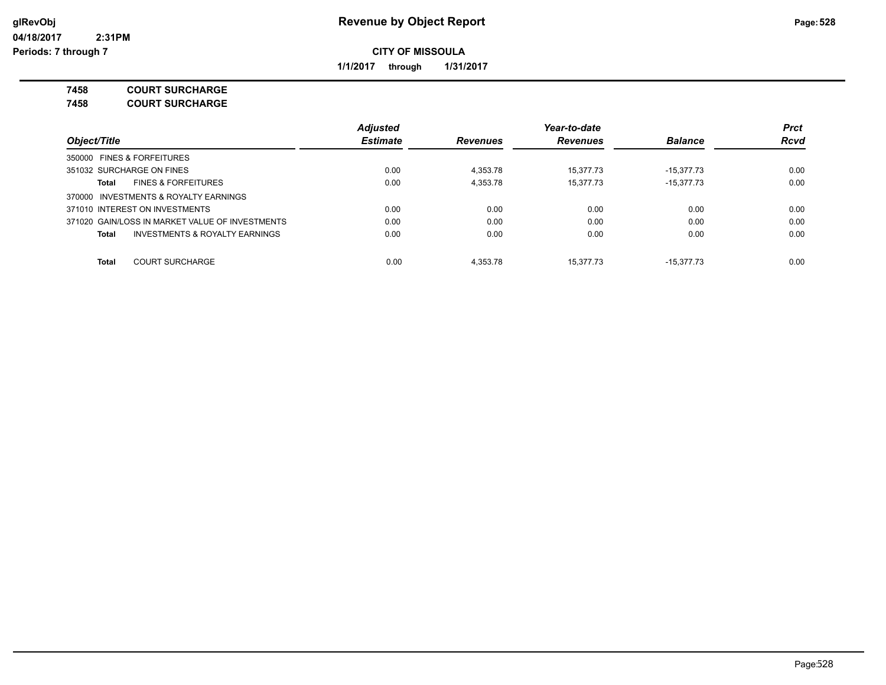**Revenue by Object Report**

**CITY OF MISSOULA**

**1/1/2017 through 1/31/2017**

glRevObj
04/18/2017 2:31PM
Periods: 7 through 7

## 7458 COURT SURCHARGE
## 7458 COURT SURCHARGE

| Object/Title | Adjusted Estimate | Revenues | Year-to-date Revenues | Balance | Prct Rcvd |
|---|---|---|---|---|---|
| 350000 FINES & FORFEITURES | | | | | |
| 351032 SURCHARGE ON FINES | 0.00 | 4,353.78 | 15,377.73 | -15,377.73 | 0.00 |
| **Total** FINES & FORFEITURES | 0.00 | 4,353.78 | 15,377.73 | -15,377.73 | 0.00 |
| 370000 INVESTMENTS & ROYALTY EARNINGS | | | | | |
| 371010 INTEREST ON INVESTMENTS | 0.00 | 0.00 | 0.00 | 0.00 | 0.00 |
| 371020 GAIN/LOSS IN MARKET VALUE OF INVESTMENTS | 0.00 | 0.00 | 0.00 | 0.00 | 0.00 |
| **Total** INVESTMENTS & ROYALTY EARNINGS | 0.00 | 0.00 | 0.00 | 0.00 | 0.00 |
| **Total** COURT SURCHARGE | 0.00 | 4,353.78 | 15,377.73 | -15,377.73 | 0.00 |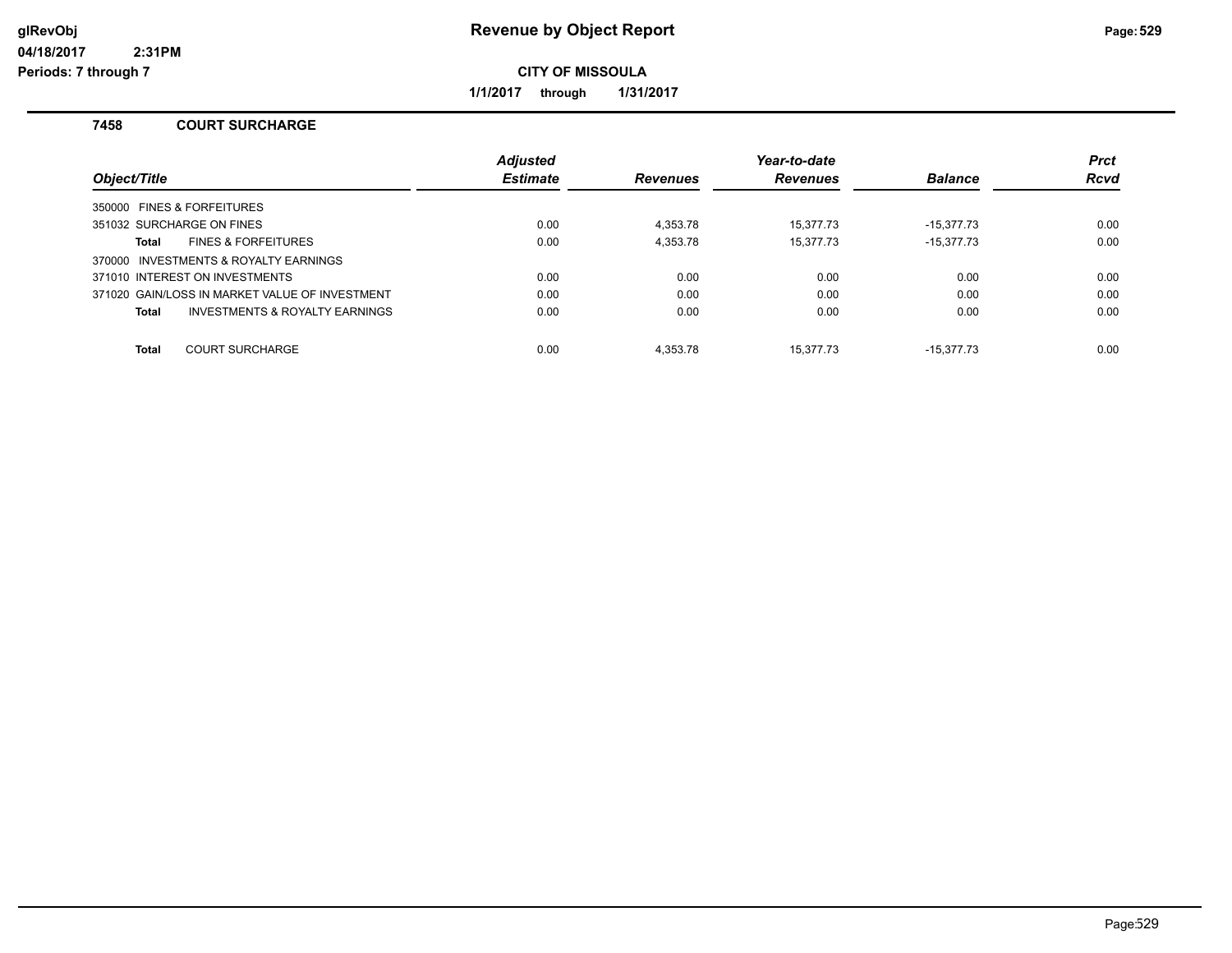# Revenue by Object Report

**CITY OF MISSOULA**

**1/1/2017 through 1/31/2017**

glRevObj
04/18/2017 2:31PM
Periods: 7 through 7

## 7458 COURT SURCHARGE

| Object/Title | Adjusted Estimate | Revenues | Year-to-date Revenues | Balance | Prct Rcvd |
|---|---|---|---|---|---|
| 350000 FINES & FORFEITURES | | | | | |
| 351032 SURCHARGE ON FINES | 0.00 | 4,353.78 | 15,377.73 | -15,377.73 | 0.00 |
| **Total** FINES & FORFEITURES | 0.00 | 4,353.78 | 15,377.73 | -15,377.73 | 0.00 |
| 370000 INVESTMENTS & ROYALTY EARNINGS | | | | | |
| 371010 INTEREST ON INVESTMENTS | 0.00 | 0.00 | 0.00 | 0.00 | 0.00 |
| 371020 GAIN/LOSS IN MARKET VALUE OF INVESTMENT | 0.00 | 0.00 | 0.00 | 0.00 | 0.00 |
| **Total** INVESTMENTS & ROYALTY EARNINGS | 0.00 | 0.00 | 0.00 | 0.00 | 0.00 |
| **Total** COURT SURCHARGE | 0.00 | 4,353.78 | 15,377.73 | -15,377.73 | 0.00 |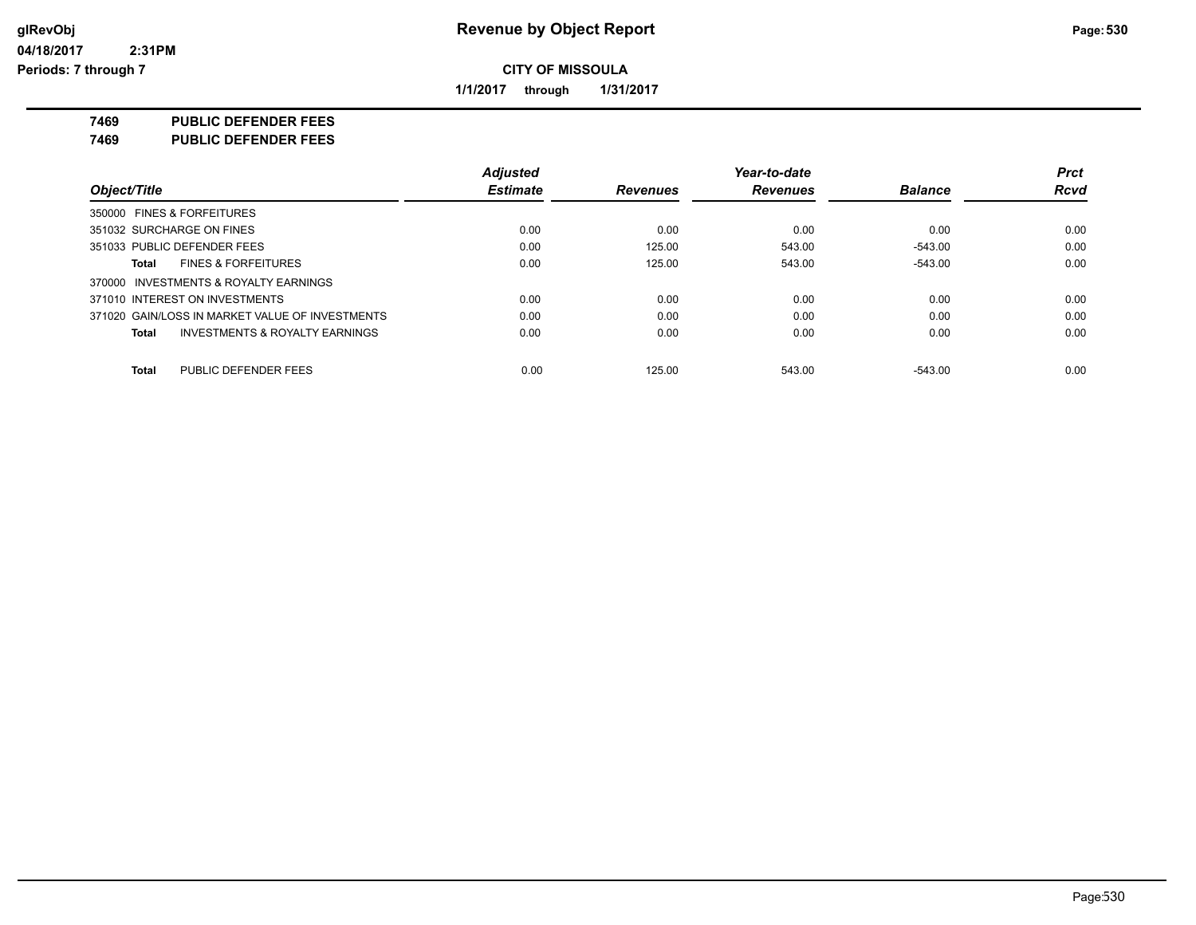**glRevObj** **Revenue by Object Report**

**04/18/2017 2:31PM**

**Periods: 7 through 7**

**CITY OF MISSOULA**

**1/1/2017 through 1/31/2017**

**7469 PUBLIC DEFENDER FEES**

**7469 PUBLIC DEFENDER FEES**

| Object/Title | Adjusted Estimate | Revenues | Year-to-date Revenues | Balance | Prct Rcvd |
|---|---|---|---|---|---|
| 350000 FINES & FORFEITURES | | | | | |
| 351032 SURCHARGE ON FINES | 0.00 | 0.00 | 0.00 | 0.00 | 0.00 |
| 351033 PUBLIC DEFENDER FEES | 0.00 | 125.00 | 543.00 | -543.00 | 0.00 |
| **Total** FINES & FORFEITURES | 0.00 | 125.00 | 543.00 | -543.00 | 0.00 |
| 370000 INVESTMENTS & ROYALTY EARNINGS | | | | | |
| 371010 INTEREST ON INVESTMENTS | 0.00 | 0.00 | 0.00 | 0.00 | 0.00 |
| 371020 GAIN/LOSS IN MARKET VALUE OF INVESTMENTS | 0.00 | 0.00 | 0.00 | 0.00 | 0.00 |
| **Total** INVESTMENTS & ROYALTY EARNINGS | 0.00 | 0.00 | 0.00 | 0.00 | 0.00 |
| **Total** PUBLIC DEFENDER FEES | 0.00 | 125.00 | 543.00 | -543.00 | 0.00 |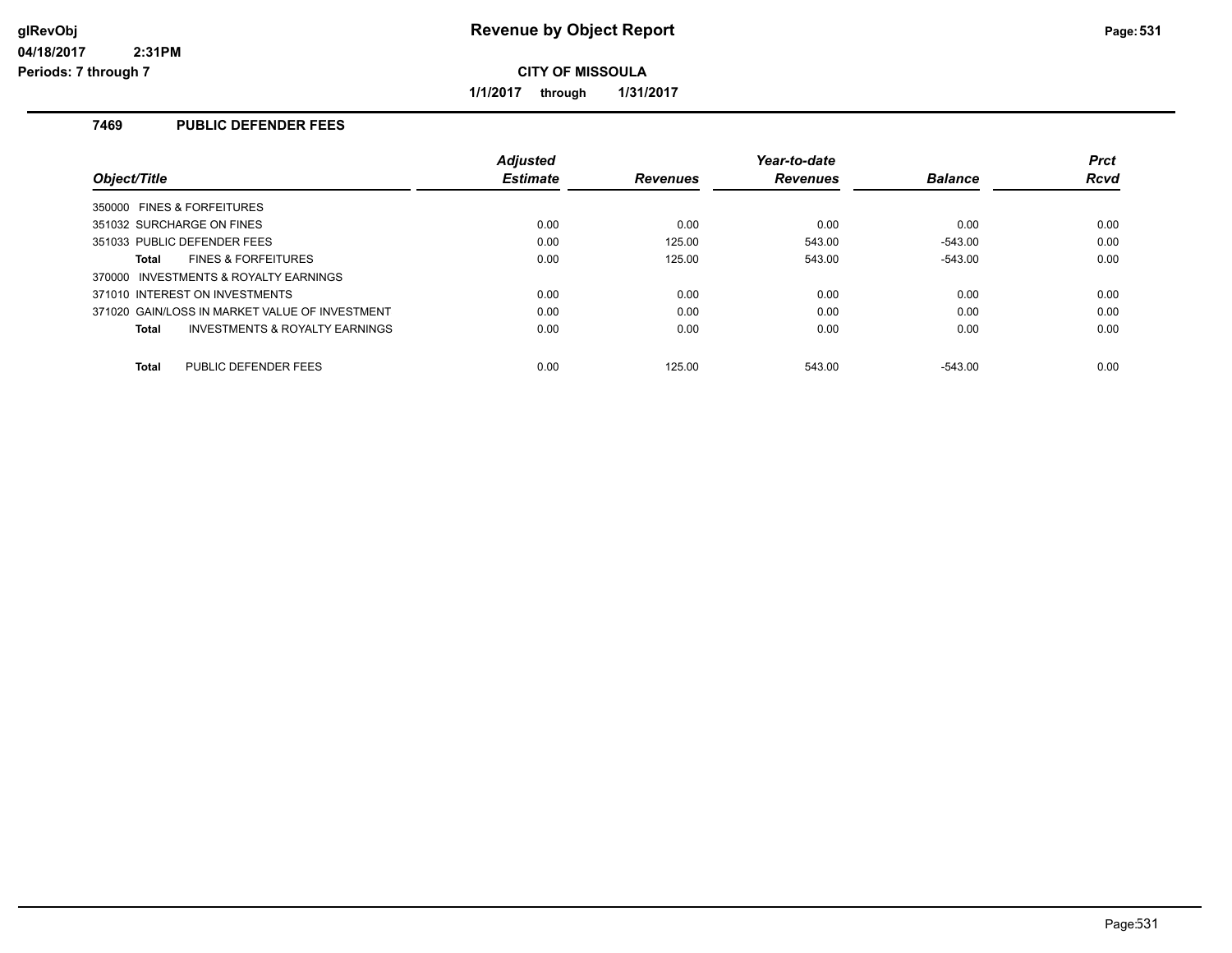# Revenue by Object Report

**CITY OF MISSOULA**

**1/1/2017 through 1/31/2017**

glRevObj
04/18/2017 2:31PM
Periods: 7 through 7

### 7469 PUBLIC DEFENDER FEES

| Object/Title | Adjusted Estimate | Revenues | Year-to-date Revenues | Balance | Prct Rcvd |
|---|---|---|---|---|---|
| 350000 FINES & FORFEITURES | | | | | |
| 351032 SURCHARGE ON FINES | 0.00 | 0.00 | 0.00 | 0.00 | 0.00 |
| 351033 PUBLIC DEFENDER FEES | 0.00 | 125.00 | 543.00 | -543.00 | 0.00 |
| **Total** FINES & FORFEITURES | 0.00 | 125.00 | 543.00 | -543.00 | 0.00 |
| 370000 INVESTMENTS & ROYALTY EARNINGS | | | | | |
| 371010 INTEREST ON INVESTMENTS | 0.00 | 0.00 | 0.00 | 0.00 | 0.00 |
| 371020 GAIN/LOSS IN MARKET VALUE OF INVESTMENT | 0.00 | 0.00 | 0.00 | 0.00 | 0.00 |
| **Total** INVESTMENTS & ROYALTY EARNINGS | 0.00 | 0.00 | 0.00 | 0.00 | 0.00 |
| **Total** PUBLIC DEFENDER FEES | 0.00 | 125.00 | 543.00 | -543.00 | 0.00 |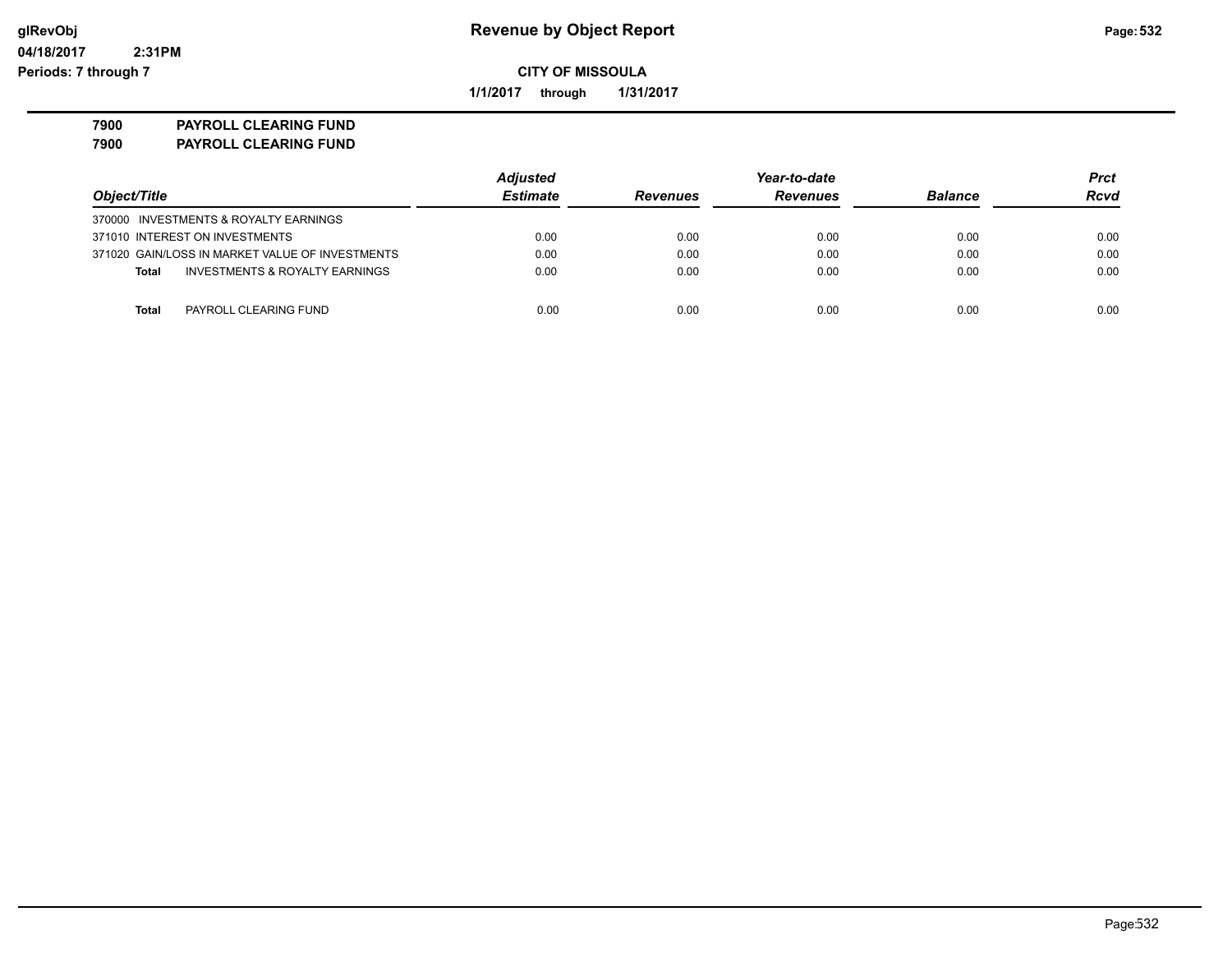# Revenue by Object Report

**CITY OF MISSOULA**

**1/1/2017 through 1/31/2017**

**7900 PAYROLL CLEARING FUND**
**7900 PAYROLL CLEARING FUND**

| Object/Title | Adjusted Estimate | Revenues | Year-to-date Revenues | Balance | Prct Rcvd |
|---|---|---|---|---|---|
| 370000 INVESTMENTS & ROYALTY EARNINGS | | | | | |
| 371010 INTEREST ON INVESTMENTS | 0.00 | 0.00 | 0.00 | 0.00 | 0.00 |
| 371020 GAIN/LOSS IN MARKET VALUE OF INVESTMENTS | 0.00 | 0.00 | 0.00 | 0.00 | 0.00 |
| **Total** INVESTMENTS & ROYALTY EARNINGS | 0.00 | 0.00 | 0.00 | 0.00 | 0.00 |
| **Total** PAYROLL CLEARING FUND | 0.00 | 0.00 | 0.00 | 0.00 | 0.00 |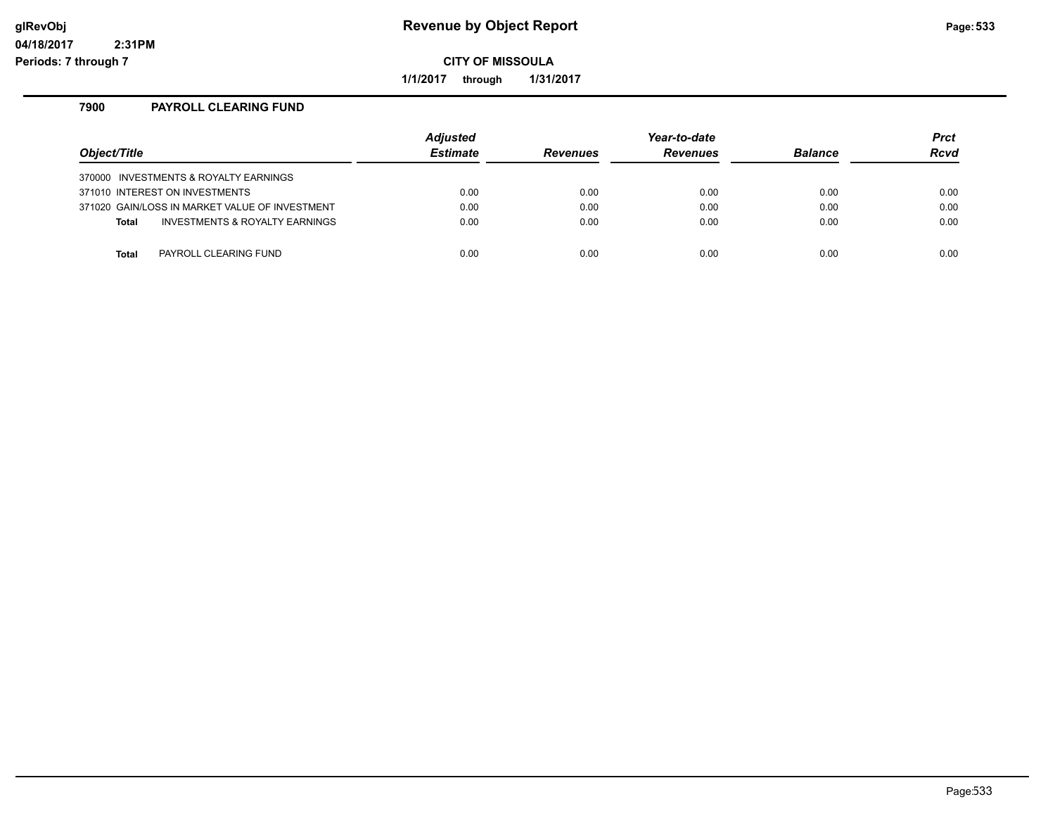# Revenue by Object Report

**CITY OF MISSOULA**

**1/1/2017 through 1/31/2017**

glRevObj
04/18/2017 2:31PM
Periods: 7 through 7

## 7900 PAYROLL CLEARING FUND

| Object/Title | Adjusted Estimate | Revenues | Year-to-date Revenues | Balance | Prct Rcvd |
|---|---|---|---|---|---|
| 370000 INVESTMENTS & ROYALTY EARNINGS | | | | | |
| 371010 INTEREST ON INVESTMENTS | 0.00 | 0.00 | 0.00 | 0.00 | 0.00 |
| 371020 GAIN/LOSS IN MARKET VALUE OF INVESTMENT | 0.00 | 0.00 | 0.00 | 0.00 | 0.00 |
| **Total** INVESTMENTS & ROYALTY EARNINGS | 0.00 | 0.00 | 0.00 | 0.00 | 0.00 |
| **Total** PAYROLL CLEARING FUND | 0.00 | 0.00 | 0.00 | 0.00 | 0.00 |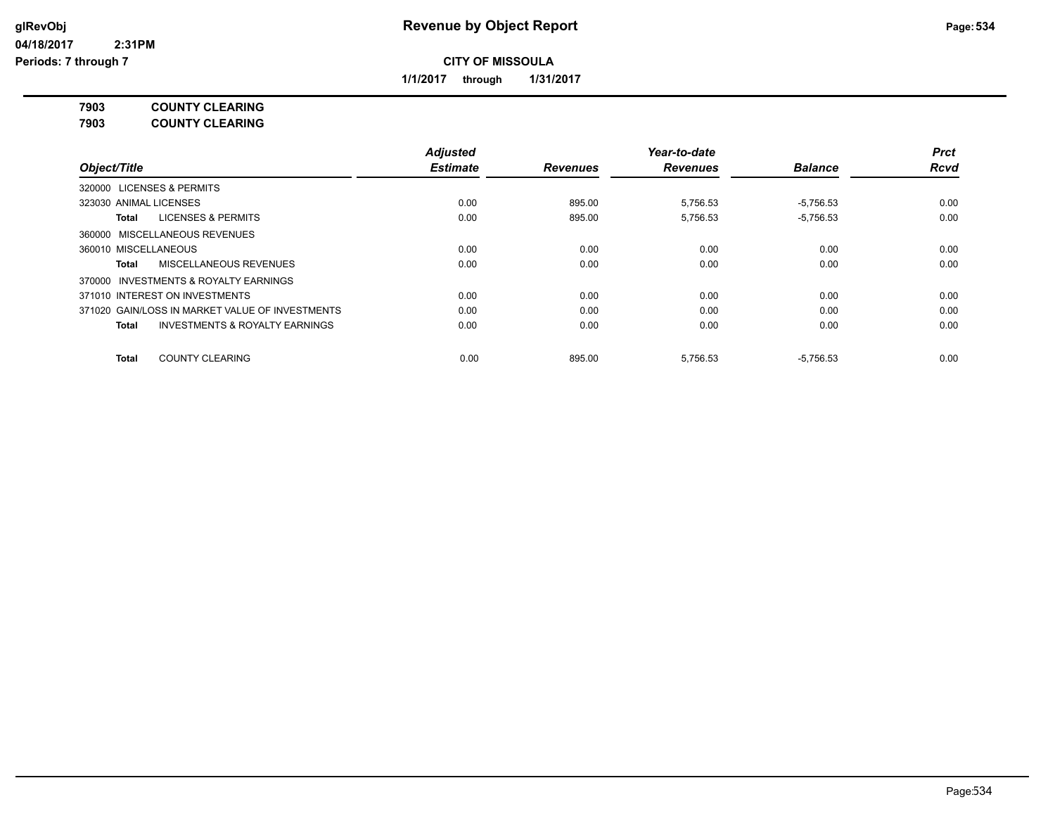# Revenue by Object Report

**CITY OF MISSOULA**

**1/1/2017 through 1/31/2017**

glRevObj
04/18/2017 2:31PM
Periods: 7 through 7

**7903 COUNTY CLEARING**
**7903 COUNTY CLEARING**

| Object/Title | Adjusted Estimate | Revenues | Year-to-date Revenues | Balance | Prct Rcvd |
|---|---|---|---|---|---|
| 320000 LICENSES & PERMITS | | | | | |
| 323030 ANIMAL LICENSES | 0.00 | 895.00 | 5,756.53 | -5,756.53 | 0.00 |
| **Total** LICENSES & PERMITS | 0.00 | 895.00 | 5,756.53 | -5,756.53 | 0.00 |
| 360000 MISCELLANEOUS REVENUES | | | | | |
| 360010 MISCELLANEOUS | 0.00 | 0.00 | 0.00 | 0.00 | 0.00 |
| **Total** MISCELLANEOUS REVENUES | 0.00 | 0.00 | 0.00 | 0.00 | 0.00 |
| 370000 INVESTMENTS & ROYALTY EARNINGS | | | | | |
| 371010 INTEREST ON INVESTMENTS | 0.00 | 0.00 | 0.00 | 0.00 | 0.00 |
| 371020 GAIN/LOSS IN MARKET VALUE OF INVESTMENTS | 0.00 | 0.00 | 0.00 | 0.00 | 0.00 |
| **Total** INVESTMENTS & ROYALTY EARNINGS | 0.00 | 0.00 | 0.00 | 0.00 | 0.00 |
| **Total** COUNTY CLEARING | 0.00 | 895.00 | 5,756.53 | -5,756.53 | 0.00 |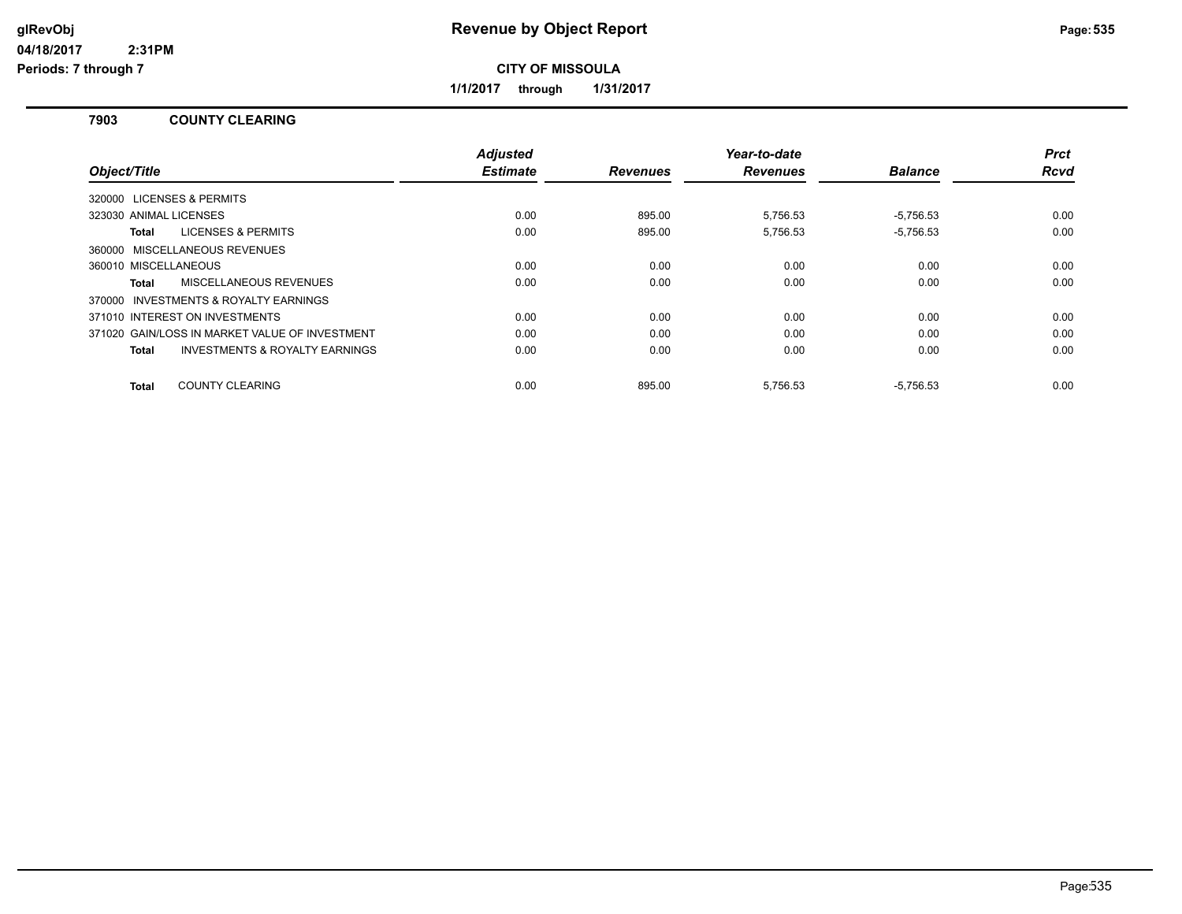# Revenue by Object Report

glRevObj
04/18/2017 2:31PM
Periods: 7 through 7

**CITY OF MISSOULA**

**1/1/2017 through 1/31/2017**

## 7903 COUNTY CLEARING

| Object/Title | Adjusted Estimate | Revenues | Year-to-date Revenues | Balance | Prct Rcvd |
|---|---|---|---|---|---|
| 320000 LICENSES & PERMITS | | | | | |
| 323030 ANIMAL LICENSES | 0.00 | 895.00 | 5,756.53 | -5,756.53 | 0.00 |
| **Total** LICENSES & PERMITS | 0.00 | 895.00 | 5,756.53 | -5,756.53 | 0.00 |
| 360000 MISCELLANEOUS REVENUES | | | | | |
| 360010 MISCELLANEOUS | 0.00 | 0.00 | 0.00 | 0.00 | 0.00 |
| **Total** MISCELLANEOUS REVENUES | 0.00 | 0.00 | 0.00 | 0.00 | 0.00 |
| 370000 INVESTMENTS & ROYALTY EARNINGS | | | | | |
| 371010 INTEREST ON INVESTMENTS | 0.00 | 0.00 | 0.00 | 0.00 | 0.00 |
| 371020 GAIN/LOSS IN MARKET VALUE OF INVESTMENT | 0.00 | 0.00 | 0.00 | 0.00 | 0.00 |
| **Total** INVESTMENTS & ROYALTY EARNINGS | 0.00 | 0.00 | 0.00 | 0.00 | 0.00 |
| **Total** COUNTY CLEARING | 0.00 | 895.00 | 5,756.53 | -5,756.53 | 0.00 |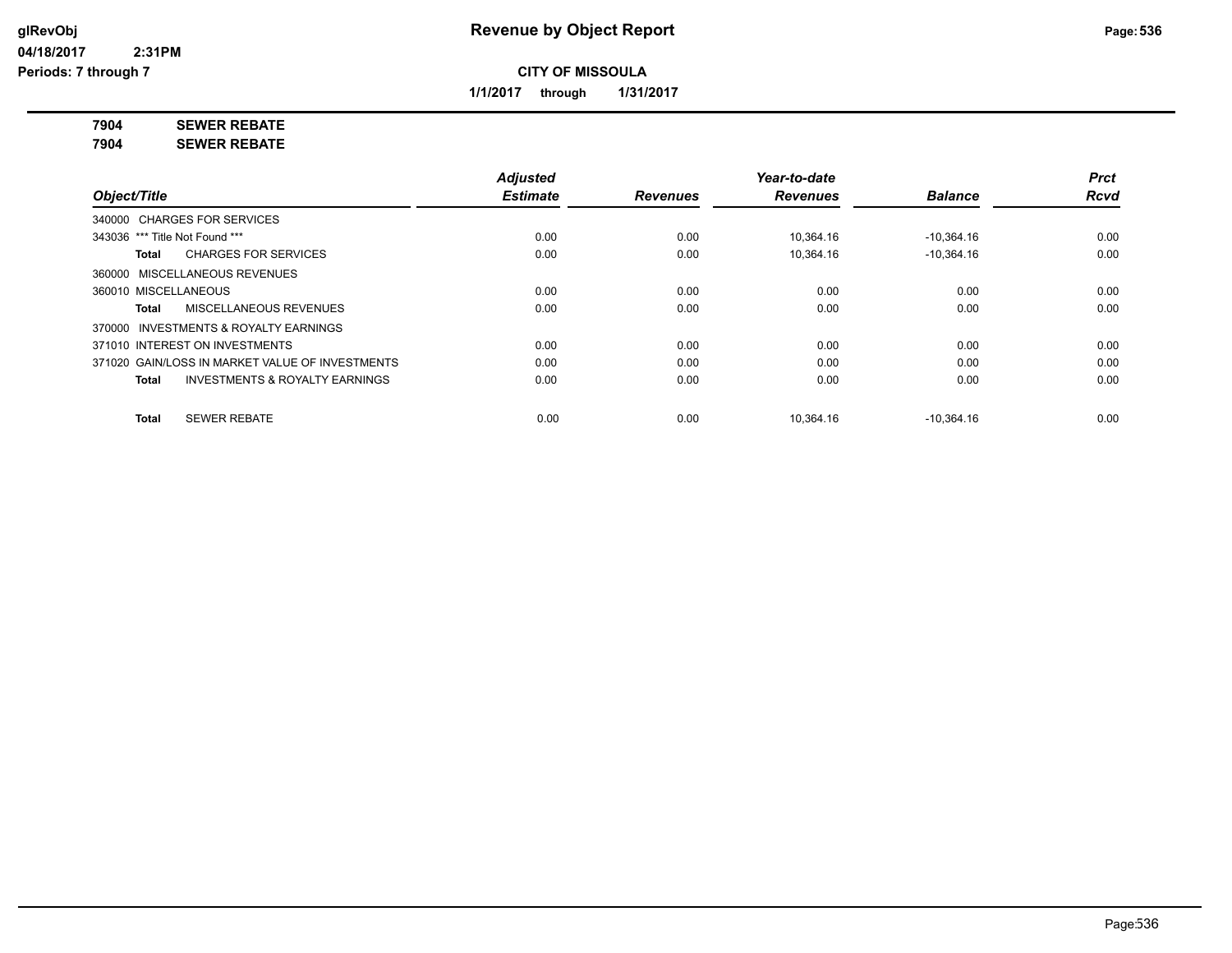# Revenue by Object Report

glRevObj
04/18/2017 2:31PM
Periods: 7 through 7

**CITY OF MISSOULA**

**1/1/2017 through 1/31/2017**

**7904 SEWER REBATE**
**7904 SEWER REBATE**

| *Object/Title* | *Adjusted Estimate* | *Revenues* | *Year-to-date Revenues* | *Balance* | *Prct Rcvd* |
|---|---|---|---|---|---|
| 340000 CHARGES FOR SERVICES | | | | | |
| 343036 *** Title Not Found *** | 0.00 | 0.00 | 10,364.16 | -10,364.16 | 0.00 |
| **Total** CHARGES FOR SERVICES | 0.00 | 0.00 | 10,364.16 | -10,364.16 | 0.00 |
| 360000 MISCELLANEOUS REVENUES | | | | | |
| 360010 MISCELLANEOUS | 0.00 | 0.00 | 0.00 | 0.00 | 0.00 |
| **Total** MISCELLANEOUS REVENUES | 0.00 | 0.00 | 0.00 | 0.00 | 0.00 |
| 370000 INVESTMENTS & ROYALTY EARNINGS | | | | | |
| 371010 INTEREST ON INVESTMENTS | 0.00 | 0.00 | 0.00 | 0.00 | 0.00 |
| 371020 GAIN/LOSS IN MARKET VALUE OF INVESTMENTS | 0.00 | 0.00 | 0.00 | 0.00 | 0.00 |
| **Total** INVESTMENTS & ROYALTY EARNINGS | 0.00 | 0.00 | 0.00 | 0.00 | 0.00 |
| **Total** SEWER REBATE | 0.00 | 0.00 | 10,364.16 | -10,364.16 | 0.00 |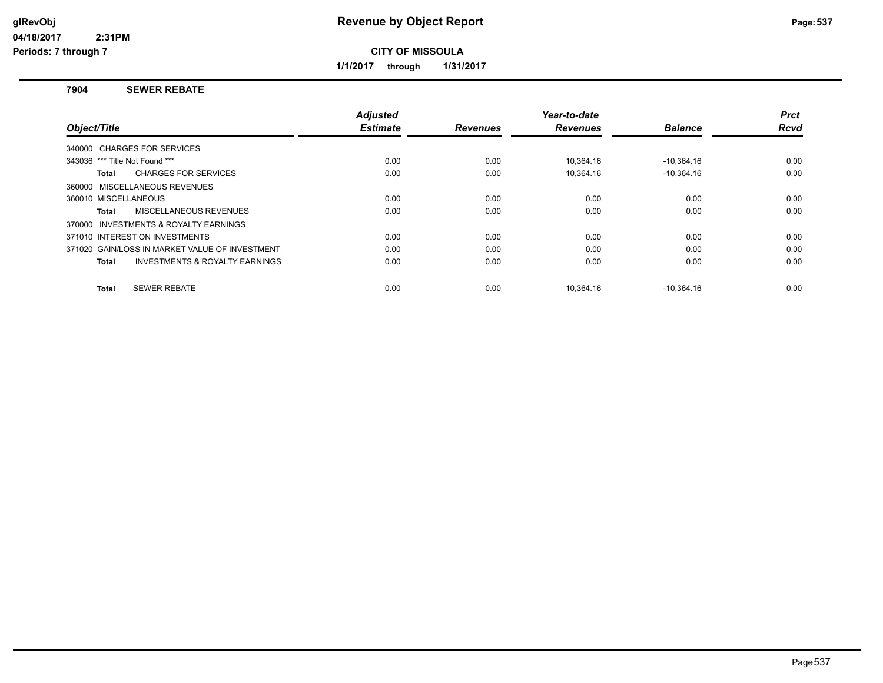# Revenue by Object Report

glRevObj
04/18/2017 2:31PM
Periods: 7 through 7

**CITY OF MISSOULA**

**1/1/2017 through 1/31/2017**

## 7904 SEWER REBATE

| Object/Title | Adjusted Estimate | Revenues | Year-to-date Revenues | Balance | Prct Rcvd |
|---|---|---|---|---|---|
| 340000 CHARGES FOR SERVICES | | | | | |
| 343036 *** Title Not Found *** | 0.00 | 0.00 | 10,364.16 | -10,364.16 | 0.00 |
| **Total** CHARGES FOR SERVICES | 0.00 | 0.00 | 10,364.16 | -10,364.16 | 0.00 |
| 360000 MISCELLANEOUS REVENUES | | | | | |
| 360010 MISCELLANEOUS | 0.00 | 0.00 | 0.00 | 0.00 | 0.00 |
| **Total** MISCELLANEOUS REVENUES | 0.00 | 0.00 | 0.00 | 0.00 | 0.00 |
| 370000 INVESTMENTS & ROYALTY EARNINGS | | | | | |
| 371010 INTEREST ON INVESTMENTS | 0.00 | 0.00 | 0.00 | 0.00 | 0.00 |
| 371020 GAIN/LOSS IN MARKET VALUE OF INVESTMENT | 0.00 | 0.00 | 0.00 | 0.00 | 0.00 |
| **Total** INVESTMENTS & ROYALTY EARNINGS | 0.00 | 0.00 | 0.00 | 0.00 | 0.00 |
| **Total** SEWER REBATE | 0.00 | 0.00 | 10,364.16 | -10,364.16 | 0.00 |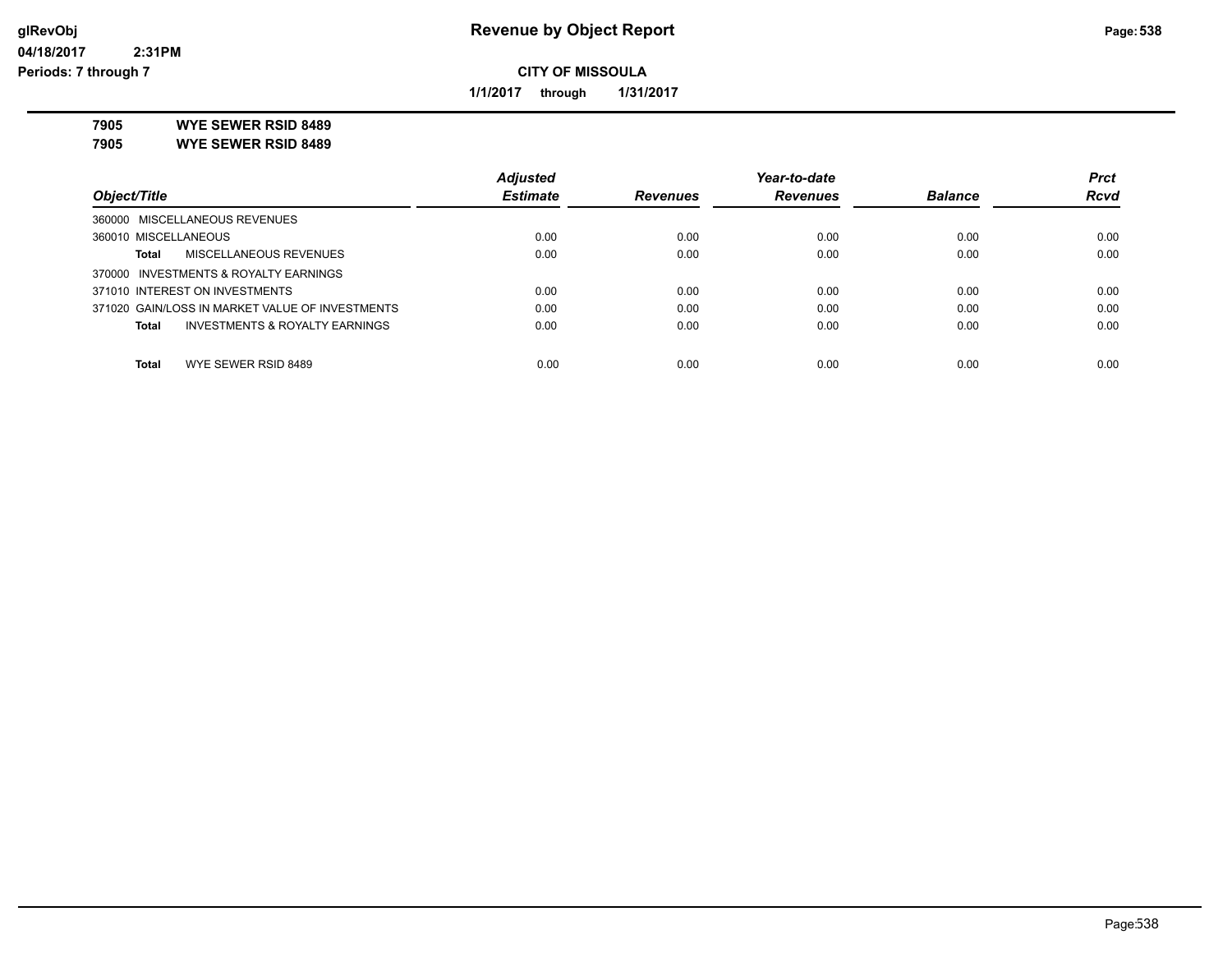**CITY OF MISSOULA**

**1/1/2017 through 1/31/2017**

**7905 WYE SEWER RSID 8489**

**7905 WYE SEWER RSID 8489**

| Object/Title | Adjusted Estimate | Revenues | Year-to-date Revenues | Balance | Prct Rcvd |
|---|---|---|---|---|---|
| 360000 MISCELLANEOUS REVENUES | | | | | |
| 360010 MISCELLANEOUS | 0.00 | 0.00 | 0.00 | 0.00 | 0.00 |
| **Total** MISCELLANEOUS REVENUES | 0.00 | 0.00 | 0.00 | 0.00 | 0.00 |
| 370000 INVESTMENTS & ROYALTY EARNINGS | | | | | |
| 371010 INTEREST ON INVESTMENTS | 0.00 | 0.00 | 0.00 | 0.00 | 0.00 |
| 371020 GAIN/LOSS IN MARKET VALUE OF INVESTMENTS | 0.00 | 0.00 | 0.00 | 0.00 | 0.00 |
| **Total** INVESTMENTS & ROYALTY EARNINGS | 0.00 | 0.00 | 0.00 | 0.00 | 0.00 |
| **Total** WYE SEWER RSID 8489 | 0.00 | 0.00 | 0.00 | 0.00 | 0.00 |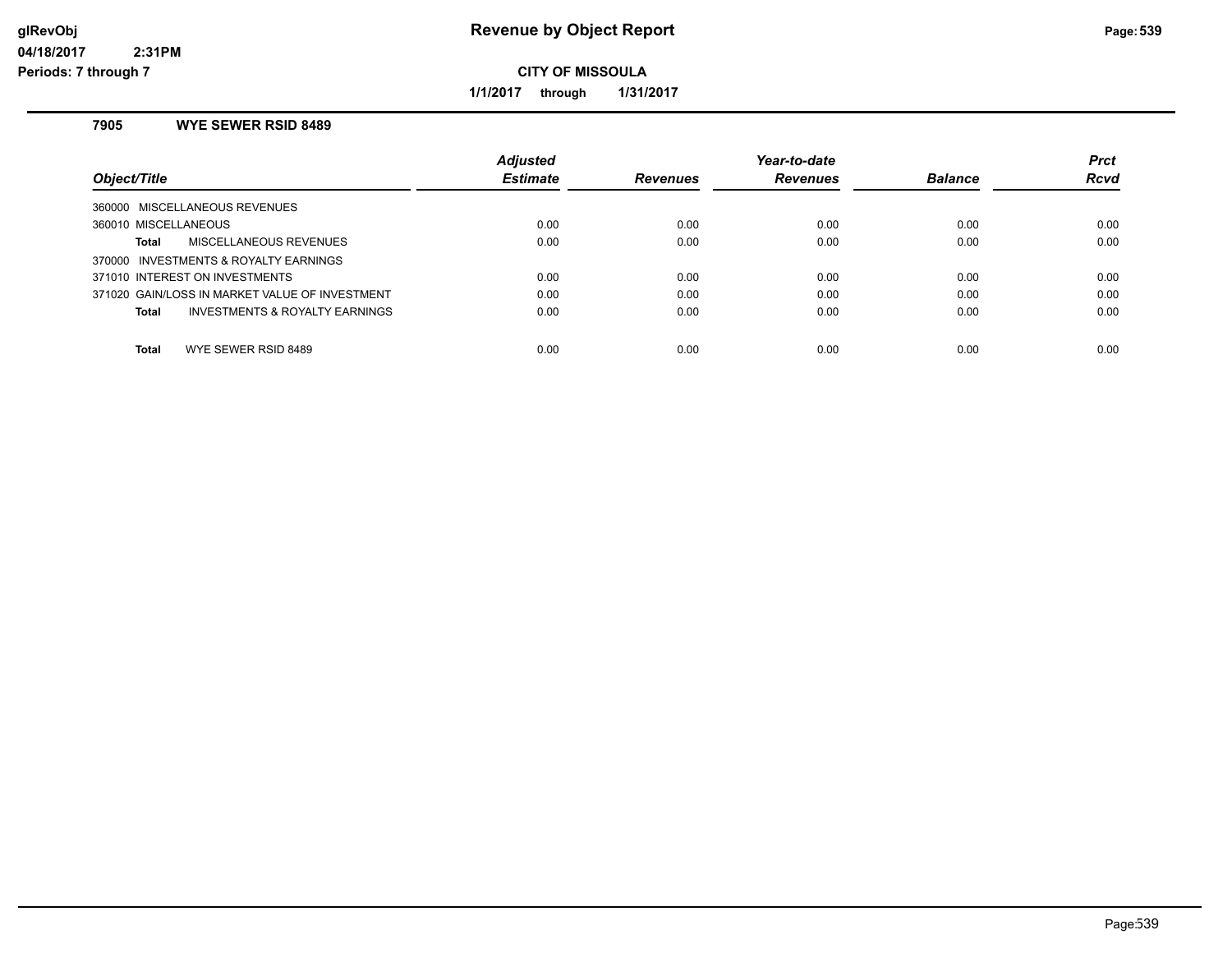# Revenue by Object Report

**CITY OF MISSOULA**

**1/1/2017 through 1/31/2017**

glRevObj
04/18/2017 2:31PM
Periods: 7 through 7

### 7905 WYE SEWER RSID 8489

| Object/Title | Adjusted Estimate | Revenues | Year-to-date Revenues | Balance | Prct Rcvd |
|---|---|---|---|---|---|
| 360000 MISCELLANEOUS REVENUES | | | | | |
| 360010 MISCELLANEOUS | 0.00 | 0.00 | 0.00 | 0.00 | 0.00 |
| **Total** MISCELLANEOUS REVENUES | 0.00 | 0.00 | 0.00 | 0.00 | 0.00 |
| 370000 INVESTMENTS & ROYALTY EARNINGS | | | | | |
| 371010 INTEREST ON INVESTMENTS | 0.00 | 0.00 | 0.00 | 0.00 | 0.00 |
| 371020 GAIN/LOSS IN MARKET VALUE OF INVESTMENT | 0.00 | 0.00 | 0.00 | 0.00 | 0.00 |
| **Total** INVESTMENTS & ROYALTY EARNINGS | 0.00 | 0.00 | 0.00 | 0.00 | 0.00 |
| **Total** WYE SEWER RSID 8489 | 0.00 | 0.00 | 0.00 | 0.00 | 0.00 |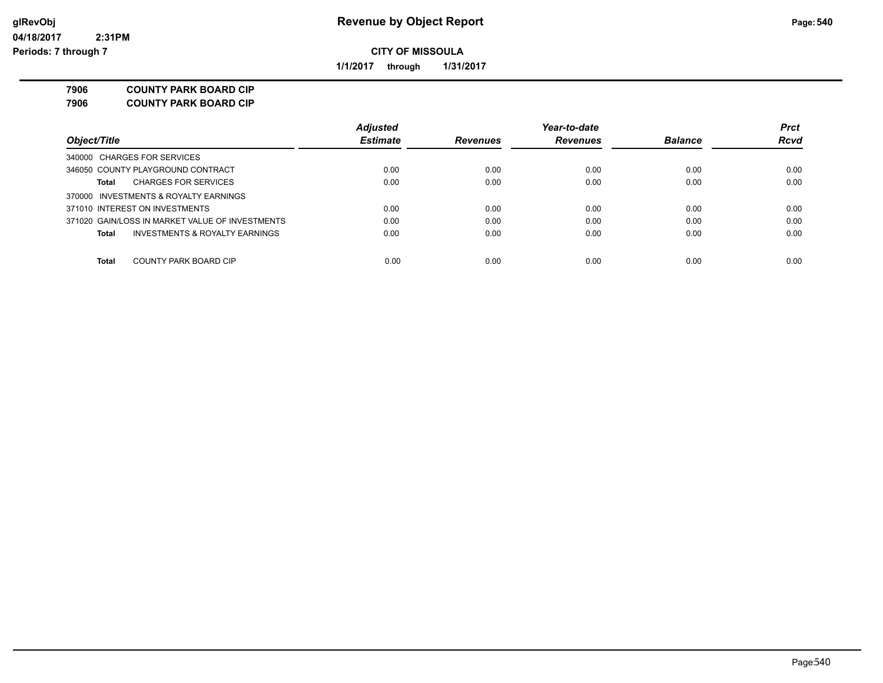**Revenue by Object Report**

**CITY OF MISSOULA**

**1/1/2017 through 1/31/2017**

glRevObj
04/18/2017 2:31PM
Periods: 7 through 7

**7906 COUNTY PARK BOARD CIP**
**7906 COUNTY PARK BOARD CIP**

| Object/Title | Adjusted Estimate | Revenues | Year-to-date Revenues | Balance | Prct Rcvd |
|---|---|---|---|---|---|
| 340000 CHARGES FOR SERVICES | | | | | |
| 346050 COUNTY PLAYGROUND CONTRACT | 0.00 | 0.00 | 0.00 | 0.00 | 0.00 |
| **Total** CHARGES FOR SERVICES | 0.00 | 0.00 | 0.00 | 0.00 | 0.00 |
| 370000 INVESTMENTS & ROYALTY EARNINGS | | | | | |
| 371010 INTEREST ON INVESTMENTS | 0.00 | 0.00 | 0.00 | 0.00 | 0.00 |
| 371020 GAIN/LOSS IN MARKET VALUE OF INVESTMENTS | 0.00 | 0.00 | 0.00 | 0.00 | 0.00 |
| **Total** INVESTMENTS & ROYALTY EARNINGS | 0.00 | 0.00 | 0.00 | 0.00 | 0.00 |
| **Total** COUNTY PARK BOARD CIP | 0.00 | 0.00 | 0.00 | 0.00 | 0.00 |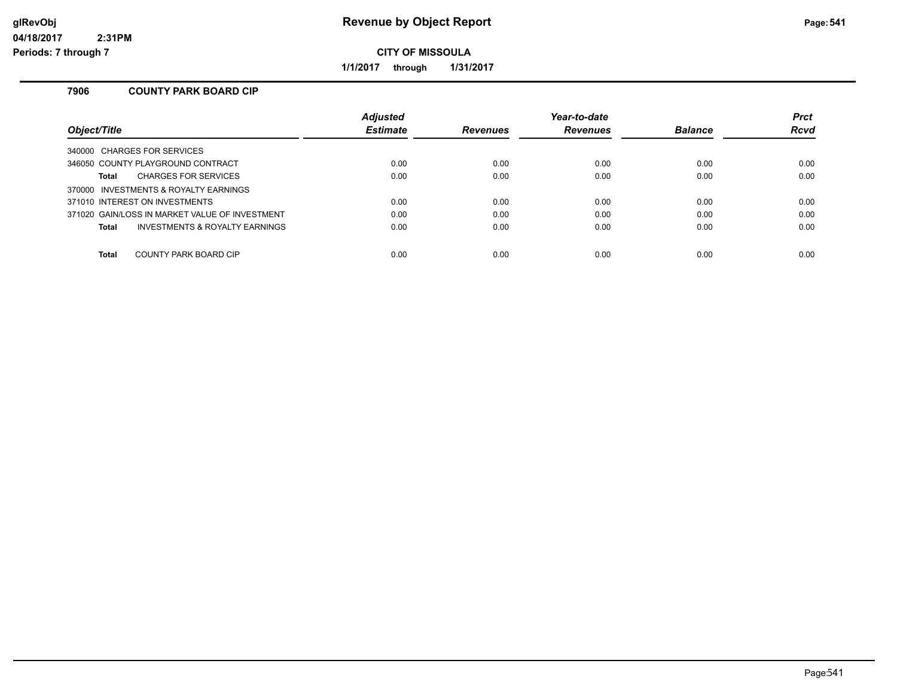# Revenue by Object Report

**CITY OF MISSOULA**

**1/1/2017 through 1/31/2017**

glRevObj
04/18/2017 2:31PM
Periods: 7 through 7

## 7906 COUNTY PARK BOARD CIP

| Object/Title | Adjusted Estimate | Revenues | Year-to-date Revenues | Balance | Prct Rcvd |
|---|---|---|---|---|---|
| 340000 CHARGES FOR SERVICES | | | | | |
| 346050 COUNTY PLAYGROUND CONTRACT | 0.00 | 0.00 | 0.00 | 0.00 | 0.00 |
| **Total** CHARGES FOR SERVICES | 0.00 | 0.00 | 0.00 | 0.00 | 0.00 |
| 370000 INVESTMENTS & ROYALTY EARNINGS | | | | | |
| 371010 INTEREST ON INVESTMENTS | 0.00 | 0.00 | 0.00 | 0.00 | 0.00 |
| 371020 GAIN/LOSS IN MARKET VALUE OF INVESTMENT | 0.00 | 0.00 | 0.00 | 0.00 | 0.00 |
| **Total** INVESTMENTS & ROYALTY EARNINGS | 0.00 | 0.00 | 0.00 | 0.00 | 0.00 |
| **Total** COUNTY PARK BOARD CIP | 0.00 | 0.00 | 0.00 | 0.00 | 0.00 |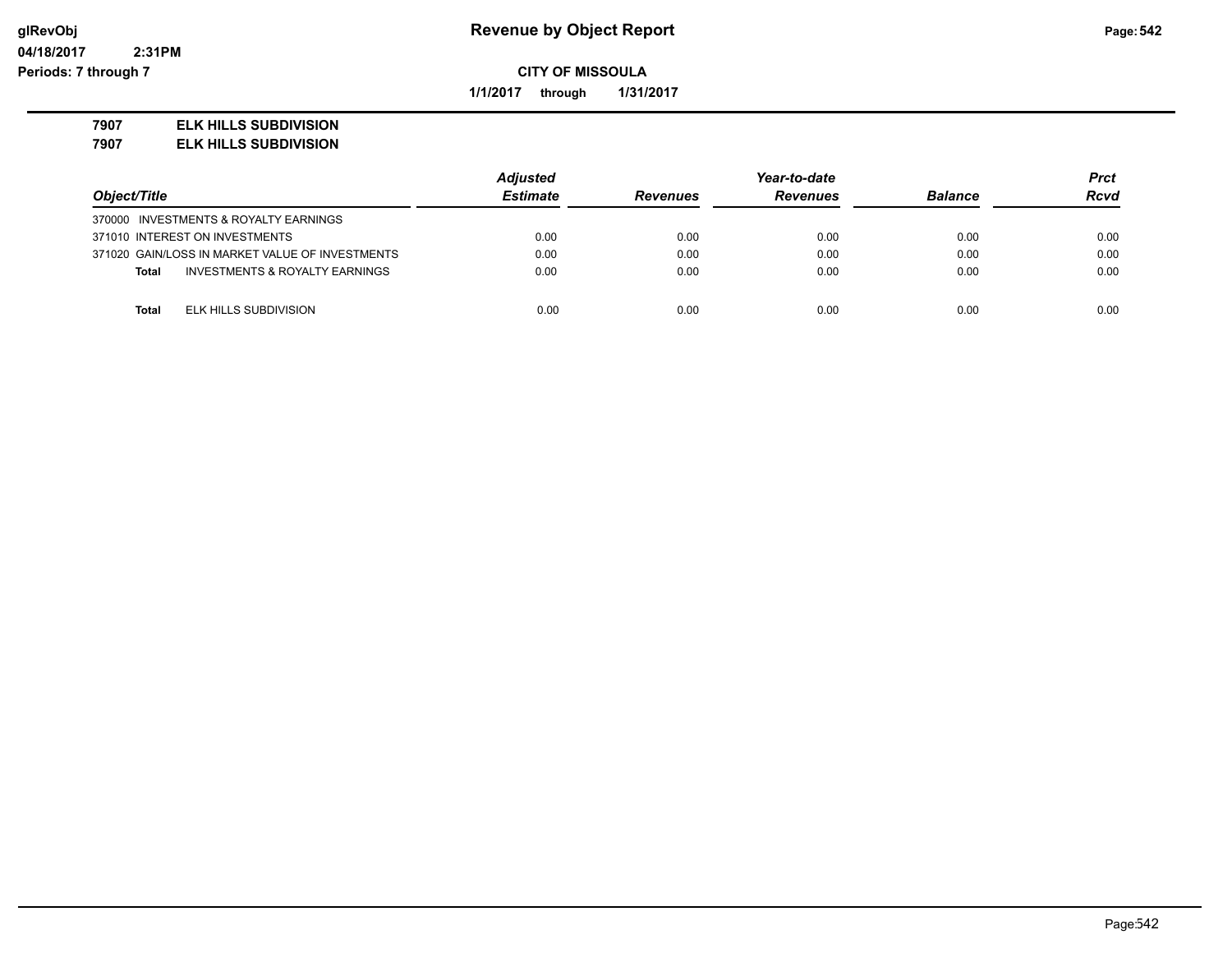**Revenue by Object Report**

**CITY OF MISSOULA**

**1/1/2017 through 1/31/2017**

**7907 ELK HILLS SUBDIVISION**
**7907 ELK HILLS SUBDIVISION**

| Object/Title | Adjusted Estimate | Revenues | Year-to-date Revenues | Balance | Prct Rcvd |
|---|---|---|---|---|---|
| 370000 INVESTMENTS & ROYALTY EARNINGS | | | | | |
| 371010 INTEREST ON INVESTMENTS | 0.00 | 0.00 | 0.00 | 0.00 | 0.00 |
| 371020 GAIN/LOSS IN MARKET VALUE OF INVESTMENTS | 0.00 | 0.00 | 0.00 | 0.00 | 0.00 |
| **Total** INVESTMENTS & ROYALTY EARNINGS | 0.00 | 0.00 | 0.00 | 0.00 | 0.00 |
| **Total** ELK HILLS SUBDIVISION | 0.00 | 0.00 | 0.00 | 0.00 | 0.00 |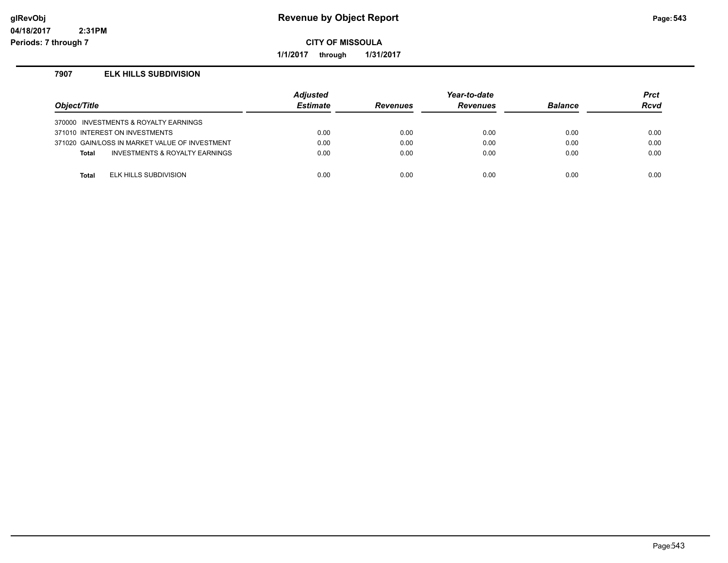# Revenue by Object Report

**CITY OF MISSOULA**

**1/1/2017 through 1/31/2017**

glRevObj
04/18/2017 2:31PM
Periods: 7 through 7

### 7907 ELK HILLS SUBDIVISION

| Object/Title | Adjusted Estimate | Revenues | Year-to-date Revenues | Balance | Prct Rcvd |
|---|---|---|---|---|---|
| 370000 INVESTMENTS & ROYALTY EARNINGS | | | | | |
| 371010 INTEREST ON INVESTMENTS | 0.00 | 0.00 | 0.00 | 0.00 | 0.00 |
| 371020 GAIN/LOSS IN MARKET VALUE OF INVESTMENT | 0.00 | 0.00 | 0.00 | 0.00 | 0.00 |
| **Total** INVESTMENTS & ROYALTY EARNINGS | 0.00 | 0.00 | 0.00 | 0.00 | 0.00 |
| **Total** ELK HILLS SUBDIVISION | 0.00 | 0.00 | 0.00 | 0.00 | 0.00 |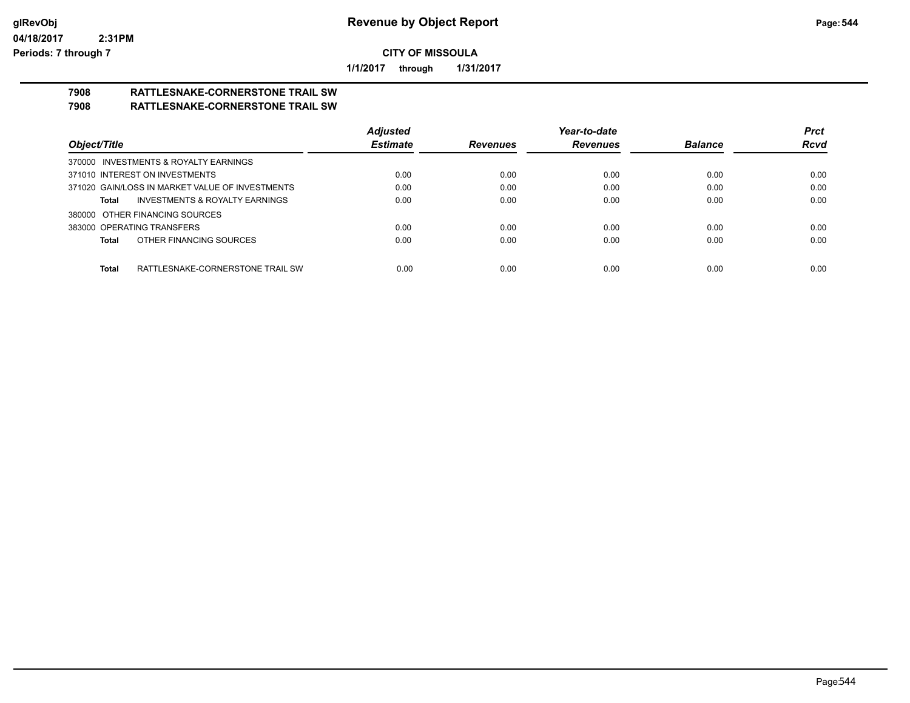**Revenue by Object Report**

**CITY OF MISSOULA**

**1/1/2017 through 1/31/2017**

glRevObj
04/18/2017 2:31PM
Periods: 7 through 7

## 7908 RATTLESNAKE-CORNERSTONE TRAIL SW
## 7908 RATTLESNAKE-CORNERSTONE TRAIL SW

| Object/Title | Adjusted Estimate | Revenues | Year-to-date Revenues | Balance | Prct Rcvd |
|---|---|---|---|---|---|
| 370000 INVESTMENTS & ROYALTY EARNINGS | | | | | |
| 371010 INTEREST ON INVESTMENTS | 0.00 | 0.00 | 0.00 | 0.00 | 0.00 |
| 371020 GAIN/LOSS IN MARKET VALUE OF INVESTMENTS | 0.00 | 0.00 | 0.00 | 0.00 | 0.00 |
| **Total** INVESTMENTS & ROYALTY EARNINGS | 0.00 | 0.00 | 0.00 | 0.00 | 0.00 |
| 380000 OTHER FINANCING SOURCES | | | | | |
| 383000 OPERATING TRANSFERS | 0.00 | 0.00 | 0.00 | 0.00 | 0.00 |
| **Total** OTHER FINANCING SOURCES | 0.00 | 0.00 | 0.00 | 0.00 | 0.00 |
| **Total** RATTLESNAKE-CORNERSTONE TRAIL SW | 0.00 | 0.00 | 0.00 | 0.00 | 0.00 |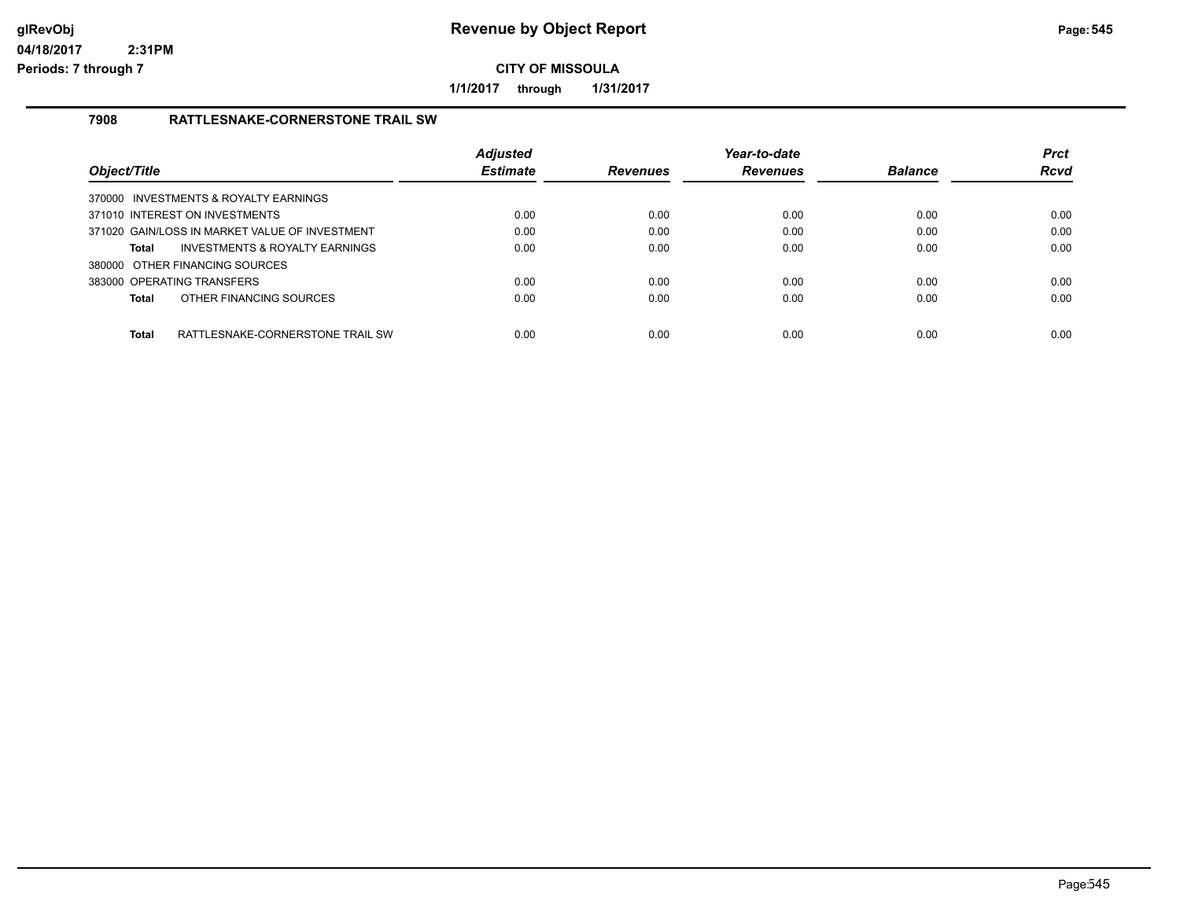# Revenue by Object Report

**CITY OF MISSOULA**

**1/1/2017 through 1/31/2017**

glRevObj
04/18/2017 2:31PM
Periods: 7 through 7

## 7908 RATTLESNAKE-CORNERSTONE TRAIL SW

| Object/Title | Adjusted Estimate | Revenues | Year-to-date Revenues | Balance | Prct Rcvd |
|---|---|---|---|---|---|
| 370000 INVESTMENTS & ROYALTY EARNINGS | | | | | |
| 371010 INTEREST ON INVESTMENTS | 0.00 | 0.00 | 0.00 | 0.00 | 0.00 |
| 371020 GAIN/LOSS IN MARKET VALUE OF INVESTMENT | 0.00 | 0.00 | 0.00 | 0.00 | 0.00 |
| **Total** INVESTMENTS & ROYALTY EARNINGS | 0.00 | 0.00 | 0.00 | 0.00 | 0.00 |
| 380000 OTHER FINANCING SOURCES | | | | | |
| 383000 OPERATING TRANSFERS | 0.00 | 0.00 | 0.00 | 0.00 | 0.00 |
| **Total** OTHER FINANCING SOURCES | 0.00 | 0.00 | 0.00 | 0.00 | 0.00 |
| **Total** RATTLESNAKE-CORNERSTONE TRAIL SW | 0.00 | 0.00 | 0.00 | 0.00 | 0.00 |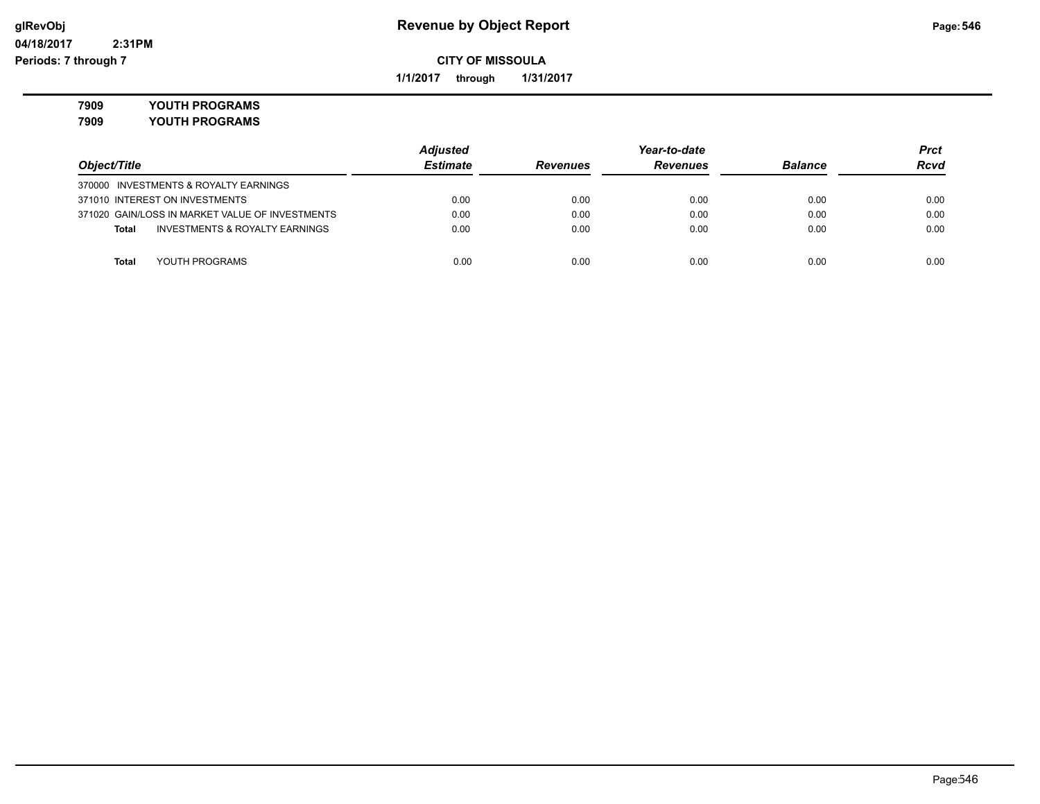# Revenue by Object Report

**CITY OF MISSOULA**

**1/1/2017 through 1/31/2017**

glRevObj
04/18/2017 2:31PM
Periods: 7 through 7

**7909 YOUTH PROGRAMS**
**7909 YOUTH PROGRAMS**

| Object/Title | Adjusted Estimate | Revenues | Year-to-date Revenues | Balance | Prct Rcvd |
|---|---|---|---|---|---|
| 370000 INVESTMENTS & ROYALTY EARNINGS | | | | | |
| 371010 INTEREST ON INVESTMENTS | 0.00 | 0.00 | 0.00 | 0.00 | 0.00 |
| 371020 GAIN/LOSS IN MARKET VALUE OF INVESTMENTS | 0.00 | 0.00 | 0.00 | 0.00 | 0.00 |
| **Total** INVESTMENTS & ROYALTY EARNINGS | 0.00 | 0.00 | 0.00 | 0.00 | 0.00 |
| **Total** YOUTH PROGRAMS | 0.00 | 0.00 | 0.00 | 0.00 | 0.00 |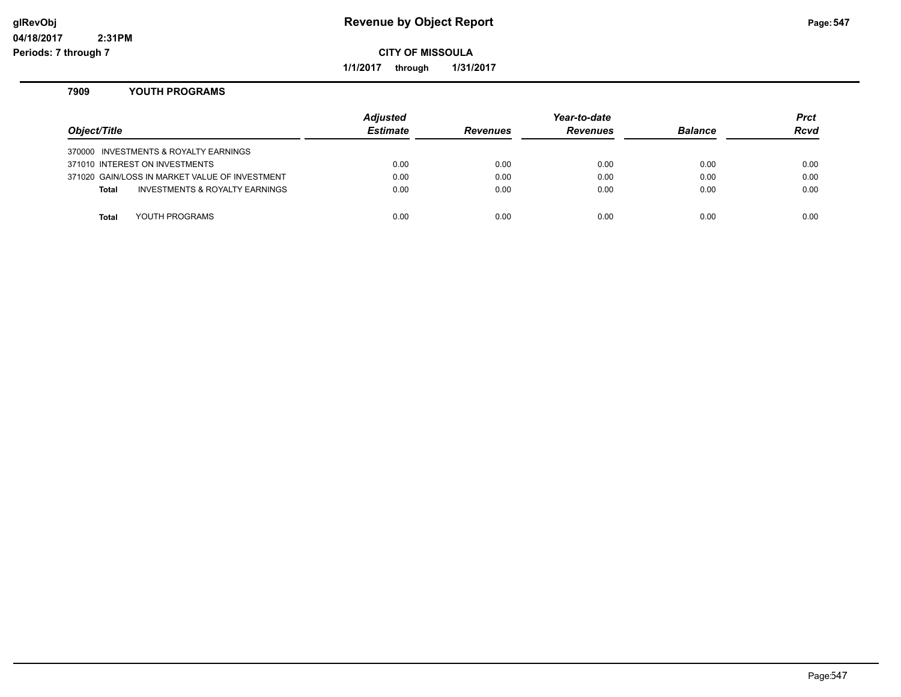# Revenue by Object Report

**CITY OF MISSOULA**

**1/1/2017 through 1/31/2017**

glRevObj
04/18/2017 2:31PM
Periods: 7 through 7

## 7909 YOUTH PROGRAMS

| Object/Title | Adjusted Estimate | Revenues | Year-to-date Revenues | Balance | Prct Rcvd |
|---|---|---|---|---|---|
| 370000 INVESTMENTS & ROYALTY EARNINGS | | | | | |
| 371010 INTEREST ON INVESTMENTS | 0.00 | 0.00 | 0.00 | 0.00 | 0.00 |
| 371020 GAIN/LOSS IN MARKET VALUE OF INVESTMENT | 0.00 | 0.00 | 0.00 | 0.00 | 0.00 |
| **Total** INVESTMENTS & ROYALTY EARNINGS | 0.00 | 0.00 | 0.00 | 0.00 | 0.00 |
| **Total** YOUTH PROGRAMS | 0.00 | 0.00 | 0.00 | 0.00 | 0.00 |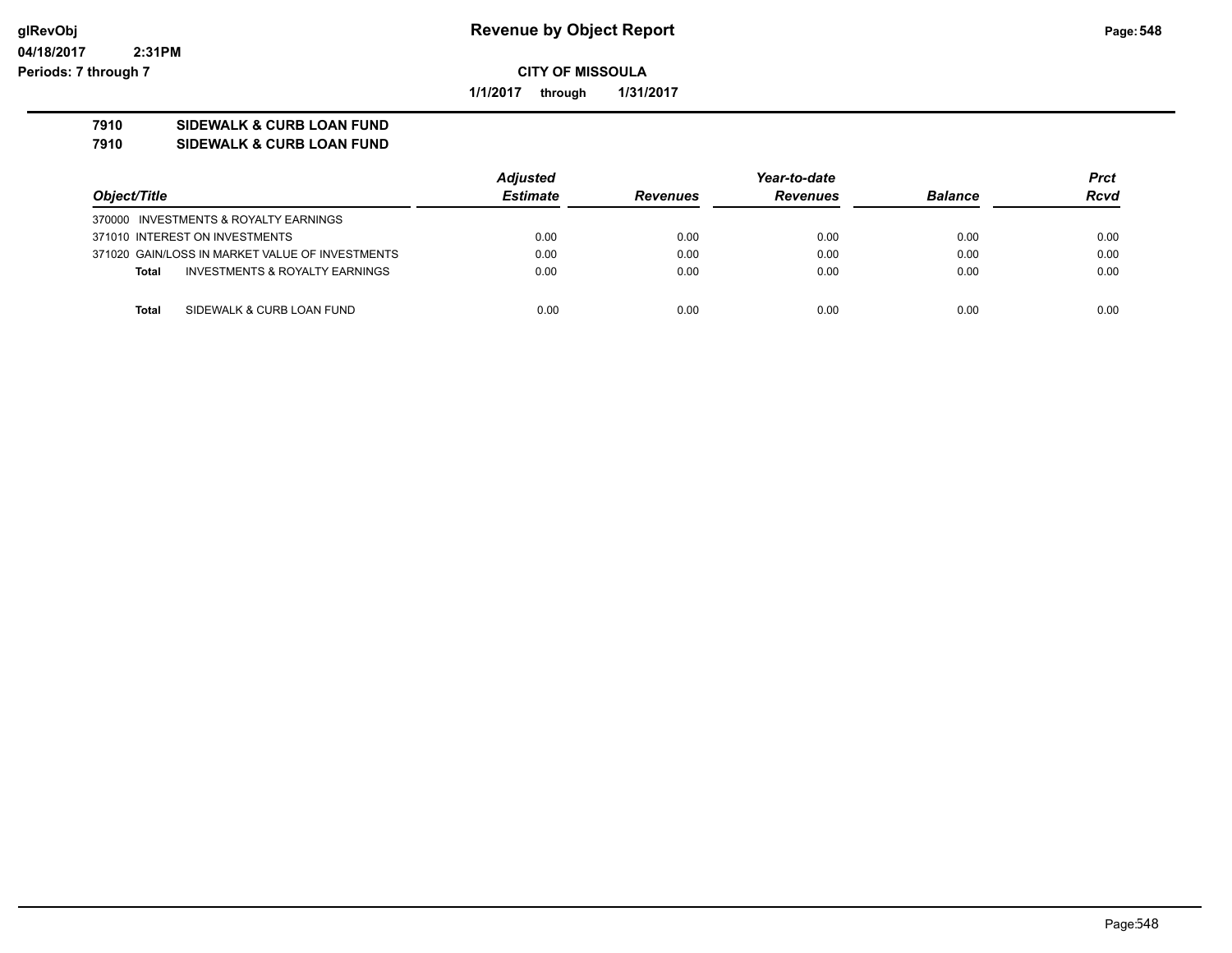**Revenue by Object Report**

**CITY OF MISSOULA**

**1/1/2017 through 1/31/2017**

glRevObj
04/18/2017 2:31PM
Periods: 7 through 7

**7910 SIDEWALK & CURB LOAN FUND**
**7910 SIDEWALK & CURB LOAN FUND**

| Object/Title | Adjusted Estimate | Revenues | Year-to-date Revenues | Balance | Prct Rcvd |
|---|---|---|---|---|---|
| 370000 INVESTMENTS & ROYALTY EARNINGS | | | | | |
| 371010 INTEREST ON INVESTMENTS | 0.00 | 0.00 | 0.00 | 0.00 | 0.00 |
| 371020 GAIN/LOSS IN MARKET VALUE OF INVESTMENTS | 0.00 | 0.00 | 0.00 | 0.00 | 0.00 |
| **Total** INVESTMENTS & ROYALTY EARNINGS | 0.00 | 0.00 | 0.00 | 0.00 | 0.00 |
| **Total** SIDEWALK & CURB LOAN FUND | 0.00 | 0.00 | 0.00 | 0.00 | 0.00 |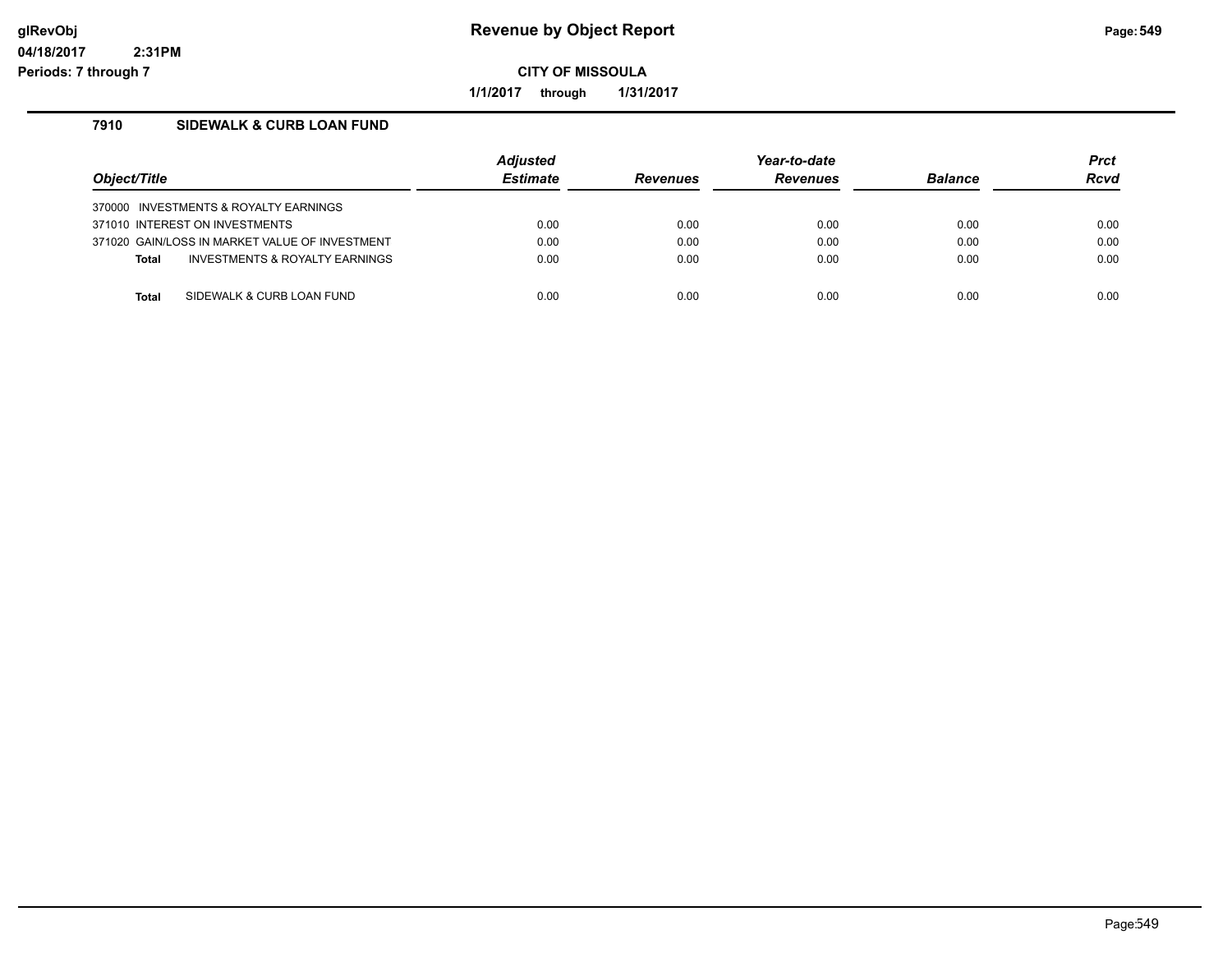# Revenue by Object Report

glRevObj
04/18/2017 2:31PM
Periods: 7 through 7

**CITY OF MISSOULA**

**1/1/2017 through 1/31/2017**

## 7910 SIDEWALK & CURB LOAN FUND

| Object/Title | Adjusted Estimate | Revenues | Year-to-date Revenues | Balance | Prct Rcvd |
|---|---|---|---|---|---|
| 370000 INVESTMENTS & ROYALTY EARNINGS | | | | | |
| 371010 INTEREST ON INVESTMENTS | 0.00 | 0.00 | 0.00 | 0.00 | 0.00 |
| 371020 GAIN/LOSS IN MARKET VALUE OF INVESTMENT | 0.00 | 0.00 | 0.00 | 0.00 | 0.00 |
| **Total** INVESTMENTS & ROYALTY EARNINGS | 0.00 | 0.00 | 0.00 | 0.00 | 0.00 |
| **Total** SIDEWALK & CURB LOAN FUND | 0.00 | 0.00 | 0.00 | 0.00 | 0.00 |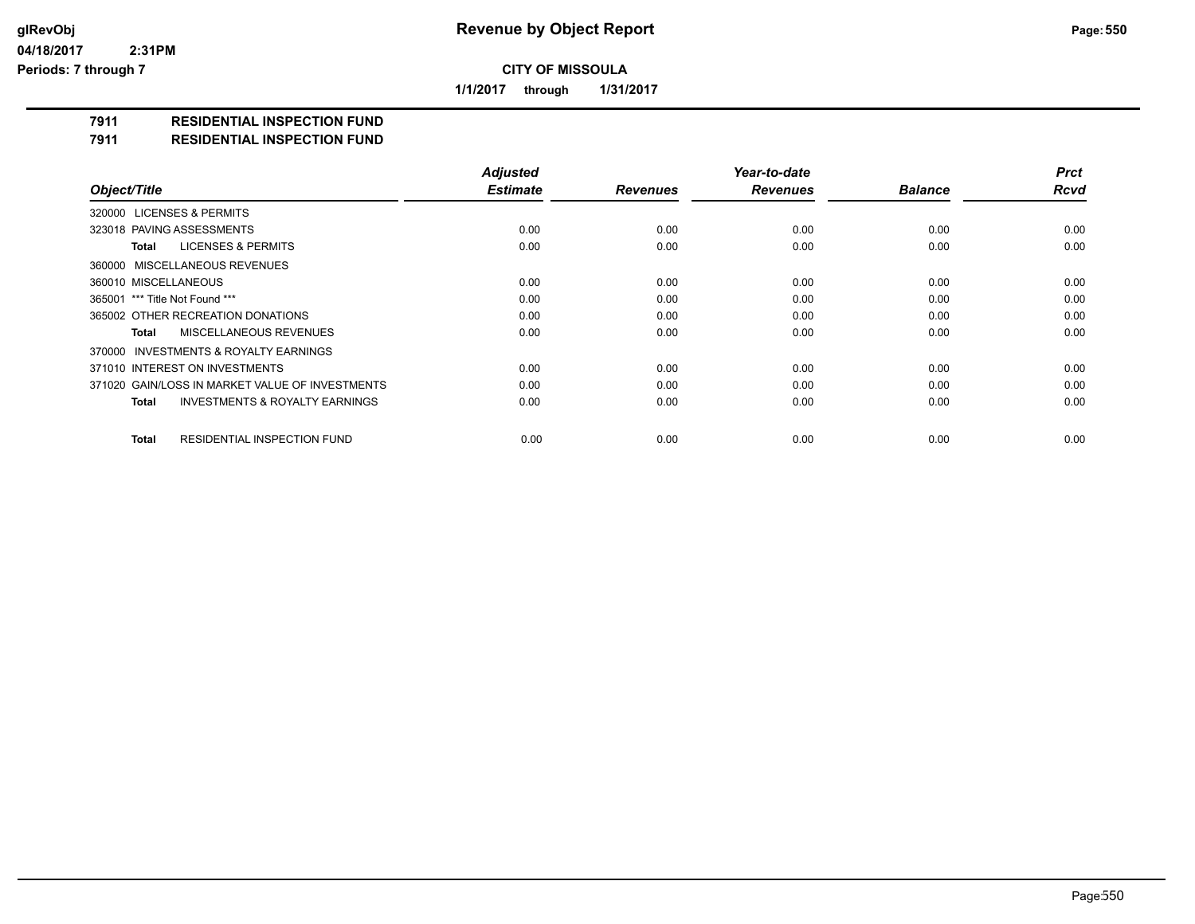**Revenue by Object Report**

**CITY OF MISSOULA**

**1/1/2017 through 1/31/2017**

glRevObj
04/18/2017 2:31PM
Periods: 7 through 7

## 7911 RESIDENTIAL INSPECTION FUND
## 7911 RESIDENTIAL INSPECTION FUND

| Object/Title | Adjusted Estimate | Revenues | Year-to-date Revenues | Balance | Prct Rcvd |
|---|---|---|---|---|---|
| 320000 LICENSES & PERMITS | | | | | |
| 323018 PAVING ASSESSMENTS | 0.00 | 0.00 | 0.00 | 0.00 | 0.00 |
| **Total** LICENSES & PERMITS | 0.00 | 0.00 | 0.00 | 0.00 | 0.00 |
| 360000 MISCELLANEOUS REVENUES | | | | | |
| 360010 MISCELLANEOUS | 0.00 | 0.00 | 0.00 | 0.00 | 0.00 |
| 365001 *** Title Not Found *** | 0.00 | 0.00 | 0.00 | 0.00 | 0.00 |
| 365002 OTHER RECREATION DONATIONS | 0.00 | 0.00 | 0.00 | 0.00 | 0.00 |
| **Total** MISCELLANEOUS REVENUES | 0.00 | 0.00 | 0.00 | 0.00 | 0.00 |
| 370000 INVESTMENTS & ROYALTY EARNINGS | | | | | |
| 371010 INTEREST ON INVESTMENTS | 0.00 | 0.00 | 0.00 | 0.00 | 0.00 |
| 371020 GAIN/LOSS IN MARKET VALUE OF INVESTMENTS | 0.00 | 0.00 | 0.00 | 0.00 | 0.00 |
| **Total** INVESTMENTS & ROYALTY EARNINGS | 0.00 | 0.00 | 0.00 | 0.00 | 0.00 |
| **Total** RESIDENTIAL INSPECTION FUND | 0.00 | 0.00 | 0.00 | 0.00 | 0.00 |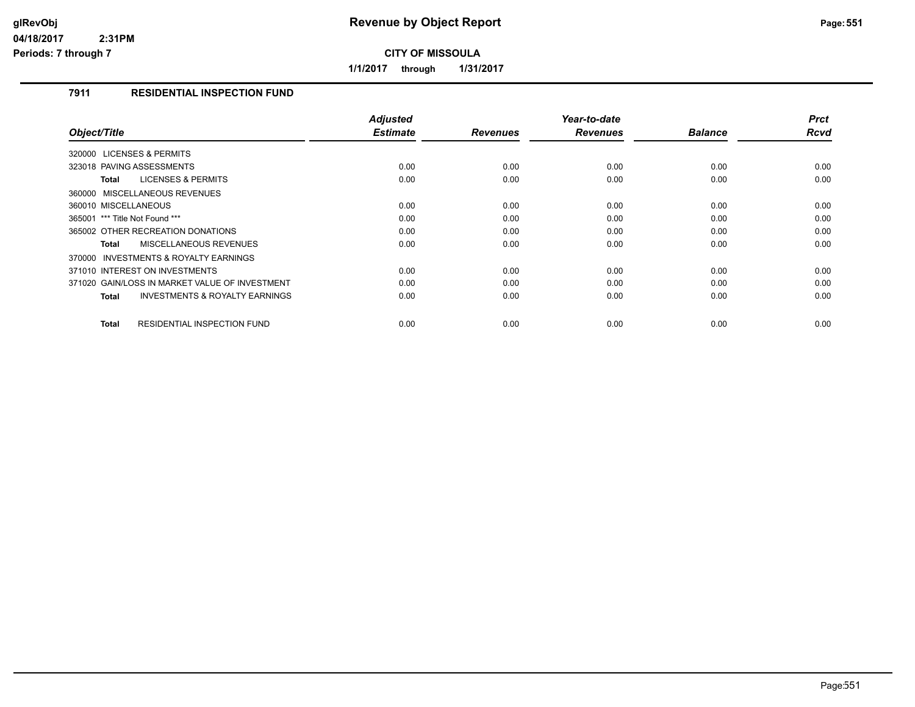glRevObj
04/18/2017 2:31PM
Periods: 7 through 7

# Revenue by Object Report

**CITY OF MISSOULA**

**1/1/2017 through 1/31/2017**

## 7911 RESIDENTIAL INSPECTION FUND

| Object/Title | Adjusted Estimate | Revenues | Year-to-date Revenues | Balance | Prct Rcvd |
|---|---|---|---|---|---|
| 320000 LICENSES & PERMITS | | | | | |
| 323018 PAVING ASSESSMENTS | 0.00 | 0.00 | 0.00 | 0.00 | 0.00 |
| **Total** LICENSES & PERMITS | 0.00 | 0.00 | 0.00 | 0.00 | 0.00 |
| 360000 MISCELLANEOUS REVENUES | | | | | |
| 360010 MISCELLANEOUS | 0.00 | 0.00 | 0.00 | 0.00 | 0.00 |
| 365001 *** Title Not Found *** | 0.00 | 0.00 | 0.00 | 0.00 | 0.00 |
| 365002 OTHER RECREATION DONATIONS | 0.00 | 0.00 | 0.00 | 0.00 | 0.00 |
| **Total** MISCELLANEOUS REVENUES | 0.00 | 0.00 | 0.00 | 0.00 | 0.00 |
| 370000 INVESTMENTS & ROYALTY EARNINGS | | | | | |
| 371010 INTEREST ON INVESTMENTS | 0.00 | 0.00 | 0.00 | 0.00 | 0.00 |
| 371020 GAIN/LOSS IN MARKET VALUE OF INVESTMENT | 0.00 | 0.00 | 0.00 | 0.00 | 0.00 |
| **Total** INVESTMENTS & ROYALTY EARNINGS | 0.00 | 0.00 | 0.00 | 0.00 | 0.00 |
| **Total** RESIDENTIAL INSPECTION FUND | 0.00 | 0.00 | 0.00 | 0.00 | 0.00 |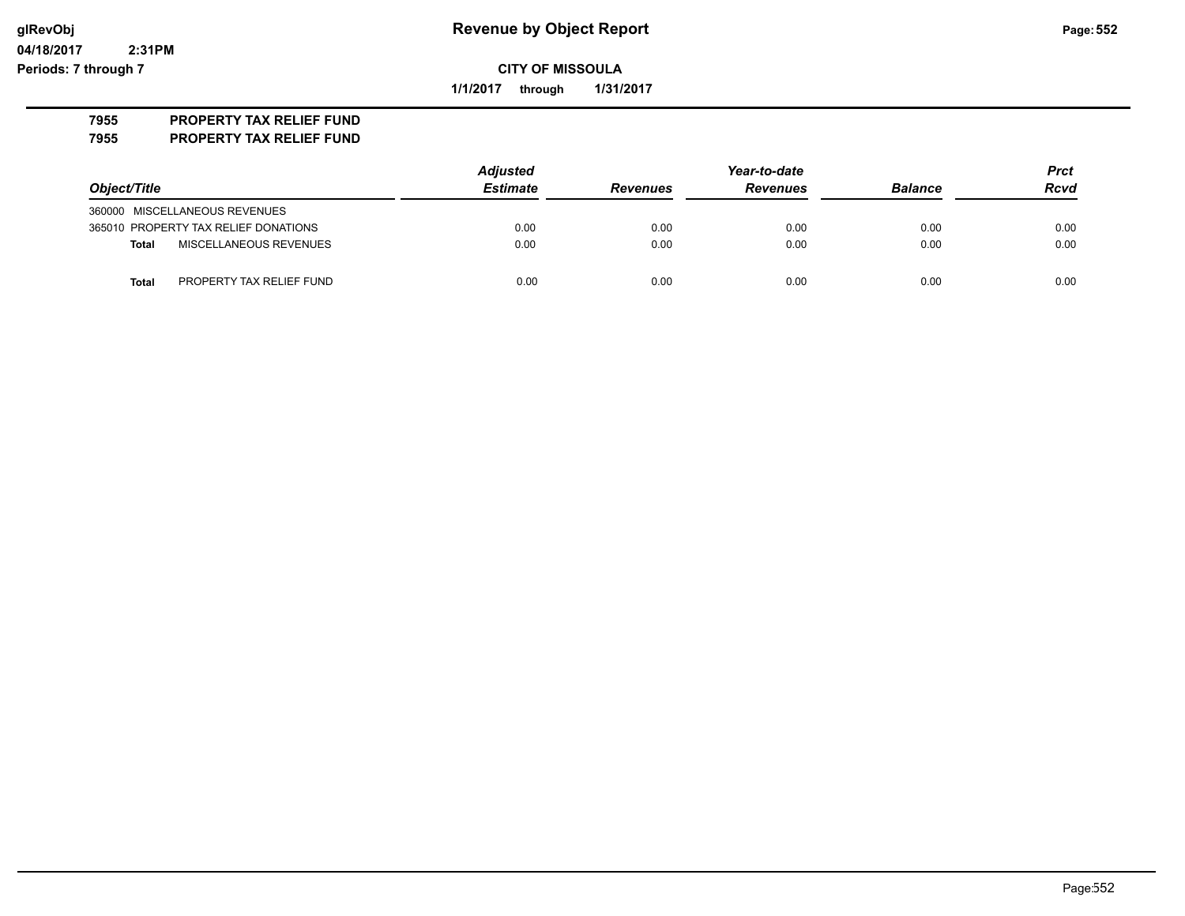# Revenue by Object Report

glRevObj
04/18/2017 2:31PM
Periods: 7 through 7

**CITY OF MISSOULA**

**1/1/2017 through 1/31/2017**

**7955 PROPERTY TAX RELIEF FUND**
**7955 PROPERTY TAX RELIEF FUND**

| Object/Title | | Adjusted Estimate | Revenues | Year-to-date Revenues | Balance | Prct Rcvd |
|---|---|---|---|---|---|---|
| 360000 | MISCELLANEOUS REVENUES | | | | | |
| 365010 | PROPERTY TAX RELIEF DONATIONS | 0.00 | 0.00 | 0.00 | 0.00 | 0.00 |
| **Total** | MISCELLANEOUS REVENUES | 0.00 | 0.00 | 0.00 | 0.00 | 0.00 |
| **Total** | PROPERTY TAX RELIEF FUND | 0.00 | 0.00 | 0.00 | 0.00 | 0.00 |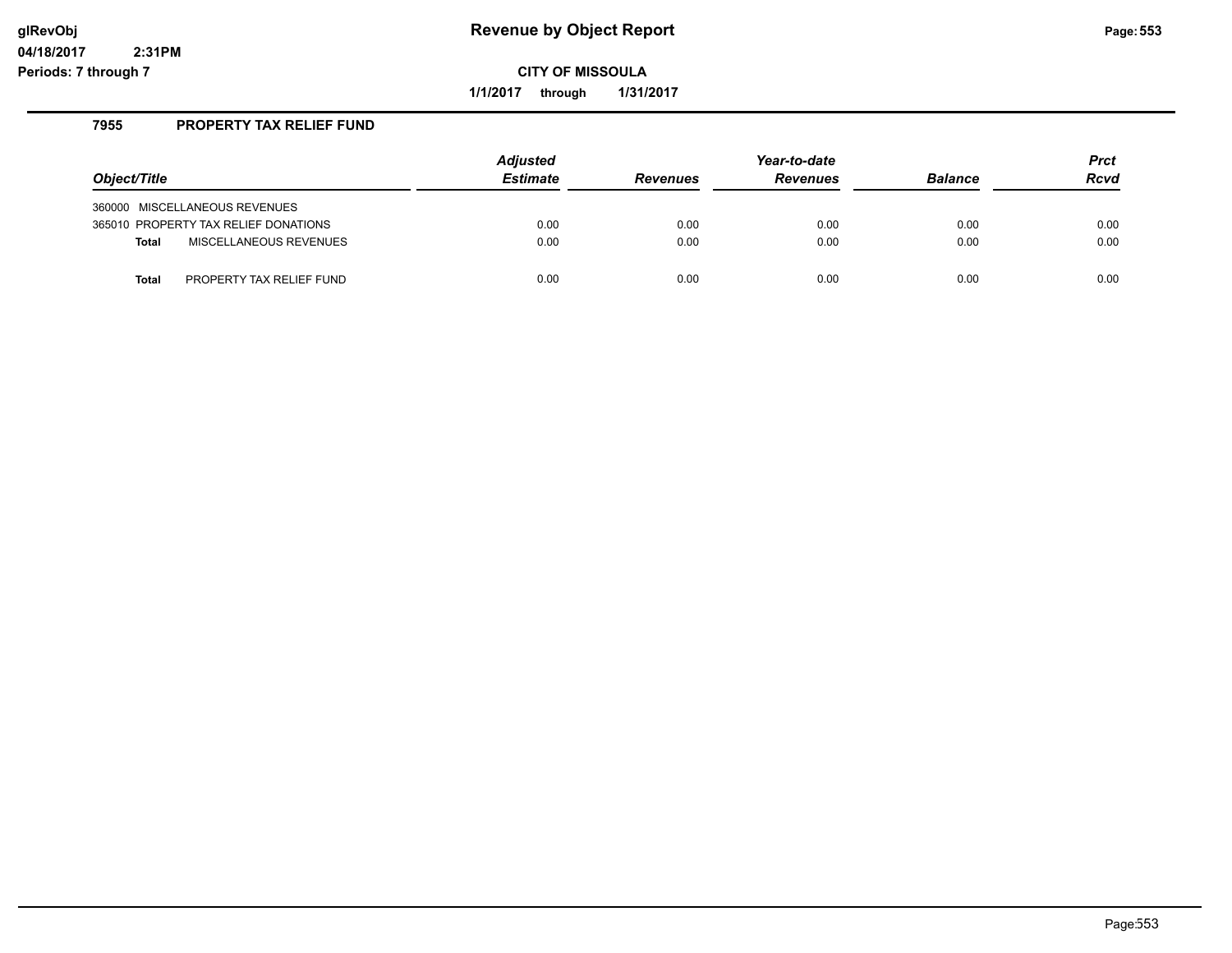**Revenue by Object Report**

**CITY OF MISSOULA**

**1/1/2017 through 1/31/2017**

glRevObj
04/18/2017 2:31PM
Periods: 7 through 7

### 7955 PROPERTY TAX RELIEF FUND

| Object/Title | Adjusted Estimate | Revenues | Year-to-date Revenues | Balance | Prct Rcvd |
|---|---|---|---|---|---|
| 360000 MISCELLANEOUS REVENUES | | | | | |
| 365010 PROPERTY TAX RELIEF DONATIONS | 0.00 | 0.00 | 0.00 | 0.00 | 0.00 |
| **Total** MISCELLANEOUS REVENUES | 0.00 | 0.00 | 0.00 | 0.00 | 0.00 |
| **Total** PROPERTY TAX RELIEF FUND | 0.00 | 0.00 | 0.00 | 0.00 | 0.00 |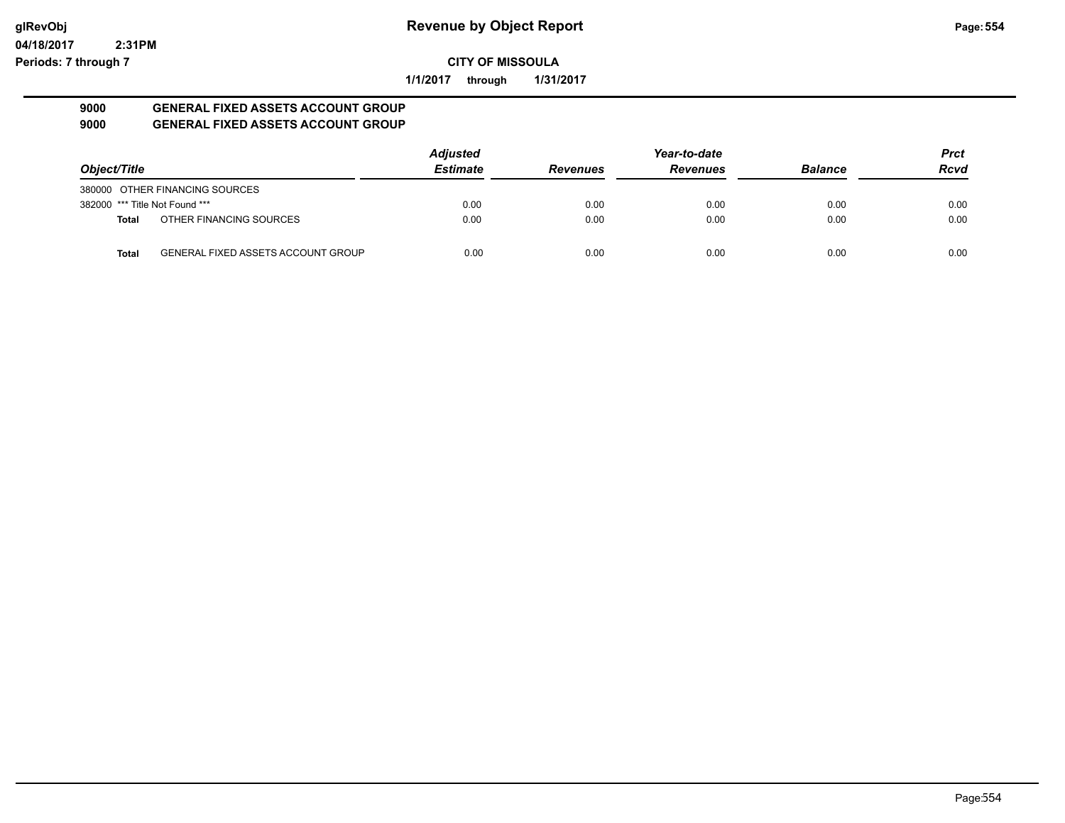**Revenue by Object Report**

**CITY OF MISSOULA**

**1/1/2017 through 1/31/2017**

glRevObj
04/18/2017 2:31PM
Periods: 7 through 7

### 9000 GENERAL FIXED ASSETS ACCOUNT GROUP
### 9000 GENERAL FIXED ASSETS ACCOUNT GROUP

| Object/Title | | Adjusted Estimate | Revenues | Year-to-date Revenues | Balance | Prct Rcvd |
|---|---|---|---|---|---|---|
| 380000 | OTHER FINANCING SOURCES | | | | | |
| 382000 | *** Title Not Found *** | 0.00 | 0.00 | 0.00 | 0.00 | 0.00 |
| **Total** | OTHER FINANCING SOURCES | 0.00 | 0.00 | 0.00 | 0.00 | 0.00 |
| **Total** | GENERAL FIXED ASSETS ACCOUNT GROUP | 0.00 | 0.00 | 0.00 | 0.00 | 0.00 |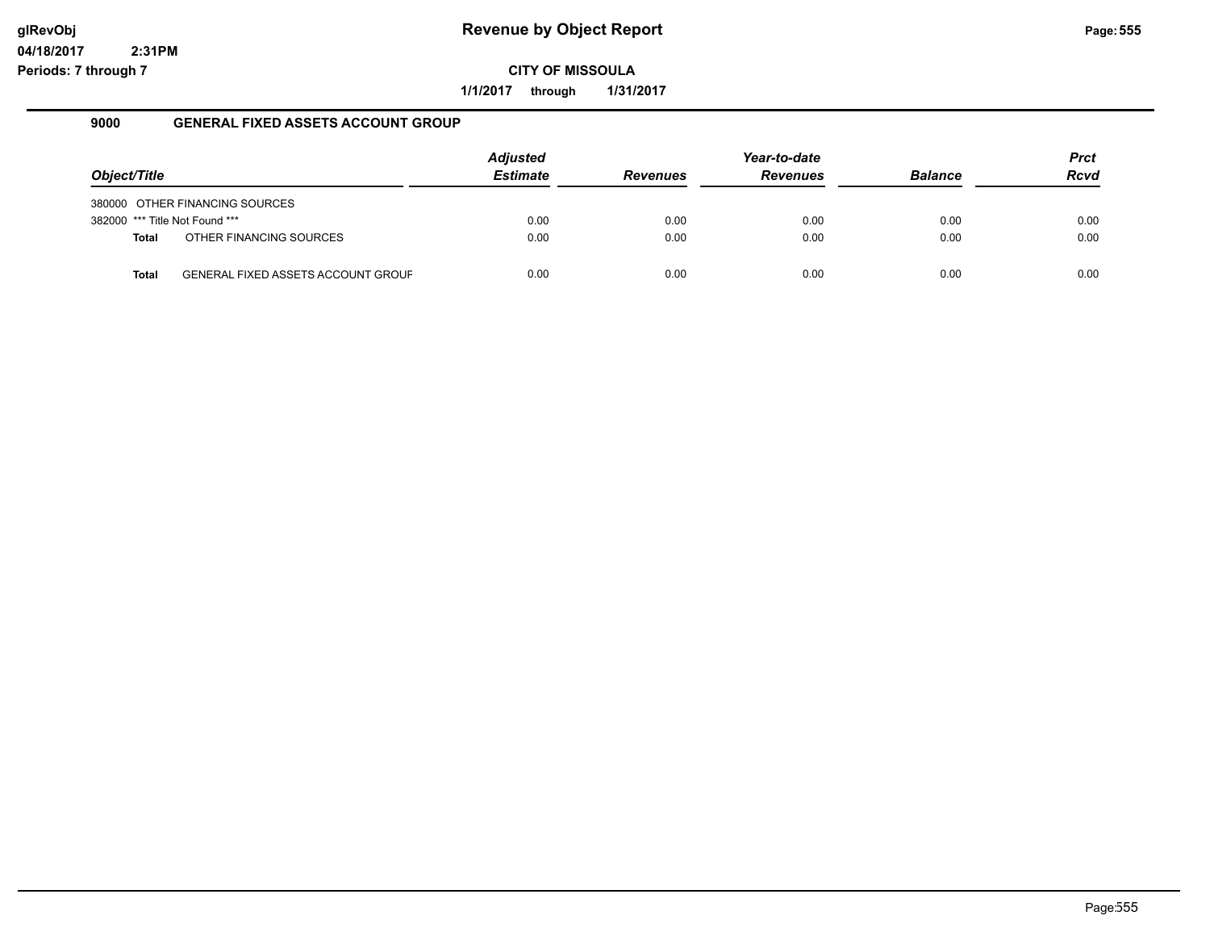# Revenue by Object Report

glRevObj
04/18/2017 2:31PM
Periods: 7 through 7

**CITY OF MISSOULA**

**1/1/2017 through 1/31/2017**

## 9000 GENERAL FIXED ASSETS ACCOUNT GROUP

| Object/Title | Adjusted Estimate | Revenues | Year-to-date Revenues | Balance | Prct Rcvd |
|---|---|---|---|---|---|
| 380000 OTHER FINANCING SOURCES | | | | | |
| 382000 *** Title Not Found *** | 0.00 | 0.00 | 0.00 | 0.00 | 0.00 |
| **Total** OTHER FINANCING SOURCES | 0.00 | 0.00 | 0.00 | 0.00 | 0.00 |
| **Total** GENERAL FIXED ASSETS ACCOUNT GROUF | 0.00 | 0.00 | 0.00 | 0.00 | 0.00 |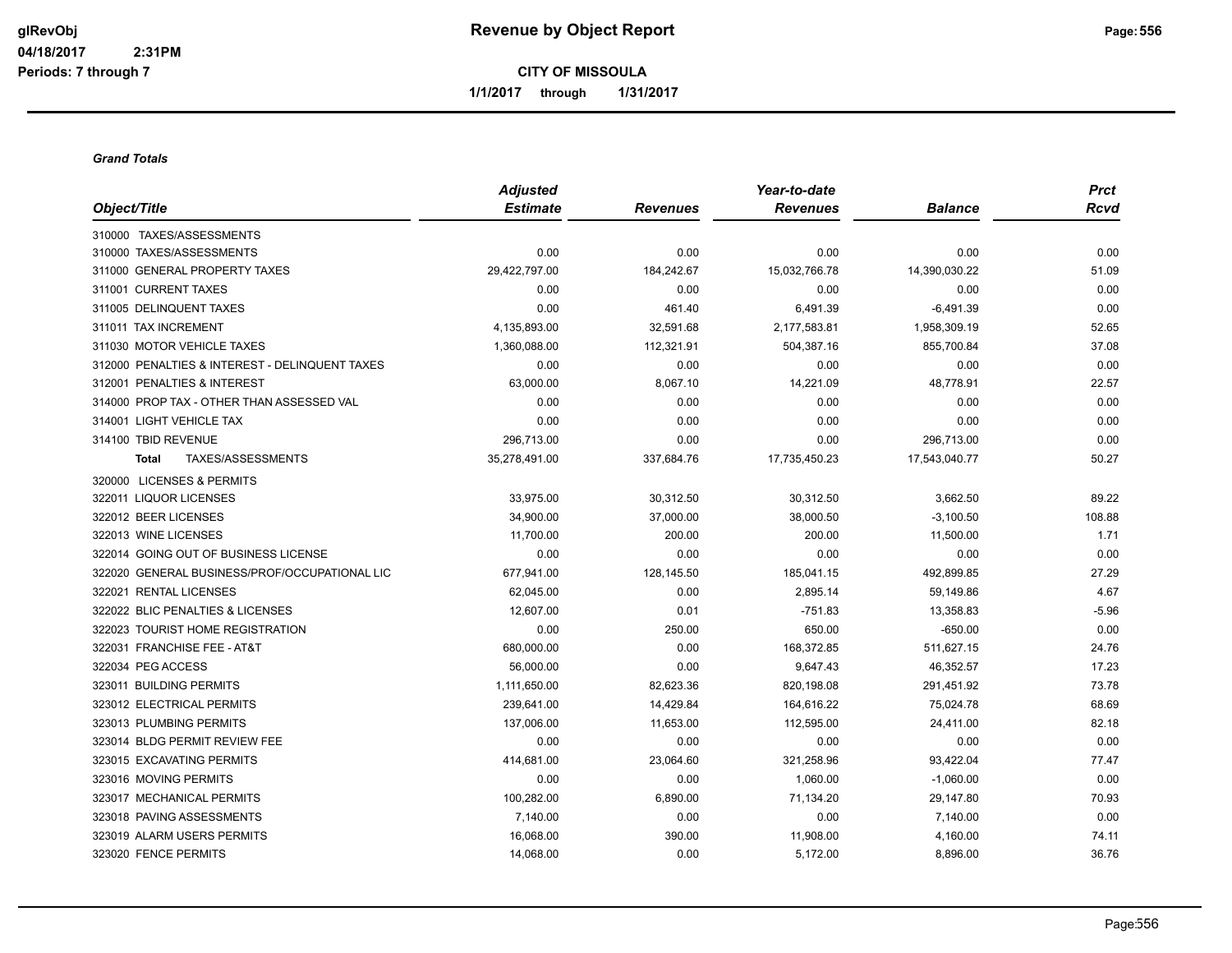# Revenue by Object Report

glRevObj
04/18/2017 2:31PM
Periods: 7 through 7

**CITY OF MISSOULA**

**1/1/2017 through 1/31/2017**

### *Grand Totals*

| Object/Title | Adjusted Estimate | Revenues | Year-to-date Revenues | Balance | Prct Rcvd |
|---|---|---|---|---|---|
| 310000 TAXES/ASSESSMENTS | | | | | |
| 310000 TAXES/ASSESSMENTS | 0.00 | 0.00 | 0.00 | 0.00 | 0.00 |
| 311000 GENERAL PROPERTY TAXES | 29,422,797.00 | 184,242.67 | 15,032,766.78 | 14,390,030.22 | 51.09 |
| 311001 CURRENT TAXES | 0.00 | 0.00 | 0.00 | 0.00 | 0.00 |
| 311005 DELINQUENT TAXES | 0.00 | 461.40 | 6,491.39 | -6,491.39 | 0.00 |
| 311011 TAX INCREMENT | 4,135,893.00 | 32,591.68 | 2,177,583.81 | 1,958,309.19 | 52.65 |
| 311030 MOTOR VEHICLE TAXES | 1,360,088.00 | 112,321.91 | 504,387.16 | 855,700.84 | 37.08 |
| 312000 PENALTIES & INTEREST - DELINQUENT TAXES | 0.00 | 0.00 | 0.00 | 0.00 | 0.00 |
| 312001 PENALTIES & INTEREST | 63,000.00 | 8,067.10 | 14,221.09 | 48,778.91 | 22.57 |
| 314000 PROP TAX - OTHER THAN ASSESSED VAL | 0.00 | 0.00 | 0.00 | 0.00 | 0.00 |
| 314001 LIGHT VEHICLE TAX | 0.00 | 0.00 | 0.00 | 0.00 | 0.00 |
| 314100 TBID REVENUE | 296,713.00 | 0.00 | 0.00 | 296,713.00 | 0.00 |
| **Total** TAXES/ASSESSMENTS | 35,278,491.00 | 337,684.76 | 17,735,450.23 | 17,543,040.77 | 50.27 |
| 320000 LICENSES & PERMITS | | | | | |
| 322011 LIQUOR LICENSES | 33,975.00 | 30,312.50 | 30,312.50 | 3,662.50 | 89.22 |
| 322012 BEER LICENSES | 34,900.00 | 37,000.00 | 38,000.50 | -3,100.50 | 108.88 |
| 322013 WINE LICENSES | 11,700.00 | 200.00 | 200.00 | 11,500.00 | 1.71 |
| 322014 GOING OUT OF BUSINESS LICENSE | 0.00 | 0.00 | 0.00 | 0.00 | 0.00 |
| 322020 GENERAL BUSINESS/PROF/OCCUPATIONAL LIC | 677,941.00 | 128,145.50 | 185,041.15 | 492,899.85 | 27.29 |
| 322021 RENTAL LICENSES | 62,045.00 | 0.00 | 2,895.14 | 59,149.86 | 4.67 |
| 322022 BLIC PENALTIES & LICENSES | 12,607.00 | 0.01 | -751.83 | 13,358.83 | -5.96 |
| 322023 TOURIST HOME REGISTRATION | 0.00 | 250.00 | 650.00 | -650.00 | 0.00 |
| 322031 FRANCHISE FEE - AT&T | 680,000.00 | 0.00 | 168,372.85 | 511,627.15 | 24.76 |
| 322034 PEG ACCESS | 56,000.00 | 0.00 | 9,647.43 | 46,352.57 | 17.23 |
| 323011 BUILDING PERMITS | 1,111,650.00 | 82,623.36 | 820,198.08 | 291,451.92 | 73.78 |
| 323012 ELECTRICAL PERMITS | 239,641.00 | 14,429.84 | 164,616.22 | 75,024.78 | 68.69 |
| 323013 PLUMBING PERMITS | 137,006.00 | 11,653.00 | 112,595.00 | 24,411.00 | 82.18 |
| 323014 BLDG PERMIT REVIEW FEE | 0.00 | 0.00 | 0.00 | 0.00 | 0.00 |
| 323015 EXCAVATING PERMITS | 414,681.00 | 23,064.60 | 321,258.96 | 93,422.04 | 77.47 |
| 323016 MOVING PERMITS | 0.00 | 0.00 | 1,060.00 | -1,060.00 | 0.00 |
| 323017 MECHANICAL PERMITS | 100,282.00 | 6,890.00 | 71,134.20 | 29,147.80 | 70.93 |
| 323018 PAVING ASSESSMENTS | 7,140.00 | 0.00 | 0.00 | 7,140.00 | 0.00 |
| 323019 ALARM USERS PERMITS | 16,068.00 | 390.00 | 11,908.00 | 4,160.00 | 74.11 |
| 323020 FENCE PERMITS | 14,068.00 | 0.00 | 5,172.00 | 8,896.00 | 36.76 |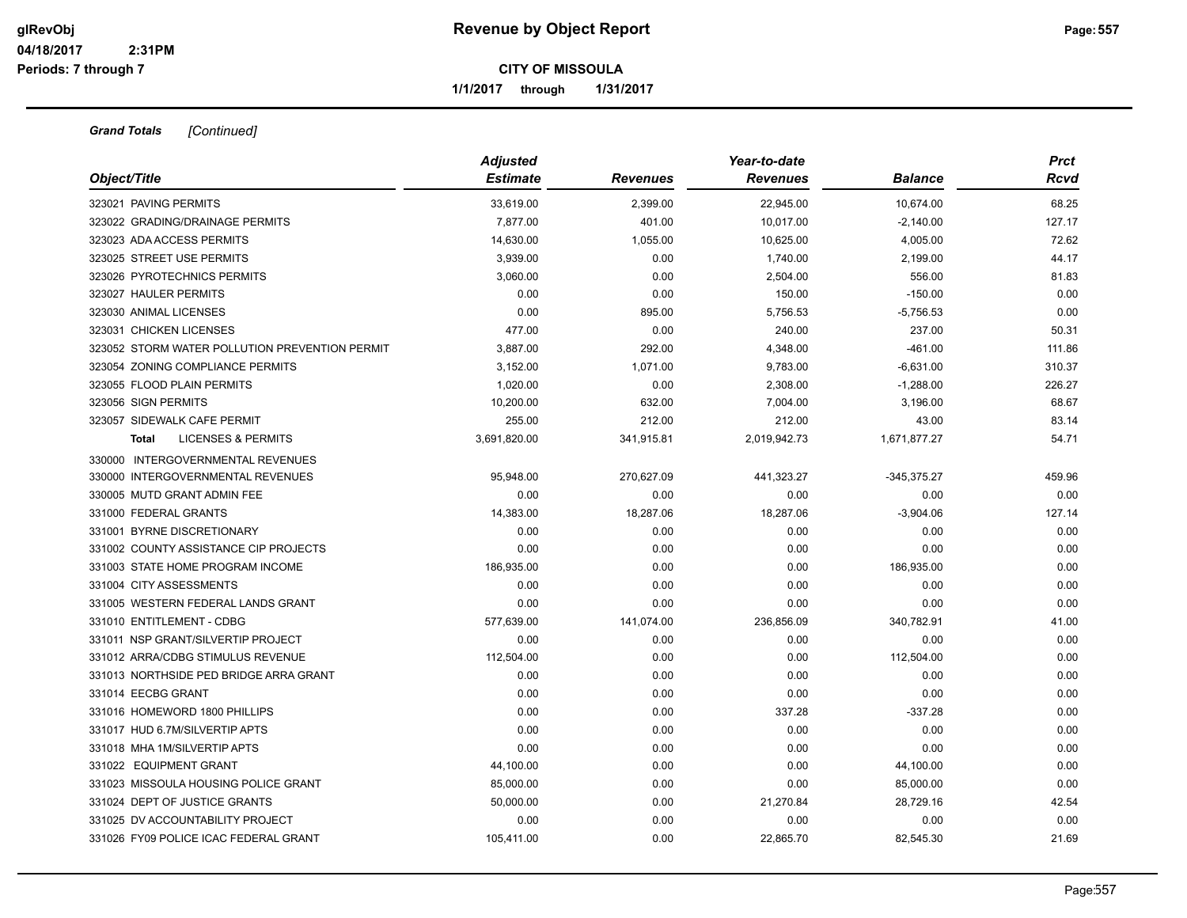# Revenue by Object Report

glRevObj
04/18/2017 2:31PM
Periods: 7 through 7

**CITY OF MISSOULA**

**1/1/2017 through 1/31/2017**

***Grand Totals*** *[Continued]*

| *Object/Title* | *Adjusted Estimate* | *Revenues* | *Year-to-date Revenues* | *Balance* | *Prct Rcvd* |
|---|---|---|---|---|---|
| 323021 PAVING PERMITS | 33,619.00 | 2,399.00 | 22,945.00 | 10,674.00 | 68.25 |
| 323022 GRADING/DRAINAGE PERMITS | 7,877.00 | 401.00 | 10,017.00 | -2,140.00 | 127.17 |
| 323023 ADA ACCESS PERMITS | 14,630.00 | 1,055.00 | 10,625.00 | 4,005.00 | 72.62 |
| 323025 STREET USE PERMITS | 3,939.00 | 0.00 | 1,740.00 | 2,199.00 | 44.17 |
| 323026 PYROTECHNICS PERMITS | 3,060.00 | 0.00 | 2,504.00 | 556.00 | 81.83 |
| 323027 HAULER PERMITS | 0.00 | 0.00 | 150.00 | -150.00 | 0.00 |
| 323030 ANIMAL LICENSES | 0.00 | 895.00 | 5,756.53 | -5,756.53 | 0.00 |
| 323031 CHICKEN LICENSES | 477.00 | 0.00 | 240.00 | 237.00 | 50.31 |
| 323052 STORM WATER POLLUTION PREVENTION PERMIT | 3,887.00 | 292.00 | 4,348.00 | -461.00 | 111.86 |
| 323054 ZONING COMPLIANCE PERMITS | 3,152.00 | 1,071.00 | 9,783.00 | -6,631.00 | 310.37 |
| 323055 FLOOD PLAIN PERMITS | 1,020.00 | 0.00 | 2,308.00 | -1,288.00 | 226.27 |
| 323056 SIGN PERMITS | 10,200.00 | 632.00 | 7,004.00 | 3,196.00 | 68.67 |
| 323057 SIDEWALK CAFE PERMIT | 255.00 | 212.00 | 212.00 | 43.00 | 83.14 |
| **Total** LICENSES & PERMITS | 3,691,820.00 | 341,915.81 | 2,019,942.73 | 1,671,877.27 | 54.71 |
| 330000 INTERGOVERNMENTAL REVENUES | | | | | |
| 330000 INTERGOVERNMENTAL REVENUES | 95,948.00 | 270,627.09 | 441,323.27 | -345,375.27 | 459.96 |
| 330005 MUTD GRANT ADMIN FEE | 0.00 | 0.00 | 0.00 | 0.00 | 0.00 |
| 331000 FEDERAL GRANTS | 14,383.00 | 18,287.06 | 18,287.06 | -3,904.06 | 127.14 |
| 331001 BYRNE DISCRETIONARY | 0.00 | 0.00 | 0.00 | 0.00 | 0.00 |
| 331002 COUNTY ASSISTANCE CIP PROJECTS | 0.00 | 0.00 | 0.00 | 0.00 | 0.00 |
| 331003 STATE HOME PROGRAM INCOME | 186,935.00 | 0.00 | 0.00 | 186,935.00 | 0.00 |
| 331004 CITY ASSESSMENTS | 0.00 | 0.00 | 0.00 | 0.00 | 0.00 |
| 331005 WESTERN FEDERAL LANDS GRANT | 0.00 | 0.00 | 0.00 | 0.00 | 0.00 |
| 331010 ENTITLEMENT - CDBG | 577,639.00 | 141,074.00 | 236,856.09 | 340,782.91 | 41.00 |
| 331011 NSP GRANT/SILVERTIP PROJECT | 0.00 | 0.00 | 0.00 | 0.00 | 0.00 |
| 331012 ARRA/CDBG STIMULUS REVENUE | 112,504.00 | 0.00 | 0.00 | 112,504.00 | 0.00 |
| 331013 NORTHSIDE PED BRIDGE ARRA GRANT | 0.00 | 0.00 | 0.00 | 0.00 | 0.00 |
| 331014 EECBG GRANT | 0.00 | 0.00 | 0.00 | 0.00 | 0.00 |
| 331016 HOMEWORD 1800 PHILLIPS | 0.00 | 0.00 | 337.28 | -337.28 | 0.00 |
| 331017 HUD 6.7M/SILVERTIP APTS | 0.00 | 0.00 | 0.00 | 0.00 | 0.00 |
| 331018 MHA 1M/SILVERTIP APTS | 0.00 | 0.00 | 0.00 | 0.00 | 0.00 |
| 331022 EQUIPMENT GRANT | 44,100.00 | 0.00 | 0.00 | 44,100.00 | 0.00 |
| 331023 MISSOULA HOUSING POLICE GRANT | 85,000.00 | 0.00 | 0.00 | 85,000.00 | 0.00 |
| 331024 DEPT OF JUSTICE GRANTS | 50,000.00 | 0.00 | 21,270.84 | 28,729.16 | 42.54 |
| 331025 DV ACCOUNTABILITY PROJECT | 0.00 | 0.00 | 0.00 | 0.00 | 0.00 |
| 331026 FY09 POLICE ICAC FEDERAL GRANT | 105,411.00 | 0.00 | 22,865.70 | 82,545.30 | 21.69 |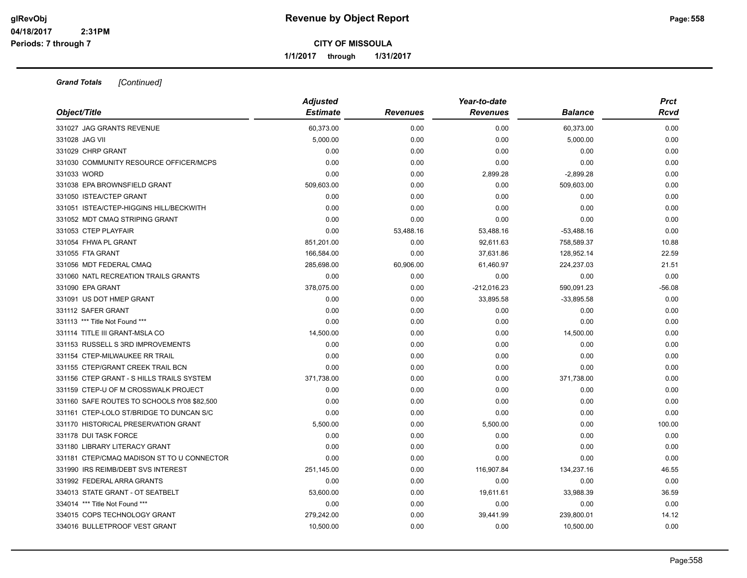**Revenue by Object Report**

**CITY OF MISSOULA**

**1/1/2017 through 1/31/2017**

glRevObj
04/18/2017 2:31PM
Periods: 7 through 7

***Grand Totals*** *[Continued]*

| Object/Title | Adjusted Estimate | Revenues | Year-to-date Revenues | Balance | Prct Rcvd |
|---|---|---|---|---|---|
| 331027 JAG GRANTS REVENUE | 60,373.00 | 0.00 | 0.00 | 60,373.00 | 0.00 |
| 331028 JAG VII | 5,000.00 | 0.00 | 0.00 | 5,000.00 | 0.00 |
| 331029 CHRP GRANT | 0.00 | 0.00 | 0.00 | 0.00 | 0.00 |
| 331030 COMMUNITY RESOURCE OFFICER/MCPS | 0.00 | 0.00 | 0.00 | 0.00 | 0.00 |
| 331033 WORD | 0.00 | 0.00 | 2,899.28 | -2,899.28 | 0.00 |
| 331038 EPA BROWNSFIELD GRANT | 509,603.00 | 0.00 | 0.00 | 509,603.00 | 0.00 |
| 331050 ISTEA/CTEP GRANT | 0.00 | 0.00 | 0.00 | 0.00 | 0.00 |
| 331051 ISTEA/CTEP-HIGGINS HILL/BECKWITH | 0.00 | 0.00 | 0.00 | 0.00 | 0.00 |
| 331052 MDT CMAQ STRIPING GRANT | 0.00 | 0.00 | 0.00 | 0.00 | 0.00 |
| 331053 CTEP PLAYFAIR | 0.00 | 53,488.16 | 53,488.16 | -53,488.16 | 0.00 |
| 331054 FHWA PL GRANT | 851,201.00 | 0.00 | 92,611.63 | 758,589.37 | 10.88 |
| 331055 FTA GRANT | 166,584.00 | 0.00 | 37,631.86 | 128,952.14 | 22.59 |
| 331056 MDT FEDERAL CMAQ | 285,698.00 | 60,906.00 | 61,460.97 | 224,237.03 | 21.51 |
| 331060 NATL RECREATION TRAILS GRANTS | 0.00 | 0.00 | 0.00 | 0.00 | 0.00 |
| 331090 EPA GRANT | 378,075.00 | 0.00 | -212,016.23 | 590,091.23 | -56.08 |
| 331091 US DOT HMEP GRANT | 0.00 | 0.00 | 33,895.58 | -33,895.58 | 0.00 |
| 331112 SAFER GRANT | 0.00 | 0.00 | 0.00 | 0.00 | 0.00 |
| 331113 *** Title Not Found *** | 0.00 | 0.00 | 0.00 | 0.00 | 0.00 |
| 331114 TITLE III GRANT-MSLA CO | 14,500.00 | 0.00 | 0.00 | 14,500.00 | 0.00 |
| 331153 RUSSELL S 3RD IMPROVEMENTS | 0.00 | 0.00 | 0.00 | 0.00 | 0.00 |
| 331154 CTEP-MILWAUKEE RR TRAIL | 0.00 | 0.00 | 0.00 | 0.00 | 0.00 |
| 331155 CTEP/GRANT CREEK TRAIL BCN | 0.00 | 0.00 | 0.00 | 0.00 | 0.00 |
| 331156 CTEP GRANT - S HILLS TRAILS SYSTEM | 371,738.00 | 0.00 | 0.00 | 371,738.00 | 0.00 |
| 331159 CTEP-U OF M CROSSWALK PROJECT | 0.00 | 0.00 | 0.00 | 0.00 | 0.00 |
| 331160 SAFE ROUTES TO SCHOOLS fY08 $82,500 | 0.00 | 0.00 | 0.00 | 0.00 | 0.00 |
| 331161 CTEP-LOLO ST/BRIDGE TO DUNCAN S/C | 0.00 | 0.00 | 0.00 | 0.00 | 0.00 |
| 331170 HISTORICAL PRESERVATION GRANT | 5,500.00 | 0.00 | 5,500.00 | 0.00 | 100.00 |
| 331178 DUI TASK FORCE | 0.00 | 0.00 | 0.00 | 0.00 | 0.00 |
| 331180 LIBRARY LITERACY GRANT | 0.00 | 0.00 | 0.00 | 0.00 | 0.00 |
| 331181 CTEP/CMAQ MADISON ST TO U CONNECTOR | 0.00 | 0.00 | 0.00 | 0.00 | 0.00 |
| 331990 IRS REIMB/DEBT SVS INTEREST | 251,145.00 | 0.00 | 116,907.84 | 134,237.16 | 46.55 |
| 331992 FEDERAL ARRA GRANTS | 0.00 | 0.00 | 0.00 | 0.00 | 0.00 |
| 334013 STATE GRANT - OT SEATBELT | 53,600.00 | 0.00 | 19,611.61 | 33,988.39 | 36.59 |
| 334014 *** Title Not Found *** | 0.00 | 0.00 | 0.00 | 0.00 | 0.00 |
| 334015 COPS TECHNOLOGY GRANT | 279,242.00 | 0.00 | 39,441.99 | 239,800.01 | 14.12 |
| 334016 BULLETPROOF VEST GRANT | 10,500.00 | 0.00 | 0.00 | 10,500.00 | 0.00 |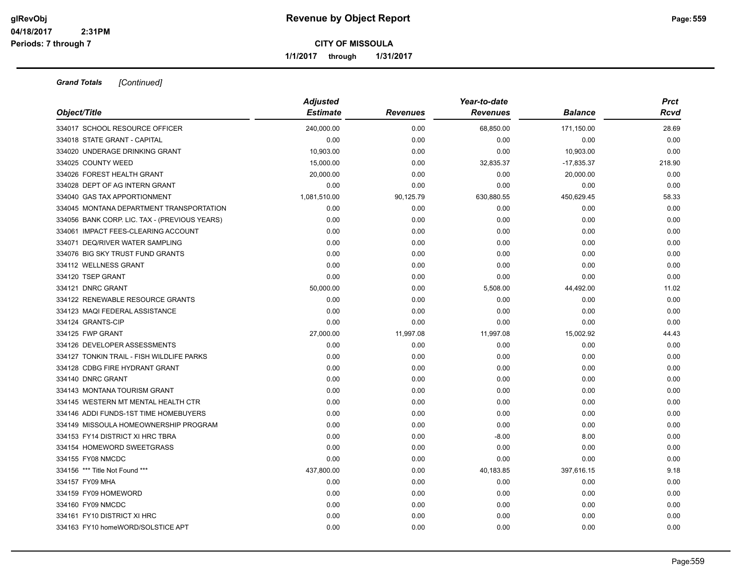**CITY OF MISSOULA**

**1/1/2017 through 1/31/2017**

***Grand Totals*** *[Continued]*

| *Object/Title* | *Adjusted Estimate* | *Revenues* | *Year-to-date Revenues* | *Balance* | *Prct Rcvd* |
|---|---|---|---|---|---|
| 334017 SCHOOL RESOURCE OFFICER | 240,000.00 | 0.00 | 68,850.00 | 171,150.00 | 28.69 |
| 334018 STATE GRANT - CAPITAL | 0.00 | 0.00 | 0.00 | 0.00 | 0.00 |
| 334020 UNDERAGE DRINKING GRANT | 10,903.00 | 0.00 | 0.00 | 10,903.00 | 0.00 |
| 334025 COUNTY WEED | 15,000.00 | 0.00 | 32,835.37 | -17,835.37 | 218.90 |
| 334026 FOREST HEALTH GRANT | 20,000.00 | 0.00 | 0.00 | 20,000.00 | 0.00 |
| 334028 DEPT OF AG INTERN GRANT | 0.00 | 0.00 | 0.00 | 0.00 | 0.00 |
| 334040 GAS TAX APPORTIONMENT | 1,081,510.00 | 90,125.79 | 630,880.55 | 450,629.45 | 58.33 |
| 334045 MONTANA DEPARTMENT TRANSPORTATION | 0.00 | 0.00 | 0.00 | 0.00 | 0.00 |
| 334056 BANK CORP. LIC. TAX - (PREVIOUS YEARS) | 0.00 | 0.00 | 0.00 | 0.00 | 0.00 |
| 334061 IMPACT FEES-CLEARING ACCOUNT | 0.00 | 0.00 | 0.00 | 0.00 | 0.00 |
| 334071 DEQ/RIVER WATER SAMPLING | 0.00 | 0.00 | 0.00 | 0.00 | 0.00 |
| 334076 BIG SKY TRUST FUND GRANTS | 0.00 | 0.00 | 0.00 | 0.00 | 0.00 |
| 334112 WELLNESS GRANT | 0.00 | 0.00 | 0.00 | 0.00 | 0.00 |
| 334120 TSEP GRANT | 0.00 | 0.00 | 0.00 | 0.00 | 0.00 |
| 334121 DNRC GRANT | 50,000.00 | 0.00 | 5,508.00 | 44,492.00 | 11.02 |
| 334122 RENEWABLE RESOURCE GRANTS | 0.00 | 0.00 | 0.00 | 0.00 | 0.00 |
| 334123 MAQI FEDERAL ASSISTANCE | 0.00 | 0.00 | 0.00 | 0.00 | 0.00 |
| 334124 GRANTS-CIP | 0.00 | 0.00 | 0.00 | 0.00 | 0.00 |
| 334125 FWP GRANT | 27,000.00 | 11,997.08 | 11,997.08 | 15,002.92 | 44.43 |
| 334126 DEVELOPER ASSESSMENTS | 0.00 | 0.00 | 0.00 | 0.00 | 0.00 |
| 334127 TONKIN TRAIL - FISH WILDLIFE PARKS | 0.00 | 0.00 | 0.00 | 0.00 | 0.00 |
| 334128 CDBG FIRE HYDRANT GRANT | 0.00 | 0.00 | 0.00 | 0.00 | 0.00 |
| 334140 DNRC GRANT | 0.00 | 0.00 | 0.00 | 0.00 | 0.00 |
| 334143 MONTANA TOURISM GRANT | 0.00 | 0.00 | 0.00 | 0.00 | 0.00 |
| 334145 WESTERN MT MENTAL HEALTH CTR | 0.00 | 0.00 | 0.00 | 0.00 | 0.00 |
| 334146 ADDI FUNDS-1ST TIME HOMEBUYERS | 0.00 | 0.00 | 0.00 | 0.00 | 0.00 |
| 334149 MISSOULA HOMEOWNERSHIP PROGRAM | 0.00 | 0.00 | 0.00 | 0.00 | 0.00 |
| 334153 FY14 DISTRICT XI HRC TBRA | 0.00 | 0.00 | -8.00 | 8.00 | 0.00 |
| 334154 HOMEWORD SWEETGRASS | 0.00 | 0.00 | 0.00 | 0.00 | 0.00 |
| 334155 FY08 NMCDC | 0.00 | 0.00 | 0.00 | 0.00 | 0.00 |
| 334156 *** Title Not Found *** | 437,800.00 | 0.00 | 40,183.85 | 397,616.15 | 9.18 |
| 334157 FY09 MHA | 0.00 | 0.00 | 0.00 | 0.00 | 0.00 |
| 334159 FY09 HOMEWORD | 0.00 | 0.00 | 0.00 | 0.00 | 0.00 |
| 334160 FY09 NMCDC | 0.00 | 0.00 | 0.00 | 0.00 | 0.00 |
| 334161 FY10 DISTRICT XI HRC | 0.00 | 0.00 | 0.00 | 0.00 | 0.00 |
| 334163 FY10 homeWORD/SOLSTICE APT | 0.00 | 0.00 | 0.00 | 0.00 | 0.00 |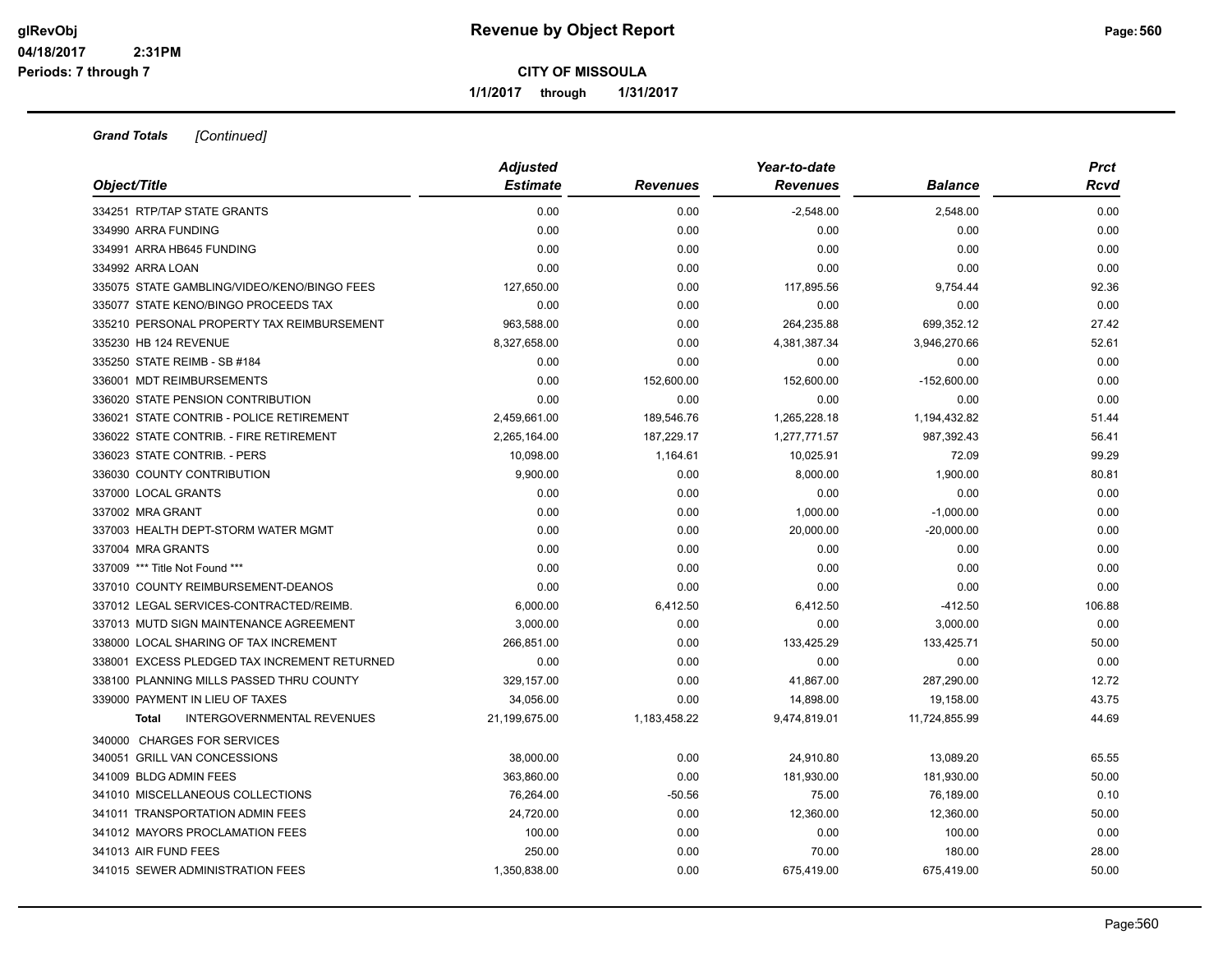# Revenue by Object Report

**CITY OF MISSOULA**

**1/1/2017 through 1/31/2017**

glRevObj
04/18/2017 2:31PM
Periods: 7 through 7

***Grand Totals*** *[Continued]*

| Object/Title | Adjusted Estimate | Revenues | Year-to-date Revenues | Balance | Prct Rcvd |
|---|---|---|---|---|---|
| 334251 RTP/TAP STATE GRANTS | 0.00 | 0.00 | -2,548.00 | 2,548.00 | 0.00 |
| 334990 ARRA FUNDING | 0.00 | 0.00 | 0.00 | 0.00 | 0.00 |
| 334991 ARRA HB645 FUNDING | 0.00 | 0.00 | 0.00 | 0.00 | 0.00 |
| 334992 ARRA LOAN | 0.00 | 0.00 | 0.00 | 0.00 | 0.00 |
| 335075 STATE GAMBLING/VIDEO/KENO/BINGO FEES | 127,650.00 | 0.00 | 117,895.56 | 9,754.44 | 92.36 |
| 335077 STATE KENO/BINGO PROCEEDS TAX | 0.00 | 0.00 | 0.00 | 0.00 | 0.00 |
| 335210 PERSONAL PROPERTY TAX REIMBURSEMENT | 963,588.00 | 0.00 | 264,235.88 | 699,352.12 | 27.42 |
| 335230 HB 124 REVENUE | 8,327,658.00 | 0.00 | 4,381,387.34 | 3,946,270.66 | 52.61 |
| 335250 STATE REIMB - SB #184 | 0.00 | 0.00 | 0.00 | 0.00 | 0.00 |
| 336001 MDT REIMBURSEMENTS | 0.00 | 152,600.00 | 152,600.00 | -152,600.00 | 0.00 |
| 336020 STATE PENSION CONTRIBUTION | 0.00 | 0.00 | 0.00 | 0.00 | 0.00 |
| 336021 STATE CONTRIB - POLICE RETIREMENT | 2,459,661.00 | 189,546.76 | 1,265,228.18 | 1,194,432.82 | 51.44 |
| 336022 STATE CONTRIB. - FIRE RETIREMENT | 2,265,164.00 | 187,229.17 | 1,277,771.57 | 987,392.43 | 56.41 |
| 336023 STATE CONTRIB. - PERS | 10,098.00 | 1,164.61 | 10,025.91 | 72.09 | 99.29 |
| 336030 COUNTY CONTRIBUTION | 9,900.00 | 0.00 | 8,000.00 | 1,900.00 | 80.81 |
| 337000 LOCAL GRANTS | 0.00 | 0.00 | 0.00 | 0.00 | 0.00 |
| 337002 MRA GRANT | 0.00 | 0.00 | 1,000.00 | -1,000.00 | 0.00 |
| 337003 HEALTH DEPT-STORM WATER MGMT | 0.00 | 0.00 | 20,000.00 | -20,000.00 | 0.00 |
| 337004 MRA GRANTS | 0.00 | 0.00 | 0.00 | 0.00 | 0.00 |
| 337009 *** Title Not Found *** | 0.00 | 0.00 | 0.00 | 0.00 | 0.00 |
| 337010 COUNTY REIMBURSEMENT-DEANOS | 0.00 | 0.00 | 0.00 | 0.00 | 0.00 |
| 337012 LEGAL SERVICES-CONTRACTED/REIMB. | 6,000.00 | 6,412.50 | 6,412.50 | -412.50 | 106.88 |
| 337013 MUTD SIGN MAINTENANCE AGREEMENT | 3,000.00 | 0.00 | 0.00 | 3,000.00 | 0.00 |
| 338000 LOCAL SHARING OF TAX INCREMENT | 266,851.00 | 0.00 | 133,425.29 | 133,425.71 | 50.00 |
| 338001 EXCESS PLEDGED TAX INCREMENT RETURNED | 0.00 | 0.00 | 0.00 | 0.00 | 0.00 |
| 338100 PLANNING MILLS PASSED THRU COUNTY | 329,157.00 | 0.00 | 41,867.00 | 287,290.00 | 12.72 |
| 339000 PAYMENT IN LIEU OF TAXES | 34,056.00 | 0.00 | 14,898.00 | 19,158.00 | 43.75 |
| **Total** INTERGOVERNMENTAL REVENUES | 21,199,675.00 | 1,183,458.22 | 9,474,819.01 | 11,724,855.99 | 44.69 |
| 340000 CHARGES FOR SERVICES | | | | | |
| 340051 GRILL VAN CONCESSIONS | 38,000.00 | 0.00 | 24,910.80 | 13,089.20 | 65.55 |
| 341009 BLDG ADMIN FEES | 363,860.00 | 0.00 | 181,930.00 | 181,930.00 | 50.00 |
| 341010 MISCELLANEOUS COLLECTIONS | 76,264.00 | -50.56 | 75.00 | 76,189.00 | 0.10 |
| 341011 TRANSPORTATION ADMIN FEES | 24,720.00 | 0.00 | 12,360.00 | 12,360.00 | 50.00 |
| 341012 MAYORS PROCLAMATION FEES | 100.00 | 0.00 | 0.00 | 100.00 | 0.00 |
| 341013 AIR FUND FEES | 250.00 | 0.00 | 70.00 | 180.00 | 28.00 |
| 341015 SEWER ADMINISTRATION FEES | 1,350,838.00 | 0.00 | 675,419.00 | 675,419.00 | 50.00 |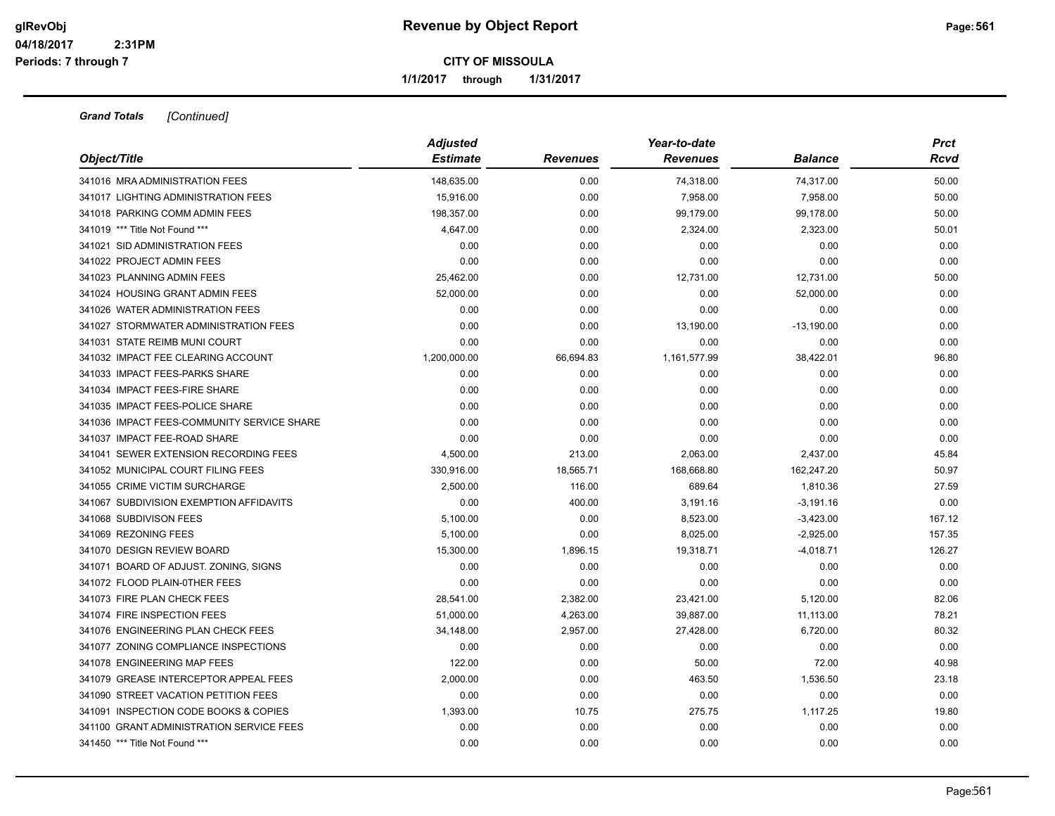**glRevObj**
**04/18/2017 2:31PM**
**Periods: 7 through 7**

# Revenue by Object Report

**CITY OF MISSOULA**

**1/1/2017 through 1/31/2017**

***Grand Totals*** *[Continued]*

| *Object/Title* | *Adjusted Estimate* | *Revenues* | *Year-to-date Revenues* | *Balance* | *Prct Rcvd* |
|---|---|---|---|---|---|
| 341016 MRA ADMINISTRATION FEES | 148,635.00 | 0.00 | 74,318.00 | 74,317.00 | 50.00 |
| 341017 LIGHTING ADMINISTRATION FEES | 15,916.00 | 0.00 | 7,958.00 | 7,958.00 | 50.00 |
| 341018 PARKING COMM ADMIN FEES | 198,357.00 | 0.00 | 99,179.00 | 99,178.00 | 50.00 |
| 341019 *** Title Not Found *** | 4,647.00 | 0.00 | 2,324.00 | 2,323.00 | 50.01 |
| 341021 SID ADMINISTRATION FEES | 0.00 | 0.00 | 0.00 | 0.00 | 0.00 |
| 341022 PROJECT ADMIN FEES | 0.00 | 0.00 | 0.00 | 0.00 | 0.00 |
| 341023 PLANNING ADMIN FEES | 25,462.00 | 0.00 | 12,731.00 | 12,731.00 | 50.00 |
| 341024 HOUSING GRANT ADMIN FEES | 52,000.00 | 0.00 | 0.00 | 52,000.00 | 0.00 |
| 341026 WATER ADMINISTRATION FEES | 0.00 | 0.00 | 0.00 | 0.00 | 0.00 |
| 341027 STORMWATER ADMINISTRATION FEES | 0.00 | 0.00 | 13,190.00 | -13,190.00 | 0.00 |
| 341031 STATE REIMB MUNI COURT | 0.00 | 0.00 | 0.00 | 0.00 | 0.00 |
| 341032 IMPACT FEE CLEARING ACCOUNT | 1,200,000.00 | 66,694.83 | 1,161,577.99 | 38,422.01 | 96.80 |
| 341033 IMPACT FEES-PARKS SHARE | 0.00 | 0.00 | 0.00 | 0.00 | 0.00 |
| 341034 IMPACT FEES-FIRE SHARE | 0.00 | 0.00 | 0.00 | 0.00 | 0.00 |
| 341035 IMPACT FEES-POLICE SHARE | 0.00 | 0.00 | 0.00 | 0.00 | 0.00 |
| 341036 IMPACT FEES-COMMUNITY SERVICE SHARE | 0.00 | 0.00 | 0.00 | 0.00 | 0.00 |
| 341037 IMPACT FEE-ROAD SHARE | 0.00 | 0.00 | 0.00 | 0.00 | 0.00 |
| 341041 SEWER EXTENSION RECORDING FEES | 4,500.00 | 213.00 | 2,063.00 | 2,437.00 | 45.84 |
| 341052 MUNICIPAL COURT FILING FEES | 330,916.00 | 18,565.71 | 168,668.80 | 162,247.20 | 50.97 |
| 341055 CRIME VICTIM SURCHARGE | 2,500.00 | 116.00 | 689.64 | 1,810.36 | 27.59 |
| 341067 SUBDIVISION EXEMPTION AFFIDAVITS | 0.00 | 400.00 | 3,191.16 | -3,191.16 | 0.00 |
| 341068 SUBDIVISON FEES | 5,100.00 | 0.00 | 8,523.00 | -3,423.00 | 167.12 |
| 341069 REZONING FEES | 5,100.00 | 0.00 | 8,025.00 | -2,925.00 | 157.35 |
| 341070 DESIGN REVIEW BOARD | 15,300.00 | 1,896.15 | 19,318.71 | -4,018.71 | 126.27 |
| 341071 BOARD OF ADJUST. ZONING, SIGNS | 0.00 | 0.00 | 0.00 | 0.00 | 0.00 |
| 341072 FLOOD PLAIN-0THER FEES | 0.00 | 0.00 | 0.00 | 0.00 | 0.00 |
| 341073 FIRE PLAN CHECK FEES | 28,541.00 | 2,382.00 | 23,421.00 | 5,120.00 | 82.06 |
| 341074 FIRE INSPECTION FEES | 51,000.00 | 4,263.00 | 39,887.00 | 11,113.00 | 78.21 |
| 341076 ENGINEERING PLAN CHECK FEES | 34,148.00 | 2,957.00 | 27,428.00 | 6,720.00 | 80.32 |
| 341077 ZONING COMPLIANCE INSPECTIONS | 0.00 | 0.00 | 0.00 | 0.00 | 0.00 |
| 341078 ENGINEERING MAP FEES | 122.00 | 0.00 | 50.00 | 72.00 | 40.98 |
| 341079 GREASE INTERCEPTOR APPEAL FEES | 2,000.00 | 0.00 | 463.50 | 1,536.50 | 23.18 |
| 341090 STREET VACATION PETITION FEES | 0.00 | 0.00 | 0.00 | 0.00 | 0.00 |
| 341091 INSPECTION CODE BOOKS & COPIES | 1,393.00 | 10.75 | 275.75 | 1,117.25 | 19.80 |
| 341100 GRANT ADMINISTRATION SERVICE FEES | 0.00 | 0.00 | 0.00 | 0.00 | 0.00 |
| 341450 *** Title Not Found *** | 0.00 | 0.00 | 0.00 | 0.00 | 0.00 |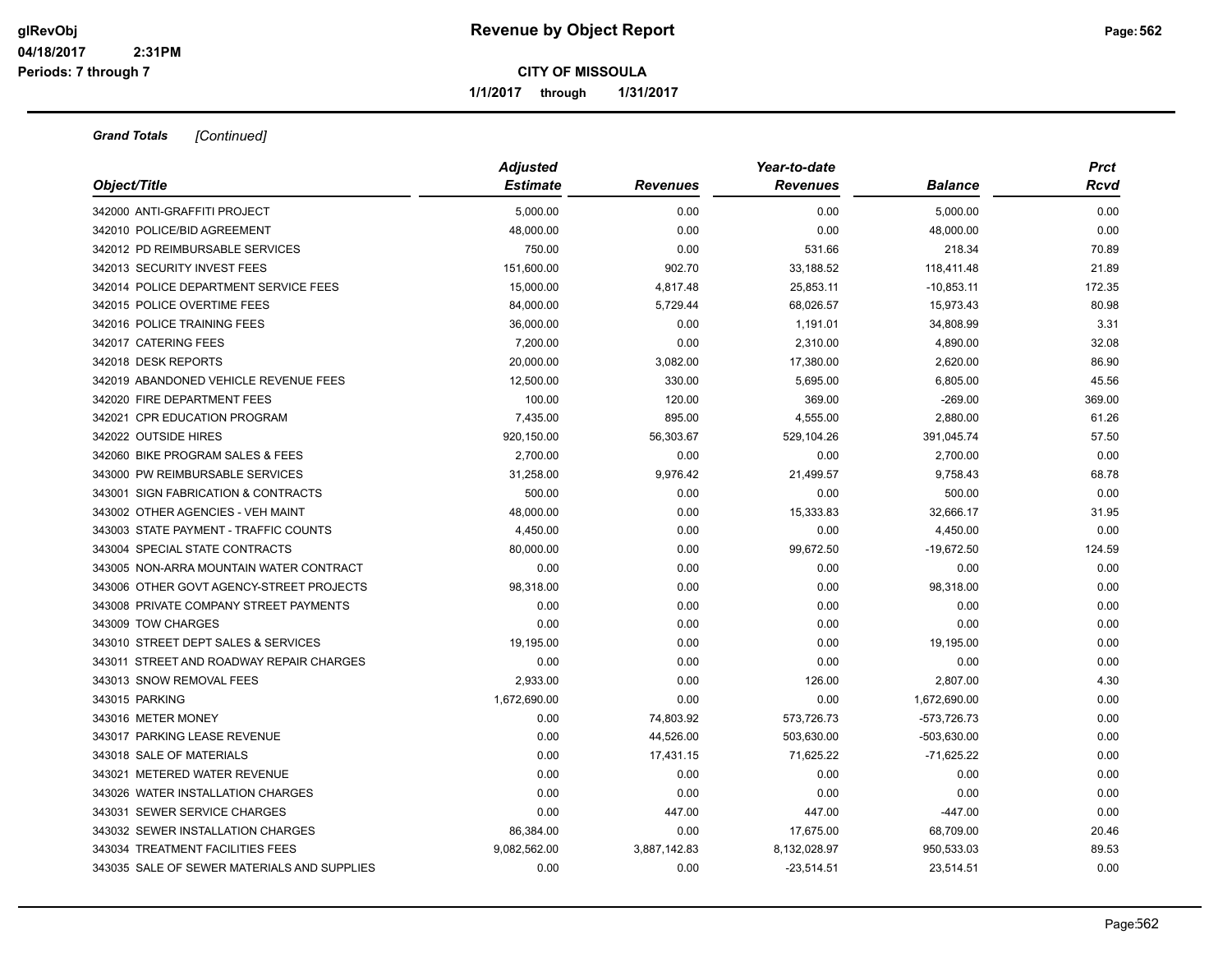**Grand Totals** *[Continued]*

| Object/Title | Adjusted Estimate | Revenues | Year-to-date Revenues | Balance | Prct Rcvd |
|---|---|---|---|---|---|
| 342000 ANTI-GRAFFITI PROJECT | 5,000.00 | 0.00 | 0.00 | 5,000.00 | 0.00 |
| 342010 POLICE/BID AGREEMENT | 48,000.00 | 0.00 | 0.00 | 48,000.00 | 0.00 |
| 342012 PD REIMBURSABLE SERVICES | 750.00 | 0.00 | 531.66 | 218.34 | 70.89 |
| 342013 SECURITY INVEST FEES | 151,600.00 | 902.70 | 33,188.52 | 118,411.48 | 21.89 |
| 342014 POLICE DEPARTMENT SERVICE FEES | 15,000.00 | 4,817.48 | 25,853.11 | -10,853.11 | 172.35 |
| 342015 POLICE OVERTIME FEES | 84,000.00 | 5,729.44 | 68,026.57 | 15,973.43 | 80.98 |
| 342016 POLICE TRAINING FEES | 36,000.00 | 0.00 | 1,191.01 | 34,808.99 | 3.31 |
| 342017 CATERING FEES | 7,200.00 | 0.00 | 2,310.00 | 4,890.00 | 32.08 |
| 342018 DESK REPORTS | 20,000.00 | 3,082.00 | 17,380.00 | 2,620.00 | 86.90 |
| 342019 ABANDONED VEHICLE REVENUE FEES | 12,500.00 | 330.00 | 5,695.00 | 6,805.00 | 45.56 |
| 342020 FIRE DEPARTMENT FEES | 100.00 | 120.00 | 369.00 | -269.00 | 369.00 |
| 342021 CPR EDUCATION PROGRAM | 7,435.00 | 895.00 | 4,555.00 | 2,880.00 | 61.26 |
| 342022 OUTSIDE HIRES | 920,150.00 | 56,303.67 | 529,104.26 | 391,045.74 | 57.50 |
| 342060 BIKE PROGRAM SALES & FEES | 2,700.00 | 0.00 | 0.00 | 2,700.00 | 0.00 |
| 343000 PW REIMBURSABLE SERVICES | 31,258.00 | 9,976.42 | 21,499.57 | 9,758.43 | 68.78 |
| 343001 SIGN FABRICATION & CONTRACTS | 500.00 | 0.00 | 0.00 | 500.00 | 0.00 |
| 343002 OTHER AGENCIES - VEH MAINT | 48,000.00 | 0.00 | 15,333.83 | 32,666.17 | 31.95 |
| 343003 STATE PAYMENT - TRAFFIC COUNTS | 4,450.00 | 0.00 | 0.00 | 4,450.00 | 0.00 |
| 343004 SPECIAL STATE CONTRACTS | 80,000.00 | 0.00 | 99,672.50 | -19,672.50 | 124.59 |
| 343005 NON-ARRA MOUNTAIN WATER CONTRACT | 0.00 | 0.00 | 0.00 | 0.00 | 0.00 |
| 343006 OTHER GOVT AGENCY-STREET PROJECTS | 98,318.00 | 0.00 | 0.00 | 98,318.00 | 0.00 |
| 343008 PRIVATE COMPANY STREET PAYMENTS | 0.00 | 0.00 | 0.00 | 0.00 | 0.00 |
| 343009 TOW CHARGES | 0.00 | 0.00 | 0.00 | 0.00 | 0.00 |
| 343010 STREET DEPT SALES & SERVICES | 19,195.00 | 0.00 | 0.00 | 19,195.00 | 0.00 |
| 343011 STREET AND ROADWAY REPAIR CHARGES | 0.00 | 0.00 | 0.00 | 0.00 | 0.00 |
| 343013 SNOW REMOVAL FEES | 2,933.00 | 0.00 | 126.00 | 2,807.00 | 4.30 |
| 343015 PARKING | 1,672,690.00 | 0.00 | 0.00 | 1,672,690.00 | 0.00 |
| 343016 METER MONEY | 0.00 | 74,803.92 | 573,726.73 | -573,726.73 | 0.00 |
| 343017 PARKING LEASE REVENUE | 0.00 | 44,526.00 | 503,630.00 | -503,630.00 | 0.00 |
| 343018 SALE OF MATERIALS | 0.00 | 17,431.15 | 71,625.22 | -71,625.22 | 0.00 |
| 343021 METERED WATER REVENUE | 0.00 | 0.00 | 0.00 | 0.00 | 0.00 |
| 343026 WATER INSTALLATION CHARGES | 0.00 | 0.00 | 0.00 | 0.00 | 0.00 |
| 343031 SEWER SERVICE CHARGES | 0.00 | 447.00 | 447.00 | -447.00 | 0.00 |
| 343032 SEWER INSTALLATION CHARGES | 86,384.00 | 0.00 | 17,675.00 | 68,709.00 | 20.46 |
| 343034 TREATMENT FACILITIES FEES | 9,082,562.00 | 3,887,142.83 | 8,132,028.97 | 950,533.03 | 89.53 |
| 343035 SALE OF SEWER MATERIALS AND SUPPLIES | 0.00 | 0.00 | -23,514.51 | 23,514.51 | 0.00 |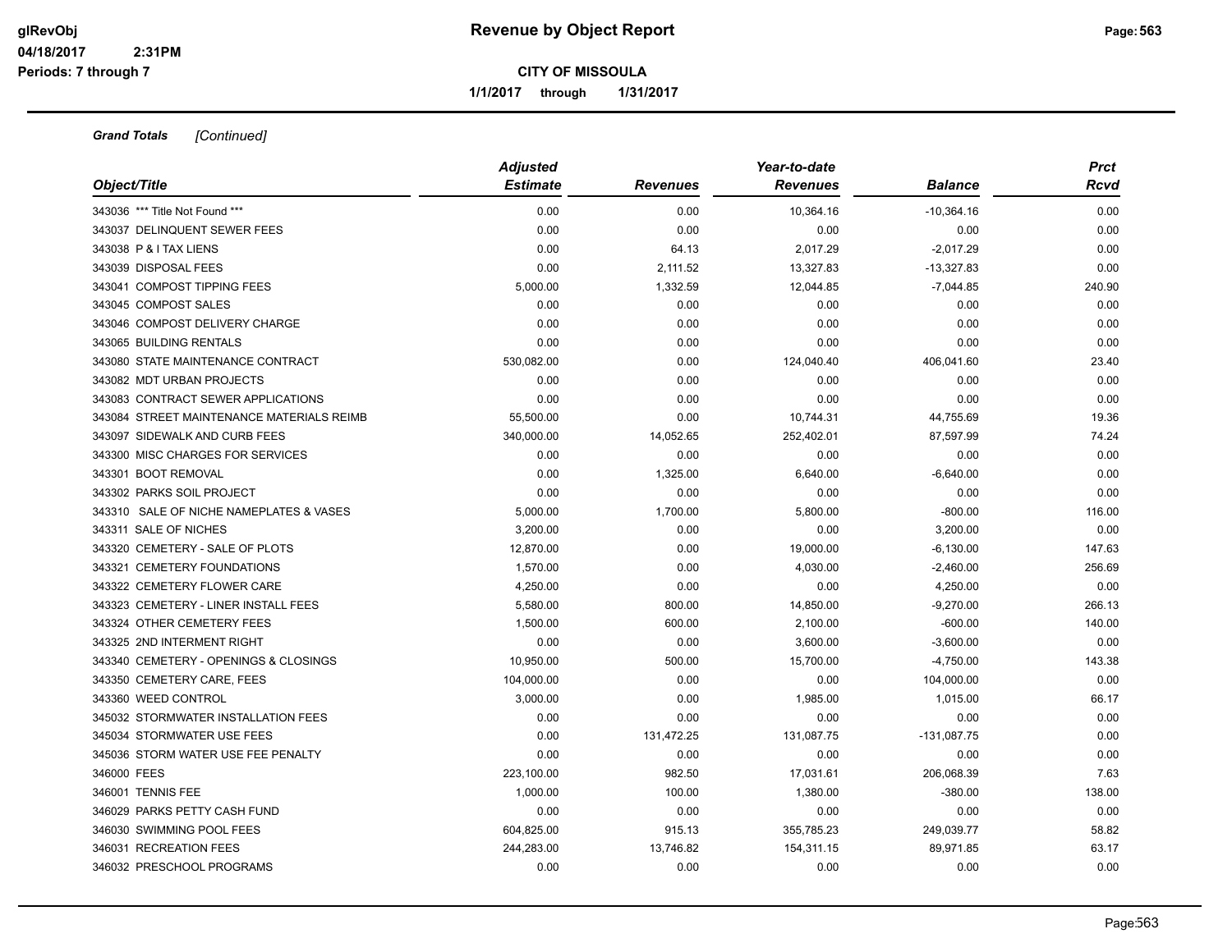**Revenue by Object Report**

**CITY OF MISSOULA**

**1/1/2017 through 1/31/2017**

***Grand Totals*** *[Continued]*

| *Object/Title* | *Adjusted Estimate* | *Revenues* | *Year-to-date Revenues* | *Balance* | *Prct Rcvd* |
|---|---|---|---|---|---|
| 343036 *** Title Not Found *** | 0.00 | 0.00 | 10,364.16 | -10,364.16 | 0.00 |
| 343037 DELINQUENT SEWER FEES | 0.00 | 0.00 | 0.00 | 0.00 | 0.00 |
| 343038 P & I TAX LIENS | 0.00 | 64.13 | 2,017.29 | -2,017.29 | 0.00 |
| 343039 DISPOSAL FEES | 0.00 | 2,111.52 | 13,327.83 | -13,327.83 | 0.00 |
| 343041 COMPOST TIPPING FEES | 5,000.00 | 1,332.59 | 12,044.85 | -7,044.85 | 240.90 |
| 343045 COMPOST SALES | 0.00 | 0.00 | 0.00 | 0.00 | 0.00 |
| 343046 COMPOST DELIVERY CHARGE | 0.00 | 0.00 | 0.00 | 0.00 | 0.00 |
| 343065 BUILDING RENTALS | 0.00 | 0.00 | 0.00 | 0.00 | 0.00 |
| 343080 STATE MAINTENANCE CONTRACT | 530,082.00 | 0.00 | 124,040.40 | 406,041.60 | 23.40 |
| 343082 MDT URBAN PROJECTS | 0.00 | 0.00 | 0.00 | 0.00 | 0.00 |
| 343083 CONTRACT SEWER APPLICATIONS | 0.00 | 0.00 | 0.00 | 0.00 | 0.00 |
| 343084 STREET MAINTENANCE MATERIALS REIMB | 55,500.00 | 0.00 | 10,744.31 | 44,755.69 | 19.36 |
| 343097 SIDEWALK AND CURB FEES | 340,000.00 | 14,052.65 | 252,402.01 | 87,597.99 | 74.24 |
| 343300 MISC CHARGES FOR SERVICES | 0.00 | 0.00 | 0.00 | 0.00 | 0.00 |
| 343301 BOOT REMOVAL | 0.00 | 1,325.00 | 6,640.00 | -6,640.00 | 0.00 |
| 343302 PARKS SOIL PROJECT | 0.00 | 0.00 | 0.00 | 0.00 | 0.00 |
| 343310 SALE OF NICHE NAMEPLATES & VASES | 5,000.00 | 1,700.00 | 5,800.00 | -800.00 | 116.00 |
| 343311 SALE OF NICHES | 3,200.00 | 0.00 | 0.00 | 3,200.00 | 0.00 |
| 343320 CEMETERY - SALE OF PLOTS | 12,870.00 | 0.00 | 19,000.00 | -6,130.00 | 147.63 |
| 343321 CEMETERY FOUNDATIONS | 1,570.00 | 0.00 | 4,030.00 | -2,460.00 | 256.69 |
| 343322 CEMETERY FLOWER CARE | 4,250.00 | 0.00 | 0.00 | 4,250.00 | 0.00 |
| 343323 CEMETERY - LINER INSTALL FEES | 5,580.00 | 800.00 | 14,850.00 | -9,270.00 | 266.13 |
| 343324 OTHER CEMETERY FEES | 1,500.00 | 600.00 | 2,100.00 | -600.00 | 140.00 |
| 343325 2ND INTERMENT RIGHT | 0.00 | 0.00 | 3,600.00 | -3,600.00 | 0.00 |
| 343340 CEMETERY - OPENINGS & CLOSINGS | 10,950.00 | 500.00 | 15,700.00 | -4,750.00 | 143.38 |
| 343350 CEMETERY CARE, FEES | 104,000.00 | 0.00 | 0.00 | 104,000.00 | 0.00 |
| 343360 WEED CONTROL | 3,000.00 | 0.00 | 1,985.00 | 1,015.00 | 66.17 |
| 345032 STORMWATER INSTALLATION FEES | 0.00 | 0.00 | 0.00 | 0.00 | 0.00 |
| 345034 STORMWATER USE FEES | 0.00 | 131,472.25 | 131,087.75 | -131,087.75 | 0.00 |
| 345036 STORM WATER USE FEE PENALTY | 0.00 | 0.00 | 0.00 | 0.00 | 0.00 |
| 346000 FEES | 223,100.00 | 982.50 | 17,031.61 | 206,068.39 | 7.63 |
| 346001 TENNIS FEE | 1,000.00 | 100.00 | 1,380.00 | -380.00 | 138.00 |
| 346029 PARKS PETTY CASH FUND | 0.00 | 0.00 | 0.00 | 0.00 | 0.00 |
| 346030 SWIMMING POOL FEES | 604,825.00 | 915.13 | 355,785.23 | 249,039.77 | 58.82 |
| 346031 RECREATION FEES | 244,283.00 | 13,746.82 | 154,311.15 | 89,971.85 | 63.17 |
| 346032 PRESCHOOL PROGRAMS | 0.00 | 0.00 | 0.00 | 0.00 | 0.00 |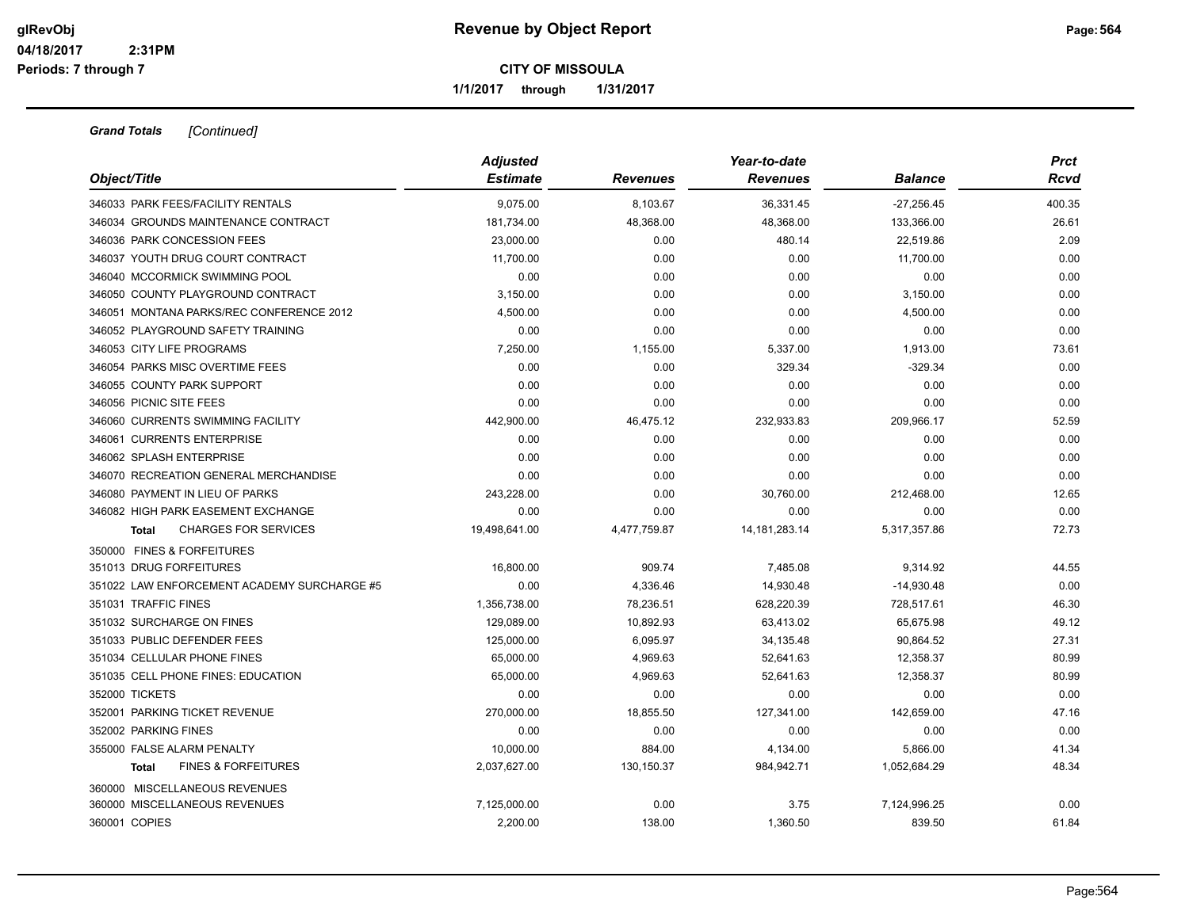**Revenue by Object Report**

**CITY OF MISSOULA**

**1/1/2017 through 1/31/2017**

glRevObj
04/18/2017 2:31PM
Periods: 7 through 7

***Grand Totals*** *[Continued]*

| *Object/Title* | *Adjusted Estimate* | *Revenues* | *Year-to-date Revenues* | *Balance* | *Prct Rcvd* |
|---|---|---|---|---|---|
| 346033 PARK FEES/FACILITY RENTALS | 9,075.00 | 8,103.67 | 36,331.45 | -27,256.45 | 400.35 |
| 346034 GROUNDS MAINTENANCE CONTRACT | 181,734.00 | 48,368.00 | 48,368.00 | 133,366.00 | 26.61 |
| 346036 PARK CONCESSION FEES | 23,000.00 | 0.00 | 480.14 | 22,519.86 | 2.09 |
| 346037 YOUTH DRUG COURT CONTRACT | 11,700.00 | 0.00 | 0.00 | 11,700.00 | 0.00 |
| 346040 MCCORMICK SWIMMING POOL | 0.00 | 0.00 | 0.00 | 0.00 | 0.00 |
| 346050 COUNTY PLAYGROUND CONTRACT | 3,150.00 | 0.00 | 0.00 | 3,150.00 | 0.00 |
| 346051 MONTANA PARKS/REC CONFERENCE 2012 | 4,500.00 | 0.00 | 0.00 | 4,500.00 | 0.00 |
| 346052 PLAYGROUND SAFETY TRAINING | 0.00 | 0.00 | 0.00 | 0.00 | 0.00 |
| 346053 CITY LIFE PROGRAMS | 7,250.00 | 1,155.00 | 5,337.00 | 1,913.00 | 73.61 |
| 346054 PARKS MISC OVERTIME FEES | 0.00 | 0.00 | 329.34 | -329.34 | 0.00 |
| 346055 COUNTY PARK SUPPORT | 0.00 | 0.00 | 0.00 | 0.00 | 0.00 |
| 346056 PICNIC SITE FEES | 0.00 | 0.00 | 0.00 | 0.00 | 0.00 |
| 346060 CURRENTS SWIMMING FACILITY | 442,900.00 | 46,475.12 | 232,933.83 | 209,966.17 | 52.59 |
| 346061 CURRENTS ENTERPRISE | 0.00 | 0.00 | 0.00 | 0.00 | 0.00 |
| 346062 SPLASH ENTERPRISE | 0.00 | 0.00 | 0.00 | 0.00 | 0.00 |
| 346070 RECREATION GENERAL MERCHANDISE | 0.00 | 0.00 | 0.00 | 0.00 | 0.00 |
| 346080 PAYMENT IN LIEU OF PARKS | 243,228.00 | 0.00 | 30,760.00 | 212,468.00 | 12.65 |
| 346082 HIGH PARK EASEMENT EXCHANGE | 0.00 | 0.00 | 0.00 | 0.00 | 0.00 |
| **Total** CHARGES FOR SERVICES | 19,498,641.00 | 4,477,759.87 | 14,181,283.14 | 5,317,357.86 | 72.73 |
| 350000 FINES & FORFEITURES | | | | | |
| 351013 DRUG FORFEITURES | 16,800.00 | 909.74 | 7,485.08 | 9,314.92 | 44.55 |
| 351022 LAW ENFORCEMENT ACADEMY SURCHARGE #5 | 0.00 | 4,336.46 | 14,930.48 | -14,930.48 | 0.00 |
| 351031 TRAFFIC FINES | 1,356,738.00 | 78,236.51 | 628,220.39 | 728,517.61 | 46.30 |
| 351032 SURCHARGE ON FINES | 129,089.00 | 10,892.93 | 63,413.02 | 65,675.98 | 49.12 |
| 351033 PUBLIC DEFENDER FEES | 125,000.00 | 6,095.97 | 34,135.48 | 90,864.52 | 27.31 |
| 351034 CELLULAR PHONE FINES | 65,000.00 | 4,969.63 | 52,641.63 | 12,358.37 | 80.99 |
| 351035 CELL PHONE FINES: EDUCATION | 65,000.00 | 4,969.63 | 52,641.63 | 12,358.37 | 80.99 |
| 352000 TICKETS | 0.00 | 0.00 | 0.00 | 0.00 | 0.00 |
| 352001 PARKING TICKET REVENUE | 270,000.00 | 18,855.50 | 127,341.00 | 142,659.00 | 47.16 |
| 352002 PARKING FINES | 0.00 | 0.00 | 0.00 | 0.00 | 0.00 |
| 355000 FALSE ALARM PENALTY | 10,000.00 | 884.00 | 4,134.00 | 5,866.00 | 41.34 |
| **Total** FINES & FORFEITURES | 2,037,627.00 | 130,150.37 | 984,942.71 | 1,052,684.29 | 48.34 |
| 360000 MISCELLANEOUS REVENUES | | | | | |
| 360000 MISCELLANEOUS REVENUES | 7,125,000.00 | 0.00 | 3.75 | 7,124,996.25 | 0.00 |
| 360001 COPIES | 2,200.00 | 138.00 | 1,360.50 | 839.50 | 61.84 |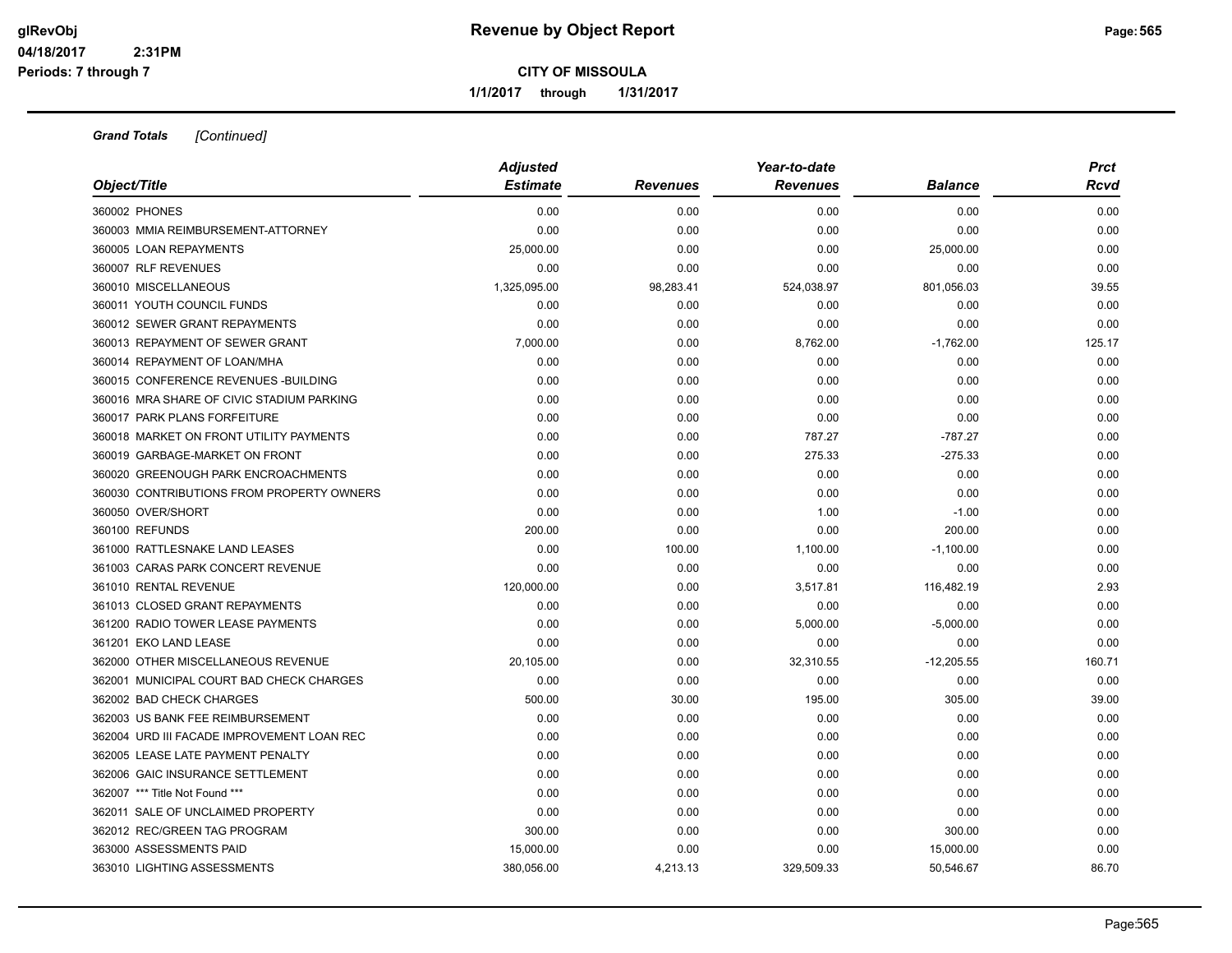**Grand Totals** *[Continued]*

| Object/Title | Adjusted Estimate | Revenues | Year-to-date Revenues | Balance | Prct Rcvd |
|---|---|---|---|---|---|
| 360002 PHONES | 0.00 | 0.00 | 0.00 | 0.00 | 0.00 |
| 360003 MMIA REIMBURSEMENT-ATTORNEY | 0.00 | 0.00 | 0.00 | 0.00 | 0.00 |
| 360005 LOAN REPAYMENTS | 25,000.00 | 0.00 | 0.00 | 25,000.00 | 0.00 |
| 360007 RLF REVENUES | 0.00 | 0.00 | 0.00 | 0.00 | 0.00 |
| 360010 MISCELLANEOUS | 1,325,095.00 | 98,283.41 | 524,038.97 | 801,056.03 | 39.55 |
| 360011 YOUTH COUNCIL FUNDS | 0.00 | 0.00 | 0.00 | 0.00 | 0.00 |
| 360012 SEWER GRANT REPAYMENTS | 0.00 | 0.00 | 0.00 | 0.00 | 0.00 |
| 360013 REPAYMENT OF SEWER GRANT | 7,000.00 | 0.00 | 8,762.00 | -1,762.00 | 125.17 |
| 360014 REPAYMENT OF LOAN/MHA | 0.00 | 0.00 | 0.00 | 0.00 | 0.00 |
| 360015 CONFERENCE REVENUES -BUILDING | 0.00 | 0.00 | 0.00 | 0.00 | 0.00 |
| 360016 MRA SHARE OF CIVIC STADIUM PARKING | 0.00 | 0.00 | 0.00 | 0.00 | 0.00 |
| 360017 PARK PLANS FORFEITURE | 0.00 | 0.00 | 0.00 | 0.00 | 0.00 |
| 360018 MARKET ON FRONT UTILITY PAYMENTS | 0.00 | 0.00 | 787.27 | -787.27 | 0.00 |
| 360019 GARBAGE-MARKET ON FRONT | 0.00 | 0.00 | 275.33 | -275.33 | 0.00 |
| 360020 GREENOUGH PARK ENCROACHMENTS | 0.00 | 0.00 | 0.00 | 0.00 | 0.00 |
| 360030 CONTRIBUTIONS FROM PROPERTY OWNERS | 0.00 | 0.00 | 0.00 | 0.00 | 0.00 |
| 360050 OVER/SHORT | 0.00 | 0.00 | 1.00 | -1.00 | 0.00 |
| 360100 REFUNDS | 200.00 | 0.00 | 0.00 | 200.00 | 0.00 |
| 361000 RATTLESNAKE LAND LEASES | 0.00 | 100.00 | 1,100.00 | -1,100.00 | 0.00 |
| 361003 CARAS PARK CONCERT REVENUE | 0.00 | 0.00 | 0.00 | 0.00 | 0.00 |
| 361010 RENTAL REVENUE | 120,000.00 | 0.00 | 3,517.81 | 116,482.19 | 2.93 |
| 361013 CLOSED GRANT REPAYMENTS | 0.00 | 0.00 | 0.00 | 0.00 | 0.00 |
| 361200 RADIO TOWER LEASE PAYMENTS | 0.00 | 0.00 | 5,000.00 | -5,000.00 | 0.00 |
| 361201 EKO LAND LEASE | 0.00 | 0.00 | 0.00 | 0.00 | 0.00 |
| 362000 OTHER MISCELLANEOUS REVENUE | 20,105.00 | 0.00 | 32,310.55 | -12,205.55 | 160.71 |
| 362001 MUNICIPAL COURT BAD CHECK CHARGES | 0.00 | 0.00 | 0.00 | 0.00 | 0.00 |
| 362002 BAD CHECK CHARGES | 500.00 | 30.00 | 195.00 | 305.00 | 39.00 |
| 362003 US BANK FEE REIMBURSEMENT | 0.00 | 0.00 | 0.00 | 0.00 | 0.00 |
| 362004 URD III FACADE IMPROVEMENT LOAN REC | 0.00 | 0.00 | 0.00 | 0.00 | 0.00 |
| 362005 LEASE LATE PAYMENT PENALTY | 0.00 | 0.00 | 0.00 | 0.00 | 0.00 |
| 362006 GAIC INSURANCE SETTLEMENT | 0.00 | 0.00 | 0.00 | 0.00 | 0.00 |
| 362007 *** Title Not Found *** | 0.00 | 0.00 | 0.00 | 0.00 | 0.00 |
| 362011 SALE OF UNCLAIMED PROPERTY | 0.00 | 0.00 | 0.00 | 0.00 | 0.00 |
| 362012 REC/GREEN TAG PROGRAM | 300.00 | 0.00 | 0.00 | 300.00 | 0.00 |
| 363000 ASSESSMENTS PAID | 15,000.00 | 0.00 | 0.00 | 15,000.00 | 0.00 |
| 363010 LIGHTING ASSESSMENTS | 380,056.00 | 4,213.13 | 329,509.33 | 50,546.67 | 86.70 |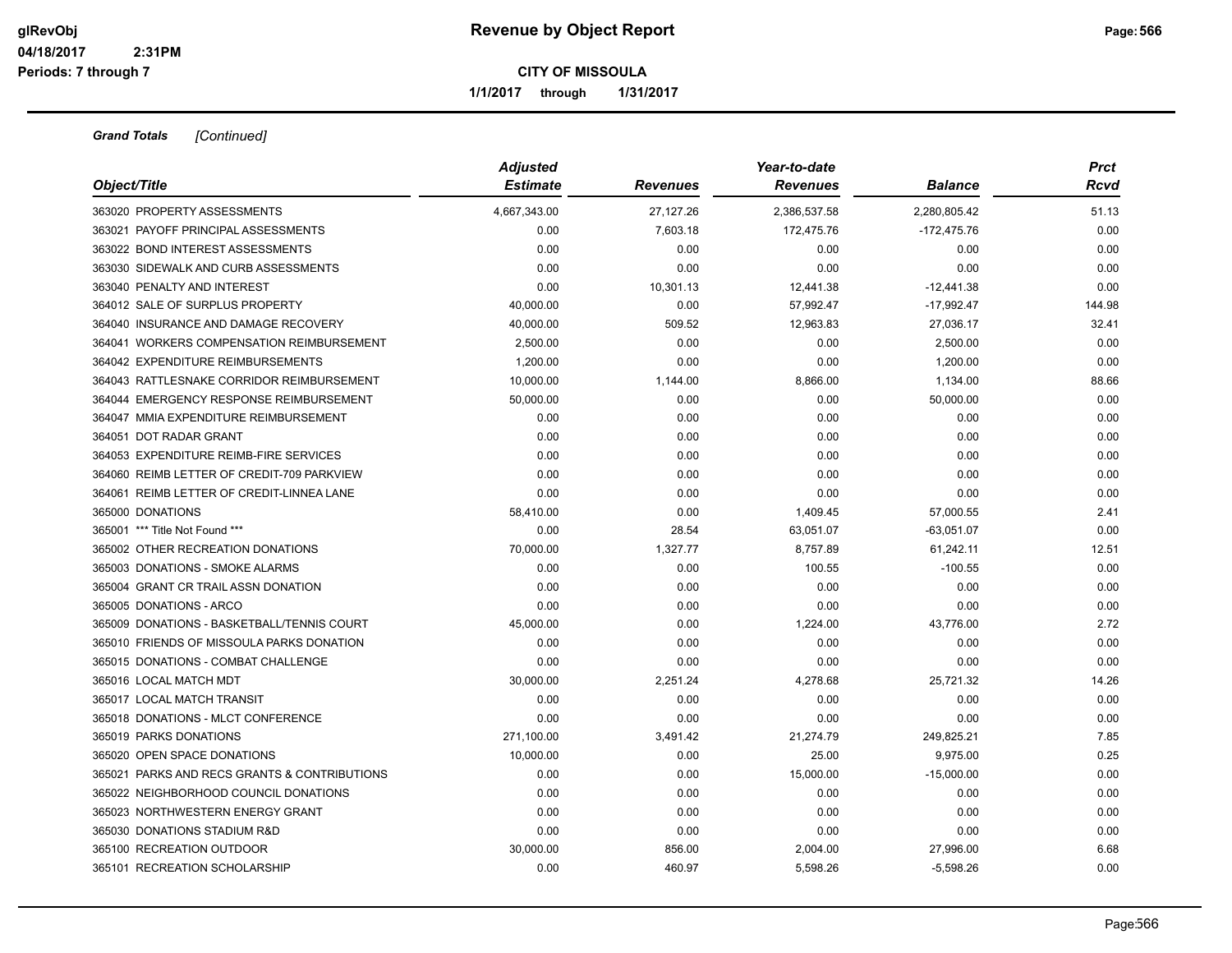**Revenue by Object Report**

**CITY OF MISSOULA**

**1/1/2017 through 1/31/2017**

glRevObj
04/18/2017 2:31PM
Periods: 7 through 7

***Grand Totals*** *[Continued]*

| *Object/Title* | *Adjusted Estimate* | *Revenues* | *Year-to-date Revenues* | *Balance* | *Prct Rcvd* |
|---|---|---|---|---|---|
| 363020 PROPERTY ASSESSMENTS | 4,667,343.00 | 27,127.26 | 2,386,537.58 | 2,280,805.42 | 51.13 |
| 363021 PAYOFF PRINCIPAL ASSESSMENTS | 0.00 | 7,603.18 | 172,475.76 | -172,475.76 | 0.00 |
| 363022 BOND INTEREST ASSESSMENTS | 0.00 | 0.00 | 0.00 | 0.00 | 0.00 |
| 363030 SIDEWALK AND CURB ASSESSMENTS | 0.00 | 0.00 | 0.00 | 0.00 | 0.00 |
| 363040 PENALTY AND INTEREST | 0.00 | 10,301.13 | 12,441.38 | -12,441.38 | 0.00 |
| 364012 SALE OF SURPLUS PROPERTY | 40,000.00 | 0.00 | 57,992.47 | -17,992.47 | 144.98 |
| 364040 INSURANCE AND DAMAGE RECOVERY | 40,000.00 | 509.52 | 12,963.83 | 27,036.17 | 32.41 |
| 364041 WORKERS COMPENSATION REIMBURSEMENT | 2,500.00 | 0.00 | 0.00 | 2,500.00 | 0.00 |
| 364042 EXPENDITURE REIMBURSEMENTS | 1,200.00 | 0.00 | 0.00 | 1,200.00 | 0.00 |
| 364043 RATTLESNAKE CORRIDOR REIMBURSEMENT | 10,000.00 | 1,144.00 | 8,866.00 | 1,134.00 | 88.66 |
| 364044 EMERGENCY RESPONSE REIMBURSEMENT | 50,000.00 | 0.00 | 0.00 | 50,000.00 | 0.00 |
| 364047 MMIA EXPENDITURE REIMBURSEMENT | 0.00 | 0.00 | 0.00 | 0.00 | 0.00 |
| 364051 DOT RADAR GRANT | 0.00 | 0.00 | 0.00 | 0.00 | 0.00 |
| 364053 EXPENDITURE REIMB-FIRE SERVICES | 0.00 | 0.00 | 0.00 | 0.00 | 0.00 |
| 364060 REIMB LETTER OF CREDIT-709 PARKVIEW | 0.00 | 0.00 | 0.00 | 0.00 | 0.00 |
| 364061 REIMB LETTER OF CREDIT-LINNEA LANE | 0.00 | 0.00 | 0.00 | 0.00 | 0.00 |
| 365000 DONATIONS | 58,410.00 | 0.00 | 1,409.45 | 57,000.55 | 2.41 |
| 365001 *** Title Not Found *** | 0.00 | 28.54 | 63,051.07 | -63,051.07 | 0.00 |
| 365002 OTHER RECREATION DONATIONS | 70,000.00 | 1,327.77 | 8,757.89 | 61,242.11 | 12.51 |
| 365003 DONATIONS - SMOKE ALARMS | 0.00 | 0.00 | 100.55 | -100.55 | 0.00 |
| 365004 GRANT CR TRAIL ASSN DONATION | 0.00 | 0.00 | 0.00 | 0.00 | 0.00 |
| 365005 DONATIONS - ARCO | 0.00 | 0.00 | 0.00 | 0.00 | 0.00 |
| 365009 DONATIONS - BASKETBALL/TENNIS COURT | 45,000.00 | 0.00 | 1,224.00 | 43,776.00 | 2.72 |
| 365010 FRIENDS OF MISSOULA PARKS DONATION | 0.00 | 0.00 | 0.00 | 0.00 | 0.00 |
| 365015 DONATIONS - COMBAT CHALLENGE | 0.00 | 0.00 | 0.00 | 0.00 | 0.00 |
| 365016 LOCAL MATCH MDT | 30,000.00 | 2,251.24 | 4,278.68 | 25,721.32 | 14.26 |
| 365017 LOCAL MATCH TRANSIT | 0.00 | 0.00 | 0.00 | 0.00 | 0.00 |
| 365018 DONATIONS - MLCT CONFERENCE | 0.00 | 0.00 | 0.00 | 0.00 | 0.00 |
| 365019 PARKS DONATIONS | 271,100.00 | 3,491.42 | 21,274.79 | 249,825.21 | 7.85 |
| 365020 OPEN SPACE DONATIONS | 10,000.00 | 0.00 | 25.00 | 9,975.00 | 0.25 |
| 365021 PARKS AND RECS GRANTS & CONTRIBUTIONS | 0.00 | 0.00 | 15,000.00 | -15,000.00 | 0.00 |
| 365022 NEIGHBORHOOD COUNCIL DONATIONS | 0.00 | 0.00 | 0.00 | 0.00 | 0.00 |
| 365023 NORTHWESTERN ENERGY GRANT | 0.00 | 0.00 | 0.00 | 0.00 | 0.00 |
| 365030 DONATIONS STADIUM R&D | 0.00 | 0.00 | 0.00 | 0.00 | 0.00 |
| 365100 RECREATION OUTDOOR | 30,000.00 | 856.00 | 2,004.00 | 27,996.00 | 6.68 |
| 365101 RECREATION SCHOLARSHIP | 0.00 | 460.97 | 5,598.26 | -5,598.26 | 0.00 |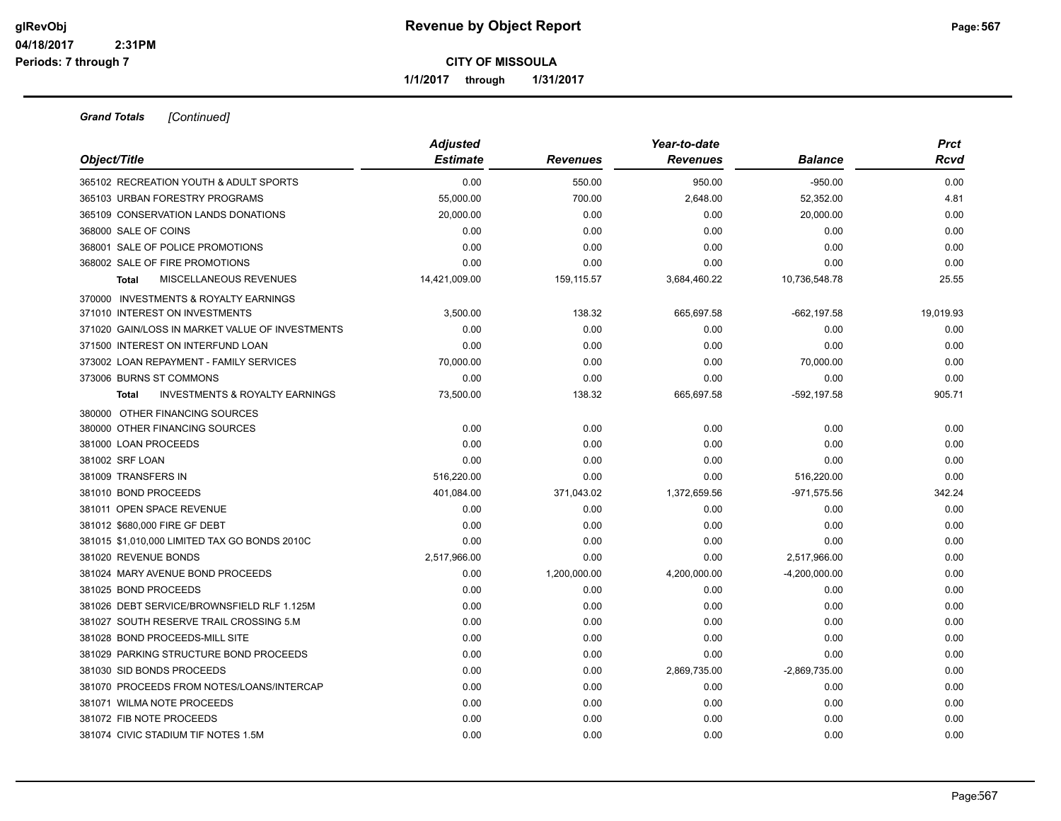# Revenue by Object Report

glRevObj
04/18/2017 2:31PM
Periods: 7 through 7

**CITY OF MISSOULA**

**1/1/2017 through 1/31/2017**

***Grand Totals*** *[Continued]*

| Object/Title | Adjusted Estimate | Revenues | Year-to-date Revenues | Balance | Prct Rcvd |
|---|---|---|---|---|---|
| 365102 RECREATION YOUTH & ADULT SPORTS | 0.00 | 550.00 | 950.00 | -950.00 | 0.00 |
| 365103 URBAN FORESTRY PROGRAMS | 55,000.00 | 700.00 | 2,648.00 | 52,352.00 | 4.81 |
| 365109 CONSERVATION LANDS DONATIONS | 20,000.00 | 0.00 | 0.00 | 20,000.00 | 0.00 |
| 368000 SALE OF COINS | 0.00 | 0.00 | 0.00 | 0.00 | 0.00 |
| 368001 SALE OF POLICE PROMOTIONS | 0.00 | 0.00 | 0.00 | 0.00 | 0.00 |
| 368002 SALE OF FIRE PROMOTIONS | 0.00 | 0.00 | 0.00 | 0.00 | 0.00 |
| **Total** MISCELLANEOUS REVENUES | 14,421,009.00 | 159,115.57 | 3,684,460.22 | 10,736,548.78 | 25.55 |
| 370000 INVESTMENTS & ROYALTY EARNINGS | | | | | |
| 371010 INTEREST ON INVESTMENTS | 3,500.00 | 138.32 | 665,697.58 | -662,197.58 | 19,019.93 |
| 371020 GAIN/LOSS IN MARKET VALUE OF INVESTMENTS | 0.00 | 0.00 | 0.00 | 0.00 | 0.00 |
| 371500 INTEREST ON INTERFUND LOAN | 0.00 | 0.00 | 0.00 | 0.00 | 0.00 |
| 373002 LOAN REPAYMENT - FAMILY SERVICES | 70,000.00 | 0.00 | 0.00 | 70,000.00 | 0.00 |
| 373006 BURNS ST COMMONS | 0.00 | 0.00 | 0.00 | 0.00 | 0.00 |
| **Total** INVESTMENTS & ROYALTY EARNINGS | 73,500.00 | 138.32 | 665,697.58 | -592,197.58 | 905.71 |
| 380000 OTHER FINANCING SOURCES | | | | | |
| 380000 OTHER FINANCING SOURCES | 0.00 | 0.00 | 0.00 | 0.00 | 0.00 |
| 381000 LOAN PROCEEDS | 0.00 | 0.00 | 0.00 | 0.00 | 0.00 |
| 381002 SRF LOAN | 0.00 | 0.00 | 0.00 | 0.00 | 0.00 |
| 381009 TRANSFERS IN | 516,220.00 | 0.00 | 0.00 | 516,220.00 | 0.00 |
| 381010 BOND PROCEEDS | 401,084.00 | 371,043.02 | 1,372,659.56 | -971,575.56 | 342.24 |
| 381011 OPEN SPACE REVENUE | 0.00 | 0.00 | 0.00 | 0.00 | 0.00 |
| 381012 $680,000 FIRE GF DEBT | 0.00 | 0.00 | 0.00 | 0.00 | 0.00 |
| 381015 $1,010,000 LIMITED TAX GO BONDS 2010C | 0.00 | 0.00 | 0.00 | 0.00 | 0.00 |
| 381020 REVENUE BONDS | 2,517,966.00 | 0.00 | 0.00 | 2,517,966.00 | 0.00 |
| 381024 MARY AVENUE BOND PROCEEDS | 0.00 | 1,200,000.00 | 4,200,000.00 | -4,200,000.00 | 0.00 |
| 381025 BOND PROCEEDS | 0.00 | 0.00 | 0.00 | 0.00 | 0.00 |
| 381026 DEBT SERVICE/BROWNSFIELD RLF 1.125M | 0.00 | 0.00 | 0.00 | 0.00 | 0.00 |
| 381027 SOUTH RESERVE TRAIL CROSSING 5.M | 0.00 | 0.00 | 0.00 | 0.00 | 0.00 |
| 381028 BOND PROCEEDS-MILL SITE | 0.00 | 0.00 | 0.00 | 0.00 | 0.00 |
| 381029 PARKING STRUCTURE BOND PROCEEDS | 0.00 | 0.00 | 0.00 | 0.00 | 0.00 |
| 381030 SID BONDS PROCEEDS | 0.00 | 0.00 | 2,869,735.00 | -2,869,735.00 | 0.00 |
| 381070 PROCEEDS FROM NOTES/LOANS/INTERCAP | 0.00 | 0.00 | 0.00 | 0.00 | 0.00 |
| 381071 WILMA NOTE PROCEEDS | 0.00 | 0.00 | 0.00 | 0.00 | 0.00 |
| 381072 FIB NOTE PROCEEDS | 0.00 | 0.00 | 0.00 | 0.00 | 0.00 |
| 381074 CIVIC STADIUM TIF NOTES 1.5M | 0.00 | 0.00 | 0.00 | 0.00 | 0.00 |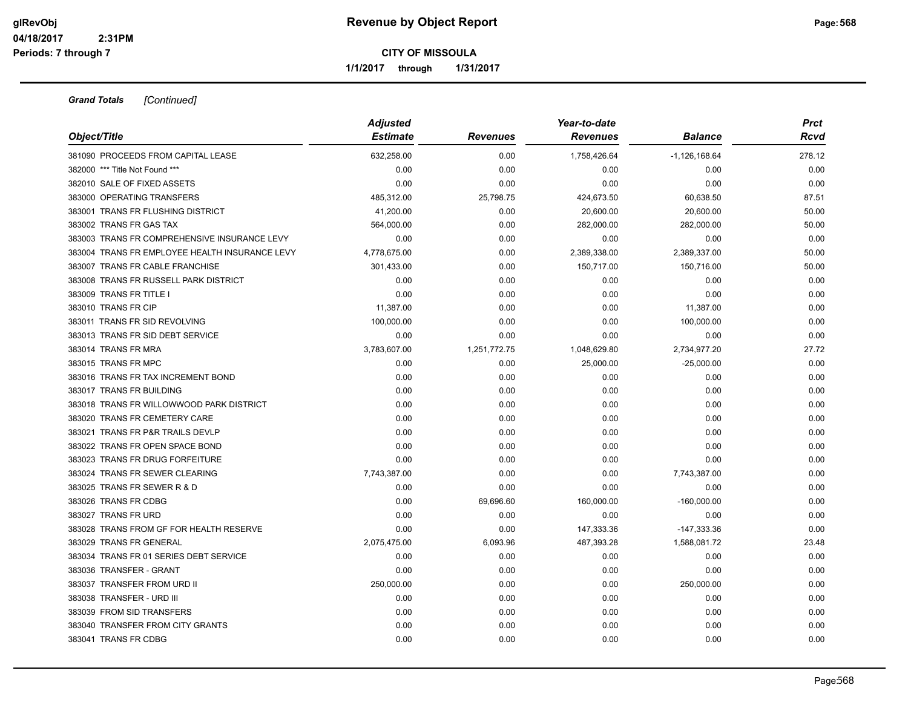**Revenue by Object Report**

**CITY OF MISSOULA**

**1/1/2017 through 1/31/2017**

glRevObj
04/18/2017 2:31PM
Periods: 7 through 7

***Grand Totals*** *[Continued]*

| Object/Title | Adjusted Estimate | Revenues | Year-to-date Revenues | Balance | Prct Rcvd |
|---|---|---|---|---|---|
| 381090 PROCEEDS FROM CAPITAL LEASE | 632,258.00 | 0.00 | 1,758,426.64 | -1,126,168.64 | 278.12 |
| 382000 *** Title Not Found *** | 0.00 | 0.00 | 0.00 | 0.00 | 0.00 |
| 382010 SALE OF FIXED ASSETS | 0.00 | 0.00 | 0.00 | 0.00 | 0.00 |
| 383000 OPERATING TRANSFERS | 485,312.00 | 25,798.75 | 424,673.50 | 60,638.50 | 87.51 |
| 383001 TRANS FR FLUSHING DISTRICT | 41,200.00 | 0.00 | 20,600.00 | 20,600.00 | 50.00 |
| 383002 TRANS FR GAS TAX | 564,000.00 | 0.00 | 282,000.00 | 282,000.00 | 50.00 |
| 383003 TRANS FR COMPREHENSIVE INSURANCE LEVY | 0.00 | 0.00 | 0.00 | 0.00 | 0.00 |
| 383004 TRANS FR EMPLOYEE HEALTH INSURANCE LEVY | 4,778,675.00 | 0.00 | 2,389,338.00 | 2,389,337.00 | 50.00 |
| 383007 TRANS FR CABLE FRANCHISE | 301,433.00 | 0.00 | 150,717.00 | 150,716.00 | 50.00 |
| 383008 TRANS FR RUSSELL PARK DISTRICT | 0.00 | 0.00 | 0.00 | 0.00 | 0.00 |
| 383009 TRANS FR TITLE I | 0.00 | 0.00 | 0.00 | 0.00 | 0.00 |
| 383010 TRANS FR CIP | 11,387.00 | 0.00 | 0.00 | 11,387.00 | 0.00 |
| 383011 TRANS FR SID REVOLVING | 100,000.00 | 0.00 | 0.00 | 100,000.00 | 0.00 |
| 383013 TRANS FR SID DEBT SERVICE | 0.00 | 0.00 | 0.00 | 0.00 | 0.00 |
| 383014 TRANS FR MRA | 3,783,607.00 | 1,251,772.75 | 1,048,629.80 | 2,734,977.20 | 27.72 |
| 383015 TRANS FR MPC | 0.00 | 0.00 | 25,000.00 | -25,000.00 | 0.00 |
| 383016 TRANS FR TAX INCREMENT BOND | 0.00 | 0.00 | 0.00 | 0.00 | 0.00 |
| 383017 TRANS FR BUILDING | 0.00 | 0.00 | 0.00 | 0.00 | 0.00 |
| 383018 TRANS FR WILLOWWOOD PARK DISTRICT | 0.00 | 0.00 | 0.00 | 0.00 | 0.00 |
| 383020 TRANS FR CEMETERY CARE | 0.00 | 0.00 | 0.00 | 0.00 | 0.00 |
| 383021 TRANS FR P&R TRAILS DEVLP | 0.00 | 0.00 | 0.00 | 0.00 | 0.00 |
| 383022 TRANS FR OPEN SPACE BOND | 0.00 | 0.00 | 0.00 | 0.00 | 0.00 |
| 383023 TRANS FR DRUG FORFEITURE | 0.00 | 0.00 | 0.00 | 0.00 | 0.00 |
| 383024 TRANS FR SEWER CLEARING | 7,743,387.00 | 0.00 | 0.00 | 7,743,387.00 | 0.00 |
| 383025 TRANS FR SEWER R & D | 0.00 | 0.00 | 0.00 | 0.00 | 0.00 |
| 383026 TRANS FR CDBG | 0.00 | 69,696.60 | 160,000.00 | -160,000.00 | 0.00 |
| 383027 TRANS FR URD | 0.00 | 0.00 | 0.00 | 0.00 | 0.00 |
| 383028 TRANS FROM GF FOR HEALTH RESERVE | 0.00 | 0.00 | 147,333.36 | -147,333.36 | 0.00 |
| 383029 TRANS FR GENERAL | 2,075,475.00 | 6,093.96 | 487,393.28 | 1,588,081.72 | 23.48 |
| 383034 TRANS FR 01 SERIES DEBT SERVICE | 0.00 | 0.00 | 0.00 | 0.00 | 0.00 |
| 383036 TRANSFER - GRANT | 0.00 | 0.00 | 0.00 | 0.00 | 0.00 |
| 383037 TRANSFER FROM URD II | 250,000.00 | 0.00 | 0.00 | 250,000.00 | 0.00 |
| 383038 TRANSFER - URD III | 0.00 | 0.00 | 0.00 | 0.00 | 0.00 |
| 383039 FROM SID TRANSFERS | 0.00 | 0.00 | 0.00 | 0.00 | 0.00 |
| 383040 TRANSFER FROM CITY GRANTS | 0.00 | 0.00 | 0.00 | 0.00 | 0.00 |
| 383041 TRANS FR CDBG | 0.00 | 0.00 | 0.00 | 0.00 | 0.00 |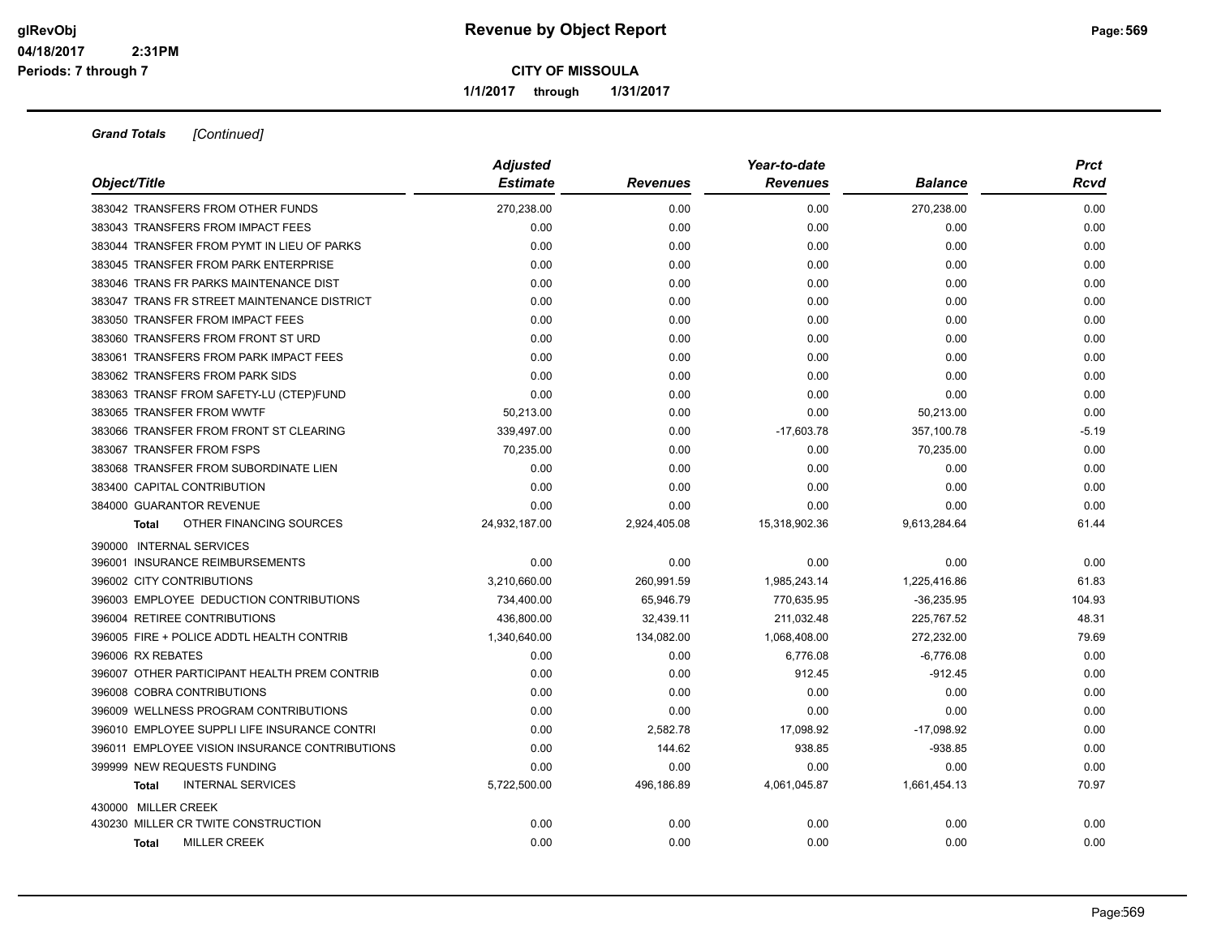## Grand Totals *[Continued]*

| Object/Title | Adjusted Estimate | Revenues | Year-to-date Revenues | Balance | Prct Rcvd |
|---|---|---|---|---|---|
| 383042 TRANSFERS FROM OTHER FUNDS | 270,238.00 | 0.00 | 0.00 | 270,238.00 | 0.00 |
| 383043 TRANSFERS FROM IMPACT FEES | 0.00 | 0.00 | 0.00 | 0.00 | 0.00 |
| 383044 TRANSFER FROM PYMT IN LIEU OF PARKS | 0.00 | 0.00 | 0.00 | 0.00 | 0.00 |
| 383045 TRANSFER FROM PARK ENTERPRISE | 0.00 | 0.00 | 0.00 | 0.00 | 0.00 |
| 383046 TRANS FR PARKS MAINTENANCE DIST | 0.00 | 0.00 | 0.00 | 0.00 | 0.00 |
| 383047 TRANS FR STREET MAINTENANCE DISTRICT | 0.00 | 0.00 | 0.00 | 0.00 | 0.00 |
| 383050 TRANSFER FROM IMPACT FEES | 0.00 | 0.00 | 0.00 | 0.00 | 0.00 |
| 383060 TRANSFERS FROM FRONT ST URD | 0.00 | 0.00 | 0.00 | 0.00 | 0.00 |
| 383061 TRANSFERS FROM PARK IMPACT FEES | 0.00 | 0.00 | 0.00 | 0.00 | 0.00 |
| 383062 TRANSFERS FROM PARK SIDS | 0.00 | 0.00 | 0.00 | 0.00 | 0.00 |
| 383063 TRANSF FROM SAFETY-LU (CTEP)FUND | 0.00 | 0.00 | 0.00 | 0.00 | 0.00 |
| 383065 TRANSFER FROM WWTF | 50,213.00 | 0.00 | 0.00 | 50,213.00 | 0.00 |
| 383066 TRANSFER FROM FRONT ST CLEARING | 339,497.00 | 0.00 | -17,603.78 | 357,100.78 | -5.19 |
| 383067 TRANSFER FROM FSPS | 70,235.00 | 0.00 | 0.00 | 70,235.00 | 0.00 |
| 383068 TRANSFER FROM SUBORDINATE LIEN | 0.00 | 0.00 | 0.00 | 0.00 | 0.00 |
| 383400 CAPITAL CONTRIBUTION | 0.00 | 0.00 | 0.00 | 0.00 | 0.00 |
| 384000 GUARANTOR REVENUE | 0.00 | 0.00 | 0.00 | 0.00 | 0.00 |
| **Total** OTHER FINANCING SOURCES | 24,932,187.00 | 2,924,405.08 | 15,318,902.36 | 9,613,284.64 | 61.44 |
| 390000 INTERNAL SERVICES | | | | | |
| 396001 INSURANCE REIMBURSEMENTS | 0.00 | 0.00 | 0.00 | 0.00 | 0.00 |
| 396002 CITY CONTRIBUTIONS | 3,210,660.00 | 260,991.59 | 1,985,243.14 | 1,225,416.86 | 61.83 |
| 396003 EMPLOYEE DEDUCTION CONTRIBUTIONS | 734,400.00 | 65,946.79 | 770,635.95 | -36,235.95 | 104.93 |
| 396004 RETIREE CONTRIBUTIONS | 436,800.00 | 32,439.11 | 211,032.48 | 225,767.52 | 48.31 |
| 396005 FIRE + POLICE ADDTL HEALTH CONTRIB | 1,340,640.00 | 134,082.00 | 1,068,408.00 | 272,232.00 | 79.69 |
| 396006 RX REBATES | 0.00 | 0.00 | 6,776.08 | -6,776.08 | 0.00 |
| 396007 OTHER PARTICIPANT HEALTH PREM CONTRIB | 0.00 | 0.00 | 912.45 | -912.45 | 0.00 |
| 396008 COBRA CONTRIBUTIONS | 0.00 | 0.00 | 0.00 | 0.00 | 0.00 |
| 396009 WELLNESS PROGRAM CONTRIBUTIONS | 0.00 | 0.00 | 0.00 | 0.00 | 0.00 |
| 396010 EMPLOYEE SUPPLI LIFE INSURANCE CONTRI | 0.00 | 2,582.78 | 17,098.92 | -17,098.92 | 0.00 |
| 396011 EMPLOYEE VISION INSURANCE CONTRIBUTIONS | 0.00 | 144.62 | 938.85 | -938.85 | 0.00 |
| 399999 NEW REQUESTS FUNDING | 0.00 | 0.00 | 0.00 | 0.00 | 0.00 |
| **Total** INTERNAL SERVICES | 5,722,500.00 | 496,186.89 | 4,061,045.87 | 1,661,454.13 | 70.97 |
| 430000 MILLER CREEK | | | | | |
| 430230 MILLER CR TWITE CONSTRUCTION | 0.00 | 0.00 | 0.00 | 0.00 | 0.00 |
| **Total** MILLER CREEK | 0.00 | 0.00 | 0.00 | 0.00 | 0.00 |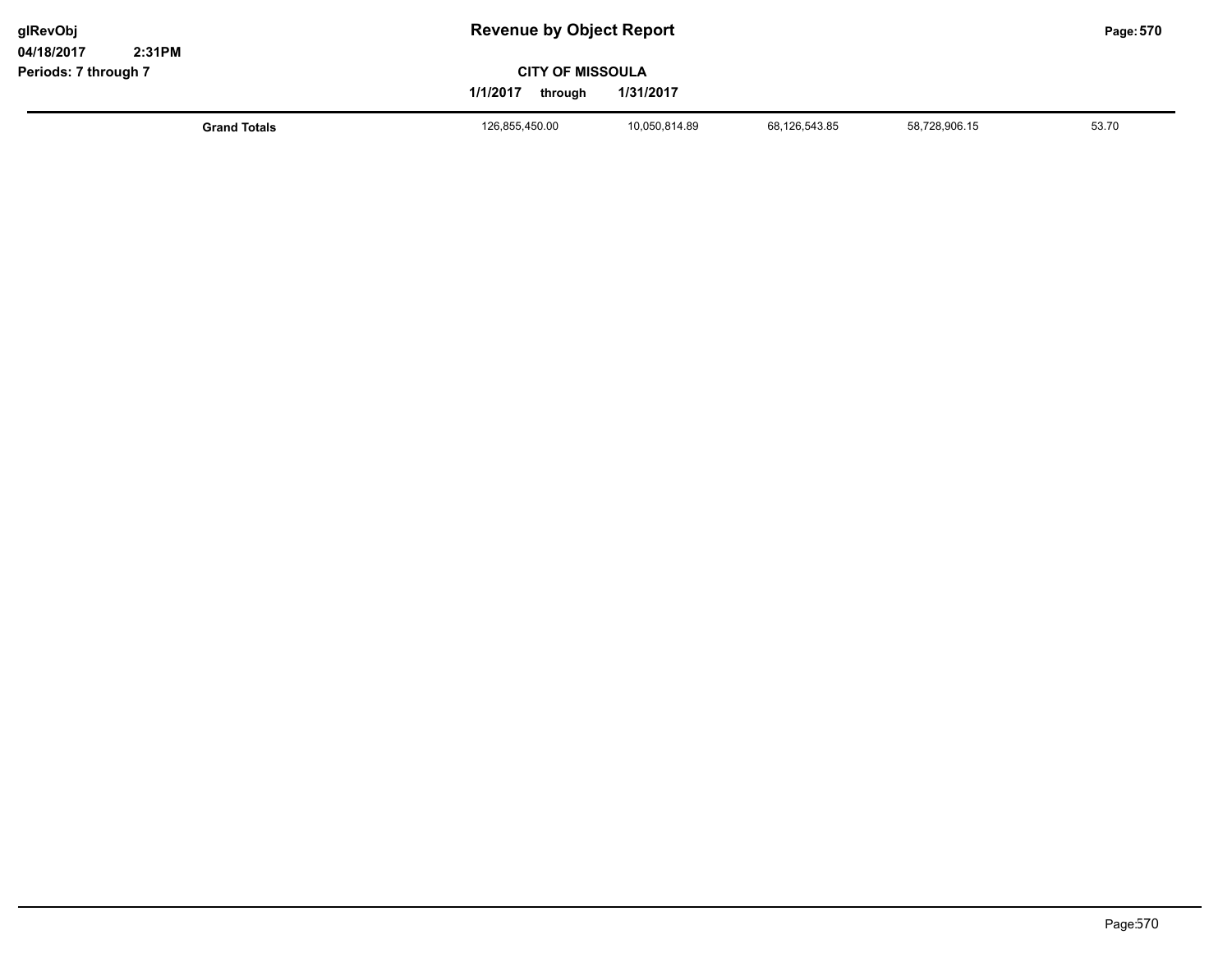| | | | | | |
|---|---|---|---|---|---|
| **Grand Totals** | 126,855,450.00 | 10,050,814.89 | 68,126,543.85 | 58,728,906.15 | 53.70 |